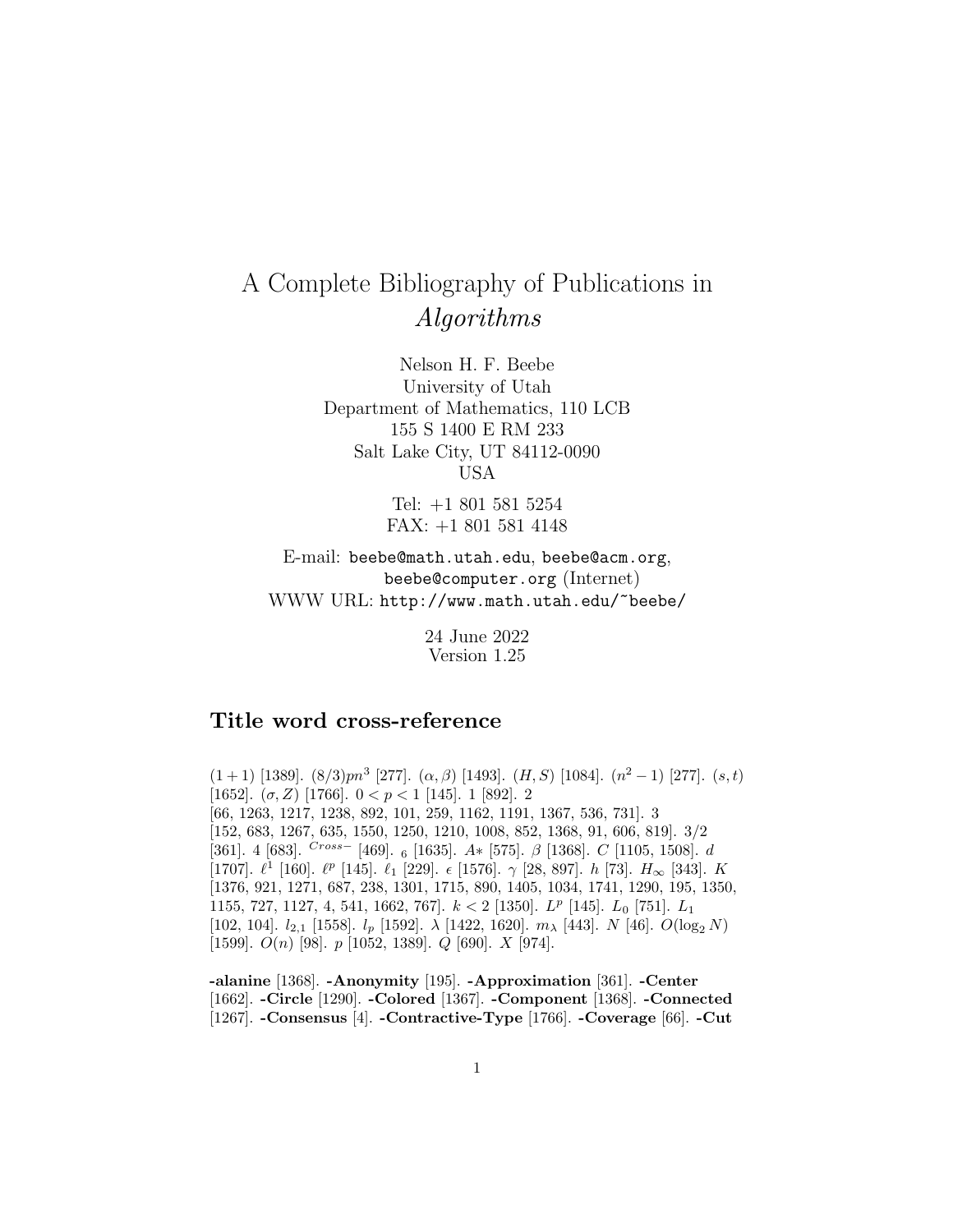# A Complete Bibliography of Publications in *Algorithms*

Nelson H. F. Beebe
University of Utah
Department of Mathematics, 110 LCB
155 S 1400 E RM 233
Salt Lake City, UT 84112-0090
USA

Tel: +1 801 581 5254
FAX: +1 801 581 4148

E-mail: `beebe@math.utah.edu`, `beebe@acm.org`, `beebe@computer.org` (Internet)
WWW URL: `http://www.math.utah.edu/~beebe/`

24 June 2022
Version 1.25

## Title word cross-reference

$(1+1)$ [1389]. $(8/3)pn^3$ [277]. $(\alpha, \beta)$ [1493]. $(H, S)$ [1084]. $(n^2-1)$ [277]. $(s, t)$ [1652]. $(\sigma, Z)$ [1766]. $0 < p < 1$ [145]. 1 [892]. 2 [66, 1263, 1217, 1238, 892, 101, 259, 1162, 1191, 1367, 536, 731]. 3 [152, 683, 1267, 635, 1550, 1250, 1210, 1008, 852, 1368, 91, 606, 819]. 3/2 [361]. 4 [683]. $^{Cross-}$ [469]. $_6$ [1635]. $A*$ [575]. $\beta$ [1368]. $C$ [1105, 1508]. $d$ [1707]. $\ell^1$ [160]. $\ell^p$ [145]. $\ell_1$ [229]. $\epsilon$ [1576]. $\gamma$ [28, 897]. $h$ [73]. $H_\infty$ [343]. $K$ [1376, 921, 1271, 687, 238, 1301, 1715, 890, 1405, 1034, 1741, 1290, 195, 1350, 1155, 727, 1127, 4, 541, 1662, 767]. $k < 2$ [1350]. $L^p$ [145]. $L_0$ [751]. $L_1$ [102, 104]. $l_{2,1}$ [1558]. $l_p$ [1592]. $\lambda$ [1422, 1620]. $m_\lambda$ [443]. $N$ [46]. $O(\log_2 N)$ [1599]. $O(n)$ [98]. $p$ [1052, 1389]. $Q$ [690]. $X$ [974].

**-alanine** [1368]. **-Anonymity** [195]. **-Approximation** [361]. **-Center** [1662]. **-Circle** [1290]. **-Colored** [1367]. **-Component** [1368]. **-Connected** [1267]. **-Consensus** [4]. **-Contractive-Type** [1766]. **-Coverage** [66]. **-Cut**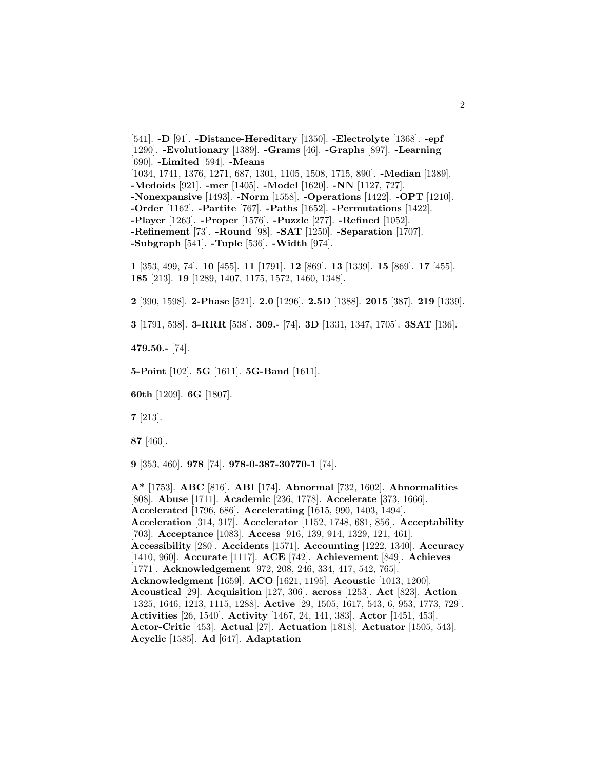[541]. **-D** [91]. **-Distance-Hereditary** [1350]. **-Electrolyte** [1368]. **-epf** [1290]. **-Evolutionary** [1389]. **-Grams** [46]. **-Graphs** [897]. **-Learning** [690]. **-Limited** [594]. **-Means** [1034, 1741, 1376, 1271, 687, 1301, 1105, 1508, 1715, 890]. **-Median** [1389]. **-Medoids** [921]. **-mer** [1405]. **-Model** [1620]. **-NN** [1127, 727]. **-Nonexpansive** [1493]. **-Norm** [1558]. **-Operations** [1422]. **-OPT** [1210]. **-Order** [1162]. **-Partite** [767]. **-Paths** [1652]. **-Permutations** [1422]. **-Player** [1263]. **-Proper** [1576]. **-Puzzle** [277]. **-Refined** [1052]. **-Refinement** [73]. **-Round** [98]. **-SAT** [1250]. **-Separation** [1707]. **-Subgraph** [541]. **-Tuple** [536]. **-Width** [974].

**1** [353, 499, 74]. **10** [455]. **11** [1791]. **12** [869]. **13** [1339]. **15** [869]. **17** [455]. **185** [213]. **19** [1289, 1407, 1175, 1572, 1460, 1348].

**2** [390, 1598]. **2-Phase** [521]. **2.0** [1296]. **2.5D** [1388]. **2015** [387]. **219** [1339].

**3** [1791, 538]. **3-RRR** [538]. **309.-** [74]. **3D** [1331, 1347, 1705]. **3SAT** [136].

**479.50.-** [74].

**5-Point** [102]. **5G** [1611]. **5G-Band** [1611].

**60th** [1209]. **6G** [1807].

**7** [213].

**87** [460].

**9** [353, 460]. **978** [74]. **978-0-387-30770-1** [74].

**A*** [1753]. **ABC** [816]. **ABI** [174]. **Abnormal** [732, 1602]. **Abnormalities** [808]. **Abuse** [1711]. **Academic** [236, 1778]. **Accelerate** [373, 1666]. **Accelerated** [1796, 686]. **Accelerating** [1615, 990, 1403, 1494]. **Acceleration** [314, 317]. **Accelerator** [1152, 1748, 681, 856]. **Acceptability** [703]. **Acceptance** [1083]. **Access** [916, 139, 914, 1329, 121, 461]. **Accessibility** [280]. **Accidents** [1571]. **Accounting** [1222, 1340]. **Accuracy** [1410, 960]. **Accurate** [1117]. **ACE** [742]. **Achievement** [849]. **Achieves** [1771]. **Acknowledgement** [972, 208, 246, 334, 417, 542, 765]. **Acknowledgment** [1659]. **ACO** [1621, 1195]. **Acoustic** [1013, 1200]. **Acoustical** [29]. **Acquisition** [127, 306]. **across** [1253]. **Act** [823]. **Action** [1325, 1646, 1213, 1115, 1288]. **Active** [29, 1505, 1617, 543, 6, 953, 1773, 729]. **Activities** [26, 1540]. **Activity** [1467, 24, 141, 383]. **Actor** [1451, 453]. **Actor-Critic** [453]. **Actual** [27]. **Actuation** [1818]. **Actuator** [1505, 543]. **Acyclic** [1585]. **Ad** [647]. **Adaptation**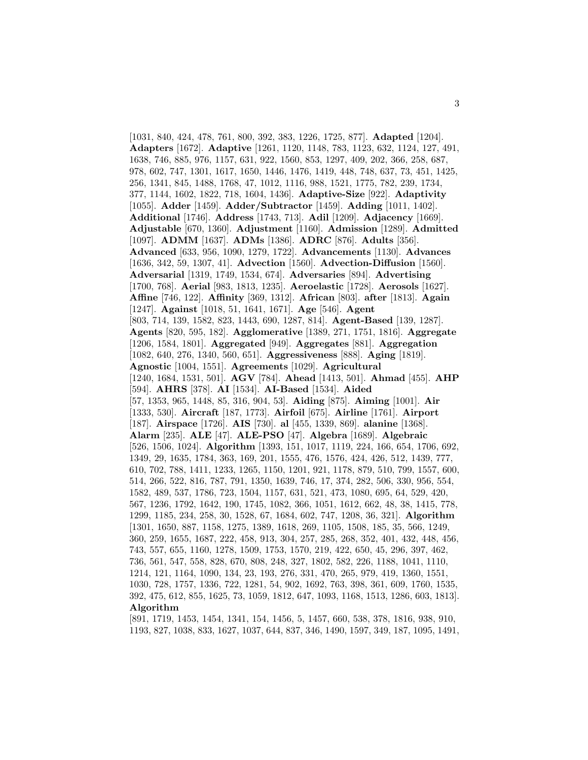[1031, 840, 424, 478, 761, 800, 392, 383, 1226, 1725, 877]. **Adapted** [1204]. **Adapters** [1672]. **Adaptive** [1261, 1120, 1148, 783, 1123, 632, 1124, 127, 491, 1638, 746, 885, 976, 1157, 631, 922, 1560, 853, 1297, 409, 202, 366, 258, 687, 978, 602, 747, 1301, 1617, 1650, 1446, 1476, 1419, 448, 748, 637, 73, 451, 1425, 256, 1341, 845, 1488, 1768, 47, 1012, 1116, 988, 1521, 1775, 782, 239, 1734, 377, 1144, 1602, 1822, 718, 1604, 1436]. **Adaptive-Size** [922]. **Adaptivity** [1055]. **Adder** [1459]. **Adder/Subtractor** [1459]. **Adding** [1011, 1402]. **Additional** [1746]. **Address** [1743, 713]. **Adil** [1209]. **Adjacency** [1669]. **Adjustable** [670, 1360]. **Adjustment** [1160]. **Admission** [1289]. **Admitted** [1097]. **ADMM** [1637]. **ADMs** [1386]. **ADRC** [876]. **Adults** [356]. **Advanced** [633, 956, 1090, 1279, 1722]. **Advancements** [1130]. **Advances** [1636, 342, 59, 1307, 41]. **Advection** [1560]. **Advection-Diffusion** [1560]. **Adversarial** [1319, 1749, 1534, 674]. **Adversaries** [894]. **Advertising** [1700, 768]. **Aerial** [983, 1813, 1235]. **Aeroelastic** [1728]. **Aerosols** [1627]. **Affine** [746, 122]. **Affinity** [369, 1312]. **African** [803]. **after** [1813]. **Again** [1247]. **Against** [1018, 51, 1641, 1671]. **Age** [546]. **Agent** [803, 714, 139, 1582, 823, 1443, 690, 1287, 814]. **Agent-Based** [139, 1287]. **Agents** [820, 595, 182]. **Agglomerative** [1389, 271, 1751, 1816]. **Aggregate** [1206, 1584, 1801]. **Aggregated** [949]. **Aggregates** [881]. **Aggregation** [1082, 640, 276, 1340, 560, 651]. **Aggressiveness** [888]. **Aging** [1819]. **Agnostic** [1004, 1551]. **Agreements** [1029]. **Agricultural** [1240, 1684, 1531, 501]. **AGV** [784]. **Ahead** [1413, 501]. **Ahmad** [455]. **AHP** [594]. **AHRS** [378]. **AI** [1534]. **AI-Based** [1534]. **Aided** [57, 1353, 965, 1448, 85, 316, 904, 53]. **Aiding** [875]. **Aiming** [1001]. **Air** [1333, 530]. **Aircraft** [187, 1773]. **Airfoil** [675]. **Airline** [1761]. **Airport** [187]. **Airspace** [1726]. **AIS** [730]. **al** [455, 1339, 869]. **alanine** [1368]. **Alarm** [235]. **ALE** [47]. **ALE-PSO** [47]. **Algebra** [1689]. **Algebraic** [526, 1506, 1024]. **Algorithm** [1393, 151, 1017, 1119, 224, 166, 654, 1706, 692, 1349, 29, 1635, 1784, 363, 169, 201, 1555, 476, 1576, 424, 426, 512, 1439, 777, 610, 702, 788, 1411, 1233, 1265, 1150, 1201, 921, 1178, 879, 510, 799, 1557, 600, 514, 266, 522, 816, 787, 791, 1350, 1639, 746, 17, 374, 282, 506, 330, 956, 554, 1582, 489, 537, 1786, 723, 1504, 1157, 631, 521, 473, 1080, 695, 64, 529, 420, 567, 1236, 1792, 1642, 190, 1745, 1082, 366, 1051, 1612, 662, 48, 38, 1415, 778, 1299, 1185, 234, 258, 30, 1528, 67, 1684, 602, 747, 1208, 36, 321]. **Algorithm** [1301, 1650, 887, 1158, 1275, 1389, 1618, 269, 1105, 1508, 185, 35, 566, 1249, 360, 259, 1655, 1687, 222, 458, 913, 304, 257, 285, 268, 352, 401, 432, 448, 456, 743, 557, 655, 1160, 1278, 1509, 1753, 1570, 219, 422, 650, 45, 296, 397, 462, 736, 561, 547, 558, 828, 670, 808, 248, 327, 1802, 582, 226, 1188, 1041, 1110, 1214, 121, 1164, 1090, 134, 23, 193, 276, 331, 470, 265, 979, 419, 1360, 1551, 1030, 728, 1757, 1336, 722, 1281, 54, 902, 1692, 763, 398, 361, 609, 1760, 1535, 392, 475, 612, 855, 1625, 73, 1059, 1812, 647, 1093, 1168, 1513, 1286, 603, 1813]. **Algorithm** [891, 1719, 1453, 1454, 1341, 154, 1456, 5, 1457, 660, 538, 378, 1816, 938, 910, 1193, 827, 1038, 833, 1627, 1037, 644, 837, 346, 1490, 1597, 349, 187, 1095, 1491,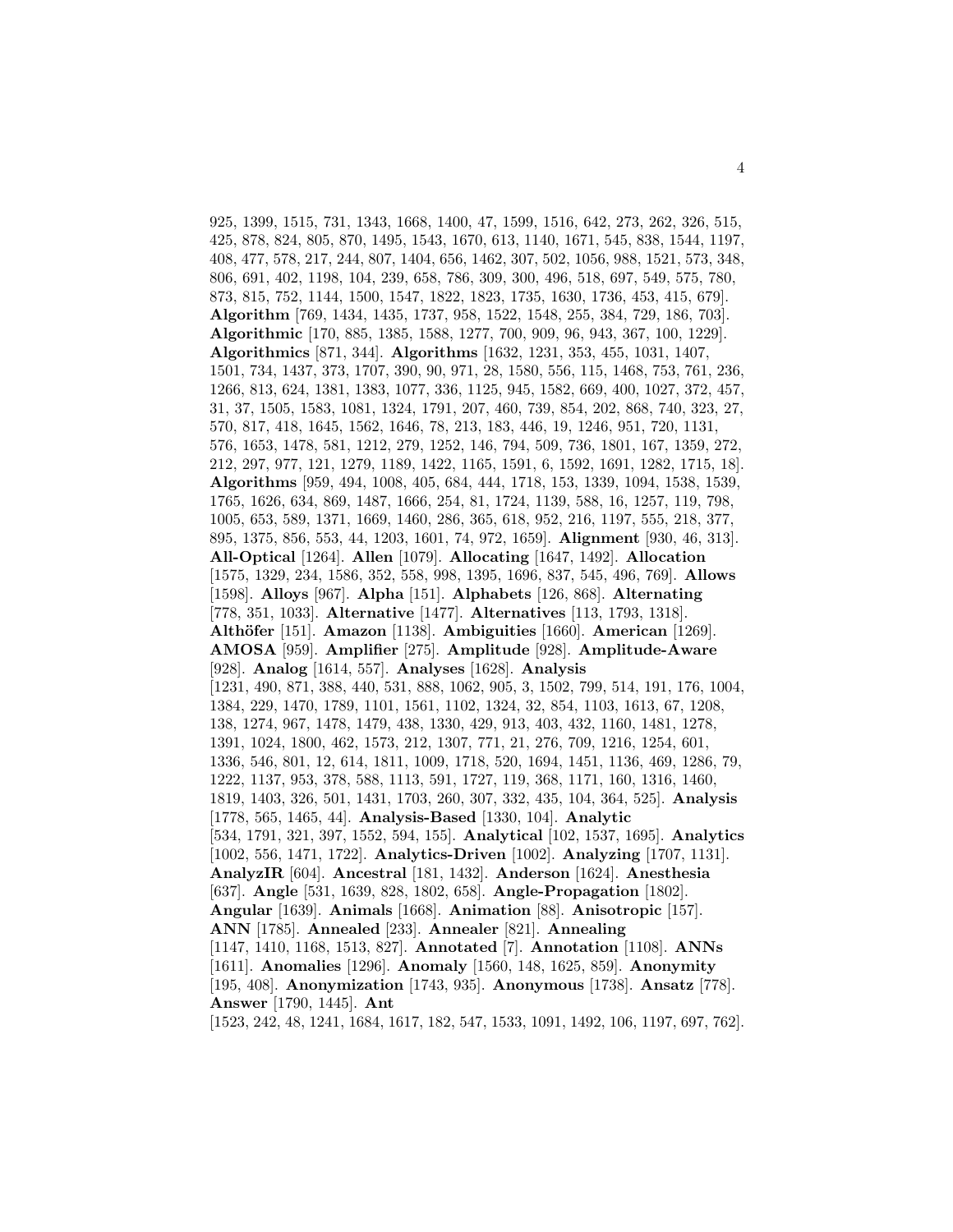925, 1399, 1515, 731, 1343, 1668, 1400, 47, 1599, 1516, 642, 273, 262, 326, 515, 425, 878, 824, 805, 870, 1495, 1543, 1670, 613, 1140, 1671, 545, 838, 1544, 1197, 408, 477, 578, 217, 244, 807, 1404, 656, 1462, 307, 502, 1056, 988, 1521, 573, 348, 806, 691, 402, 1198, 104, 239, 658, 786, 309, 300, 496, 518, 697, 549, 575, 780, 873, 815, 752, 1144, 1500, 1547, 1822, 1823, 1735, 1630, 1736, 453, 415, 679]. **Algorithm** [769, 1434, 1435, 1737, 958, 1522, 1548, 255, 384, 729, 186, 703]. **Algorithmic** [170, 885, 1385, 1588, 1277, 700, 909, 96, 943, 367, 100, 1229]. **Algorithmics** [871, 344]. **Algorithms** [1632, 1231, 353, 455, 1031, 1407, 1501, 734, 1437, 373, 1707, 390, 90, 971, 28, 1580, 556, 115, 1468, 753, 761, 236, 1266, 813, 624, 1381, 1383, 1077, 336, 1125, 945, 1582, 669, 400, 1027, 372, 457, 31, 37, 1505, 1583, 1081, 1324, 1791, 207, 460, 739, 854, 202, 868, 740, 323, 27, 570, 817, 418, 1645, 1562, 1646, 78, 213, 183, 446, 19, 1246, 951, 720, 1131, 576, 1653, 1478, 581, 1212, 279, 1252, 146, 794, 509, 736, 1801, 167, 1359, 272, 212, 297, 977, 121, 1279, 1189, 1422, 1165, 1591, 6, 1592, 1691, 1282, 1715, 18]. **Algorithms** [959, 494, 1008, 405, 684, 444, 1718, 153, 1339, 1094, 1538, 1539, 1765, 1626, 634, 869, 1487, 1666, 254, 81, 1724, 1139, 588, 16, 1257, 119, 798, 1005, 653, 589, 1371, 1669, 1460, 286, 365, 618, 952, 216, 1197, 555, 218, 377, 895, 1375, 856, 553, 44, 1203, 1601, 74, 972, 1659]. **Alignment** [930, 46, 313]. **All-Optical** [1264]. **Allen** [1079]. **Allocating** [1647, 1492]. **Allocation** [1575, 1329, 234, 1586, 352, 558, 998, 1395, 1696, 837, 545, 496, 769]. **Allows** [1598]. **Alloys** [967]. **Alpha** [151]. **Alphabets** [126, 868]. **Alternating** [778, 351, 1033]. **Alternative** [1477]. **Alternatives** [113, 1793, 1318]. **Althöfer** [151]. **Amazon** [1138]. **Ambiguities** [1660]. **American** [1269]. **AMOSA** [959]. **Amplifier** [275]. **Amplitude** [928]. **Amplitude-Aware** [928]. **Analog** [1614, 557]. **Analyses** [1628]. **Analysis** [1231, 490, 871, 388, 440, 531, 888, 1062, 905, 3, 1502, 799, 514, 191, 176, 1004, 1384, 229, 1470, 1789, 1101, 1561, 1102, 1324, 32, 854, 1103, 1613, 67, 1208, 138, 1274, 967, 1478, 1479, 438, 1330, 429, 913, 403, 432, 1160, 1481, 1278, 1391, 1024, 1800, 462, 1573, 212, 1307, 771, 21, 276, 709, 1216, 1254, 601, 1336, 546, 801, 12, 614, 1811, 1009, 1718, 520, 1694, 1451, 1136, 469, 1286, 79, 1222, 1137, 953, 378, 588, 1113, 591, 1727, 119, 368, 1171, 160, 1316, 1460, 1819, 1403, 326, 501, 1431, 1703, 260, 307, 332, 435, 104, 364, 525]. **Analysis** [1778, 565, 1465, 44]. **Analysis-Based** [1330, 104]. **Analytic** [534, 1791, 321, 397, 1552, 594, 155]. **Analytical** [102, 1537, 1695]. **Analytics** [1002, 556, 1471, 1722]. **Analytics-Driven** [1002]. **Analyzing** [1707, 1131]. **AnalyzIR** [604]. **Ancestral** [181, 1432]. **Anderson** [1624]. **Anesthesia** [637]. **Angle** [531, 1639, 828, 1802, 658]. **Angle-Propagation** [1802]. **Angular** [1639]. **Animals** [1668]. **Animation** [88]. **Anisotropic** [157]. **ANN** [1785]. **Annealed** [233]. **Annealer** [821]. **Annealing** [1147, 1410, 1168, 1513, 827]. **Annotated** [7]. **Annotation** [1108]. **ANNs** [1611]. **Anomalies** [1296]. **Anomaly** [1560, 148, 1625, 859]. **Anonymity** [195, 408]. **Anonymization** [1743, 935]. **Anonymous** [1738]. **Ansatz** [778]. **Answer** [1790, 1445]. **Ant** [1523, 242, 48, 1241, 1684, 1617, 182, 547, 1533, 1091, 1492, 106, 1197, 697, 762].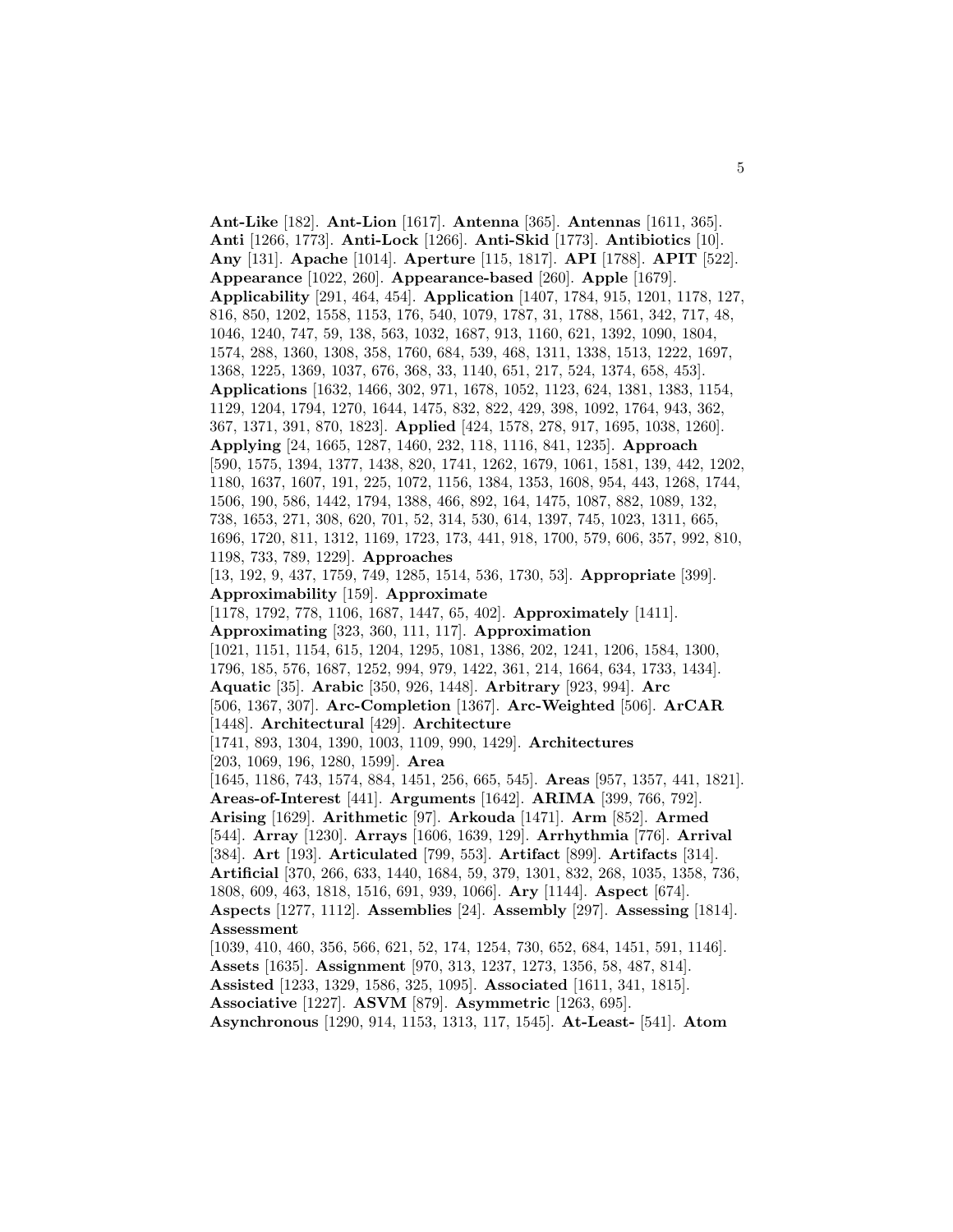**Ant-Like** [182]. **Ant-Lion** [1617]. **Antenna** [365]. **Antennas** [1611, 365]. **Anti** [1266, 1773]. **Anti-Lock** [1266]. **Anti-Skid** [1773]. **Antibiotics** [10]. **Any** [131]. **Apache** [1014]. **Aperture** [115, 1817]. **API** [1788]. **APIT** [522]. **Appearance** [1022, 260]. **Appearance-based** [260]. **Apple** [1679]. **Applicability** [291, 464, 454]. **Application** [1407, 1784, 915, 1201, 1178, 127, 816, 850, 1202, 1558, 1153, 176, 540, 1079, 1787, 31, 1788, 1561, 342, 717, 48, 1046, 1240, 747, 59, 138, 563, 1032, 1687, 913, 1160, 621, 1392, 1090, 1804, 1574, 288, 1360, 1308, 358, 1760, 684, 539, 468, 1311, 1338, 1513, 1222, 1697, 1368, 1225, 1369, 1037, 676, 368, 33, 1140, 651, 217, 524, 1374, 658, 453]. **Applications** [1632, 1466, 302, 971, 1678, 1052, 1123, 624, 1381, 1383, 1154, 1129, 1204, 1794, 1270, 1644, 1475, 832, 822, 429, 398, 1092, 1764, 943, 362, 367, 1371, 391, 870, 1823]. **Applied** [424, 1578, 278, 917, 1695, 1038, 1260]. **Applying** [24, 1665, 1287, 1460, 232, 118, 1116, 841, 1235]. **Approach** [590, 1575, 1394, 1377, 1438, 820, 1741, 1262, 1679, 1061, 1581, 139, 442, 1202, 1180, 1637, 1607, 191, 225, 1072, 1156, 1384, 1353, 1608, 954, 443, 1268, 1744, 1506, 190, 586, 1442, 1794, 1388, 466, 892, 164, 1475, 1087, 882, 1089, 132, 738, 1653, 271, 308, 620, 701, 52, 314, 530, 614, 1397, 745, 1023, 1311, 665, 1696, 1720, 811, 1312, 1169, 1723, 173, 441, 918, 1700, 579, 606, 357, 992, 810, 1198, 733, 789, 1229]. **Approaches** [13, 192, 9, 437, 1759, 749, 1285, 1514, 536, 1730, 53]. **Appropriate** [399]. **Approximability** [159]. **Approximate** [1178, 1792, 778, 1106, 1687, 1447, 65, 402]. **Approximately** [1411]. **Approximating** [323, 360, 111, 117]. **Approximation** [1021, 1151, 1154, 615, 1204, 1295, 1081, 1386, 202, 1241, 1206, 1584, 1300, 1796, 185, 576, 1687, 1252, 994, 979, 1422, 361, 214, 1664, 634, 1733, 1434]. **Aquatic** [35]. **Arabic** [350, 926, 1448]. **Arbitrary** [923, 994]. **Arc** [506, 1367, 307]. **Arc-Completion** [1367]. **Arc-Weighted** [506]. **ArCAR** [1448]. **Architectural** [429]. **Architecture** [1741, 893, 1304, 1390, 1003, 1109, 990, 1429]. **Architectures** [203, 1069, 196, 1280, 1599]. **Area** [1645, 1186, 743, 1574, 884, 1451, 256, 665, 545]. **Areas** [957, 1357, 441, 1821]. **Areas-of-Interest** [441]. **Arguments** [1642]. **ARIMA** [399, 766, 792]. **Arising** [1629]. **Arithmetic** [97]. **Arkouda** [1471]. **Arm** [852]. **Armed** [544]. **Array** [1230]. **Arrays** [1606, 1639, 129]. **Arrhythmia** [776]. **Arrival** [384]. **Art** [193]. **Articulated** [799, 553]. **Artifact** [899]. **Artifacts** [314]. **Artificial** [370, 266, 633, 1440, 1684, 59, 379, 1301, 832, 268, 1035, 1358, 736, 1808, 609, 463, 1818, 1516, 691, 939, 1066]. **Ary** [1144]. **Aspect** [674]. **Aspects** [1277, 1112]. **Assemblies** [24]. **Assembly** [297]. **Assessing** [1814]. **Assessment** [1039, 410, 460, 356, 566, 621, 52, 174, 1254, 730, 652, 684, 1451, 591, 1146]. **Assets** [1635]. **Assignment** [970, 313, 1237, 1273, 1356, 58, 487, 814]. **Assisted** [1233, 1329, 1586, 325, 1095]. **Associated** [1611, 341, 1815]. **Associative** [1227]. **ASVM** [879]. **Asymmetric** [1263, 695]. **Asynchronous** [1290, 914, 1153, 1313, 117, 1545]. **At-Least-** [541]. **Atom**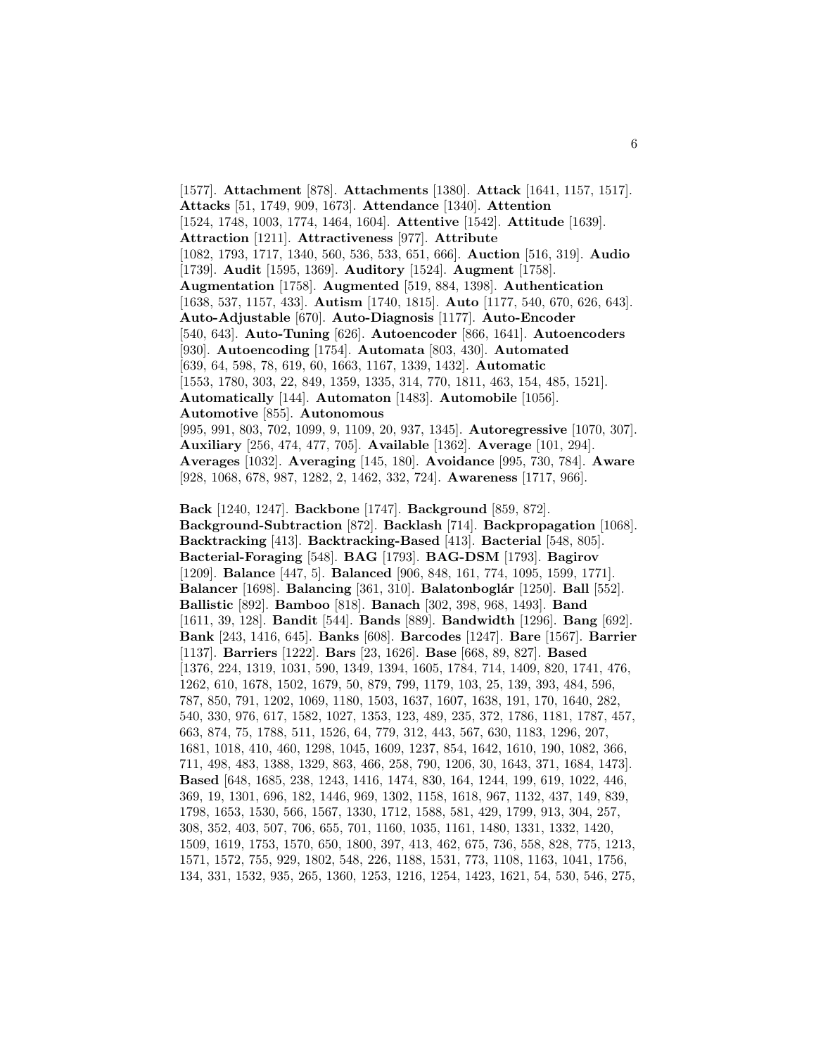[1577]. **Attachment** [878]. **Attachments** [1380]. **Attack** [1641, 1157, 1517]. **Attacks** [51, 1749, 909, 1673]. **Attendance** [1340]. **Attention** [1524, 1748, 1003, 1774, 1464, 1604]. **Attentive** [1542]. **Attitude** [1639]. **Attraction** [1211]. **Attractiveness** [977]. **Attribute** [1082, 1793, 1717, 1340, 560, 536, 533, 651, 666]. **Auction** [516, 319]. **Audio** [1739]. **Audit** [1595, 1369]. **Auditory** [1524]. **Augment** [1758]. **Augmentation** [1758]. **Augmented** [519, 884, 1398]. **Authentication** [1638, 537, 1157, 433]. **Autism** [1740, 1815]. **Auto** [1177, 540, 670, 626, 643]. **Auto-Adjustable** [670]. **Auto-Diagnosis** [1177]. **Auto-Encoder** [540, 643]. **Auto-Tuning** [626]. **Autoencoder** [866, 1641]. **Autoencoders** [930]. **Autoencoding** [1754]. **Automata** [803, 430]. **Automated** [639, 64, 598, 78, 619, 60, 1663, 1167, 1339, 1432]. **Automatic** [1553, 1780, 303, 22, 849, 1359, 1335, 314, 770, 1811, 463, 154, 485, 1521]. **Automatically** [144]. **Automaton** [1483]. **Automobile** [1056]. **Automotive** [855]. **Autonomous** [995, 991, 803, 702, 1099, 9, 1109, 20, 937, 1345]. **Autoregressive** [1070, 307]. **Auxiliary** [256, 474, 477, 705]. **Available** [1362]. **Average** [101, 294]. **Averages** [1032]. **Averaging** [145, 180]. **Avoidance** [995, 730, 784]. **Aware** [928, 1068, 678, 987, 1282, 2, 1462, 332, 724]. **Awareness** [1717, 966].

**Back** [1240, 1247]. **Backbone** [1747]. **Background** [859, 872]. **Background-Subtraction** [872]. **Backlash** [714]. **Backpropagation** [1068]. **Backtracking** [413]. **Backtracking-Based** [413]. **Bacterial** [548, 805]. **Bacterial-Foraging** [548]. **BAG** [1793]. **BAG-DSM** [1793]. **Bagirov** [1209]. **Balance** [447, 5]. **Balanced** [906, 848, 161, 774, 1095, 1599, 1771]. **Balancer** [1698]. **Balancing** [361, 310]. **Balatonboglár** [1250]. **Ball** [552]. **Ballistic** [892]. **Bamboo** [818]. **Banach** [302, 398, 968, 1493]. **Band** [1611, 39, 128]. **Bandit** [544]. **Bands** [889]. **Bandwidth** [1296]. **Bang** [692]. **Bank** [243, 1416, 645]. **Banks** [608]. **Barcodes** [1247]. **Bare** [1567]. **Barrier** [1137]. **Barriers** [1222]. **Bars** [23, 1626]. **Base** [668, 89, 827]. **Based** [1376, 224, 1319, 1031, 590, 1349, 1394, 1605, 1784, 714, 1409, 820, 1741, 476, 1262, 610, 1678, 1502, 1679, 50, 879, 799, 1179, 103, 25, 139, 393, 484, 596, 787, 850, 791, 1202, 1069, 1180, 1503, 1637, 1607, 1638, 191, 170, 1640, 282, 540, 330, 976, 617, 1582, 1027, 1353, 123, 489, 235, 372, 1786, 1181, 1787, 457, 663, 874, 75, 1788, 511, 1526, 64, 779, 312, 443, 567, 630, 1183, 1296, 207, 1681, 1018, 410, 460, 1298, 1045, 1609, 1237, 854, 1642, 1610, 190, 1082, 366, 711, 498, 483, 1388, 1329, 863, 466, 258, 790, 1206, 30, 1643, 371, 1684, 1473]. **Based** [648, 1685, 238, 1243, 1416, 1474, 830, 164, 1244, 199, 619, 1022, 446, 369, 19, 1301, 696, 182, 1446, 969, 1302, 1158, 1618, 967, 1132, 437, 149, 839, 1798, 1653, 1530, 566, 1567, 1330, 1712, 1588, 581, 429, 1799, 913, 304, 257, 308, 352, 403, 507, 706, 655, 701, 1160, 1035, 1161, 1480, 1331, 1332, 1420, 1509, 1619, 1753, 1570, 650, 1800, 397, 413, 462, 675, 736, 558, 828, 775, 1213, 1571, 1572, 755, 929, 1802, 548, 226, 1188, 1531, 773, 1108, 1163, 1041, 1756, 134, 331, 1532, 935, 265, 1360, 1253, 1216, 1254, 1423, 1621, 54, 530, 546, 275,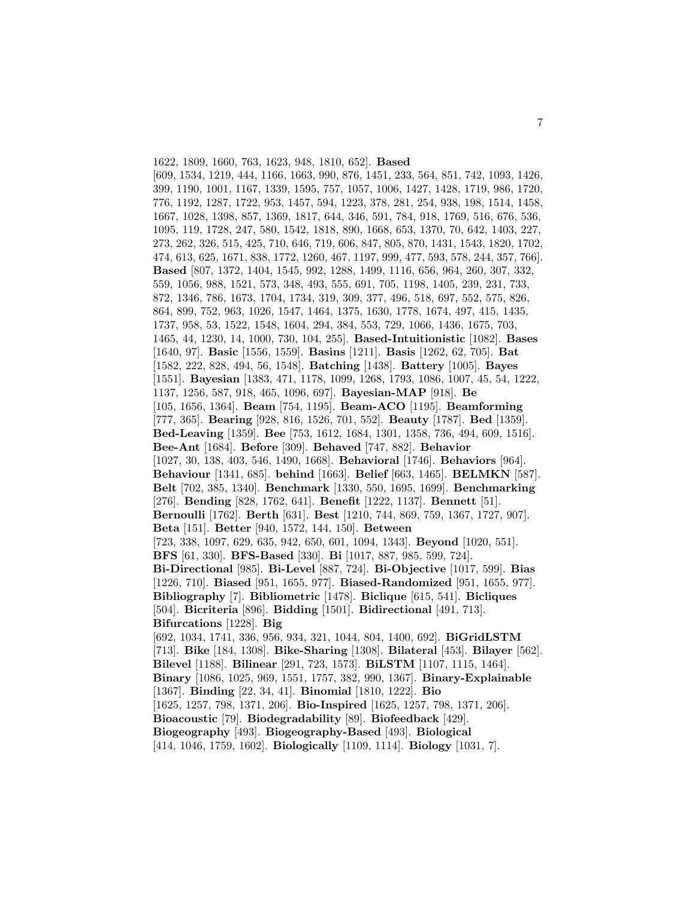1622, 1809, 1660, 763, 1623, 948, 1810, 652]. **Based** [609, 1534, 1219, 444, 1166, 1663, 990, 876, 1451, 233, 564, 851, 742, 1093, 1426, 399, 1190, 1001, 1167, 1339, 1595, 757, 1057, 1006, 1427, 1428, 1719, 986, 1720, 776, 1192, 1287, 1722, 953, 1457, 594, 1223, 378, 281, 254, 938, 198, 1514, 1458, 1667, 1028, 1398, 857, 1369, 1817, 644, 346, 591, 784, 918, 1769, 516, 676, 536, 1095, 119, 1728, 247, 580, 1542, 1818, 890, 1668, 653, 1370, 70, 642, 1403, 227, 273, 262, 326, 515, 425, 710, 646, 719, 606, 847, 805, 870, 1431, 1543, 1820, 1702, 474, 613, 625, 1671, 838, 1772, 1260, 467, 1197, 999, 477, 593, 578, 244, 357, 766]. **Based** [807, 1372, 1404, 1545, 992, 1288, 1499, 1116, 656, 964, 260, 307, 332, 559, 1056, 988, 1521, 573, 348, 493, 555, 691, 705, 1198, 1405, 239, 231, 733, 872, 1346, 786, 1673, 1704, 1734, 319, 309, 377, 496, 518, 697, 552, 575, 826, 864, 899, 752, 963, 1026, 1547, 1464, 1375, 1630, 1778, 1674, 497, 415, 1435, 1737, 958, 53, 1522, 1548, 1604, 294, 384, 553, 729, 1066, 1436, 1675, 703, 1465, 44, 1230, 14, 1000, 730, 104, 255]. **Based-Intuitionistic** [1082]. **Bases** [1640, 97]. **Basic** [1556, 1559]. **Basins** [1211]. **Basis** [1262, 62, 705]. **Bat** [1582, 222, 828, 494, 56, 1548]. **Batching** [1438]. **Battery** [1005]. **Bayes** [1551]. **Bayesian** [1383, 471, 1178, 1099, 1268, 1793, 1086, 1007, 45, 54, 1222, 1137, 1256, 587, 918, 465, 1096, 697]. **Bayesian-MAP** [918]. **Be** [105, 1656, 1364]. **Beam** [754, 1195]. **Beam-ACO** [1195]. **Beamforming** [777, 365]. **Bearing** [928, 816, 1526, 701, 552]. **Beauty** [1787]. **Bed** [1359]. **Bed-Leaving** [1359]. **Bee** [753, 1612, 1684, 1301, 1358, 736, 494, 609, 1516]. **Bee-Ant** [1684]. **Before** [309]. **Behaved** [747, 882]. **Behavior** [1027, 30, 138, 403, 546, 1490, 1668]. **Behavioral** [1746]. **Behaviors** [964]. **Behaviour** [1341, 685]. **behind** [1663]. **Belief** [663, 1465]. **BELMKN** [587]. **Belt** [702, 385, 1340]. **Benchmark** [1330, 550, 1695, 1699]. **Benchmarking** [276]. **Bending** [828, 1762, 641]. **Benefit** [1222, 1137]. **Bennett** [51]. **Bernoulli** [1762]. **Berth** [631]. **Best** [1210, 744, 869, 759, 1367, 1727, 907]. **Beta** [151]. **Better** [940, 1572, 144, 150]. **Between** [723, 338, 1097, 629, 635, 942, 650, 601, 1094, 1343]. **Beyond** [1020, 551]. **BFS** [61, 330]. **BFS-Based** [330]. **Bi** [1017, 887, 985, 599, 724]. **Bi-Directional** [985]. **Bi-Level** [887, 724]. **Bi-Objective** [1017, 599]. **Bias** [1226, 710]. **Biased** [951, 1655, 977]. **Biased-Randomized** [951, 1655, 977]. **Bibliography** [7]. **Bibliometric** [1478]. **Biclique** [615, 541]. **Bicliques** [504]. **Bicriteria** [896]. **Bidding** [1501]. **Bidirectional** [491, 713]. **Bifurcations** [1228]. **Big** [692, 1034, 1741, 336, 956, 934, 321, 1044, 804, 1400, 692]. **BiGridLSTM** [713]. **Bike** [184, 1308]. **Bike-Sharing** [1308]. **Bilateral** [453]. **Bilayer** [562]. **Bilevel** [1188]. **Bilinear** [291, 723, 1573]. **BiLSTM** [1107, 1115, 1464]. **Binary** [1086, 1025, 969, 1551, 1757, 382, 990, 1367]. **Binary-Explainable** [1367]. **Binding** [22, 34, 41]. **Binomial** [1810, 1222]. **Bio** [1625, 1257, 798, 1371, 206]. **Bio-Inspired** [1625, 1257, 798, 1371, 206]. **Bioacoustic** [79]. **Biodegradability** [89]. **Biofeedback** [429]. **Biogeography** [493]. **Biogeography-Based** [493]. **Biological** [414, 1046, 1759, 1602]. **Biologically** [1109, 1114]. **Biology** [1031, 7].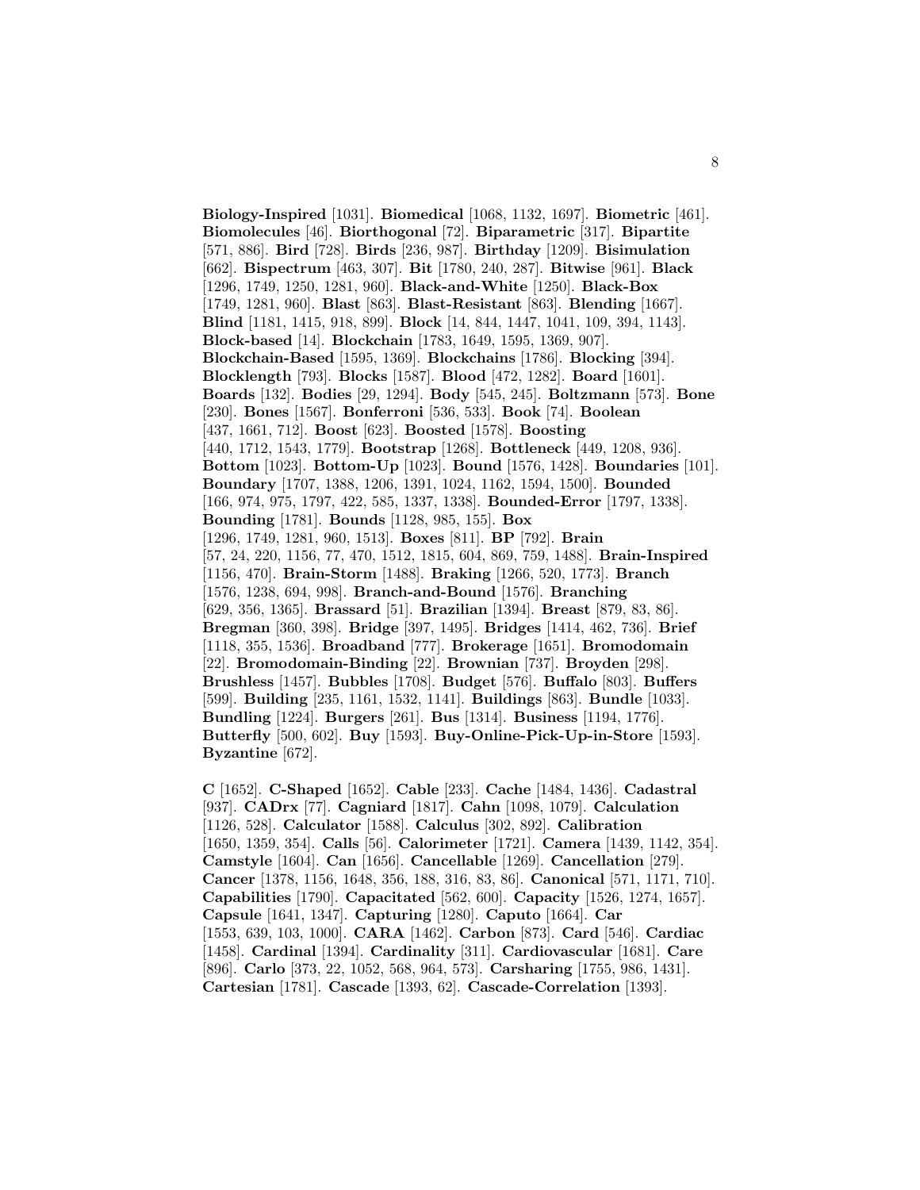**Biology-Inspired** [1031]. **Biomedical** [1068, 1132, 1697]. **Biometric** [461]. **Biomolecules** [46]. **Biorthogonal** [72]. **Biparametric** [317]. **Bipartite** [571, 886]. **Bird** [728]. **Birds** [236, 987]. **Birthday** [1209]. **Bisimulation** [662]. **Bispectrum** [463, 307]. **Bit** [1780, 240, 287]. **Bitwise** [961]. **Black** [1296, 1749, 1250, 1281, 960]. **Black-and-White** [1250]. **Black-Box** [1749, 1281, 960]. **Blast** [863]. **Blast-Resistant** [863]. **Blending** [1667]. **Blind** [1181, 1415, 918, 899]. **Block** [14, 844, 1447, 1041, 109, 394, 1143]. **Block-based** [14]. **Blockchain** [1783, 1649, 1595, 1369, 907]. **Blockchain-Based** [1595, 1369]. **Blockchains** [1786]. **Blocking** [394]. **Blocklength** [793]. **Blocks** [1587]. **Blood** [472, 1282]. **Board** [1601]. **Boards** [132]. **Bodies** [29, 1294]. **Body** [545, 245]. **Boltzmann** [573]. **Bone** [230]. **Bones** [1567]. **Bonferroni** [536, 533]. **Book** [74]. **Boolean** [437, 1661, 712]. **Boost** [623]. **Boosted** [1578]. **Boosting** [440, 1712, 1543, 1779]. **Bootstrap** [1268]. **Bottleneck** [449, 1208, 936]. **Bottom** [1023]. **Bottom-Up** [1023]. **Bound** [1576, 1428]. **Boundaries** [101]. **Boundary** [1707, 1388, 1206, 1391, 1024, 1162, 1594, 1500]. **Bounded** [166, 974, 975, 1797, 422, 585, 1337, 1338]. **Bounded-Error** [1797, 1338]. **Bounding** [1781]. **Bounds** [1128, 985, 155]. **Box** [1296, 1749, 1281, 960, 1513]. **Boxes** [811]. **BP** [792]. **Brain** [57, 24, 220, 1156, 77, 470, 1512, 1815, 604, 869, 759, 1488]. **Brain-Inspired** [1156, 470]. **Brain-Storm** [1488]. **Braking** [1266, 520, 1773]. **Branch** [1576, 1238, 694, 998]. **Branch-and-Bound** [1576]. **Branching** [629, 356, 1365]. **Brassard** [51]. **Brazilian** [1394]. **Breast** [879, 83, 86]. **Bregman** [360, 398]. **Bridge** [397, 1495]. **Bridges** [1414, 462, 736]. **Brief** [1118, 355, 1536]. **Broadband** [777]. **Brokerage** [1651]. **Bromodomain** [22]. **Bromodomain-Binding** [22]. **Brownian** [737]. **Broyden** [298]. **Brushless** [1457]. **Bubbles** [1708]. **Budget** [576]. **Buffalo** [803]. **Buffers** [599]. **Building** [235, 1161, 1532, 1141]. **Buildings** [863]. **Bundle** [1033]. **Bundling** [1224]. **Burgers** [261]. **Bus** [1314]. **Business** [1194, 1776]. **Butterfly** [500, 602]. **Buy** [1593]. **Buy-Online-Pick-Up-in-Store** [1593]. **Byzantine** [672].

**C** [1652]. **C-Shaped** [1652]. **Cable** [233]. **Cache** [1484, 1436]. **Cadastral** [937]. **CADrx** [77]. **Cagniard** [1817]. **Cahn** [1098, 1079]. **Calculation** [1126, 528]. **Calculator** [1588]. **Calculus** [302, 892]. **Calibration** [1650, 1359, 354]. **Calls** [56]. **Calorimeter** [1721]. **Camera** [1439, 1142, 354]. **Camstyle** [1604]. **Can** [1656]. **Cancellable** [1269]. **Cancellation** [279]. **Cancer** [1378, 1156, 1648, 356, 188, 316, 83, 86]. **Canonical** [571, 1171, 710]. **Capabilities** [1790]. **Capacitated** [562, 600]. **Capacity** [1526, 1274, 1657]. **Capsule** [1641, 1347]. **Capturing** [1280]. **Caputo** [1664]. **Car** [1553, 639, 103, 1000]. **CARA** [1462]. **Carbon** [873]. **Card** [546]. **Cardiac** [1458]. **Cardinal** [1394]. **Cardinality** [311]. **Cardiovascular** [1681]. **Care** [896]. **Carlo** [373, 22, 1052, 568, 964, 573]. **Carsharing** [1755, 986, 1431]. **Cartesian** [1781]. **Cascade** [1393, 62]. **Cascade-Correlation** [1393].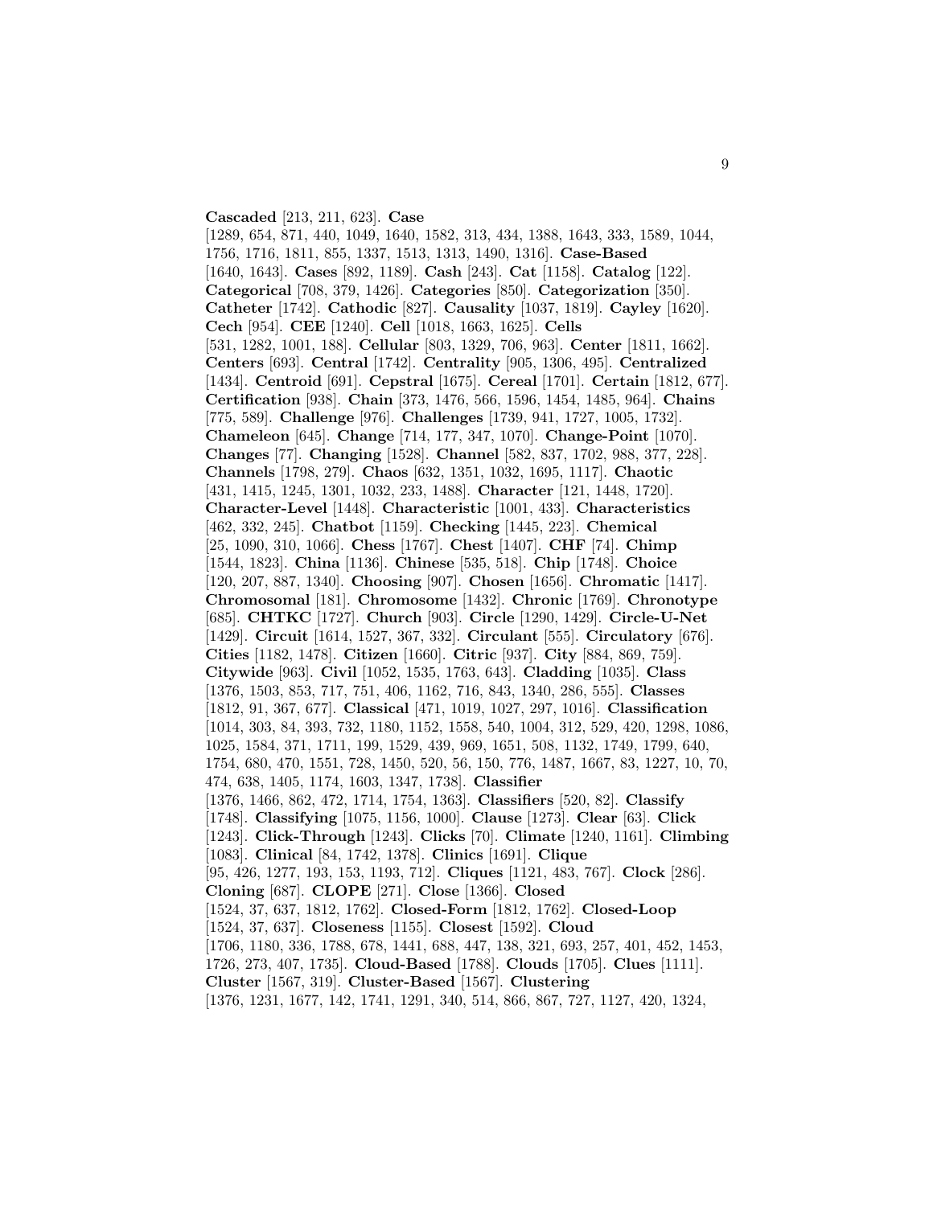**Cascaded** [213, 211, 623]. **Case** [1289, 654, 871, 440, 1049, 1640, 1582, 313, 434, 1388, 1643, 333, 1589, 1044, 1756, 1716, 1811, 855, 1337, 1513, 1313, 1490, 1316]. **Case-Based** [1640, 1643]. **Cases** [892, 1189]. **Cash** [243]. **Cat** [1158]. **Catalog** [122]. **Categorical** [708, 379, 1426]. **Categories** [850]. **Categorization** [350]. **Catheter** [1742]. **Cathodic** [827]. **Causality** [1037, 1819]. **Cayley** [1620]. **Cech** [954]. **CEE** [1240]. **Cell** [1018, 1663, 1625]. **Cells** [531, 1282, 1001, 188]. **Cellular** [803, 1329, 706, 963]. **Center** [1811, 1662]. **Centers** [693]. **Central** [1742]. **Centrality** [905, 1306, 495]. **Centralized** [1434]. **Centroid** [691]. **Cepstral** [1675]. **Cereal** [1701]. **Certain** [1812, 677]. **Certification** [938]. **Chain** [373, 1476, 566, 1596, 1454, 1485, 964]. **Chains** [775, 589]. **Challenge** [976]. **Challenges** [1739, 941, 1727, 1005, 1732]. **Chameleon** [645]. **Change** [714, 177, 347, 1070]. **Change-Point** [1070]. **Changes** [77]. **Changing** [1528]. **Channel** [582, 837, 1702, 988, 377, 228]. **Channels** [1798, 279]. **Chaos** [632, 1351, 1032, 1695, 1117]. **Chaotic** [431, 1415, 1245, 1301, 1032, 233, 1488]. **Character** [121, 1448, 1720]. **Character-Level** [1448]. **Characteristic** [1001, 433]. **Characteristics** [462, 332, 245]. **Chatbot** [1159]. **Checking** [1445, 223]. **Chemical** [25, 1090, 310, 1066]. **Chess** [1767]. **Chest** [1407]. **CHF** [74]. **Chimp** [1544, 1823]. **China** [1136]. **Chinese** [535, 518]. **Chip** [1748]. **Choice** [120, 207, 887, 1340]. **Choosing** [907]. **Chosen** [1656]. **Chromatic** [1417]. **Chromosomal** [181]. **Chromosome** [1432]. **Chronic** [1769]. **Chronotype** [685]. **CHTKC** [1727]. **Church** [903]. **Circle** [1290, 1429]. **Circle-U-Net** [1429]. **Circuit** [1614, 1527, 367, 332]. **Circulant** [555]. **Circulatory** [676]. **Cities** [1182, 1478]. **Citizen** [1660]. **Citric** [937]. **City** [884, 869, 759]. **Citywide** [963]. **Civil** [1052, 1535, 1763, 643]. **Cladding** [1035]. **Class** [1376, 1503, 853, 717, 751, 406, 1162, 716, 843, 1340, 286, 555]. **Classes** [1812, 91, 367, 677]. **Classical** [471, 1019, 1027, 297, 1016]. **Classification** [1014, 303, 84, 393, 732, 1180, 1152, 1558, 540, 1004, 312, 529, 420, 1298, 1086, 1025, 1584, 371, 1711, 199, 1529, 439, 969, 1651, 508, 1132, 1749, 1799, 640, 1754, 680, 470, 1551, 728, 1450, 520, 56, 150, 776, 1487, 1667, 83, 1227, 10, 70, 474, 638, 1405, 1174, 1603, 1347, 1738]. **Classifier** [1376, 1466, 862, 472, 1714, 1754, 1363]. **Classifiers** [520, 82]. **Classify** [1748]. **Classifying** [1075, 1156, 1000]. **Clause** [1273]. **Clear** [63]. **Click** [1243]. **Click-Through** [1243]. **Clicks** [70]. **Climate** [1240, 1161]. **Climbing** [1083]. **Clinical** [84, 1742, 1378]. **Clinics** [1691]. **Clique** [95, 426, 1277, 193, 153, 1193, 712]. **Cliques** [1121, 483, 767]. **Clock** [286]. **Cloning** [687]. **CLOPE** [271]. **Close** [1366]. **Closed** [1524, 37, 637, 1812, 1762]. **Closed-Form** [1812, 1762]. **Closed-Loop** [1524, 37, 637]. **Closeness** [1155]. **Closest** [1592]. **Cloud** [1706, 1180, 336, 1788, 678, 1441, 688, 447, 138, 321, 693, 257, 401, 452, 1453, 1726, 273, 407, 1735]. **Cloud-Based** [1788]. **Clouds** [1705]. **Clues** [1111]. **Cluster** [1567, 319]. **Cluster-Based** [1567]. **Clustering** [1376, 1231, 1677, 142, 1741, 1291, 340, 514, 866, 867, 727, 1127, 420, 1324,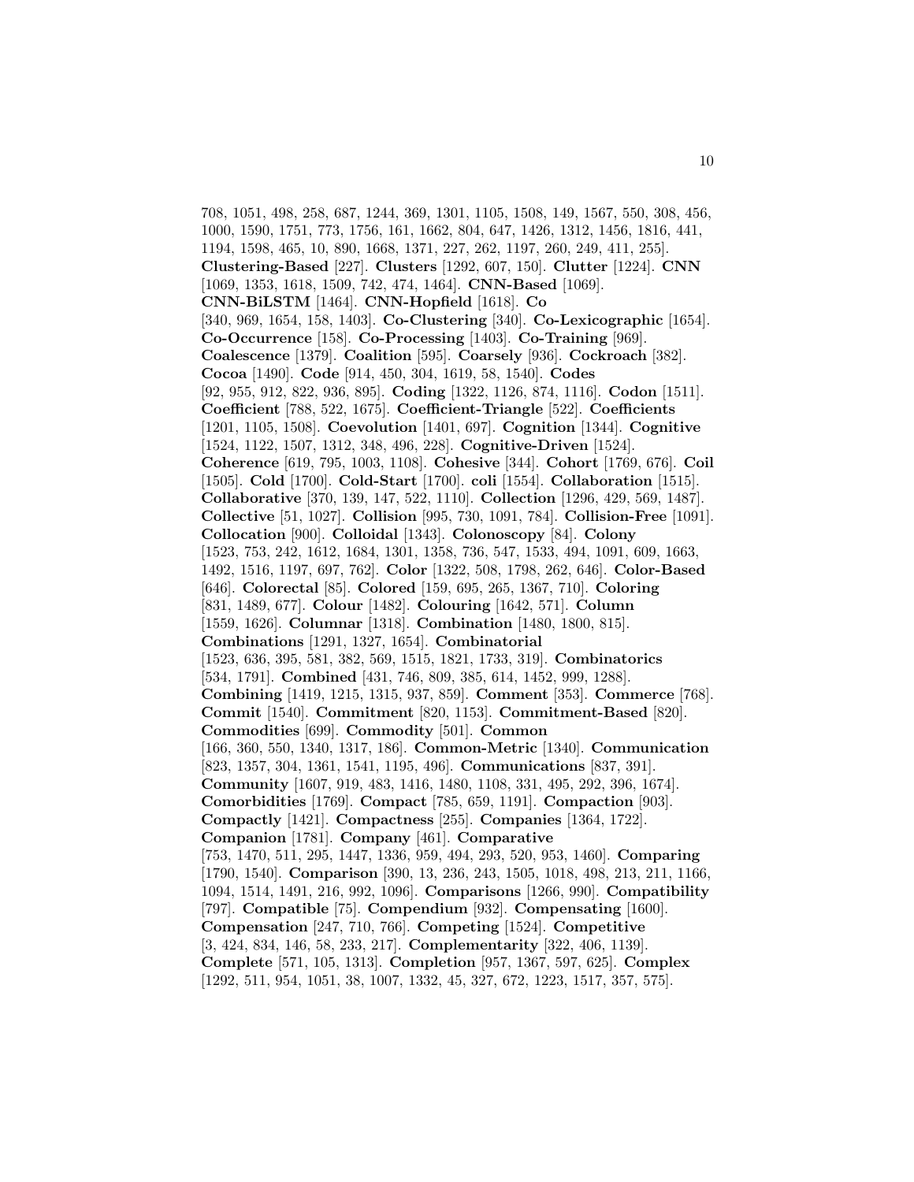708, 1051, 498, 258, 687, 1244, 369, 1301, 1105, 1508, 149, 1567, 550, 308, 456, 1000, 1590, 1751, 773, 1756, 161, 1662, 804, 647, 1426, 1312, 1456, 1816, 441, 1194, 1598, 465, 10, 890, 1668, 1371, 227, 262, 1197, 260, 249, 411, 255]. **Clustering-Based** [227]. **Clusters** [1292, 607, 150]. **Clutter** [1224]. **CNN** [1069, 1353, 1618, 1509, 742, 474, 1464]. **CNN-Based** [1069]. **CNN-BiLSTM** [1464]. **CNN-Hopfield** [1618]. **Co** [340, 969, 1654, 158, 1403]. **Co-Clustering** [340]. **Co-Lexicographic** [1654]. **Co-Occurrence** [158]. **Co-Processing** [1403]. **Co-Training** [969]. **Coalescence** [1379]. **Coalition** [595]. **Coarsely** [936]. **Cockroach** [382]. **Cocoa** [1490]. **Code** [914, 450, 304, 1619, 58, 1540]. **Codes** [92, 955, 912, 822, 936, 895]. **Coding** [1322, 1126, 874, 1116]. **Codon** [1511]. **Coefficient** [788, 522, 1675]. **Coefficient-Triangle** [522]. **Coefficients** [1201, 1105, 1508]. **Coevolution** [1401, 697]. **Cognition** [1344]. **Cognitive** [1524, 1122, 1507, 1312, 348, 496, 228]. **Cognitive-Driven** [1524]. **Coherence** [619, 795, 1003, 1108]. **Cohesive** [344]. **Cohort** [1769, 676]. **Coil** [1505]. **Cold** [1700]. **Cold-Start** [1700]. **coli** [1554]. **Collaboration** [1515]. **Collaborative** [370, 139, 147, 522, 1110]. **Collection** [1296, 429, 569, 1487]. **Collective** [51, 1027]. **Collision** [995, 730, 1091, 784]. **Collision-Free** [1091]. **Collocation** [900]. **Colloidal** [1343]. **Colonoscopy** [84]. **Colony** [1523, 753, 242, 1612, 1684, 1301, 1358, 736, 547, 1533, 494, 1091, 609, 1663, 1492, 1516, 1197, 697, 762]. **Color** [1322, 508, 1798, 262, 646]. **Color-Based** [646]. **Colorectal** [85]. **Colored** [159, 695, 265, 1367, 710]. **Coloring** [831, 1489, 677]. **Colour** [1482]. **Colouring** [1642, 571]. **Column** [1559, 1626]. **Columnar** [1318]. **Combination** [1480, 1800, 815]. **Combinations** [1291, 1327, 1654]. **Combinatorial** [1523, 636, 395, 581, 382, 569, 1515, 1821, 1733, 319]. **Combinatorics** [534, 1791]. **Combined** [431, 746, 809, 385, 614, 1452, 999, 1288]. **Combining** [1419, 1215, 1315, 937, 859]. **Comment** [353]. **Commerce** [768]. **Commit** [1540]. **Commitment** [820, 1153]. **Commitment-Based** [820]. **Commodities** [699]. **Commodity** [501]. **Common** [166, 360, 550, 1340, 1317, 186]. **Common-Metric** [1340]. **Communication** [823, 1357, 304, 1361, 1541, 1195, 496]. **Communications** [837, 391]. **Community** [1607, 919, 483, 1416, 1480, 1108, 331, 495, 292, 396, 1674]. **Comorbidities** [1769]. **Compact** [785, 659, 1191]. **Compaction** [903]. **Compactly** [1421]. **Compactness** [255]. **Companies** [1364, 1722]. **Companion** [1781]. **Company** [461]. **Comparative** [753, 1470, 511, 295, 1447, 1336, 959, 494, 293, 520, 953, 1460]. **Comparing** [1790, 1540]. **Comparison** [390, 13, 236, 243, 1505, 1018, 498, 213, 211, 1166, 1094, 1514, 1491, 216, 992, 1096]. **Comparisons** [1266, 990]. **Compatibility** [797]. **Compatible** [75]. **Compendium** [932]. **Compensating** [1600]. **Compensation** [247, 710, 766]. **Competing** [1524]. **Competitive** [3, 424, 834, 146, 58, 233, 217]. **Complementarity** [322, 406, 1139]. **Complete** [571, 105, 1313]. **Completion** [957, 1367, 597, 625]. **Complex** [1292, 511, 954, 1051, 38, 1007, 1332, 45, 327, 672, 1223, 1517, 357, 575].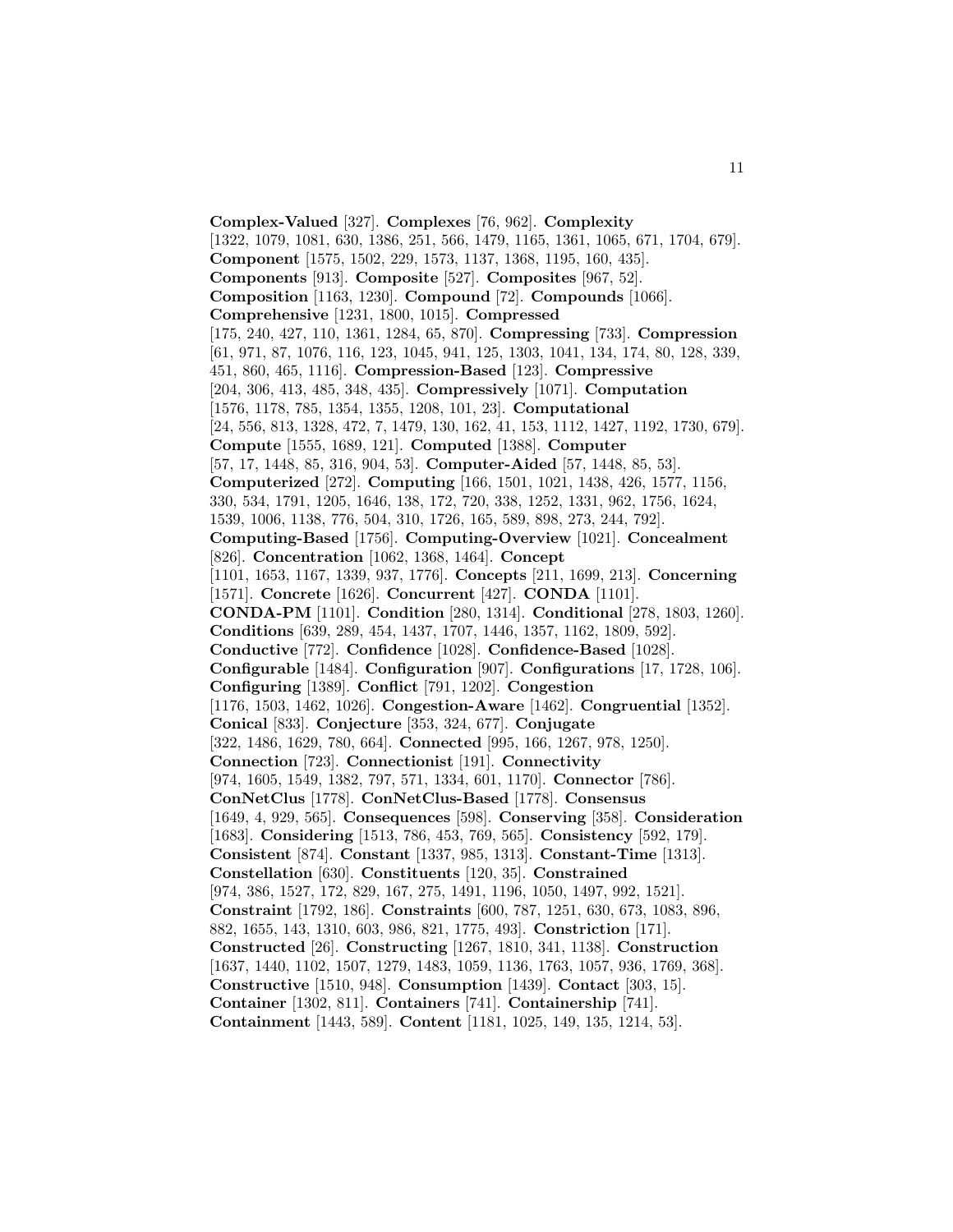**Complex-Valued** [327]. **Complexes** [76, 962]. **Complexity** [1322, 1079, 1081, 630, 1386, 251, 566, 1479, 1165, 1361, 1065, 671, 1704, 679]. **Component** [1575, 1502, 229, 1573, 1137, 1368, 1195, 160, 435]. **Components** [913]. **Composite** [527]. **Composites** [967, 52]. **Composition** [1163, 1230]. **Compound** [72]. **Compounds** [1066]. **Comprehensive** [1231, 1800, 1015]. **Compressed** [175, 240, 427, 110, 1361, 1284, 65, 870]. **Compressing** [733]. **Compression** [61, 971, 87, 1076, 116, 123, 1045, 941, 125, 1303, 1041, 134, 174, 80, 128, 339, 451, 860, 465, 1116]. **Compression-Based** [123]. **Compressive** [204, 306, 413, 485, 348, 435]. **Compressively** [1071]. **Computation** [1576, 1178, 785, 1354, 1355, 1208, 101, 23]. **Computational** [24, 556, 813, 1328, 472, 7, 1479, 130, 162, 41, 153, 1112, 1427, 1192, 1730, 679]. **Compute** [1555, 1689, 121]. **Computed** [1388]. **Computer** [57, 17, 1448, 85, 316, 904, 53]. **Computer-Aided** [57, 1448, 85, 53]. **Computerized** [272]. **Computing** [166, 1501, 1021, 1438, 426, 1577, 1156, 330, 534, 1791, 1205, 1646, 138, 172, 720, 338, 1252, 1331, 962, 1756, 1624, 1539, 1006, 1138, 776, 504, 310, 1726, 165, 589, 898, 273, 244, 792]. **Computing-Based** [1756]. **Computing-Overview** [1021]. **Concealment** [826]. **Concentration** [1062, 1368, 1464]. **Concept** [1101, 1653, 1167, 1339, 937, 1776]. **Concepts** [211, 1699, 213]. **Concerning** [1571]. **Concrete** [1626]. **Concurrent** [427]. **CONDA** [1101]. **CONDA-PM** [1101]. **Condition** [280, 1314]. **Conditional** [278, 1803, 1260]. **Conditions** [639, 289, 454, 1437, 1707, 1446, 1357, 1162, 1809, 592]. **Conductive** [772]. **Confidence** [1028]. **Confidence-Based** [1028]. **Configurable** [1484]. **Configuration** [907]. **Configurations** [17, 1728, 106]. **Configuring** [1389]. **Conflict** [791, 1202]. **Congestion** [1176, 1503, 1462, 1026]. **Congestion-Aware** [1462]. **Congruential** [1352]. **Conical** [833]. **Conjecture** [353, 324, 677]. **Conjugate** [322, 1486, 1629, 780, 664]. **Connected** [995, 166, 1267, 978, 1250]. **Connection** [723]. **Connectionist** [191]. **Connectivity** [974, 1605, 1549, 1382, 797, 571, 1334, 601, 1170]. **Connector** [786]. **ConNetClus** [1778]. **ConNetClus-Based** [1778]. **Consensus** [1649, 4, 929, 565]. **Consequences** [598]. **Conserving** [358]. **Consideration** [1683]. **Considering** [1513, 786, 453, 769, 565]. **Consistency** [592, 179]. **Consistent** [874]. **Constant** [1337, 985, 1313]. **Constant-Time** [1313]. **Constellation** [630]. **Constituents** [120, 35]. **Constrained** [974, 386, 1527, 172, 829, 167, 275, 1491, 1196, 1050, 1497, 992, 1521]. **Constraint** [1792, 186]. **Constraints** [600, 787, 1251, 630, 673, 1083, 896, 882, 1655, 143, 1310, 603, 986, 821, 1775, 493]. **Constriction** [171]. **Constructed** [26]. **Constructing** [1267, 1810, 341, 1138]. **Construction** [1637, 1440, 1102, 1507, 1279, 1483, 1059, 1136, 1763, 1057, 936, 1769, 368]. **Constructive** [1510, 948]. **Consumption** [1439]. **Contact** [303, 15]. **Container** [1302, 811]. **Containers** [741]. **Containership** [741]. **Containment** [1443, 589]. **Content** [1181, 1025, 149, 135, 1214, 53].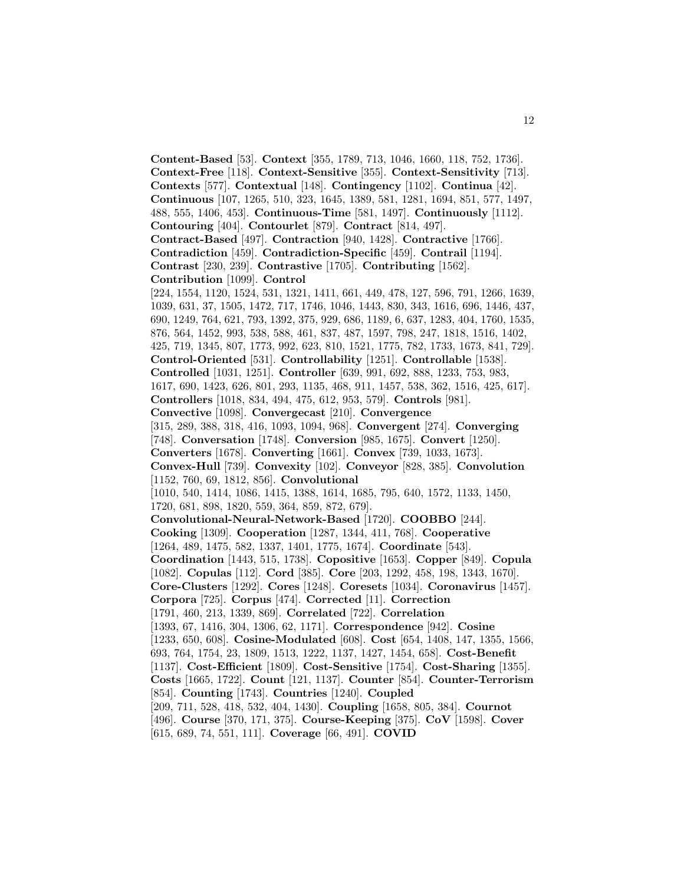**Content-Based** [53]. **Context** [355, 1789, 713, 1046, 1660, 118, 752, 1736]. **Context-Free** [118]. **Context-Sensitive** [355]. **Context-Sensitivity** [713]. **Contexts** [577]. **Contextual** [148]. **Contingency** [1102]. **Continua** [42]. **Continuous** [107, 1265, 510, 323, 1645, 1389, 581, 1281, 1694, 851, 577, 1497, 488, 555, 1406, 453]. **Continuous-Time** [581, 1497]. **Continuously** [1112]. **Contouring** [404]. **Contourlet** [879]. **Contract** [814, 497]. **Contract-Based** [497]. **Contraction** [940, 1428]. **Contractive** [1766]. **Contradiction** [459]. **Contradiction-Specific** [459]. **Contrail** [1194]. **Contrast** [230, 239]. **Contrastive** [1705]. **Contributing** [1562]. **Contribution** [1099]. **Control** [224, 1554, 1120, 1524, 531, 1321, 1411, 661, 449, 478, 127, 596, 791, 1266, 1639, 1039, 631, 37, 1505, 1472, 717, 1746, 1046, 1443, 830, 343, 1616, 696, 1446, 437, 690, 1249, 764, 621, 793, 1392, 375, 929, 686, 1189, 6, 637, 1283, 404, 1760, 1535, 876, 564, 1452, 993, 538, 588, 461, 837, 487, 1597, 798, 247, 1818, 1516, 1402, 425, 719, 1345, 807, 1773, 992, 623, 810, 1521, 1775, 782, 1733, 1673, 841, 729]. **Control-Oriented** [531]. **Controllability** [1251]. **Controllable** [1538]. **Controlled** [1031, 1251]. **Controller** [639, 991, 692, 888, 1233, 753, 983, 1617, 690, 1423, 626, 801, 293, 1135, 468, 911, 1457, 538, 362, 1516, 425, 617]. **Controllers** [1018, 834, 494, 475, 612, 953, 579]. **Controls** [981]. **Convective** [1098]. **Convergecast** [210]. **Convergence** [315, 289, 388, 318, 416, 1093, 1094, 968]. **Convergent** [274]. **Converging** [748]. **Conversation** [1748]. **Conversion** [985, 1675]. **Convert** [1250]. **Converters** [1678]. **Converting** [1661]. **Convex** [739, 1033, 1673]. **Convex-Hull** [739]. **Convexity** [102]. **Conveyor** [828, 385]. **Convolution** [1152, 760, 69, 1812, 856]. **Convolutional** [1010, 540, 1414, 1086, 1415, 1388, 1614, 1685, 795, 640, 1572, 1133, 1450, 1720, 681, 898, 1820, 559, 364, 859, 872, 679]. **Convolutional-Neural-Network-Based** [1720]. **COOBBO** [244]. **Cooking** [1309]. **Cooperation** [1287, 1344, 411, 768]. **Cooperative** [1264, 489, 1475, 582, 1337, 1401, 1775, 1674]. **Coordinate** [543]. **Coordination** [1443, 515, 1738]. **Copositive** [1653]. **Copper** [849]. **Copula** [1082]. **Copulas** [112]. **Cord** [385]. **Core** [203, 1292, 458, 198, 1343, 1670]. **Core-Clusters** [1292]. **Cores** [1248]. **Coresets** [1034]. **Coronavirus** [1457]. **Corpora** [725]. **Corpus** [474]. **Corrected** [11]. **Correction** [1791, 460, 213, 1339, 869]. **Correlated** [722]. **Correlation** [1393, 67, 1416, 304, 1306, 62, 1171]. **Correspondence** [942]. **Cosine** [1233, 650, 608]. **Cosine-Modulated** [608]. **Cost** [654, 1408, 147, 1355, 1566, 693, 764, 1754, 23, 1809, 1513, 1222, 1137, 1427, 1454, 658]. **Cost-Benefit** [1137]. **Cost-Efficient** [1809]. **Cost-Sensitive** [1754]. **Cost-Sharing** [1355]. **Costs** [1665, 1722]. **Count** [121, 1137]. **Counter** [854]. **Counter-Terrorism** [854]. **Counting** [1743]. **Countries** [1240]. **Coupled** [209, 711, 528, 418, 532, 404, 1430]. **Coupling** [1658, 805, 384]. **Cournot** [496]. **Course** [370, 171, 375]. **Course-Keeping** [375]. **CoV** [1598]. **Cover** [615, 689, 74, 551, 111]. **Coverage** [66, 491]. **COVID**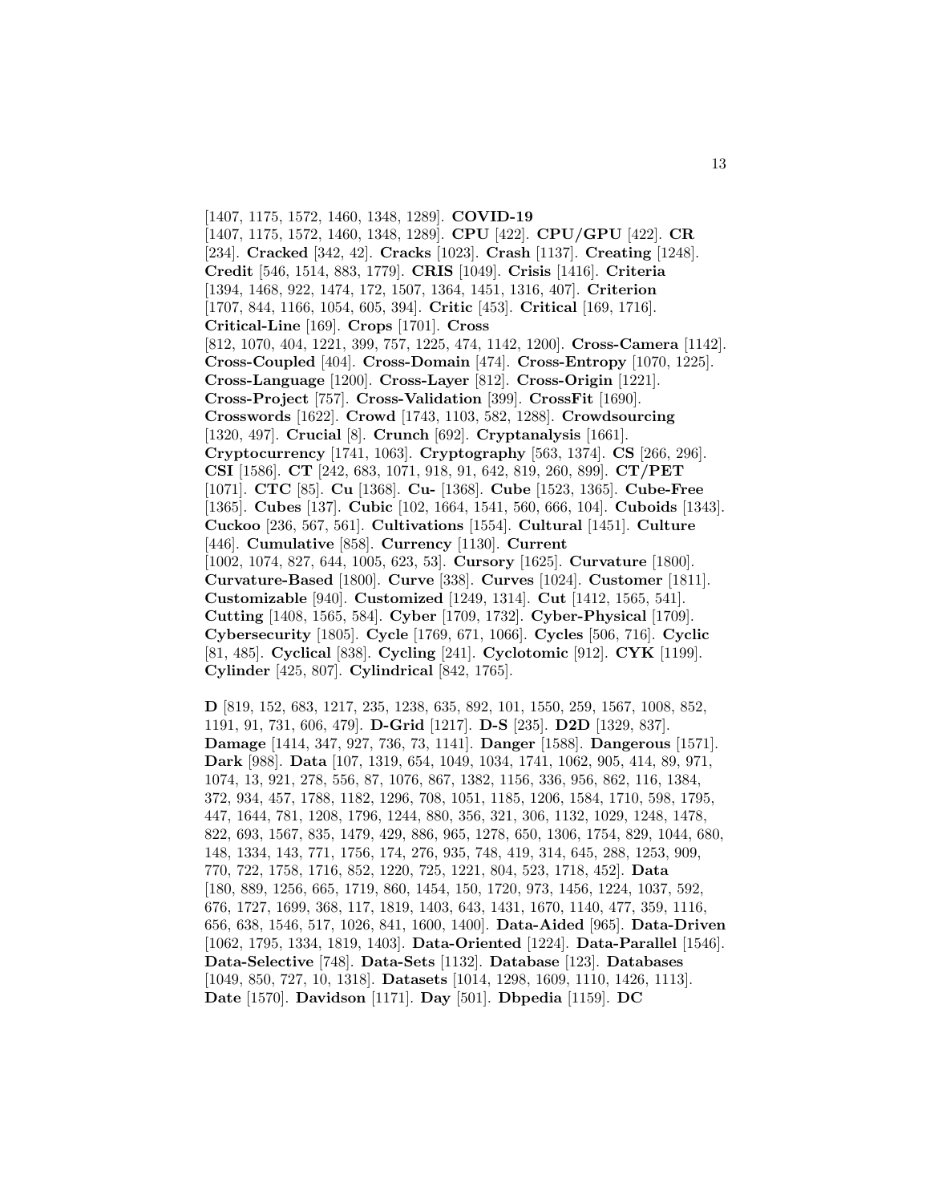[1407, 1175, 1572, 1460, 1348, 1289]. **COVID-19** [1407, 1175, 1572, 1460, 1348, 1289]. **CPU** [422]. **CPU/GPU** [422]. **CR** [234]. **Cracked** [342, 42]. **Cracks** [1023]. **Crash** [1137]. **Creating** [1248]. **Credit** [546, 1514, 883, 1779]. **CRIS** [1049]. **Crisis** [1416]. **Criteria** [1394, 1468, 922, 1474, 172, 1507, 1364, 1451, 1316, 407]. **Criterion** [1707, 844, 1166, 1054, 605, 394]. **Critic** [453]. **Critical** [169, 1716]. **Critical-Line** [169]. **Crops** [1701]. **Cross** [812, 1070, 404, 1221, 399, 757, 1225, 474, 1142, 1200]. **Cross-Camera** [1142]. **Cross-Coupled** [404]. **Cross-Domain** [474]. **Cross-Entropy** [1070, 1225]. **Cross-Language** [1200]. **Cross-Layer** [812]. **Cross-Origin** [1221]. **Cross-Project** [757]. **Cross-Validation** [399]. **CrossFit** [1690]. **Crosswords** [1622]. **Crowd** [1743, 1103, 582, 1288]. **Crowdsourcing** [1320, 497]. **Crucial** [8]. **Crunch** [692]. **Cryptanalysis** [1661]. **Cryptocurrency** [1741, 1063]. **Cryptography** [563, 1374]. **CS** [266, 296]. **CSI** [1586]. **CT** [242, 683, 1071, 918, 91, 642, 819, 260, 899]. **CT/PET** [1071]. **CTC** [85]. **Cu** [1368]. **Cu-** [1368]. **Cube** [1523, 1365]. **Cube-Free** [1365]. **Cubes** [137]. **Cubic** [102, 1664, 1541, 560, 666, 104]. **Cuboids** [1343]. **Cuckoo** [236, 567, 561]. **Cultivations** [1554]. **Cultural** [1451]. **Culture** [446]. **Cumulative** [858]. **Currency** [1130]. **Current** [1002, 1074, 827, 644, 1005, 623, 53]. **Cursory** [1625]. **Curvature** [1800]. **Curvature-Based** [1800]. **Curve** [338]. **Curves** [1024]. **Customer** [1811]. **Customizable** [940]. **Customized** [1249, 1314]. **Cut** [1412, 1565, 541]. **Cutting** [1408, 1565, 584]. **Cyber** [1709, 1732]. **Cyber-Physical** [1709]. **Cybersecurity** [1805]. **Cycle** [1769, 671, 1066]. **Cycles** [506, 716]. **Cyclic** [81, 485]. **Cyclical** [838]. **Cycling** [241]. **Cyclotomic** [912]. **CYK** [1199]. **Cylinder** [425, 807]. **Cylindrical** [842, 1765].

**D** [819, 152, 683, 1217, 235, 1238, 635, 892, 101, 1550, 259, 1567, 1008, 852, 1191, 91, 731, 606, 479]. **D-Grid** [1217]. **D-S** [235]. **D2D** [1329, 837]. **Damage** [1414, 347, 927, 736, 73, 1141]. **Danger** [1588]. **Dangerous** [1571]. **Dark** [988]. **Data** [107, 1319, 654, 1049, 1034, 1741, 1062, 905, 414, 89, 971, 1074, 13, 921, 278, 556, 87, 1076, 867, 1382, 1156, 336, 956, 862, 116, 1384, 372, 934, 457, 1788, 1182, 1296, 708, 1051, 1185, 1206, 1584, 1710, 598, 1795, 447, 1644, 781, 1208, 1796, 1244, 880, 356, 321, 306, 1132, 1029, 1248, 1478, 822, 693, 1567, 835, 1479, 429, 886, 965, 1278, 650, 1306, 1754, 829, 1044, 680, 148, 1334, 143, 771, 1756, 174, 276, 935, 748, 419, 314, 645, 288, 1253, 909, 770, 722, 1758, 1716, 852, 1220, 725, 1221, 804, 523, 1718, 452]. **Data** [180, 889, 1256, 665, 1719, 860, 1454, 150, 1720, 973, 1456, 1224, 1037, 592, 676, 1727, 1699, 368, 117, 1819, 1403, 643, 1431, 1670, 1140, 477, 359, 1116, 656, 638, 1546, 517, 1026, 841, 1600, 1400]. **Data-Aided** [965]. **Data-Driven** [1062, 1795, 1334, 1819, 1403]. **Data-Oriented** [1224]. **Data-Parallel** [1546]. **Data-Selective** [748]. **Data-Sets** [1132]. **Database** [123]. **Databases** [1049, 850, 727, 10, 1318]. **Datasets** [1014, 1298, 1609, 1110, 1426, 1113]. **Date** [1570]. **Davidson** [1171]. **Day** [501]. **Dbpedia** [1159]. **DC**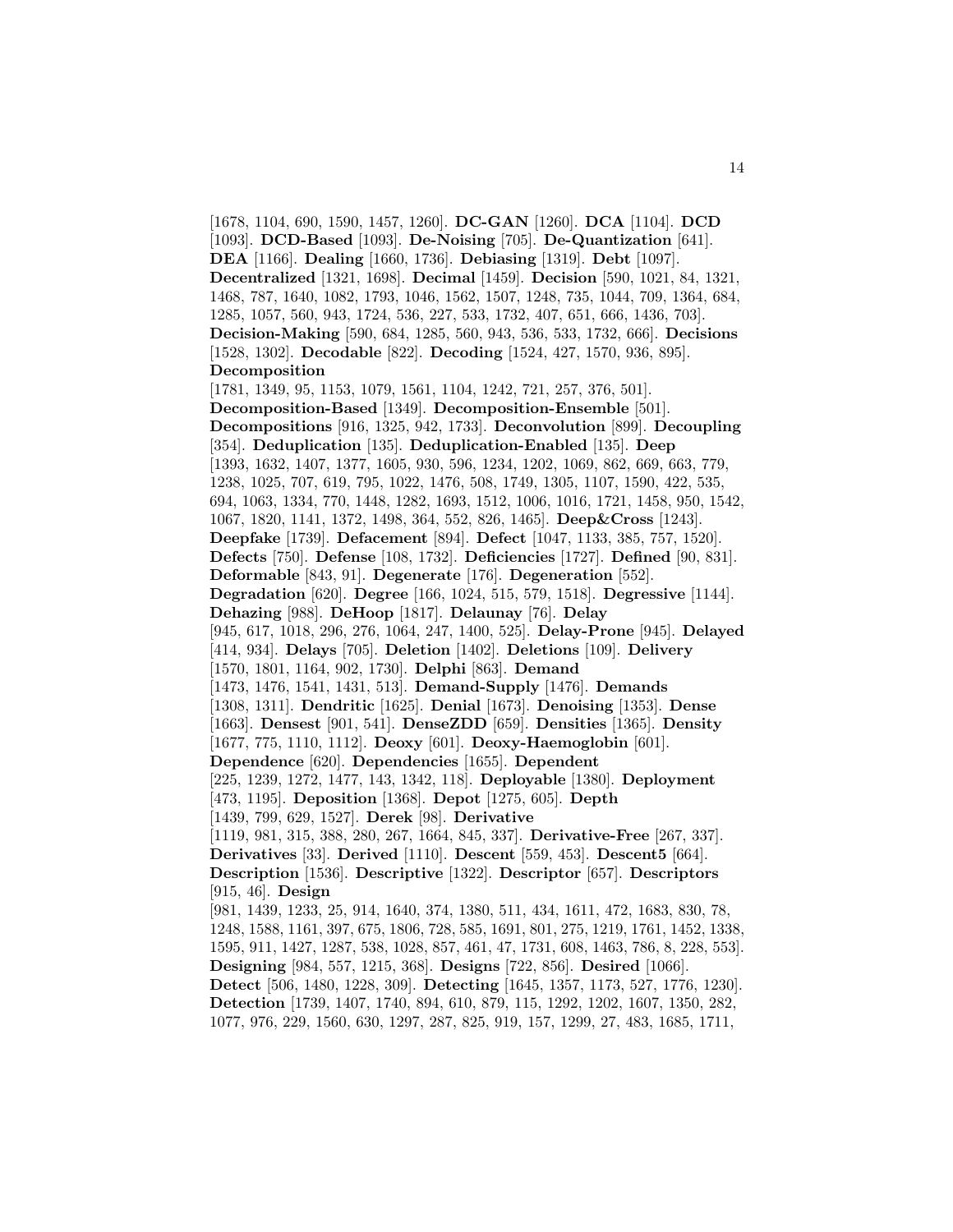[1678, 1104, 690, 1590, 1457, 1260]. **DC-GAN** [1260]. **DCA** [1104]. **DCD** [1093]. **DCD-Based** [1093]. **De-Noising** [705]. **De-Quantization** [641]. **DEA** [1166]. **Dealing** [1660, 1736]. **Debiasing** [1319]. **Debt** [1097]. **Decentralized** [1321, 1698]. **Decimal** [1459]. **Decision** [590, 1021, 84, 1321, 1468, 787, 1640, 1082, 1793, 1046, 1562, 1507, 1248, 735, 1044, 709, 1364, 684, 1285, 1057, 560, 943, 1724, 536, 227, 533, 1732, 407, 651, 666, 1436, 703]. **Decision-Making** [590, 684, 1285, 560, 943, 536, 533, 1732, 666]. **Decisions** [1528, 1302]. **Decodable** [822]. **Decoding** [1524, 427, 1570, 936, 895]. **Decomposition** [1781, 1349, 95, 1153, 1079, 1561, 1104, 1242, 721, 257, 376, 501]. **Decomposition-Based** [1349]. **Decomposition-Ensemble** [501]. **Decompositions** [916, 1325, 942, 1733]. **Deconvolution** [899]. **Decoupling** [354]. **Deduplication** [135]. **Deduplication-Enabled** [135]. **Deep** [1393, 1632, 1407, 1377, 1605, 930, 596, 1234, 1202, 1069, 862, 669, 663, 779, 1238, 1025, 707, 619, 795, 1022, 1476, 508, 1749, 1305, 1107, 1590, 422, 535, 694, 1063, 1334, 770, 1448, 1282, 1693, 1512, 1006, 1016, 1721, 1458, 950, 1542, 1067, 1820, 1141, 1372, 1498, 364, 552, 826, 1465]. **Deep&Cross** [1243]. **Deepfake** [1739]. **Defacement** [894]. **Defect** [1047, 1133, 385, 757, 1520]. **Defects** [750]. **Defense** [108, 1732]. **Deficiencies** [1727]. **Defined** [90, 831]. **Deformable** [843, 91]. **Degenerate** [176]. **Degeneration** [552]. **Degradation** [620]. **Degree** [166, 1024, 515, 579, 1518]. **Degressive** [1144]. **Dehazing** [988]. **DeHoop** [1817]. **Delaunay** [76]. **Delay** [945, 617, 1018, 296, 276, 1064, 247, 1400, 525]. **Delay-Prone** [945]. **Delayed** [414, 934]. **Delays** [705]. **Deletion** [1402]. **Deletions** [109]. **Delivery** [1570, 1801, 1164, 902, 1730]. **Delphi** [863]. **Demand** [1473, 1476, 1541, 1431, 513]. **Demand-Supply** [1476]. **Demands** [1308, 1311]. **Dendritic** [1625]. **Denial** [1673]. **Denoising** [1353]. **Dense** [1663]. **Densest** [901, 541]. **DenseZDD** [659]. **Densities** [1365]. **Density** [1677, 775, 1110, 1112]. **Deoxy** [601]. **Deoxy-Haemoglobin** [601]. **Dependence** [620]. **Dependencies** [1655]. **Dependent** [225, 1239, 1272, 1477, 143, 1342, 118]. **Deployable** [1380]. **Deployment** [473, 1195]. **Deposition** [1368]. **Depot** [1275, 605]. **Depth** [1439, 799, 629, 1527]. **Derek** [98]. **Derivative** [1119, 981, 315, 388, 280, 267, 1664, 845, 337]. **Derivative-Free** [267, 337]. **Derivatives** [33]. **Derived** [1110]. **Descent** [559, 453]. **Descent5** [664]. **Description** [1536]. **Descriptive** [1322]. **Descriptor** [657]. **Descriptors** [915, 46]. **Design** [981, 1439, 1233, 25, 914, 1640, 374, 1380, 511, 434, 1611, 472, 1683, 830, 78, 1248, 1588, 1161, 397, 675, 1806, 728, 585, 1691, 801, 275, 1219, 1761, 1452, 1338, 1595, 911, 1427, 1287, 538, 1028, 857, 461, 47, 1731, 608, 1463, 786, 8, 228, 553]. **Designing** [984, 557, 1215, 368]. **Designs** [722, 856]. **Desired** [1066]. **Detect** [506, 1480, 1228, 309]. **Detecting** [1645, 1357, 1173, 527, 1776, 1230]. **Detection** [1739, 1407, 1740, 894, 610, 879, 115, 1292, 1202, 1607, 1350, 282, 1077, 976, 229, 1560, 630, 1297, 287, 825, 919, 157, 1299, 27, 483, 1685, 1711,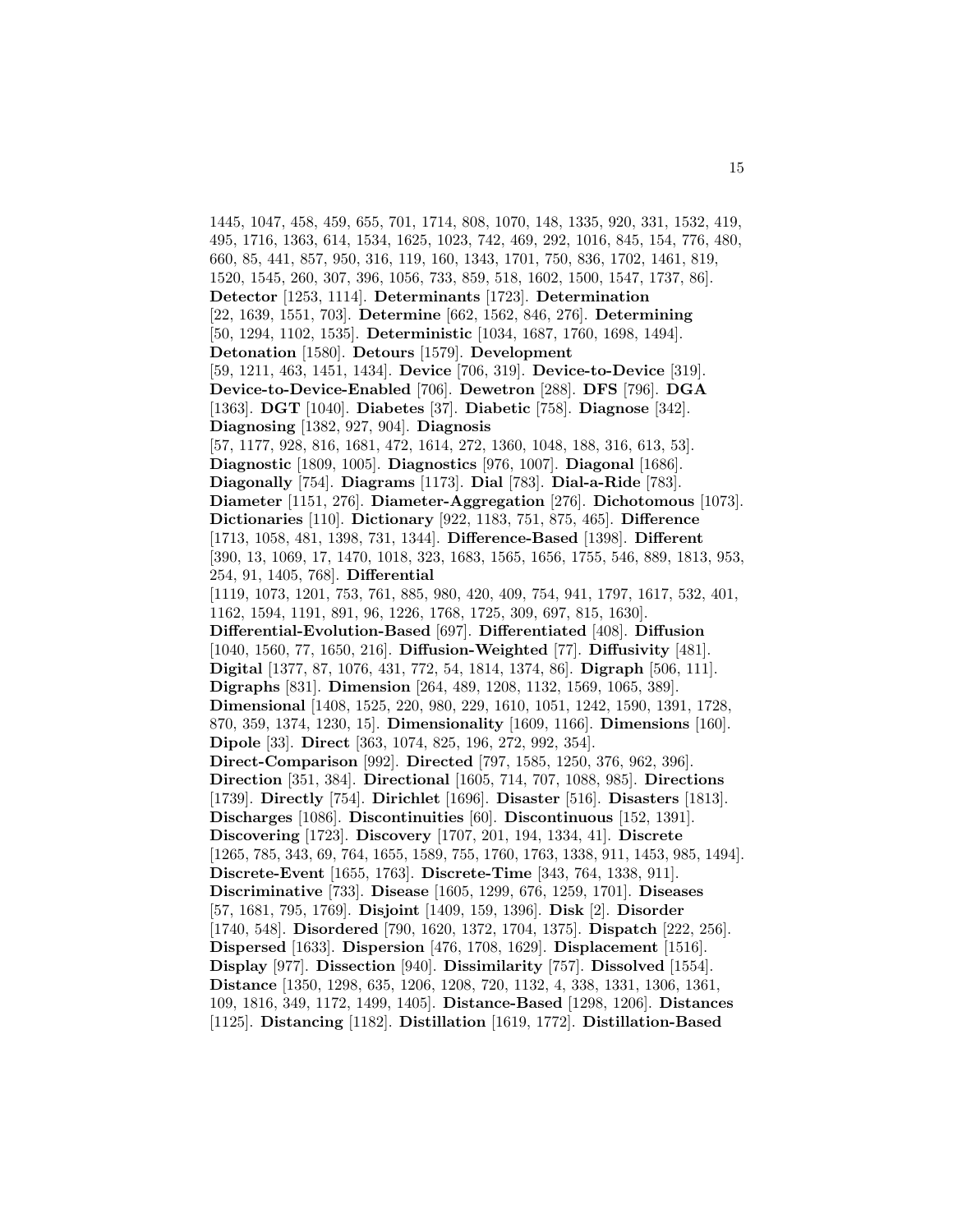1445, 1047, 458, 459, 655, 701, 1714, 808, 1070, 148, 1335, 920, 331, 1532, 419, 495, 1716, 1363, 614, 1534, 1625, 1023, 742, 469, 292, 1016, 845, 154, 776, 480, 660, 85, 441, 857, 950, 316, 119, 160, 1343, 1701, 750, 836, 1702, 1461, 819, 1520, 1545, 260, 307, 396, 1056, 733, 859, 518, 1602, 1500, 1547, 1737, 86]. **Detector** [1253, 1114]. **Determinants** [1723]. **Determination** [22, 1639, 1551, 703]. **Determine** [662, 1562, 846, 276]. **Determining** [50, 1294, 1102, 1535]. **Deterministic** [1034, 1687, 1760, 1698, 1494]. **Detonation** [1580]. **Detours** [1579]. **Development** [59, 1211, 463, 1451, 1434]. **Device** [706, 319]. **Device-to-Device** [319]. **Device-to-Device-Enabled** [706]. **Dewetron** [288]. **DFS** [796]. **DGA** [1363]. **DGT** [1040]. **Diabetes** [37]. **Diabetic** [758]. **Diagnose** [342]. **Diagnosing** [1382, 927, 904]. **Diagnosis** [57, 1177, 928, 816, 1681, 472, 1614, 272, 1360, 1048, 188, 316, 613, 53]. **Diagnostic** [1809, 1005]. **Diagnostics** [976, 1007]. **Diagonal** [1686]. **Diagonally** [754]. **Diagrams** [1173]. **Dial** [783]. **Dial-a-Ride** [783]. **Diameter** [1151, 276]. **Diameter-Aggregation** [276]. **Dichotomous** [1073]. **Dictionaries** [110]. **Dictionary** [922, 1183, 751, 875, 465]. **Difference** [1713, 1058, 481, 1398, 731, 1344]. **Difference-Based** [1398]. **Different** [390, 13, 1069, 17, 1470, 1018, 323, 1683, 1565, 1656, 1755, 546, 889, 1813, 953, 254, 91, 1405, 768]. **Differential** [1119, 1073, 1201, 753, 761, 885, 980, 420, 409, 754, 941, 1797, 1617, 532, 401, 1162, 1594, 1191, 891, 96, 1226, 1768, 1725, 309, 697, 815, 1630]. **Differential-Evolution-Based** [697]. **Differentiated** [408]. **Diffusion** [1040, 1560, 77, 1650, 216]. **Diffusion-Weighted** [77]. **Diffusivity** [481]. **Digital** [1377, 87, 1076, 431, 772, 54, 1814, 1374, 86]. **Digraph** [506, 111]. **Digraphs** [831]. **Dimension** [264, 489, 1208, 1132, 1569, 1065, 389]. **Dimensional** [1408, 1525, 220, 980, 229, 1610, 1051, 1242, 1590, 1391, 1728, 870, 359, 1374, 1230, 15]. **Dimensionality** [1609, 1166]. **Dimensions** [160]. **Dipole** [33]. **Direct** [363, 1074, 825, 196, 272, 992, 354]. **Direct-Comparison** [992]. **Directed** [797, 1585, 1250, 376, 962, 396]. **Direction** [351, 384]. **Directional** [1605, 714, 707, 1088, 985]. **Directions** [1739]. **Directly** [754]. **Dirichlet** [1696]. **Disaster** [516]. **Disasters** [1813]. **Discharges** [1086]. **Discontinuities** [60]. **Discontinuous** [152, 1391]. **Discovering** [1723]. **Discovery** [1707, 201, 194, 1334, 41]. **Discrete** [1265, 785, 343, 69, 764, 1655, 1589, 755, 1760, 1763, 1338, 911, 1453, 985, 1494]. **Discrete-Event** [1655, 1763]. **Discrete-Time** [343, 764, 1338, 911]. **Discriminative** [733]. **Disease** [1605, 1299, 676, 1259, 1701]. **Diseases** [57, 1681, 795, 1769]. **Disjoint** [1409, 159, 1396]. **Disk** [2]. **Disorder** [1740, 548]. **Disordered** [790, 1620, 1372, 1704, 1375]. **Dispatch** [222, 256]. **Dispersed** [1633]. **Dispersion** [476, 1708, 1629]. **Displacement** [1516]. **Display** [977]. **Dissection** [940]. **Dissimilarity** [757]. **Dissolved** [1554]. **Distance** [1350, 1298, 635, 1206, 1208, 720, 1132, 4, 338, 1331, 1306, 1361, 109, 1816, 349, 1172, 1499, 1405]. **Distance-Based** [1298, 1206]. **Distances** [1125]. **Distancing** [1182]. **Distillation** [1619, 1772]. **Distillation-Based**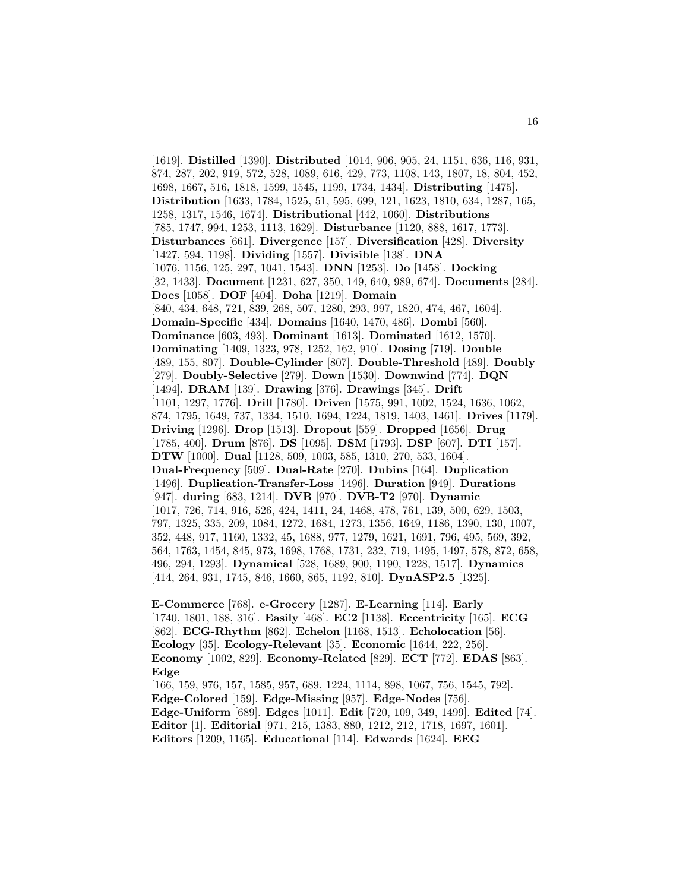[1619]. **Distilled** [1390]. **Distributed** [1014, 906, 905, 24, 1151, 636, 116, 931, 874, 287, 202, 919, 572, 528, 1089, 616, 429, 773, 1108, 143, 1807, 18, 804, 452, 1698, 1667, 516, 1818, 1599, 1545, 1199, 1734, 1434]. **Distributing** [1475]. **Distribution** [1633, 1784, 1525, 51, 595, 699, 121, 1623, 1810, 634, 1287, 165, 1258, 1317, 1546, 1674]. **Distributional** [442, 1060]. **Distributions** [785, 1747, 994, 1253, 1113, 1629]. **Disturbance** [1120, 888, 1617, 1773]. **Disturbances** [661]. **Divergence** [157]. **Diversification** [428]. **Diversity** [1427, 594, 1198]. **Dividing** [1557]. **Divisible** [138]. **DNA** [1076, 1156, 125, 297, 1041, 1543]. **DNN** [1253]. **Do** [1458]. **Docking** [32, 1433]. **Document** [1231, 627, 350, 149, 640, 989, 674]. **Documents** [284]. **Does** [1058]. **DOF** [404]. **Doha** [1219]. **Domain** [840, 434, 648, 721, 839, 268, 507, 1280, 293, 997, 1820, 474, 467, 1604]. **Domain-Specific** [434]. **Domains** [1640, 1470, 486]. **Dombi** [560]. **Dominance** [603, 493]. **Dominant** [1613]. **Dominated** [1612, 1570]. **Dominating** [1409, 1323, 978, 1252, 162, 910]. **Dosing** [719]. **Double** [489, 155, 807]. **Double-Cylinder** [807]. **Double-Threshold** [489]. **Doubly** [279]. **Doubly-Selective** [279]. **Down** [1530]. **Downwind** [774]. **DQN** [1494]. **DRAM** [139]. **Drawing** [376]. **Drawings** [345]. **Drift** [1101, 1297, 1776]. **Drill** [1780]. **Driven** [1575, 991, 1002, 1524, 1636, 1062, 874, 1795, 1649, 737, 1334, 1510, 1694, 1224, 1819, 1403, 1461]. **Drives** [1179]. **Driving** [1296]. **Drop** [1513]. **Dropout** [559]. **Dropped** [1656]. **Drug** [1785, 400]. **Drum** [876]. **DS** [1095]. **DSM** [1793]. **DSP** [607]. **DTI** [157]. **DTW** [1000]. **Dual** [1128, 509, 1003, 585, 1310, 270, 533, 1604]. **Dual-Frequency** [509]. **Dual-Rate** [270]. **Dubins** [164]. **Duplication** [1496]. **Duplication-Transfer-Loss** [1496]. **Duration** [949]. **Durations** [947]. **during** [683, 1214]. **DVB** [970]. **DVB-T2** [970]. **Dynamic** [1017, 726, 714, 916, 526, 424, 1411, 24, 1468, 478, 761, 139, 500, 629, 1503, 797, 1325, 335, 209, 1084, 1272, 1684, 1273, 1356, 1649, 1186, 1390, 130, 1007, 352, 448, 917, 1160, 1332, 45, 1688, 977, 1279, 1621, 1691, 796, 495, 569, 392, 564, 1763, 1454, 845, 973, 1698, 1768, 1731, 232, 719, 1495, 1497, 578, 872, 658, 496, 294, 1293]. **Dynamical** [528, 1689, 900, 1190, 1228, 1517]. **Dynamics** [414, 264, 931, 1745, 846, 1660, 865, 1192, 810]. **DynASP2.5** [1325].

**E-Commerce** [768]. **e-Grocery** [1287]. **E-Learning** [114]. **Early** [1740, 1801, 188, 316]. **Easily** [468]. **EC2** [1138]. **Eccentricity** [165]. **ECG** [862]. **ECG-Rhythm** [862]. **Echelon** [1168, 1513]. **Echolocation** [56]. **Ecology** [35]. **Ecology-Relevant** [35]. **Economic** [1644, 222, 256]. **Economy** [1002, 829]. **Economy-Related** [829]. **ECT** [772]. **EDAS** [863]. **Edge** [166, 159, 976, 157, 1585, 957, 689, 1224, 1114, 898, 1067, 756, 1545, 792]. **Edge-Colored** [159]. **Edge-Missing** [957]. **Edge-Nodes** [756]. **Edge-Uniform** [689]. **Edges** [1011]. **Edit** [720, 109, 349, 1499]. **Edited** [74]. **Editor** [1]. **Editorial** [971, 215, 1383, 880, 1212, 212, 1718, 1697, 1601]. **Editors** [1209, 1165]. **Educational** [114]. **Edwards** [1624]. **EEG**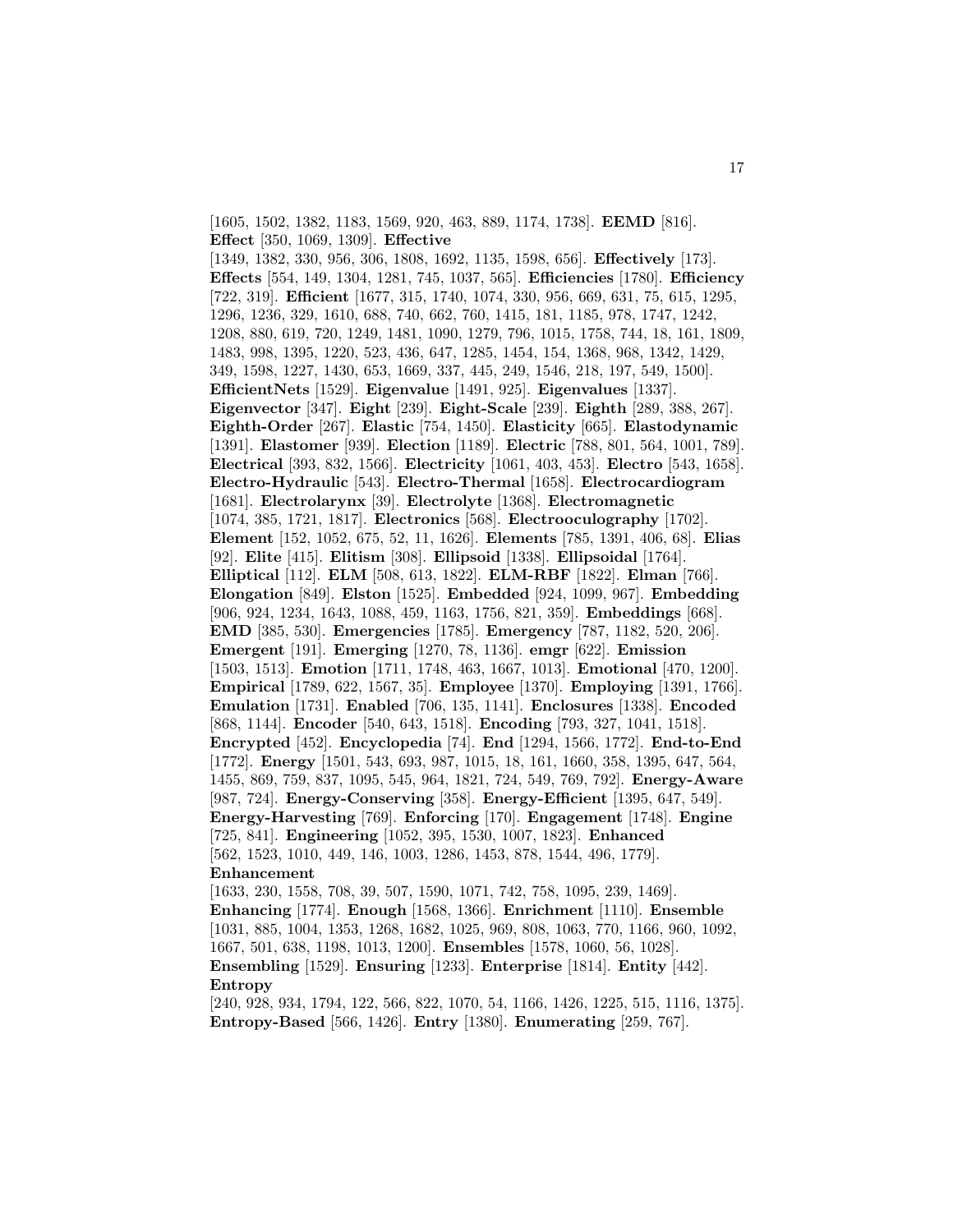[1605, 1502, 1382, 1183, 1569, 920, 463, 889, 1174, 1738]. **EEMD** [816]. **Effect** [350, 1069, 1309]. **Effective** [1349, 1382, 330, 956, 306, 1808, 1692, 1135, 1598, 656]. **Effectively** [173]. **Effects** [554, 149, 1304, 1281, 745, 1037, 565]. **Efficiencies** [1780]. **Efficiency** [722, 319]. **Efficient** [1677, 315, 1740, 1074, 330, 956, 669, 631, 75, 615, 1295, 1296, 1236, 329, 1610, 688, 740, 662, 760, 1415, 181, 1185, 978, 1747, 1242, 1208, 880, 619, 720, 1249, 1481, 1090, 1279, 796, 1015, 1758, 744, 18, 161, 1809, 1483, 998, 1395, 1220, 523, 436, 647, 1285, 1454, 154, 1368, 968, 1342, 1429, 349, 1598, 1227, 1430, 653, 1669, 337, 445, 249, 1546, 218, 197, 549, 1500]. **EfficientNets** [1529]. **Eigenvalue** [1491, 925]. **Eigenvalues** [1337]. **Eigenvector** [347]. **Eight** [239]. **Eight-Scale** [239]. **Eighth** [289, 388, 267]. **Eighth-Order** [267]. **Elastic** [754, 1450]. **Elasticity** [665]. **Elastodynamic** [1391]. **Elastomer** [939]. **Election** [1189]. **Electric** [788, 801, 564, 1001, 789]. **Electrical** [393, 832, 1566]. **Electricity** [1061, 403, 453]. **Electro** [543, 1658]. **Electro-Hydraulic** [543]. **Electro-Thermal** [1658]. **Electrocardiogram** [1681]. **Electrolarynx** [39]. **Electrolyte** [1368]. **Electromagnetic** [1074, 385, 1721, 1817]. **Electronics** [568]. **Electrooculography** [1702]. **Element** [152, 1052, 675, 52, 11, 1626]. **Elements** [785, 1391, 406, 68]. **Elias** [92]. **Elite** [415]. **Elitism** [308]. **Ellipsoid** [1338]. **Ellipsoidal** [1764]. **Elliptical** [112]. **ELM** [508, 613, 1822]. **ELM-RBF** [1822]. **Elman** [766]. **Elongation** [849]. **Elston** [1525]. **Embedded** [924, 1099, 967]. **Embedding** [906, 924, 1234, 1643, 1088, 459, 1163, 1756, 821, 359]. **Embeddings** [668]. **EMD** [385, 530]. **Emergencies** [1785]. **Emergency** [787, 1182, 520, 206]. **Emergent** [191]. **Emerging** [1270, 78, 1136]. **emgr** [622]. **Emission** [1503, 1513]. **Emotion** [1711, 1748, 463, 1667, 1013]. **Emotional** [470, 1200]. **Empirical** [1789, 622, 1567, 35]. **Employee** [1370]. **Employing** [1391, 1766]. **Emulation** [1731]. **Enabled** [706, 135, 1141]. **Enclosures** [1338]. **Encoded** [868, 1144]. **Encoder** [540, 643, 1518]. **Encoding** [793, 327, 1041, 1518]. **Encrypted** [452]. **Encyclopedia** [74]. **End** [1294, 1566, 1772]. **End-to-End** [1772]. **Energy** [1501, 543, 693, 987, 1015, 18, 161, 1660, 358, 1395, 647, 564, 1455, 869, 759, 837, 1095, 545, 964, 1821, 724, 549, 769, 792]. **Energy-Aware** [987, 724]. **Energy-Conserving** [358]. **Energy-Efficient** [1395, 647, 549]. **Energy-Harvesting** [769]. **Enforcing** [170]. **Engagement** [1748]. **Engine** [725, 841]. **Engineering** [1052, 395, 1530, 1007, 1823]. **Enhanced** [562, 1523, 1010, 449, 146, 1003, 1286, 1453, 878, 1544, 496, 1779]. **Enhancement** [1633, 230, 1558, 708, 39, 507, 1590, 1071, 742, 758, 1095, 239, 1469]. **Enhancing** [1774]. **Enough** [1568, 1366]. **Enrichment** [1110]. **Ensemble** [1031, 885, 1004, 1353, 1268, 1682, 1025, 969, 808, 1063, 770, 1166, 960, 1092, 1667, 501, 638, 1198, 1013, 1200]. **Ensembles** [1578, 1060, 56, 1028]. **Ensembling** [1529]. **Ensuring** [1233]. **Enterprise** [1814]. **Entity** [442]. **Entropy** [240, 928, 934, 1794, 122, 566, 822, 1070, 54, 1166, 1426, 1225, 515, 1116, 1375]. **Entropy-Based** [566, 1426]. **Entry** [1380]. **Enumerating** [259, 767].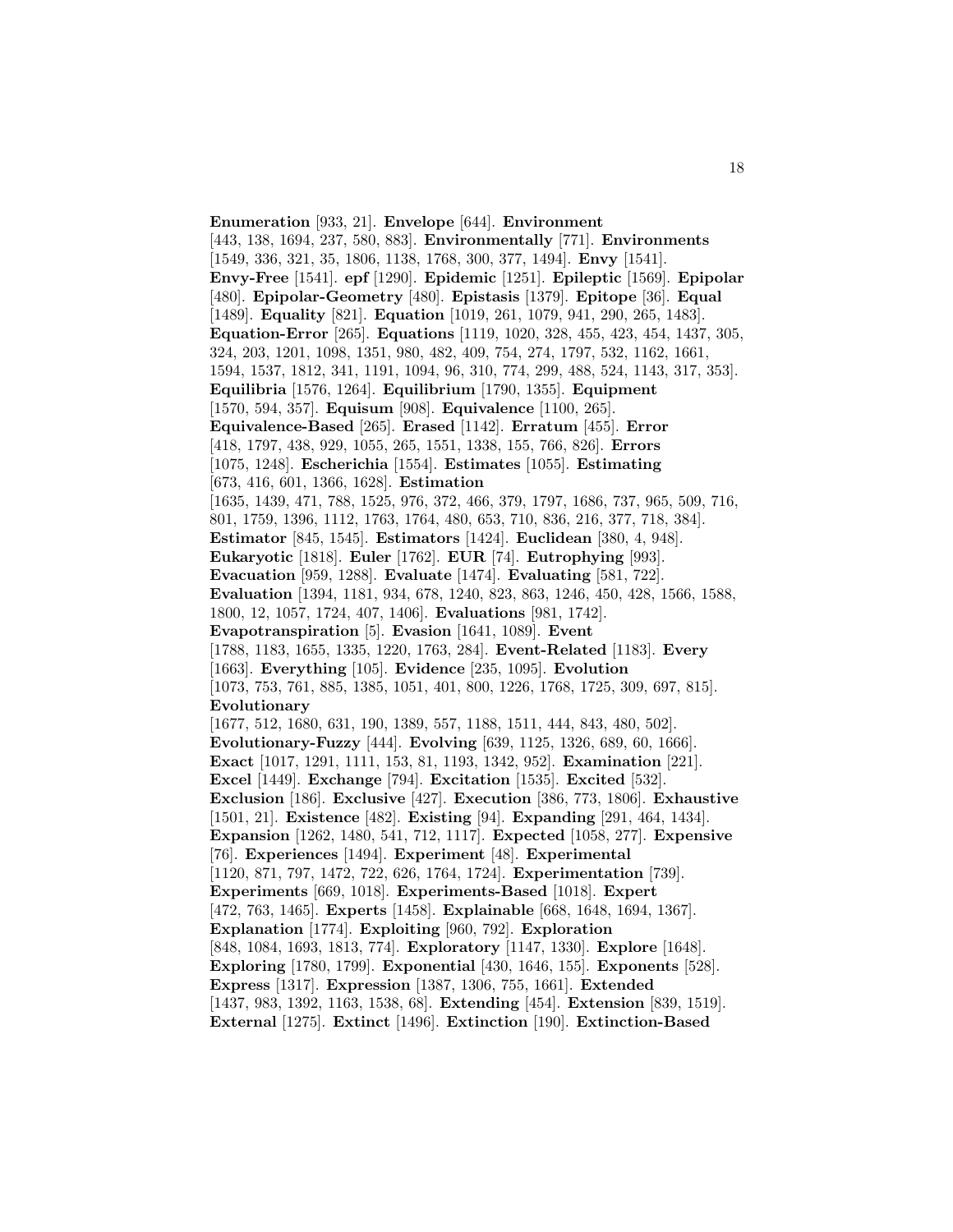**Enumeration** [933, 21]. **Envelope** [644]. **Environment** [443, 138, 1694, 237, 580, 883]. **Environmentally** [771]. **Environments** [1549, 336, 321, 35, 1806, 1138, 1768, 300, 377, 1494]. **Envy** [1541]. **Envy-Free** [1541]. **epf** [1290]. **Epidemic** [1251]. **Epileptic** [1569]. **Epipolar** [480]. **Epipolar-Geometry** [480]. **Epistasis** [1379]. **Epitope** [36]. **Equal** [1489]. **Equality** [821]. **Equation** [1019, 261, 1079, 941, 290, 265, 1483]. **Equation-Error** [265]. **Equations** [1119, 1020, 328, 455, 423, 454, 1437, 305, 324, 203, 1201, 1098, 1351, 980, 482, 409, 754, 274, 1797, 532, 1162, 1661, 1594, 1537, 1812, 341, 1191, 1094, 96, 310, 774, 299, 488, 524, 1143, 317, 353]. **Equilibria** [1576, 1264]. **Equilibrium** [1790, 1355]. **Equipment** [1570, 594, 357]. **Equisum** [908]. **Equivalence** [1100, 265]. **Equivalence-Based** [265]. **Erased** [1142]. **Erratum** [455]. **Error** [418, 1797, 438, 929, 1055, 265, 1551, 1338, 155, 766, 826]. **Errors** [1075, 1248]. **Escherichia** [1554]. **Estimates** [1055]. **Estimating** [673, 416, 601, 1366, 1628]. **Estimation** [1635, 1439, 471, 788, 1525, 976, 372, 466, 379, 1797, 1686, 737, 965, 509, 716, 801, 1759, 1396, 1112, 1763, 1764, 480, 653, 710, 836, 216, 377, 718, 384]. **Estimator** [845, 1545]. **Estimators** [1424]. **Euclidean** [380, 4, 948]. **Eukaryotic** [1818]. **Euler** [1762]. **EUR** [74]. **Eutrophying** [993]. **Evacuation** [959, 1288]. **Evaluate** [1474]. **Evaluating** [581, 722]. **Evaluation** [1394, 1181, 934, 678, 1240, 823, 863, 1246, 450, 428, 1566, 1588, 1800, 12, 1057, 1724, 407, 1406]. **Evaluations** [981, 1742]. **Evapotranspiration** [5]. **Evasion** [1641, 1089]. **Event** [1788, 1183, 1655, 1335, 1220, 1763, 284]. **Event-Related** [1183]. **Every** [1663]. **Everything** [105]. **Evidence** [235, 1095]. **Evolution** [1073, 753, 761, 885, 1385, 1051, 401, 800, 1226, 1768, 1725, 309, 697, 815]. **Evolutionary** [1677, 512, 1680, 631, 190, 1389, 557, 1188, 1511, 444, 843, 480, 502]. **Evolutionary-Fuzzy** [444]. **Evolving** [639, 1125, 1326, 689, 60, 1666]. **Exact** [1017, 1291, 1111, 153, 81, 1193, 1342, 952]. **Examination** [221]. **Excel** [1449]. **Exchange** [794]. **Excitation** [1535]. **Excited** [532]. **Exclusion** [186]. **Exclusive** [427]. **Execution** [386, 773, 1806]. **Exhaustive** [1501, 21]. **Existence** [482]. **Existing** [94]. **Expanding** [291, 464, 1434]. **Expansion** [1262, 1480, 541, 712, 1117]. **Expected** [1058, 277]. **Expensive** [76]. **Experiences** [1494]. **Experiment** [48]. **Experimental** [1120, 871, 797, 1472, 722, 626, 1764, 1724]. **Experimentation** [739]. **Experiments** [669, 1018]. **Experiments-Based** [1018]. **Expert** [472, 763, 1465]. **Experts** [1458]. **Explainable** [668, 1648, 1694, 1367]. **Explanation** [1774]. **Exploiting** [960, 792]. **Exploration** [848, 1084, 1693, 1813, 774]. **Exploratory** [1147, 1330]. **Explore** [1648]. **Exploring** [1780, 1799]. **Exponential** [430, 1646, 155]. **Exponents** [528]. **Express** [1317]. **Expression** [1387, 1306, 755, 1661]. **Extended** [1437, 983, 1392, 1163, 1538, 68]. **Extending** [454]. **Extension** [839, 1519]. **External** [1275]. **Extinct** [1496]. **Extinction** [190]. **Extinction-Based**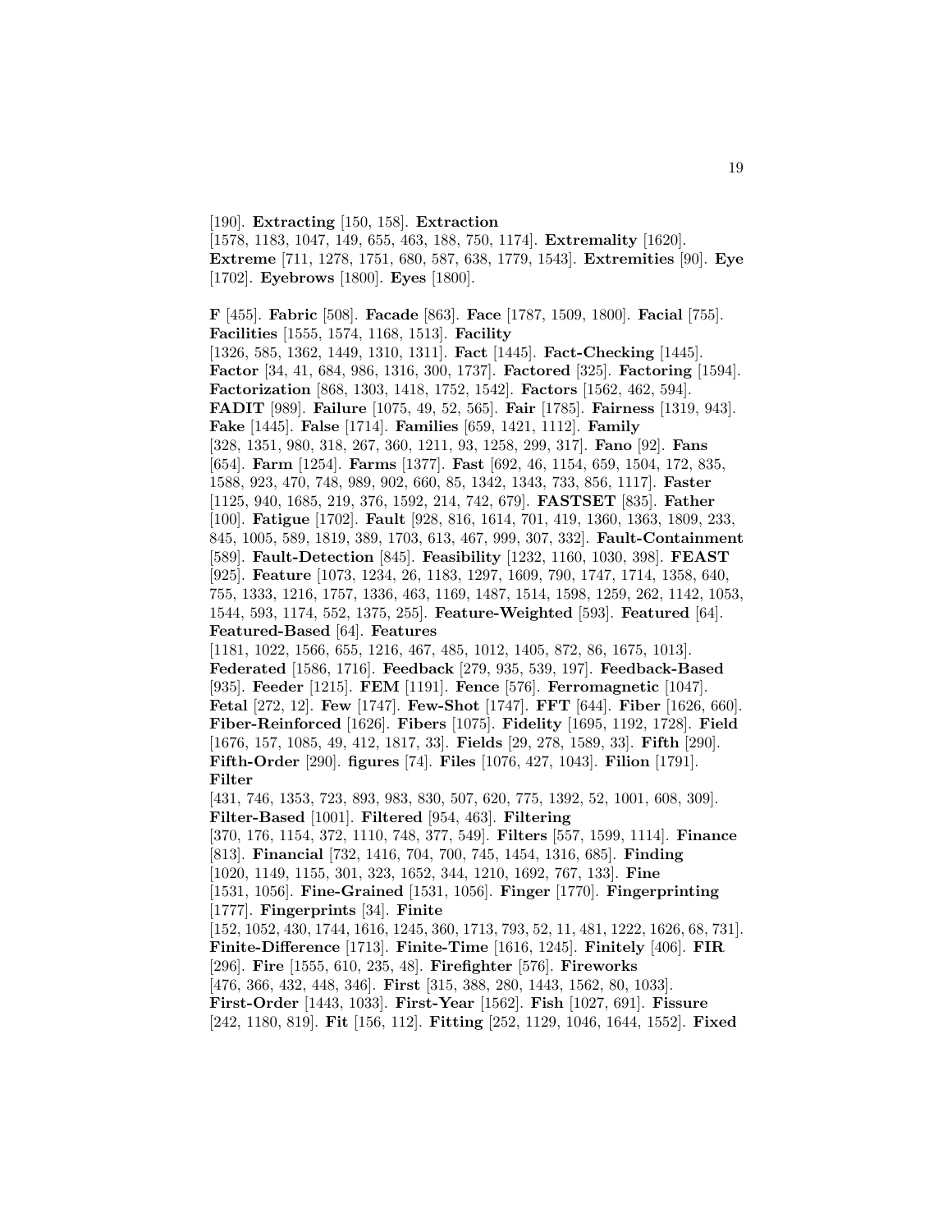[190]. **Extracting** [150, 158]. **Extraction** [1578, 1183, 1047, 149, 655, 463, 188, 750, 1174]. **Extremality** [1620]. **Extreme** [711, 1278, 1751, 680, 587, 638, 1779, 1543]. **Extremities** [90]. **Eye** [1702]. **Eyebrows** [1800]. **Eyes** [1800].

**F** [455]. **Fabric** [508]. **Facade** [863]. **Face** [1787, 1509, 1800]. **Facial** [755]. **Facilities** [1555, 1574, 1168, 1513]. **Facility** [1326, 585, 1362, 1449, 1310, 1311]. **Fact** [1445]. **Fact-Checking** [1445]. **Factor** [34, 41, 684, 986, 1316, 300, 1737]. **Factored** [325]. **Factoring** [1594]. **Factorization** [868, 1303, 1418, 1752, 1542]. **Factors** [1562, 462, 594]. **FADIT** [989]. **Failure** [1075, 49, 52, 565]. **Fair** [1785]. **Fairness** [1319, 943]. **Fake** [1445]. **False** [1714]. **Families** [659, 1421, 1112]. **Family** [328, 1351, 980, 318, 267, 360, 1211, 93, 1258, 299, 317]. **Fano** [92]. **Fans** [654]. **Farm** [1254]. **Farms** [1377]. **Fast** [692, 46, 1154, 659, 1504, 172, 835, 1588, 923, 470, 748, 989, 902, 660, 85, 1342, 1343, 733, 856, 1117]. **Faster** [1125, 940, 1685, 219, 376, 1592, 214, 742, 679]. **FASTSET** [835]. **Father** [100]. **Fatigue** [1702]. **Fault** [928, 816, 1614, 701, 419, 1360, 1363, 1809, 233, 845, 1005, 589, 1819, 389, 1703, 613, 467, 999, 307, 332]. **Fault-Containment** [589]. **Fault-Detection** [845]. **Feasibility** [1232, 1160, 1030, 398]. **FEAST** [925]. **Feature** [1073, 1234, 26, 1183, 1297, 1609, 790, 1747, 1714, 1358, 640, 755, 1333, 1216, 1757, 1336, 463, 1169, 1487, 1514, 1598, 1259, 262, 1142, 1053, 1544, 593, 1174, 552, 1375, 255]. **Feature-Weighted** [593]. **Featured** [64]. **Featured-Based** [64]. **Features** [1181, 1022, 1566, 655, 1216, 467, 485, 1012, 1405, 872, 86, 1675, 1013]. **Federated** [1586, 1716]. **Feedback** [279, 935, 539, 197]. **Feedback-Based** [935]. **Feeder** [1215]. **FEM** [1191]. **Fence** [576]. **Ferromagnetic** [1047]. **Fetal** [272, 12]. **Few** [1747]. **Few-Shot** [1747]. **FFT** [644]. **Fiber** [1626, 660]. **Fiber-Reinforced** [1626]. **Fibers** [1075]. **Fidelity** [1695, 1192, 1728]. **Field** [1676, 157, 1085, 49, 412, 1817, 33]. **Fields** [29, 278, 1589, 33]. **Fifth** [290]. **Fifth-Order** [290]. **figures** [74]. **Files** [1076, 427, 1043]. **Filion** [1791]. **Filter** [431, 746, 1353, 723, 893, 983, 830, 507, 620, 775, 1392, 52, 1001, 608, 309]. **Filter-Based** [1001]. **Filtered** [954, 463]. **Filtering** [370, 176, 1154, 372, 1110, 748, 377, 549]. **Filters** [557, 1599, 1114]. **Finance** [813]. **Financial** [732, 1416, 704, 700, 745, 1454, 1316, 685]. **Finding** [1020, 1149, 1155, 301, 323, 1652, 344, 1210, 1692, 767, 133]. **Fine** [1531, 1056]. **Fine-Grained** [1531, 1056]. **Finger** [1770]. **Fingerprinting** [1777]. **Fingerprints** [34]. **Finite** [152, 1052, 430, 1744, 1616, 1245, 360, 1713, 793, 52, 11, 481, 1222, 1626, 68, 731]. **Finite-Difference** [1713]. **Finite-Time** [1616, 1245]. **Finitely** [406]. **FIR** [296]. **Fire** [1555, 610, 235, 48]. **Firefighter** [576]. **Fireworks** [476, 366, 432, 448, 346]. **First** [315, 388, 280, 1443, 1562, 80, 1033]. **First-Order** [1443, 1033]. **First-Year** [1562]. **Fish** [1027, 691]. **Fissure** [242, 1180, 819]. **Fit** [156, 112]. **Fitting** [252, 1129, 1046, 1644, 1552]. **Fixed**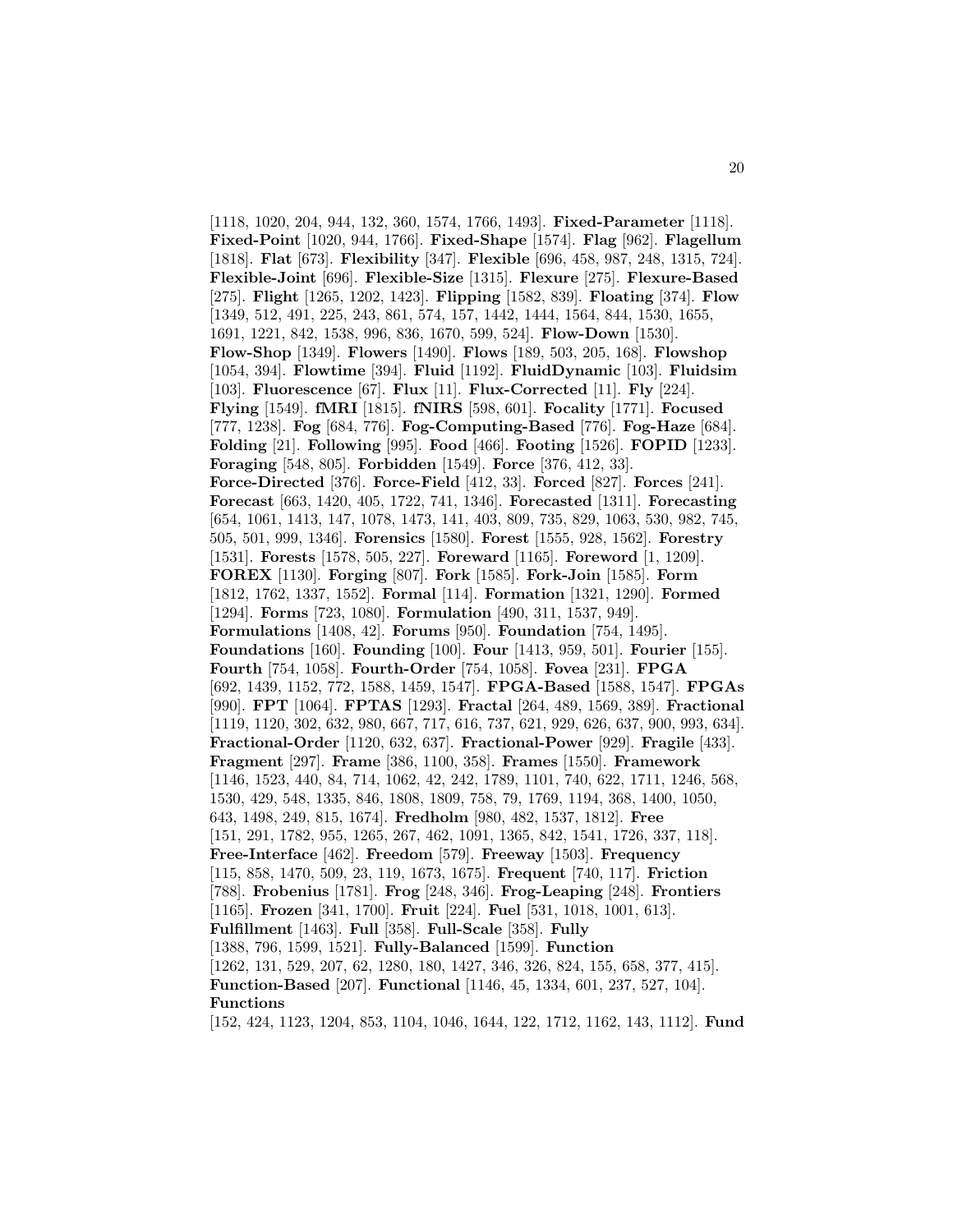[1118, 1020, 204, 944, 132, 360, 1574, 1766, 1493]. **Fixed-Parameter** [1118]. **Fixed-Point** [1020, 944, 1766]. **Fixed-Shape** [1574]. **Flag** [962]. **Flagellum** [1818]. **Flat** [673]. **Flexibility** [347]. **Flexible** [696, 458, 987, 248, 1315, 724]. **Flexible-Joint** [696]. **Flexible-Size** [1315]. **Flexure** [275]. **Flexure-Based** [275]. **Flight** [1265, 1202, 1423]. **Flipping** [1582, 839]. **Floating** [374]. **Flow** [1349, 512, 491, 225, 243, 861, 574, 157, 1442, 1444, 1564, 844, 1530, 1655, 1691, 1221, 842, 1538, 996, 836, 1670, 599, 524]. **Flow-Down** [1530]. **Flow-Shop** [1349]. **Flowers** [1490]. **Flows** [189, 503, 205, 168]. **Flowshop** [1054, 394]. **Flowtime** [394]. **Fluid** [1192]. **FluidDynamic** [103]. **Fluidsim** [103]. **Fluorescence** [67]. **Flux** [11]. **Flux-Corrected** [11]. **Fly** [224]. **Flying** [1549]. **fMRI** [1815]. **fNIRS** [598, 601]. **Focality** [1771]. **Focused** [777, 1238]. **Fog** [684, 776]. **Fog-Computing-Based** [776]. **Fog-Haze** [684]. **Folding** [21]. **Following** [995]. **Food** [466]. **Footing** [1526]. **FOPID** [1233]. **Foraging** [548, 805]. **Forbidden** [1549]. **Force** [376, 412, 33]. **Force-Directed** [376]. **Force-Field** [412, 33]. **Forced** [827]. **Forces** [241]. **Forecast** [663, 1420, 405, 1722, 741, 1346]. **Forecasted** [1311]. **Forecasting** [654, 1061, 1413, 147, 1078, 1473, 141, 403, 809, 735, 829, 1063, 530, 982, 745, 505, 501, 999, 1346]. **Forensics** [1580]. **Forest** [1555, 928, 1562]. **Forestry** [1531]. **Forests** [1578, 505, 227]. **Foreward** [1165]. **Foreword** [1, 1209]. **FOREX** [1130]. **Forging** [807]. **Fork** [1585]. **Fork-Join** [1585]. **Form** [1812, 1762, 1337, 1552]. **Formal** [114]. **Formation** [1321, 1290]. **Formed** [1294]. **Forms** [723, 1080]. **Formulation** [490, 311, 1537, 949]. **Formulations** [1408, 42]. **Forums** [950]. **Foundation** [754, 1495]. **Foundations** [160]. **Founding** [100]. **Four** [1413, 959, 501]. **Fourier** [155]. **Fourth** [754, 1058]. **Fourth-Order** [754, 1058]. **Fovea** [231]. **FPGA** [692, 1439, 1152, 772, 1588, 1459, 1547]. **FPGA-Based** [1588, 1547]. **FPGAs** [990]. **FPT** [1064]. **FPTAS** [1293]. **Fractal** [264, 489, 1569, 389]. **Fractional** [1119, 1120, 302, 632, 980, 667, 717, 616, 737, 621, 929, 626, 637, 900, 993, 634]. **Fractional-Order** [1120, 632, 637]. **Fractional-Power** [929]. **Fragile** [433]. **Fragment** [297]. **Frame** [386, 1100, 358]. **Frames** [1550]. **Framework** [1146, 1523, 440, 84, 714, 1062, 42, 242, 1789, 1101, 740, 622, 1711, 1246, 568, 1530, 429, 548, 1335, 846, 1808, 1809, 758, 79, 1769, 1194, 368, 1400, 1050, 643, 1498, 249, 815, 1674]. **Fredholm** [980, 482, 1537, 1812]. **Free** [151, 291, 1782, 955, 1265, 267, 462, 1091, 1365, 842, 1541, 1726, 337, 118]. **Free-Interface** [462]. **Freedom** [579]. **Freeway** [1503]. **Frequency** [115, 858, 1470, 509, 23, 119, 1673, 1675]. **Frequent** [740, 117]. **Friction** [788]. **Frobenius** [1781]. **Frog** [248, 346]. **Frog-Leaping** [248]. **Frontiers** [1165]. **Frozen** [341, 1700]. **Fruit** [224]. **Fuel** [531, 1018, 1001, 613]. **Fulfillment** [1463]. **Full** [358]. **Full-Scale** [358]. **Fully** [1388, 796, 1599, 1521]. **Fully-Balanced** [1599]. **Function** [1262, 131, 529, 207, 62, 1280, 180, 1427, 346, 326, 824, 155, 658, 377, 415]. **Function-Based** [207]. **Functional** [1146, 45, 1334, 601, 237, 527, 104]. **Functions** [152, 424, 1123, 1204, 853, 1104, 1046, 1644, 122, 1712, 1162, 143, 1112]. **Fund**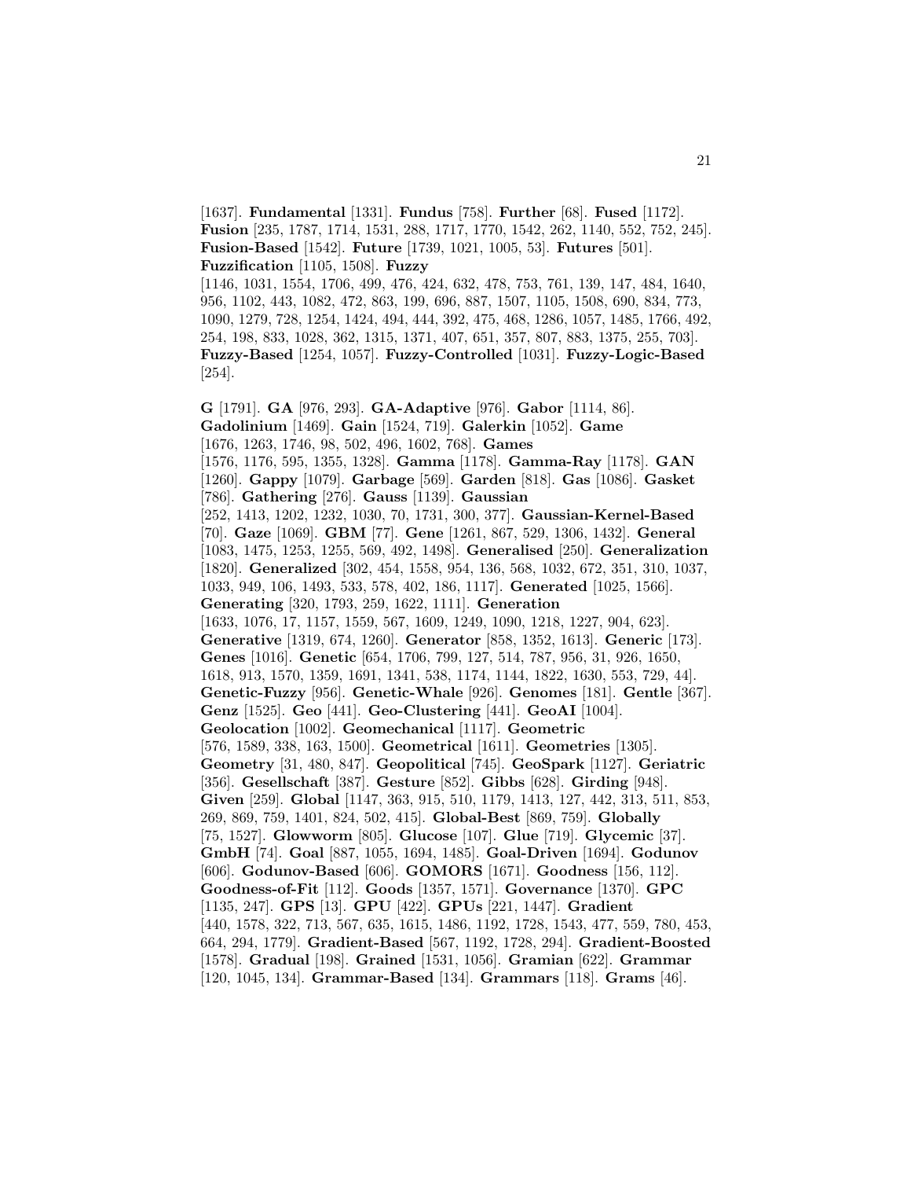[1637]. **Fundamental** [1331]. **Fundus** [758]. **Further** [68]. **Fused** [1172]. **Fusion** [235, 1787, 1714, 1531, 288, 1717, 1770, 1542, 262, 1140, 552, 752, 245]. **Fusion-Based** [1542]. **Future** [1739, 1021, 1005, 53]. **Futures** [501]. **Fuzzification** [1105, 1508]. **Fuzzy** [1146, 1031, 1554, 1706, 499, 476, 424, 632, 478, 753, 761, 139, 147, 484, 1640, 956, 1102, 443, 1082, 472, 863, 199, 696, 887, 1507, 1105, 1508, 690, 834, 773, 1090, 1279, 728, 1254, 1424, 494, 444, 392, 475, 468, 1286, 1057, 1485, 1766, 492, 254, 198, 833, 1028, 362, 1315, 1371, 407, 651, 357, 807, 883, 1375, 255, 703]. **Fuzzy-Based** [1254, 1057]. **Fuzzy-Controlled** [1031]. **Fuzzy-Logic-Based** [254].

**G** [1791]. **GA** [976, 293]. **GA-Adaptive** [976]. **Gabor** [1114, 86]. **Gadolinium** [1469]. **Gain** [1524, 719]. **Galerkin** [1052]. **Game** [1676, 1263, 1746, 98, 502, 496, 1602, 768]. **Games** [1576, 1176, 595, 1355, 1328]. **Gamma** [1178]. **Gamma-Ray** [1178]. **GAN** [1260]. **Gappy** [1079]. **Garbage** [569]. **Garden** [818]. **Gas** [1086]. **Gasket** [786]. **Gathering** [276]. **Gauss** [1139]. **Gaussian** [252, 1413, 1202, 1232, 1030, 70, 1731, 300, 377]. **Gaussian-Kernel-Based** [70]. **Gaze** [1069]. **GBM** [77]. **Gene** [1261, 867, 529, 1306, 1432]. **General** [1083, 1475, 1253, 1255, 569, 492, 1498]. **Generalised** [250]. **Generalization** [1820]. **Generalized** [302, 454, 1558, 954, 136, 568, 1032, 672, 351, 310, 1037, 1033, 949, 106, 1493, 533, 578, 402, 186, 1117]. **Generated** [1025, 1566]. **Generating** [320, 1793, 259, 1622, 1111]. **Generation** [1633, 1076, 17, 1157, 1559, 567, 1609, 1249, 1090, 1218, 1227, 904, 623]. **Generative** [1319, 674, 1260]. **Generator** [858, 1352, 1613]. **Generic** [173]. **Genes** [1016]. **Genetic** [654, 1706, 799, 127, 514, 787, 956, 31, 926, 1650, 1618, 913, 1570, 1359, 1691, 1341, 538, 1174, 1144, 1822, 1630, 553, 729, 44]. **Genetic-Fuzzy** [956]. **Genetic-Whale** [926]. **Genomes** [181]. **Gentle** [367]. **Genz** [1525]. **Geo** [441]. **Geo-Clustering** [441]. **GeoAI** [1004]. **Geolocation** [1002]. **Geomechanical** [1117]. **Geometric** [576, 1589, 338, 163, 1500]. **Geometrical** [1611]. **Geometries** [1305]. **Geometry** [31, 480, 847]. **Geopolitical** [745]. **GeoSpark** [1127]. **Geriatric** [356]. **Gesellschaft** [387]. **Gesture** [852]. **Gibbs** [628]. **Girding** [948]. **Given** [259]. **Global** [1147, 363, 915, 510, 1179, 1413, 127, 442, 313, 511, 853, 269, 869, 759, 1401, 824, 502, 415]. **Global-Best** [869, 759]. **Globally** [75, 1527]. **Glowworm** [805]. **Glucose** [107]. **Glue** [719]. **Glycemic** [37]. **GmbH** [74]. **Goal** [887, 1055, 1694, 1485]. **Goal-Driven** [1694]. **Godunov** [606]. **Godunov-Based** [606]. **GOMORS** [1671]. **Goodness** [156, 112]. **Goodness-of-Fit** [112]. **Goods** [1357, 1571]. **Governance** [1370]. **GPC** [1135, 247]. **GPS** [13]. **GPU** [422]. **GPUs** [221, 1447]. **Gradient** [440, 1578, 322, 713, 567, 635, 1615, 1486, 1192, 1728, 1543, 477, 559, 780, 453, 664, 294, 1779]. **Gradient-Based** [567, 1192, 1728, 294]. **Gradient-Boosted** [1578]. **Gradual** [198]. **Grained** [1531, 1056]. **Gramian** [622]. **Grammar** [120, 1045, 134]. **Grammar-Based** [134]. **Grammars** [118]. **Grams** [46].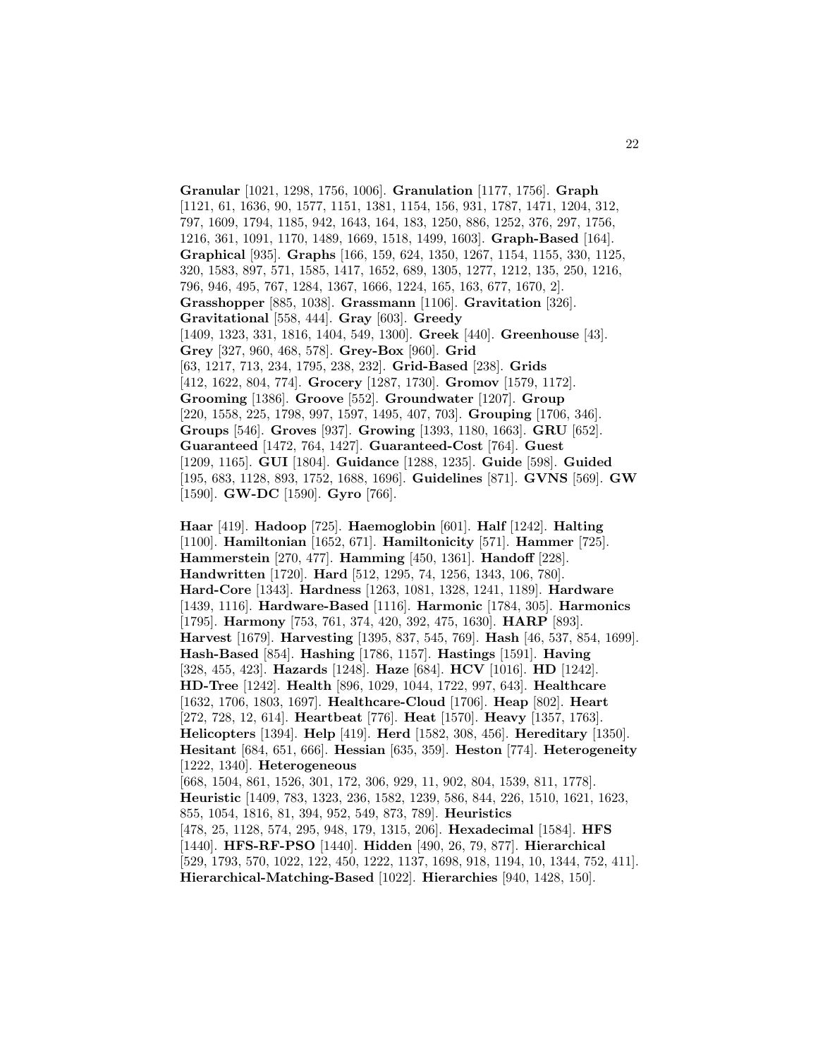**Granular** [1021, 1298, 1756, 1006]. **Granulation** [1177, 1756]. **Graph** [1121, 61, 1636, 90, 1577, 1151, 1381, 1154, 156, 931, 1787, 1471, 1204, 312, 797, 1609, 1794, 1185, 942, 1643, 164, 183, 1250, 886, 1252, 376, 297, 1756, 1216, 361, 1091, 1170, 1489, 1669, 1518, 1499, 1603]. **Graph-Based** [164]. **Graphical** [935]. **Graphs** [166, 159, 624, 1350, 1267, 1154, 1155, 330, 1125, 320, 1583, 897, 571, 1585, 1417, 1652, 689, 1305, 1277, 1212, 135, 250, 1216, 796, 946, 495, 767, 1284, 1367, 1666, 1224, 165, 163, 677, 1670, 2]. **Grasshopper** [885, 1038]. **Grassmann** [1106]. **Gravitation** [326]. **Gravitational** [558, 444]. **Gray** [603]. **Greedy** [1409, 1323, 331, 1816, 1404, 549, 1300]. **Greek** [440]. **Greenhouse** [43]. **Grey** [327, 960, 468, 578]. **Grey-Box** [960]. **Grid** [63, 1217, 713, 234, 1795, 238, 232]. **Grid-Based** [238]. **Grids** [412, 1622, 804, 774]. **Grocery** [1287, 1730]. **Gromov** [1579, 1172]. **Grooming** [1386]. **Groove** [552]. **Groundwater** [1207]. **Group** [220, 1558, 225, 1798, 997, 1597, 1495, 407, 703]. **Grouping** [1706, 346]. **Groups** [546]. **Groves** [937]. **Growing** [1393, 1180, 1663]. **GRU** [652]. **Guaranteed** [1472, 764, 1427]. **Guaranteed-Cost** [764]. **Guest** [1209, 1165]. **GUI** [1804]. **Guidance** [1288, 1235]. **Guide** [598]. **Guided** [195, 683, 1128, 893, 1752, 1688, 1696]. **Guidelines** [871]. **GVNS** [569]. **GW** [1590]. **GW-DC** [1590]. **Gyro** [766].

**Haar** [419]. **Hadoop** [725]. **Haemoglobin** [601]. **Half** [1242]. **Halting** [1100]. **Hamiltonian** [1652, 671]. **Hamiltonicity** [571]. **Hammer** [725]. **Hammerstein** [270, 477]. **Hamming** [450, 1361]. **Handoff** [228]. **Handwritten** [1720]. **Hard** [512, 1295, 74, 1256, 1343, 106, 780]. **Hard-Core** [1343]. **Hardness** [1263, 1081, 1328, 1241, 1189]. **Hardware** [1439, 1116]. **Hardware-Based** [1116]. **Harmonic** [1784, 305]. **Harmonics** [1795]. **Harmony** [753, 761, 374, 420, 392, 475, 1630]. **HARP** [893]. **Harvest** [1679]. **Harvesting** [1395, 837, 545, 769]. **Hash** [46, 537, 854, 1699]. **Hash-Based** [854]. **Hashing** [1786, 1157]. **Hastings** [1591]. **Having** [328, 455, 423]. **Hazards** [1248]. **Haze** [684]. **HCV** [1016]. **HD** [1242]. **HD-Tree** [1242]. **Health** [896, 1029, 1044, 1722, 997, 643]. **Healthcare** [1632, 1706, 1803, 1697]. **Healthcare-Cloud** [1706]. **Heap** [802]. **Heart** [272, 728, 12, 614]. **Heartbeat** [776]. **Heat** [1570]. **Heavy** [1357, 1763]. **Helicopters** [1394]. **Help** [419]. **Herd** [1582, 308, 456]. **Hereditary** [1350]. **Hesitant** [684, 651, 666]. **Hessian** [635, 359]. **Heston** [774]. **Heterogeneity** [1222, 1340]. **Heterogeneous** [668, 1504, 861, 1526, 301, 172, 306, 929, 11, 902, 804, 1539, 811, 1778]. **Heuristic** [1409, 783, 1323, 236, 1582, 1239, 586, 844, 226, 1510, 1621, 1623, 855, 1054, 1816, 81, 394, 952, 549, 873, 789]. **Heuristics** [478, 25, 1128, 574, 295, 948, 179, 1315, 206]. **Hexadecimal** [1584]. **HFS** [1440]. **HFS-RF-PSO** [1440]. **Hidden** [490, 26, 79, 877]. **Hierarchical** [529, 1793, 570, 1022, 122, 450, 1222, 1137, 1698, 918, 1194, 10, 1344, 752, 411]. **Hierarchical-Matching-Based** [1022]. **Hierarchies** [940, 1428, 150].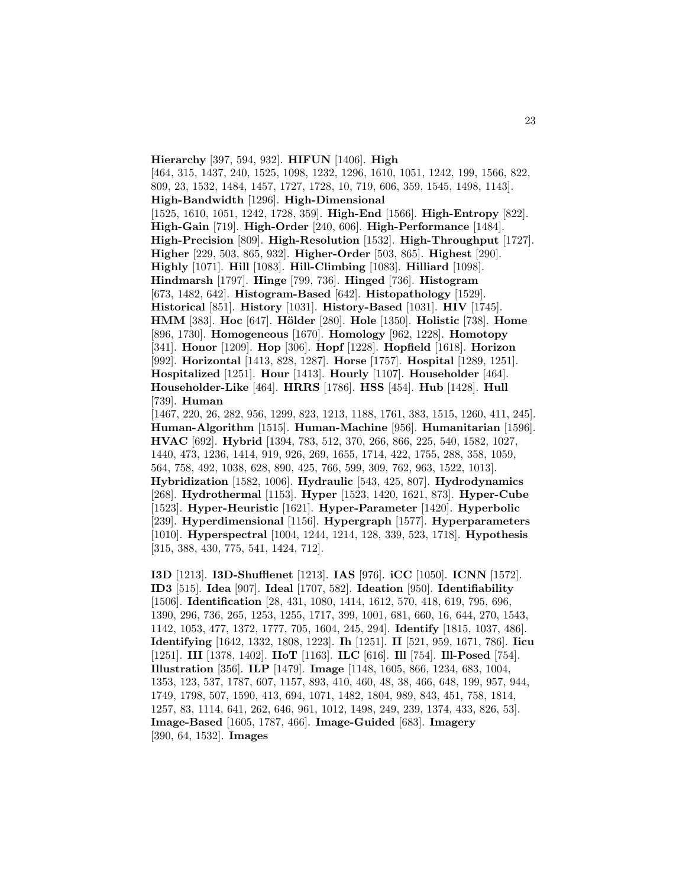**Hierarchy** [397, 594, 932]. **HIFUN** [1406]. **High** [464, 315, 1437, 240, 1525, 1098, 1232, 1296, 1610, 1051, 1242, 199, 1566, 822, 809, 23, 1532, 1484, 1457, 1727, 1728, 10, 719, 606, 359, 1545, 1498, 1143]. **High-Bandwidth** [1296]. **High-Dimensional** [1525, 1610, 1051, 1242, 1728, 359]. **High-End** [1566]. **High-Entropy** [822]. **High-Gain** [719]. **High-Order** [240, 606]. **High-Performance** [1484]. **High-Precision** [809]. **High-Resolution** [1532]. **High-Throughput** [1727]. **Higher** [229, 503, 865, 932]. **Higher-Order** [503, 865]. **Highest** [290]. **Highly** [1071]. **Hill** [1083]. **Hill-Climbing** [1083]. **Hilliard** [1098]. **Hindmarsh** [1797]. **Hinge** [799, 736]. **Hinged** [736]. **Histogram** [673, 1482, 642]. **Histogram-Based** [642]. **Histopathology** [1529]. **Historical** [851]. **History** [1031]. **History-Based** [1031]. **HIV** [1745]. **HMM** [383]. **Hoc** [647]. **Hölder** [280]. **Hole** [1350]. **Holistic** [738]. **Home** [896, 1730]. **Homogeneous** [1670]. **Homology** [962, 1228]. **Homotopy** [341]. **Honor** [1209]. **Hop** [306]. **Hopf** [1228]. **Hopfield** [1618]. **Horizon** [992]. **Horizontal** [1413, 828, 1287]. **Horse** [1757]. **Hospital** [1289, 1251]. **Hospitalized** [1251]. **Hour** [1413]. **Hourly** [1107]. **Householder** [464]. **Householder-Like** [464]. **HRRS** [1786]. **HSS** [454]. **Hub** [1428]. **Hull** [739]. **Human** [1467, 220, 26, 282, 956, 1299, 823, 1213, 1188, 1761, 383, 1515, 1260, 411, 245]. **Human-Algorithm** [1515]. **Human-Machine** [956]. **Humanitarian** [1596]. **HVAC** [692]. **Hybrid** [1394, 783, 512, 370, 266, 866, 225, 540, 1582, 1027, 1440, 473, 1236, 1414, 919, 926, 269, 1655, 1714, 422, 1755, 288, 358, 1059, 564, 758, 492, 1038, 628, 890, 425, 766, 599, 309, 762, 963, 1522, 1013]. **Hybridization** [1582, 1006]. **Hydraulic** [543, 425, 807]. **Hydrodynamics** [268]. **Hydrothermal** [1153]. **Hyper** [1523, 1420, 1621, 873]. **Hyper-Cube** [1523]. **Hyper-Heuristic** [1621]. **Hyper-Parameter** [1420]. **Hyperbolic** [239]. **Hyperdimensional** [1156]. **Hypergraph** [1577]. **Hyperparameters** [1010]. **Hyperspectral** [1004, 1244, 1214, 128, 339, 523, 1718]. **Hypothesis** [315, 388, 430, 775, 541, 1424, 712].

**I3D** [1213]. **I3D-Shufflenet** [1213]. **IAS** [976]. **iCC** [1050]. **ICNN** [1572]. **ID3** [515]. **Idea** [907]. **Ideal** [1707, 582]. **Ideation** [950]. **Identifiability** [1506]. **Identification** [28, 431, 1080, 1414, 1612, 570, 418, 619, 795, 696, 1390, 296, 736, 265, 1253, 1255, 1717, 399, 1001, 681, 660, 16, 644, 270, 1543, 1142, 1053, 477, 1372, 1777, 705, 1604, 245, 294]. **Identify** [1815, 1037, 486]. **Identifying** [1642, 1332, 1808, 1223]. **Ih** [1251]. **II** [521, 959, 1671, 786]. **Iicu** [1251]. **III** [1378, 1402]. **IIoT** [1163]. **ILC** [616]. **Ill** [754]. **Ill-Posed** [754]. **Illustration** [356]. **ILP** [1479]. **Image** [1148, 1605, 866, 1234, 683, 1004, 1353, 123, 537, 1787, 607, 1157, 893, 410, 460, 48, 38, 466, 648, 199, 957, 944, 1749, 1798, 507, 1590, 413, 694, 1071, 1482, 1804, 989, 843, 451, 758, 1814, 1257, 83, 1114, 641, 262, 646, 961, 1012, 1498, 249, 239, 1374, 433, 826, 53]. **Image-Based** [1605, 1787, 466]. **Image-Guided** [683]. **Imagery** [390, 64, 1532]. **Images**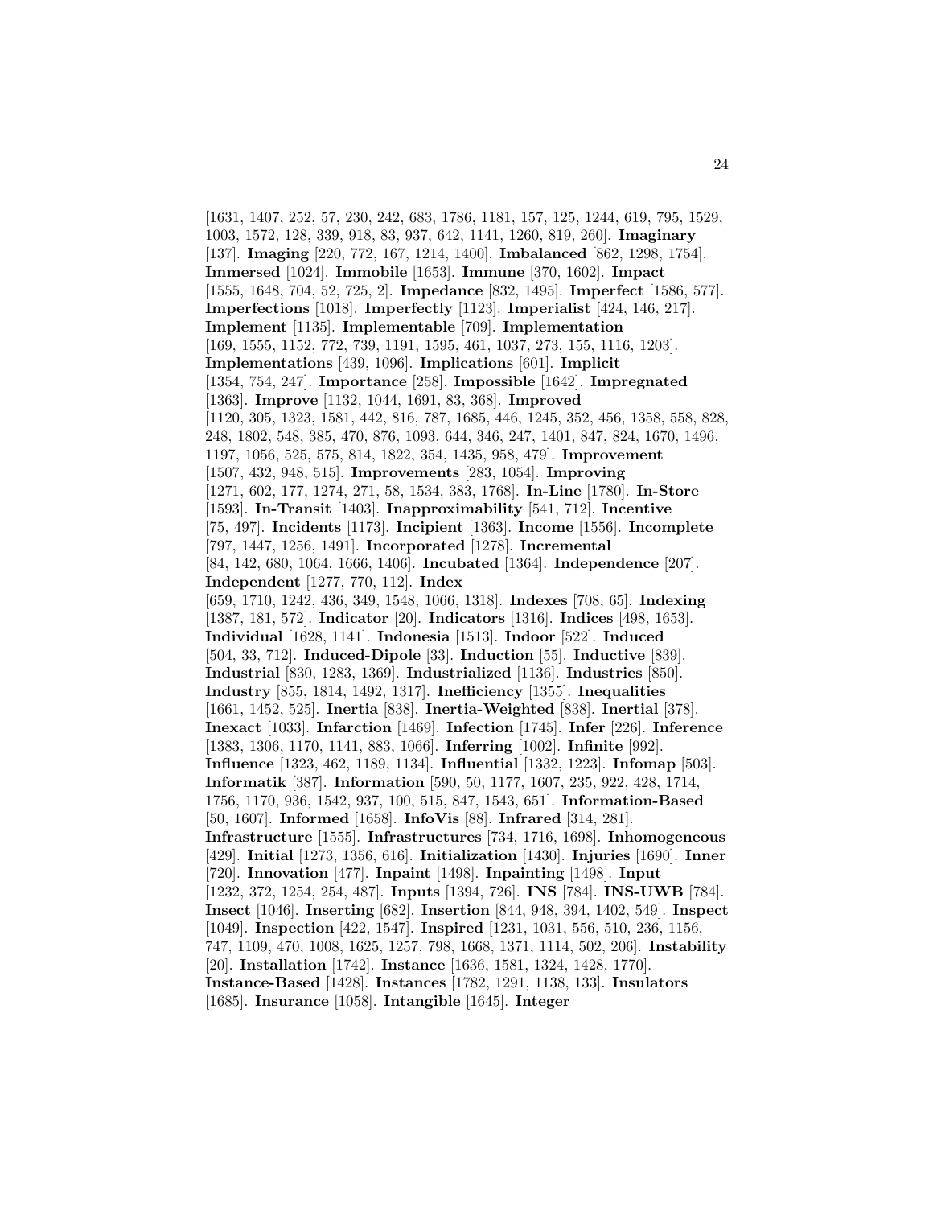[1631, 1407, 252, 57, 230, 242, 683, 1786, 1181, 157, 125, 1244, 619, 795, 1529, 1003, 1572, 128, 339, 918, 83, 937, 642, 1141, 1260, 819, 260]. **Imaginary** [137]. **Imaging** [220, 772, 167, 1214, 1400]. **Imbalanced** [862, 1298, 1754]. **Immersed** [1024]. **Immobile** [1653]. **Immune** [370, 1602]. **Impact** [1555, 1648, 704, 52, 725, 2]. **Impedance** [832, 1495]. **Imperfect** [1586, 577]. **Imperfections** [1018]. **Imperfectly** [1123]. **Imperialist** [424, 146, 217]. **Implement** [1135]. **Implementable** [709]. **Implementation** [169, 1555, 1152, 772, 739, 1191, 1595, 461, 1037, 273, 155, 1116, 1203]. **Implementations** [439, 1096]. **Implications** [601]. **Implicit** [1354, 754, 247]. **Importance** [258]. **Impossible** [1642]. **Impregnated** [1363]. **Improve** [1132, 1044, 1691, 83, 368]. **Improved** [1120, 305, 1323, 1581, 442, 816, 787, 1685, 446, 1245, 352, 456, 1358, 558, 828, 248, 1802, 548, 385, 470, 876, 1093, 644, 346, 247, 1401, 847, 824, 1670, 1496, 1197, 1056, 525, 575, 814, 1822, 354, 1435, 958, 479]. **Improvement** [1507, 432, 948, 515]. **Improvements** [283, 1054]. **Improving** [1271, 602, 177, 1274, 271, 58, 1534, 383, 1768]. **In-Line** [1780]. **In-Store** [1593]. **In-Transit** [1403]. **Inapproximability** [541, 712]. **Incentive** [75, 497]. **Incidents** [1173]. **Incipient** [1363]. **Income** [1556]. **Incomplete** [797, 1447, 1256, 1491]. **Incorporated** [1278]. **Incremental** [84, 142, 680, 1064, 1666, 1406]. **Incubated** [1364]. **Independence** [207]. **Independent** [1277, 770, 112]. **Index** [659, 1710, 1242, 436, 349, 1548, 1066, 1318]. **Indexes** [708, 65]. **Indexing** [1387, 181, 572]. **Indicator** [20]. **Indicators** [1316]. **Indices** [498, 1653]. **Individual** [1628, 1141]. **Indonesia** [1513]. **Indoor** [522]. **Induced** [504, 33, 712]. **Induced-Dipole** [33]. **Induction** [55]. **Inductive** [839]. **Industrial** [830, 1283, 1369]. **Industrialized** [1136]. **Industries** [850]. **Industry** [855, 1814, 1492, 1317]. **Inefficiency** [1355]. **Inequalities** [1661, 1452, 525]. **Inertia** [838]. **Inertia-Weighted** [838]. **Inertial** [378]. **Inexact** [1033]. **Infarction** [1469]. **Infection** [1745]. **Infer** [226]. **Inference** [1383, 1306, 1170, 1141, 883, 1066]. **Inferring** [1002]. **Infinite** [992]. **Influence** [1323, 462, 1189, 1134]. **Influential** [1332, 1223]. **Infomap** [503]. **Informatik** [387]. **Information** [590, 50, 1177, 1607, 235, 922, 428, 1714, 1756, 1170, 936, 1542, 937, 100, 515, 847, 1543, 651]. **Information-Based** [50, 1607]. **Informed** [1658]. **InfoVis** [88]. **Infrared** [314, 281]. **Infrastructure** [1555]. **Infrastructures** [734, 1716, 1698]. **Inhomogeneous** [429]. **Initial** [1273, 1356, 616]. **Initialization** [1430]. **Injuries** [1690]. **Inner** [720]. **Innovation** [477]. **Inpaint** [1498]. **Inpainting** [1498]. **Input** [1232, 372, 1254, 254, 487]. **Inputs** [1394, 726]. **INS** [784]. **INS-UWB** [784]. **Insect** [1046]. **Inserting** [682]. **Insertion** [844, 948, 394, 1402, 549]. **Inspect** [1049]. **Inspection** [422, 1547]. **Inspired** [1231, 1031, 556, 510, 236, 1156, 747, 1109, 470, 1008, 1625, 1257, 798, 1668, 1371, 1114, 502, 206]. **Instability** [20]. **Installation** [1742]. **Instance** [1636, 1581, 1324, 1428, 1770]. **Instance-Based** [1428]. **Instances** [1782, 1291, 1138, 133]. **Insulators** [1685]. **Insurance** [1058]. **Intangible** [1645]. **Integer**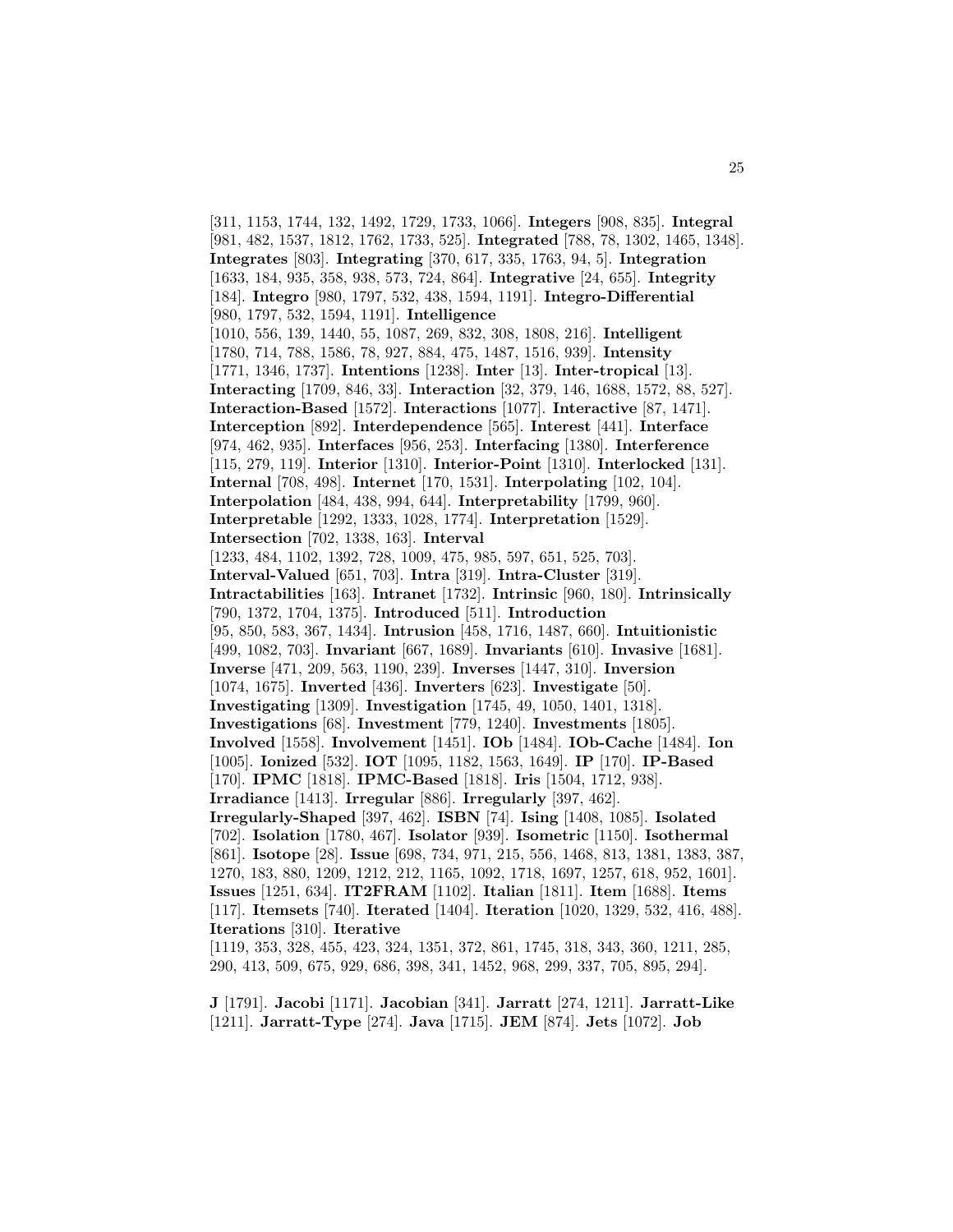[311, 1153, 1744, 132, 1492, 1729, 1733, 1066]. **Integers** [908, 835]. **Integral** [981, 482, 1537, 1812, 1762, 1733, 525]. **Integrated** [788, 78, 1302, 1465, 1348]. **Integrates** [803]. **Integrating** [370, 617, 335, 1763, 94, 5]. **Integration** [1633, 184, 935, 358, 938, 573, 724, 864]. **Integrative** [24, 655]. **Integrity** [184]. **Integro** [980, 1797, 532, 438, 1594, 1191]. **Integro-Differential** [980, 1797, 532, 1594, 1191]. **Intelligence** [1010, 556, 139, 1440, 55, 1087, 269, 832, 308, 1808, 216]. **Intelligent** [1780, 714, 788, 1586, 78, 927, 884, 475, 1487, 1516, 939]. **Intensity** [1771, 1346, 1737]. **Intentions** [1238]. **Inter** [13]. **Inter-tropical** [13]. **Interacting** [1709, 846, 33]. **Interaction** [32, 379, 146, 1688, 1572, 88, 527]. **Interaction-Based** [1572]. **Interactions** [1077]. **Interactive** [87, 1471]. **Interception** [892]. **Interdependence** [565]. **Interest** [441]. **Interface** [974, 462, 935]. **Interfaces** [956, 253]. **Interfacing** [1380]. **Interference** [115, 279, 119]. **Interior** [1310]. **Interior-Point** [1310]. **Interlocked** [131]. **Internal** [708, 498]. **Internet** [170, 1531]. **Interpolating** [102, 104]. **Interpolation** [484, 438, 994, 644]. **Interpretability** [1799, 960]. **Interpretable** [1292, 1333, 1028, 1774]. **Interpretation** [1529]. **Intersection** [702, 1338, 163]. **Interval** [1233, 484, 1102, 1392, 728, 1009, 475, 985, 597, 651, 525, 703]. **Interval-Valued** [651, 703]. **Intra** [319]. **Intra-Cluster** [319]. **Intractabilities** [163]. **Intranet** [1732]. **Intrinsic** [960, 180]. **Intrinsically** [790, 1372, 1704, 1375]. **Introduced** [511]. **Introduction** [95, 850, 583, 367, 1434]. **Intrusion** [458, 1716, 1487, 660]. **Intuitionistic** [499, 1082, 703]. **Invariant** [667, 1689]. **Invariants** [610]. **Invasive** [1681]. **Inverse** [471, 209, 563, 1190, 239]. **Inverses** [1447, 310]. **Inversion** [1074, 1675]. **Inverted** [436]. **Inverters** [623]. **Investigate** [50]. **Investigating** [1309]. **Investigation** [1745, 49, 1050, 1401, 1318]. **Investigations** [68]. **Investment** [779, 1240]. **Investments** [1805]. **Involved** [1558]. **Involvement** [1451]. **IOb** [1484]. **IOb-Cache** [1484]. **Ion** [1005]. **Ionized** [532]. **IOT** [1095, 1182, 1563, 1649]. **IP** [170]. **IP-Based** [170]. **IPMC** [1818]. **IPMC-Based** [1818]. **Iris** [1504, 1712, 938]. **Irradiance** [1413]. **Irregular** [886]. **Irregularly** [397, 462]. **Irregularly-Shaped** [397, 462]. **ISBN** [74]. **Ising** [1408, 1085]. **Isolated** [702]. **Isolation** [1780, 467]. **Isolator** [939]. **Isometric** [1150]. **Isothermal** [861]. **Isotope** [28]. **Issue** [698, 734, 971, 215, 556, 1468, 813, 1381, 1383, 387, 1270, 183, 880, 1209, 1212, 212, 1165, 1092, 1718, 1697, 1257, 618, 952, 1601]. **Issues** [1251, 634]. **IT2FRAM** [1102]. **Italian** [1811]. **Item** [1688]. **Items** [117]. **Itemsets** [740]. **Iterated** [1404]. **Iteration** [1020, 1329, 532, 416, 488]. **Iterations** [310]. **Iterative** [1119, 353, 328, 455, 423, 324, 1351, 372, 861, 1745, 318, 343, 360, 1211, 285, 290, 413, 509, 675, 929, 686, 398, 341, 1452, 968, 299, 337, 705, 895, 294].

**J** [1791]. **Jacobi** [1171]. **Jacobian** [341]. **Jarratt** [274, 1211]. **Jarratt-Like** [1211]. **Jarratt-Type** [274]. **Java** [1715]. **JEM** [874]. **Jets** [1072]. **Job**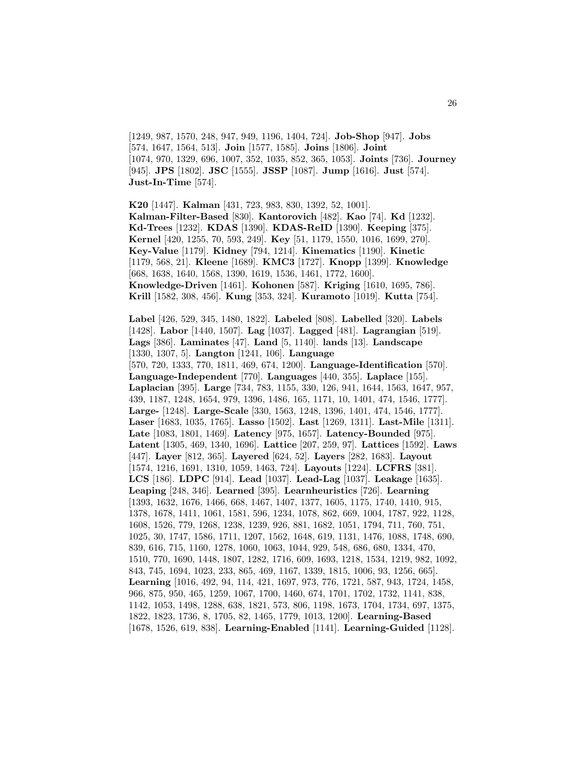[1249, 987, 1570, 248, 947, 949, 1196, 1404, 724]. **Job-Shop** [947]. **Jobs** [574, 1647, 1564, 513]. **Join** [1577, 1585]. **Joins** [1806]. **Joint** [1074, 970, 1329, 696, 1007, 352, 1035, 852, 365, 1053]. **Joints** [736]. **Journey** [945]. **JPS** [1802]. **JSC** [1555]. **JSSP** [1087]. **Jump** [1616]. **Just** [574]. **Just-In-Time** [574].

**K20** [1447]. **Kalman** [431, 723, 983, 830, 1392, 52, 1001]. **Kalman-Filter-Based** [830]. **Kantorovich** [482]. **Kao** [74]. **Kd** [1232]. **Kd-Trees** [1232]. **KDAS** [1390]. **KDAS-ReID** [1390]. **Keeping** [375]. **Kernel** [420, 1255, 70, 593, 249]. **Key** [51, 1179, 1550, 1016, 1699, 270]. **Key-Value** [1179]. **Kidney** [794, 1214]. **Kinematics** [1190]. **Kinetic** [1179, 568, 21]. **Kleene** [1689]. **KMC3** [1727]. **Knopp** [1399]. **Knowledge** [668, 1638, 1640, 1568, 1390, 1619, 1536, 1461, 1772, 1600]. **Knowledge-Driven** [1461]. **Kohonen** [587]. **Kriging** [1610, 1695, 786]. **Krill** [1582, 308, 456]. **Kung** [353, 324]. **Kuramoto** [1019]. **Kutta** [754].

**Label** [426, 529, 345, 1480, 1822]. **Labeled** [808]. **Labelled** [320]. **Labels** [1428]. **Labor** [1440, 1507]. **Lag** [1037]. **Lagged** [481]. **Lagrangian** [519]. **Lags** [386]. **Laminates** [47]. **Land** [5, 1140]. **lands** [13]. **Landscape** [1330, 1307, 5]. **Langton** [1241, 106]. **Language** [570, 720, 1333, 770, 1811, 469, 674, 1200]. **Language-Identification** [570]. **Language-Independent** [770]. **Languages** [440, 355]. **Laplace** [155]. **Laplacian** [395]. **Large** [734, 783, 1155, 330, 126, 941, 1644, 1563, 1647, 957, 439, 1187, 1248, 1654, 979, 1396, 1486, 165, 1171, 10, 1401, 474, 1546, 1777]. **Large-** [1248]. **Large-Scale** [330, 1563, 1248, 1396, 1401, 474, 1546, 1777]. **Laser** [1683, 1035, 1765]. **Lasso** [1502]. **Last** [1269, 1311]. **Last-Mile** [1311]. **Late** [1083, 1801, 1469]. **Latency** [975, 1657]. **Latency-Bounded** [975]. **Latent** [1305, 469, 1340, 1696]. **Lattice** [207, 259, 97]. **Lattices** [1592]. **Laws** [447]. **Layer** [812, 365]. **Layered** [624, 52]. **Layers** [282, 1683]. **Layout** [1574, 1216, 1691, 1310, 1059, 1463, 724]. **Layouts** [1224]. **LCFRS** [381]. **LCS** [186]. **LDPC** [914]. **Lead** [1037]. **Lead-Lag** [1037]. **Leakage** [1635]. **Leaping** [248, 346]. **Learned** [395]. **Learnheuristics** [726]. **Learning** [1393, 1632, 1676, 1466, 668, 1467, 1407, 1377, 1605, 1175, 1740, 1410, 915, 1378, 1678, 1411, 1061, 1581, 596, 1234, 1078, 862, 669, 1004, 1787, 922, 1128, 1608, 1526, 779, 1268, 1238, 1239, 926, 881, 1682, 1051, 1794, 711, 760, 751, 1025, 30, 1747, 1586, 1711, 1207, 1562, 1648, 619, 1131, 1476, 1088, 1748, 690, 839, 616, 715, 1160, 1278, 1060, 1063, 1044, 929, 548, 686, 680, 1334, 470, 1510, 770, 1690, 1448, 1807, 1282, 1716, 609, 1693, 1218, 1534, 1219, 982, 1092, 843, 745, 1694, 1023, 233, 865, 469, 1167, 1339, 1815, 1006, 93, 1256, 665]. **Learning** [1016, 492, 94, 114, 421, 1697, 973, 776, 1721, 587, 943, 1724, 1458, 966, 875, 950, 465, 1259, 1067, 1700, 1460, 674, 1701, 1702, 1732, 1141, 838, 1142, 1053, 1498, 1288, 638, 1821, 573, 806, 1198, 1673, 1704, 1734, 697, 1375, 1822, 1823, 1736, 8, 1705, 82, 1465, 1779, 1013, 1200]. **Learning-Based** [1678, 1526, 619, 838]. **Learning-Enabled** [1141]. **Learning-Guided** [1128].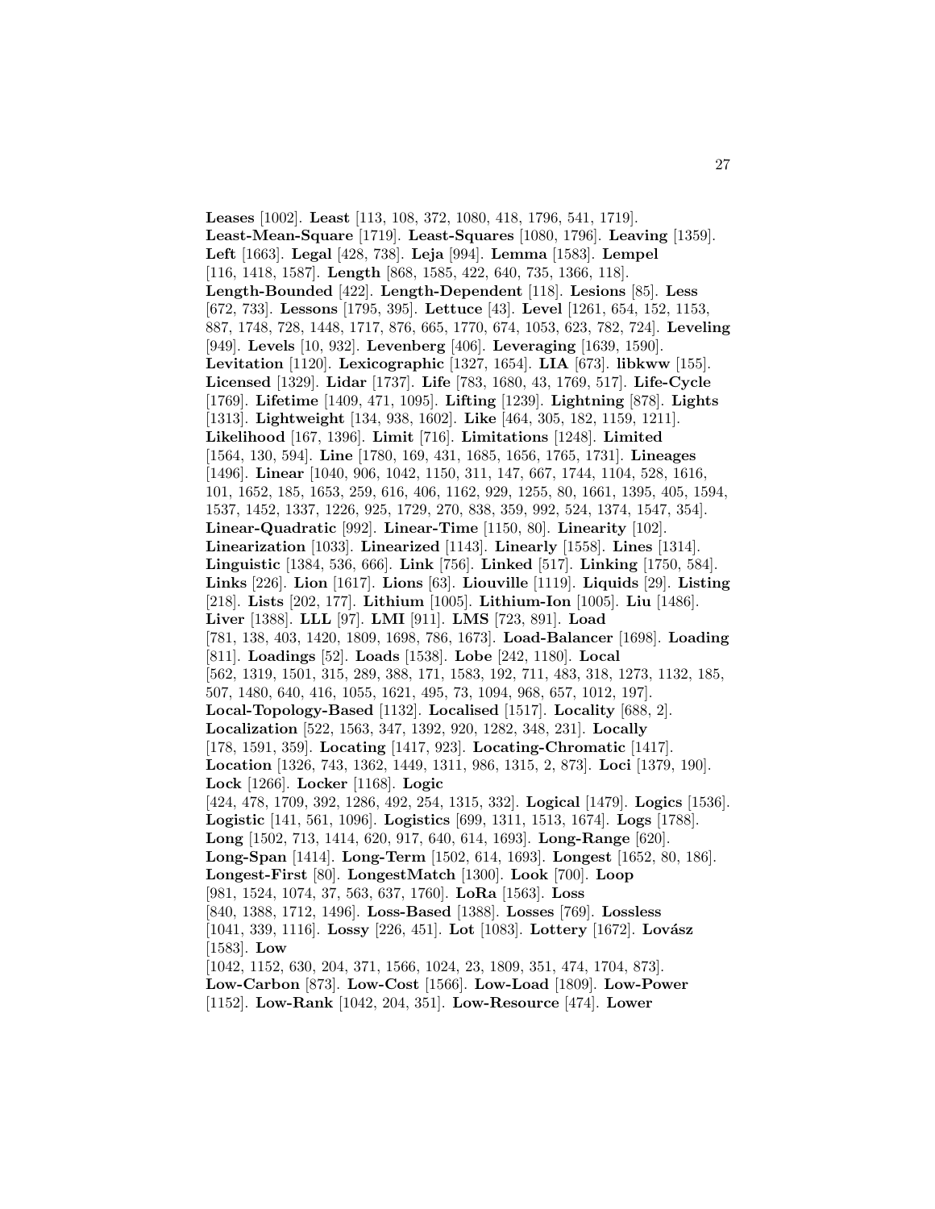**Leases** [1002]. **Least** [113, 108, 372, 1080, 418, 1796, 541, 1719]. **Least-Mean-Square** [1719]. **Least-Squares** [1080, 1796]. **Leaving** [1359]. **Left** [1663]. **Legal** [428, 738]. **Leja** [994]. **Lemma** [1583]. **Lempel** [116, 1418, 1587]. **Length** [868, 1585, 422, 640, 735, 1366, 118]. **Length-Bounded** [422]. **Length-Dependent** [118]. **Lesions** [85]. **Less** [672, 733]. **Lessons** [1795, 395]. **Lettuce** [43]. **Level** [1261, 654, 152, 1153, 887, 1748, 728, 1448, 1717, 876, 665, 1770, 674, 1053, 623, 782, 724]. **Leveling** [949]. **Levels** [10, 932]. **Levenberg** [406]. **Leveraging** [1639, 1590]. **Levitation** [1120]. **Lexicographic** [1327, 1654]. **LIA** [673]. **libkww** [155]. **Licensed** [1329]. **Lidar** [1737]. **Life** [783, 1680, 43, 1769, 517]. **Life-Cycle** [1769]. **Lifetime** [1409, 471, 1095]. **Lifting** [1239]. **Lightning** [878]. **Lights** [1313]. **Lightweight** [134, 938, 1602]. **Like** [464, 305, 182, 1159, 1211]. **Likelihood** [167, 1396]. **Limit** [716]. **Limitations** [1248]. **Limited** [1564, 130, 594]. **Line** [1780, 169, 431, 1685, 1656, 1765, 1731]. **Lineages** [1496]. **Linear** [1040, 906, 1042, 1150, 311, 147, 667, 1744, 1104, 528, 1616, 101, 1652, 185, 1653, 259, 616, 406, 1162, 929, 1255, 80, 1661, 1395, 405, 1594, 1537, 1452, 1337, 1226, 925, 1729, 270, 838, 359, 992, 524, 1374, 1547, 354]. **Linear-Quadratic** [992]. **Linear-Time** [1150, 80]. **Linearity** [102]. **Linearization** [1033]. **Linearized** [1143]. **Linearly** [1558]. **Lines** [1314]. **Linguistic** [1384, 536, 666]. **Link** [756]. **Linked** [517]. **Linking** [1750, 584]. **Links** [226]. **Lion** [1617]. **Lions** [63]. **Liouville** [1119]. **Liquids** [29]. **Listing** [218]. **Lists** [202, 177]. **Lithium** [1005]. **Lithium-Ion** [1005]. **Liu** [1486]. **Liver** [1388]. **LLL** [97]. **LMI** [911]. **LMS** [723, 891]. **Load** [781, 138, 403, 1420, 1809, 1698, 786, 1673]. **Load-Balancer** [1698]. **Loading** [811]. **Loadings** [52]. **Loads** [1538]. **Lobe** [242, 1180]. **Local** [562, 1319, 1501, 315, 289, 388, 171, 1583, 192, 711, 483, 318, 1273, 1132, 185, 507, 1480, 640, 416, 1055, 1621, 495, 73, 1094, 968, 657, 1012, 197]. **Local-Topology-Based** [1132]. **Localised** [1517]. **Locality** [688, 2]. **Localization** [522, 1563, 347, 1392, 920, 1282, 348, 231]. **Locally** [178, 1591, 359]. **Locating** [1417, 923]. **Locating-Chromatic** [1417]. **Location** [1326, 743, 1362, 1449, 1311, 986, 1315, 2, 873]. **Loci** [1379, 190]. **Lock** [1266]. **Locker** [1168]. **Logic** [424, 478, 1709, 392, 1286, 492, 254, 1315, 332]. **Logical** [1479]. **Logics** [1536]. **Logistic** [141, 561, 1096]. **Logistics** [699, 1311, 1513, 1674]. **Logs** [1788]. **Long** [1502, 713, 1414, 620, 917, 640, 614, 1693]. **Long-Range** [620]. **Long-Span** [1414]. **Long-Term** [1502, 614, 1693]. **Longest** [1652, 80, 186]. **Longest-First** [80]. **LongestMatch** [1300]. **Look** [700]. **Loop** [981, 1524, 1074, 37, 563, 637, 1760]. **LoRa** [1563]. **Loss** [840, 1388, 1712, 1496]. **Loss-Based** [1388]. **Losses** [769]. **Lossless** [1041, 339, 1116]. **Lossy** [226, 451]. **Lot** [1083]. **Lottery** [1672]. **Lovász** [1583]. **Low** [1042, 1152, 630, 204, 371, 1566, 1024, 23, 1809, 351, 474, 1704, 873]. **Low-Carbon** [873]. **Low-Cost** [1566]. **Low-Load** [1809]. **Low-Power** [1152]. **Low-Rank** [1042, 204, 351]. **Low-Resource** [474]. **Lower**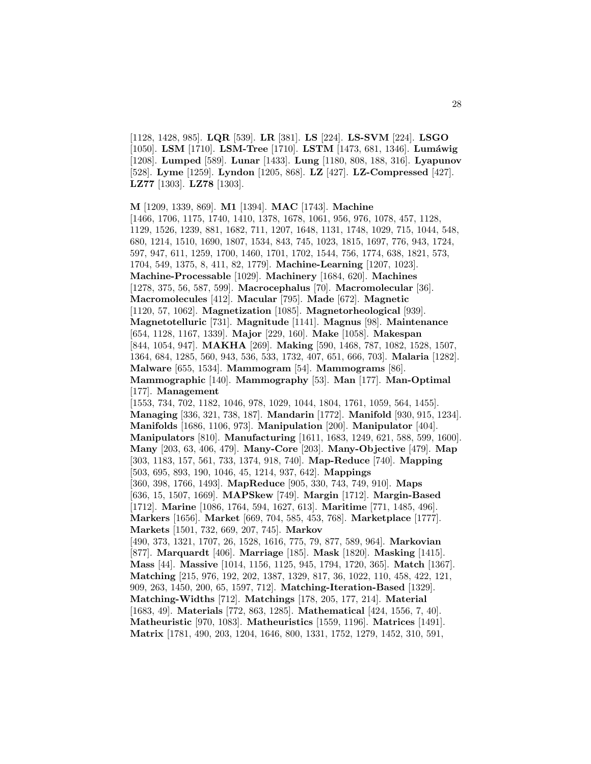[1128, 1428, 985]. **LQR** [539]. **LR** [381]. **LS** [224]. **LS-SVM** [224]. **LSGO** [1050]. **LSM** [1710]. **LSM-Tree** [1710]. **LSTM** [1473, 681, 1346]. **Lumáwig** [1208]. **Lumped** [589]. **Lunar** [1433]. **Lung** [1180, 808, 188, 316]. **Lyapunov** [528]. **Lyme** [1259]. **Lyndon** [1205, 868]. **LZ** [427]. **LZ-Compressed** [427]. **LZ77** [1303]. **LZ78** [1303].

**M** [1209, 1339, 869]. **M1** [1394]. **MAC** [1743]. **Machine** [1466, 1706, 1175, 1740, 1410, 1378, 1678, 1061, 956, 976, 1078, 457, 1128, 1129, 1526, 1239, 881, 1682, 711, 1207, 1648, 1131, 1748, 1029, 715, 1044, 548, 680, 1214, 1510, 1690, 1807, 1534, 843, 745, 1023, 1815, 1697, 776, 943, 1724, 597, 947, 611, 1259, 1700, 1460, 1701, 1702, 1544, 756, 1774, 638, 1821, 573, 1704, 549, 1375, 8, 411, 82, 1779]. **Machine-Learning** [1207, 1023]. **Machine-Processable** [1029]. **Machinery** [1684, 620]. **Machines** [1278, 375, 56, 587, 599]. **Macrocephalus** [70]. **Macromolecular** [36]. **Macromolecules** [412]. **Macular** [795]. **Made** [672]. **Magnetic** [1120, 57, 1062]. **Magnetization** [1085]. **Magnetorheological** [939]. **Magnetotelluric** [731]. **Magnitude** [1141]. **Magnus** [98]. **Maintenance** [654, 1128, 1167, 1339]. **Major** [229, 160]. **Make** [1058]. **Makespan** [844, 1054, 947]. **MAKHA** [269]. **Making** [590, 1468, 787, 1082, 1528, 1507, 1364, 684, 1285, 560, 943, 536, 533, 1732, 407, 651, 666, 703]. **Malaria** [1282]. **Malware** [655, 1534]. **Mammogram** [54]. **Mammograms** [86]. **Mammographic** [140]. **Mammography** [53]. **Man** [177]. **Man-Optimal** [177]. **Management** [1553, 734, 702, 1182, 1046, 978, 1029, 1044, 1804, 1761, 1059, 564, 1455]. **Managing** [336, 321, 738, 187]. **Mandarin** [1772]. **Manifold** [930, 915, 1234]. **Manifolds** [1686, 1106, 973]. **Manipulation** [200]. **Manipulator** [404]. **Manipulators** [810]. **Manufacturing** [1611, 1683, 1249, 621, 588, 599, 1600]. **Many** [203, 63, 406, 479]. **Many-Core** [203]. **Many-Objective** [479]. **Map** [303, 1183, 157, 561, 733, 1374, 918, 740]. **Map-Reduce** [740]. **Mapping** [503, 695, 893, 190, 1046, 45, 1214, 937, 642]. **Mappings** [360, 398, 1766, 1493]. **MapReduce** [905, 330, 743, 749, 910]. **Maps** [636, 15, 1507, 1669]. **MAPSkew** [749]. **Margin** [1712]. **Margin-Based** [1712]. **Marine** [1086, 1764, 594, 1627, 613]. **Maritime** [771, 1485, 496]. **Markers** [1656]. **Market** [669, 704, 585, 453, 768]. **Marketplace** [1777]. **Markets** [1501, 732, 669, 207, 745]. **Markov** [490, 373, 1321, 1707, 26, 1528, 1616, 775, 79, 877, 589, 964]. **Markovian** [877]. **Marquardt** [406]. **Marriage** [185]. **Mask** [1820]. **Masking** [1415]. **Mass** [44]. **Massive** [1014, 1156, 1125, 945, 1794, 1720, 365]. **Match** [1367]. **Matching** [215, 976, 192, 202, 1387, 1329, 817, 36, 1022, 110, 458, 422, 121, 909, 263, 1450, 200, 65, 1597, 712]. **Matching-Iteration-Based** [1329]. **Matching-Widths** [712]. **Matchings** [178, 205, 177, 214]. **Material** [1683, 49]. **Materials** [772, 863, 1285]. **Mathematical** [424, 1556, 7, 40]. **Matheuristic** [970, 1083]. **Matheuristics** [1559, 1196]. **Matrices** [1491]. **Matrix** [1781, 490, 203, 1204, 1646, 800, 1331, 1752, 1279, 1452, 310, 591,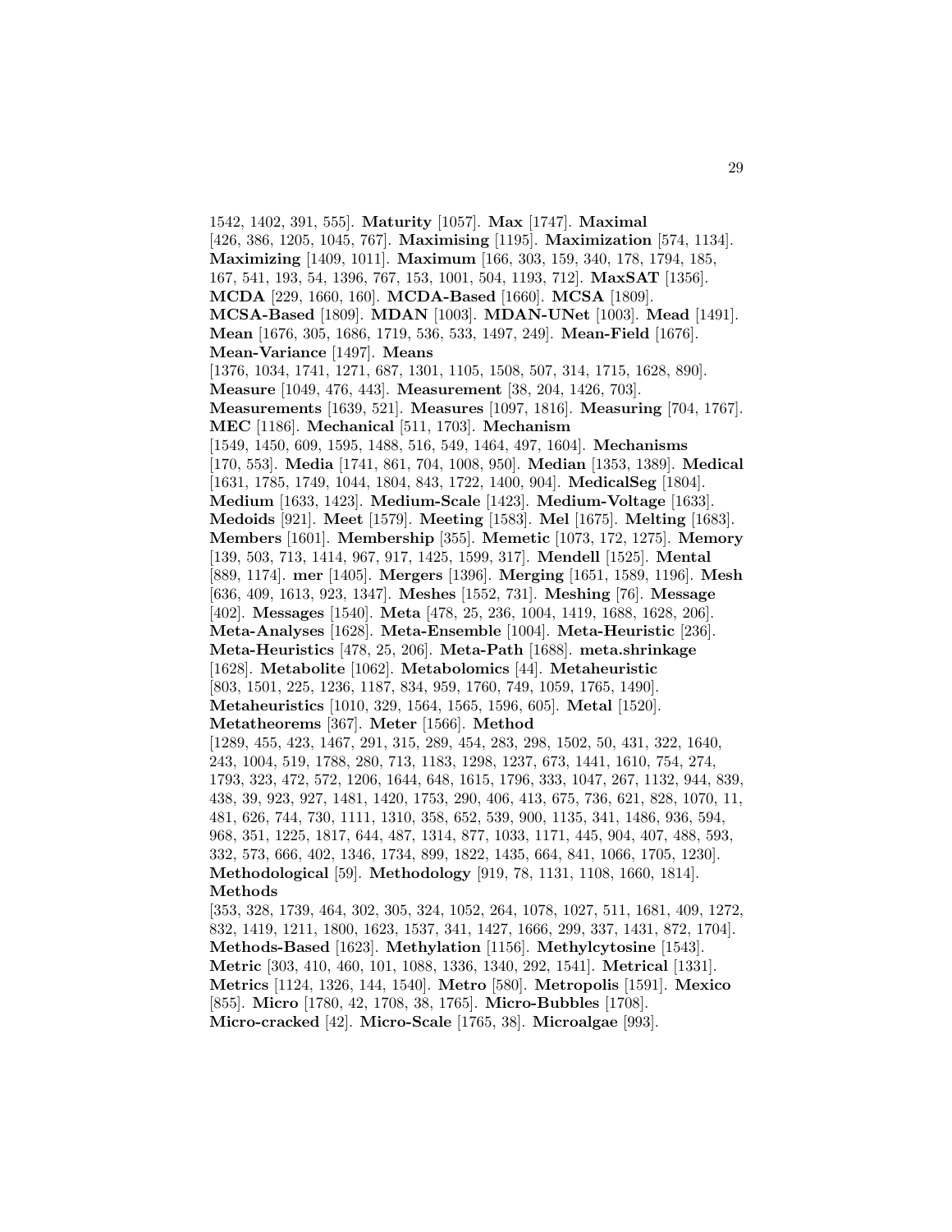1542, 1402, 391, 555]. **Maturity** [1057]. **Max** [1747]. **Maximal** [426, 386, 1205, 1045, 767]. **Maximising** [1195]. **Maximization** [574, 1134]. **Maximizing** [1409, 1011]. **Maximum** [166, 303, 159, 340, 178, 1794, 185, 167, 541, 193, 54, 1396, 767, 153, 1001, 504, 1193, 712]. **MaxSAT** [1356]. **MCDA** [229, 1660, 160]. **MCDA-Based** [1660]. **MCSA** [1809]. **MCSA-Based** [1809]. **MDAN** [1003]. **MDAN-UNet** [1003]. **Mead** [1491]. **Mean** [1676, 305, 1686, 1719, 536, 533, 1497, 249]. **Mean-Field** [1676]. **Mean-Variance** [1497]. **Means** [1376, 1034, 1741, 1271, 687, 1301, 1105, 1508, 507, 314, 1715, 1628, 890]. **Measure** [1049, 476, 443]. **Measurement** [38, 204, 1426, 703]. **Measurements** [1639, 521]. **Measures** [1097, 1816]. **Measuring** [704, 1767]. **MEC** [1186]. **Mechanical** [511, 1703]. **Mechanism** [1549, 1450, 609, 1595, 1488, 516, 549, 1464, 497, 1604]. **Mechanisms** [170, 553]. **Media** [1741, 861, 704, 1008, 950]. **Median** [1353, 1389]. **Medical** [1631, 1785, 1749, 1044, 1804, 843, 1722, 1400, 904]. **MedicalSeg** [1804]. **Medium** [1633, 1423]. **Medium-Scale** [1423]. **Medium-Voltage** [1633]. **Medoids** [921]. **Meet** [1579]. **Meeting** [1583]. **Mel** [1675]. **Melting** [1683]. **Members** [1601]. **Membership** [355]. **Memetic** [1073, 172, 1275]. **Memory** [139, 503, 713, 1414, 967, 917, 1425, 1599, 317]. **Mendell** [1525]. **Mental** [889, 1174]. **mer** [1405]. **Mergers** [1396]. **Merging** [1651, 1589, 1196]. **Mesh** [636, 409, 1613, 923, 1347]. **Meshes** [1552, 731]. **Meshing** [76]. **Message** [402]. **Messages** [1540]. **Meta** [478, 25, 236, 1004, 1419, 1688, 1628, 206]. **Meta-Analyses** [1628]. **Meta-Ensemble** [1004]. **Meta-Heuristic** [236]. **Meta-Heuristics** [478, 25, 206]. **Meta-Path** [1688]. **meta.shrinkage** [1628]. **Metabolite** [1062]. **Metabolomics** [44]. **Metaheuristic** [803, 1501, 225, 1236, 1187, 834, 959, 1760, 749, 1059, 1765, 1490]. **Metaheuristics** [1010, 329, 1564, 1565, 1596, 605]. **Metal** [1520]. **Metatheorems** [367]. **Meter** [1566]. **Method** [1289, 455, 423, 1467, 291, 315, 289, 454, 283, 298, 1502, 50, 431, 322, 1640, 243, 1004, 519, 1788, 280, 713, 1183, 1298, 1237, 673, 1441, 1610, 754, 274, 1793, 323, 472, 572, 1206, 1644, 648, 1615, 1796, 333, 1047, 267, 1132, 944, 839, 438, 39, 923, 927, 1481, 1420, 1753, 290, 406, 413, 675, 736, 621, 828, 1070, 11, 481, 626, 744, 730, 1111, 1310, 358, 652, 539, 900, 1135, 341, 1486, 936, 594, 968, 351, 1225, 1817, 644, 487, 1314, 877, 1033, 1171, 445, 904, 407, 488, 593, 332, 573, 666, 402, 1346, 1734, 899, 1822, 1435, 664, 841, 1066, 1705, 1230]. **Methodological** [59]. **Methodology** [919, 78, 1131, 1108, 1660, 1814]. **Methods** [353, 328, 1739, 464, 302, 305, 324, 1052, 264, 1078, 1027, 511, 1681, 409, 1272, 832, 1419, 1211, 1800, 1623, 1537, 341, 1427, 1666, 299, 337, 1431, 872, 1704]. **Methods-Based** [1623]. **Methylation** [1156]. **Methylcytosine** [1543]. **Metric** [303, 410, 460, 101, 1088, 1336, 1340, 292, 1541]. **Metrical** [1331]. **Metrics** [1124, 1326, 144, 1540]. **Metro** [580]. **Metropolis** [1591]. **Mexico** [855]. **Micro** [1780, 42, 1708, 38, 1765]. **Micro-Bubbles** [1708]. **Micro-cracked** [42]. **Micro-Scale** [1765, 38]. **Microalgae** [993].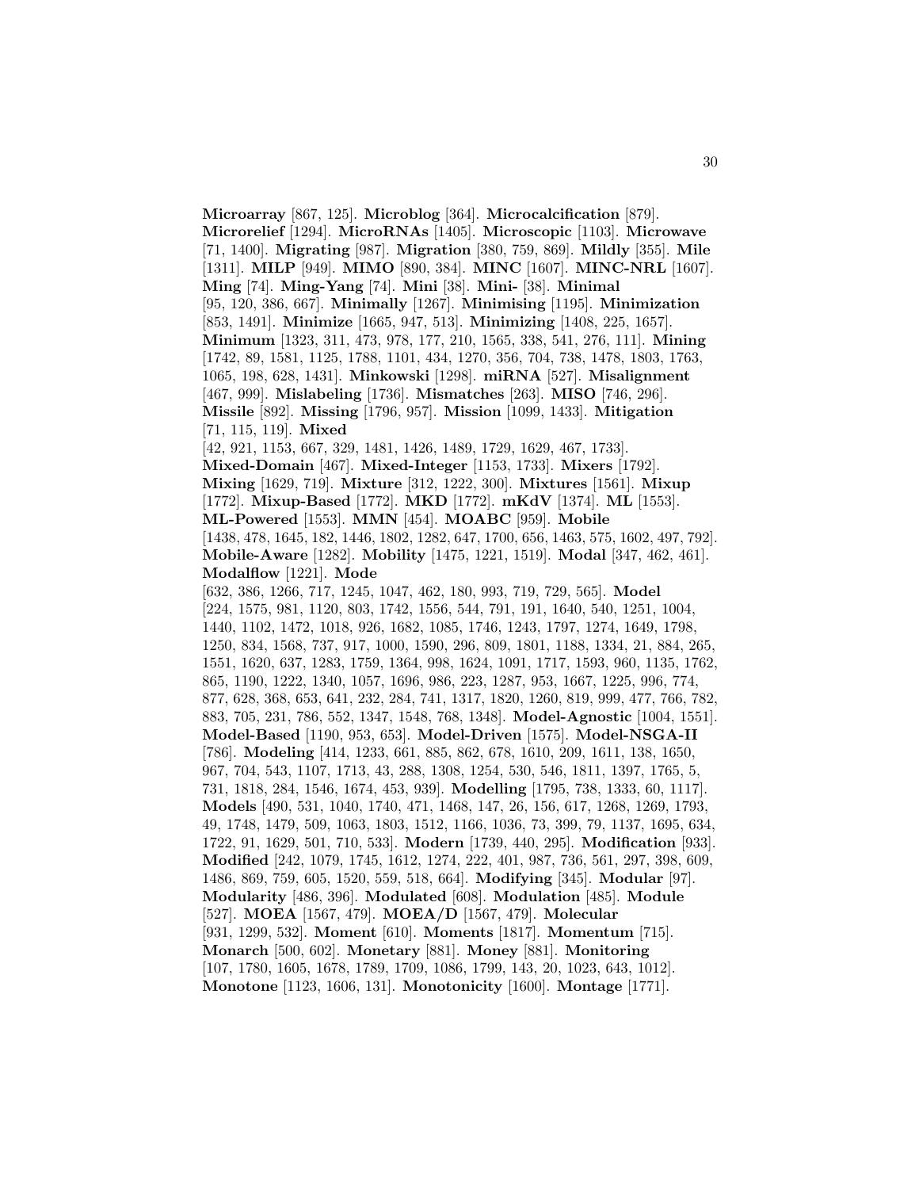**Microarray** [867, 125]. **Microblog** [364]. **Microcalcification** [879]. **Microrelief** [1294]. **MicroRNAs** [1405]. **Microscopic** [1103]. **Microwave** [71, 1400]. **Migrating** [987]. **Migration** [380, 759, 869]. **Mildly** [355]. **Mile** [1311]. **MILP** [949]. **MIMO** [890, 384]. **MINC** [1607]. **MINC-NRL** [1607]. **Ming** [74]. **Ming-Yang** [74]. **Mini** [38]. **Mini-** [38]. **Minimal** [95, 120, 386, 667]. **Minimally** [1267]. **Minimising** [1195]. **Minimization** [853, 1491]. **Minimize** [1665, 947, 513]. **Minimizing** [1408, 225, 1657]. **Minimum** [1323, 311, 473, 978, 177, 210, 1565, 338, 541, 276, 111]. **Mining** [1742, 89, 1581, 1125, 1788, 1101, 434, 1270, 356, 704, 738, 1478, 1803, 1763, 1065, 198, 628, 1431]. **Minkowski** [1298]. **miRNA** [527]. **Misalignment** [467, 999]. **Mislabeling** [1736]. **Mismatches** [263]. **MISO** [746, 296]. **Missile** [892]. **Missing** [1796, 957]. **Mission** [1099, 1433]. **Mitigation** [71, 115, 119]. **Mixed** [42, 921, 1153, 667, 329, 1481, 1426, 1489, 1729, 1629, 467, 1733]. **Mixed-Domain** [467]. **Mixed-Integer** [1153, 1733]. **Mixers** [1792]. **Mixing** [1629, 719]. **Mixture** [312, 1222, 300]. **Mixtures** [1561]. **Mixup** [1772]. **Mixup-Based** [1772]. **MKD** [1772]. **mKdV** [1374]. **ML** [1553]. **ML-Powered** [1553]. **MMN** [454]. **MOABC** [959]. **Mobile** [1438, 478, 1645, 182, 1446, 1802, 1282, 647, 1700, 656, 1463, 575, 1602, 497, 792]. **Mobile-Aware** [1282]. **Mobility** [1475, 1221, 1519]. **Modal** [347, 462, 461]. **Modalflow** [1221]. **Mode** [632, 386, 1266, 717, 1245, 1047, 462, 180, 993, 719, 729, 565]. **Model** [224, 1575, 981, 1120, 803, 1742, 1556, 544, 791, 191, 1640, 540, 1251, 1004, 1440, 1102, 1472, 1018, 926, 1682, 1085, 1746, 1243, 1797, 1274, 1649, 1798, 1250, 834, 1568, 737, 917, 1000, 1590, 296, 809, 1801, 1188, 1334, 21, 884, 265, 1551, 1620, 637, 1283, 1759, 1364, 998, 1624, 1091, 1717, 1593, 960, 1135, 1762, 865, 1190, 1222, 1340, 1057, 1696, 986, 223, 1287, 953, 1667, 1225, 996, 774, 877, 628, 368, 653, 641, 232, 284, 741, 1317, 1820, 1260, 819, 999, 477, 766, 782, 883, 705, 231, 786, 552, 1347, 1548, 768, 1348]. **Model-Agnostic** [1004, 1551]. **Model-Based** [1190, 953, 653]. **Model-Driven** [1575]. **Model-NSGA-II** [786]. **Modeling** [414, 1233, 661, 885, 862, 678, 1610, 209, 1611, 138, 1650, 967, 704, 543, 1107, 1713, 43, 288, 1308, 1254, 530, 546, 1811, 1397, 1765, 5, 731, 1818, 284, 1546, 1674, 453, 939]. **Modelling** [1795, 738, 1333, 60, 1117]. **Models** [490, 531, 1040, 1740, 471, 1468, 147, 26, 156, 617, 1268, 1269, 1793, 49, 1748, 1479, 509, 1063, 1803, 1512, 1166, 1036, 73, 399, 79, 1137, 1695, 634, 1722, 91, 1629, 501, 710, 533]. **Modern** [1739, 440, 295]. **Modification** [933]. **Modified** [242, 1079, 1745, 1612, 1274, 222, 401, 987, 736, 561, 297, 398, 609, 1486, 869, 759, 605, 1520, 559, 518, 664]. **Modifying** [345]. **Modular** [97]. **Modularity** [486, 396]. **Modulated** [608]. **Modulation** [485]. **Module** [527]. **MOEA** [1567, 479]. **MOEA/D** [1567, 479]. **Molecular** [931, 1299, 532]. **Moment** [610]. **Moments** [1817]. **Momentum** [715]. **Monarch** [500, 602]. **Monetary** [881]. **Money** [881]. **Monitoring** [107, 1780, 1605, 1678, 1789, 1709, 1086, 1799, 143, 20, 1023, 643, 1012]. **Monotone** [1123, 1606, 131]. **Monotonicity** [1600]. **Montage** [1771].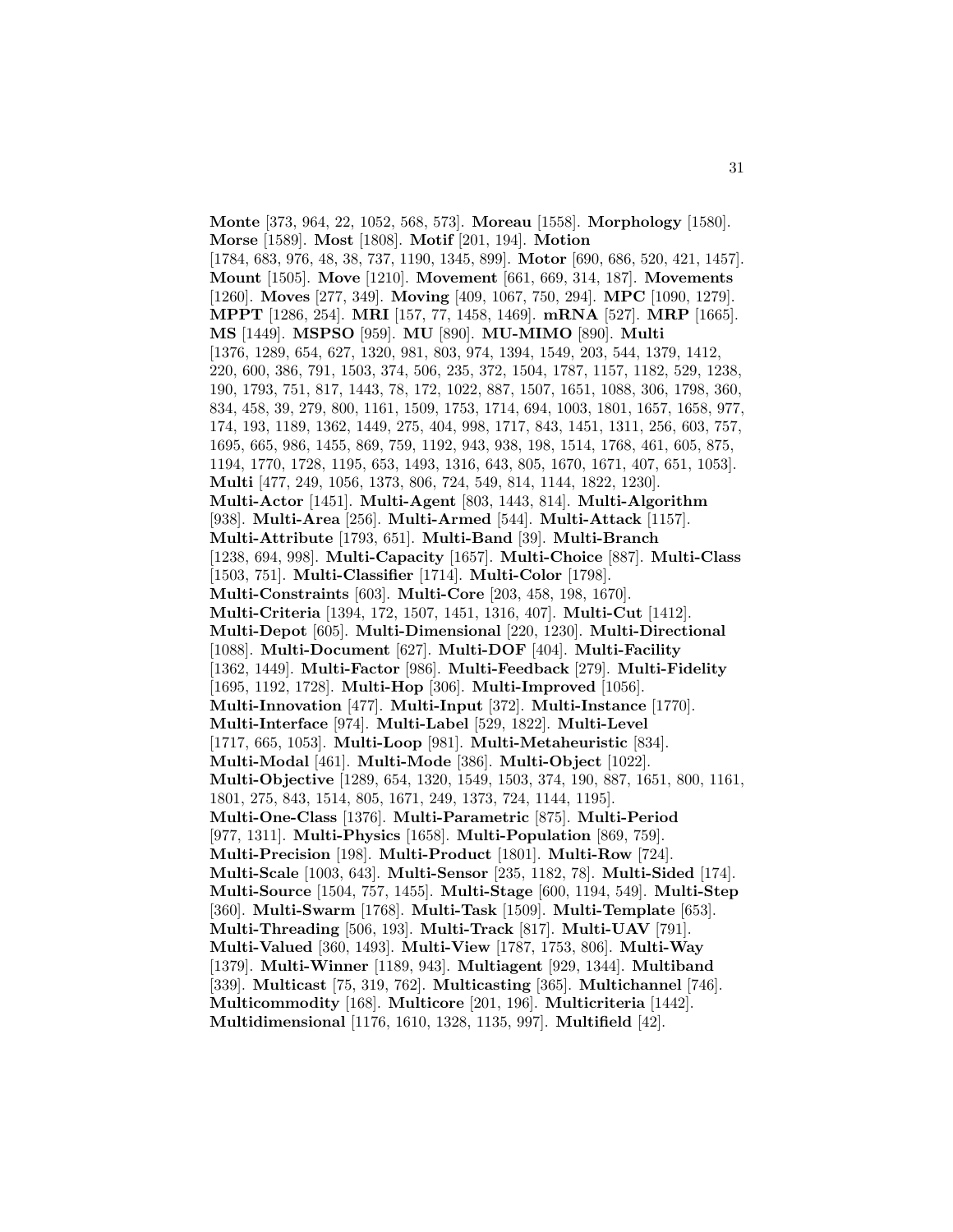**Monte** [373, 964, 22, 1052, 568, 573]. **Moreau** [1558]. **Morphology** [1580]. **Morse** [1589]. **Most** [1808]. **Motif** [201, 194]. **Motion** [1784, 683, 976, 48, 38, 737, 1190, 1345, 899]. **Motor** [690, 686, 520, 421, 1457]. **Mount** [1505]. **Move** [1210]. **Movement** [661, 669, 314, 187]. **Movements** [1260]. **Moves** [277, 349]. **Moving** [409, 1067, 750, 294]. **MPC** [1090, 1279]. **MPPT** [1286, 254]. **MRI** [157, 77, 1458, 1469]. **mRNA** [527]. **MRP** [1665]. **MS** [1449]. **MSPSO** [959]. **MU** [890]. **MU-MIMO** [890]. **Multi** [1376, 1289, 654, 627, 1320, 981, 803, 974, 1394, 1549, 203, 544, 1379, 1412, 220, 600, 386, 791, 1503, 374, 506, 235, 372, 1504, 1787, 1157, 1182, 529, 1238, 190, 1793, 751, 817, 1443, 78, 172, 1022, 887, 1507, 1651, 1088, 306, 1798, 360, 834, 458, 39, 279, 800, 1161, 1509, 1753, 1714, 694, 1003, 1801, 1657, 1658, 977, 174, 193, 1189, 1362, 1449, 275, 404, 998, 1717, 843, 1451, 1311, 256, 603, 757, 1695, 665, 986, 1455, 869, 759, 1192, 943, 938, 198, 1514, 1768, 461, 605, 875, 1194, 1770, 1728, 1195, 653, 1493, 1316, 643, 805, 1670, 1671, 407, 651, 1053]. **Multi** [477, 249, 1056, 1373, 806, 724, 549, 814, 1144, 1822, 1230]. **Multi-Actor** [1451]. **Multi-Agent** [803, 1443, 814]. **Multi-Algorithm** [938]. **Multi-Area** [256]. **Multi-Armed** [544]. **Multi-Attack** [1157]. **Multi-Attribute** [1793, 651]. **Multi-Band** [39]. **Multi-Branch** [1238, 694, 998]. **Multi-Capacity** [1657]. **Multi-Choice** [887]. **Multi-Class** [1503, 751]. **Multi-Classifier** [1714]. **Multi-Color** [1798]. **Multi-Constraints** [603]. **Multi-Core** [203, 458, 198, 1670]. **Multi-Criteria** [1394, 172, 1507, 1451, 1316, 407]. **Multi-Cut** [1412]. **Multi-Depot** [605]. **Multi-Dimensional** [220, 1230]. **Multi-Directional** [1088]. **Multi-Document** [627]. **Multi-DOF** [404]. **Multi-Facility** [1362, 1449]. **Multi-Factor** [986]. **Multi-Feedback** [279]. **Multi-Fidelity** [1695, 1192, 1728]. **Multi-Hop** [306]. **Multi-Improved** [1056]. **Multi-Innovation** [477]. **Multi-Input** [372]. **Multi-Instance** [1770]. **Multi-Interface** [974]. **Multi-Label** [529, 1822]. **Multi-Level** [1717, 665, 1053]. **Multi-Loop** [981]. **Multi-Metaheuristic** [834]. **Multi-Modal** [461]. **Multi-Mode** [386]. **Multi-Object** [1022]. **Multi-Objective** [1289, 654, 1320, 1549, 1503, 374, 190, 887, 1651, 800, 1161, 1801, 275, 843, 1514, 805, 1671, 249, 1373, 724, 1144, 1195]. **Multi-One-Class** [1376]. **Multi-Parametric** [875]. **Multi-Period** [977, 1311]. **Multi-Physics** [1658]. **Multi-Population** [869, 759]. **Multi-Precision** [198]. **Multi-Product** [1801]. **Multi-Row** [724]. **Multi-Scale** [1003, 643]. **Multi-Sensor** [235, 1182, 78]. **Multi-Sided** [174]. **Multi-Source** [1504, 757, 1455]. **Multi-Stage** [600, 1194, 549]. **Multi-Step** [360]. **Multi-Swarm** [1768]. **Multi-Task** [1509]. **Multi-Template** [653]. **Multi-Threading** [506, 193]. **Multi-Track** [817]. **Multi-UAV** [791]. **Multi-Valued** [360, 1493]. **Multi-View** [1787, 1753, 806]. **Multi-Way** [1379]. **Multi-Winner** [1189, 943]. **Multiagent** [929, 1344]. **Multiband** [339]. **Multicast** [75, 319, 762]. **Multicasting** [365]. **Multichannel** [746]. **Multicommodity** [168]. **Multicore** [201, 196]. **Multicriteria** [1442]. **Multidimensional** [1176, 1610, 1328, 1135, 997]. **Multifield** [42].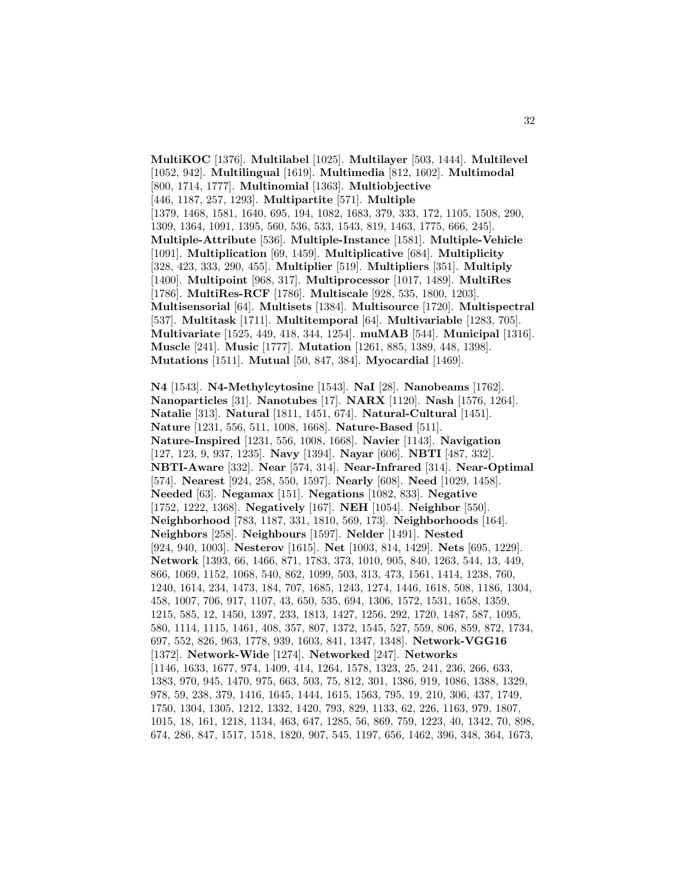**MultiKOC** [1376]. **Multilabel** [1025]. **Multilayer** [503, 1444]. **Multilevel** [1052, 942]. **Multilingual** [1619]. **Multimedia** [812, 1602]. **Multimodal** [800, 1714, 1777]. **Multinomial** [1363]. **Multiobjective** [446, 1187, 257, 1293]. **Multipartite** [571]. **Multiple** [1379, 1468, 1581, 1640, 695, 194, 1082, 1683, 379, 333, 172, 1105, 1508, 290, 1309, 1364, 1091, 1395, 560, 536, 533, 1543, 819, 1463, 1775, 666, 245]. **Multiple-Attribute** [536]. **Multiple-Instance** [1581]. **Multiple-Vehicle** [1091]. **Multiplication** [69, 1459]. **Multiplicative** [684]. **Multiplicity** [328, 423, 333, 290, 455]. **Multiplier** [519]. **Multipliers** [351]. **Multiply** [1400]. **Multipoint** [968, 317]. **Multiprocessor** [1017, 1489]. **MultiRes** [1786]. **MultiRes-RCF** [1786]. **Multiscale** [928, 535, 1800, 1203]. **Multisensorial** [64]. **Multisets** [1384]. **Multisource** [1720]. **Multispectral** [537]. **Multitask** [1711]. **Multitemporal** [64]. **Multivariable** [1283, 705]. **Multivariate** [1525, 449, 418, 344, 1254]. **muMAB** [544]. **Municipal** [1316]. **Muscle** [241]. **Music** [1777]. **Mutation** [1261, 885, 1389, 448, 1398]. **Mutations** [1511]. **Mutual** [50, 847, 384]. **Myocardial** [1469].

**N4** [1543]. **N4-Methylcytosine** [1543]. **NaI** [28]. **Nanobeams** [1762]. **Nanoparticles** [31]. **Nanotubes** [17]. **NARX** [1120]. **Nash** [1576, 1264]. **Natalie** [313]. **Natural** [1811, 1451, 674]. **Natural-Cultural** [1451]. **Nature** [1231, 556, 511, 1008, 1668]. **Nature-Based** [511]. **Nature-Inspired** [1231, 556, 1008, 1668]. **Navier** [1143]. **Navigation** [127, 123, 9, 937, 1235]. **Navy** [1394]. **Nayar** [606]. **NBTI** [487, 332]. **NBTI-Aware** [332]. **Near** [574, 314]. **Near-Infrared** [314]. **Near-Optimal** [574]. **Nearest** [924, 258, 550, 1597]. **Nearly** [608]. **Need** [1029, 1458]. **Needed** [63]. **Negamax** [151]. **Negations** [1082, 833]. **Negative** [1752, 1222, 1368]. **Negatively** [167]. **NEH** [1054]. **Neighbor** [550]. **Neighborhood** [783, 1187, 331, 1810, 569, 173]. **Neighborhoods** [164]. **Neighbors** [258]. **Neighbours** [1597]. **Nelder** [1491]. **Nested** [924, 940, 1003]. **Nesterov** [1615]. **Net** [1003, 814, 1429]. **Nets** [695, 1229]. **Network** [1393, 66, 1466, 871, 1783, 373, 1010, 905, 840, 1263, 544, 13, 449, 866, 1069, 1152, 1068, 540, 862, 1099, 503, 313, 473, 1561, 1414, 1238, 760, 1240, 1614, 234, 1473, 184, 707, 1685, 1243, 1274, 1446, 1618, 508, 1186, 1304, 458, 1007, 706, 917, 1107, 43, 650, 535, 694, 1306, 1572, 1531, 1658, 1359, 1215, 585, 12, 1450, 1397, 233, 1813, 1427, 1256, 292, 1720, 1487, 587, 1095, 580, 1114, 1115, 1461, 408, 357, 807, 1372, 1545, 527, 559, 806, 859, 872, 1734, 697, 552, 826, 963, 1778, 939, 1603, 841, 1347, 1348]. **Network-VGG16** [1372]. **Network-Wide** [1274]. **Networked** [247]. **Networks** [1146, 1633, 1677, 974, 1409, 414, 1264, 1578, 1323, 25, 241, 236, 266, 633, 1383, 970, 945, 1470, 975, 663, 503, 75, 812, 301, 1386, 919, 1086, 1388, 1329, 978, 59, 238, 379, 1416, 1645, 1444, 1615, 1563, 795, 19, 210, 306, 437, 1749, 1750, 1304, 1305, 1212, 1332, 1420, 793, 829, 1133, 62, 226, 1163, 979, 1807, 1015, 18, 161, 1218, 1134, 463, 647, 1285, 56, 869, 759, 1223, 40, 1342, 70, 898, 674, 286, 847, 1517, 1518, 1820, 907, 545, 1197, 656, 1462, 396, 348, 364, 1673,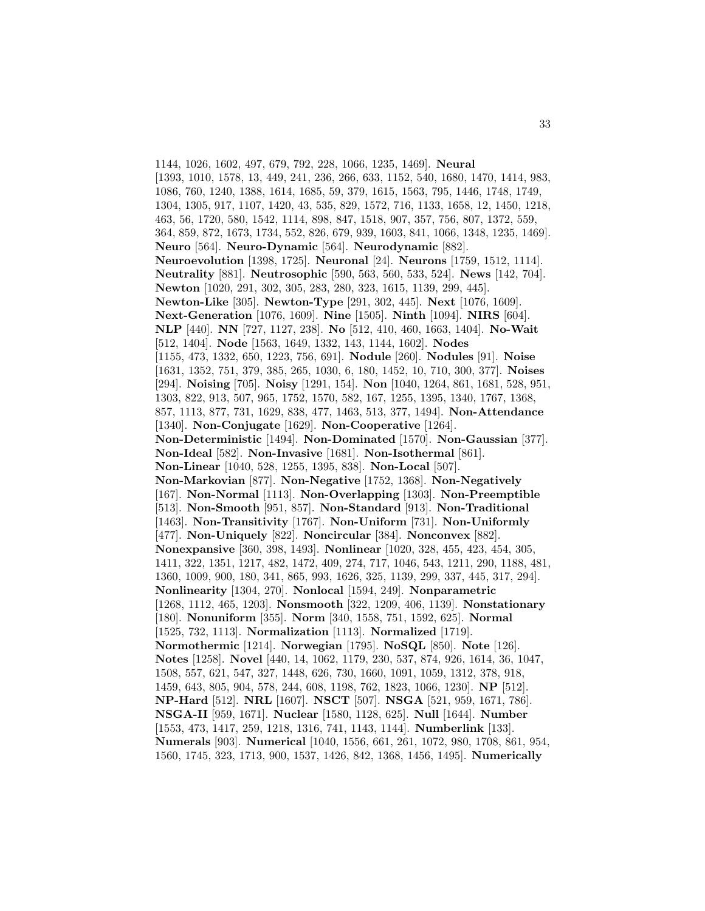1144, 1026, 1602, 497, 679, 792, 228, 1066, 1235, 1469]. **Neural** [1393, 1010, 1578, 13, 449, 241, 236, 266, 633, 1152, 540, 1680, 1470, 1414, 983, 1086, 760, 1240, 1388, 1614, 1685, 59, 379, 1615, 1563, 795, 1446, 1748, 1749, 1304, 1305, 917, 1107, 1420, 43, 535, 829, 1572, 716, 1133, 1658, 12, 1450, 1218, 463, 56, 1720, 580, 1542, 1114, 898, 847, 1518, 907, 357, 756, 807, 1372, 559, 364, 859, 872, 1673, 1734, 552, 826, 679, 939, 1603, 841, 1066, 1348, 1235, 1469]. **Neuro** [564]. **Neuro-Dynamic** [564]. **Neurodynamic** [882]. **Neuroevolution** [1398, 1725]. **Neuronal** [24]. **Neurons** [1759, 1512, 1114]. **Neutrality** [881]. **Neutrosophic** [590, 563, 560, 533, 524]. **News** [142, 704]. **Newton** [1020, 291, 302, 305, 283, 280, 323, 1615, 1139, 299, 445]. **Newton-Like** [305]. **Newton-Type** [291, 302, 445]. **Next** [1076, 1609]. **Next-Generation** [1076, 1609]. **Nine** [1505]. **Ninth** [1094]. **NIRS** [604]. **NLP** [440]. **NN** [727, 1127, 238]. **No** [512, 410, 460, 1663, 1404]. **No-Wait** [512, 1404]. **Node** [1563, 1649, 1332, 143, 1144, 1602]. **Nodes** [1155, 473, 1332, 650, 1223, 756, 691]. **Nodule** [260]. **Nodules** [91]. **Noise** [1631, 1352, 751, 379, 385, 265, 1030, 6, 180, 1452, 10, 710, 300, 377]. **Noises** [294]. **Noising** [705]. **Noisy** [1291, 154]. **Non** [1040, 1264, 861, 1681, 528, 951, 1303, 822, 913, 507, 965, 1752, 1570, 582, 167, 1255, 1395, 1340, 1767, 1368, 857, 1113, 877, 731, 1629, 838, 477, 1463, 513, 377, 1494]. **Non-Attendance** [1340]. **Non-Conjugate** [1629]. **Non-Cooperative** [1264]. **Non-Deterministic** [1494]. **Non-Dominated** [1570]. **Non-Gaussian** [377]. **Non-Ideal** [582]. **Non-Invasive** [1681]. **Non-Isothermal** [861]. **Non-Linear** [1040, 528, 1255, 1395, 838]. **Non-Local** [507]. **Non-Markovian** [877]. **Non-Negative** [1752, 1368]. **Non-Negatively** [167]. **Non-Normal** [1113]. **Non-Overlapping** [1303]. **Non-Preemptible** [513]. **Non-Smooth** [951, 857]. **Non-Standard** [913]. **Non-Traditional** [1463]. **Non-Transitivity** [1767]. **Non-Uniform** [731]. **Non-Uniformly** [477]. **Non-Uniquely** [822]. **Noncircular** [384]. **Nonconvex** [882]. **Nonexpansive** [360, 398, 1493]. **Nonlinear** [1020, 328, 455, 423, 454, 305, 1411, 322, 1351, 1217, 482, 1472, 409, 274, 717, 1046, 543, 1211, 290, 1188, 481, 1360, 1009, 900, 180, 341, 865, 993, 1626, 325, 1139, 299, 337, 445, 317, 294]. **Nonlinearity** [1304, 270]. **Nonlocal** [1594, 249]. **Nonparametric** [1268, 1112, 465, 1203]. **Nonsmooth** [322, 1209, 406, 1139]. **Nonstationary** [180]. **Nonuniform** [355]. **Norm** [340, 1558, 751, 1592, 625]. **Normal** [1525, 732, 1113]. **Normalization** [1113]. **Normalized** [1719]. **Normothermic** [1214]. **Norwegian** [1795]. **NoSQL** [850]. **Note** [126]. **Notes** [1258]. **Novel** [440, 14, 1062, 1179, 230, 537, 874, 926, 1614, 36, 1047, 1508, 557, 621, 547, 327, 1448, 626, 730, 1660, 1091, 1059, 1312, 378, 918, 1459, 643, 805, 904, 578, 244, 608, 1198, 762, 1823, 1066, 1230]. **NP** [512]. **NP-Hard** [512]. **NRL** [1607]. **NSCT** [507]. **NSGA** [521, 959, 1671, 786]. **NSGA-II** [959, 1671]. **Nuclear** [1580, 1128, 625]. **Null** [1644]. **Number** [1553, 473, 1417, 259, 1218, 1316, 741, 1143, 1144]. **Numberlink** [133]. **Numerals** [903]. **Numerical** [1040, 1556, 661, 261, 1072, 980, 1708, 861, 954, 1560, 1745, 323, 1713, 900, 1537, 1426, 842, 1368, 1456, 1495]. **Numerically**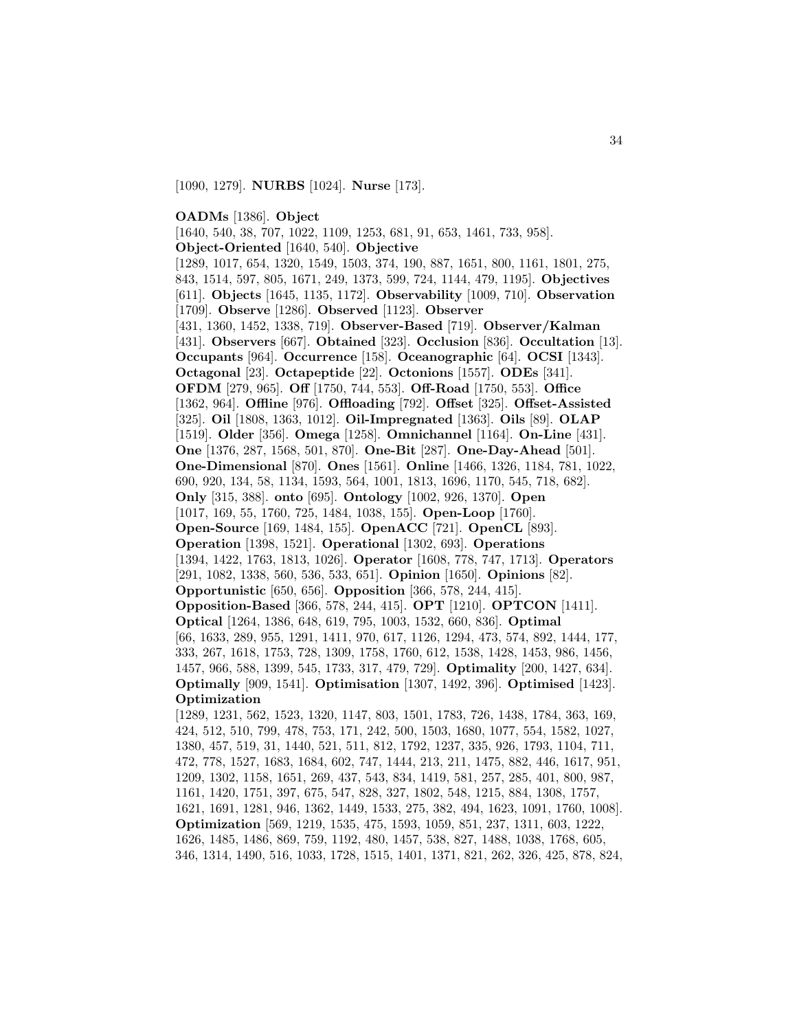[1090, 1279]. **NURBS** [1024]. **Nurse** [173].

**OADMs** [1386]. **Object** [1640, 540, 38, 707, 1022, 1109, 1253, 681, 91, 653, 1461, 733, 958]. **Object-Oriented** [1640, 540]. **Objective** [1289, 1017, 654, 1320, 1549, 1503, 374, 190, 887, 1651, 800, 1161, 1801, 275, 843, 1514, 597, 805, 1671, 249, 1373, 599, 724, 1144, 479, 1195]. **Objectives** [611]. **Objects** [1645, 1135, 1172]. **Observability** [1009, 710]. **Observation** [1709]. **Observe** [1286]. **Observed** [1123]. **Observer** [431, 1360, 1452, 1338, 719]. **Observer-Based** [719]. **Observer/Kalman** [431]. **Observers** [667]. **Obtained** [323]. **Occlusion** [836]. **Occultation** [13]. **Occupants** [964]. **Occurrence** [158]. **Oceanographic** [64]. **OCSI** [1343]. **Octagonal** [23]. **Octapeptide** [22]. **Octonions** [1557]. **ODEs** [341]. **OFDM** [279, 965]. **Off** [1750, 744, 553]. **Off-Road** [1750, 553]. **Office** [1362, 964]. **Offline** [976]. **Offloading** [792]. **Offset** [325]. **Offset-Assisted** [325]. **Oil** [1808, 1363, 1012]. **Oil-Impregnated** [1363]. **Oils** [89]. **OLAP** [1519]. **Older** [356]. **Omega** [1258]. **Omnichannel** [1164]. **On-Line** [431]. **One** [1376, 287, 1568, 501, 870]. **One-Bit** [287]. **One-Day-Ahead** [501]. **One-Dimensional** [870]. **Ones** [1561]. **Online** [1466, 1326, 1184, 781, 1022, 690, 920, 134, 58, 1134, 1593, 564, 1001, 1813, 1696, 1170, 545, 718, 682]. **Only** [315, 388]. **onto** [695]. **Ontology** [1002, 926, 1370]. **Open** [1017, 169, 55, 1760, 725, 1484, 1038, 155]. **Open-Loop** [1760]. **Open-Source** [169, 1484, 155]. **OpenACC** [721]. **OpenCL** [893]. **Operation** [1398, 1521]. **Operational** [1302, 693]. **Operations** [1394, 1422, 1763, 1813, 1026]. **Operator** [1608, 778, 747, 1713]. **Operators** [291, 1082, 1338, 560, 536, 533, 651]. **Opinion** [1650]. **Opinions** [82]. **Opportunistic** [650, 656]. **Opposition** [366, 578, 244, 415]. **Opposition-Based** [366, 578, 244, 415]. **OPT** [1210]. **OPTCON** [1411]. **Optical** [1264, 1386, 648, 619, 795, 1003, 1532, 660, 836]. **Optimal** [66, 1633, 289, 955, 1291, 1411, 970, 617, 1126, 1294, 473, 574, 892, 1444, 177, 333, 267, 1618, 1753, 728, 1309, 1758, 1760, 612, 1538, 1428, 1453, 986, 1456, 1457, 966, 588, 1399, 545, 1733, 317, 479, 729]. **Optimality** [200, 1427, 634]. **Optimally** [909, 1541]. **Optimisation** [1307, 1492, 396]. **Optimised** [1423]. **Optimization** [1289, 1231, 562, 1523, 1320, 1147, 803, 1501, 1783, 726, 1438, 1784, 363, 169, 424, 512, 510, 799, 478, 753, 171, 242, 500, 1503, 1680, 1077, 554, 1582, 1027, 1380, 457, 519, 31, 1440, 521, 511, 812, 1792, 1237, 335, 926, 1793, 1104, 711, 472, 778, 1527, 1683, 1684, 602, 747, 1444, 213, 211, 1475, 882, 446, 1617, 951, 1209, 1302, 1158, 1651, 269, 437, 543, 834, 1419, 581, 257, 285, 401, 800, 987, 1161, 1420, 1751, 397, 675, 547, 828, 327, 1802, 548, 1215, 884, 1308, 1757, 1621, 1691, 1281, 946, 1362, 1449, 1533, 275, 382, 494, 1623, 1091, 1760, 1008]. **Optimization** [569, 1219, 1535, 475, 1593, 1059, 851, 237, 1311, 603, 1222, 1626, 1485, 1486, 869, 759, 1192, 480, 1457, 538, 827, 1488, 1038, 1768, 605, 346, 1314, 1490, 516, 1033, 1728, 1515, 1401, 1371, 821, 262, 326, 425, 878, 824,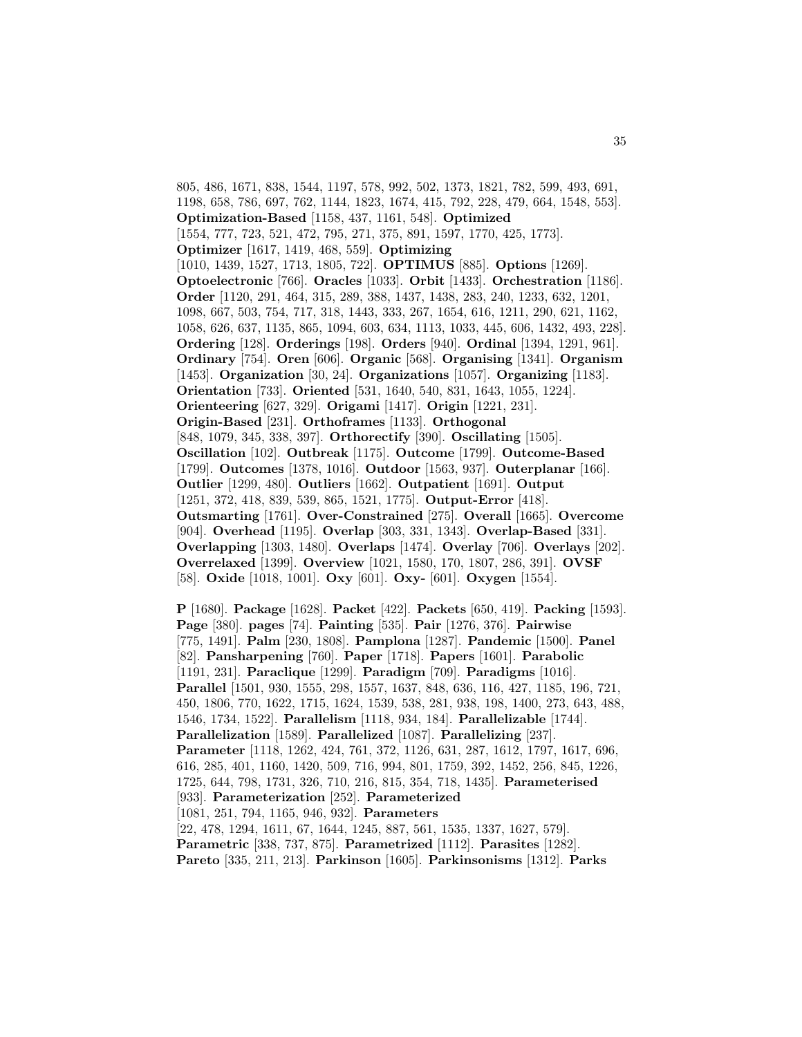805, 486, 1671, 838, 1544, 1197, 578, 992, 502, 1373, 1821, 782, 599, 493, 691, 1198, 658, 786, 697, 762, 1144, 1823, 1674, 415, 792, 228, 479, 664, 1548, 553]. **Optimization-Based** [1158, 437, 1161, 548]. **Optimized** [1554, 777, 723, 521, 472, 795, 271, 375, 891, 1597, 1770, 425, 1773]. **Optimizer** [1617, 1419, 468, 559]. **Optimizing** [1010, 1439, 1527, 1713, 1805, 722]. **OPTIMUS** [885]. **Options** [1269]. **Optoelectronic** [766]. **Oracles** [1033]. **Orbit** [1433]. **Orchestration** [1186]. **Order** [1120, 291, 464, 315, 289, 388, 1437, 1438, 283, 240, 1233, 632, 1201, 1098, 667, 503, 754, 717, 318, 1443, 333, 267, 1654, 616, 1211, 290, 621, 1162, 1058, 626, 637, 1135, 865, 1094, 603, 634, 1113, 1033, 445, 606, 1432, 493, 228]. **Ordering** [128]. **Orderings** [198]. **Orders** [940]. **Ordinal** [1394, 1291, 961]. **Ordinary** [754]. **Oren** [606]. **Organic** [568]. **Organising** [1341]. **Organism** [1453]. **Organization** [30, 24]. **Organizations** [1057]. **Organizing** [1183]. **Orientation** [733]. **Oriented** [531, 1640, 540, 831, 1643, 1055, 1224]. **Orienteering** [627, 329]. **Origami** [1417]. **Origin** [1221, 231]. **Origin-Based** [231]. **Orthoframes** [1133]. **Orthogonal** [848, 1079, 345, 338, 397]. **Orthorectify** [390]. **Oscillating** [1505]. **Oscillation** [102]. **Outbreak** [1175]. **Outcome** [1799]. **Outcome-Based** [1799]. **Outcomes** [1378, 1016]. **Outdoor** [1563, 937]. **Outerplanar** [166]. **Outlier** [1299, 480]. **Outliers** [1662]. **Outpatient** [1691]. **Output** [1251, 372, 418, 839, 539, 865, 1521, 1775]. **Output-Error** [418]. **Outsmarting** [1761]. **Over-Constrained** [275]. **Overall** [1665]. **Overcome** [904]. **Overhead** [1195]. **Overlap** [303, 331, 1343]. **Overlap-Based** [331]. **Overlapping** [1303, 1480]. **Overlaps** [1474]. **Overlay** [706]. **Overlays** [202]. **Overrelaxed** [1399]. **Overview** [1021, 1580, 170, 1807, 286, 391]. **OVSF** [58]. **Oxide** [1018, 1001]. **Oxy** [601]. **Oxy-** [601]. **Oxygen** [1554].

**P** [1680]. **Package** [1628]. **Packet** [422]. **Packets** [650, 419]. **Packing** [1593]. **Page** [380]. **pages** [74]. **Painting** [535]. **Pair** [1276, 376]. **Pairwise** [775, 1491]. **Palm** [230, 1808]. **Pamplona** [1287]. **Pandemic** [1500]. **Panel** [82]. **Pansharpening** [760]. **Paper** [1718]. **Papers** [1601]. **Parabolic** [1191, 231]. **Paraclique** [1299]. **Paradigm** [709]. **Paradigms** [1016]. **Parallel** [1501, 930, 1555, 298, 1557, 1637, 848, 636, 116, 427, 1185, 196, 721, 450, 1806, 770, 1622, 1715, 1624, 1539, 538, 281, 938, 198, 1400, 273, 643, 488, 1546, 1734, 1522]. **Parallelism** [1118, 934, 184]. **Parallelizable** [1744]. **Parallelization** [1589]. **Parallelized** [1087]. **Parallelizing** [237]. **Parameter** [1118, 1262, 424, 761, 372, 1126, 631, 287, 1612, 1797, 1617, 696, 616, 285, 401, 1160, 1420, 509, 716, 994, 801, 1759, 392, 1452, 256, 845, 1226, 1725, 644, 798, 1731, 326, 710, 216, 815, 354, 718, 1435]. **Parameterised** [933]. **Parameterization** [252]. **Parameterized** [1081, 251, 794, 1165, 946, 932]. **Parameters** [22, 478, 1294, 1611, 67, 1644, 1245, 887, 561, 1535, 1337, 1627, 579]. **Parametric** [338, 737, 875]. **Parametrized** [1112]. **Parasites** [1282]. **Pareto** [335, 211, 213]. **Parkinson** [1605]. **Parkinsonisms** [1312]. **Parks**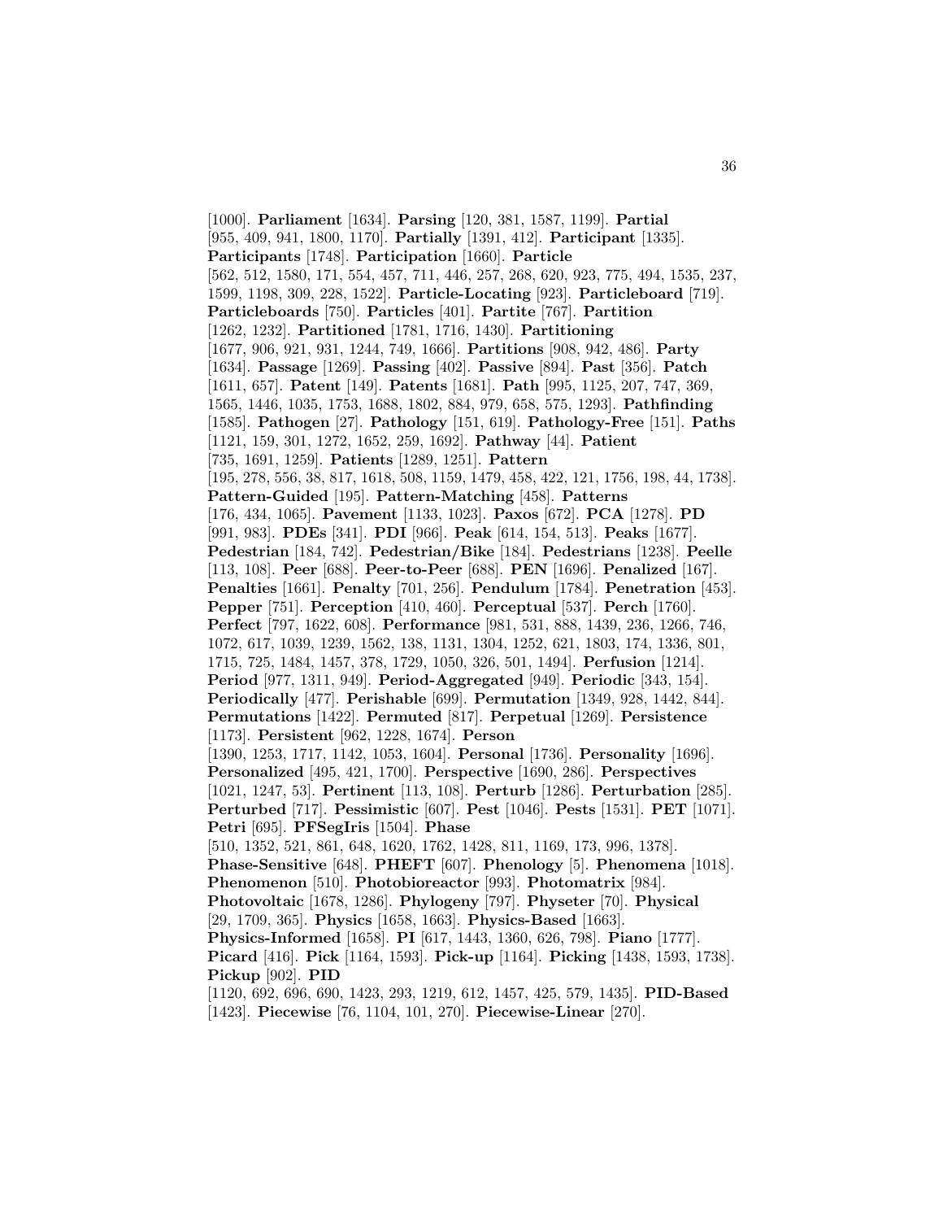[1000]. **Parliament** [1634]. **Parsing** [120, 381, 1587, 1199]. **Partial** [955, 409, 941, 1800, 1170]. **Partially** [1391, 412]. **Participant** [1335]. **Participants** [1748]. **Participation** [1660]. **Particle** [562, 512, 1580, 171, 554, 457, 711, 446, 257, 268, 620, 923, 775, 494, 1535, 237, 1599, 1198, 309, 228, 1522]. **Particle-Locating** [923]. **Particleboard** [719]. **Particleboards** [750]. **Particles** [401]. **Partite** [767]. **Partition** [1262, 1232]. **Partitioned** [1781, 1716, 1430]. **Partitioning** [1677, 906, 921, 931, 1244, 749, 1666]. **Partitions** [908, 942, 486]. **Party** [1634]. **Passage** [1269]. **Passing** [402]. **Passive** [894]. **Past** [356]. **Patch** [1611, 657]. **Patent** [149]. **Patents** [1681]. **Path** [995, 1125, 207, 747, 369, 1565, 1446, 1035, 1753, 1688, 1802, 884, 979, 658, 575, 1293]. **Pathfinding** [1585]. **Pathogen** [27]. **Pathology** [151, 619]. **Pathology-Free** [151]. **Paths** [1121, 159, 301, 1272, 1652, 259, 1692]. **Pathway** [44]. **Patient** [735, 1691, 1259]. **Patients** [1289, 1251]. **Pattern** [195, 278, 556, 38, 817, 1618, 508, 1159, 1479, 458, 422, 121, 1756, 198, 44, 1738]. **Pattern-Guided** [195]. **Pattern-Matching** [458]. **Patterns** [176, 434, 1065]. **Pavement** [1133, 1023]. **Paxos** [672]. **PCA** [1278]. **PD** [991, 983]. **PDEs** [341]. **PDI** [966]. **Peak** [614, 154, 513]. **Peaks** [1677]. **Pedestrian** [184, 742]. **Pedestrian/Bike** [184]. **Pedestrians** [1238]. **Peelle** [113, 108]. **Peer** [688]. **Peer-to-Peer** [688]. **PEN** [1696]. **Penalized** [167]. **Penalties** [1661]. **Penalty** [701, 256]. **Pendulum** [1784]. **Penetration** [453]. **Pepper** [751]. **Perception** [410, 460]. **Perceptual** [537]. **Perch** [1760]. **Perfect** [797, 1622, 608]. **Performance** [981, 531, 888, 1439, 236, 1266, 746, 1072, 617, 1039, 1239, 1562, 138, 1131, 1304, 1252, 621, 1803, 174, 1336, 801, 1715, 725, 1484, 1457, 378, 1729, 1050, 326, 501, 1494]. **Perfusion** [1214]. **Period** [977, 1311, 949]. **Period-Aggregated** [949]. **Periodic** [343, 154]. **Periodically** [477]. **Perishable** [699]. **Permutation** [1349, 928, 1442, 844]. **Permutations** [1422]. **Permuted** [817]. **Perpetual** [1269]. **Persistence** [1173]. **Persistent** [962, 1228, 1674]. **Person** [1390, 1253, 1717, 1142, 1053, 1604]. **Personal** [1736]. **Personality** [1696]. **Personalized** [495, 421, 1700]. **Perspective** [1690, 286]. **Perspectives** [1021, 1247, 53]. **Pertinent** [113, 108]. **Perturb** [1286]. **Perturbation** [285]. **Perturbed** [717]. **Pessimistic** [607]. **Pest** [1046]. **Pests** [1531]. **PET** [1071]. **Petri** [695]. **PFSegIris** [1504]. **Phase** [510, 1352, 521, 861, 648, 1620, 1762, 1428, 811, 1169, 173, 996, 1378]. **Phase-Sensitive** [648]. **PHEFT** [607]. **Phenology** [5]. **Phenomena** [1018]. **Phenomenon** [510]. **Photobioreactor** [993]. **Photomatrix** [984]. **Photovoltaic** [1678, 1286]. **Phylogeny** [797]. **Physeter** [70]. **Physical** [29, 1709, 365]. **Physics** [1658, 1663]. **Physics-Based** [1663]. **Physics-Informed** [1658]. **PI** [617, 1443, 1360, 626, 798]. **Piano** [1777]. **Picard** [416]. **Pick** [1164, 1593]. **Pick-up** [1164]. **Picking** [1438, 1593, 1738]. **Pickup** [902]. **PID** [1120, 692, 696, 690, 1423, 293, 1219, 612, 1457, 425, 579, 1435]. **PID-Based** [1423]. **Piecewise** [76, 1104, 101, 270]. **Piecewise-Linear** [270].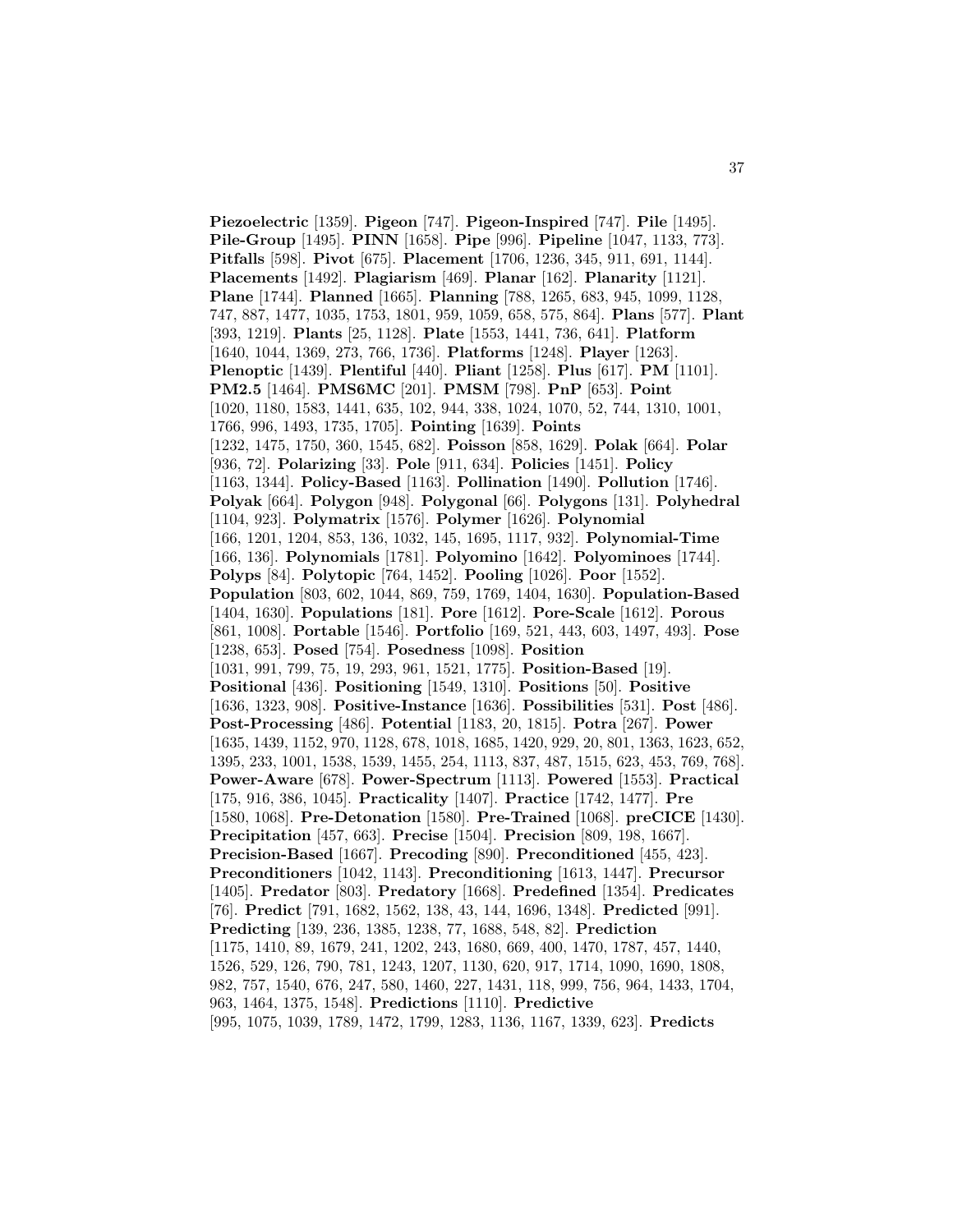**Piezoelectric** [1359]. **Pigeon** [747]. **Pigeon-Inspired** [747]. **Pile** [1495]. **Pile-Group** [1495]. **PINN** [1658]. **Pipe** [996]. **Pipeline** [1047, 1133, 773]. **Pitfalls** [598]. **Pivot** [675]. **Placement** [1706, 1236, 345, 911, 691, 1144]. **Placements** [1492]. **Plagiarism** [469]. **Planar** [162]. **Planarity** [1121]. **Plane** [1744]. **Planned** [1665]. **Planning** [788, 1265, 683, 945, 1099, 1128, 747, 887, 1477, 1035, 1753, 1801, 959, 1059, 658, 575, 864]. **Plans** [577]. **Plant** [393, 1219]. **Plants** [25, 1128]. **Plate** [1553, 1441, 736, 641]. **Platform** [1640, 1044, 1369, 273, 766, 1736]. **Platforms** [1248]. **Player** [1263]. **Plenoptic** [1439]. **Plentiful** [440]. **Pliant** [1258]. **Plus** [617]. **PM** [1101]. **PM2.5** [1464]. **PMS6MC** [201]. **PMSM** [798]. **PnP** [653]. **Point** [1020, 1180, 1583, 1441, 635, 102, 944, 338, 1024, 1070, 52, 744, 1310, 1001, 1766, 996, 1493, 1735, 1705]. **Pointing** [1639]. **Points** [1232, 1475, 1750, 360, 1545, 682]. **Poisson** [858, 1629]. **Polak** [664]. **Polar** [936, 72]. **Polarizing** [33]. **Pole** [911, 634]. **Policies** [1451]. **Policy** [1163, 1344]. **Policy-Based** [1163]. **Pollination** [1490]. **Pollution** [1746]. **Polyak** [664]. **Polygon** [948]. **Polygonal** [66]. **Polygons** [131]. **Polyhedral** [1104, 923]. **Polymatrix** [1576]. **Polymer** [1626]. **Polynomial** [166, 1201, 1204, 853, 136, 1032, 145, 1695, 1117, 932]. **Polynomial-Time** [166, 136]. **Polynomials** [1781]. **Polyomino** [1642]. **Polyominoes** [1744]. **Polyps** [84]. **Polytopic** [764, 1452]. **Pooling** [1026]. **Poor** [1552]. **Population** [803, 602, 1044, 869, 759, 1769, 1404, 1630]. **Population-Based** [1404, 1630]. **Populations** [181]. **Pore** [1612]. **Pore-Scale** [1612]. **Porous** [861, 1008]. **Portable** [1546]. **Portfolio** [169, 521, 443, 603, 1497, 493]. **Pose** [1238, 653]. **Posed** [754]. **Posedness** [1098]. **Position** [1031, 991, 799, 75, 19, 293, 961, 1521, 1775]. **Position-Based** [19]. **Positional** [436]. **Positioning** [1549, 1310]. **Positions** [50]. **Positive** [1636, 1323, 908]. **Positive-Instance** [1636]. **Possibilities** [531]. **Post** [486]. **Post-Processing** [486]. **Potential** [1183, 20, 1815]. **Potra** [267]. **Power** [1635, 1439, 1152, 970, 1128, 678, 1018, 1685, 1420, 929, 20, 801, 1363, 1623, 652, 1395, 233, 1001, 1538, 1539, 1455, 254, 1113, 837, 487, 1515, 623, 453, 769, 768]. **Power-Aware** [678]. **Power-Spectrum** [1113]. **Powered** [1553]. **Practical** [175, 916, 386, 1045]. **Practicality** [1407]. **Practice** [1742, 1477]. **Pre** [1580, 1068]. **Pre-Detonation** [1580]. **Pre-Trained** [1068]. **preCICE** [1430]. **Precipitation** [457, 663]. **Precise** [1504]. **Precision** [809, 198, 1667]. **Precision-Based** [1667]. **Precoding** [890]. **Preconditioned** [455, 423]. **Preconditioners** [1042, 1143]. **Preconditioning** [1613, 1447]. **Precursor** [1405]. **Predator** [803]. **Predatory** [1668]. **Predefined** [1354]. **Predicates** [76]. **Predict** [791, 1682, 1562, 138, 43, 144, 1696, 1348]. **Predicted** [991]. **Predicting** [139, 236, 1385, 1238, 77, 1688, 548, 82]. **Prediction** [1175, 1410, 89, 1679, 241, 1202, 243, 1680, 669, 400, 1470, 1787, 457, 1440, 1526, 529, 126, 790, 781, 1243, 1207, 1130, 620, 917, 1714, 1090, 1690, 1808, 982, 757, 1540, 676, 247, 580, 1460, 227, 1431, 118, 999, 756, 964, 1433, 1704, 963, 1464, 1375, 1548]. **Predictions** [1110]. **Predictive** [995, 1075, 1039, 1789, 1472, 1799, 1283, 1136, 1167, 1339, 623]. **Predicts**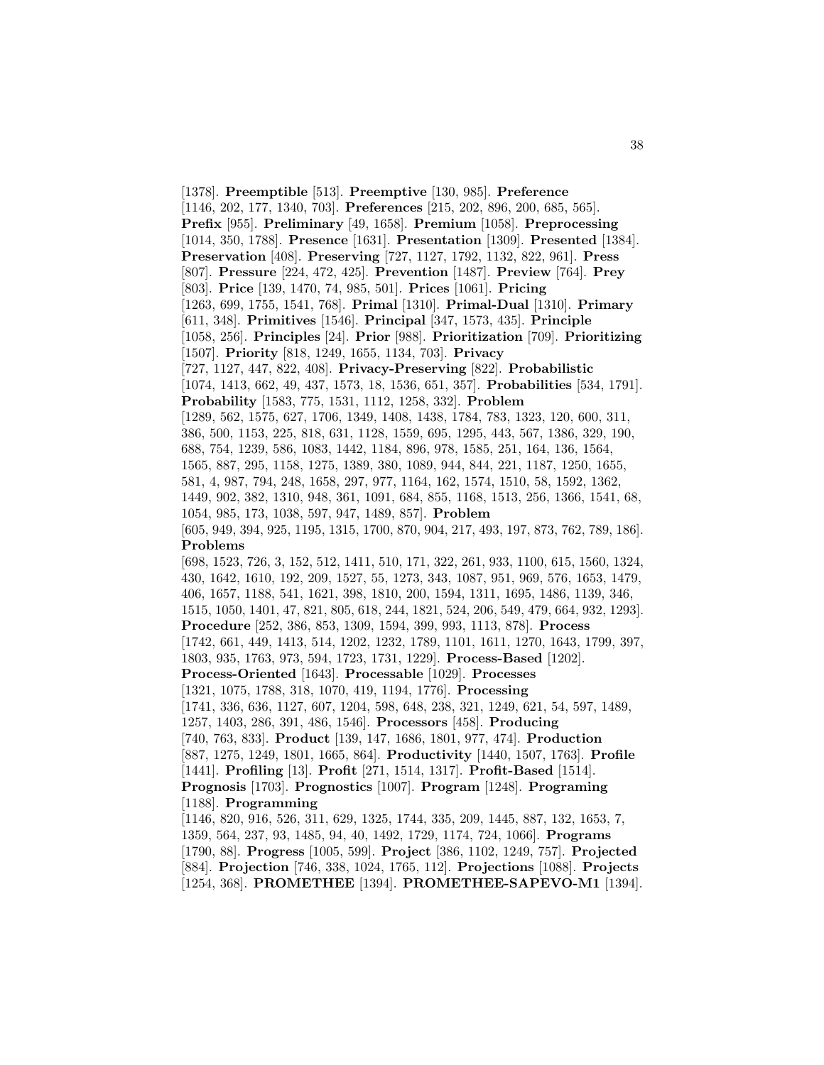[1378]. **Preemptible** [513]. **Preemptive** [130, 985]. **Preference** [1146, 202, 177, 1340, 703]. **Preferences** [215, 202, 896, 200, 685, 565]. **Prefix** [955]. **Preliminary** [49, 1658]. **Premium** [1058]. **Preprocessing** [1014, 350, 1788]. **Presence** [1631]. **Presentation** [1309]. **Presented** [1384]. **Preservation** [408]. **Preserving** [727, 1127, 1792, 1132, 822, 961]. **Press** [807]. **Pressure** [224, 472, 425]. **Prevention** [1487]. **Preview** [764]. **Prey** [803]. **Price** [139, 1470, 74, 985, 501]. **Prices** [1061]. **Pricing** [1263, 699, 1755, 1541, 768]. **Primal** [1310]. **Primal-Dual** [1310]. **Primary** [611, 348]. **Primitives** [1546]. **Principal** [347, 1573, 435]. **Principle** [1058, 256]. **Principles** [24]. **Prior** [988]. **Prioritization** [709]. **Prioritizing** [1507]. **Priority** [818, 1249, 1655, 1134, 703]. **Privacy** [727, 1127, 447, 822, 408]. **Privacy-Preserving** [822]. **Probabilistic** [1074, 1413, 662, 49, 437, 1573, 18, 1536, 651, 357]. **Probabilities** [534, 1791]. **Probability** [1583, 775, 1531, 1112, 1258, 332]. **Problem** [1289, 562, 1575, 627, 1706, 1349, 1408, 1438, 1784, 783, 1323, 120, 600, 311, 386, 500, 1153, 225, 818, 631, 1128, 1559, 695, 1295, 443, 567, 1386, 329, 190, 688, 754, 1239, 586, 1083, 1442, 1184, 896, 978, 1585, 251, 164, 136, 1564, 1565, 887, 295, 1158, 1275, 1389, 380, 1089, 944, 844, 221, 1187, 1250, 1655, 581, 4, 987, 794, 248, 1658, 297, 977, 1164, 162, 1574, 1510, 58, 1592, 1362, 1449, 902, 382, 1310, 948, 361, 1091, 684, 855, 1168, 1513, 256, 1366, 1541, 68, 1054, 985, 173, 1038, 597, 947, 1489, 857]. **Problem** [605, 949, 394, 925, 1195, 1315, 1700, 870, 904, 217, 493, 197, 873, 762, 789, 186]. **Problems** [698, 1523, 726, 3, 152, 512, 1411, 510, 171, 322, 261, 933, 1100, 615, 1560, 1324, 430, 1642, 1610, 192, 209, 1527, 55, 1273, 343, 1087, 951, 969, 576, 1653, 1479, 406, 1657, 1188, 541, 1621, 398, 1810, 200, 1594, 1311, 1695, 1486, 1139, 346, 1515, 1050, 1401, 47, 821, 805, 618, 244, 1821, 524, 206, 549, 479, 664, 932, 1293]. **Procedure** [252, 386, 853, 1309, 1594, 399, 993, 1113, 878]. **Process** [1742, 661, 449, 1413, 514, 1202, 1232, 1789, 1101, 1611, 1270, 1643, 1799, 397, 1803, 935, 1763, 973, 594, 1723, 1731, 1229]. **Process-Based** [1202]. **Process-Oriented** [1643]. **Processable** [1029]. **Processes** [1321, 1075, 1788, 318, 1070, 419, 1194, 1776]. **Processing** [1741, 336, 636, 1127, 607, 1204, 598, 648, 238, 321, 1249, 621, 54, 597, 1489, 1257, 1403, 286, 391, 486, 1546]. **Processors** [458]. **Producing** [740, 763, 833]. **Product** [139, 147, 1686, 1801, 977, 474]. **Production** [887, 1275, 1249, 1801, 1665, 864]. **Productivity** [1440, 1507, 1763]. **Profile** [1441]. **Profiling** [13]. **Profit** [271, 1514, 1317]. **Profit-Based** [1514]. **Prognosis** [1703]. **Prognostics** [1007]. **Program** [1248]. **Programing** [1188]. **Programming** [1146, 820, 916, 526, 311, 629, 1325, 1744, 335, 209, 1445, 887, 132, 1653, 7, 1359, 564, 237, 93, 1485, 94, 40, 1492, 1729, 1174, 724, 1066]. **Programs** [1790, 88]. **Progress** [1005, 599]. **Project** [386, 1102, 1249, 757]. **Projected** [884]. **Projection** [746, 338, 1024, 1765, 112]. **Projections** [1088]. **Projects** [1254, 368]. **PROMETHEE** [1394]. **PROMETHEE-SAPEVO-M1** [1394].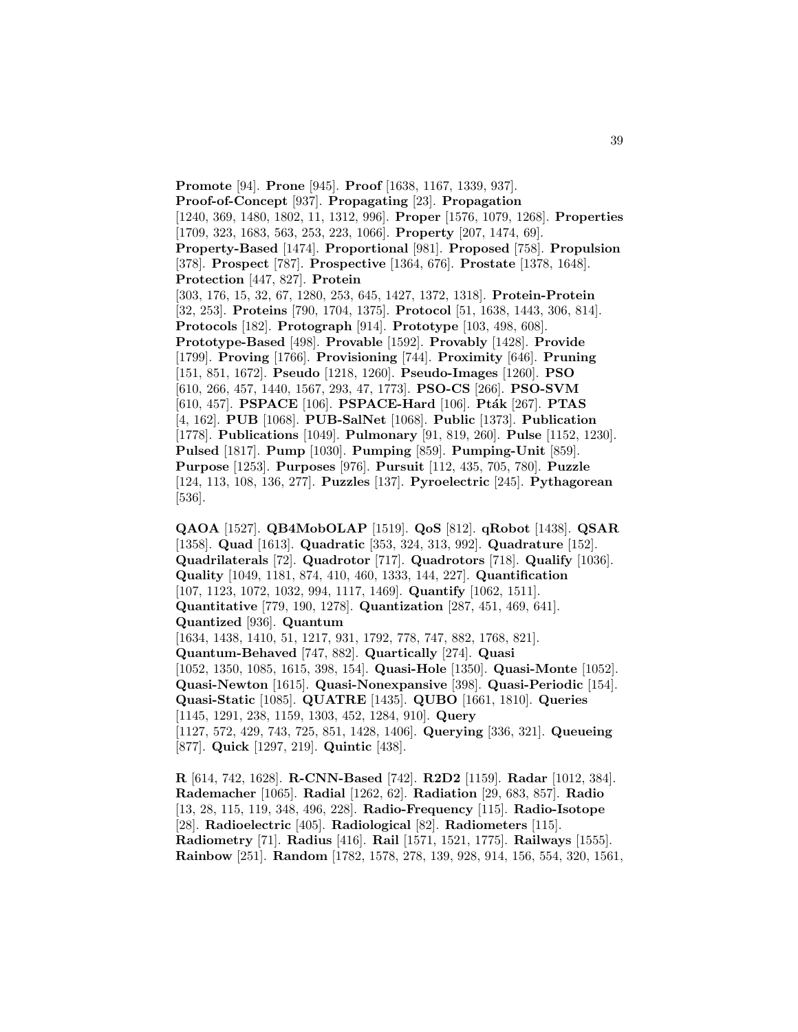**Promote** [94]. **Prone** [945]. **Proof** [1638, 1167, 1339, 937]. **Proof-of-Concept** [937]. **Propagating** [23]. **Propagation** [1240, 369, 1480, 1802, 11, 1312, 996]. **Proper** [1576, 1079, 1268]. **Properties** [1709, 323, 1683, 563, 253, 223, 1066]. **Property** [207, 1474, 69]. **Property-Based** [1474]. **Proportional** [981]. **Proposed** [758]. **Propulsion** [378]. **Prospect** [787]. **Prospective** [1364, 676]. **Prostate** [1378, 1648]. **Protection** [447, 827]. **Protein** [303, 176, 15, 32, 67, 1280, 253, 645, 1427, 1372, 1318]. **Protein-Protein** [32, 253]. **Proteins** [790, 1704, 1375]. **Protocol** [51, 1638, 1443, 306, 814]. **Protocols** [182]. **Protograph** [914]. **Prototype** [103, 498, 608]. **Prototype-Based** [498]. **Provable** [1592]. **Provably** [1428]. **Provide** [1799]. **Proving** [1766]. **Provisioning** [744]. **Proximity** [646]. **Pruning** [151, 851, 1672]. **Pseudo** [1218, 1260]. **Pseudo-Images** [1260]. **PSO** [610, 266, 457, 1440, 1567, 293, 47, 1773]. **PSO-CS** [266]. **PSO-SVM** [610, 457]. **PSPACE** [106]. **PSPACE-Hard** [106]. **Pták** [267]. **PTAS** [4, 162]. **PUB** [1068]. **PUB-SalNet** [1068]. **Public** [1373]. **Publication** [1778]. **Publications** [1049]. **Pulmonary** [91, 819, 260]. **Pulse** [1152, 1230]. **Pulsed** [1817]. **Pump** [1030]. **Pumping** [859]. **Pumping-Unit** [859]. **Purpose** [1253]. **Purposes** [976]. **Pursuit** [112, 435, 705, 780]. **Puzzle** [124, 113, 108, 136, 277]. **Puzzles** [137]. **Pyroelectric** [245]. **Pythagorean** [536].

**QAOA** [1527]. **QB4MobOLAP** [1519]. **QoS** [812]. **qRobot** [1438]. **QSAR** [1358]. **Quad** [1613]. **Quadratic** [353, 324, 313, 992]. **Quadrature** [152]. **Quadrilaterals** [72]. **Quadrotor** [717]. **Quadrotors** [718]. **Qualify** [1036]. **Quality** [1049, 1181, 874, 410, 460, 1333, 144, 227]. **Quantification** [107, 1123, 1072, 1032, 994, 1117, 1469]. **Quantify** [1062, 1511]. **Quantitative** [779, 190, 1278]. **Quantization** [287, 451, 469, 641]. **Quantized** [936]. **Quantum** [1634, 1438, 1410, 51, 1217, 931, 1792, 778, 747, 882, 1768, 821]. **Quantum-Behaved** [747, 882]. **Quartically** [274]. **Quasi** [1052, 1350, 1085, 1615, 398, 154]. **Quasi-Hole** [1350]. **Quasi-Monte** [1052]. **Quasi-Newton** [1615]. **Quasi-Nonexpansive** [398]. **Quasi-Periodic** [154]. **Quasi-Static** [1085]. **QUATRE** [1435]. **QUBO** [1661, 1810]. **Queries** [1145, 1291, 238, 1159, 1303, 452, 1284, 910]. **Query** [1127, 572, 429, 743, 725, 851, 1428, 1406]. **Querying** [336, 321]. **Queueing** [877]. **Quick** [1297, 219]. **Quintic** [438].

**R** [614, 742, 1628]. **R-CNN-Based** [742]. **R2D2** [1159]. **Radar** [1012, 384]. **Rademacher** [1065]. **Radial** [1262, 62]. **Radiation** [29, 683, 857]. **Radio** [13, 28, 115, 119, 348, 496, 228]. **Radio-Frequency** [115]. **Radio-Isotope** [28]. **Radioelectric** [405]. **Radiological** [82]. **Radiometers** [115]. **Radiometry** [71]. **Radius** [416]. **Rail** [1571, 1521, 1775]. **Railways** [1555]. **Rainbow** [251]. **Random** [1782, 1578, 278, 139, 928, 914, 156, 554, 320, 1561,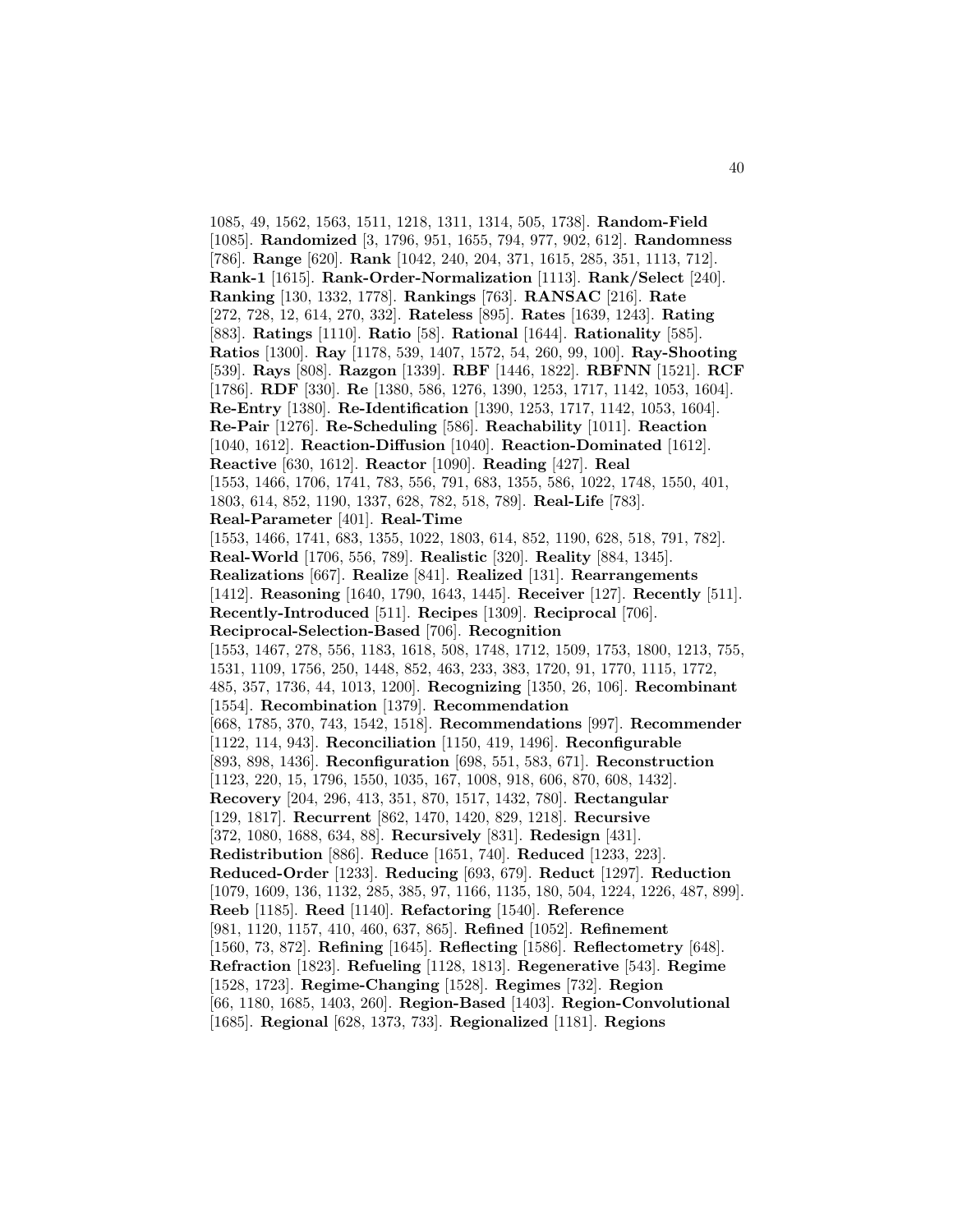1085, 49, 1562, 1563, 1511, 1218, 1311, 1314, 505, 1738]. **Random-Field** [1085]. **Randomized** [3, 1796, 951, 1655, 794, 977, 902, 612]. **Randomness** [786]. **Range** [620]. **Rank** [1042, 240, 204, 371, 1615, 285, 351, 1113, 712]. **Rank-1** [1615]. **Rank-Order-Normalization** [1113]. **Rank/Select** [240]. **Ranking** [130, 1332, 1778]. **Rankings** [763]. **RANSAC** [216]. **Rate** [272, 728, 12, 614, 270, 332]. **Rateless** [895]. **Rates** [1639, 1243]. **Rating** [883]. **Ratings** [1110]. **Ratio** [58]. **Rational** [1644]. **Rationality** [585]. **Ratios** [1300]. **Ray** [1178, 539, 1407, 1572, 54, 260, 99, 100]. **Ray-Shooting** [539]. **Rays** [808]. **Razgon** [1339]. **RBF** [1446, 1822]. **RBFNN** [1521]. **RCF** [1786]. **RDF** [330]. **Re** [1380, 586, 1276, 1390, 1253, 1717, 1142, 1053, 1604]. **Re-Entry** [1380]. **Re-Identification** [1390, 1253, 1717, 1142, 1053, 1604]. **Re-Pair** [1276]. **Re-Scheduling** [586]. **Reachability** [1011]. **Reaction** [1040, 1612]. **Reaction-Diffusion** [1040]. **Reaction-Dominated** [1612]. **Reactive** [630, 1612]. **Reactor** [1090]. **Reading** [427]. **Real** [1553, 1466, 1706, 1741, 783, 556, 791, 683, 1355, 586, 1022, 1748, 1550, 401, 1803, 614, 852, 1190, 1337, 628, 782, 518, 789]. **Real-Life** [783]. **Real-Parameter** [401]. **Real-Time** [1553, 1466, 1741, 683, 1355, 1022, 1803, 614, 852, 1190, 628, 518, 791, 782]. **Real-World** [1706, 556, 789]. **Realistic** [320]. **Reality** [884, 1345]. **Realizations** [667]. **Realize** [841]. **Realized** [131]. **Rearrangements** [1412]. **Reasoning** [1640, 1790, 1643, 1445]. **Receiver** [127]. **Recently** [511]. **Recently-Introduced** [511]. **Recipes** [1309]. **Reciprocal** [706]. **Reciprocal-Selection-Based** [706]. **Recognition** [1553, 1467, 278, 556, 1183, 1618, 508, 1748, 1712, 1509, 1753, 1800, 1213, 755, 1531, 1109, 1756, 250, 1448, 852, 463, 233, 383, 1720, 91, 1770, 1115, 1772, 485, 357, 1736, 44, 1013, 1200]. **Recognizing** [1350, 26, 106]. **Recombinant** [1554]. **Recombination** [1379]. **Recommendation** [668, 1785, 370, 743, 1542, 1518]. **Recommendations** [997]. **Recommender** [1122, 114, 943]. **Reconciliation** [1150, 419, 1496]. **Reconfigurable** [893, 898, 1436]. **Reconfiguration** [698, 551, 583, 671]. **Reconstruction** [1123, 220, 15, 1796, 1550, 1035, 167, 1008, 918, 606, 870, 608, 1432]. **Recovery** [204, 296, 413, 351, 870, 1517, 1432, 780]. **Rectangular** [129, 1817]. **Recurrent** [862, 1470, 1420, 829, 1218]. **Recursive** [372, 1080, 1688, 634, 88]. **Recursively** [831]. **Redesign** [431]. **Redistribution** [886]. **Reduce** [1651, 740]. **Reduced** [1233, 223]. **Reduced-Order** [1233]. **Reducing** [693, 679]. **Reduct** [1297]. **Reduction** [1079, 1609, 136, 1132, 285, 385, 97, 1166, 1135, 180, 504, 1224, 1226, 487, 899]. **Reeb** [1185]. **Reed** [1140]. **Refactoring** [1540]. **Reference** [981, 1120, 1157, 410, 460, 637, 865]. **Refined** [1052]. **Refinement** [1560, 73, 872]. **Refining** [1645]. **Reflecting** [1586]. **Reflectometry** [648]. **Refraction** [1823]. **Refueling** [1128, 1813]. **Regenerative** [543]. **Regime** [1528, 1723]. **Regime-Changing** [1528]. **Regimes** [732]. **Region** [66, 1180, 1685, 1403, 260]. **Region-Based** [1403]. **Region-Convolutional** [1685]. **Regional** [628, 1373, 733]. **Regionalized** [1181]. **Regions**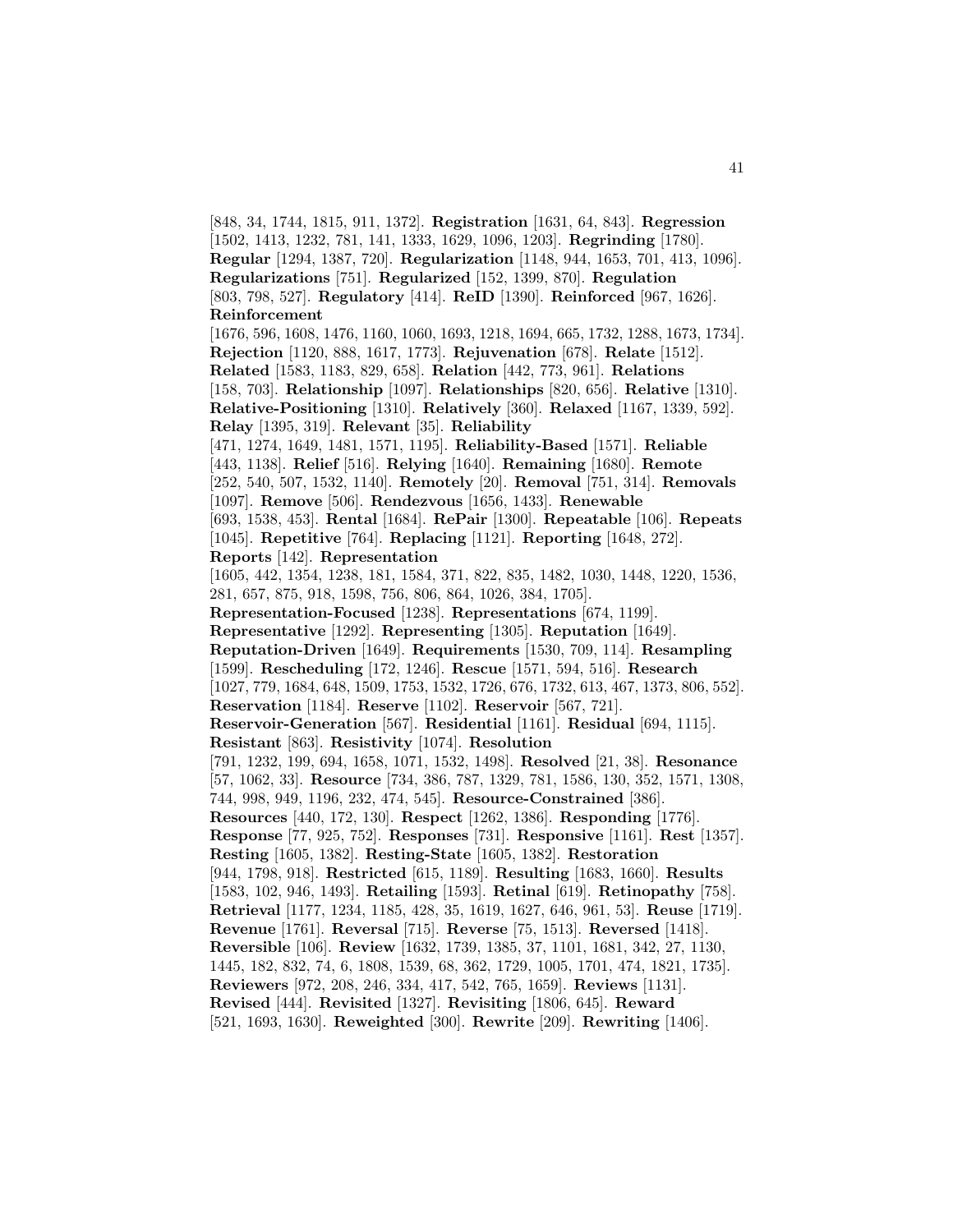[848, 34, 1744, 1815, 911, 1372]. **Registration** [1631, 64, 843]. **Regression** [1502, 1413, 1232, 781, 141, 1333, 1629, 1096, 1203]. **Regrinding** [1780]. **Regular** [1294, 1387, 720]. **Regularization** [1148, 944, 1653, 701, 413, 1096]. **Regularizations** [751]. **Regularized** [152, 1399, 870]. **Regulation** [803, 798, 527]. **Regulatory** [414]. **ReID** [1390]. **Reinforced** [967, 1626]. **Reinforcement** [1676, 596, 1608, 1476, 1160, 1060, 1693, 1218, 1694, 665, 1732, 1288, 1673, 1734]. **Rejection** [1120, 888, 1617, 1773]. **Rejuvenation** [678]. **Relate** [1512]. **Related** [1583, 1183, 829, 658]. **Relation** [442, 773, 961]. **Relations** [158, 703]. **Relationship** [1097]. **Relationships** [820, 656]. **Relative** [1310]. **Relative-Positioning** [1310]. **Relatively** [360]. **Relaxed** [1167, 1339, 592]. **Relay** [1395, 319]. **Relevant** [35]. **Reliability** [471, 1274, 1649, 1481, 1571, 1195]. **Reliability-Based** [1571]. **Reliable** [443, 1138]. **Relief** [516]. **Relying** [1640]. **Remaining** [1680]. **Remote** [252, 540, 507, 1532, 1140]. **Remotely** [20]. **Removal** [751, 314]. **Removals** [1097]. **Remove** [506]. **Rendezvous** [1656, 1433]. **Renewable** [693, 1538, 453]. **Rental** [1684]. **RePair** [1300]. **Repeatable** [106]. **Repeats** [1045]. **Repetitive** [764]. **Replacing** [1121]. **Reporting** [1648, 272]. **Reports** [142]. **Representation** [1605, 442, 1354, 1238, 181, 1584, 371, 822, 835, 1482, 1030, 1448, 1220, 1536, 281, 657, 875, 918, 1598, 756, 806, 864, 1026, 384, 1705]. **Representation-Focused** [1238]. **Representations** [674, 1199]. **Representative** [1292]. **Representing** [1305]. **Reputation** [1649]. **Reputation-Driven** [1649]. **Requirements** [1530, 709, 114]. **Resampling** [1599]. **Rescheduling** [172, 1246]. **Rescue** [1571, 594, 516]. **Research** [1027, 779, 1684, 648, 1509, 1753, 1532, 1726, 676, 1732, 613, 467, 1373, 806, 552]. **Reservation** [1184]. **Reserve** [1102]. **Reservoir** [567, 721]. **Reservoir-Generation** [567]. **Residential** [1161]. **Residual** [694, 1115]. **Resistant** [863]. **Resistivity** [1074]. **Resolution** [791, 1232, 199, 694, 1658, 1071, 1532, 1498]. **Resolved** [21, 38]. **Resonance** [57, 1062, 33]. **Resource** [734, 386, 787, 1329, 781, 1586, 130, 352, 1571, 1308, 744, 998, 949, 1196, 232, 474, 545]. **Resource-Constrained** [386]. **Resources** [440, 172, 130]. **Respect** [1262, 1386]. **Responding** [1776]. **Response** [77, 925, 752]. **Responses** [731]. **Responsive** [1161]. **Rest** [1357]. **Resting** [1605, 1382]. **Resting-State** [1605, 1382]. **Restoration** [944, 1798, 918]. **Restricted** [615, 1189]. **Resulting** [1683, 1660]. **Results** [1583, 102, 946, 1493]. **Retailing** [1593]. **Retinal** [619]. **Retinopathy** [758]. **Retrieval** [1177, 1234, 1185, 428, 35, 1619, 1627, 646, 961, 53]. **Reuse** [1719]. **Revenue** [1761]. **Reversal** [715]. **Reverse** [75, 1513]. **Reversed** [1418]. **Reversible** [106]. **Review** [1632, 1739, 1385, 37, 1101, 1681, 342, 27, 1130, 1445, 182, 832, 74, 6, 1808, 1539, 68, 362, 1729, 1005, 1701, 474, 1821, 1735]. **Reviewers** [972, 208, 246, 334, 417, 542, 765, 1659]. **Reviews** [1131]. **Revised** [444]. **Revisited** [1327]. **Revisiting** [1806, 645]. **Reward** [521, 1693, 1630]. **Reweighted** [300]. **Rewrite** [209]. **Rewriting** [1406].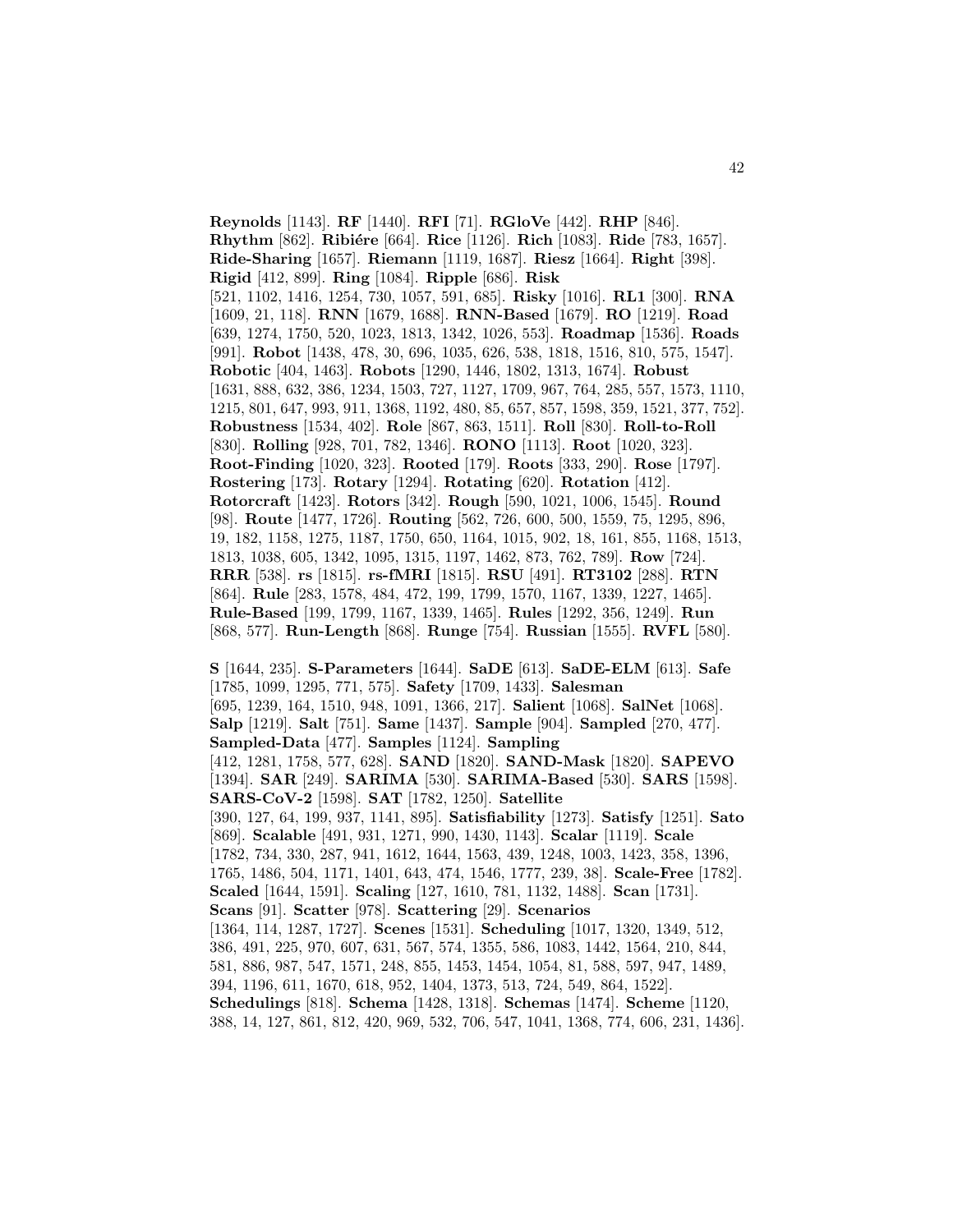**Reynolds** [1143]. **RF** [1440]. **RFI** [71]. **RGloVe** [442]. **RHP** [846]. **Rhythm** [862]. **Ribiére** [664]. **Rice** [1126]. **Rich** [1083]. **Ride** [783, 1657]. **Ride-Sharing** [1657]. **Riemann** [1119, 1687]. **Riesz** [1664]. **Right** [398]. **Rigid** [412, 899]. **Ring** [1084]. **Ripple** [686]. **Risk** [521, 1102, 1416, 1254, 730, 1057, 591, 685]. **Risky** [1016]. **RL1** [300]. **RNA** [1609, 21, 118]. **RNN** [1679, 1688]. **RNN-Based** [1679]. **RO** [1219]. **Road** [639, 1274, 1750, 520, 1023, 1813, 1342, 1026, 553]. **Roadmap** [1536]. **Roads** [991]. **Robot** [1438, 478, 30, 696, 1035, 626, 538, 1818, 1516, 810, 575, 1547]. **Robotic** [404, 1463]. **Robots** [1290, 1446, 1802, 1313, 1674]. **Robust** [1631, 888, 632, 386, 1234, 1503, 727, 1127, 1709, 967, 764, 285, 557, 1573, 1110, 1215, 801, 647, 993, 911, 1368, 1192, 480, 85, 657, 857, 1598, 359, 1521, 377, 752]. **Robustness** [1534, 402]. **Role** [867, 863, 1511]. **Roll** [830]. **Roll-to-Roll** [830]. **Rolling** [928, 701, 782, 1346]. **RONO** [1113]. **Root** [1020, 323]. **Root-Finding** [1020, 323]. **Rooted** [179]. **Roots** [333, 290]. **Rose** [1797]. **Rostering** [173]. **Rotary** [1294]. **Rotating** [620]. **Rotation** [412]. **Rotorcraft** [1423]. **Rotors** [342]. **Rough** [590, 1021, 1006, 1545]. **Round** [98]. **Route** [1477, 1726]. **Routing** [562, 726, 600, 500, 1559, 75, 1295, 896, 19, 182, 1158, 1275, 1187, 1750, 650, 1164, 1015, 902, 18, 161, 855, 1168, 1513, 1813, 1038, 605, 1342, 1095, 1315, 1197, 1462, 873, 762, 789]. **Row** [724]. **RRR** [538]. **rs** [1815]. **rs-fMRI** [1815]. **RSU** [491]. **RT3102** [288]. **RTN** [864]. **Rule** [283, 1578, 484, 472, 199, 1799, 1570, 1167, 1339, 1227, 1465]. **Rule-Based** [199, 1799, 1167, 1339, 1465]. **Rules** [1292, 356, 1249]. **Run** [868, 577]. **Run-Length** [868]. **Runge** [754]. **Russian** [1555]. **RVFL** [580].

**S** [1644, 235]. **S-Parameters** [1644]. **SaDE** [613]. **SaDE-ELM** [613]. **Safe** [1785, 1099, 1295, 771, 575]. **Safety** [1709, 1433]. **Salesman** [695, 1239, 164, 1510, 948, 1091, 1366, 217]. **Salient** [1068]. **SalNet** [1068]. **Salp** [1219]. **Salt** [751]. **Same** [1437]. **Sample** [904]. **Sampled** [270, 477]. **Sampled-Data** [477]. **Samples** [1124]. **Sampling** [412, 1281, 1758, 577, 628]. **SAND** [1820]. **SAND-Mask** [1820]. **SAPEVO** [1394]. **SAR** [249]. **SARIMA** [530]. **SARIMA-Based** [530]. **SARS** [1598]. **SARS-CoV-2** [1598]. **SAT** [1782, 1250]. **Satellite** [390, 127, 64, 199, 937, 1141, 895]. **Satisfiability** [1273]. **Satisfy** [1251]. **Sato** [869]. **Scalable** [491, 931, 1271, 990, 1430, 1143]. **Scalar** [1119]. **Scale** [1782, 734, 330, 287, 941, 1612, 1644, 1563, 439, 1248, 1003, 1423, 358, 1396, 1765, 1486, 504, 1171, 1401, 643, 474, 1546, 1777, 239, 38]. **Scale-Free** [1782]. **Scaled** [1644, 1591]. **Scaling** [127, 1610, 781, 1132, 1488]. **Scan** [1731]. **Scans** [91]. **Scatter** [978]. **Scattering** [29]. **Scenarios** [1364, 114, 1287, 1727]. **Scenes** [1531]. **Scheduling** [1017, 1320, 1349, 512, 386, 491, 225, 970, 607, 631, 567, 574, 1355, 586, 1083, 1442, 1564, 210, 844, 581, 886, 987, 547, 1571, 248, 855, 1453, 1454, 1054, 81, 588, 597, 947, 1489, 394, 1196, 611, 1670, 618, 952, 1404, 1373, 513, 724, 549, 864, 1522]. **Schedulings** [818]. **Schema** [1428, 1318]. **Schemas** [1474]. **Scheme** [1120, 388, 14, 127, 861, 812, 420, 969, 532, 706, 547, 1041, 1368, 774, 606, 231, 1436].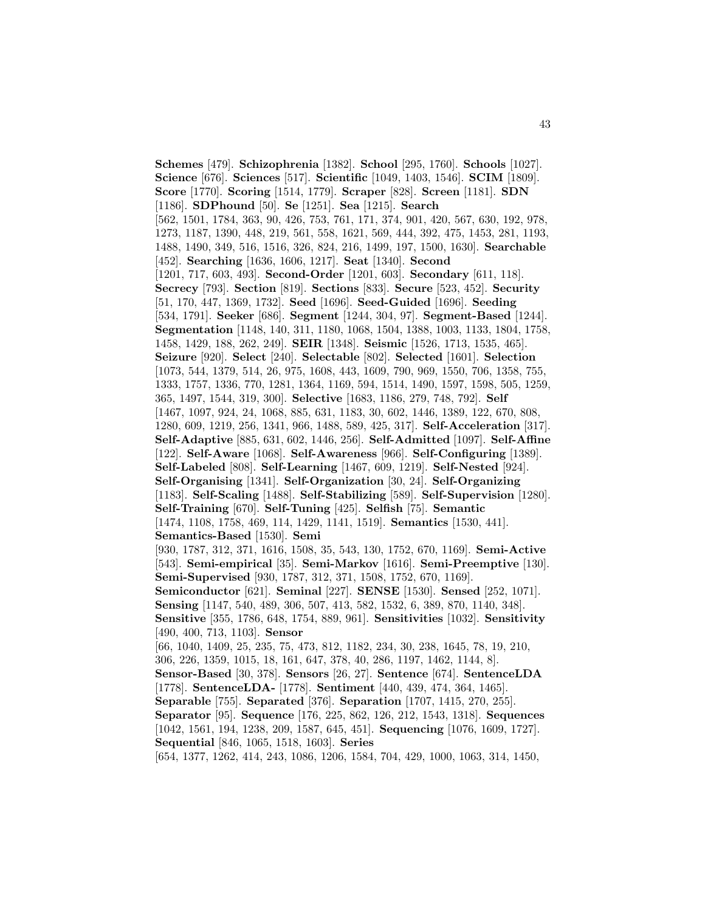**Schemes** [479]. **Schizophrenia** [1382]. **School** [295, 1760]. **Schools** [1027]. **Science** [676]. **Sciences** [517]. **Scientific** [1049, 1403, 1546]. **SCIM** [1809]. **Score** [1770]. **Scoring** [1514, 1779]. **Scraper** [828]. **Screen** [1181]. **SDN** [1186]. **SDPhound** [50]. **Se** [1251]. **Sea** [1215]. **Search** [562, 1501, 1784, 363, 90, 426, 753, 761, 171, 374, 901, 420, 567, 630, 192, 978, 1273, 1187, 1390, 448, 219, 561, 558, 1621, 569, 444, 392, 475, 1453, 281, 1193, 1488, 1490, 349, 516, 1516, 326, 824, 216, 1499, 197, 1500, 1630]. **Searchable** [452]. **Searching** [1636, 1606, 1217]. **Seat** [1340]. **Second** [1201, 717, 603, 493]. **Second-Order** [1201, 603]. **Secondary** [611, 118]. **Secrecy** [793]. **Section** [819]. **Sections** [833]. **Secure** [523, 452]. **Security** [51, 170, 447, 1369, 1732]. **Seed** [1696]. **Seed-Guided** [1696]. **Seeding** [534, 1791]. **Seeker** [686]. **Segment** [1244, 304, 97]. **Segment-Based** [1244]. **Segmentation** [1148, 140, 311, 1180, 1068, 1504, 1388, 1003, 1133, 1804, 1758, 1458, 1429, 188, 262, 249]. **SEIR** [1348]. **Seismic** [1526, 1713, 1535, 465]. **Seizure** [920]. **Select** [240]. **Selectable** [802]. **Selected** [1601]. **Selection** [1073, 544, 1379, 514, 26, 975, 1608, 443, 1609, 790, 969, 1550, 706, 1358, 755, 1333, 1757, 1336, 770, 1281, 1364, 1169, 594, 1514, 1490, 1597, 1598, 505, 1259, 365, 1497, 1544, 319, 300]. **Selective** [1683, 1186, 279, 748, 792]. **Self** [1467, 1097, 924, 24, 1068, 885, 631, 1183, 30, 602, 1446, 1389, 122, 670, 808, 1280, 609, 1219, 256, 1341, 966, 1488, 589, 425, 317]. **Self-Acceleration** [317]. **Self-Adaptive** [885, 631, 602, 1446, 256]. **Self-Admitted** [1097]. **Self-Affine** [122]. **Self-Aware** [1068]. **Self-Awareness** [966]. **Self-Configuring** [1389]. **Self-Labeled** [808]. **Self-Learning** [1467, 609, 1219]. **Self-Nested** [924]. **Self-Organising** [1341]. **Self-Organization** [30, 24]. **Self-Organizing** [1183]. **Self-Scaling** [1488]. **Self-Stabilizing** [589]. **Self-Supervision** [1280]. **Self-Training** [670]. **Self-Tuning** [425]. **Selfish** [75]. **Semantic** [1474, 1108, 1758, 469, 114, 1429, 1141, 1519]. **Semantics** [1530, 441]. **Semantics-Based** [1530]. **Semi** [930, 1787, 312, 371, 1616, 1508, 35, 543, 130, 1752, 670, 1169]. **Semi-Active** [543]. **Semi-empirical** [35]. **Semi-Markov** [1616]. **Semi-Preemptive** [130]. **Semi-Supervised** [930, 1787, 312, 371, 1508, 1752, 670, 1169]. **Semiconductor** [621]. **Seminal** [227]. **SENSE** [1530]. **Sensed** [252, 1071]. **Sensing** [1147, 540, 489, 306, 507, 413, 582, 1532, 6, 389, 870, 1140, 348]. **Sensitive** [355, 1786, 648, 1754, 889, 961]. **Sensitivities** [1032]. **Sensitivity** [490, 400, 713, 1103]. **Sensor** [66, 1040, 1409, 25, 235, 75, 473, 812, 1182, 234, 30, 238, 1645, 78, 19, 210, 306, 226, 1359, 1015, 18, 161, 647, 378, 40, 286, 1197, 1462, 1144, 8]. **Sensor-Based** [30, 378]. **Sensors** [26, 27]. **Sentence** [674]. **SentenceLDA** [1778]. **SentenceLDA-** [1778]. **Sentiment** [440, 439, 474, 364, 1465]. **Separable** [755]. **Separated** [376]. **Separation** [1707, 1415, 270, 255]. **Separator** [95]. **Sequence** [176, 225, 862, 126, 212, 1543, 1318]. **Sequences** [1042, 1561, 194, 1238, 209, 1587, 645, 451]. **Sequencing** [1076, 1609, 1727]. **Sequential** [846, 1065, 1518, 1603]. **Series** [654, 1377, 1262, 414, 243, 1086, 1206, 1584, 704, 429, 1000, 1063, 314, 1450,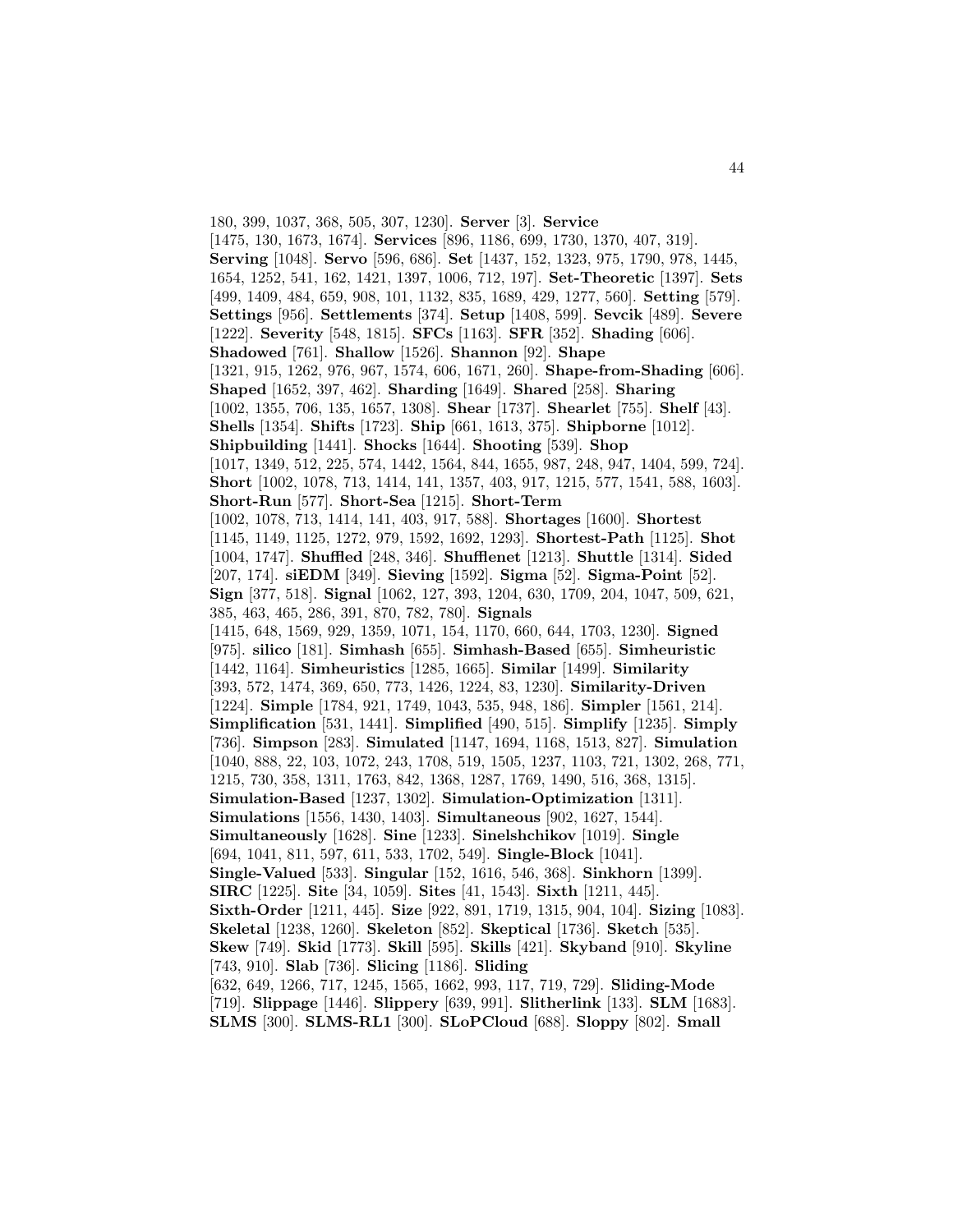180, 399, 1037, 368, 505, 307, 1230]. **Server** [3]. **Service** [1475, 130, 1673, 1674]. **Services** [896, 1186, 699, 1730, 1370, 407, 319]. **Serving** [1048]. **Servo** [596, 686]. **Set** [1437, 152, 1323, 975, 1790, 978, 1445, 1654, 1252, 541, 162, 1421, 1397, 1006, 712, 197]. **Set-Theoretic** [1397]. **Sets** [499, 1409, 484, 659, 908, 101, 1132, 835, 1689, 429, 1277, 560]. **Setting** [579]. **Settings** [956]. **Settlements** [374]. **Setup** [1408, 599]. **Sevcik** [489]. **Severe** [1222]. **Severity** [548, 1815]. **SFCs** [1163]. **SFR** [352]. **Shading** [606]. **Shadowed** [761]. **Shallow** [1526]. **Shannon** [92]. **Shape** [1321, 915, 1262, 976, 967, 1574, 606, 1671, 260]. **Shape-from-Shading** [606]. **Shaped** [1652, 397, 462]. **Sharding** [1649]. **Shared** [258]. **Sharing** [1002, 1355, 706, 135, 1657, 1308]. **Shear** [1737]. **Shearlet** [755]. **Shelf** [43]. **Shells** [1354]. **Shifts** [1723]. **Ship** [661, 1613, 375]. **Shipborne** [1012]. **Shipbuilding** [1441]. **Shocks** [1644]. **Shooting** [539]. **Shop** [1017, 1349, 512, 225, 574, 1442, 1564, 844, 1655, 987, 248, 947, 1404, 599, 724]. **Short** [1002, 1078, 713, 1414, 141, 1357, 403, 917, 1215, 577, 1541, 588, 1603]. **Short-Run** [577]. **Short-Sea** [1215]. **Short-Term** [1002, 1078, 713, 1414, 141, 403, 917, 588]. **Shortages** [1600]. **Shortest** [1145, 1149, 1125, 1272, 979, 1592, 1692, 1293]. **Shortest-Path** [1125]. **Shot** [1004, 1747]. **Shuffled** [248, 346]. **Shufflenet** [1213]. **Shuttle** [1314]. **Sided** [207, 174]. **siEDM** [349]. **Sieving** [1592]. **Sigma** [52]. **Sigma-Point** [52]. **Sign** [377, 518]. **Signal** [1062, 127, 393, 1204, 630, 1709, 204, 1047, 509, 621, 385, 463, 465, 286, 391, 870, 782, 780]. **Signals** [1415, 648, 1569, 929, 1359, 1071, 154, 1170, 660, 644, 1703, 1230]. **Signed** [975]. **silico** [181]. **Simhash** [655]. **Simhash-Based** [655]. **Simheuristic** [1442, 1164]. **Simheuristics** [1285, 1665]. **Similar** [1499]. **Similarity** [393, 572, 1474, 369, 650, 773, 1426, 1224, 83, 1230]. **Similarity-Driven** [1224]. **Simple** [1784, 921, 1749, 1043, 535, 948, 186]. **Simpler** [1561, 214]. **Simplification** [531, 1441]. **Simplified** [490, 515]. **Simplify** [1235]. **Simply** [736]. **Simpson** [283]. **Simulated** [1147, 1694, 1168, 1513, 827]. **Simulation** [1040, 888, 22, 103, 1072, 243, 1708, 519, 1505, 1237, 1103, 721, 1302, 268, 771, 1215, 730, 358, 1311, 1763, 842, 1368, 1287, 1769, 1490, 516, 368, 1315]. **Simulation-Based** [1237, 1302]. **Simulation-Optimization** [1311]. **Simulations** [1556, 1430, 1403]. **Simultaneous** [902, 1627, 1544]. **Simultaneously** [1628]. **Sine** [1233]. **Sinelshchikov** [1019]. **Single** [694, 1041, 811, 597, 611, 533, 1702, 549]. **Single-Block** [1041]. **Single-Valued** [533]. **Singular** [152, 1616, 546, 368]. **Sinkhorn** [1399]. **SIRC** [1225]. **Site** [34, 1059]. **Sites** [41, 1543]. **Sixth** [1211, 445]. **Sixth-Order** [1211, 445]. **Size** [922, 891, 1719, 1315, 904, 104]. **Sizing** [1083]. **Skeletal** [1238, 1260]. **Skeleton** [852]. **Skeptical** [1736]. **Sketch** [535]. **Skew** [749]. **Skid** [1773]. **Skill** [595]. **Skills** [421]. **Skyband** [910]. **Skyline** [743, 910]. **Slab** [736]. **Slicing** [1186]. **Sliding** [632, 649, 1266, 717, 1245, 1565, 1662, 993, 117, 719, 729]. **Sliding-Mode** [719]. **Slippage** [1446]. **Slippery** [639, 991]. **Slitherlink** [133]. **SLM** [1683]. **SLMS** [300]. **SLMS-RL1** [300]. **SLoPCloud** [688]. **Sloppy** [802]. **Small**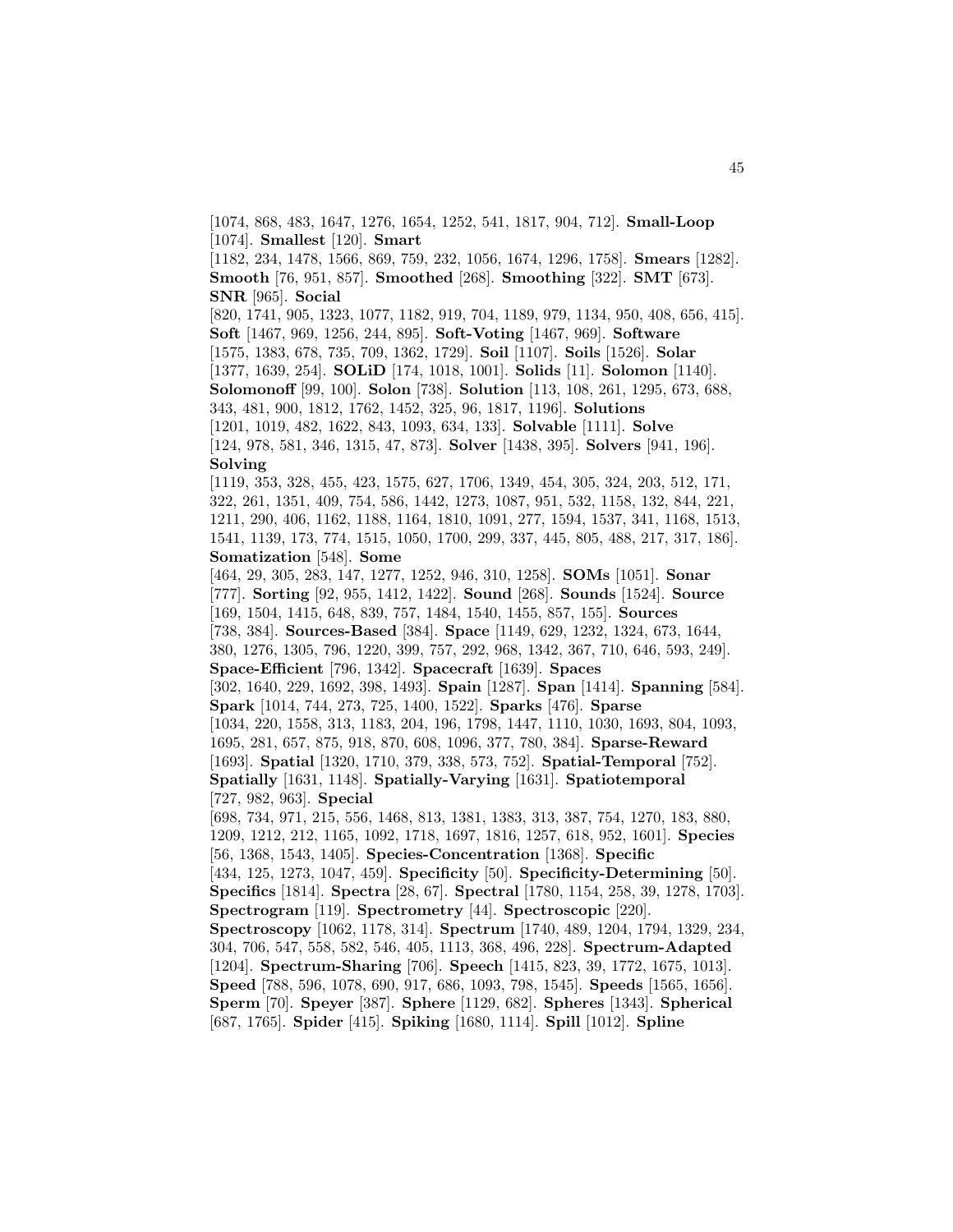[1074, 868, 483, 1647, 1276, 1654, 1252, 541, 1817, 904, 712]. **Small-Loop** [1074]. **Smallest** [120]. **Smart** [1182, 234, 1478, 1566, 869, 759, 232, 1056, 1674, 1296, 1758]. **Smears** [1282]. **Smooth** [76, 951, 857]. **Smoothed** [268]. **Smoothing** [322]. **SMT** [673]. **SNR** [965]. **Social** [820, 1741, 905, 1323, 1077, 1182, 919, 704, 1189, 979, 1134, 950, 408, 656, 415]. **Soft** [1467, 969, 1256, 244, 895]. **Soft-Voting** [1467, 969]. **Software** [1575, 1383, 678, 735, 709, 1362, 1729]. **Soil** [1107]. **Soils** [1526]. **Solar** [1377, 1639, 254]. **SOLiD** [174, 1018, 1001]. **Solids** [11]. **Solomon** [1140]. **Solomonoff** [99, 100]. **Solon** [738]. **Solution** [113, 108, 261, 1295, 673, 688, 343, 481, 900, 1812, 1762, 1452, 325, 96, 1817, 1196]. **Solutions** [1201, 1019, 482, 1622, 843, 1093, 634, 133]. **Solvable** [1111]. **Solve** [124, 978, 581, 346, 1315, 47, 873]. **Solver** [1438, 395]. **Solvers** [941, 196]. **Solving** [1119, 353, 328, 455, 423, 1575, 627, 1706, 1349, 454, 305, 324, 203, 512, 171, 322, 261, 1351, 409, 754, 586, 1442, 1273, 1087, 951, 532, 1158, 132, 844, 221, 1211, 290, 406, 1162, 1188, 1164, 1810, 1091, 277, 1594, 1537, 341, 1168, 1513, 1541, 1139, 173, 774, 1515, 1050, 1700, 299, 337, 445, 805, 488, 217, 317, 186]. **Somatization** [548]. **Some** [464, 29, 305, 283, 147, 1277, 1252, 946, 310, 1258]. **SOMs** [1051]. **Sonar** [777]. **Sorting** [92, 955, 1412, 1422]. **Sound** [268]. **Sounds** [1524]. **Source** [169, 1504, 1415, 648, 839, 757, 1484, 1540, 1455, 857, 155]. **Sources** [738, 384]. **Sources-Based** [384]. **Space** [1149, 629, 1232, 1324, 673, 1644, 380, 1276, 1305, 796, 1220, 399, 757, 292, 968, 1342, 367, 710, 646, 593, 249]. **Space-Efficient** [796, 1342]. **Spacecraft** [1639]. **Spaces** [302, 1640, 229, 1692, 398, 1493]. **Spain** [1287]. **Span** [1414]. **Spanning** [584]. **Spark** [1014, 744, 273, 725, 1400, 1522]. **Sparks** [476]. **Sparse** [1034, 220, 1558, 313, 1183, 204, 196, 1798, 1447, 1110, 1030, 1693, 804, 1093, 1695, 281, 657, 875, 918, 870, 608, 1096, 377, 780, 384]. **Sparse-Reward** [1693]. **Spatial** [1320, 1710, 379, 338, 573, 752]. **Spatial-Temporal** [752]. **Spatially** [1631, 1148]. **Spatially-Varying** [1631]. **Spatiotemporal** [727, 982, 963]. **Special** [698, 734, 971, 215, 556, 1468, 813, 1381, 1383, 313, 387, 754, 1270, 183, 880, 1209, 1212, 212, 1165, 1092, 1718, 1697, 1816, 1257, 618, 952, 1601]. **Species** [56, 1368, 1543, 1405]. **Species-Concentration** [1368]. **Specific** [434, 125, 1273, 1047, 459]. **Specificity** [50]. **Specificity-Determining** [50]. **Specifics** [1814]. **Spectra** [28, 67]. **Spectral** [1780, 1154, 258, 39, 1278, 1703]. **Spectrogram** [119]. **Spectrometry** [44]. **Spectroscopic** [220]. **Spectroscopy** [1062, 1178, 314]. **Spectrum** [1740, 489, 1204, 1794, 1329, 234, 304, 706, 547, 558, 582, 546, 405, 1113, 368, 496, 228]. **Spectrum-Adapted** [1204]. **Spectrum-Sharing** [706]. **Speech** [1415, 823, 39, 1772, 1675, 1013]. **Speed** [788, 596, 1078, 690, 917, 686, 1093, 798, 1545]. **Speeds** [1565, 1656]. **Sperm** [70]. **Speyer** [387]. **Sphere** [1129, 682]. **Spheres** [1343]. **Spherical** [687, 1765]. **Spider** [415]. **Spiking** [1680, 1114]. **Spill** [1012]. **Spline**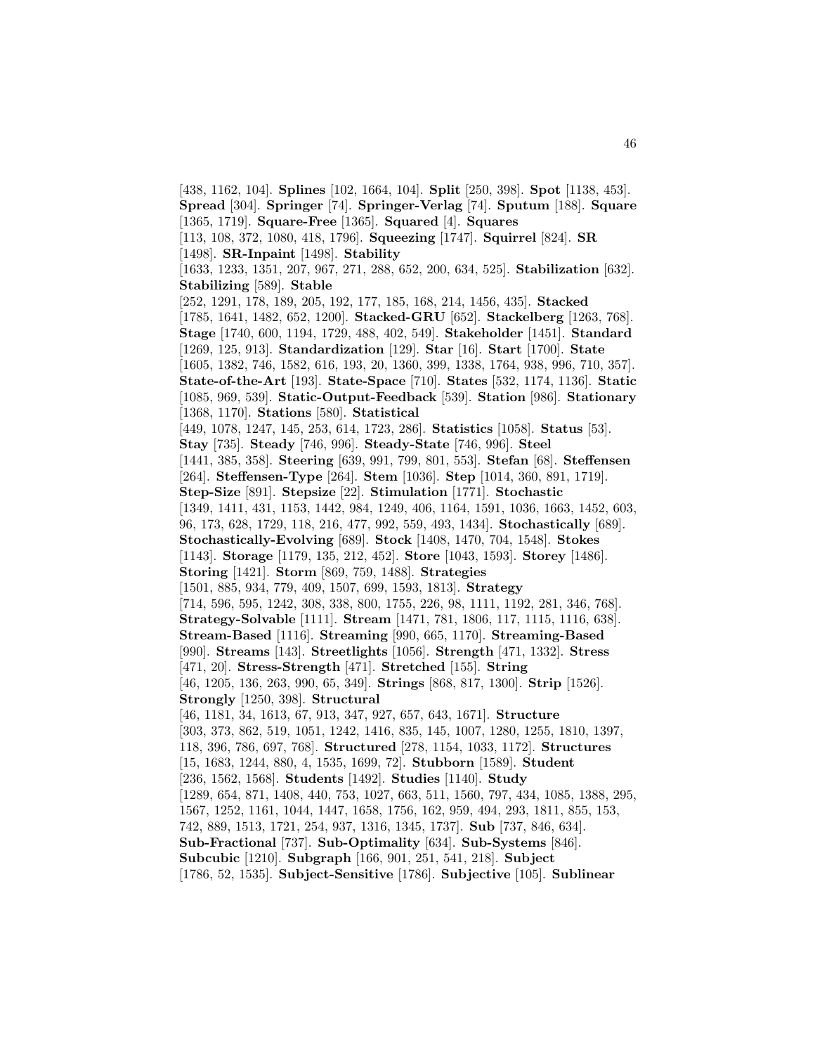[438, 1162, 104]. **Splines** [102, 1664, 104]. **Split** [250, 398]. **Spot** [1138, 453]. **Spread** [304]. **Springer** [74]. **Springer-Verlag** [74]. **Sputum** [188]. **Square** [1365, 1719]. **Square-Free** [1365]. **Squared** [4]. **Squares** [113, 108, 372, 1080, 418, 1796]. **Squeezing** [1747]. **Squirrel** [824]. **SR** [1498]. **SR-Inpaint** [1498]. **Stability** [1633, 1233, 1351, 207, 967, 271, 288, 652, 200, 634, 525]. **Stabilization** [632]. **Stabilizing** [589]. **Stable** [252, 1291, 178, 189, 205, 192, 177, 185, 168, 214, 1456, 435]. **Stacked** [1785, 1641, 1482, 652, 1200]. **Stacked-GRU** [652]. **Stackelberg** [1263, 768]. **Stage** [1740, 600, 1194, 1729, 488, 402, 549]. **Stakeholder** [1451]. **Standard** [1269, 125, 913]. **Standardization** [129]. **Star** [16]. **Start** [1700]. **State** [1605, 1382, 746, 1582, 616, 193, 20, 1360, 399, 1338, 1764, 938, 996, 710, 357]. **State-of-the-Art** [193]. **State-Space** [710]. **States** [532, 1174, 1136]. **Static** [1085, 969, 539]. **Static-Output-Feedback** [539]. **Station** [986]. **Stationary** [1368, 1170]. **Stations** [580]. **Statistical** [449, 1078, 1247, 145, 253, 614, 1723, 286]. **Statistics** [1058]. **Status** [53]. **Stay** [735]. **Steady** [746, 996]. **Steady-State** [746, 996]. **Steel** [1441, 385, 358]. **Steering** [639, 991, 799, 801, 553]. **Stefan** [68]. **Steffensen** [264]. **Steffensen-Type** [264]. **Stem** [1036]. **Step** [1014, 360, 891, 1719]. **Step-Size** [891]. **Stepsize** [22]. **Stimulation** [1771]. **Stochastic** [1349, 1411, 431, 1153, 1442, 984, 1249, 406, 1164, 1591, 1036, 1663, 1452, 603, 96, 173, 628, 1729, 118, 216, 477, 992, 559, 493, 1434]. **Stochastically** [689]. **Stochastically-Evolving** [689]. **Stock** [1408, 1470, 704, 1548]. **Stokes** [1143]. **Storage** [1179, 135, 212, 452]. **Store** [1043, 1593]. **Storey** [1486]. **Storing** [1421]. **Storm** [869, 759, 1488]. **Strategies** [1501, 885, 934, 779, 409, 1507, 699, 1593, 1813]. **Strategy** [714, 596, 595, 1242, 308, 338, 800, 1755, 226, 98, 1111, 1192, 281, 346, 768]. **Strategy-Solvable** [1111]. **Stream** [1471, 781, 1806, 117, 1115, 1116, 638]. **Stream-Based** [1116]. **Streaming** [990, 665, 1170]. **Streaming-Based** [990]. **Streams** [143]. **Streetlights** [1056]. **Strength** [471, 1332]. **Stress** [471, 20]. **Stress-Strength** [471]. **Stretched** [155]. **String** [46, 1205, 136, 263, 990, 65, 349]. **Strings** [868, 817, 1300]. **Strip** [1526]. **Strongly** [1250, 398]. **Structural** [46, 1181, 34, 1613, 67, 913, 347, 927, 657, 643, 1671]. **Structure** [303, 373, 862, 519, 1051, 1242, 1416, 835, 145, 1007, 1280, 1255, 1810, 1397, 118, 396, 786, 697, 768]. **Structured** [278, 1154, 1033, 1172]. **Structures** [15, 1683, 1244, 880, 4, 1535, 1699, 72]. **Stubborn** [1589]. **Student** [236, 1562, 1568]. **Students** [1492]. **Studies** [1140]. **Study** [1289, 654, 871, 1408, 440, 753, 1027, 663, 511, 1560, 797, 434, 1085, 1388, 295, 1567, 1252, 1161, 1044, 1447, 1658, 1756, 162, 959, 494, 293, 1811, 855, 153, 742, 889, 1513, 1721, 254, 937, 1316, 1345, 1737]. **Sub** [737, 846, 634]. **Sub-Fractional** [737]. **Sub-Optimality** [634]. **Sub-Systems** [846]. **Subcubic** [1210]. **Subgraph** [166, 901, 251, 541, 218]. **Subject** [1786, 52, 1535]. **Subject-Sensitive** [1786]. **Subjective** [105]. **Sublinear**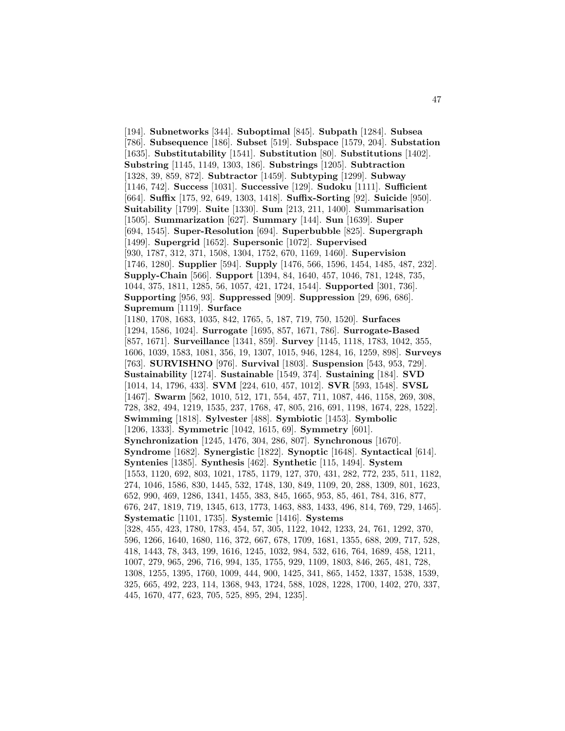[194]. **Subnetworks** [344]. **Suboptimal** [845]. **Subpath** [1284]. **Subsea** [786]. **Subsequence** [186]. **Subset** [519]. **Subspace** [1579, 204]. **Substation** [1635]. **Substitutability** [1541]. **Substitution** [80]. **Substitutions** [1402]. **Substring** [1145, 1149, 1303, 186]. **Substrings** [1205]. **Subtraction** [1328, 39, 859, 872]. **Subtractor** [1459]. **Subtyping** [1299]. **Subway** [1146, 742]. **Success** [1031]. **Successive** [129]. **Sudoku** [1111]. **Sufficient** [664]. **Suffix** [175, 92, 649, 1303, 1418]. **Suffix-Sorting** [92]. **Suicide** [950]. **Suitability** [1799]. **Suite** [1330]. **Sum** [213, 211, 1400]. **Summarisation** [1505]. **Summarization** [627]. **Summary** [144]. **Sun** [1639]. **Super** [694, 1545]. **Super-Resolution** [694]. **Superbubble** [825]. **Supergraph** [1499]. **Supergrid** [1652]. **Supersonic** [1072]. **Supervised** [930, 1787, 312, 371, 1508, 1304, 1752, 670, 1169, 1460]. **Supervision** [1746, 1280]. **Supplier** [594]. **Supply** [1476, 566, 1596, 1454, 1485, 487, 232]. **Supply-Chain** [566]. **Support** [1394, 84, 1640, 457, 1046, 781, 1248, 735, 1044, 375, 1811, 1285, 56, 1057, 421, 1724, 1544]. **Supported** [301, 736]. **Supporting** [956, 93]. **Suppressed** [909]. **Suppression** [29, 696, 686]. **Supremum** [1119]. **Surface** [1180, 1708, 1683, 1035, 842, 1765, 5, 187, 719, 750, 1520]. **Surfaces** [1294, 1586, 1024]. **Surrogate** [1695, 857, 1671, 786]. **Surrogate-Based** [857, 1671]. **Surveillance** [1341, 859]. **Survey** [1145, 1118, 1783, 1042, 355, 1606, 1039, 1583, 1081, 356, 19, 1307, 1015, 946, 1284, 16, 1259, 898]. **Surveys** [763]. **SURVISHNO** [976]. **Survival** [1803]. **Suspension** [543, 953, 729]. **Sustainability** [1274]. **Sustainable** [1549, 374]. **Sustaining** [184]. **SVD** [1014, 14, 1796, 433]. **SVM** [224, 610, 457, 1012]. **SVR** [593, 1548]. **SVSL** [1467]. **Swarm** [562, 1010, 512, 171, 554, 457, 711, 1087, 446, 1158, 269, 308, 728, 382, 494, 1219, 1535, 237, 1768, 47, 805, 216, 691, 1198, 1674, 228, 1522]. **Swimming** [1818]. **Sylvester** [488]. **Symbiotic** [1453]. **Symbolic** [1206, 1333]. **Symmetric** [1042, 1615, 69]. **Symmetry** [601]. **Synchronization** [1245, 1476, 304, 286, 807]. **Synchronous** [1670]. **Syndrome** [1682]. **Synergistic** [1822]. **Synoptic** [1648]. **Syntactical** [614]. **Syntenies** [1385]. **Synthesis** [462]. **Synthetic** [115, 1494]. **System** [1553, 1120, 692, 803, 1021, 1785, 1179, 127, 370, 431, 282, 772, 235, 511, 1182, 274, 1046, 1586, 830, 1445, 532, 1748, 130, 849, 1109, 20, 288, 1309, 801, 1623, 652, 990, 469, 1286, 1341, 1455, 383, 845, 1665, 953, 85, 461, 784, 316, 877, 676, 247, 1819, 719, 1345, 613, 1773, 1463, 883, 1433, 496, 814, 769, 729, 1465]. **Systematic** [1101, 1735]. **Systemic** [1416]. **Systems** [328, 455, 423, 1780, 1783, 454, 57, 305, 1122, 1042, 1233, 24, 761, 1292, 370, 596, 1266, 1640, 1680, 116, 372, 667, 678, 1709, 1681, 1355, 688, 209, 717, 528, 418, 1443, 78, 343, 199, 1616, 1245, 1032, 984, 532, 616, 764, 1689, 458, 1211, 1007, 279, 965, 296, 716, 994, 135, 1755, 929, 1109, 1803, 846, 265, 481, 728, 1308, 1255, 1395, 1760, 1009, 444, 900, 1425, 341, 865, 1452, 1337, 1538, 1539, 325, 665, 492, 223, 114, 1368, 943, 1724, 588, 1028, 1228, 1700, 1402, 270, 337, 445, 1670, 477, 623, 705, 525, 895, 294, 1235].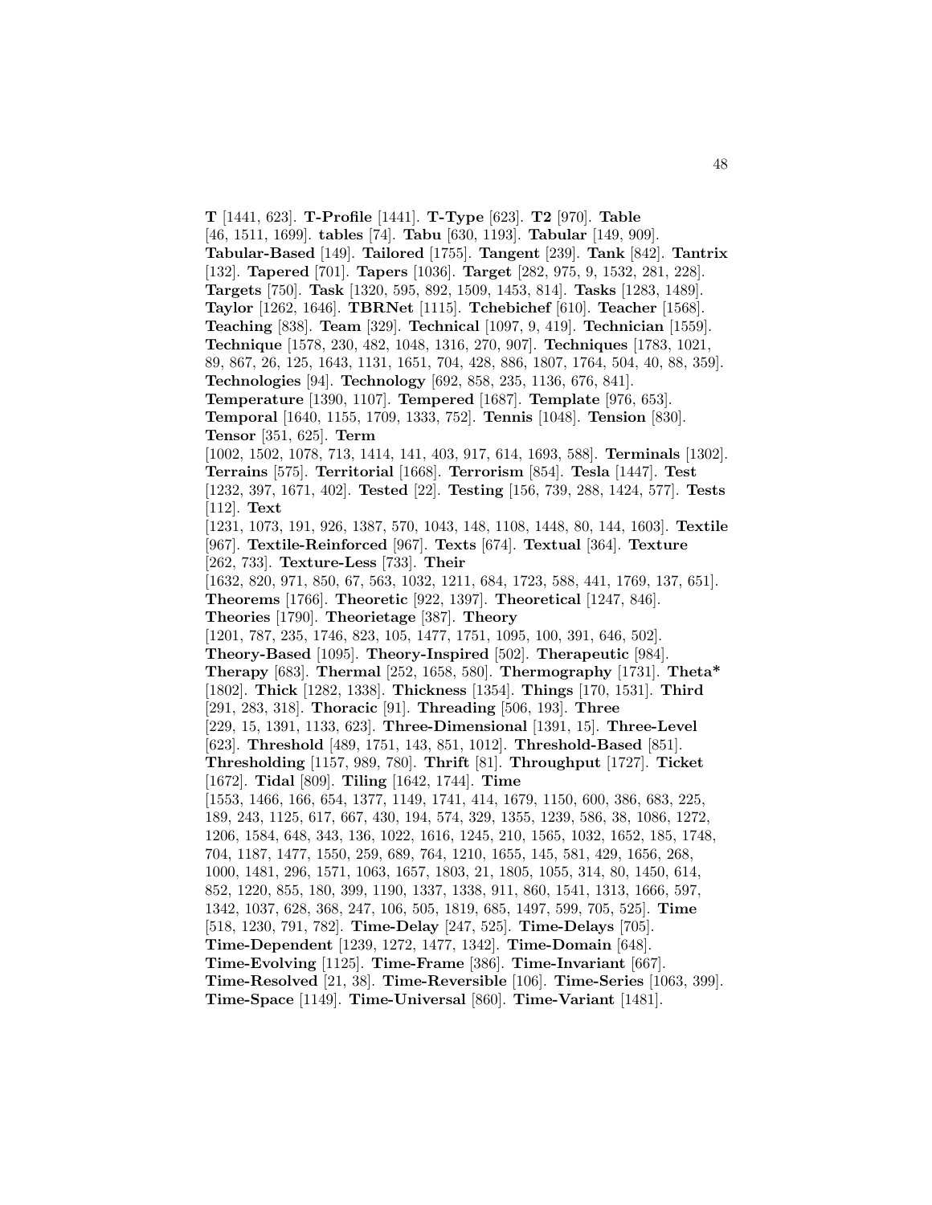**T** [1441, 623]. **T-Profile** [1441]. **T-Type** [623]. **T2** [970]. **Table** [46, 1511, 1699]. **tables** [74]. **Tabu** [630, 1193]. **Tabular** [149, 909]. **Tabular-Based** [149]. **Tailored** [1755]. **Tangent** [239]. **Tank** [842]. **Tantrix** [132]. **Tapered** [701]. **Tapers** [1036]. **Target** [282, 975, 9, 1532, 281, 228]. **Targets** [750]. **Task** [1320, 595, 892, 1509, 1453, 814]. **Tasks** [1283, 1489]. **Taylor** [1262, 1646]. **TBRNet** [1115]. **Tchebichef** [610]. **Teacher** [1568]. **Teaching** [838]. **Team** [329]. **Technical** [1097, 9, 419]. **Technician** [1559]. **Technique** [1578, 230, 482, 1048, 1316, 270, 907]. **Techniques** [1783, 1021, 89, 867, 26, 125, 1643, 1131, 1651, 704, 428, 886, 1807, 1764, 504, 40, 88, 359]. **Technologies** [94]. **Technology** [692, 858, 235, 1136, 676, 841]. **Temperature** [1390, 1107]. **Tempered** [1687]. **Template** [976, 653]. **Temporal** [1640, 1155, 1709, 1333, 752]. **Tennis** [1048]. **Tension** [830]. **Tensor** [351, 625]. **Term** [1002, 1502, 1078, 713, 1414, 141, 403, 917, 614, 1693, 588]. **Terminals** [1302]. **Terrains** [575]. **Territorial** [1668]. **Terrorism** [854]. **Tesla** [1447]. **Test** [1232, 397, 1671, 402]. **Tested** [22]. **Testing** [156, 739, 288, 1424, 577]. **Tests** [112]. **Text** [1231, 1073, 191, 926, 1387, 570, 1043, 148, 1108, 1448, 80, 144, 1603]. **Textile** [967]. **Textile-Reinforced** [967]. **Texts** [674]. **Textual** [364]. **Texture** [262, 733]. **Texture-Less** [733]. **Their** [1632, 820, 971, 850, 67, 563, 1032, 1211, 684, 1723, 588, 441, 1769, 137, 651]. **Theorems** [1766]. **Theoretic** [922, 1397]. **Theoretical** [1247, 846]. **Theories** [1790]. **Theorietage** [387]. **Theory** [1201, 787, 235, 1746, 823, 105, 1477, 1751, 1095, 100, 391, 646, 502]. **Theory-Based** [1095]. **Theory-Inspired** [502]. **Therapeutic** [984]. **Therapy** [683]. **Thermal** [252, 1658, 580]. **Thermography** [1731]. **Theta*** [1802]. **Thick** [1282, 1338]. **Thickness** [1354]. **Things** [170, 1531]. **Third** [291, 283, 318]. **Thoracic** [91]. **Threading** [506, 193]. **Three** [229, 15, 1391, 1133, 623]. **Three-Dimensional** [1391, 15]. **Three-Level** [623]. **Threshold** [489, 1751, 143, 851, 1012]. **Threshold-Based** [851]. **Thresholding** [1157, 989, 780]. **Thrift** [81]. **Throughput** [1727]. **Ticket** [1672]. **Tidal** [809]. **Tiling** [1642, 1744]. **Time** [1553, 1466, 166, 654, 1377, 1149, 1741, 414, 1679, 1150, 600, 386, 683, 225, 189, 243, 1125, 617, 667, 430, 194, 574, 329, 1355, 1239, 586, 38, 1086, 1272, 1206, 1584, 648, 343, 136, 1022, 1616, 1245, 210, 1565, 1032, 1652, 185, 1748, 704, 1187, 1477, 1550, 259, 689, 764, 1210, 1655, 145, 581, 429, 1656, 268, 1000, 1481, 296, 1571, 1063, 1657, 1803, 21, 1805, 1055, 314, 80, 1450, 614, 852, 1220, 855, 180, 399, 1190, 1337, 1338, 911, 860, 1541, 1313, 1666, 597, 1342, 1037, 628, 368, 247, 106, 505, 1819, 685, 1497, 599, 705, 525]. **Time** [518, 1230, 791, 782]. **Time-Delay** [247, 525]. **Time-Delays** [705]. **Time-Dependent** [1239, 1272, 1477, 1342]. **Time-Domain** [648]. **Time-Evolving** [1125]. **Time-Frame** [386]. **Time-Invariant** [667]. **Time-Resolved** [21, 38]. **Time-Reversible** [106]. **Time-Series** [1063, 399]. **Time-Space** [1149]. **Time-Universal** [860]. **Time-Variant** [1481].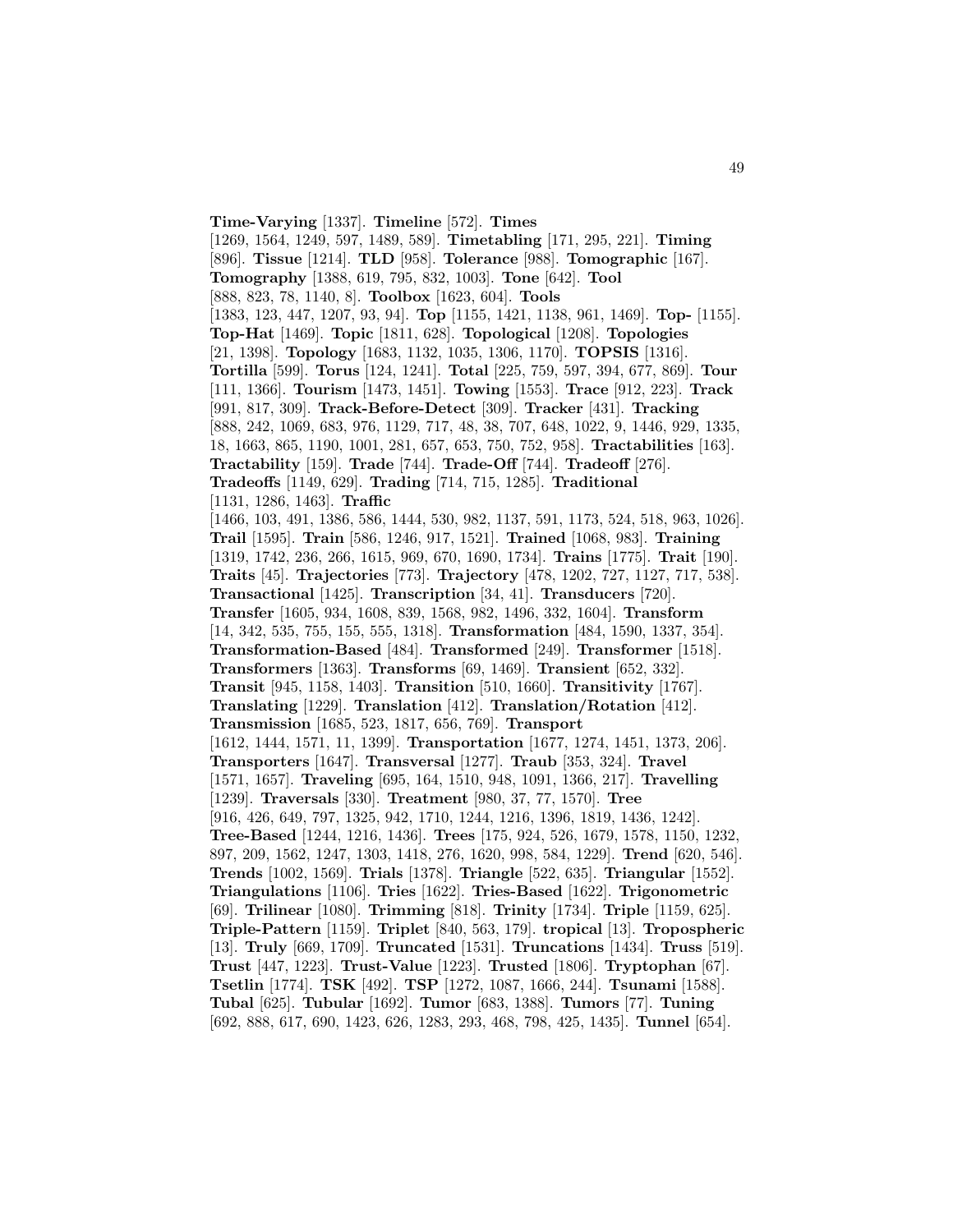**Time-Varying** [1337]. **Timeline** [572]. **Times** [1269, 1564, 1249, 597, 1489, 589]. **Timetabling** [171, 295, 221]. **Timing** [896]. **Tissue** [1214]. **TLD** [958]. **Tolerance** [988]. **Tomographic** [167]. **Tomography** [1388, 619, 795, 832, 1003]. **Tone** [642]. **Tool** [888, 823, 78, 1140, 8]. **Toolbox** [1623, 604]. **Tools** [1383, 123, 447, 1207, 93, 94]. **Top** [1155, 1421, 1138, 961, 1469]. **Top-** [1155]. **Top-Hat** [1469]. **Topic** [1811, 628]. **Topological** [1208]. **Topologies** [21, 1398]. **Topology** [1683, 1132, 1035, 1306, 1170]. **TOPSIS** [1316]. **Tortilla** [599]. **Torus** [124, 1241]. **Total** [225, 759, 597, 394, 677, 869]. **Tour** [111, 1366]. **Tourism** [1473, 1451]. **Towing** [1553]. **Trace** [912, 223]. **Track** [991, 817, 309]. **Track-Before-Detect** [309]. **Tracker** [431]. **Tracking** [888, 242, 1069, 683, 976, 1129, 717, 48, 38, 707, 648, 1022, 9, 1446, 929, 1335, 18, 1663, 865, 1190, 1001, 281, 657, 653, 750, 752, 958]. **Tractabilities** [163]. **Tractability** [159]. **Trade** [744]. **Trade-Off** [744]. **Tradeoff** [276]. **Tradeoffs** [1149, 629]. **Trading** [714, 715, 1285]. **Traditional** [1131, 1286, 1463]. **Traffic** [1466, 103, 491, 1386, 586, 1444, 530, 982, 1137, 591, 1173, 524, 518, 963, 1026]. **Trail** [1595]. **Train** [586, 1246, 917, 1521]. **Trained** [1068, 983]. **Training** [1319, 1742, 236, 266, 1615, 969, 670, 1690, 1734]. **Trains** [1775]. **Trait** [190]. **Traits** [45]. **Trajectories** [773]. **Trajectory** [478, 1202, 727, 1127, 717, 538]. **Transactional** [1425]. **Transcription** [34, 41]. **Transducers** [720]. **Transfer** [1605, 934, 1608, 839, 1568, 982, 1496, 332, 1604]. **Transform** [14, 342, 535, 755, 155, 555, 1318]. **Transformation** [484, 1590, 1337, 354]. **Transformation-Based** [484]. **Transformed** [249]. **Transformer** [1518]. **Transformers** [1363]. **Transforms** [69, 1469]. **Transient** [652, 332]. **Transit** [945, 1158, 1403]. **Transition** [510, 1660]. **Transitivity** [1767]. **Translating** [1229]. **Translation** [412]. **Translation/Rotation** [412]. **Transmission** [1685, 523, 1817, 656, 769]. **Transport** [1612, 1444, 1571, 11, 1399]. **Transportation** [1677, 1274, 1451, 1373, 206]. **Transporters** [1647]. **Transversal** [1277]. **Traub** [353, 324]. **Travel** [1571, 1657]. **Traveling** [695, 164, 1510, 948, 1091, 1366, 217]. **Travelling** [1239]. **Traversals** [330]. **Treatment** [980, 37, 77, 1570]. **Tree** [916, 426, 649, 797, 1325, 942, 1710, 1244, 1216, 1396, 1819, 1436, 1242]. **Tree-Based** [1244, 1216, 1436]. **Trees** [175, 924, 526, 1679, 1578, 1150, 1232, 897, 209, 1562, 1247, 1303, 1418, 276, 1620, 998, 584, 1229]. **Trend** [620, 546]. **Trends** [1002, 1569]. **Trials** [1378]. **Triangle** [522, 635]. **Triangular** [1552]. **Triangulations** [1106]. **Tries** [1622]. **Tries-Based** [1622]. **Trigonometric** [69]. **Trilinear** [1080]. **Trimming** [818]. **Trinity** [1734]. **Triple** [1159, 625]. **Triple-Pattern** [1159]. **Triplet** [840, 563, 179]. **tropical** [13]. **Tropospheric** [13]. **Truly** [669, 1709]. **Truncated** [1531]. **Truncations** [1434]. **Truss** [519]. **Trust** [447, 1223]. **Trust-Value** [1223]. **Trusted** [1806]. **Tryptophan** [67]. **Tsetlin** [1774]. **TSK** [492]. **TSP** [1272, 1087, 1666, 244]. **Tsunami** [1588]. **Tubal** [625]. **Tubular** [1692]. **Tumor** [683, 1388]. **Tumors** [77]. **Tuning** [692, 888, 617, 690, 1423, 626, 1283, 293, 468, 798, 425, 1435]. **Tunnel** [654].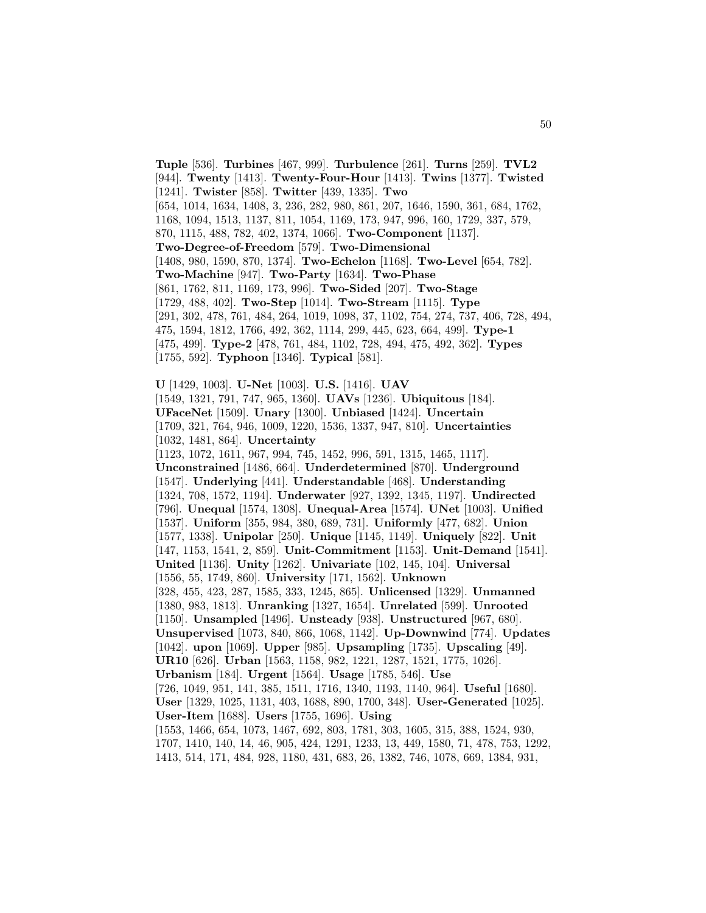**Tuple** [536]. **Turbines** [467, 999]. **Turbulence** [261]. **Turns** [259]. **TVL2** [944]. **Twenty** [1413]. **Twenty-Four-Hour** [1413]. **Twins** [1377]. **Twisted** [1241]. **Twister** [858]. **Twitter** [439, 1335]. **Two** [654, 1014, 1634, 1408, 3, 236, 282, 980, 861, 207, 1646, 1590, 361, 684, 1762, 1168, 1094, 1513, 1137, 811, 1054, 1169, 173, 947, 996, 160, 1729, 337, 579, 870, 1115, 488, 782, 402, 1374, 1066]. **Two-Component** [1137]. **Two-Degree-of-Freedom** [579]. **Two-Dimensional** [1408, 980, 1590, 870, 1374]. **Two-Echelon** [1168]. **Two-Level** [654, 782]. **Two-Machine** [947]. **Two-Party** [1634]. **Two-Phase** [861, 1762, 811, 1169, 173, 996]. **Two-Sided** [207]. **Two-Stage** [1729, 488, 402]. **Two-Step** [1014]. **Two-Stream** [1115]. **Type** [291, 302, 478, 761, 484, 264, 1019, 1098, 37, 1102, 754, 274, 737, 406, 728, 494, 475, 1594, 1812, 1766, 492, 362, 1114, 299, 445, 623, 664, 499]. **Type-1** [475, 499]. **Type-2** [478, 761, 484, 1102, 728, 494, 475, 492, 362]. **Types** [1755, 592]. **Typhoon** [1346]. **Typical** [581].

**U** [1429, 1003]. **U-Net** [1003]. **U.S.** [1416]. **UAV** [1549, 1321, 791, 747, 965, 1360]. **UAVs** [1236]. **Ubiquitous** [184]. **UFaceNet** [1509]. **Unary** [1300]. **Unbiased** [1424]. **Uncertain** [1709, 321, 764, 946, 1009, 1220, 1536, 1337, 947, 810]. **Uncertainties** [1032, 1481, 864]. **Uncertainty** [1123, 1072, 1611, 967, 994, 745, 1452, 996, 591, 1315, 1465, 1117]. **Unconstrained** [1486, 664]. **Underdetermined** [870]. **Underground** [1547]. **Underlying** [441]. **Understandable** [468]. **Understanding** [1324, 708, 1572, 1194]. **Underwater** [927, 1392, 1345, 1197]. **Undirected** [796]. **Unequal** [1574, 1308]. **Unequal-Area** [1574]. **UNet** [1003]. **Unified** [1537]. **Uniform** [355, 984, 380, 689, 731]. **Uniformly** [477, 682]. **Union** [1577, 1338]. **Unipolar** [250]. **Unique** [1145, 1149]. **Uniquely** [822]. **Unit** [147, 1153, 1541, 2, 859]. **Unit-Commitment** [1153]. **Unit-Demand** [1541]. **United** [1136]. **Unity** [1262]. **Univariate** [102, 145, 104]. **Universal** [1556, 55, 1749, 860]. **University** [171, 1562]. **Unknown** [328, 455, 423, 287, 1585, 333, 1245, 865]. **Unlicensed** [1329]. **Unmanned** [1380, 983, 1813]. **Unranking** [1327, 1654]. **Unrelated** [599]. **Unrooted** [1150]. **Unsampled** [1496]. **Unsteady** [938]. **Unstructured** [967, 680]. **Unsupervised** [1073, 840, 866, 1068, 1142]. **Up-Downwind** [774]. **Updates** [1042]. **upon** [1069]. **Upper** [985]. **Upsampling** [1735]. **Upscaling** [49]. **UR10** [626]. **Urban** [1563, 1158, 982, 1221, 1287, 1521, 1775, 1026]. **Urbanism** [184]. **Urgent** [1564]. **Usage** [1785, 546]. **Use** [726, 1049, 951, 141, 385, 1511, 1716, 1340, 1193, 1140, 964]. **Useful** [1680]. **User** [1329, 1025, 1131, 403, 1688, 890, 1700, 348]. **User-Generated** [1025]. **User-Item** [1688]. **Users** [1755, 1696]. **Using** [1553, 1466, 654, 1073, 1467, 692, 803, 1781, 303, 1605, 315, 388, 1524, 930, 1707, 1410, 140, 14, 46, 905, 424, 1291, 1233, 13, 449, 1580, 71, 478, 753, 1292, 1413, 514, 171, 484, 928, 1180, 431, 683, 26, 1382, 746, 1078, 669, 1384, 931,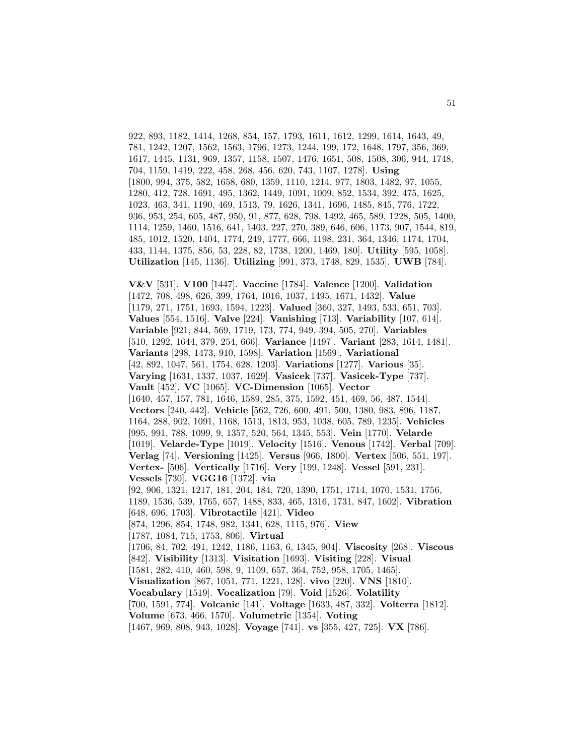922, 893, 1182, 1414, 1268, 854, 157, 1793, 1611, 1612, 1299, 1614, 1643, 49, 781, 1242, 1207, 1562, 1563, 1796, 1273, 1244, 199, 172, 1648, 1797, 356, 369, 1617, 1445, 1131, 969, 1357, 1158, 1507, 1476, 1651, 508, 1508, 306, 944, 1748, 704, 1159, 1419, 222, 458, 268, 456, 620, 743, 1107, 1278]. **Using** [1800, 994, 375, 582, 1658, 680, 1359, 1110, 1214, 977, 1803, 1482, 97, 1055, 1280, 412, 728, 1691, 495, 1362, 1449, 1091, 1009, 852, 1534, 392, 475, 1625, 1023, 463, 341, 1190, 469, 1513, 79, 1626, 1341, 1696, 1485, 845, 776, 1722, 936, 953, 254, 605, 487, 950, 91, 877, 628, 798, 1492, 465, 589, 1228, 505, 1400, 1114, 1259, 1460, 1516, 641, 1403, 227, 270, 389, 646, 606, 1173, 907, 1544, 819, 485, 1012, 1520, 1404, 1774, 249, 1777, 666, 1198, 231, 364, 1346, 1174, 1704, 433, 1144, 1375, 856, 53, 228, 82, 1738, 1200, 1469, 180]. **Utility** [595, 1058]. **Utilization** [145, 1136]. **Utilizing** [991, 373, 1748, 829, 1535]. **UWB** [784].

**V&V** [531]. **V100** [1447]. **Vaccine** [1784]. **Valence** [1200]. **Validation** [1472, 708, 498, 626, 399, 1764, 1016, 1037, 1495, 1671, 1432]. **Value** [1179, 271, 1751, 1693, 1594, 1223]. **Valued** [360, 327, 1493, 533, 651, 703]. **Values** [554, 1516]. **Valve** [224]. **Vanishing** [713]. **Variability** [107, 614]. **Variable** [921, 844, 569, 1719, 173, 774, 949, 394, 505, 270]. **Variables** [510, 1292, 1644, 379, 254, 666]. **Variance** [1497]. **Variant** [283, 1614, 1481]. **Variants** [298, 1473, 910, 1598]. **Variation** [1569]. **Variational** [42, 892, 1047, 561, 1754, 628, 1203]. **Variations** [1277]. **Various** [35]. **Varying** [1631, 1337, 1037, 1629]. **Vasicek** [737]. **Vasicek-Type** [737]. **Vault** [452]. **VC** [1065]. **VC-Dimension** [1065]. **Vector** [1640, 457, 157, 781, 1646, 1589, 285, 375, 1592, 451, 469, 56, 487, 1544]. **Vectors** [240, 442]. **Vehicle** [562, 726, 600, 491, 500, 1380, 983, 896, 1187, 1164, 288, 902, 1091, 1168, 1513, 1813, 953, 1038, 605, 789, 1235]. **Vehicles** [995, 991, 788, 1099, 9, 1357, 520, 564, 1345, 553]. **Vein** [1770]. **Velarde** [1019]. **Velarde-Type** [1019]. **Velocity** [1516]. **Venous** [1742]. **Verbal** [709]. **Verlag** [74]. **Versioning** [1425]. **Versus** [966, 1800]. **Vertex** [506, 551, 197]. **Vertex-** [506]. **Vertically** [1716]. **Very** [199, 1248]. **Vessel** [591, 231]. **Vessels** [730]. **VGG16** [1372]. **via** [92, 906, 1321, 1217, 181, 204, 184, 720, 1390, 1751, 1714, 1070, 1531, 1756, 1189, 1536, 539, 1765, 657, 1488, 833, 465, 1316, 1731, 847, 1602]. **Vibration** [648, 696, 1703]. **Vibrotactile** [421]. **Video** [874, 1296, 854, 1748, 982, 1341, 628, 1115, 976]. **View** [1787, 1084, 715, 1753, 806]. **Virtual** [1706, 84, 702, 491, 1242, 1186, 1163, 6, 1345, 904]. **Viscosity** [268]. **Viscous** [842]. **Visibility** [1313]. **Visitation** [1693]. **Visiting** [228]. **Visual** [1581, 282, 410, 460, 598, 9, 1109, 657, 364, 752, 958, 1705, 1465]. **Visualization** [867, 1051, 771, 1221, 128]. **vivo** [220]. **VNS** [1810]. **Vocabulary** [1519]. **Vocalization** [79]. **Void** [1526]. **Volatility** [700, 1591, 774]. **Volcanic** [141]. **Voltage** [1633, 487, 332]. **Volterra** [1812]. **Volume** [673, 466, 1570]. **Volumetric** [1354]. **Voting** [1467, 969, 808, 943, 1028]. **Voyage** [741]. **vs** [355, 427, 725]. **VX** [786].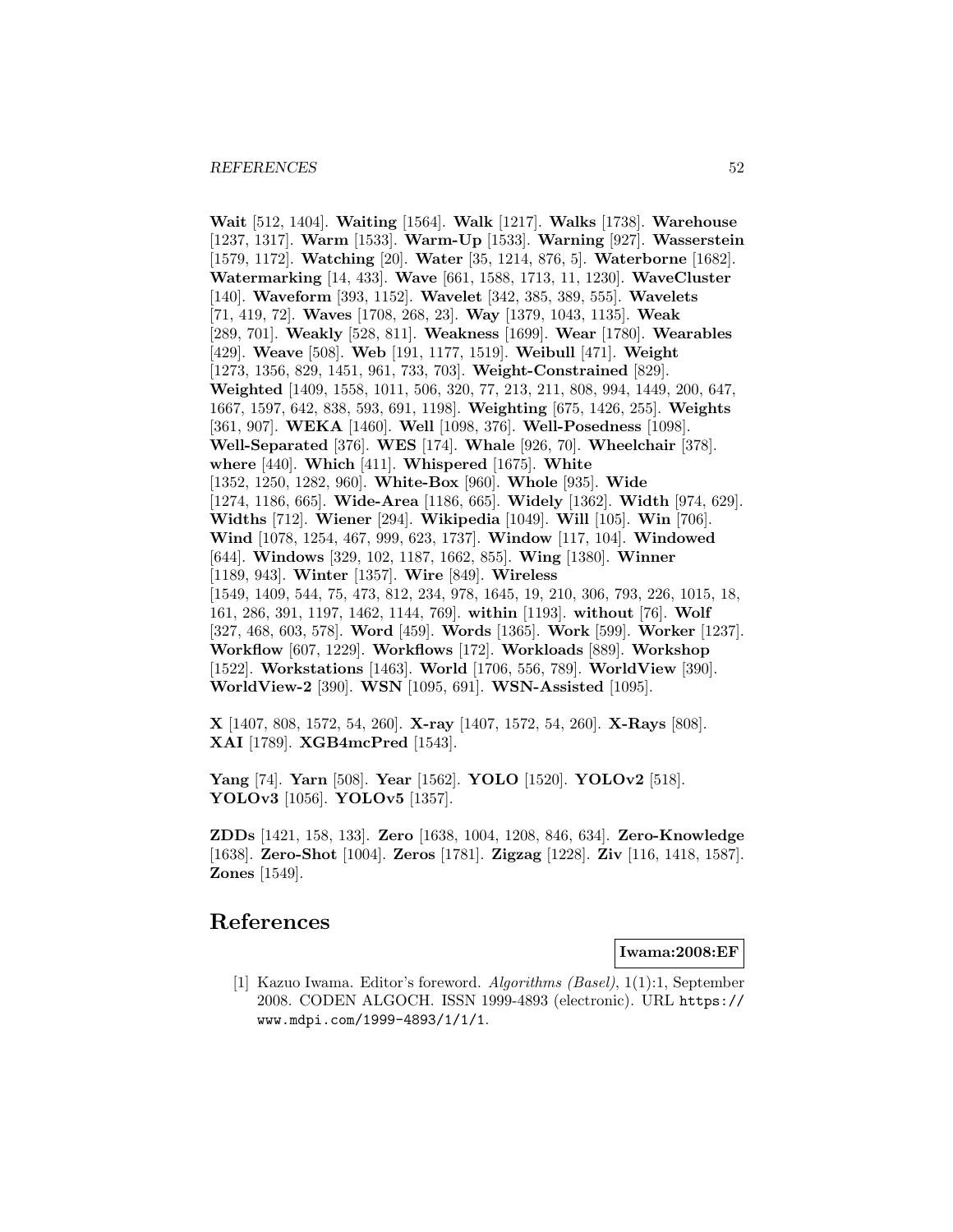**Wait** [512, 1404]. **Waiting** [1564]. **Walk** [1217]. **Walks** [1738]. **Warehouse** [1237, 1317]. **Warm** [1533]. **Warm-Up** [1533]. **Warning** [927]. **Wasserstein** [1579, 1172]. **Watching** [20]. **Water** [35, 1214, 876, 5]. **Waterborne** [1682]. **Watermarking** [14, 433]. **Wave** [661, 1588, 1713, 11, 1230]. **WaveCluster** [140]. **Waveform** [393, 1152]. **Wavelet** [342, 385, 389, 555]. **Wavelets** [71, 419, 72]. **Waves** [1708, 268, 23]. **Way** [1379, 1043, 1135]. **Weak** [289, 701]. **Weakly** [528, 811]. **Weakness** [1699]. **Wear** [1780]. **Wearables** [429]. **Weave** [508]. **Web** [191, 1177, 1519]. **Weibull** [471]. **Weight** [1273, 1356, 829, 1451, 961, 733, 703]. **Weight-Constrained** [829]. **Weighted** [1409, 1558, 1011, 506, 320, 77, 213, 211, 808, 994, 1449, 200, 647, 1667, 1597, 642, 838, 593, 691, 1198]. **Weighting** [675, 1426, 255]. **Weights** [361, 907]. **WEKA** [1460]. **Well** [1098, 376]. **Well-Posedness** [1098]. **Well-Separated** [376]. **WES** [174]. **Whale** [926, 70]. **Wheelchair** [378]. **where** [440]. **Which** [411]. **Whispered** [1675]. **White** [1352, 1250, 1282, 960]. **White-Box** [960]. **Whole** [935]. **Wide** [1274, 1186, 665]. **Wide-Area** [1186, 665]. **Widely** [1362]. **Width** [974, 629]. **Widths** [712]. **Wiener** [294]. **Wikipedia** [1049]. **Will** [105]. **Win** [706]. **Wind** [1078, 1254, 467, 999, 623, 1737]. **Window** [117, 104]. **Windowed** [644]. **Windows** [329, 102, 1187, 1662, 855]. **Wing** [1380]. **Winner** [1189, 943]. **Winter** [1357]. **Wire** [849]. **Wireless** [1549, 1409, 544, 75, 473, 812, 234, 978, 1645, 19, 210, 306, 793, 226, 1015, 18, 161, 286, 391, 1197, 1462, 1144, 769]. **within** [1193]. **without** [76]. **Wolf** [327, 468, 603, 578]. **Word** [459]. **Words** [1365]. **Work** [599]. **Worker** [1237]. **Workflow** [607, 1229]. **Workflows** [172]. **Workloads** [889]. **Workshop** [1522]. **Workstations** [1463]. **World** [1706, 556, 789]. **WorldView** [390]. **WorldView-2** [390]. **WSN** [1095, 691]. **WSN-Assisted** [1095].

**X** [1407, 808, 1572, 54, 260]. **X-ray** [1407, 1572, 54, 260]. **X-Rays** [808]. **XAI** [1789]. **XGB4mcPred** [1543].

**Yang** [74]. **Yarn** [508]. **Year** [1562]. **YOLO** [1520]. **YOLOv2** [518]. **YOLOv3** [1056]. **YOLOv5** [1357].

**ZDDs** [1421, 158, 133]. **Zero** [1638, 1004, 1208, 846, 634]. **Zero-Knowledge** [1638]. **Zero-Shot** [1004]. **Zeros** [1781]. **Zigzag** [1228]. **Ziv** [116, 1418, 1587]. **Zones** [1549].

# References

**Iwama:2008:EF**

[1] Kazuo Iwama. Editor's foreword. *Algorithms (Basel)*, 1(1):1, September 2008. CODEN ALGOCH. ISSN 1999-4893 (electronic). URL https://www.mdpi.com/1999-4893/1/1/1.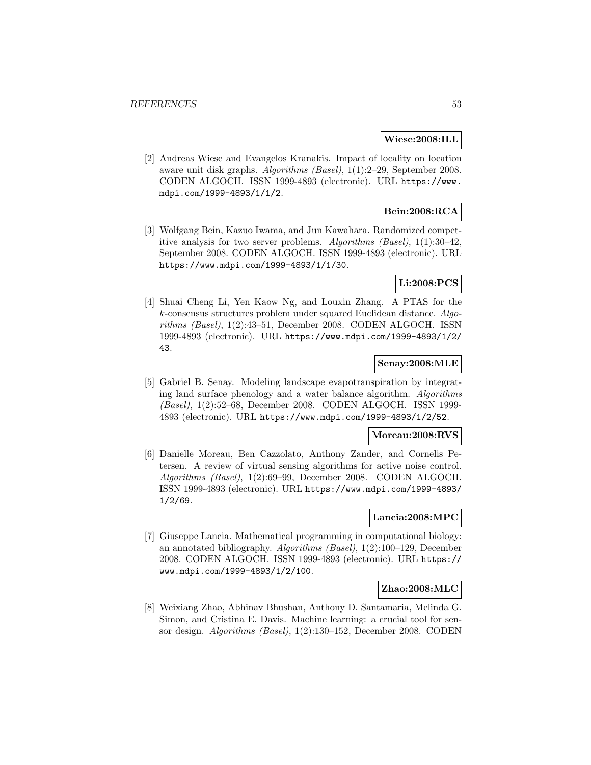**Wiese:2008:ILL**

[2] Andreas Wiese and Evangelos Kranakis. Impact of locality on location aware unit disk graphs. *Algorithms (Basel)*, 1(1):2–29, September 2008. CODEN ALGOCH. ISSN 1999-4893 (electronic). URL `https://www.mdpi.com/1999-4893/1/1/2`.

**Bein:2008:RCA**

[3] Wolfgang Bein, Kazuo Iwama, and Jun Kawahara. Randomized competitive analysis for two server problems. *Algorithms (Basel)*, 1(1):30–42, September 2008. CODEN ALGOCH. ISSN 1999-4893 (electronic). URL `https://www.mdpi.com/1999-4893/1/1/30`.

**Li:2008:PCS**

[4] Shuai Cheng Li, Yen Kaow Ng, and Louxin Zhang. A PTAS for the $k$-consensus structures problem under squared Euclidean distance. *Algorithms (Basel)*, 1(2):43–51, December 2008. CODEN ALGOCH. ISSN 1999-4893 (electronic). URL `https://www.mdpi.com/1999-4893/1/2/43`.

**Senay:2008:MLE**

[5] Gabriel B. Senay. Modeling landscape evapotranspiration by integrating land surface phenology and a water balance algorithm. *Algorithms (Basel)*, 1(2):52–68, December 2008. CODEN ALGOCH. ISSN 1999-4893 (electronic). URL `https://www.mdpi.com/1999-4893/1/2/52`.

**Moreau:2008:RVS**

[6] Danielle Moreau, Ben Cazzolato, Anthony Zander, and Cornelis Petersen. A review of virtual sensing algorithms for active noise control. *Algorithms (Basel)*, 1(2):69–99, December 2008. CODEN ALGOCH. ISSN 1999-4893 (electronic). URL `https://www.mdpi.com/1999-4893/1/2/69`.

**Lancia:2008:MPC**

[7] Giuseppe Lancia. Mathematical programming in computational biology: an annotated bibliography. *Algorithms (Basel)*, 1(2):100–129, December 2008. CODEN ALGOCH. ISSN 1999-4893 (electronic). URL `https://www.mdpi.com/1999-4893/1/2/100`.

**Zhao:2008:MLC**

[8] Weixiang Zhao, Abhinav Bhushan, Anthony D. Santamaria, Melinda G. Simon, and Cristina E. Davis. Machine learning: a crucial tool for sensor design. *Algorithms (Basel)*, 1(2):130–152, December 2008. CODEN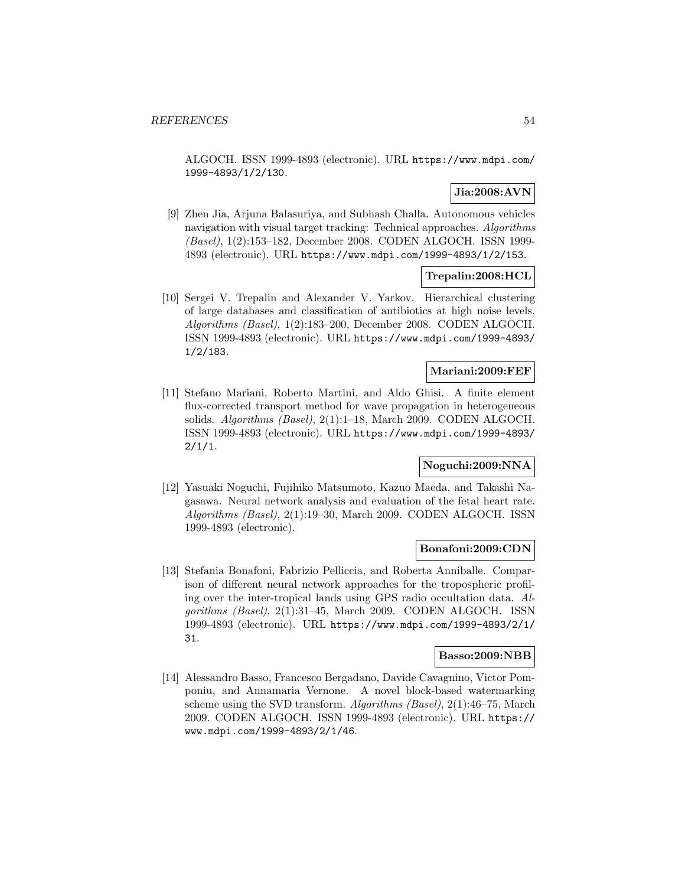ALGOCH. ISSN 1999-4893 (electronic). URL https://www.mdpi.com/1999-4893/1/2/130.

**Jia:2008:AVN**

[9] Zhen Jia, Arjuna Balasuriya, and Subhash Challa. Autonomous vehicles navigation with visual target tracking: Technical approaches. *Algorithms (Basel)*, 1(2):153–182, December 2008. CODEN ALGOCH. ISSN 1999-4893 (electronic). URL https://www.mdpi.com/1999-4893/1/2/153.

**Trepalin:2008:HCL**

[10] Sergei V. Trepalin and Alexander V. Yarkov. Hierarchical clustering of large databases and classification of antibiotics at high noise levels. *Algorithms (Basel)*, 1(2):183–200, December 2008. CODEN ALGOCH. ISSN 1999-4893 (electronic). URL https://www.mdpi.com/1999-4893/1/2/183.

**Mariani:2009:FEF**

[11] Stefano Mariani, Roberto Martini, and Aldo Ghisi. A finite element flux-corrected transport method for wave propagation in heterogeneous solids. *Algorithms (Basel)*, 2(1):1–18, March 2009. CODEN ALGOCH. ISSN 1999-4893 (electronic). URL https://www.mdpi.com/1999-4893/2/1/1.

**Noguchi:2009:NNA**

[12] Yasuaki Noguchi, Fujihiko Matsumoto, Kazuo Maeda, and Takashi Nagasawa. Neural network analysis and evaluation of the fetal heart rate. *Algorithms (Basel)*, 2(1):19–30, March 2009. CODEN ALGOCH. ISSN 1999-4893 (electronic).

**Bonafoni:2009:CDN**

[13] Stefania Bonafoni, Fabrizio Pelliccia, and Roberta Anniballe. Comparison of different neural network approaches for the tropospheric profiling over the inter-tropical lands using GPS radio occultation data. *Algorithms (Basel)*, 2(1):31–45, March 2009. CODEN ALGOCH. ISSN 1999-4893 (electronic). URL https://www.mdpi.com/1999-4893/2/1/31.

**Basso:2009:NBB**

[14] Alessandro Basso, Francesco Bergadano, Davide Cavagnino, Victor Pomponiu, and Annamaria Vernone. A novel block-based watermarking scheme using the SVD transform. *Algorithms (Basel)*, 2(1):46–75, March 2009. CODEN ALGOCH. ISSN 1999-4893 (electronic). URL https://www.mdpi.com/1999-4893/2/1/46.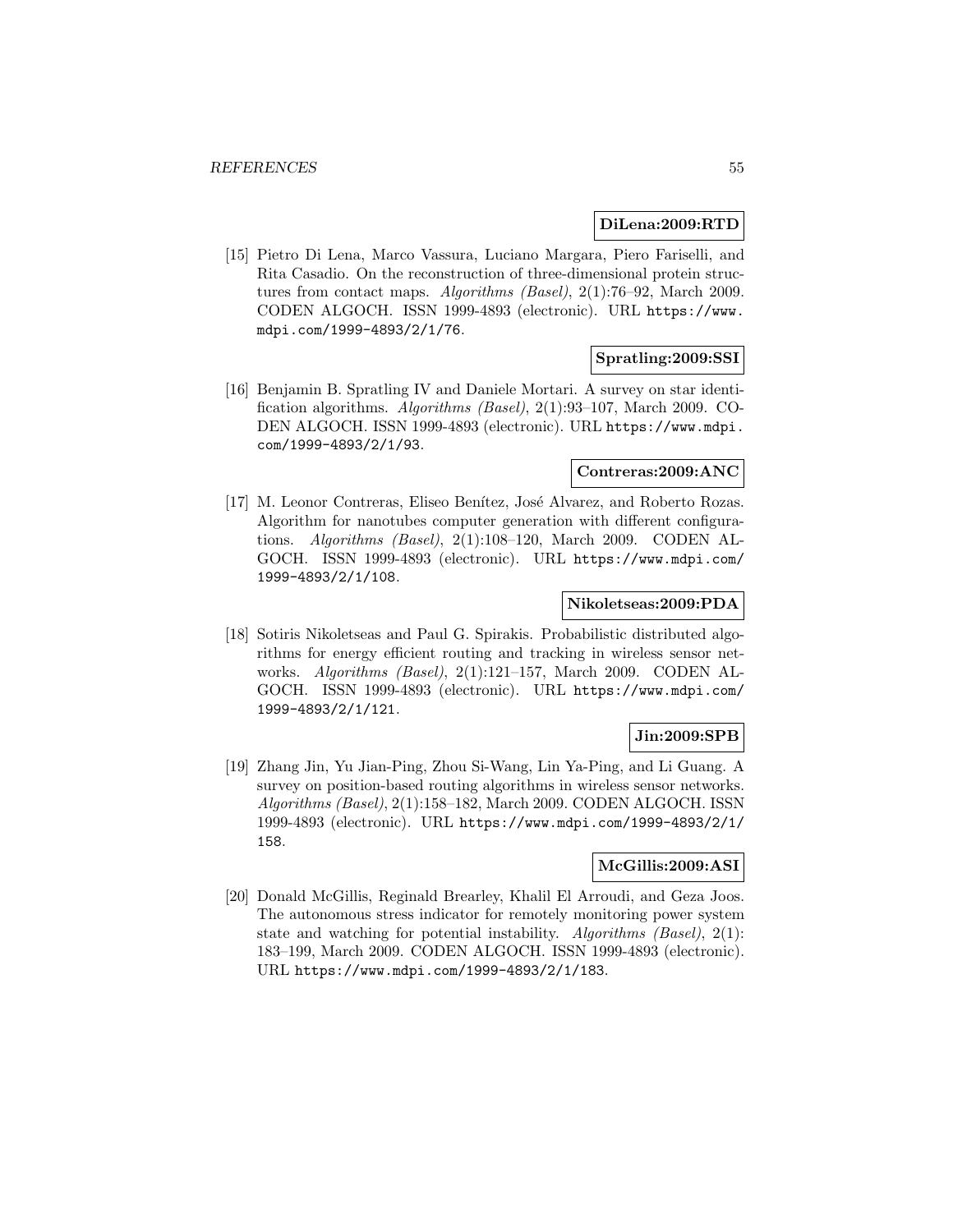**DiLena:2009:RTD**

[15] Pietro Di Lena, Marco Vassura, Luciano Margara, Piero Fariselli, and Rita Casadio. On the reconstruction of three-dimensional protein structures from contact maps. *Algorithms (Basel)*, 2(1):76–92, March 2009. CODEN ALGOCH. ISSN 1999-4893 (electronic). URL `https://www.mdpi.com/1999-4893/2/1/76`.

**Spratling:2009:SSI**

[16] Benjamin B. Spratling IV and Daniele Mortari. A survey on star identification algorithms. *Algorithms (Basel)*, 2(1):93–107, March 2009. CODEN ALGOCH. ISSN 1999-4893 (electronic). URL `https://www.mdpi.com/1999-4893/2/1/93`.

**Contreras:2009:ANC**

[17] M. Leonor Contreras, Eliseo Benítez, José Alvarez, and Roberto Rozas. Algorithm for nanotubes computer generation with different configurations. *Algorithms (Basel)*, 2(1):108–120, March 2009. CODEN ALGOCH. ISSN 1999-4893 (electronic). URL `https://www.mdpi.com/1999-4893/2/1/108`.

**Nikoletseas:2009:PDA**

[18] Sotiris Nikoletseas and Paul G. Spirakis. Probabilistic distributed algorithms for energy efficient routing and tracking in wireless sensor networks. *Algorithms (Basel)*, 2(1):121–157, March 2009. CODEN ALGOCH. ISSN 1999-4893 (electronic). URL `https://www.mdpi.com/1999-4893/2/1/121`.

**Jin:2009:SPB**

[19] Zhang Jin, Yu Jian-Ping, Zhou Si-Wang, Lin Ya-Ping, and Li Guang. A survey on position-based routing algorithms in wireless sensor networks. *Algorithms (Basel)*, 2(1):158–182, March 2009. CODEN ALGOCH. ISSN 1999-4893 (electronic). URL `https://www.mdpi.com/1999-4893/2/1/158`.

**McGillis:2009:ASI**

[20] Donald McGillis, Reginald Brearley, Khalil El Arroudi, and Geza Joos. The autonomous stress indicator for remotely monitoring power system state and watching for potential instability. *Algorithms (Basel)*, 2(1): 183–199, March 2009. CODEN ALGOCH. ISSN 1999-4893 (electronic). URL `https://www.mdpi.com/1999-4893/2/1/183`.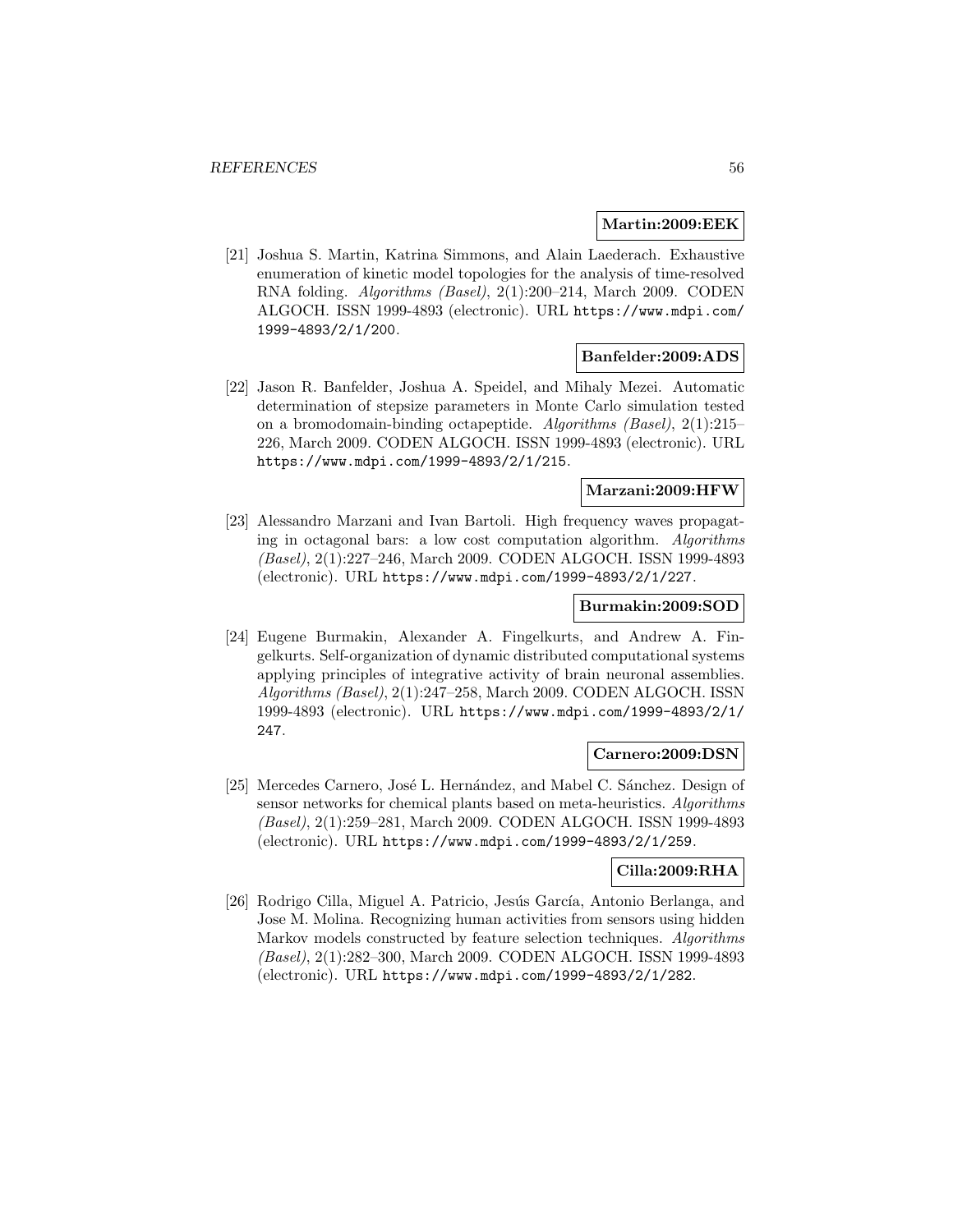**Martin:2009:EEK**

[21] Joshua S. Martin, Katrina Simmons, and Alain Laederach. Exhaustive enumeration of kinetic model topologies for the analysis of time-resolved RNA folding. *Algorithms (Basel)*, 2(1):200–214, March 2009. CODEN ALGOCH. ISSN 1999-4893 (electronic). URL `https://www.mdpi.com/1999-4893/2/1/200`.

**Banfelder:2009:ADS**

[22] Jason R. Banfelder, Joshua A. Speidel, and Mihaly Mezei. Automatic determination of stepsize parameters in Monte Carlo simulation tested on a bromodomain-binding octapeptide. *Algorithms (Basel)*, 2(1):215–226, March 2009. CODEN ALGOCH. ISSN 1999-4893 (electronic). URL `https://www.mdpi.com/1999-4893/2/1/215`.

**Marzani:2009:HFW**

[23] Alessandro Marzani and Ivan Bartoli. High frequency waves propagating in octagonal bars: a low cost computation algorithm. *Algorithms (Basel)*, 2(1):227–246, March 2009. CODEN ALGOCH. ISSN 1999-4893 (electronic). URL `https://www.mdpi.com/1999-4893/2/1/227`.

**Burmakin:2009:SOD**

[24] Eugene Burmakin, Alexander A. Fingelkurts, and Andrew A. Fingelkurts. Self-organization of dynamic distributed computational systems applying principles of integrative activity of brain neuronal assemblies. *Algorithms (Basel)*, 2(1):247–258, March 2009. CODEN ALGOCH. ISSN 1999-4893 (electronic). URL `https://www.mdpi.com/1999-4893/2/1/247`.

**Carnero:2009:DSN**

[25] Mercedes Carnero, José L. Hernández, and Mabel C. Sánchez. Design of sensor networks for chemical plants based on meta-heuristics. *Algorithms (Basel)*, 2(1):259–281, March 2009. CODEN ALGOCH. ISSN 1999-4893 (electronic). URL `https://www.mdpi.com/1999-4893/2/1/259`.

**Cilla:2009:RHA**

[26] Rodrigo Cilla, Miguel A. Patricio, Jesús García, Antonio Berlanga, and Jose M. Molina. Recognizing human activities from sensors using hidden Markov models constructed by feature selection techniques. *Algorithms (Basel)*, 2(1):282–300, March 2009. CODEN ALGOCH. ISSN 1999-4893 (electronic). URL `https://www.mdpi.com/1999-4893/2/1/282`.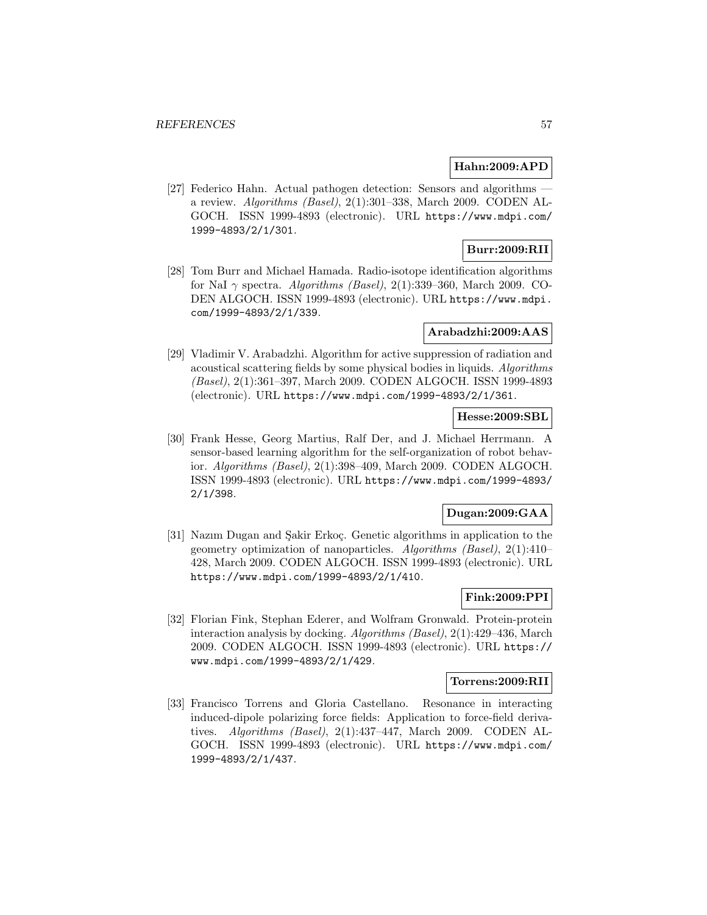**Hahn:2009:APD**

[27] Federico Hahn. Actual pathogen detection: Sensors and algorithms — a review. *Algorithms (Basel)*, 2(1):301–338, March 2009. CODEN ALGOCH. ISSN 1999-4893 (electronic). URL https://www.mdpi.com/1999-4893/2/1/301.

**Burr:2009:RII**

[28] Tom Burr and Michael Hamada. Radio-isotope identification algorithms for NaI $\gamma$ spectra. *Algorithms (Basel)*, 2(1):339–360, March 2009. CODEN ALGOCH. ISSN 1999-4893 (electronic). URL https://www.mdpi.com/1999-4893/2/1/339.

**Arabadzhi:2009:AAS**

[29] Vladimir V. Arabadzhi. Algorithm for active suppression of radiation and acoustical scattering fields by some physical bodies in liquids. *Algorithms (Basel)*, 2(1):361–397, March 2009. CODEN ALGOCH. ISSN 1999-4893 (electronic). URL https://www.mdpi.com/1999-4893/2/1/361.

**Hesse:2009:SBL**

[30] Frank Hesse, Georg Martius, Ralf Der, and J. Michael Herrmann. A sensor-based learning algorithm for the self-organization of robot behavior. *Algorithms (Basel)*, 2(1):398–409, March 2009. CODEN ALGOCH. ISSN 1999-4893 (electronic). URL https://www.mdpi.com/1999-4893/2/1/398.

**Dugan:2009:GAA**

[31] Nazım Dugan and Şakir Erkoç. Genetic algorithms in application to the geometry optimization of nanoparticles. *Algorithms (Basel)*, 2(1):410–428, March 2009. CODEN ALGOCH. ISSN 1999-4893 (electronic). URL https://www.mdpi.com/1999-4893/2/1/410.

**Fink:2009:PPI**

[32] Florian Fink, Stephan Ederer, and Wolfram Gronwald. Protein-protein interaction analysis by docking. *Algorithms (Basel)*, 2(1):429–436, March 2009. CODEN ALGOCH. ISSN 1999-4893 (electronic). URL https://www.mdpi.com/1999-4893/2/1/429.

**Torrens:2009:RII**

[33] Francisco Torrens and Gloria Castellano. Resonance in interacting induced-dipole polarizing force fields: Application to force-field derivatives. *Algorithms (Basel)*, 2(1):437–447, March 2009. CODEN ALGOCH. ISSN 1999-4893 (electronic). URL https://www.mdpi.com/1999-4893/2/1/437.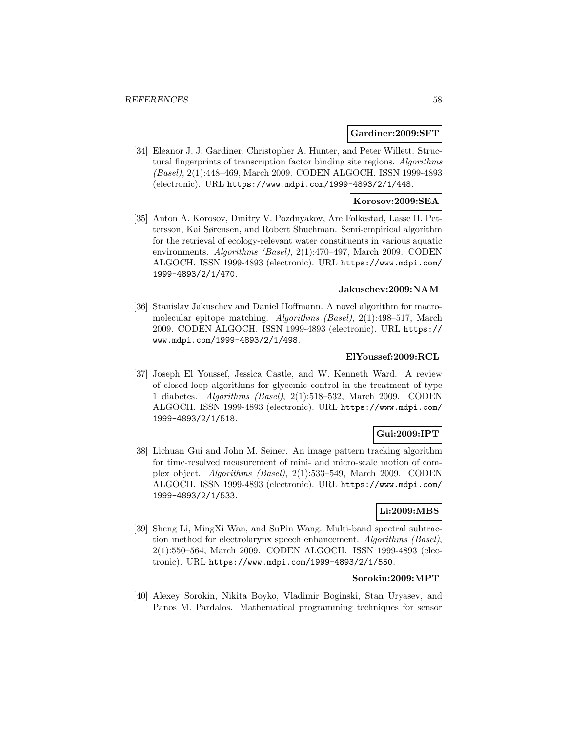**Gardiner:2009:SFT**

[34] Eleanor J. J. Gardiner, Christopher A. Hunter, and Peter Willett. Structural fingerprints of transcription factor binding site regions. *Algorithms (Basel)*, 2(1):448–469, March 2009. CODEN ALGOCH. ISSN 1999-4893 (electronic). URL `https://www.mdpi.com/1999-4893/2/1/448`.

**Korosov:2009:SEA**

[35] Anton A. Korosov, Dmitry V. Pozdnyakov, Are Folkestad, Lasse H. Pettersson, Kai Sørensen, and Robert Shuchman. Semi-empirical algorithm for the retrieval of ecology-relevant water constituents in various aquatic environments. *Algorithms (Basel)*, 2(1):470–497, March 2009. CODEN ALGOCH. ISSN 1999-4893 (electronic). URL `https://www.mdpi.com/1999-4893/2/1/470`.

**Jakuschev:2009:NAM**

[36] Stanislav Jakuschev and Daniel Hoffmann. A novel algorithm for macromolecular epitope matching. *Algorithms (Basel)*, 2(1):498–517, March 2009. CODEN ALGOCH. ISSN 1999-4893 (electronic). URL `https://www.mdpi.com/1999-4893/2/1/498`.

**ElYoussef:2009:RCL**

[37] Joseph El Youssef, Jessica Castle, and W. Kenneth Ward. A review of closed-loop algorithms for glycemic control in the treatment of type 1 diabetes. *Algorithms (Basel)*, 2(1):518–532, March 2009. CODEN ALGOCH. ISSN 1999-4893 (electronic). URL `https://www.mdpi.com/1999-4893/2/1/518`.

**Gui:2009:IPT**

[38] Lichuan Gui and John M. Seiner. An image pattern tracking algorithm for time-resolved measurement of mini- and micro-scale motion of complex object. *Algorithms (Basel)*, 2(1):533–549, March 2009. CODEN ALGOCH. ISSN 1999-4893 (electronic). URL `https://www.mdpi.com/1999-4893/2/1/533`.

**Li:2009:MBS**

[39] Sheng Li, MingXi Wan, and SuPin Wang. Multi-band spectral subtraction method for electrolarynx speech enhancement. *Algorithms (Basel)*, 2(1):550–564, March 2009. CODEN ALGOCH. ISSN 1999-4893 (electronic). URL `https://www.mdpi.com/1999-4893/2/1/550`.

**Sorokin:2009:MPT**

[40] Alexey Sorokin, Nikita Boyko, Vladimir Boginski, Stan Uryasev, and Panos M. Pardalos. Mathematical programming techniques for sensor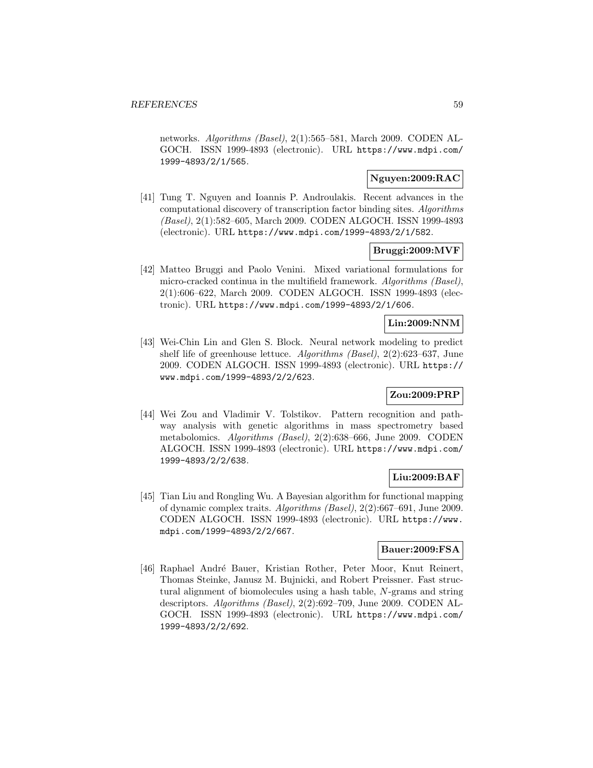networks. *Algorithms (Basel)*, 2(1):565–581, March 2009. CODEN ALGOCH. ISSN 1999-4893 (electronic). URL https://www.mdpi.com/1999-4893/2/1/565.

**Nguyen:2009:RAC**

[41] Tung T. Nguyen and Ioannis P. Androulakis. Recent advances in the computational discovery of transcription factor binding sites. *Algorithms (Basel)*, 2(1):582–605, March 2009. CODEN ALGOCH. ISSN 1999-4893 (electronic). URL https://www.mdpi.com/1999-4893/2/1/582.

**Bruggi:2009:MVF**

[42] Matteo Bruggi and Paolo Venini. Mixed variational formulations for micro-cracked continua in the multifield framework. *Algorithms (Basel)*, 2(1):606–622, March 2009. CODEN ALGOCH. ISSN 1999-4893 (electronic). URL https://www.mdpi.com/1999-4893/2/1/606.

**Lin:2009:NNM**

[43] Wei-Chin Lin and Glen S. Block. Neural network modeling to predict shelf life of greenhouse lettuce. *Algorithms (Basel)*, 2(2):623–637, June 2009. CODEN ALGOCH. ISSN 1999-4893 (electronic). URL https://www.mdpi.com/1999-4893/2/2/623.

**Zou:2009:PRP**

[44] Wei Zou and Vladimir V. Tolstikov. Pattern recognition and pathway analysis with genetic algorithms in mass spectrometry based metabolomics. *Algorithms (Basel)*, 2(2):638–666, June 2009. CODEN ALGOCH. ISSN 1999-4893 (electronic). URL https://www.mdpi.com/1999-4893/2/2/638.

**Liu:2009:BAF**

[45] Tian Liu and Rongling Wu. A Bayesian algorithm for functional mapping of dynamic complex traits. *Algorithms (Basel)*, 2(2):667–691, June 2009. CODEN ALGOCH. ISSN 1999-4893 (electronic). URL https://www.mdpi.com/1999-4893/2/2/667.

**Bauer:2009:FSA**

[46] Raphael André Bauer, Kristian Rother, Peter Moor, Knut Reinert, Thomas Steinke, Janusz M. Bujnicki, and Robert Preissner. Fast structural alignment of biomolecules using a hash table, $N$-grams and string descriptors. *Algorithms (Basel)*, 2(2):692–709, June 2009. CODEN ALGOCH. ISSN 1999-4893 (electronic). URL https://www.mdpi.com/1999-4893/2/2/692.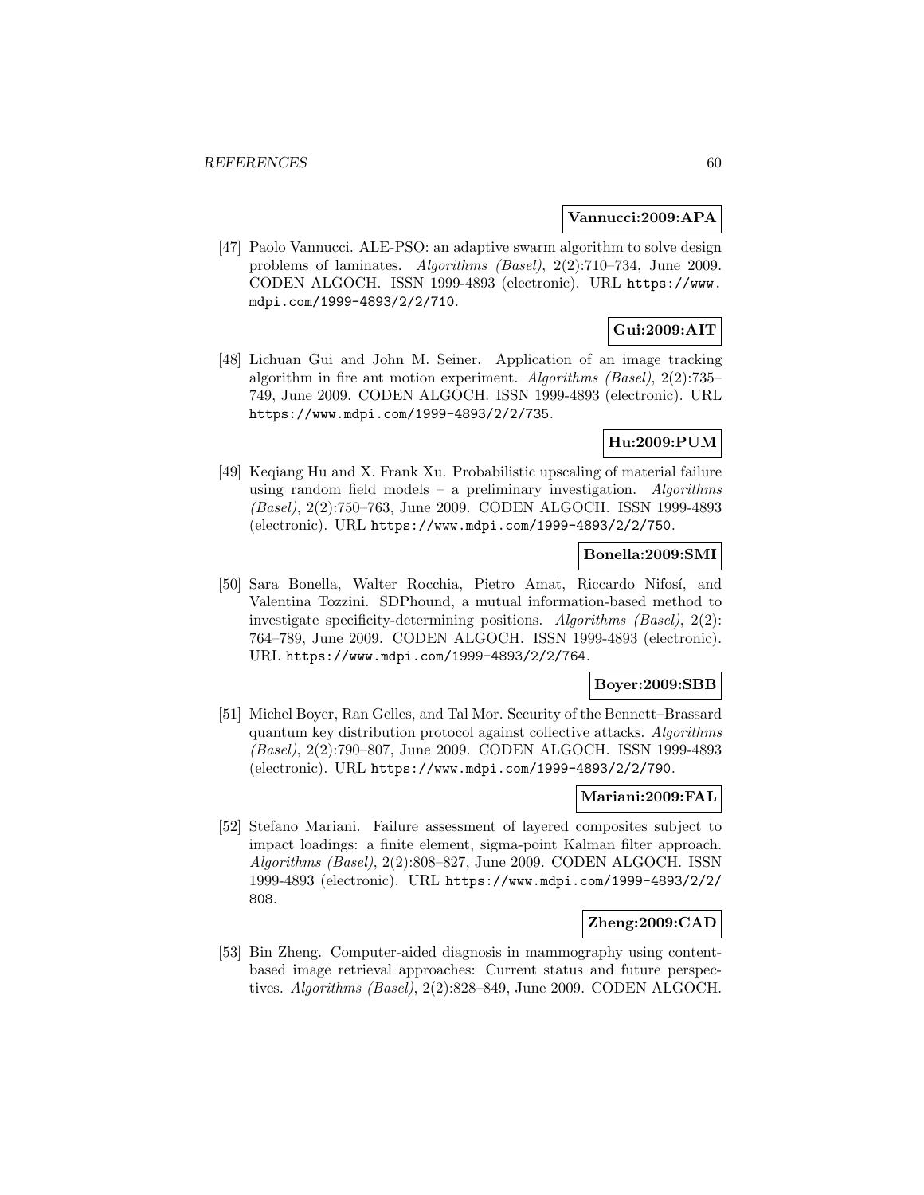**Vannucci:2009:APA**

[47] Paolo Vannucci. ALE-PSO: an adaptive swarm algorithm to solve design problems of laminates. *Algorithms (Basel)*, 2(2):710–734, June 2009. CODEN ALGOCH. ISSN 1999-4893 (electronic). URL https://www.mdpi.com/1999-4893/2/2/710.

**Gui:2009:AIT**

[48] Lichuan Gui and John M. Seiner. Application of an image tracking algorithm in fire ant motion experiment. *Algorithms (Basel)*, 2(2):735–749, June 2009. CODEN ALGOCH. ISSN 1999-4893 (electronic). URL https://www.mdpi.com/1999-4893/2/2/735.

**Hu:2009:PUM**

[49] Keqiang Hu and X. Frank Xu. Probabilistic upscaling of material failure using random field models – a preliminary investigation. *Algorithms (Basel)*, 2(2):750–763, June 2009. CODEN ALGOCH. ISSN 1999-4893 (electronic). URL https://www.mdpi.com/1999-4893/2/2/750.

**Bonella:2009:SMI**

[50] Sara Bonella, Walter Rocchia, Pietro Amat, Riccardo Nifosí, and Valentina Tozzini. SDPhound, a mutual information-based method to investigate specificity-determining positions. *Algorithms (Basel)*, 2(2):764–789, June 2009. CODEN ALGOCH. ISSN 1999-4893 (electronic). URL https://www.mdpi.com/1999-4893/2/2/764.

**Boyer:2009:SBB**

[51] Michel Boyer, Ran Gelles, and Tal Mor. Security of the Bennett–Brassard quantum key distribution protocol against collective attacks. *Algorithms (Basel)*, 2(2):790–807, June 2009. CODEN ALGOCH. ISSN 1999-4893 (electronic). URL https://www.mdpi.com/1999-4893/2/2/790.

**Mariani:2009:FAL**

[52] Stefano Mariani. Failure assessment of layered composites subject to impact loadings: a finite element, sigma-point Kalman filter approach. *Algorithms (Basel)*, 2(2):808–827, June 2009. CODEN ALGOCH. ISSN 1999-4893 (electronic). URL https://www.mdpi.com/1999-4893/2/2/808.

**Zheng:2009:CAD**

[53] Bin Zheng. Computer-aided diagnosis in mammography using content-based image retrieval approaches: Current status and future perspectives. *Algorithms (Basel)*, 2(2):828–849, June 2009. CODEN ALGOCH.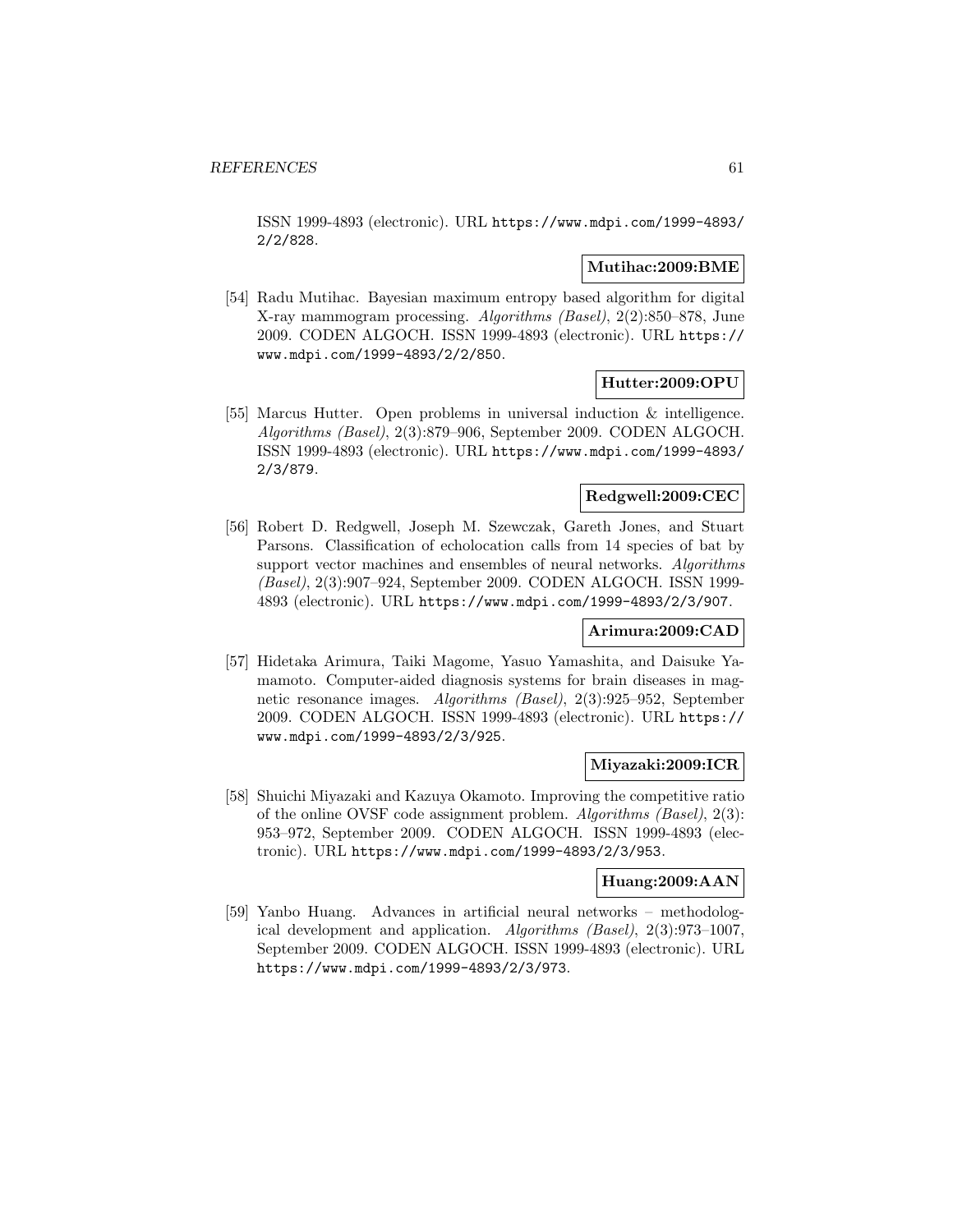ISSN 1999-4893 (electronic). URL https://www.mdpi.com/1999-4893/2/2/828.

**Mutihac:2009:BME**

[54] Radu Mutihac. Bayesian maximum entropy based algorithm for digital X-ray mammogram processing. *Algorithms (Basel)*, 2(2):850–878, June 2009. CODEN ALGOCH. ISSN 1999-4893 (electronic). URL https://www.mdpi.com/1999-4893/2/2/850.

**Hutter:2009:OPU**

[55] Marcus Hutter. Open problems in universal induction & intelligence. *Algorithms (Basel)*, 2(3):879–906, September 2009. CODEN ALGOCH. ISSN 1999-4893 (electronic). URL https://www.mdpi.com/1999-4893/2/3/879.

**Redgwell:2009:CEC**

[56] Robert D. Redgwell, Joseph M. Szewczak, Gareth Jones, and Stuart Parsons. Classification of echolocation calls from 14 species of bat by support vector machines and ensembles of neural networks. *Algorithms (Basel)*, 2(3):907–924, September 2009. CODEN ALGOCH. ISSN 1999-4893 (electronic). URL https://www.mdpi.com/1999-4893/2/3/907.

**Arimura:2009:CAD**

[57] Hidetaka Arimura, Taiki Magome, Yasuo Yamashita, and Daisuke Yamamoto. Computer-aided diagnosis systems for brain diseases in magnetic resonance images. *Algorithms (Basel)*, 2(3):925–952, September 2009. CODEN ALGOCH. ISSN 1999-4893 (electronic). URL https://www.mdpi.com/1999-4893/2/3/925.

**Miyazaki:2009:ICR**

[58] Shuichi Miyazaki and Kazuya Okamoto. Improving the competitive ratio of the online OVSF code assignment problem. *Algorithms (Basel)*, 2(3):953–972, September 2009. CODEN ALGOCH. ISSN 1999-4893 (electronic). URL https://www.mdpi.com/1999-4893/2/3/953.

**Huang:2009:AAN**

[59] Yanbo Huang. Advances in artificial neural networks – methodological development and application. *Algorithms (Basel)*, 2(3):973–1007, September 2009. CODEN ALGOCH. ISSN 1999-4893 (electronic). URL https://www.mdpi.com/1999-4893/2/3/973.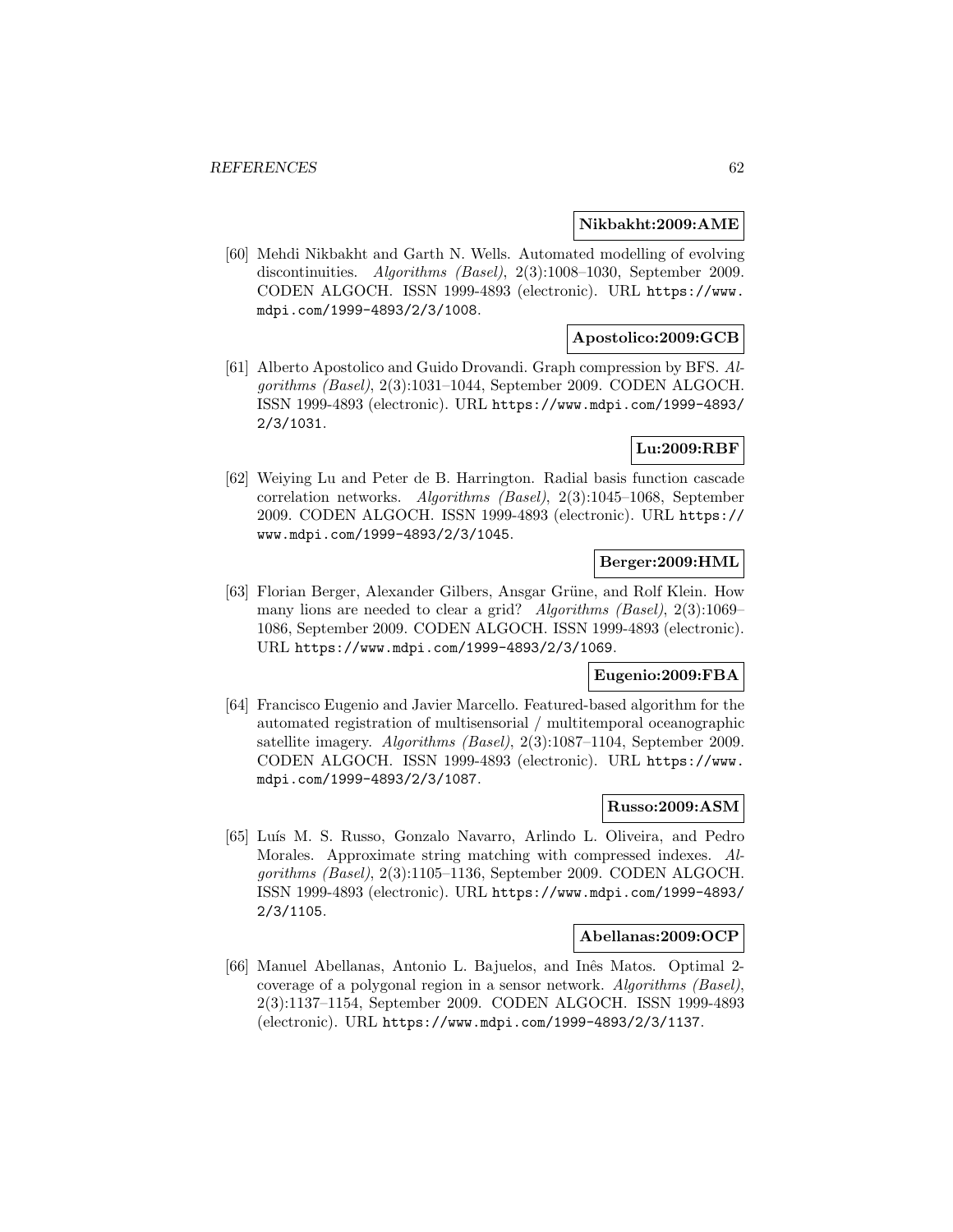**Nikbakht:2009:AME**

[60] Mehdi Nikbakht and Garth N. Wells. Automated modelling of evolving discontinuities. *Algorithms (Basel)*, 2(3):1008–1030, September 2009. CODEN ALGOCH. ISSN 1999-4893 (electronic). URL https://www.mdpi.com/1999-4893/2/3/1008.

**Apostolico:2009:GCB**

[61] Alberto Apostolico and Guido Drovandi. Graph compression by BFS. *Algorithms (Basel)*, 2(3):1031–1044, September 2009. CODEN ALGOCH. ISSN 1999-4893 (electronic). URL https://www.mdpi.com/1999-4893/2/3/1031.

**Lu:2009:RBF**

[62] Weiying Lu and Peter de B. Harrington. Radial basis function cascade correlation networks. *Algorithms (Basel)*, 2(3):1045–1068, September 2009. CODEN ALGOCH. ISSN 1999-4893 (electronic). URL https://www.mdpi.com/1999-4893/2/3/1045.

**Berger:2009:HML**

[63] Florian Berger, Alexander Gilbers, Ansgar Grüne, and Rolf Klein. How many lions are needed to clear a grid? *Algorithms (Basel)*, 2(3):1069–1086, September 2009. CODEN ALGOCH. ISSN 1999-4893 (electronic). URL https://www.mdpi.com/1999-4893/2/3/1069.

**Eugenio:2009:FBA**

[64] Francisco Eugenio and Javier Marcello. Featured-based algorithm for the automated registration of multisensorial / multitemporal oceanographic satellite imagery. *Algorithms (Basel)*, 2(3):1087–1104, September 2009. CODEN ALGOCH. ISSN 1999-4893 (electronic). URL https://www.mdpi.com/1999-4893/2/3/1087.

**Russo:2009:ASM**

[65] Luís M. S. Russo, Gonzalo Navarro, Arlindo L. Oliveira, and Pedro Morales. Approximate string matching with compressed indexes. *Algorithms (Basel)*, 2(3):1105–1136, September 2009. CODEN ALGOCH. ISSN 1999-4893 (electronic). URL https://www.mdpi.com/1999-4893/2/3/1105.

**Abellanas:2009:OCP**

[66] Manuel Abellanas, Antonio L. Bajuelos, and Inês Matos. Optimal 2-coverage of a polygonal region in a sensor network. *Algorithms (Basel)*, 2(3):1137–1154, September 2009. CODEN ALGOCH. ISSN 1999-4893 (electronic). URL https://www.mdpi.com/1999-4893/2/3/1137.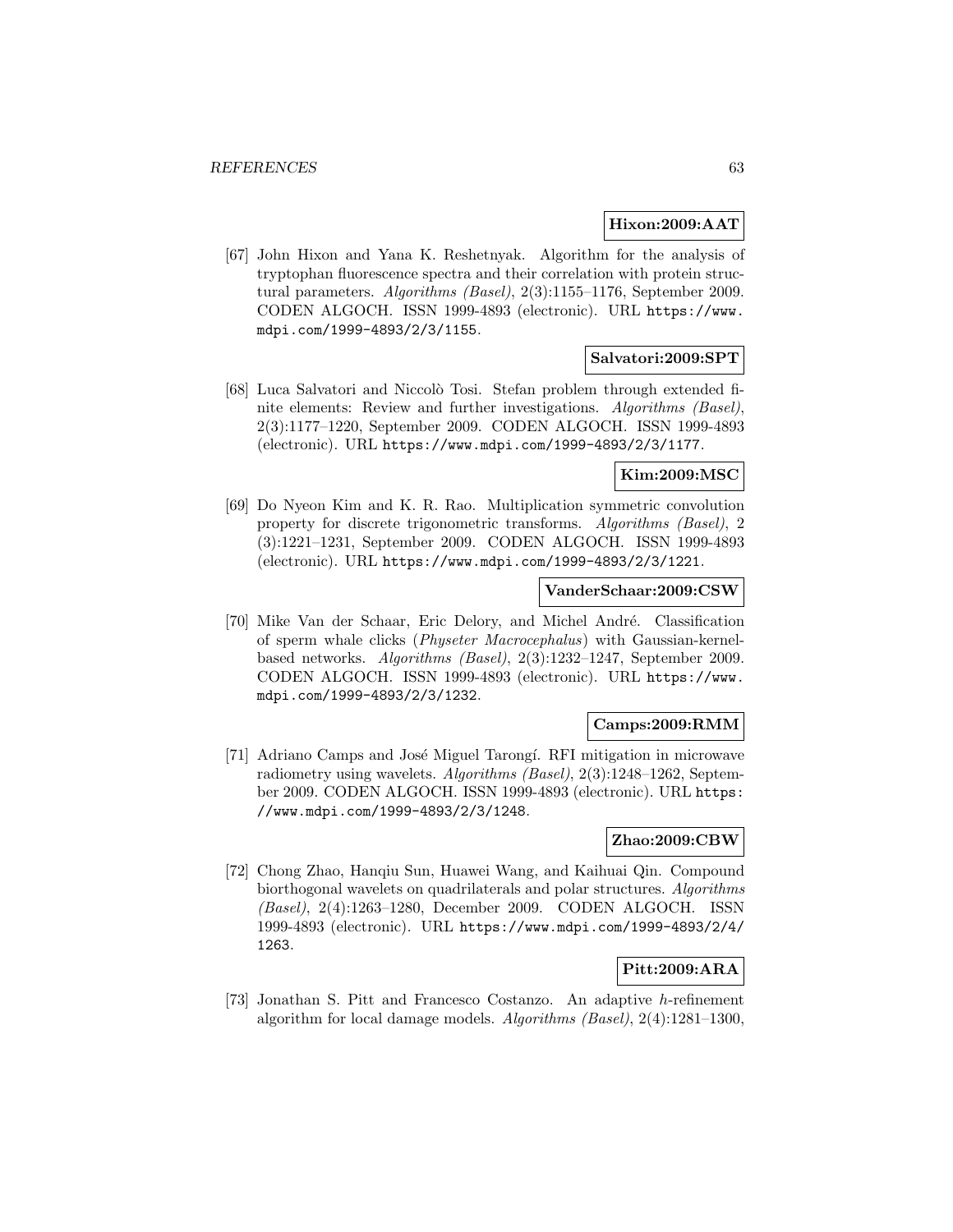**Hixon:2009:AAT**

[67] John Hixon and Yana K. Reshetnyak. Algorithm for the analysis of tryptophan fluorescence spectra and their correlation with protein structural parameters. *Algorithms (Basel)*, 2(3):1155–1176, September 2009. CODEN ALGOCH. ISSN 1999-4893 (electronic). URL `https://www.mdpi.com/1999-4893/2/3/1155`.

**Salvatori:2009:SPT**

[68] Luca Salvatori and Niccolò Tosi. Stefan problem through extended finite elements: Review and further investigations. *Algorithms (Basel)*, 2(3):1177–1220, September 2009. CODEN ALGOCH. ISSN 1999-4893 (electronic). URL `https://www.mdpi.com/1999-4893/2/3/1177`.

**Kim:2009:MSC**

[69] Do Nyeon Kim and K. R. Rao. Multiplication symmetric convolution property for discrete trigonometric transforms. *Algorithms (Basel)*, 2 (3):1221–1231, September 2009. CODEN ALGOCH. ISSN 1999-4893 (electronic). URL `https://www.mdpi.com/1999-4893/2/3/1221`.

**VanderSchaar:2009:CSW**

[70] Mike Van der Schaar, Eric Delory, and Michel André. Classification of sperm whale clicks (*Physeter Macrocephalus*) with Gaussian-kernel-based networks. *Algorithms (Basel)*, 2(3):1232–1247, September 2009. CODEN ALGOCH. ISSN 1999-4893 (electronic). URL `https://www.mdpi.com/1999-4893/2/3/1232`.

**Camps:2009:RMM**

[71] Adriano Camps and José Miguel Tarongí. RFI mitigation in microwave radiometry using wavelets. *Algorithms (Basel)*, 2(3):1248–1262, September 2009. CODEN ALGOCH. ISSN 1999-4893 (electronic). URL `https://www.mdpi.com/1999-4893/2/3/1248`.

**Zhao:2009:CBW**

[72] Chong Zhao, Hanqiu Sun, Huawei Wang, and Kaihuai Qin. Compound biorthogonal wavelets on quadrilaterals and polar structures. *Algorithms (Basel)*, 2(4):1263–1280, December 2009. CODEN ALGOCH. ISSN 1999-4893 (electronic). URL `https://www.mdpi.com/1999-4893/2/4/1263`.

**Pitt:2009:ARA**

[73] Jonathan S. Pitt and Francesco Costanzo. An adaptive $h$-refinement algorithm for local damage models. *Algorithms (Basel)*, 2(4):1281–1300,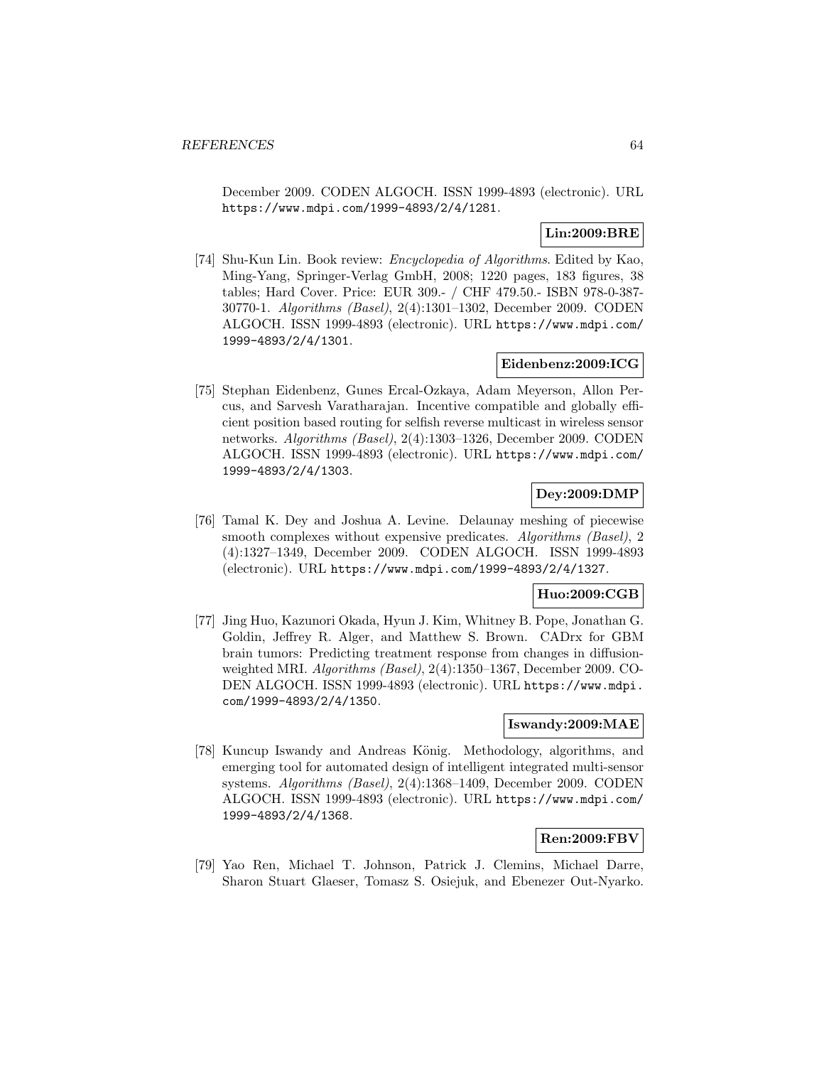December 2009. CODEN ALGOCH. ISSN 1999-4893 (electronic). URL https://www.mdpi.com/1999-4893/2/4/1281.

**Lin:2009:BRE**

[74] Shu-Kun Lin. Book review: *Encyclopedia of Algorithms*. Edited by Kao, Ming-Yang, Springer-Verlag GmbH, 2008; 1220 pages, 183 figures, 38 tables; Hard Cover. Price: EUR 309.- / CHF 479.50.- ISBN 978-0-387-30770-1. *Algorithms (Basel)*, 2(4):1301–1302, December 2009. CODEN ALGOCH. ISSN 1999-4893 (electronic). URL https://www.mdpi.com/1999-4893/2/4/1301.

**Eidenbenz:2009:ICG**

[75] Stephan Eidenbenz, Gunes Ercal-Ozkaya, Adam Meyerson, Allon Percus, and Sarvesh Varatharajan. Incentive compatible and globally efficient position based routing for selfish reverse multicast in wireless sensor networks. *Algorithms (Basel)*, 2(4):1303–1326, December 2009. CODEN ALGOCH. ISSN 1999-4893 (electronic). URL https://www.mdpi.com/1999-4893/2/4/1303.

**Dey:2009:DMP**

[76] Tamal K. Dey and Joshua A. Levine. Delaunay meshing of piecewise smooth complexes without expensive predicates. *Algorithms (Basel)*, 2 (4):1327–1349, December 2009. CODEN ALGOCH. ISSN 1999-4893 (electronic). URL https://www.mdpi.com/1999-4893/2/4/1327.

**Huo:2009:CGB**

[77] Jing Huo, Kazunori Okada, Hyun J. Kim, Whitney B. Pope, Jonathan G. Goldin, Jeffrey R. Alger, and Matthew S. Brown. CADrx for GBM brain tumors: Predicting treatment response from changes in diffusion-weighted MRI. *Algorithms (Basel)*, 2(4):1350–1367, December 2009. CODEN ALGOCH. ISSN 1999-4893 (electronic). URL https://www.mdpi.com/1999-4893/2/4/1350.

**Iswandy:2009:MAE**

[78] Kuncup Iswandy and Andreas König. Methodology, algorithms, and emerging tool for automated design of intelligent integrated multi-sensor systems. *Algorithms (Basel)*, 2(4):1368–1409, December 2009. CODEN ALGOCH. ISSN 1999-4893 (electronic). URL https://www.mdpi.com/1999-4893/2/4/1368.

**Ren:2009:FBV**

[79] Yao Ren, Michael T. Johnson, Patrick J. Clemins, Michael Darre, Sharon Stuart Glaeser, Tomasz S. Osiejuk, and Ebenezer Out-Nyarko.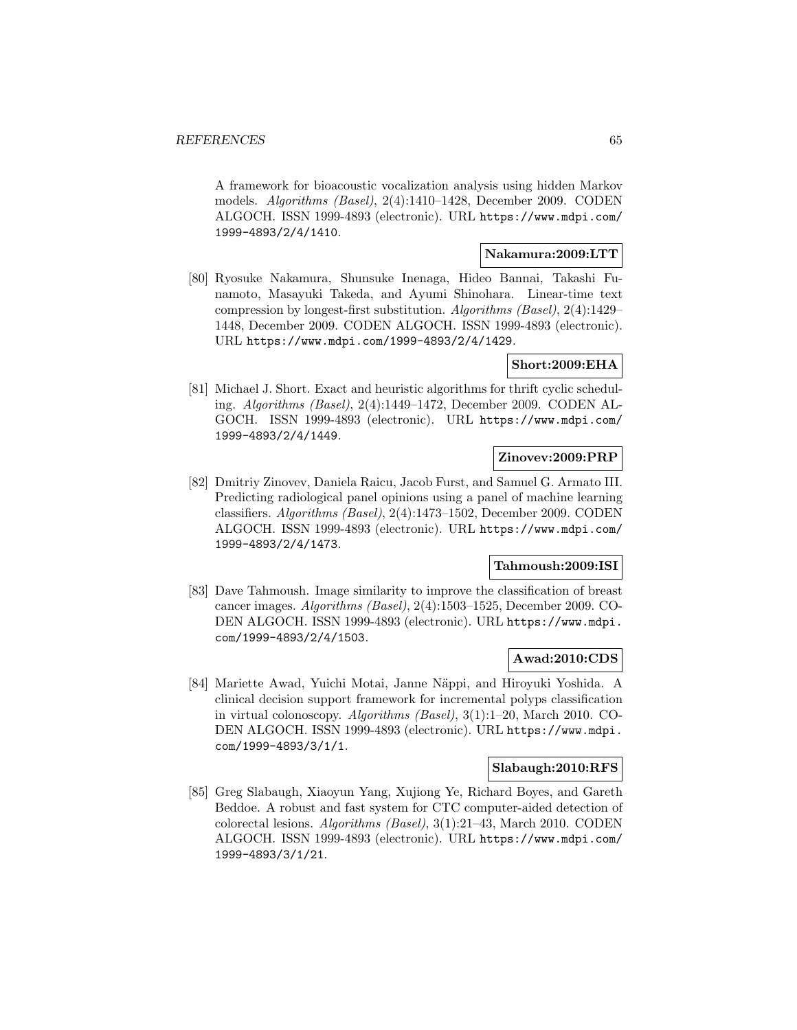A framework for bioacoustic vocalization analysis using hidden Markov models. *Algorithms (Basel)*, 2(4):1410–1428, December 2009. CODEN ALGOCH. ISSN 1999-4893 (electronic). URL https://www.mdpi.com/1999-4893/2/4/1410.

**Nakamura:2009:LTT**

[80] Ryosuke Nakamura, Shunsuke Inenaga, Hideo Bannai, Takashi Funamoto, Masayuki Takeda, and Ayumi Shinohara. Linear-time text compression by longest-first substitution. *Algorithms (Basel)*, 2(4):1429–1448, December 2009. CODEN ALGOCH. ISSN 1999-4893 (electronic). URL https://www.mdpi.com/1999-4893/2/4/1429.

**Short:2009:EHA**

[81] Michael J. Short. Exact and heuristic algorithms for thrift cyclic scheduling. *Algorithms (Basel)*, 2(4):1449–1472, December 2009. CODEN ALGOCH. ISSN 1999-4893 (electronic). URL https://www.mdpi.com/1999-4893/2/4/1449.

**Zinovev:2009:PRP**

[82] Dmitriy Zinovev, Daniela Raicu, Jacob Furst, and Samuel G. Armato III. Predicting radiological panel opinions using a panel of machine learning classifiers. *Algorithms (Basel)*, 2(4):1473–1502, December 2009. CODEN ALGOCH. ISSN 1999-4893 (electronic). URL https://www.mdpi.com/1999-4893/2/4/1473.

**Tahmoush:2009:ISI**

[83] Dave Tahmoush. Image similarity to improve the classification of breast cancer images. *Algorithms (Basel)*, 2(4):1503–1525, December 2009. CODEN ALGOCH. ISSN 1999-4893 (electronic). URL https://www.mdpi.com/1999-4893/2/4/1503.

**Awad:2010:CDS**

[84] Mariette Awad, Yuichi Motai, Janne Näppi, and Hiroyuki Yoshida. A clinical decision support framework for incremental polyps classification in virtual colonoscopy. *Algorithms (Basel)*, 3(1):1–20, March 2010. CODEN ALGOCH. ISSN 1999-4893 (electronic). URL https://www.mdpi.com/1999-4893/3/1/1.

**Slabaugh:2010:RFS**

[85] Greg Slabaugh, Xiaoyun Yang, Xujiong Ye, Richard Boyes, and Gareth Beddoe. A robust and fast system for CTC computer-aided detection of colorectal lesions. *Algorithms (Basel)*, 3(1):21–43, March 2010. CODEN ALGOCH. ISSN 1999-4893 (electronic). URL https://www.mdpi.com/1999-4893/3/1/21.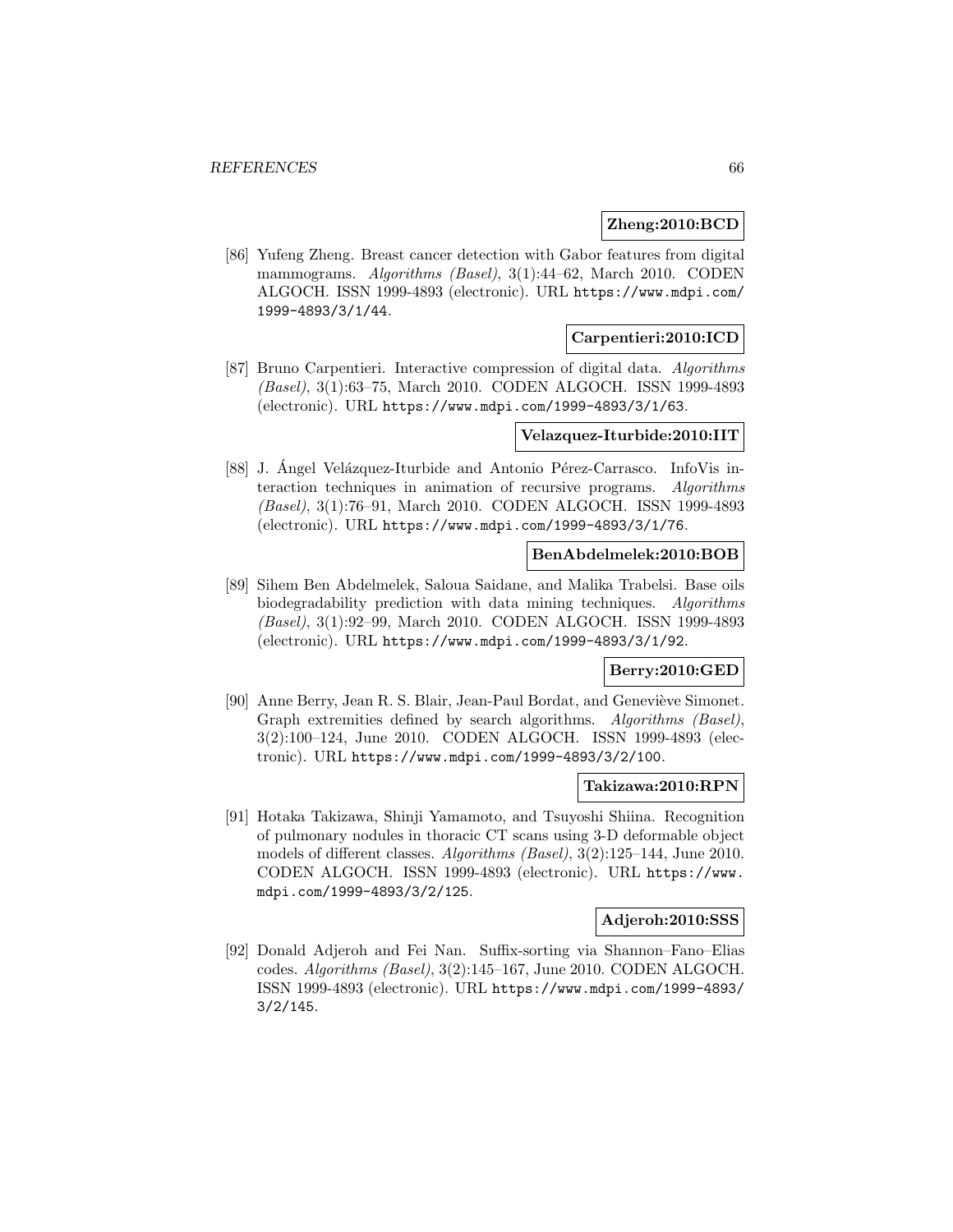**Zheng:2010:BCD**

[86] Yufeng Zheng. Breast cancer detection with Gabor features from digital mammograms. *Algorithms (Basel)*, 3(1):44–62, March 2010. CODEN ALGOCH. ISSN 1999-4893 (electronic). URL `https://www.mdpi.com/1999-4893/3/1/44`.

**Carpentieri:2010:ICD**

[87] Bruno Carpentieri. Interactive compression of digital data. *Algorithms (Basel)*, 3(1):63–75, March 2010. CODEN ALGOCH. ISSN 1999-4893 (electronic). URL `https://www.mdpi.com/1999-4893/3/1/63`.

**Velazquez-Iturbide:2010:IIT**

[88] J. Ángel Velázquez-Iturbide and Antonio Pérez-Carrasco. InfoVis interaction techniques in animation of recursive programs. *Algorithms (Basel)*, 3(1):76–91, March 2010. CODEN ALGOCH. ISSN 1999-4893 (electronic). URL `https://www.mdpi.com/1999-4893/3/1/76`.

**BenAbdelmelek:2010:BOB**

[89] Sihem Ben Abdelmelek, Saloua Saidane, and Malika Trabelsi. Base oils biodegradability prediction with data mining techniques. *Algorithms (Basel)*, 3(1):92–99, March 2010. CODEN ALGOCH. ISSN 1999-4893 (electronic). URL `https://www.mdpi.com/1999-4893/3/1/92`.

**Berry:2010:GED**

[90] Anne Berry, Jean R. S. Blair, Jean-Paul Bordat, and Geneviève Simonet. Graph extremities defined by search algorithms. *Algorithms (Basel)*, 3(2):100–124, June 2010. CODEN ALGOCH. ISSN 1999-4893 (electronic). URL `https://www.mdpi.com/1999-4893/3/2/100`.

**Takizawa:2010:RPN**

[91] Hotaka Takizawa, Shinji Yamamoto, and Tsuyoshi Shiina. Recognition of pulmonary nodules in thoracic CT scans using 3-D deformable object models of different classes. *Algorithms (Basel)*, 3(2):125–144, June 2010. CODEN ALGOCH. ISSN 1999-4893 (electronic). URL `https://www.mdpi.com/1999-4893/3/2/125`.

**Adjeroh:2010:SSS**

[92] Donald Adjeroh and Fei Nan. Suffix-sorting via Shannon–Fano–Elias codes. *Algorithms (Basel)*, 3(2):145–167, June 2010. CODEN ALGOCH. ISSN 1999-4893 (electronic). URL `https://www.mdpi.com/1999-4893/3/2/145`.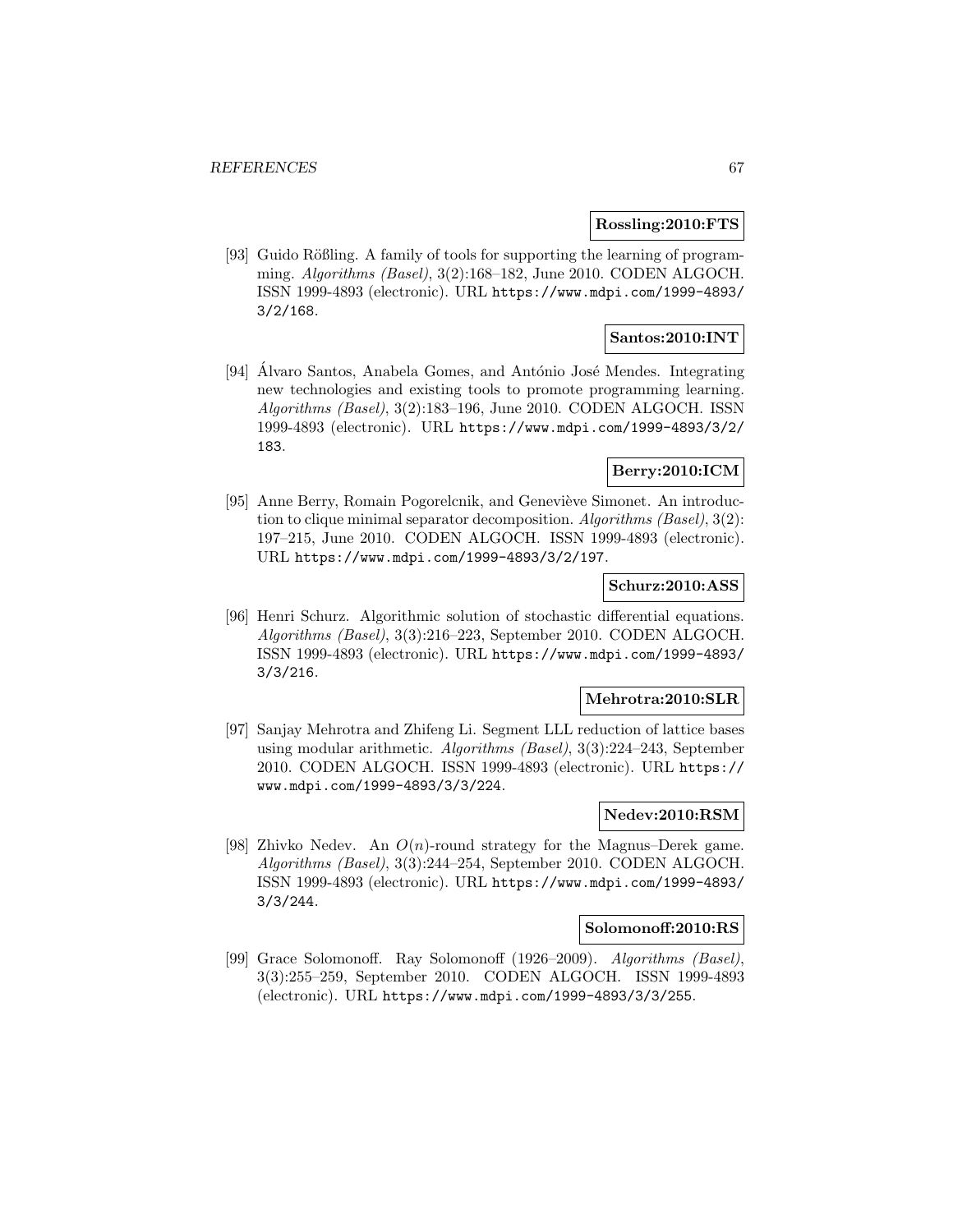**Rossling:2010:FTS**

[93] Guido Rößling. A family of tools for supporting the learning of programming. *Algorithms (Basel)*, 3(2):168–182, June 2010. CODEN ALGOCH. ISSN 1999-4893 (electronic). URL https://www.mdpi.com/1999-4893/3/2/168.

**Santos:2010:INT**

[94] Álvaro Santos, Anabela Gomes, and António José Mendes. Integrating new technologies and existing tools to promote programming learning. *Algorithms (Basel)*, 3(2):183–196, June 2010. CODEN ALGOCH. ISSN 1999-4893 (electronic). URL https://www.mdpi.com/1999-4893/3/2/183.

**Berry:2010:ICM**

[95] Anne Berry, Romain Pogorelcnik, and Geneviève Simonet. An introduction to clique minimal separator decomposition. *Algorithms (Basel)*, 3(2):197–215, June 2010. CODEN ALGOCH. ISSN 1999-4893 (electronic). URL https://www.mdpi.com/1999-4893/3/2/197.

**Schurz:2010:ASS**

[96] Henri Schurz. Algorithmic solution of stochastic differential equations. *Algorithms (Basel)*, 3(3):216–223, September 2010. CODEN ALGOCH. ISSN 1999-4893 (electronic). URL https://www.mdpi.com/1999-4893/3/3/216.

**Mehrotra:2010:SLR**

[97] Sanjay Mehrotra and Zhifeng Li. Segment LLL reduction of lattice bases using modular arithmetic. *Algorithms (Basel)*, 3(3):224–243, September 2010. CODEN ALGOCH. ISSN 1999-4893 (electronic). URL https://www.mdpi.com/1999-4893/3/3/224.

**Nedev:2010:RSM**

[98] Zhivko Nedev. An $O(n)$-round strategy for the Magnus–Derek game. *Algorithms (Basel)*, 3(3):244–254, September 2010. CODEN ALGOCH. ISSN 1999-4893 (electronic). URL https://www.mdpi.com/1999-4893/3/3/244.

**Solomonoff:2010:RS**

[99] Grace Solomonoff. Ray Solomonoff (1926–2009). *Algorithms (Basel)*, 3(3):255–259, September 2010. CODEN ALGOCH. ISSN 1999-4893 (electronic). URL https://www.mdpi.com/1999-4893/3/3/255.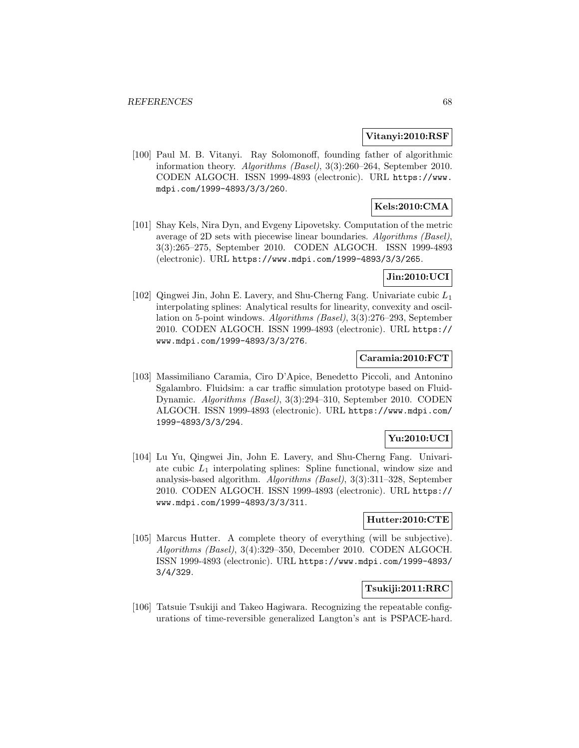**Vitanyi:2010:RSF**

[100] Paul M. B. Vitanyi. Ray Solomonoff, founding father of algorithmic information theory. *Algorithms (Basel)*, 3(3):260–264, September 2010. CODEN ALGOCH. ISSN 1999-4893 (electronic). URL https://www.mdpi.com/1999-4893/3/3/260.

**Kels:2010:CMA**

[101] Shay Kels, Nira Dyn, and Evgeny Lipovetsky. Computation of the metric average of 2D sets with piecewise linear boundaries. *Algorithms (Basel)*, 3(3):265–275, September 2010. CODEN ALGOCH. ISSN 1999-4893 (electronic). URL https://www.mdpi.com/1999-4893/3/3/265.

**Jin:2010:UCI**

[102] Qingwei Jin, John E. Lavery, and Shu-Cherng Fang. Univariate cubic $L_1$ interpolating splines: Analytical results for linearity, convexity and oscillation on 5-point windows. *Algorithms (Basel)*, 3(3):276–293, September 2010. CODEN ALGOCH. ISSN 1999-4893 (electronic). URL https://www.mdpi.com/1999-4893/3/3/276.

**Caramia:2010:FCT**

[103] Massimiliano Caramia, Ciro D'Apice, Benedetto Piccoli, and Antonino Sgalambro. Fluidsim: a car traffic simulation prototype based on Fluid-Dynamic. *Algorithms (Basel)*, 3(3):294–310, September 2010. CODEN ALGOCH. ISSN 1999-4893 (electronic). URL https://www.mdpi.com/1999-4893/3/3/294.

**Yu:2010:UCI**

[104] Lu Yu, Qingwei Jin, John E. Lavery, and Shu-Cherng Fang. Univariate cubic $L_1$ interpolating splines: Spline functional, window size and analysis-based algorithm. *Algorithms (Basel)*, 3(3):311–328, September 2010. CODEN ALGOCH. ISSN 1999-4893 (electronic). URL https://www.mdpi.com/1999-4893/3/3/311.

**Hutter:2010:CTE**

[105] Marcus Hutter. A complete theory of everything (will be subjective). *Algorithms (Basel)*, 3(4):329–350, December 2010. CODEN ALGOCH. ISSN 1999-4893 (electronic). URL https://www.mdpi.com/1999-4893/3/4/329.

**Tsukiji:2011:RRC**

[106] Tatsuie Tsukiji and Takeo Hagiwara. Recognizing the repeatable configurations of time-reversible generalized Langton's ant is PSPACE-hard.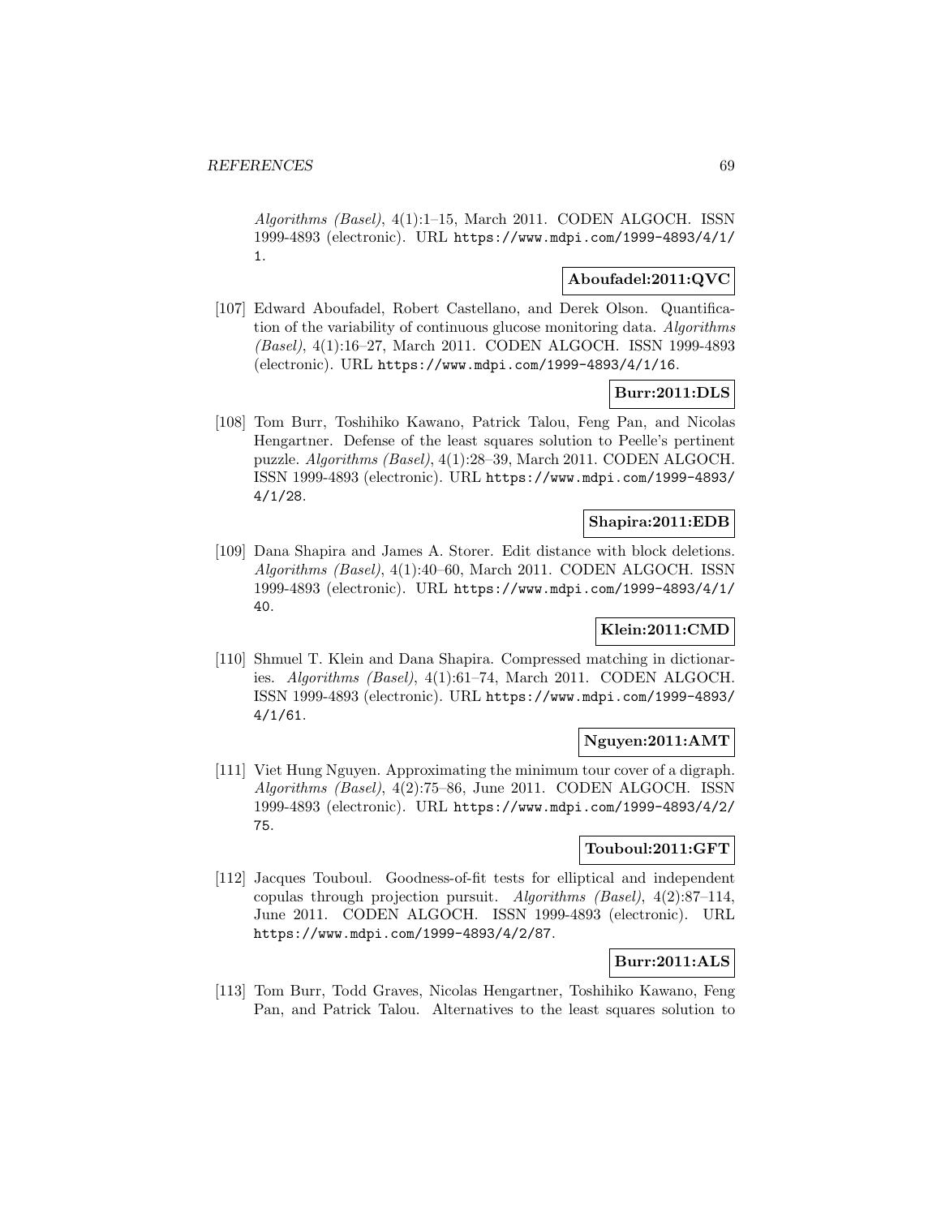*Algorithms (Basel)*, 4(1):1–15, March 2011. CODEN ALGOCH. ISSN 1999-4893 (electronic). URL `https://www.mdpi.com/1999-4893/4/1/1`.

**Aboufadel:2011:QVC**

[107] Edward Aboufadel, Robert Castellano, and Derek Olson. Quantification of the variability of continuous glucose monitoring data. *Algorithms (Basel)*, 4(1):16–27, March 2011. CODEN ALGOCH. ISSN 1999-4893 (electronic). URL `https://www.mdpi.com/1999-4893/4/1/16`.

**Burr:2011:DLS**

[108] Tom Burr, Toshihiko Kawano, Patrick Talou, Feng Pan, and Nicolas Hengartner. Defense of the least squares solution to Peelle's pertinent puzzle. *Algorithms (Basel)*, 4(1):28–39, March 2011. CODEN ALGOCH. ISSN 1999-4893 (electronic). URL `https://www.mdpi.com/1999-4893/4/1/28`.

**Shapira:2011:EDB**

[109] Dana Shapira and James A. Storer. Edit distance with block deletions. *Algorithms (Basel)*, 4(1):40–60, March 2011. CODEN ALGOCH. ISSN 1999-4893 (electronic). URL `https://www.mdpi.com/1999-4893/4/1/40`.

**Klein:2011:CMD**

[110] Shmuel T. Klein and Dana Shapira. Compressed matching in dictionaries. *Algorithms (Basel)*, 4(1):61–74, March 2011. CODEN ALGOCH. ISSN 1999-4893 (electronic). URL `https://www.mdpi.com/1999-4893/4/1/61`.

**Nguyen:2011:AMT**

[111] Viet Hung Nguyen. Approximating the minimum tour cover of a digraph. *Algorithms (Basel)*, 4(2):75–86, June 2011. CODEN ALGOCH. ISSN 1999-4893 (electronic). URL `https://www.mdpi.com/1999-4893/4/2/75`.

**Touboul:2011:GFT**

[112] Jacques Touboul. Goodness-of-fit tests for elliptical and independent copulas through projection pursuit. *Algorithms (Basel)*, 4(2):87–114, June 2011. CODEN ALGOCH. ISSN 1999-4893 (electronic). URL `https://www.mdpi.com/1999-4893/4/2/87`.

**Burr:2011:ALS**

[113] Tom Burr, Todd Graves, Nicolas Hengartner, Toshihiko Kawano, Feng Pan, and Patrick Talou. Alternatives to the least squares solution to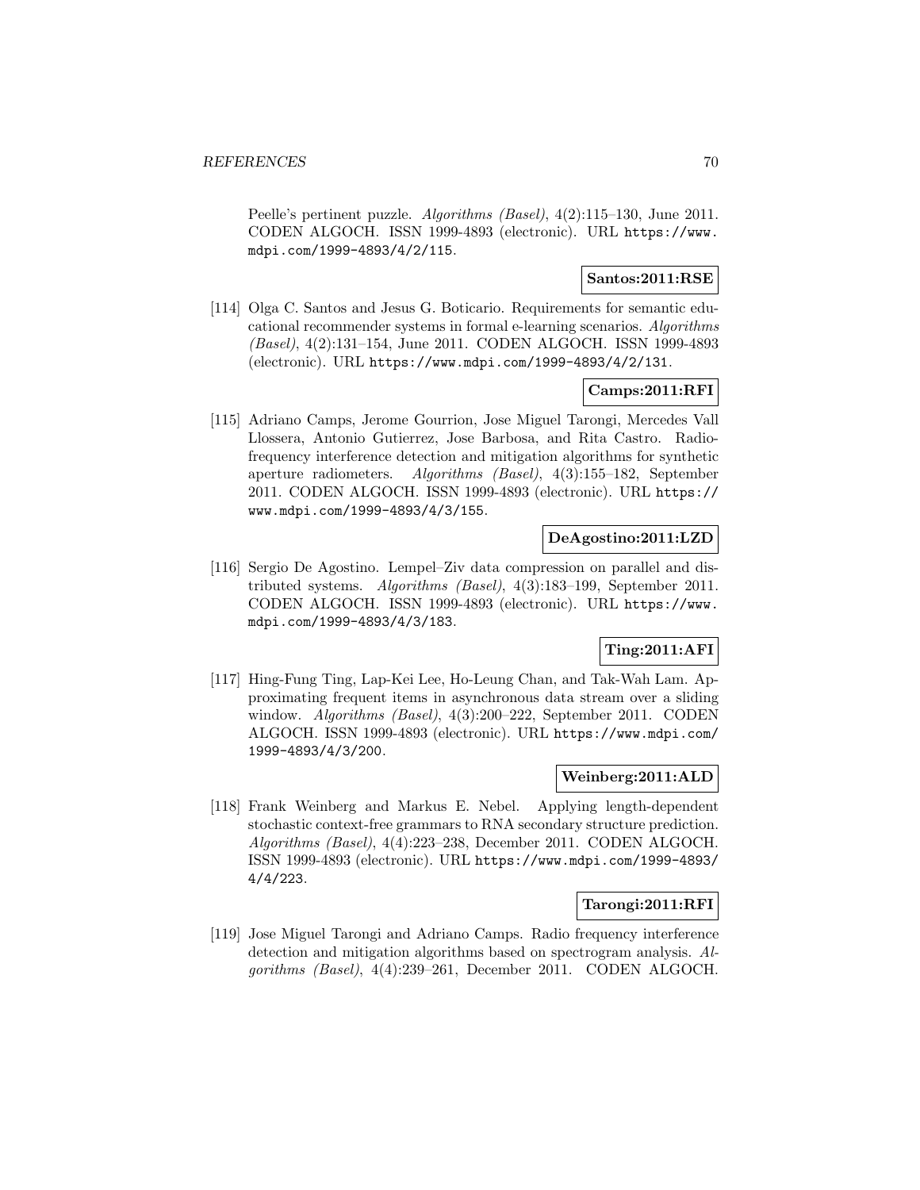Peelle's pertinent puzzle. *Algorithms (Basel)*, 4(2):115–130, June 2011. CODEN ALGOCH. ISSN 1999-4893 (electronic). URL https://www.mdpi.com/1999-4893/4/2/115.

**Santos:2011:RSE**

[114] Olga C. Santos and Jesus G. Boticario. Requirements for semantic educational recommender systems in formal e-learning scenarios. *Algorithms (Basel)*, 4(2):131–154, June 2011. CODEN ALGOCH. ISSN 1999-4893 (electronic). URL https://www.mdpi.com/1999-4893/4/2/131.

**Camps:2011:RFI**

[115] Adriano Camps, Jerome Gourrion, Jose Miguel Tarongi, Mercedes Vall Llossera, Antonio Gutierrez, Jose Barbosa, and Rita Castro. Radio-frequency interference detection and mitigation algorithms for synthetic aperture radiometers. *Algorithms (Basel)*, 4(3):155–182, September 2011. CODEN ALGOCH. ISSN 1999-4893 (electronic). URL https://www.mdpi.com/1999-4893/4/3/155.

**DeAgostino:2011:LZD**

[116] Sergio De Agostino. Lempel–Ziv data compression on parallel and distributed systems. *Algorithms (Basel)*, 4(3):183–199, September 2011. CODEN ALGOCH. ISSN 1999-4893 (electronic). URL https://www.mdpi.com/1999-4893/4/3/183.

**Ting:2011:AFI**

[117] Hing-Fung Ting, Lap-Kei Lee, Ho-Leung Chan, and Tak-Wah Lam. Approximating frequent items in asynchronous data stream over a sliding window. *Algorithms (Basel)*, 4(3):200–222, September 2011. CODEN ALGOCH. ISSN 1999-4893 (electronic). URL https://www.mdpi.com/1999-4893/4/3/200.

**Weinberg:2011:ALD**

[118] Frank Weinberg and Markus E. Nebel. Applying length-dependent stochastic context-free grammars to RNA secondary structure prediction. *Algorithms (Basel)*, 4(4):223–238, December 2011. CODEN ALGOCH. ISSN 1999-4893 (electronic). URL https://www.mdpi.com/1999-4893/4/4/223.

**Tarongi:2011:RFI**

[119] Jose Miguel Tarongi and Adriano Camps. Radio frequency interference detection and mitigation algorithms based on spectrogram analysis. *Algorithms (Basel)*, 4(4):239–261, December 2011. CODEN ALGOCH.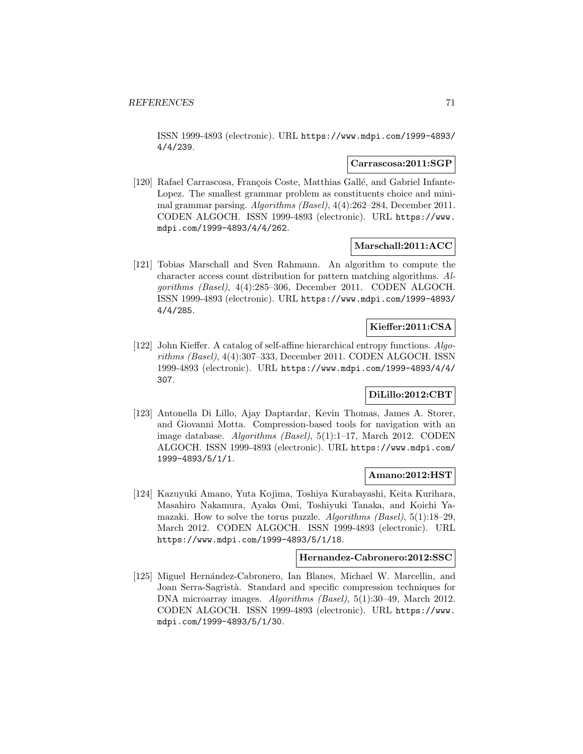ISSN 1999-4893 (electronic). URL https://www.mdpi.com/1999-4893/4/4/239.

**Carrascosa:2011:SGP**

[120] Rafael Carrascosa, François Coste, Matthias Gallé, and Gabriel Infante-Lopez. The smallest grammar problem as constituents choice and minimal grammar parsing. *Algorithms (Basel)*, 4(4):262–284, December 2011. CODEN ALGOCH. ISSN 1999-4893 (electronic). URL https://www.mdpi.com/1999-4893/4/4/262.

**Marschall:2011:ACC**

[121] Tobias Marschall and Sven Rahmann. An algorithm to compute the character access count distribution for pattern matching algorithms. *Algorithms (Basel)*, 4(4):285–306, December 2011. CODEN ALGOCH. ISSN 1999-4893 (electronic). URL https://www.mdpi.com/1999-4893/4/4/285.

**Kieffer:2011:CSA**

[122] John Kieffer. A catalog of self-affine hierarchical entropy functions. *Algorithms (Basel)*, 4(4):307–333, December 2011. CODEN ALGOCH. ISSN 1999-4893 (electronic). URL https://www.mdpi.com/1999-4893/4/4/307.

**DiLillo:2012:CBT**

[123] Antonella Di Lillo, Ajay Daptardar, Kevin Thomas, James A. Storer, and Giovanni Motta. Compression-based tools for navigation with an image database. *Algorithms (Basel)*, 5(1):1–17, March 2012. CODEN ALGOCH. ISSN 1999-4893 (electronic). URL https://www.mdpi.com/1999-4893/5/1/1.

**Amano:2012:HST**

[124] Kazuyuki Amano, Yuta Kojima, Toshiya Kurabayashi, Keita Kurihara, Masahiro Nakamura, Ayaka Omi, Toshiyuki Tanaka, and Koichi Yamazaki. How to solve the torus puzzle. *Algorithms (Basel)*, 5(1):18–29, March 2012. CODEN ALGOCH. ISSN 1999-4893 (electronic). URL https://www.mdpi.com/1999-4893/5/1/18.

**Hernandez-Cabronero:2012:SSC**

[125] Miguel Hernández-Cabronero, Ian Blanes, Michael W. Marcellin, and Joan Serra-Sagristà. Standard and specific compression techniques for DNA microarray images. *Algorithms (Basel)*, 5(1):30–49, March 2012. CODEN ALGOCH. ISSN 1999-4893 (electronic). URL https://www.mdpi.com/1999-4893/5/1/30.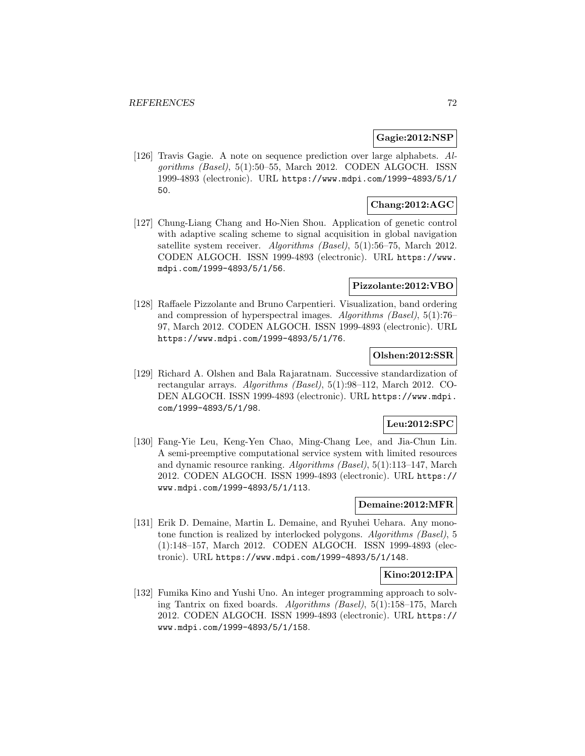**Gagie:2012:NSP**

[126] Travis Gagie. A note on sequence prediction over large alphabets. *Algorithms (Basel)*, 5(1):50–55, March 2012. CODEN ALGOCH. ISSN 1999-4893 (electronic). URL https://www.mdpi.com/1999-4893/5/1/50.

**Chang:2012:AGC**

[127] Chung-Liang Chang and Ho-Nien Shou. Application of genetic control with adaptive scaling scheme to signal acquisition in global navigation satellite system receiver. *Algorithms (Basel)*, 5(1):56–75, March 2012. CODEN ALGOCH. ISSN 1999-4893 (electronic). URL https://www.mdpi.com/1999-4893/5/1/56.

**Pizzolante:2012:VBO**

[128] Raffaele Pizzolante and Bruno Carpentieri. Visualization, band ordering and compression of hyperspectral images. *Algorithms (Basel)*, 5(1):76–97, March 2012. CODEN ALGOCH. ISSN 1999-4893 (electronic). URL https://www.mdpi.com/1999-4893/5/1/76.

**Olshen:2012:SSR**

[129] Richard A. Olshen and Bala Rajaratnam. Successive standardization of rectangular arrays. *Algorithms (Basel)*, 5(1):98–112, March 2012. CODEN ALGOCH. ISSN 1999-4893 (electronic). URL https://www.mdpi.com/1999-4893/5/1/98.

**Leu:2012:SPC**

[130] Fang-Yie Leu, Keng-Yen Chao, Ming-Chang Lee, and Jia-Chun Lin. A semi-preemptive computational service system with limited resources and dynamic resource ranking. *Algorithms (Basel)*, 5(1):113–147, March 2012. CODEN ALGOCH. ISSN 1999-4893 (electronic). URL https://www.mdpi.com/1999-4893/5/1/113.

**Demaine:2012:MFR**

[131] Erik D. Demaine, Martin L. Demaine, and Ryuhei Uehara. Any monotone function is realized by interlocked polygons. *Algorithms (Basel)*, 5(1):148–157, March 2012. CODEN ALGOCH. ISSN 1999-4893 (electronic). URL https://www.mdpi.com/1999-4893/5/1/148.

**Kino:2012:IPA**

[132] Fumika Kino and Yushi Uno. An integer programming approach to solving Tantrix on fixed boards. *Algorithms (Basel)*, 5(1):158–175, March 2012. CODEN ALGOCH. ISSN 1999-4893 (electronic). URL https://www.mdpi.com/1999-4893/5/1/158.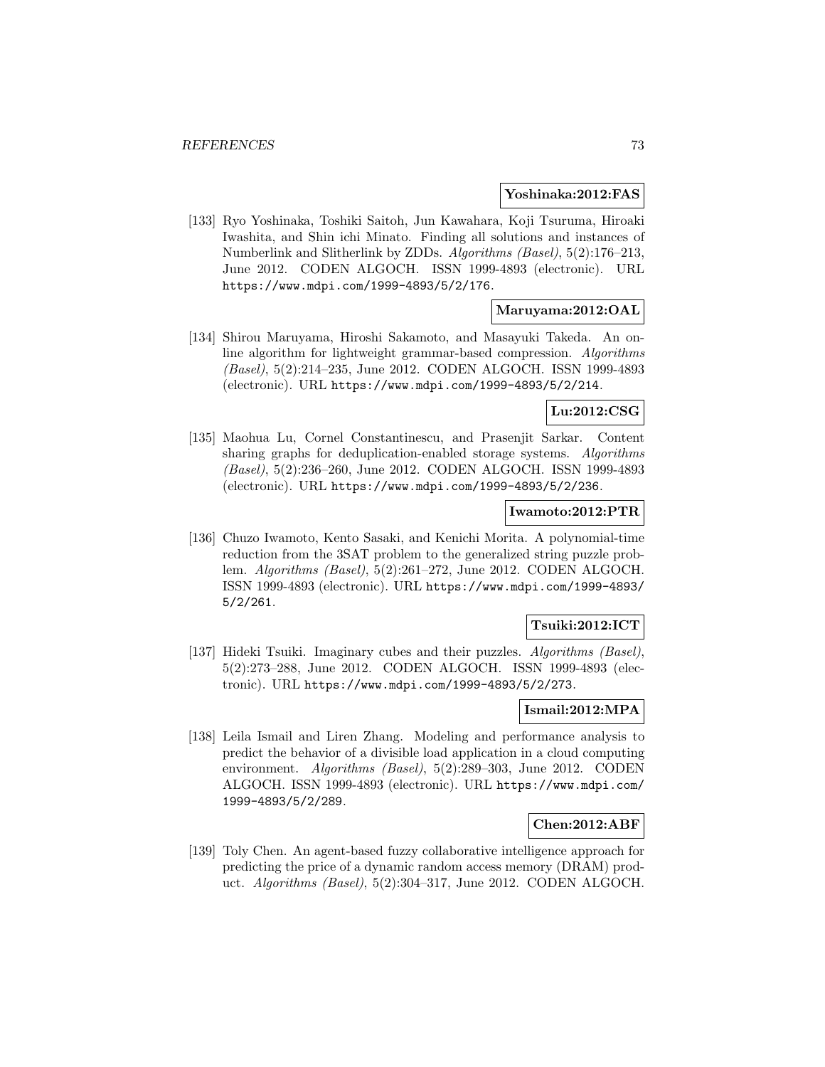**Yoshinaka:2012:FAS**

[133] Ryo Yoshinaka, Toshiki Saitoh, Jun Kawahara, Koji Tsuruma, Hiroaki Iwashita, and Shin ichi Minato. Finding all solutions and instances of Numberlink and Slitherlink by ZDDs. *Algorithms (Basel)*, 5(2):176–213, June 2012. CODEN ALGOCH. ISSN 1999-4893 (electronic). URL https://www.mdpi.com/1999-4893/5/2/176.

**Maruyama:2012:OAL**

[134] Shirou Maruyama, Hiroshi Sakamoto, and Masayuki Takeda. An online algorithm for lightweight grammar-based compression. *Algorithms (Basel)*, 5(2):214–235, June 2012. CODEN ALGOCH. ISSN 1999-4893 (electronic). URL https://www.mdpi.com/1999-4893/5/2/214.

**Lu:2012:CSG**

[135] Maohua Lu, Cornel Constantinescu, and Prasenjit Sarkar. Content sharing graphs for deduplication-enabled storage systems. *Algorithms (Basel)*, 5(2):236–260, June 2012. CODEN ALGOCH. ISSN 1999-4893 (electronic). URL https://www.mdpi.com/1999-4893/5/2/236.

**Iwamoto:2012:PTR**

[136] Chuzo Iwamoto, Kento Sasaki, and Kenichi Morita. A polynomial-time reduction from the 3SAT problem to the generalized string puzzle problem. *Algorithms (Basel)*, 5(2):261–272, June 2012. CODEN ALGOCH. ISSN 1999-4893 (electronic). URL https://www.mdpi.com/1999-4893/5/2/261.

**Tsuiki:2012:ICT**

[137] Hideki Tsuiki. Imaginary cubes and their puzzles. *Algorithms (Basel)*, 5(2):273–288, June 2012. CODEN ALGOCH. ISSN 1999-4893 (electronic). URL https://www.mdpi.com/1999-4893/5/2/273.

**Ismail:2012:MPA**

[138] Leila Ismail and Liren Zhang. Modeling and performance analysis to predict the behavior of a divisible load application in a cloud computing environment. *Algorithms (Basel)*, 5(2):289–303, June 2012. CODEN ALGOCH. ISSN 1999-4893 (electronic). URL https://www.mdpi.com/1999-4893/5/2/289.

**Chen:2012:ABF**

[139] Toly Chen. An agent-based fuzzy collaborative intelligence approach for predicting the price of a dynamic random access memory (DRAM) product. *Algorithms (Basel)*, 5(2):304–317, June 2012. CODEN ALGOCH.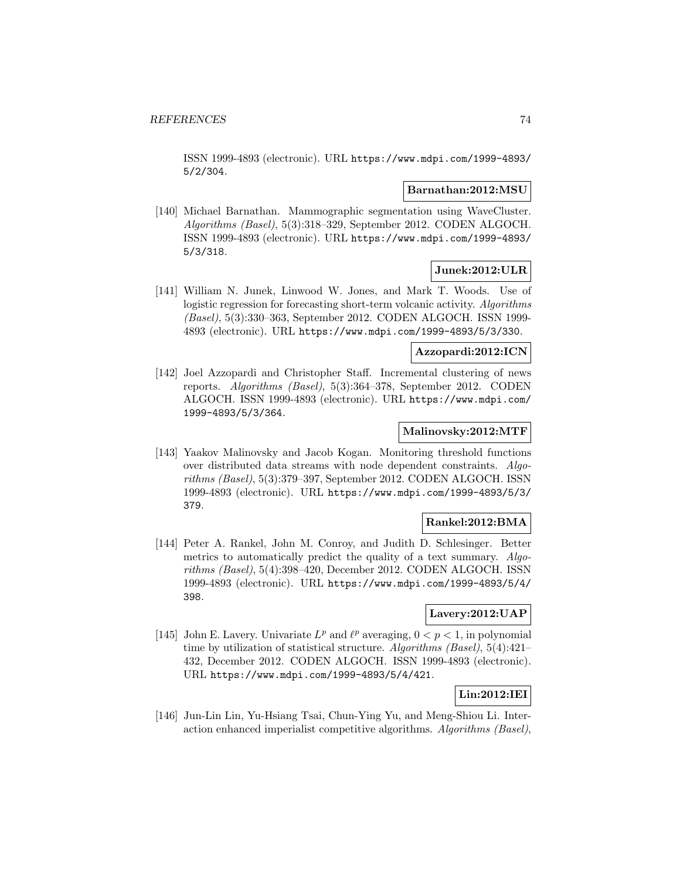ISSN 1999-4893 (electronic). URL https://www.mdpi.com/1999-4893/5/2/304.

**Barnathan:2012:MSU**

[140] Michael Barnathan. Mammographic segmentation using WaveCluster. *Algorithms (Basel)*, 5(3):318–329, September 2012. CODEN ALGOCH. ISSN 1999-4893 (electronic). URL https://www.mdpi.com/1999-4893/5/3/318.

**Junek:2012:ULR**

[141] William N. Junek, Linwood W. Jones, and Mark T. Woods. Use of logistic regression for forecasting short-term volcanic activity. *Algorithms (Basel)*, 5(3):330–363, September 2012. CODEN ALGOCH. ISSN 1999-4893 (electronic). URL https://www.mdpi.com/1999-4893/5/3/330.

**Azzopardi:2012:ICN**

[142] Joel Azzopardi and Christopher Staff. Incremental clustering of news reports. *Algorithms (Basel)*, 5(3):364–378, September 2012. CODEN ALGOCH. ISSN 1999-4893 (electronic). URL https://www.mdpi.com/1999-4893/5/3/364.

**Malinovsky:2012:MTF**

[143] Yaakov Malinovsky and Jacob Kogan. Monitoring threshold functions over distributed data streams with node dependent constraints. *Algorithms (Basel)*, 5(3):379–397, September 2012. CODEN ALGOCH. ISSN 1999-4893 (electronic). URL https://www.mdpi.com/1999-4893/5/3/379.

**Rankel:2012:BMA**

[144] Peter A. Rankel, John M. Conroy, and Judith D. Schlesinger. Better metrics to automatically predict the quality of a text summary. *Algorithms (Basel)*, 5(4):398–420, December 2012. CODEN ALGOCH. ISSN 1999-4893 (electronic). URL https://www.mdpi.com/1999-4893/5/4/398.

**Lavery:2012:UAP**

[145] John E. Lavery. Univariate $L^p$ and $\ell^p$ averaging, $0 < p < 1$, in polynomial time by utilization of statistical structure. *Algorithms (Basel)*, 5(4):421–432, December 2012. CODEN ALGOCH. ISSN 1999-4893 (electronic). URL https://www.mdpi.com/1999-4893/5/4/421.

**Lin:2012:IEI**

[146] Jun-Lin Lin, Yu-Hsiang Tsai, Chun-Ying Yu, and Meng-Shiou Li. Interaction enhanced imperialist competitive algorithms. *Algorithms (Basel)*,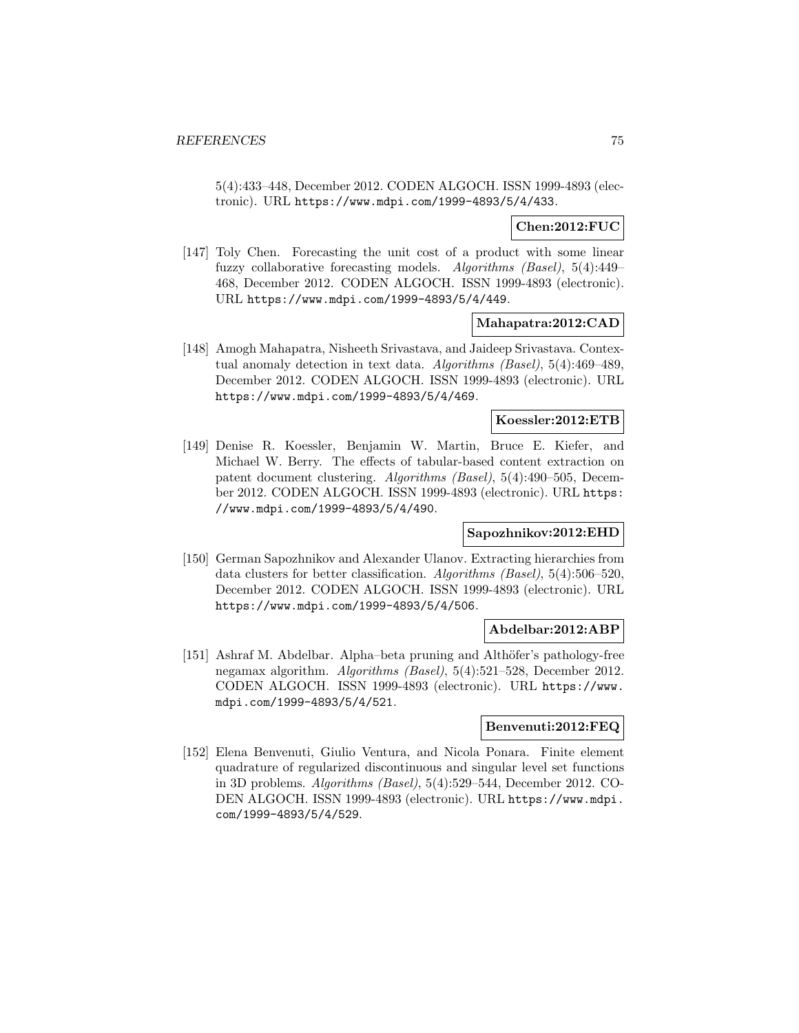5(4):433–448, December 2012. CODEN ALGOCH. ISSN 1999-4893 (electronic). URL https://www.mdpi.com/1999-4893/5/4/433.

**Chen:2012:FUC**

[147] Toly Chen. Forecasting the unit cost of a product with some linear fuzzy collaborative forecasting models. *Algorithms (Basel)*, 5(4):449–468, December 2012. CODEN ALGOCH. ISSN 1999-4893 (electronic). URL https://www.mdpi.com/1999-4893/5/4/449.

**Mahapatra:2012:CAD**

[148] Amogh Mahapatra, Nisheeth Srivastava, and Jaideep Srivastava. Contextual anomaly detection in text data. *Algorithms (Basel)*, 5(4):469–489, December 2012. CODEN ALGOCH. ISSN 1999-4893 (electronic). URL https://www.mdpi.com/1999-4893/5/4/469.

**Koessler:2012:ETB**

[149] Denise R. Koessler, Benjamin W. Martin, Bruce E. Kiefer, and Michael W. Berry. The effects of tabular-based content extraction on patent document clustering. *Algorithms (Basel)*, 5(4):490–505, December 2012. CODEN ALGOCH. ISSN 1999-4893 (electronic). URL https://www.mdpi.com/1999-4893/5/4/490.

**Sapozhnikov:2012:EHD**

[150] German Sapozhnikov and Alexander Ulanov. Extracting hierarchies from data clusters for better classification. *Algorithms (Basel)*, 5(4):506–520, December 2012. CODEN ALGOCH. ISSN 1999-4893 (electronic). URL https://www.mdpi.com/1999-4893/5/4/506.

**Abdelbar:2012:ABP**

[151] Ashraf M. Abdelbar. Alpha–beta pruning and Althöfer's pathology-free negamax algorithm. *Algorithms (Basel)*, 5(4):521–528, December 2012. CODEN ALGOCH. ISSN 1999-4893 (electronic). URL https://www.mdpi.com/1999-4893/5/4/521.

**Benvenuti:2012:FEQ**

[152] Elena Benvenuti, Giulio Ventura, and Nicola Ponara. Finite element quadrature of regularized discontinuous and singular level set functions in 3D problems. *Algorithms (Basel)*, 5(4):529–544, December 2012. CODEN ALGOCH. ISSN 1999-4893 (electronic). URL https://www.mdpi.com/1999-4893/5/4/529.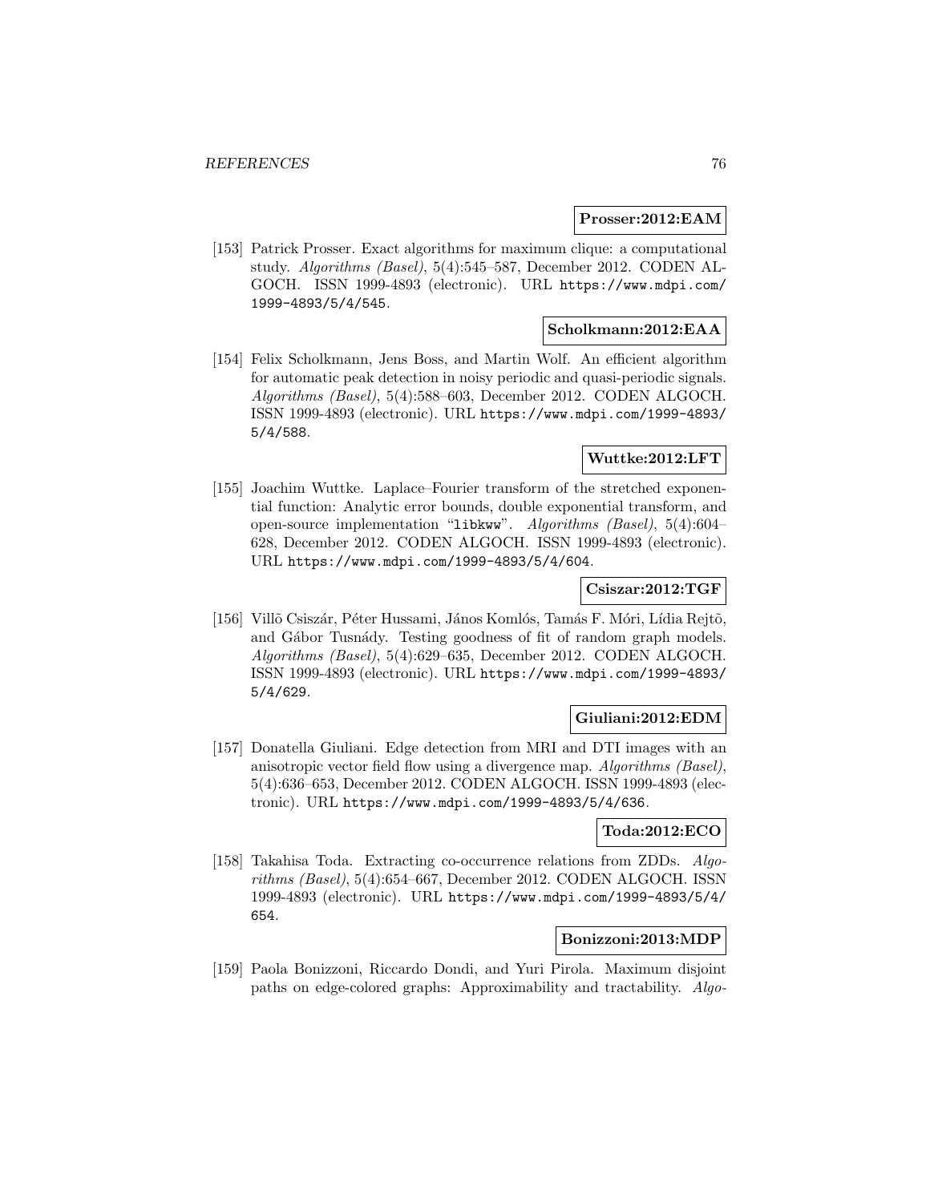**Prosser:2012:EAM**

[153] Patrick Prosser. Exact algorithms for maximum clique: a computational study. *Algorithms (Basel)*, 5(4):545–587, December 2012. CODEN ALGOCH. ISSN 1999-4893 (electronic). URL https://www.mdpi.com/1999-4893/5/4/545.

**Scholkmann:2012:EAA**

[154] Felix Scholkmann, Jens Boss, and Martin Wolf. An efficient algorithm for automatic peak detection in noisy periodic and quasi-periodic signals. *Algorithms (Basel)*, 5(4):588–603, December 2012. CODEN ALGOCH. ISSN 1999-4893 (electronic). URL https://www.mdpi.com/1999-4893/5/4/588.

**Wuttke:2012:LFT**

[155] Joachim Wuttke. Laplace–Fourier transform of the stretched exponential function: Analytic error bounds, double exponential transform, and open-source implementation "libkww". *Algorithms (Basel)*, 5(4):604–628, December 2012. CODEN ALGOCH. ISSN 1999-4893 (electronic). URL https://www.mdpi.com/1999-4893/5/4/604.

**Csiszar:2012:TGF**

[156] Villõ Csiszár, Péter Hussami, János Komlós, Tamás F. Móri, Lídia Rejtõ, and Gábor Tusnády. Testing goodness of fit of random graph models. *Algorithms (Basel)*, 5(4):629–635, December 2012. CODEN ALGOCH. ISSN 1999-4893 (electronic). URL https://www.mdpi.com/1999-4893/5/4/629.

**Giuliani:2012:EDM**

[157] Donatella Giuliani. Edge detection from MRI and DTI images with an anisotropic vector field flow using a divergence map. *Algorithms (Basel)*, 5(4):636–653, December 2012. CODEN ALGOCH. ISSN 1999-4893 (electronic). URL https://www.mdpi.com/1999-4893/5/4/636.

**Toda:2012:ECO**

[158] Takahisa Toda. Extracting co-occurrence relations from ZDDs. *Algorithms (Basel)*, 5(4):654–667, December 2012. CODEN ALGOCH. ISSN 1999-4893 (electronic). URL https://www.mdpi.com/1999-4893/5/4/654.

**Bonizzoni:2013:MDP**

[159] Paola Bonizzoni, Riccardo Dondi, and Yuri Pirola. Maximum disjoint paths on edge-colored graphs: Approximability and tractability. *Algo-*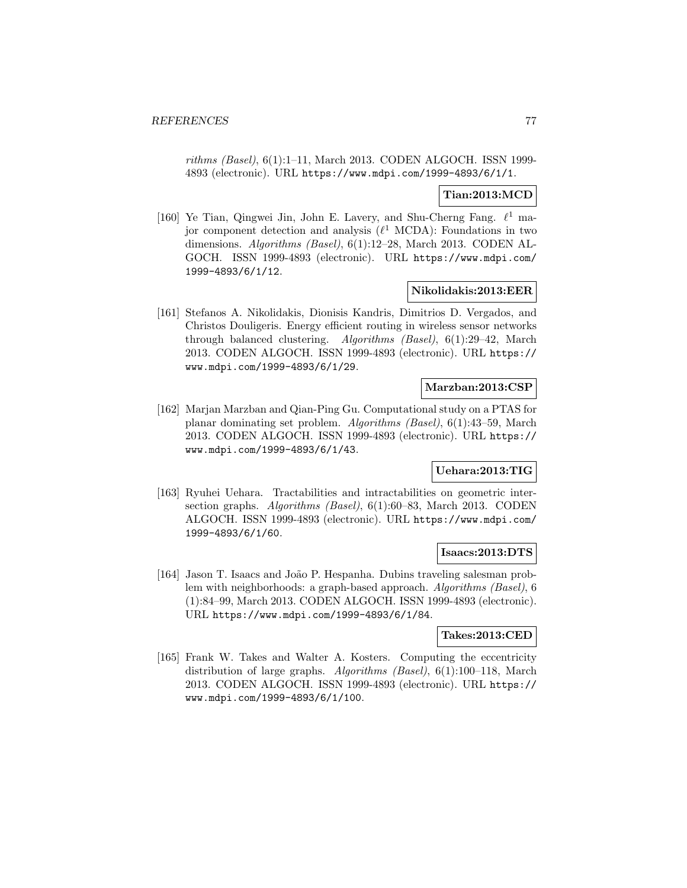*rithms (Basel)*, 6(1):1–11, March 2013. CODEN ALGOCH. ISSN 1999-4893 (electronic). URL https://www.mdpi.com/1999-4893/6/1/1.

**Tian:2013:MCD**

[160] Ye Tian, Qingwei Jin, John E. Lavery, and Shu-Cherng Fang. $\ell^1$ major component detection and analysis ($\ell^1$ MCDA): Foundations in two dimensions. *Algorithms (Basel)*, 6(1):12–28, March 2013. CODEN ALGOCH. ISSN 1999-4893 (electronic). URL https://www.mdpi.com/1999-4893/6/1/12.

**Nikolidakis:2013:EER**

[161] Stefanos A. Nikolidakis, Dionisis Kandris, Dimitrios D. Vergados, and Christos Douligeris. Energy efficient routing in wireless sensor networks through balanced clustering. *Algorithms (Basel)*, 6(1):29–42, March 2013. CODEN ALGOCH. ISSN 1999-4893 (electronic). URL https://www.mdpi.com/1999-4893/6/1/29.

**Marzban:2013:CSP**

[162] Marjan Marzban and Qian-Ping Gu. Computational study on a PTAS for planar dominating set problem. *Algorithms (Basel)*, 6(1):43–59, March 2013. CODEN ALGOCH. ISSN 1999-4893 (electronic). URL https://www.mdpi.com/1999-4893/6/1/43.

**Uehara:2013:TIG**

[163] Ryuhei Uehara. Tractabilities and intractabilities on geometric intersection graphs. *Algorithms (Basel)*, 6(1):60–83, March 2013. CODEN ALGOCH. ISSN 1999-4893 (electronic). URL https://www.mdpi.com/1999-4893/6/1/60.

**Isaacs:2013:DTS**

[164] Jason T. Isaacs and João P. Hespanha. Dubins traveling salesman problem with neighborhoods: a graph-based approach. *Algorithms (Basel)*, 6 (1):84–99, March 2013. CODEN ALGOCH. ISSN 1999-4893 (electronic). URL https://www.mdpi.com/1999-4893/6/1/84.

**Takes:2013:CED**

[165] Frank W. Takes and Walter A. Kosters. Computing the eccentricity distribution of large graphs. *Algorithms (Basel)*, 6(1):100–118, March 2013. CODEN ALGOCH. ISSN 1999-4893 (electronic). URL https://www.mdpi.com/1999-4893/6/1/100.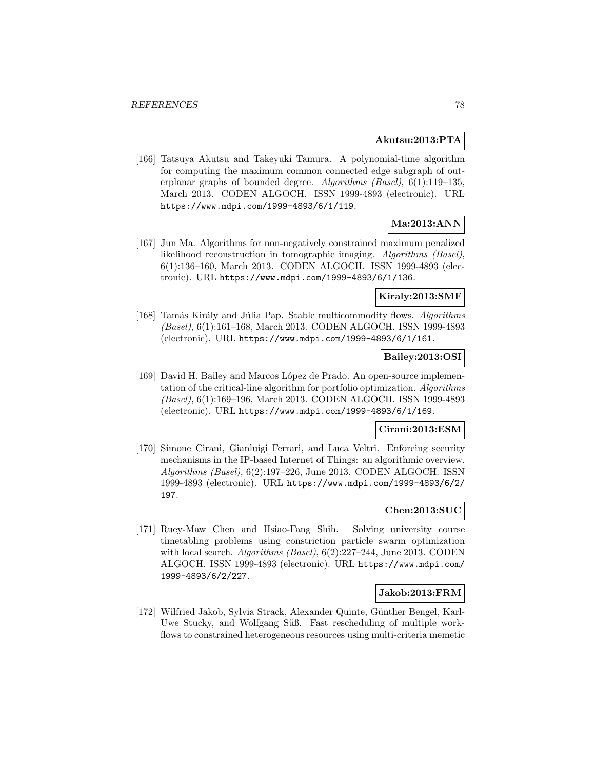**Akutsu:2013:PTA**

[166] Tatsuya Akutsu and Takeyuki Tamura. A polynomial-time algorithm for computing the maximum common connected edge subgraph of outerplanar graphs of bounded degree. *Algorithms (Basel)*, 6(1):119–135, March 2013. CODEN ALGOCH. ISSN 1999-4893 (electronic). URL https://www.mdpi.com/1999-4893/6/1/119.

**Ma:2013:ANN**

[167] Jun Ma. Algorithms for non-negatively constrained maximum penalized likelihood reconstruction in tomographic imaging. *Algorithms (Basel)*, 6(1):136–160, March 2013. CODEN ALGOCH. ISSN 1999-4893 (electronic). URL https://www.mdpi.com/1999-4893/6/1/136.

**Kiraly:2013:SMF**

[168] Tamás Király and Júlia Pap. Stable multicommodity flows. *Algorithms (Basel)*, 6(1):161–168, March 2013. CODEN ALGOCH. ISSN 1999-4893 (electronic). URL https://www.mdpi.com/1999-4893/6/1/161.

**Bailey:2013:OSI**

[169] David H. Bailey and Marcos López de Prado. An open-source implementation of the critical-line algorithm for portfolio optimization. *Algorithms (Basel)*, 6(1):169–196, March 2013. CODEN ALGOCH. ISSN 1999-4893 (electronic). URL https://www.mdpi.com/1999-4893/6/1/169.

**Cirani:2013:ESM**

[170] Simone Cirani, Gianluigi Ferrari, and Luca Veltri. Enforcing security mechanisms in the IP-based Internet of Things: an algorithmic overview. *Algorithms (Basel)*, 6(2):197–226, June 2013. CODEN ALGOCH. ISSN 1999-4893 (electronic). URL https://www.mdpi.com/1999-4893/6/2/197.

**Chen:2013:SUC**

[171] Ruey-Maw Chen and Hsiao-Fang Shih. Solving university course timetabling problems using constriction particle swarm optimization with local search. *Algorithms (Basel)*, 6(2):227–244, June 2013. CODEN ALGOCH. ISSN 1999-4893 (electronic). URL https://www.mdpi.com/1999-4893/6/2/227.

**Jakob:2013:FRM**

[172] Wilfried Jakob, Sylvia Strack, Alexander Quinte, Günther Bengel, Karl-Uwe Stucky, and Wolfgang Süß. Fast rescheduling of multiple workflows to constrained heterogeneous resources using multi-criteria memetic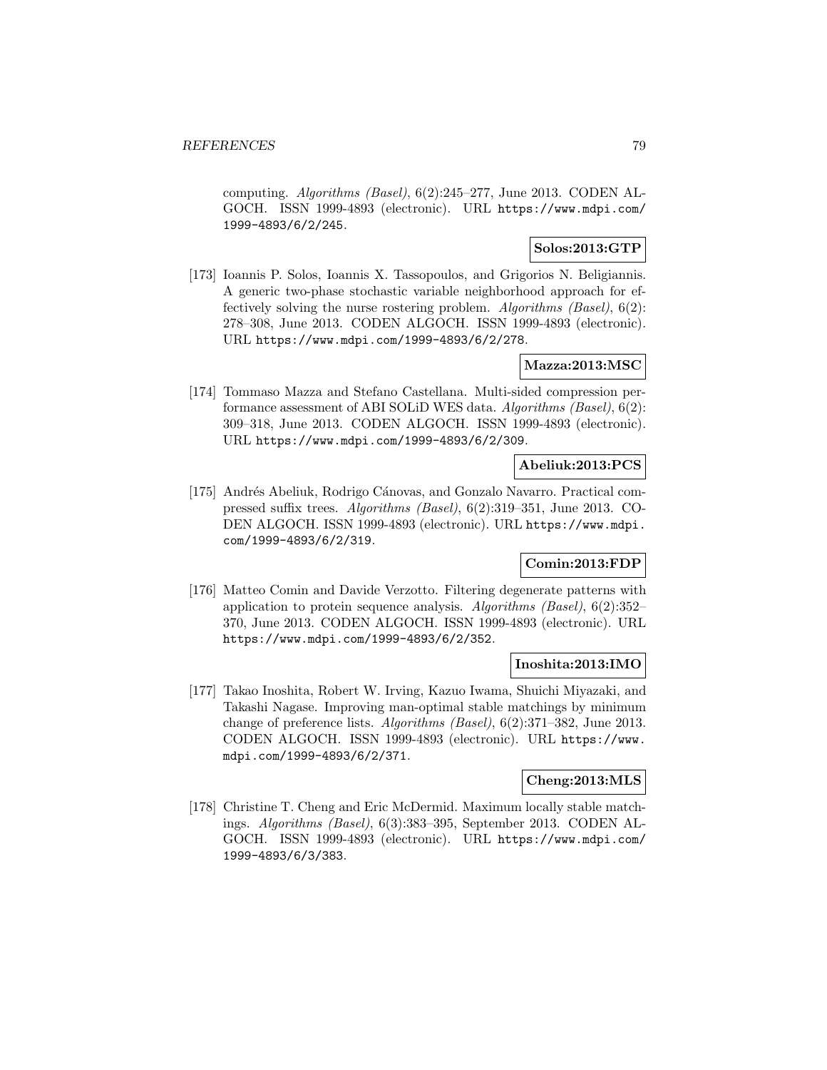computing. *Algorithms (Basel)*, 6(2):245–277, June 2013. CODEN ALGOCH. ISSN 1999-4893 (electronic). URL https://www.mdpi.com/1999-4893/6/2/245.

**Solos:2013:GTP**

[173] Ioannis P. Solos, Ioannis X. Tassopoulos, and Grigorios N. Beligiannis. A generic two-phase stochastic variable neighborhood approach for effectively solving the nurse rostering problem. *Algorithms (Basel)*, 6(2): 278–308, June 2013. CODEN ALGOCH. ISSN 1999-4893 (electronic). URL https://www.mdpi.com/1999-4893/6/2/278.

**Mazza:2013:MSC**

[174] Tommaso Mazza and Stefano Castellana. Multi-sided compression performance assessment of ABI SOLiD WES data. *Algorithms (Basel)*, 6(2): 309–318, June 2013. CODEN ALGOCH. ISSN 1999-4893 (electronic). URL https://www.mdpi.com/1999-4893/6/2/309.

**Abeliuk:2013:PCS**

[175] Andrés Abeliuk, Rodrigo Cánovas, and Gonzalo Navarro. Practical compressed suffix trees. *Algorithms (Basel)*, 6(2):319–351, June 2013. CODEN ALGOCH. ISSN 1999-4893 (electronic). URL https://www.mdpi.com/1999-4893/6/2/319.

**Comin:2013:FDP**

[176] Matteo Comin and Davide Verzotto. Filtering degenerate patterns with application to protein sequence analysis. *Algorithms (Basel)*, 6(2):352–370, June 2013. CODEN ALGOCH. ISSN 1999-4893 (electronic). URL https://www.mdpi.com/1999-4893/6/2/352.

**Inoshita:2013:IMO**

[177] Takao Inoshita, Robert W. Irving, Kazuo Iwama, Shuichi Miyazaki, and Takashi Nagase. Improving man-optimal stable matchings by minimum change of preference lists. *Algorithms (Basel)*, 6(2):371–382, June 2013. CODEN ALGOCH. ISSN 1999-4893 (electronic). URL https://www.mdpi.com/1999-4893/6/2/371.

**Cheng:2013:MLS**

[178] Christine T. Cheng and Eric McDermid. Maximum locally stable matchings. *Algorithms (Basel)*, 6(3):383–395, September 2013. CODEN ALGOCH. ISSN 1999-4893 (electronic). URL https://www.mdpi.com/1999-4893/6/3/383.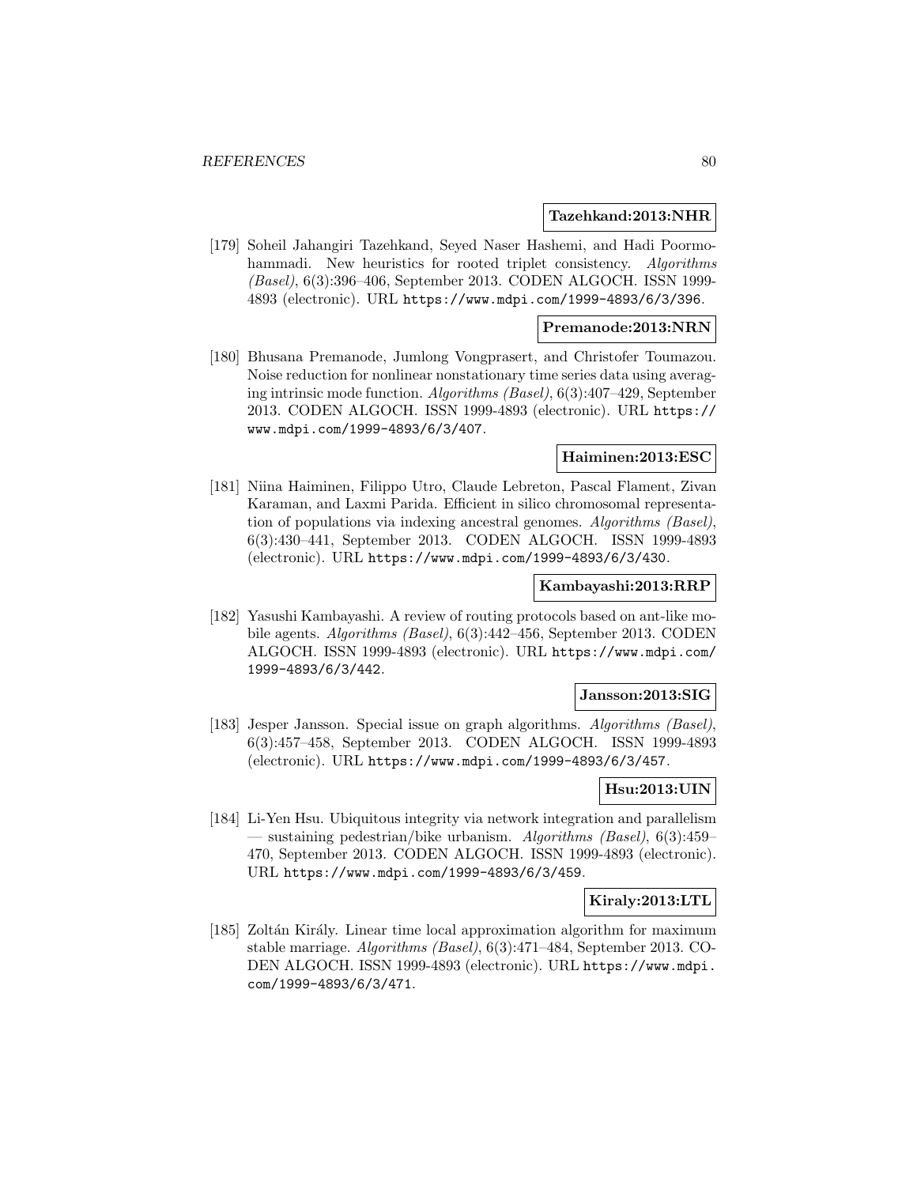**Tazehkand:2013:NHR**

[179] Soheil Jahangiri Tazehkand, Seyed Naser Hashemi, and Hadi Poormohammadi. New heuristics for rooted triplet consistency. *Algorithms (Basel)*, 6(3):396–406, September 2013. CODEN ALGOCH. ISSN 1999-4893 (electronic). URL https://www.mdpi.com/1999-4893/6/3/396.

**Premanode:2013:NRN**

[180] Bhusana Premanode, Jumlong Vongprasert, and Christofer Toumazou. Noise reduction for nonlinear nonstationary time series data using averaging intrinsic mode function. *Algorithms (Basel)*, 6(3):407–429, September 2013. CODEN ALGOCH. ISSN 1999-4893 (electronic). URL https://www.mdpi.com/1999-4893/6/3/407.

**Haiminen:2013:ESC**

[181] Niina Haiminen, Filippo Utro, Claude Lebreton, Pascal Flament, Zivan Karaman, and Laxmi Parida. Efficient in silico chromosomal representation of populations via indexing ancestral genomes. *Algorithms (Basel)*, 6(3):430–441, September 2013. CODEN ALGOCH. ISSN 1999-4893 (electronic). URL https://www.mdpi.com/1999-4893/6/3/430.

**Kambayashi:2013:RRP**

[182] Yasushi Kambayashi. A review of routing protocols based on ant-like mobile agents. *Algorithms (Basel)*, 6(3):442–456, September 2013. CODEN ALGOCH. ISSN 1999-4893 (electronic). URL https://www.mdpi.com/1999-4893/6/3/442.

**Jansson:2013:SIG**

[183] Jesper Jansson. Special issue on graph algorithms. *Algorithms (Basel)*, 6(3):457–458, September 2013. CODEN ALGOCH. ISSN 1999-4893 (electronic). URL https://www.mdpi.com/1999-4893/6/3/457.

**Hsu:2013:UIN**

[184] Li-Yen Hsu. Ubiquitous integrity via network integration and parallelism — sustaining pedestrian/bike urbanism. *Algorithms (Basel)*, 6(3):459–470, September 2013. CODEN ALGOCH. ISSN 1999-4893 (electronic). URL https://www.mdpi.com/1999-4893/6/3/459.

**Kiraly:2013:LTL**

[185] Zoltán Király. Linear time local approximation algorithm for maximum stable marriage. *Algorithms (Basel)*, 6(3):471–484, September 2013. CODEN ALGOCH. ISSN 1999-4893 (electronic). URL https://www.mdpi.com/1999-4893/6/3/471.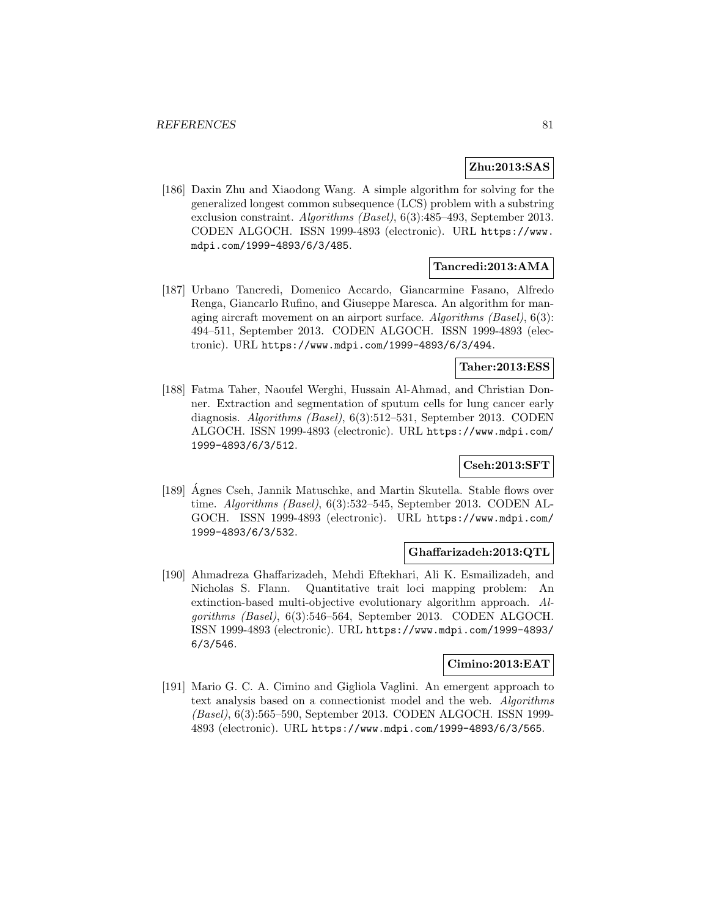**Zhu:2013:SAS**

[186] Daxin Zhu and Xiaodong Wang. A simple algorithm for solving for the generalized longest common subsequence (LCS) problem with a substring exclusion constraint. *Algorithms (Basel)*, 6(3):485–493, September 2013. CODEN ALGOCH. ISSN 1999-4893 (electronic). URL `https://www.mdpi.com/1999-4893/6/3/485`.

**Tancredi:2013:AMA**

[187] Urbano Tancredi, Domenico Accardo, Giancarmine Fasano, Alfredo Renga, Giancarlo Rufino, and Giuseppe Maresca. An algorithm for managing aircraft movement on an airport surface. *Algorithms (Basel)*, 6(3): 494–511, September 2013. CODEN ALGOCH. ISSN 1999-4893 (electronic). URL `https://www.mdpi.com/1999-4893/6/3/494`.

**Taher:2013:ESS**

[188] Fatma Taher, Naoufel Werghi, Hussain Al-Ahmad, and Christian Donner. Extraction and segmentation of sputum cells for lung cancer early diagnosis. *Algorithms (Basel)*, 6(3):512–531, September 2013. CODEN ALGOCH. ISSN 1999-4893 (electronic). URL `https://www.mdpi.com/1999-4893/6/3/512`.

**Cseh:2013:SFT**

[189] Ágnes Cseh, Jannik Matuschke, and Martin Skutella. Stable flows over time. *Algorithms (Basel)*, 6(3):532–545, September 2013. CODEN ALGOCH. ISSN 1999-4893 (electronic). URL `https://www.mdpi.com/1999-4893/6/3/532`.

**Ghaffarizadeh:2013:QTL**

[190] Ahmadreza Ghaffarizadeh, Mehdi Eftekhari, Ali K. Esmailizadeh, and Nicholas S. Flann. Quantitative trait loci mapping problem: An extinction-based multi-objective evolutionary algorithm approach. *Algorithms (Basel)*, 6(3):546–564, September 2013. CODEN ALGOCH. ISSN 1999-4893 (electronic). URL `https://www.mdpi.com/1999-4893/6/3/546`.

**Cimino:2013:EAT**

[191] Mario G. C. A. Cimino and Gigliola Vaglini. An emergent approach to text analysis based on a connectionist model and the web. *Algorithms (Basel)*, 6(3):565–590, September 2013. CODEN ALGOCH. ISSN 1999-4893 (electronic). URL `https://www.mdpi.com/1999-4893/6/3/565`.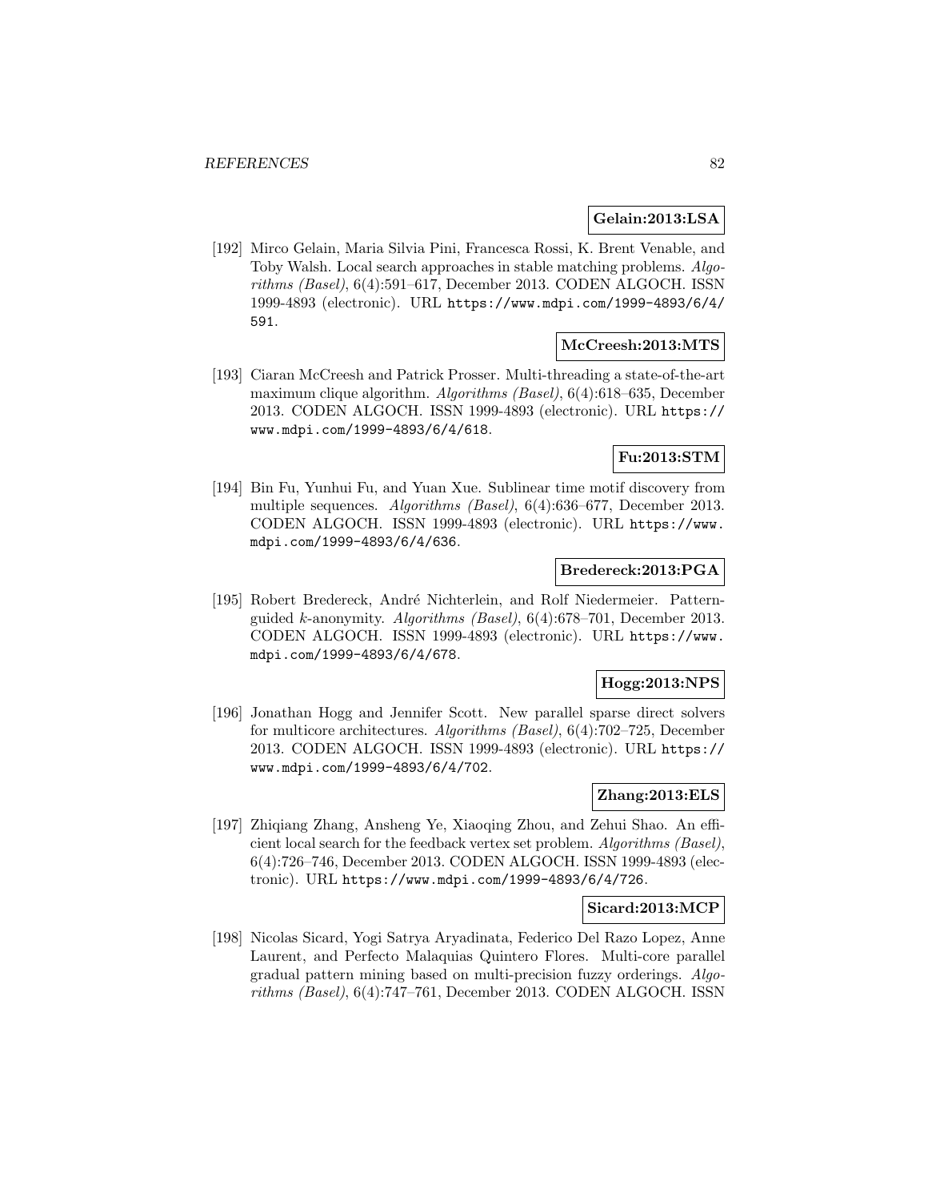**Gelain:2013:LSA**

[192] Mirco Gelain, Maria Silvia Pini, Francesca Rossi, K. Brent Venable, and Toby Walsh. Local search approaches in stable matching problems. *Algorithms (Basel)*, 6(4):591–617, December 2013. CODEN ALGOCH. ISSN 1999-4893 (electronic). URL https://www.mdpi.com/1999-4893/6/4/591.

**McCreesh:2013:MTS**

[193] Ciaran McCreesh and Patrick Prosser. Multi-threading a state-of-the-art maximum clique algorithm. *Algorithms (Basel)*, 6(4):618–635, December 2013. CODEN ALGOCH. ISSN 1999-4893 (electronic). URL https://www.mdpi.com/1999-4893/6/4/618.

**Fu:2013:STM**

[194] Bin Fu, Yunhui Fu, and Yuan Xue. Sublinear time motif discovery from multiple sequences. *Algorithms (Basel)*, 6(4):636–677, December 2013. CODEN ALGOCH. ISSN 1999-4893 (electronic). URL https://www.mdpi.com/1999-4893/6/4/636.

**Bredereck:2013:PGA**

[195] Robert Bredereck, André Nichterlein, and Rolf Niedermeier. Pattern-guided $k$-anonymity. *Algorithms (Basel)*, 6(4):678–701, December 2013. CODEN ALGOCH. ISSN 1999-4893 (electronic). URL https://www.mdpi.com/1999-4893/6/4/678.

**Hogg:2013:NPS**

[196] Jonathan Hogg and Jennifer Scott. New parallel sparse direct solvers for multicore architectures. *Algorithms (Basel)*, 6(4):702–725, December 2013. CODEN ALGOCH. ISSN 1999-4893 (electronic). URL https://www.mdpi.com/1999-4893/6/4/702.

**Zhang:2013:ELS**

[197] Zhiqiang Zhang, Ansheng Ye, Xiaoqing Zhou, and Zehui Shao. An efficient local search for the feedback vertex set problem. *Algorithms (Basel)*, 6(4):726–746, December 2013. CODEN ALGOCH. ISSN 1999-4893 (electronic). URL https://www.mdpi.com/1999-4893/6/4/726.

**Sicard:2013:MCP**

[198] Nicolas Sicard, Yogi Satrya Aryadinata, Federico Del Razo Lopez, Anne Laurent, and Perfecto Malaquias Quintero Flores. Multi-core parallel gradual pattern mining based on multi-precision fuzzy orderings. *Algorithms (Basel)*, 6(4):747–761, December 2013. CODEN ALGOCH. ISSN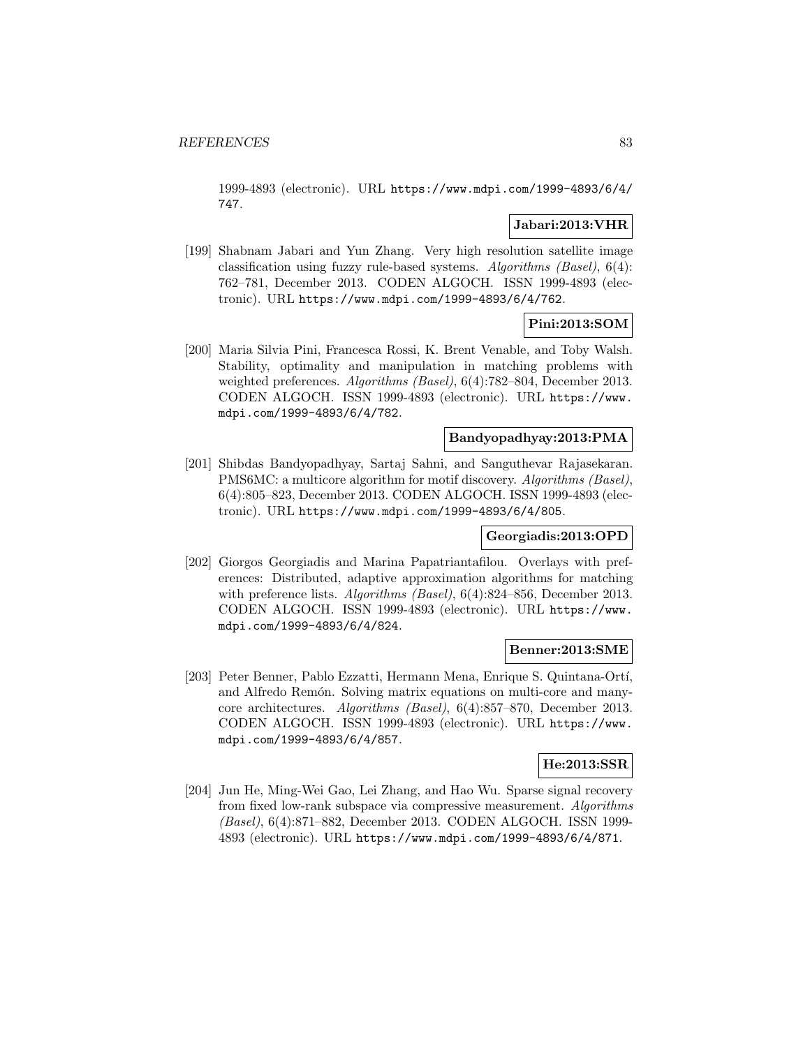1999-4893 (electronic). URL https://www.mdpi.com/1999-4893/6/4/747.

**Jabari:2013:VHR**

[199] Shabnam Jabari and Yun Zhang. Very high resolution satellite image classification using fuzzy rule-based systems. *Algorithms (Basel)*, 6(4): 762–781, December 2013. CODEN ALGOCH. ISSN 1999-4893 (electronic). URL https://www.mdpi.com/1999-4893/6/4/762.

**Pini:2013:SOM**

[200] Maria Silvia Pini, Francesca Rossi, K. Brent Venable, and Toby Walsh. Stability, optimality and manipulation in matching problems with weighted preferences. *Algorithms (Basel)*, 6(4):782–804, December 2013. CODEN ALGOCH. ISSN 1999-4893 (electronic). URL https://www.mdpi.com/1999-4893/6/4/782.

**Bandyopadhyay:2013:PMA**

[201] Shibdas Bandyopadhyay, Sartaj Sahni, and Sanguthevar Rajasekaran. PMS6MC: a multicore algorithm for motif discovery. *Algorithms (Basel)*, 6(4):805–823, December 2013. CODEN ALGOCH. ISSN 1999-4893 (electronic). URL https://www.mdpi.com/1999-4893/6/4/805.

**Georgiadis:2013:OPD**

[202] Giorgos Georgiadis and Marina Papatriantafilou. Overlays with preferences: Distributed, adaptive approximation algorithms for matching with preference lists. *Algorithms (Basel)*, 6(4):824–856, December 2013. CODEN ALGOCH. ISSN 1999-4893 (electronic). URL https://www.mdpi.com/1999-4893/6/4/824.

**Benner:2013:SME**

[203] Peter Benner, Pablo Ezzatti, Hermann Mena, Enrique S. Quintana-Ortí, and Alfredo Remón. Solving matrix equations on multi-core and many-core architectures. *Algorithms (Basel)*, 6(4):857–870, December 2013. CODEN ALGOCH. ISSN 1999-4893 (electronic). URL https://www.mdpi.com/1999-4893/6/4/857.

**He:2013:SSR**

[204] Jun He, Ming-Wei Gao, Lei Zhang, and Hao Wu. Sparse signal recovery from fixed low-rank subspace via compressive measurement. *Algorithms (Basel)*, 6(4):871–882, December 2013. CODEN ALGOCH. ISSN 1999-4893 (electronic). URL https://www.mdpi.com/1999-4893/6/4/871.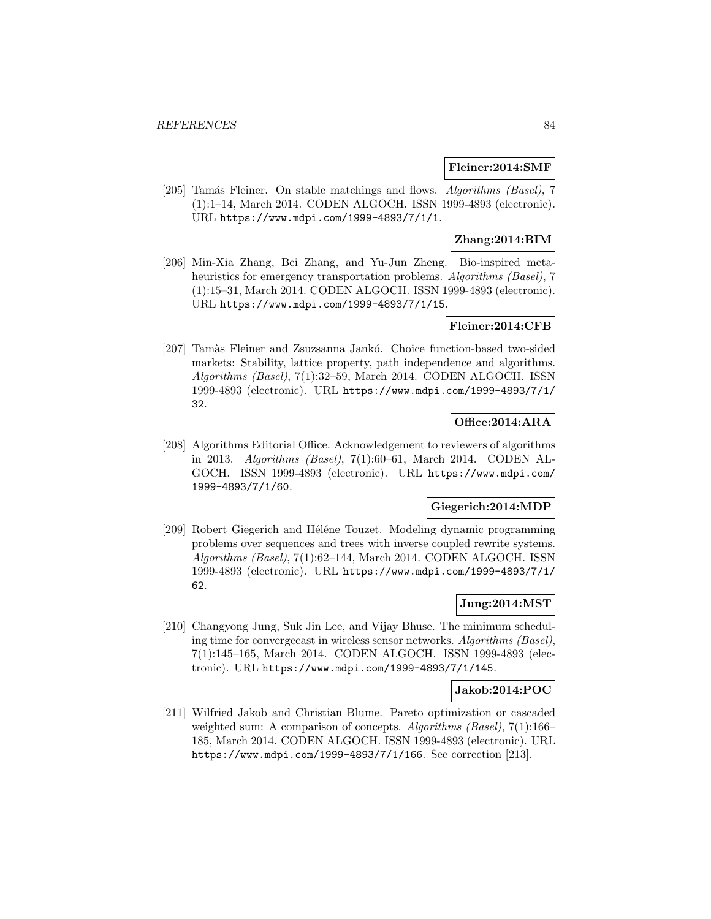**Fleiner:2014:SMF**

[205] Tamás Fleiner. On stable matchings and flows. *Algorithms (Basel)*, 7 (1):1–14, March 2014. CODEN ALGOCH. ISSN 1999-4893 (electronic). URL https://www.mdpi.com/1999-4893/7/1/1.

**Zhang:2014:BIM**

[206] Min-Xia Zhang, Bei Zhang, and Yu-Jun Zheng. Bio-inspired metaheuristics for emergency transportation problems. *Algorithms (Basel)*, 7 (1):15–31, March 2014. CODEN ALGOCH. ISSN 1999-4893 (electronic). URL https://www.mdpi.com/1999-4893/7/1/15.

**Fleiner:2014:CFB**

[207] Tamàs Fleiner and Zsuzsanna Jankó. Choice function-based two-sided markets: Stability, lattice property, path independence and algorithms. *Algorithms (Basel)*, 7(1):32–59, March 2014. CODEN ALGOCH. ISSN 1999-4893 (electronic). URL https://www.mdpi.com/1999-4893/7/1/32.

**Office:2014:ARA**

[208] Algorithms Editorial Office. Acknowledgement to reviewers of algorithms in 2013. *Algorithms (Basel)*, 7(1):60–61, March 2014. CODEN ALGOCH. ISSN 1999-4893 (electronic). URL https://www.mdpi.com/1999-4893/7/1/60.

**Giegerich:2014:MDP**

[209] Robert Giegerich and Héléne Touzet. Modeling dynamic programming problems over sequences and trees with inverse coupled rewrite systems. *Algorithms (Basel)*, 7(1):62–144, March 2014. CODEN ALGOCH. ISSN 1999-4893 (electronic). URL https://www.mdpi.com/1999-4893/7/1/62.

**Jung:2014:MST**

[210] Changyong Jung, Suk Jin Lee, and Vijay Bhuse. The minimum scheduling time for convergecast in wireless sensor networks. *Algorithms (Basel)*, 7(1):145–165, March 2014. CODEN ALGOCH. ISSN 1999-4893 (electronic). URL https://www.mdpi.com/1999-4893/7/1/145.

**Jakob:2014:POC**

[211] Wilfried Jakob and Christian Blume. Pareto optimization or cascaded weighted sum: A comparison of concepts. *Algorithms (Basel)*, 7(1):166–185, March 2014. CODEN ALGOCH. ISSN 1999-4893 (electronic). URL https://www.mdpi.com/1999-4893/7/1/166. See correction [213].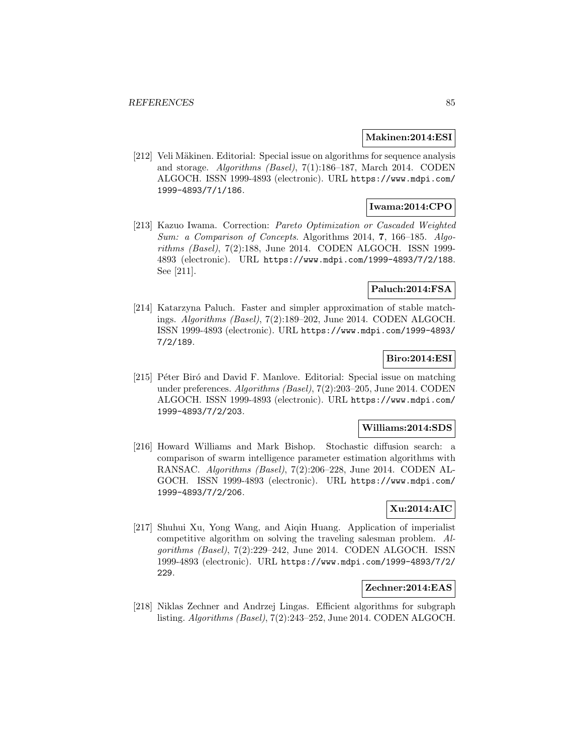**Makinen:2014:ESI**

[212] Veli Mäkinen. Editorial: Special issue on algorithms for sequence analysis and storage. *Algorithms (Basel)*, 7(1):186–187, March 2014. CODEN ALGOCH. ISSN 1999-4893 (electronic). URL https://www.mdpi.com/1999-4893/7/1/186.

**Iwama:2014:CPO**

[213] Kazuo Iwama. Correction: *Pareto Optimization or Cascaded Weighted Sum: a Comparison of Concepts*. Algorithms 2014, **7**, 166–185. *Algorithms (Basel)*, 7(2):188, June 2014. CODEN ALGOCH. ISSN 1999-4893 (electronic). URL https://www.mdpi.com/1999-4893/7/2/188. See [211].

**Paluch:2014:FSA**

[214] Katarzyna Paluch. Faster and simpler approximation of stable matchings. *Algorithms (Basel)*, 7(2):189–202, June 2014. CODEN ALGOCH. ISSN 1999-4893 (electronic). URL https://www.mdpi.com/1999-4893/7/2/189.

**Biro:2014:ESI**

[215] Péter Biró and David F. Manlove. Editorial: Special issue on matching under preferences. *Algorithms (Basel)*, 7(2):203–205, June 2014. CODEN ALGOCH. ISSN 1999-4893 (electronic). URL https://www.mdpi.com/1999-4893/7/2/203.

**Williams:2014:SDS**

[216] Howard Williams and Mark Bishop. Stochastic diffusion search: a comparison of swarm intelligence parameter estimation algorithms with RANSAC. *Algorithms (Basel)*, 7(2):206–228, June 2014. CODEN ALGOCH. ISSN 1999-4893 (electronic). URL https://www.mdpi.com/1999-4893/7/2/206.

**Xu:2014:AIC**

[217] Shuhui Xu, Yong Wang, and Aiqin Huang. Application of imperialist competitive algorithm on solving the traveling salesman problem. *Algorithms (Basel)*, 7(2):229–242, June 2014. CODEN ALGOCH. ISSN 1999-4893 (electronic). URL https://www.mdpi.com/1999-4893/7/2/229.

**Zechner:2014:EAS**

[218] Niklas Zechner and Andrzej Lingas. Efficient algorithms for subgraph listing. *Algorithms (Basel)*, 7(2):243–252, June 2014. CODEN ALGOCH.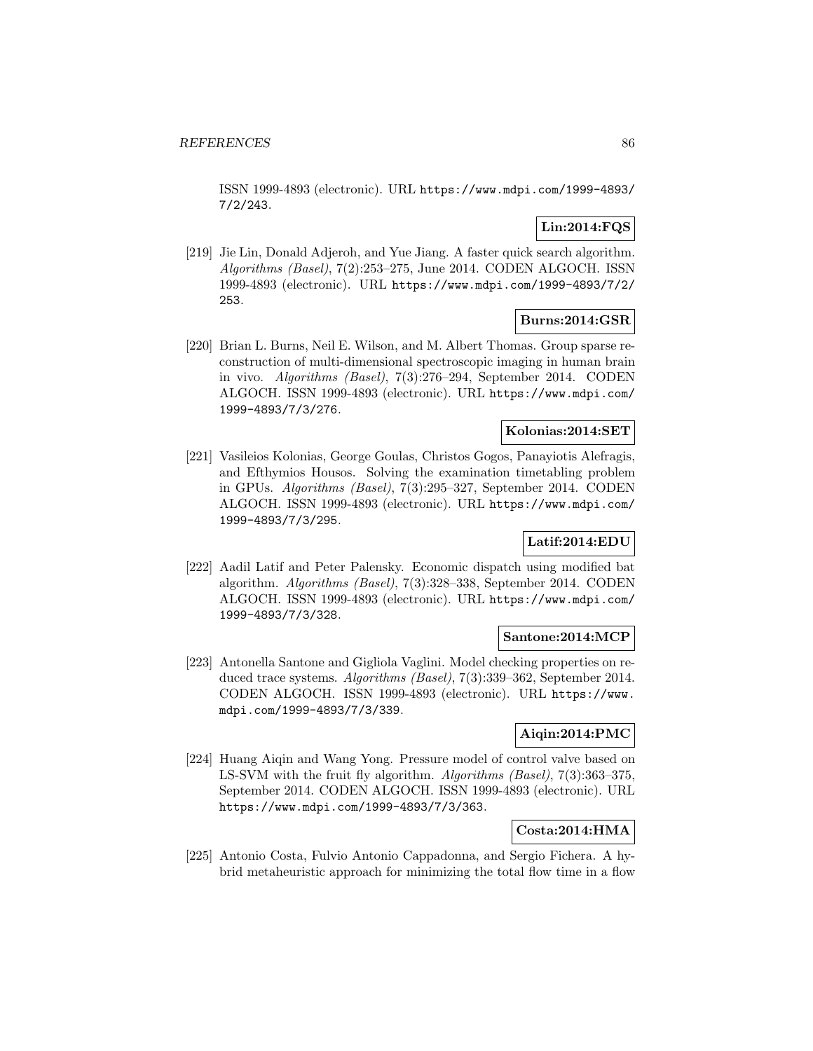ISSN 1999-4893 (electronic). URL https://www.mdpi.com/1999-4893/7/2/243.

**Lin:2014:FQS**

[219] Jie Lin, Donald Adjeroh, and Yue Jiang. A faster quick search algorithm. *Algorithms (Basel)*, 7(2):253–275, June 2014. CODEN ALGOCH. ISSN 1999-4893 (electronic). URL https://www.mdpi.com/1999-4893/7/2/253.

**Burns:2014:GSR**

[220] Brian L. Burns, Neil E. Wilson, and M. Albert Thomas. Group sparse reconstruction of multi-dimensional spectroscopic imaging in human brain in vivo. *Algorithms (Basel)*, 7(3):276–294, September 2014. CODEN ALGOCH. ISSN 1999-4893 (electronic). URL https://www.mdpi.com/1999-4893/7/3/276.

**Kolonias:2014:SET**

[221] Vasileios Kolonias, George Goulas, Christos Gogos, Panayiotis Alefragis, and Efthymios Housos. Solving the examination timetabling problem in GPUs. *Algorithms (Basel)*, 7(3):295–327, September 2014. CODEN ALGOCH. ISSN 1999-4893 (electronic). URL https://www.mdpi.com/1999-4893/7/3/295.

**Latif:2014:EDU**

[222] Aadil Latif and Peter Palensky. Economic dispatch using modified bat algorithm. *Algorithms (Basel)*, 7(3):328–338, September 2014. CODEN ALGOCH. ISSN 1999-4893 (electronic). URL https://www.mdpi.com/1999-4893/7/3/328.

**Santone:2014:MCP**

[223] Antonella Santone and Gigliola Vaglini. Model checking properties on reduced trace systems. *Algorithms (Basel)*, 7(3):339–362, September 2014. CODEN ALGOCH. ISSN 1999-4893 (electronic). URL https://www.mdpi.com/1999-4893/7/3/339.

**Aiqin:2014:PMC**

[224] Huang Aiqin and Wang Yong. Pressure model of control valve based on LS-SVM with the fruit fly algorithm. *Algorithms (Basel)*, 7(3):363–375, September 2014. CODEN ALGOCH. ISSN 1999-4893 (electronic). URL https://www.mdpi.com/1999-4893/7/3/363.

**Costa:2014:HMA**

[225] Antonio Costa, Fulvio Antonio Cappadonna, and Sergio Fichera. A hybrid metaheuristic approach for minimizing the total flow time in a flow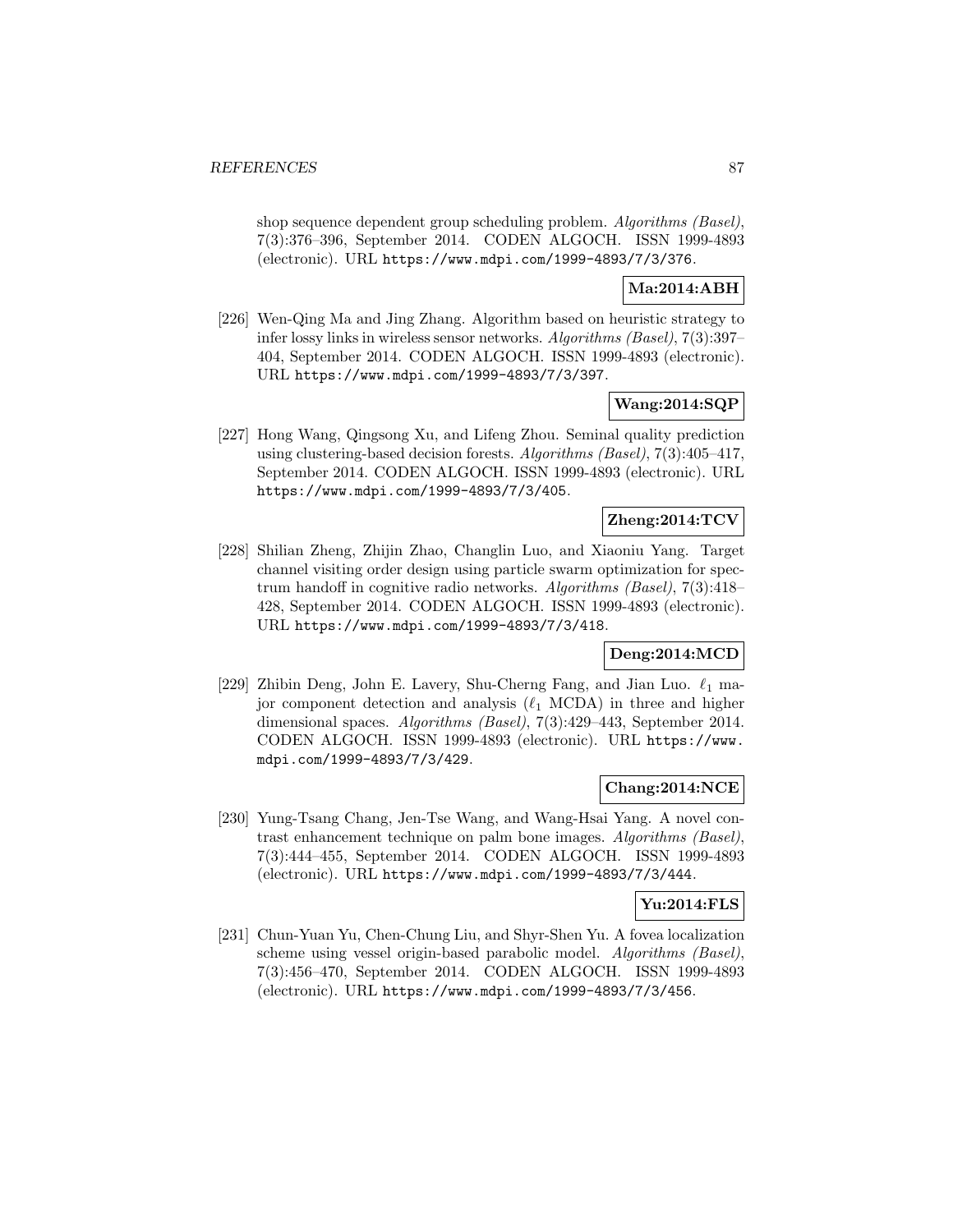shop sequence dependent group scheduling problem. *Algorithms (Basel)*, 7(3):376–396, September 2014. CODEN ALGOCH. ISSN 1999-4893 (electronic). URL `https://www.mdpi.com/1999-4893/7/3/376`.

**Ma:2014:ABH**

[226] Wen-Qing Ma and Jing Zhang. Algorithm based on heuristic strategy to infer lossy links in wireless sensor networks. *Algorithms (Basel)*, 7(3):397–404, September 2014. CODEN ALGOCH. ISSN 1999-4893 (electronic). URL `https://www.mdpi.com/1999-4893/7/3/397`.

**Wang:2014:SQP**

[227] Hong Wang, Qingsong Xu, and Lifeng Zhou. Seminal quality prediction using clustering-based decision forests. *Algorithms (Basel)*, 7(3):405–417, September 2014. CODEN ALGOCH. ISSN 1999-4893 (electronic). URL `https://www.mdpi.com/1999-4893/7/3/405`.

**Zheng:2014:TCV**

[228] Shilian Zheng, Zhijin Zhao, Changlin Luo, and Xiaoniu Yang. Target channel visiting order design using particle swarm optimization for spectrum handoff in cognitive radio networks. *Algorithms (Basel)*, 7(3):418–428, September 2014. CODEN ALGOCH. ISSN 1999-4893 (electronic). URL `https://www.mdpi.com/1999-4893/7/3/418`.

**Deng:2014:MCD**

[229] Zhibin Deng, John E. Lavery, Shu-Cherng Fang, and Jian Luo. $\ell_1$ major component detection and analysis ($\ell_1$ MCDA) in three and higher dimensional spaces. *Algorithms (Basel)*, 7(3):429–443, September 2014. CODEN ALGOCH. ISSN 1999-4893 (electronic). URL `https://www.mdpi.com/1999-4893/7/3/429`.

**Chang:2014:NCE**

[230] Yung-Tsang Chang, Jen-Tse Wang, and Wang-Hsai Yang. A novel contrast enhancement technique on palm bone images. *Algorithms (Basel)*, 7(3):444–455, September 2014. CODEN ALGOCH. ISSN 1999-4893 (electronic). URL `https://www.mdpi.com/1999-4893/7/3/444`.

**Yu:2014:FLS**

[231] Chun-Yuan Yu, Chen-Chung Liu, and Shyr-Shen Yu. A fovea localization scheme using vessel origin-based parabolic model. *Algorithms (Basel)*, 7(3):456–470, September 2014. CODEN ALGOCH. ISSN 1999-4893 (electronic). URL `https://www.mdpi.com/1999-4893/7/3/456`.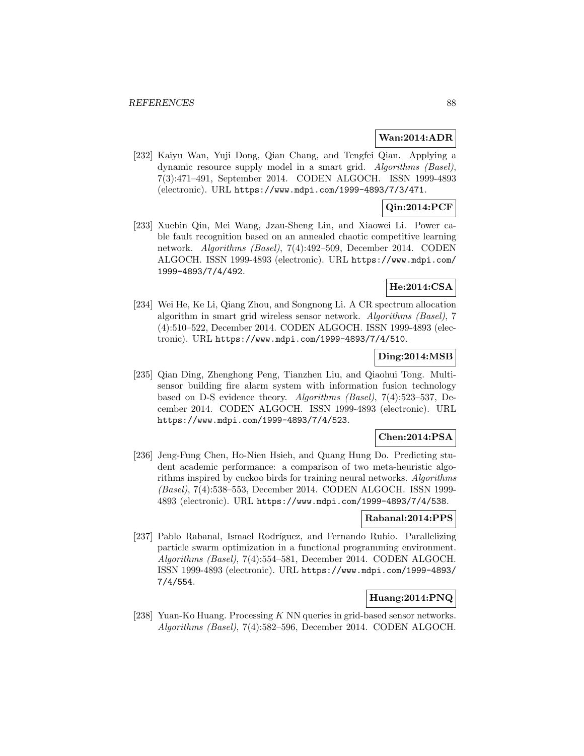**Wan:2014:ADR**

[232] Kaiyu Wan, Yuji Dong, Qian Chang, and Tengfei Qian. Applying a dynamic resource supply model in a smart grid. *Algorithms (Basel)*, 7(3):471–491, September 2014. CODEN ALGOCH. ISSN 1999-4893 (electronic). URL https://www.mdpi.com/1999-4893/7/3/471.

**Qin:2014:PCF**

[233] Xuebin Qin, Mei Wang, Jzau-Sheng Lin, and Xiaowei Li. Power cable fault recognition based on an annealed chaotic competitive learning network. *Algorithms (Basel)*, 7(4):492–509, December 2014. CODEN ALGOCH. ISSN 1999-4893 (electronic). URL https://www.mdpi.com/1999-4893/7/4/492.

**He:2014:CSA**

[234] Wei He, Ke Li, Qiang Zhou, and Songnong Li. A CR spectrum allocation algorithm in smart grid wireless sensor network. *Algorithms (Basel)*, 7 (4):510–522, December 2014. CODEN ALGOCH. ISSN 1999-4893 (electronic). URL https://www.mdpi.com/1999-4893/7/4/510.

**Ding:2014:MSB**

[235] Qian Ding, Zhenghong Peng, Tianzhen Liu, and Qiaohui Tong. Multi-sensor building fire alarm system with information fusion technology based on D-S evidence theory. *Algorithms (Basel)*, 7(4):523–537, December 2014. CODEN ALGOCH. ISSN 1999-4893 (electronic). URL https://www.mdpi.com/1999-4893/7/4/523.

**Chen:2014:PSA**

[236] Jeng-Fung Chen, Ho-Nien Hsieh, and Quang Hung Do. Predicting student academic performance: a comparison of two meta-heuristic algorithms inspired by cuckoo birds for training neural networks. *Algorithms (Basel)*, 7(4):538–553, December 2014. CODEN ALGOCH. ISSN 1999-4893 (electronic). URL https://www.mdpi.com/1999-4893/7/4/538.

**Rabanal:2014:PPS**

[237] Pablo Rabanal, Ismael Rodríguez, and Fernando Rubio. Parallelizing particle swarm optimization in a functional programming environment. *Algorithms (Basel)*, 7(4):554–581, December 2014. CODEN ALGOCH. ISSN 1999-4893 (electronic). URL https://www.mdpi.com/1999-4893/7/4/554.

**Huang:2014:PNQ**

[238] Yuan-Ko Huang. Processing $K$ NN queries in grid-based sensor networks. *Algorithms (Basel)*, 7(4):582–596, December 2014. CODEN ALGOCH.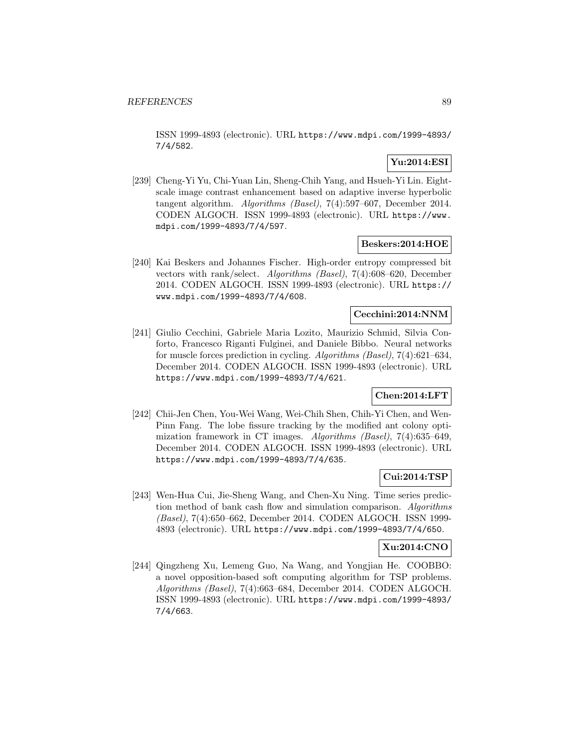ISSN 1999-4893 (electronic). URL https://www.mdpi.com/1999-4893/7/4/582.

**Yu:2014:ESI**

[239] Cheng-Yi Yu, Chi-Yuan Lin, Sheng-Chih Yang, and Hsueh-Yi Lin. Eight-scale image contrast enhancement based on adaptive inverse hyperbolic tangent algorithm. *Algorithms (Basel)*, 7(4):597–607, December 2014. CODEN ALGOCH. ISSN 1999-4893 (electronic). URL https://www.mdpi.com/1999-4893/7/4/597.

**Beskers:2014:HOE**

[240] Kai Beskers and Johannes Fischer. High-order entropy compressed bit vectors with rank/select. *Algorithms (Basel)*, 7(4):608–620, December 2014. CODEN ALGOCH. ISSN 1999-4893 (electronic). URL https://www.mdpi.com/1999-4893/7/4/608.

**Cecchini:2014:NNM**

[241] Giulio Cecchini, Gabriele Maria Lozito, Maurizio Schmid, Silvia Conforto, Francesco Riganti Fulginei, and Daniele Bibbo. Neural networks for muscle forces prediction in cycling. *Algorithms (Basel)*, 7(4):621–634, December 2014. CODEN ALGOCH. ISSN 1999-4893 (electronic). URL https://www.mdpi.com/1999-4893/7/4/621.

**Chen:2014:LFT**

[242] Chii-Jen Chen, You-Wei Wang, Wei-Chih Shen, Chih-Yi Chen, and Wen-Pinn Fang. The lobe fissure tracking by the modified ant colony optimization framework in CT images. *Algorithms (Basel)*, 7(4):635–649, December 2014. CODEN ALGOCH. ISSN 1999-4893 (electronic). URL https://www.mdpi.com/1999-4893/7/4/635.

**Cui:2014:TSP**

[243] Wen-Hua Cui, Jie-Sheng Wang, and Chen-Xu Ning. Time series prediction method of bank cash flow and simulation comparison. *Algorithms (Basel)*, 7(4):650–662, December 2014. CODEN ALGOCH. ISSN 1999-4893 (electronic). URL https://www.mdpi.com/1999-4893/7/4/650.

**Xu:2014:CNO**

[244] Qingzheng Xu, Lemeng Guo, Na Wang, and Yongjian He. COOBBO: a novel opposition-based soft computing algorithm for TSP problems. *Algorithms (Basel)*, 7(4):663–684, December 2014. CODEN ALGOCH. ISSN 1999-4893 (electronic). URL https://www.mdpi.com/1999-4893/7/4/663.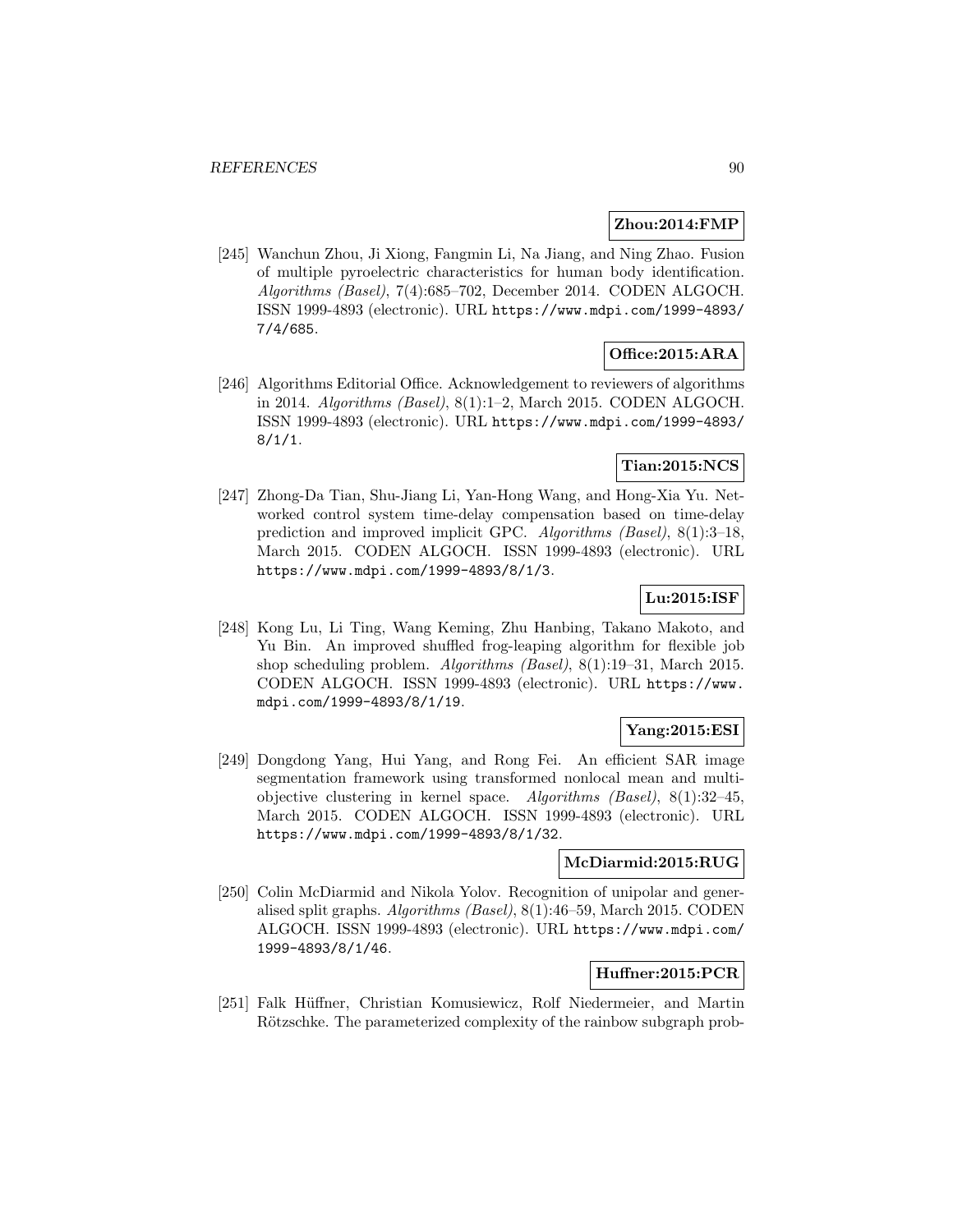**Zhou:2014:FMP**

[245] Wanchun Zhou, Ji Xiong, Fangmin Li, Na Jiang, and Ning Zhao. Fusion of multiple pyroelectric characteristics for human body identification. *Algorithms (Basel)*, 7(4):685–702, December 2014. CODEN ALGOCH. ISSN 1999-4893 (electronic). URL https://www.mdpi.com/1999-4893/7/4/685.

**Office:2015:ARA**

[246] Algorithms Editorial Office. Acknowledgement to reviewers of algorithms in 2014. *Algorithms (Basel)*, 8(1):1–2, March 2015. CODEN ALGOCH. ISSN 1999-4893 (electronic). URL https://www.mdpi.com/1999-4893/8/1/1.

**Tian:2015:NCS**

[247] Zhong-Da Tian, Shu-Jiang Li, Yan-Hong Wang, and Hong-Xia Yu. Networked control system time-delay compensation based on time-delay prediction and improved implicit GPC. *Algorithms (Basel)*, 8(1):3–18, March 2015. CODEN ALGOCH. ISSN 1999-4893 (electronic). URL https://www.mdpi.com/1999-4893/8/1/3.

**Lu:2015:ISF**

[248] Kong Lu, Li Ting, Wang Keming, Zhu Hanbing, Takano Makoto, and Yu Bin. An improved shuffled frog-leaping algorithm for flexible job shop scheduling problem. *Algorithms (Basel)*, 8(1):19–31, March 2015. CODEN ALGOCH. ISSN 1999-4893 (electronic). URL https://www.mdpi.com/1999-4893/8/1/19.

**Yang:2015:ESI**

[249] Dongdong Yang, Hui Yang, and Rong Fei. An efficient SAR image segmentation framework using transformed nonlocal mean and multi-objective clustering in kernel space. *Algorithms (Basel)*, 8(1):32–45, March 2015. CODEN ALGOCH. ISSN 1999-4893 (electronic). URL https://www.mdpi.com/1999-4893/8/1/32.

**McDiarmid:2015:RUG**

[250] Colin McDiarmid and Nikola Yolov. Recognition of unipolar and generalised split graphs. *Algorithms (Basel)*, 8(1):46–59, March 2015. CODEN ALGOCH. ISSN 1999-4893 (electronic). URL https://www.mdpi.com/1999-4893/8/1/46.

**Huffner:2015:PCR**

[251] Falk Hüffner, Christian Komusiewicz, Rolf Niedermeier, and Martin Rötzschke. The parameterized complexity of the rainbow subgraph prob-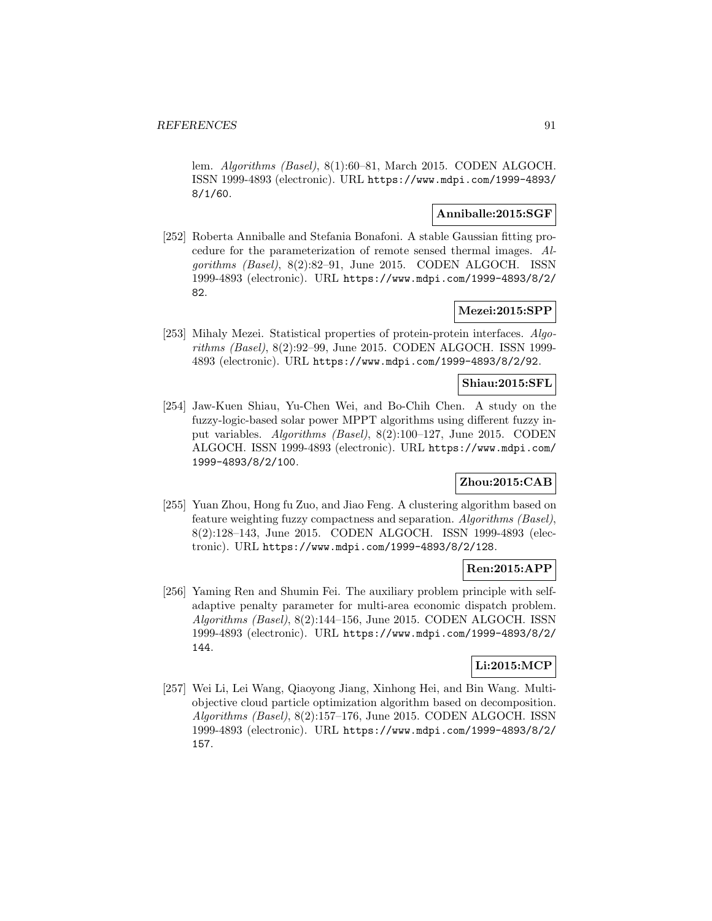lem. *Algorithms (Basel)*, 8(1):60–81, March 2015. CODEN ALGOCH. ISSN 1999-4893 (electronic). URL https://www.mdpi.com/1999-4893/8/1/60.

**Anniballe:2015:SGF**

[252] Roberta Anniballe and Stefania Bonafoni. A stable Gaussian fitting procedure for the parameterization of remote sensed thermal images. *Algorithms (Basel)*, 8(2):82–91, June 2015. CODEN ALGOCH. ISSN 1999-4893 (electronic). URL https://www.mdpi.com/1999-4893/8/2/82.

**Mezei:2015:SPP**

[253] Mihaly Mezei. Statistical properties of protein-protein interfaces. *Algorithms (Basel)*, 8(2):92–99, June 2015. CODEN ALGOCH. ISSN 1999-4893 (electronic). URL https://www.mdpi.com/1999-4893/8/2/92.

**Shiau:2015:SFL**

[254] Jaw-Kuen Shiau, Yu-Chen Wei, and Bo-Chih Chen. A study on the fuzzy-logic-based solar power MPPT algorithms using different fuzzy input variables. *Algorithms (Basel)*, 8(2):100–127, June 2015. CODEN ALGOCH. ISSN 1999-4893 (electronic). URL https://www.mdpi.com/1999-4893/8/2/100.

**Zhou:2015:CAB**

[255] Yuan Zhou, Hong fu Zuo, and Jiao Feng. A clustering algorithm based on feature weighting fuzzy compactness and separation. *Algorithms (Basel)*, 8(2):128–143, June 2015. CODEN ALGOCH. ISSN 1999-4893 (electronic). URL https://www.mdpi.com/1999-4893/8/2/128.

**Ren:2015:APP**

[256] Yaming Ren and Shumin Fei. The auxiliary problem principle with self-adaptive penalty parameter for multi-area economic dispatch problem. *Algorithms (Basel)*, 8(2):144–156, June 2015. CODEN ALGOCH. ISSN 1999-4893 (electronic). URL https://www.mdpi.com/1999-4893/8/2/144.

**Li:2015:MCP**

[257] Wei Li, Lei Wang, Qiaoyong Jiang, Xinhong Hei, and Bin Wang. Multi-objective cloud particle optimization algorithm based on decomposition. *Algorithms (Basel)*, 8(2):157–176, June 2015. CODEN ALGOCH. ISSN 1999-4893 (electronic). URL https://www.mdpi.com/1999-4893/8/2/157.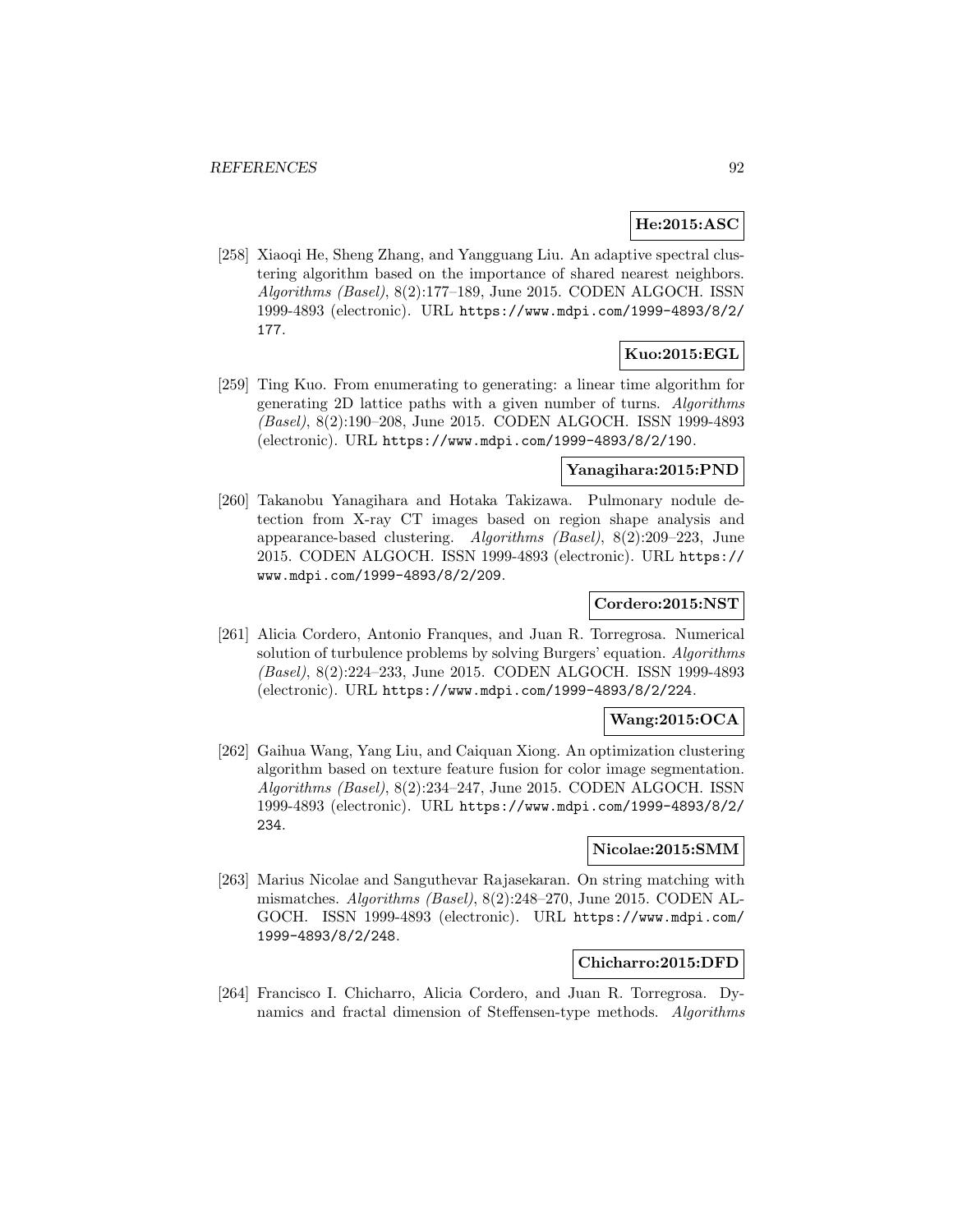**He:2015:ASC**

[258] Xiaoqi He, Sheng Zhang, and Yangguang Liu. An adaptive spectral clustering algorithm based on the importance of shared nearest neighbors. *Algorithms (Basel)*, 8(2):177–189, June 2015. CODEN ALGOCH. ISSN 1999-4893 (electronic). URL https://www.mdpi.com/1999-4893/8/2/177.

**Kuo:2015:EGL**

[259] Ting Kuo. From enumerating to generating: a linear time algorithm for generating 2D lattice paths with a given number of turns. *Algorithms (Basel)*, 8(2):190–208, June 2015. CODEN ALGOCH. ISSN 1999-4893 (electronic). URL https://www.mdpi.com/1999-4893/8/2/190.

**Yanagihara:2015:PND**

[260] Takanobu Yanagihara and Hotaka Takizawa. Pulmonary nodule detection from X-ray CT images based on region shape analysis and appearance-based clustering. *Algorithms (Basel)*, 8(2):209–223, June 2015. CODEN ALGOCH. ISSN 1999-4893 (electronic). URL https://www.mdpi.com/1999-4893/8/2/209.

**Cordero:2015:NST**

[261] Alicia Cordero, Antonio Franques, and Juan R. Torregrosa. Numerical solution of turbulence problems by solving Burgers' equation. *Algorithms (Basel)*, 8(2):224–233, June 2015. CODEN ALGOCH. ISSN 1999-4893 (electronic). URL https://www.mdpi.com/1999-4893/8/2/224.

**Wang:2015:OCA**

[262] Gaihua Wang, Yang Liu, and Caiquan Xiong. An optimization clustering algorithm based on texture feature fusion for color image segmentation. *Algorithms (Basel)*, 8(2):234–247, June 2015. CODEN ALGOCH. ISSN 1999-4893 (electronic). URL https://www.mdpi.com/1999-4893/8/2/234.

**Nicolae:2015:SMM**

[263] Marius Nicolae and Sanguthevar Rajasekaran. On string matching with mismatches. *Algorithms (Basel)*, 8(2):248–270, June 2015. CODEN ALGOCH. ISSN 1999-4893 (electronic). URL https://www.mdpi.com/1999-4893/8/2/248.

**Chicharro:2015:DFD**

[264] Francisco I. Chicharro, Alicia Cordero, and Juan R. Torregrosa. Dynamics and fractal dimension of Steffensen-type methods. *Algorithms*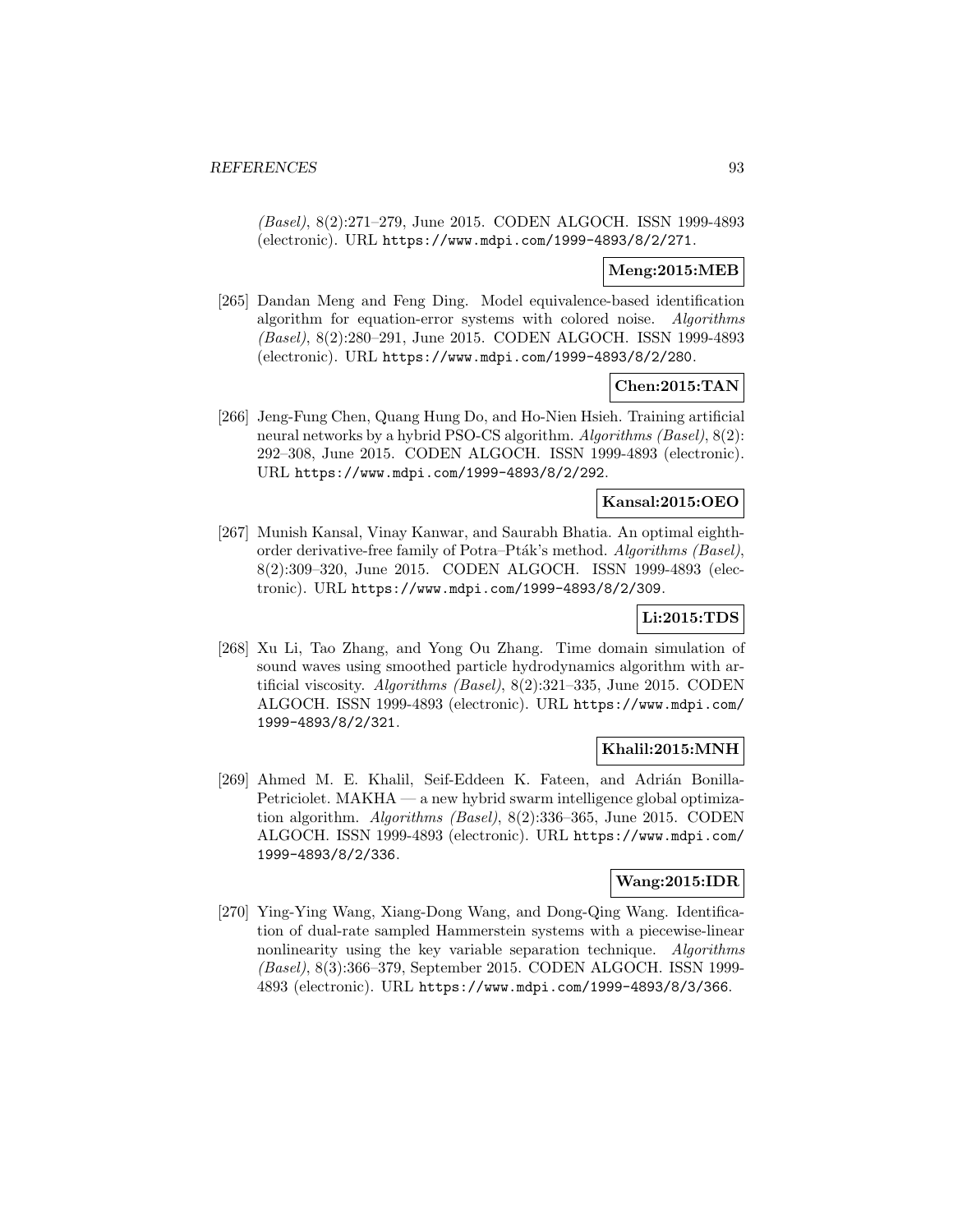*(Basel)*, 8(2):271–279, June 2015. CODEN ALGOCH. ISSN 1999-4893 (electronic). URL https://www.mdpi.com/1999-4893/8/2/271.

**Meng:2015:MEB**

[265] Dandan Meng and Feng Ding. Model equivalence-based identification algorithm for equation-error systems with colored noise. *Algorithms (Basel)*, 8(2):280–291, June 2015. CODEN ALGOCH. ISSN 1999-4893 (electronic). URL https://www.mdpi.com/1999-4893/8/2/280.

**Chen:2015:TAN**

[266] Jeng-Fung Chen, Quang Hung Do, and Ho-Nien Hsieh. Training artificial neural networks by a hybrid PSO-CS algorithm. *Algorithms (Basel)*, 8(2): 292–308, June 2015. CODEN ALGOCH. ISSN 1999-4893 (electronic). URL https://www.mdpi.com/1999-4893/8/2/292.

**Kansal:2015:OEO**

[267] Munish Kansal, Vinay Kanwar, and Saurabh Bhatia. An optimal eighth-order derivative-free family of Potra–Pták's method. *Algorithms (Basel)*, 8(2):309–320, June 2015. CODEN ALGOCH. ISSN 1999-4893 (electronic). URL https://www.mdpi.com/1999-4893/8/2/309.

**Li:2015:TDS**

[268] Xu Li, Tao Zhang, and Yong Ou Zhang. Time domain simulation of sound waves using smoothed particle hydrodynamics algorithm with artificial viscosity. *Algorithms (Basel)*, 8(2):321–335, June 2015. CODEN ALGOCH. ISSN 1999-4893 (electronic). URL https://www.mdpi.com/1999-4893/8/2/321.

**Khalil:2015:MNH**

[269] Ahmed M. E. Khalil, Seif-Eddeen K. Fateen, and Adrián Bonilla-Petriciolet. MAKHA — a new hybrid swarm intelligence global optimization algorithm. *Algorithms (Basel)*, 8(2):336–365, June 2015. CODEN ALGOCH. ISSN 1999-4893 (electronic). URL https://www.mdpi.com/1999-4893/8/2/336.

**Wang:2015:IDR**

[270] Ying-Ying Wang, Xiang-Dong Wang, and Dong-Qing Wang. Identification of dual-rate sampled Hammerstein systems with a piecewise-linear nonlinearity using the key variable separation technique. *Algorithms (Basel)*, 8(3):366–379, September 2015. CODEN ALGOCH. ISSN 1999-4893 (electronic). URL https://www.mdpi.com/1999-4893/8/3/366.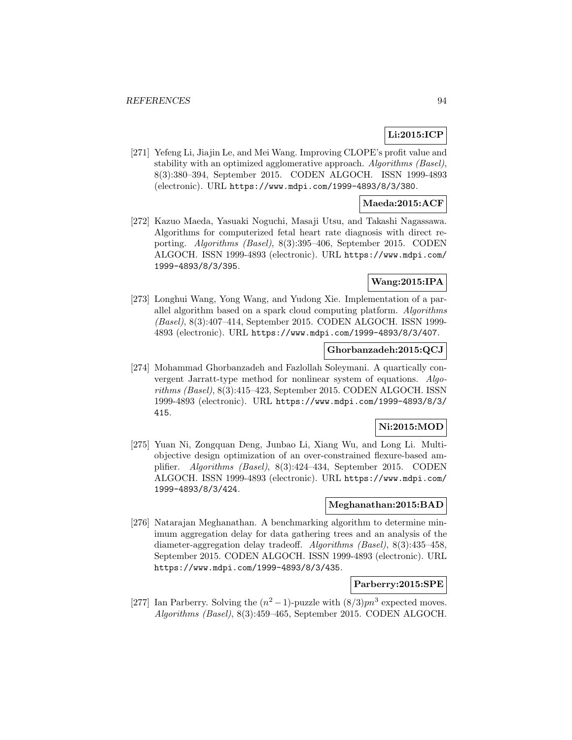**Li:2015:ICP**

[271] Yefeng Li, Jiajin Le, and Mei Wang. Improving CLOPE's profit value and stability with an optimized agglomerative approach. *Algorithms (Basel)*, 8(3):380–394, September 2015. CODEN ALGOCH. ISSN 1999-4893 (electronic). URL https://www.mdpi.com/1999-4893/8/3/380.

**Maeda:2015:ACF**

[272] Kazuo Maeda, Yasuaki Noguchi, Masaji Utsu, and Takashi Nagassawa. Algorithms for computerized fetal heart rate diagnosis with direct reporting. *Algorithms (Basel)*, 8(3):395–406, September 2015. CODEN ALGOCH. ISSN 1999-4893 (electronic). URL https://www.mdpi.com/1999-4893/8/3/395.

**Wang:2015:IPA**

[273] Longhui Wang, Yong Wang, and Yudong Xie. Implementation of a parallel algorithm based on a spark cloud computing platform. *Algorithms (Basel)*, 8(3):407–414, September 2015. CODEN ALGOCH. ISSN 1999-4893 (electronic). URL https://www.mdpi.com/1999-4893/8/3/407.

**Ghorbanzadeh:2015:QCJ**

[274] Mohammad Ghorbanzadeh and Fazlollah Soleymani. A quartically convergent Jarratt-type method for nonlinear system of equations. *Algorithms (Basel)*, 8(3):415–423, September 2015. CODEN ALGOCH. ISSN 1999-4893 (electronic). URL https://www.mdpi.com/1999-4893/8/3/415.

**Ni:2015:MOD**

[275] Yuan Ni, Zongquan Deng, Junbao Li, Xiang Wu, and Long Li. Multi-objective design optimization of an over-constrained flexure-based amplifier. *Algorithms (Basel)*, 8(3):424–434, September 2015. CODEN ALGOCH. ISSN 1999-4893 (electronic). URL https://www.mdpi.com/1999-4893/8/3/424.

**Meghanathan:2015:BAD**

[276] Natarajan Meghanathan. A benchmarking algorithm to determine minimum aggregation delay for data gathering trees and an analysis of the diameter-aggregation delay tradeoff. *Algorithms (Basel)*, 8(3):435–458, September 2015. CODEN ALGOCH. ISSN 1999-4893 (electronic). URL https://www.mdpi.com/1999-4893/8/3/435.

**Parberry:2015:SPE**

[277] Ian Parberry. Solving the $(n^2-1)$-puzzle with $(8/3)pn^3$ expected moves. *Algorithms (Basel)*, 8(3):459–465, September 2015. CODEN ALGOCH.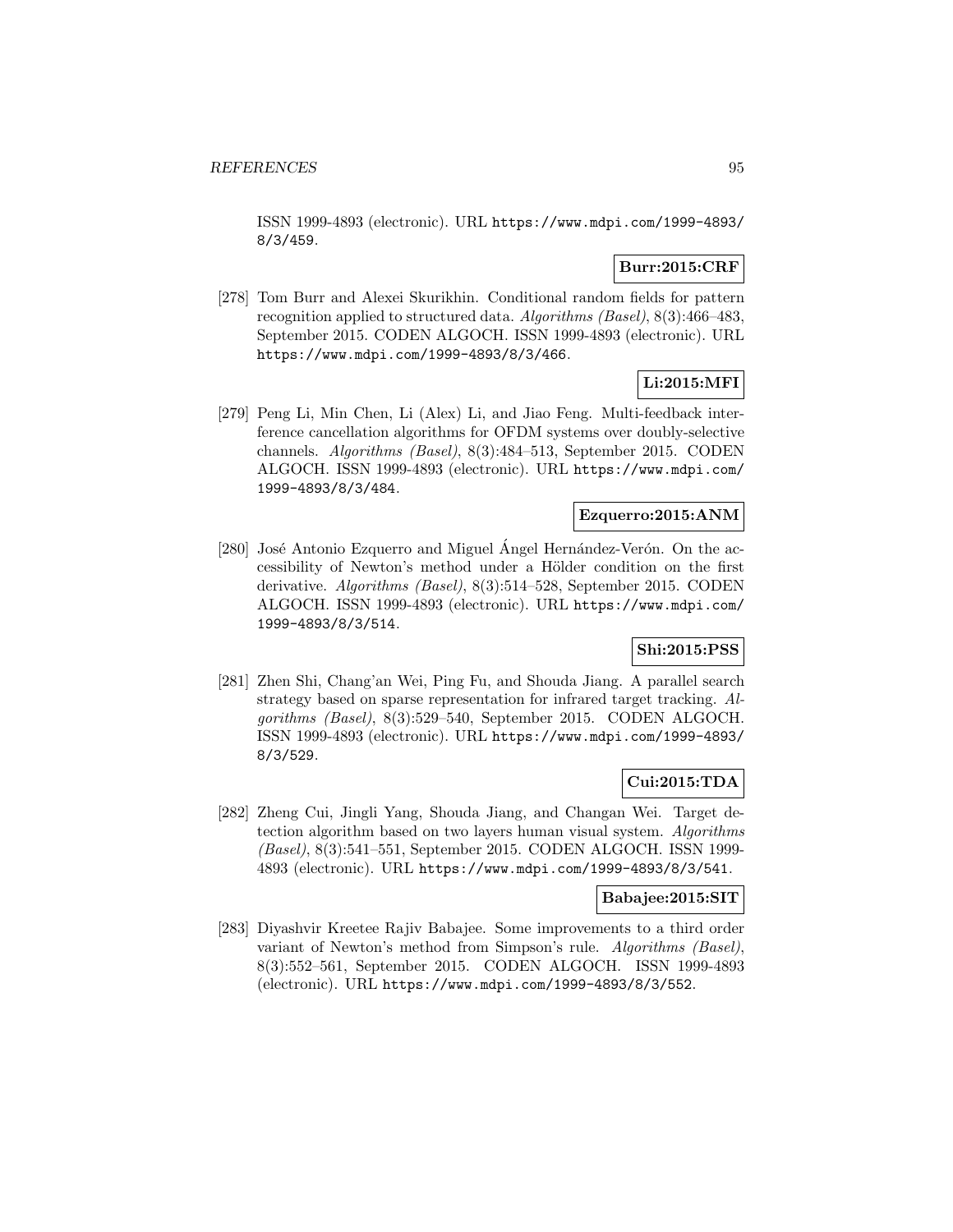ISSN 1999-4893 (electronic). URL https://www.mdpi.com/1999-4893/8/3/459.

**Burr:2015:CRF**

[278] Tom Burr and Alexei Skurikhin. Conditional random fields for pattern recognition applied to structured data. *Algorithms (Basel)*, 8(3):466–483, September 2015. CODEN ALGOCH. ISSN 1999-4893 (electronic). URL https://www.mdpi.com/1999-4893/8/3/466.

**Li:2015:MFI**

[279] Peng Li, Min Chen, Li (Alex) Li, and Jiao Feng. Multi-feedback interference cancellation algorithms for OFDM systems over doubly-selective channels. *Algorithms (Basel)*, 8(3):484–513, September 2015. CODEN ALGOCH. ISSN 1999-4893 (electronic). URL https://www.mdpi.com/1999-4893/8/3/484.

**Ezquerro:2015:ANM**

[280] José Antonio Ezquerro and Miguel Ángel Hernández-Verón. On the accessibility of Newton's method under a Hölder condition on the first derivative. *Algorithms (Basel)*, 8(3):514–528, September 2015. CODEN ALGOCH. ISSN 1999-4893 (electronic). URL https://www.mdpi.com/1999-4893/8/3/514.

**Shi:2015:PSS**

[281] Zhen Shi, Chang'an Wei, Ping Fu, and Shouda Jiang. A parallel search strategy based on sparse representation for infrared target tracking. *Algorithms (Basel)*, 8(3):529–540, September 2015. CODEN ALGOCH. ISSN 1999-4893 (electronic). URL https://www.mdpi.com/1999-4893/8/3/529.

**Cui:2015:TDA**

[282] Zheng Cui, Jingli Yang, Shouda Jiang, and Changan Wei. Target detection algorithm based on two layers human visual system. *Algorithms (Basel)*, 8(3):541–551, September 2015. CODEN ALGOCH. ISSN 1999-4893 (electronic). URL https://www.mdpi.com/1999-4893/8/3/541.

**Babajee:2015:SIT**

[283] Diyashvir Kreetee Rajiv Babajee. Some improvements to a third order variant of Newton's method from Simpson's rule. *Algorithms (Basel)*, 8(3):552–561, September 2015. CODEN ALGOCH. ISSN 1999-4893 (electronic). URL https://www.mdpi.com/1999-4893/8/3/552.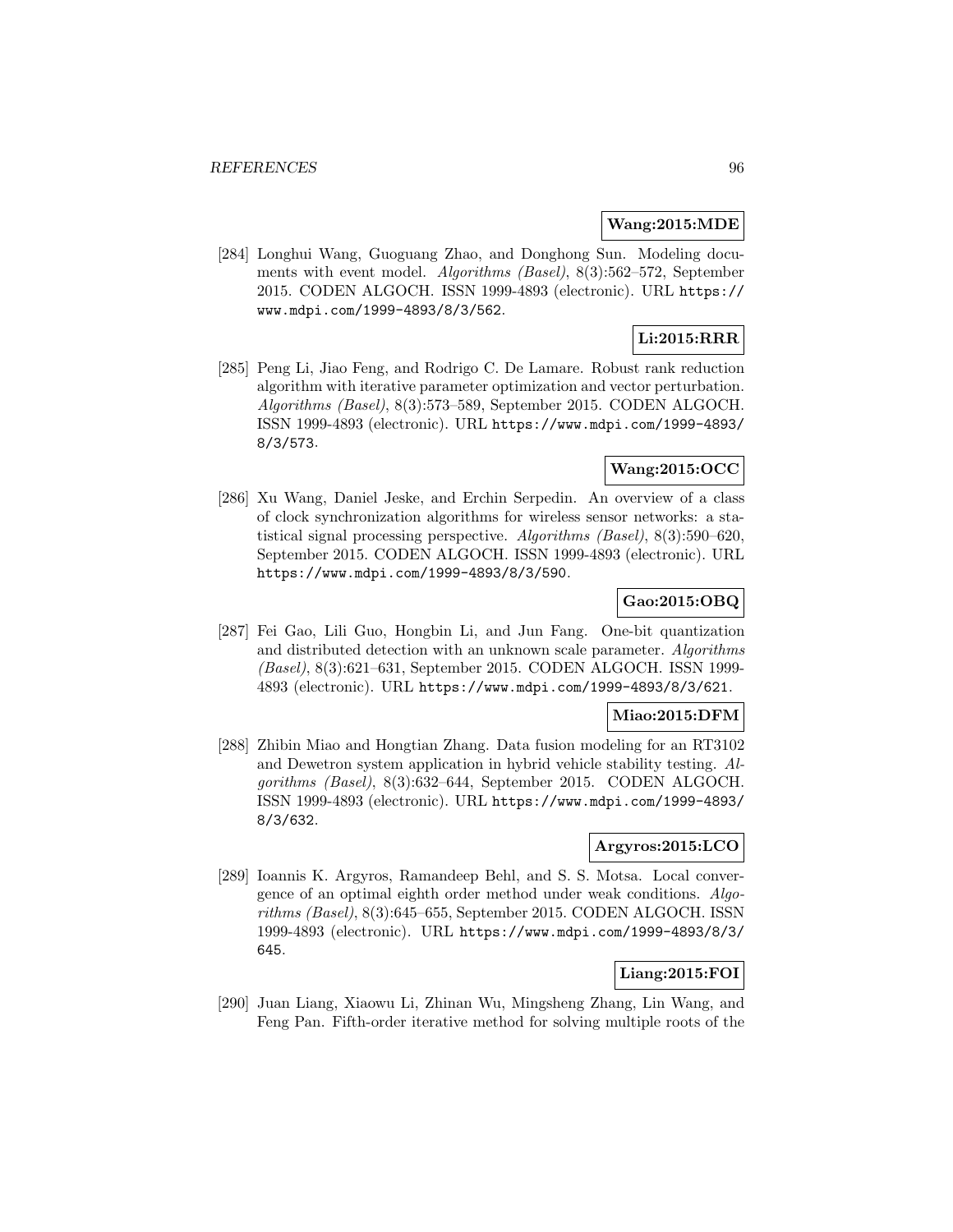**Wang:2015:MDE**

[284] Longhui Wang, Guoguang Zhao, and Donghong Sun. Modeling documents with event model. *Algorithms (Basel)*, 8(3):562–572, September 2015. CODEN ALGOCH. ISSN 1999-4893 (electronic). URL https://www.mdpi.com/1999-4893/8/3/562.

**Li:2015:RRR**

[285] Peng Li, Jiao Feng, and Rodrigo C. De Lamare. Robust rank reduction algorithm with iterative parameter optimization and vector perturbation. *Algorithms (Basel)*, 8(3):573–589, September 2015. CODEN ALGOCH. ISSN 1999-4893 (electronic). URL https://www.mdpi.com/1999-4893/8/3/573.

**Wang:2015:OCC**

[286] Xu Wang, Daniel Jeske, and Erchin Serpedin. An overview of a class of clock synchronization algorithms for wireless sensor networks: a statistical signal processing perspective. *Algorithms (Basel)*, 8(3):590–620, September 2015. CODEN ALGOCH. ISSN 1999-4893 (electronic). URL https://www.mdpi.com/1999-4893/8/3/590.

**Gao:2015:OBQ**

[287] Fei Gao, Lili Guo, Hongbin Li, and Jun Fang. One-bit quantization and distributed detection with an unknown scale parameter. *Algorithms (Basel)*, 8(3):621–631, September 2015. CODEN ALGOCH. ISSN 1999-4893 (electronic). URL https://www.mdpi.com/1999-4893/8/3/621.

**Miao:2015:DFM**

[288] Zhibin Miao and Hongtian Zhang. Data fusion modeling for an RT3102 and Dewetron system application in hybrid vehicle stability testing. *Algorithms (Basel)*, 8(3):632–644, September 2015. CODEN ALGOCH. ISSN 1999-4893 (electronic). URL https://www.mdpi.com/1999-4893/8/3/632.

**Argyros:2015:LCO**

[289] Ioannis K. Argyros, Ramandeep Behl, and S. S. Motsa. Local convergence of an optimal eighth order method under weak conditions. *Algorithms (Basel)*, 8(3):645–655, September 2015. CODEN ALGOCH. ISSN 1999-4893 (electronic). URL https://www.mdpi.com/1999-4893/8/3/645.

**Liang:2015:FOI**

[290] Juan Liang, Xiaowu Li, Zhinan Wu, Mingsheng Zhang, Lin Wang, and Feng Pan. Fifth-order iterative method for solving multiple roots of the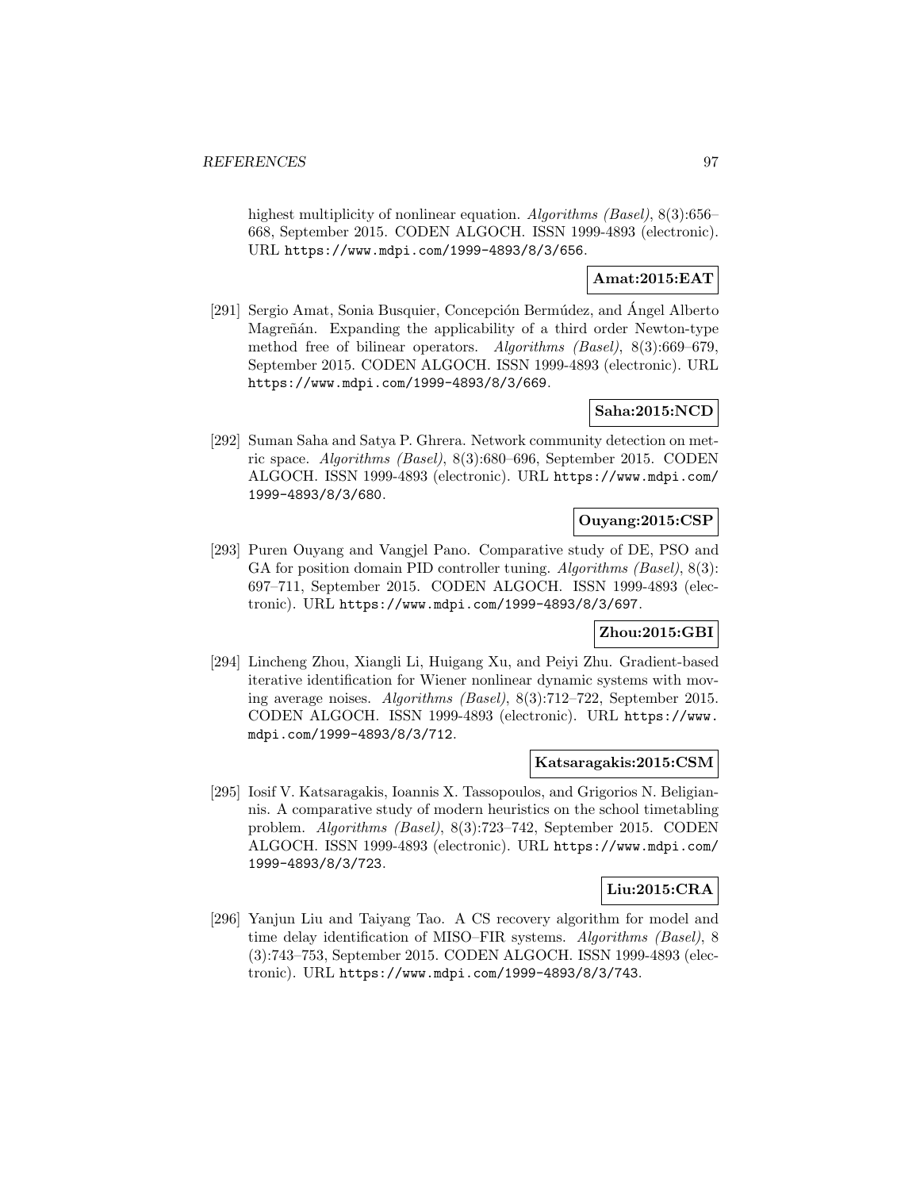highest multiplicity of nonlinear equation. *Algorithms (Basel)*, 8(3):656–668, September 2015. CODEN ALGOCH. ISSN 1999-4893 (electronic). URL https://www.mdpi.com/1999-4893/8/3/656.

**Amat:2015:EAT**

[291] Sergio Amat, Sonia Busquier, Concepción Bermúdez, and Ángel Alberto Magreñán. Expanding the applicability of a third order Newton-type method free of bilinear operators. *Algorithms (Basel)*, 8(3):669–679, September 2015. CODEN ALGOCH. ISSN 1999-4893 (electronic). URL https://www.mdpi.com/1999-4893/8/3/669.

**Saha:2015:NCD**

[292] Suman Saha and Satya P. Ghrera. Network community detection on metric space. *Algorithms (Basel)*, 8(3):680–696, September 2015. CODEN ALGOCH. ISSN 1999-4893 (electronic). URL https://www.mdpi.com/1999-4893/8/3/680.

**Ouyang:2015:CSP**

[293] Puren Ouyang and Vangjel Pano. Comparative study of DE, PSO and GA for position domain PID controller tuning. *Algorithms (Basel)*, 8(3):697–711, September 2015. CODEN ALGOCH. ISSN 1999-4893 (electronic). URL https://www.mdpi.com/1999-4893/8/3/697.

**Zhou:2015:GBI**

[294] Lincheng Zhou, Xiangli Li, Huigang Xu, and Peiyi Zhu. Gradient-based iterative identification for Wiener nonlinear dynamic systems with moving average noises. *Algorithms (Basel)*, 8(3):712–722, September 2015. CODEN ALGOCH. ISSN 1999-4893 (electronic). URL https://www.mdpi.com/1999-4893/8/3/712.

**Katsaragakis:2015:CSM**

[295] Iosif V. Katsaragakis, Ioannis X. Tassopoulos, and Grigorios N. Beligiannis. A comparative study of modern heuristics on the school timetabling problem. *Algorithms (Basel)*, 8(3):723–742, September 2015. CODEN ALGOCH. ISSN 1999-4893 (electronic). URL https://www.mdpi.com/1999-4893/8/3/723.

**Liu:2015:CRA**

[296] Yanjun Liu and Taiyang Tao. A CS recovery algorithm for model and time delay identification of MISO–FIR systems. *Algorithms (Basel)*, 8(3):743–753, September 2015. CODEN ALGOCH. ISSN 1999-4893 (electronic). URL https://www.mdpi.com/1999-4893/8/3/743.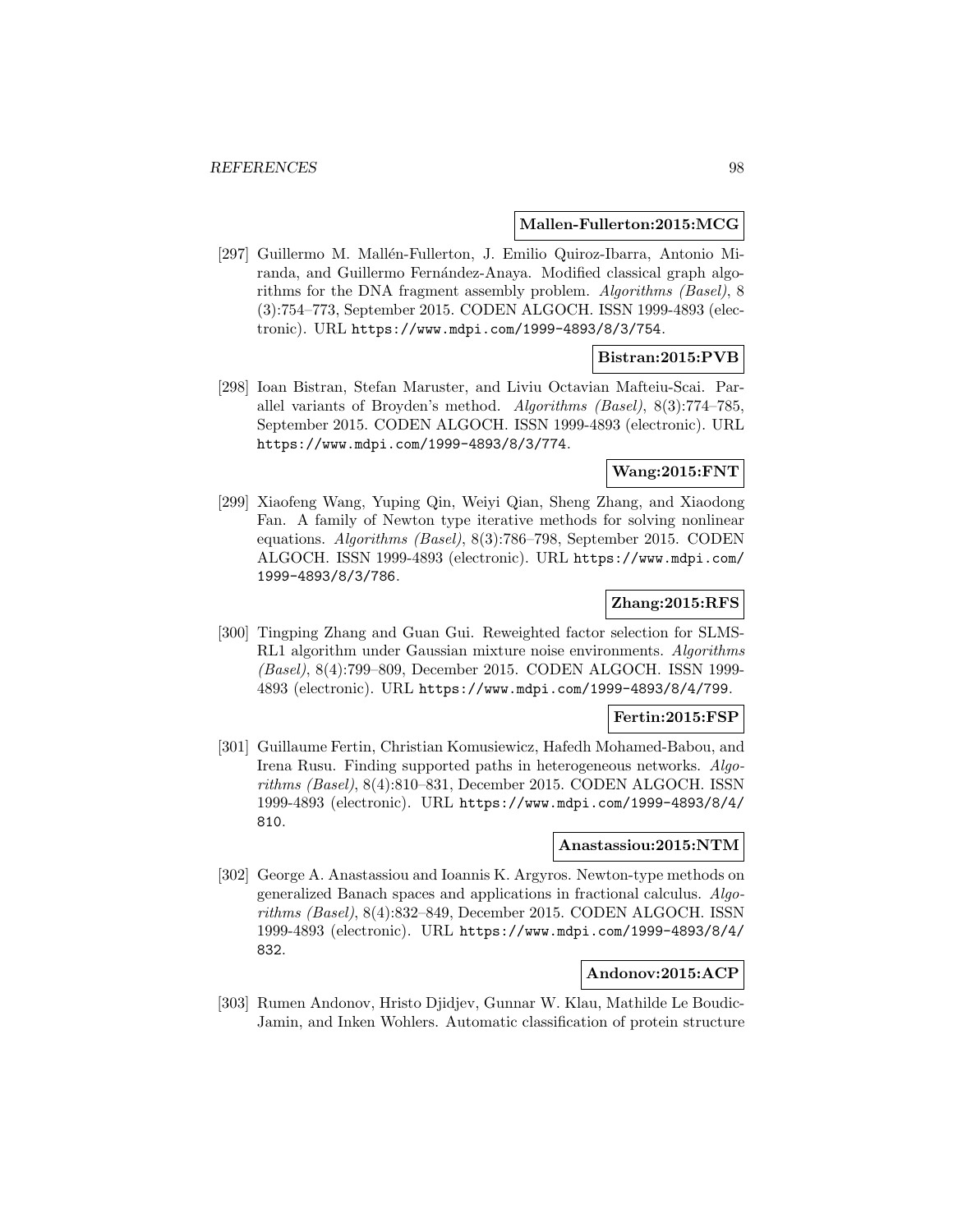**Mallen-Fullerton:2015:MCG**

[297] Guillermo M. Mallén-Fullerton, J. Emilio Quiroz-Ibarra, Antonio Miranda, and Guillermo Fernández-Anaya. Modified classical graph algorithms for the DNA fragment assembly problem. *Algorithms (Basel)*, 8 (3):754–773, September 2015. CODEN ALGOCH. ISSN 1999-4893 (electronic). URL `https://www.mdpi.com/1999-4893/8/3/754`.

**Bistran:2015:PVB**

[298] Ioan Bistran, Stefan Maruster, and Liviu Octavian Mafteiu-Scai. Parallel variants of Broyden's method. *Algorithms (Basel)*, 8(3):774–785, September 2015. CODEN ALGOCH. ISSN 1999-4893 (electronic). URL `https://www.mdpi.com/1999-4893/8/3/774`.

**Wang:2015:FNT**

[299] Xiaofeng Wang, Yuping Qin, Weiyi Qian, Sheng Zhang, and Xiaodong Fan. A family of Newton type iterative methods for solving nonlinear equations. *Algorithms (Basel)*, 8(3):786–798, September 2015. CODEN ALGOCH. ISSN 1999-4893 (electronic). URL `https://www.mdpi.com/1999-4893/8/3/786`.

**Zhang:2015:RFS**

[300] Tingping Zhang and Guan Gui. Reweighted factor selection for SLMS-RL1 algorithm under Gaussian mixture noise environments. *Algorithms (Basel)*, 8(4):799–809, December 2015. CODEN ALGOCH. ISSN 1999-4893 (electronic). URL `https://www.mdpi.com/1999-4893/8/4/799`.

**Fertin:2015:FSP**

[301] Guillaume Fertin, Christian Komusiewicz, Hafedh Mohamed-Babou, and Irena Rusu. Finding supported paths in heterogeneous networks. *Algorithms (Basel)*, 8(4):810–831, December 2015. CODEN ALGOCH. ISSN 1999-4893 (electronic). URL `https://www.mdpi.com/1999-4893/8/4/810`.

**Anastassiou:2015:NTM**

[302] George A. Anastassiou and Ioannis K. Argyros. Newton-type methods on generalized Banach spaces and applications in fractional calculus. *Algorithms (Basel)*, 8(4):832–849, December 2015. CODEN ALGOCH. ISSN 1999-4893 (electronic). URL `https://www.mdpi.com/1999-4893/8/4/832`.

**Andonov:2015:ACP**

[303] Rumen Andonov, Hristo Djidjev, Gunnar W. Klau, Mathilde Le Boudic-Jamin, and Inken Wohlers. Automatic classification of protein structure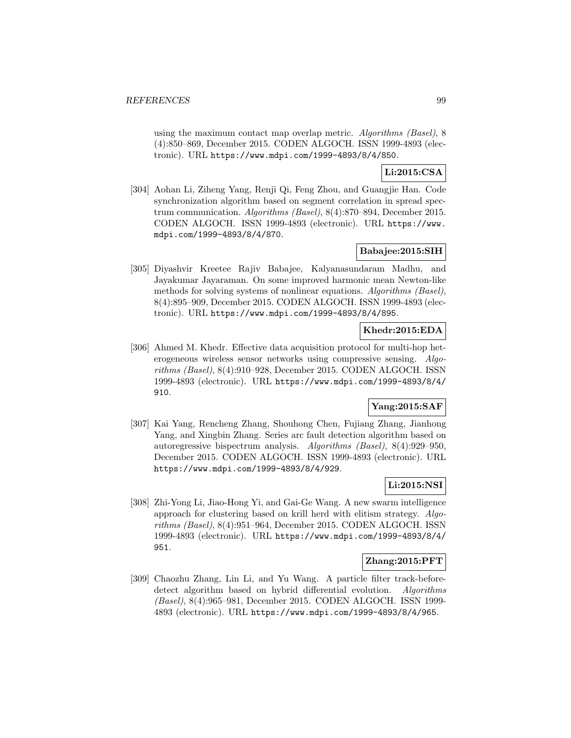using the maximum contact map overlap metric. *Algorithms (Basel)*, 8 (4):850–869, December 2015. CODEN ALGOCH. ISSN 1999-4893 (electronic). URL https://www.mdpi.com/1999-4893/8/4/850.

**Li:2015:CSA**

[304] Aohan Li, Ziheng Yang, Renji Qi, Feng Zhou, and Guangjie Han. Code synchronization algorithm based on segment correlation in spread spectrum communication. *Algorithms (Basel)*, 8(4):870–894, December 2015. CODEN ALGOCH. ISSN 1999-4893 (electronic). URL https://www.mdpi.com/1999-4893/8/4/870.

**Babajee:2015:SIH**

[305] Diyashvir Kreetee Rajiv Babajee, Kalyanasundaram Madhu, and Jayakumar Jayaraman. On some improved harmonic mean Newton-like methods for solving systems of nonlinear equations. *Algorithms (Basel)*, 8(4):895–909, December 2015. CODEN ALGOCH. ISSN 1999-4893 (electronic). URL https://www.mdpi.com/1999-4893/8/4/895.

**Khedr:2015:EDA**

[306] Ahmed M. Khedr. Effective data acquisition protocol for multi-hop heterogeneous wireless sensor networks using compressive sensing. *Algorithms (Basel)*, 8(4):910–928, December 2015. CODEN ALGOCH. ISSN 1999-4893 (electronic). URL https://www.mdpi.com/1999-4893/8/4/910.

**Yang:2015:SAF**

[307] Kai Yang, Rencheng Zhang, Shouhong Chen, Fujiang Zhang, Jianhong Yang, and Xingbin Zhang. Series arc fault detection algorithm based on autoregressive bispectrum analysis. *Algorithms (Basel)*, 8(4):929–950, December 2015. CODEN ALGOCH. ISSN 1999-4893 (electronic). URL https://www.mdpi.com/1999-4893/8/4/929.

**Li:2015:NSI**

[308] Zhi-Yong Li, Jiao-Hong Yi, and Gai-Ge Wang. A new swarm intelligence approach for clustering based on krill herd with elitism strategy. *Algorithms (Basel)*, 8(4):951–964, December 2015. CODEN ALGOCH. ISSN 1999-4893 (electronic). URL https://www.mdpi.com/1999-4893/8/4/951.

**Zhang:2015:PFT**

[309] Chaozhu Zhang, Lin Li, and Yu Wang. A particle filter track-before-detect algorithm based on hybrid differential evolution. *Algorithms (Basel)*, 8(4):965–981, December 2015. CODEN ALGOCH. ISSN 1999-4893 (electronic). URL https://www.mdpi.com/1999-4893/8/4/965.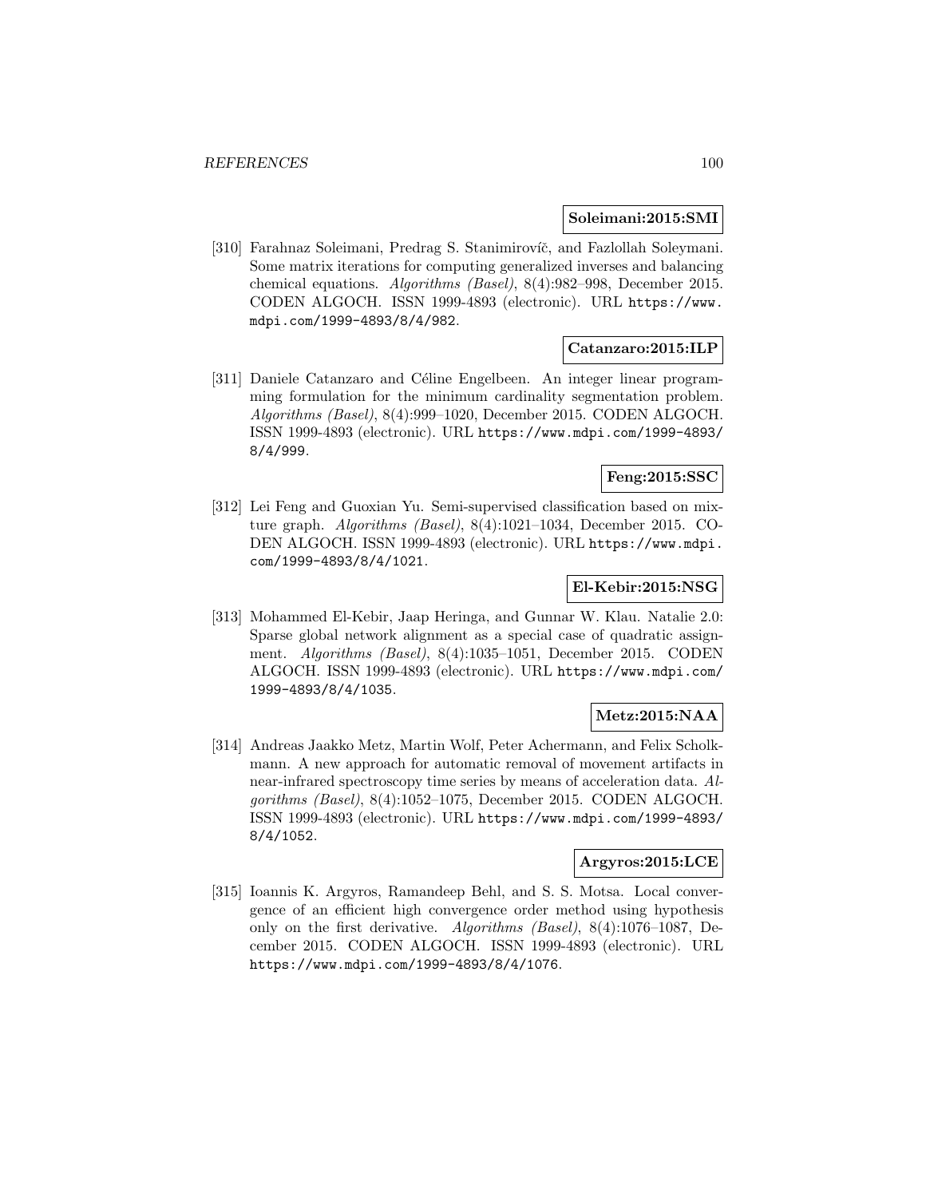**Soleimani:2015:SMI**

[310] Farahnaz Soleimani, Predrag S. Stanimirovíč, and Fazlollah Soleymani. Some matrix iterations for computing generalized inverses and balancing chemical equations. *Algorithms (Basel)*, 8(4):982–998, December 2015. CODEN ALGOCH. ISSN 1999-4893 (electronic). URL https://www.mdpi.com/1999-4893/8/4/982.

**Catanzaro:2015:ILP**

[311] Daniele Catanzaro and Céline Engelbeen. An integer linear programming formulation for the minimum cardinality segmentation problem. *Algorithms (Basel)*, 8(4):999–1020, December 2015. CODEN ALGOCH. ISSN 1999-4893 (electronic). URL https://www.mdpi.com/1999-4893/8/4/999.

**Feng:2015:SSC**

[312] Lei Feng and Guoxian Yu. Semi-supervised classification based on mixture graph. *Algorithms (Basel)*, 8(4):1021–1034, December 2015. CODEN ALGOCH. ISSN 1999-4893 (electronic). URL https://www.mdpi.com/1999-4893/8/4/1021.

**El-Kebir:2015:NSG**

[313] Mohammed El-Kebir, Jaap Heringa, and Gunnar W. Klau. Natalie 2.0: Sparse global network alignment as a special case of quadratic assignment. *Algorithms (Basel)*, 8(4):1035–1051, December 2015. CODEN ALGOCH. ISSN 1999-4893 (electronic). URL https://www.mdpi.com/1999-4893/8/4/1035.

**Metz:2015:NAA**

[314] Andreas Jaakko Metz, Martin Wolf, Peter Achermann, and Felix Scholkmann. A new approach for automatic removal of movement artifacts in near-infrared spectroscopy time series by means of acceleration data. *Algorithms (Basel)*, 8(4):1052–1075, December 2015. CODEN ALGOCH. ISSN 1999-4893 (electronic). URL https://www.mdpi.com/1999-4893/8/4/1052.

**Argyros:2015:LCE**

[315] Ioannis K. Argyros, Ramandeep Behl, and S. S. Motsa. Local convergence of an efficient high convergence order method using hypothesis only on the first derivative. *Algorithms (Basel)*, 8(4):1076–1087, December 2015. CODEN ALGOCH. ISSN 1999-4893 (electronic). URL https://www.mdpi.com/1999-4893/8/4/1076.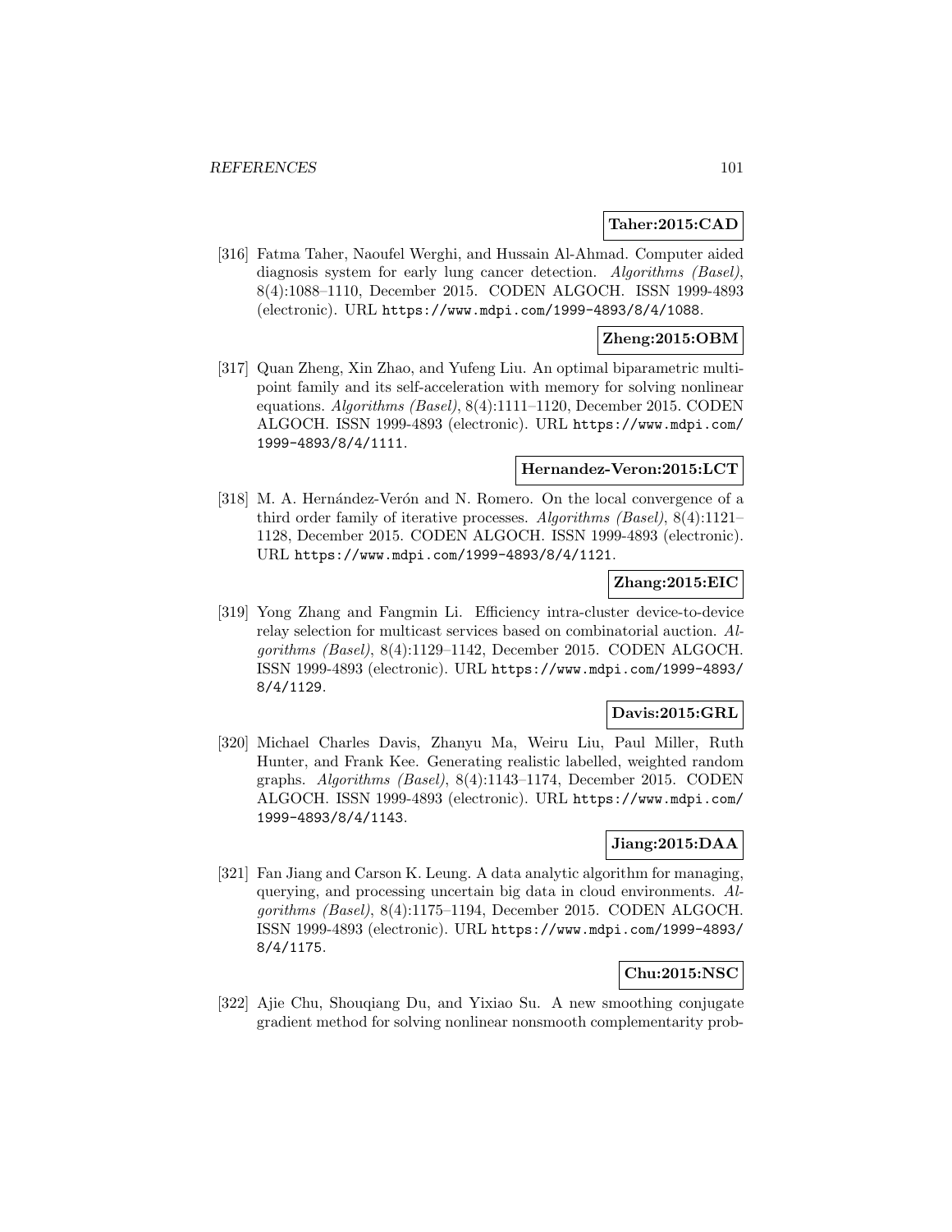**Taher:2015:CAD**

[316] Fatma Taher, Naoufel Werghi, and Hussain Al-Ahmad. Computer aided diagnosis system for early lung cancer detection. *Algorithms (Basel)*, 8(4):1088–1110, December 2015. CODEN ALGOCH. ISSN 1999-4893 (electronic). URL `https://www.mdpi.com/1999-4893/8/4/1088`.

**Zheng:2015:OBM**

[317] Quan Zheng, Xin Zhao, and Yufeng Liu. An optimal biparametric multipoint family and its self-acceleration with memory for solving nonlinear equations. *Algorithms (Basel)*, 8(4):1111–1120, December 2015. CODEN ALGOCH. ISSN 1999-4893 (electronic). URL `https://www.mdpi.com/1999-4893/8/4/1111`.

**Hernandez-Veron:2015:LCT**

[318] M. A. Hernández-Verón and N. Romero. On the local convergence of a third order family of iterative processes. *Algorithms (Basel)*, 8(4):1121–1128, December 2015. CODEN ALGOCH. ISSN 1999-4893 (electronic). URL `https://www.mdpi.com/1999-4893/8/4/1121`.

**Zhang:2015:EIC**

[319] Yong Zhang and Fangmin Li. Efficiency intra-cluster device-to-device relay selection for multicast services based on combinatorial auction. *Algorithms (Basel)*, 8(4):1129–1142, December 2015. CODEN ALGOCH. ISSN 1999-4893 (electronic). URL `https://www.mdpi.com/1999-4893/8/4/1129`.

**Davis:2015:GRL**

[320] Michael Charles Davis, Zhanyu Ma, Weiru Liu, Paul Miller, Ruth Hunter, and Frank Kee. Generating realistic labelled, weighted random graphs. *Algorithms (Basel)*, 8(4):1143–1174, December 2015. CODEN ALGOCH. ISSN 1999-4893 (electronic). URL `https://www.mdpi.com/1999-4893/8/4/1143`.

**Jiang:2015:DAA**

[321] Fan Jiang and Carson K. Leung. A data analytic algorithm for managing, querying, and processing uncertain big data in cloud environments. *Algorithms (Basel)*, 8(4):1175–1194, December 2015. CODEN ALGOCH. ISSN 1999-4893 (electronic). URL `https://www.mdpi.com/1999-4893/8/4/1175`.

**Chu:2015:NSC**

[322] Ajie Chu, Shouqiang Du, and Yixiao Su. A new smoothing conjugate gradient method for solving nonlinear nonsmooth complementarity prob-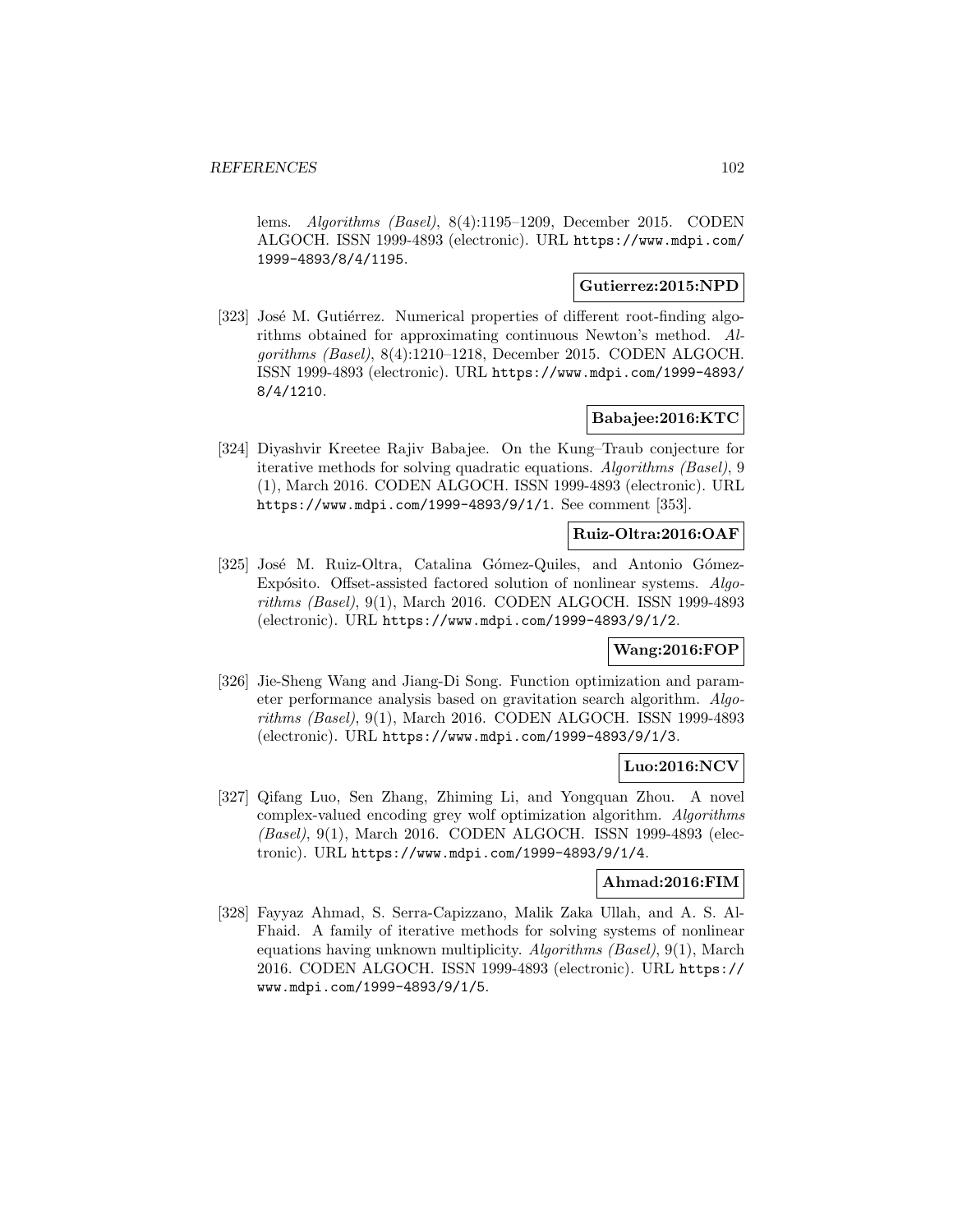lems. *Algorithms (Basel)*, 8(4):1195–1209, December 2015. CODEN ALGOCH. ISSN 1999-4893 (electronic). URL https://www.mdpi.com/1999-4893/8/4/1195.

**Gutierrez:2015:NPD**

[323] José M. Gutiérrez. Numerical properties of different root-finding algorithms obtained for approximating continuous Newton's method. *Algorithms (Basel)*, 8(4):1210–1218, December 2015. CODEN ALGOCH. ISSN 1999-4893 (electronic). URL https://www.mdpi.com/1999-4893/8/4/1210.

**Babajee:2016:KTC**

[324] Diyashvir Kreetee Rajiv Babajee. On the Kung–Traub conjecture for iterative methods for solving quadratic equations. *Algorithms (Basel)*, 9 (1), March 2016. CODEN ALGOCH. ISSN 1999-4893 (electronic). URL https://www.mdpi.com/1999-4893/9/1/1. See comment [353].

**Ruiz-Oltra:2016:OAF**

[325] José M. Ruiz-Oltra, Catalina Gómez-Quiles, and Antonio Gómez-Expósito. Offset-assisted factored solution of nonlinear systems. *Algorithms (Basel)*, 9(1), March 2016. CODEN ALGOCH. ISSN 1999-4893 (electronic). URL https://www.mdpi.com/1999-4893/9/1/2.

**Wang:2016:FOP**

[326] Jie-Sheng Wang and Jiang-Di Song. Function optimization and parameter performance analysis based on gravitation search algorithm. *Algorithms (Basel)*, 9(1), March 2016. CODEN ALGOCH. ISSN 1999-4893 (electronic). URL https://www.mdpi.com/1999-4893/9/1/3.

**Luo:2016:NCV**

[327] Qifang Luo, Sen Zhang, Zhiming Li, and Yongquan Zhou. A novel complex-valued encoding grey wolf optimization algorithm. *Algorithms (Basel)*, 9(1), March 2016. CODEN ALGOCH. ISSN 1999-4893 (electronic). URL https://www.mdpi.com/1999-4893/9/1/4.

**Ahmad:2016:FIM**

[328] Fayyaz Ahmad, S. Serra-Capizzano, Malik Zaka Ullah, and A. S. Al-Fhaid. A family of iterative methods for solving systems of nonlinear equations having unknown multiplicity. *Algorithms (Basel)*, 9(1), March 2016. CODEN ALGOCH. ISSN 1999-4893 (electronic). URL https://www.mdpi.com/1999-4893/9/1/5.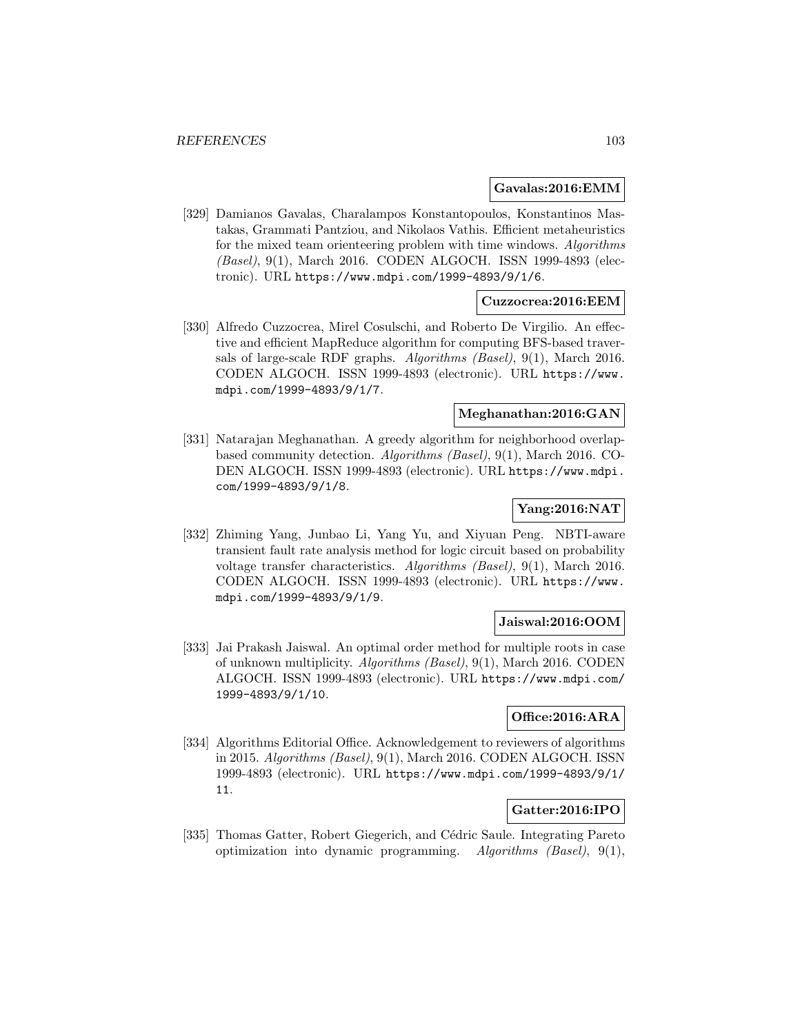**Gavalas:2016:EMM**

[329] Damianos Gavalas, Charalampos Konstantopoulos, Konstantinos Mastakas, Grammati Pantziou, and Nikolaos Vathis. Efficient metaheuristics for the mixed team orienteering problem with time windows. *Algorithms (Basel)*, 9(1), March 2016. CODEN ALGOCH. ISSN 1999-4893 (electronic). URL `https://www.mdpi.com/1999-4893/9/1/6`.

**Cuzzocrea:2016:EEM**

[330] Alfredo Cuzzocrea, Mirel Cosulschi, and Roberto De Virgilio. An effective and efficient MapReduce algorithm for computing BFS-based traversals of large-scale RDF graphs. *Algorithms (Basel)*, 9(1), March 2016. CODEN ALGOCH. ISSN 1999-4893 (electronic). URL `https://www.mdpi.com/1999-4893/9/1/7`.

**Meghanathan:2016:GAN**

[331] Natarajan Meghanathan. A greedy algorithm for neighborhood overlap-based community detection. *Algorithms (Basel)*, 9(1), March 2016. CODEN ALGOCH. ISSN 1999-4893 (electronic). URL `https://www.mdpi.com/1999-4893/9/1/8`.

**Yang:2016:NAT**

[332] Zhiming Yang, Junbao Li, Yang Yu, and Xiyuan Peng. NBTI-aware transient fault rate analysis method for logic circuit based on probability voltage transfer characteristics. *Algorithms (Basel)*, 9(1), March 2016. CODEN ALGOCH. ISSN 1999-4893 (electronic). URL `https://www.mdpi.com/1999-4893/9/1/9`.

**Jaiswal:2016:OOM**

[333] Jai Prakash Jaiswal. An optimal order method for multiple roots in case of unknown multiplicity. *Algorithms (Basel)*, 9(1), March 2016. CODEN ALGOCH. ISSN 1999-4893 (electronic). URL `https://www.mdpi.com/1999-4893/9/1/10`.

**Office:2016:ARA**

[334] Algorithms Editorial Office. Acknowledgement to reviewers of algorithms in 2015. *Algorithms (Basel)*, 9(1), March 2016. CODEN ALGOCH. ISSN 1999-4893 (electronic). URL `https://www.mdpi.com/1999-4893/9/1/11`.

**Gatter:2016:IPO**

[335] Thomas Gatter, Robert Giegerich, and Cédric Saule. Integrating Pareto optimization into dynamic programming. *Algorithms (Basel)*, 9(1),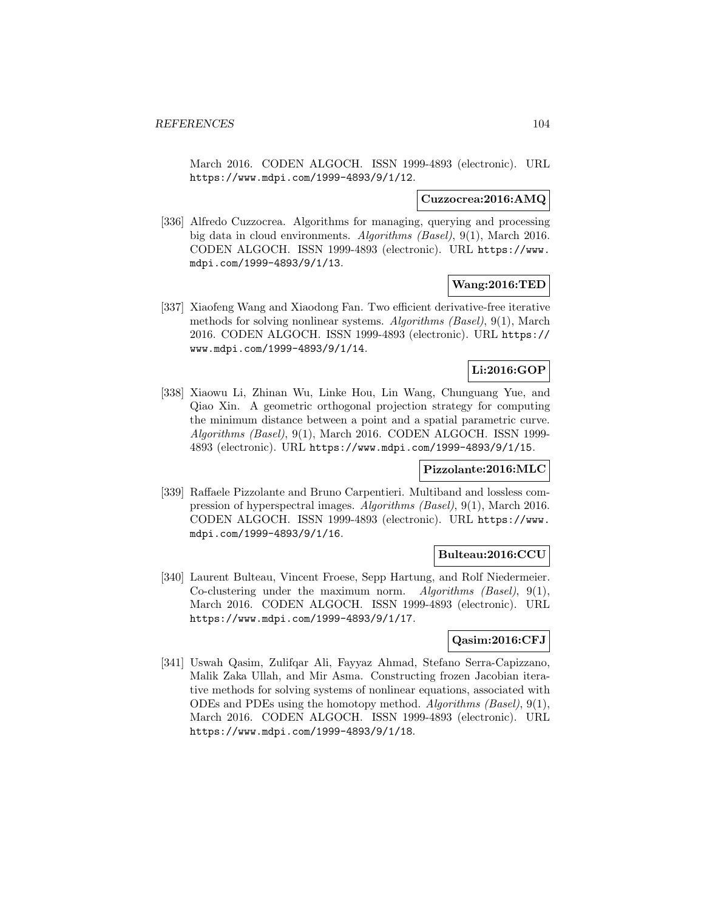March 2016. CODEN ALGOCH. ISSN 1999-4893 (electronic). URL https://www.mdpi.com/1999-4893/9/1/12.

**Cuzzocrea:2016:AMQ**

[336] Alfredo Cuzzocrea. Algorithms for managing, querying and processing big data in cloud environments. *Algorithms (Basel)*, 9(1), March 2016. CODEN ALGOCH. ISSN 1999-4893 (electronic). URL https://www.mdpi.com/1999-4893/9/1/13.

**Wang:2016:TED**

[337] Xiaofeng Wang and Xiaodong Fan. Two efficient derivative-free iterative methods for solving nonlinear systems. *Algorithms (Basel)*, 9(1), March 2016. CODEN ALGOCH. ISSN 1999-4893 (electronic). URL https://www.mdpi.com/1999-4893/9/1/14.

**Li:2016:GOP**

[338] Xiaowu Li, Zhinan Wu, Linke Hou, Lin Wang, Chunguang Yue, and Qiao Xin. A geometric orthogonal projection strategy for computing the minimum distance between a point and a spatial parametric curve. *Algorithms (Basel)*, 9(1), March 2016. CODEN ALGOCH. ISSN 1999-4893 (electronic). URL https://www.mdpi.com/1999-4893/9/1/15.

**Pizzolante:2016:MLC**

[339] Raffaele Pizzolante and Bruno Carpentieri. Multiband and lossless compression of hyperspectral images. *Algorithms (Basel)*, 9(1), March 2016. CODEN ALGOCH. ISSN 1999-4893 (electronic). URL https://www.mdpi.com/1999-4893/9/1/16.

**Bulteau:2016:CCU**

[340] Laurent Bulteau, Vincent Froese, Sepp Hartung, and Rolf Niedermeier. Co-clustering under the maximum norm. *Algorithms (Basel)*, 9(1), March 2016. CODEN ALGOCH. ISSN 1999-4893 (electronic). URL https://www.mdpi.com/1999-4893/9/1/17.

**Qasim:2016:CFJ**

[341] Uswah Qasim, Zulifqar Ali, Fayyaz Ahmad, Stefano Serra-Capizzano, Malik Zaka Ullah, and Mir Asma. Constructing frozen Jacobian iterative methods for solving systems of nonlinear equations, associated with ODEs and PDEs using the homotopy method. *Algorithms (Basel)*, 9(1), March 2016. CODEN ALGOCH. ISSN 1999-4893 (electronic). URL https://www.mdpi.com/1999-4893/9/1/18.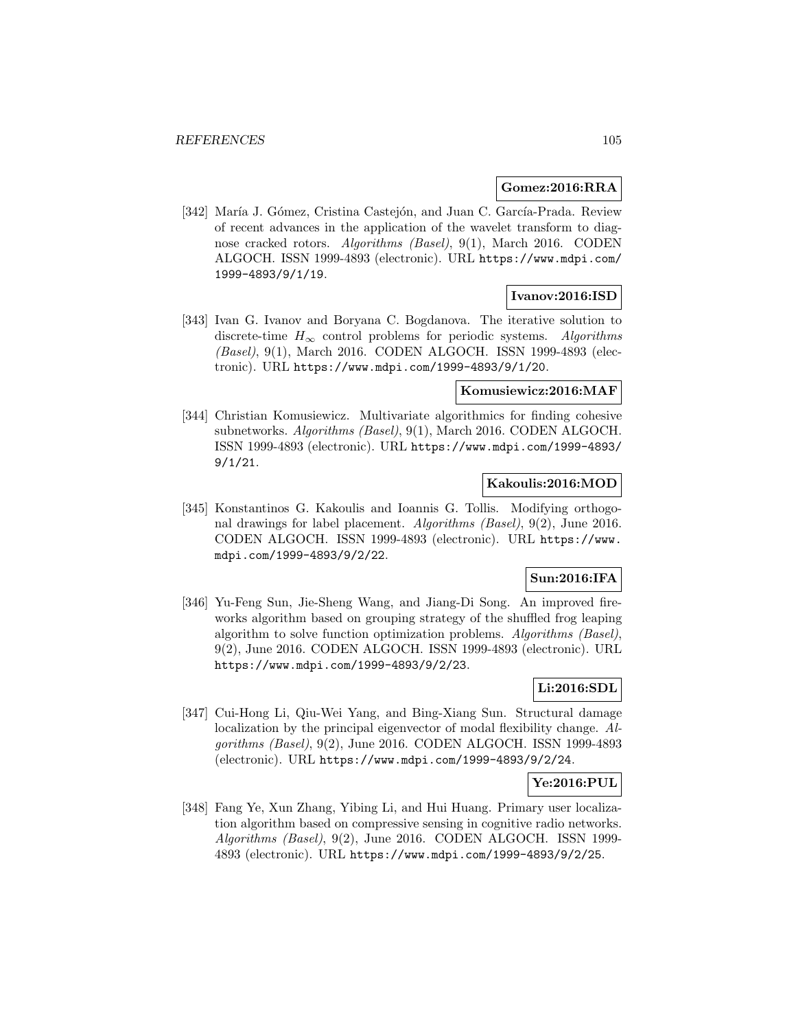**Gomez:2016:RRA**

[342] María J. Gómez, Cristina Castejón, and Juan C. García-Prada. Review of recent advances in the application of the wavelet transform to diagnose cracked rotors. *Algorithms (Basel)*, 9(1), March 2016. CODEN ALGOCH. ISSN 1999-4893 (electronic). URL https://www.mdpi.com/1999-4893/9/1/19.

**Ivanov:2016:ISD**

[343] Ivan G. Ivanov and Boryana C. Bogdanova. The iterative solution to discrete-time $H_\infty$ control problems for periodic systems. *Algorithms (Basel)*, 9(1), March 2016. CODEN ALGOCH. ISSN 1999-4893 (electronic). URL https://www.mdpi.com/1999-4893/9/1/20.

**Komusiewicz:2016:MAF**

[344] Christian Komusiewicz. Multivariate algorithmics for finding cohesive subnetworks. *Algorithms (Basel)*, 9(1), March 2016. CODEN ALGOCH. ISSN 1999-4893 (electronic). URL https://www.mdpi.com/1999-4893/9/1/21.

**Kakoulis:2016:MOD**

[345] Konstantinos G. Kakoulis and Ioannis G. Tollis. Modifying orthogonal drawings for label placement. *Algorithms (Basel)*, 9(2), June 2016. CODEN ALGOCH. ISSN 1999-4893 (electronic). URL https://www.mdpi.com/1999-4893/9/2/22.

**Sun:2016:IFA**

[346] Yu-Feng Sun, Jie-Sheng Wang, and Jiang-Di Song. An improved fireworks algorithm based on grouping strategy of the shuffled frog leaping algorithm to solve function optimization problems. *Algorithms (Basel)*, 9(2), June 2016. CODEN ALGOCH. ISSN 1999-4893 (electronic). URL https://www.mdpi.com/1999-4893/9/2/23.

**Li:2016:SDL**

[347] Cui-Hong Li, Qiu-Wei Yang, and Bing-Xiang Sun. Structural damage localization by the principal eigenvector of modal flexibility change. *Algorithms (Basel)*, 9(2), June 2016. CODEN ALGOCH. ISSN 1999-4893 (electronic). URL https://www.mdpi.com/1999-4893/9/2/24.

**Ye:2016:PUL**

[348] Fang Ye, Xun Zhang, Yibing Li, and Hui Huang. Primary user localization algorithm based on compressive sensing in cognitive radio networks. *Algorithms (Basel)*, 9(2), June 2016. CODEN ALGOCH. ISSN 1999-4893 (electronic). URL https://www.mdpi.com/1999-4893/9/2/25.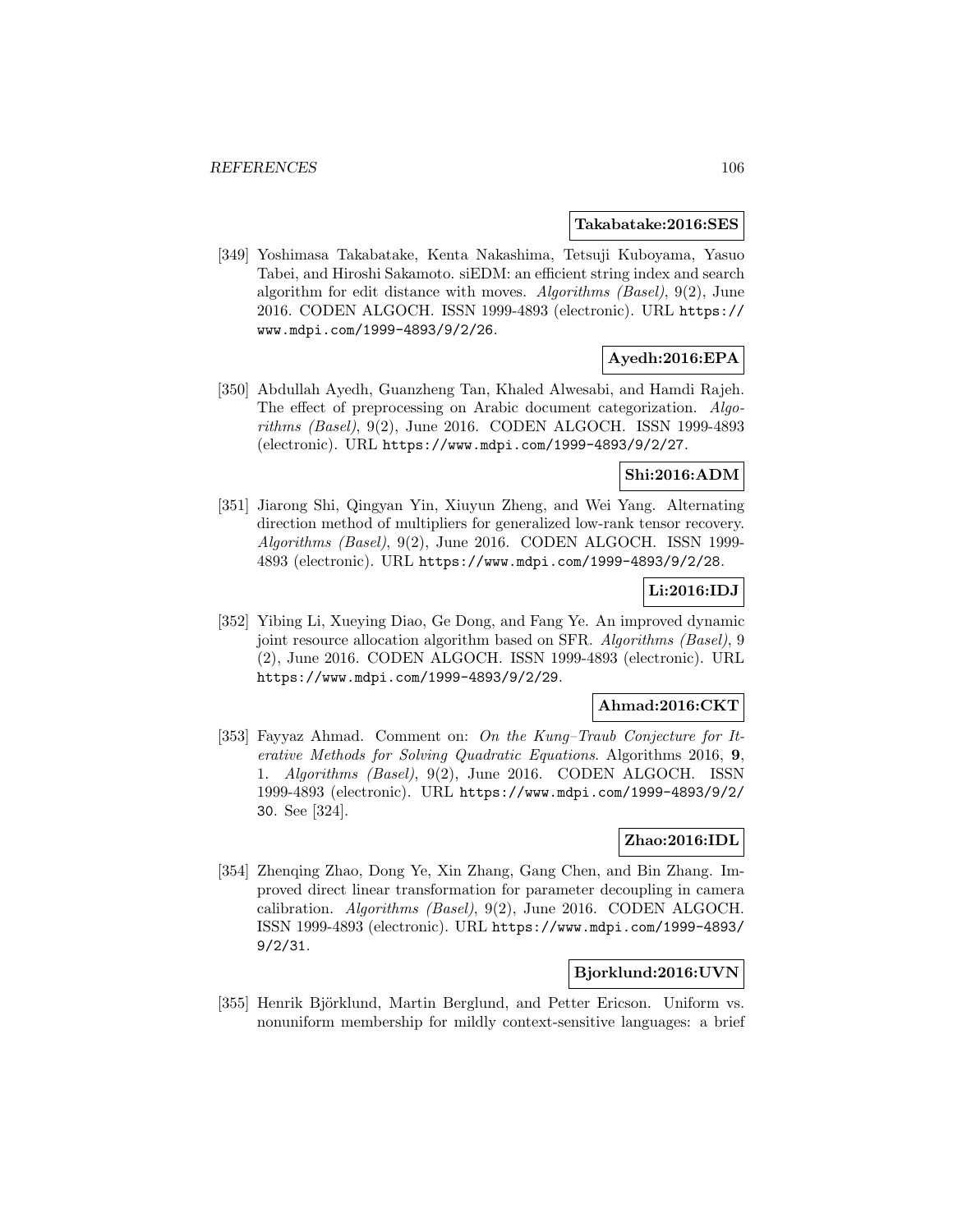**Takabatake:2016:SES**

[349] Yoshimasa Takabatake, Kenta Nakashima, Tetsuji Kuboyama, Yasuo Tabei, and Hiroshi Sakamoto. siEDM: an efficient string index and search algorithm for edit distance with moves. *Algorithms (Basel)*, 9(2), June 2016. CODEN ALGOCH. ISSN 1999-4893 (electronic). URL `https://www.mdpi.com/1999-4893/9/2/26`.

**Ayedh:2016:EPA**

[350] Abdullah Ayedh, Guanzheng Tan, Khaled Alwesabi, and Hamdi Rajeh. The effect of preprocessing on Arabic document categorization. *Algorithms (Basel)*, 9(2), June 2016. CODEN ALGOCH. ISSN 1999-4893 (electronic). URL `https://www.mdpi.com/1999-4893/9/2/27`.

**Shi:2016:ADM**

[351] Jiarong Shi, Qingyan Yin, Xiuyun Zheng, and Wei Yang. Alternating direction method of multipliers for generalized low-rank tensor recovery. *Algorithms (Basel)*, 9(2), June 2016. CODEN ALGOCH. ISSN 1999-4893 (electronic). URL `https://www.mdpi.com/1999-4893/9/2/28`.

**Li:2016:IDJ**

[352] Yibing Li, Xueying Diao, Ge Dong, and Fang Ye. An improved dynamic joint resource allocation algorithm based on SFR. *Algorithms (Basel)*, 9 (2), June 2016. CODEN ALGOCH. ISSN 1999-4893 (electronic). URL `https://www.mdpi.com/1999-4893/9/2/29`.

**Ahmad:2016:CKT**

[353] Fayyaz Ahmad. Comment on: *On the Kung–Traub Conjecture for Iterative Methods for Solving Quadratic Equations*. Algorithms 2016, **9**, 1. *Algorithms (Basel)*, 9(2), June 2016. CODEN ALGOCH. ISSN 1999-4893 (electronic). URL `https://www.mdpi.com/1999-4893/9/2/30`. See [324].

**Zhao:2016:IDL**

[354] Zhenqing Zhao, Dong Ye, Xin Zhang, Gang Chen, and Bin Zhang. Improved direct linear transformation for parameter decoupling in camera calibration. *Algorithms (Basel)*, 9(2), June 2016. CODEN ALGOCH. ISSN 1999-4893 (electronic). URL `https://www.mdpi.com/1999-4893/9/2/31`.

**Bjorklund:2016:UVN**

[355] Henrik Björklund, Martin Berglund, and Petter Ericson. Uniform vs. nonuniform membership for mildly context-sensitive languages: a brief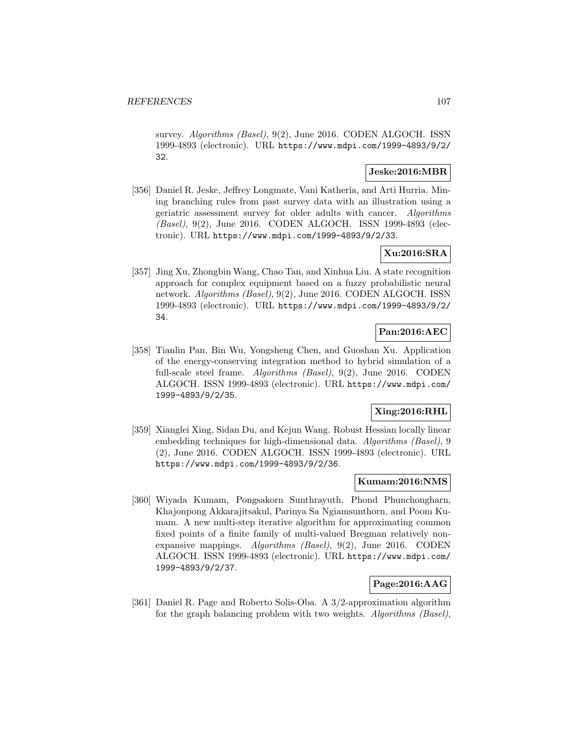survey. *Algorithms (Basel)*, 9(2), June 2016. CODEN ALGOCH. ISSN 1999-4893 (electronic). URL https://www.mdpi.com/1999-4893/9/2/32.

**Jeske:2016:MBR**

[356] Daniel R. Jeske, Jeffrey Longmate, Vani Katheria, and Arti Hurria. Mining branching rules from past survey data with an illustration using a geriatric assessment survey for older adults with cancer. *Algorithms (Basel)*, 9(2), June 2016. CODEN ALGOCH. ISSN 1999-4893 (electronic). URL https://www.mdpi.com/1999-4893/9/2/33.

**Xu:2016:SRA**

[357] Jing Xu, Zhongbin Wang, Chao Tan, and Xinhua Liu. A state recognition approach for complex equipment based on a fuzzy probabilistic neural network. *Algorithms (Basel)*, 9(2), June 2016. CODEN ALGOCH. ISSN 1999-4893 (electronic). URL https://www.mdpi.com/1999-4893/9/2/34.

**Pan:2016:AEC**

[358] Tianlin Pan, Bin Wu, Yongsheng Chen, and Guoshan Xu. Application of the energy-conserving integration method to hybrid simulation of a full-scale steel frame. *Algorithms (Basel)*, 9(2), June 2016. CODEN ALGOCH. ISSN 1999-4893 (electronic). URL https://www.mdpi.com/1999-4893/9/2/35.

**Xing:2016:RHL**

[359] Xianglei Xing, Sidan Du, and Kejun Wang. Robust Hessian locally linear embedding techniques for high-dimensional data. *Algorithms (Basel)*, 9 (2), June 2016. CODEN ALGOCH. ISSN 1999-4893 (electronic). URL https://www.mdpi.com/1999-4893/9/2/36.

**Kumam:2016:NMS**

[360] Wiyada Kumam, Pongsakorn Sunthrayuth, Phond Phunchongharn, Khajonpong Akkarajitsakul, Parinya Sa Ngiamsunthorn, and Poom Kumam. A new multi-step iterative algorithm for approximating common fixed points of a finite family of multi-valued Bregman relatively nonexpansive mappings. *Algorithms (Basel)*, 9(2), June 2016. CODEN ALGOCH. ISSN 1999-4893 (electronic). URL https://www.mdpi.com/1999-4893/9/2/37.

**Page:2016:AAG**

[361] Daniel R. Page and Roberto Solis-Oba. A 3/2-approximation algorithm for the graph balancing problem with two weights. *Algorithms (Basel)*,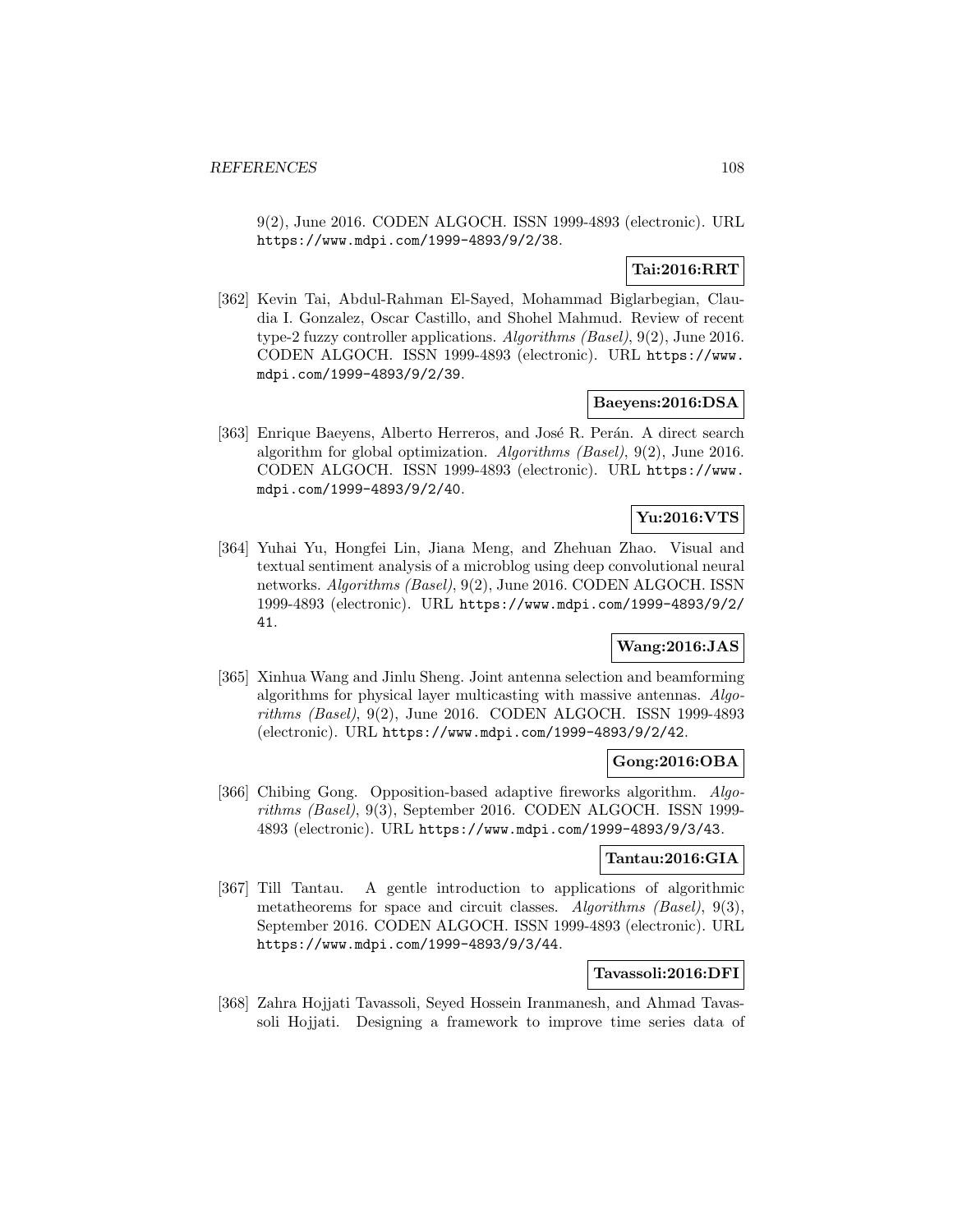9(2), June 2016. CODEN ALGOCH. ISSN 1999-4893 (electronic). URL https://www.mdpi.com/1999-4893/9/2/38.

**Tai:2016:RRT**

[362] Kevin Tai, Abdul-Rahman El-Sayed, Mohammad Biglarbegian, Claudia I. Gonzalez, Oscar Castillo, and Shohel Mahmud. Review of recent type-2 fuzzy controller applications. *Algorithms (Basel)*, 9(2), June 2016. CODEN ALGOCH. ISSN 1999-4893 (electronic). URL https://www.mdpi.com/1999-4893/9/2/39.

**Baeyens:2016:DSA**

[363] Enrique Baeyens, Alberto Herreros, and José R. Perán. A direct search algorithm for global optimization. *Algorithms (Basel)*, 9(2), June 2016. CODEN ALGOCH. ISSN 1999-4893 (electronic). URL https://www.mdpi.com/1999-4893/9/2/40.

**Yu:2016:VTS**

[364] Yuhai Yu, Hongfei Lin, Jiana Meng, and Zhehuan Zhao. Visual and textual sentiment analysis of a microblog using deep convolutional neural networks. *Algorithms (Basel)*, 9(2), June 2016. CODEN ALGOCH. ISSN 1999-4893 (electronic). URL https://www.mdpi.com/1999-4893/9/2/41.

**Wang:2016:JAS**

[365] Xinhua Wang and Jinlu Sheng. Joint antenna selection and beamforming algorithms for physical layer multicasting with massive antennas. *Algorithms (Basel)*, 9(2), June 2016. CODEN ALGOCH. ISSN 1999-4893 (electronic). URL https://www.mdpi.com/1999-4893/9/2/42.

**Gong:2016:OBA**

[366] Chibing Gong. Opposition-based adaptive fireworks algorithm. *Algorithms (Basel)*, 9(3), September 2016. CODEN ALGOCH. ISSN 1999-4893 (electronic). URL https://www.mdpi.com/1999-4893/9/3/43.

**Tantau:2016:GIA**

[367] Till Tantau. A gentle introduction to applications of algorithmic metatheorems for space and circuit classes. *Algorithms (Basel)*, 9(3), September 2016. CODEN ALGOCH. ISSN 1999-4893 (electronic). URL https://www.mdpi.com/1999-4893/9/3/44.

**Tavassoli:2016:DFI**

[368] Zahra Hojjati Tavassoli, Seyed Hossein Iranmanesh, and Ahmad Tavassoli Hojjati. Designing a framework to improve time series data of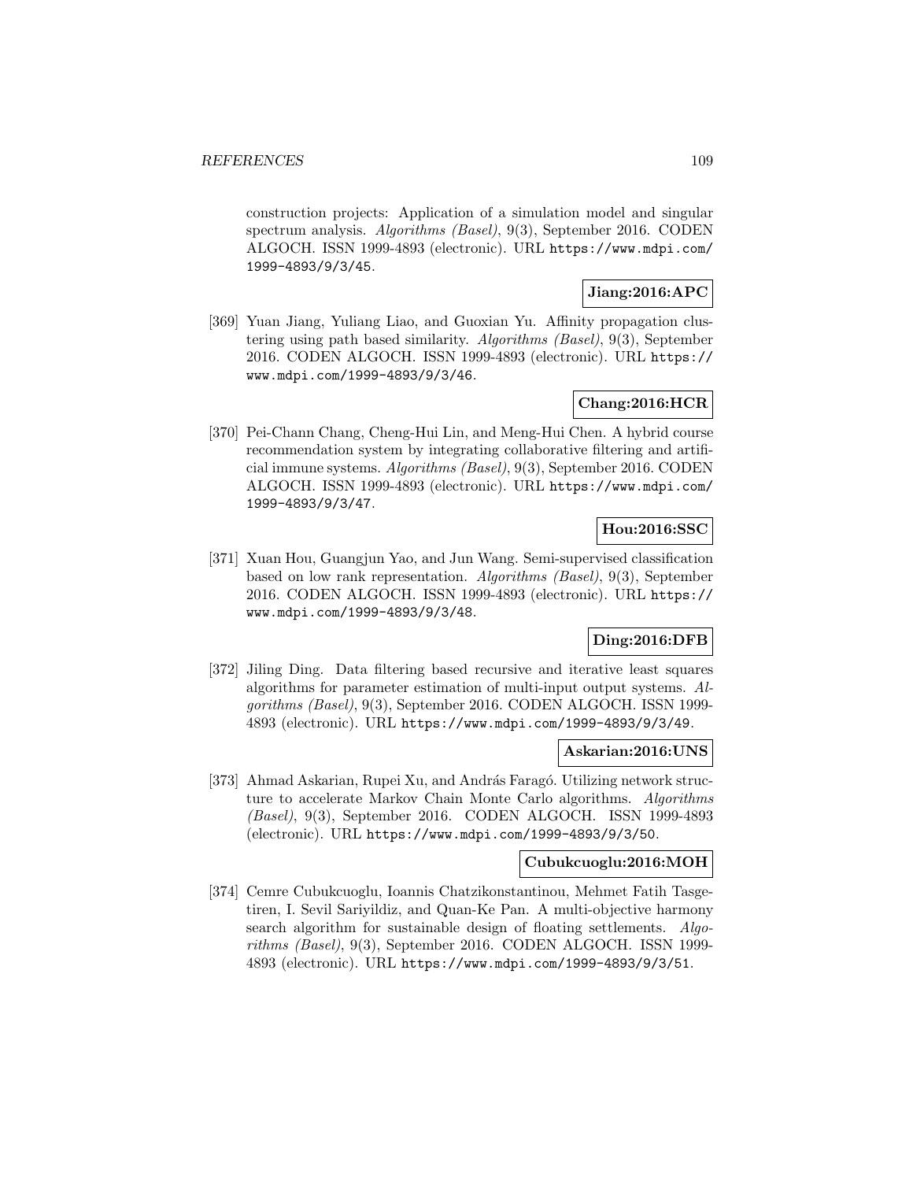construction projects: Application of a simulation model and singular spectrum analysis. *Algorithms (Basel)*, 9(3), September 2016. CODEN ALGOCH. ISSN 1999-4893 (electronic). URL https://www.mdpi.com/1999-4893/9/3/45.

**Jiang:2016:APC**

[369] Yuan Jiang, Yuliang Liao, and Guoxian Yu. Affinity propagation clustering using path based similarity. *Algorithms (Basel)*, 9(3), September 2016. CODEN ALGOCH. ISSN 1999-4893 (electronic). URL https://www.mdpi.com/1999-4893/9/3/46.

**Chang:2016:HCR**

[370] Pei-Chann Chang, Cheng-Hui Lin, and Meng-Hui Chen. A hybrid course recommendation system by integrating collaborative filtering and artificial immune systems. *Algorithms (Basel)*, 9(3), September 2016. CODEN ALGOCH. ISSN 1999-4893 (electronic). URL https://www.mdpi.com/1999-4893/9/3/47.

**Hou:2016:SSC**

[371] Xuan Hou, Guangjun Yao, and Jun Wang. Semi-supervised classification based on low rank representation. *Algorithms (Basel)*, 9(3), September 2016. CODEN ALGOCH. ISSN 1999-4893 (electronic). URL https://www.mdpi.com/1999-4893/9/3/48.

**Ding:2016:DFB**

[372] Jiling Ding. Data filtering based recursive and iterative least squares algorithms for parameter estimation of multi-input output systems. *Algorithms (Basel)*, 9(3), September 2016. CODEN ALGOCH. ISSN 1999-4893 (electronic). URL https://www.mdpi.com/1999-4893/9/3/49.

**Askarian:2016:UNS**

[373] Ahmad Askarian, Rupei Xu, and András Faragó. Utilizing network structure to accelerate Markov Chain Monte Carlo algorithms. *Algorithms (Basel)*, 9(3), September 2016. CODEN ALGOCH. ISSN 1999-4893 (electronic). URL https://www.mdpi.com/1999-4893/9/3/50.

**Cubukcuoglu:2016:MOH**

[374] Cemre Cubukcuoglu, Ioannis Chatzikonstantinou, Mehmet Fatih Tasgetiren, I. Sevil Sariyildiz, and Quan-Ke Pan. A multi-objective harmony search algorithm for sustainable design of floating settlements. *Algorithms (Basel)*, 9(3), September 2016. CODEN ALGOCH. ISSN 1999-4893 (electronic). URL https://www.mdpi.com/1999-4893/9/3/51.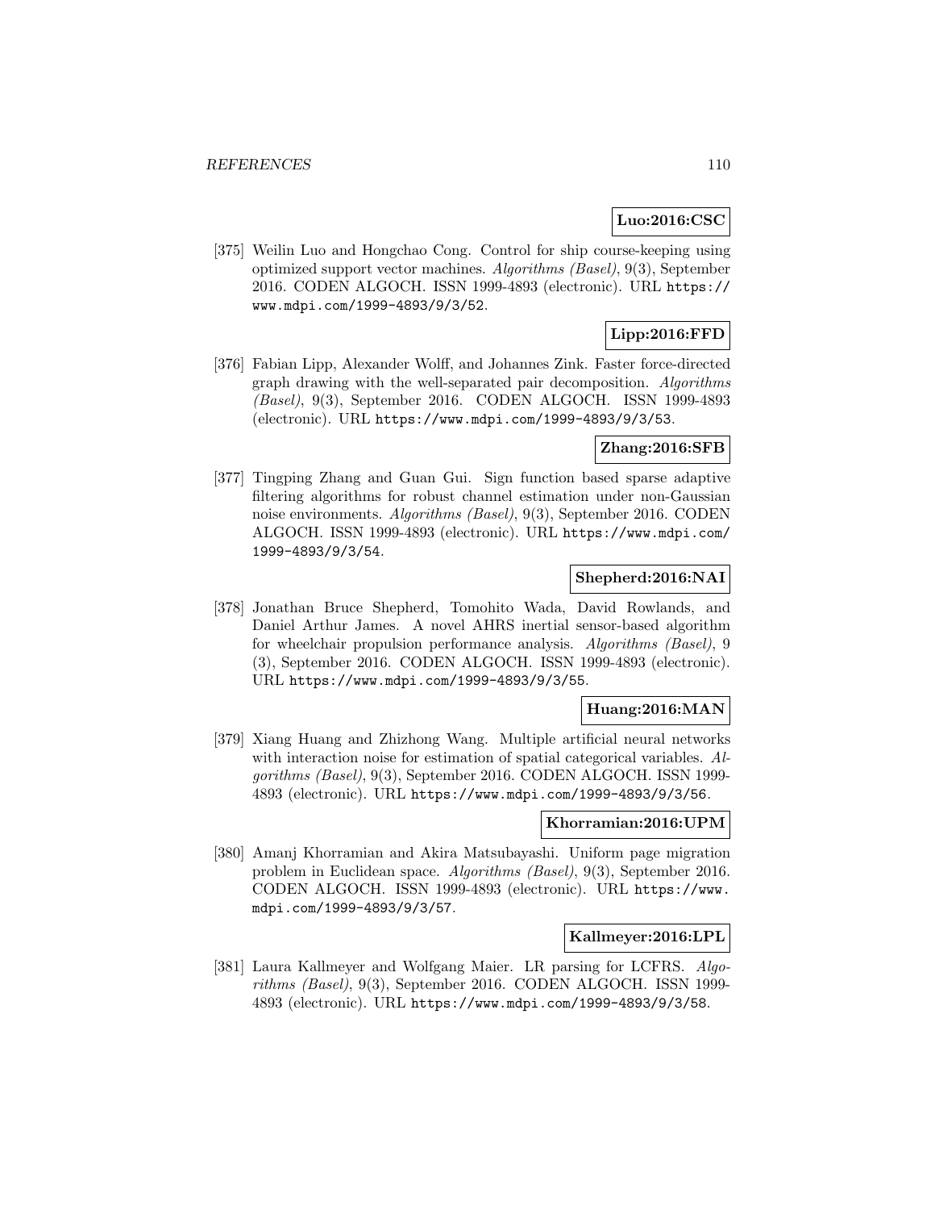**Luo:2016:CSC**

[375] Weilin Luo and Hongchao Cong. Control for ship course-keeping using optimized support vector machines. *Algorithms (Basel)*, 9(3), September 2016. CODEN ALGOCH. ISSN 1999-4893 (electronic). URL https://www.mdpi.com/1999-4893/9/3/52.

**Lipp:2016:FFD**

[376] Fabian Lipp, Alexander Wolff, and Johannes Zink. Faster force-directed graph drawing with the well-separated pair decomposition. *Algorithms (Basel)*, 9(3), September 2016. CODEN ALGOCH. ISSN 1999-4893 (electronic). URL https://www.mdpi.com/1999-4893/9/3/53.

**Zhang:2016:SFB**

[377] Tingping Zhang and Guan Gui. Sign function based sparse adaptive filtering algorithms for robust channel estimation under non-Gaussian noise environments. *Algorithms (Basel)*, 9(3), September 2016. CODEN ALGOCH. ISSN 1999-4893 (electronic). URL https://www.mdpi.com/1999-4893/9/3/54.

**Shepherd:2016:NAI**

[378] Jonathan Bruce Shepherd, Tomohito Wada, David Rowlands, and Daniel Arthur James. A novel AHRS inertial sensor-based algorithm for wheelchair propulsion performance analysis. *Algorithms (Basel)*, 9 (3), September 2016. CODEN ALGOCH. ISSN 1999-4893 (electronic). URL https://www.mdpi.com/1999-4893/9/3/55.

**Huang:2016:MAN**

[379] Xiang Huang and Zhizhong Wang. Multiple artificial neural networks with interaction noise for estimation of spatial categorical variables. *Algorithms (Basel)*, 9(3), September 2016. CODEN ALGOCH. ISSN 1999-4893 (electronic). URL https://www.mdpi.com/1999-4893/9/3/56.

**Khorramian:2016:UPM**

[380] Amanj Khorramian and Akira Matsubayashi. Uniform page migration problem in Euclidean space. *Algorithms (Basel)*, 9(3), September 2016. CODEN ALGOCH. ISSN 1999-4893 (electronic). URL https://www.mdpi.com/1999-4893/9/3/57.

**Kallmeyer:2016:LPL**

[381] Laura Kallmeyer and Wolfgang Maier. LR parsing for LCFRS. *Algorithms (Basel)*, 9(3), September 2016. CODEN ALGOCH. ISSN 1999-4893 (electronic). URL https://www.mdpi.com/1999-4893/9/3/58.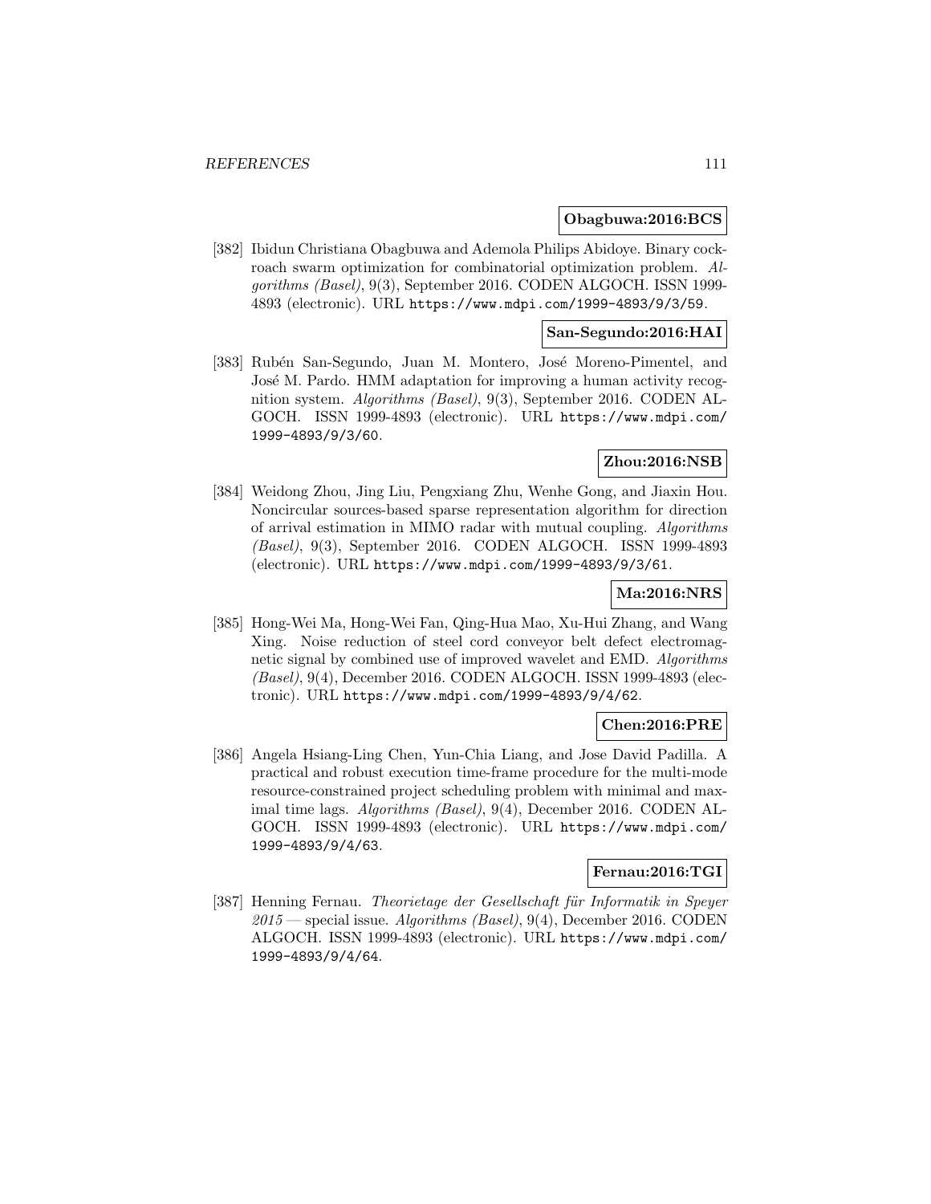**Obagbuwa:2016:BCS**

[382] Ibidun Christiana Obagbuwa and Ademola Philips Abidoye. Binary cockroach swarm optimization for combinatorial optimization problem. *Algorithms (Basel)*, 9(3), September 2016. CODEN ALGOCH. ISSN 1999-4893 (electronic). URL https://www.mdpi.com/1999-4893/9/3/59.

**San-Segundo:2016:HAI**

[383] Rubén San-Segundo, Juan M. Montero, José Moreno-Pimentel, and José M. Pardo. HMM adaptation for improving a human activity recognition system. *Algorithms (Basel)*, 9(3), September 2016. CODEN ALGOCH. ISSN 1999-4893 (electronic). URL https://www.mdpi.com/1999-4893/9/3/60.

**Zhou:2016:NSB**

[384] Weidong Zhou, Jing Liu, Pengxiang Zhu, Wenhe Gong, and Jiaxin Hou. Noncircular sources-based sparse representation algorithm for direction of arrival estimation in MIMO radar with mutual coupling. *Algorithms (Basel)*, 9(3), September 2016. CODEN ALGOCH. ISSN 1999-4893 (electronic). URL https://www.mdpi.com/1999-4893/9/3/61.

**Ma:2016:NRS**

[385] Hong-Wei Ma, Hong-Wei Fan, Qing-Hua Mao, Xu-Hui Zhang, and Wang Xing. Noise reduction of steel cord conveyor belt defect electromagnetic signal by combined use of improved wavelet and EMD. *Algorithms (Basel)*, 9(4), December 2016. CODEN ALGOCH. ISSN 1999-4893 (electronic). URL https://www.mdpi.com/1999-4893/9/4/62.

**Chen:2016:PRE**

[386] Angela Hsiang-Ling Chen, Yun-Chia Liang, and Jose David Padilla. A practical and robust execution time-frame procedure for the multi-mode resource-constrained project scheduling problem with minimal and maximal time lags. *Algorithms (Basel)*, 9(4), December 2016. CODEN ALGOCH. ISSN 1999-4893 (electronic). URL https://www.mdpi.com/1999-4893/9/4/63.

**Fernau:2016:TGI**

[387] Henning Fernau. *Theorietage der Gesellschaft für Informatik in Speyer 2015* — special issue. *Algorithms (Basel)*, 9(4), December 2016. CODEN ALGOCH. ISSN 1999-4893 (electronic). URL https://www.mdpi.com/1999-4893/9/4/64.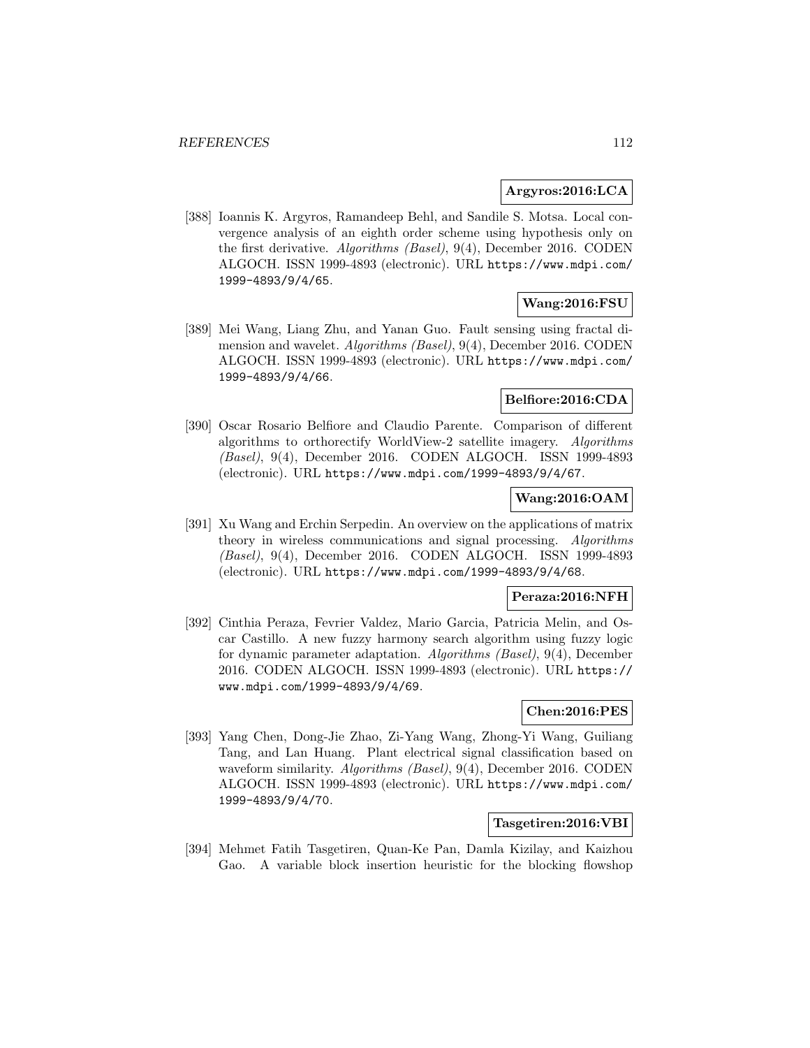**Argyros:2016:LCA**

[388] Ioannis K. Argyros, Ramandeep Behl, and Sandile S. Motsa. Local convergence analysis of an eighth order scheme using hypothesis only on the first derivative. *Algorithms (Basel)*, 9(4), December 2016. CODEN ALGOCH. ISSN 1999-4893 (electronic). URL https://www.mdpi.com/1999-4893/9/4/65.

**Wang:2016:FSU**

[389] Mei Wang, Liang Zhu, and Yanan Guo. Fault sensing using fractal dimension and wavelet. *Algorithms (Basel)*, 9(4), December 2016. CODEN ALGOCH. ISSN 1999-4893 (electronic). URL https://www.mdpi.com/1999-4893/9/4/66.

**Belfiore:2016:CDA**

[390] Oscar Rosario Belfiore and Claudio Parente. Comparison of different algorithms to orthorectify WorldView-2 satellite imagery. *Algorithms (Basel)*, 9(4), December 2016. CODEN ALGOCH. ISSN 1999-4893 (electronic). URL https://www.mdpi.com/1999-4893/9/4/67.

**Wang:2016:OAM**

[391] Xu Wang and Erchin Serpedin. An overview on the applications of matrix theory in wireless communications and signal processing. *Algorithms (Basel)*, 9(4), December 2016. CODEN ALGOCH. ISSN 1999-4893 (electronic). URL https://www.mdpi.com/1999-4893/9/4/68.

**Peraza:2016:NFH**

[392] Cinthia Peraza, Fevrier Valdez, Mario Garcia, Patricia Melin, and Oscar Castillo. A new fuzzy harmony search algorithm using fuzzy logic for dynamic parameter adaptation. *Algorithms (Basel)*, 9(4), December 2016. CODEN ALGOCH. ISSN 1999-4893 (electronic). URL https://www.mdpi.com/1999-4893/9/4/69.

**Chen:2016:PES**

[393] Yang Chen, Dong-Jie Zhao, Zi-Yang Wang, Zhong-Yi Wang, Guiliang Tang, and Lan Huang. Plant electrical signal classification based on waveform similarity. *Algorithms (Basel)*, 9(4), December 2016. CODEN ALGOCH. ISSN 1999-4893 (electronic). URL https://www.mdpi.com/1999-4893/9/4/70.

**Tasgetiren:2016:VBI**

[394] Mehmet Fatih Tasgetiren, Quan-Ke Pan, Damla Kizilay, and Kaizhou Gao. A variable block insertion heuristic for the blocking flowshop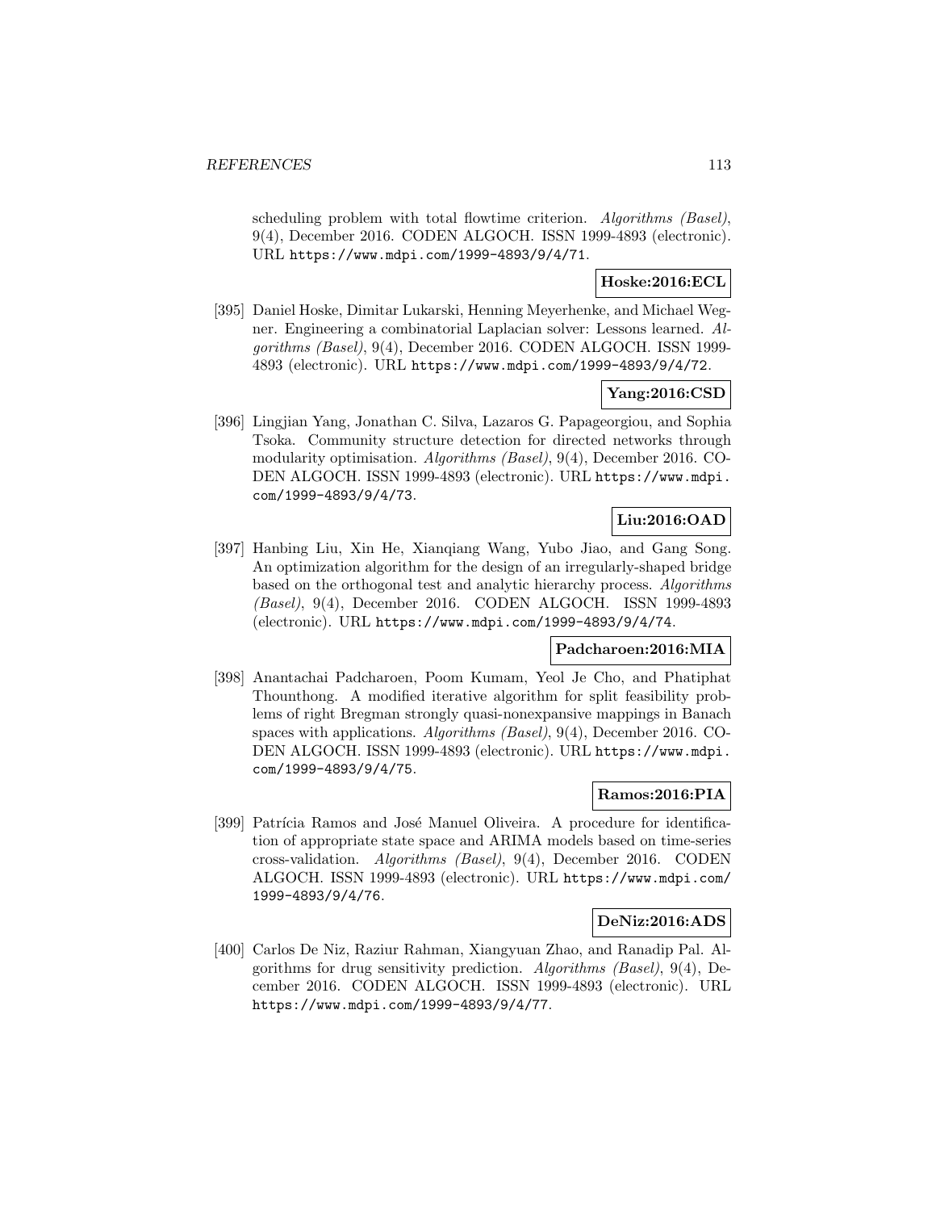scheduling problem with total flowtime criterion. *Algorithms (Basel)*, 9(4), December 2016. CODEN ALGOCH. ISSN 1999-4893 (electronic). URL https://www.mdpi.com/1999-4893/9/4/71.

**Hoske:2016:ECL**

[395] Daniel Hoske, Dimitar Lukarski, Henning Meyerhenke, and Michael Wegner. Engineering a combinatorial Laplacian solver: Lessons learned. *Algorithms (Basel)*, 9(4), December 2016. CODEN ALGOCH. ISSN 1999-4893 (electronic). URL https://www.mdpi.com/1999-4893/9/4/72.

**Yang:2016:CSD**

[396] Lingjian Yang, Jonathan C. Silva, Lazaros G. Papageorgiou, and Sophia Tsoka. Community structure detection for directed networks through modularity optimisation. *Algorithms (Basel)*, 9(4), December 2016. CODEN ALGOCH. ISSN 1999-4893 (electronic). URL https://www.mdpi.com/1999-4893/9/4/73.

**Liu:2016:OAD**

[397] Hanbing Liu, Xin He, Xianqiang Wang, Yubo Jiao, and Gang Song. An optimization algorithm for the design of an irregularly-shaped bridge based on the orthogonal test and analytic hierarchy process. *Algorithms (Basel)*, 9(4), December 2016. CODEN ALGOCH. ISSN 1999-4893 (electronic). URL https://www.mdpi.com/1999-4893/9/4/74.

**Padcharoen:2016:MIA**

[398] Anantachai Padcharoen, Poom Kumam, Yeol Je Cho, and Phatiphat Thounthong. A modified iterative algorithm for split feasibility problems of right Bregman strongly quasi-nonexpansive mappings in Banach spaces with applications. *Algorithms (Basel)*, 9(4), December 2016. CODEN ALGOCH. ISSN 1999-4893 (electronic). URL https://www.mdpi.com/1999-4893/9/4/75.

**Ramos:2016:PIA**

[399] Patrícia Ramos and José Manuel Oliveira. A procedure for identification of appropriate state space and ARIMA models based on time-series cross-validation. *Algorithms (Basel)*, 9(4), December 2016. CODEN ALGOCH. ISSN 1999-4893 (electronic). URL https://www.mdpi.com/1999-4893/9/4/76.

**DeNiz:2016:ADS**

[400] Carlos De Niz, Raziur Rahman, Xiangyuan Zhao, and Ranadip Pal. Algorithms for drug sensitivity prediction. *Algorithms (Basel)*, 9(4), December 2016. CODEN ALGOCH. ISSN 1999-4893 (electronic). URL https://www.mdpi.com/1999-4893/9/4/77.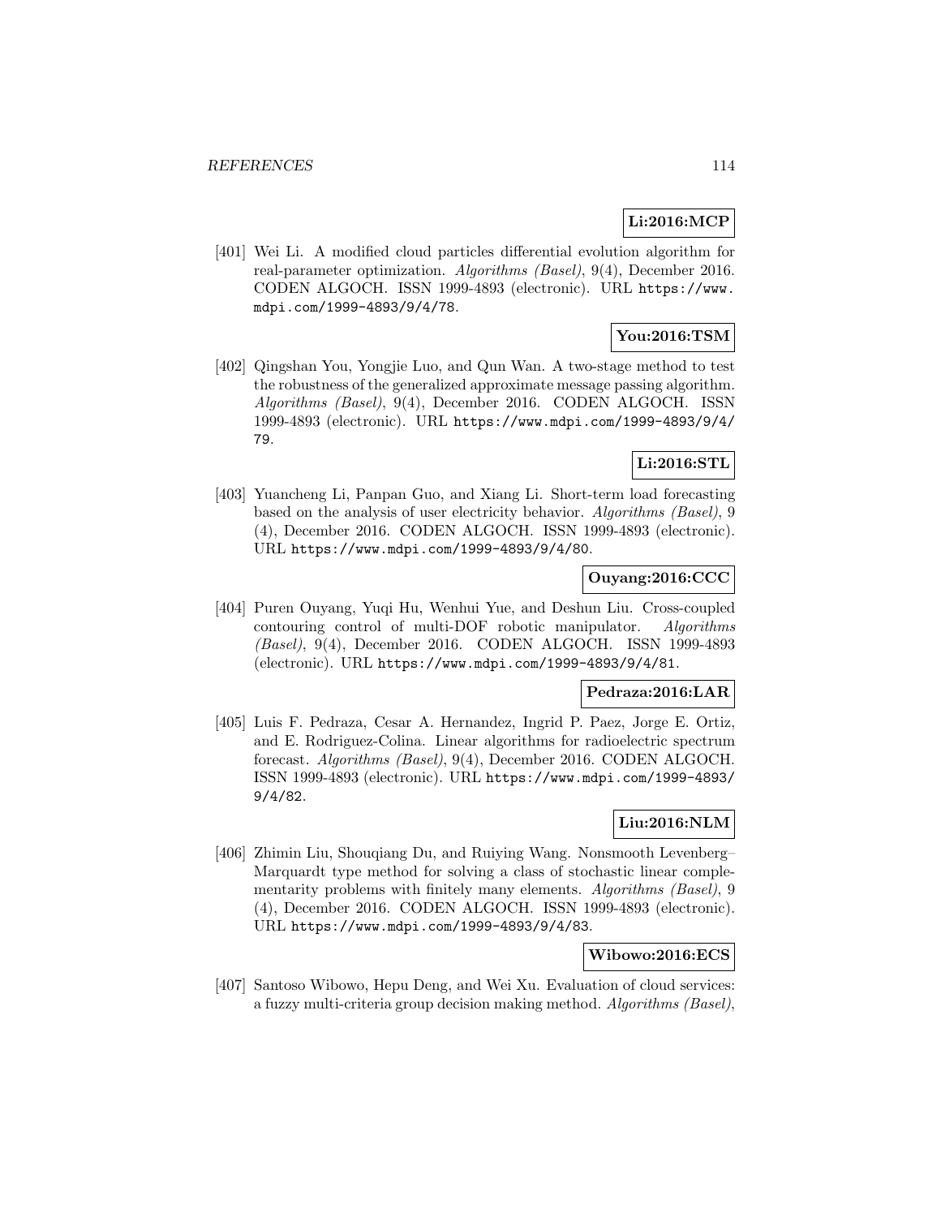**Li:2016:MCP**

[401] Wei Li. A modified cloud particles differential evolution algorithm for real-parameter optimization. *Algorithms (Basel)*, 9(4), December 2016. CODEN ALGOCH. ISSN 1999-4893 (electronic). URL `https://www.mdpi.com/1999-4893/9/4/78`.

**You:2016:TSM**

[402] Qingshan You, Yongjie Luo, and Qun Wan. A two-stage method to test the robustness of the generalized approximate message passing algorithm. *Algorithms (Basel)*, 9(4), December 2016. CODEN ALGOCH. ISSN 1999-4893 (electronic). URL `https://www.mdpi.com/1999-4893/9/4/79`.

**Li:2016:STL**

[403] Yuancheng Li, Panpan Guo, and Xiang Li. Short-term load forecasting based on the analysis of user electricity behavior. *Algorithms (Basel)*, 9 (4), December 2016. CODEN ALGOCH. ISSN 1999-4893 (electronic). URL `https://www.mdpi.com/1999-4893/9/4/80`.

**Ouyang:2016:CCC**

[404] Puren Ouyang, Yuqi Hu, Wenhui Yue, and Deshun Liu. Cross-coupled contouring control of multi-DOF robotic manipulator. *Algorithms (Basel)*, 9(4), December 2016. CODEN ALGOCH. ISSN 1999-4893 (electronic). URL `https://www.mdpi.com/1999-4893/9/4/81`.

**Pedraza:2016:LAR**

[405] Luis F. Pedraza, Cesar A. Hernandez, Ingrid P. Paez, Jorge E. Ortiz, and E. Rodriguez-Colina. Linear algorithms for radioelectric spectrum forecast. *Algorithms (Basel)*, 9(4), December 2016. CODEN ALGOCH. ISSN 1999-4893 (electronic). URL `https://www.mdpi.com/1999-4893/9/4/82`.

**Liu:2016:NLM**

[406] Zhimin Liu, Shouqiang Du, and Ruiying Wang. Nonsmooth Levenberg–Marquardt type method for solving a class of stochastic linear complementarity problems with finitely many elements. *Algorithms (Basel)*, 9 (4), December 2016. CODEN ALGOCH. ISSN 1999-4893 (electronic). URL `https://www.mdpi.com/1999-4893/9/4/83`.

**Wibowo:2016:ECS**

[407] Santoso Wibowo, Hepu Deng, and Wei Xu. Evaluation of cloud services: a fuzzy multi-criteria group decision making method. *Algorithms (Basel)*,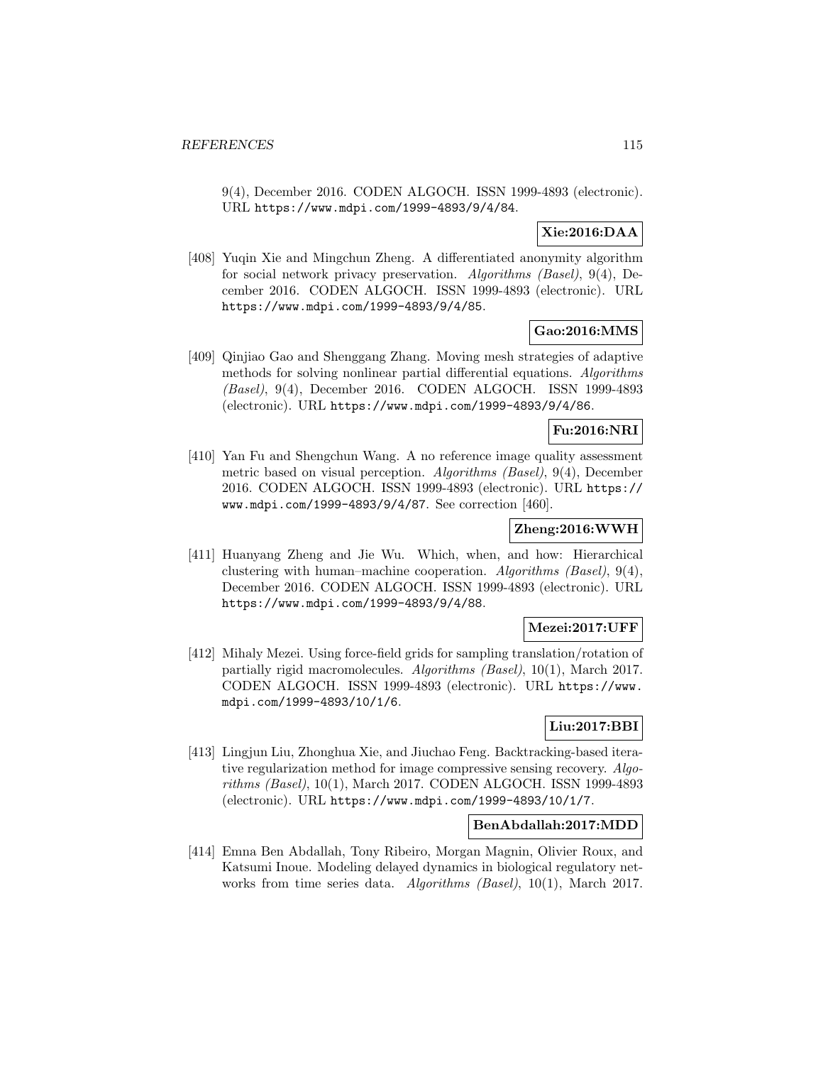9(4), December 2016. CODEN ALGOCH. ISSN 1999-4893 (electronic). URL https://www.mdpi.com/1999-4893/9/4/84.

**Xie:2016:DAA**

[408] Yuqin Xie and Mingchun Zheng. A differentiated anonymity algorithm for social network privacy preservation. *Algorithms (Basel)*, 9(4), December 2016. CODEN ALGOCH. ISSN 1999-4893 (electronic). URL https://www.mdpi.com/1999-4893/9/4/85.

**Gao:2016:MMS**

[409] Qinjiao Gao and Shenggang Zhang. Moving mesh strategies of adaptive methods for solving nonlinear partial differential equations. *Algorithms (Basel)*, 9(4), December 2016. CODEN ALGOCH. ISSN 1999-4893 (electronic). URL https://www.mdpi.com/1999-4893/9/4/86.

**Fu:2016:NRI**

[410] Yan Fu and Shengchun Wang. A no reference image quality assessment metric based on visual perception. *Algorithms (Basel)*, 9(4), December 2016. CODEN ALGOCH. ISSN 1999-4893 (electronic). URL https://www.mdpi.com/1999-4893/9/4/87. See correction [460].

**Zheng:2016:WWH**

[411] Huanyang Zheng and Jie Wu. Which, when, and how: Hierarchical clustering with human–machine cooperation. *Algorithms (Basel)*, 9(4), December 2016. CODEN ALGOCH. ISSN 1999-4893 (electronic). URL https://www.mdpi.com/1999-4893/9/4/88.

**Mezei:2017:UFF**

[412] Mihaly Mezei. Using force-field grids for sampling translation/rotation of partially rigid macromolecules. *Algorithms (Basel)*, 10(1), March 2017. CODEN ALGOCH. ISSN 1999-4893 (electronic). URL https://www.mdpi.com/1999-4893/10/1/6.

**Liu:2017:BBI**

[413] Lingjun Liu, Zhonghua Xie, and Jiuchao Feng. Backtracking-based iterative regularization method for image compressive sensing recovery. *Algorithms (Basel)*, 10(1), March 2017. CODEN ALGOCH. ISSN 1999-4893 (electronic). URL https://www.mdpi.com/1999-4893/10/1/7.

**BenAbdallah:2017:MDD**

[414] Emna Ben Abdallah, Tony Ribeiro, Morgan Magnin, Olivier Roux, and Katsumi Inoue. Modeling delayed dynamics in biological regulatory networks from time series data. *Algorithms (Basel)*, 10(1), March 2017.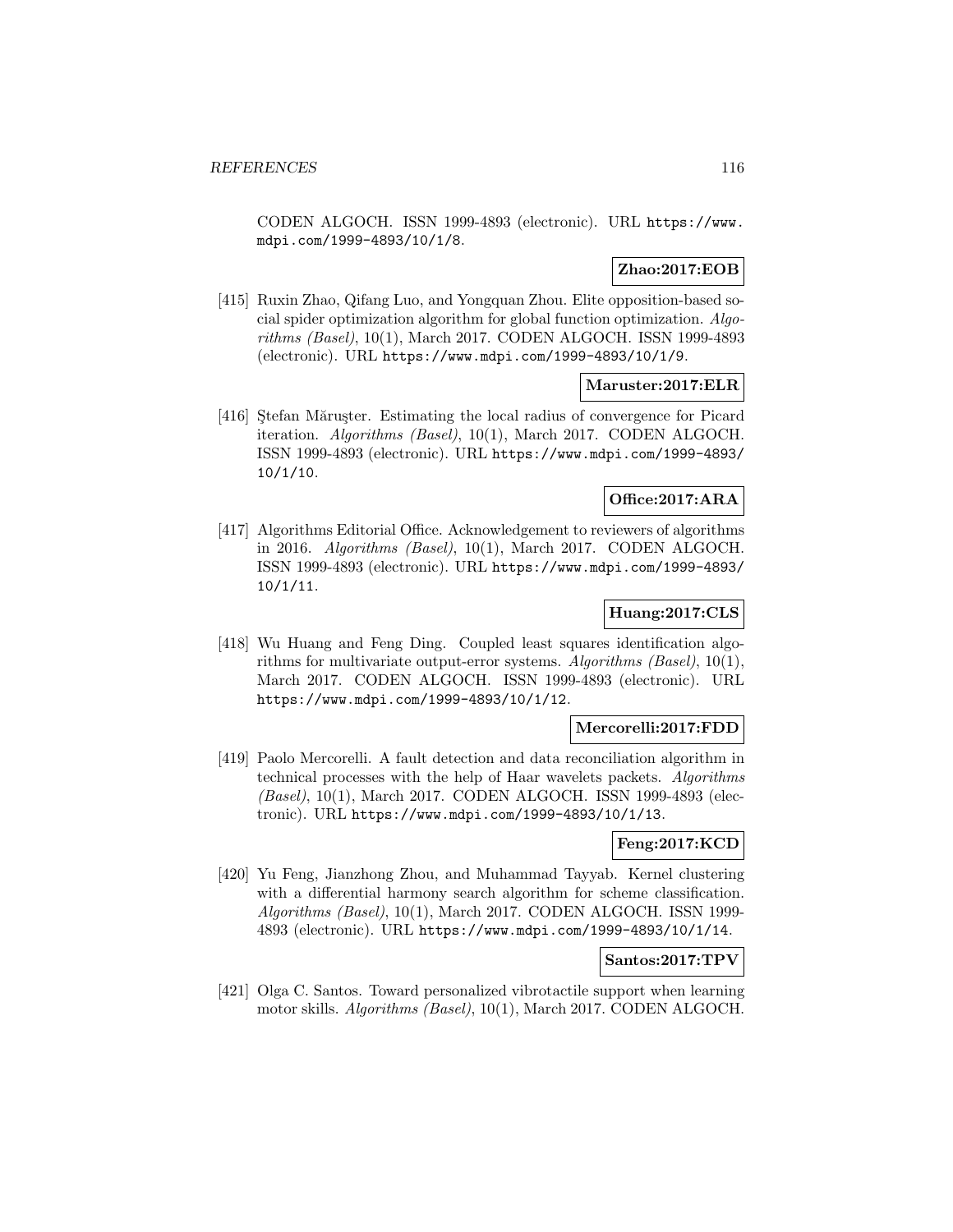CODEN ALGOCH. ISSN 1999-4893 (electronic). URL https://www.mdpi.com/1999-4893/10/1/8.

**Zhao:2017:EOB**

[415] Ruxin Zhao, Qifang Luo, and Yongquan Zhou. Elite opposition-based social spider optimization algorithm for global function optimization. *Algorithms (Basel)*, 10(1), March 2017. CODEN ALGOCH. ISSN 1999-4893 (electronic). URL https://www.mdpi.com/1999-4893/10/1/9.

**Maruster:2017:ELR**

[416] Ştefan Măruşter. Estimating the local radius of convergence for Picard iteration. *Algorithms (Basel)*, 10(1), March 2017. CODEN ALGOCH. ISSN 1999-4893 (electronic). URL https://www.mdpi.com/1999-4893/10/1/10.

**Office:2017:ARA**

[417] Algorithms Editorial Office. Acknowledgement to reviewers of algorithms in 2016. *Algorithms (Basel)*, 10(1), March 2017. CODEN ALGOCH. ISSN 1999-4893 (electronic). URL https://www.mdpi.com/1999-4893/10/1/11.

**Huang:2017:CLS**

[418] Wu Huang and Feng Ding. Coupled least squares identification algorithms for multivariate output-error systems. *Algorithms (Basel)*, 10(1), March 2017. CODEN ALGOCH. ISSN 1999-4893 (electronic). URL https://www.mdpi.com/1999-4893/10/1/12.

**Mercorelli:2017:FDD**

[419] Paolo Mercorelli. A fault detection and data reconciliation algorithm in technical processes with the help of Haar wavelets packets. *Algorithms (Basel)*, 10(1), March 2017. CODEN ALGOCH. ISSN 1999-4893 (electronic). URL https://www.mdpi.com/1999-4893/10/1/13.

**Feng:2017:KCD**

[420] Yu Feng, Jianzhong Zhou, and Muhammad Tayyab. Kernel clustering with a differential harmony search algorithm for scheme classification. *Algorithms (Basel)*, 10(1), March 2017. CODEN ALGOCH. ISSN 1999-4893 (electronic). URL https://www.mdpi.com/1999-4893/10/1/14.

**Santos:2017:TPV**

[421] Olga C. Santos. Toward personalized vibrotactile support when learning motor skills. *Algorithms (Basel)*, 10(1), March 2017. CODEN ALGOCH.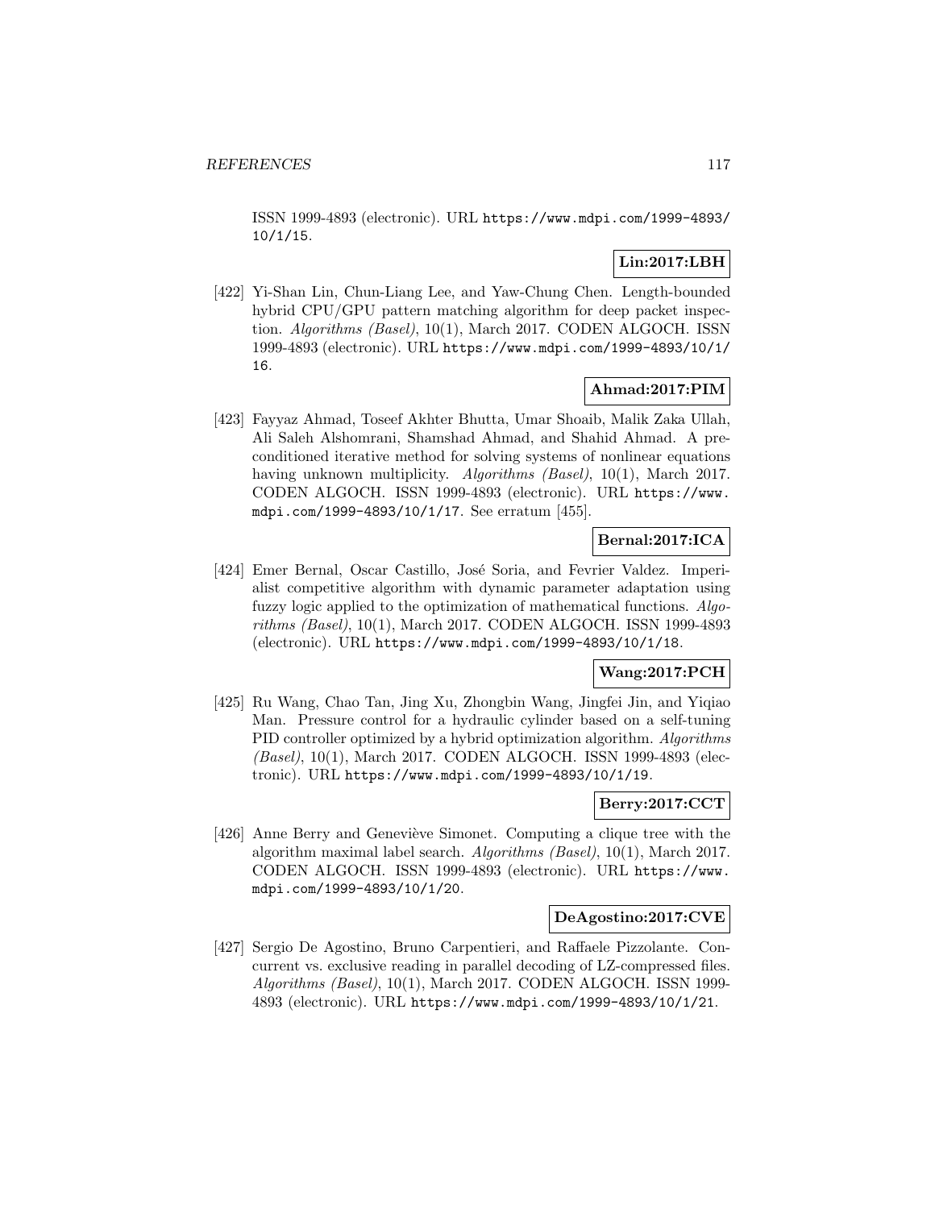ISSN 1999-4893 (electronic). URL https://www.mdpi.com/1999-4893/10/1/15.

**Lin:2017:LBH**

[422] Yi-Shan Lin, Chun-Liang Lee, and Yaw-Chung Chen. Length-bounded hybrid CPU/GPU pattern matching algorithm for deep packet inspection. *Algorithms (Basel)*, 10(1), March 2017. CODEN ALGOCH. ISSN 1999-4893 (electronic). URL https://www.mdpi.com/1999-4893/10/1/16.

**Ahmad:2017:PIM**

[423] Fayyaz Ahmad, Toseef Akhter Bhutta, Umar Shoaib, Malik Zaka Ullah, Ali Saleh Alshomrani, Shamshad Ahmad, and Shahid Ahmad. A preconditioned iterative method for solving systems of nonlinear equations having unknown multiplicity. *Algorithms (Basel)*, 10(1), March 2017. CODEN ALGOCH. ISSN 1999-4893 (electronic). URL https://www.mdpi.com/1999-4893/10/1/17. See erratum [455].

**Bernal:2017:ICA**

[424] Emer Bernal, Oscar Castillo, José Soria, and Fevrier Valdez. Imperialist competitive algorithm with dynamic parameter adaptation using fuzzy logic applied to the optimization of mathematical functions. *Algorithms (Basel)*, 10(1), March 2017. CODEN ALGOCH. ISSN 1999-4893 (electronic). URL https://www.mdpi.com/1999-4893/10/1/18.

**Wang:2017:PCH**

[425] Ru Wang, Chao Tan, Jing Xu, Zhongbin Wang, Jingfei Jin, and Yiqiao Man. Pressure control for a hydraulic cylinder based on a self-tuning PID controller optimized by a hybrid optimization algorithm. *Algorithms (Basel)*, 10(1), March 2017. CODEN ALGOCH. ISSN 1999-4893 (electronic). URL https://www.mdpi.com/1999-4893/10/1/19.

**Berry:2017:CCT**

[426] Anne Berry and Geneviève Simonet. Computing a clique tree with the algorithm maximal label search. *Algorithms (Basel)*, 10(1), March 2017. CODEN ALGOCH. ISSN 1999-4893 (electronic). URL https://www.mdpi.com/1999-4893/10/1/20.

**DeAgostino:2017:CVE**

[427] Sergio De Agostino, Bruno Carpentieri, and Raffaele Pizzolante. Concurrent vs. exclusive reading in parallel decoding of LZ-compressed files. *Algorithms (Basel)*, 10(1), March 2017. CODEN ALGOCH. ISSN 1999-4893 (electronic). URL https://www.mdpi.com/1999-4893/10/1/21.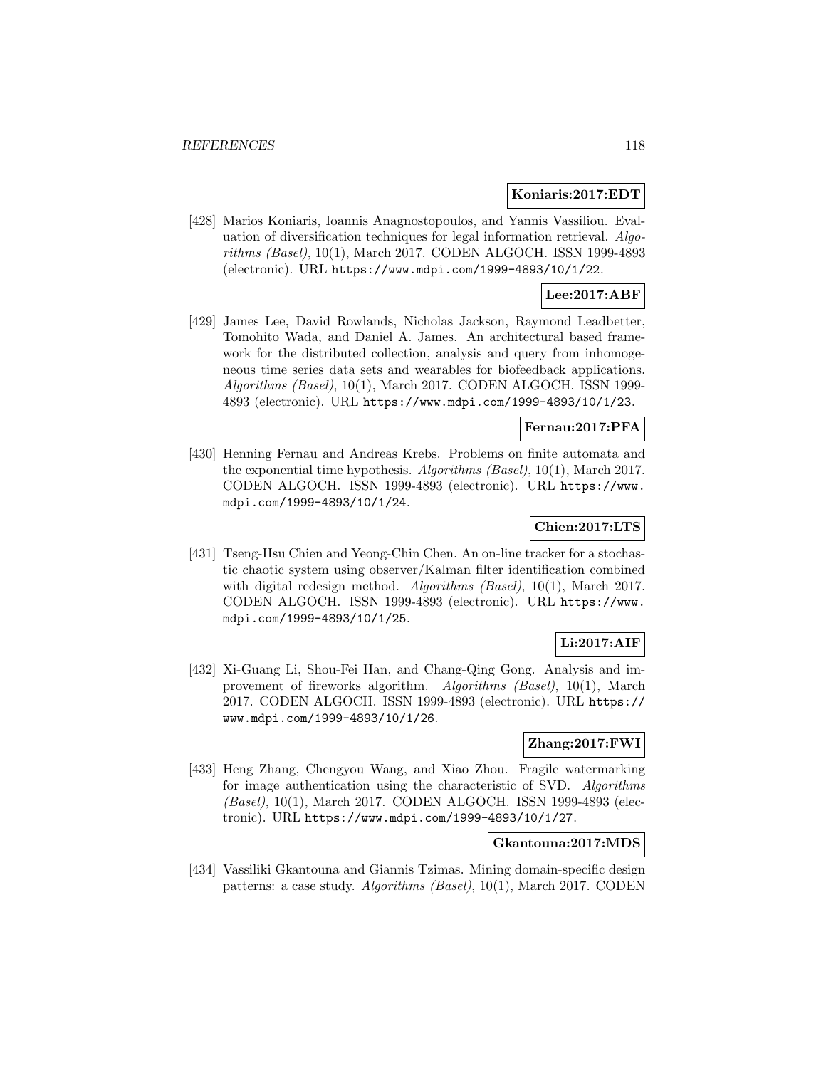**Koniaris:2017:EDT**

[428] Marios Koniaris, Ioannis Anagnostopoulos, and Yannis Vassiliou. Evaluation of diversification techniques for legal information retrieval. *Algorithms (Basel)*, 10(1), March 2017. CODEN ALGOCH. ISSN 1999-4893 (electronic). URL https://www.mdpi.com/1999-4893/10/1/22.

**Lee:2017:ABF**

[429] James Lee, David Rowlands, Nicholas Jackson, Raymond Leadbetter, Tomohito Wada, and Daniel A. James. An architectural based framework for the distributed collection, analysis and query from inhomogeneous time series data sets and wearables for biofeedback applications. *Algorithms (Basel)*, 10(1), March 2017. CODEN ALGOCH. ISSN 1999-4893 (electronic). URL https://www.mdpi.com/1999-4893/10/1/23.

**Fernau:2017:PFA**

[430] Henning Fernau and Andreas Krebs. Problems on finite automata and the exponential time hypothesis. *Algorithms (Basel)*, 10(1), March 2017. CODEN ALGOCH. ISSN 1999-4893 (electronic). URL https://www.mdpi.com/1999-4893/10/1/24.

**Chien:2017:LTS**

[431] Tseng-Hsu Chien and Yeong-Chin Chen. An on-line tracker for a stochastic chaotic system using observer/Kalman filter identification combined with digital redesign method. *Algorithms (Basel)*, 10(1), March 2017. CODEN ALGOCH. ISSN 1999-4893 (electronic). URL https://www.mdpi.com/1999-4893/10/1/25.

**Li:2017:AIF**

[432] Xi-Guang Li, Shou-Fei Han, and Chang-Qing Gong. Analysis and improvement of fireworks algorithm. *Algorithms (Basel)*, 10(1), March 2017. CODEN ALGOCH. ISSN 1999-4893 (electronic). URL https://www.mdpi.com/1999-4893/10/1/26.

**Zhang:2017:FWI**

[433] Heng Zhang, Chengyou Wang, and Xiao Zhou. Fragile watermarking for image authentication using the characteristic of SVD. *Algorithms (Basel)*, 10(1), March 2017. CODEN ALGOCH. ISSN 1999-4893 (electronic). URL https://www.mdpi.com/1999-4893/10/1/27.

**Gkantouna:2017:MDS**

[434] Vassiliki Gkantouna and Giannis Tzimas. Mining domain-specific design patterns: a case study. *Algorithms (Basel)*, 10(1), March 2017. CODEN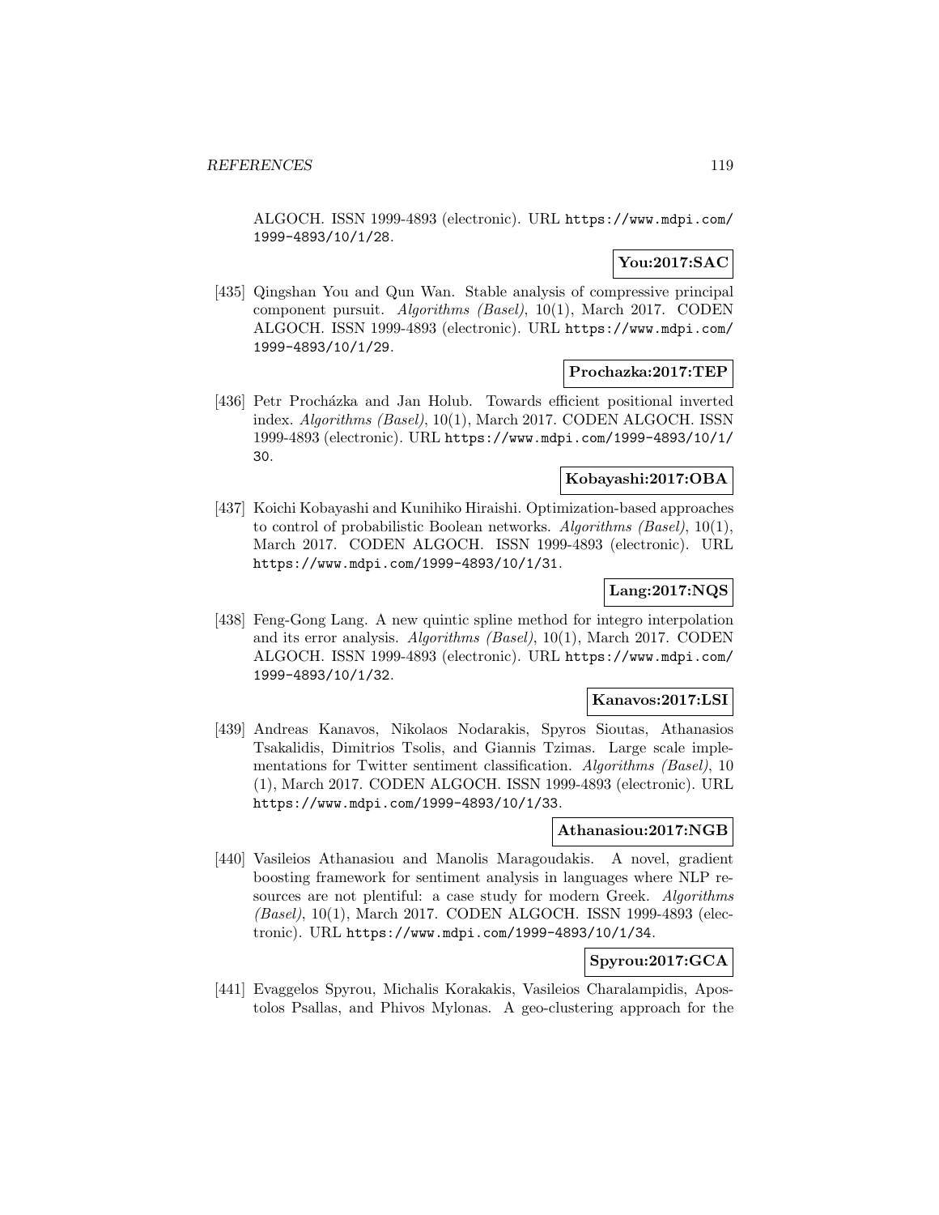ALGOCH. ISSN 1999-4893 (electronic). URL https://www.mdpi.com/1999-4893/10/1/28.

**You:2017:SAC**

[435] Qingshan You and Qun Wan. Stable analysis of compressive principal component pursuit. *Algorithms (Basel)*, 10(1), March 2017. CODEN ALGOCH. ISSN 1999-4893 (electronic). URL https://www.mdpi.com/1999-4893/10/1/29.

**Prochazka:2017:TEP**

[436] Petr Procházka and Jan Holub. Towards efficient positional inverted index. *Algorithms (Basel)*, 10(1), March 2017. CODEN ALGOCH. ISSN 1999-4893 (electronic). URL https://www.mdpi.com/1999-4893/10/1/30.

**Kobayashi:2017:OBA**

[437] Koichi Kobayashi and Kunihiko Hiraishi. Optimization-based approaches to control of probabilistic Boolean networks. *Algorithms (Basel)*, 10(1), March 2017. CODEN ALGOCH. ISSN 1999-4893 (electronic). URL https://www.mdpi.com/1999-4893/10/1/31.

**Lang:2017:NQS**

[438] Feng-Gong Lang. A new quintic spline method for integro interpolation and its error analysis. *Algorithms (Basel)*, 10(1), March 2017. CODEN ALGOCH. ISSN 1999-4893 (electronic). URL https://www.mdpi.com/1999-4893/10/1/32.

**Kanavos:2017:LSI**

[439] Andreas Kanavos, Nikolaos Nodarakis, Spyros Sioutas, Athanasios Tsakalidis, Dimitrios Tsolis, and Giannis Tzimas. Large scale implementations for Twitter sentiment classification. *Algorithms (Basel)*, 10 (1), March 2017. CODEN ALGOCH. ISSN 1999-4893 (electronic). URL https://www.mdpi.com/1999-4893/10/1/33.

**Athanasiou:2017:NGB**

[440] Vasileios Athanasiou and Manolis Maragoudakis. A novel, gradient boosting framework for sentiment analysis in languages where NLP resources are not plentiful: a case study for modern Greek. *Algorithms (Basel)*, 10(1), March 2017. CODEN ALGOCH. ISSN 1999-4893 (electronic). URL https://www.mdpi.com/1999-4893/10/1/34.

**Spyrou:2017:GCA**

[441] Evaggelos Spyrou, Michalis Korakakis, Vasileios Charalampidis, Apostolos Psallas, and Phivos Mylonas. A geo-clustering approach for the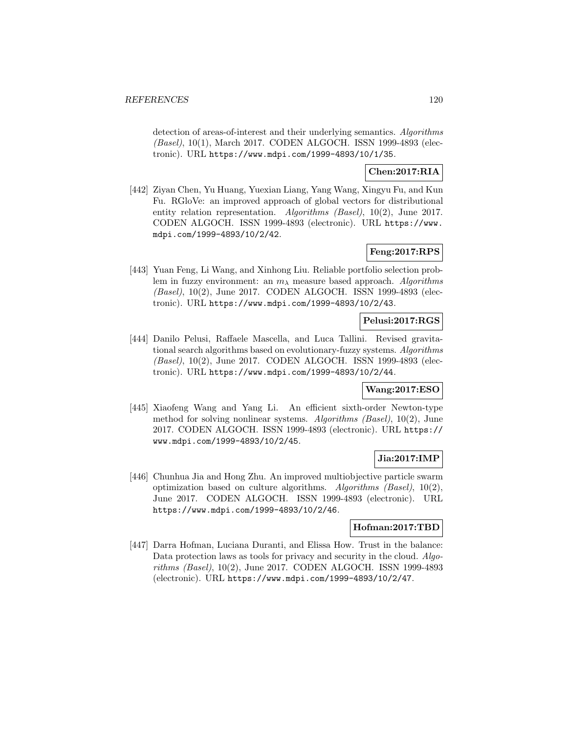detection of areas-of-interest and their underlying semantics. *Algorithms (Basel)*, 10(1), March 2017. CODEN ALGOCH. ISSN 1999-4893 (electronic). URL https://www.mdpi.com/1999-4893/10/1/35.

**Chen:2017:RIA**

[442] Ziyan Chen, Yu Huang, Yuexian Liang, Yang Wang, Xingyu Fu, and Kun Fu. RGloVe: an improved approach of global vectors for distributional entity relation representation. *Algorithms (Basel)*, 10(2), June 2017. CODEN ALGOCH. ISSN 1999-4893 (electronic). URL https://www.mdpi.com/1999-4893/10/2/42.

**Feng:2017:RPS**

[443] Yuan Feng, Li Wang, and Xinhong Liu. Reliable portfolio selection problem in fuzzy environment: an $m_\lambda$ measure based approach. *Algorithms (Basel)*, 10(2), June 2017. CODEN ALGOCH. ISSN 1999-4893 (electronic). URL https://www.mdpi.com/1999-4893/10/2/43.

**Pelusi:2017:RGS**

[444] Danilo Pelusi, Raffaele Mascella, and Luca Tallini. Revised gravitational search algorithms based on evolutionary-fuzzy systems. *Algorithms (Basel)*, 10(2), June 2017. CODEN ALGOCH. ISSN 1999-4893 (electronic). URL https://www.mdpi.com/1999-4893/10/2/44.

**Wang:2017:ESO**

[445] Xiaofeng Wang and Yang Li. An efficient sixth-order Newton-type method for solving nonlinear systems. *Algorithms (Basel)*, 10(2), June 2017. CODEN ALGOCH. ISSN 1999-4893 (electronic). URL https://www.mdpi.com/1999-4893/10/2/45.

**Jia:2017:IMP**

[446] Chunhua Jia and Hong Zhu. An improved multiobjective particle swarm optimization based on culture algorithms. *Algorithms (Basel)*, 10(2), June 2017. CODEN ALGOCH. ISSN 1999-4893 (electronic). URL https://www.mdpi.com/1999-4893/10/2/46.

**Hofman:2017:TBD**

[447] Darra Hofman, Luciana Duranti, and Elissa How. Trust in the balance: Data protection laws as tools for privacy and security in the cloud. *Algorithms (Basel)*, 10(2), June 2017. CODEN ALGOCH. ISSN 1999-4893 (electronic). URL https://www.mdpi.com/1999-4893/10/2/47.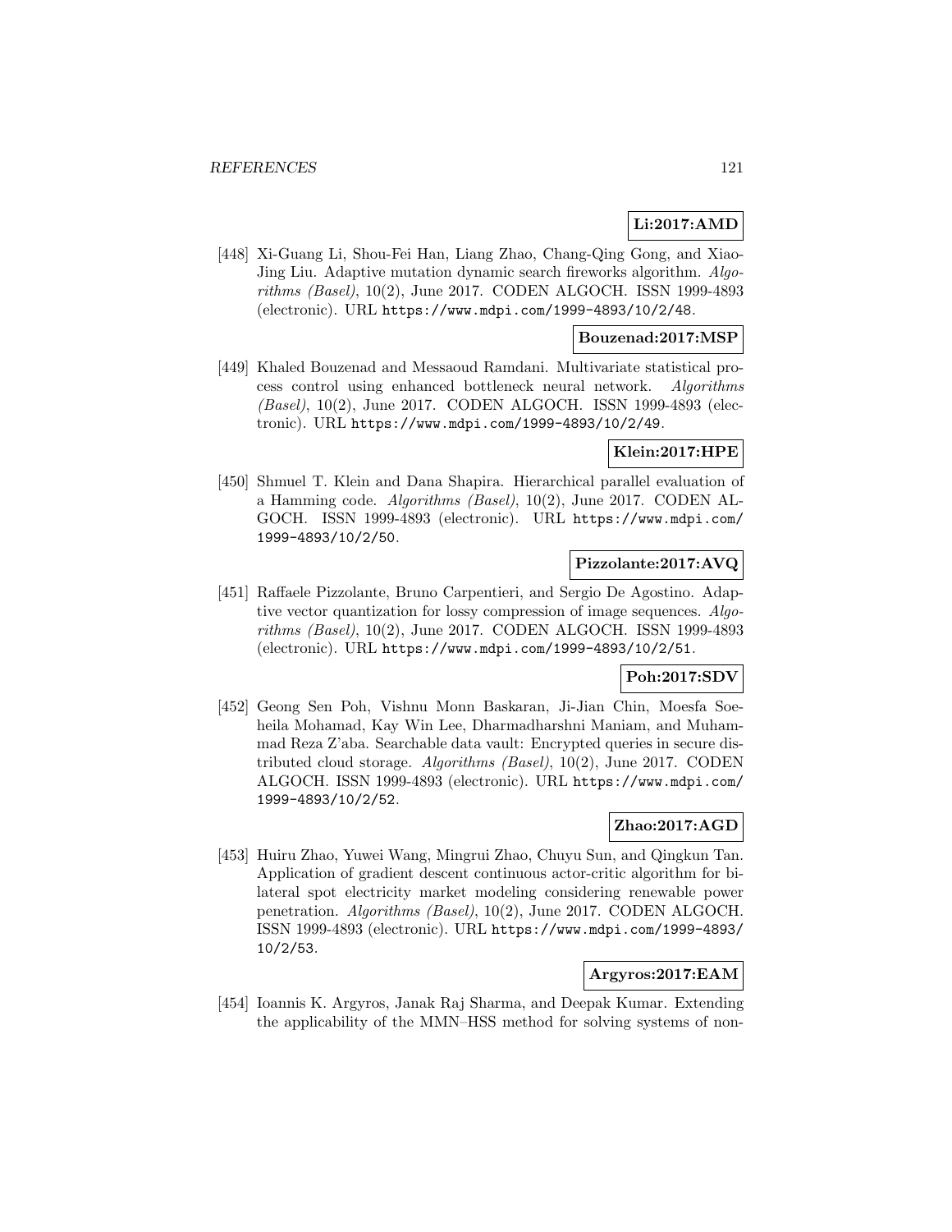**Li:2017:AMD**

[448] Xi-Guang Li, Shou-Fei Han, Liang Zhao, Chang-Qing Gong, and Xiao-Jing Liu. Adaptive mutation dynamic search fireworks algorithm. *Algorithms (Basel)*, 10(2), June 2017. CODEN ALGOCH. ISSN 1999-4893 (electronic). URL https://www.mdpi.com/1999-4893/10/2/48.

**Bouzenad:2017:MSP**

[449] Khaled Bouzenad and Messaoud Ramdani. Multivariate statistical process control using enhanced bottleneck neural network. *Algorithms (Basel)*, 10(2), June 2017. CODEN ALGOCH. ISSN 1999-4893 (electronic). URL https://www.mdpi.com/1999-4893/10/2/49.

**Klein:2017:HPE**

[450] Shmuel T. Klein and Dana Shapira. Hierarchical parallel evaluation of a Hamming code. *Algorithms (Basel)*, 10(2), June 2017. CODEN ALGOCH. ISSN 1999-4893 (electronic). URL https://www.mdpi.com/1999-4893/10/2/50.

**Pizzolante:2017:AVQ**

[451] Raffaele Pizzolante, Bruno Carpentieri, and Sergio De Agostino. Adaptive vector quantization for lossy compression of image sequences. *Algorithms (Basel)*, 10(2), June 2017. CODEN ALGOCH. ISSN 1999-4893 (electronic). URL https://www.mdpi.com/1999-4893/10/2/51.

**Poh:2017:SDV**

[452] Geong Sen Poh, Vishnu Monn Baskaran, Ji-Jian Chin, Moesfa Soeheila Mohamad, Kay Win Lee, Dharmadharshni Maniam, and Muhammad Reza Z'aba. Searchable data vault: Encrypted queries in secure distributed cloud storage. *Algorithms (Basel)*, 10(2), June 2017. CODEN ALGOCH. ISSN 1999-4893 (electronic). URL https://www.mdpi.com/1999-4893/10/2/52.

**Zhao:2017:AGD**

[453] Huiru Zhao, Yuwei Wang, Mingrui Zhao, Chuyu Sun, and Qingkun Tan. Application of gradient descent continuous actor-critic algorithm for bilateral spot electricity market modeling considering renewable power penetration. *Algorithms (Basel)*, 10(2), June 2017. CODEN ALGOCH. ISSN 1999-4893 (electronic). URL https://www.mdpi.com/1999-4893/10/2/53.

**Argyros:2017:EAM**

[454] Ioannis K. Argyros, Janak Raj Sharma, and Deepak Kumar. Extending the applicability of the MMN–HSS method for solving systems of non-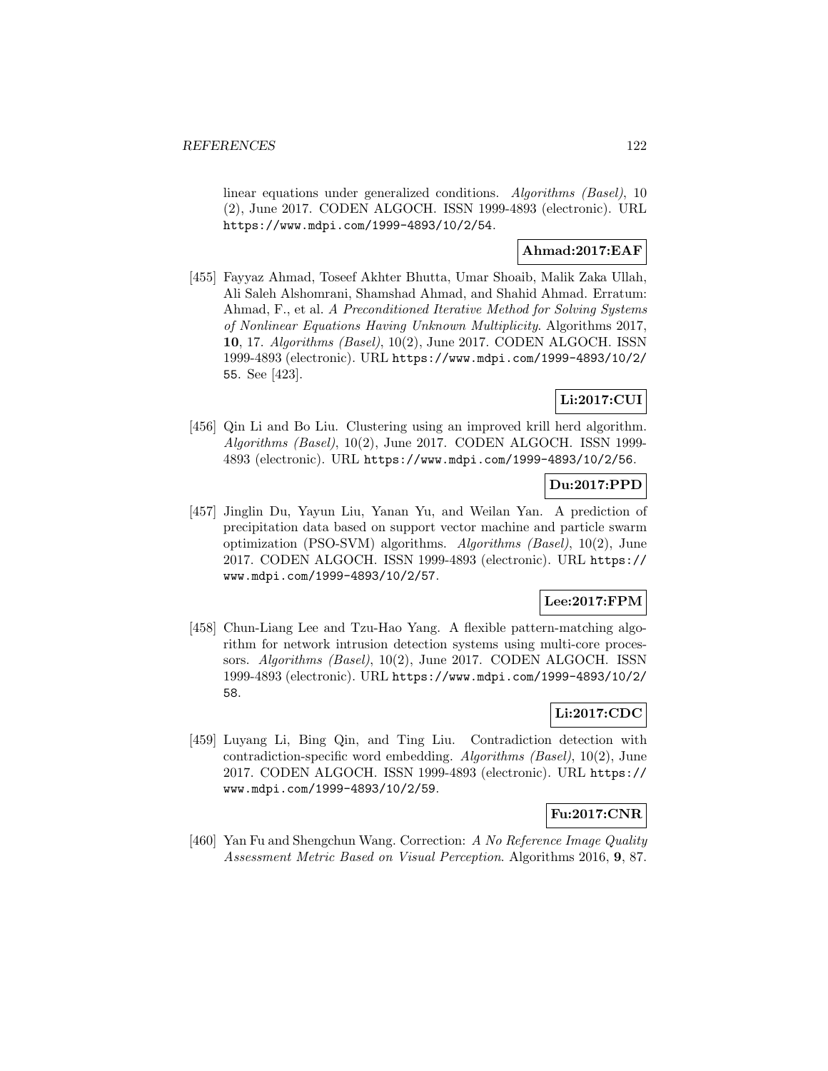linear equations under generalized conditions. *Algorithms (Basel)*, 10 (2), June 2017. CODEN ALGOCH. ISSN 1999-4893 (electronic). URL https://www.mdpi.com/1999-4893/10/2/54.

**Ahmad:2017:EAF**

[455] Fayyaz Ahmad, Toseef Akhter Bhutta, Umar Shoaib, Malik Zaka Ullah, Ali Saleh Alshomrani, Shamshad Ahmad, and Shahid Ahmad. Erratum: Ahmad, F., et al. *A Preconditioned Iterative Method for Solving Systems of Nonlinear Equations Having Unknown Multiplicity*. Algorithms 2017, **10**, 17. *Algorithms (Basel)*, 10(2), June 2017. CODEN ALGOCH. ISSN 1999-4893 (electronic). URL https://www.mdpi.com/1999-4893/10/2/55. See [423].

**Li:2017:CUI**

[456] Qin Li and Bo Liu. Clustering using an improved krill herd algorithm. *Algorithms (Basel)*, 10(2), June 2017. CODEN ALGOCH. ISSN 1999-4893 (electronic). URL https://www.mdpi.com/1999-4893/10/2/56.

**Du:2017:PPD**

[457] Jinglin Du, Yayun Liu, Yanan Yu, and Weilan Yan. A prediction of precipitation data based on support vector machine and particle swarm optimization (PSO-SVM) algorithms. *Algorithms (Basel)*, 10(2), June 2017. CODEN ALGOCH. ISSN 1999-4893 (electronic). URL https://www.mdpi.com/1999-4893/10/2/57.

**Lee:2017:FPM**

[458] Chun-Liang Lee and Tzu-Hao Yang. A flexible pattern-matching algorithm for network intrusion detection systems using multi-core processors. *Algorithms (Basel)*, 10(2), June 2017. CODEN ALGOCH. ISSN 1999-4893 (electronic). URL https://www.mdpi.com/1999-4893/10/2/58.

**Li:2017:CDC**

[459] Luyang Li, Bing Qin, and Ting Liu. Contradiction detection with contradiction-specific word embedding. *Algorithms (Basel)*, 10(2), June 2017. CODEN ALGOCH. ISSN 1999-4893 (electronic). URL https://www.mdpi.com/1999-4893/10/2/59.

**Fu:2017:CNR**

[460] Yan Fu and Shengchun Wang. Correction: *A No Reference Image Quality Assessment Metric Based on Visual Perception*. Algorithms 2016, **9**, 87.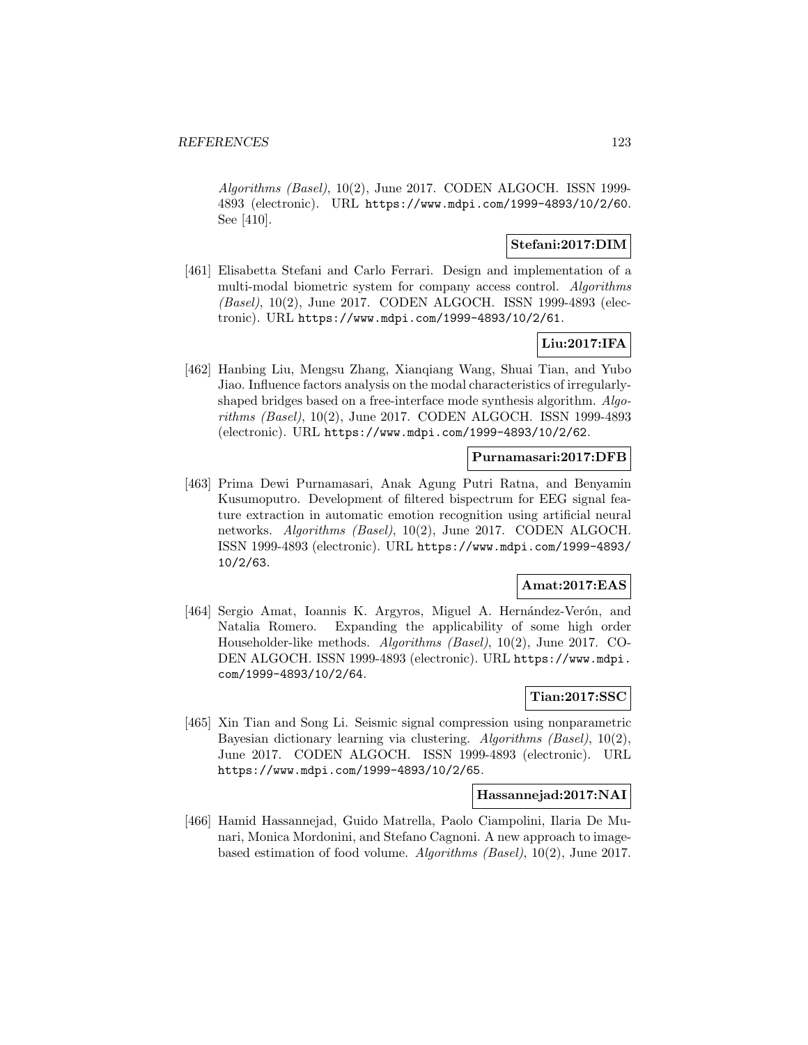*Algorithms (Basel)*, 10(2), June 2017. CODEN ALGOCH. ISSN 1999-4893 (electronic). URL `https://www.mdpi.com/1999-4893/10/2/60`. See [410].

**Stefani:2017:DIM**

[461] Elisabetta Stefani and Carlo Ferrari. Design and implementation of a multi-modal biometric system for company access control. *Algorithms (Basel)*, 10(2), June 2017. CODEN ALGOCH. ISSN 1999-4893 (electronic). URL `https://www.mdpi.com/1999-4893/10/2/61`.

**Liu:2017:IFA**

[462] Hanbing Liu, Mengsu Zhang, Xianqiang Wang, Shuai Tian, and Yubo Jiao. Influence factors analysis on the modal characteristics of irregularly-shaped bridges based on a free-interface mode synthesis algorithm. *Algorithms (Basel)*, 10(2), June 2017. CODEN ALGOCH. ISSN 1999-4893 (electronic). URL `https://www.mdpi.com/1999-4893/10/2/62`.

**Purnamasari:2017:DFB**

[463] Prima Dewi Purnamasari, Anak Agung Putri Ratna, and Benyamin Kusumoputro. Development of filtered bispectrum for EEG signal feature extraction in automatic emotion recognition using artificial neural networks. *Algorithms (Basel)*, 10(2), June 2017. CODEN ALGOCH. ISSN 1999-4893 (electronic). URL `https://www.mdpi.com/1999-4893/10/2/63`.

**Amat:2017:EAS**

[464] Sergio Amat, Ioannis K. Argyros, Miguel A. Hernández-Verón, and Natalia Romero. Expanding the applicability of some high order Householder-like methods. *Algorithms (Basel)*, 10(2), June 2017. CODEN ALGOCH. ISSN 1999-4893 (electronic). URL `https://www.mdpi.com/1999-4893/10/2/64`.

**Tian:2017:SSC**

[465] Xin Tian and Song Li. Seismic signal compression using nonparametric Bayesian dictionary learning via clustering. *Algorithms (Basel)*, 10(2), June 2017. CODEN ALGOCH. ISSN 1999-4893 (electronic). URL `https://www.mdpi.com/1999-4893/10/2/65`.

**Hassannejad:2017:NAI**

[466] Hamid Hassannejad, Guido Matrella, Paolo Ciampolini, Ilaria De Munari, Monica Mordonini, and Stefano Cagnoni. A new approach to image-based estimation of food volume. *Algorithms (Basel)*, 10(2), June 2017.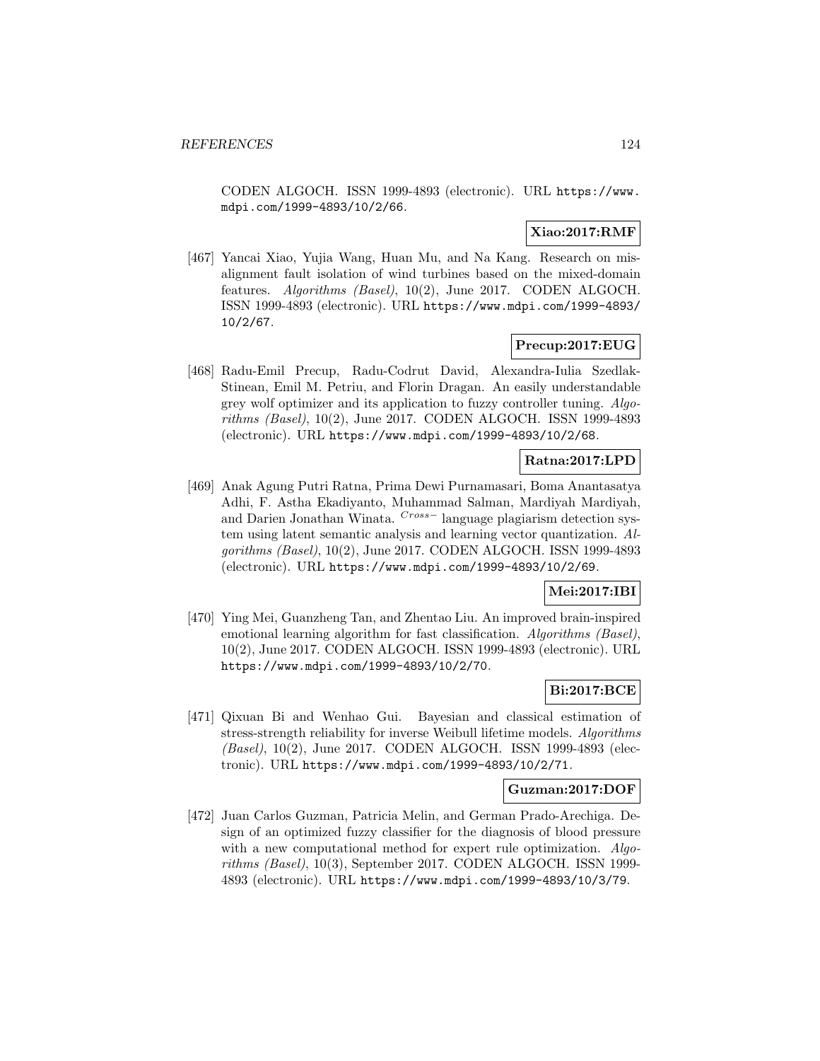CODEN ALGOCH. ISSN 1999-4893 (electronic). URL https://www.mdpi.com/1999-4893/10/2/66.

**Xiao:2017:RMF**

[467] Yancai Xiao, Yujia Wang, Huan Mu, and Na Kang. Research on misalignment fault isolation of wind turbines based on the mixed-domain features. *Algorithms (Basel)*, 10(2), June 2017. CODEN ALGOCH. ISSN 1999-4893 (electronic). URL https://www.mdpi.com/1999-4893/10/2/67.

**Precup:2017:EUG**

[468] Radu-Emil Precup, Radu-Codrut David, Alexandra-Iulia Szedlak-Stinean, Emil M. Petriu, and Florin Dragan. An easily understandable grey wolf optimizer and its application to fuzzy controller tuning. *Algorithms (Basel)*, 10(2), June 2017. CODEN ALGOCH. ISSN 1999-4893 (electronic). URL https://www.mdpi.com/1999-4893/10/2/68.

**Ratna:2017:LPD**

[469] Anak Agung Putri Ratna, Prima Dewi Purnamasari, Boma Anantasatya Adhi, F. Astha Ekadiyanto, Muhammad Salman, Mardiyah Mardiyah, and Darien Jonathan Winata. $^{Cross-}$ language plagiarism detection system using latent semantic analysis and learning vector quantization. *Algorithms (Basel)*, 10(2), June 2017. CODEN ALGOCH. ISSN 1999-4893 (electronic). URL https://www.mdpi.com/1999-4893/10/2/69.

**Mei:2017:IBI**

[470] Ying Mei, Guanzheng Tan, and Zhentao Liu. An improved brain-inspired emotional learning algorithm for fast classification. *Algorithms (Basel)*, 10(2), June 2017. CODEN ALGOCH. ISSN 1999-4893 (electronic). URL https://www.mdpi.com/1999-4893/10/2/70.

**Bi:2017:BCE**

[471] Qixuan Bi and Wenhao Gui. Bayesian and classical estimation of stress-strength reliability for inverse Weibull lifetime models. *Algorithms (Basel)*, 10(2), June 2017. CODEN ALGOCH. ISSN 1999-4893 (electronic). URL https://www.mdpi.com/1999-4893/10/2/71.

**Guzman:2017:DOF**

[472] Juan Carlos Guzman, Patricia Melin, and German Prado-Arechiga. Design of an optimized fuzzy classifier for the diagnosis of blood pressure with a new computational method for expert rule optimization. *Algorithms (Basel)*, 10(3), September 2017. CODEN ALGOCH. ISSN 1999-4893 (electronic). URL https://www.mdpi.com/1999-4893/10/3/79.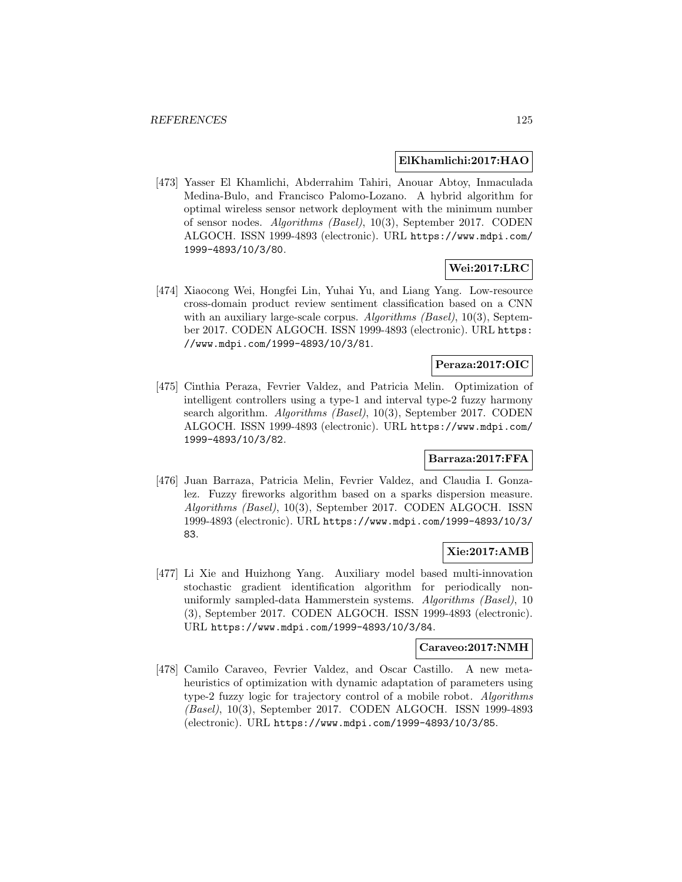**ElKhamlichi:2017:HAO**

[473] Yasser El Khamlichi, Abderrahim Tahiri, Anouar Abtoy, Inmaculada Medina-Bulo, and Francisco Palomo-Lozano. A hybrid algorithm for optimal wireless sensor network deployment with the minimum number of sensor nodes. *Algorithms (Basel)*, 10(3), September 2017. CODEN ALGOCH. ISSN 1999-4893 (electronic). URL `https://www.mdpi.com/1999-4893/10/3/80`.

**Wei:2017:LRC**

[474] Xiaocong Wei, Hongfei Lin, Yuhai Yu, and Liang Yang. Low-resource cross-domain product review sentiment classification based on a CNN with an auxiliary large-scale corpus. *Algorithms (Basel)*, 10(3), September 2017. CODEN ALGOCH. ISSN 1999-4893 (electronic). URL `https://www.mdpi.com/1999-4893/10/3/81`.

**Peraza:2017:OIC**

[475] Cinthia Peraza, Fevrier Valdez, and Patricia Melin. Optimization of intelligent controllers using a type-1 and interval type-2 fuzzy harmony search algorithm. *Algorithms (Basel)*, 10(3), September 2017. CODEN ALGOCH. ISSN 1999-4893 (electronic). URL `https://www.mdpi.com/1999-4893/10/3/82`.

**Barraza:2017:FFA**

[476] Juan Barraza, Patricia Melin, Fevrier Valdez, and Claudia I. Gonzalez. Fuzzy fireworks algorithm based on a sparks dispersion measure. *Algorithms (Basel)*, 10(3), September 2017. CODEN ALGOCH. ISSN 1999-4893 (electronic). URL `https://www.mdpi.com/1999-4893/10/3/83`.

**Xie:2017:AMB**

[477] Li Xie and Huizhong Yang. Auxiliary model based multi-innovation stochastic gradient identification algorithm for periodically non-uniformly sampled-data Hammerstein systems. *Algorithms (Basel)*, 10 (3), September 2017. CODEN ALGOCH. ISSN 1999-4893 (electronic). URL `https://www.mdpi.com/1999-4893/10/3/84`.

**Caraveo:2017:NMH**

[478] Camilo Caraveo, Fevrier Valdez, and Oscar Castillo. A new meta-heuristics of optimization with dynamic adaptation of parameters using type-2 fuzzy logic for trajectory control of a mobile robot. *Algorithms (Basel)*, 10(3), September 2017. CODEN ALGOCH. ISSN 1999-4893 (electronic). URL `https://www.mdpi.com/1999-4893/10/3/85`.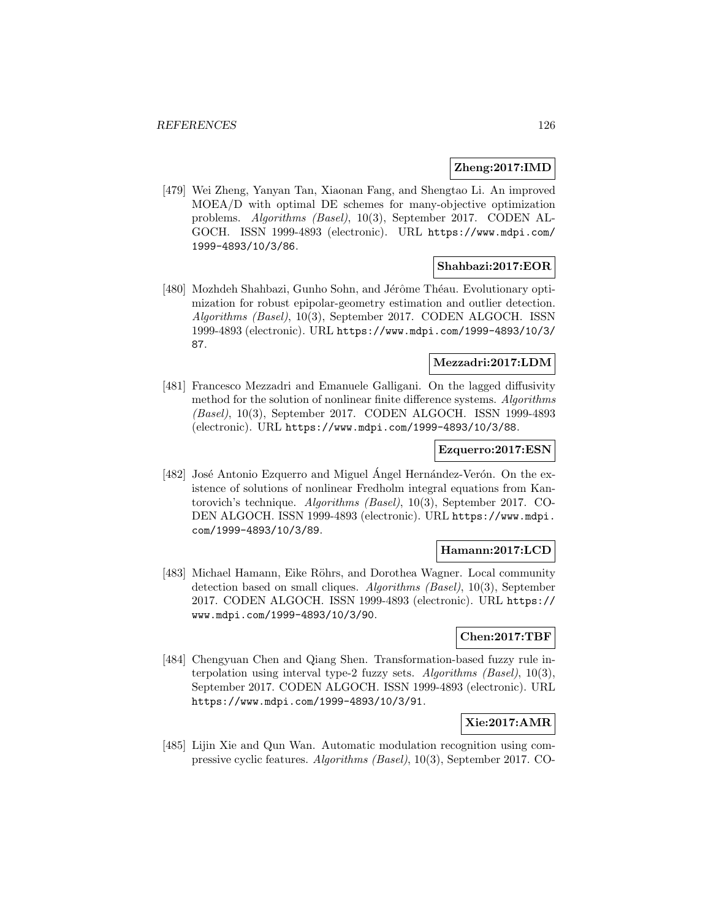**Zheng:2017:IMD**

[479] Wei Zheng, Yanyan Tan, Xiaonan Fang, and Shengtao Li. An improved MOEA/D with optimal DE schemes for many-objective optimization problems. *Algorithms (Basel)*, 10(3), September 2017. CODEN ALGOCH. ISSN 1999-4893 (electronic). URL https://www.mdpi.com/1999-4893/10/3/86.

**Shahbazi:2017:EOR**

[480] Mozhdeh Shahbazi, Gunho Sohn, and Jérôme Théau. Evolutionary optimization for robust epipolar-geometry estimation and outlier detection. *Algorithms (Basel)*, 10(3), September 2017. CODEN ALGOCH. ISSN 1999-4893 (electronic). URL https://www.mdpi.com/1999-4893/10/3/87.

**Mezzadri:2017:LDM**

[481] Francesco Mezzadri and Emanuele Galligani. On the lagged diffusivity method for the solution of nonlinear finite difference systems. *Algorithms (Basel)*, 10(3), September 2017. CODEN ALGOCH. ISSN 1999-4893 (electronic). URL https://www.mdpi.com/1999-4893/10/3/88.

**Ezquerro:2017:ESN**

[482] José Antonio Ezquerro and Miguel Ángel Hernández-Verón. On the existence of solutions of nonlinear Fredholm integral equations from Kantorovich's technique. *Algorithms (Basel)*, 10(3), September 2017. CODEN ALGOCH. ISSN 1999-4893 (electronic). URL https://www.mdpi.com/1999-4893/10/3/89.

**Hamann:2017:LCD**

[483] Michael Hamann, Eike Röhrs, and Dorothea Wagner. Local community detection based on small cliques. *Algorithms (Basel)*, 10(3), September 2017. CODEN ALGOCH. ISSN 1999-4893 (electronic). URL https://www.mdpi.com/1999-4893/10/3/90.

**Chen:2017:TBF**

[484] Chengyuan Chen and Qiang Shen. Transformation-based fuzzy rule interpolation using interval type-2 fuzzy sets. *Algorithms (Basel)*, 10(3), September 2017. CODEN ALGOCH. ISSN 1999-4893 (electronic). URL https://www.mdpi.com/1999-4893/10/3/91.

**Xie:2017:AMR**

[485] Lijin Xie and Qun Wan. Automatic modulation recognition using compressive cyclic features. *Algorithms (Basel)*, 10(3), September 2017. CO-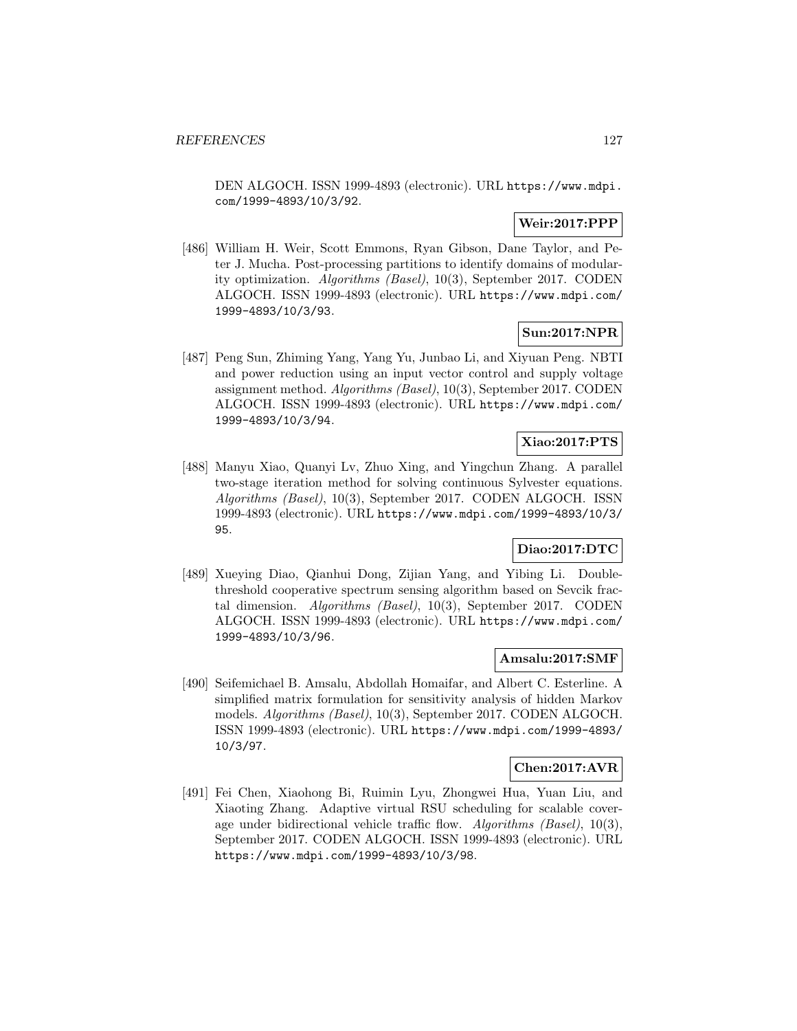DEN ALGOCH. ISSN 1999-4893 (electronic). URL https://www.mdpi.com/1999-4893/10/3/92.

**Weir:2017:PPP**

[486] William H. Weir, Scott Emmons, Ryan Gibson, Dane Taylor, and Peter J. Mucha. Post-processing partitions to identify domains of modularity optimization. *Algorithms (Basel)*, 10(3), September 2017. CODEN ALGOCH. ISSN 1999-4893 (electronic). URL https://www.mdpi.com/1999-4893/10/3/93.

**Sun:2017:NPR**

[487] Peng Sun, Zhiming Yang, Yang Yu, Junbao Li, and Xiyuan Peng. NBTI and power reduction using an input vector control and supply voltage assignment method. *Algorithms (Basel)*, 10(3), September 2017. CODEN ALGOCH. ISSN 1999-4893 (electronic). URL https://www.mdpi.com/1999-4893/10/3/94.

**Xiao:2017:PTS**

[488] Manyu Xiao, Quanyi Lv, Zhuo Xing, and Yingchun Zhang. A parallel two-stage iteration method for solving continuous Sylvester equations. *Algorithms (Basel)*, 10(3), September 2017. CODEN ALGOCH. ISSN 1999-4893 (electronic). URL https://www.mdpi.com/1999-4893/10/3/95.

**Diao:2017:DTC**

[489] Xueying Diao, Qianhui Dong, Zijian Yang, and Yibing Li. Double-threshold cooperative spectrum sensing algorithm based on Sevcik fractal dimension. *Algorithms (Basel)*, 10(3), September 2017. CODEN ALGOCH. ISSN 1999-4893 (electronic). URL https://www.mdpi.com/1999-4893/10/3/96.

**Amsalu:2017:SMF**

[490] Seifemichael B. Amsalu, Abdollah Homaifar, and Albert C. Esterline. A simplified matrix formulation for sensitivity analysis of hidden Markov models. *Algorithms (Basel)*, 10(3), September 2017. CODEN ALGOCH. ISSN 1999-4893 (electronic). URL https://www.mdpi.com/1999-4893/10/3/97.

**Chen:2017:AVR**

[491] Fei Chen, Xiaohong Bi, Ruimin Lyu, Zhongwei Hua, Yuan Liu, and Xiaoting Zhang. Adaptive virtual RSU scheduling for scalable coverage under bidirectional vehicle traffic flow. *Algorithms (Basel)*, 10(3), September 2017. CODEN ALGOCH. ISSN 1999-4893 (electronic). URL https://www.mdpi.com/1999-4893/10/3/98.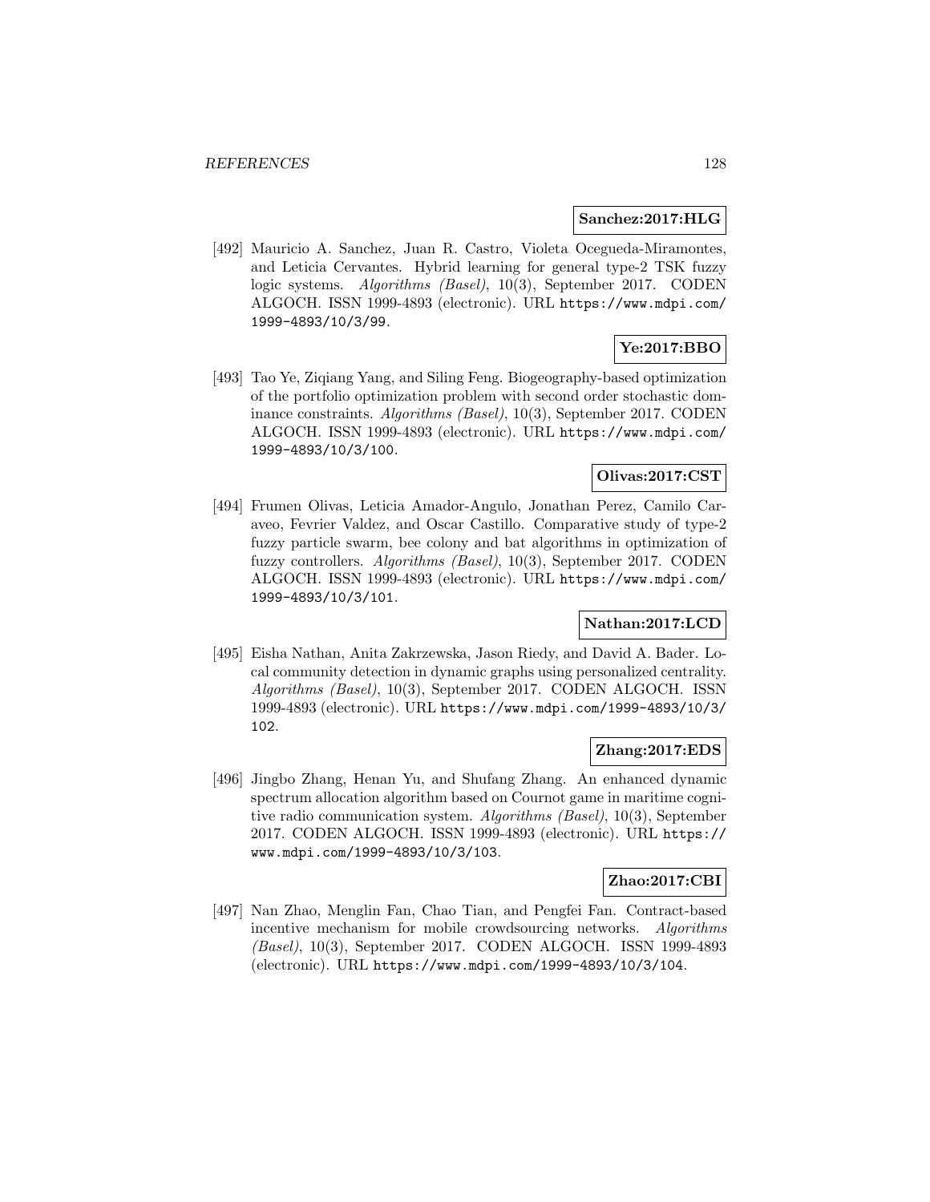**Sanchez:2017:HLG**

[492] Mauricio A. Sanchez, Juan R. Castro, Violeta Ocegueda-Miramontes, and Leticia Cervantes. Hybrid learning for general type-2 TSK fuzzy logic systems. *Algorithms (Basel)*, 10(3), September 2017. CODEN ALGOCH. ISSN 1999-4893 (electronic). URL https://www.mdpi.com/1999-4893/10/3/99.

**Ye:2017:BBO**

[493] Tao Ye, Ziqiang Yang, and Siling Feng. Biogeography-based optimization of the portfolio optimization problem with second order stochastic dominance constraints. *Algorithms (Basel)*, 10(3), September 2017. CODEN ALGOCH. ISSN 1999-4893 (electronic). URL https://www.mdpi.com/1999-4893/10/3/100.

**Olivas:2017:CST**

[494] Frumen Olivas, Leticia Amador-Angulo, Jonathan Perez, Camilo Caraveo, Fevrier Valdez, and Oscar Castillo. Comparative study of type-2 fuzzy particle swarm, bee colony and bat algorithms in optimization of fuzzy controllers. *Algorithms (Basel)*, 10(3), September 2017. CODEN ALGOCH. ISSN 1999-4893 (electronic). URL https://www.mdpi.com/1999-4893/10/3/101.

**Nathan:2017:LCD**

[495] Eisha Nathan, Anita Zakrzewska, Jason Riedy, and David A. Bader. Local community detection in dynamic graphs using personalized centrality. *Algorithms (Basel)*, 10(3), September 2017. CODEN ALGOCH. ISSN 1999-4893 (electronic). URL https://www.mdpi.com/1999-4893/10/3/102.

**Zhang:2017:EDS**

[496] Jingbo Zhang, Henan Yu, and Shufang Zhang. An enhanced dynamic spectrum allocation algorithm based on Cournot game in maritime cognitive radio communication system. *Algorithms (Basel)*, 10(3), September 2017. CODEN ALGOCH. ISSN 1999-4893 (electronic). URL https://www.mdpi.com/1999-4893/10/3/103.

**Zhao:2017:CBI**

[497] Nan Zhao, Menglin Fan, Chao Tian, and Pengfei Fan. Contract-based incentive mechanism for mobile crowdsourcing networks. *Algorithms (Basel)*, 10(3), September 2017. CODEN ALGOCH. ISSN 1999-4893 (electronic). URL https://www.mdpi.com/1999-4893/10/3/104.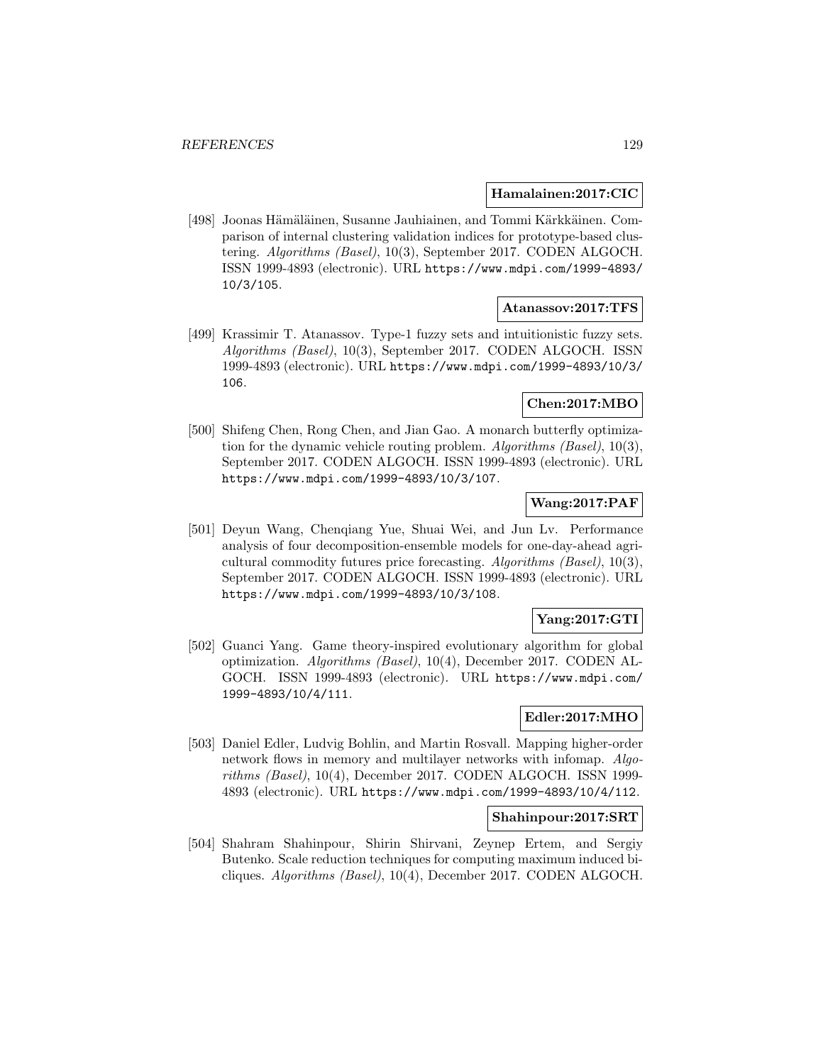**Hamalainen:2017:CIC**

[498] Joonas Hämäläinen, Susanne Jauhiainen, and Tommi Kärkkäinen. Comparison of internal clustering validation indices for prototype-based clustering. *Algorithms (Basel)*, 10(3), September 2017. CODEN ALGOCH. ISSN 1999-4893 (electronic). URL https://www.mdpi.com/1999-4893/10/3/105.

**Atanassov:2017:TFS**

[499] Krassimir T. Atanassov. Type-1 fuzzy sets and intuitionistic fuzzy sets. *Algorithms (Basel)*, 10(3), September 2017. CODEN ALGOCH. ISSN 1999-4893 (electronic). URL https://www.mdpi.com/1999-4893/10/3/106.

**Chen:2017:MBO**

[500] Shifeng Chen, Rong Chen, and Jian Gao. A monarch butterfly optimization for the dynamic vehicle routing problem. *Algorithms (Basel)*, 10(3), September 2017. CODEN ALGOCH. ISSN 1999-4893 (electronic). URL https://www.mdpi.com/1999-4893/10/3/107.

**Wang:2017:PAF**

[501] Deyun Wang, Chenqiang Yue, Shuai Wei, and Jun Lv. Performance analysis of four decomposition-ensemble models for one-day-ahead agricultural commodity futures price forecasting. *Algorithms (Basel)*, 10(3), September 2017. CODEN ALGOCH. ISSN 1999-4893 (electronic). URL https://www.mdpi.com/1999-4893/10/3/108.

**Yang:2017:GTI**

[502] Guanci Yang. Game theory-inspired evolutionary algorithm for global optimization. *Algorithms (Basel)*, 10(4), December 2017. CODEN ALGOCH. ISSN 1999-4893 (electronic). URL https://www.mdpi.com/1999-4893/10/4/111.

**Edler:2017:MHO**

[503] Daniel Edler, Ludvig Bohlin, and Martin Rosvall. Mapping higher-order network flows in memory and multilayer networks with infomap. *Algorithms (Basel)*, 10(4), December 2017. CODEN ALGOCH. ISSN 1999-4893 (electronic). URL https://www.mdpi.com/1999-4893/10/4/112.

**Shahinpour:2017:SRT**

[504] Shahram Shahinpour, Shirin Shirvani, Zeynep Ertem, and Sergiy Butenko. Scale reduction techniques for computing maximum induced bicliques. *Algorithms (Basel)*, 10(4), December 2017. CODEN ALGOCH.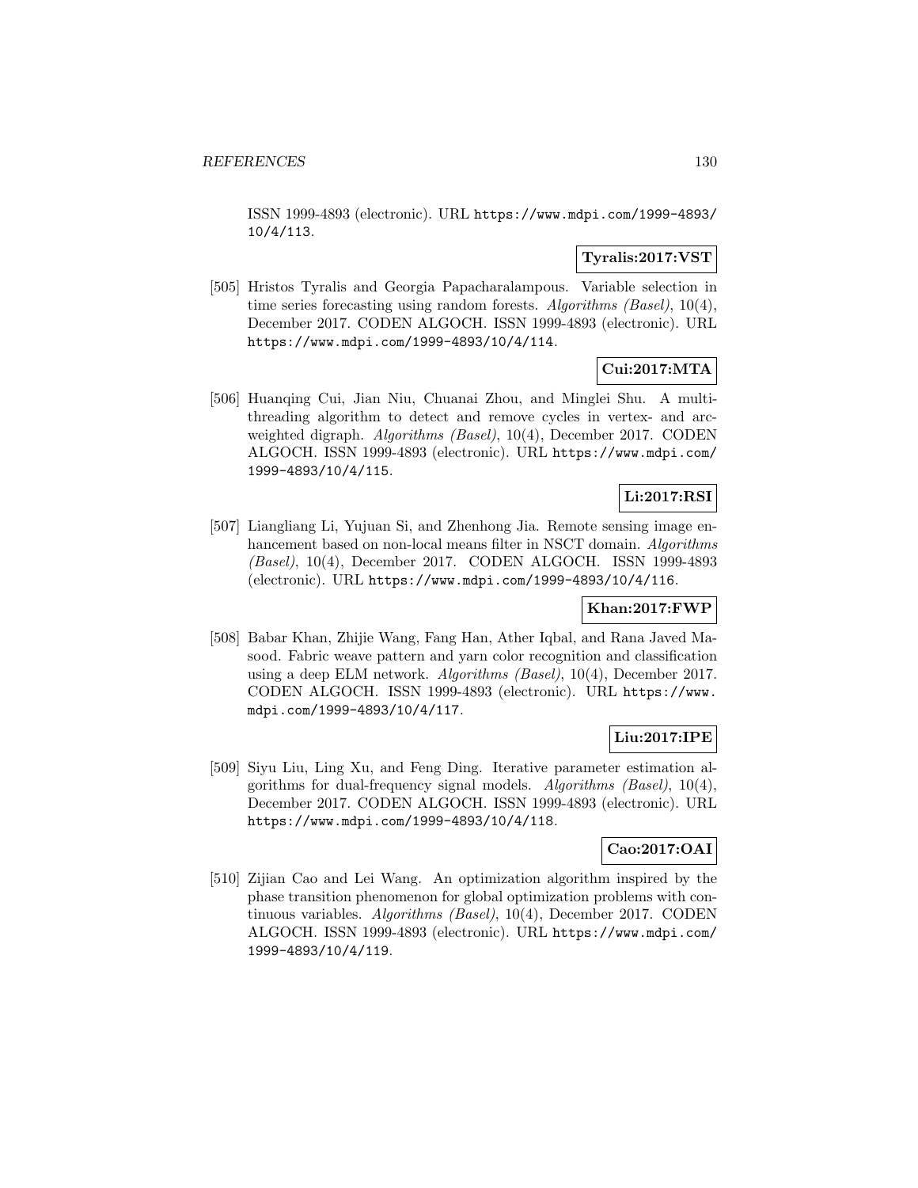ISSN 1999-4893 (electronic). URL https://www.mdpi.com/1999-4893/10/4/113.

**Tyralis:2017:VST**

[505] Hristos Tyralis and Georgia Papacharalampous. Variable selection in time series forecasting using random forests. *Algorithms (Basel)*, 10(4), December 2017. CODEN ALGOCH. ISSN 1999-4893 (electronic). URL https://www.mdpi.com/1999-4893/10/4/114.

**Cui:2017:MTA**

[506] Huanqing Cui, Jian Niu, Chuanai Zhou, and Minglei Shu. A multi-threading algorithm to detect and remove cycles in vertex- and arc-weighted digraph. *Algorithms (Basel)*, 10(4), December 2017. CODEN ALGOCH. ISSN 1999-4893 (electronic). URL https://www.mdpi.com/1999-4893/10/4/115.

**Li:2017:RSI**

[507] Liangliang Li, Yujuan Si, and Zhenhong Jia. Remote sensing image enhancement based on non-local means filter in NSCT domain. *Algorithms (Basel)*, 10(4), December 2017. CODEN ALGOCH. ISSN 1999-4893 (electronic). URL https://www.mdpi.com/1999-4893/10/4/116.

**Khan:2017:FWP**

[508] Babar Khan, Zhijie Wang, Fang Han, Ather Iqbal, and Rana Javed Masood. Fabric weave pattern and yarn color recognition and classification using a deep ELM network. *Algorithms (Basel)*, 10(4), December 2017. CODEN ALGOCH. ISSN 1999-4893 (electronic). URL https://www.mdpi.com/1999-4893/10/4/117.

**Liu:2017:IPE**

[509] Siyu Liu, Ling Xu, and Feng Ding. Iterative parameter estimation algorithms for dual-frequency signal models. *Algorithms (Basel)*, 10(4), December 2017. CODEN ALGOCH. ISSN 1999-4893 (electronic). URL https://www.mdpi.com/1999-4893/10/4/118.

**Cao:2017:OAI**

[510] Zijian Cao and Lei Wang. An optimization algorithm inspired by the phase transition phenomenon for global optimization problems with continuous variables. *Algorithms (Basel)*, 10(4), December 2017. CODEN ALGOCH. ISSN 1999-4893 (electronic). URL https://www.mdpi.com/1999-4893/10/4/119.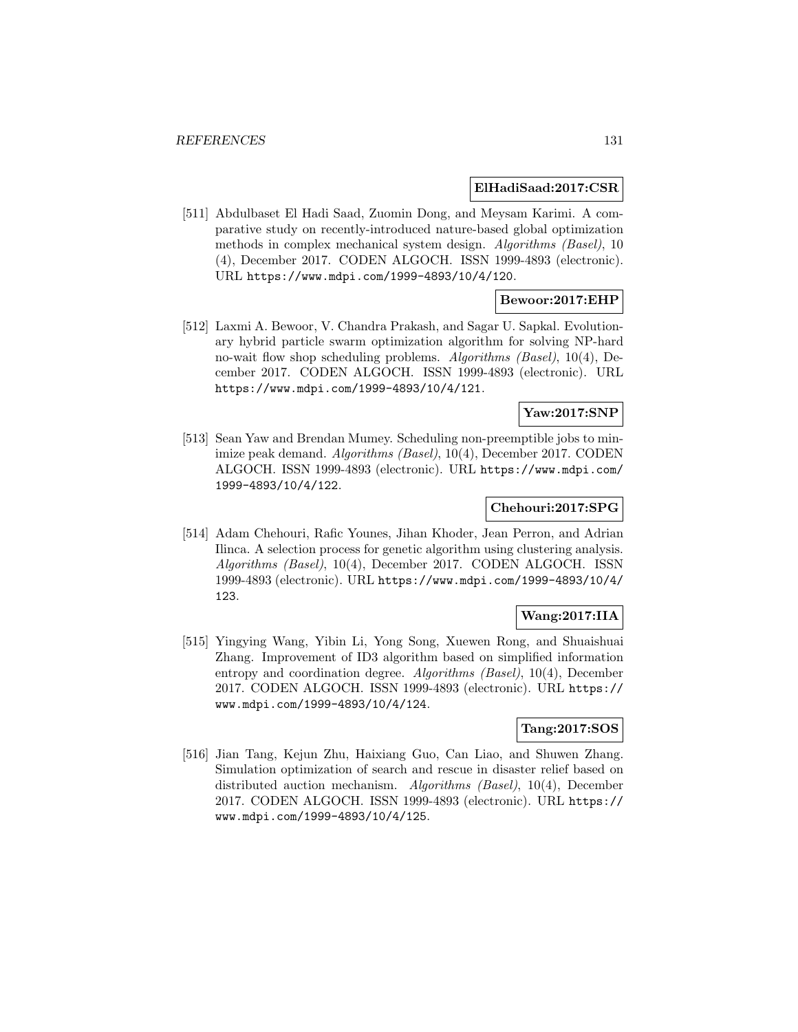**ElHadiSaad:2017:CSR**

[511] Abdulbaset El Hadi Saad, Zuomin Dong, and Meysam Karimi. A comparative study on recently-introduced nature-based global optimization methods in complex mechanical system design. *Algorithms (Basel)*, 10 (4), December 2017. CODEN ALGOCH. ISSN 1999-4893 (electronic). URL https://www.mdpi.com/1999-4893/10/4/120.

**Bewoor:2017:EHP**

[512] Laxmi A. Bewoor, V. Chandra Prakash, and Sagar U. Sapkal. Evolutionary hybrid particle swarm optimization algorithm for solving NP-hard no-wait flow shop scheduling problems. *Algorithms (Basel)*, 10(4), December 2017. CODEN ALGOCH. ISSN 1999-4893 (electronic). URL https://www.mdpi.com/1999-4893/10/4/121.

**Yaw:2017:SNP**

[513] Sean Yaw and Brendan Mumey. Scheduling non-preemptible jobs to minimize peak demand. *Algorithms (Basel)*, 10(4), December 2017. CODEN ALGOCH. ISSN 1999-4893 (electronic). URL https://www.mdpi.com/1999-4893/10/4/122.

**Chehouri:2017:SPG**

[514] Adam Chehouri, Rafic Younes, Jihan Khoder, Jean Perron, and Adrian Ilinca. A selection process for genetic algorithm using clustering analysis. *Algorithms (Basel)*, 10(4), December 2017. CODEN ALGOCH. ISSN 1999-4893 (electronic). URL https://www.mdpi.com/1999-4893/10/4/123.

**Wang:2017:IIA**

[515] Yingying Wang, Yibin Li, Yong Song, Xuewen Rong, and Shuaishuai Zhang. Improvement of ID3 algorithm based on simplified information entropy and coordination degree. *Algorithms (Basel)*, 10(4), December 2017. CODEN ALGOCH. ISSN 1999-4893 (electronic). URL https://www.mdpi.com/1999-4893/10/4/124.

**Tang:2017:SOS**

[516] Jian Tang, Kejun Zhu, Haixiang Guo, Can Liao, and Shuwen Zhang. Simulation optimization of search and rescue in disaster relief based on distributed auction mechanism. *Algorithms (Basel)*, 10(4), December 2017. CODEN ALGOCH. ISSN 1999-4893 (electronic). URL https://www.mdpi.com/1999-4893/10/4/125.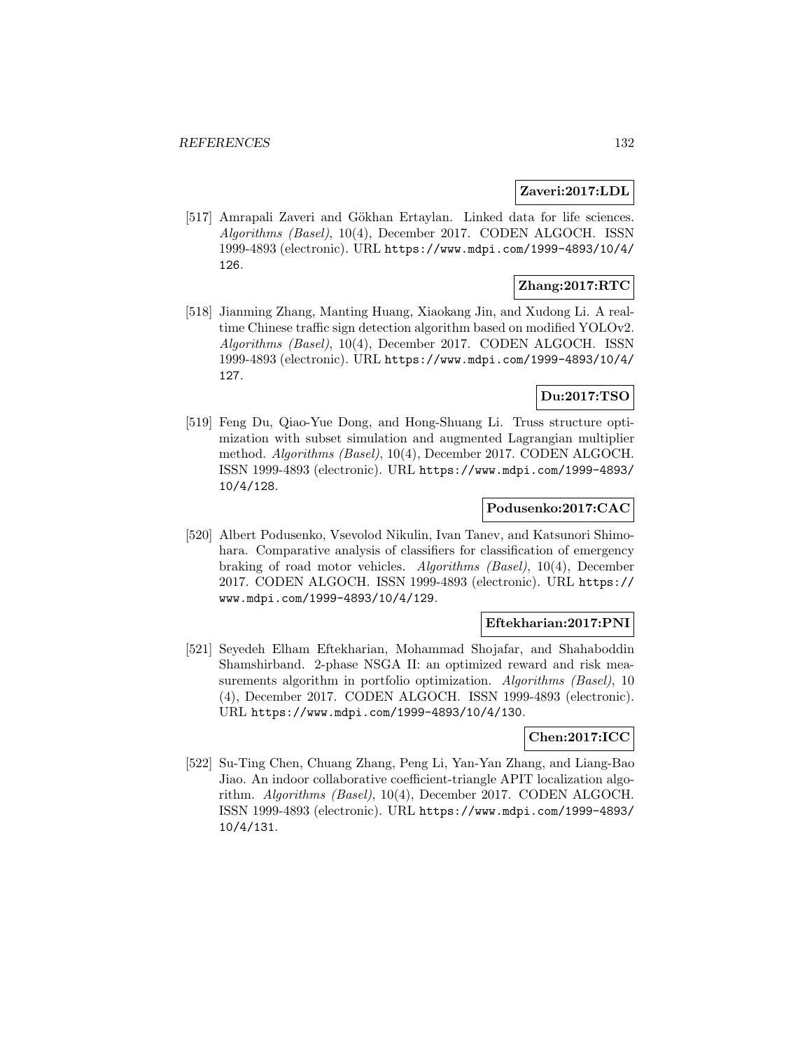**Zaveri:2017:LDL**

[517] Amrapali Zaveri and Gökhan Ertaylan. Linked data for life sciences. *Algorithms (Basel)*, 10(4), December 2017. CODEN ALGOCH. ISSN 1999-4893 (electronic). URL https://www.mdpi.com/1999-4893/10/4/126.

**Zhang:2017:RTC**

[518] Jianming Zhang, Manting Huang, Xiaokang Jin, and Xudong Li. A realtime Chinese traffic sign detection algorithm based on modified YOLOv2. *Algorithms (Basel)*, 10(4), December 2017. CODEN ALGOCH. ISSN 1999-4893 (electronic). URL https://www.mdpi.com/1999-4893/10/4/127.

**Du:2017:TSO**

[519] Feng Du, Qiao-Yue Dong, and Hong-Shuang Li. Truss structure optimization with subset simulation and augmented Lagrangian multiplier method. *Algorithms (Basel)*, 10(4), December 2017. CODEN ALGOCH. ISSN 1999-4893 (electronic). URL https://www.mdpi.com/1999-4893/10/4/128.

**Podusenko:2017:CAC**

[520] Albert Podusenko, Vsevolod Nikulin, Ivan Tanev, and Katsunori Shimohara. Comparative analysis of classifiers for classification of emergency braking of road motor vehicles. *Algorithms (Basel)*, 10(4), December 2017. CODEN ALGOCH. ISSN 1999-4893 (electronic). URL https://www.mdpi.com/1999-4893/10/4/129.

**Eftekharian:2017:PNI**

[521] Seyedeh Elham Eftekharian, Mohammad Shojafar, and Shahaboddin Shamshirband. 2-phase NSGA II: an optimized reward and risk measurements algorithm in portfolio optimization. *Algorithms (Basel)*, 10 (4), December 2017. CODEN ALGOCH. ISSN 1999-4893 (electronic). URL https://www.mdpi.com/1999-4893/10/4/130.

**Chen:2017:ICC**

[522] Su-Ting Chen, Chuang Zhang, Peng Li, Yan-Yan Zhang, and Liang-Bao Jiao. An indoor collaborative coefficient-triangle APIT localization algorithm. *Algorithms (Basel)*, 10(4), December 2017. CODEN ALGOCH. ISSN 1999-4893 (electronic). URL https://www.mdpi.com/1999-4893/10/4/131.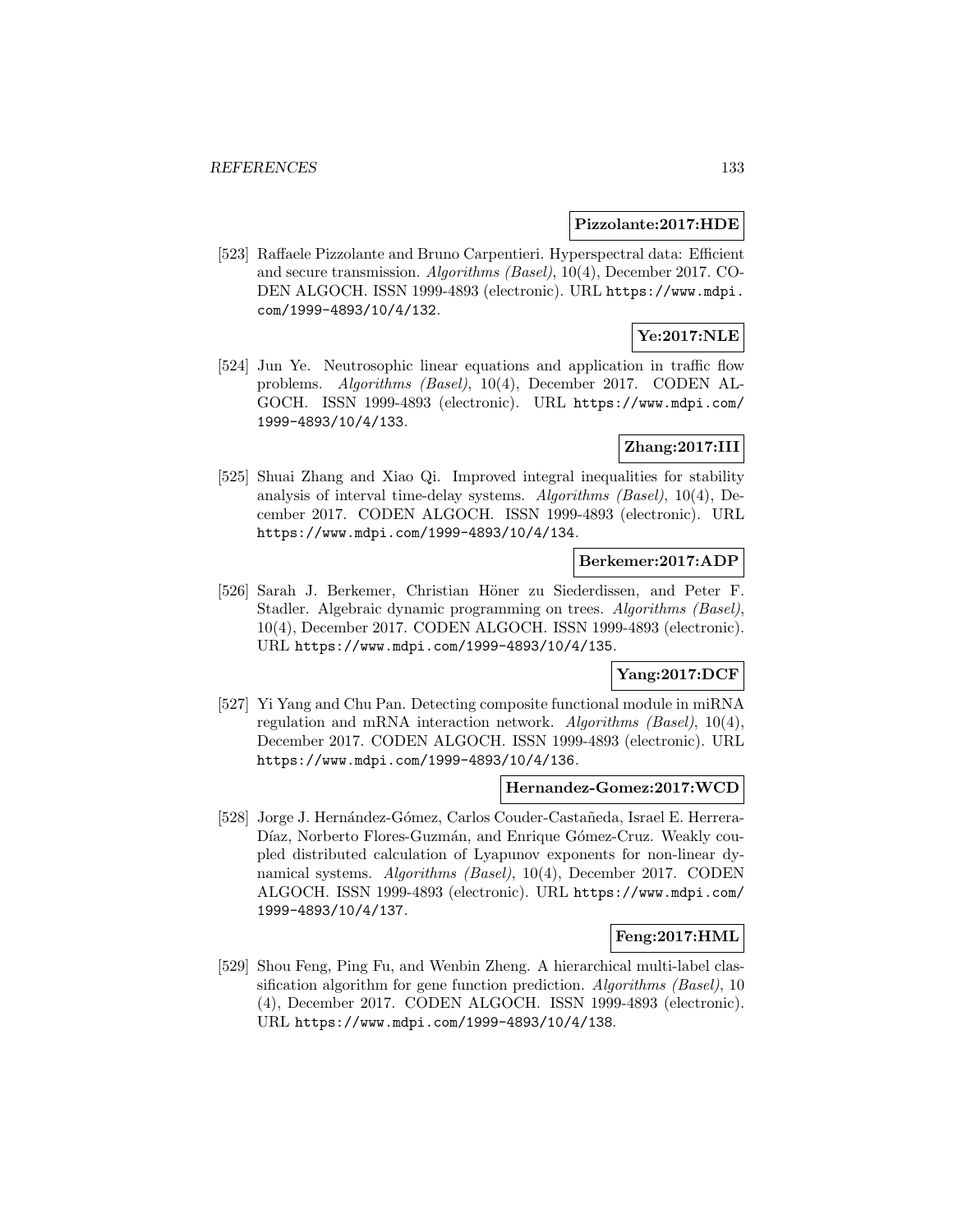**Pizzolante:2017:HDE**

[523] Raffaele Pizzolante and Bruno Carpentieri. Hyperspectral data: Efficient and secure transmission. *Algorithms (Basel)*, 10(4), December 2017. CODEN ALGOCH. ISSN 1999-4893 (electronic). URL https://www.mdpi.com/1999-4893/10/4/132.

**Ye:2017:NLE**

[524] Jun Ye. Neutrosophic linear equations and application in traffic flow problems. *Algorithms (Basel)*, 10(4), December 2017. CODEN ALGOCH. ISSN 1999-4893 (electronic). URL https://www.mdpi.com/1999-4893/10/4/133.

**Zhang:2017:III**

[525] Shuai Zhang and Xiao Qi. Improved integral inequalities for stability analysis of interval time-delay systems. *Algorithms (Basel)*, 10(4), December 2017. CODEN ALGOCH. ISSN 1999-4893 (electronic). URL https://www.mdpi.com/1999-4893/10/4/134.

**Berkemer:2017:ADP**

[526] Sarah J. Berkemer, Christian Höner zu Siederdissen, and Peter F. Stadler. Algebraic dynamic programming on trees. *Algorithms (Basel)*, 10(4), December 2017. CODEN ALGOCH. ISSN 1999-4893 (electronic). URL https://www.mdpi.com/1999-4893/10/4/135.

**Yang:2017:DCF**

[527] Yi Yang and Chu Pan. Detecting composite functional module in miRNA regulation and mRNA interaction network. *Algorithms (Basel)*, 10(4), December 2017. CODEN ALGOCH. ISSN 1999-4893 (electronic). URL https://www.mdpi.com/1999-4893/10/4/136.

**Hernandez-Gomez:2017:WCD**

[528] Jorge J. Hernández-Gómez, Carlos Couder-Castañeda, Israel E. Herrera-Díaz, Norberto Flores-Guzmán, and Enrique Gómez-Cruz. Weakly coupled distributed calculation of Lyapunov exponents for non-linear dynamical systems. *Algorithms (Basel)*, 10(4), December 2017. CODEN ALGOCH. ISSN 1999-4893 (electronic). URL https://www.mdpi.com/1999-4893/10/4/137.

**Feng:2017:HML**

[529] Shou Feng, Ping Fu, and Wenbin Zheng. A hierarchical multi-label classification algorithm for gene function prediction. *Algorithms (Basel)*, 10 (4), December 2017. CODEN ALGOCH. ISSN 1999-4893 (electronic). URL https://www.mdpi.com/1999-4893/10/4/138.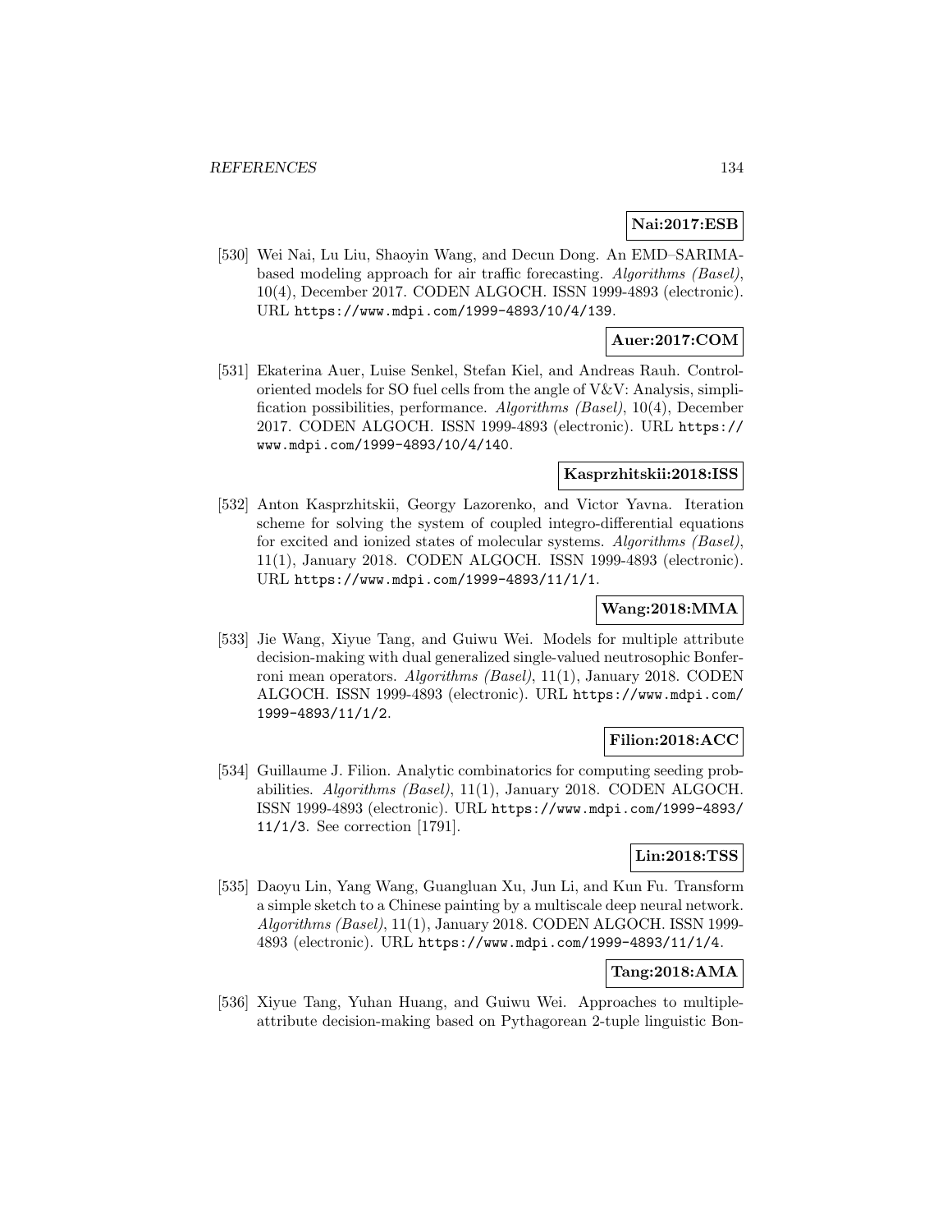**Nai:2017:ESB**

[530] Wei Nai, Lu Liu, Shaoyin Wang, and Decun Dong. An EMD–SARIMA-based modeling approach for air traffic forecasting. *Algorithms (Basel)*, 10(4), December 2017. CODEN ALGOCH. ISSN 1999-4893 (electronic). URL https://www.mdpi.com/1999-4893/10/4/139.

**Auer:2017:COM**

[531] Ekaterina Auer, Luise Senkel, Stefan Kiel, and Andreas Rauh. Control-oriented models for SO fuel cells from the angle of V&V: Analysis, simplification possibilities, performance. *Algorithms (Basel)*, 10(4), December 2017. CODEN ALGOCH. ISSN 1999-4893 (electronic). URL https://www.mdpi.com/1999-4893/10/4/140.

**Kasprzhitskii:2018:ISS**

[532] Anton Kasprzhitskii, Georgy Lazorenko, and Victor Yavna. Iteration scheme for solving the system of coupled integro-differential equations for excited and ionized states of molecular systems. *Algorithms (Basel)*, 11(1), January 2018. CODEN ALGOCH. ISSN 1999-4893 (electronic). URL https://www.mdpi.com/1999-4893/11/1/1.

**Wang:2018:MMA**

[533] Jie Wang, Xiyue Tang, and Guiwu Wei. Models for multiple attribute decision-making with dual generalized single-valued neutrosophic Bonferroni mean operators. *Algorithms (Basel)*, 11(1), January 2018. CODEN ALGOCH. ISSN 1999-4893 (electronic). URL https://www.mdpi.com/1999-4893/11/1/2.

**Filion:2018:ACC**

[534] Guillaume J. Filion. Analytic combinatorics for computing seeding probabilities. *Algorithms (Basel)*, 11(1), January 2018. CODEN ALGOCH. ISSN 1999-4893 (electronic). URL https://www.mdpi.com/1999-4893/11/1/3. See correction [1791].

**Lin:2018:TSS**

[535] Daoyu Lin, Yang Wang, Guangluan Xu, Jun Li, and Kun Fu. Transform a simple sketch to a Chinese painting by a multiscale deep neural network. *Algorithms (Basel)*, 11(1), January 2018. CODEN ALGOCH. ISSN 1999-4893 (electronic). URL https://www.mdpi.com/1999-4893/11/1/4.

**Tang:2018:AMA**

[536] Xiyue Tang, Yuhan Huang, and Guiwu Wei. Approaches to multiple-attribute decision-making based on Pythagorean 2-tuple linguistic Bon-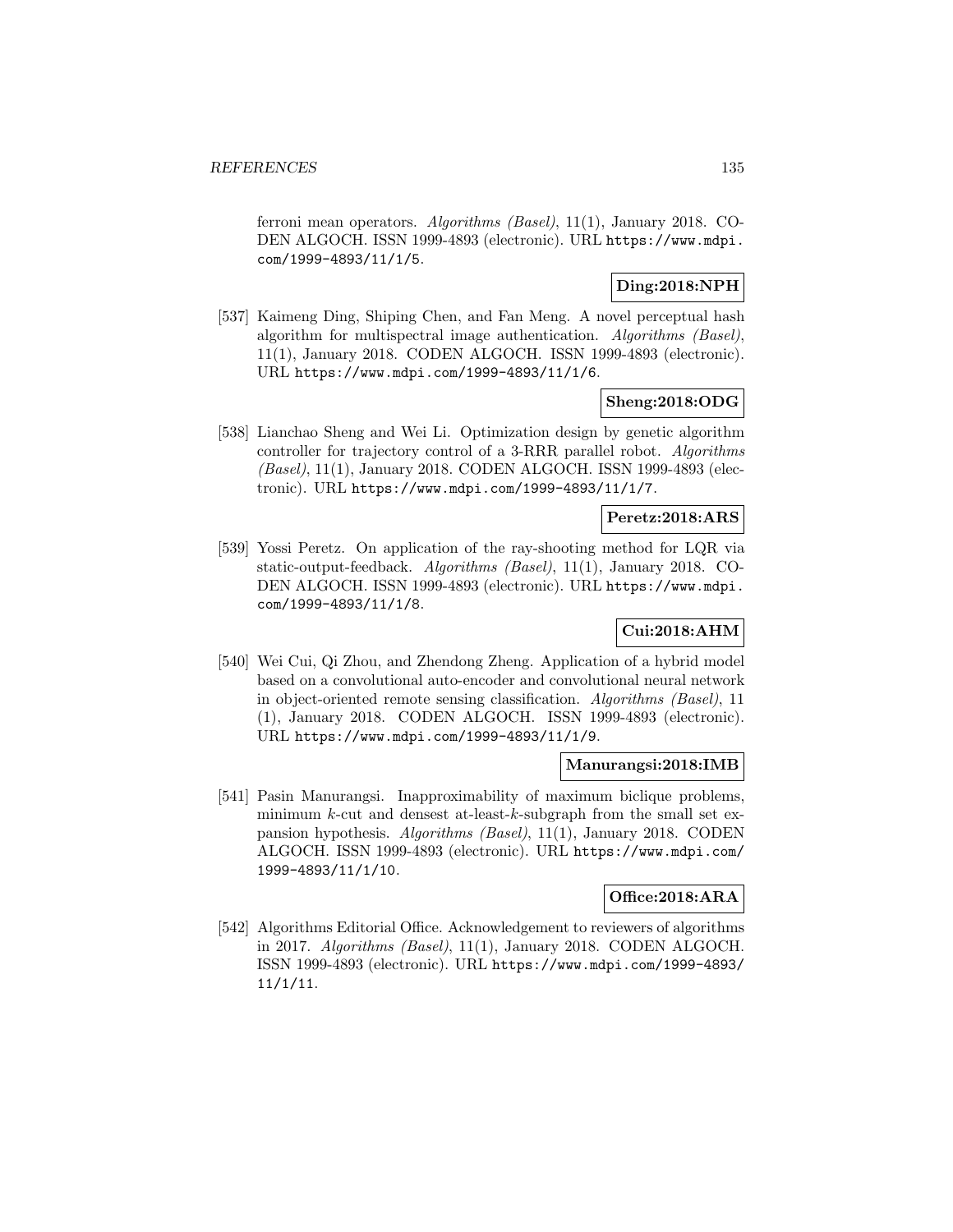ferroni mean operators. *Algorithms (Basel)*, 11(1), January 2018. CODEN ALGOCH. ISSN 1999-4893 (electronic). URL `https://www.mdpi.com/1999-4893/11/1/5`.

**Ding:2018:NPH**

[537] Kaimeng Ding, Shiping Chen, and Fan Meng. A novel perceptual hash algorithm for multispectral image authentication. *Algorithms (Basel)*, 11(1), January 2018. CODEN ALGOCH. ISSN 1999-4893 (electronic). URL `https://www.mdpi.com/1999-4893/11/1/6`.

**Sheng:2018:ODG**

[538] Lianchao Sheng and Wei Li. Optimization design by genetic algorithm controller for trajectory control of a 3-RRR parallel robot. *Algorithms (Basel)*, 11(1), January 2018. CODEN ALGOCH. ISSN 1999-4893 (electronic). URL `https://www.mdpi.com/1999-4893/11/1/7`.

**Peretz:2018:ARS**

[539] Yossi Peretz. On application of the ray-shooting method for LQR via static-output-feedback. *Algorithms (Basel)*, 11(1), January 2018. CODEN ALGOCH. ISSN 1999-4893 (electronic). URL `https://www.mdpi.com/1999-4893/11/1/8`.

**Cui:2018:AHM**

[540] Wei Cui, Qi Zhou, and Zhendong Zheng. Application of a hybrid model based on a convolutional auto-encoder and convolutional neural network in object-oriented remote sensing classification. *Algorithms (Basel)*, 11 (1), January 2018. CODEN ALGOCH. ISSN 1999-4893 (electronic). URL `https://www.mdpi.com/1999-4893/11/1/9`.

**Manurangsi:2018:IMB**

[541] Pasin Manurangsi. Inapproximability of maximum biclique problems, minimum $k$-cut and densest at-least-$k$-subgraph from the small set expansion hypothesis. *Algorithms (Basel)*, 11(1), January 2018. CODEN ALGOCH. ISSN 1999-4893 (electronic). URL `https://www.mdpi.com/1999-4893/11/1/10`.

**Office:2018:ARA**

[542] Algorithms Editorial Office. Acknowledgement to reviewers of algorithms in 2017. *Algorithms (Basel)*, 11(1), January 2018. CODEN ALGOCH. ISSN 1999-4893 (electronic). URL `https://www.mdpi.com/1999-4893/11/1/11`.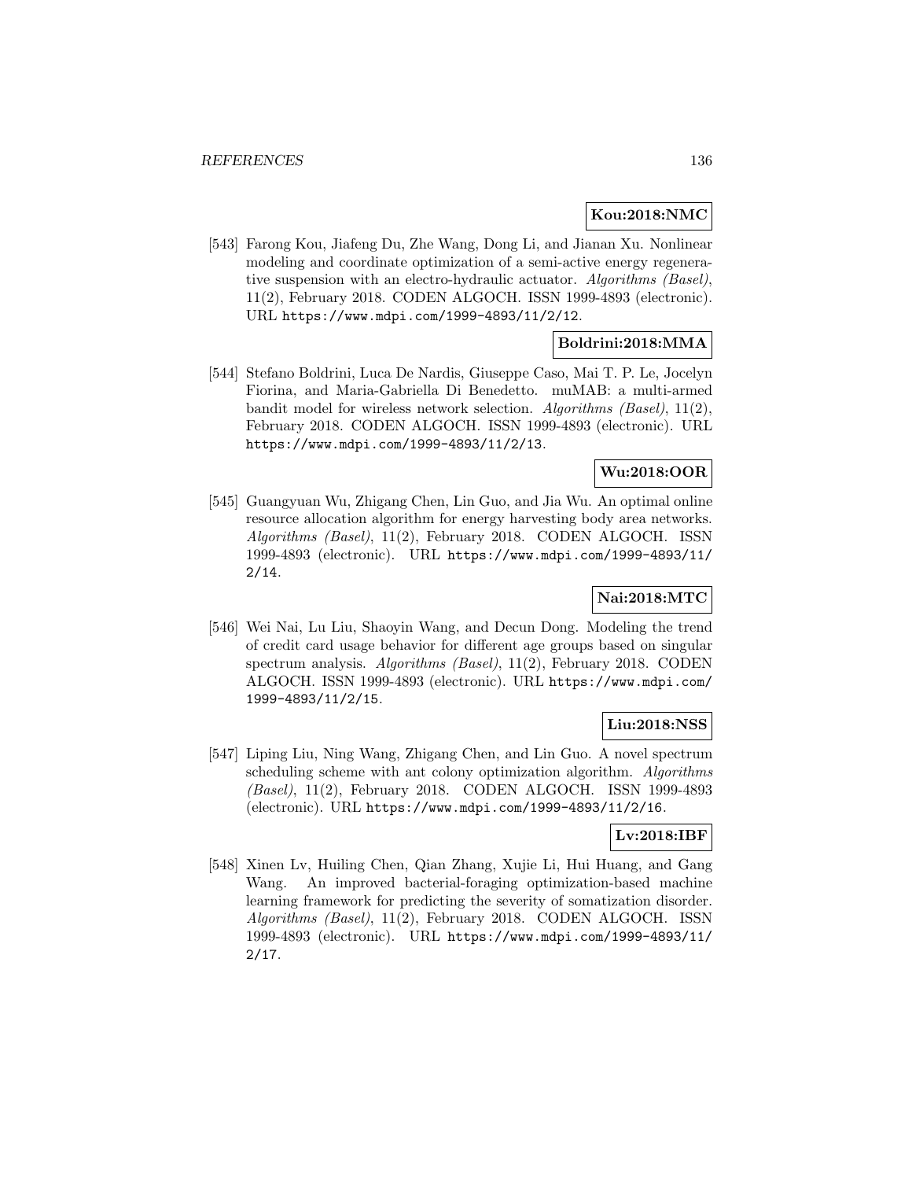**Kou:2018:NMC**

[543] Farong Kou, Jiafeng Du, Zhe Wang, Dong Li, and Jianan Xu. Nonlinear modeling and coordinate optimization of a semi-active energy regenerative suspension with an electro-hydraulic actuator. *Algorithms (Basel)*, 11(2), February 2018. CODEN ALGOCH. ISSN 1999-4893 (electronic). URL https://www.mdpi.com/1999-4893/11/2/12.

**Boldrini:2018:MMA**

[544] Stefano Boldrini, Luca De Nardis, Giuseppe Caso, Mai T. P. Le, Jocelyn Fiorina, and Maria-Gabriella Di Benedetto. muMAB: a multi-armed bandit model for wireless network selection. *Algorithms (Basel)*, 11(2), February 2018. CODEN ALGOCH. ISSN 1999-4893 (electronic). URL https://www.mdpi.com/1999-4893/11/2/13.

**Wu:2018:OOR**

[545] Guangyuan Wu, Zhigang Chen, Lin Guo, and Jia Wu. An optimal online resource allocation algorithm for energy harvesting body area networks. *Algorithms (Basel)*, 11(2), February 2018. CODEN ALGOCH. ISSN 1999-4893 (electronic). URL https://www.mdpi.com/1999-4893/11/2/14.

**Nai:2018:MTC**

[546] Wei Nai, Lu Liu, Shaoyin Wang, and Decun Dong. Modeling the trend of credit card usage behavior for different age groups based on singular spectrum analysis. *Algorithms (Basel)*, 11(2), February 2018. CODEN ALGOCH. ISSN 1999-4893 (electronic). URL https://www.mdpi.com/1999-4893/11/2/15.

**Liu:2018:NSS**

[547] Liping Liu, Ning Wang, Zhigang Chen, and Lin Guo. A novel spectrum scheduling scheme with ant colony optimization algorithm. *Algorithms (Basel)*, 11(2), February 2018. CODEN ALGOCH. ISSN 1999-4893 (electronic). URL https://www.mdpi.com/1999-4893/11/2/16.

**Lv:2018:IBF**

[548] Xinen Lv, Huiling Chen, Qian Zhang, Xujie Li, Hui Huang, and Gang Wang. An improved bacterial-foraging optimization-based machine learning framework for predicting the severity of somatization disorder. *Algorithms (Basel)*, 11(2), February 2018. CODEN ALGOCH. ISSN 1999-4893 (electronic). URL https://www.mdpi.com/1999-4893/11/2/17.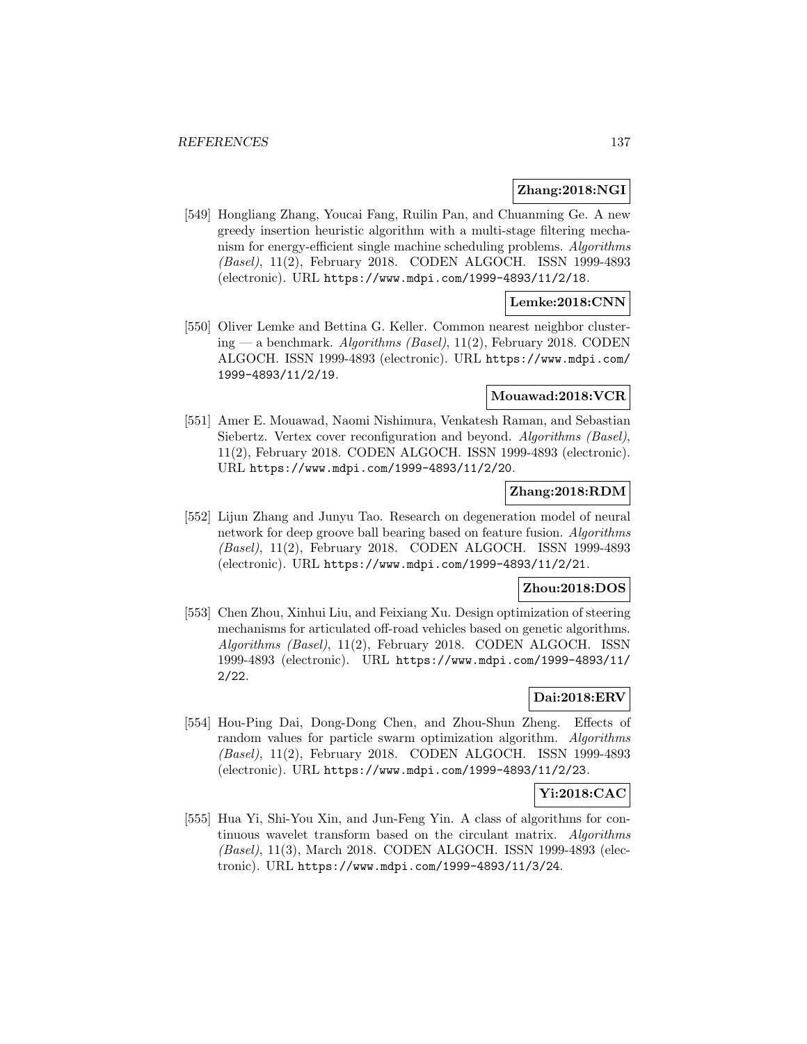**Zhang:2018:NGI**

[549] Hongliang Zhang, Youcai Fang, Ruilin Pan, and Chuanming Ge. A new greedy insertion heuristic algorithm with a multi-stage filtering mechanism for energy-efficient single machine scheduling problems. *Algorithms (Basel)*, 11(2), February 2018. CODEN ALGOCH. ISSN 1999-4893 (electronic). URL `https://www.mdpi.com/1999-4893/11/2/18`.

**Lemke:2018:CNN**

[550] Oliver Lemke and Bettina G. Keller. Common nearest neighbor clustering — a benchmark. *Algorithms (Basel)*, 11(2), February 2018. CODEN ALGOCH. ISSN 1999-4893 (electronic). URL `https://www.mdpi.com/1999-4893/11/2/19`.

**Mouawad:2018:VCR**

[551] Amer E. Mouawad, Naomi Nishimura, Venkatesh Raman, and Sebastian Siebertz. Vertex cover reconfiguration and beyond. *Algorithms (Basel)*, 11(2), February 2018. CODEN ALGOCH. ISSN 1999-4893 (electronic). URL `https://www.mdpi.com/1999-4893/11/2/20`.

**Zhang:2018:RDM**

[552] Lijun Zhang and Junyu Tao. Research on degeneration model of neural network for deep groove ball bearing based on feature fusion. *Algorithms (Basel)*, 11(2), February 2018. CODEN ALGOCH. ISSN 1999-4893 (electronic). URL `https://www.mdpi.com/1999-4893/11/2/21`.

**Zhou:2018:DOS**

[553] Chen Zhou, Xinhui Liu, and Feixiang Xu. Design optimization of steering mechanisms for articulated off-road vehicles based on genetic algorithms. *Algorithms (Basel)*, 11(2), February 2018. CODEN ALGOCH. ISSN 1999-4893 (electronic). URL `https://www.mdpi.com/1999-4893/11/2/22`.

**Dai:2018:ERV**

[554] Hou-Ping Dai, Dong-Dong Chen, and Zhou-Shun Zheng. Effects of random values for particle swarm optimization algorithm. *Algorithms (Basel)*, 11(2), February 2018. CODEN ALGOCH. ISSN 1999-4893 (electronic). URL `https://www.mdpi.com/1999-4893/11/2/23`.

**Yi:2018:CAC**

[555] Hua Yi, Shi-You Xin, and Jun-Feng Yin. A class of algorithms for continuous wavelet transform based on the circulant matrix. *Algorithms (Basel)*, 11(3), March 2018. CODEN ALGOCH. ISSN 1999-4893 (electronic). URL `https://www.mdpi.com/1999-4893/11/3/24`.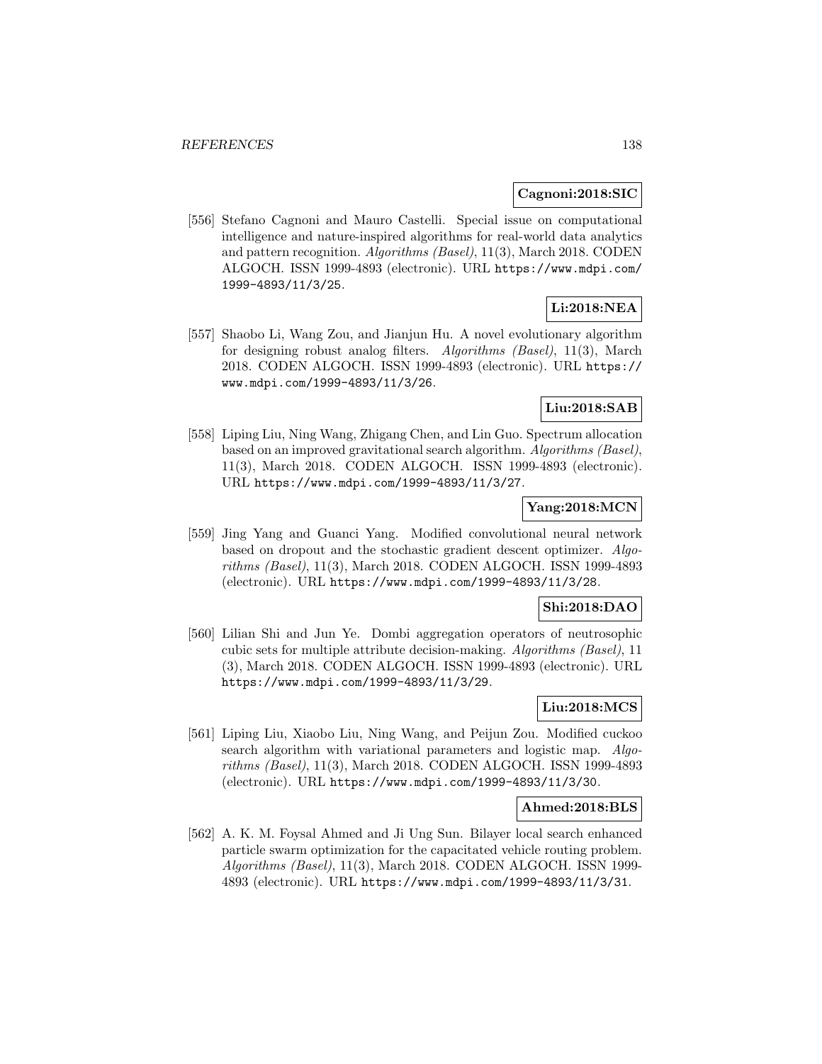**Cagnoni:2018:SIC**

[556] Stefano Cagnoni and Mauro Castelli. Special issue on computational intelligence and nature-inspired algorithms for real-world data analytics and pattern recognition. *Algorithms (Basel)*, 11(3), March 2018. CODEN ALGOCH. ISSN 1999-4893 (electronic). URL `https://www.mdpi.com/1999-4893/11/3/25`.

**Li:2018:NEA**

[557] Shaobo Li, Wang Zou, and Jianjun Hu. A novel evolutionary algorithm for designing robust analog filters. *Algorithms (Basel)*, 11(3), March 2018. CODEN ALGOCH. ISSN 1999-4893 (electronic). URL `https://www.mdpi.com/1999-4893/11/3/26`.

**Liu:2018:SAB**

[558] Liping Liu, Ning Wang, Zhigang Chen, and Lin Guo. Spectrum allocation based on an improved gravitational search algorithm. *Algorithms (Basel)*, 11(3), March 2018. CODEN ALGOCH. ISSN 1999-4893 (electronic). URL `https://www.mdpi.com/1999-4893/11/3/27`.

**Yang:2018:MCN**

[559] Jing Yang and Guanci Yang. Modified convolutional neural network based on dropout and the stochastic gradient descent optimizer. *Algorithms (Basel)*, 11(3), March 2018. CODEN ALGOCH. ISSN 1999-4893 (electronic). URL `https://www.mdpi.com/1999-4893/11/3/28`.

**Shi:2018:DAO**

[560] Lilian Shi and Jun Ye. Dombi aggregation operators of neutrosophic cubic sets for multiple attribute decision-making. *Algorithms (Basel)*, 11 (3), March 2018. CODEN ALGOCH. ISSN 1999-4893 (electronic). URL `https://www.mdpi.com/1999-4893/11/3/29`.

**Liu:2018:MCS**

[561] Liping Liu, Xiaobo Liu, Ning Wang, and Peijun Zou. Modified cuckoo search algorithm with variational parameters and logistic map. *Algorithms (Basel)*, 11(3), March 2018. CODEN ALGOCH. ISSN 1999-4893 (electronic). URL `https://www.mdpi.com/1999-4893/11/3/30`.

**Ahmed:2018:BLS**

[562] A. K. M. Foysal Ahmed and Ji Ung Sun. Bilayer local search enhanced particle swarm optimization for the capacitated vehicle routing problem. *Algorithms (Basel)*, 11(3), March 2018. CODEN ALGOCH. ISSN 1999-4893 (electronic). URL `https://www.mdpi.com/1999-4893/11/3/31`.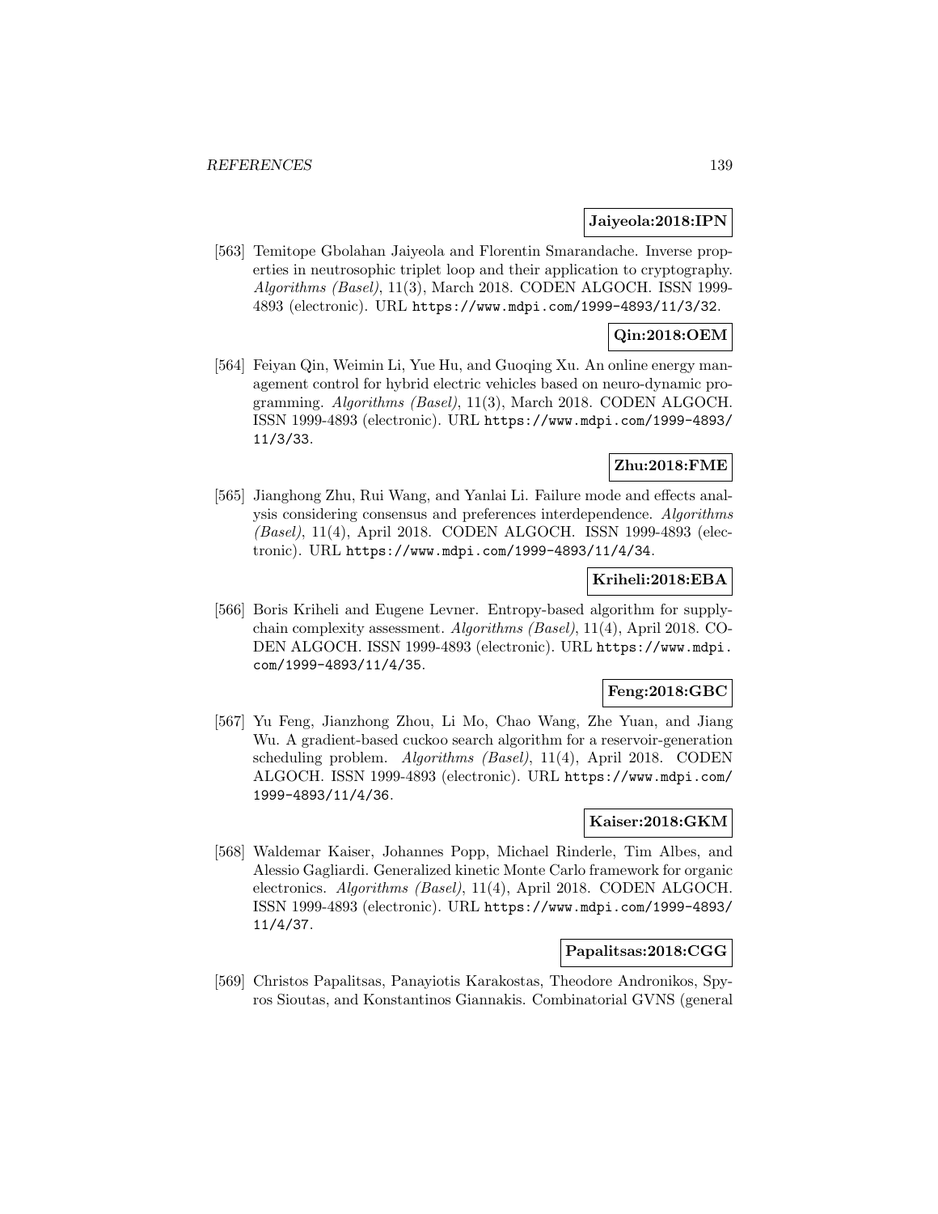**Jaiyeola:2018:IPN**

[563] Temitope Gbolahan Jaiyeola and Florentin Smarandache. Inverse properties in neutrosophic triplet loop and their application to cryptography. *Algorithms (Basel)*, 11(3), March 2018. CODEN ALGOCH. ISSN 1999-4893 (electronic). URL https://www.mdpi.com/1999-4893/11/3/32.

**Qin:2018:OEM**

[564] Feiyan Qin, Weimin Li, Yue Hu, and Guoqing Xu. An online energy management control for hybrid electric vehicles based on neuro-dynamic programming. *Algorithms (Basel)*, 11(3), March 2018. CODEN ALGOCH. ISSN 1999-4893 (electronic). URL https://www.mdpi.com/1999-4893/11/3/33.

**Zhu:2018:FME**

[565] Jianghong Zhu, Rui Wang, and Yanlai Li. Failure mode and effects analysis considering consensus and preferences interdependence. *Algorithms (Basel)*, 11(4), April 2018. CODEN ALGOCH. ISSN 1999-4893 (electronic). URL https://www.mdpi.com/1999-4893/11/4/34.

**Kriheli:2018:EBA**

[566] Boris Kriheli and Eugene Levner. Entropy-based algorithm for supply-chain complexity assessment. *Algorithms (Basel)*, 11(4), April 2018. CODEN ALGOCH. ISSN 1999-4893 (electronic). URL https://www.mdpi.com/1999-4893/11/4/35.

**Feng:2018:GBC**

[567] Yu Feng, Jianzhong Zhou, Li Mo, Chao Wang, Zhe Yuan, and Jiang Wu. A gradient-based cuckoo search algorithm for a reservoir-generation scheduling problem. *Algorithms (Basel)*, 11(4), April 2018. CODEN ALGOCH. ISSN 1999-4893 (electronic). URL https://www.mdpi.com/1999-4893/11/4/36.

**Kaiser:2018:GKM**

[568] Waldemar Kaiser, Johannes Popp, Michael Rinderle, Tim Albes, and Alessio Gagliardi. Generalized kinetic Monte Carlo framework for organic electronics. *Algorithms (Basel)*, 11(4), April 2018. CODEN ALGOCH. ISSN 1999-4893 (electronic). URL https://www.mdpi.com/1999-4893/11/4/37.

**Papalitsas:2018:CGG**

[569] Christos Papalitsas, Panayiotis Karakostas, Theodore Andronikos, Spyros Sioutas, and Konstantinos Giannakis. Combinatorial GVNS (general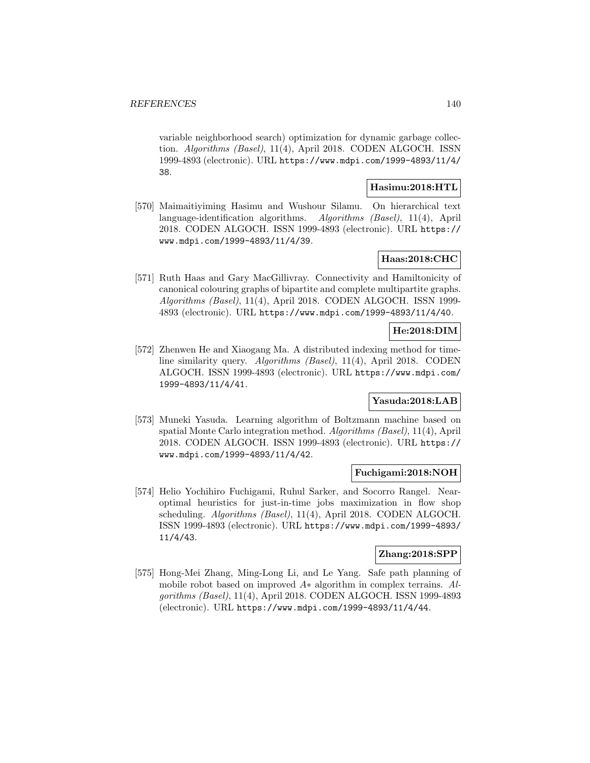variable neighborhood search) optimization for dynamic garbage collection. *Algorithms (Basel)*, 11(4), April 2018. CODEN ALGOCH. ISSN 1999-4893 (electronic). URL https://www.mdpi.com/1999-4893/11/4/38.

**Hasimu:2018:HTL**

[570] Maimaitiyiming Hasimu and Wushour Silamu. On hierarchical text language-identification algorithms. *Algorithms (Basel)*, 11(4), April 2018. CODEN ALGOCH. ISSN 1999-4893 (electronic). URL https://www.mdpi.com/1999-4893/11/4/39.

**Haas:2018:CHC**

[571] Ruth Haas and Gary MacGillivray. Connectivity and Hamiltonicity of canonical colouring graphs of bipartite and complete multipartite graphs. *Algorithms (Basel)*, 11(4), April 2018. CODEN ALGOCH. ISSN 1999-4893 (electronic). URL https://www.mdpi.com/1999-4893/11/4/40.

**He:2018:DIM**

[572] Zhenwen He and Xiaogang Ma. A distributed indexing method for timeline similarity query. *Algorithms (Basel)*, 11(4), April 2018. CODEN ALGOCH. ISSN 1999-4893 (electronic). URL https://www.mdpi.com/1999-4893/11/4/41.

**Yasuda:2018:LAB**

[573] Muneki Yasuda. Learning algorithm of Boltzmann machine based on spatial Monte Carlo integration method. *Algorithms (Basel)*, 11(4), April 2018. CODEN ALGOCH. ISSN 1999-4893 (electronic). URL https://www.mdpi.com/1999-4893/11/4/42.

**Fuchigami:2018:NOH**

[574] Helio Yochihiro Fuchigami, Ruhul Sarker, and Socorro Rangel. Near-optimal heuristics for just-in-time jobs maximization in flow shop scheduling. *Algorithms (Basel)*, 11(4), April 2018. CODEN ALGOCH. ISSN 1999-4893 (electronic). URL https://www.mdpi.com/1999-4893/11/4/43.

**Zhang:2018:SPP**

[575] Hong-Mei Zhang, Ming-Long Li, and Le Yang. Safe path planning of mobile robot based on improved $A*$ algorithm in complex terrains. *Algorithms (Basel)*, 11(4), April 2018. CODEN ALGOCH. ISSN 1999-4893 (electronic). URL https://www.mdpi.com/1999-4893/11/4/44.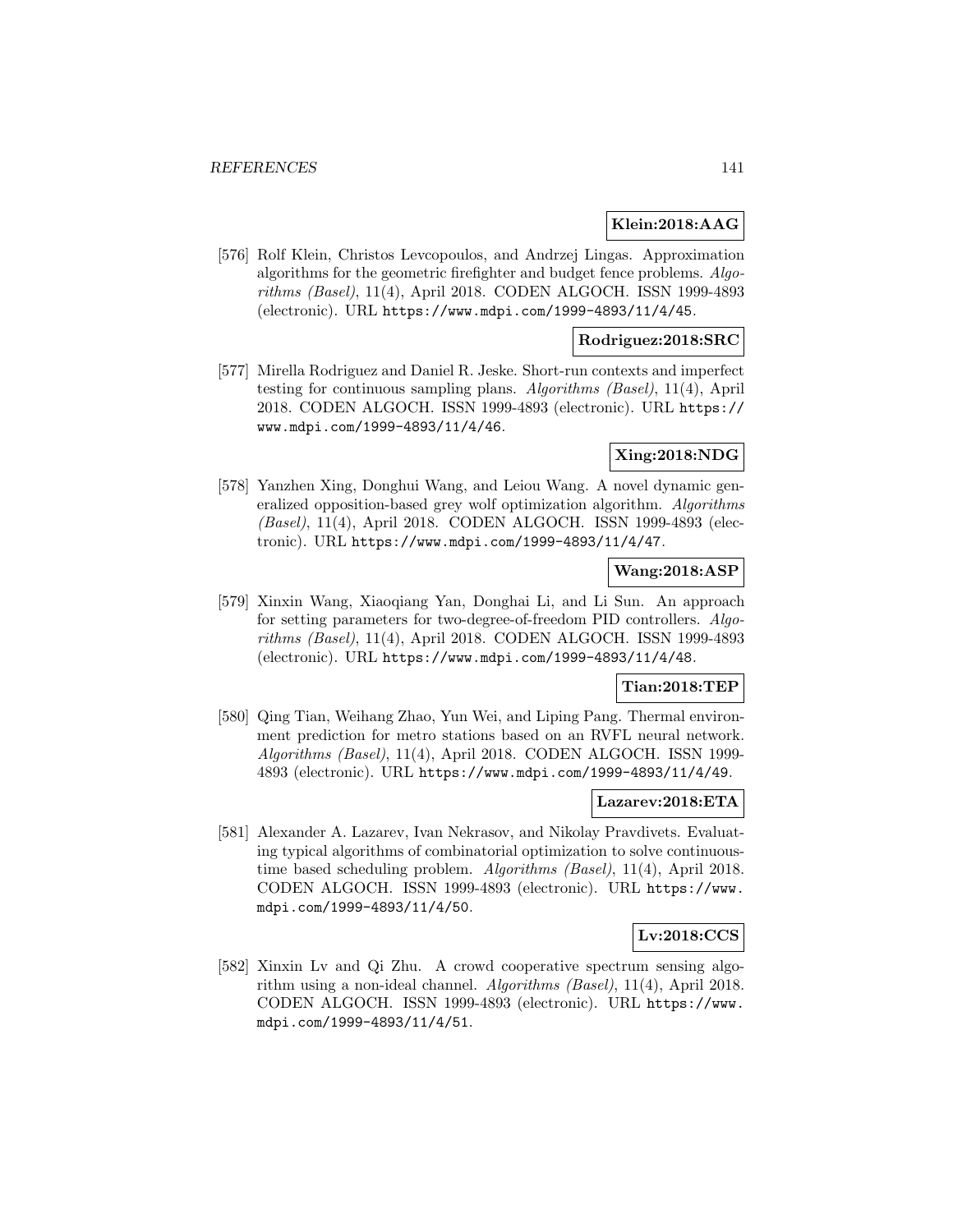**Klein:2018:AAG**

[576] Rolf Klein, Christos Levcopoulos, and Andrzej Lingas. Approximation algorithms for the geometric firefighter and budget fence problems. *Algorithms (Basel)*, 11(4), April 2018. CODEN ALGOCH. ISSN 1999-4893 (electronic). URL https://www.mdpi.com/1999-4893/11/4/45.

**Rodriguez:2018:SRC**

[577] Mirella Rodriguez and Daniel R. Jeske. Short-run contexts and imperfect testing for continuous sampling plans. *Algorithms (Basel)*, 11(4), April 2018. CODEN ALGOCH. ISSN 1999-4893 (electronic). URL https://www.mdpi.com/1999-4893/11/4/46.

**Xing:2018:NDG**

[578] Yanzhen Xing, Donghui Wang, and Leiou Wang. A novel dynamic generalized opposition-based grey wolf optimization algorithm. *Algorithms (Basel)*, 11(4), April 2018. CODEN ALGOCH. ISSN 1999-4893 (electronic). URL https://www.mdpi.com/1999-4893/11/4/47.

**Wang:2018:ASP**

[579] Xinxin Wang, Xiaoqiang Yan, Donghai Li, and Li Sun. An approach for setting parameters for two-degree-of-freedom PID controllers. *Algorithms (Basel)*, 11(4), April 2018. CODEN ALGOCH. ISSN 1999-4893 (electronic). URL https://www.mdpi.com/1999-4893/11/4/48.

**Tian:2018:TEP**

[580] Qing Tian, Weihang Zhao, Yun Wei, and Liping Pang. Thermal environment prediction for metro stations based on an RVFL neural network. *Algorithms (Basel)*, 11(4), April 2018. CODEN ALGOCH. ISSN 1999-4893 (electronic). URL https://www.mdpi.com/1999-4893/11/4/49.

**Lazarev:2018:ETA**

[581] Alexander A. Lazarev, Ivan Nekrasov, and Nikolay Pravdivets. Evaluating typical algorithms of combinatorial optimization to solve continuous-time based scheduling problem. *Algorithms (Basel)*, 11(4), April 2018. CODEN ALGOCH. ISSN 1999-4893 (electronic). URL https://www.mdpi.com/1999-4893/11/4/50.

**Lv:2018:CCS**

[582] Xinxin Lv and Qi Zhu. A crowd cooperative spectrum sensing algorithm using a non-ideal channel. *Algorithms (Basel)*, 11(4), April 2018. CODEN ALGOCH. ISSN 1999-4893 (electronic). URL https://www.mdpi.com/1999-4893/11/4/51.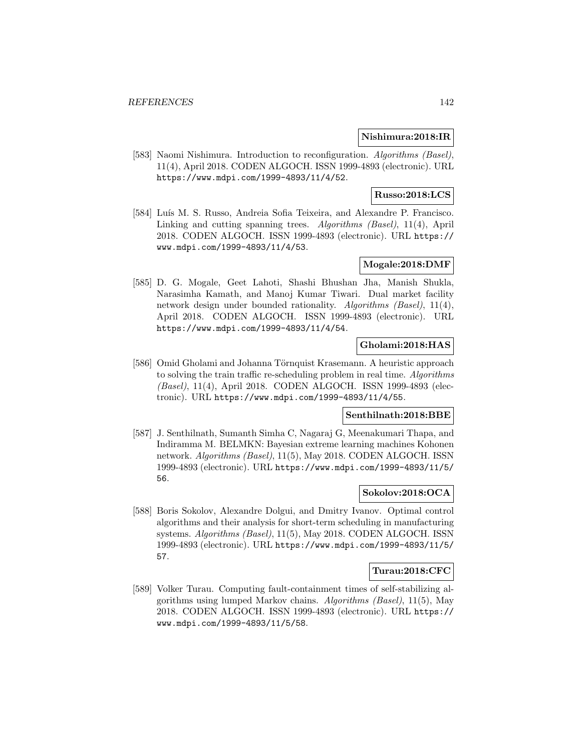**Nishimura:2018:IR**

[583] Naomi Nishimura. Introduction to reconfiguration. *Algorithms (Basel)*, 11(4), April 2018. CODEN ALGOCH. ISSN 1999-4893 (electronic). URL https://www.mdpi.com/1999-4893/11/4/52.

**Russo:2018:LCS**

[584] Luís M. S. Russo, Andreia Sofia Teixeira, and Alexandre P. Francisco. Linking and cutting spanning trees. *Algorithms (Basel)*, 11(4), April 2018. CODEN ALGOCH. ISSN 1999-4893 (electronic). URL https://www.mdpi.com/1999-4893/11/4/53.

**Mogale:2018:DMF**

[585] D. G. Mogale, Geet Lahoti, Shashi Bhushan Jha, Manish Shukla, Narasimha Kamath, and Manoj Kumar Tiwari. Dual market facility network design under bounded rationality. *Algorithms (Basel)*, 11(4), April 2018. CODEN ALGOCH. ISSN 1999-4893 (electronic). URL https://www.mdpi.com/1999-4893/11/4/54.

**Gholami:2018:HAS**

[586] Omid Gholami and Johanna Törnquist Krasemann. A heuristic approach to solving the train traffic re-scheduling problem in real time. *Algorithms (Basel)*, 11(4), April 2018. CODEN ALGOCH. ISSN 1999-4893 (electronic). URL https://www.mdpi.com/1999-4893/11/4/55.

**Senthilnath:2018:BBE**

[587] J. Senthilnath, Sumanth Simha C, Nagaraj G, Meenakumari Thapa, and Indiramma M. BELMKN: Bayesian extreme learning machines Kohonen network. *Algorithms (Basel)*, 11(5), May 2018. CODEN ALGOCH. ISSN 1999-4893 (electronic). URL https://www.mdpi.com/1999-4893/11/5/56.

**Sokolov:2018:OCA**

[588] Boris Sokolov, Alexandre Dolgui, and Dmitry Ivanov. Optimal control algorithms and their analysis for short-term scheduling in manufacturing systems. *Algorithms (Basel)*, 11(5), May 2018. CODEN ALGOCH. ISSN 1999-4893 (electronic). URL https://www.mdpi.com/1999-4893/11/5/57.

**Turau:2018:CFC**

[589] Volker Turau. Computing fault-containment times of self-stabilizing algorithms using lumped Markov chains. *Algorithms (Basel)*, 11(5), May 2018. CODEN ALGOCH. ISSN 1999-4893 (electronic). URL https://www.mdpi.com/1999-4893/11/5/58.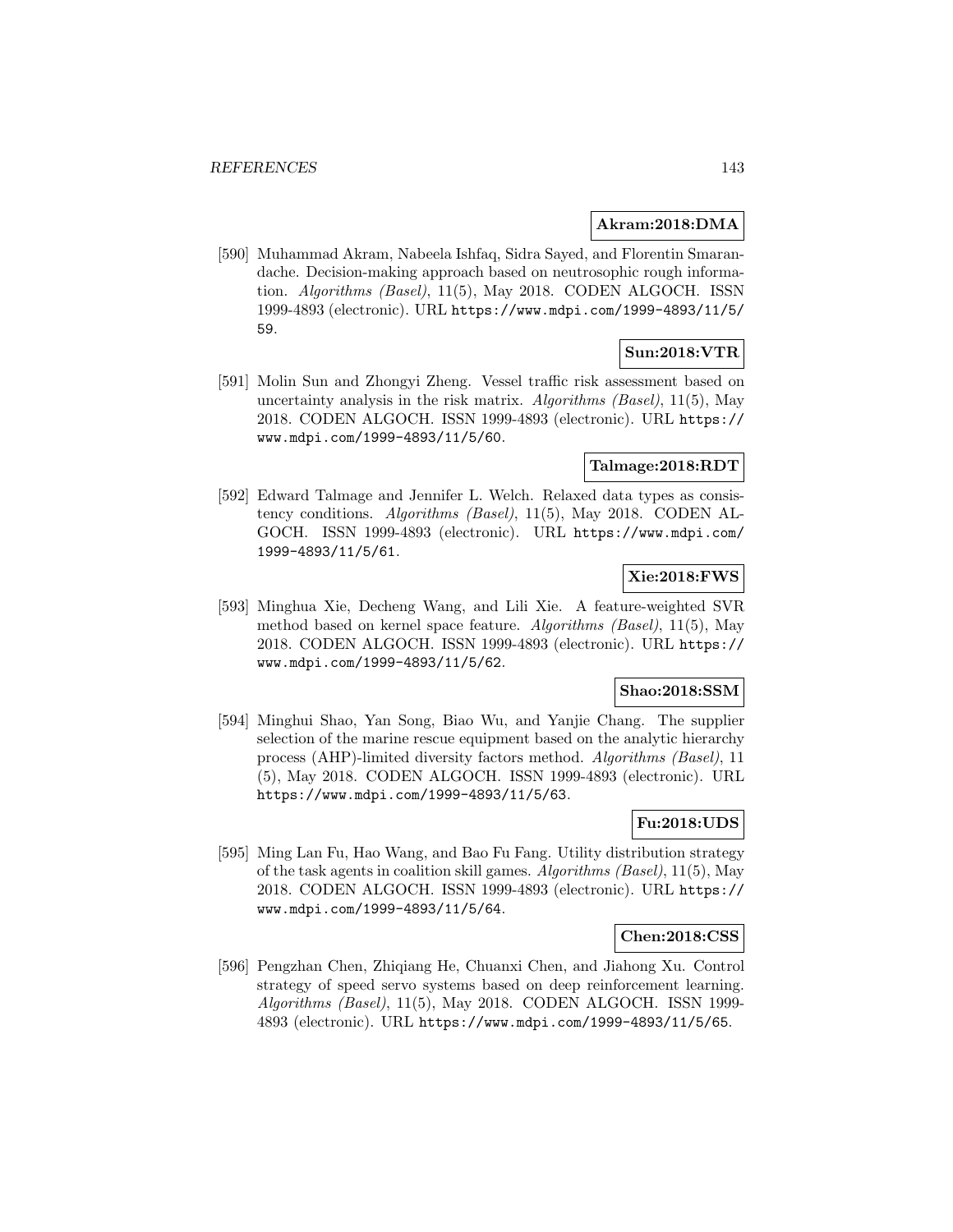**Akram:2018:DMA**

[590] Muhammad Akram, Nabeela Ishfaq, Sidra Sayed, and Florentin Smarandache. Decision-making approach based on neutrosophic rough information. *Algorithms (Basel)*, 11(5), May 2018. CODEN ALGOCH. ISSN 1999-4893 (electronic). URL https://www.mdpi.com/1999-4893/11/5/59.

**Sun:2018:VTR**

[591] Molin Sun and Zhongyi Zheng. Vessel traffic risk assessment based on uncertainty analysis in the risk matrix. *Algorithms (Basel)*, 11(5), May 2018. CODEN ALGOCH. ISSN 1999-4893 (electronic). URL https://www.mdpi.com/1999-4893/11/5/60.

**Talmage:2018:RDT**

[592] Edward Talmage and Jennifer L. Welch. Relaxed data types as consistency conditions. *Algorithms (Basel)*, 11(5), May 2018. CODEN ALGOCH. ISSN 1999-4893 (electronic). URL https://www.mdpi.com/1999-4893/11/5/61.

**Xie:2018:FWS**

[593] Minghua Xie, Decheng Wang, and Lili Xie. A feature-weighted SVR method based on kernel space feature. *Algorithms (Basel)*, 11(5), May 2018. CODEN ALGOCH. ISSN 1999-4893 (electronic). URL https://www.mdpi.com/1999-4893/11/5/62.

**Shao:2018:SSM**

[594] Minghui Shao, Yan Song, Biao Wu, and Yanjie Chang. The supplier selection of the marine rescue equipment based on the analytic hierarchy process (AHP)-limited diversity factors method. *Algorithms (Basel)*, 11 (5), May 2018. CODEN ALGOCH. ISSN 1999-4893 (electronic). URL https://www.mdpi.com/1999-4893/11/5/63.

**Fu:2018:UDS**

[595] Ming Lan Fu, Hao Wang, and Bao Fu Fang. Utility distribution strategy of the task agents in coalition skill games. *Algorithms (Basel)*, 11(5), May 2018. CODEN ALGOCH. ISSN 1999-4893 (electronic). URL https://www.mdpi.com/1999-4893/11/5/64.

**Chen:2018:CSS**

[596] Pengzhan Chen, Zhiqiang He, Chuanxi Chen, and Jiahong Xu. Control strategy of speed servo systems based on deep reinforcement learning. *Algorithms (Basel)*, 11(5), May 2018. CODEN ALGOCH. ISSN 1999-4893 (electronic). URL https://www.mdpi.com/1999-4893/11/5/65.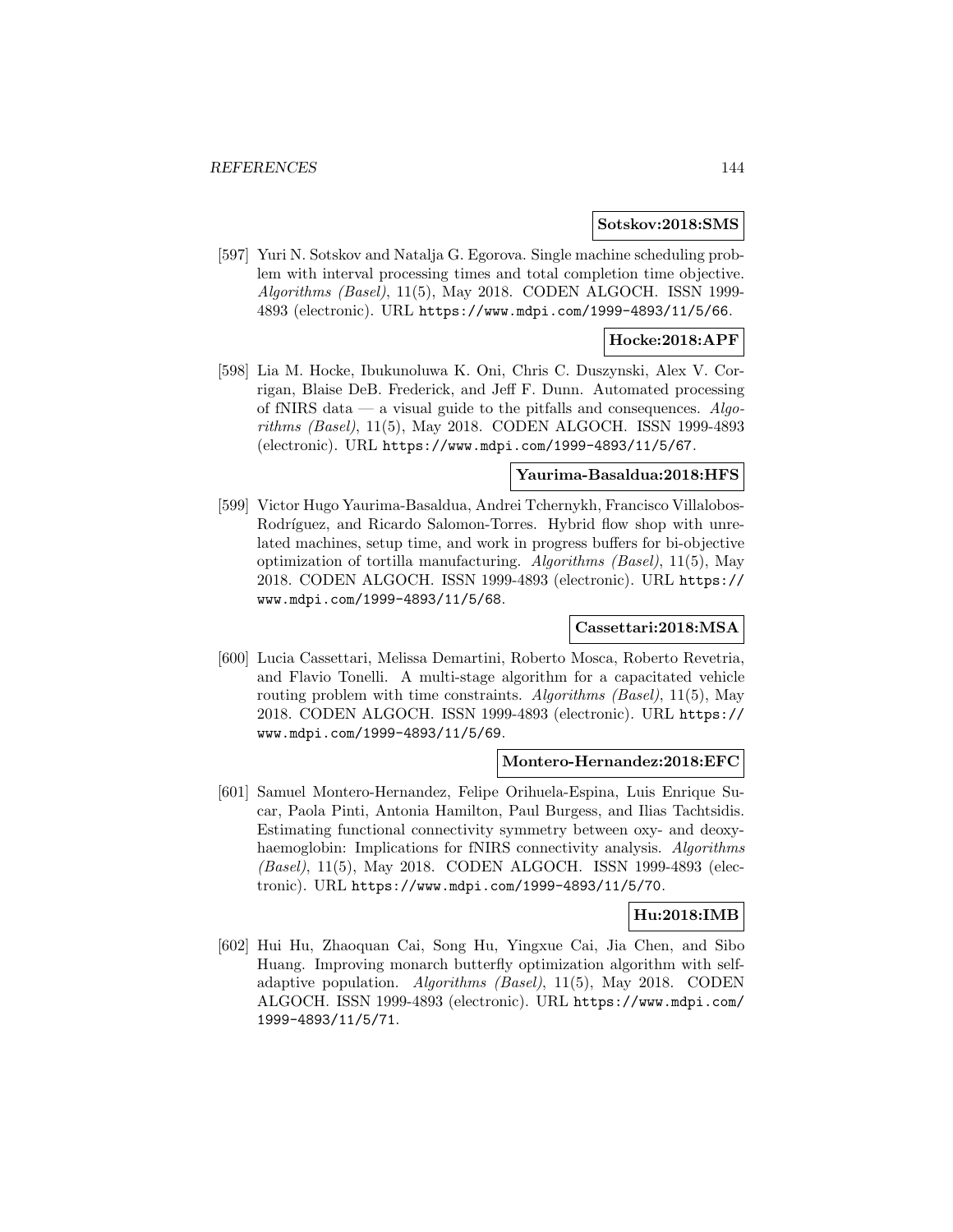**Sotskov:2018:SMS**

[597] Yuri N. Sotskov and Natalja G. Egorova. Single machine scheduling problem with interval processing times and total completion time objective. *Algorithms (Basel)*, 11(5), May 2018. CODEN ALGOCH. ISSN 1999-4893 (electronic). URL https://www.mdpi.com/1999-4893/11/5/66.

**Hocke:2018:APF**

[598] Lia M. Hocke, Ibukunoluwa K. Oni, Chris C. Duszynski, Alex V. Corrigan, Blaise DeB. Frederick, and Jeff F. Dunn. Automated processing of fNIRS data — a visual guide to the pitfalls and consequences. *Algorithms (Basel)*, 11(5), May 2018. CODEN ALGOCH. ISSN 1999-4893 (electronic). URL https://www.mdpi.com/1999-4893/11/5/67.

**Yaurima-Basaldua:2018:HFS**

[599] Victor Hugo Yaurima-Basaldua, Andrei Tchernykh, Francisco Villalobos-Rodríguez, and Ricardo Salomon-Torres. Hybrid flow shop with unrelated machines, setup time, and work in progress buffers for bi-objective optimization of tortilla manufacturing. *Algorithms (Basel)*, 11(5), May 2018. CODEN ALGOCH. ISSN 1999-4893 (electronic). URL https://www.mdpi.com/1999-4893/11/5/68.

**Cassettari:2018:MSA**

[600] Lucia Cassettari, Melissa Demartini, Roberto Mosca, Roberto Revetria, and Flavio Tonelli. A multi-stage algorithm for a capacitated vehicle routing problem with time constraints. *Algorithms (Basel)*, 11(5), May 2018. CODEN ALGOCH. ISSN 1999-4893 (electronic). URL https://www.mdpi.com/1999-4893/11/5/69.

**Montero-Hernandez:2018:EFC**

[601] Samuel Montero-Hernandez, Felipe Orihuela-Espina, Luis Enrique Sucar, Paola Pinti, Antonia Hamilton, Paul Burgess, and Ilias Tachtsidis. Estimating functional connectivity symmetry between oxy- and deoxyhaemoglobin: Implications for fNIRS connectivity analysis. *Algorithms (Basel)*, 11(5), May 2018. CODEN ALGOCH. ISSN 1999-4893 (electronic). URL https://www.mdpi.com/1999-4893/11/5/70.

**Hu:2018:IMB**

[602] Hui Hu, Zhaoquan Cai, Song Hu, Yingxue Cai, Jia Chen, and Sibo Huang. Improving monarch butterfly optimization algorithm with self-adaptive population. *Algorithms (Basel)*, 11(5), May 2018. CODEN ALGOCH. ISSN 1999-4893 (electronic). URL https://www.mdpi.com/1999-4893/11/5/71.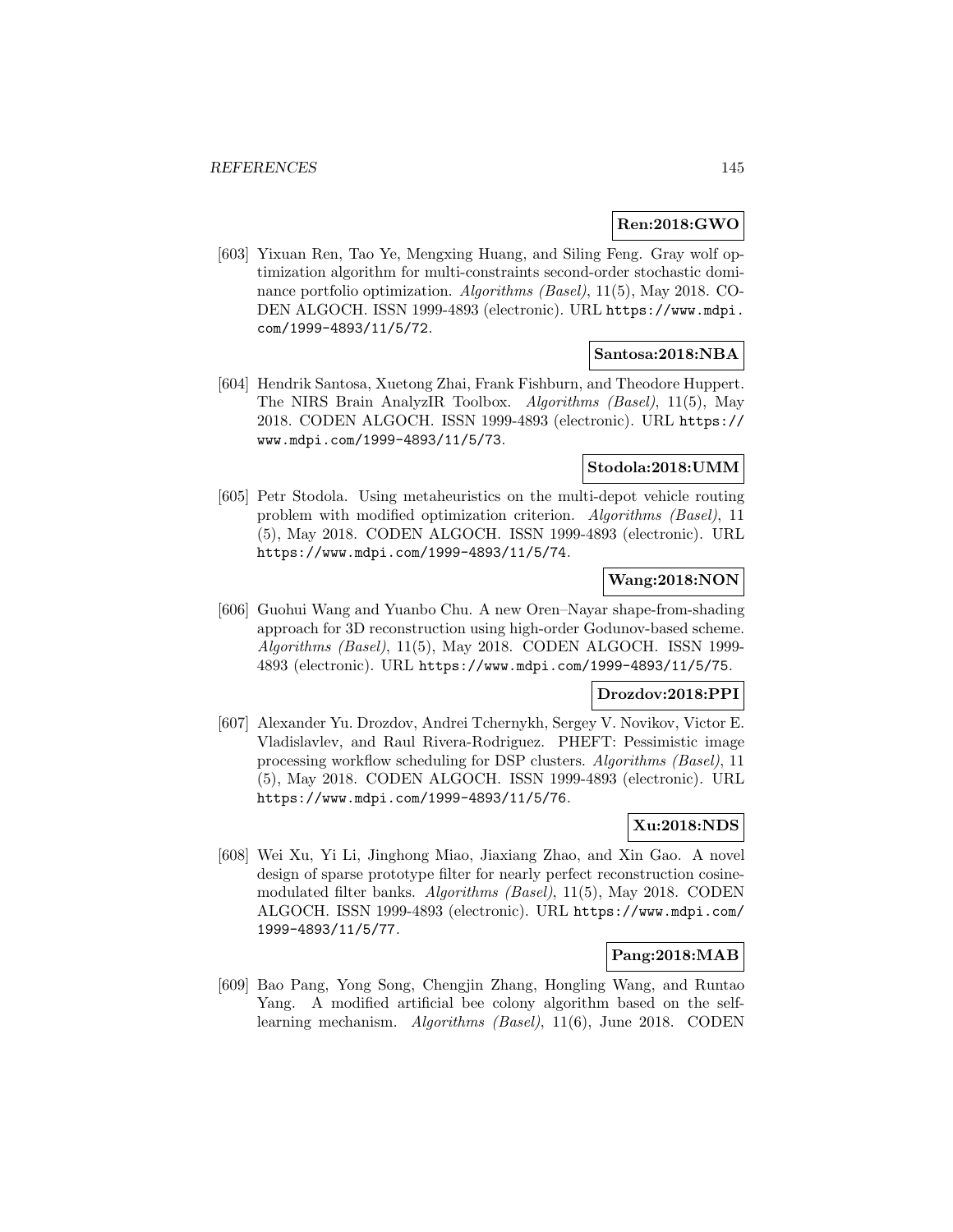**Ren:2018:GWO**

[603] Yixuan Ren, Tao Ye, Mengxing Huang, and Siling Feng. Gray wolf optimization algorithm for multi-constraints second-order stochastic dominance portfolio optimization. *Algorithms (Basel)*, 11(5), May 2018. CODEN ALGOCH. ISSN 1999-4893 (electronic). URL https://www.mdpi.com/1999-4893/11/5/72.

**Santosa:2018:NBA**

[604] Hendrik Santosa, Xuetong Zhai, Frank Fishburn, and Theodore Huppert. The NIRS Brain AnalyzIR Toolbox. *Algorithms (Basel)*, 11(5), May 2018. CODEN ALGOCH. ISSN 1999-4893 (electronic). URL https://www.mdpi.com/1999-4893/11/5/73.

**Stodola:2018:UMM**

[605] Petr Stodola. Using metaheuristics on the multi-depot vehicle routing problem with modified optimization criterion. *Algorithms (Basel)*, 11 (5), May 2018. CODEN ALGOCH. ISSN 1999-4893 (electronic). URL https://www.mdpi.com/1999-4893/11/5/74.

**Wang:2018:NON**

[606] Guohui Wang and Yuanbo Chu. A new Oren–Nayar shape-from-shading approach for 3D reconstruction using high-order Godunov-based scheme. *Algorithms (Basel)*, 11(5), May 2018. CODEN ALGOCH. ISSN 1999-4893 (electronic). URL https://www.mdpi.com/1999-4893/11/5/75.

**Drozdov:2018:PPI**

[607] Alexander Yu. Drozdov, Andrei Tchernykh, Sergey V. Novikov, Victor E. Vladislavlev, and Raul Rivera-Rodriguez. PHEFT: Pessimistic image processing workflow scheduling for DSP clusters. *Algorithms (Basel)*, 11 (5), May 2018. CODEN ALGOCH. ISSN 1999-4893 (electronic). URL https://www.mdpi.com/1999-4893/11/5/76.

**Xu:2018:NDS**

[608] Wei Xu, Yi Li, Jinghong Miao, Jiaxiang Zhao, and Xin Gao. A novel design of sparse prototype filter for nearly perfect reconstruction cosine-modulated filter banks. *Algorithms (Basel)*, 11(5), May 2018. CODEN ALGOCH. ISSN 1999-4893 (electronic). URL https://www.mdpi.com/1999-4893/11/5/77.

**Pang:2018:MAB**

[609] Bao Pang, Yong Song, Chengjin Zhang, Hongling Wang, and Runtao Yang. A modified artificial bee colony algorithm based on the self-learning mechanism. *Algorithms (Basel)*, 11(6), June 2018. CODEN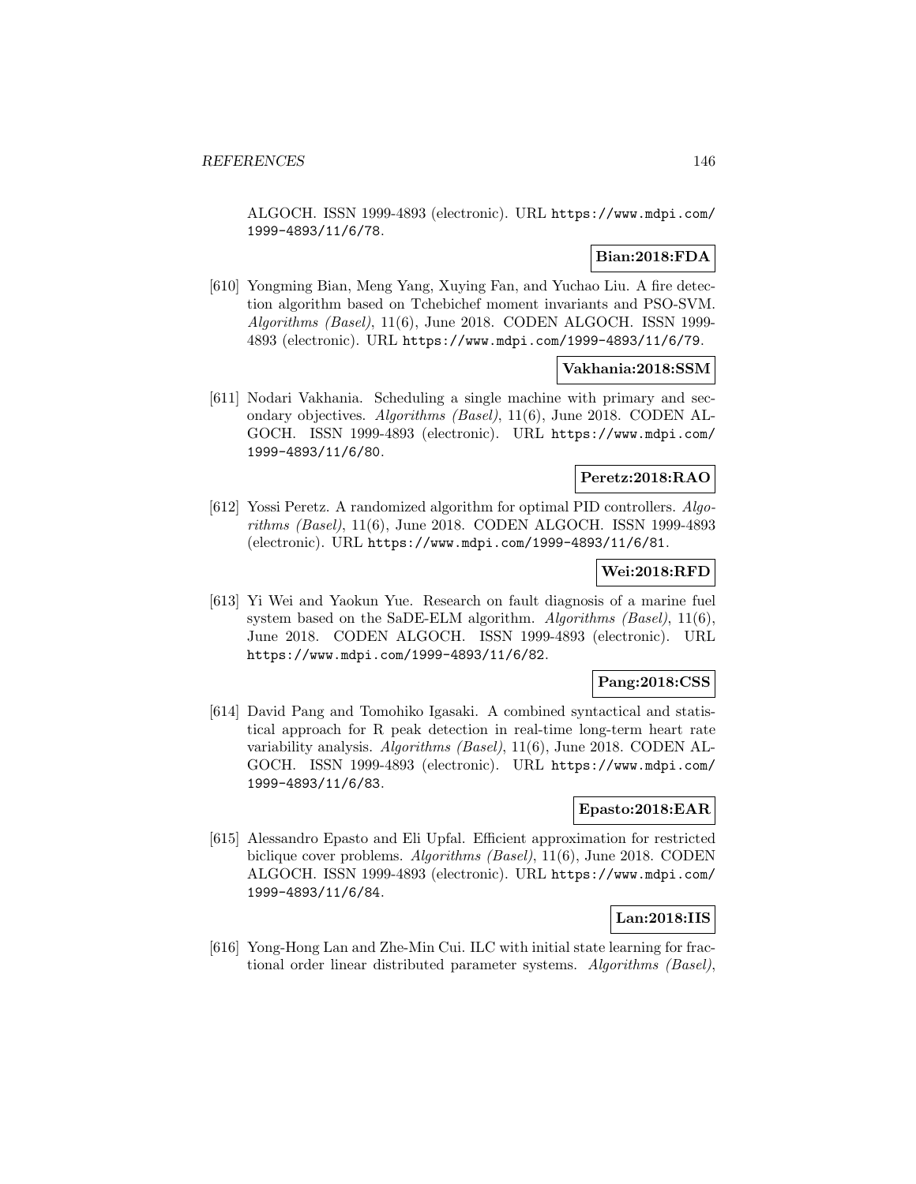ALGOCH. ISSN 1999-4893 (electronic). URL https://www.mdpi.com/1999-4893/11/6/78.

**Bian:2018:FDA**

[610] Yongming Bian, Meng Yang, Xuying Fan, and Yuchao Liu. A fire detection algorithm based on Tchebichef moment invariants and PSO-SVM. *Algorithms (Basel)*, 11(6), June 2018. CODEN ALGOCH. ISSN 1999-4893 (electronic). URL https://www.mdpi.com/1999-4893/11/6/79.

**Vakhania:2018:SSM**

[611] Nodari Vakhania. Scheduling a single machine with primary and secondary objectives. *Algorithms (Basel)*, 11(6), June 2018. CODEN ALGOCH. ISSN 1999-4893 (electronic). URL https://www.mdpi.com/1999-4893/11/6/80.

**Peretz:2018:RAO**

[612] Yossi Peretz. A randomized algorithm for optimal PID controllers. *Algorithms (Basel)*, 11(6), June 2018. CODEN ALGOCH. ISSN 1999-4893 (electronic). URL https://www.mdpi.com/1999-4893/11/6/81.

**Wei:2018:RFD**

[613] Yi Wei and Yaokun Yue. Research on fault diagnosis of a marine fuel system based on the SaDE-ELM algorithm. *Algorithms (Basel)*, 11(6), June 2018. CODEN ALGOCH. ISSN 1999-4893 (electronic). URL https://www.mdpi.com/1999-4893/11/6/82.

**Pang:2018:CSS**

[614] David Pang and Tomohiko Igasaki. A combined syntactical and statistical approach for R peak detection in real-time long-term heart rate variability analysis. *Algorithms (Basel)*, 11(6), June 2018. CODEN ALGOCH. ISSN 1999-4893 (electronic). URL https://www.mdpi.com/1999-4893/11/6/83.

**Epasto:2018:EAR**

[615] Alessandro Epasto and Eli Upfal. Efficient approximation for restricted biclique cover problems. *Algorithms (Basel)*, 11(6), June 2018. CODEN ALGOCH. ISSN 1999-4893 (electronic). URL https://www.mdpi.com/1999-4893/11/6/84.

**Lan:2018:IIS**

[616] Yong-Hong Lan and Zhe-Min Cui. ILC with initial state learning for fractional order linear distributed parameter systems. *Algorithms (Basel)*,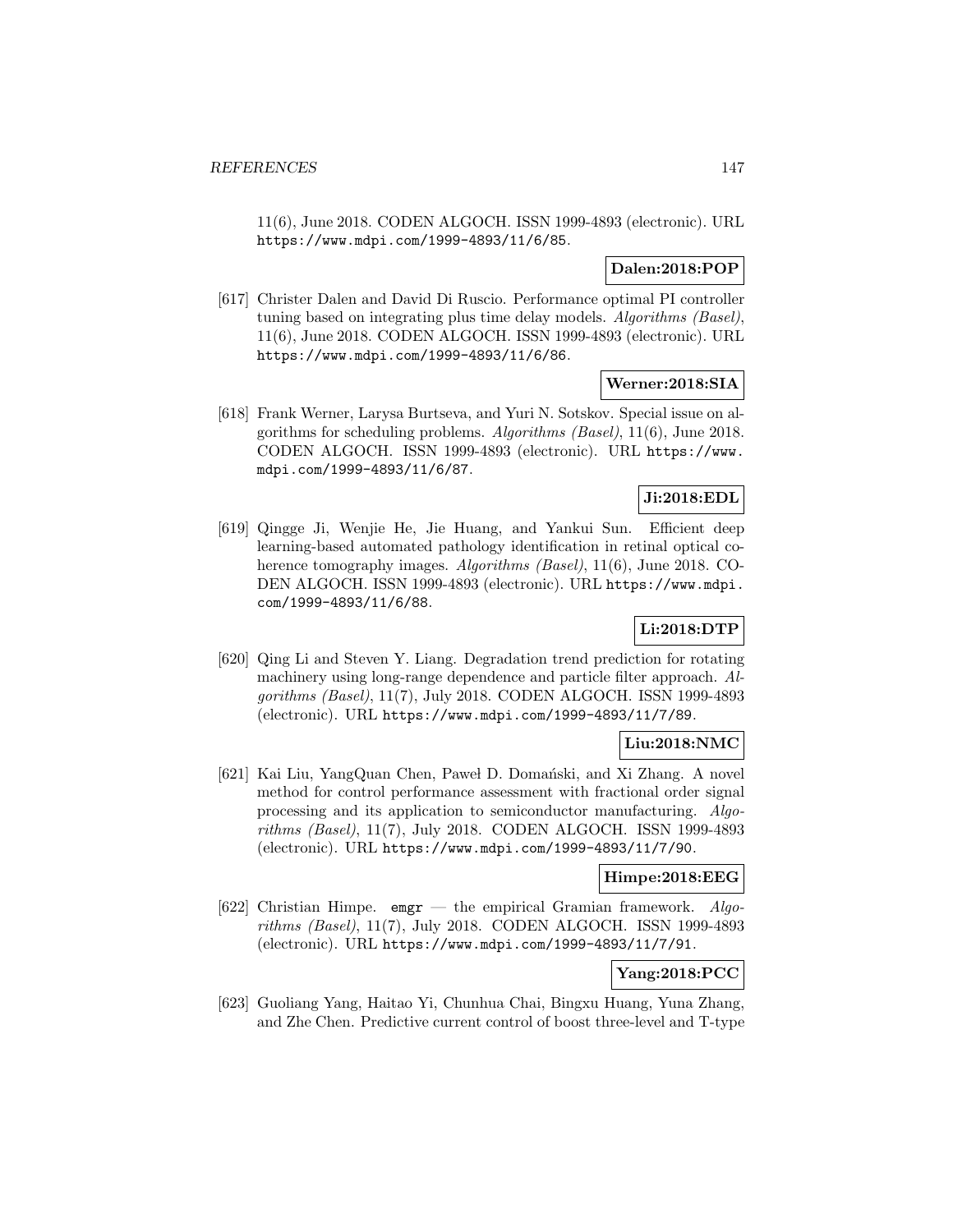11(6), June 2018. CODEN ALGOCH. ISSN 1999-4893 (electronic). URL https://www.mdpi.com/1999-4893/11/6/85.

**Dalen:2018:POP**

[617] Christer Dalen and David Di Ruscio. Performance optimal PI controller tuning based on integrating plus time delay models. *Algorithms (Basel)*, 11(6), June 2018. CODEN ALGOCH. ISSN 1999-4893 (electronic). URL https://www.mdpi.com/1999-4893/11/6/86.

**Werner:2018:SIA**

[618] Frank Werner, Larysa Burtseva, and Yuri N. Sotskov. Special issue on algorithms for scheduling problems. *Algorithms (Basel)*, 11(6), June 2018. CODEN ALGOCH. ISSN 1999-4893 (electronic). URL https://www.mdpi.com/1999-4893/11/6/87.

**Ji:2018:EDL**

[619] Qingge Ji, Wenjie He, Jie Huang, and Yankui Sun. Efficient deep learning-based automated pathology identification in retinal optical coherence tomography images. *Algorithms (Basel)*, 11(6), June 2018. CODEN ALGOCH. ISSN 1999-4893 (electronic). URL https://www.mdpi.com/1999-4893/11/6/88.

**Li:2018:DTP**

[620] Qing Li and Steven Y. Liang. Degradation trend prediction for rotating machinery using long-range dependence and particle filter approach. *Algorithms (Basel)*, 11(7), July 2018. CODEN ALGOCH. ISSN 1999-4893 (electronic). URL https://www.mdpi.com/1999-4893/11/7/89.

**Liu:2018:NMC**

[621] Kai Liu, YangQuan Chen, Paweł D. Domański, and Xi Zhang. A novel method for control performance assessment with fractional order signal processing and its application to semiconductor manufacturing. *Algorithms (Basel)*, 11(7), July 2018. CODEN ALGOCH. ISSN 1999-4893 (electronic). URL https://www.mdpi.com/1999-4893/11/7/90.

**Himpe:2018:EEG**

[622] Christian Himpe. `emgr` — the empirical Gramian framework. *Algorithms (Basel)*, 11(7), July 2018. CODEN ALGOCH. ISSN 1999-4893 (electronic). URL https://www.mdpi.com/1999-4893/11/7/91.

**Yang:2018:PCC**

[623] Guoliang Yang, Haitao Yi, Chunhua Chai, Bingxu Huang, Yuna Zhang, and Zhe Chen. Predictive current control of boost three-level and T-type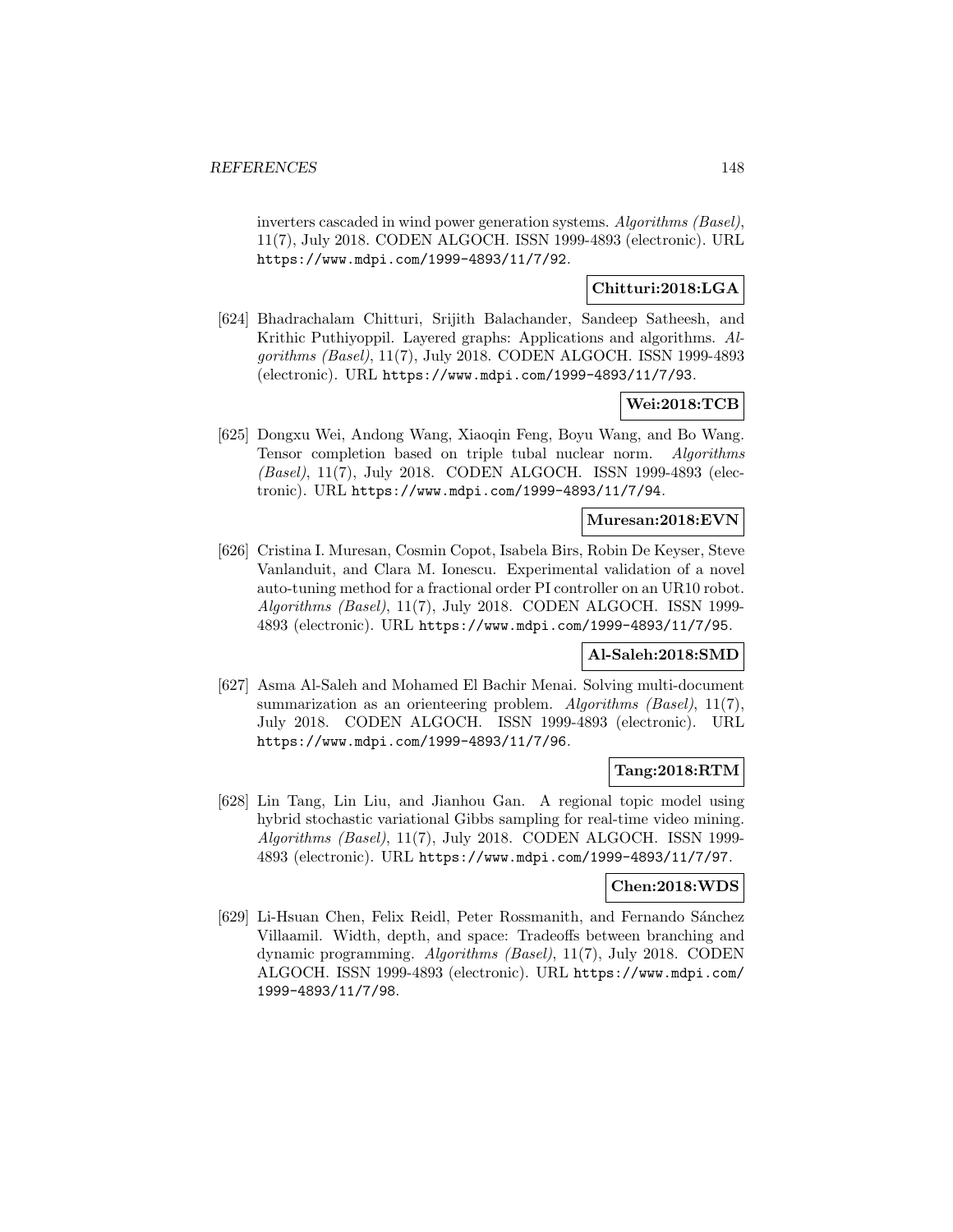inverters cascaded in wind power generation systems. *Algorithms (Basel)*, 11(7), July 2018. CODEN ALGOCH. ISSN 1999-4893 (electronic). URL https://www.mdpi.com/1999-4893/11/7/92.

**Chitturi:2018:LGA**

[624] Bhadrachalam Chitturi, Srijith Balachander, Sandeep Satheesh, and Krithic Puthiyoppil. Layered graphs: Applications and algorithms. *Algorithms (Basel)*, 11(7), July 2018. CODEN ALGOCH. ISSN 1999-4893 (electronic). URL https://www.mdpi.com/1999-4893/11/7/93.

**Wei:2018:TCB**

[625] Dongxu Wei, Andong Wang, Xiaoqin Feng, Boyu Wang, and Bo Wang. Tensor completion based on triple tubal nuclear norm. *Algorithms (Basel)*, 11(7), July 2018. CODEN ALGOCH. ISSN 1999-4893 (electronic). URL https://www.mdpi.com/1999-4893/11/7/94.

**Muresan:2018:EVN**

[626] Cristina I. Muresan, Cosmin Copot, Isabela Birs, Robin De Keyser, Steve Vanlanduit, and Clara M. Ionescu. Experimental validation of a novel auto-tuning method for a fractional order PI controller on an UR10 robot. *Algorithms (Basel)*, 11(7), July 2018. CODEN ALGOCH. ISSN 1999-4893 (electronic). URL https://www.mdpi.com/1999-4893/11/7/95.

**Al-Saleh:2018:SMD**

[627] Asma Al-Saleh and Mohamed El Bachir Menai. Solving multi-document summarization as an orienteering problem. *Algorithms (Basel)*, 11(7), July 2018. CODEN ALGOCH. ISSN 1999-4893 (electronic). URL https://www.mdpi.com/1999-4893/11/7/96.

**Tang:2018:RTM**

[628] Lin Tang, Lin Liu, and Jianhou Gan. A regional topic model using hybrid stochastic variational Gibbs sampling for real-time video mining. *Algorithms (Basel)*, 11(7), July 2018. CODEN ALGOCH. ISSN 1999-4893 (electronic). URL https://www.mdpi.com/1999-4893/11/7/97.

**Chen:2018:WDS**

[629] Li-Hsuan Chen, Felix Reidl, Peter Rossmanith, and Fernando Sánchez Villaamil. Width, depth, and space: Tradeoffs between branching and dynamic programming. *Algorithms (Basel)*, 11(7), July 2018. CODEN ALGOCH. ISSN 1999-4893 (electronic). URL https://www.mdpi.com/1999-4893/11/7/98.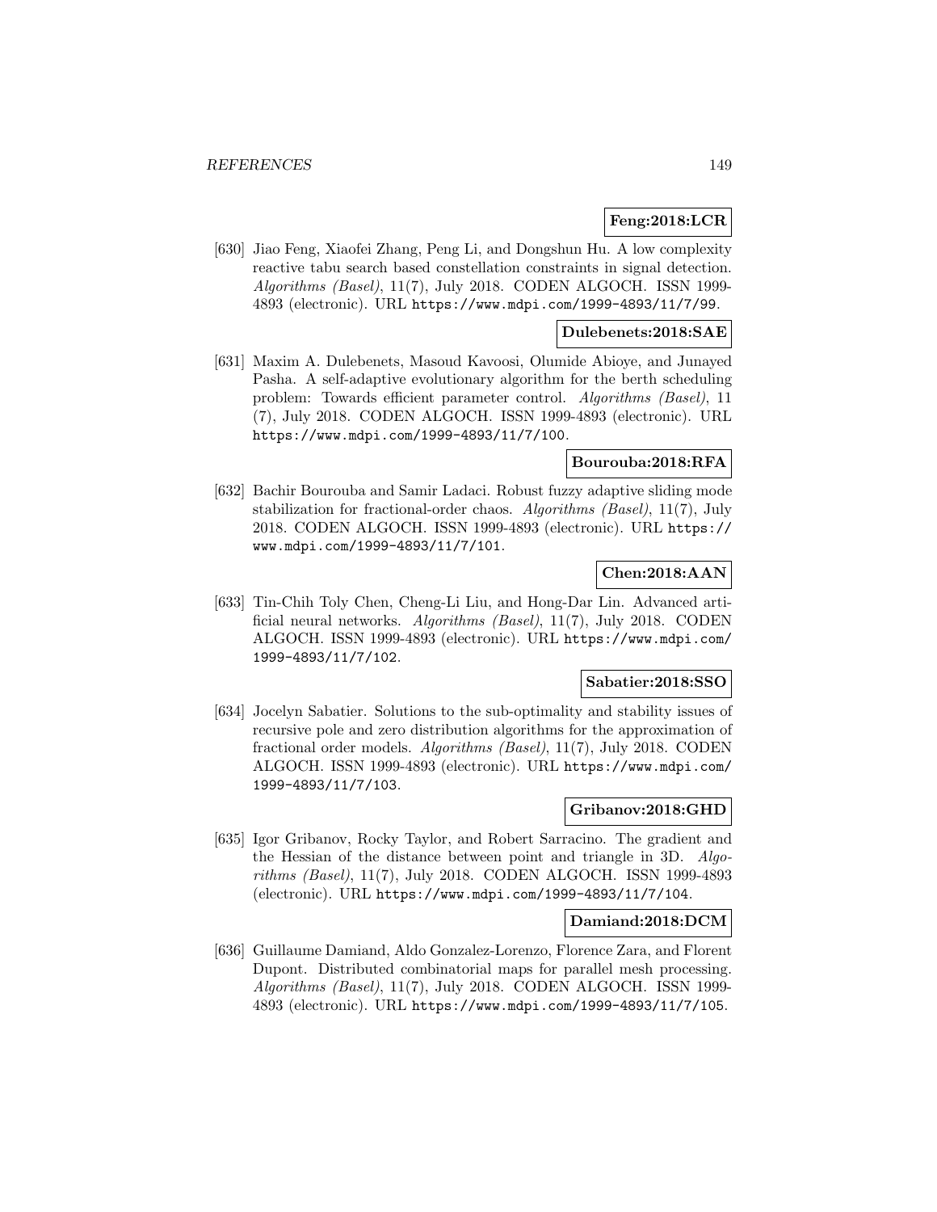**Feng:2018:LCR**

[630] Jiao Feng, Xiaofei Zhang, Peng Li, and Dongshun Hu. A low complexity reactive tabu search based constellation constraints in signal detection. *Algorithms (Basel)*, 11(7), July 2018. CODEN ALGOCH. ISSN 1999-4893 (electronic). URL https://www.mdpi.com/1999-4893/11/7/99.

**Dulebenets:2018:SAE**

[631] Maxim A. Dulebenets, Masoud Kavoosi, Olumide Abioye, and Junayed Pasha. A self-adaptive evolutionary algorithm for the berth scheduling problem: Towards efficient parameter control. *Algorithms (Basel)*, 11 (7), July 2018. CODEN ALGOCH. ISSN 1999-4893 (electronic). URL https://www.mdpi.com/1999-4893/11/7/100.

**Bourouba:2018:RFA**

[632] Bachir Bourouba and Samir Ladaci. Robust fuzzy adaptive sliding mode stabilization for fractional-order chaos. *Algorithms (Basel)*, 11(7), July 2018. CODEN ALGOCH. ISSN 1999-4893 (electronic). URL https://www.mdpi.com/1999-4893/11/7/101.

**Chen:2018:AAN**

[633] Tin-Chih Toly Chen, Cheng-Li Liu, and Hong-Dar Lin. Advanced artificial neural networks. *Algorithms (Basel)*, 11(7), July 2018. CODEN ALGOCH. ISSN 1999-4893 (electronic). URL https://www.mdpi.com/1999-4893/11/7/102.

**Sabatier:2018:SSO**

[634] Jocelyn Sabatier. Solutions to the sub-optimality and stability issues of recursive pole and zero distribution algorithms for the approximation of fractional order models. *Algorithms (Basel)*, 11(7), July 2018. CODEN ALGOCH. ISSN 1999-4893 (electronic). URL https://www.mdpi.com/1999-4893/11/7/103.

**Gribanov:2018:GHD**

[635] Igor Gribanov, Rocky Taylor, and Robert Sarracino. The gradient and the Hessian of the distance between point and triangle in 3D. *Algorithms (Basel)*, 11(7), July 2018. CODEN ALGOCH. ISSN 1999-4893 (electronic). URL https://www.mdpi.com/1999-4893/11/7/104.

**Damiand:2018:DCM**

[636] Guillaume Damiand, Aldo Gonzalez-Lorenzo, Florence Zara, and Florent Dupont. Distributed combinatorial maps for parallel mesh processing. *Algorithms (Basel)*, 11(7), July 2018. CODEN ALGOCH. ISSN 1999-4893 (electronic). URL https://www.mdpi.com/1999-4893/11/7/105.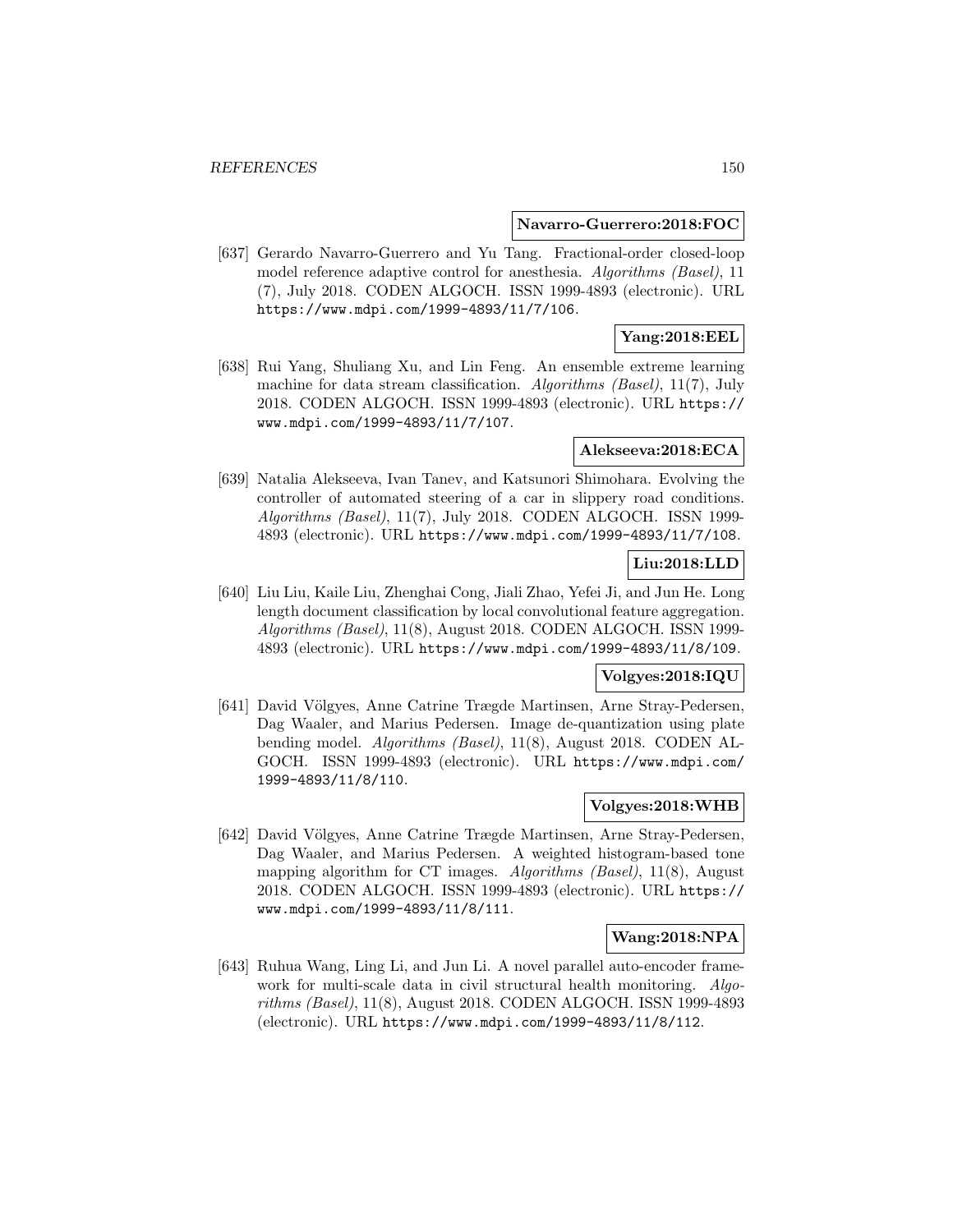**Navarro-Guerrero:2018:FOC**

[637] Gerardo Navarro-Guerrero and Yu Tang. Fractional-order closed-loop model reference adaptive control for anesthesia. *Algorithms (Basel)*, 11 (7), July 2018. CODEN ALGOCH. ISSN 1999-4893 (electronic). URL https://www.mdpi.com/1999-4893/11/7/106.

**Yang:2018:EEL**

[638] Rui Yang, Shuliang Xu, and Lin Feng. An ensemble extreme learning machine for data stream classification. *Algorithms (Basel)*, 11(7), July 2018. CODEN ALGOCH. ISSN 1999-4893 (electronic). URL https://www.mdpi.com/1999-4893/11/7/107.

**Alekseeva:2018:ECA**

[639] Natalia Alekseeva, Ivan Tanev, and Katsunori Shimohara. Evolving the controller of automated steering of a car in slippery road conditions. *Algorithms (Basel)*, 11(7), July 2018. CODEN ALGOCH. ISSN 1999-4893 (electronic). URL https://www.mdpi.com/1999-4893/11/7/108.

**Liu:2018:LLD**

[640] Liu Liu, Kaile Liu, Zhenghai Cong, Jiali Zhao, Yefei Ji, and Jun He. Long length document classification by local convolutional feature aggregation. *Algorithms (Basel)*, 11(8), August 2018. CODEN ALGOCH. ISSN 1999-4893 (electronic). URL https://www.mdpi.com/1999-4893/11/8/109.

**Volgyes:2018:IQU**

[641] David Völgyes, Anne Catrine Trægde Martinsen, Arne Stray-Pedersen, Dag Waaler, and Marius Pedersen. Image de-quantization using plate bending model. *Algorithms (Basel)*, 11(8), August 2018. CODEN ALGOCH. ISSN 1999-4893 (electronic). URL https://www.mdpi.com/1999-4893/11/8/110.

**Volgyes:2018:WHB**

[642] David Völgyes, Anne Catrine Trægde Martinsen, Arne Stray-Pedersen, Dag Waaler, and Marius Pedersen. A weighted histogram-based tone mapping algorithm for CT images. *Algorithms (Basel)*, 11(8), August 2018. CODEN ALGOCH. ISSN 1999-4893 (electronic). URL https://www.mdpi.com/1999-4893/11/8/111.

**Wang:2018:NPA**

[643] Ruhua Wang, Ling Li, and Jun Li. A novel parallel auto-encoder framework for multi-scale data in civil structural health monitoring. *Algorithms (Basel)*, 11(8), August 2018. CODEN ALGOCH. ISSN 1999-4893 (electronic). URL https://www.mdpi.com/1999-4893/11/8/112.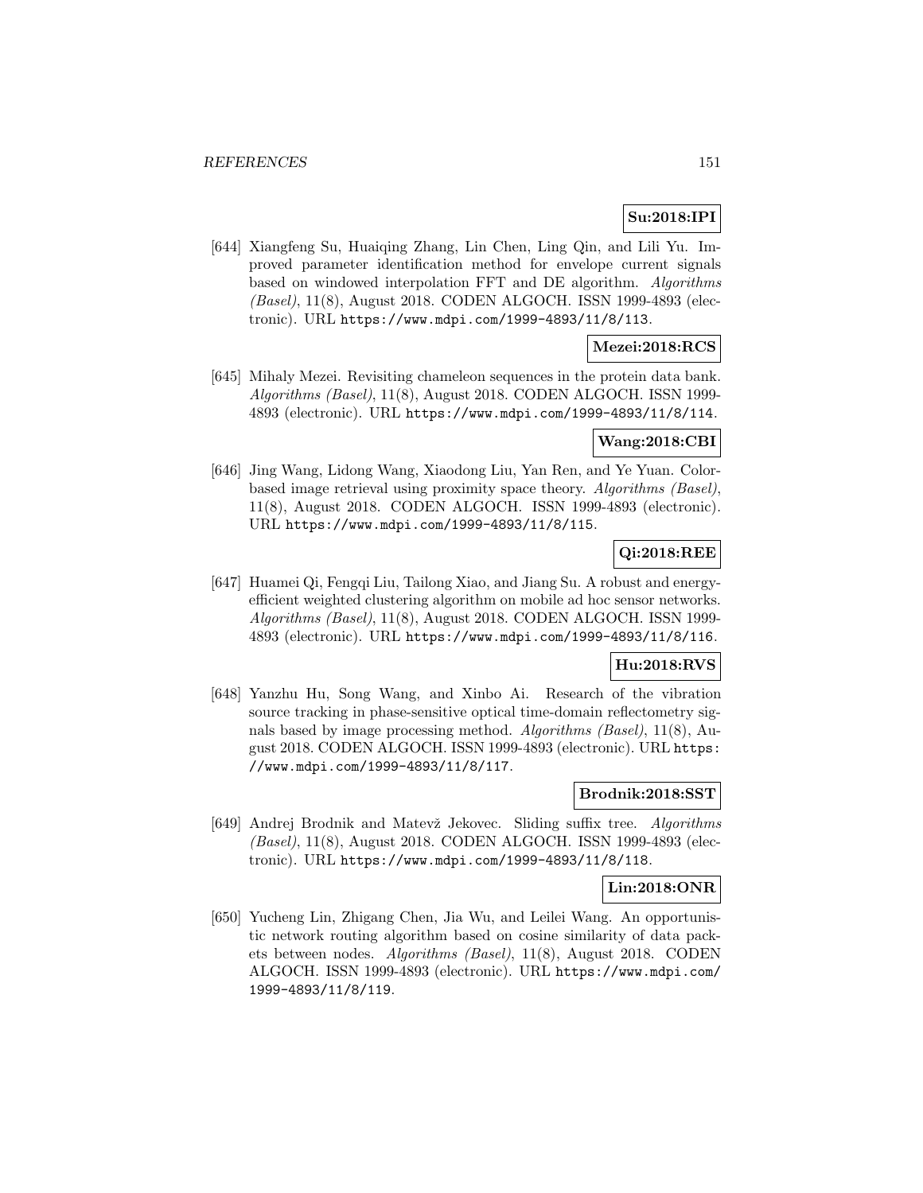**Su:2018:IPI**

[644] Xiangfeng Su, Huaiqing Zhang, Lin Chen, Ling Qin, and Lili Yu. Improved parameter identification method for envelope current signals based on windowed interpolation FFT and DE algorithm. *Algorithms (Basel)*, 11(8), August 2018. CODEN ALGOCH. ISSN 1999-4893 (electronic). URL https://www.mdpi.com/1999-4893/11/8/113.

**Mezei:2018:RCS**

[645] Mihaly Mezei. Revisiting chameleon sequences in the protein data bank. *Algorithms (Basel)*, 11(8), August 2018. CODEN ALGOCH. ISSN 1999-4893 (electronic). URL https://www.mdpi.com/1999-4893/11/8/114.

**Wang:2018:CBI**

[646] Jing Wang, Lidong Wang, Xiaodong Liu, Yan Ren, and Ye Yuan. Color-based image retrieval using proximity space theory. *Algorithms (Basel)*, 11(8), August 2018. CODEN ALGOCH. ISSN 1999-4893 (electronic). URL https://www.mdpi.com/1999-4893/11/8/115.

**Qi:2018:REE**

[647] Huamei Qi, Fengqi Liu, Tailong Xiao, and Jiang Su. A robust and energy-efficient weighted clustering algorithm on mobile ad hoc sensor networks. *Algorithms (Basel)*, 11(8), August 2018. CODEN ALGOCH. ISSN 1999-4893 (electronic). URL https://www.mdpi.com/1999-4893/11/8/116.

**Hu:2018:RVS**

[648] Yanzhu Hu, Song Wang, and Xinbo Ai. Research of the vibration source tracking in phase-sensitive optical time-domain reflectometry signals based by image processing method. *Algorithms (Basel)*, 11(8), August 2018. CODEN ALGOCH. ISSN 1999-4893 (electronic). URL https://www.mdpi.com/1999-4893/11/8/117.

**Brodnik:2018:SST**

[649] Andrej Brodnik and Matevž Jekovec. Sliding suffix tree. *Algorithms (Basel)*, 11(8), August 2018. CODEN ALGOCH. ISSN 1999-4893 (electronic). URL https://www.mdpi.com/1999-4893/11/8/118.

**Lin:2018:ONR**

[650] Yucheng Lin, Zhigang Chen, Jia Wu, and Leilei Wang. An opportunistic network routing algorithm based on cosine similarity of data packets between nodes. *Algorithms (Basel)*, 11(8), August 2018. CODEN ALGOCH. ISSN 1999-4893 (electronic). URL https://www.mdpi.com/1999-4893/11/8/119.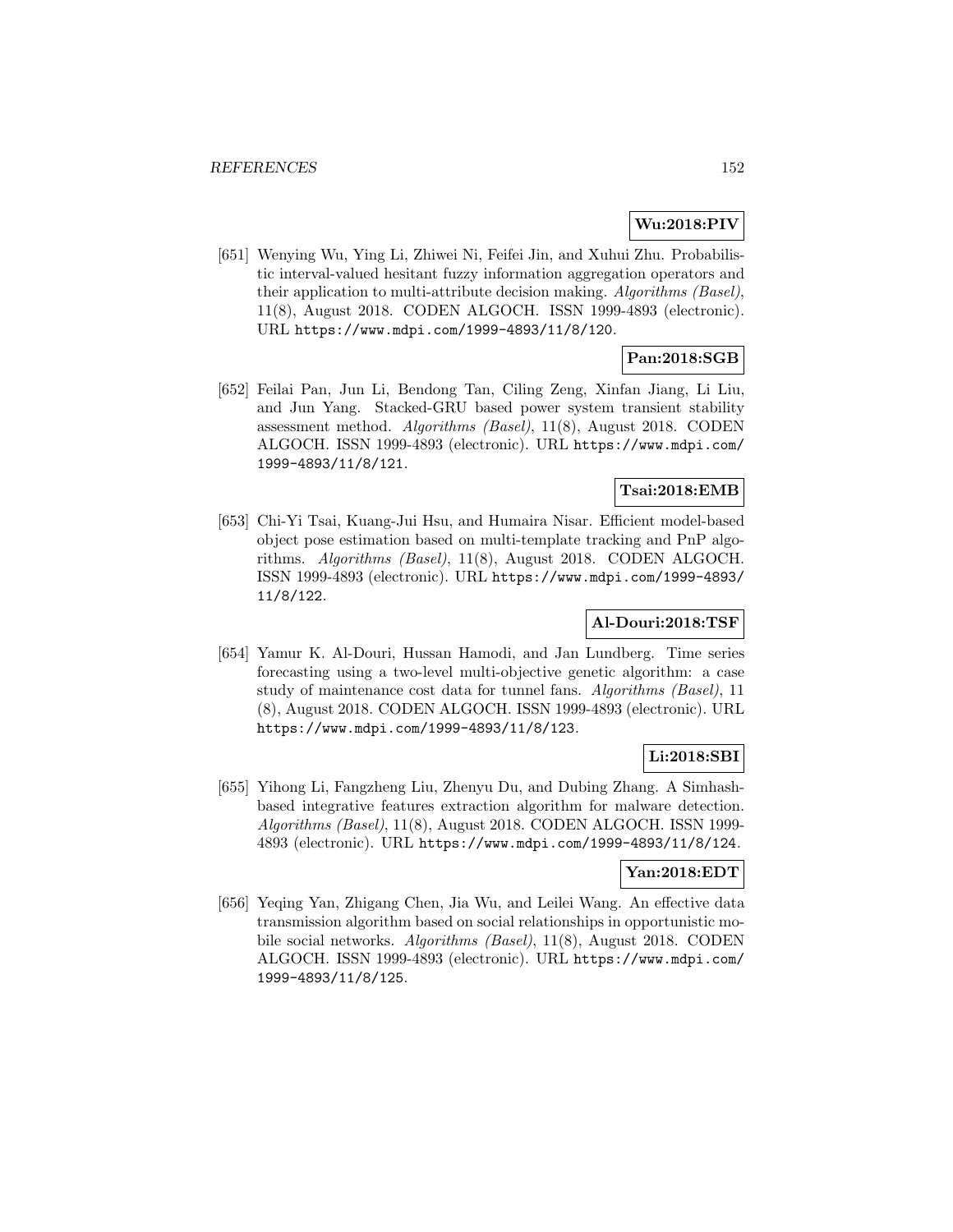**Wu:2018:PIV**

[651] Wenying Wu, Ying Li, Zhiwei Ni, Feifei Jin, and Xuhui Zhu. Probabilistic interval-valued hesitant fuzzy information aggregation operators and their application to multi-attribute decision making. *Algorithms (Basel)*, 11(8), August 2018. CODEN ALGOCH. ISSN 1999-4893 (electronic). URL https://www.mdpi.com/1999-4893/11/8/120.

**Pan:2018:SGB**

[652] Feilai Pan, Jun Li, Bendong Tan, Ciling Zeng, Xinfan Jiang, Li Liu, and Jun Yang. Stacked-GRU based power system transient stability assessment method. *Algorithms (Basel)*, 11(8), August 2018. CODEN ALGOCH. ISSN 1999-4893 (electronic). URL https://www.mdpi.com/1999-4893/11/8/121.

**Tsai:2018:EMB**

[653] Chi-Yi Tsai, Kuang-Jui Hsu, and Humaira Nisar. Efficient model-based object pose estimation based on multi-template tracking and PnP algorithms. *Algorithms (Basel)*, 11(8), August 2018. CODEN ALGOCH. ISSN 1999-4893 (electronic). URL https://www.mdpi.com/1999-4893/11/8/122.

**Al-Douri:2018:TSF**

[654] Yamur K. Al-Douri, Hussan Hamodi, and Jan Lundberg. Time series forecasting using a two-level multi-objective genetic algorithm: a case study of maintenance cost data for tunnel fans. *Algorithms (Basel)*, 11 (8), August 2018. CODEN ALGOCH. ISSN 1999-4893 (electronic). URL https://www.mdpi.com/1999-4893/11/8/123.

**Li:2018:SBI**

[655] Yihong Li, Fangzheng Liu, Zhenyu Du, and Dubing Zhang. A Simhash-based integrative features extraction algorithm for malware detection. *Algorithms (Basel)*, 11(8), August 2018. CODEN ALGOCH. ISSN 1999-4893 (electronic). URL https://www.mdpi.com/1999-4893/11/8/124.

**Yan:2018:EDT**

[656] Yeqing Yan, Zhigang Chen, Jia Wu, and Leilei Wang. An effective data transmission algorithm based on social relationships in opportunistic mobile social networks. *Algorithms (Basel)*, 11(8), August 2018. CODEN ALGOCH. ISSN 1999-4893 (electronic). URL https://www.mdpi.com/1999-4893/11/8/125.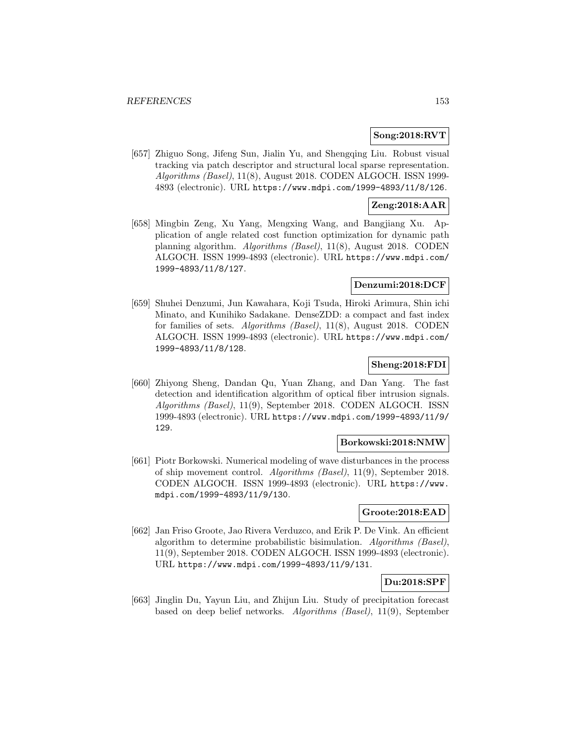**Song:2018:RVT**

[657] Zhiguo Song, Jifeng Sun, Jialin Yu, and Shengqing Liu. Robust visual tracking via patch descriptor and structural local sparse representation. *Algorithms (Basel)*, 11(8), August 2018. CODEN ALGOCH. ISSN 1999-4893 (electronic). URL https://www.mdpi.com/1999-4893/11/8/126.

**Zeng:2018:AAR**

[658] Mingbin Zeng, Xu Yang, Mengxing Wang, and Bangjiang Xu. Application of angle related cost function optimization for dynamic path planning algorithm. *Algorithms (Basel)*, 11(8), August 2018. CODEN ALGOCH. ISSN 1999-4893 (electronic). URL https://www.mdpi.com/1999-4893/11/8/127.

**Denzumi:2018:DCF**

[659] Shuhei Denzumi, Jun Kawahara, Koji Tsuda, Hiroki Arimura, Shin ichi Minato, and Kunihiko Sadakane. DenseZDD: a compact and fast index for families of sets. *Algorithms (Basel)*, 11(8), August 2018. CODEN ALGOCH. ISSN 1999-4893 (electronic). URL https://www.mdpi.com/1999-4893/11/8/128.

**Sheng:2018:FDI**

[660] Zhiyong Sheng, Dandan Qu, Yuan Zhang, and Dan Yang. The fast detection and identification algorithm of optical fiber intrusion signals. *Algorithms (Basel)*, 11(9), September 2018. CODEN ALGOCH. ISSN 1999-4893 (electronic). URL https://www.mdpi.com/1999-4893/11/9/129.

**Borkowski:2018:NMW**

[661] Piotr Borkowski. Numerical modeling of wave disturbances in the process of ship movement control. *Algorithms (Basel)*, 11(9), September 2018. CODEN ALGOCH. ISSN 1999-4893 (electronic). URL https://www.mdpi.com/1999-4893/11/9/130.

**Groote:2018:EAD**

[662] Jan Friso Groote, Jao Rivera Verduzco, and Erik P. De Vink. An efficient algorithm to determine probabilistic bisimulation. *Algorithms (Basel)*, 11(9), September 2018. CODEN ALGOCH. ISSN 1999-4893 (electronic). URL https://www.mdpi.com/1999-4893/11/9/131.

**Du:2018:SPF**

[663] Jinglin Du, Yayun Liu, and Zhijun Liu. Study of precipitation forecast based on deep belief networks. *Algorithms (Basel)*, 11(9), September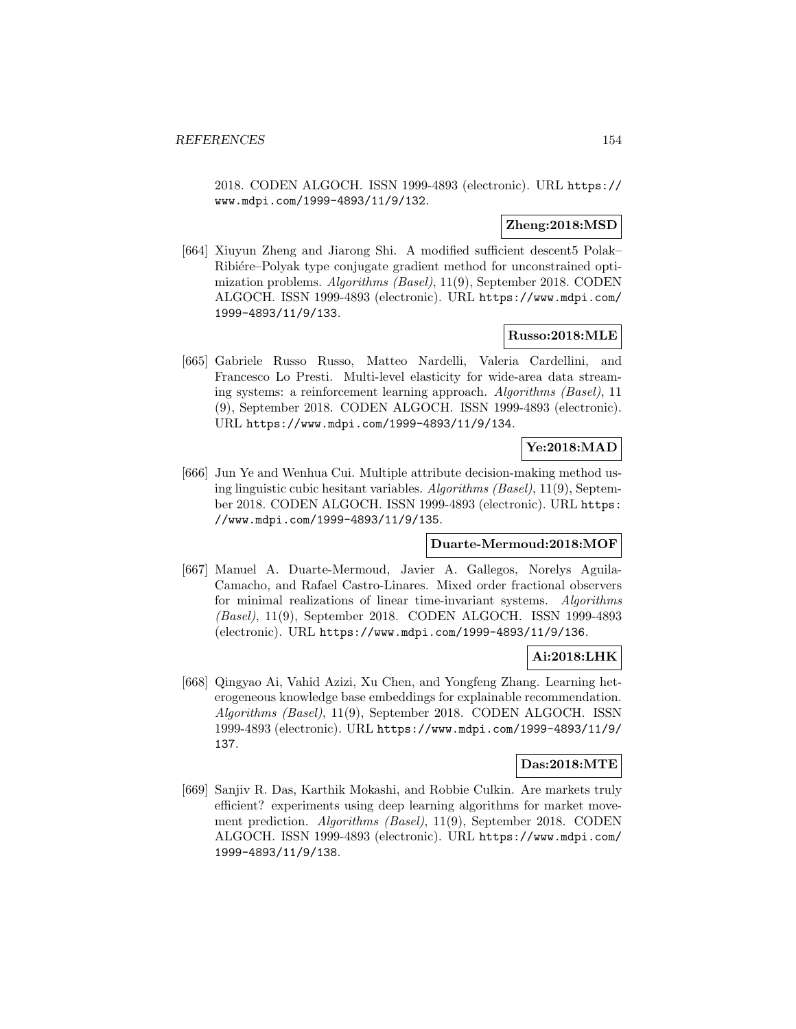2018. CODEN ALGOCH. ISSN 1999-4893 (electronic). URL https://www.mdpi.com/1999-4893/11/9/132.

**Zheng:2018:MSD**

[664] Xiuyun Zheng and Jiarong Shi. A modified sufficient descent5 Polak–Ribiére–Polyak type conjugate gradient method for unconstrained optimization problems. *Algorithms (Basel)*, 11(9), September 2018. CODEN ALGOCH. ISSN 1999-4893 (electronic). URL https://www.mdpi.com/1999-4893/11/9/133.

**Russo:2018:MLE**

[665] Gabriele Russo Russo, Matteo Nardelli, Valeria Cardellini, and Francesco Lo Presti. Multi-level elasticity for wide-area data streaming systems: a reinforcement learning approach. *Algorithms (Basel)*, 11 (9), September 2018. CODEN ALGOCH. ISSN 1999-4893 (electronic). URL https://www.mdpi.com/1999-4893/11/9/134.

**Ye:2018:MAD**

[666] Jun Ye and Wenhua Cui. Multiple attribute decision-making method using linguistic cubic hesitant variables. *Algorithms (Basel)*, 11(9), September 2018. CODEN ALGOCH. ISSN 1999-4893 (electronic). URL https://www.mdpi.com/1999-4893/11/9/135.

**Duarte-Mermoud:2018:MOF**

[667] Manuel A. Duarte-Mermoud, Javier A. Gallegos, Norelys Aguila-Camacho, and Rafael Castro-Linares. Mixed order fractional observers for minimal realizations of linear time-invariant systems. *Algorithms (Basel)*, 11(9), September 2018. CODEN ALGOCH. ISSN 1999-4893 (electronic). URL https://www.mdpi.com/1999-4893/11/9/136.

**Ai:2018:LHK**

[668] Qingyao Ai, Vahid Azizi, Xu Chen, and Yongfeng Zhang. Learning heterogeneous knowledge base embeddings for explainable recommendation. *Algorithms (Basel)*, 11(9), September 2018. CODEN ALGOCH. ISSN 1999-4893 (electronic). URL https://www.mdpi.com/1999-4893/11/9/137.

**Das:2018:MTE**

[669] Sanjiv R. Das, Karthik Mokashi, and Robbie Culkin. Are markets truly efficient? experiments using deep learning algorithms for market movement prediction. *Algorithms (Basel)*, 11(9), September 2018. CODEN ALGOCH. ISSN 1999-4893 (electronic). URL https://www.mdpi.com/1999-4893/11/9/138.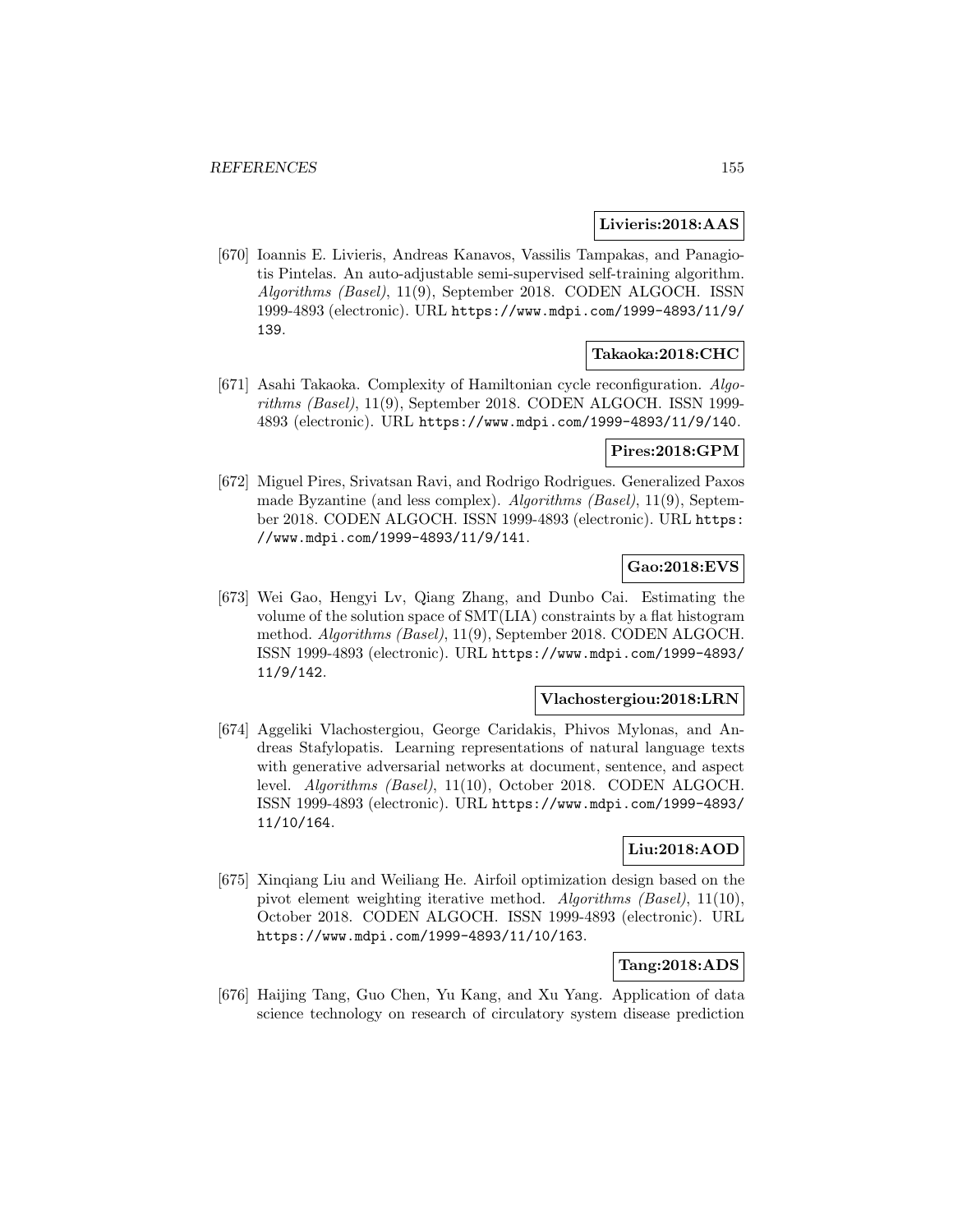**Livieris:2018:AAS**

[670] Ioannis E. Livieris, Andreas Kanavos, Vassilis Tampakas, and Panagiotis Pintelas. An auto-adjustable semi-supervised self-training algorithm. *Algorithms (Basel)*, 11(9), September 2018. CODEN ALGOCH. ISSN 1999-4893 (electronic). URL https://www.mdpi.com/1999-4893/11/9/139.

**Takaoka:2018:CHC**

[671] Asahi Takaoka. Complexity of Hamiltonian cycle reconfiguration. *Algorithms (Basel)*, 11(9), September 2018. CODEN ALGOCH. ISSN 1999-4893 (electronic). URL https://www.mdpi.com/1999-4893/11/9/140.

**Pires:2018:GPM**

[672] Miguel Pires, Srivatsan Ravi, and Rodrigo Rodrigues. Generalized Paxos made Byzantine (and less complex). *Algorithms (Basel)*, 11(9), September 2018. CODEN ALGOCH. ISSN 1999-4893 (electronic). URL https://www.mdpi.com/1999-4893/11/9/141.

**Gao:2018:EVS**

[673] Wei Gao, Hengyi Lv, Qiang Zhang, and Dunbo Cai. Estimating the volume of the solution space of SMT(LIA) constraints by a flat histogram method. *Algorithms (Basel)*, 11(9), September 2018. CODEN ALGOCH. ISSN 1999-4893 (electronic). URL https://www.mdpi.com/1999-4893/11/9/142.

**Vlachostergiou:2018:LRN**

[674] Aggeliki Vlachostergiou, George Caridakis, Phivos Mylonas, and Andreas Stafylopatis. Learning representations of natural language texts with generative adversarial networks at document, sentence, and aspect level. *Algorithms (Basel)*, 11(10), October 2018. CODEN ALGOCH. ISSN 1999-4893 (electronic). URL https://www.mdpi.com/1999-4893/11/10/164.

**Liu:2018:AOD**

[675] Xinqiang Liu and Weiliang He. Airfoil optimization design based on the pivot element weighting iterative method. *Algorithms (Basel)*, 11(10), October 2018. CODEN ALGOCH. ISSN 1999-4893 (electronic). URL https://www.mdpi.com/1999-4893/11/10/163.

**Tang:2018:ADS**

[676] Haijing Tang, Guo Chen, Yu Kang, and Xu Yang. Application of data science technology on research of circulatory system disease prediction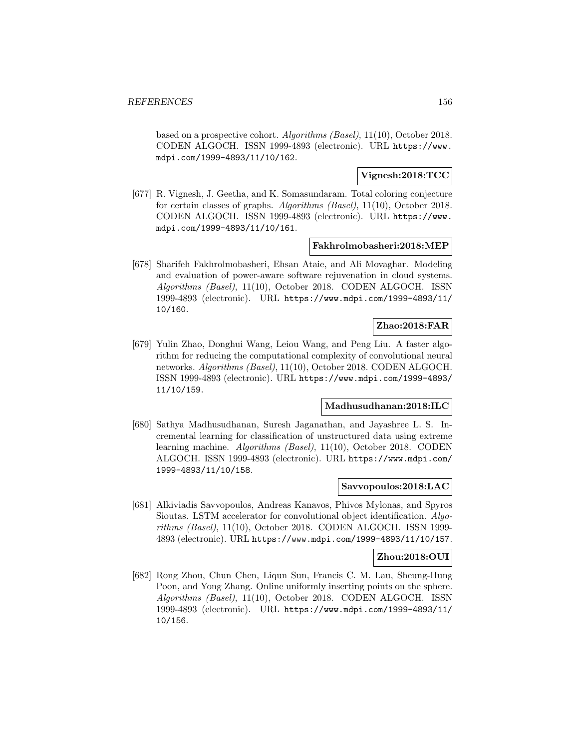based on a prospective cohort. *Algorithms (Basel)*, 11(10), October 2018. CODEN ALGOCH. ISSN 1999-4893 (electronic). URL https://www.mdpi.com/1999-4893/11/10/162.

**Vignesh:2018:TCC**

[677] R. Vignesh, J. Geetha, and K. Somasundaram. Total coloring conjecture for certain classes of graphs. *Algorithms (Basel)*, 11(10), October 2018. CODEN ALGOCH. ISSN 1999-4893 (electronic). URL https://www.mdpi.com/1999-4893/11/10/161.

**Fakhrolmobasheri:2018:MEP**

[678] Sharifeh Fakhrolmobasheri, Ehsan Ataie, and Ali Movaghar. Modeling and evaluation of power-aware software rejuvenation in cloud systems. *Algorithms (Basel)*, 11(10), October 2018. CODEN ALGOCH. ISSN 1999-4893 (electronic). URL https://www.mdpi.com/1999-4893/11/10/160.

**Zhao:2018:FAR**

[679] Yulin Zhao, Donghui Wang, Leiou Wang, and Peng Liu. A faster algorithm for reducing the computational complexity of convolutional neural networks. *Algorithms (Basel)*, 11(10), October 2018. CODEN ALGOCH. ISSN 1999-4893 (electronic). URL https://www.mdpi.com/1999-4893/11/10/159.

**Madhusudhanan:2018:ILC**

[680] Sathya Madhusudhanan, Suresh Jaganathan, and Jayashree L. S. Incremental learning for classification of unstructured data using extreme learning machine. *Algorithms (Basel)*, 11(10), October 2018. CODEN ALGOCH. ISSN 1999-4893 (electronic). URL https://www.mdpi.com/1999-4893/11/10/158.

**Savvopoulos:2018:LAC**

[681] Alkiviadis Savvopoulos, Andreas Kanavos, Phivos Mylonas, and Spyros Sioutas. LSTM accelerator for convolutional object identification. *Algorithms (Basel)*, 11(10), October 2018. CODEN ALGOCH. ISSN 1999-4893 (electronic). URL https://www.mdpi.com/1999-4893/11/10/157.

**Zhou:2018:OUI**

[682] Rong Zhou, Chun Chen, Liqun Sun, Francis C. M. Lau, Sheung-Hung Poon, and Yong Zhang. Online uniformly inserting points on the sphere. *Algorithms (Basel)*, 11(10), October 2018. CODEN ALGOCH. ISSN 1999-4893 (electronic). URL https://www.mdpi.com/1999-4893/11/10/156.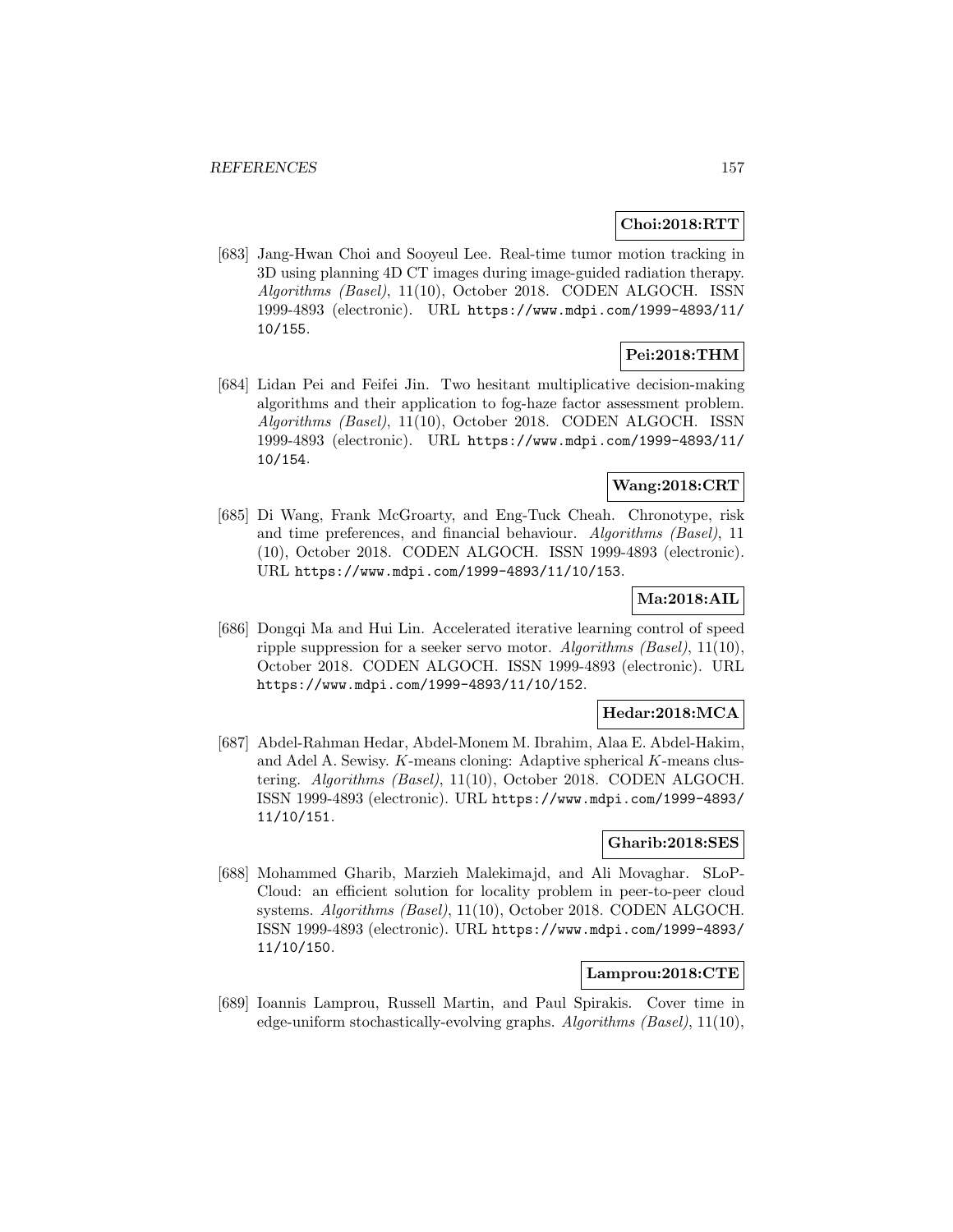**Choi:2018:RTT**

[683] Jang-Hwan Choi and Sooyeul Lee. Real-time tumor motion tracking in 3D using planning 4D CT images during image-guided radiation therapy. *Algorithms (Basel)*, 11(10), October 2018. CODEN ALGOCH. ISSN 1999-4893 (electronic). URL https://www.mdpi.com/1999-4893/11/10/155.

**Pei:2018:THM**

[684] Lidan Pei and Feifei Jin. Two hesitant multiplicative decision-making algorithms and their application to fog-haze factor assessment problem. *Algorithms (Basel)*, 11(10), October 2018. CODEN ALGOCH. ISSN 1999-4893 (electronic). URL https://www.mdpi.com/1999-4893/11/10/154.

**Wang:2018:CRT**

[685] Di Wang, Frank McGroarty, and Eng-Tuck Cheah. Chronotype, risk and time preferences, and financial behaviour. *Algorithms (Basel)*, 11 (10), October 2018. CODEN ALGOCH. ISSN 1999-4893 (electronic). URL https://www.mdpi.com/1999-4893/11/10/153.

**Ma:2018:AIL**

[686] Dongqi Ma and Hui Lin. Accelerated iterative learning control of speed ripple suppression for a seeker servo motor. *Algorithms (Basel)*, 11(10), October 2018. CODEN ALGOCH. ISSN 1999-4893 (electronic). URL https://www.mdpi.com/1999-4893/11/10/152.

**Hedar:2018:MCA**

[687] Abdel-Rahman Hedar, Abdel-Monem M. Ibrahim, Alaa E. Abdel-Hakim, and Adel A. Sewisy. $K$-means cloning: Adaptive spherical $K$-means clustering. *Algorithms (Basel)*, 11(10), October 2018. CODEN ALGOCH. ISSN 1999-4893 (electronic). URL https://www.mdpi.com/1999-4893/11/10/151.

**Gharib:2018:SES**

[688] Mohammed Gharib, Marzieh Malekimajd, and Ali Movaghar. SLoP-Cloud: an efficient solution for locality problem in peer-to-peer cloud systems. *Algorithms (Basel)*, 11(10), October 2018. CODEN ALGOCH. ISSN 1999-4893 (electronic). URL https://www.mdpi.com/1999-4893/11/10/150.

**Lamprou:2018:CTE**

[689] Ioannis Lamprou, Russell Martin, and Paul Spirakis. Cover time in edge-uniform stochastically-evolving graphs. *Algorithms (Basel)*, 11(10),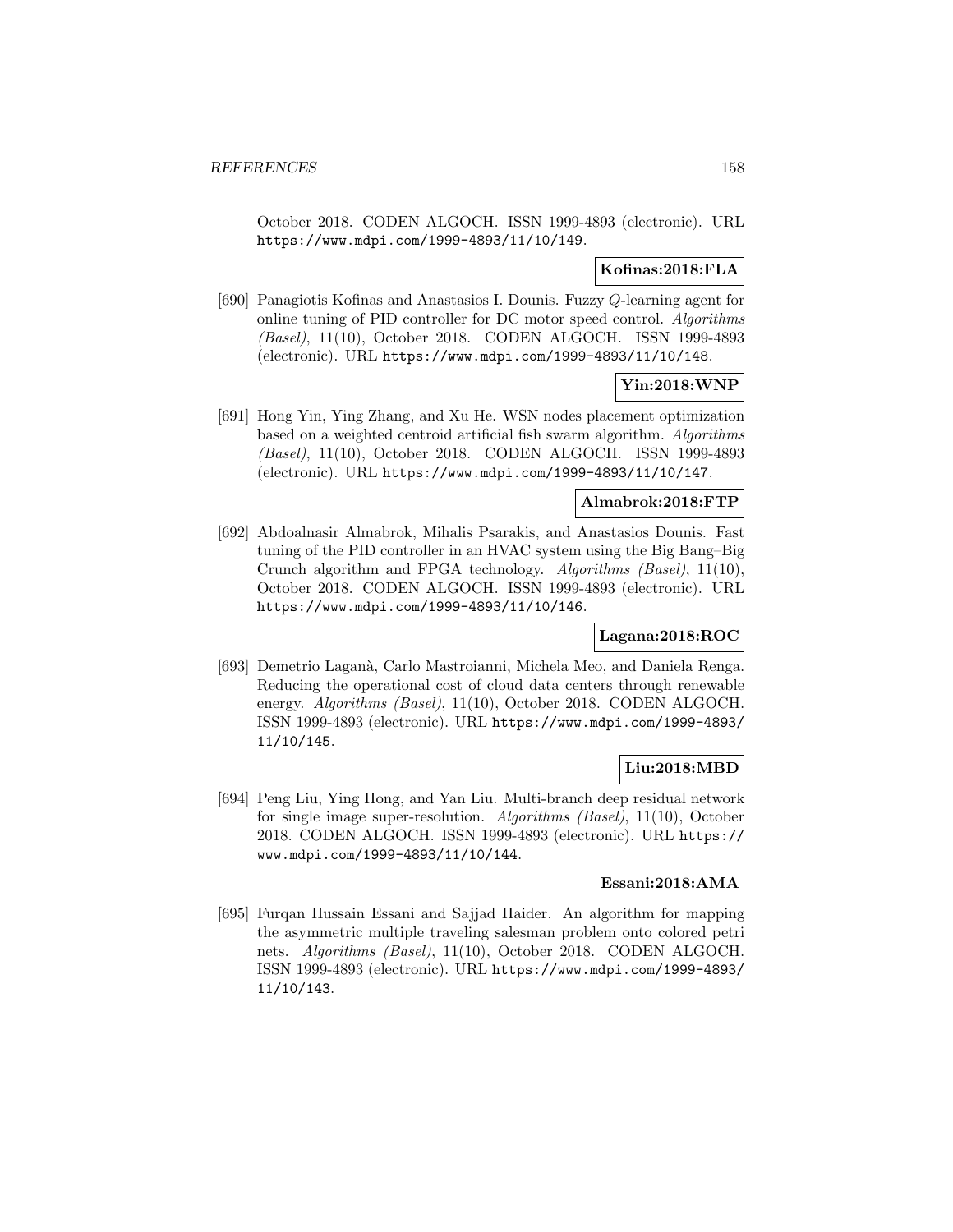October 2018. CODEN ALGOCH. ISSN 1999-4893 (electronic). URL https://www.mdpi.com/1999-4893/11/10/149.

**Kofinas:2018:FLA**

[690] Panagiotis Kofinas and Anastasios I. Dounis. Fuzzy $Q$-learning agent for online tuning of PID controller for DC motor speed control. *Algorithms (Basel)*, 11(10), October 2018. CODEN ALGOCH. ISSN 1999-4893 (electronic). URL https://www.mdpi.com/1999-4893/11/10/148.

**Yin:2018:WNP**

[691] Hong Yin, Ying Zhang, and Xu He. WSN nodes placement optimization based on a weighted centroid artificial fish swarm algorithm. *Algorithms (Basel)*, 11(10), October 2018. CODEN ALGOCH. ISSN 1999-4893 (electronic). URL https://www.mdpi.com/1999-4893/11/10/147.

**Almabrok:2018:FTP**

[692] Abdoalnasir Almabrok, Mihalis Psarakis, and Anastasios Dounis. Fast tuning of the PID controller in an HVAC system using the Big Bang–Big Crunch algorithm and FPGA technology. *Algorithms (Basel)*, 11(10), October 2018. CODEN ALGOCH. ISSN 1999-4893 (electronic). URL https://www.mdpi.com/1999-4893/11/10/146.

**Lagana:2018:ROC**

[693] Demetrio Laganà, Carlo Mastroianni, Michela Meo, and Daniela Renga. Reducing the operational cost of cloud data centers through renewable energy. *Algorithms (Basel)*, 11(10), October 2018. CODEN ALGOCH. ISSN 1999-4893 (electronic). URL https://www.mdpi.com/1999-4893/11/10/145.

**Liu:2018:MBD**

[694] Peng Liu, Ying Hong, and Yan Liu. Multi-branch deep residual network for single image super-resolution. *Algorithms (Basel)*, 11(10), October 2018. CODEN ALGOCH. ISSN 1999-4893 (electronic). URL https://www.mdpi.com/1999-4893/11/10/144.

**Essani:2018:AMA**

[695] Furqan Hussain Essani and Sajjad Haider. An algorithm for mapping the asymmetric multiple traveling salesman problem onto colored petri nets. *Algorithms (Basel)*, 11(10), October 2018. CODEN ALGOCH. ISSN 1999-4893 (electronic). URL https://www.mdpi.com/1999-4893/11/10/143.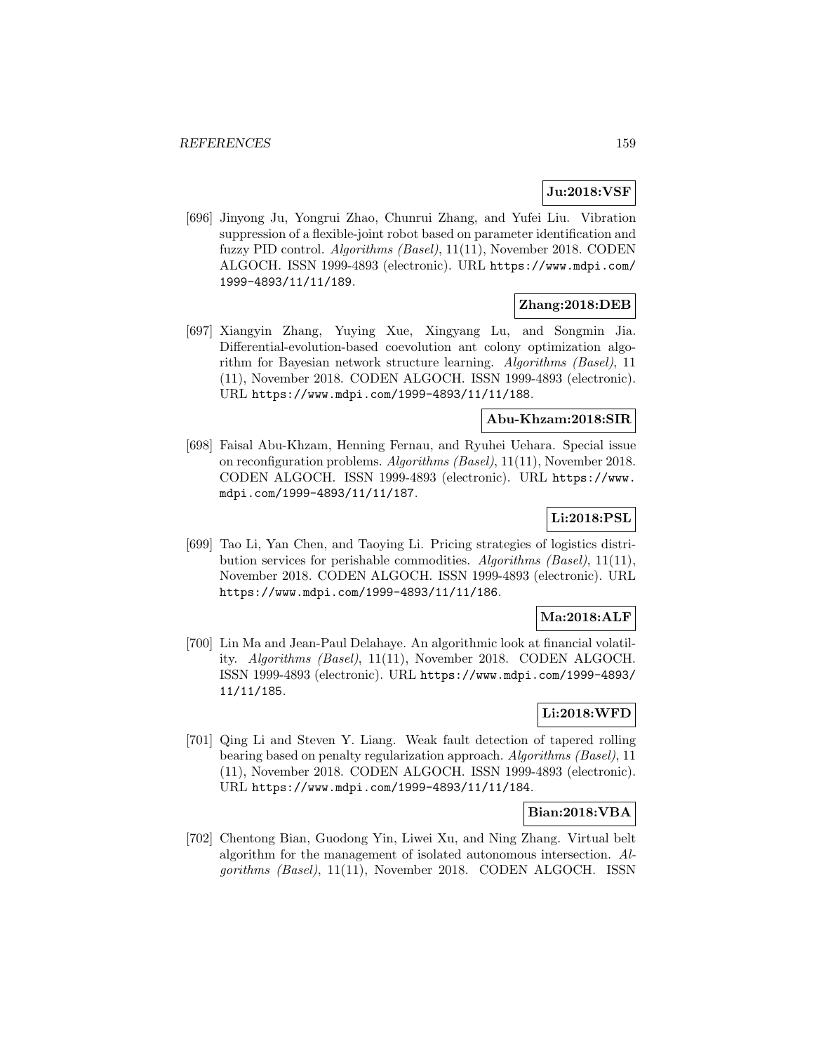**Ju:2018:VSF**

[696] Jinyong Ju, Yongrui Zhao, Chunrui Zhang, and Yufei Liu. Vibration suppression of a flexible-joint robot based on parameter identification and fuzzy PID control. *Algorithms (Basel)*, 11(11), November 2018. CODEN ALGOCH. ISSN 1999-4893 (electronic). URL `https://www.mdpi.com/1999-4893/11/11/189`.

**Zhang:2018:DEB**

[697] Xiangyin Zhang, Yuying Xue, Xingyang Lu, and Songmin Jia. Differential-evolution-based coevolution ant colony optimization algorithm for Bayesian network structure learning. *Algorithms (Basel)*, 11 (11), November 2018. CODEN ALGOCH. ISSN 1999-4893 (electronic). URL `https://www.mdpi.com/1999-4893/11/11/188`.

**Abu-Khzam:2018:SIR**

[698] Faisal Abu-Khzam, Henning Fernau, and Ryuhei Uehara. Special issue on reconfiguration problems. *Algorithms (Basel)*, 11(11), November 2018. CODEN ALGOCH. ISSN 1999-4893 (electronic). URL `https://www.mdpi.com/1999-4893/11/11/187`.

**Li:2018:PSL**

[699] Tao Li, Yan Chen, and Taoying Li. Pricing strategies of logistics distribution services for perishable commodities. *Algorithms (Basel)*, 11(11), November 2018. CODEN ALGOCH. ISSN 1999-4893 (electronic). URL `https://www.mdpi.com/1999-4893/11/11/186`.

**Ma:2018:ALF**

[700] Lin Ma and Jean-Paul Delahaye. An algorithmic look at financial volatility. *Algorithms (Basel)*, 11(11), November 2018. CODEN ALGOCH. ISSN 1999-4893 (electronic). URL `https://www.mdpi.com/1999-4893/11/11/185`.

**Li:2018:WFD**

[701] Qing Li and Steven Y. Liang. Weak fault detection of tapered rolling bearing based on penalty regularization approach. *Algorithms (Basel)*, 11 (11), November 2018. CODEN ALGOCH. ISSN 1999-4893 (electronic). URL `https://www.mdpi.com/1999-4893/11/11/184`.

**Bian:2018:VBA**

[702] Chentong Bian, Guodong Yin, Liwei Xu, and Ning Zhang. Virtual belt algorithm for the management of isolated autonomous intersection. *Algorithms (Basel)*, 11(11), November 2018. CODEN ALGOCH. ISSN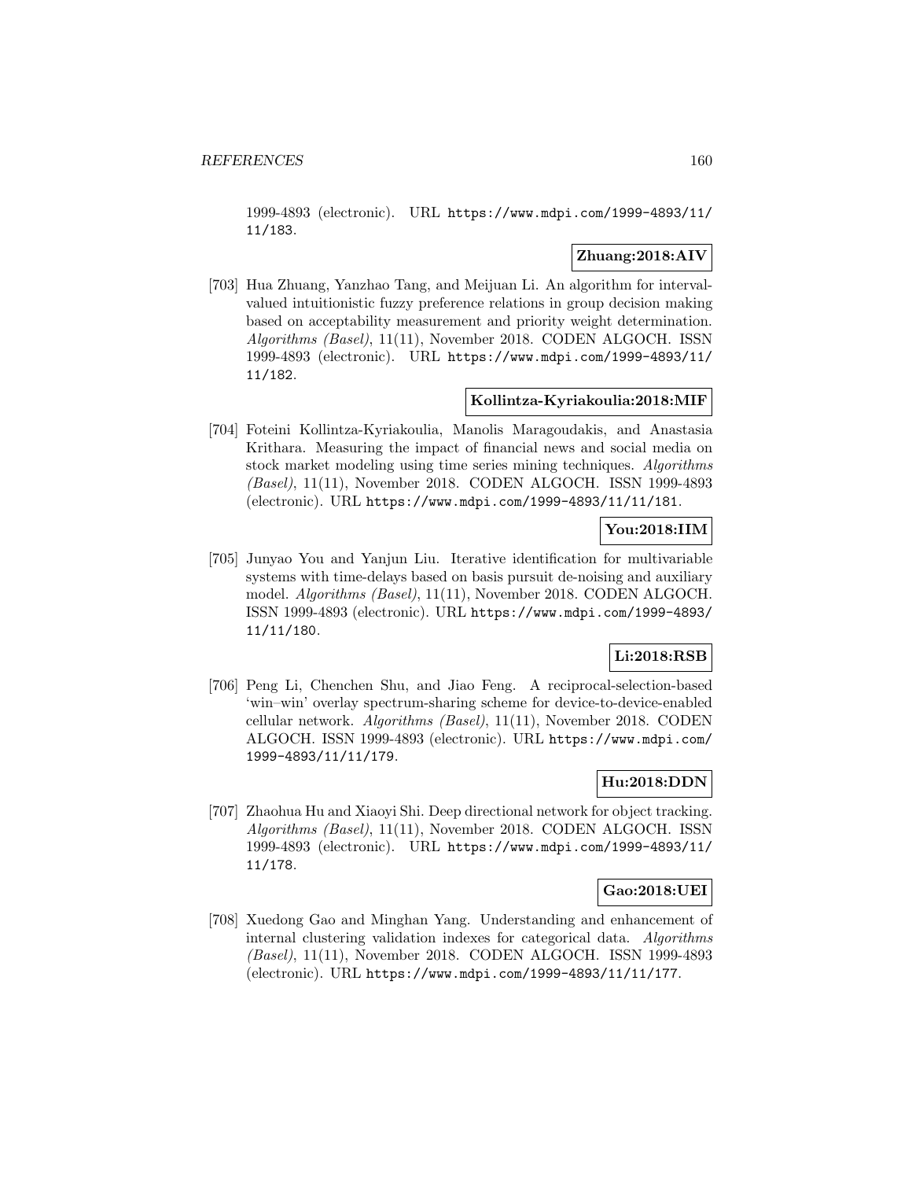1999-4893 (electronic). URL https://www.mdpi.com/1999-4893/11/11/183.

**Zhuang:2018:AIV**

[703] Hua Zhuang, Yanzhao Tang, and Meijuan Li. An algorithm for interval-valued intuitionistic fuzzy preference relations in group decision making based on acceptability measurement and priority weight determination. *Algorithms (Basel)*, 11(11), November 2018. CODEN ALGOCH. ISSN 1999-4893 (electronic). URL https://www.mdpi.com/1999-4893/11/11/182.

**Kollintza-Kyriakoulia:2018:MIF**

[704] Foteini Kollintza-Kyriakoulia, Manolis Maragoudakis, and Anastasia Krithara. Measuring the impact of financial news and social media on stock market modeling using time series mining techniques. *Algorithms (Basel)*, 11(11), November 2018. CODEN ALGOCH. ISSN 1999-4893 (electronic). URL https://www.mdpi.com/1999-4893/11/11/181.

**You:2018:IIM**

[705] Junyao You and Yanjun Liu. Iterative identification for multivariable systems with time-delays based on basis pursuit de-noising and auxiliary model. *Algorithms (Basel)*, 11(11), November 2018. CODEN ALGOCH. ISSN 1999-4893 (electronic). URL https://www.mdpi.com/1999-4893/11/11/180.

**Li:2018:RSB**

[706] Peng Li, Chenchen Shu, and Jiao Feng. A reciprocal-selection-based 'win–win' overlay spectrum-sharing scheme for device-to-device-enabled cellular network. *Algorithms (Basel)*, 11(11), November 2018. CODEN ALGOCH. ISSN 1999-4893 (electronic). URL https://www.mdpi.com/1999-4893/11/11/179.

**Hu:2018:DDN**

[707] Zhaohua Hu and Xiaoyi Shi. Deep directional network for object tracking. *Algorithms (Basel)*, 11(11), November 2018. CODEN ALGOCH. ISSN 1999-4893 (electronic). URL https://www.mdpi.com/1999-4893/11/11/178.

**Gao:2018:UEI**

[708] Xuedong Gao and Minghan Yang. Understanding and enhancement of internal clustering validation indexes for categorical data. *Algorithms (Basel)*, 11(11), November 2018. CODEN ALGOCH. ISSN 1999-4893 (electronic). URL https://www.mdpi.com/1999-4893/11/11/177.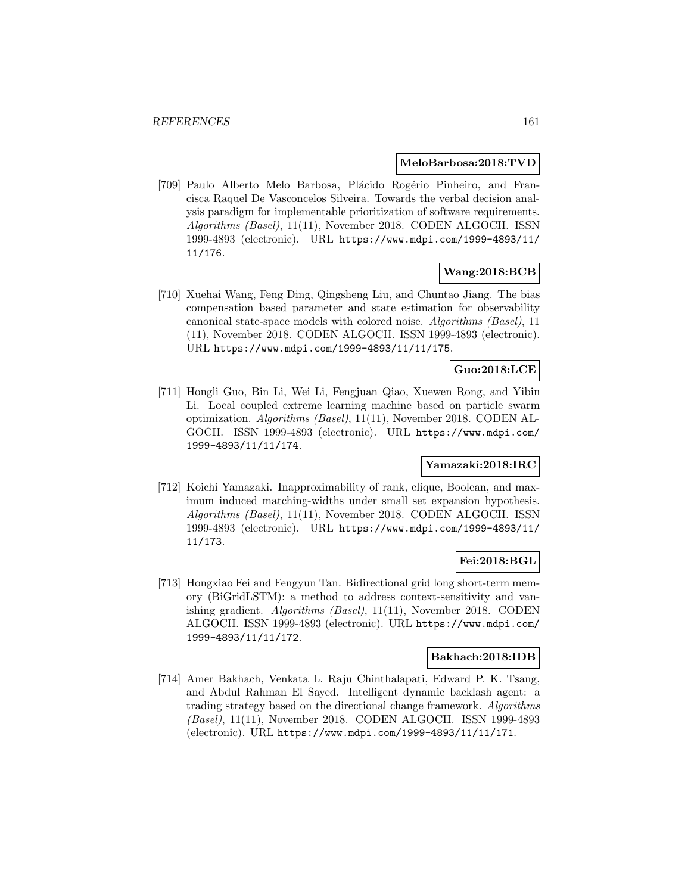**MeloBarbosa:2018:TVD**

[709] Paulo Alberto Melo Barbosa, Plácido Rogério Pinheiro, and Francisca Raquel De Vasconcelos Silveira. Towards the verbal decision analysis paradigm for implementable prioritization of software requirements. *Algorithms (Basel)*, 11(11), November 2018. CODEN ALGOCH. ISSN 1999-4893 (electronic). URL `https://www.mdpi.com/1999-4893/11/11/176`.

**Wang:2018:BCB**

[710] Xuehai Wang, Feng Ding, Qingsheng Liu, and Chuntao Jiang. The bias compensation based parameter and state estimation for observability canonical state-space models with colored noise. *Algorithms (Basel)*, 11 (11), November 2018. CODEN ALGOCH. ISSN 1999-4893 (electronic). URL `https://www.mdpi.com/1999-4893/11/11/175`.

**Guo:2018:LCE**

[711] Hongli Guo, Bin Li, Wei Li, Fengjuan Qiao, Xuewen Rong, and Yibin Li. Local coupled extreme learning machine based on particle swarm optimization. *Algorithms (Basel)*, 11(11), November 2018. CODEN ALGOCH. ISSN 1999-4893 (electronic). URL `https://www.mdpi.com/1999-4893/11/11/174`.

**Yamazaki:2018:IRC**

[712] Koichi Yamazaki. Inapproximability of rank, clique, Boolean, and maximum induced matching-widths under small set expansion hypothesis. *Algorithms (Basel)*, 11(11), November 2018. CODEN ALGOCH. ISSN 1999-4893 (electronic). URL `https://www.mdpi.com/1999-4893/11/11/173`.

**Fei:2018:BGL**

[713] Hongxiao Fei and Fengyun Tan. Bidirectional grid long short-term memory (BiGridLSTM): a method to address context-sensitivity and vanishing gradient. *Algorithms (Basel)*, 11(11), November 2018. CODEN ALGOCH. ISSN 1999-4893 (electronic). URL `https://www.mdpi.com/1999-4893/11/11/172`.

**Bakhach:2018:IDB**

[714] Amer Bakhach, Venkata L. Raju Chinthalapati, Edward P. K. Tsang, and Abdul Rahman El Sayed. Intelligent dynamic backlash agent: a trading strategy based on the directional change framework. *Algorithms (Basel)*, 11(11), November 2018. CODEN ALGOCH. ISSN 1999-4893 (electronic). URL `https://www.mdpi.com/1999-4893/11/11/171`.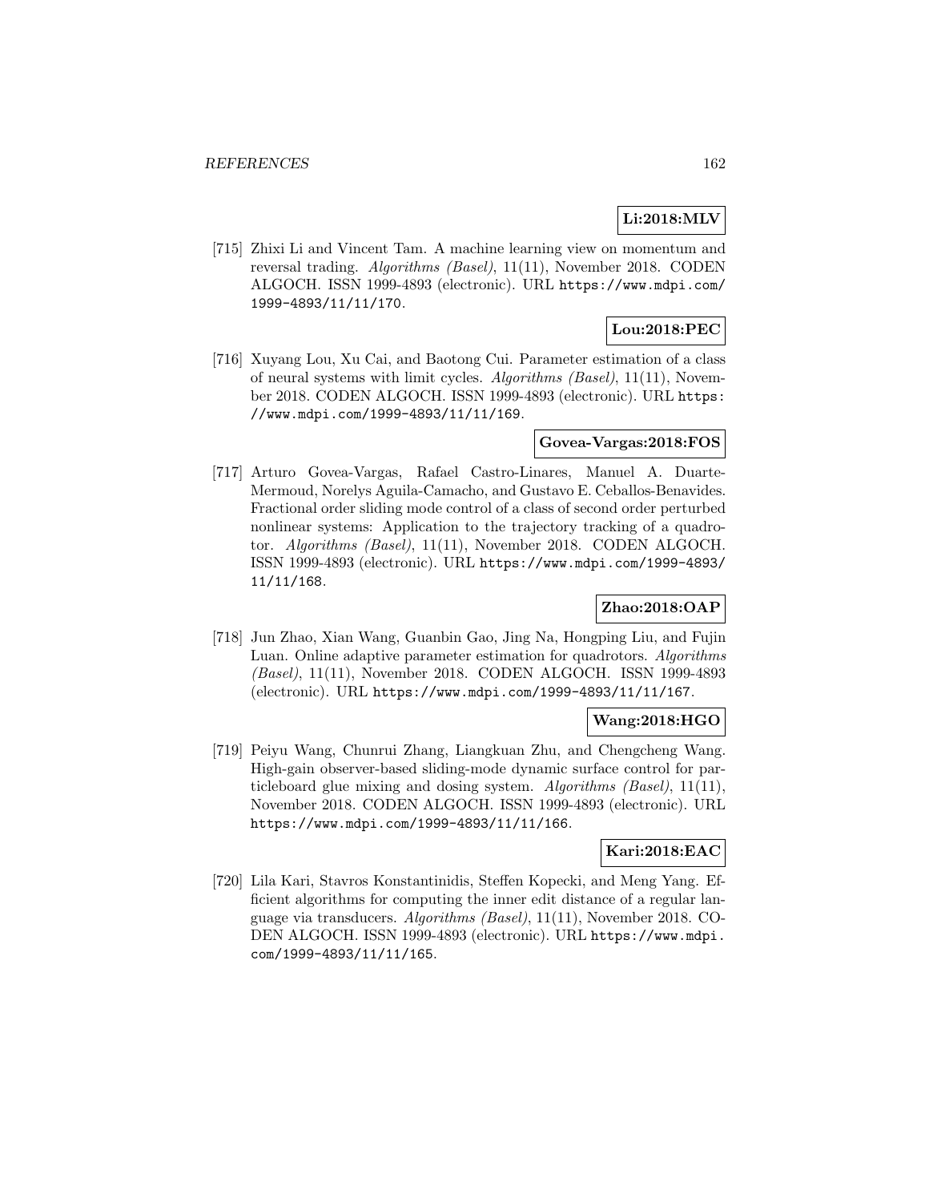**Li:2018:MLV**

[715] Zhixi Li and Vincent Tam. A machine learning view on momentum and reversal trading. *Algorithms (Basel)*, 11(11), November 2018. CODEN ALGOCH. ISSN 1999-4893 (electronic). URL `https://www.mdpi.com/1999-4893/11/11/170`.

**Lou:2018:PEC**

[716] Xuyang Lou, Xu Cai, and Baotong Cui. Parameter estimation of a class of neural systems with limit cycles. *Algorithms (Basel)*, 11(11), November 2018. CODEN ALGOCH. ISSN 1999-4893 (electronic). URL `https://www.mdpi.com/1999-4893/11/11/169`.

**Govea-Vargas:2018:FOS**

[717] Arturo Govea-Vargas, Rafael Castro-Linares, Manuel A. Duarte-Mermoud, Norelys Aguila-Camacho, and Gustavo E. Ceballos-Benavides. Fractional order sliding mode control of a class of second order perturbed nonlinear systems: Application to the trajectory tracking of a quadrotor. *Algorithms (Basel)*, 11(11), November 2018. CODEN ALGOCH. ISSN 1999-4893 (electronic). URL `https://www.mdpi.com/1999-4893/11/11/168`.

**Zhao:2018:OAP**

[718] Jun Zhao, Xian Wang, Guanbin Gao, Jing Na, Hongping Liu, and Fujin Luan. Online adaptive parameter estimation for quadrotors. *Algorithms (Basel)*, 11(11), November 2018. CODEN ALGOCH. ISSN 1999-4893 (electronic). URL `https://www.mdpi.com/1999-4893/11/11/167`.

**Wang:2018:HGO**

[719] Peiyu Wang, Chunrui Zhang, Liangkuan Zhu, and Chengcheng Wang. High-gain observer-based sliding-mode dynamic surface control for particleboard glue mixing and dosing system. *Algorithms (Basel)*, 11(11), November 2018. CODEN ALGOCH. ISSN 1999-4893 (electronic). URL `https://www.mdpi.com/1999-4893/11/11/166`.

**Kari:2018:EAC**

[720] Lila Kari, Stavros Konstantinidis, Steffen Kopecki, and Meng Yang. Efficient algorithms for computing the inner edit distance of a regular language via transducers. *Algorithms (Basel)*, 11(11), November 2018. CODEN ALGOCH. ISSN 1999-4893 (electronic). URL `https://www.mdpi.com/1999-4893/11/11/165`.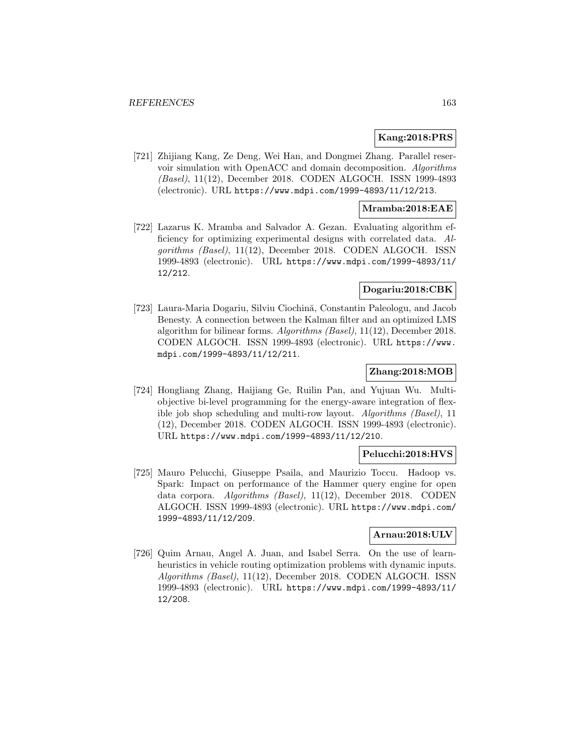**Kang:2018:PRS**

[721] Zhijiang Kang, Ze Deng, Wei Han, and Dongmei Zhang. Parallel reservoir simulation with OpenACC and domain decomposition. *Algorithms (Basel)*, 11(12), December 2018. CODEN ALGOCH. ISSN 1999-4893 (electronic). URL https://www.mdpi.com/1999-4893/11/12/213.

**Mramba:2018:EAE**

[722] Lazarus K. Mramba and Salvador A. Gezan. Evaluating algorithm efficiency for optimizing experimental designs with correlated data. *Algorithms (Basel)*, 11(12), December 2018. CODEN ALGOCH. ISSN 1999-4893 (electronic). URL https://www.mdpi.com/1999-4893/11/12/212.

**Dogariu:2018:CBK**

[723] Laura-Maria Dogariu, Silviu Ciochină, Constantin Paleologu, and Jacob Benesty. A connection between the Kalman filter and an optimized LMS algorithm for bilinear forms. *Algorithms (Basel)*, 11(12), December 2018. CODEN ALGOCH. ISSN 1999-4893 (electronic). URL https://www.mdpi.com/1999-4893/11/12/211.

**Zhang:2018:MOB**

[724] Hongliang Zhang, Haijiang Ge, Ruilin Pan, and Yujuan Wu. Multi-objective bi-level programming for the energy-aware integration of flexible job shop scheduling and multi-row layout. *Algorithms (Basel)*, 11 (12), December 2018. CODEN ALGOCH. ISSN 1999-4893 (electronic). URL https://www.mdpi.com/1999-4893/11/12/210.

**Pelucchi:2018:HVS**

[725] Mauro Pelucchi, Giuseppe Psaila, and Maurizio Toccu. Hadoop vs. Spark: Impact on performance of the Hammer query engine for open data corpora. *Algorithms (Basel)*, 11(12), December 2018. CODEN ALGOCH. ISSN 1999-4893 (electronic). URL https://www.mdpi.com/1999-4893/11/12/209.

**Arnau:2018:ULV**

[726] Quim Arnau, Angel A. Juan, and Isabel Serra. On the use of learnheuristics in vehicle routing optimization problems with dynamic inputs. *Algorithms (Basel)*, 11(12), December 2018. CODEN ALGOCH. ISSN 1999-4893 (electronic). URL https://www.mdpi.com/1999-4893/11/12/208.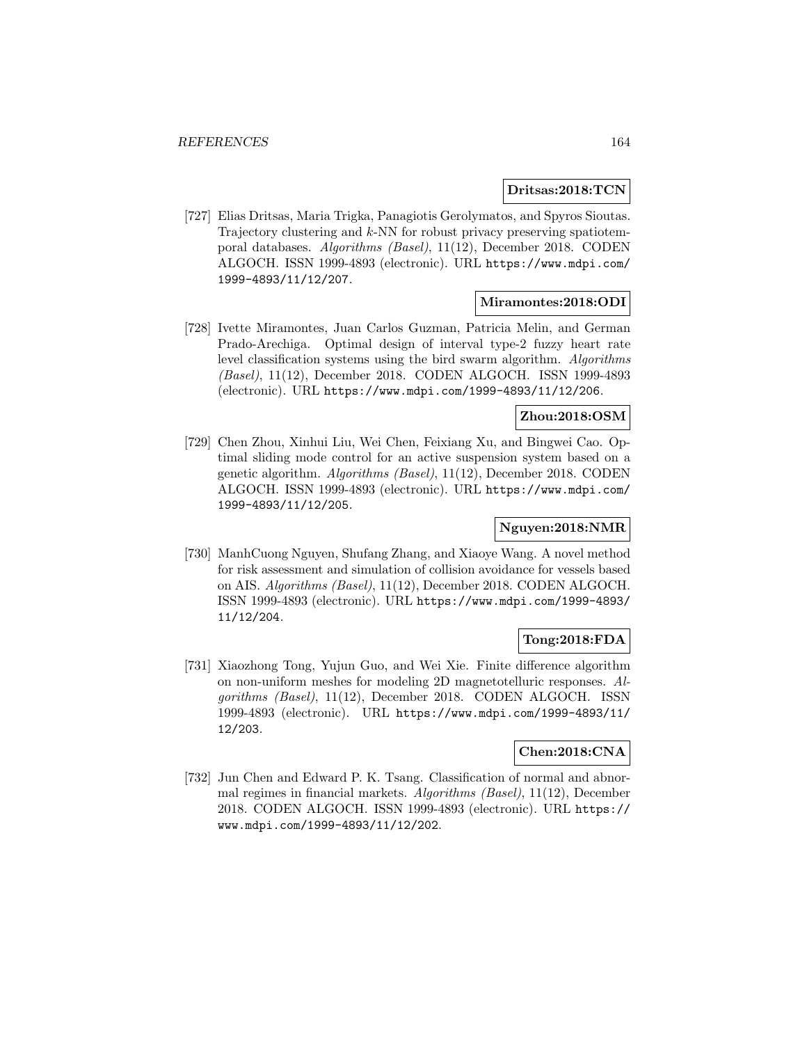**Dritsas:2018:TCN**

[727] Elias Dritsas, Maria Trigka, Panagiotis Gerolymatos, and Spyros Sioutas. Trajectory clustering and $k$-NN for robust privacy preserving spatiotemporal databases. *Algorithms (Basel)*, 11(12), December 2018. CODEN ALGOCH. ISSN 1999-4893 (electronic). URL https://www.mdpi.com/1999-4893/11/12/207.

**Miramontes:2018:ODI**

[728] Ivette Miramontes, Juan Carlos Guzman, Patricia Melin, and German Prado-Arechiga. Optimal design of interval type-2 fuzzy heart rate level classification systems using the bird swarm algorithm. *Algorithms (Basel)*, 11(12), December 2018. CODEN ALGOCH. ISSN 1999-4893 (electronic). URL https://www.mdpi.com/1999-4893/11/12/206.

**Zhou:2018:OSM**

[729] Chen Zhou, Xinhui Liu, Wei Chen, Feixiang Xu, and Bingwei Cao. Optimal sliding mode control for an active suspension system based on a genetic algorithm. *Algorithms (Basel)*, 11(12), December 2018. CODEN ALGOCH. ISSN 1999-4893 (electronic). URL https://www.mdpi.com/1999-4893/11/12/205.

**Nguyen:2018:NMR**

[730] ManhCuong Nguyen, Shufang Zhang, and Xiaoye Wang. A novel method for risk assessment and simulation of collision avoidance for vessels based on AIS. *Algorithms (Basel)*, 11(12), December 2018. CODEN ALGOCH. ISSN 1999-4893 (electronic). URL https://www.mdpi.com/1999-4893/11/12/204.

**Tong:2018:FDA**

[731] Xiaozhong Tong, Yujun Guo, and Wei Xie. Finite difference algorithm on non-uniform meshes for modeling 2D magnetotelluric responses. *Algorithms (Basel)*, 11(12), December 2018. CODEN ALGOCH. ISSN 1999-4893 (electronic). URL https://www.mdpi.com/1999-4893/11/12/203.

**Chen:2018:CNA**

[732] Jun Chen and Edward P. K. Tsang. Classification of normal and abnormal regimes in financial markets. *Algorithms (Basel)*, 11(12), December 2018. CODEN ALGOCH. ISSN 1999-4893 (electronic). URL https://www.mdpi.com/1999-4893/11/12/202.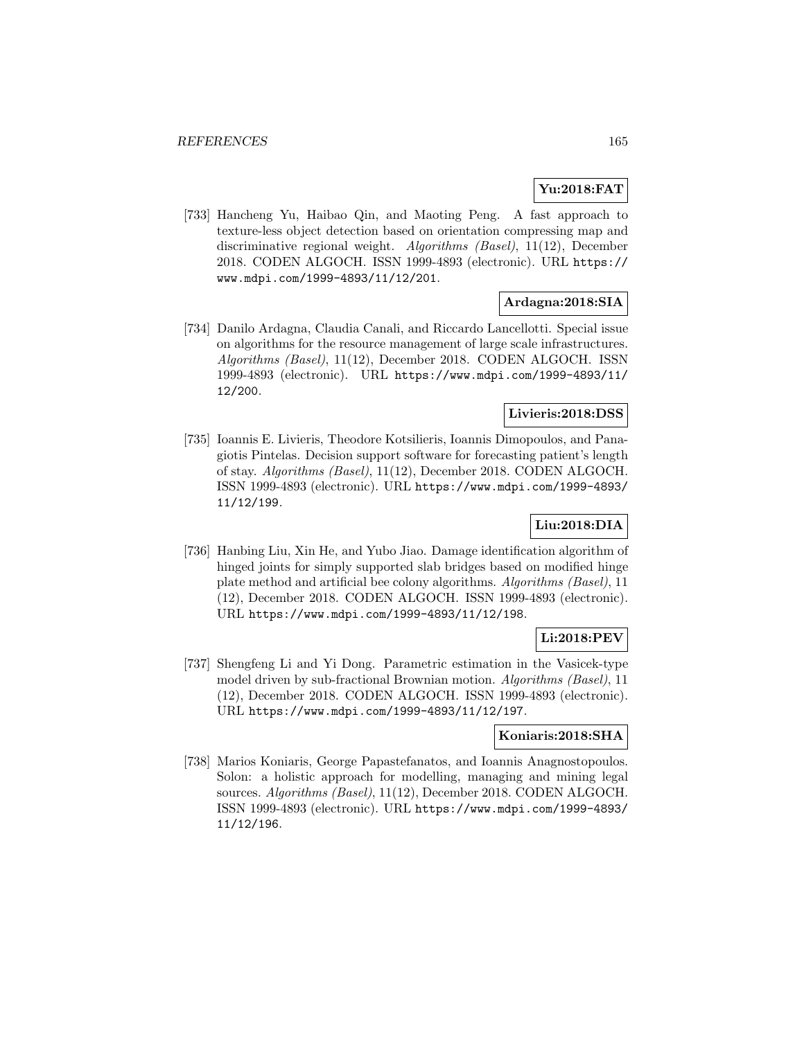**Yu:2018:FAT**

[733] Hancheng Yu, Haibao Qin, and Maoting Peng. A fast approach to texture-less object detection based on orientation compressing map and discriminative regional weight. *Algorithms (Basel)*, 11(12), December 2018. CODEN ALGOCH. ISSN 1999-4893 (electronic). URL https://www.mdpi.com/1999-4893/11/12/201.

**Ardagna:2018:SIA**

[734] Danilo Ardagna, Claudia Canali, and Riccardo Lancellotti. Special issue on algorithms for the resource management of large scale infrastructures. *Algorithms (Basel)*, 11(12), December 2018. CODEN ALGOCH. ISSN 1999-4893 (electronic). URL https://www.mdpi.com/1999-4893/11/12/200.

**Livieris:2018:DSS**

[735] Ioannis E. Livieris, Theodore Kotsilieris, Ioannis Dimopoulos, and Panagiotis Pintelas. Decision support software for forecasting patient's length of stay. *Algorithms (Basel)*, 11(12), December 2018. CODEN ALGOCH. ISSN 1999-4893 (electronic). URL https://www.mdpi.com/1999-4893/11/12/199.

**Liu:2018:DIA**

[736] Hanbing Liu, Xin He, and Yubo Jiao. Damage identification algorithm of hinged joints for simply supported slab bridges based on modified hinge plate method and artificial bee colony algorithms. *Algorithms (Basel)*, 11 (12), December 2018. CODEN ALGOCH. ISSN 1999-4893 (electronic). URL https://www.mdpi.com/1999-4893/11/12/198.

**Li:2018:PEV**

[737] Shengfeng Li and Yi Dong. Parametric estimation in the Vasicek-type model driven by sub-fractional Brownian motion. *Algorithms (Basel)*, 11 (12), December 2018. CODEN ALGOCH. ISSN 1999-4893 (electronic). URL https://www.mdpi.com/1999-4893/11/12/197.

**Koniaris:2018:SHA**

[738] Marios Koniaris, George Papastefanatos, and Ioannis Anagnostopoulos. Solon: a holistic approach for modelling, managing and mining legal sources. *Algorithms (Basel)*, 11(12), December 2018. CODEN ALGOCH. ISSN 1999-4893 (electronic). URL https://www.mdpi.com/1999-4893/11/12/196.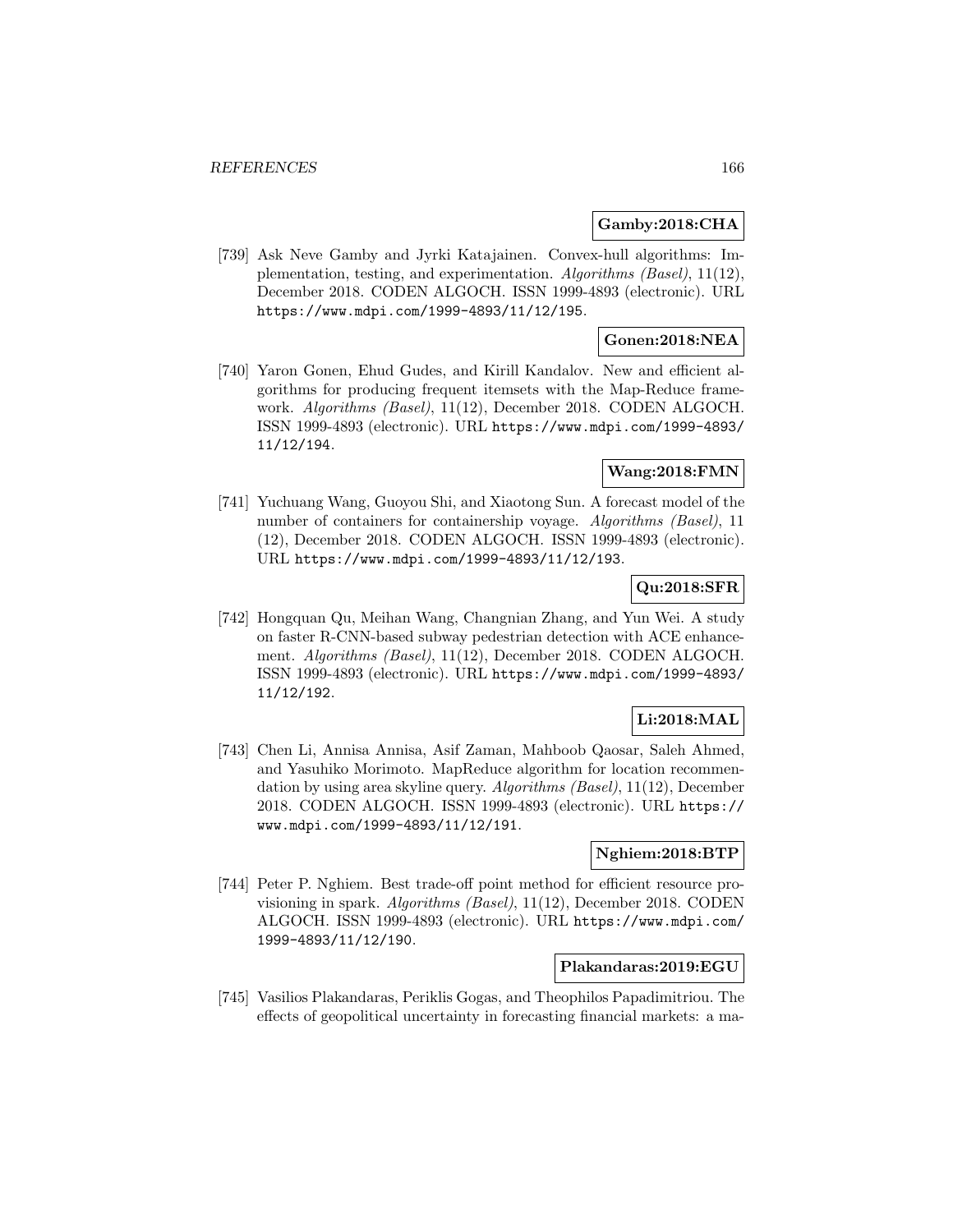**Gamby:2018:CHA**

[739] Ask Neve Gamby and Jyrki Katajainen. Convex-hull algorithms: Implementation, testing, and experimentation. *Algorithms (Basel)*, 11(12), December 2018. CODEN ALGOCH. ISSN 1999-4893 (electronic). URL https://www.mdpi.com/1999-4893/11/12/195.

**Gonen:2018:NEA**

[740] Yaron Gonen, Ehud Gudes, and Kirill Kandalov. New and efficient algorithms for producing frequent itemsets with the Map-Reduce framework. *Algorithms (Basel)*, 11(12), December 2018. CODEN ALGOCH. ISSN 1999-4893 (electronic). URL https://www.mdpi.com/1999-4893/11/12/194.

**Wang:2018:FMN**

[741] Yuchuang Wang, Guoyou Shi, and Xiaotong Sun. A forecast model of the number of containers for containership voyage. *Algorithms (Basel)*, 11 (12), December 2018. CODEN ALGOCH. ISSN 1999-4893 (electronic). URL https://www.mdpi.com/1999-4893/11/12/193.

**Qu:2018:SFR**

[742] Hongquan Qu, Meihan Wang, Changnian Zhang, and Yun Wei. A study on faster R-CNN-based subway pedestrian detection with ACE enhancement. *Algorithms (Basel)*, 11(12), December 2018. CODEN ALGOCH. ISSN 1999-4893 (electronic). URL https://www.mdpi.com/1999-4893/11/12/192.

**Li:2018:MAL**

[743] Chen Li, Annisa Annisa, Asif Zaman, Mahboob Qaosar, Saleh Ahmed, and Yasuhiko Morimoto. MapReduce algorithm for location recommendation by using area skyline query. *Algorithms (Basel)*, 11(12), December 2018. CODEN ALGOCH. ISSN 1999-4893 (electronic). URL https://www.mdpi.com/1999-4893/11/12/191.

**Nghiem:2018:BTP**

[744] Peter P. Nghiem. Best trade-off point method for efficient resource provisioning in spark. *Algorithms (Basel)*, 11(12), December 2018. CODEN ALGOCH. ISSN 1999-4893 (electronic). URL https://www.mdpi.com/1999-4893/11/12/190.

**Plakandaras:2019:EGU**

[745] Vasilios Plakandaras, Periklis Gogas, and Theophilos Papadimitriou. The effects of geopolitical uncertainty in forecasting financial markets: a ma-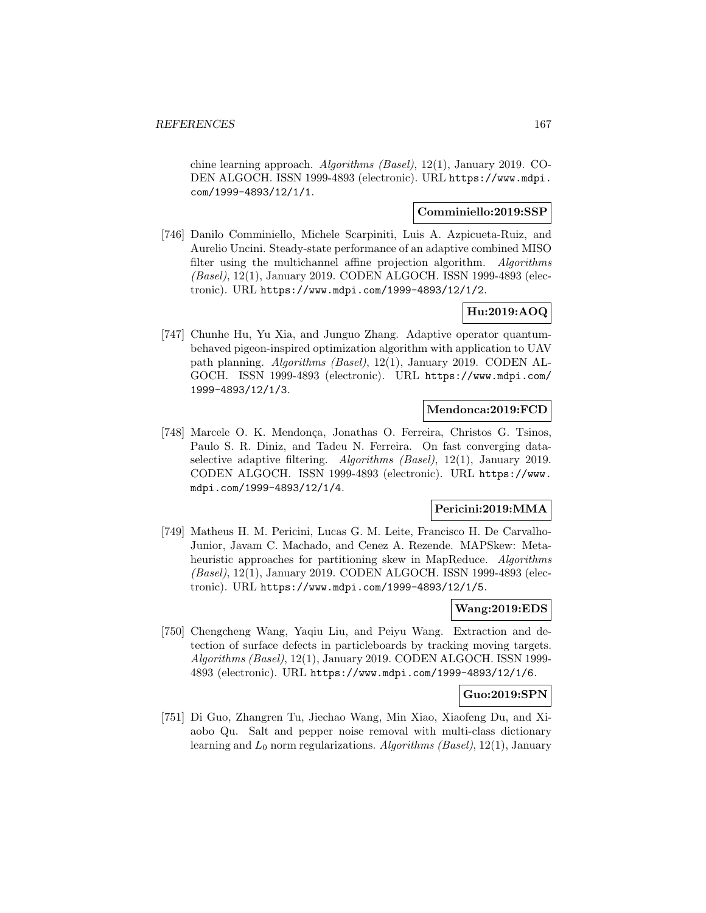chine learning approach. *Algorithms (Basel)*, 12(1), January 2019. CODEN ALGOCH. ISSN 1999-4893 (electronic). URL https://www.mdpi.com/1999-4893/12/1/1.

**Comminiello:2019:SSP**

[746] Danilo Comminiello, Michele Scarpiniti, Luis A. Azpicueta-Ruiz, and Aurelio Uncini. Steady-state performance of an adaptive combined MISO filter using the multichannel affine projection algorithm. *Algorithms (Basel)*, 12(1), January 2019. CODEN ALGOCH. ISSN 1999-4893 (electronic). URL https://www.mdpi.com/1999-4893/12/1/2.

**Hu:2019:AOQ**

[747] Chunhe Hu, Yu Xia, and Junguo Zhang. Adaptive operator quantum-behaved pigeon-inspired optimization algorithm with application to UAV path planning. *Algorithms (Basel)*, 12(1), January 2019. CODEN ALGOCH. ISSN 1999-4893 (electronic). URL https://www.mdpi.com/1999-4893/12/1/3.

**Mendonca:2019:FCD**

[748] Marcele O. K. Mendonça, Jonathas O. Ferreira, Christos G. Tsinos, Paulo S. R. Diniz, and Tadeu N. Ferreira. On fast converging data-selective adaptive filtering. *Algorithms (Basel)*, 12(1), January 2019. CODEN ALGOCH. ISSN 1999-4893 (electronic). URL https://www.mdpi.com/1999-4893/12/1/4.

**Pericini:2019:MMA**

[749] Matheus H. M. Pericini, Lucas G. M. Leite, Francisco H. De Carvalho-Junior, Javam C. Machado, and Cenez A. Rezende. MAPSkew: Metaheuristic approaches for partitioning skew in MapReduce. *Algorithms (Basel)*, 12(1), January 2019. CODEN ALGOCH. ISSN 1999-4893 (electronic). URL https://www.mdpi.com/1999-4893/12/1/5.

**Wang:2019:EDS**

[750] Chengcheng Wang, Yaqiu Liu, and Peiyu Wang. Extraction and detection of surface defects in particleboards by tracking moving targets. *Algorithms (Basel)*, 12(1), January 2019. CODEN ALGOCH. ISSN 1999-4893 (electronic). URL https://www.mdpi.com/1999-4893/12/1/6.

**Guo:2019:SPN**

[751] Di Guo, Zhangren Tu, Jiechao Wang, Min Xiao, Xiaofeng Du, and Xiaobo Qu. Salt and pepper noise removal with multi-class dictionary learning and $L_0$ norm regularizations. *Algorithms (Basel)*, 12(1), January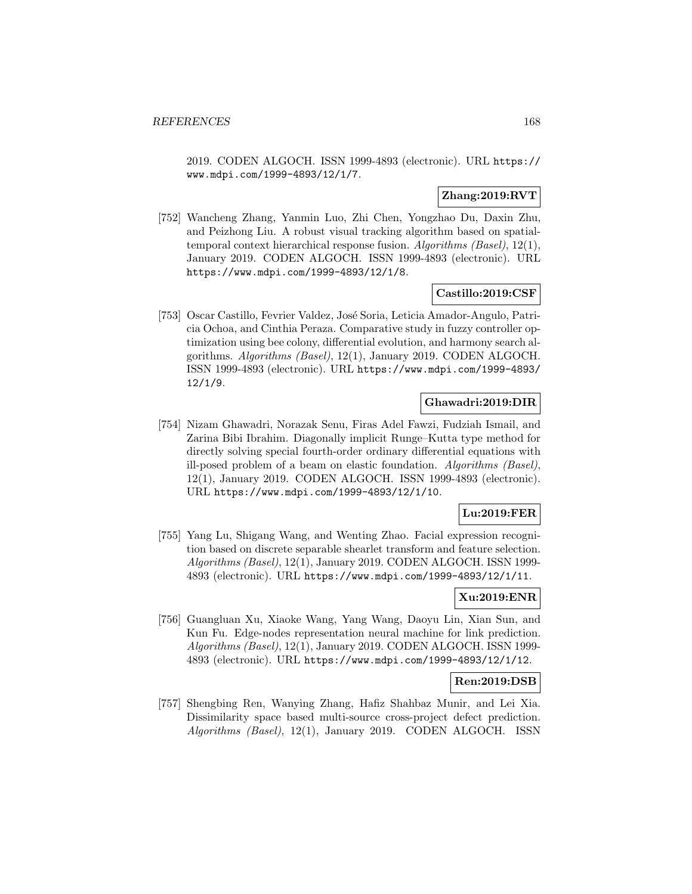2019. CODEN ALGOCH. ISSN 1999-4893 (electronic). URL https://www.mdpi.com/1999-4893/12/1/7.

**Zhang:2019:RVT**

[752] Wancheng Zhang, Yanmin Luo, Zhi Chen, Yongzhao Du, Daxin Zhu, and Peizhong Liu. A robust visual tracking algorithm based on spatial-temporal context hierarchical response fusion. *Algorithms (Basel)*, 12(1), January 2019. CODEN ALGOCH. ISSN 1999-4893 (electronic). URL https://www.mdpi.com/1999-4893/12/1/8.

**Castillo:2019:CSF**

[753] Oscar Castillo, Fevrier Valdez, José Soria, Leticia Amador-Angulo, Patricia Ochoa, and Cinthia Peraza. Comparative study in fuzzy controller optimization using bee colony, differential evolution, and harmony search algorithms. *Algorithms (Basel)*, 12(1), January 2019. CODEN ALGOCH. ISSN 1999-4893 (electronic). URL https://www.mdpi.com/1999-4893/12/1/9.

**Ghawadri:2019:DIR**

[754] Nizam Ghawadri, Norazak Senu, Firas Adel Fawzi, Fudziah Ismail, and Zarina Bibi Ibrahim. Diagonally implicit Runge–Kutta type method for directly solving special fourth-order ordinary differential equations with ill-posed problem of a beam on elastic foundation. *Algorithms (Basel)*, 12(1), January 2019. CODEN ALGOCH. ISSN 1999-4893 (electronic). URL https://www.mdpi.com/1999-4893/12/1/10.

**Lu:2019:FER**

[755] Yang Lu, Shigang Wang, and Wenting Zhao. Facial expression recognition based on discrete separable shearlet transform and feature selection. *Algorithms (Basel)*, 12(1), January 2019. CODEN ALGOCH. ISSN 1999-4893 (electronic). URL https://www.mdpi.com/1999-4893/12/1/11.

**Xu:2019:ENR**

[756] Guangluan Xu, Xiaoke Wang, Yang Wang, Daoyu Lin, Xian Sun, and Kun Fu. Edge-nodes representation neural machine for link prediction. *Algorithms (Basel)*, 12(1), January 2019. CODEN ALGOCH. ISSN 1999-4893 (electronic). URL https://www.mdpi.com/1999-4893/12/1/12.

**Ren:2019:DSB**

[757] Shengbing Ren, Wanying Zhang, Hafiz Shahbaz Munir, and Lei Xia. Dissimilarity space based multi-source cross-project defect prediction. *Algorithms (Basel)*, 12(1), January 2019. CODEN ALGOCH. ISSN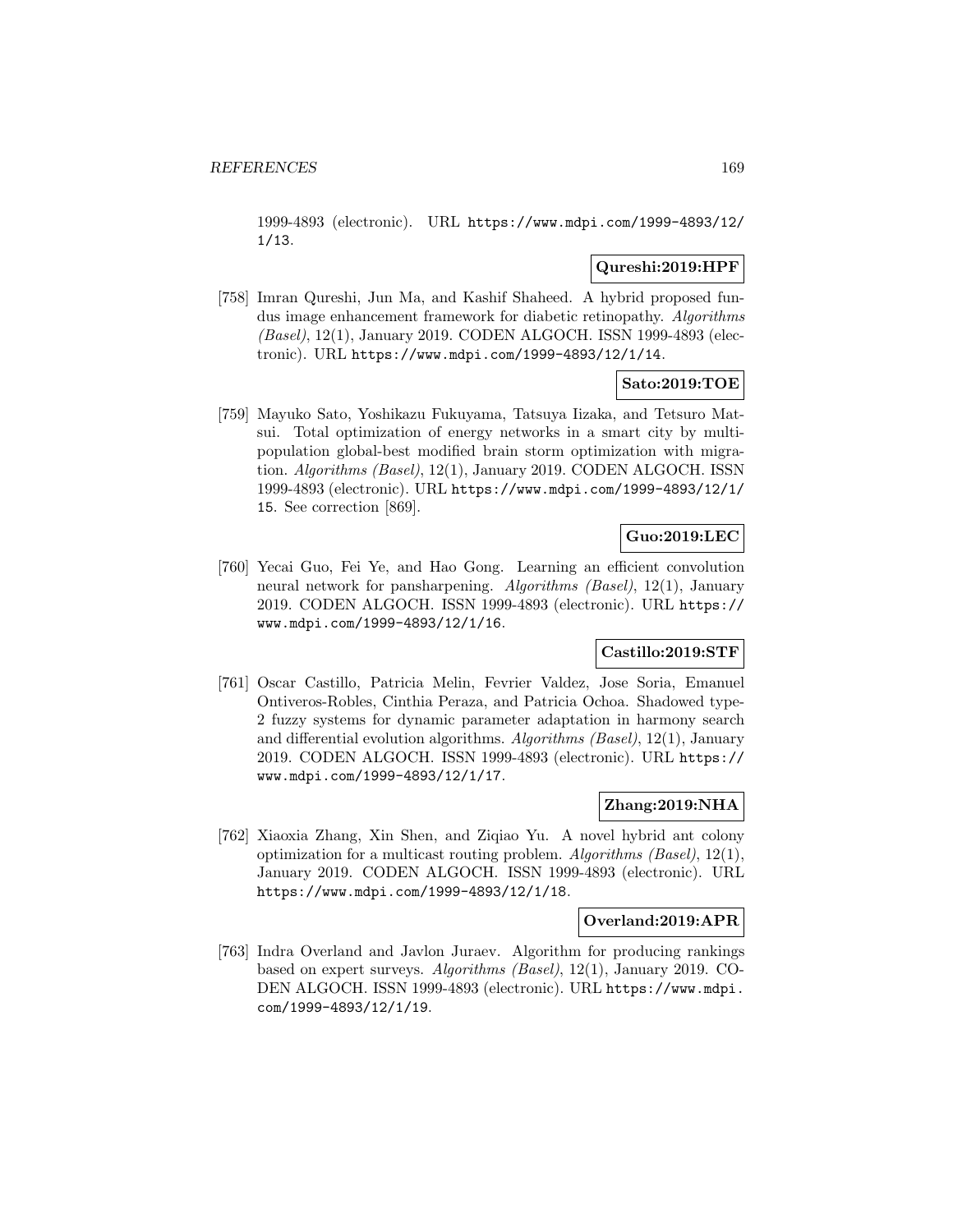1999-4893 (electronic). URL https://www.mdpi.com/1999-4893/12/1/13.

**Qureshi:2019:HPF**

[758] Imran Qureshi, Jun Ma, and Kashif Shaheed. A hybrid proposed fundus image enhancement framework for diabetic retinopathy. *Algorithms (Basel)*, 12(1), January 2019. CODEN ALGOCH. ISSN 1999-4893 (electronic). URL https://www.mdpi.com/1999-4893/12/1/14.

**Sato:2019:TOE**

[759] Mayuko Sato, Yoshikazu Fukuyama, Tatsuya Iizaka, and Tetsuro Matsui. Total optimization of energy networks in a smart city by multi-population global-best modified brain storm optimization with migration. *Algorithms (Basel)*, 12(1), January 2019. CODEN ALGOCH. ISSN 1999-4893 (electronic). URL https://www.mdpi.com/1999-4893/12/1/15. See correction [869].

**Guo:2019:LEC**

[760] Yecai Guo, Fei Ye, and Hao Gong. Learning an efficient convolution neural network for pansharpening. *Algorithms (Basel)*, 12(1), January 2019. CODEN ALGOCH. ISSN 1999-4893 (electronic). URL https://www.mdpi.com/1999-4893/12/1/16.

**Castillo:2019:STF**

[761] Oscar Castillo, Patricia Melin, Fevrier Valdez, Jose Soria, Emanuel Ontiveros-Robles, Cinthia Peraza, and Patricia Ochoa. Shadowed type-2 fuzzy systems for dynamic parameter adaptation in harmony search and differential evolution algorithms. *Algorithms (Basel)*, 12(1), January 2019. CODEN ALGOCH. ISSN 1999-4893 (electronic). URL https://www.mdpi.com/1999-4893/12/1/17.

**Zhang:2019:NHA**

[762] Xiaoxia Zhang, Xin Shen, and Ziqiao Yu. A novel hybrid ant colony optimization for a multicast routing problem. *Algorithms (Basel)*, 12(1), January 2019. CODEN ALGOCH. ISSN 1999-4893 (electronic). URL https://www.mdpi.com/1999-4893/12/1/18.

**Overland:2019:APR**

[763] Indra Overland and Javlon Juraev. Algorithm for producing rankings based on expert surveys. *Algorithms (Basel)*, 12(1), January 2019. CODEN ALGOCH. ISSN 1999-4893 (electronic). URL https://www.mdpi.com/1999-4893/12/1/19.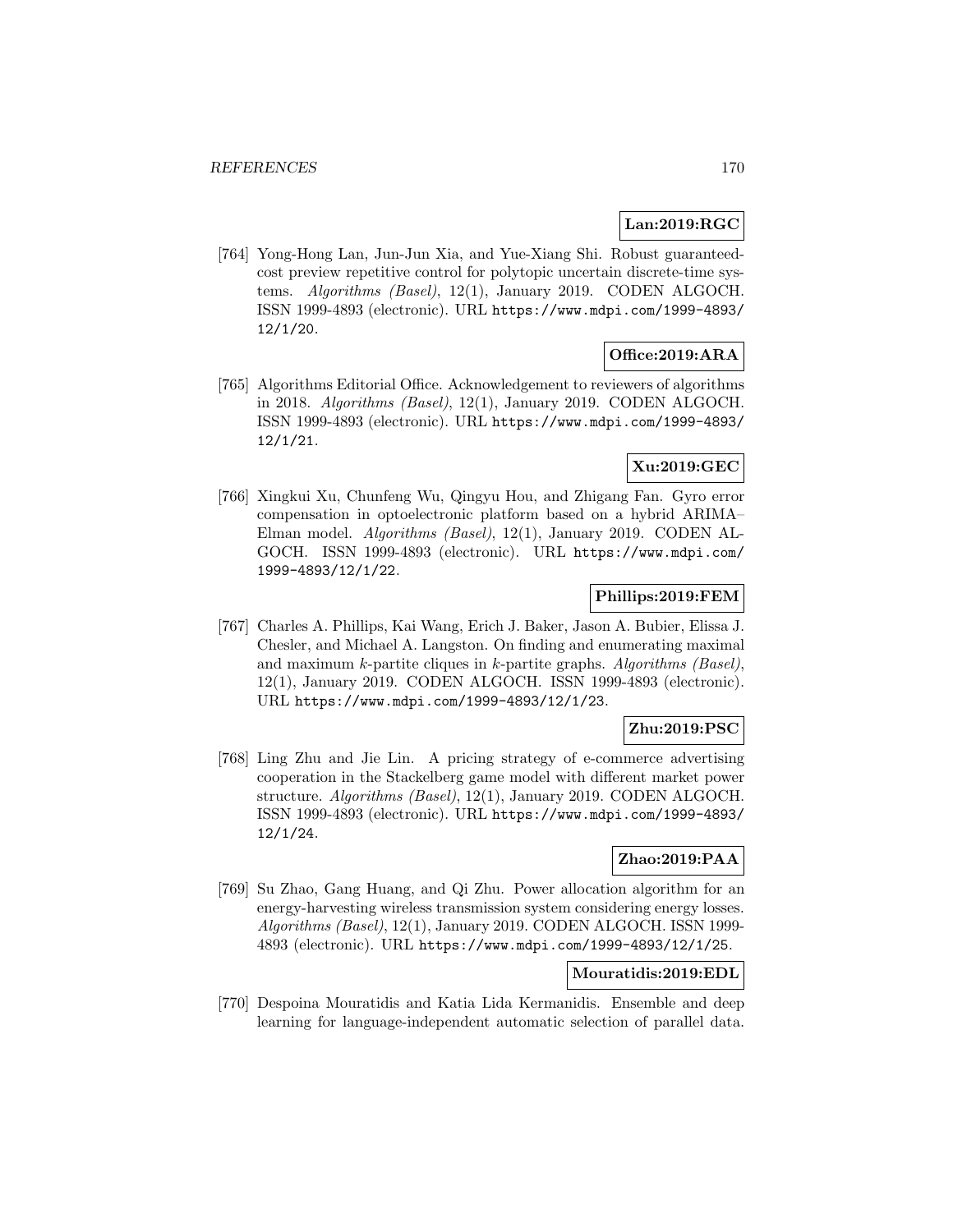**Lan:2019:RGC**

[764] Yong-Hong Lan, Jun-Jun Xia, and Yue-Xiang Shi. Robust guaranteed-cost preview repetitive control for polytopic uncertain discrete-time systems. *Algorithms (Basel)*, 12(1), January 2019. CODEN ALGOCH. ISSN 1999-4893 (electronic). URL `https://www.mdpi.com/1999-4893/12/1/20`.

**Office:2019:ARA**

[765] Algorithms Editorial Office. Acknowledgement to reviewers of algorithms in 2018. *Algorithms (Basel)*, 12(1), January 2019. CODEN ALGOCH. ISSN 1999-4893 (electronic). URL `https://www.mdpi.com/1999-4893/12/1/21`.

**Xu:2019:GEC**

[766] Xingkui Xu, Chunfeng Wu, Qingyu Hou, and Zhigang Fan. Gyro error compensation in optoelectronic platform based on a hybrid ARIMA–Elman model. *Algorithms (Basel)*, 12(1), January 2019. CODEN ALGOCH. ISSN 1999-4893 (electronic). URL `https://www.mdpi.com/1999-4893/12/1/22`.

**Phillips:2019:FEM**

[767] Charles A. Phillips, Kai Wang, Erich J. Baker, Jason A. Bubier, Elissa J. Chesler, and Michael A. Langston. On finding and enumerating maximal and maximum $k$-partite cliques in $k$-partite graphs. *Algorithms (Basel)*, 12(1), January 2019. CODEN ALGOCH. ISSN 1999-4893 (electronic). URL `https://www.mdpi.com/1999-4893/12/1/23`.

**Zhu:2019:PSC**

[768] Ling Zhu and Jie Lin. A pricing strategy of e-commerce advertising cooperation in the Stackelberg game model with different market power structure. *Algorithms (Basel)*, 12(1), January 2019. CODEN ALGOCH. ISSN 1999-4893 (electronic). URL `https://www.mdpi.com/1999-4893/12/1/24`.

**Zhao:2019:PAA**

[769] Su Zhao, Gang Huang, and Qi Zhu. Power allocation algorithm for an energy-harvesting wireless transmission system considering energy losses. *Algorithms (Basel)*, 12(1), January 2019. CODEN ALGOCH. ISSN 1999-4893 (electronic). URL `https://www.mdpi.com/1999-4893/12/1/25`.

**Mouratidis:2019:EDL**

[770] Despoina Mouratidis and Katia Lida Kermanidis. Ensemble and deep learning for language-independent automatic selection of parallel data.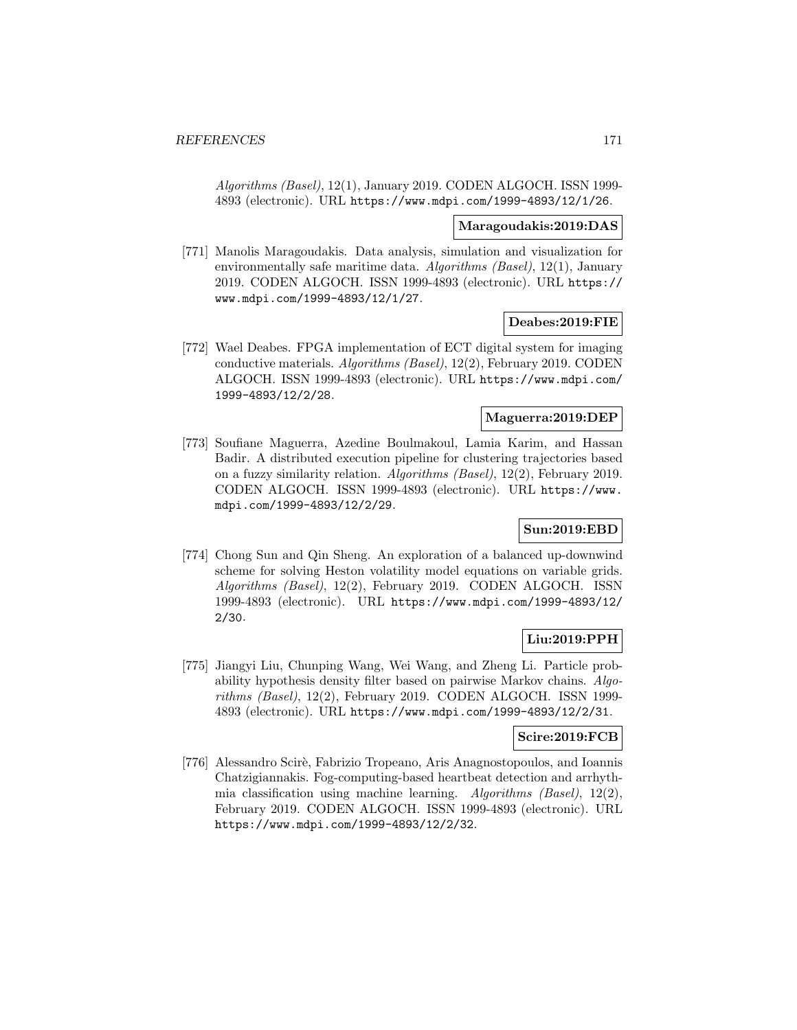*Algorithms (Basel)*, 12(1), January 2019. CODEN ALGOCH. ISSN 1999-4893 (electronic). URL https://www.mdpi.com/1999-4893/12/1/26.

**Maragoudakis:2019:DAS**

[771] Manolis Maragoudakis. Data analysis, simulation and visualization for environmentally safe maritime data. *Algorithms (Basel)*, 12(1), January 2019. CODEN ALGOCH. ISSN 1999-4893 (electronic). URL https://www.mdpi.com/1999-4893/12/1/27.

**Deabes:2019:FIE**

[772] Wael Deabes. FPGA implementation of ECT digital system for imaging conductive materials. *Algorithms (Basel)*, 12(2), February 2019. CODEN ALGOCH. ISSN 1999-4893 (electronic). URL https://www.mdpi.com/1999-4893/12/2/28.

**Maguerra:2019:DEP**

[773] Soufiane Maguerra, Azedine Boulmakoul, Lamia Karim, and Hassan Badir. A distributed execution pipeline for clustering trajectories based on a fuzzy similarity relation. *Algorithms (Basel)*, 12(2), February 2019. CODEN ALGOCH. ISSN 1999-4893 (electronic). URL https://www.mdpi.com/1999-4893/12/2/29.

**Sun:2019:EBD**

[774] Chong Sun and Qin Sheng. An exploration of a balanced up-downwind scheme for solving Heston volatility model equations on variable grids. *Algorithms (Basel)*, 12(2), February 2019. CODEN ALGOCH. ISSN 1999-4893 (electronic). URL https://www.mdpi.com/1999-4893/12/2/30.

**Liu:2019:PPH**

[775] Jiangyi Liu, Chunping Wang, Wei Wang, and Zheng Li. Particle probability hypothesis density filter based on pairwise Markov chains. *Algorithms (Basel)*, 12(2), February 2019. CODEN ALGOCH. ISSN 1999-4893 (electronic). URL https://www.mdpi.com/1999-4893/12/2/31.

**Scire:2019:FCB**

[776] Alessandro Scirè, Fabrizio Tropeano, Aris Anagnostopoulos, and Ioannis Chatzigiannakis. Fog-computing-based heartbeat detection and arrhythmia classification using machine learning. *Algorithms (Basel)*, 12(2), February 2019. CODEN ALGOCH. ISSN 1999-4893 (electronic). URL https://www.mdpi.com/1999-4893/12/2/32.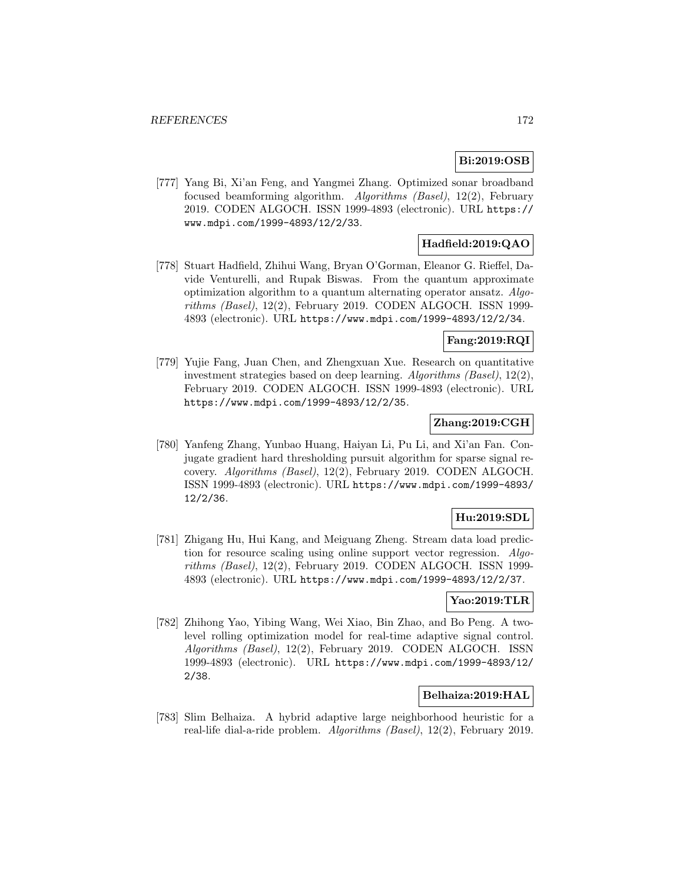**Bi:2019:OSB**

[777] Yang Bi, Xi'an Feng, and Yangmei Zhang. Optimized sonar broadband focused beamforming algorithm. *Algorithms (Basel)*, 12(2), February 2019. CODEN ALGOCH. ISSN 1999-4893 (electronic). URL https://www.mdpi.com/1999-4893/12/2/33.

**Hadfield:2019:QAO**

[778] Stuart Hadfield, Zhihui Wang, Bryan O'Gorman, Eleanor G. Rieffel, Davide Venturelli, and Rupak Biswas. From the quantum approximate optimization algorithm to a quantum alternating operator ansatz. *Algorithms (Basel)*, 12(2), February 2019. CODEN ALGOCH. ISSN 1999-4893 (electronic). URL https://www.mdpi.com/1999-4893/12/2/34.

**Fang:2019:RQI**

[779] Yujie Fang, Juan Chen, and Zhengxuan Xue. Research on quantitative investment strategies based on deep learning. *Algorithms (Basel)*, 12(2), February 2019. CODEN ALGOCH. ISSN 1999-4893 (electronic). URL https://www.mdpi.com/1999-4893/12/2/35.

**Zhang:2019:CGH**

[780] Yanfeng Zhang, Yunbao Huang, Haiyan Li, Pu Li, and Xi'an Fan. Conjugate gradient hard thresholding pursuit algorithm for sparse signal recovery. *Algorithms (Basel)*, 12(2), February 2019. CODEN ALGOCH. ISSN 1999-4893 (electronic). URL https://www.mdpi.com/1999-4893/12/2/36.

**Hu:2019:SDL**

[781] Zhigang Hu, Hui Kang, and Meiguang Zheng. Stream data load prediction for resource scaling using online support vector regression. *Algorithms (Basel)*, 12(2), February 2019. CODEN ALGOCH. ISSN 1999-4893 (electronic). URL https://www.mdpi.com/1999-4893/12/2/37.

**Yao:2019:TLR**

[782] Zhihong Yao, Yibing Wang, Wei Xiao, Bin Zhao, and Bo Peng. A two-level rolling optimization model for real-time adaptive signal control. *Algorithms (Basel)*, 12(2), February 2019. CODEN ALGOCH. ISSN 1999-4893 (electronic). URL https://www.mdpi.com/1999-4893/12/2/38.

**Belhaiza:2019:HAL**

[783] Slim Belhaiza. A hybrid adaptive large neighborhood heuristic for a real-life dial-a-ride problem. *Algorithms (Basel)*, 12(2), February 2019.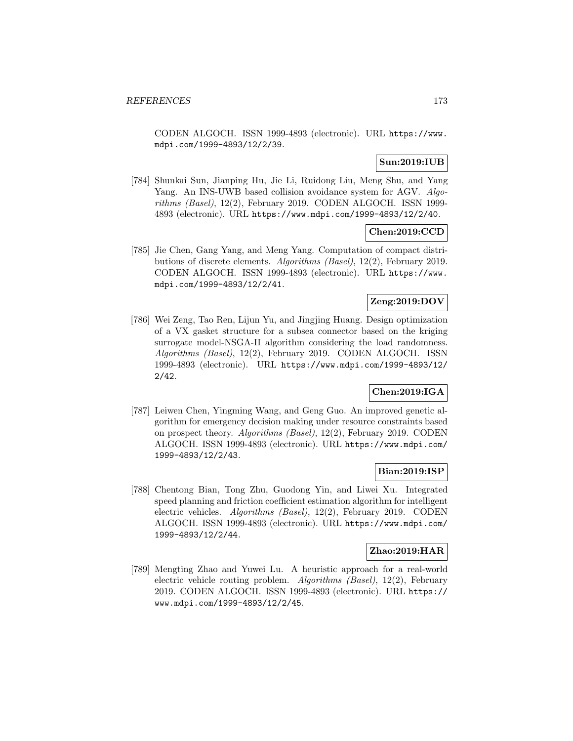CODEN ALGOCH. ISSN 1999-4893 (electronic). URL https://www.mdpi.com/1999-4893/12/2/39.

**Sun:2019:IUB**

[784] Shunkai Sun, Jianping Hu, Jie Li, Ruidong Liu, Meng Shu, and Yang Yang. An INS-UWB based collision avoidance system for AGV. *Algorithms (Basel)*, 12(2), February 2019. CODEN ALGOCH. ISSN 1999-4893 (electronic). URL https://www.mdpi.com/1999-4893/12/2/40.

**Chen:2019:CCD**

[785] Jie Chen, Gang Yang, and Meng Yang. Computation of compact distributions of discrete elements. *Algorithms (Basel)*, 12(2), February 2019. CODEN ALGOCH. ISSN 1999-4893 (electronic). URL https://www.mdpi.com/1999-4893/12/2/41.

**Zeng:2019:DOV**

[786] Wei Zeng, Tao Ren, Lijun Yu, and Jingjing Huang. Design optimization of a VX gasket structure for a subsea connector based on the kriging surrogate model-NSGA-II algorithm considering the load randomness. *Algorithms (Basel)*, 12(2), February 2019. CODEN ALGOCH. ISSN 1999-4893 (electronic). URL https://www.mdpi.com/1999-4893/12/2/42.

**Chen:2019:IGA**

[787] Leiwen Chen, Yingming Wang, and Geng Guo. An improved genetic algorithm for emergency decision making under resource constraints based on prospect theory. *Algorithms (Basel)*, 12(2), February 2019. CODEN ALGOCH. ISSN 1999-4893 (electronic). URL https://www.mdpi.com/1999-4893/12/2/43.

**Bian:2019:ISP**

[788] Chentong Bian, Tong Zhu, Guodong Yin, and Liwei Xu. Integrated speed planning and friction coefficient estimation algorithm for intelligent electric vehicles. *Algorithms (Basel)*, 12(2), February 2019. CODEN ALGOCH. ISSN 1999-4893 (electronic). URL https://www.mdpi.com/1999-4893/12/2/44.

**Zhao:2019:HAR**

[789] Mengting Zhao and Yuwei Lu. A heuristic approach for a real-world electric vehicle routing problem. *Algorithms (Basel)*, 12(2), February 2019. CODEN ALGOCH. ISSN 1999-4893 (electronic). URL https://www.mdpi.com/1999-4893/12/2/45.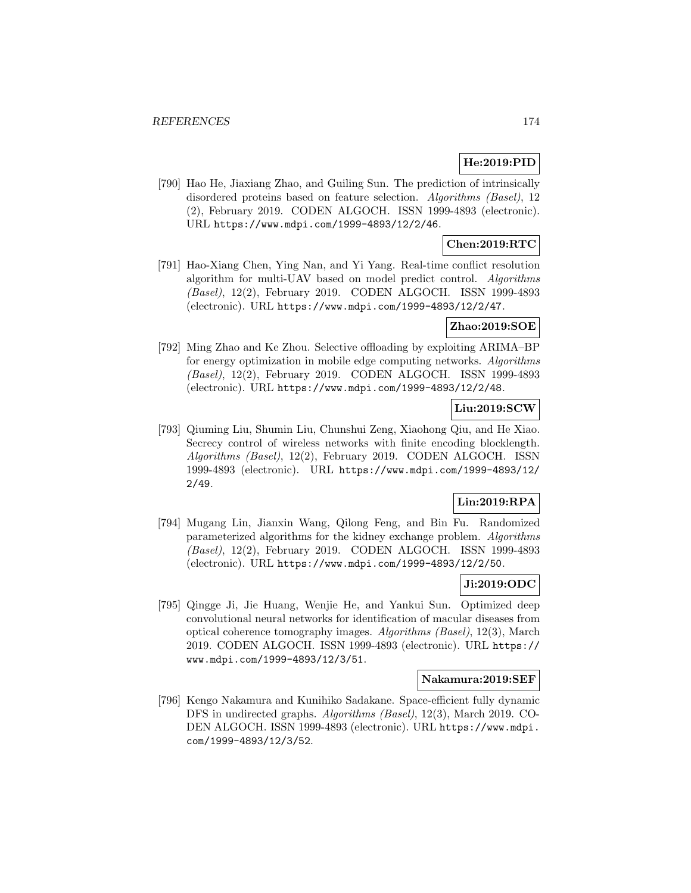**He:2019:PID**

[790] Hao He, Jiaxiang Zhao, and Guiling Sun. The prediction of intrinsically disordered proteins based on feature selection. *Algorithms (Basel)*, 12 (2), February 2019. CODEN ALGOCH. ISSN 1999-4893 (electronic). URL https://www.mdpi.com/1999-4893/12/2/46.

**Chen:2019:RTC**

[791] Hao-Xiang Chen, Ying Nan, and Yi Yang. Real-time conflict resolution algorithm for multi-UAV based on model predict control. *Algorithms (Basel)*, 12(2), February 2019. CODEN ALGOCH. ISSN 1999-4893 (electronic). URL https://www.mdpi.com/1999-4893/12/2/47.

**Zhao:2019:SOE**

[792] Ming Zhao and Ke Zhou. Selective offloading by exploiting ARIMA–BP for energy optimization in mobile edge computing networks. *Algorithms (Basel)*, 12(2), February 2019. CODEN ALGOCH. ISSN 1999-4893 (electronic). URL https://www.mdpi.com/1999-4893/12/2/48.

**Liu:2019:SCW**

[793] Qiuming Liu, Shumin Liu, Chunshui Zeng, Xiaohong Qiu, and He Xiao. Secrecy control of wireless networks with finite encoding blocklength. *Algorithms (Basel)*, 12(2), February 2019. CODEN ALGOCH. ISSN 1999-4893 (electronic). URL https://www.mdpi.com/1999-4893/12/2/49.

**Lin:2019:RPA**

[794] Mugang Lin, Jianxin Wang, Qilong Feng, and Bin Fu. Randomized parameterized algorithms for the kidney exchange problem. *Algorithms (Basel)*, 12(2), February 2019. CODEN ALGOCH. ISSN 1999-4893 (electronic). URL https://www.mdpi.com/1999-4893/12/2/50.

**Ji:2019:ODC**

[795] Qingge Ji, Jie Huang, Wenjie He, and Yankui Sun. Optimized deep convolutional neural networks for identification of macular diseases from optical coherence tomography images. *Algorithms (Basel)*, 12(3), March 2019. CODEN ALGOCH. ISSN 1999-4893 (electronic). URL https://www.mdpi.com/1999-4893/12/3/51.

**Nakamura:2019:SEF**

[796] Kengo Nakamura and Kunihiko Sadakane. Space-efficient fully dynamic DFS in undirected graphs. *Algorithms (Basel)*, 12(3), March 2019. CODEN ALGOCH. ISSN 1999-4893 (electronic). URL https://www.mdpi.com/1999-4893/12/3/52.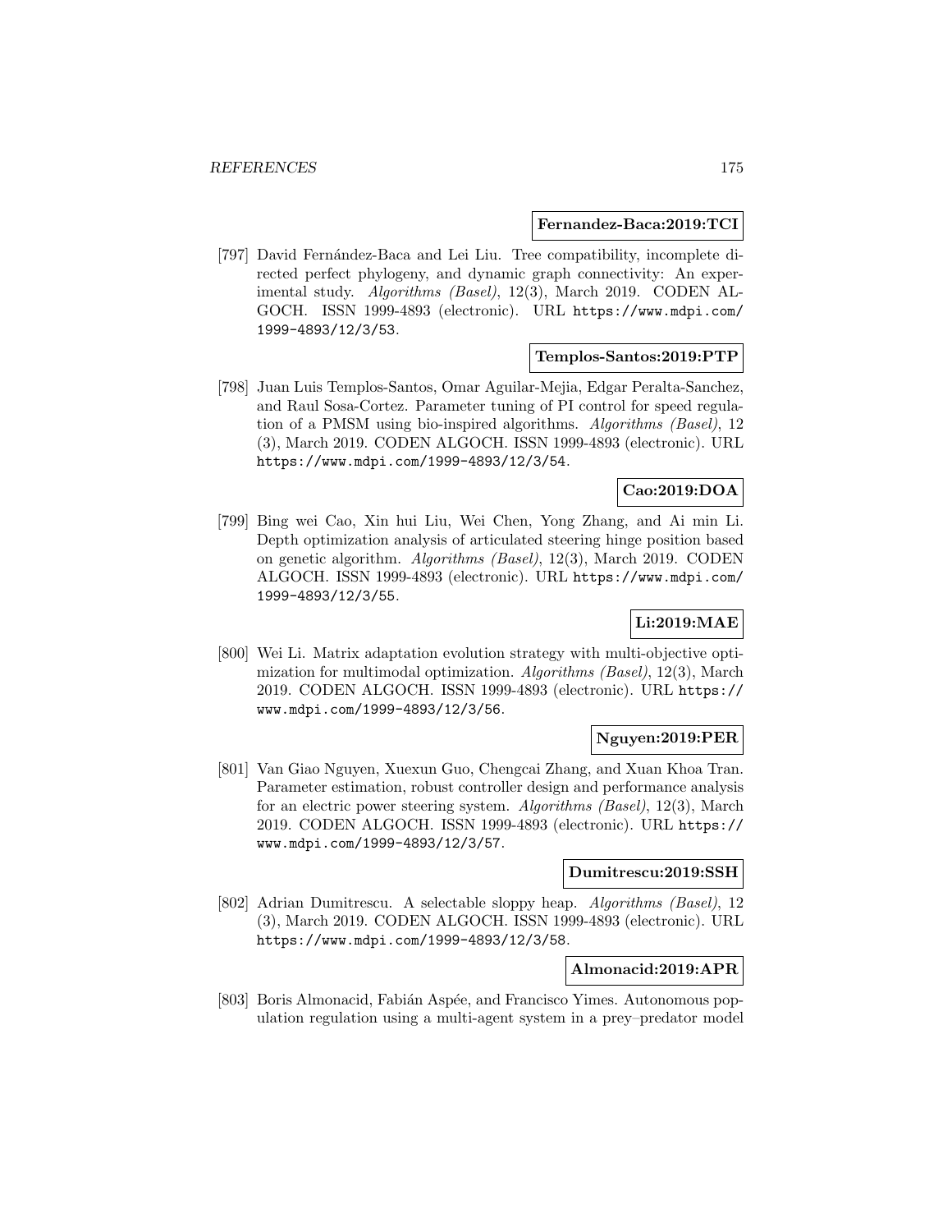**Fernandez-Baca:2019:TCI**

[797] David Fernández-Baca and Lei Liu. Tree compatibility, incomplete directed perfect phylogeny, and dynamic graph connectivity: An experimental study. *Algorithms (Basel)*, 12(3), March 2019. CODEN ALGOCH. ISSN 1999-4893 (electronic). URL https://www.mdpi.com/1999-4893/12/3/53.

**Templos-Santos:2019:PTP**

[798] Juan Luis Templos-Santos, Omar Aguilar-Mejia, Edgar Peralta-Sanchez, and Raul Sosa-Cortez. Parameter tuning of PI control for speed regulation of a PMSM using bio-inspired algorithms. *Algorithms (Basel)*, 12 (3), March 2019. CODEN ALGOCH. ISSN 1999-4893 (electronic). URL https://www.mdpi.com/1999-4893/12/3/54.

**Cao:2019:DOA**

[799] Bing wei Cao, Xin hui Liu, Wei Chen, Yong Zhang, and Ai min Li. Depth optimization analysis of articulated steering hinge position based on genetic algorithm. *Algorithms (Basel)*, 12(3), March 2019. CODEN ALGOCH. ISSN 1999-4893 (electronic). URL https://www.mdpi.com/1999-4893/12/3/55.

**Li:2019:MAE**

[800] Wei Li. Matrix adaptation evolution strategy with multi-objective optimization for multimodal optimization. *Algorithms (Basel)*, 12(3), March 2019. CODEN ALGOCH. ISSN 1999-4893 (electronic). URL https://www.mdpi.com/1999-4893/12/3/56.

**Nguyen:2019:PER**

[801] Van Giao Nguyen, Xuexun Guo, Chengcai Zhang, and Xuan Khoa Tran. Parameter estimation, robust controller design and performance analysis for an electric power steering system. *Algorithms (Basel)*, 12(3), March 2019. CODEN ALGOCH. ISSN 1999-4893 (electronic). URL https://www.mdpi.com/1999-4893/12/3/57.

**Dumitrescu:2019:SSH**

[802] Adrian Dumitrescu. A selectable sloppy heap. *Algorithms (Basel)*, 12 (3), March 2019. CODEN ALGOCH. ISSN 1999-4893 (electronic). URL https://www.mdpi.com/1999-4893/12/3/58.

**Almonacid:2019:APR**

[803] Boris Almonacid, Fabián Aspée, and Francisco Yimes. Autonomous population regulation using a multi-agent system in a prey–predator model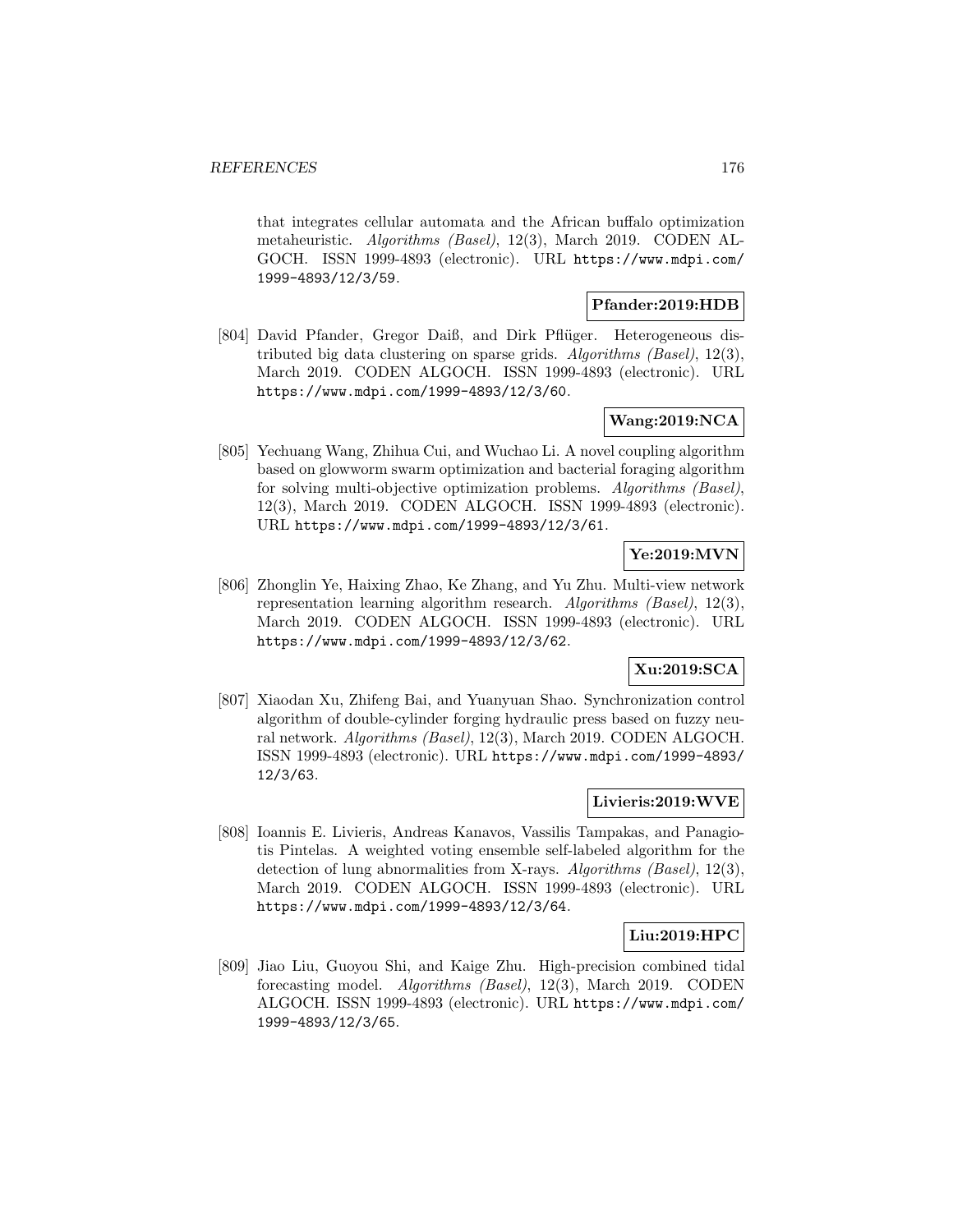that integrates cellular automata and the African buffalo optimization metaheuristic. *Algorithms (Basel)*, 12(3), March 2019. CODEN ALGOCH. ISSN 1999-4893 (electronic). URL https://www.mdpi.com/1999-4893/12/3/59.

**Pfander:2019:HDB**

[804] David Pfander, Gregor Daiß, and Dirk Pflüger. Heterogeneous distributed big data clustering on sparse grids. *Algorithms (Basel)*, 12(3), March 2019. CODEN ALGOCH. ISSN 1999-4893 (electronic). URL https://www.mdpi.com/1999-4893/12/3/60.

**Wang:2019:NCA**

[805] Yechuang Wang, Zhihua Cui, and Wuchao Li. A novel coupling algorithm based on glowworm swarm optimization and bacterial foraging algorithm for solving multi-objective optimization problems. *Algorithms (Basel)*, 12(3), March 2019. CODEN ALGOCH. ISSN 1999-4893 (electronic). URL https://www.mdpi.com/1999-4893/12/3/61.

**Ye:2019:MVN**

[806] Zhonglin Ye, Haixing Zhao, Ke Zhang, and Yu Zhu. Multi-view network representation learning algorithm research. *Algorithms (Basel)*, 12(3), March 2019. CODEN ALGOCH. ISSN 1999-4893 (electronic). URL https://www.mdpi.com/1999-4893/12/3/62.

**Xu:2019:SCA**

[807] Xiaodan Xu, Zhifeng Bai, and Yuanyuan Shao. Synchronization control algorithm of double-cylinder forging hydraulic press based on fuzzy neural network. *Algorithms (Basel)*, 12(3), March 2019. CODEN ALGOCH. ISSN 1999-4893 (electronic). URL https://www.mdpi.com/1999-4893/12/3/63.

**Livieris:2019:WVE**

[808] Ioannis E. Livieris, Andreas Kanavos, Vassilis Tampakas, and Panagiotis Pintelas. A weighted voting ensemble self-labeled algorithm for the detection of lung abnormalities from X-rays. *Algorithms (Basel)*, 12(3), March 2019. CODEN ALGOCH. ISSN 1999-4893 (electronic). URL https://www.mdpi.com/1999-4893/12/3/64.

**Liu:2019:HPC**

[809] Jiao Liu, Guoyou Shi, and Kaige Zhu. High-precision combined tidal forecasting model. *Algorithms (Basel)*, 12(3), March 2019. CODEN ALGOCH. ISSN 1999-4893 (electronic). URL https://www.mdpi.com/1999-4893/12/3/65.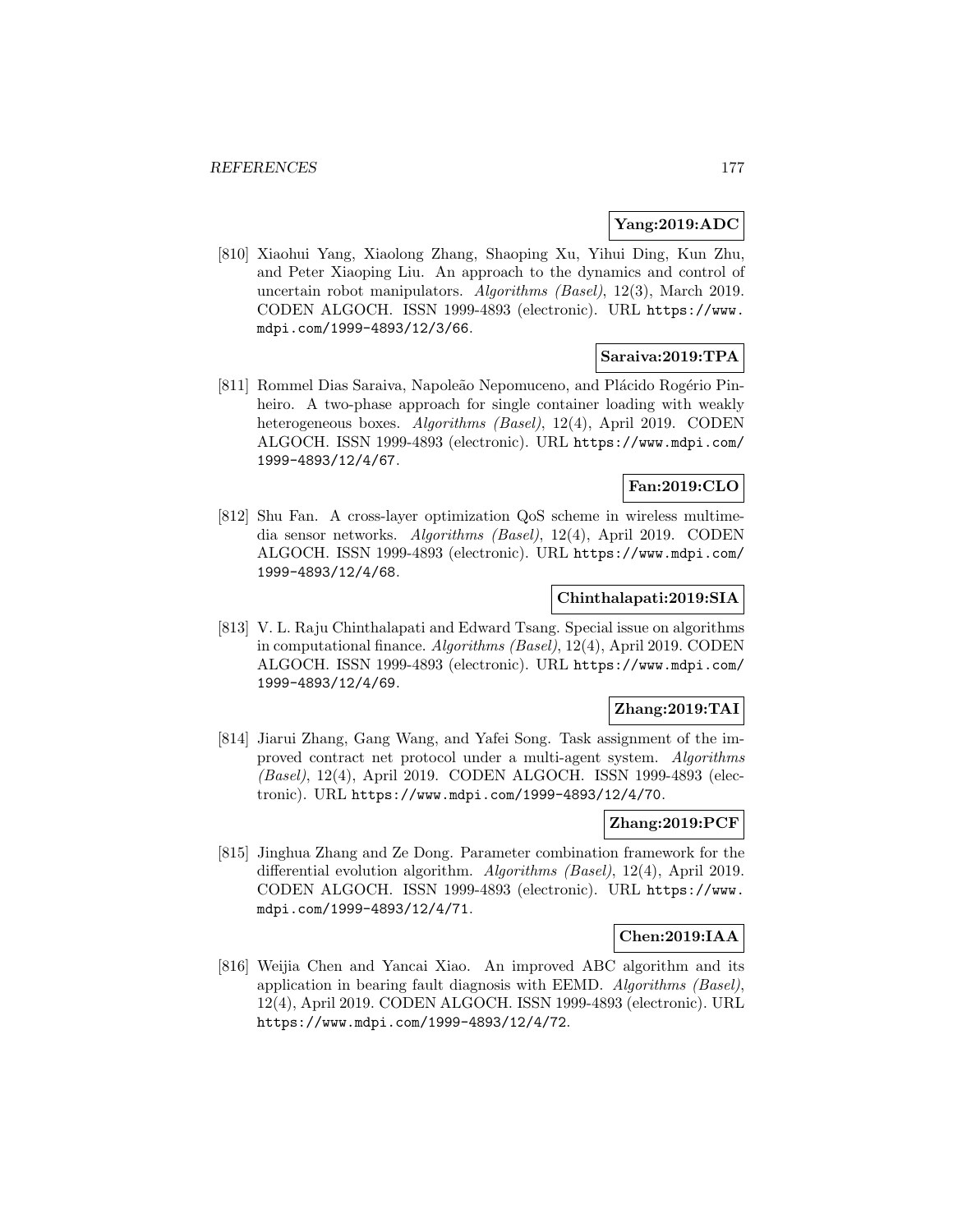**Yang:2019:ADC**

[810] Xiaohui Yang, Xiaolong Zhang, Shaoping Xu, Yihui Ding, Kun Zhu, and Peter Xiaoping Liu. An approach to the dynamics and control of uncertain robot manipulators. *Algorithms (Basel)*, 12(3), March 2019. CODEN ALGOCH. ISSN 1999-4893 (electronic). URL `https://www.mdpi.com/1999-4893/12/3/66`.

**Saraiva:2019:TPA**

[811] Rommel Dias Saraiva, Napoleão Nepomuceno, and Plácido Rogério Pinheiro. A two-phase approach for single container loading with weakly heterogeneous boxes. *Algorithms (Basel)*, 12(4), April 2019. CODEN ALGOCH. ISSN 1999-4893 (electronic). URL `https://www.mdpi.com/1999-4893/12/4/67`.

**Fan:2019:CLO**

[812] Shu Fan. A cross-layer optimization QoS scheme in wireless multimedia sensor networks. *Algorithms (Basel)*, 12(4), April 2019. CODEN ALGOCH. ISSN 1999-4893 (electronic). URL `https://www.mdpi.com/1999-4893/12/4/68`.

**Chinthalapati:2019:SIA**

[813] V. L. Raju Chinthalapati and Edward Tsang. Special issue on algorithms in computational finance. *Algorithms (Basel)*, 12(4), April 2019. CODEN ALGOCH. ISSN 1999-4893 (electronic). URL `https://www.mdpi.com/1999-4893/12/4/69`.

**Zhang:2019:TAI**

[814] Jiarui Zhang, Gang Wang, and Yafei Song. Task assignment of the improved contract net protocol under a multi-agent system. *Algorithms (Basel)*, 12(4), April 2019. CODEN ALGOCH. ISSN 1999-4893 (electronic). URL `https://www.mdpi.com/1999-4893/12/4/70`.

**Zhang:2019:PCF**

[815] Jinghua Zhang and Ze Dong. Parameter combination framework for the differential evolution algorithm. *Algorithms (Basel)*, 12(4), April 2019. CODEN ALGOCH. ISSN 1999-4893 (electronic). URL `https://www.mdpi.com/1999-4893/12/4/71`.

**Chen:2019:IAA**

[816] Weijia Chen and Yancai Xiao. An improved ABC algorithm and its application in bearing fault diagnosis with EEMD. *Algorithms (Basel)*, 12(4), April 2019. CODEN ALGOCH. ISSN 1999-4893 (electronic). URL `https://www.mdpi.com/1999-4893/12/4/72`.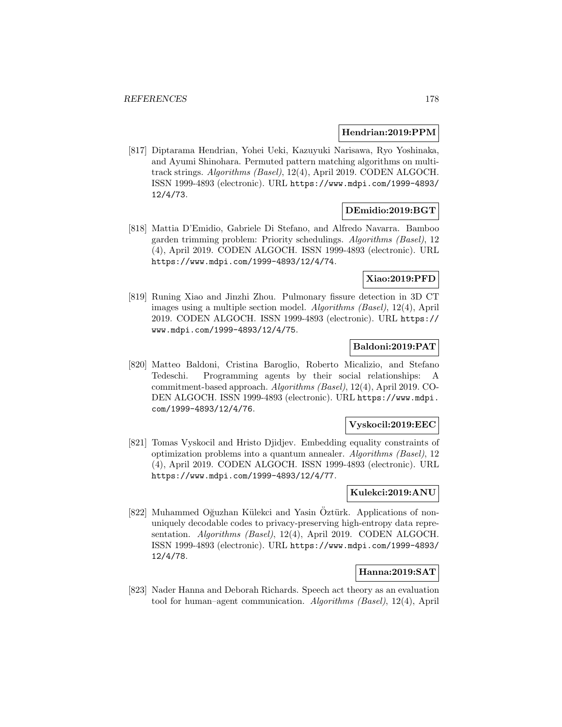**Hendrian:2019:PPM**

[817] Diptarama Hendrian, Yohei Ueki, Kazuyuki Narisawa, Ryo Yoshinaka, and Ayumi Shinohara. Permuted pattern matching algorithms on multi-track strings. *Algorithms (Basel)*, 12(4), April 2019. CODEN ALGOCH. ISSN 1999-4893 (electronic). URL https://www.mdpi.com/1999-4893/12/4/73.

**DEmidio:2019:BGT**

[818] Mattia D'Emidio, Gabriele Di Stefano, and Alfredo Navarra. Bamboo garden trimming problem: Priority schedulings. *Algorithms (Basel)*, 12 (4), April 2019. CODEN ALGOCH. ISSN 1999-4893 (electronic). URL https://www.mdpi.com/1999-4893/12/4/74.

**Xiao:2019:PFD**

[819] Runing Xiao and Jinzhi Zhou. Pulmonary fissure detection in 3D CT images using a multiple section model. *Algorithms (Basel)*, 12(4), April 2019. CODEN ALGOCH. ISSN 1999-4893 (electronic). URL https://www.mdpi.com/1999-4893/12/4/75.

**Baldoni:2019:PAT**

[820] Matteo Baldoni, Cristina Baroglio, Roberto Micalizio, and Stefano Tedeschi. Programming agents by their social relationships: A commitment-based approach. *Algorithms (Basel)*, 12(4), April 2019. CODEN ALGOCH. ISSN 1999-4893 (electronic). URL https://www.mdpi.com/1999-4893/12/4/76.

**Vyskocil:2019:EEC**

[821] Tomas Vyskocil and Hristo Djidjev. Embedding equality constraints of optimization problems into a quantum annealer. *Algorithms (Basel)*, 12 (4), April 2019. CODEN ALGOCH. ISSN 1999-4893 (electronic). URL https://www.mdpi.com/1999-4893/12/4/77.

**Kulekci:2019:ANU**

[822] Muhammed Oğuzhan Külekci and Yasin Öztürk. Applications of non-uniquely decodable codes to privacy-preserving high-entropy data representation. *Algorithms (Basel)*, 12(4), April 2019. CODEN ALGOCH. ISSN 1999-4893 (electronic). URL https://www.mdpi.com/1999-4893/12/4/78.

**Hanna:2019:SAT**

[823] Nader Hanna and Deborah Richards. Speech act theory as an evaluation tool for human–agent communication. *Algorithms (Basel)*, 12(4), April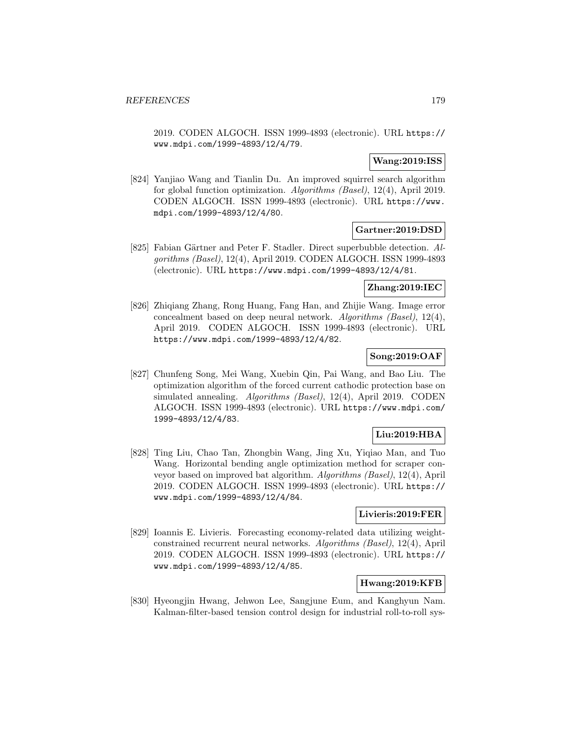2019. CODEN ALGOCH. ISSN 1999-4893 (electronic). URL https://www.mdpi.com/1999-4893/12/4/79.

**Wang:2019:ISS**

[824] Yanjiao Wang and Tianlin Du. An improved squirrel search algorithm for global function optimization. *Algorithms (Basel)*, 12(4), April 2019. CODEN ALGOCH. ISSN 1999-4893 (electronic). URL https://www.mdpi.com/1999-4893/12/4/80.

**Gartner:2019:DSD**

[825] Fabian Gärtner and Peter F. Stadler. Direct superbubble detection. *Algorithms (Basel)*, 12(4), April 2019. CODEN ALGOCH. ISSN 1999-4893 (electronic). URL https://www.mdpi.com/1999-4893/12/4/81.

**Zhang:2019:IEC**

[826] Zhiqiang Zhang, Rong Huang, Fang Han, and Zhijie Wang. Image error concealment based on deep neural network. *Algorithms (Basel)*, 12(4), April 2019. CODEN ALGOCH. ISSN 1999-4893 (electronic). URL https://www.mdpi.com/1999-4893/12/4/82.

**Song:2019:OAF**

[827] Chunfeng Song, Mei Wang, Xuebin Qin, Pai Wang, and Bao Liu. The optimization algorithm of the forced current cathodic protection base on simulated annealing. *Algorithms (Basel)*, 12(4), April 2019. CODEN ALGOCH. ISSN 1999-4893 (electronic). URL https://www.mdpi.com/1999-4893/12/4/83.

**Liu:2019:HBA**

[828] Ting Liu, Chao Tan, Zhongbin Wang, Jing Xu, Yiqiao Man, and Tuo Wang. Horizontal bending angle optimization method for scraper conveyor based on improved bat algorithm. *Algorithms (Basel)*, 12(4), April 2019. CODEN ALGOCH. ISSN 1999-4893 (electronic). URL https://www.mdpi.com/1999-4893/12/4/84.

**Livieris:2019:FER**

[829] Ioannis E. Livieris. Forecasting economy-related data utilizing weight-constrained recurrent neural networks. *Algorithms (Basel)*, 12(4), April 2019. CODEN ALGOCH. ISSN 1999-4893 (electronic). URL https://www.mdpi.com/1999-4893/12/4/85.

**Hwang:2019:KFB**

[830] Hyeongjin Hwang, Jehwon Lee, Sangjune Eum, and Kanghyun Nam. Kalman-filter-based tension control design for industrial roll-to-roll sys-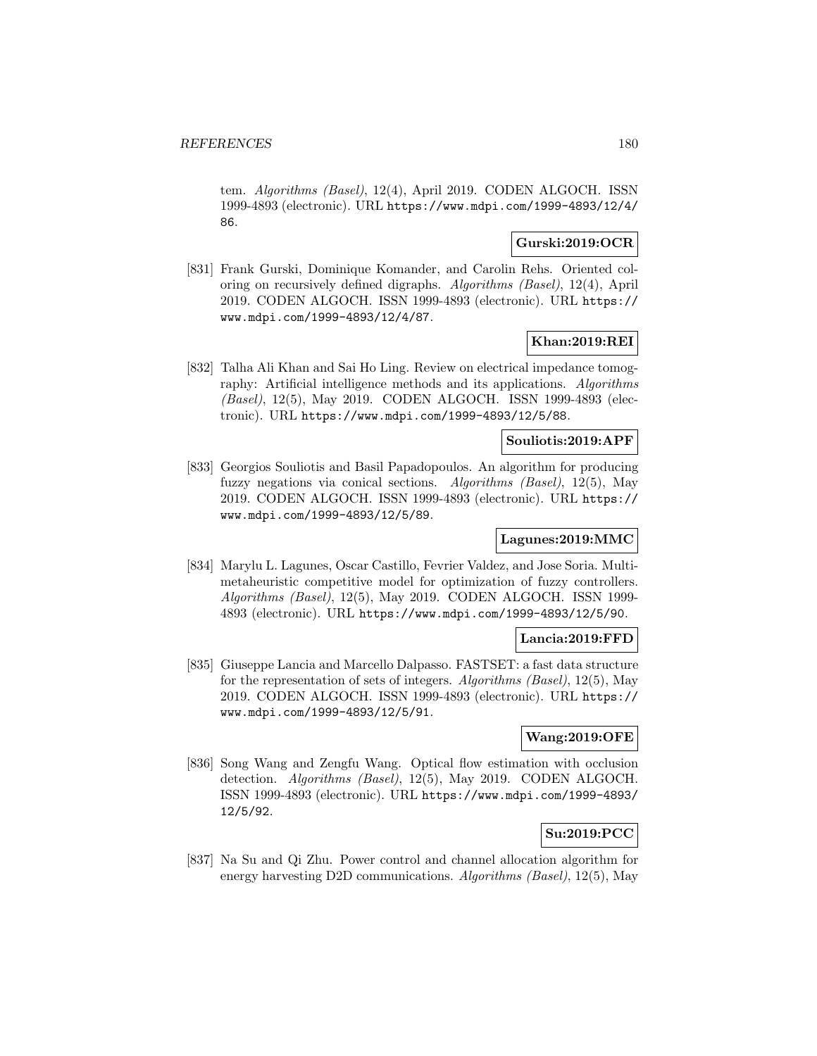tem. *Algorithms (Basel)*, 12(4), April 2019. CODEN ALGOCH. ISSN 1999-4893 (electronic). URL `https://www.mdpi.com/1999-4893/12/4/86`.

**Gurski:2019:OCR**

[831] Frank Gurski, Dominique Komander, and Carolin Rehs. Oriented coloring on recursively defined digraphs. *Algorithms (Basel)*, 12(4), April 2019. CODEN ALGOCH. ISSN 1999-4893 (electronic). URL `https://www.mdpi.com/1999-4893/12/4/87`.

**Khan:2019:REI**

[832] Talha Ali Khan and Sai Ho Ling. Review on electrical impedance tomography: Artificial intelligence methods and its applications. *Algorithms (Basel)*, 12(5), May 2019. CODEN ALGOCH. ISSN 1999-4893 (electronic). URL `https://www.mdpi.com/1999-4893/12/5/88`.

**Souliotis:2019:APF**

[833] Georgios Souliotis and Basil Papadopoulos. An algorithm for producing fuzzy negations via conical sections. *Algorithms (Basel)*, 12(5), May 2019. CODEN ALGOCH. ISSN 1999-4893 (electronic). URL `https://www.mdpi.com/1999-4893/12/5/89`.

**Lagunes:2019:MMC**

[834] Marylu L. Lagunes, Oscar Castillo, Fevrier Valdez, and Jose Soria. Multi-metaheuristic competitive model for optimization of fuzzy controllers. *Algorithms (Basel)*, 12(5), May 2019. CODEN ALGOCH. ISSN 1999-4893 (electronic). URL `https://www.mdpi.com/1999-4893/12/5/90`.

**Lancia:2019:FFD**

[835] Giuseppe Lancia and Marcello Dalpasso. FASTSET: a fast data structure for the representation of sets of integers. *Algorithms (Basel)*, 12(5), May 2019. CODEN ALGOCH. ISSN 1999-4893 (electronic). URL `https://www.mdpi.com/1999-4893/12/5/91`.

**Wang:2019:OFE**

[836] Song Wang and Zengfu Wang. Optical flow estimation with occlusion detection. *Algorithms (Basel)*, 12(5), May 2019. CODEN ALGOCH. ISSN 1999-4893 (electronic). URL `https://www.mdpi.com/1999-4893/12/5/92`.

**Su:2019:PCC**

[837] Na Su and Qi Zhu. Power control and channel allocation algorithm for energy harvesting D2D communications. *Algorithms (Basel)*, 12(5), May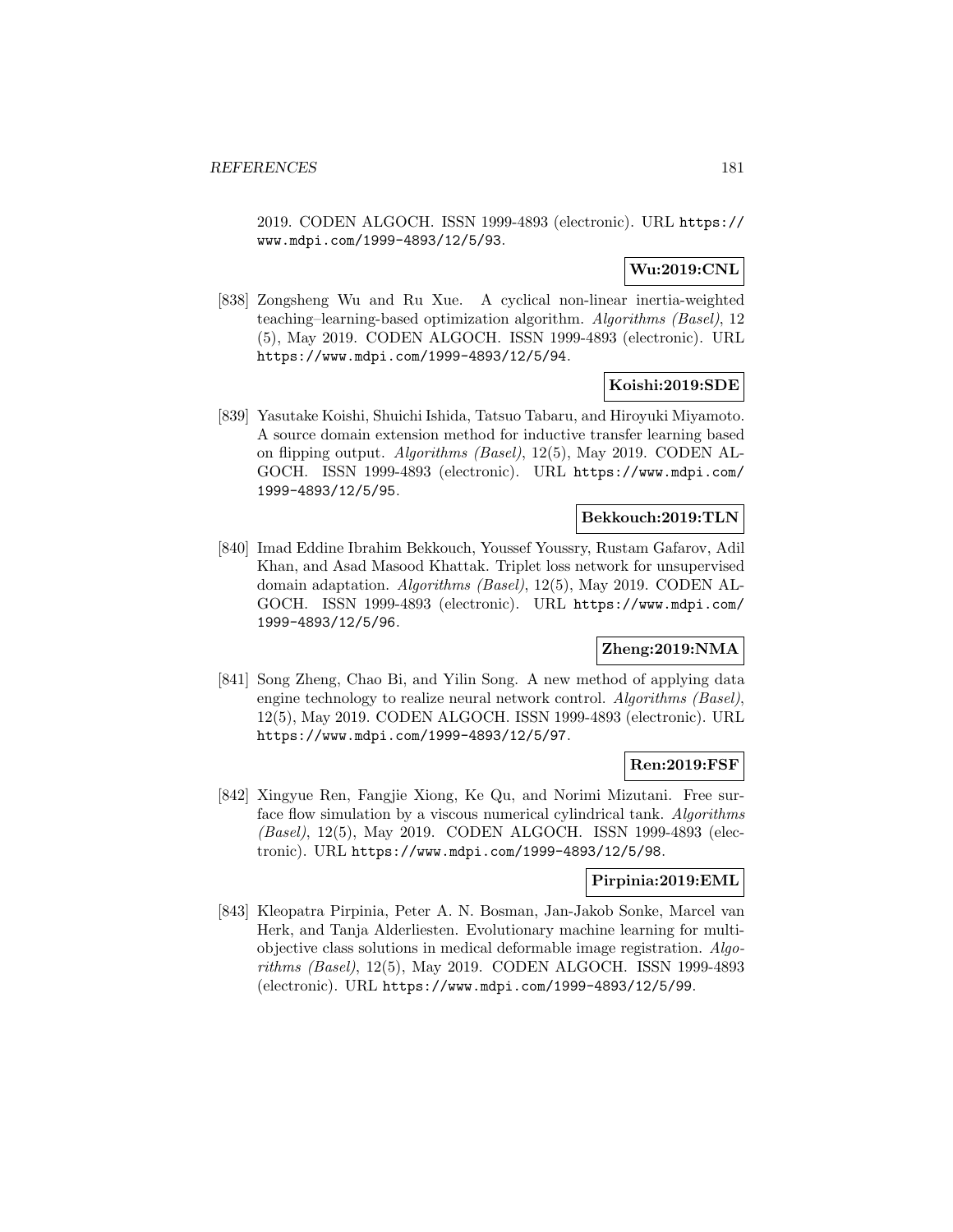2019. CODEN ALGOCH. ISSN 1999-4893 (electronic). URL https://www.mdpi.com/1999-4893/12/5/93.

**Wu:2019:CNL**

[838] Zongsheng Wu and Ru Xue. A cyclical non-linear inertia-weighted teaching–learning-based optimization algorithm. *Algorithms (Basel)*, 12 (5), May 2019. CODEN ALGOCH. ISSN 1999-4893 (electronic). URL https://www.mdpi.com/1999-4893/12/5/94.

**Koishi:2019:SDE**

[839] Yasutake Koishi, Shuichi Ishida, Tatsuo Tabaru, and Hiroyuki Miyamoto. A source domain extension method for inductive transfer learning based on flipping output. *Algorithms (Basel)*, 12(5), May 2019. CODEN ALGOCH. ISSN 1999-4893 (electronic). URL https://www.mdpi.com/1999-4893/12/5/95.

**Bekkouch:2019:TLN**

[840] Imad Eddine Ibrahim Bekkouch, Youssef Youssry, Rustam Gafarov, Adil Khan, and Asad Masood Khattak. Triplet loss network for unsupervised domain adaptation. *Algorithms (Basel)*, 12(5), May 2019. CODEN ALGOCH. ISSN 1999-4893 (electronic). URL https://www.mdpi.com/1999-4893/12/5/96.

**Zheng:2019:NMA**

[841] Song Zheng, Chao Bi, and Yilin Song. A new method of applying data engine technology to realize neural network control. *Algorithms (Basel)*, 12(5), May 2019. CODEN ALGOCH. ISSN 1999-4893 (electronic). URL https://www.mdpi.com/1999-4893/12/5/97.

**Ren:2019:FSF**

[842] Xingyue Ren, Fangjie Xiong, Ke Qu, and Norimi Mizutani. Free surface flow simulation by a viscous numerical cylindrical tank. *Algorithms (Basel)*, 12(5), May 2019. CODEN ALGOCH. ISSN 1999-4893 (electronic). URL https://www.mdpi.com/1999-4893/12/5/98.

**Pirpinia:2019:EML**

[843] Kleopatra Pirpinia, Peter A. N. Bosman, Jan-Jakob Sonke, Marcel van Herk, and Tanja Alderliesten. Evolutionary machine learning for multi-objective class solutions in medical deformable image registration. *Algorithms (Basel)*, 12(5), May 2019. CODEN ALGOCH. ISSN 1999-4893 (electronic). URL https://www.mdpi.com/1999-4893/12/5/99.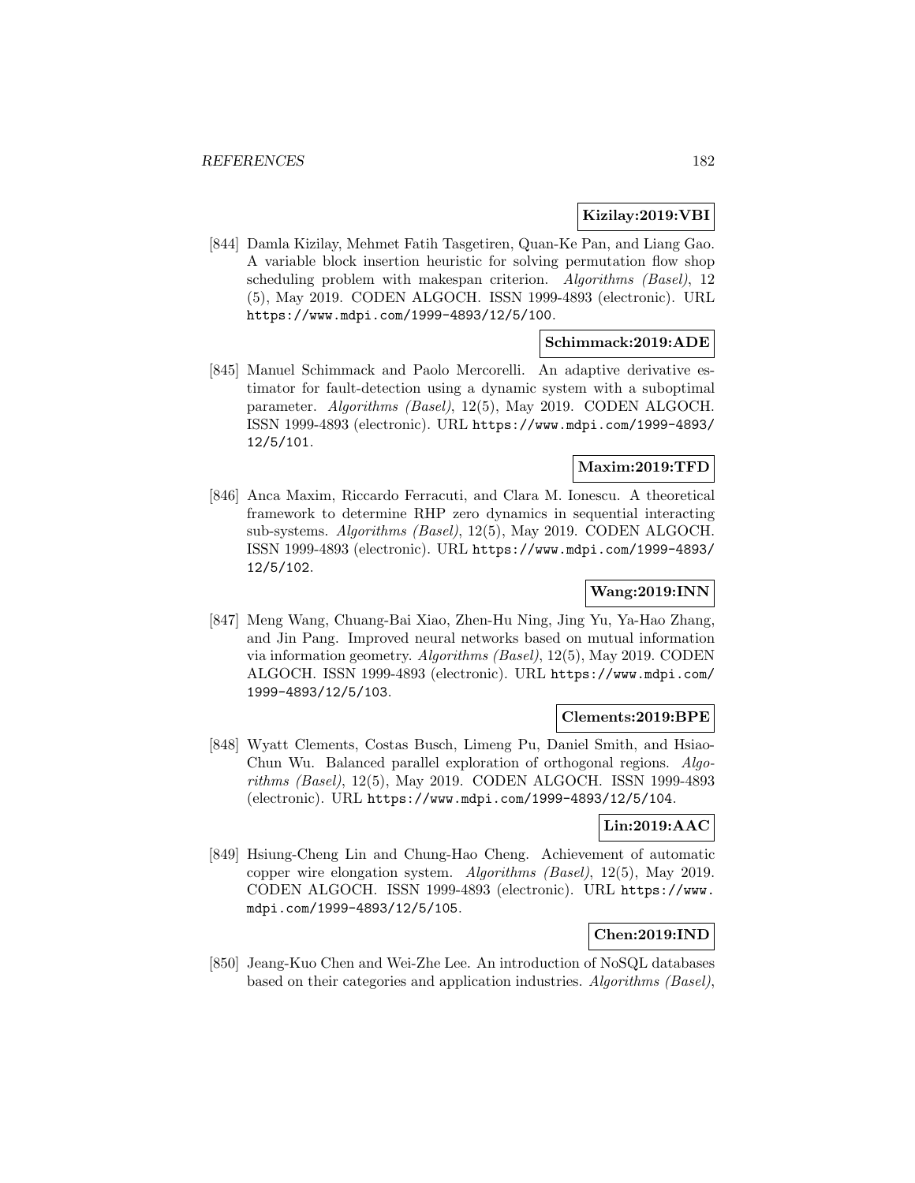**Kizilay:2019:VBI**

[844] Damla Kizilay, Mehmet Fatih Tasgetiren, Quan-Ke Pan, and Liang Gao. A variable block insertion heuristic for solving permutation flow shop scheduling problem with makespan criterion. *Algorithms (Basel)*, 12 (5), May 2019. CODEN ALGOCH. ISSN 1999-4893 (electronic). URL https://www.mdpi.com/1999-4893/12/5/100.

**Schimmack:2019:ADE**

[845] Manuel Schimmack and Paolo Mercorelli. An adaptive derivative estimator for fault-detection using a dynamic system with a suboptimal parameter. *Algorithms (Basel)*, 12(5), May 2019. CODEN ALGOCH. ISSN 1999-4893 (electronic). URL https://www.mdpi.com/1999-4893/12/5/101.

**Maxim:2019:TFD**

[846] Anca Maxim, Riccardo Ferracuti, and Clara M. Ionescu. A theoretical framework to determine RHP zero dynamics in sequential interacting sub-systems. *Algorithms (Basel)*, 12(5), May 2019. CODEN ALGOCH. ISSN 1999-4893 (electronic). URL https://www.mdpi.com/1999-4893/12/5/102.

**Wang:2019:INN**

[847] Meng Wang, Chuang-Bai Xiao, Zhen-Hu Ning, Jing Yu, Ya-Hao Zhang, and Jin Pang. Improved neural networks based on mutual information via information geometry. *Algorithms (Basel)*, 12(5), May 2019. CODEN ALGOCH. ISSN 1999-4893 (electronic). URL https://www.mdpi.com/1999-4893/12/5/103.

**Clements:2019:BPE**

[848] Wyatt Clements, Costas Busch, Limeng Pu, Daniel Smith, and Hsiao-Chun Wu. Balanced parallel exploration of orthogonal regions. *Algorithms (Basel)*, 12(5), May 2019. CODEN ALGOCH. ISSN 1999-4893 (electronic). URL https://www.mdpi.com/1999-4893/12/5/104.

**Lin:2019:AAC**

[849] Hsiung-Cheng Lin and Chung-Hao Cheng. Achievement of automatic copper wire elongation system. *Algorithms (Basel)*, 12(5), May 2019. CODEN ALGOCH. ISSN 1999-4893 (electronic). URL https://www.mdpi.com/1999-4893/12/5/105.

**Chen:2019:IND**

[850] Jeang-Kuo Chen and Wei-Zhe Lee. An introduction of NoSQL databases based on their categories and application industries. *Algorithms (Basel)*,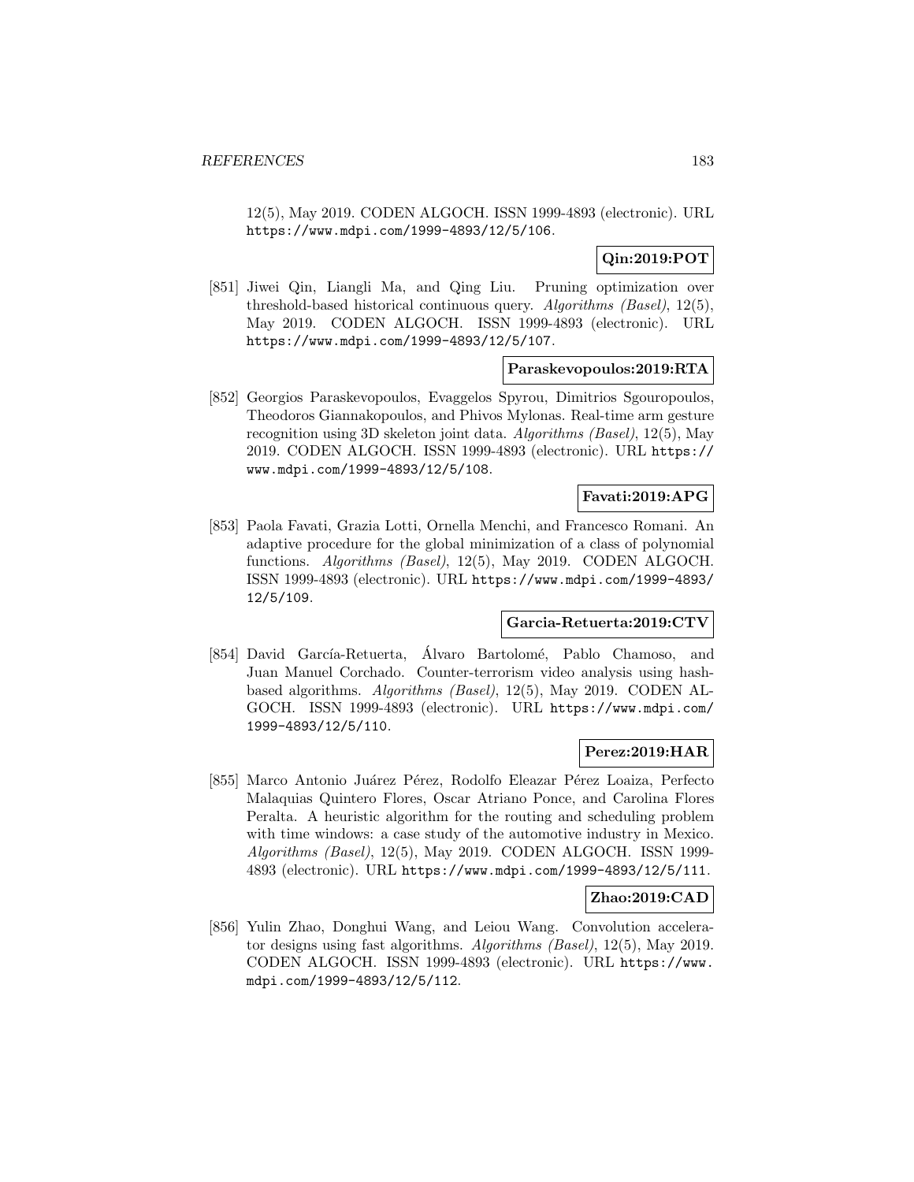12(5), May 2019. CODEN ALGOCH. ISSN 1999-4893 (electronic). URL https://www.mdpi.com/1999-4893/12/5/106.

**Qin:2019:POT**

[851] Jiwei Qin, Liangli Ma, and Qing Liu. Pruning optimization over threshold-based historical continuous query. *Algorithms (Basel)*, 12(5), May 2019. CODEN ALGOCH. ISSN 1999-4893 (electronic). URL https://www.mdpi.com/1999-4893/12/5/107.

**Paraskevopoulos:2019:RTA**

[852] Georgios Paraskevopoulos, Evaggelos Spyrou, Dimitrios Sgouropoulos, Theodoros Giannakopoulos, and Phivos Mylonas. Real-time arm gesture recognition using 3D skeleton joint data. *Algorithms (Basel)*, 12(5), May 2019. CODEN ALGOCH. ISSN 1999-4893 (electronic). URL https://www.mdpi.com/1999-4893/12/5/108.

**Favati:2019:APG**

[853] Paola Favati, Grazia Lotti, Ornella Menchi, and Francesco Romani. An adaptive procedure for the global minimization of a class of polynomial functions. *Algorithms (Basel)*, 12(5), May 2019. CODEN ALGOCH. ISSN 1999-4893 (electronic). URL https://www.mdpi.com/1999-4893/12/5/109.

**Garcia-Retuerta:2019:CTV**

[854] David García-Retuerta, Álvaro Bartolomé, Pablo Chamoso, and Juan Manuel Corchado. Counter-terrorism video analysis using hash-based algorithms. *Algorithms (Basel)*, 12(5), May 2019. CODEN ALGOCH. ISSN 1999-4893 (electronic). URL https://www.mdpi.com/1999-4893/12/5/110.

**Perez:2019:HAR**

[855] Marco Antonio Juárez Pérez, Rodolfo Eleazar Pérez Loaiza, Perfecto Malaquias Quintero Flores, Oscar Atriano Ponce, and Carolina Flores Peralta. A heuristic algorithm for the routing and scheduling problem with time windows: a case study of the automotive industry in Mexico. *Algorithms (Basel)*, 12(5), May 2019. CODEN ALGOCH. ISSN 1999-4893 (electronic). URL https://www.mdpi.com/1999-4893/12/5/111.

**Zhao:2019:CAD**

[856] Yulin Zhao, Donghui Wang, and Leiou Wang. Convolution accelerator designs using fast algorithms. *Algorithms (Basel)*, 12(5), May 2019. CODEN ALGOCH. ISSN 1999-4893 (electronic). URL https://www.mdpi.com/1999-4893/12/5/112.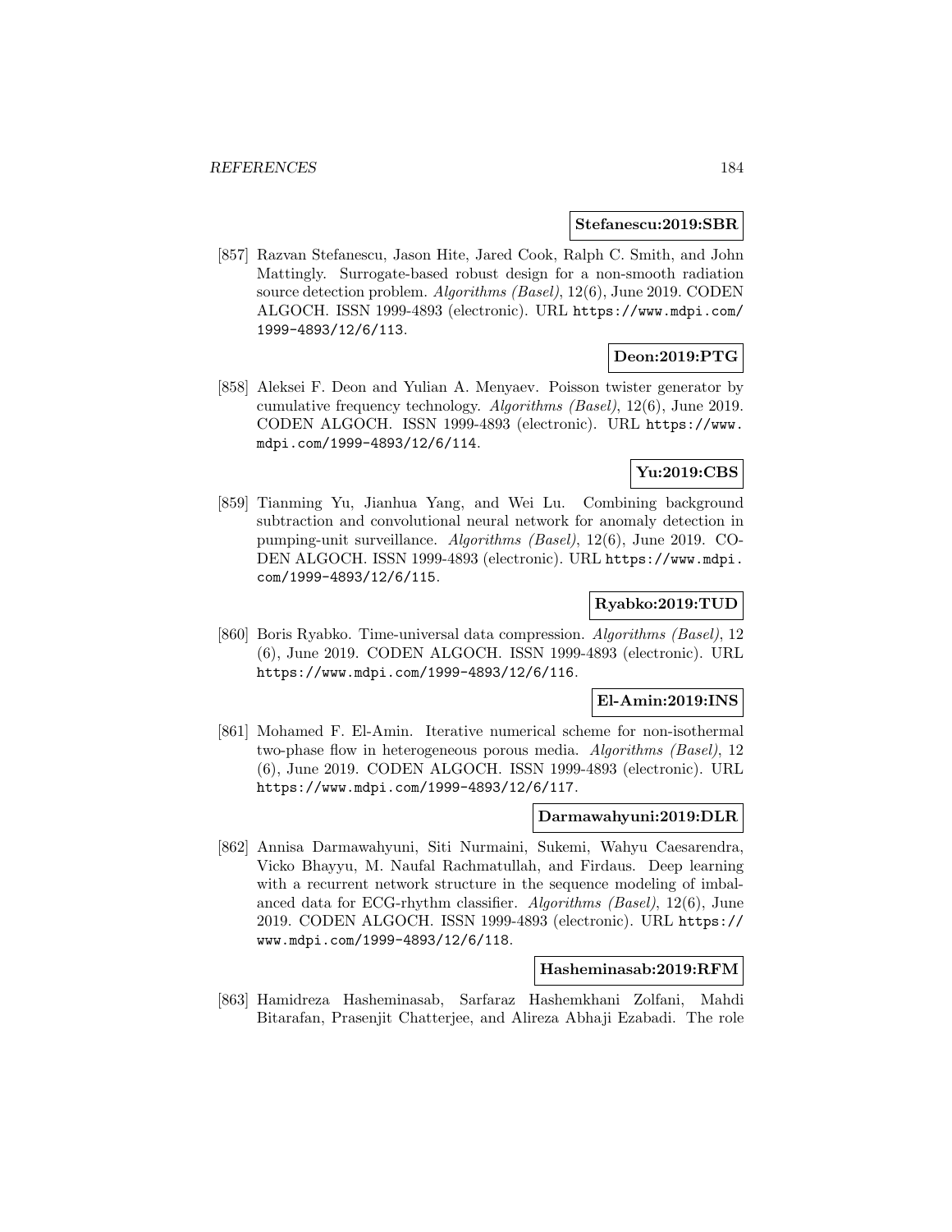**Stefanescu:2019:SBR**

[857] Razvan Stefanescu, Jason Hite, Jared Cook, Ralph C. Smith, and John Mattingly. Surrogate-based robust design for a non-smooth radiation source detection problem. *Algorithms (Basel)*, 12(6), June 2019. CODEN ALGOCH. ISSN 1999-4893 (electronic). URL https://www.mdpi.com/1999-4893/12/6/113.

**Deon:2019:PTG**

[858] Aleksei F. Deon and Yulian A. Menyaev. Poisson twister generator by cumulative frequency technology. *Algorithms (Basel)*, 12(6), June 2019. CODEN ALGOCH. ISSN 1999-4893 (electronic). URL https://www.mdpi.com/1999-4893/12/6/114.

**Yu:2019:CBS**

[859] Tianming Yu, Jianhua Yang, and Wei Lu. Combining background subtraction and convolutional neural network for anomaly detection in pumping-unit surveillance. *Algorithms (Basel)*, 12(6), June 2019. CODEN ALGOCH. ISSN 1999-4893 (electronic). URL https://www.mdpi.com/1999-4893/12/6/115.

**Ryabko:2019:TUD**

[860] Boris Ryabko. Time-universal data compression. *Algorithms (Basel)*, 12 (6), June 2019. CODEN ALGOCH. ISSN 1999-4893 (electronic). URL https://www.mdpi.com/1999-4893/12/6/116.

**El-Amin:2019:INS**

[861] Mohamed F. El-Amin. Iterative numerical scheme for non-isothermal two-phase flow in heterogeneous porous media. *Algorithms (Basel)*, 12 (6), June 2019. CODEN ALGOCH. ISSN 1999-4893 (electronic). URL https://www.mdpi.com/1999-4893/12/6/117.

**Darmawahyuni:2019:DLR**

[862] Annisa Darmawahyuni, Siti Nurmaini, Sukemi, Wahyu Caesarendra, Vicko Bhayyu, M. Naufal Rachmatullah, and Firdaus. Deep learning with a recurrent network structure in the sequence modeling of imbalanced data for ECG-rhythm classifier. *Algorithms (Basel)*, 12(6), June 2019. CODEN ALGOCH. ISSN 1999-4893 (electronic). URL https://www.mdpi.com/1999-4893/12/6/118.

**Hasheminasab:2019:RFM**

[863] Hamidreza Hasheminasab, Sarfaraz Hashemkhani Zolfani, Mahdi Bitarafan, Prasenjit Chatterjee, and Alireza Abhaji Ezabadi. The role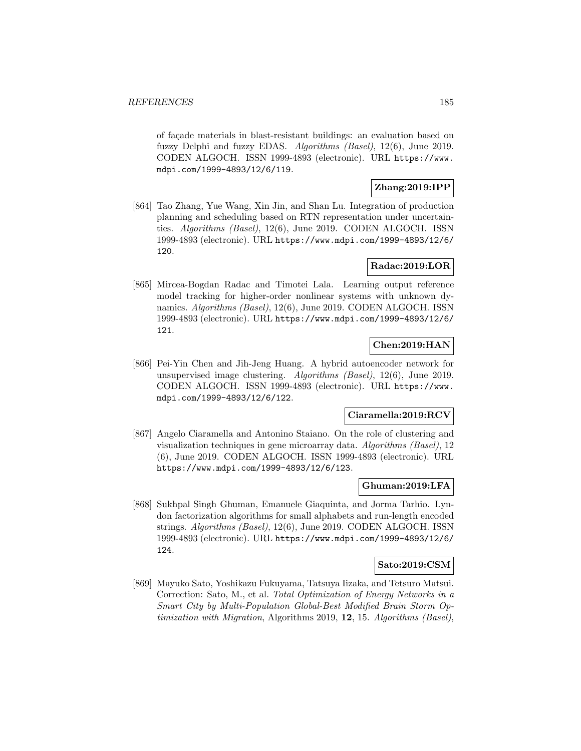of façade materials in blast-resistant buildings: an evaluation based on fuzzy Delphi and fuzzy EDAS. *Algorithms (Basel)*, 12(6), June 2019. CODEN ALGOCH. ISSN 1999-4893 (electronic). URL https://www.mdpi.com/1999-4893/12/6/119.

**Zhang:2019:IPP**

[864] Tao Zhang, Yue Wang, Xin Jin, and Shan Lu. Integration of production planning and scheduling based on RTN representation under uncertainties. *Algorithms (Basel)*, 12(6), June 2019. CODEN ALGOCH. ISSN 1999-4893 (electronic). URL https://www.mdpi.com/1999-4893/12/6/120.

**Radac:2019:LOR**

[865] Mircea-Bogdan Radac and Timotei Lala. Learning output reference model tracking for higher-order nonlinear systems with unknown dynamics. *Algorithms (Basel)*, 12(6), June 2019. CODEN ALGOCH. ISSN 1999-4893 (electronic). URL https://www.mdpi.com/1999-4893/12/6/121.

**Chen:2019:HAN**

[866] Pei-Yin Chen and Jih-Jeng Huang. A hybrid autoencoder network for unsupervised image clustering. *Algorithms (Basel)*, 12(6), June 2019. CODEN ALGOCH. ISSN 1999-4893 (electronic). URL https://www.mdpi.com/1999-4893/12/6/122.

**Ciaramella:2019:RCV**

[867] Angelo Ciaramella and Antonino Staiano. On the role of clustering and visualization techniques in gene microarray data. *Algorithms (Basel)*, 12 (6), June 2019. CODEN ALGOCH. ISSN 1999-4893 (electronic). URL https://www.mdpi.com/1999-4893/12/6/123.

**Ghuman:2019:LFA**

[868] Sukhpal Singh Ghuman, Emanuele Giaquinta, and Jorma Tarhio. Lyndon factorization algorithms for small alphabets and run-length encoded strings. *Algorithms (Basel)*, 12(6), June 2019. CODEN ALGOCH. ISSN 1999-4893 (electronic). URL https://www.mdpi.com/1999-4893/12/6/124.

**Sato:2019:CSM**

[869] Mayuko Sato, Yoshikazu Fukuyama, Tatsuya Iizaka, and Tetsuro Matsui. Correction: Sato, M., et al. *Total Optimization of Energy Networks in a Smart City by Multi-Population Global-Best Modified Brain Storm Optimization with Migration*, Algorithms 2019, **12**, 15. *Algorithms (Basel)*,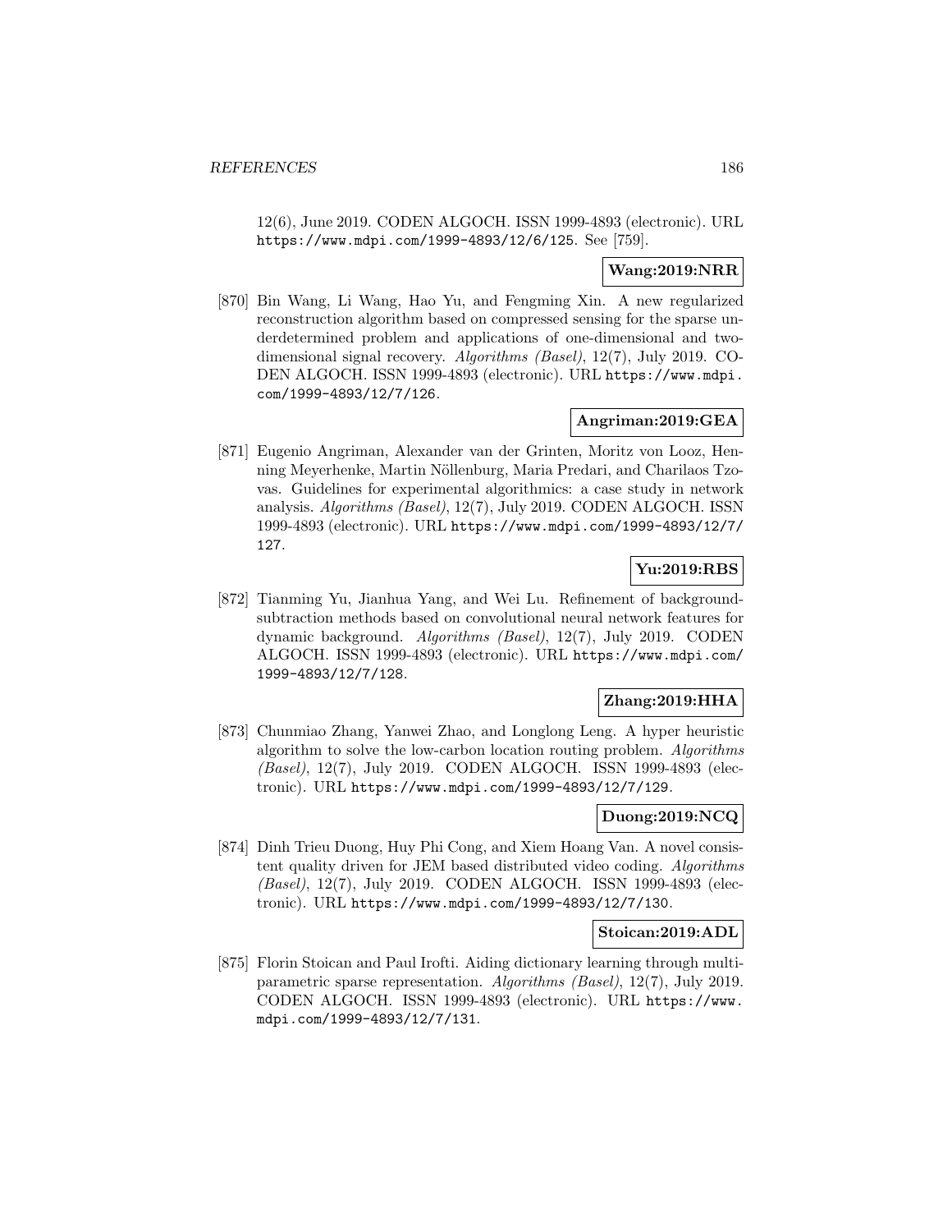12(6), June 2019. CODEN ALGOCH. ISSN 1999-4893 (electronic). URL https://www.mdpi.com/1999-4893/12/6/125. See [759].

**Wang:2019:NRR**

[870] Bin Wang, Li Wang, Hao Yu, and Fengming Xin. A new regularized reconstruction algorithm based on compressed sensing for the sparse underdetermined problem and applications of one-dimensional and two-dimensional signal recovery. *Algorithms (Basel)*, 12(7), July 2019. CODEN ALGOCH. ISSN 1999-4893 (electronic). URL https://www.mdpi.com/1999-4893/12/7/126.

**Angriman:2019:GEA**

[871] Eugenio Angriman, Alexander van der Grinten, Moritz von Looz, Henning Meyerhenke, Martin Nöllenburg, Maria Predari, and Charilaos Tzovas. Guidelines for experimental algorithmics: a case study in network analysis. *Algorithms (Basel)*, 12(7), July 2019. CODEN ALGOCH. ISSN 1999-4893 (electronic). URL https://www.mdpi.com/1999-4893/12/7/127.

**Yu:2019:RBS**

[872] Tianming Yu, Jianhua Yang, and Wei Lu. Refinement of background-subtraction methods based on convolutional neural network features for dynamic background. *Algorithms (Basel)*, 12(7), July 2019. CODEN ALGOCH. ISSN 1999-4893 (electronic). URL https://www.mdpi.com/1999-4893/12/7/128.

**Zhang:2019:HHA**

[873] Chunmiao Zhang, Yanwei Zhao, and Longlong Leng. A hyper heuristic algorithm to solve the low-carbon location routing problem. *Algorithms (Basel)*, 12(7), July 2019. CODEN ALGOCH. ISSN 1999-4893 (electronic). URL https://www.mdpi.com/1999-4893/12/7/129.

**Duong:2019:NCQ**

[874] Dinh Trieu Duong, Huy Phi Cong, and Xiem Hoang Van. A novel consistent quality driven for JEM based distributed video coding. *Algorithms (Basel)*, 12(7), July 2019. CODEN ALGOCH. ISSN 1999-4893 (electronic). URL https://www.mdpi.com/1999-4893/12/7/130.

**Stoican:2019:ADL**

[875] Florin Stoican and Paul Irofti. Aiding dictionary learning through multi-parametric sparse representation. *Algorithms (Basel)*, 12(7), July 2019. CODEN ALGOCH. ISSN 1999-4893 (electronic). URL https://www.mdpi.com/1999-4893/12/7/131.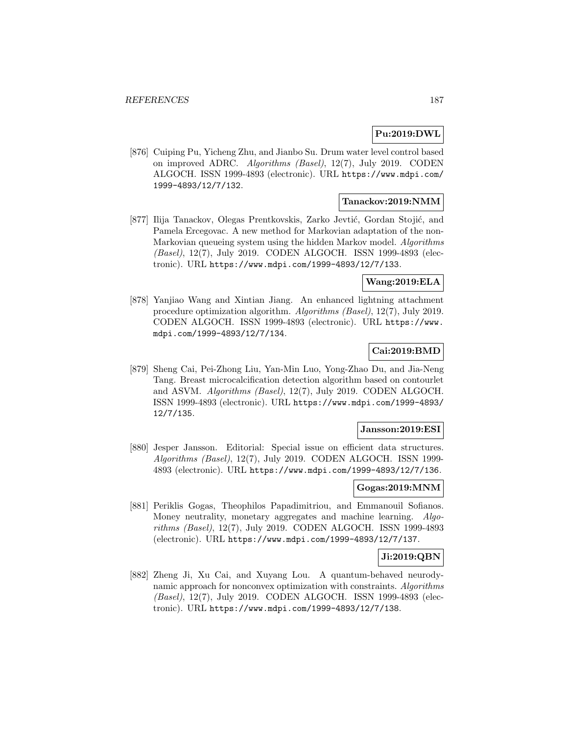**Pu:2019:DWL**

[876] Cuiping Pu, Yicheng Zhu, and Jianbo Su. Drum water level control based on improved ADRC. *Algorithms (Basel)*, 12(7), July 2019. CODEN ALGOCH. ISSN 1999-4893 (electronic). URL https://www.mdpi.com/1999-4893/12/7/132.

**Tanackov:2019:NMM**

[877] Ilija Tanackov, Olegas Prentkovskis, Zarko Jevtić, Gordan Stojić, and Pamela Ercegovac. A new method for Markovian adaptation of the non-Markovian queueing system using the hidden Markov model. *Algorithms (Basel)*, 12(7), July 2019. CODEN ALGOCH. ISSN 1999-4893 (electronic). URL https://www.mdpi.com/1999-4893/12/7/133.

**Wang:2019:ELA**

[878] Yanjiao Wang and Xintian Jiang. An enhanced lightning attachment procedure optimization algorithm. *Algorithms (Basel)*, 12(7), July 2019. CODEN ALGOCH. ISSN 1999-4893 (electronic). URL https://www.mdpi.com/1999-4893/12/7/134.

**Cai:2019:BMD**

[879] Sheng Cai, Pei-Zhong Liu, Yan-Min Luo, Yong-Zhao Du, and Jia-Neng Tang. Breast microcalcification detection algorithm based on contourlet and ASVM. *Algorithms (Basel)*, 12(7), July 2019. CODEN ALGOCH. ISSN 1999-4893 (electronic). URL https://www.mdpi.com/1999-4893/12/7/135.

**Jansson:2019:ESI**

[880] Jesper Jansson. Editorial: Special issue on efficient data structures. *Algorithms (Basel)*, 12(7), July 2019. CODEN ALGOCH. ISSN 1999-4893 (electronic). URL https://www.mdpi.com/1999-4893/12/7/136.

**Gogas:2019:MNM**

[881] Periklis Gogas, Theophilos Papadimitriou, and Emmanouil Sofianos. Money neutrality, monetary aggregates and machine learning. *Algorithms (Basel)*, 12(7), July 2019. CODEN ALGOCH. ISSN 1999-4893 (electronic). URL https://www.mdpi.com/1999-4893/12/7/137.

**Ji:2019:QBN**

[882] Zheng Ji, Xu Cai, and Xuyang Lou. A quantum-behaved neurodynamic approach for nonconvex optimization with constraints. *Algorithms (Basel)*, 12(7), July 2019. CODEN ALGOCH. ISSN 1999-4893 (electronic). URL https://www.mdpi.com/1999-4893/12/7/138.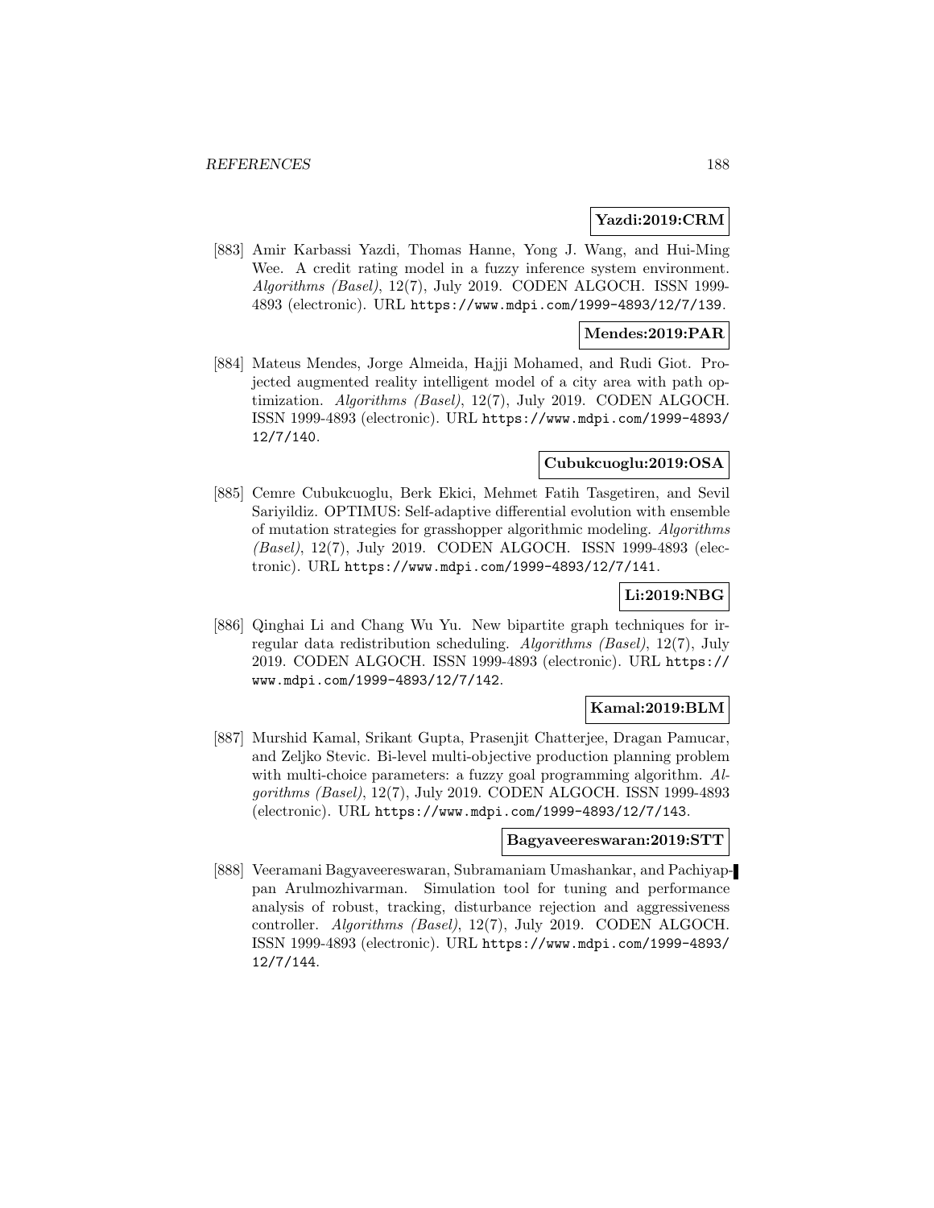**Yazdi:2019:CRM**

[883] Amir Karbassi Yazdi, Thomas Hanne, Yong J. Wang, and Hui-Ming Wee. A credit rating model in a fuzzy inference system environment. *Algorithms (Basel)*, 12(7), July 2019. CODEN ALGOCH. ISSN 1999-4893 (electronic). URL https://www.mdpi.com/1999-4893/12/7/139.

**Mendes:2019:PAR**

[884] Mateus Mendes, Jorge Almeida, Hajji Mohamed, and Rudi Giot. Projected augmented reality intelligent model of a city area with path optimization. *Algorithms (Basel)*, 12(7), July 2019. CODEN ALGOCH. ISSN 1999-4893 (electronic). URL https://www.mdpi.com/1999-4893/12/7/140.

**Cubukcuoglu:2019:OSA**

[885] Cemre Cubukcuoglu, Berk Ekici, Mehmet Fatih Tasgetiren, and Sevil Sariyildiz. OPTIMUS: Self-adaptive differential evolution with ensemble of mutation strategies for grasshopper algorithmic modeling. *Algorithms (Basel)*, 12(7), July 2019. CODEN ALGOCH. ISSN 1999-4893 (electronic). URL https://www.mdpi.com/1999-4893/12/7/141.

**Li:2019:NBG**

[886] Qinghai Li and Chang Wu Yu. New bipartite graph techniques for irregular data redistribution scheduling. *Algorithms (Basel)*, 12(7), July 2019. CODEN ALGOCH. ISSN 1999-4893 (electronic). URL https://www.mdpi.com/1999-4893/12/7/142.

**Kamal:2019:BLM**

[887] Murshid Kamal, Srikant Gupta, Prasenjit Chatterjee, Dragan Pamucar, and Zeljko Stevic. Bi-level multi-objective production planning problem with multi-choice parameters: a fuzzy goal programming algorithm. *Algorithms (Basel)*, 12(7), July 2019. CODEN ALGOCH. ISSN 1999-4893 (electronic). URL https://www.mdpi.com/1999-4893/12/7/143.

**Bagyaveereswaran:2019:STT**

[888] Veeramani Bagyaveereswaran, Subramaniam Umashankar, and Pachiyappan Arulmozhivarman. Simulation tool for tuning and performance analysis of robust, tracking, disturbance rejection and aggressiveness controller. *Algorithms (Basel)*, 12(7), July 2019. CODEN ALGOCH. ISSN 1999-4893 (electronic). URL https://www.mdpi.com/1999-4893/12/7/144.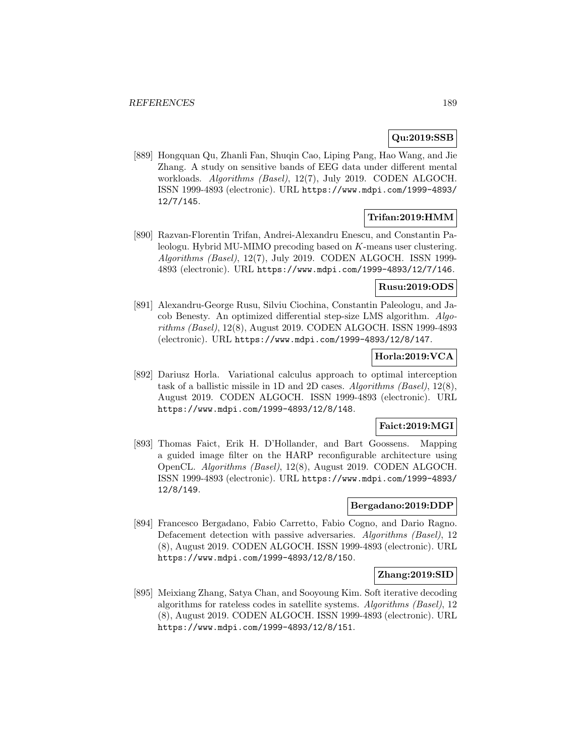**Qu:2019:SSB**

[889] Hongquan Qu, Zhanli Fan, Shuqin Cao, Liping Pang, Hao Wang, and Jie Zhang. A study on sensitive bands of EEG data under different mental workloads. *Algorithms (Basel)*, 12(7), July 2019. CODEN ALGOCH. ISSN 1999-4893 (electronic). URL https://www.mdpi.com/1999-4893/12/7/145.

**Trifan:2019:HMM**

[890] Razvan-Florentin Trifan, Andrei-Alexandru Enescu, and Constantin Paleologu. Hybrid MU-MIMO precoding based on $K$-means user clustering. *Algorithms (Basel)*, 12(7), July 2019. CODEN ALGOCH. ISSN 1999-4893 (electronic). URL https://www.mdpi.com/1999-4893/12/7/146.

**Rusu:2019:ODS**

[891] Alexandru-George Rusu, Silviu Ciochina, Constantin Paleologu, and Jacob Benesty. An optimized differential step-size LMS algorithm. *Algorithms (Basel)*, 12(8), August 2019. CODEN ALGOCH. ISSN 1999-4893 (electronic). URL https://www.mdpi.com/1999-4893/12/8/147.

**Horla:2019:VCA**

[892] Dariusz Horla. Variational calculus approach to optimal interception task of a ballistic missile in 1D and 2D cases. *Algorithms (Basel)*, 12(8), August 2019. CODEN ALGOCH. ISSN 1999-4893 (electronic). URL https://www.mdpi.com/1999-4893/12/8/148.

**Faict:2019:MGI**

[893] Thomas Faict, Erik H. D'Hollander, and Bart Goossens. Mapping a guided image filter on the HARP reconfigurable architecture using OpenCL. *Algorithms (Basel)*, 12(8), August 2019. CODEN ALGOCH. ISSN 1999-4893 (electronic). URL https://www.mdpi.com/1999-4893/12/8/149.

**Bergadano:2019:DDP**

[894] Francesco Bergadano, Fabio Carretto, Fabio Cogno, and Dario Ragno. Defacement detection with passive adversaries. *Algorithms (Basel)*, 12 (8), August 2019. CODEN ALGOCH. ISSN 1999-4893 (electronic). URL https://www.mdpi.com/1999-4893/12/8/150.

**Zhang:2019:SID**

[895] Meixiang Zhang, Satya Chan, and Sooyoung Kim. Soft iterative decoding algorithms for rateless codes in satellite systems. *Algorithms (Basel)*, 12 (8), August 2019. CODEN ALGOCH. ISSN 1999-4893 (electronic). URL https://www.mdpi.com/1999-4893/12/8/151.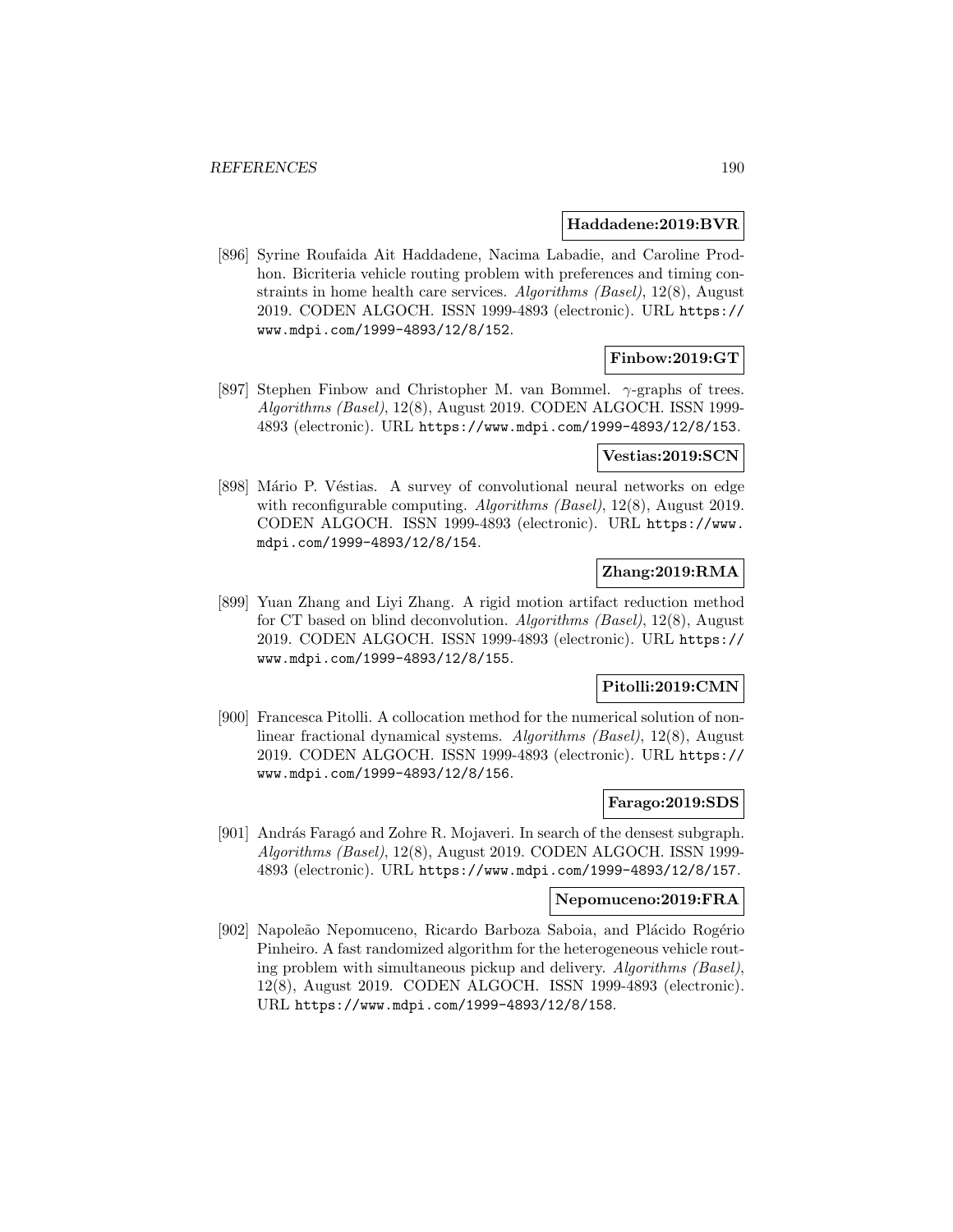**Haddadene:2019:BVR**

[896] Syrine Roufaida Ait Haddadene, Nacima Labadie, and Caroline Prodhon. Bicriteria vehicle routing problem with preferences and timing constraints in home health care services. *Algorithms (Basel)*, 12(8), August 2019. CODEN ALGOCH. ISSN 1999-4893 (electronic). URL `https://www.mdpi.com/1999-4893/12/8/152`.

**Finbow:2019:GT**

[897] Stephen Finbow and Christopher M. van Bommel. $\gamma$-graphs of trees. *Algorithms (Basel)*, 12(8), August 2019. CODEN ALGOCH. ISSN 1999-4893 (electronic). URL `https://www.mdpi.com/1999-4893/12/8/153`.

**Vestias:2019:SCN**

[898] Mário P. Véstias. A survey of convolutional neural networks on edge with reconfigurable computing. *Algorithms (Basel)*, 12(8), August 2019. CODEN ALGOCH. ISSN 1999-4893 (electronic). URL `https://www.mdpi.com/1999-4893/12/8/154`.

**Zhang:2019:RMA**

[899] Yuan Zhang and Liyi Zhang. A rigid motion artifact reduction method for CT based on blind deconvolution. *Algorithms (Basel)*, 12(8), August 2019. CODEN ALGOCH. ISSN 1999-4893 (electronic). URL `https://www.mdpi.com/1999-4893/12/8/155`.

**Pitolli:2019:CMN**

[900] Francesca Pitolli. A collocation method for the numerical solution of nonlinear fractional dynamical systems. *Algorithms (Basel)*, 12(8), August 2019. CODEN ALGOCH. ISSN 1999-4893 (electronic). URL `https://www.mdpi.com/1999-4893/12/8/156`.

**Farago:2019:SDS**

[901] András Faragó and Zohre R. Mojaveri. In search of the densest subgraph. *Algorithms (Basel)*, 12(8), August 2019. CODEN ALGOCH. ISSN 1999-4893 (electronic). URL `https://www.mdpi.com/1999-4893/12/8/157`.

**Nepomuceno:2019:FRA**

[902] Napoleão Nepomuceno, Ricardo Barboza Saboia, and Plácido Rogério Pinheiro. A fast randomized algorithm for the heterogeneous vehicle routing problem with simultaneous pickup and delivery. *Algorithms (Basel)*, 12(8), August 2019. CODEN ALGOCH. ISSN 1999-4893 (electronic). URL `https://www.mdpi.com/1999-4893/12/8/158`.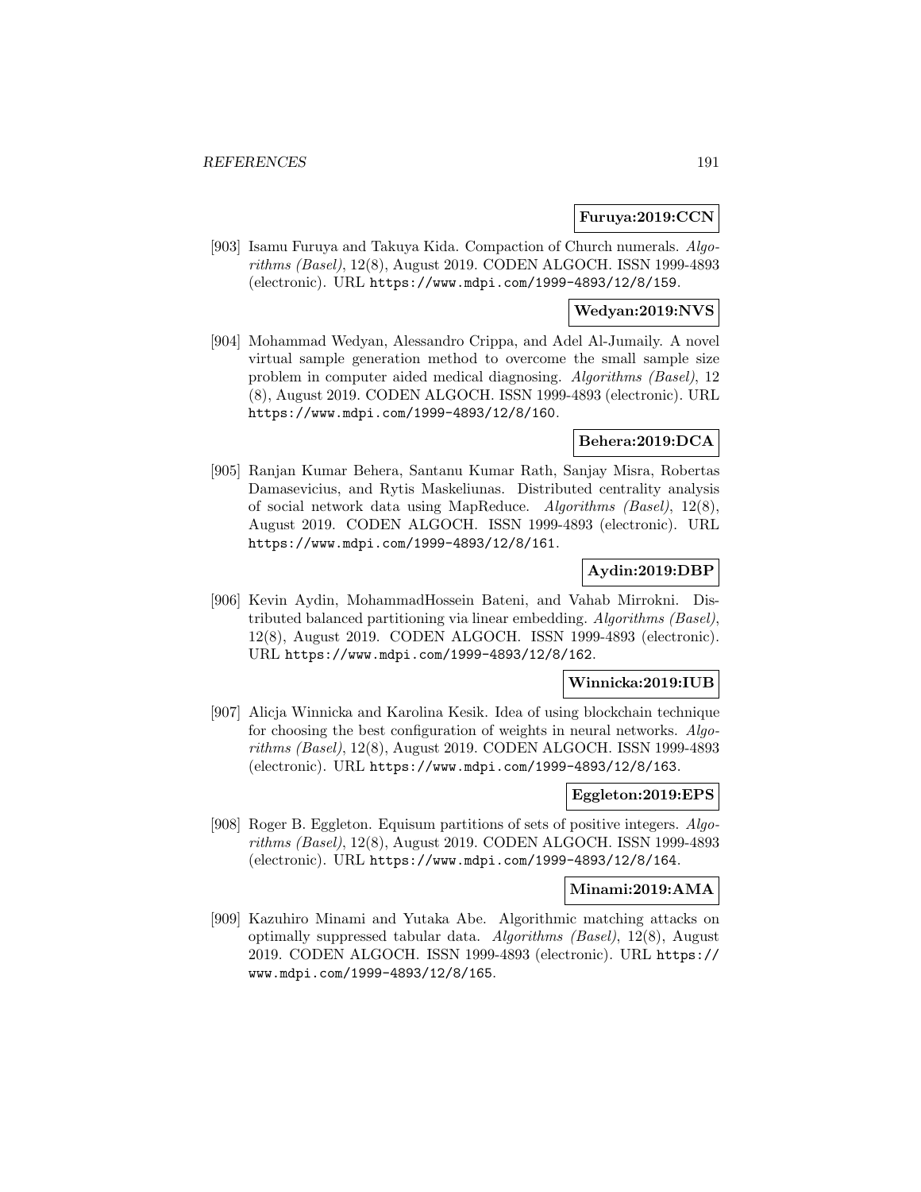**Furuya:2019:CCN**

[903] Isamu Furuya and Takuya Kida. Compaction of Church numerals. *Algorithms (Basel)*, 12(8), August 2019. CODEN ALGOCH. ISSN 1999-4893 (electronic). URL `https://www.mdpi.com/1999-4893/12/8/159`.

**Wedyan:2019:NVS**

[904] Mohammad Wedyan, Alessandro Crippa, and Adel Al-Jumaily. A novel virtual sample generation method to overcome the small sample size problem in computer aided medical diagnosing. *Algorithms (Basel)*, 12 (8), August 2019. CODEN ALGOCH. ISSN 1999-4893 (electronic). URL `https://www.mdpi.com/1999-4893/12/8/160`.

**Behera:2019:DCA**

[905] Ranjan Kumar Behera, Santanu Kumar Rath, Sanjay Misra, Robertas Damasevicius, and Rytis Maskeliunas. Distributed centrality analysis of social network data using MapReduce. *Algorithms (Basel)*, 12(8), August 2019. CODEN ALGOCH. ISSN 1999-4893 (electronic). URL `https://www.mdpi.com/1999-4893/12/8/161`.

**Aydin:2019:DBP**

[906] Kevin Aydin, MohammadHossein Bateni, and Vahab Mirrokni. Distributed balanced partitioning via linear embedding. *Algorithms (Basel)*, 12(8), August 2019. CODEN ALGOCH. ISSN 1999-4893 (electronic). URL `https://www.mdpi.com/1999-4893/12/8/162`.

**Winnicka:2019:IUB**

[907] Alicja Winnicka and Karolina Kesik. Idea of using blockchain technique for choosing the best configuration of weights in neural networks. *Algorithms (Basel)*, 12(8), August 2019. CODEN ALGOCH. ISSN 1999-4893 (electronic). URL `https://www.mdpi.com/1999-4893/12/8/163`.

**Eggleton:2019:EPS**

[908] Roger B. Eggleton. Equisum partitions of sets of positive integers. *Algorithms (Basel)*, 12(8), August 2019. CODEN ALGOCH. ISSN 1999-4893 (electronic). URL `https://www.mdpi.com/1999-4893/12/8/164`.

**Minami:2019:AMA**

[909] Kazuhiro Minami and Yutaka Abe. Algorithmic matching attacks on optimally suppressed tabular data. *Algorithms (Basel)*, 12(8), August 2019. CODEN ALGOCH. ISSN 1999-4893 (electronic). URL `https://www.mdpi.com/1999-4893/12/8/165`.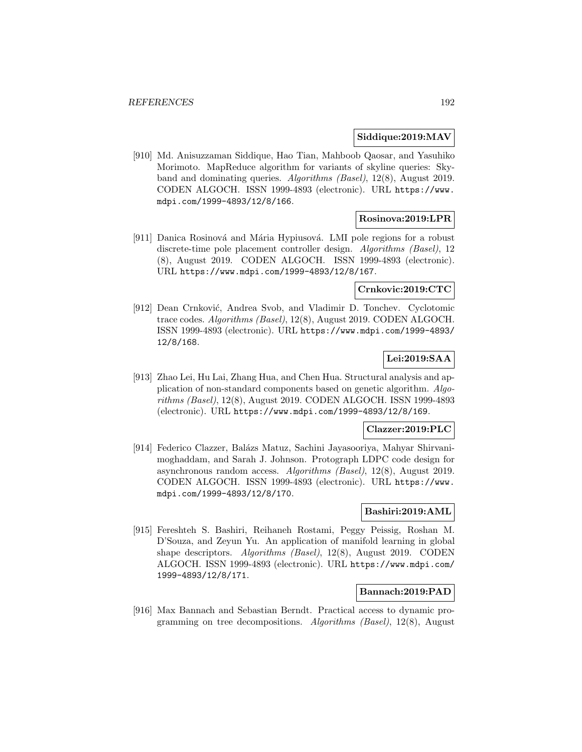**Siddique:2019:MAV**

[910] Md. Anisuzzaman Siddique, Hao Tian, Mahboob Qaosar, and Yasuhiko Morimoto. MapReduce algorithm for variants of skyline queries: Skyband and dominating queries. *Algorithms (Basel)*, 12(8), August 2019. CODEN ALGOCH. ISSN 1999-4893 (electronic). URL https://www.mdpi.com/1999-4893/12/8/166.

**Rosinova:2019:LPR**

[911] Danica Rosinová and Mária Hypiusová. LMI pole regions for a robust discrete-time pole placement controller design. *Algorithms (Basel)*, 12 (8), August 2019. CODEN ALGOCH. ISSN 1999-4893 (electronic). URL https://www.mdpi.com/1999-4893/12/8/167.

**Crnkovic:2019:CTC**

[912] Dean Crnković, Andrea Svob, and Vladimir D. Tonchev. Cyclotomic trace codes. *Algorithms (Basel)*, 12(8), August 2019. CODEN ALGOCH. ISSN 1999-4893 (electronic). URL https://www.mdpi.com/1999-4893/12/8/168.

**Lei:2019:SAA**

[913] Zhao Lei, Hu Lai, Zhang Hua, and Chen Hua. Structural analysis and application of non-standard components based on genetic algorithm. *Algorithms (Basel)*, 12(8), August 2019. CODEN ALGOCH. ISSN 1999-4893 (electronic). URL https://www.mdpi.com/1999-4893/12/8/169.

**Clazzer:2019:PLC**

[914] Federico Clazzer, Balázs Matuz, Sachini Jayasooriya, Mahyar Shirvanimoghaddam, and Sarah J. Johnson. Protograph LDPC code design for asynchronous random access. *Algorithms (Basel)*, 12(8), August 2019. CODEN ALGOCH. ISSN 1999-4893 (electronic). URL https://www.mdpi.com/1999-4893/12/8/170.

**Bashiri:2019:AML**

[915] Fereshteh S. Bashiri, Reihaneh Rostami, Peggy Peissig, Roshan M. D'Souza, and Zeyun Yu. An application of manifold learning in global shape descriptors. *Algorithms (Basel)*, 12(8), August 2019. CODEN ALGOCH. ISSN 1999-4893 (electronic). URL https://www.mdpi.com/1999-4893/12/8/171.

**Bannach:2019:PAD**

[916] Max Bannach and Sebastian Berndt. Practical access to dynamic programming on tree decompositions. *Algorithms (Basel)*, 12(8), August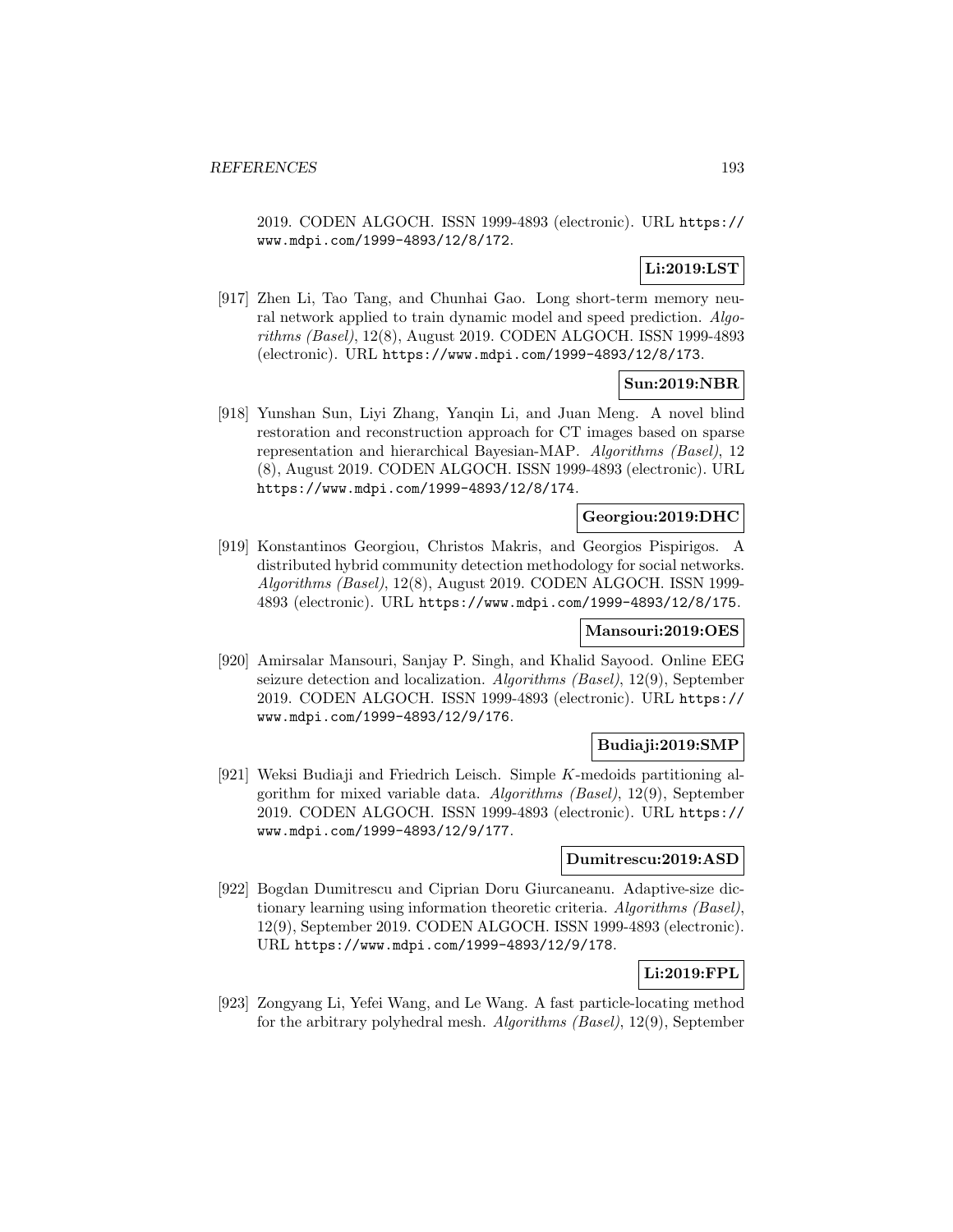2019. CODEN ALGOCH. ISSN 1999-4893 (electronic). URL https://www.mdpi.com/1999-4893/12/8/172.

**Li:2019:LST**

[917] Zhen Li, Tao Tang, and Chunhai Gao. Long short-term memory neural network applied to train dynamic model and speed prediction. *Algorithms (Basel)*, 12(8), August 2019. CODEN ALGOCH. ISSN 1999-4893 (electronic). URL https://www.mdpi.com/1999-4893/12/8/173.

**Sun:2019:NBR**

[918] Yunshan Sun, Liyi Zhang, Yanqin Li, and Juan Meng. A novel blind restoration and reconstruction approach for CT images based on sparse representation and hierarchical Bayesian-MAP. *Algorithms (Basel)*, 12 (8), August 2019. CODEN ALGOCH. ISSN 1999-4893 (electronic). URL https://www.mdpi.com/1999-4893/12/8/174.

**Georgiou:2019:DHC**

[919] Konstantinos Georgiou, Christos Makris, and Georgios Pispirigos. A distributed hybrid community detection methodology for social networks. *Algorithms (Basel)*, 12(8), August 2019. CODEN ALGOCH. ISSN 1999-4893 (electronic). URL https://www.mdpi.com/1999-4893/12/8/175.

**Mansouri:2019:OES**

[920] Amirsalar Mansouri, Sanjay P. Singh, and Khalid Sayood. Online EEG seizure detection and localization. *Algorithms (Basel)*, 12(9), September 2019. CODEN ALGOCH. ISSN 1999-4893 (electronic). URL https://www.mdpi.com/1999-4893/12/9/176.

**Budiaji:2019:SMP**

[921] Weksi Budiaji and Friedrich Leisch. Simple $K$-medoids partitioning algorithm for mixed variable data. *Algorithms (Basel)*, 12(9), September 2019. CODEN ALGOCH. ISSN 1999-4893 (electronic). URL https://www.mdpi.com/1999-4893/12/9/177.

**Dumitrescu:2019:ASD**

[922] Bogdan Dumitrescu and Ciprian Doru Giurcaneanu. Adaptive-size dictionary learning using information theoretic criteria. *Algorithms (Basel)*, 12(9), September 2019. CODEN ALGOCH. ISSN 1999-4893 (electronic). URL https://www.mdpi.com/1999-4893/12/9/178.

**Li:2019:FPL**

[923] Zongyang Li, Yefei Wang, and Le Wang. A fast particle-locating method for the arbitrary polyhedral mesh. *Algorithms (Basel)*, 12(9), September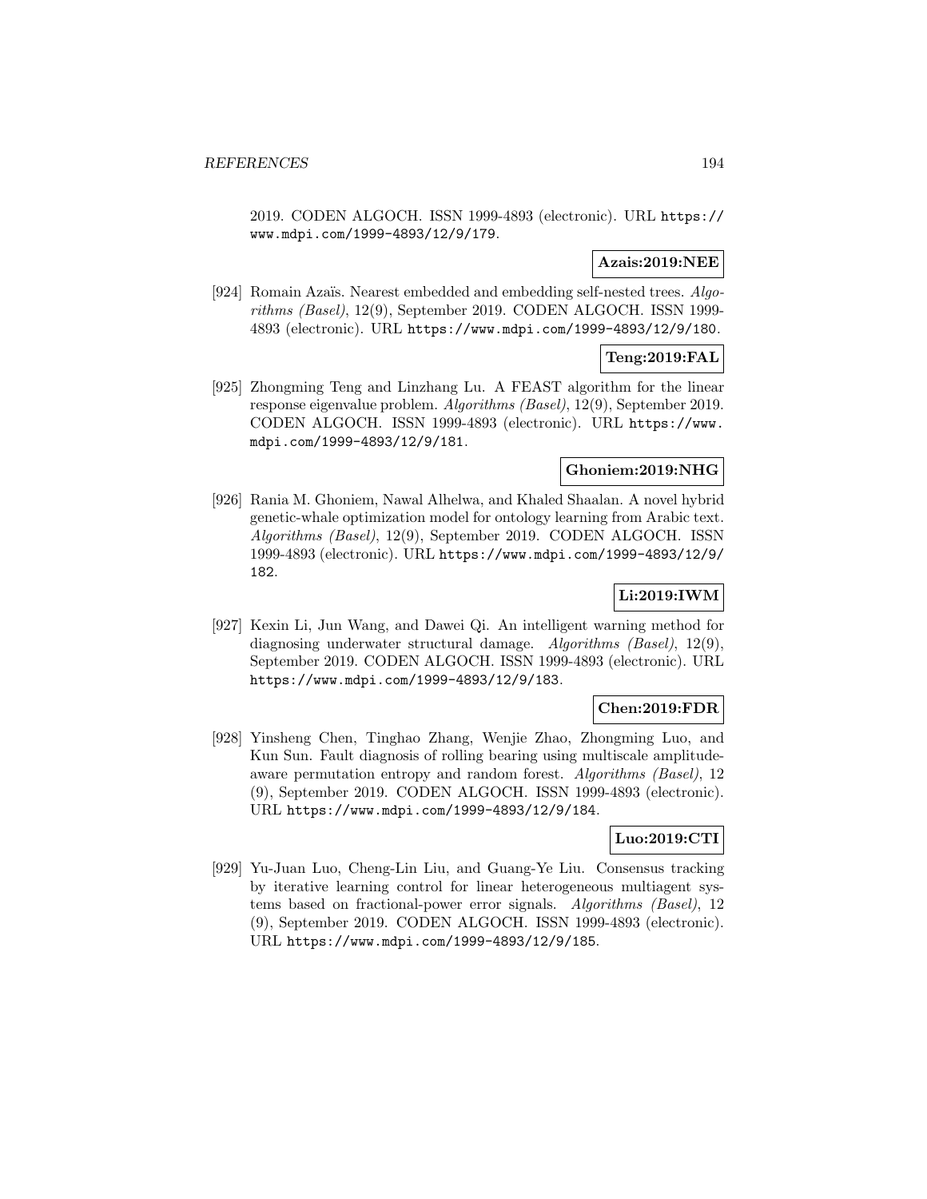2019. CODEN ALGOCH. ISSN 1999-4893 (electronic). URL https://www.mdpi.com/1999-4893/12/9/179.

**Azais:2019:NEE**

[924] Romain Azaïs. Nearest embedded and embedding self-nested trees. *Algorithms (Basel)*, 12(9), September 2019. CODEN ALGOCH. ISSN 1999-4893 (electronic). URL https://www.mdpi.com/1999-4893/12/9/180.

**Teng:2019:FAL**

[925] Zhongming Teng and Linzhang Lu. A FEAST algorithm for the linear response eigenvalue problem. *Algorithms (Basel)*, 12(9), September 2019. CODEN ALGOCH. ISSN 1999-4893 (electronic). URL https://www.mdpi.com/1999-4893/12/9/181.

**Ghoniem:2019:NHG**

[926] Rania M. Ghoniem, Nawal Alhelwa, and Khaled Shaalan. A novel hybrid genetic-whale optimization model for ontology learning from Arabic text. *Algorithms (Basel)*, 12(9), September 2019. CODEN ALGOCH. ISSN 1999-4893 (electronic). URL https://www.mdpi.com/1999-4893/12/9/182.

**Li:2019:IWM**

[927] Kexin Li, Jun Wang, and Dawei Qi. An intelligent warning method for diagnosing underwater structural damage. *Algorithms (Basel)*, 12(9), September 2019. CODEN ALGOCH. ISSN 1999-4893 (electronic). URL https://www.mdpi.com/1999-4893/12/9/183.

**Chen:2019:FDR**

[928] Yinsheng Chen, Tinghao Zhang, Wenjie Zhao, Zhongming Luo, and Kun Sun. Fault diagnosis of rolling bearing using multiscale amplitude-aware permutation entropy and random forest. *Algorithms (Basel)*, 12 (9), September 2019. CODEN ALGOCH. ISSN 1999-4893 (electronic). URL https://www.mdpi.com/1999-4893/12/9/184.

**Luo:2019:CTI**

[929] Yu-Juan Luo, Cheng-Lin Liu, and Guang-Ye Liu. Consensus tracking by iterative learning control for linear heterogeneous multiagent systems based on fractional-power error signals. *Algorithms (Basel)*, 12 (9), September 2019. CODEN ALGOCH. ISSN 1999-4893 (electronic). URL https://www.mdpi.com/1999-4893/12/9/185.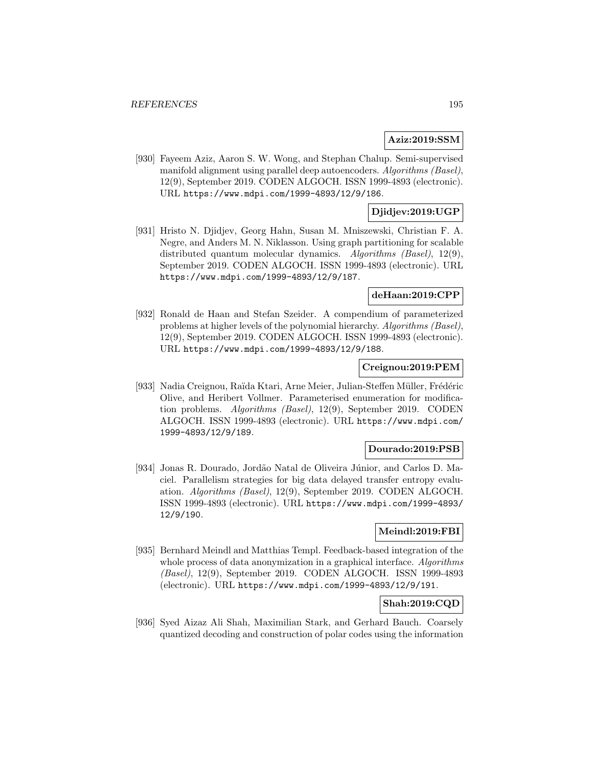**Aziz:2019:SSM**

[930] Fayeem Aziz, Aaron S. W. Wong, and Stephan Chalup. Semi-supervised manifold alignment using parallel deep autoencoders. *Algorithms (Basel)*, 12(9), September 2019. CODEN ALGOCH. ISSN 1999-4893 (electronic). URL https://www.mdpi.com/1999-4893/12/9/186.

**Djidjev:2019:UGP**

[931] Hristo N. Djidjev, Georg Hahn, Susan M. Mniszewski, Christian F. A. Negre, and Anders M. N. Niklasson. Using graph partitioning for scalable distributed quantum molecular dynamics. *Algorithms (Basel)*, 12(9), September 2019. CODEN ALGOCH. ISSN 1999-4893 (electronic). URL https://www.mdpi.com/1999-4893/12/9/187.

**deHaan:2019:CPP**

[932] Ronald de Haan and Stefan Szeider. A compendium of parameterized problems at higher levels of the polynomial hierarchy. *Algorithms (Basel)*, 12(9), September 2019. CODEN ALGOCH. ISSN 1999-4893 (electronic). URL https://www.mdpi.com/1999-4893/12/9/188.

**Creignou:2019:PEM**

[933] Nadia Creignou, Raïda Ktari, Arne Meier, Julian-Steffen Müller, Frédéric Olive, and Heribert Vollmer. Parameterised enumeration for modification problems. *Algorithms (Basel)*, 12(9), September 2019. CODEN ALGOCH. ISSN 1999-4893 (electronic). URL https://www.mdpi.com/1999-4893/12/9/189.

**Dourado:2019:PSB**

[934] Jonas R. Dourado, Jordão Natal de Oliveira Júnior, and Carlos D. Maciel. Parallelism strategies for big data delayed transfer entropy evaluation. *Algorithms (Basel)*, 12(9), September 2019. CODEN ALGOCH. ISSN 1999-4893 (electronic). URL https://www.mdpi.com/1999-4893/12/9/190.

**Meindl:2019:FBI**

[935] Bernhard Meindl and Matthias Templ. Feedback-based integration of the whole process of data anonymization in a graphical interface. *Algorithms (Basel)*, 12(9), September 2019. CODEN ALGOCH. ISSN 1999-4893 (electronic). URL https://www.mdpi.com/1999-4893/12/9/191.

**Shah:2019:CQD**

[936] Syed Aizaz Ali Shah, Maximilian Stark, and Gerhard Bauch. Coarsely quantized decoding and construction of polar codes using the information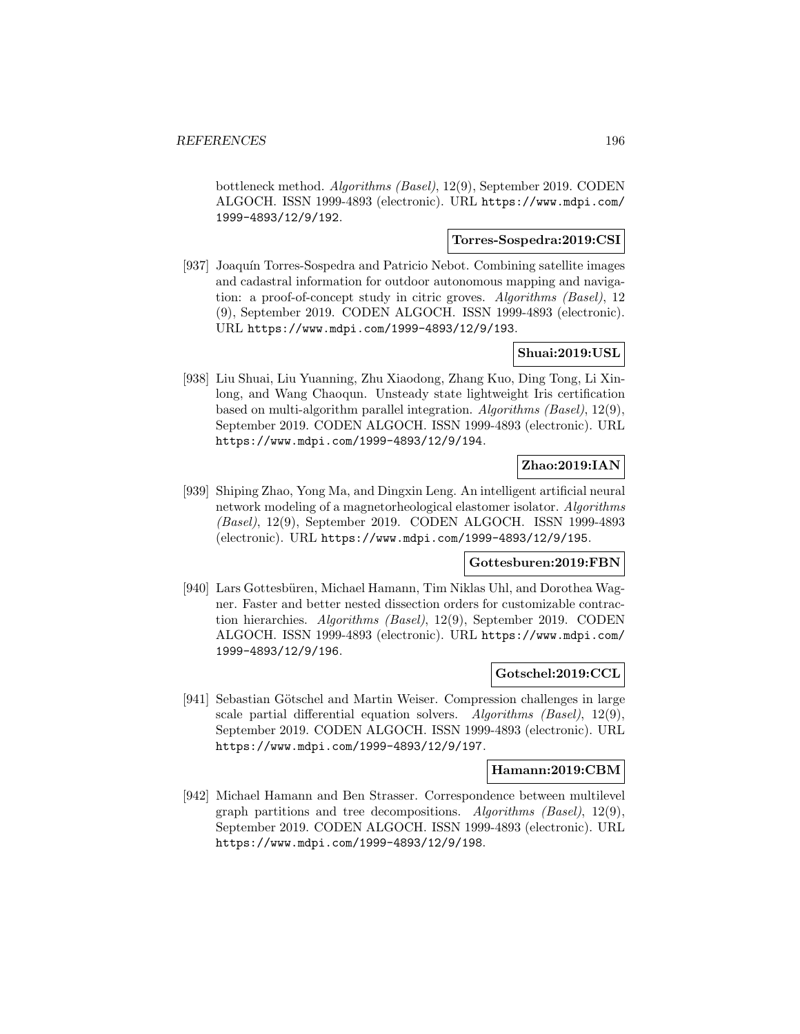bottleneck method. *Algorithms (Basel)*, 12(9), September 2019. CODEN ALGOCH. ISSN 1999-4893 (electronic). URL https://www.mdpi.com/1999-4893/12/9/192.

**Torres-Sospedra:2019:CSI**

[937] Joaquín Torres-Sospedra and Patricio Nebot. Combining satellite images and cadastral information for outdoor autonomous mapping and navigation: a proof-of-concept study in citric groves. *Algorithms (Basel)*, 12 (9), September 2019. CODEN ALGOCH. ISSN 1999-4893 (electronic). URL https://www.mdpi.com/1999-4893/12/9/193.

**Shuai:2019:USL**

[938] Liu Shuai, Liu Yuanning, Zhu Xiaodong, Zhang Kuo, Ding Tong, Li Xinlong, and Wang Chaoqun. Unsteady state lightweight Iris certification based on multi-algorithm parallel integration. *Algorithms (Basel)*, 12(9), September 2019. CODEN ALGOCH. ISSN 1999-4893 (electronic). URL https://www.mdpi.com/1999-4893/12/9/194.

**Zhao:2019:IAN**

[939] Shiping Zhao, Yong Ma, and Dingxin Leng. An intelligent artificial neural network modeling of a magnetorheological elastomer isolator. *Algorithms (Basel)*, 12(9), September 2019. CODEN ALGOCH. ISSN 1999-4893 (electronic). URL https://www.mdpi.com/1999-4893/12/9/195.

**Gottesburen:2019:FBN**

[940] Lars Gottesbüren, Michael Hamann, Tim Niklas Uhl, and Dorothea Wagner. Faster and better nested dissection orders for customizable contraction hierarchies. *Algorithms (Basel)*, 12(9), September 2019. CODEN ALGOCH. ISSN 1999-4893 (electronic). URL https://www.mdpi.com/1999-4893/12/9/196.

**Gotschel:2019:CCL**

[941] Sebastian Götschel and Martin Weiser. Compression challenges in large scale partial differential equation solvers. *Algorithms (Basel)*, 12(9), September 2019. CODEN ALGOCH. ISSN 1999-4893 (electronic). URL https://www.mdpi.com/1999-4893/12/9/197.

**Hamann:2019:CBM**

[942] Michael Hamann and Ben Strasser. Correspondence between multilevel graph partitions and tree decompositions. *Algorithms (Basel)*, 12(9), September 2019. CODEN ALGOCH. ISSN 1999-4893 (electronic). URL https://www.mdpi.com/1999-4893/12/9/198.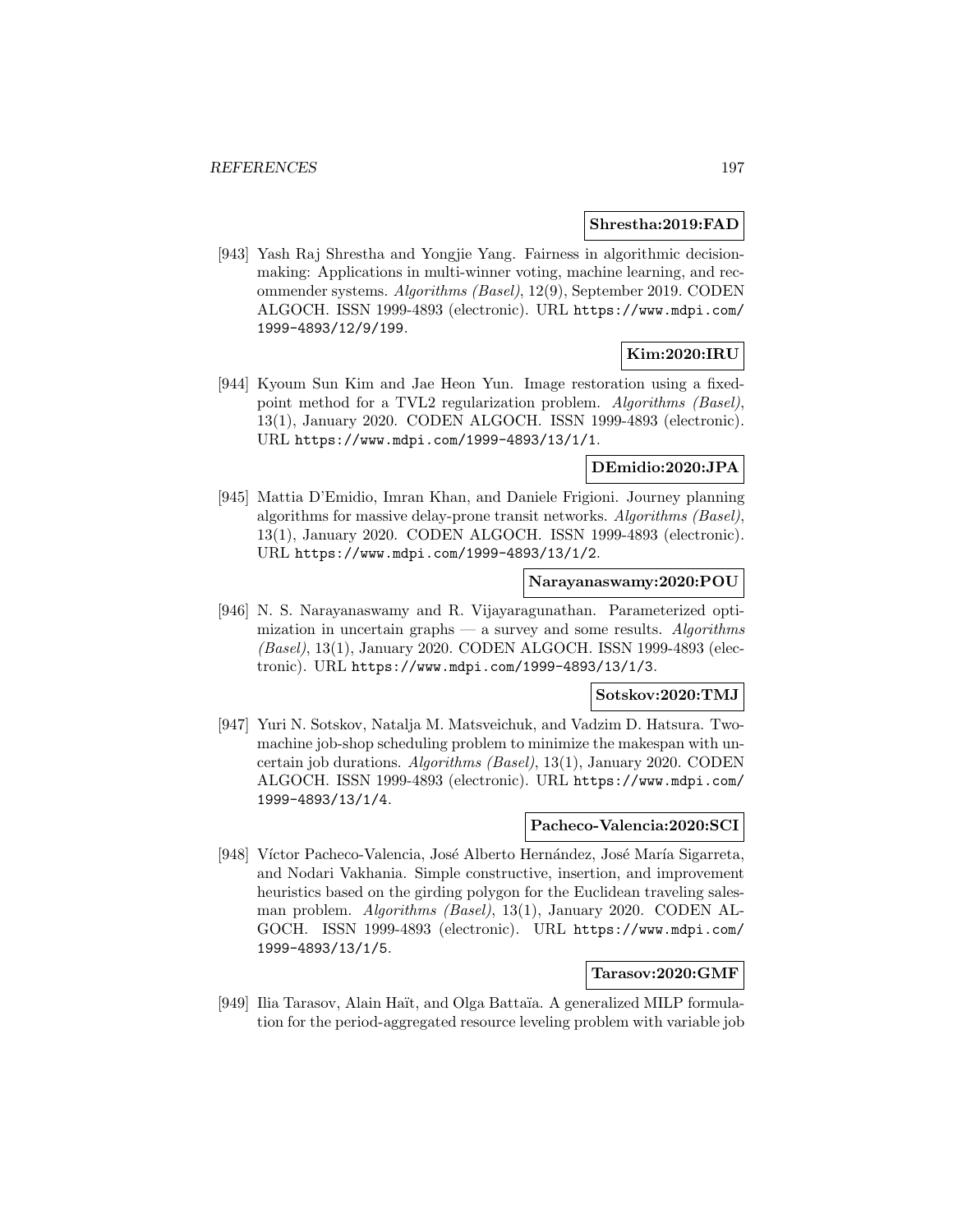**Shrestha:2019:FAD**

[943] Yash Raj Shrestha and Yongjie Yang. Fairness in algorithmic decision-making: Applications in multi-winner voting, machine learning, and recommender systems. *Algorithms (Basel)*, 12(9), September 2019. CODEN ALGOCH. ISSN 1999-4893 (electronic). URL https://www.mdpi.com/1999-4893/12/9/199.

**Kim:2020:IRU**

[944] Kyoum Sun Kim and Jae Heon Yun. Image restoration using a fixed-point method for a TVL2 regularization problem. *Algorithms (Basel)*, 13(1), January 2020. CODEN ALGOCH. ISSN 1999-4893 (electronic). URL https://www.mdpi.com/1999-4893/13/1/1.

**DEmidio:2020:JPA**

[945] Mattia D'Emidio, Imran Khan, and Daniele Frigioni. Journey planning algorithms for massive delay-prone transit networks. *Algorithms (Basel)*, 13(1), January 2020. CODEN ALGOCH. ISSN 1999-4893 (electronic). URL https://www.mdpi.com/1999-4893/13/1/2.

**Narayanaswamy:2020:POU**

[946] N. S. Narayanaswamy and R. Vijayaragunathan. Parameterized optimization in uncertain graphs — a survey and some results. *Algorithms (Basel)*, 13(1), January 2020. CODEN ALGOCH. ISSN 1999-4893 (electronic). URL https://www.mdpi.com/1999-4893/13/1/3.

**Sotskov:2020:TMJ**

[947] Yuri N. Sotskov, Natalja M. Matsveichuk, and Vadzim D. Hatsura. Two-machine job-shop scheduling problem to minimize the makespan with uncertain job durations. *Algorithms (Basel)*, 13(1), January 2020. CODEN ALGOCH. ISSN 1999-4893 (electronic). URL https://www.mdpi.com/1999-4893/13/1/4.

**Pacheco-Valencia:2020:SCI**

[948] Víctor Pacheco-Valencia, José Alberto Hernández, José María Sigarreta, and Nodari Vakhania. Simple constructive, insertion, and improvement heuristics based on the girding polygon for the Euclidean traveling salesman problem. *Algorithms (Basel)*, 13(1), January 2020. CODEN ALGOCH. ISSN 1999-4893 (electronic). URL https://www.mdpi.com/1999-4893/13/1/5.

**Tarasov:2020:GMF**

[949] Ilia Tarasov, Alain Haït, and Olga Battaïa. A generalized MILP formulation for the period-aggregated resource leveling problem with variable job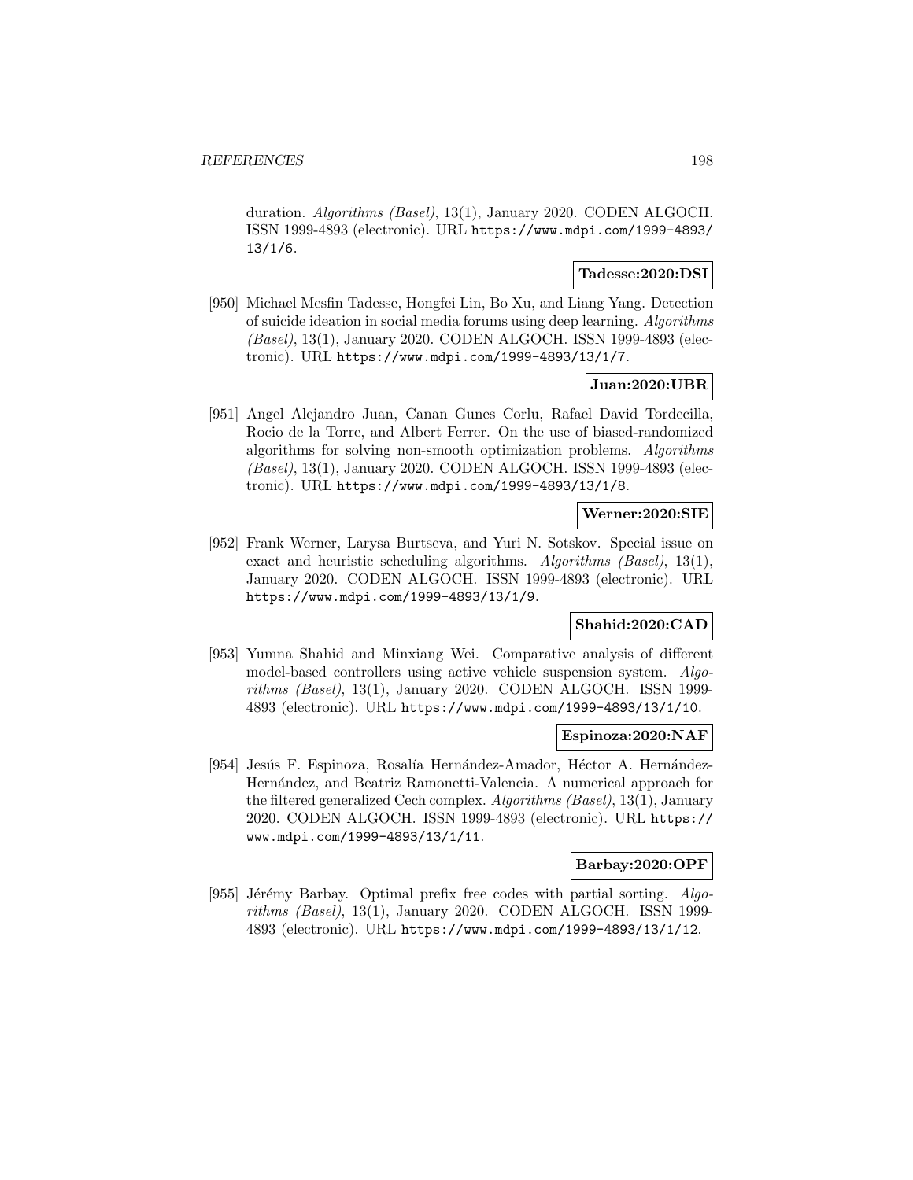duration. *Algorithms (Basel)*, 13(1), January 2020. CODEN ALGOCH. ISSN 1999-4893 (electronic). URL https://www.mdpi.com/1999-4893/13/1/6.

**Tadesse:2020:DSI**

[950] Michael Mesfin Tadesse, Hongfei Lin, Bo Xu, and Liang Yang. Detection of suicide ideation in social media forums using deep learning. *Algorithms (Basel)*, 13(1), January 2020. CODEN ALGOCH. ISSN 1999-4893 (electronic). URL https://www.mdpi.com/1999-4893/13/1/7.

**Juan:2020:UBR**

[951] Angel Alejandro Juan, Canan Gunes Corlu, Rafael David Tordecilla, Rocio de la Torre, and Albert Ferrer. On the use of biased-randomized algorithms for solving non-smooth optimization problems. *Algorithms (Basel)*, 13(1), January 2020. CODEN ALGOCH. ISSN 1999-4893 (electronic). URL https://www.mdpi.com/1999-4893/13/1/8.

**Werner:2020:SIE**

[952] Frank Werner, Larysa Burtseva, and Yuri N. Sotskov. Special issue on exact and heuristic scheduling algorithms. *Algorithms (Basel)*, 13(1), January 2020. CODEN ALGOCH. ISSN 1999-4893 (electronic). URL https://www.mdpi.com/1999-4893/13/1/9.

**Shahid:2020:CAD**

[953] Yumna Shahid and Minxiang Wei. Comparative analysis of different model-based controllers using active vehicle suspension system. *Algorithms (Basel)*, 13(1), January 2020. CODEN ALGOCH. ISSN 1999-4893 (electronic). URL https://www.mdpi.com/1999-4893/13/1/10.

**Espinoza:2020:NAF**

[954] Jesús F. Espinoza, Rosalía Hernández-Amador, Héctor A. Hernández-Hernández, and Beatriz Ramonetti-Valencia. A numerical approach for the filtered generalized Cech complex. *Algorithms (Basel)*, 13(1), January 2020. CODEN ALGOCH. ISSN 1999-4893 (electronic). URL https://www.mdpi.com/1999-4893/13/1/11.

**Barbay:2020:OPF**

[955] Jérémy Barbay. Optimal prefix free codes with partial sorting. *Algorithms (Basel)*, 13(1), January 2020. CODEN ALGOCH. ISSN 1999-4893 (electronic). URL https://www.mdpi.com/1999-4893/13/1/12.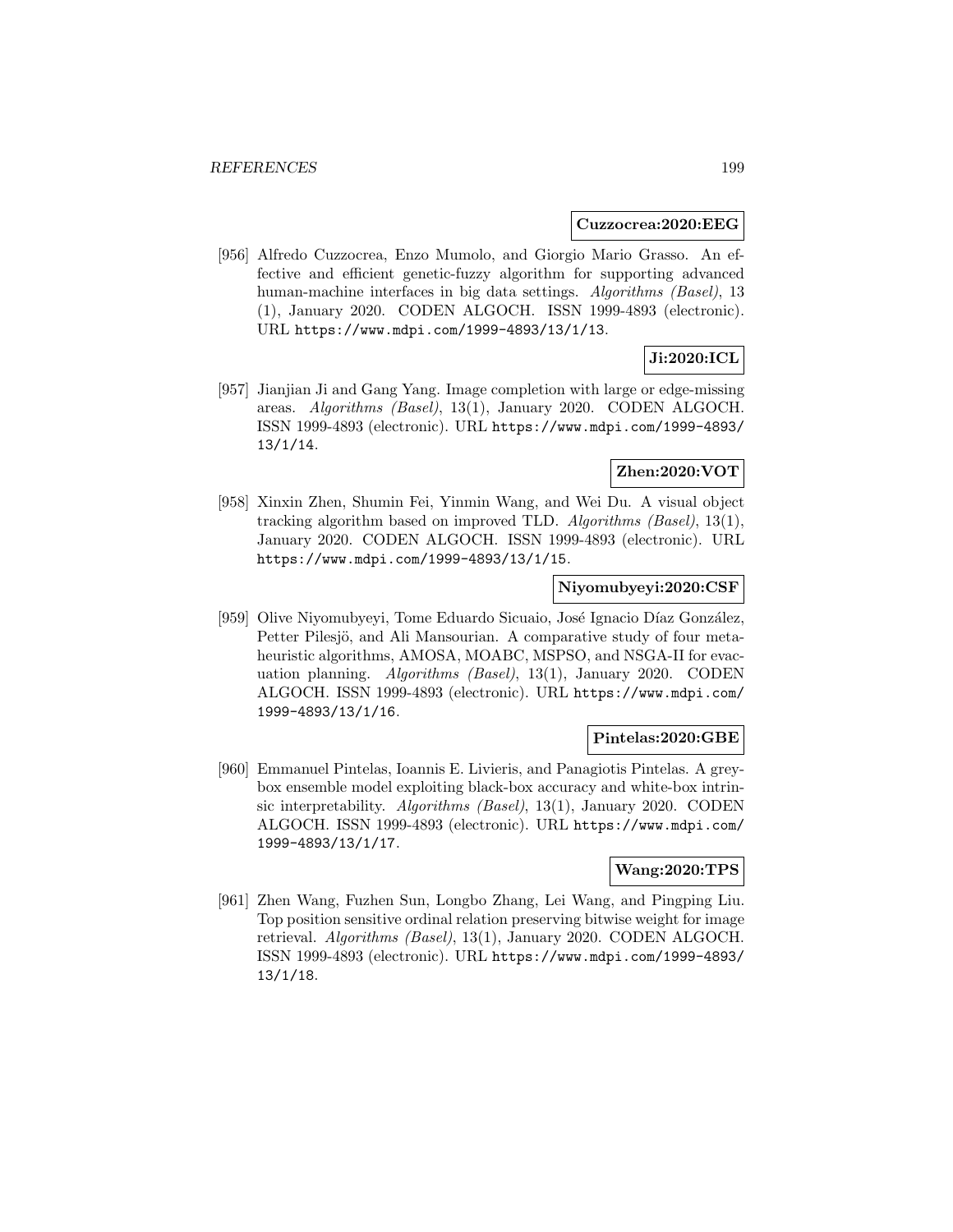**Cuzzocrea:2020:EEG**

[956] Alfredo Cuzzocrea, Enzo Mumolo, and Giorgio Mario Grasso. An effective and efficient genetic-fuzzy algorithm for supporting advanced human-machine interfaces in big data settings. *Algorithms (Basel)*, 13 (1), January 2020. CODEN ALGOCH. ISSN 1999-4893 (electronic). URL https://www.mdpi.com/1999-4893/13/1/13.

**Ji:2020:ICL**

[957] Jianjian Ji and Gang Yang. Image completion with large or edge-missing areas. *Algorithms (Basel)*, 13(1), January 2020. CODEN ALGOCH. ISSN 1999-4893 (electronic). URL https://www.mdpi.com/1999-4893/13/1/14.

**Zhen:2020:VOT**

[958] Xinxin Zhen, Shumin Fei, Yinmin Wang, and Wei Du. A visual object tracking algorithm based on improved TLD. *Algorithms (Basel)*, 13(1), January 2020. CODEN ALGOCH. ISSN 1999-4893 (electronic). URL https://www.mdpi.com/1999-4893/13/1/15.

**Niyomubyeyi:2020:CSF**

[959] Olive Niyomubyeyi, Tome Eduardo Sicuaio, José Ignacio Díaz González, Petter Pilesjö, and Ali Mansourian. A comparative study of four metaheuristic algorithms, AMOSA, MOABC, MSPSO, and NSGA-II for evacuation planning. *Algorithms (Basel)*, 13(1), January 2020. CODEN ALGOCH. ISSN 1999-4893 (electronic). URL https://www.mdpi.com/1999-4893/13/1/16.

**Pintelas:2020:GBE**

[960] Emmanuel Pintelas, Ioannis E. Livieris, and Panagiotis Pintelas. A grey-box ensemble model exploiting black-box accuracy and white-box intrinsic interpretability. *Algorithms (Basel)*, 13(1), January 2020. CODEN ALGOCH. ISSN 1999-4893 (electronic). URL https://www.mdpi.com/1999-4893/13/1/17.

**Wang:2020:TPS**

[961] Zhen Wang, Fuzhen Sun, Longbo Zhang, Lei Wang, and Pingping Liu. Top position sensitive ordinal relation preserving bitwise weight for image retrieval. *Algorithms (Basel)*, 13(1), January 2020. CODEN ALGOCH. ISSN 1999-4893 (electronic). URL https://www.mdpi.com/1999-4893/13/1/18.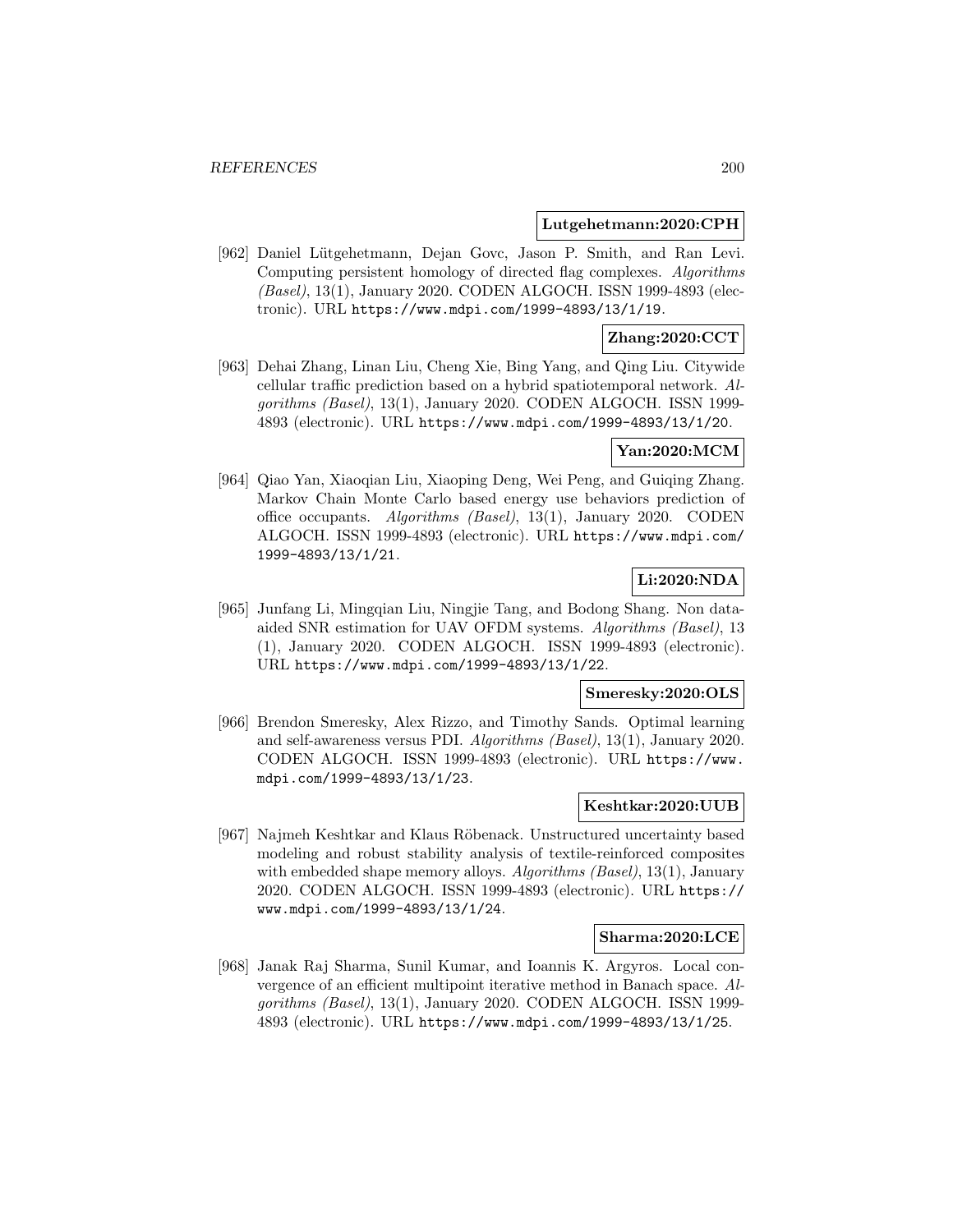**Lutgehetmann:2020:CPH**

[962] Daniel Lütgehetmann, Dejan Govc, Jason P. Smith, and Ran Levi. Computing persistent homology of directed flag complexes. *Algorithms (Basel)*, 13(1), January 2020. CODEN ALGOCH. ISSN 1999-4893 (electronic). URL https://www.mdpi.com/1999-4893/13/1/19.

**Zhang:2020:CCT**

[963] Dehai Zhang, Linan Liu, Cheng Xie, Bing Yang, and Qing Liu. Citywide cellular traffic prediction based on a hybrid spatiotemporal network. *Algorithms (Basel)*, 13(1), January 2020. CODEN ALGOCH. ISSN 1999-4893 (electronic). URL https://www.mdpi.com/1999-4893/13/1/20.

**Yan:2020:MCM**

[964] Qiao Yan, Xiaoqian Liu, Xiaoping Deng, Wei Peng, and Guiqing Zhang. Markov Chain Monte Carlo based energy use behaviors prediction of office occupants. *Algorithms (Basel)*, 13(1), January 2020. CODEN ALGOCH. ISSN 1999-4893 (electronic). URL https://www.mdpi.com/1999-4893/13/1/21.

**Li:2020:NDA**

[965] Junfang Li, Mingqian Liu, Ningjie Tang, and Bodong Shang. Non data-aided SNR estimation for UAV OFDM systems. *Algorithms (Basel)*, 13 (1), January 2020. CODEN ALGOCH. ISSN 1999-4893 (electronic). URL https://www.mdpi.com/1999-4893/13/1/22.

**Smeresky:2020:OLS**

[966] Brendon Smeresky, Alex Rizzo, and Timothy Sands. Optimal learning and self-awareness versus PDI. *Algorithms (Basel)*, 13(1), January 2020. CODEN ALGOCH. ISSN 1999-4893 (electronic). URL https://www.mdpi.com/1999-4893/13/1/23.

**Keshtkar:2020:UUB**

[967] Najmeh Keshtkar and Klaus Röbenack. Unstructured uncertainty based modeling and robust stability analysis of textile-reinforced composites with embedded shape memory alloys. *Algorithms (Basel)*, 13(1), January 2020. CODEN ALGOCH. ISSN 1999-4893 (electronic). URL https://www.mdpi.com/1999-4893/13/1/24.

**Sharma:2020:LCE**

[968] Janak Raj Sharma, Sunil Kumar, and Ioannis K. Argyros. Local convergence of an efficient multipoint iterative method in Banach space. *Algorithms (Basel)*, 13(1), January 2020. CODEN ALGOCH. ISSN 1999-4893 (electronic). URL https://www.mdpi.com/1999-4893/13/1/25.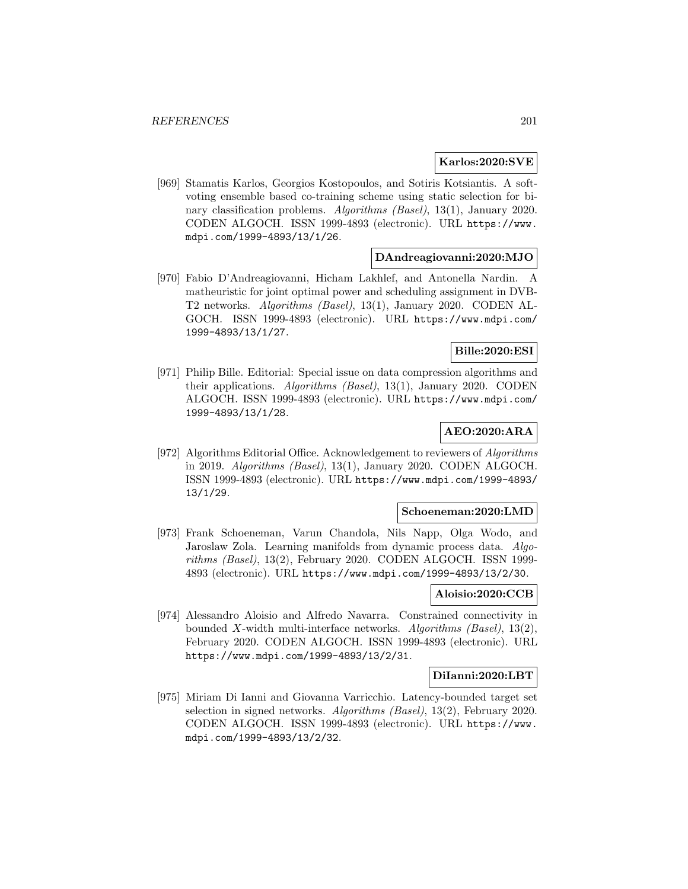**Karlos:2020:SVE**

[969] Stamatis Karlos, Georgios Kostopoulos, and Sotiris Kotsiantis. A soft-voting ensemble based co-training scheme using static selection for binary classification problems. *Algorithms (Basel)*, 13(1), January 2020. CODEN ALGOCH. ISSN 1999-4893 (electronic). URL https://www.mdpi.com/1999-4893/13/1/26.

**DAndreagiovanni:2020:MJO**

[970] Fabio D'Andreagiovanni, Hicham Lakhlef, and Antonella Nardin. A matheuristic for joint optimal power and scheduling assignment in DVB-T2 networks. *Algorithms (Basel)*, 13(1), January 2020. CODEN ALGOCH. ISSN 1999-4893 (electronic). URL https://www.mdpi.com/1999-4893/13/1/27.

**Bille:2020:ESI**

[971] Philip Bille. Editorial: Special issue on data compression algorithms and their applications. *Algorithms (Basel)*, 13(1), January 2020. CODEN ALGOCH. ISSN 1999-4893 (electronic). URL https://www.mdpi.com/1999-4893/13/1/28.

**AEO:2020:ARA**

[972] Algorithms Editorial Office. Acknowledgement to reviewers of *Algorithms* in 2019. *Algorithms (Basel)*, 13(1), January 2020. CODEN ALGOCH. ISSN 1999-4893 (electronic). URL https://www.mdpi.com/1999-4893/13/1/29.

**Schoeneman:2020:LMD**

[973] Frank Schoeneman, Varun Chandola, Nils Napp, Olga Wodo, and Jaroslaw Zola. Learning manifolds from dynamic process data. *Algorithms (Basel)*, 13(2), February 2020. CODEN ALGOCH. ISSN 1999-4893 (electronic). URL https://www.mdpi.com/1999-4893/13/2/30.

**Aloisio:2020:CCB**

[974] Alessandro Aloisio and Alfredo Navarra. Constrained connectivity in bounded $X$-width multi-interface networks. *Algorithms (Basel)*, 13(2), February 2020. CODEN ALGOCH. ISSN 1999-4893 (electronic). URL https://www.mdpi.com/1999-4893/13/2/31.

**DiIanni:2020:LBT**

[975] Miriam Di Ianni and Giovanna Varricchio. Latency-bounded target set selection in signed networks. *Algorithms (Basel)*, 13(2), February 2020. CODEN ALGOCH. ISSN 1999-4893 (electronic). URL https://www.mdpi.com/1999-4893/13/2/32.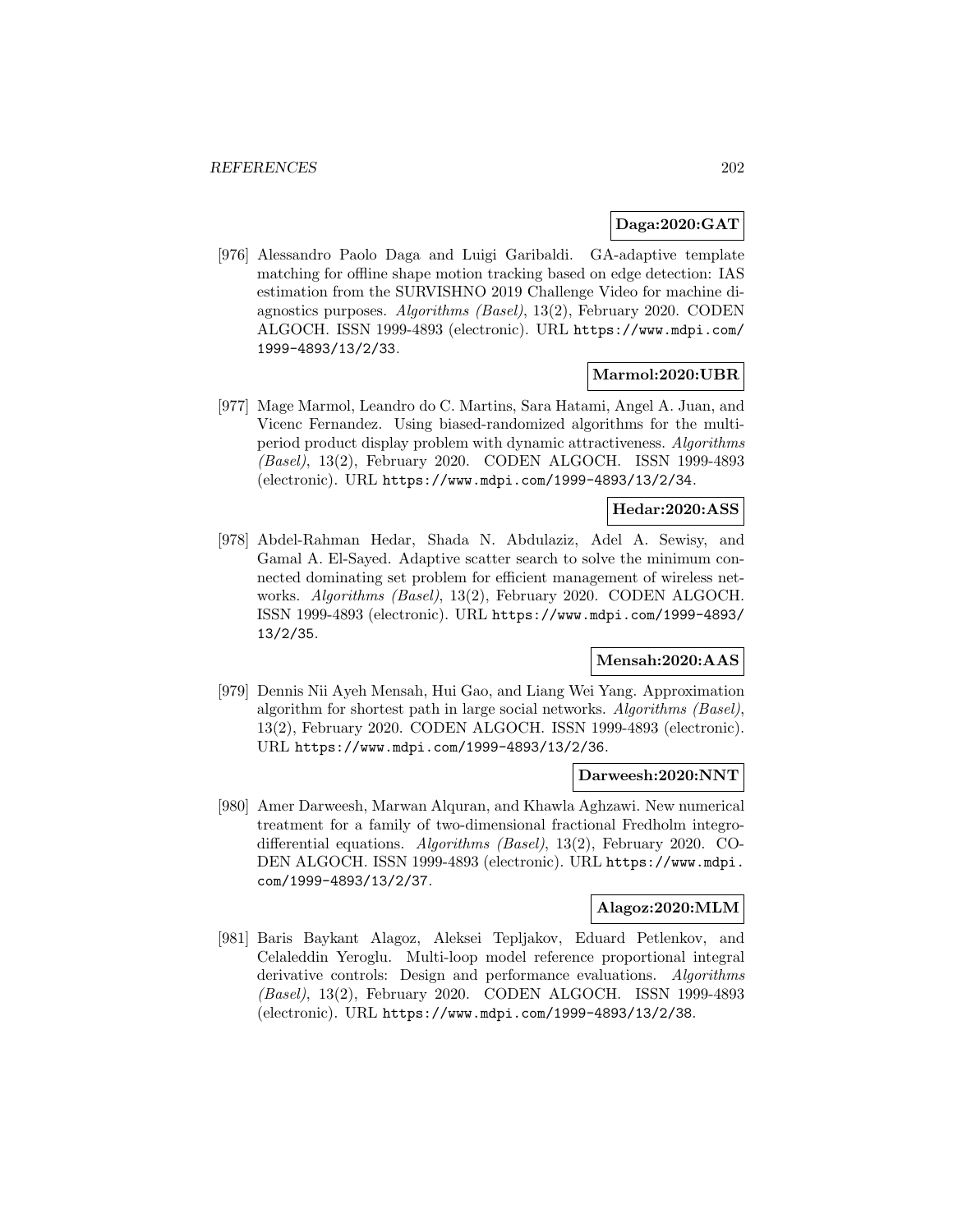**Daga:2020:GAT**

[976] Alessandro Paolo Daga and Luigi Garibaldi. GA-adaptive template matching for offline shape motion tracking based on edge detection: IAS estimation from the SURVISHNO 2019 Challenge Video for machine diagnostics purposes. *Algorithms (Basel)*, 13(2), February 2020. CODEN ALGOCH. ISSN 1999-4893 (electronic). URL https://www.mdpi.com/1999-4893/13/2/33.

**Marmol:2020:UBR**

[977] Mage Marmol, Leandro do C. Martins, Sara Hatami, Angel A. Juan, and Vicenc Fernandez. Using biased-randomized algorithms for the multi-period product display problem with dynamic attractiveness. *Algorithms (Basel)*, 13(2), February 2020. CODEN ALGOCH. ISSN 1999-4893 (electronic). URL https://www.mdpi.com/1999-4893/13/2/34.

**Hedar:2020:ASS**

[978] Abdel-Rahman Hedar, Shada N. Abdulaziz, Adel A. Sewisy, and Gamal A. El-Sayed. Adaptive scatter search to solve the minimum connected dominating set problem for efficient management of wireless networks. *Algorithms (Basel)*, 13(2), February 2020. CODEN ALGOCH. ISSN 1999-4893 (electronic). URL https://www.mdpi.com/1999-4893/13/2/35.

**Mensah:2020:AAS**

[979] Dennis Nii Ayeh Mensah, Hui Gao, and Liang Wei Yang. Approximation algorithm for shortest path in large social networks. *Algorithms (Basel)*, 13(2), February 2020. CODEN ALGOCH. ISSN 1999-4893 (electronic). URL https://www.mdpi.com/1999-4893/13/2/36.

**Darweesh:2020:NNT**

[980] Amer Darweesh, Marwan Alquran, and Khawla Aghzawi. New numerical treatment for a family of two-dimensional fractional Fredholm integro-differential equations. *Algorithms (Basel)*, 13(2), February 2020. CODEN ALGOCH. ISSN 1999-4893 (electronic). URL https://www.mdpi.com/1999-4893/13/2/37.

**Alagoz:2020:MLM**

[981] Baris Baykant Alagoz, Aleksei Tepljakov, Eduard Petlenkov, and Celaleddin Yeroglu. Multi-loop model reference proportional integral derivative controls: Design and performance evaluations. *Algorithms (Basel)*, 13(2), February 2020. CODEN ALGOCH. ISSN 1999-4893 (electronic). URL https://www.mdpi.com/1999-4893/13/2/38.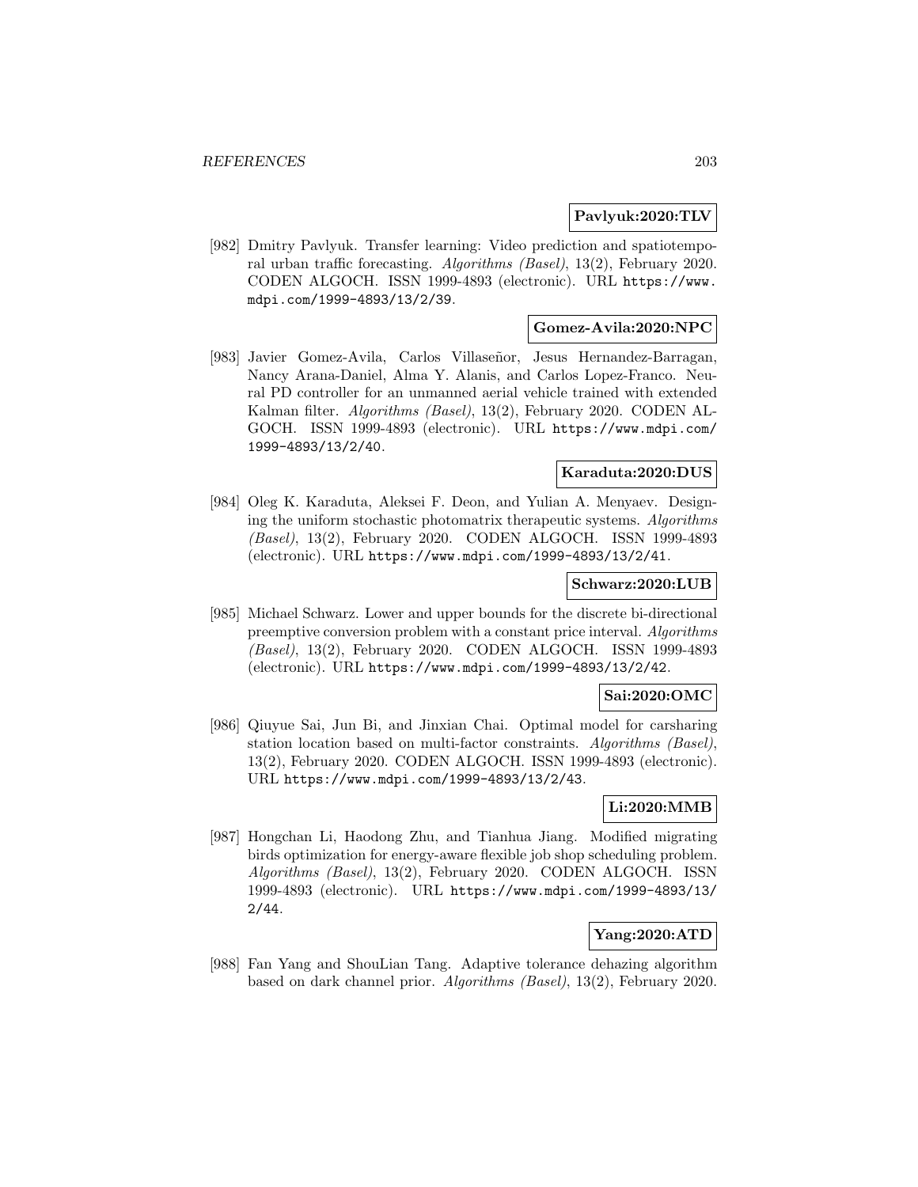**Pavlyuk:2020:TLV**

[982] Dmitry Pavlyuk. Transfer learning: Video prediction and spatiotemporal urban traffic forecasting. *Algorithms (Basel)*, 13(2), February 2020. CODEN ALGOCH. ISSN 1999-4893 (electronic). URL https://www.mdpi.com/1999-4893/13/2/39.

**Gomez-Avila:2020:NPC**

[983] Javier Gomez-Avila, Carlos Villaseñor, Jesus Hernandez-Barragan, Nancy Arana-Daniel, Alma Y. Alanis, and Carlos Lopez-Franco. Neural PD controller for an unmanned aerial vehicle trained with extended Kalman filter. *Algorithms (Basel)*, 13(2), February 2020. CODEN ALGOCH. ISSN 1999-4893 (electronic). URL https://www.mdpi.com/1999-4893/13/2/40.

**Karaduta:2020:DUS**

[984] Oleg K. Karaduta, Aleksei F. Deon, and Yulian A. Menyaev. Designing the uniform stochastic photomatrix therapeutic systems. *Algorithms (Basel)*, 13(2), February 2020. CODEN ALGOCH. ISSN 1999-4893 (electronic). URL https://www.mdpi.com/1999-4893/13/2/41.

**Schwarz:2020:LUB**

[985] Michael Schwarz. Lower and upper bounds for the discrete bi-directional preemptive conversion problem with a constant price interval. *Algorithms (Basel)*, 13(2), February 2020. CODEN ALGOCH. ISSN 1999-4893 (electronic). URL https://www.mdpi.com/1999-4893/13/2/42.

**Sai:2020:OMC**

[986] Qiuyue Sai, Jun Bi, and Jinxian Chai. Optimal model for carsharing station location based on multi-factor constraints. *Algorithms (Basel)*, 13(2), February 2020. CODEN ALGOCH. ISSN 1999-4893 (electronic). URL https://www.mdpi.com/1999-4893/13/2/43.

**Li:2020:MMB**

[987] Hongchan Li, Haodong Zhu, and Tianhua Jiang. Modified migrating birds optimization for energy-aware flexible job shop scheduling problem. *Algorithms (Basel)*, 13(2), February 2020. CODEN ALGOCH. ISSN 1999-4893 (electronic). URL https://www.mdpi.com/1999-4893/13/2/44.

**Yang:2020:ATD**

[988] Fan Yang and ShouLian Tang. Adaptive tolerance dehazing algorithm based on dark channel prior. *Algorithms (Basel)*, 13(2), February 2020.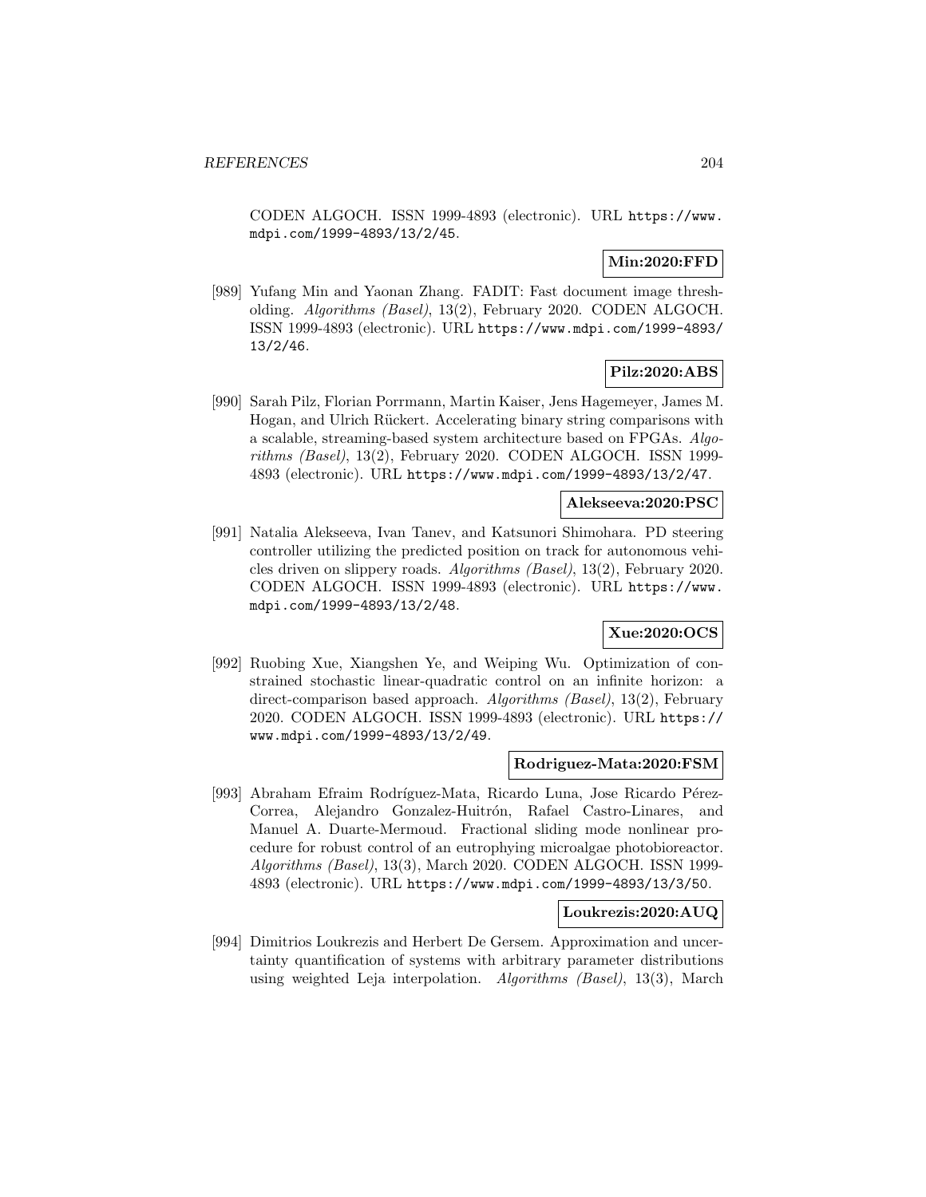CODEN ALGOCH. ISSN 1999-4893 (electronic). URL https://www.mdpi.com/1999-4893/13/2/45.

**Min:2020:FFD**

[989] Yufang Min and Yaonan Zhang. FADIT: Fast document image thresholding. *Algorithms (Basel)*, 13(2), February 2020. CODEN ALGOCH. ISSN 1999-4893 (electronic). URL https://www.mdpi.com/1999-4893/13/2/46.

**Pilz:2020:ABS**

[990] Sarah Pilz, Florian Porrmann, Martin Kaiser, Jens Hagemeyer, James M. Hogan, and Ulrich Rückert. Accelerating binary string comparisons with a scalable, streaming-based system architecture based on FPGAs. *Algorithms (Basel)*, 13(2), February 2020. CODEN ALGOCH. ISSN 1999-4893 (electronic). URL https://www.mdpi.com/1999-4893/13/2/47.

**Alekseeva:2020:PSC**

[991] Natalia Alekseeva, Ivan Tanev, and Katsunori Shimohara. PD steering controller utilizing the predicted position on track for autonomous vehicles driven on slippery roads. *Algorithms (Basel)*, 13(2), February 2020. CODEN ALGOCH. ISSN 1999-4893 (electronic). URL https://www.mdpi.com/1999-4893/13/2/48.

**Xue:2020:OCS**

[992] Ruobing Xue, Xiangshen Ye, and Weiping Wu. Optimization of constrained stochastic linear-quadratic control on an infinite horizon: a direct-comparison based approach. *Algorithms (Basel)*, 13(2), February 2020. CODEN ALGOCH. ISSN 1999-4893 (electronic). URL https://www.mdpi.com/1999-4893/13/2/49.

**Rodriguez-Mata:2020:FSM**

[993] Abraham Efraim Rodríguez-Mata, Ricardo Luna, Jose Ricardo Pérez-Correa, Alejandro Gonzalez-Huitrón, Rafael Castro-Linares, and Manuel A. Duarte-Mermoud. Fractional sliding mode nonlinear procedure for robust control of an eutrophying microalgae photobioreactor. *Algorithms (Basel)*, 13(3), March 2020. CODEN ALGOCH. ISSN 1999-4893 (electronic). URL https://www.mdpi.com/1999-4893/13/3/50.

**Loukrezis:2020:AUQ**

[994] Dimitrios Loukrezis and Herbert De Gersem. Approximation and uncertainty quantification of systems with arbitrary parameter distributions using weighted Leja interpolation. *Algorithms (Basel)*, 13(3), March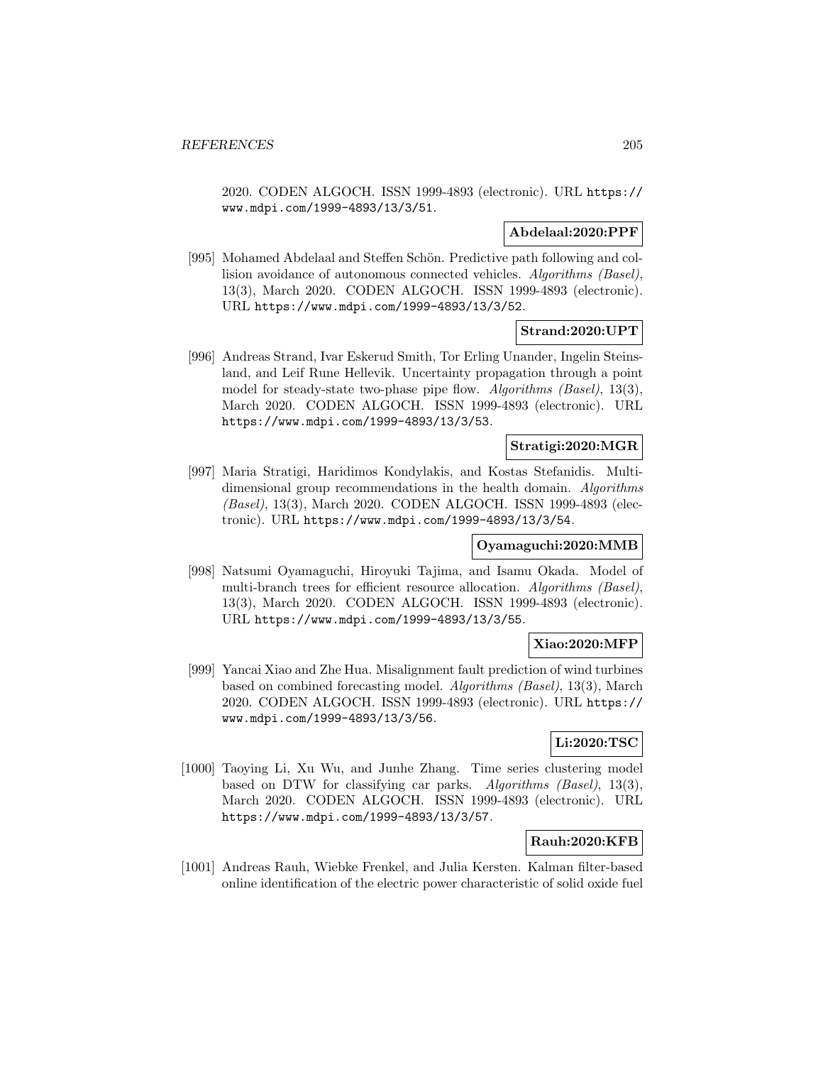2020. CODEN ALGOCH. ISSN 1999-4893 (electronic). URL https://www.mdpi.com/1999-4893/13/3/51.

**Abdelaal:2020:PPF**

[995] Mohamed Abdelaal and Steffen Schön. Predictive path following and collision avoidance of autonomous connected vehicles. *Algorithms (Basel)*, 13(3), March 2020. CODEN ALGOCH. ISSN 1999-4893 (electronic). URL https://www.mdpi.com/1999-4893/13/3/52.

**Strand:2020:UPT**

[996] Andreas Strand, Ivar Eskerud Smith, Tor Erling Unander, Ingelin Steinsland, and Leif Rune Hellevik. Uncertainty propagation through a point model for steady-state two-phase pipe flow. *Algorithms (Basel)*, 13(3), March 2020. CODEN ALGOCH. ISSN 1999-4893 (electronic). URL https://www.mdpi.com/1999-4893/13/3/53.

**Stratigi:2020:MGR**

[997] Maria Stratigi, Haridimos Kondylakis, and Kostas Stefanidis. Multidimensional group recommendations in the health domain. *Algorithms (Basel)*, 13(3), March 2020. CODEN ALGOCH. ISSN 1999-4893 (electronic). URL https://www.mdpi.com/1999-4893/13/3/54.

**Oyamaguchi:2020:MMB**

[998] Natsumi Oyamaguchi, Hiroyuki Tajima, and Isamu Okada. Model of multi-branch trees for efficient resource allocation. *Algorithms (Basel)*, 13(3), March 2020. CODEN ALGOCH. ISSN 1999-4893 (electronic). URL https://www.mdpi.com/1999-4893/13/3/55.

**Xiao:2020:MFP**

[999] Yancai Xiao and Zhe Hua. Misalignment fault prediction of wind turbines based on combined forecasting model. *Algorithms (Basel)*, 13(3), March 2020. CODEN ALGOCH. ISSN 1999-4893 (electronic). URL https://www.mdpi.com/1999-4893/13/3/56.

**Li:2020:TSC**

[1000] Taoying Li, Xu Wu, and Junhe Zhang. Time series clustering model based on DTW for classifying car parks. *Algorithms (Basel)*, 13(3), March 2020. CODEN ALGOCH. ISSN 1999-4893 (electronic). URL https://www.mdpi.com/1999-4893/13/3/57.

**Rauh:2020:KFB**

[1001] Andreas Rauh, Wiebke Frenkel, and Julia Kersten. Kalman filter-based online identification of the electric power characteristic of solid oxide fuel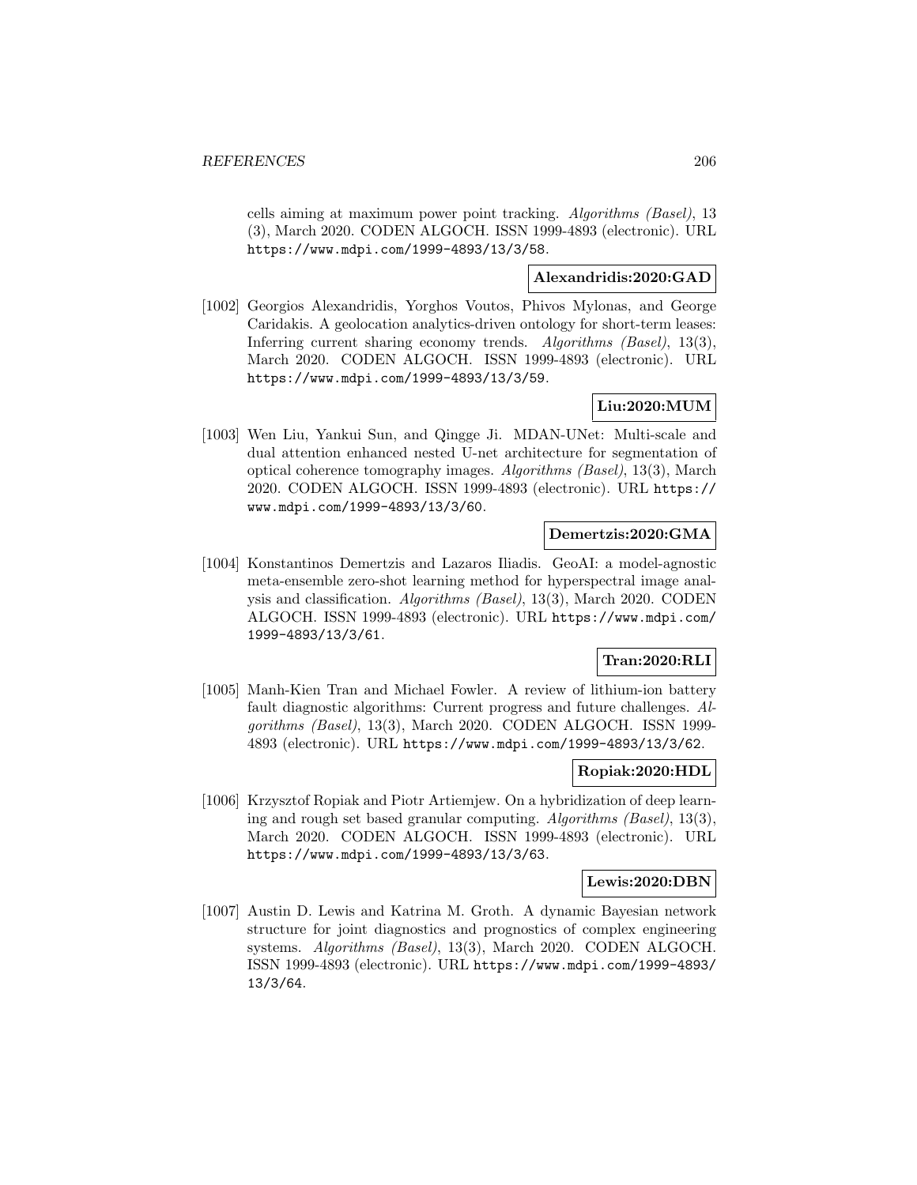cells aiming at maximum power point tracking. *Algorithms (Basel)*, 13 (3), March 2020. CODEN ALGOCH. ISSN 1999-4893 (electronic). URL https://www.mdpi.com/1999-4893/13/3/58.

**Alexandridis:2020:GAD**

[1002] Georgios Alexandridis, Yorghos Voutos, Phivos Mylonas, and George Caridakis. A geolocation analytics-driven ontology for short-term leases: Inferring current sharing economy trends. *Algorithms (Basel)*, 13(3), March 2020. CODEN ALGOCH. ISSN 1999-4893 (electronic). URL https://www.mdpi.com/1999-4893/13/3/59.

**Liu:2020:MUM**

[1003] Wen Liu, Yankui Sun, and Qingge Ji. MDAN-UNet: Multi-scale and dual attention enhanced nested U-net architecture for segmentation of optical coherence tomography images. *Algorithms (Basel)*, 13(3), March 2020. CODEN ALGOCH. ISSN 1999-4893 (electronic). URL https://www.mdpi.com/1999-4893/13/3/60.

**Demertzis:2020:GMA**

[1004] Konstantinos Demertzis and Lazaros Iliadis. GeoAI: a model-agnostic meta-ensemble zero-shot learning method for hyperspectral image analysis and classification. *Algorithms (Basel)*, 13(3), March 2020. CODEN ALGOCH. ISSN 1999-4893 (electronic). URL https://www.mdpi.com/1999-4893/13/3/61.

**Tran:2020:RLI**

[1005] Manh-Kien Tran and Michael Fowler. A review of lithium-ion battery fault diagnostic algorithms: Current progress and future challenges. *Algorithms (Basel)*, 13(3), March 2020. CODEN ALGOCH. ISSN 1999-4893 (electronic). URL https://www.mdpi.com/1999-4893/13/3/62.

**Ropiak:2020:HDL**

[1006] Krzysztof Ropiak and Piotr Artiemjew. On a hybridization of deep learning and rough set based granular computing. *Algorithms (Basel)*, 13(3), March 2020. CODEN ALGOCH. ISSN 1999-4893 (electronic). URL https://www.mdpi.com/1999-4893/13/3/63.

**Lewis:2020:DBN**

[1007] Austin D. Lewis and Katrina M. Groth. A dynamic Bayesian network structure for joint diagnostics and prognostics of complex engineering systems. *Algorithms (Basel)*, 13(3), March 2020. CODEN ALGOCH. ISSN 1999-4893 (electronic). URL https://www.mdpi.com/1999-4893/13/3/64.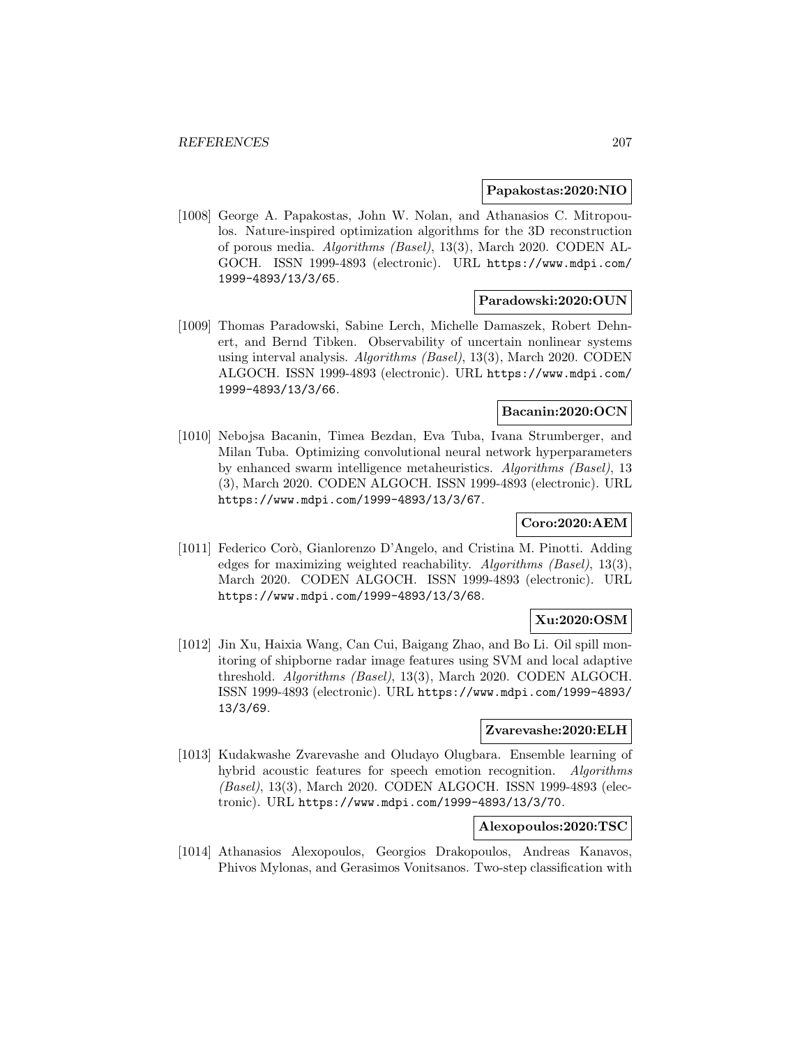**Papakostas:2020:NIO**

[1008] George A. Papakostas, John W. Nolan, and Athanasios C. Mitropoulos. Nature-inspired optimization algorithms for the 3D reconstruction of porous media. *Algorithms (Basel)*, 13(3), March 2020. CODEN ALGOCH. ISSN 1999-4893 (electronic). URL https://www.mdpi.com/1999-4893/13/3/65.

**Paradowski:2020:OUN**

[1009] Thomas Paradowski, Sabine Lerch, Michelle Damaszek, Robert Dehnert, and Bernd Tibken. Observability of uncertain nonlinear systems using interval analysis. *Algorithms (Basel)*, 13(3), March 2020. CODEN ALGOCH. ISSN 1999-4893 (electronic). URL https://www.mdpi.com/1999-4893/13/3/66.

**Bacanin:2020:OCN**

[1010] Nebojsa Bacanin, Timea Bezdan, Eva Tuba, Ivana Strumberger, and Milan Tuba. Optimizing convolutional neural network hyperparameters by enhanced swarm intelligence metaheuristics. *Algorithms (Basel)*, 13 (3), March 2020. CODEN ALGOCH. ISSN 1999-4893 (electronic). URL https://www.mdpi.com/1999-4893/13/3/67.

**Coro:2020:AEM**

[1011] Federico Corò, Gianlorenzo D'Angelo, and Cristina M. Pinotti. Adding edges for maximizing weighted reachability. *Algorithms (Basel)*, 13(3), March 2020. CODEN ALGOCH. ISSN 1999-4893 (electronic). URL https://www.mdpi.com/1999-4893/13/3/68.

**Xu:2020:OSM**

[1012] Jin Xu, Haixia Wang, Can Cui, Baigang Zhao, and Bo Li. Oil spill monitoring of shipborne radar image features using SVM and local adaptive threshold. *Algorithms (Basel)*, 13(3), March 2020. CODEN ALGOCH. ISSN 1999-4893 (electronic). URL https://www.mdpi.com/1999-4893/13/3/69.

**Zvarevashe:2020:ELH**

[1013] Kudakwashe Zvarevashe and Oludayo Olugbara. Ensemble learning of hybrid acoustic features for speech emotion recognition. *Algorithms (Basel)*, 13(3), March 2020. CODEN ALGOCH. ISSN 1999-4893 (electronic). URL https://www.mdpi.com/1999-4893/13/3/70.

**Alexopoulos:2020:TSC**

[1014] Athanasios Alexopoulos, Georgios Drakopoulos, Andreas Kanavos, Phivos Mylonas, and Gerasimos Vonitsanos. Two-step classification with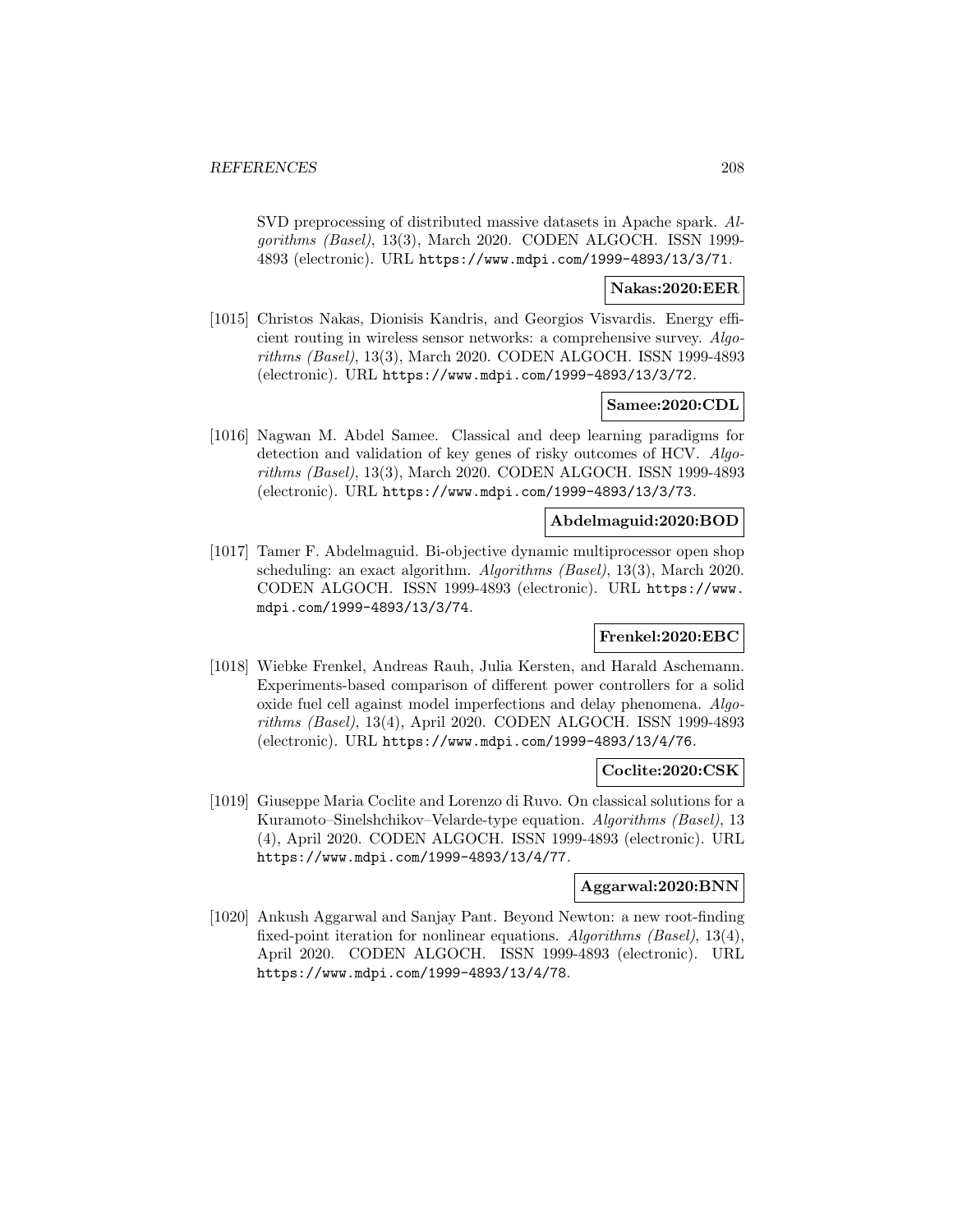SVD preprocessing of distributed massive datasets in Apache spark. *Algorithms (Basel)*, 13(3), March 2020. CODEN ALGOCH. ISSN 1999-4893 (electronic). URL https://www.mdpi.com/1999-4893/13/3/71.

**Nakas:2020:EER**

[1015] Christos Nakas, Dionisis Kandris, and Georgios Visvardis. Energy efficient routing in wireless sensor networks: a comprehensive survey. *Algorithms (Basel)*, 13(3), March 2020. CODEN ALGOCH. ISSN 1999-4893 (electronic). URL https://www.mdpi.com/1999-4893/13/3/72.

**Samee:2020:CDL**

[1016] Nagwan M. Abdel Samee. Classical and deep learning paradigms for detection and validation of key genes of risky outcomes of HCV. *Algorithms (Basel)*, 13(3), March 2020. CODEN ALGOCH. ISSN 1999-4893 (electronic). URL https://www.mdpi.com/1999-4893/13/3/73.

**Abdelmaguid:2020:BOD**

[1017] Tamer F. Abdelmaguid. Bi-objective dynamic multiprocessor open shop scheduling: an exact algorithm. *Algorithms (Basel)*, 13(3), March 2020. CODEN ALGOCH. ISSN 1999-4893 (electronic). URL https://www.mdpi.com/1999-4893/13/3/74.

**Frenkel:2020:EBC**

[1018] Wiebke Frenkel, Andreas Rauh, Julia Kersten, and Harald Aschemann. Experiments-based comparison of different power controllers for a solid oxide fuel cell against model imperfections and delay phenomena. *Algorithms (Basel)*, 13(4), April 2020. CODEN ALGOCH. ISSN 1999-4893 (electronic). URL https://www.mdpi.com/1999-4893/13/4/76.

**Coclite:2020:CSK**

[1019] Giuseppe Maria Coclite and Lorenzo di Ruvo. On classical solutions for a Kuramoto–Sinelshchikov–Velarde-type equation. *Algorithms (Basel)*, 13 (4), April 2020. CODEN ALGOCH. ISSN 1999-4893 (electronic). URL https://www.mdpi.com/1999-4893/13/4/77.

**Aggarwal:2020:BNN**

[1020] Ankush Aggarwal and Sanjay Pant. Beyond Newton: a new root-finding fixed-point iteration for nonlinear equations. *Algorithms (Basel)*, 13(4), April 2020. CODEN ALGOCH. ISSN 1999-4893 (electronic). URL https://www.mdpi.com/1999-4893/13/4/78.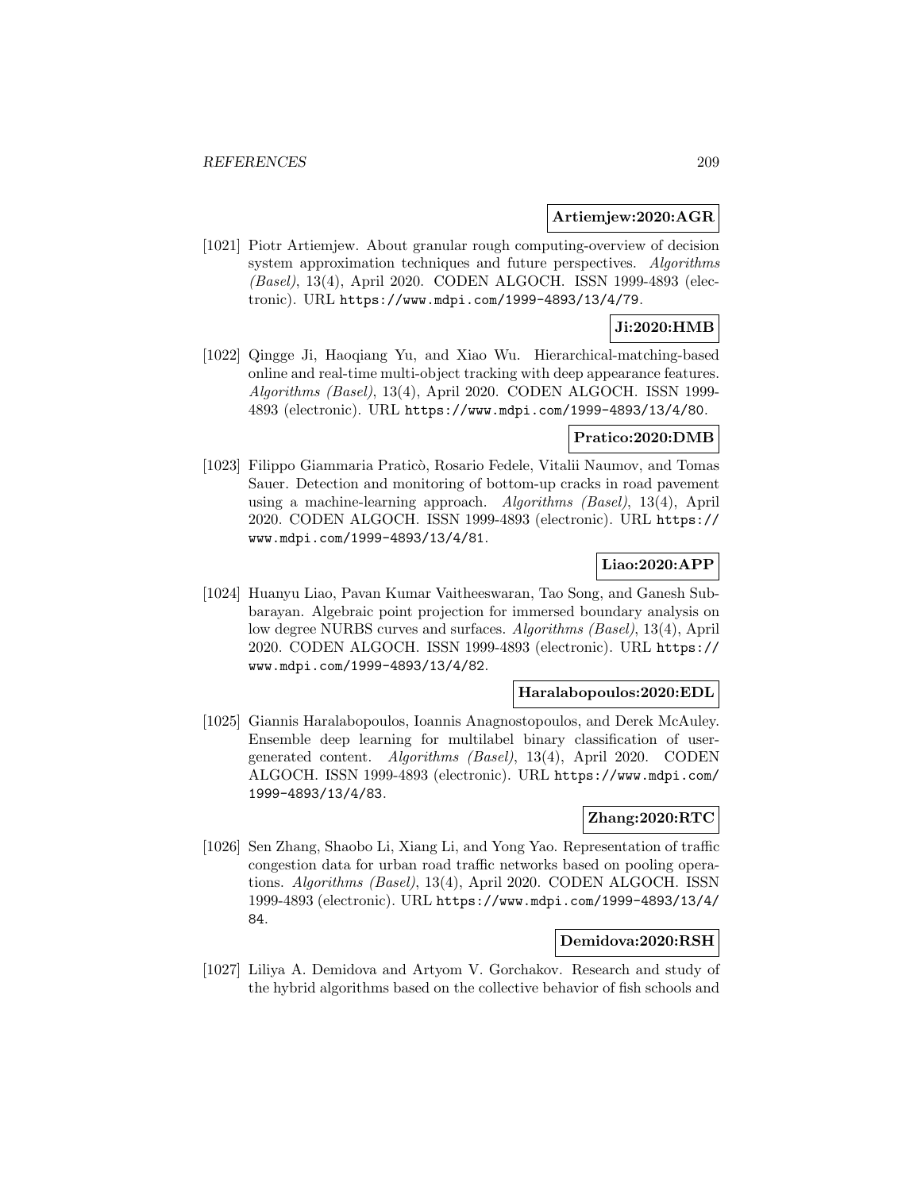**Artiemjew:2020:AGR**

[1021] Piotr Artiemjew. About granular rough computing-overview of decision system approximation techniques and future perspectives. *Algorithms (Basel)*, 13(4), April 2020. CODEN ALGOCH. ISSN 1999-4893 (electronic). URL https://www.mdpi.com/1999-4893/13/4/79.

**Ji:2020:HMB**

[1022] Qingge Ji, Haoqiang Yu, and Xiao Wu. Hierarchical-matching-based online and real-time multi-object tracking with deep appearance features. *Algorithms (Basel)*, 13(4), April 2020. CODEN ALGOCH. ISSN 1999-4893 (electronic). URL https://www.mdpi.com/1999-4893/13/4/80.

**Pratico:2020:DMB**

[1023] Filippo Giammaria Praticò, Rosario Fedele, Vitalii Naumov, and Tomas Sauer. Detection and monitoring of bottom-up cracks in road pavement using a machine-learning approach. *Algorithms (Basel)*, 13(4), April 2020. CODEN ALGOCH. ISSN 1999-4893 (electronic). URL https://www.mdpi.com/1999-4893/13/4/81.

**Liao:2020:APP**

[1024] Huanyu Liao, Pavan Kumar Vaitheeswaran, Tao Song, and Ganesh Subbarayan. Algebraic point projection for immersed boundary analysis on low degree NURBS curves and surfaces. *Algorithms (Basel)*, 13(4), April 2020. CODEN ALGOCH. ISSN 1999-4893 (electronic). URL https://www.mdpi.com/1999-4893/13/4/82.

**Haralabopoulos:2020:EDL**

[1025] Giannis Haralabopoulos, Ioannis Anagnostopoulos, and Derek McAuley. Ensemble deep learning for multilabel binary classification of user-generated content. *Algorithms (Basel)*, 13(4), April 2020. CODEN ALGOCH. ISSN 1999-4893 (electronic). URL https://www.mdpi.com/1999-4893/13/4/83.

**Zhang:2020:RTC**

[1026] Sen Zhang, Shaobo Li, Xiang Li, and Yong Yao. Representation of traffic congestion data for urban road traffic networks based on pooling operations. *Algorithms (Basel)*, 13(4), April 2020. CODEN ALGOCH. ISSN 1999-4893 (electronic). URL https://www.mdpi.com/1999-4893/13/4/84.

**Demidova:2020:RSH**

[1027] Liliya A. Demidova and Artyom V. Gorchakov. Research and study of the hybrid algorithms based on the collective behavior of fish schools and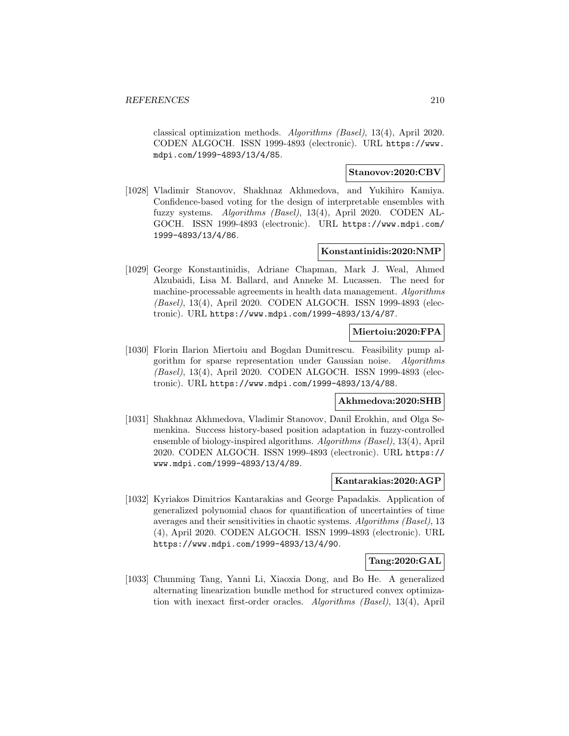classical optimization methods. *Algorithms (Basel)*, 13(4), April 2020. CODEN ALGOCH. ISSN 1999-4893 (electronic). URL https://www.mdpi.com/1999-4893/13/4/85.

**Stanovov:2020:CBV**

[1028] Vladimir Stanovov, Shakhnaz Akhmedova, and Yukihiro Kamiya. Confidence-based voting for the design of interpretable ensembles with fuzzy systems. *Algorithms (Basel)*, 13(4), April 2020. CODEN ALGOCH. ISSN 1999-4893 (electronic). URL https://www.mdpi.com/1999-4893/13/4/86.

**Konstantinidis:2020:NMP**

[1029] George Konstantinidis, Adriane Chapman, Mark J. Weal, Ahmed Alzubaidi, Lisa M. Ballard, and Anneke M. Lucassen. The need for machine-processable agreements in health data management. *Algorithms (Basel)*, 13(4), April 2020. CODEN ALGOCH. ISSN 1999-4893 (electronic). URL https://www.mdpi.com/1999-4893/13/4/87.

**Miertoiu:2020:FPA**

[1030] Florin Ilarion Miertoiu and Bogdan Dumitrescu. Feasibility pump algorithm for sparse representation under Gaussian noise. *Algorithms (Basel)*, 13(4), April 2020. CODEN ALGOCH. ISSN 1999-4893 (electronic). URL https://www.mdpi.com/1999-4893/13/4/88.

**Akhmedova:2020:SHB**

[1031] Shakhnaz Akhmedova, Vladimir Stanovov, Danil Erokhin, and Olga Semenkina. Success history-based position adaptation in fuzzy-controlled ensemble of biology-inspired algorithms. *Algorithms (Basel)*, 13(4), April 2020. CODEN ALGOCH. ISSN 1999-4893 (electronic). URL https://www.mdpi.com/1999-4893/13/4/89.

**Kantarakias:2020:AGP**

[1032] Kyriakos Dimitrios Kantarakias and George Papadakis. Application of generalized polynomial chaos for quantification of uncertainties of time averages and their sensitivities in chaotic systems. *Algorithms (Basel)*, 13 (4), April 2020. CODEN ALGOCH. ISSN 1999-4893 (electronic). URL https://www.mdpi.com/1999-4893/13/4/90.

**Tang:2020:GAL**

[1033] Chunming Tang, Yanni Li, Xiaoxia Dong, and Bo He. A generalized alternating linearization bundle method for structured convex optimization with inexact first-order oracles. *Algorithms (Basel)*, 13(4), April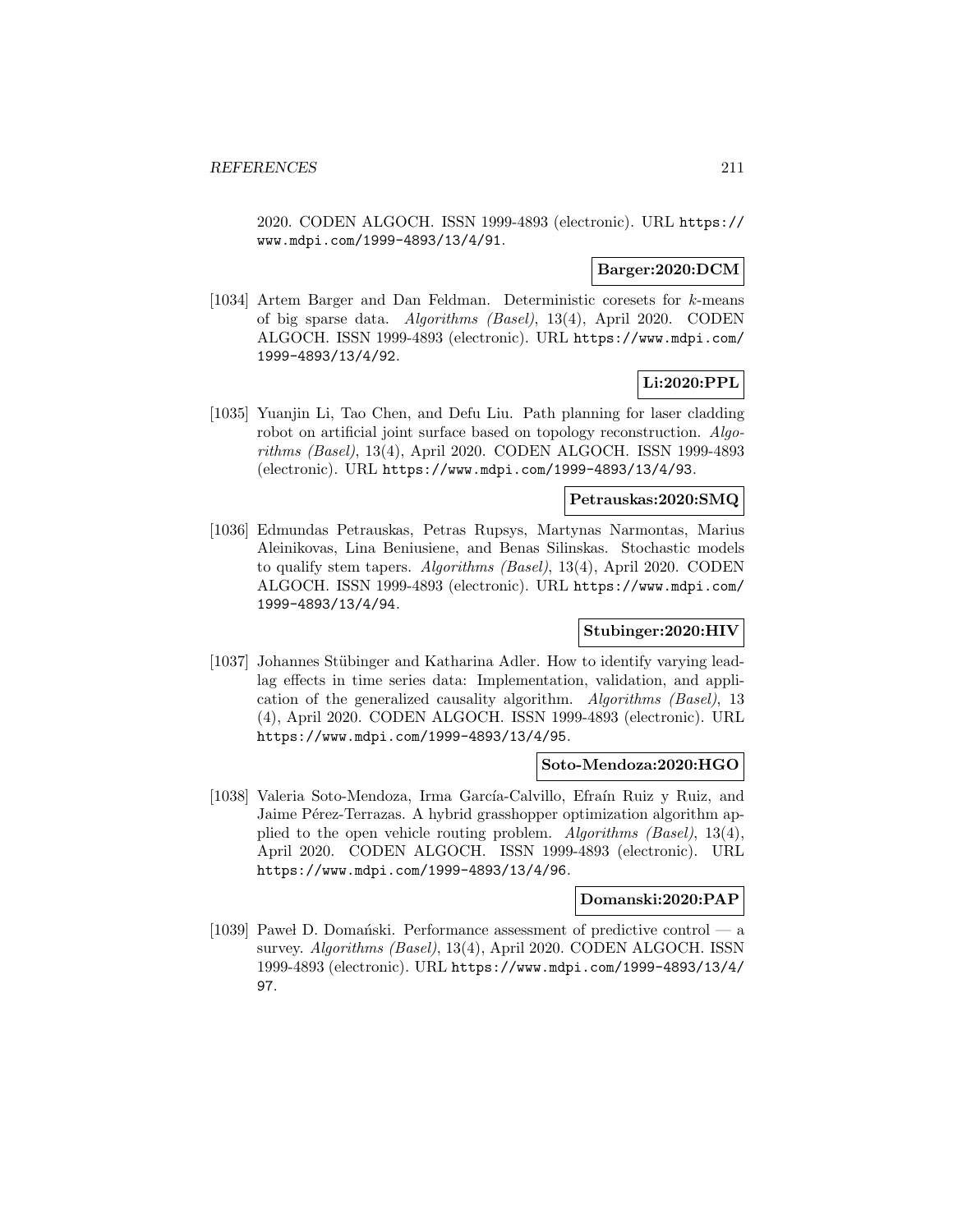2020. CODEN ALGOCH. ISSN 1999-4893 (electronic). URL https://www.mdpi.com/1999-4893/13/4/91.

**Barger:2020:DCM**

[1034] Artem Barger and Dan Feldman. Deterministic coresets for $k$-means of big sparse data. *Algorithms (Basel)*, 13(4), April 2020. CODEN ALGOCH. ISSN 1999-4893 (electronic). URL https://www.mdpi.com/1999-4893/13/4/92.

**Li:2020:PPL**

[1035] Yuanjin Li, Tao Chen, and Defu Liu. Path planning for laser cladding robot on artificial joint surface based on topology reconstruction. *Algorithms (Basel)*, 13(4), April 2020. CODEN ALGOCH. ISSN 1999-4893 (electronic). URL https://www.mdpi.com/1999-4893/13/4/93.

**Petrauskas:2020:SMQ**

[1036] Edmundas Petrauskas, Petras Rupsys, Martynas Narmontas, Marius Aleinikovas, Lina Beniusiene, and Benas Silinskas. Stochastic models to qualify stem tapers. *Algorithms (Basel)*, 13(4), April 2020. CODEN ALGOCH. ISSN 1999-4893 (electronic). URL https://www.mdpi.com/1999-4893/13/4/94.

**Stubinger:2020:HIV**

[1037] Johannes Stübinger and Katharina Adler. How to identify varying lead-lag effects in time series data: Implementation, validation, and application of the generalized causality algorithm. *Algorithms (Basel)*, 13 (4), April 2020. CODEN ALGOCH. ISSN 1999-4893 (electronic). URL https://www.mdpi.com/1999-4893/13/4/95.

**Soto-Mendoza:2020:HGO**

[1038] Valeria Soto-Mendoza, Irma García-Calvillo, Efraín Ruiz y Ruiz, and Jaime Pérez-Terrazas. A hybrid grasshopper optimization algorithm applied to the open vehicle routing problem. *Algorithms (Basel)*, 13(4), April 2020. CODEN ALGOCH. ISSN 1999-4893 (electronic). URL https://www.mdpi.com/1999-4893/13/4/96.

**Domanski:2020:PAP**

[1039] Paweł D. Domański. Performance assessment of predictive control — a survey. *Algorithms (Basel)*, 13(4), April 2020. CODEN ALGOCH. ISSN 1999-4893 (electronic). URL https://www.mdpi.com/1999-4893/13/4/97.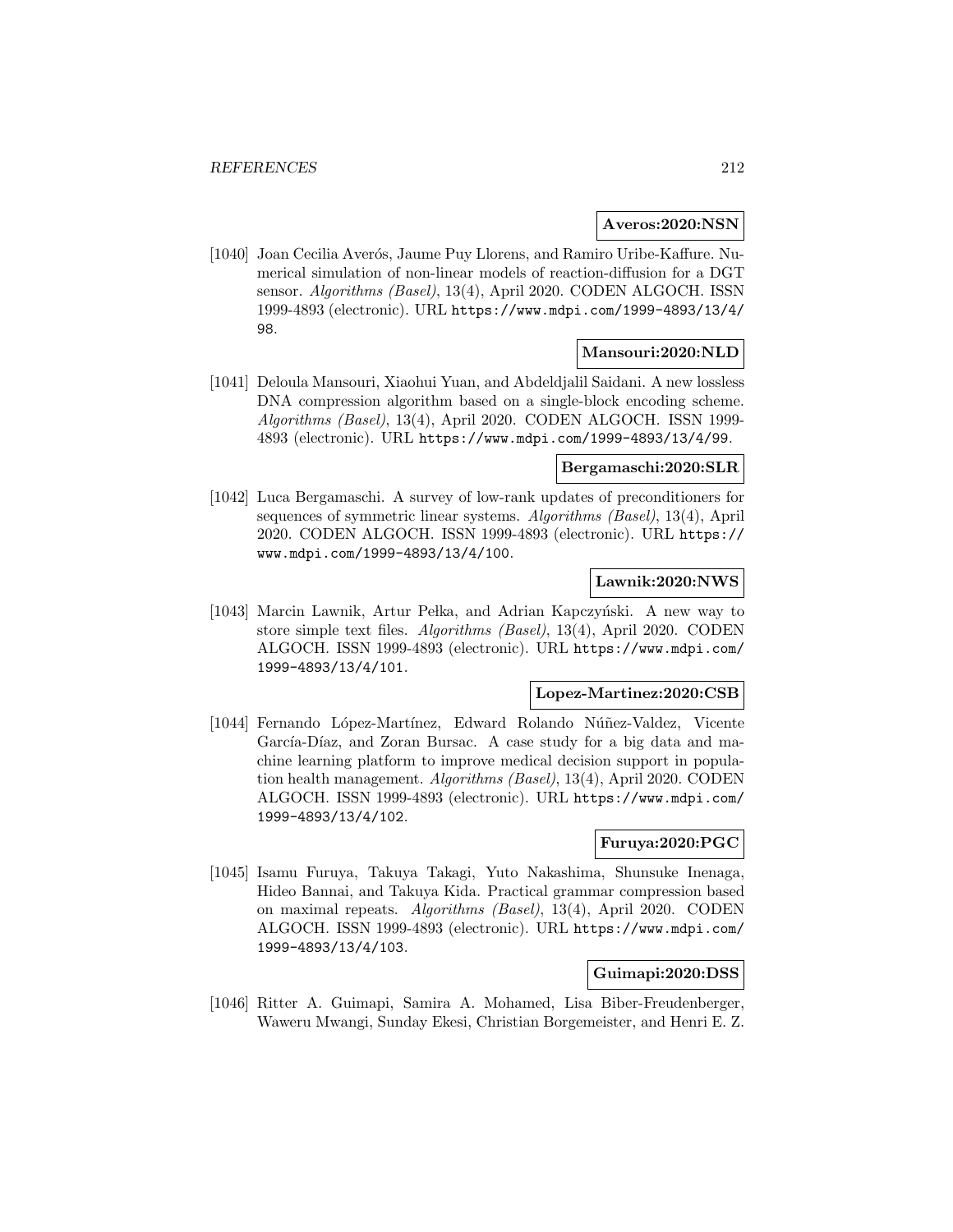**Averos:2020:NSN**

[1040] Joan Cecilia Averós, Jaume Puy Llorens, and Ramiro Uribe-Kaffure. Numerical simulation of non-linear models of reaction-diffusion for a DGT sensor. *Algorithms (Basel)*, 13(4), April 2020. CODEN ALGOCH. ISSN 1999-4893 (electronic). URL https://www.mdpi.com/1999-4893/13/4/98.

**Mansouri:2020:NLD**

[1041] Deloula Mansouri, Xiaohui Yuan, and Abdeldjalil Saidani. A new lossless DNA compression algorithm based on a single-block encoding scheme. *Algorithms (Basel)*, 13(4), April 2020. CODEN ALGOCH. ISSN 1999-4893 (electronic). URL https://www.mdpi.com/1999-4893/13/4/99.

**Bergamaschi:2020:SLR**

[1042] Luca Bergamaschi. A survey of low-rank updates of preconditioners for sequences of symmetric linear systems. *Algorithms (Basel)*, 13(4), April 2020. CODEN ALGOCH. ISSN 1999-4893 (electronic). URL https://www.mdpi.com/1999-4893/13/4/100.

**Lawnik:2020:NWS**

[1043] Marcin Lawnik, Artur Pełka, and Adrian Kapczyński. A new way to store simple text files. *Algorithms (Basel)*, 13(4), April 2020. CODEN ALGOCH. ISSN 1999-4893 (electronic). URL https://www.mdpi.com/1999-4893/13/4/101.

**Lopez-Martinez:2020:CSB**

[1044] Fernando López-Martínez, Edward Rolando Núñez-Valdez, Vicente García-Díaz, and Zoran Bursac. A case study for a big data and machine learning platform to improve medical decision support in population health management. *Algorithms (Basel)*, 13(4), April 2020. CODEN ALGOCH. ISSN 1999-4893 (electronic). URL https://www.mdpi.com/1999-4893/13/4/102.

**Furuya:2020:PGC**

[1045] Isamu Furuya, Takuya Takagi, Yuto Nakashima, Shunsuke Inenaga, Hideo Bannai, and Takuya Kida. Practical grammar compression based on maximal repeats. *Algorithms (Basel)*, 13(4), April 2020. CODEN ALGOCH. ISSN 1999-4893 (electronic). URL https://www.mdpi.com/1999-4893/13/4/103.

**Guimapi:2020:DSS**

[1046] Ritter A. Guimapi, Samira A. Mohamed, Lisa Biber-Freudenberger, Waweru Mwangi, Sunday Ekesi, Christian Borgemeister, and Henri E. Z.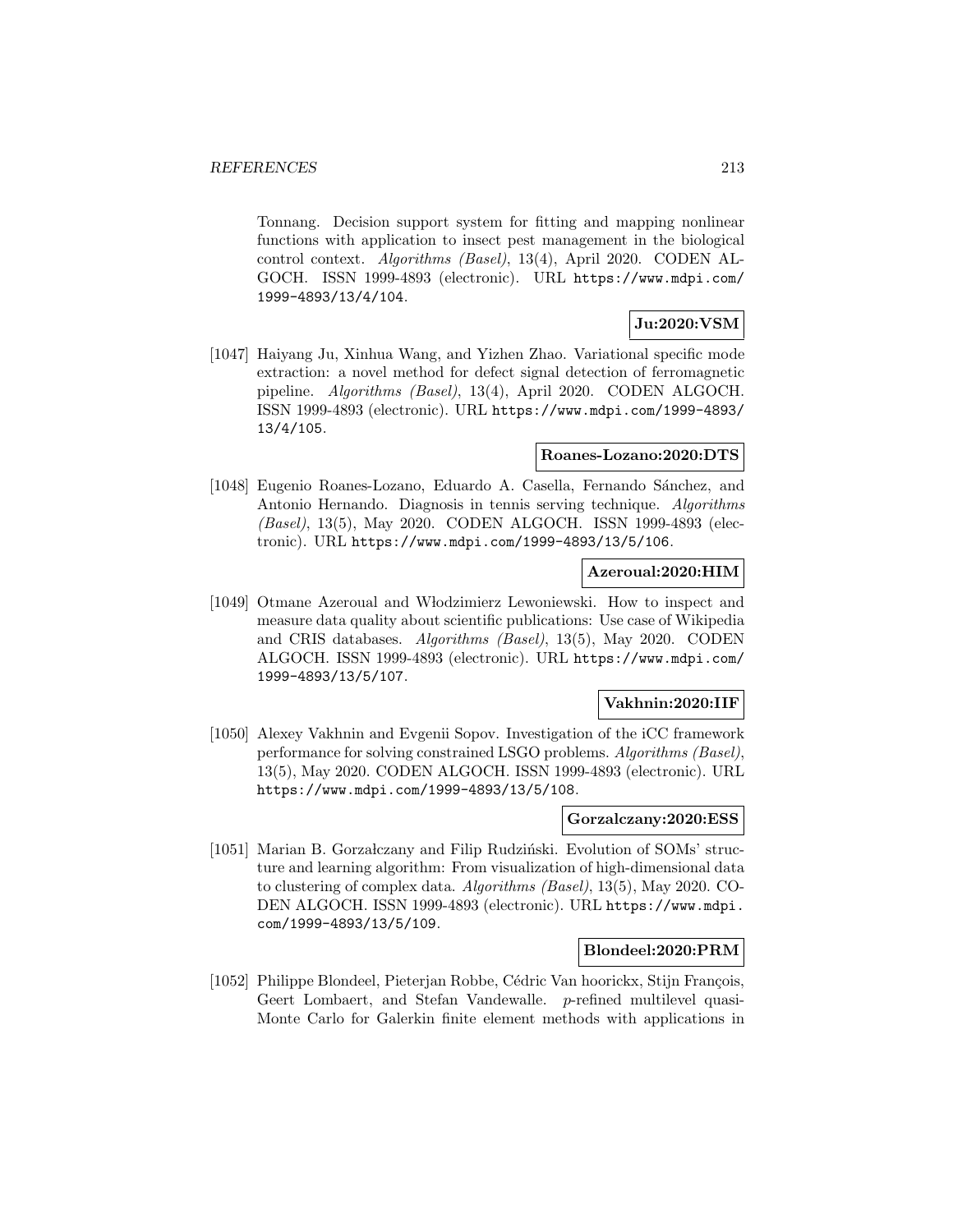Tonnang. Decision support system for fitting and mapping nonlinear functions with application to insect pest management in the biological control context. *Algorithms (Basel)*, 13(4), April 2020. CODEN ALGOCH. ISSN 1999-4893 (electronic). URL https://www.mdpi.com/1999-4893/13/4/104.

**Ju:2020:VSM**

[1047] Haiyang Ju, Xinhua Wang, and Yizhen Zhao. Variational specific mode extraction: a novel method for defect signal detection of ferromagnetic pipeline. *Algorithms (Basel)*, 13(4), April 2020. CODEN ALGOCH. ISSN 1999-4893 (electronic). URL https://www.mdpi.com/1999-4893/13/4/105.

**Roanes-Lozano:2020:DTS**

[1048] Eugenio Roanes-Lozano, Eduardo A. Casella, Fernando Sánchez, and Antonio Hernando. Diagnosis in tennis serving technique. *Algorithms (Basel)*, 13(5), May 2020. CODEN ALGOCH. ISSN 1999-4893 (electronic). URL https://www.mdpi.com/1999-4893/13/5/106.

**Azeroual:2020:HIM**

[1049] Otmane Azeroual and Włodzimierz Lewoniewski. How to inspect and measure data quality about scientific publications: Use case of Wikipedia and CRIS databases. *Algorithms (Basel)*, 13(5), May 2020. CODEN ALGOCH. ISSN 1999-4893 (electronic). URL https://www.mdpi.com/1999-4893/13/5/107.

**Vakhnin:2020:IIF**

[1050] Alexey Vakhnin and Evgenii Sopov. Investigation of the iCC framework performance for solving constrained LSGO problems. *Algorithms (Basel)*, 13(5), May 2020. CODEN ALGOCH. ISSN 1999-4893 (electronic). URL https://www.mdpi.com/1999-4893/13/5/108.

**Gorzalczany:2020:ESS**

[1051] Marian B. Gorzałczany and Filip Rudziński. Evolution of SOMs' structure and learning algorithm: From visualization of high-dimensional data to clustering of complex data. *Algorithms (Basel)*, 13(5), May 2020. CODEN ALGOCH. ISSN 1999-4893 (electronic). URL https://www.mdpi.com/1999-4893/13/5/109.

**Blondeel:2020:PRM**

[1052] Philippe Blondeel, Pieterjan Robbe, Cédric Van hoorickx, Stijn François, Geert Lombaert, and Stefan Vandewalle. $p$-refined multilevel quasi-Monte Carlo for Galerkin finite element methods with applications in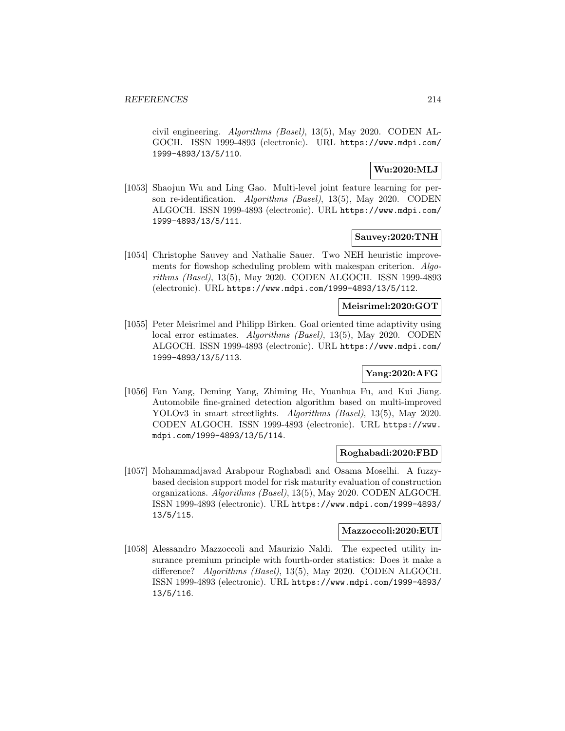civil engineering. *Algorithms (Basel)*, 13(5), May 2020. CODEN ALGOCH. ISSN 1999-4893 (electronic). URL https://www.mdpi.com/1999-4893/13/5/110.

**Wu:2020:MLJ**

[1053] Shaojun Wu and Ling Gao. Multi-level joint feature learning for person re-identification. *Algorithms (Basel)*, 13(5), May 2020. CODEN ALGOCH. ISSN 1999-4893 (electronic). URL https://www.mdpi.com/1999-4893/13/5/111.

**Sauvey:2020:TNH**

[1054] Christophe Sauvey and Nathalie Sauer. Two NEH heuristic improvements for flowshop scheduling problem with makespan criterion. *Algorithms (Basel)*, 13(5), May 2020. CODEN ALGOCH. ISSN 1999-4893 (electronic). URL https://www.mdpi.com/1999-4893/13/5/112.

**Meisrimel:2020:GOT**

[1055] Peter Meisrimel and Philipp Birken. Goal oriented time adaptivity using local error estimates. *Algorithms (Basel)*, 13(5), May 2020. CODEN ALGOCH. ISSN 1999-4893 (electronic). URL https://www.mdpi.com/1999-4893/13/5/113.

**Yang:2020:AFG**

[1056] Fan Yang, Deming Yang, Zhiming He, Yuanhua Fu, and Kui Jiang. Automobile fine-grained detection algorithm based on multi-improved YOLOv3 in smart streetlights. *Algorithms (Basel)*, 13(5), May 2020. CODEN ALGOCH. ISSN 1999-4893 (electronic). URL https://www.mdpi.com/1999-4893/13/5/114.

**Roghabadi:2020:FBD**

[1057] Mohammadjavad Arabpour Roghabadi and Osama Moselhi. A fuzzy-based decision support model for risk maturity evaluation of construction organizations. *Algorithms (Basel)*, 13(5), May 2020. CODEN ALGOCH. ISSN 1999-4893 (electronic). URL https://www.mdpi.com/1999-4893/13/5/115.

**Mazzoccoli:2020:EUI**

[1058] Alessandro Mazzoccoli and Maurizio Naldi. The expected utility insurance premium principle with fourth-order statistics: Does it make a difference? *Algorithms (Basel)*, 13(5), May 2020. CODEN ALGOCH. ISSN 1999-4893 (electronic). URL https://www.mdpi.com/1999-4893/13/5/116.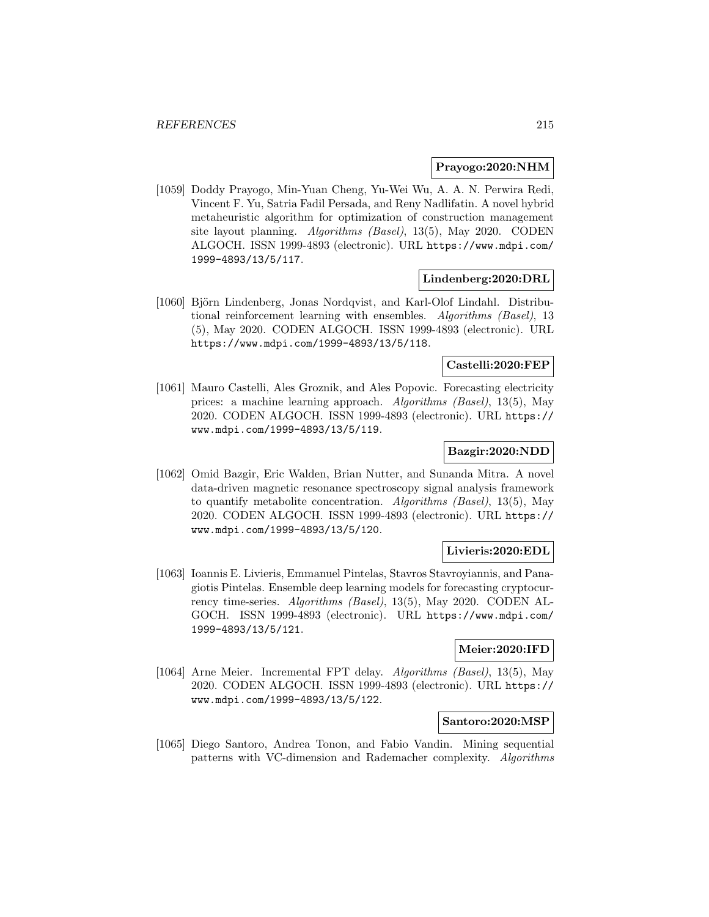**Prayogo:2020:NHM**

[1059] Doddy Prayogo, Min-Yuan Cheng, Yu-Wei Wu, A. A. N. Perwira Redi, Vincent F. Yu, Satria Fadil Persada, and Reny Nadlifatin. A novel hybrid metaheuristic algorithm for optimization of construction management site layout planning. *Algorithms (Basel)*, 13(5), May 2020. CODEN ALGOCH. ISSN 1999-4893 (electronic). URL `https://www.mdpi.com/1999-4893/13/5/117`.

**Lindenberg:2020:DRL**

[1060] Björn Lindenberg, Jonas Nordqvist, and Karl-Olof Lindahl. Distributional reinforcement learning with ensembles. *Algorithms (Basel)*, 13 (5), May 2020. CODEN ALGOCH. ISSN 1999-4893 (electronic). URL `https://www.mdpi.com/1999-4893/13/5/118`.

**Castelli:2020:FEP**

[1061] Mauro Castelli, Ales Groznik, and Ales Popovic. Forecasting electricity prices: a machine learning approach. *Algorithms (Basel)*, 13(5), May 2020. CODEN ALGOCH. ISSN 1999-4893 (electronic). URL `https://www.mdpi.com/1999-4893/13/5/119`.

**Bazgir:2020:NDD**

[1062] Omid Bazgir, Eric Walden, Brian Nutter, and Sunanda Mitra. A novel data-driven magnetic resonance spectroscopy signal analysis framework to quantify metabolite concentration. *Algorithms (Basel)*, 13(5), May 2020. CODEN ALGOCH. ISSN 1999-4893 (electronic). URL `https://www.mdpi.com/1999-4893/13/5/120`.

**Livieris:2020:EDL**

[1063] Ioannis E. Livieris, Emmanuel Pintelas, Stavros Stavroyiannis, and Panagiotis Pintelas. Ensemble deep learning models for forecasting cryptocurrency time-series. *Algorithms (Basel)*, 13(5), May 2020. CODEN ALGOCH. ISSN 1999-4893 (electronic). URL `https://www.mdpi.com/1999-4893/13/5/121`.

**Meier:2020:IFD**

[1064] Arne Meier. Incremental FPT delay. *Algorithms (Basel)*, 13(5), May 2020. CODEN ALGOCH. ISSN 1999-4893 (electronic). URL `https://www.mdpi.com/1999-4893/13/5/122`.

**Santoro:2020:MSP**

[1065] Diego Santoro, Andrea Tonon, and Fabio Vandin. Mining sequential patterns with VC-dimension and Rademacher complexity. *Algorithms*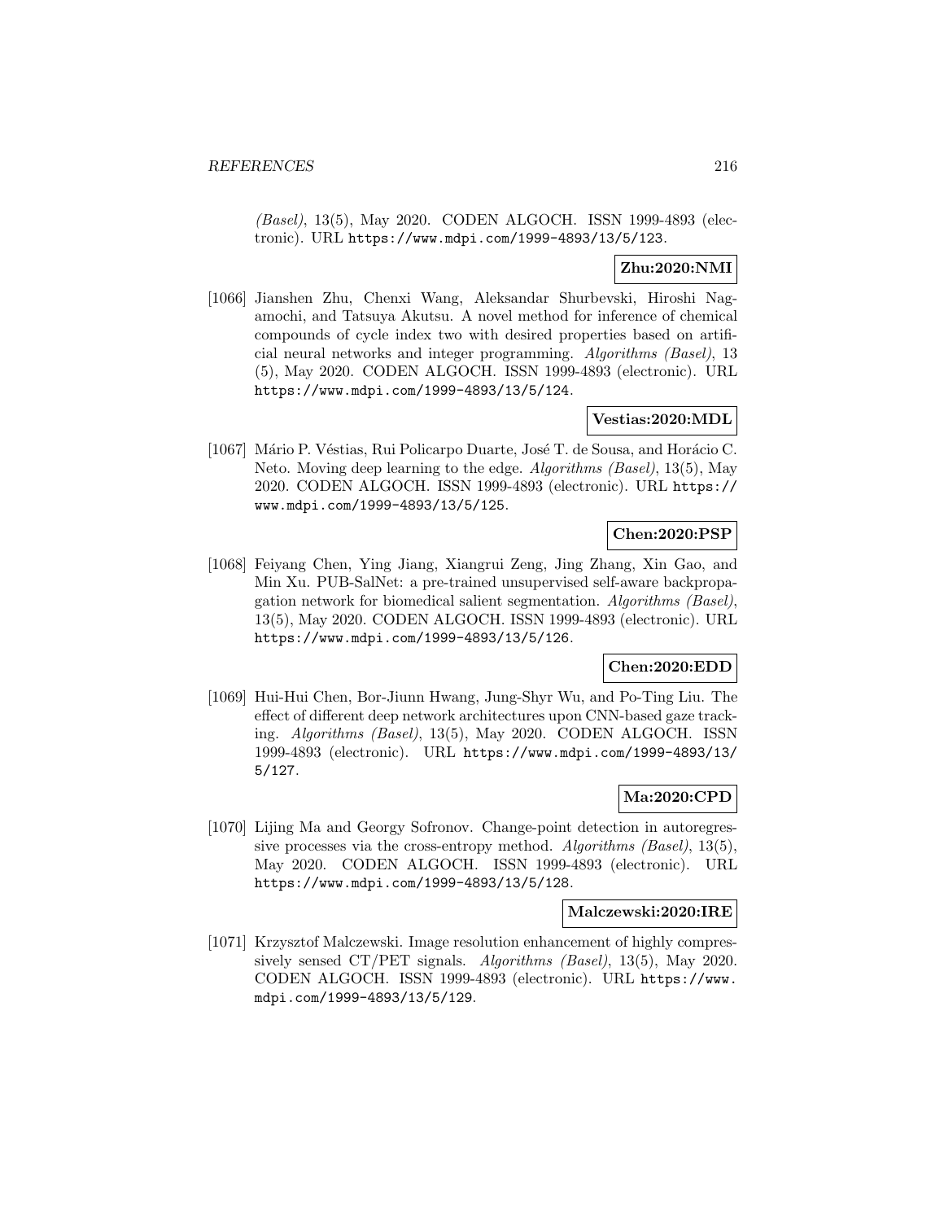*(Basel)*, 13(5), May 2020. CODEN ALGOCH. ISSN 1999-4893 (electronic). URL https://www.mdpi.com/1999-4893/13/5/123.

**Zhu:2020:NMI**

[1066] Jianshen Zhu, Chenxi Wang, Aleksandar Shurbevski, Hiroshi Nagamochi, and Tatsuya Akutsu. A novel method for inference of chemical compounds of cycle index two with desired properties based on artificial neural networks and integer programming. *Algorithms (Basel)*, 13 (5), May 2020. CODEN ALGOCH. ISSN 1999-4893 (electronic). URL https://www.mdpi.com/1999-4893/13/5/124.

**Vestias:2020:MDL**

[1067] Mário P. Véstias, Rui Policarpo Duarte, José T. de Sousa, and Horácio C. Neto. Moving deep learning to the edge. *Algorithms (Basel)*, 13(5), May 2020. CODEN ALGOCH. ISSN 1999-4893 (electronic). URL https://www.mdpi.com/1999-4893/13/5/125.

**Chen:2020:PSP**

[1068] Feiyang Chen, Ying Jiang, Xiangrui Zeng, Jing Zhang, Xin Gao, and Min Xu. PUB-SalNet: a pre-trained unsupervised self-aware backpropagation network for biomedical salient segmentation. *Algorithms (Basel)*, 13(5), May 2020. CODEN ALGOCH. ISSN 1999-4893 (electronic). URL https://www.mdpi.com/1999-4893/13/5/126.

**Chen:2020:EDD**

[1069] Hui-Hui Chen, Bor-Jiunn Hwang, Jung-Shyr Wu, and Po-Ting Liu. The effect of different deep network architectures upon CNN-based gaze tracking. *Algorithms (Basel)*, 13(5), May 2020. CODEN ALGOCH. ISSN 1999-4893 (electronic). URL https://www.mdpi.com/1999-4893/13/5/127.

**Ma:2020:CPD**

[1070] Lijing Ma and Georgy Sofronov. Change-point detection in autoregressive processes via the cross-entropy method. *Algorithms (Basel)*, 13(5), May 2020. CODEN ALGOCH. ISSN 1999-4893 (electronic). URL https://www.mdpi.com/1999-4893/13/5/128.

**Malczewski:2020:IRE**

[1071] Krzysztof Malczewski. Image resolution enhancement of highly compressively sensed CT/PET signals. *Algorithms (Basel)*, 13(5), May 2020. CODEN ALGOCH. ISSN 1999-4893 (electronic). URL https://www.mdpi.com/1999-4893/13/5/129.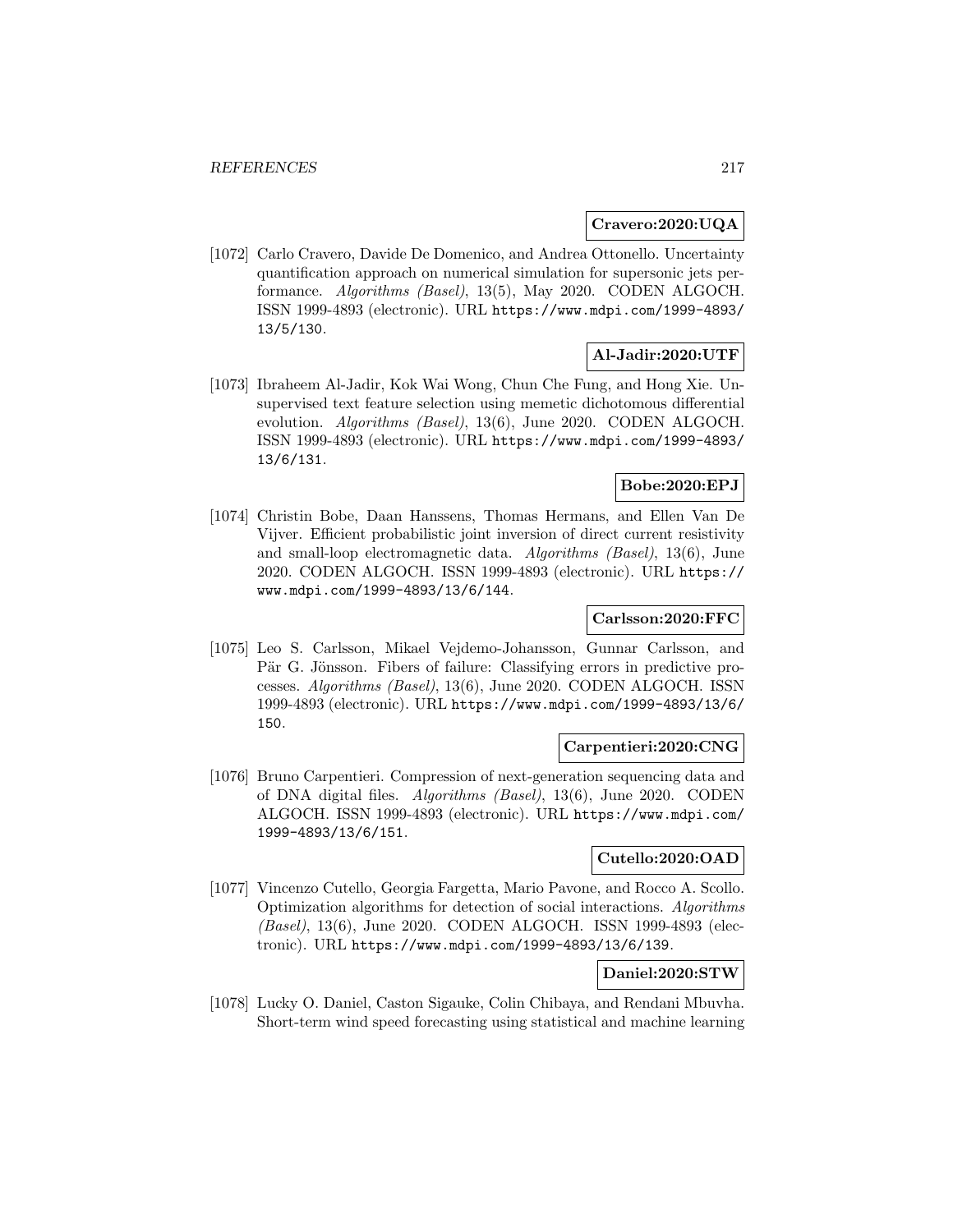**Cravero:2020:UQA**

[1072] Carlo Cravero, Davide De Domenico, and Andrea Ottonello. Uncertainty quantification approach on numerical simulation for supersonic jets performance. *Algorithms (Basel)*, 13(5), May 2020. CODEN ALGOCH. ISSN 1999-4893 (electronic). URL `https://www.mdpi.com/1999-4893/13/5/130`.

**Al-Jadir:2020:UTF**

[1073] Ibraheem Al-Jadir, Kok Wai Wong, Chun Che Fung, and Hong Xie. Unsupervised text feature selection using memetic dichotomous differential evolution. *Algorithms (Basel)*, 13(6), June 2020. CODEN ALGOCH. ISSN 1999-4893 (electronic). URL `https://www.mdpi.com/1999-4893/13/6/131`.

**Bobe:2020:EPJ**

[1074] Christin Bobe, Daan Hanssens, Thomas Hermans, and Ellen Van De Vijver. Efficient probabilistic joint inversion of direct current resistivity and small-loop electromagnetic data. *Algorithms (Basel)*, 13(6), June 2020. CODEN ALGOCH. ISSN 1999-4893 (electronic). URL `https://www.mdpi.com/1999-4893/13/6/144`.

**Carlsson:2020:FFC**

[1075] Leo S. Carlsson, Mikael Vejdemo-Johansson, Gunnar Carlsson, and Pär G. Jönsson. Fibers of failure: Classifying errors in predictive processes. *Algorithms (Basel)*, 13(6), June 2020. CODEN ALGOCH. ISSN 1999-4893 (electronic). URL `https://www.mdpi.com/1999-4893/13/6/150`.

**Carpentieri:2020:CNG**

[1076] Bruno Carpentieri. Compression of next-generation sequencing data and of DNA digital files. *Algorithms (Basel)*, 13(6), June 2020. CODEN ALGOCH. ISSN 1999-4893 (electronic). URL `https://www.mdpi.com/1999-4893/13/6/151`.

**Cutello:2020:OAD**

[1077] Vincenzo Cutello, Georgia Fargetta, Mario Pavone, and Rocco A. Scollo. Optimization algorithms for detection of social interactions. *Algorithms (Basel)*, 13(6), June 2020. CODEN ALGOCH. ISSN 1999-4893 (electronic). URL `https://www.mdpi.com/1999-4893/13/6/139`.

**Daniel:2020:STW**

[1078] Lucky O. Daniel, Caston Sigauke, Colin Chibaya, and Rendani Mbuvha. Short-term wind speed forecasting using statistical and machine learning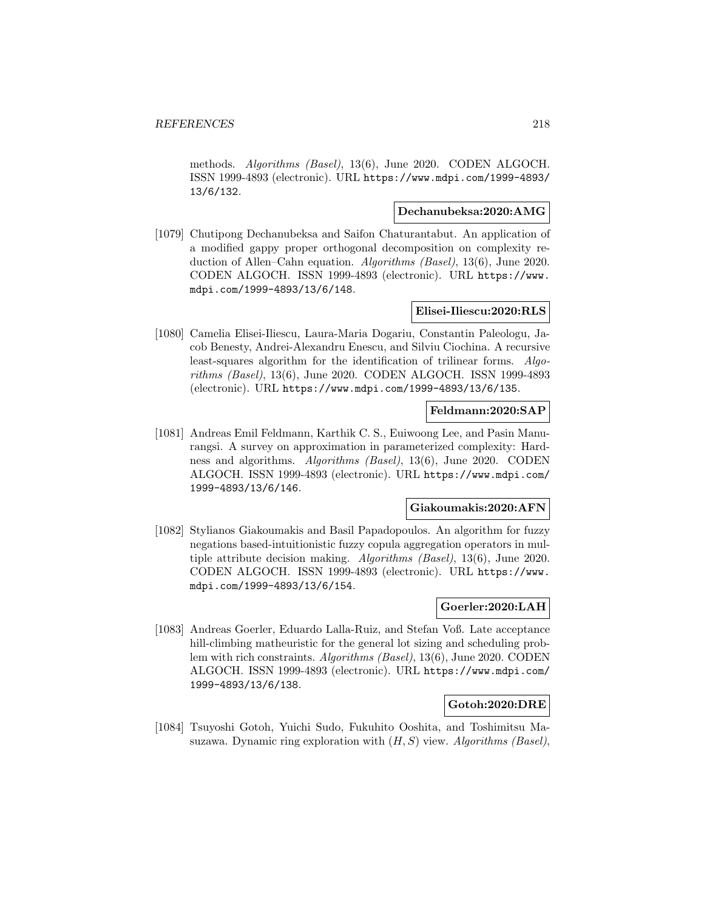methods. *Algorithms (Basel)*, 13(6), June 2020. CODEN ALGOCH. ISSN 1999-4893 (electronic). URL `https://www.mdpi.com/1999-4893/13/6/132`.

**Dechanubeksa:2020:AMG**

[1079] Chutipong Dechanubeksa and Saifon Chaturantabut. An application of a modified gappy proper orthogonal decomposition on complexity reduction of Allen–Cahn equation. *Algorithms (Basel)*, 13(6), June 2020. CODEN ALGOCH. ISSN 1999-4893 (electronic). URL `https://www.mdpi.com/1999-4893/13/6/148`.

**Elisei-Iliescu:2020:RLS**

[1080] Camelia Elisei-Iliescu, Laura-Maria Dogariu, Constantin Paleologu, Jacob Benesty, Andrei-Alexandru Enescu, and Silviu Ciochina. A recursive least-squares algorithm for the identification of trilinear forms. *Algorithms (Basel)*, 13(6), June 2020. CODEN ALGOCH. ISSN 1999-4893 (electronic). URL `https://www.mdpi.com/1999-4893/13/6/135`.

**Feldmann:2020:SAP**

[1081] Andreas Emil Feldmann, Karthik C. S., Euiwoong Lee, and Pasin Manurangsi. A survey on approximation in parameterized complexity: Hardness and algorithms. *Algorithms (Basel)*, 13(6), June 2020. CODEN ALGOCH. ISSN 1999-4893 (electronic). URL `https://www.mdpi.com/1999-4893/13/6/146`.

**Giakoumakis:2020:AFN**

[1082] Stylianos Giakoumakis and Basil Papadopoulos. An algorithm for fuzzy negations based-intuitionistic fuzzy copula aggregation operators in multiple attribute decision making. *Algorithms (Basel)*, 13(6), June 2020. CODEN ALGOCH. ISSN 1999-4893 (electronic). URL `https://www.mdpi.com/1999-4893/13/6/154`.

**Goerler:2020:LAH**

[1083] Andreas Goerler, Eduardo Lalla-Ruiz, and Stefan Voß. Late acceptance hill-climbing matheuristic for the general lot sizing and scheduling problem with rich constraints. *Algorithms (Basel)*, 13(6), June 2020. CODEN ALGOCH. ISSN 1999-4893 (electronic). URL `https://www.mdpi.com/1999-4893/13/6/138`.

**Gotoh:2020:DRE**

[1084] Tsuyoshi Gotoh, Yuichi Sudo, Fukuhito Ooshita, and Toshimitsu Masuzawa. Dynamic ring exploration with $(H, S)$ view. *Algorithms (Basel)*,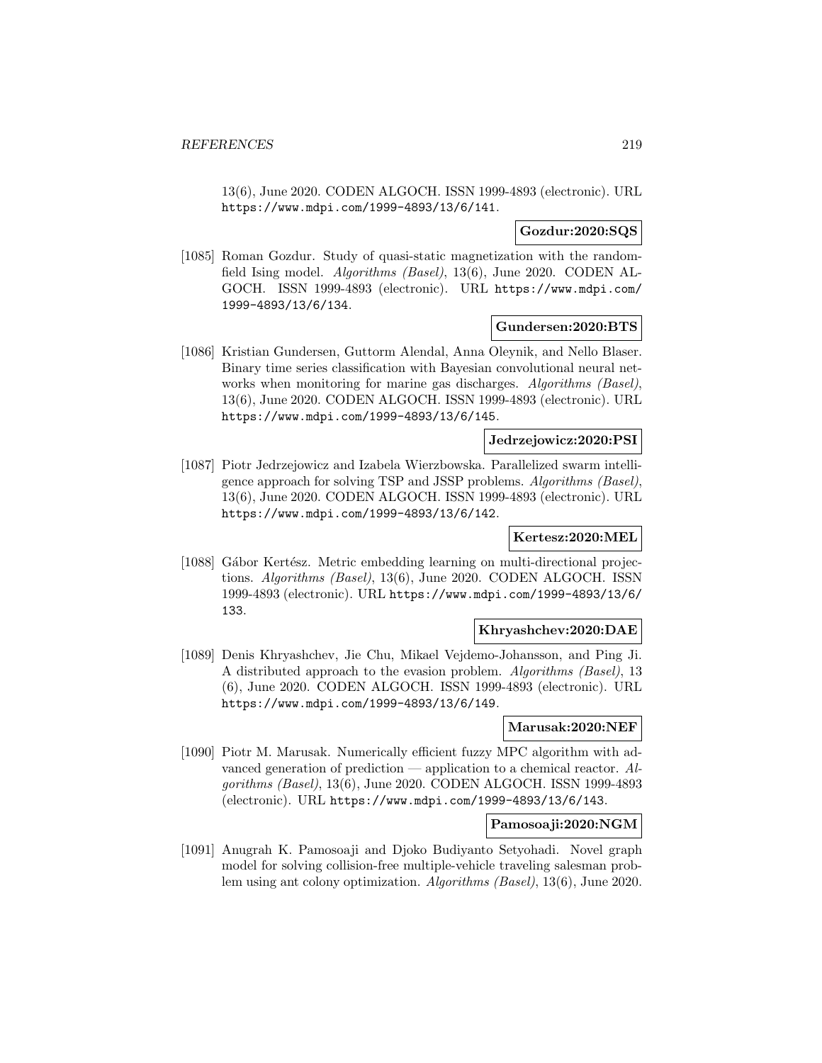13(6), June 2020. CODEN ALGOCH. ISSN 1999-4893 (electronic). URL https://www.mdpi.com/1999-4893/13/6/141.

**Gozdur:2020:SQS**

[1085] Roman Gozdur. Study of quasi-static magnetization with the random-field Ising model. *Algorithms (Basel)*, 13(6), June 2020. CODEN ALGOCH. ISSN 1999-4893 (electronic). URL https://www.mdpi.com/1999-4893/13/6/134.

**Gundersen:2020:BTS**

[1086] Kristian Gundersen, Guttorm Alendal, Anna Oleynik, and Nello Blaser. Binary time series classification with Bayesian convolutional neural networks when monitoring for marine gas discharges. *Algorithms (Basel)*, 13(6), June 2020. CODEN ALGOCH. ISSN 1999-4893 (electronic). URL https://www.mdpi.com/1999-4893/13/6/145.

**Jedrzejowicz:2020:PSI**

[1087] Piotr Jedrzejowicz and Izabela Wierzbowska. Parallelized swarm intelligence approach for solving TSP and JSSP problems. *Algorithms (Basel)*, 13(6), June 2020. CODEN ALGOCH. ISSN 1999-4893 (electronic). URL https://www.mdpi.com/1999-4893/13/6/142.

**Kertesz:2020:MEL**

[1088] Gábor Kertész. Metric embedding learning on multi-directional projections. *Algorithms (Basel)*, 13(6), June 2020. CODEN ALGOCH. ISSN 1999-4893 (electronic). URL https://www.mdpi.com/1999-4893/13/6/133.

**Khryashchev:2020:DAE**

[1089] Denis Khryashchev, Jie Chu, Mikael Vejdemo-Johansson, and Ping Ji. A distributed approach to the evasion problem. *Algorithms (Basel)*, 13(6), June 2020. CODEN ALGOCH. ISSN 1999-4893 (electronic). URL https://www.mdpi.com/1999-4893/13/6/149.

**Marusak:2020:NEF**

[1090] Piotr M. Marusak. Numerically efficient fuzzy MPC algorithm with advanced generation of prediction — application to a chemical reactor. *Algorithms (Basel)*, 13(6), June 2020. CODEN ALGOCH. ISSN 1999-4893 (electronic). URL https://www.mdpi.com/1999-4893/13/6/143.

**Pamosoaji:2020:NGM**

[1091] Anugrah K. Pamosoaji and Djoko Budiyanto Setyohadi. Novel graph model for solving collision-free multiple-vehicle traveling salesman problem using ant colony optimization. *Algorithms (Basel)*, 13(6), June 2020.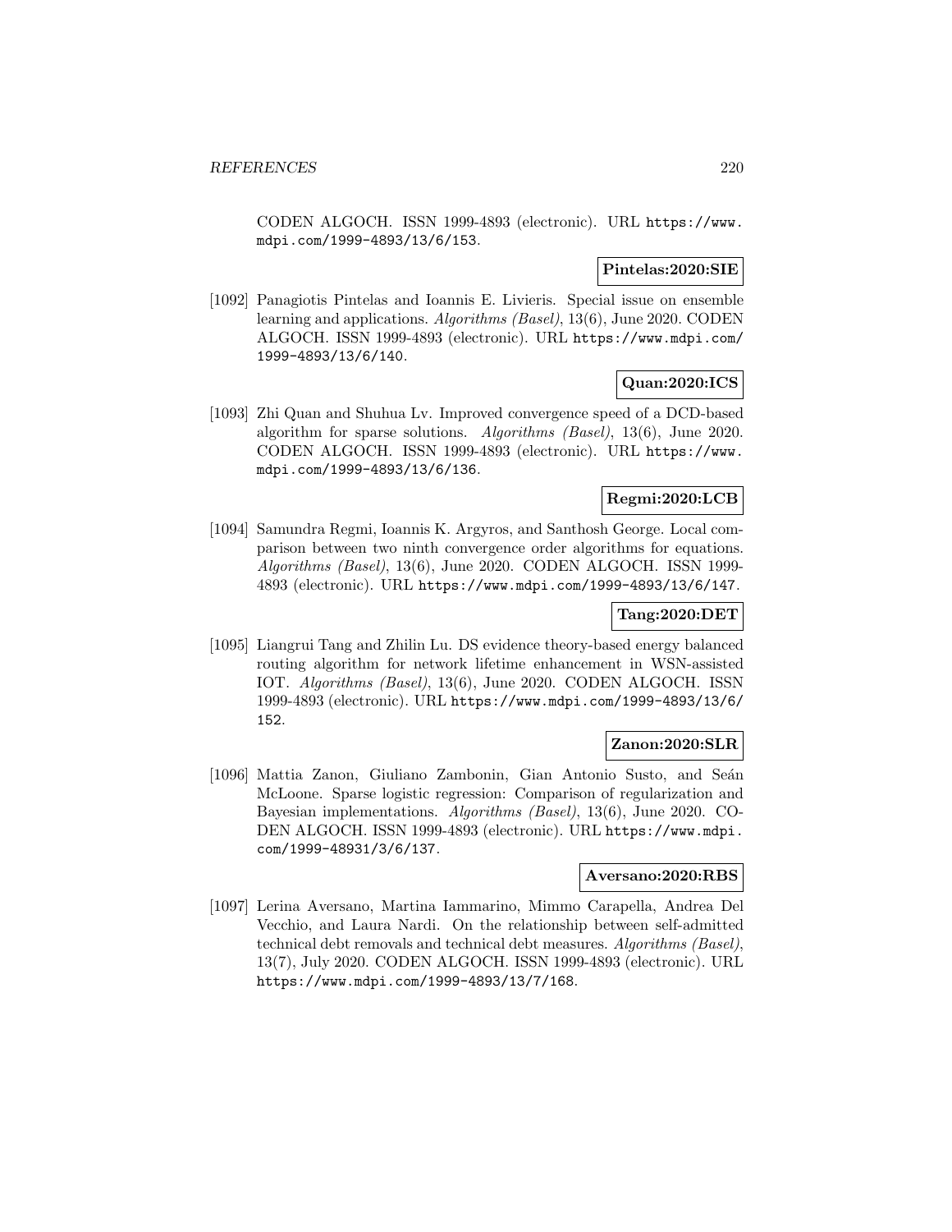CODEN ALGOCH. ISSN 1999-4893 (electronic). URL https://www.mdpi.com/1999-4893/13/6/153.

**Pintelas:2020:SIE**

[1092] Panagiotis Pintelas and Ioannis E. Livieris. Special issue on ensemble learning and applications. *Algorithms (Basel)*, 13(6), June 2020. CODEN ALGOCH. ISSN 1999-4893 (electronic). URL https://www.mdpi.com/1999-4893/13/6/140.

**Quan:2020:ICS**

[1093] Zhi Quan and Shuhua Lv. Improved convergence speed of a DCD-based algorithm for sparse solutions. *Algorithms (Basel)*, 13(6), June 2020. CODEN ALGOCH. ISSN 1999-4893 (electronic). URL https://www.mdpi.com/1999-4893/13/6/136.

**Regmi:2020:LCB**

[1094] Samundra Regmi, Ioannis K. Argyros, and Santhosh George. Local comparison between two ninth convergence order algorithms for equations. *Algorithms (Basel)*, 13(6), June 2020. CODEN ALGOCH. ISSN 1999-4893 (electronic). URL https://www.mdpi.com/1999-4893/13/6/147.

**Tang:2020:DET**

[1095] Liangrui Tang and Zhilin Lu. DS evidence theory-based energy balanced routing algorithm for network lifetime enhancement in WSN-assisted IOT. *Algorithms (Basel)*, 13(6), June 2020. CODEN ALGOCH. ISSN 1999-4893 (electronic). URL https://www.mdpi.com/1999-4893/13/6/152.

**Zanon:2020:SLR**

[1096] Mattia Zanon, Giuliano Zambonin, Gian Antonio Susto, and Seán McLoone. Sparse logistic regression: Comparison of regularization and Bayesian implementations. *Algorithms (Basel)*, 13(6), June 2020. CODEN ALGOCH. ISSN 1999-4893 (electronic). URL https://www.mdpi.com/1999-48931/3/6/137.

**Aversano:2020:RBS**

[1097] Lerina Aversano, Martina Iammarino, Mimmo Carapella, Andrea Del Vecchio, and Laura Nardi. On the relationship between self-admitted technical debt removals and technical debt measures. *Algorithms (Basel)*, 13(7), July 2020. CODEN ALGOCH. ISSN 1999-4893 (electronic). URL https://www.mdpi.com/1999-4893/13/7/168.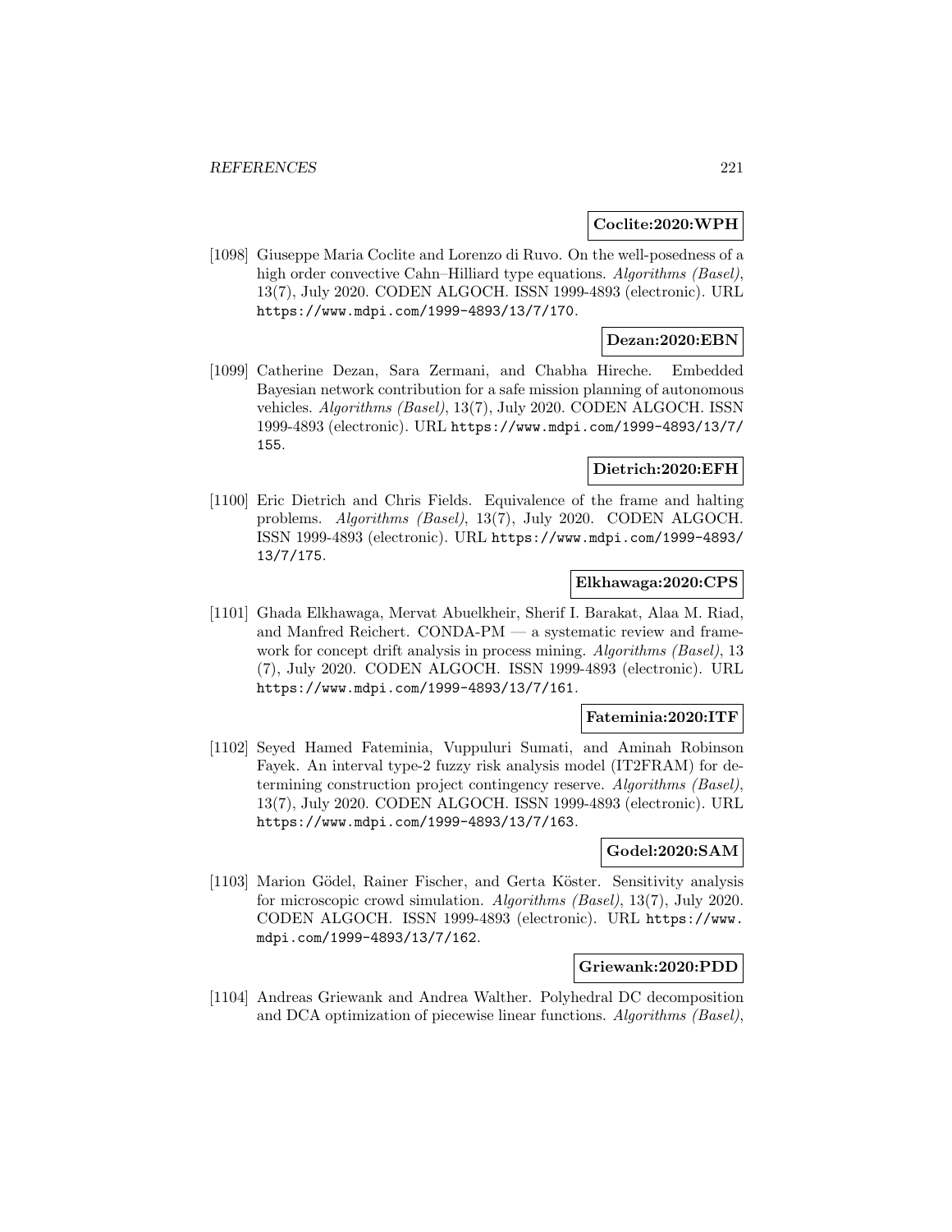**Coclite:2020:WPH**

[1098] Giuseppe Maria Coclite and Lorenzo di Ruvo. On the well-posedness of a high order convective Cahn–Hilliard type equations. *Algorithms (Basel)*, 13(7), July 2020. CODEN ALGOCH. ISSN 1999-4893 (electronic). URL https://www.mdpi.com/1999-4893/13/7/170.

**Dezan:2020:EBN**

[1099] Catherine Dezan, Sara Zermani, and Chabha Hireche. Embedded Bayesian network contribution for a safe mission planning of autonomous vehicles. *Algorithms (Basel)*, 13(7), July 2020. CODEN ALGOCH. ISSN 1999-4893 (electronic). URL https://www.mdpi.com/1999-4893/13/7/155.

**Dietrich:2020:EFH**

[1100] Eric Dietrich and Chris Fields. Equivalence of the frame and halting problems. *Algorithms (Basel)*, 13(7), July 2020. CODEN ALGOCH. ISSN 1999-4893 (electronic). URL https://www.mdpi.com/1999-4893/13/7/175.

**Elkhawaga:2020:CPS**

[1101] Ghada Elkhawaga, Mervat Abuelkheir, Sherif I. Barakat, Alaa M. Riad, and Manfred Reichert. CONDA-PM — a systematic review and framework for concept drift analysis in process mining. *Algorithms (Basel)*, 13 (7), July 2020. CODEN ALGOCH. ISSN 1999-4893 (electronic). URL https://www.mdpi.com/1999-4893/13/7/161.

**Fateminia:2020:ITF**

[1102] Seyed Hamed Fateminia, Vuppuluri Sumati, and Aminah Robinson Fayek. An interval type-2 fuzzy risk analysis model (IT2FRAM) for determining construction project contingency reserve. *Algorithms (Basel)*, 13(7), July 2020. CODEN ALGOCH. ISSN 1999-4893 (electronic). URL https://www.mdpi.com/1999-4893/13/7/163.

**Godel:2020:SAM**

[1103] Marion Gödel, Rainer Fischer, and Gerta Köster. Sensitivity analysis for microscopic crowd simulation. *Algorithms (Basel)*, 13(7), July 2020. CODEN ALGOCH. ISSN 1999-4893 (electronic). URL https://www.mdpi.com/1999-4893/13/7/162.

**Griewank:2020:PDD**

[1104] Andreas Griewank and Andrea Walther. Polyhedral DC decomposition and DCA optimization of piecewise linear functions. *Algorithms (Basel)*,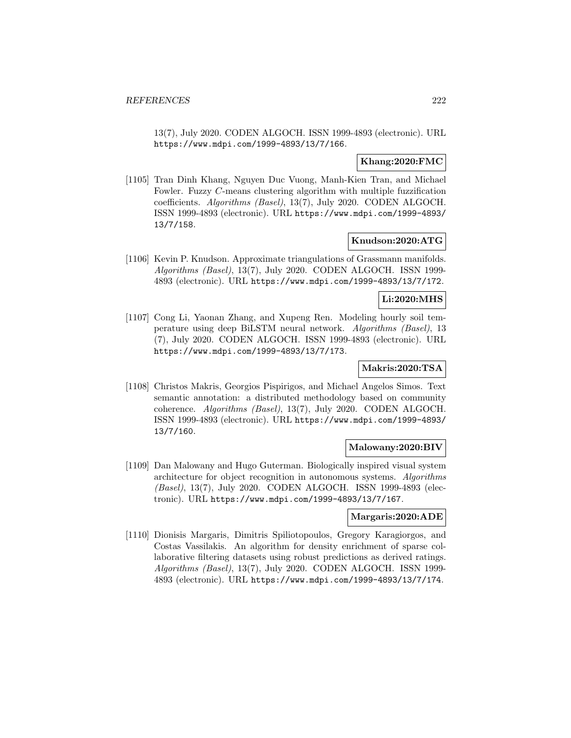13(7), July 2020. CODEN ALGOCH. ISSN 1999-4893 (electronic). URL https://www.mdpi.com/1999-4893/13/7/166.

**Khang:2020:FMC**

[1105] Tran Dinh Khang, Nguyen Duc Vuong, Manh-Kien Tran, and Michael Fowler. Fuzzy $C$-means clustering algorithm with multiple fuzzification coefficients. *Algorithms (Basel)*, 13(7), July 2020. CODEN ALGOCH. ISSN 1999-4893 (electronic). URL https://www.mdpi.com/1999-4893/13/7/158.

**Knudson:2020:ATG**

[1106] Kevin P. Knudson. Approximate triangulations of Grassmann manifolds. *Algorithms (Basel)*, 13(7), July 2020. CODEN ALGOCH. ISSN 1999-4893 (electronic). URL https://www.mdpi.com/1999-4893/13/7/172.

**Li:2020:MHS**

[1107] Cong Li, Yaonan Zhang, and Xupeng Ren. Modeling hourly soil temperature using deep BiLSTM neural network. *Algorithms (Basel)*, 13 (7), July 2020. CODEN ALGOCH. ISSN 1999-4893 (electronic). URL https://www.mdpi.com/1999-4893/13/7/173.

**Makris:2020:TSA**

[1108] Christos Makris, Georgios Pispirigos, and Michael Angelos Simos. Text semantic annotation: a distributed methodology based on community coherence. *Algorithms (Basel)*, 13(7), July 2020. CODEN ALGOCH. ISSN 1999-4893 (electronic). URL https://www.mdpi.com/1999-4893/13/7/160.

**Malowany:2020:BIV**

[1109] Dan Malowany and Hugo Guterman. Biologically inspired visual system architecture for object recognition in autonomous systems. *Algorithms (Basel)*, 13(7), July 2020. CODEN ALGOCH. ISSN 1999-4893 (electronic). URL https://www.mdpi.com/1999-4893/13/7/167.

**Margaris:2020:ADE**

[1110] Dionisis Margaris, Dimitris Spiliotopoulos, Gregory Karagiorgos, and Costas Vassilakis. An algorithm for density enrichment of sparse collaborative filtering datasets using robust predictions as derived ratings. *Algorithms (Basel)*, 13(7), July 2020. CODEN ALGOCH. ISSN 1999-4893 (electronic). URL https://www.mdpi.com/1999-4893/13/7/174.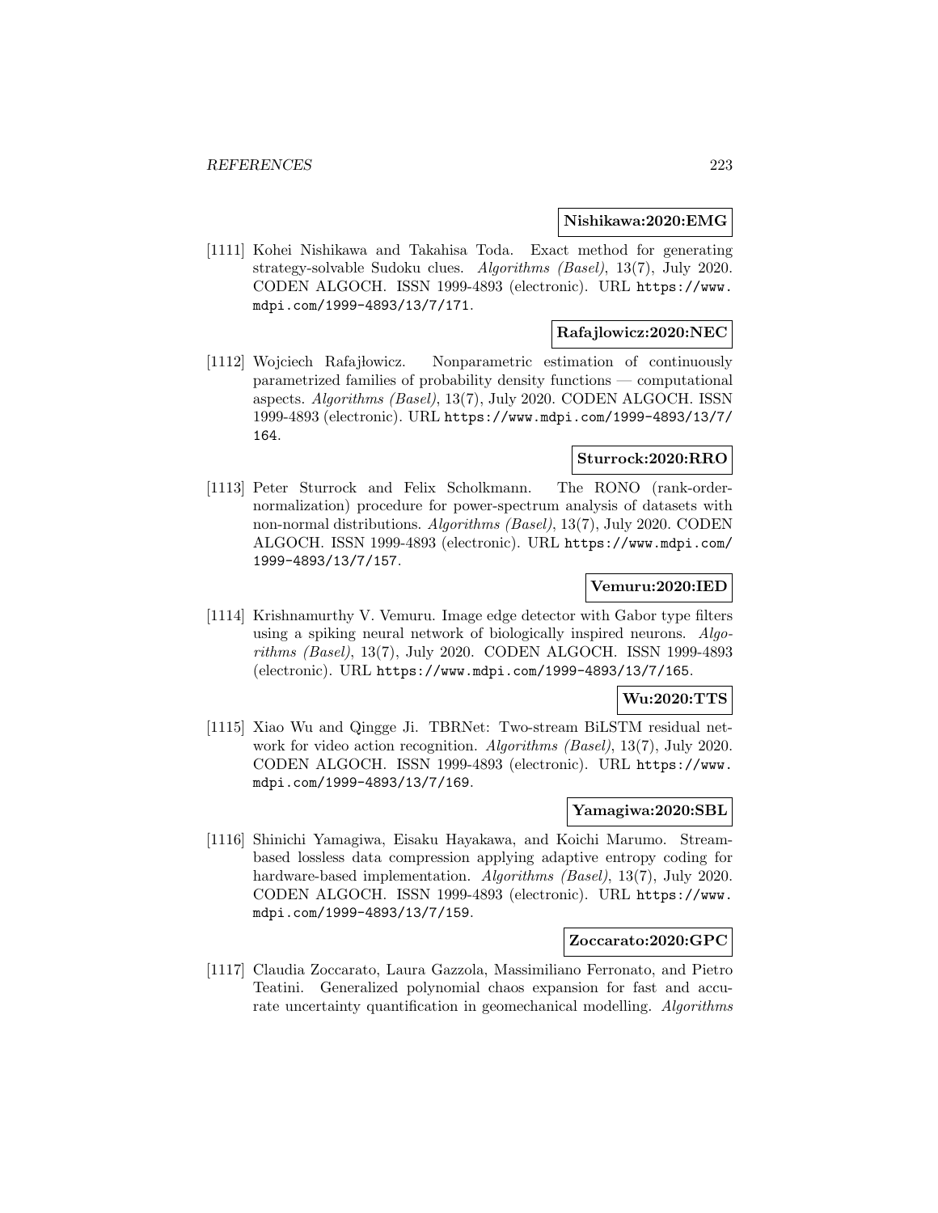**Nishikawa:2020:EMG**

[1111] Kohei Nishikawa and Takahisa Toda. Exact method for generating strategy-solvable Sudoku clues. *Algorithms (Basel)*, 13(7), July 2020. CODEN ALGOCH. ISSN 1999-4893 (electronic). URL `https://www.mdpi.com/1999-4893/13/7/171`.

**Rafajlowicz:2020:NEC**

[1112] Wojciech Rafajłowicz. Nonparametric estimation of continuously parametrized families of probability density functions — computational aspects. *Algorithms (Basel)*, 13(7), July 2020. CODEN ALGOCH. ISSN 1999-4893 (electronic). URL `https://www.mdpi.com/1999-4893/13/7/164`.

**Sturrock:2020:RRO**

[1113] Peter Sturrock and Felix Scholkmann. The RONO (rank-order-normalization) procedure for power-spectrum analysis of datasets with non-normal distributions. *Algorithms (Basel)*, 13(7), July 2020. CODEN ALGOCH. ISSN 1999-4893 (electronic). URL `https://www.mdpi.com/1999-4893/13/7/157`.

**Vemuru:2020:IED**

[1114] Krishnamurthy V. Vemuru. Image edge detector with Gabor type filters using a spiking neural network of biologically inspired neurons. *Algorithms (Basel)*, 13(7), July 2020. CODEN ALGOCH. ISSN 1999-4893 (electronic). URL `https://www.mdpi.com/1999-4893/13/7/165`.

**Wu:2020:TTS**

[1115] Xiao Wu and Qingge Ji. TBRNet: Two-stream BiLSTM residual network for video action recognition. *Algorithms (Basel)*, 13(7), July 2020. CODEN ALGOCH. ISSN 1999-4893 (electronic). URL `https://www.mdpi.com/1999-4893/13/7/169`.

**Yamagiwa:2020:SBL**

[1116] Shinichi Yamagiwa, Eisaku Hayakawa, and Koichi Marumo. Stream-based lossless data compression applying adaptive entropy coding for hardware-based implementation. *Algorithms (Basel)*, 13(7), July 2020. CODEN ALGOCH. ISSN 1999-4893 (electronic). URL `https://www.mdpi.com/1999-4893/13/7/159`.

**Zoccarato:2020:GPC**

[1117] Claudia Zoccarato, Laura Gazzola, Massimiliano Ferronato, and Pietro Teatini. Generalized polynomial chaos expansion for fast and accurate uncertainty quantification in geomechanical modelling. *Algorithms*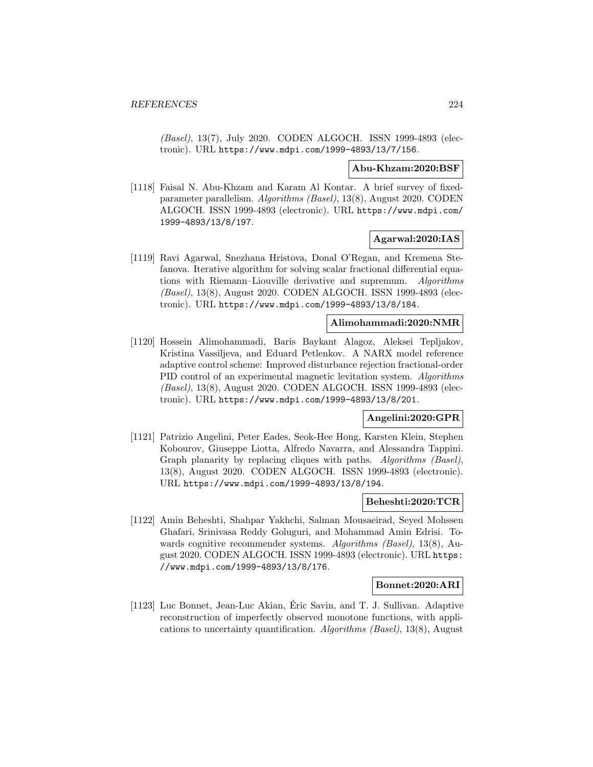*(Basel)*, 13(7), July 2020. CODEN ALGOCH. ISSN 1999-4893 (electronic). URL https://www.mdpi.com/1999-4893/13/7/156.

**Abu-Khzam:2020:BSF**

[1118] Faisal N. Abu-Khzam and Karam Al Kontar. A brief survey of fixed-parameter parallelism. *Algorithms (Basel)*, 13(8), August 2020. CODEN ALGOCH. ISSN 1999-4893 (electronic). URL https://www.mdpi.com/1999-4893/13/8/197.

**Agarwal:2020:IAS**

[1119] Ravi Agarwal, Snezhana Hristova, Donal O'Regan, and Kremena Stefanova. Iterative algorithm for solving scalar fractional differential equations with Riemann–Liouville derivative and supremum. *Algorithms (Basel)*, 13(8), August 2020. CODEN ALGOCH. ISSN 1999-4893 (electronic). URL https://www.mdpi.com/1999-4893/13/8/184.

**Alimohammadi:2020:NMR**

[1120] Hossein Alimohammadi, Baris Baykant Alagoz, Aleksei Tepljakov, Kristina Vassiljeva, and Eduard Petlenkov. A NARX model reference adaptive control scheme: Improved disturbance rejection fractional-order PID control of an experimental magnetic levitation system. *Algorithms (Basel)*, 13(8), August 2020. CODEN ALGOCH. ISSN 1999-4893 (electronic). URL https://www.mdpi.com/1999-4893/13/8/201.

**Angelini:2020:GPR**

[1121] Patrizio Angelini, Peter Eades, Seok-Hee Hong, Karsten Klein, Stephen Kobourov, Giuseppe Liotta, Alfredo Navarra, and Alessandra Tappini. Graph planarity by replacing cliques with paths. *Algorithms (Basel)*, 13(8), August 2020. CODEN ALGOCH. ISSN 1999-4893 (electronic). URL https://www.mdpi.com/1999-4893/13/8/194.

**Beheshti:2020:TCR**

[1122] Amin Beheshti, Shahpar Yakhchi, Salman Mousaeirad, Seyed Mohssen Ghafari, Srinivasa Reddy Goluguri, and Mohammad Amin Edrisi. Towards cognitive recommender systems. *Algorithms (Basel)*, 13(8), August 2020. CODEN ALGOCH. ISSN 1999-4893 (electronic). URL https://www.mdpi.com/1999-4893/13/8/176.

**Bonnet:2020:ARI**

[1123] Luc Bonnet, Jean-Luc Akian, Éric Savin, and T. J. Sullivan. Adaptive reconstruction of imperfectly observed monotone functions, with applications to uncertainty quantification. *Algorithms (Basel)*, 13(8), August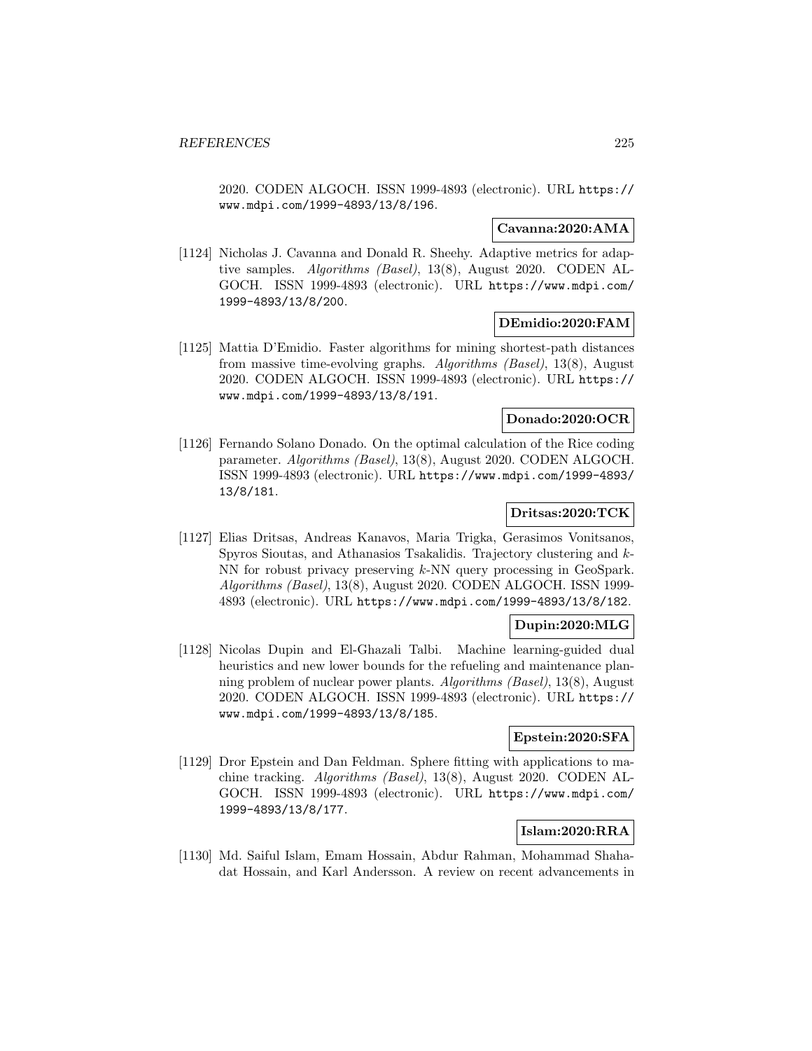2020. CODEN ALGOCH. ISSN 1999-4893 (electronic). URL https://www.mdpi.com/1999-4893/13/8/196.

**Cavanna:2020:AMA**

[1124] Nicholas J. Cavanna and Donald R. Sheehy. Adaptive metrics for adaptive samples. *Algorithms (Basel)*, 13(8), August 2020. CODEN ALGOCH. ISSN 1999-4893 (electronic). URL https://www.mdpi.com/1999-4893/13/8/200.

**DEmidio:2020:FAM**

[1125] Mattia D'Emidio. Faster algorithms for mining shortest-path distances from massive time-evolving graphs. *Algorithms (Basel)*, 13(8), August 2020. CODEN ALGOCH. ISSN 1999-4893 (electronic). URL https://www.mdpi.com/1999-4893/13/8/191.

**Donado:2020:OCR**

[1126] Fernando Solano Donado. On the optimal calculation of the Rice coding parameter. *Algorithms (Basel)*, 13(8), August 2020. CODEN ALGOCH. ISSN 1999-4893 (electronic). URL https://www.mdpi.com/1999-4893/13/8/181.

**Dritsas:2020:TCK**

[1127] Elias Dritsas, Andreas Kanavos, Maria Trigka, Gerasimos Vonitsanos, Spyros Sioutas, and Athanasios Tsakalidis. Trajectory clustering and $k$-NN for robust privacy preserving $k$-NN query processing in GeoSpark. *Algorithms (Basel)*, 13(8), August 2020. CODEN ALGOCH. ISSN 1999-4893 (electronic). URL https://www.mdpi.com/1999-4893/13/8/182.

**Dupin:2020:MLG**

[1128] Nicolas Dupin and El-Ghazali Talbi. Machine learning-guided dual heuristics and new lower bounds for the refueling and maintenance planning problem of nuclear power plants. *Algorithms (Basel)*, 13(8), August 2020. CODEN ALGOCH. ISSN 1999-4893 (electronic). URL https://www.mdpi.com/1999-4893/13/8/185.

**Epstein:2020:SFA**

[1129] Dror Epstein and Dan Feldman. Sphere fitting with applications to machine tracking. *Algorithms (Basel)*, 13(8), August 2020. CODEN ALGOCH. ISSN 1999-4893 (electronic). URL https://www.mdpi.com/1999-4893/13/8/177.

**Islam:2020:RRA**

[1130] Md. Saiful Islam, Emam Hossain, Abdur Rahman, Mohammad Shahadat Hossain, and Karl Andersson. A review on recent advancements in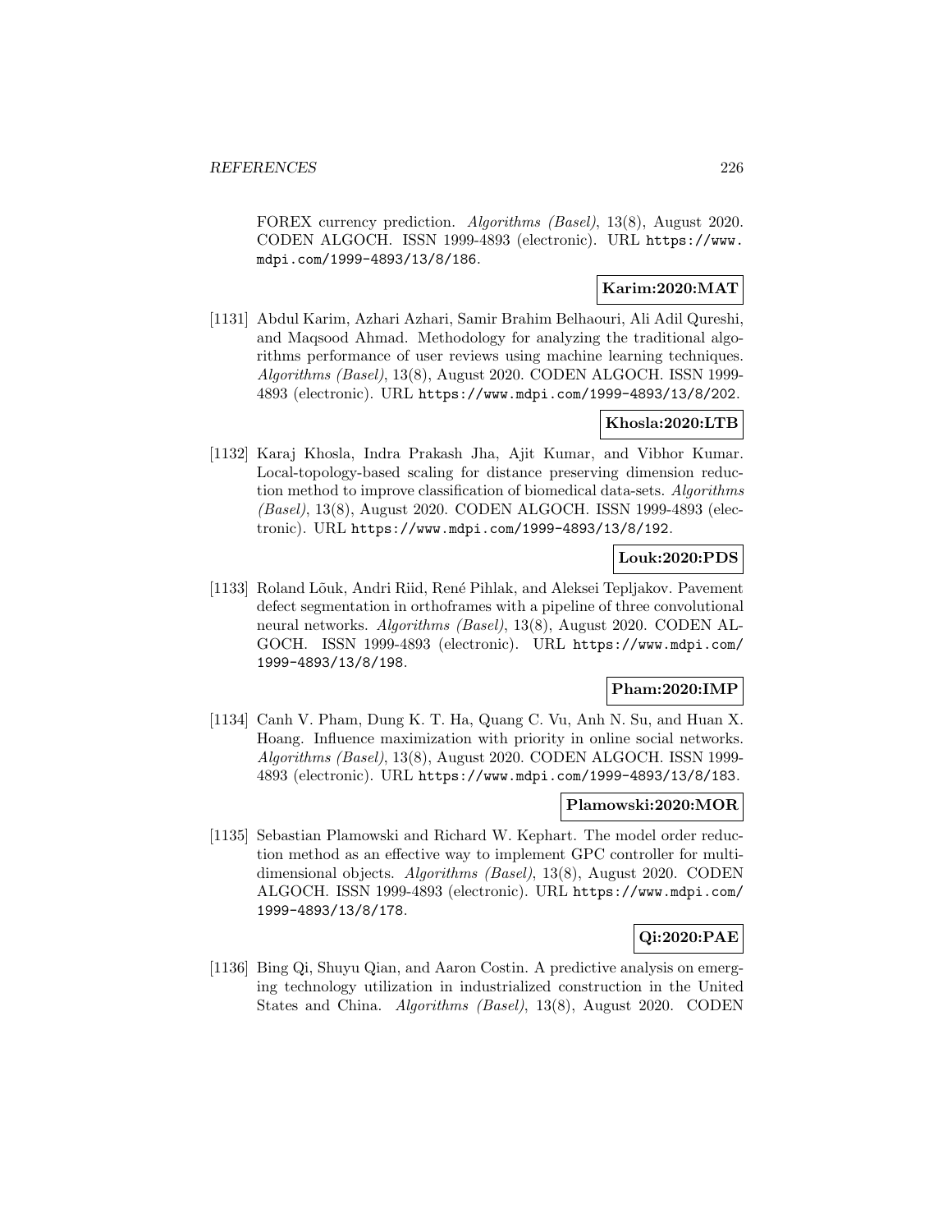FOREX currency prediction. *Algorithms (Basel)*, 13(8), August 2020. CODEN ALGOCH. ISSN 1999-4893 (electronic). URL https://www.mdpi.com/1999-4893/13/8/186.

**Karim:2020:MAT**

[1131] Abdul Karim, Azhari Azhari, Samir Brahim Belhaouri, Ali Adil Qureshi, and Maqsood Ahmad. Methodology for analyzing the traditional algorithms performance of user reviews using machine learning techniques. *Algorithms (Basel)*, 13(8), August 2020. CODEN ALGOCH. ISSN 1999-4893 (electronic). URL https://www.mdpi.com/1999-4893/13/8/202.

**Khosla:2020:LTB**

[1132] Karaj Khosla, Indra Prakash Jha, Ajit Kumar, and Vibhor Kumar. Local-topology-based scaling for distance preserving dimension reduction method to improve classification of biomedical data-sets. *Algorithms (Basel)*, 13(8), August 2020. CODEN ALGOCH. ISSN 1999-4893 (electronic). URL https://www.mdpi.com/1999-4893/13/8/192.

**Louk:2020:PDS**

[1133] Roland Lõuk, Andri Riid, René Pihlak, and Aleksei Tepljakov. Pavement defect segmentation in orthoframes with a pipeline of three convolutional neural networks. *Algorithms (Basel)*, 13(8), August 2020. CODEN ALGOCH. ISSN 1999-4893 (electronic). URL https://www.mdpi.com/1999-4893/13/8/198.

**Pham:2020:IMP**

[1134] Canh V. Pham, Dung K. T. Ha, Quang C. Vu, Anh N. Su, and Huan X. Hoang. Influence maximization with priority in online social networks. *Algorithms (Basel)*, 13(8), August 2020. CODEN ALGOCH. ISSN 1999-4893 (electronic). URL https://www.mdpi.com/1999-4893/13/8/183.

**Plamowski:2020:MOR**

[1135] Sebastian Plamowski and Richard W. Kephart. The model order reduction method as an effective way to implement GPC controller for multidimensional objects. *Algorithms (Basel)*, 13(8), August 2020. CODEN ALGOCH. ISSN 1999-4893 (electronic). URL https://www.mdpi.com/1999-4893/13/8/178.

**Qi:2020:PAE**

[1136] Bing Qi, Shuyu Qian, and Aaron Costin. A predictive analysis on emerging technology utilization in industrialized construction in the United States and China. *Algorithms (Basel)*, 13(8), August 2020. CODEN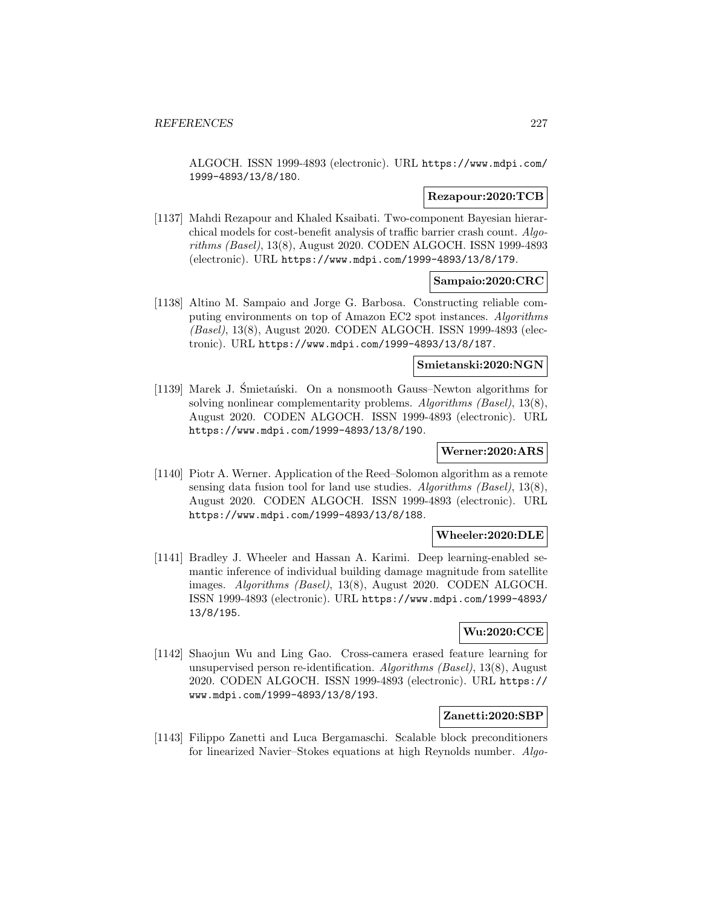ALGOCH. ISSN 1999-4893 (electronic). URL https://www.mdpi.com/1999-4893/13/8/180.

**Rezapour:2020:TCB**

[1137] Mahdi Rezapour and Khaled Ksaibati. Two-component Bayesian hierarchical models for cost-benefit analysis of traffic barrier crash count. *Algorithms (Basel)*, 13(8), August 2020. CODEN ALGOCH. ISSN 1999-4893 (electronic). URL https://www.mdpi.com/1999-4893/13/8/179.

**Sampaio:2020:CRC**

[1138] Altino M. Sampaio and Jorge G. Barbosa. Constructing reliable computing environments on top of Amazon EC2 spot instances. *Algorithms (Basel)*, 13(8), August 2020. CODEN ALGOCH. ISSN 1999-4893 (electronic). URL https://www.mdpi.com/1999-4893/13/8/187.

**Smietanski:2020:NGN**

[1139] Marek J. Śmietański. On a nonsmooth Gauss–Newton algorithms for solving nonlinear complementarity problems. *Algorithms (Basel)*, 13(8), August 2020. CODEN ALGOCH. ISSN 1999-4893 (electronic). URL https://www.mdpi.com/1999-4893/13/8/190.

**Werner:2020:ARS**

[1140] Piotr A. Werner. Application of the Reed–Solomon algorithm as a remote sensing data fusion tool for land use studies. *Algorithms (Basel)*, 13(8), August 2020. CODEN ALGOCH. ISSN 1999-4893 (electronic). URL https://www.mdpi.com/1999-4893/13/8/188.

**Wheeler:2020:DLE**

[1141] Bradley J. Wheeler and Hassan A. Karimi. Deep learning-enabled semantic inference of individual building damage magnitude from satellite images. *Algorithms (Basel)*, 13(8), August 2020. CODEN ALGOCH. ISSN 1999-4893 (electronic). URL https://www.mdpi.com/1999-4893/13/8/195.

**Wu:2020:CCE**

[1142] Shaojun Wu and Ling Gao. Cross-camera erased feature learning for unsupervised person re-identification. *Algorithms (Basel)*, 13(8), August 2020. CODEN ALGOCH. ISSN 1999-4893 (electronic). URL https://www.mdpi.com/1999-4893/13/8/193.

**Zanetti:2020:SBP**

[1143] Filippo Zanetti and Luca Bergamaschi. Scalable block preconditioners for linearized Navier–Stokes equations at high Reynolds number. *Algo-*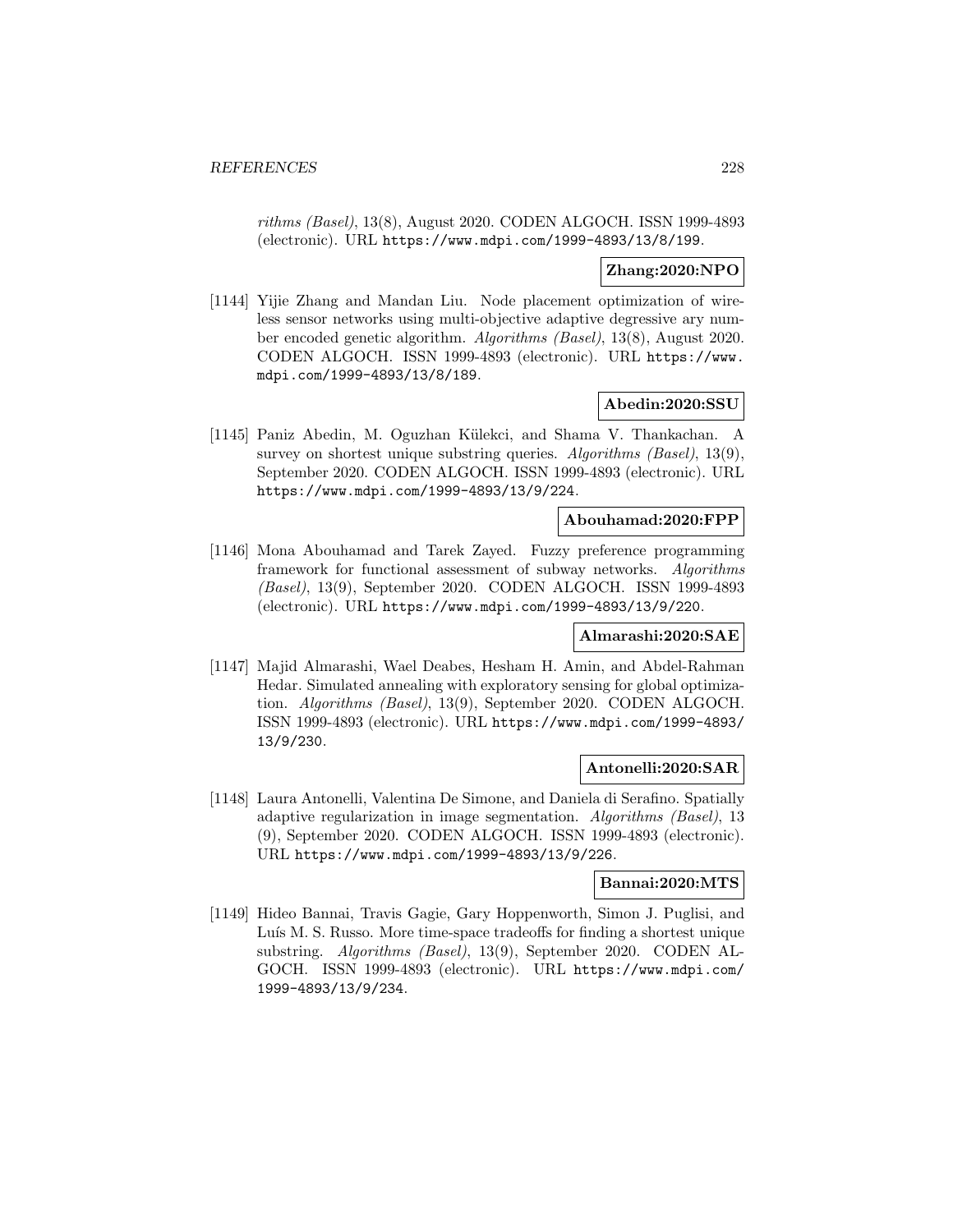*rithms (Basel)*, 13(8), August 2020. CODEN ALGOCH. ISSN 1999-4893 (electronic). URL https://www.mdpi.com/1999-4893/13/8/199.

**Zhang:2020:NPO**

[1144] Yijie Zhang and Mandan Liu. Node placement optimization of wireless sensor networks using multi-objective adaptive degressive ary number encoded genetic algorithm. *Algorithms (Basel)*, 13(8), August 2020. CODEN ALGOCH. ISSN 1999-4893 (electronic). URL https://www.mdpi.com/1999-4893/13/8/189.

**Abedin:2020:SSU**

[1145] Paniz Abedin, M. Oguzhan Külekci, and Shama V. Thankachan. A survey on shortest unique substring queries. *Algorithms (Basel)*, 13(9), September 2020. CODEN ALGOCH. ISSN 1999-4893 (electronic). URL https://www.mdpi.com/1999-4893/13/9/224.

**Abouhamad:2020:FPP**

[1146] Mona Abouhamad and Tarek Zayed. Fuzzy preference programming framework for functional assessment of subway networks. *Algorithms (Basel)*, 13(9), September 2020. CODEN ALGOCH. ISSN 1999-4893 (electronic). URL https://www.mdpi.com/1999-4893/13/9/220.

**Almarashi:2020:SAE**

[1147] Majid Almarashi, Wael Deabes, Hesham H. Amin, and Abdel-Rahman Hedar. Simulated annealing with exploratory sensing for global optimization. *Algorithms (Basel)*, 13(9), September 2020. CODEN ALGOCH. ISSN 1999-4893 (electronic). URL https://www.mdpi.com/1999-4893/13/9/230.

**Antonelli:2020:SAR**

[1148] Laura Antonelli, Valentina De Simone, and Daniela di Serafino. Spatially adaptive regularization in image segmentation. *Algorithms (Basel)*, 13(9), September 2020. CODEN ALGOCH. ISSN 1999-4893 (electronic). URL https://www.mdpi.com/1999-4893/13/9/226.

**Bannai:2020:MTS**

[1149] Hideo Bannai, Travis Gagie, Gary Hoppenworth, Simon J. Puglisi, and Luís M. S. Russo. More time-space tradeoffs for finding a shortest unique substring. *Algorithms (Basel)*, 13(9), September 2020. CODEN ALGOCH. ISSN 1999-4893 (electronic). URL https://www.mdpi.com/1999-4893/13/9/234.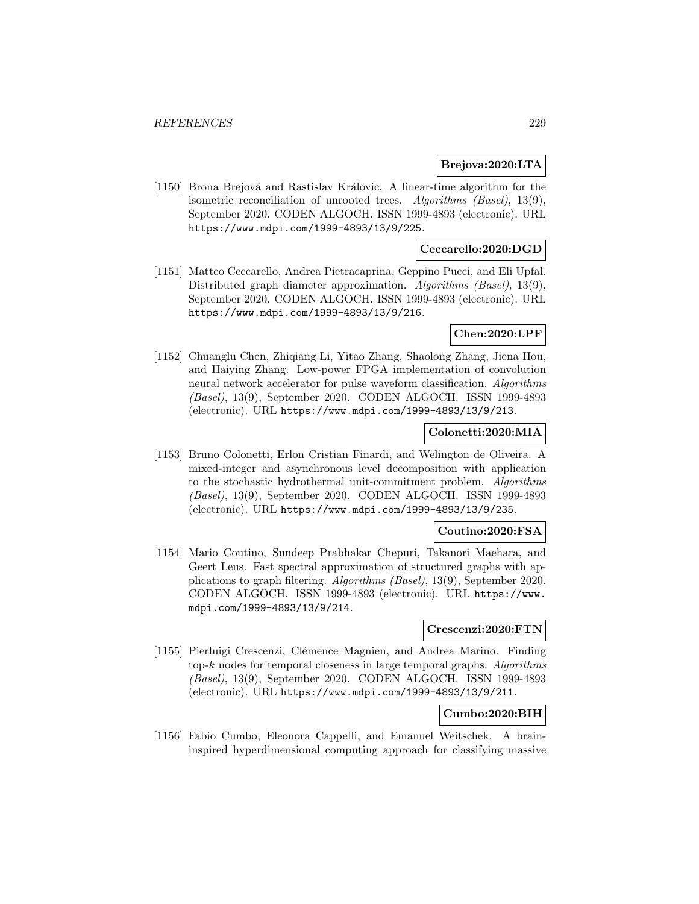**Brejova:2020:LTA**

[1150] Brona Brejová and Rastislav Královic. A linear-time algorithm for the isometric reconciliation of unrooted trees. *Algorithms (Basel)*, 13(9), September 2020. CODEN ALGOCH. ISSN 1999-4893 (electronic). URL https://www.mdpi.com/1999-4893/13/9/225.

**Ceccarello:2020:DGD**

[1151] Matteo Ceccarello, Andrea Pietracaprina, Geppino Pucci, and Eli Upfal. Distributed graph diameter approximation. *Algorithms (Basel)*, 13(9), September 2020. CODEN ALGOCH. ISSN 1999-4893 (electronic). URL https://www.mdpi.com/1999-4893/13/9/216.

**Chen:2020:LPF**

[1152] Chuanglu Chen, Zhiqiang Li, Yitao Zhang, Shaolong Zhang, Jiena Hou, and Haiying Zhang. Low-power FPGA implementation of convolution neural network accelerator for pulse waveform classification. *Algorithms (Basel)*, 13(9), September 2020. CODEN ALGOCH. ISSN 1999-4893 (electronic). URL https://www.mdpi.com/1999-4893/13/9/213.

**Colonetti:2020:MIA**

[1153] Bruno Colonetti, Erlon Cristian Finardi, and Welington de Oliveira. A mixed-integer and asynchronous level decomposition with application to the stochastic hydrothermal unit-commitment problem. *Algorithms (Basel)*, 13(9), September 2020. CODEN ALGOCH. ISSN 1999-4893 (electronic). URL https://www.mdpi.com/1999-4893/13/9/235.

**Coutino:2020:FSA**

[1154] Mario Coutino, Sundeep Prabhakar Chepuri, Takanori Maehara, and Geert Leus. Fast spectral approximation of structured graphs with applications to graph filtering. *Algorithms (Basel)*, 13(9), September 2020. CODEN ALGOCH. ISSN 1999-4893 (electronic). URL https://www.mdpi.com/1999-4893/13/9/214.

**Crescenzi:2020:FTN**

[1155] Pierluigi Crescenzi, Clémence Magnien, and Andrea Marino. Finding top-$k$ nodes for temporal closeness in large temporal graphs. *Algorithms (Basel)*, 13(9), September 2020. CODEN ALGOCH. ISSN 1999-4893 (electronic). URL https://www.mdpi.com/1999-4893/13/9/211.

**Cumbo:2020:BIH**

[1156] Fabio Cumbo, Eleonora Cappelli, and Emanuel Weitschek. A brain-inspired hyperdimensional computing approach for classifying massive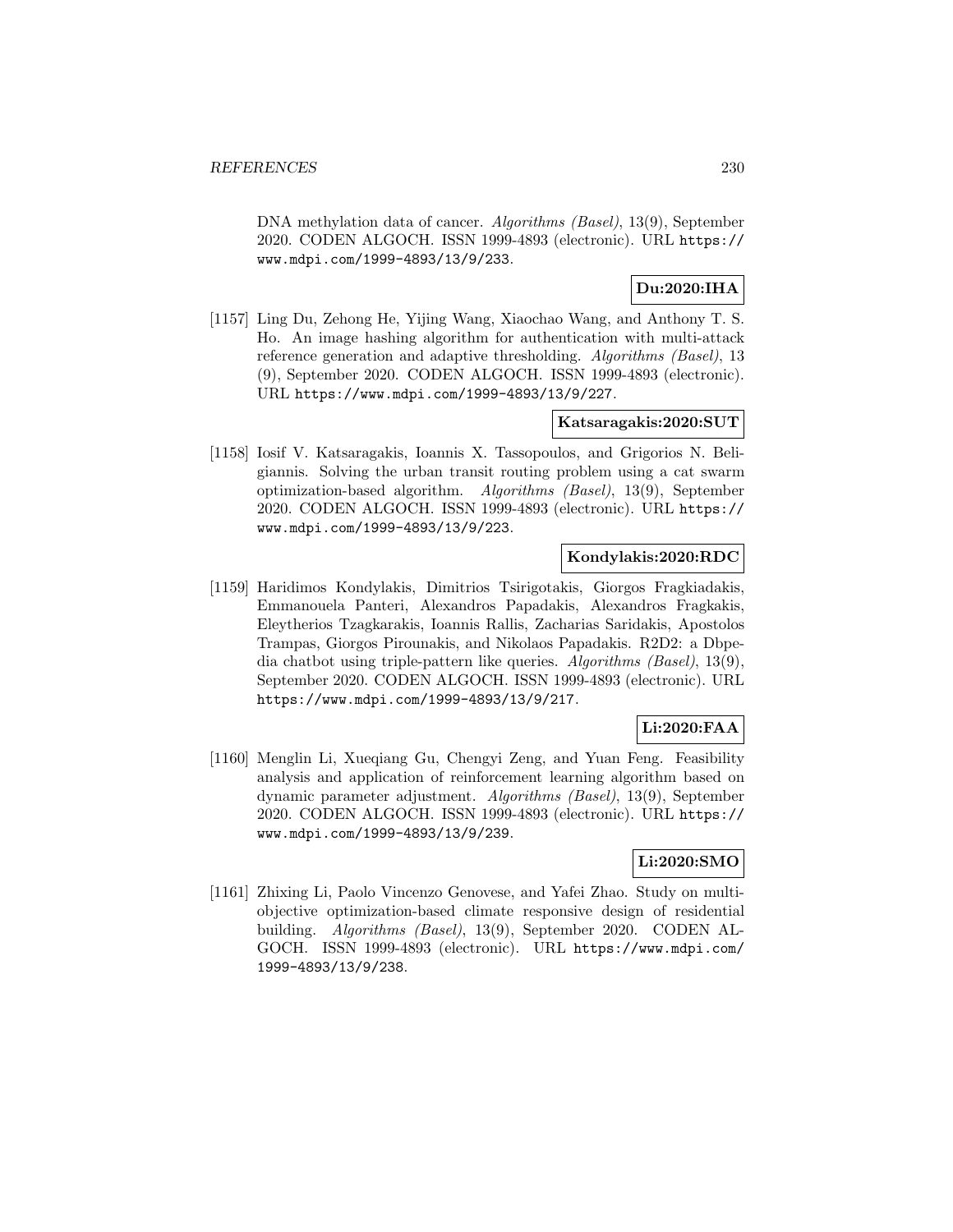DNA methylation data of cancer. *Algorithms (Basel)*, 13(9), September 2020. CODEN ALGOCH. ISSN 1999-4893 (electronic). URL https://www.mdpi.com/1999-4893/13/9/233.

**Du:2020:IHA**

[1157] Ling Du, Zehong He, Yijing Wang, Xiaochao Wang, and Anthony T. S. Ho. An image hashing algorithm for authentication with multi-attack reference generation and adaptive thresholding. *Algorithms (Basel)*, 13 (9), September 2020. CODEN ALGOCH. ISSN 1999-4893 (electronic). URL https://www.mdpi.com/1999-4893/13/9/227.

**Katsaragakis:2020:SUT**

[1158] Iosif V. Katsaragakis, Ioannis X. Tassopoulos, and Grigorios N. Beligiannis. Solving the urban transit routing problem using a cat swarm optimization-based algorithm. *Algorithms (Basel)*, 13(9), September 2020. CODEN ALGOCH. ISSN 1999-4893 (electronic). URL https://www.mdpi.com/1999-4893/13/9/223.

**Kondylakis:2020:RDC**

[1159] Haridimos Kondylakis, Dimitrios Tsirigotakis, Giorgos Fragkiadakis, Emmanouela Panteri, Alexandros Papadakis, Alexandros Fragkakis, Eleytherios Tzagkarakis, Ioannis Rallis, Zacharias Saridakis, Apostolos Trampas, Giorgos Pirounakis, and Nikolaos Papadakis. R2D2: a Dbpedia chatbot using triple-pattern like queries. *Algorithms (Basel)*, 13(9), September 2020. CODEN ALGOCH. ISSN 1999-4893 (electronic). URL https://www.mdpi.com/1999-4893/13/9/217.

**Li:2020:FAA**

[1160] Menglin Li, Xueqiang Gu, Chengyi Zeng, and Yuan Feng. Feasibility analysis and application of reinforcement learning algorithm based on dynamic parameter adjustment. *Algorithms (Basel)*, 13(9), September 2020. CODEN ALGOCH. ISSN 1999-4893 (electronic). URL https://www.mdpi.com/1999-4893/13/9/239.

**Li:2020:SMO**

[1161] Zhixing Li, Paolo Vincenzo Genovese, and Yafei Zhao. Study on multi-objective optimization-based climate responsive design of residential building. *Algorithms (Basel)*, 13(9), September 2020. CODEN ALGOCH. ISSN 1999-4893 (electronic). URL https://www.mdpi.com/1999-4893/13/9/238.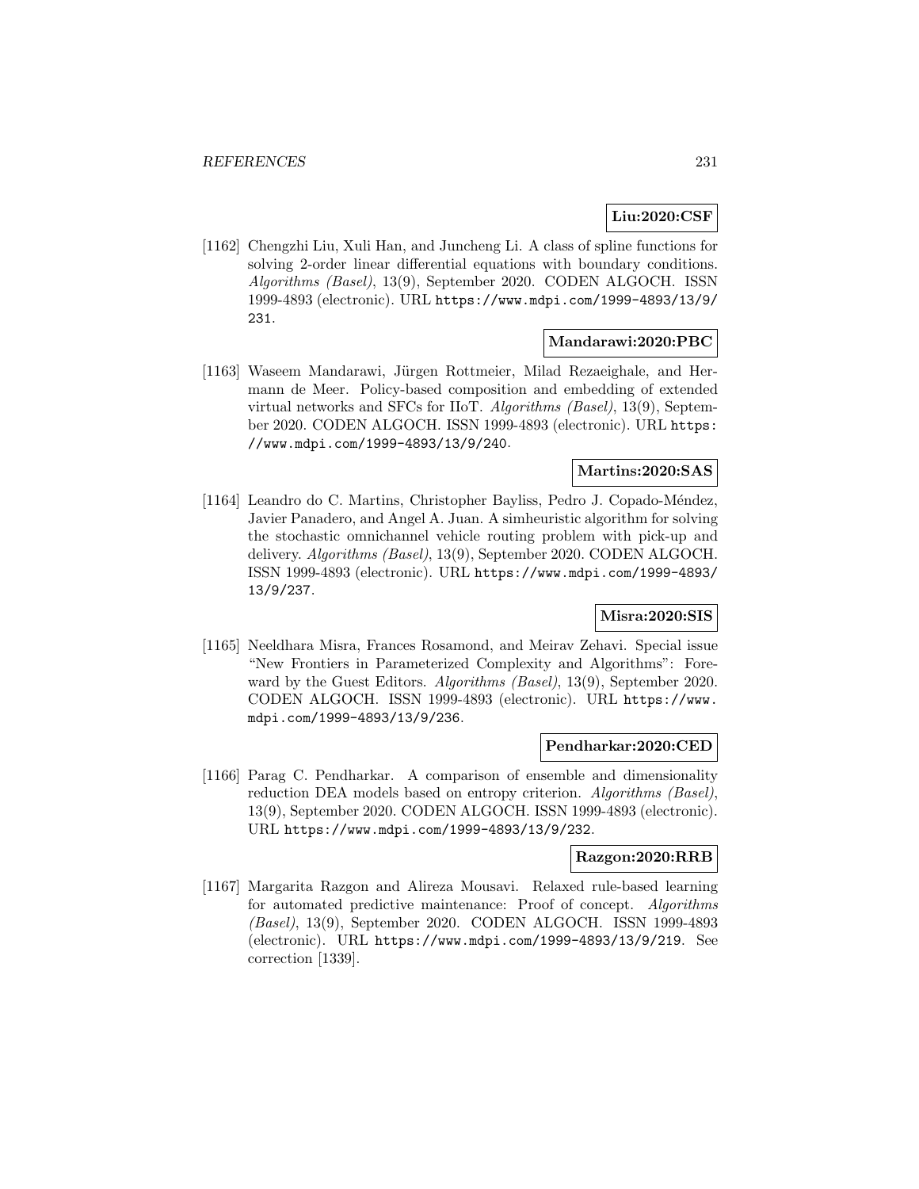**Liu:2020:CSF**

[1162] Chengzhi Liu, Xuli Han, and Juncheng Li. A class of spline functions for solving 2-order linear differential equations with boundary conditions. *Algorithms (Basel)*, 13(9), September 2020. CODEN ALGOCH. ISSN 1999-4893 (electronic). URL https://www.mdpi.com/1999-4893/13/9/231.

**Mandarawi:2020:PBC**

[1163] Waseem Mandarawi, Jürgen Rottmeier, Milad Rezaeighale, and Hermann de Meer. Policy-based composition and embedding of extended virtual networks and SFCs for IIoT. *Algorithms (Basel)*, 13(9), September 2020. CODEN ALGOCH. ISSN 1999-4893 (electronic). URL https://www.mdpi.com/1999-4893/13/9/240.

**Martins:2020:SAS**

[1164] Leandro do C. Martins, Christopher Bayliss, Pedro J. Copado-Méndez, Javier Panadero, and Angel A. Juan. A simheuristic algorithm for solving the stochastic omnichannel vehicle routing problem with pick-up and delivery. *Algorithms (Basel)*, 13(9), September 2020. CODEN ALGOCH. ISSN 1999-4893 (electronic). URL https://www.mdpi.com/1999-4893/13/9/237.

**Misra:2020:SIS**

[1165] Neeldhara Misra, Frances Rosamond, and Meirav Zehavi. Special issue "New Frontiers in Parameterized Complexity and Algorithms": Foreward by the Guest Editors. *Algorithms (Basel)*, 13(9), September 2020. CODEN ALGOCH. ISSN 1999-4893 (electronic). URL https://www.mdpi.com/1999-4893/13/9/236.

**Pendharkar:2020:CED**

[1166] Parag C. Pendharkar. A comparison of ensemble and dimensionality reduction DEA models based on entropy criterion. *Algorithms (Basel)*, 13(9), September 2020. CODEN ALGOCH. ISSN 1999-4893 (electronic). URL https://www.mdpi.com/1999-4893/13/9/232.

**Razgon:2020:RRB**

[1167] Margarita Razgon and Alireza Mousavi. Relaxed rule-based learning for automated predictive maintenance: Proof of concept. *Algorithms (Basel)*, 13(9), September 2020. CODEN ALGOCH. ISSN 1999-4893 (electronic). URL https://www.mdpi.com/1999-4893/13/9/219. See correction [1339].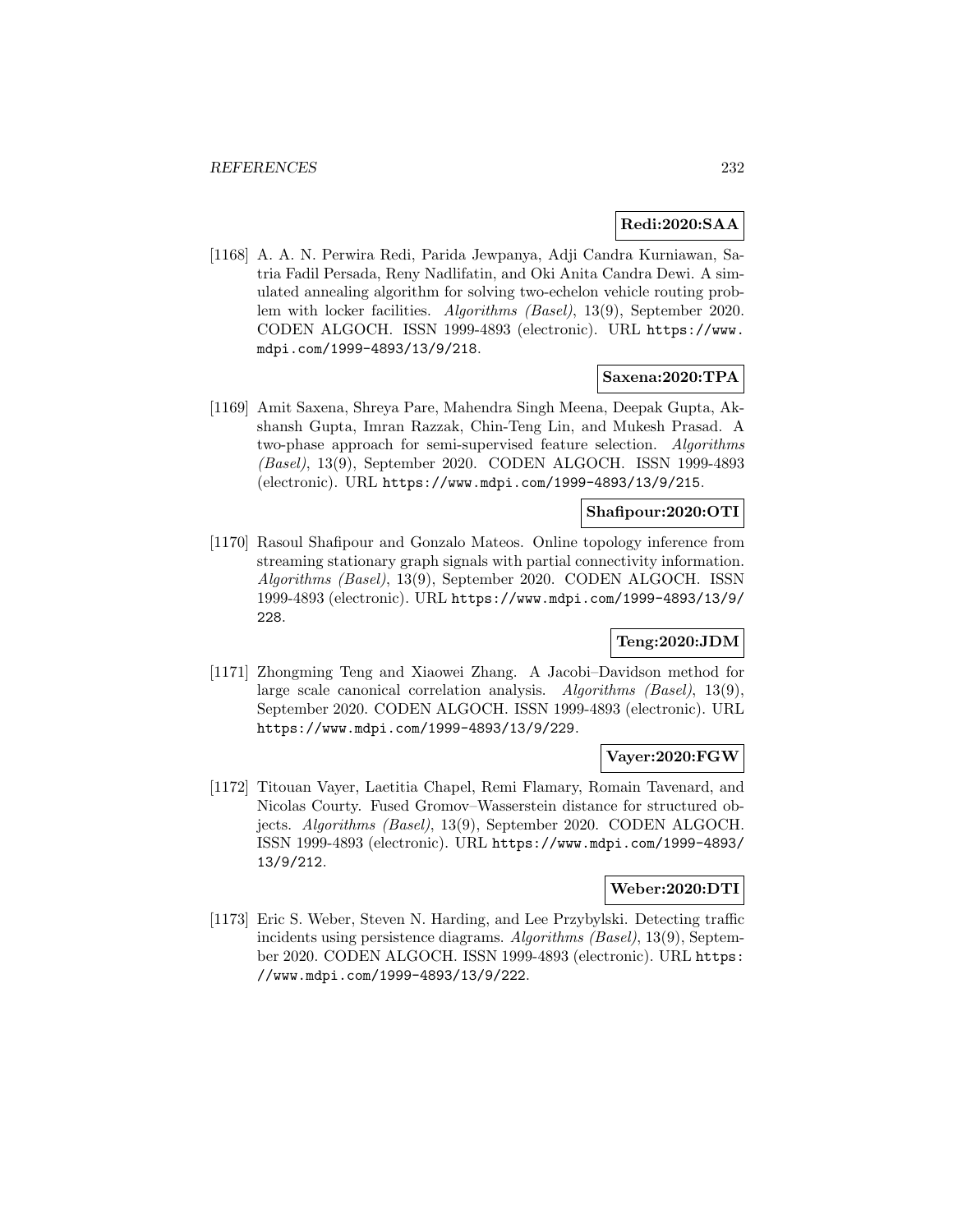**Redi:2020:SAA**

[1168] A. A. N. Perwira Redi, Parida Jewpanya, Adji Candra Kurniawan, Satria Fadil Persada, Reny Nadlifatin, and Oki Anita Candra Dewi. A simulated annealing algorithm for solving two-echelon vehicle routing problem with locker facilities. *Algorithms (Basel)*, 13(9), September 2020. CODEN ALGOCH. ISSN 1999-4893 (electronic). URL https://www.mdpi.com/1999-4893/13/9/218.

**Saxena:2020:TPA**

[1169] Amit Saxena, Shreya Pare, Mahendra Singh Meena, Deepak Gupta, Akshansh Gupta, Imran Razzak, Chin-Teng Lin, and Mukesh Prasad. A two-phase approach for semi-supervised feature selection. *Algorithms (Basel)*, 13(9), September 2020. CODEN ALGOCH. ISSN 1999-4893 (electronic). URL https://www.mdpi.com/1999-4893/13/9/215.

**Shafipour:2020:OTI**

[1170] Rasoul Shafipour and Gonzalo Mateos. Online topology inference from streaming stationary graph signals with partial connectivity information. *Algorithms (Basel)*, 13(9), September 2020. CODEN ALGOCH. ISSN 1999-4893 (electronic). URL https://www.mdpi.com/1999-4893/13/9/228.

**Teng:2020:JDM**

[1171] Zhongming Teng and Xiaowei Zhang. A Jacobi–Davidson method for large scale canonical correlation analysis. *Algorithms (Basel)*, 13(9), September 2020. CODEN ALGOCH. ISSN 1999-4893 (electronic). URL https://www.mdpi.com/1999-4893/13/9/229.

**Vayer:2020:FGW**

[1172] Titouan Vayer, Laetitia Chapel, Remi Flamary, Romain Tavenard, and Nicolas Courty. Fused Gromov–Wasserstein distance for structured objects. *Algorithms (Basel)*, 13(9), September 2020. CODEN ALGOCH. ISSN 1999-4893 (electronic). URL https://www.mdpi.com/1999-4893/13/9/212.

**Weber:2020:DTI**

[1173] Eric S. Weber, Steven N. Harding, and Lee Przybylski. Detecting traffic incidents using persistence diagrams. *Algorithms (Basel)*, 13(9), September 2020. CODEN ALGOCH. ISSN 1999-4893 (electronic). URL https://www.mdpi.com/1999-4893/13/9/222.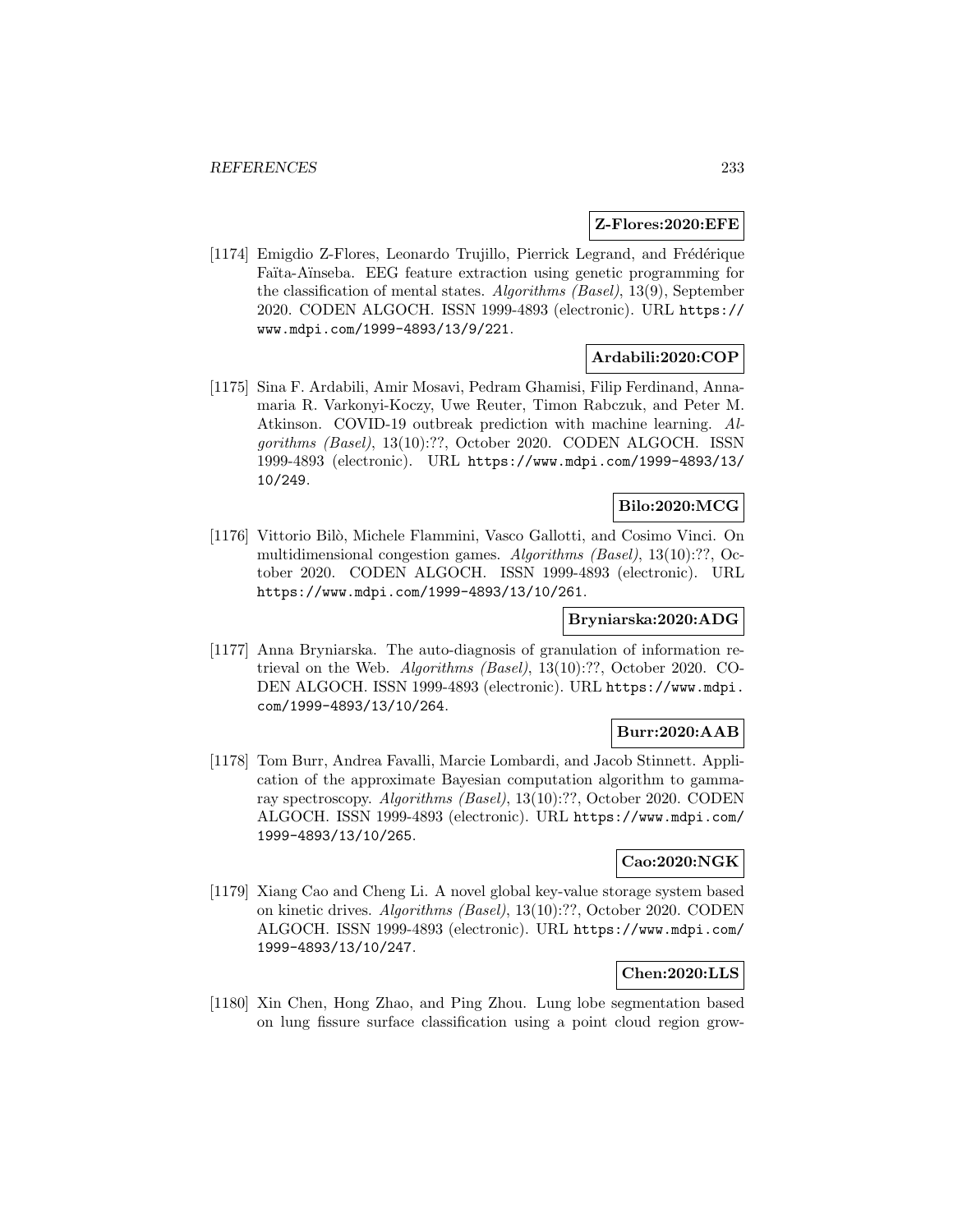**Z-Flores:2020:EFE**

[1174] Emigdio Z-Flores, Leonardo Trujillo, Pierrick Legrand, and Frédérique Faïta-Aïnseba. EEG feature extraction using genetic programming for the classification of mental states. *Algorithms (Basel)*, 13(9), September 2020. CODEN ALGOCH. ISSN 1999-4893 (electronic). URL https://www.mdpi.com/1999-4893/13/9/221.

**Ardabili:2020:COP**

[1175] Sina F. Ardabili, Amir Mosavi, Pedram Ghamisi, Filip Ferdinand, Annamaria R. Varkonyi-Koczy, Uwe Reuter, Timon Rabczuk, and Peter M. Atkinson. COVID-19 outbreak prediction with machine learning. *Algorithms (Basel)*, 13(10):??, October 2020. CODEN ALGOCH. ISSN 1999-4893 (electronic). URL https://www.mdpi.com/1999-4893/13/10/249.

**Bilo:2020:MCG**

[1176] Vittorio Bilò, Michele Flammini, Vasco Gallotti, and Cosimo Vinci. On multidimensional congestion games. *Algorithms (Basel)*, 13(10):??, October 2020. CODEN ALGOCH. ISSN 1999-4893 (electronic). URL https://www.mdpi.com/1999-4893/13/10/261.

**Bryniarska:2020:ADG**

[1177] Anna Bryniarska. The auto-diagnosis of granulation of information retrieval on the Web. *Algorithms (Basel)*, 13(10):??, October 2020. CODEN ALGOCH. ISSN 1999-4893 (electronic). URL https://www.mdpi.com/1999-4893/13/10/264.

**Burr:2020:AAB**

[1178] Tom Burr, Andrea Favalli, Marcie Lombardi, and Jacob Stinnett. Application of the approximate Bayesian computation algorithm to gamma-ray spectroscopy. *Algorithms (Basel)*, 13(10):??, October 2020. CODEN ALGOCH. ISSN 1999-4893 (electronic). URL https://www.mdpi.com/1999-4893/13/10/265.

**Cao:2020:NGK**

[1179] Xiang Cao and Cheng Li. A novel global key-value storage system based on kinetic drives. *Algorithms (Basel)*, 13(10):??, October 2020. CODEN ALGOCH. ISSN 1999-4893 (electronic). URL https://www.mdpi.com/1999-4893/13/10/247.

**Chen:2020:LLS**

[1180] Xin Chen, Hong Zhao, and Ping Zhou. Lung lobe segmentation based on lung fissure surface classification using a point cloud region grow-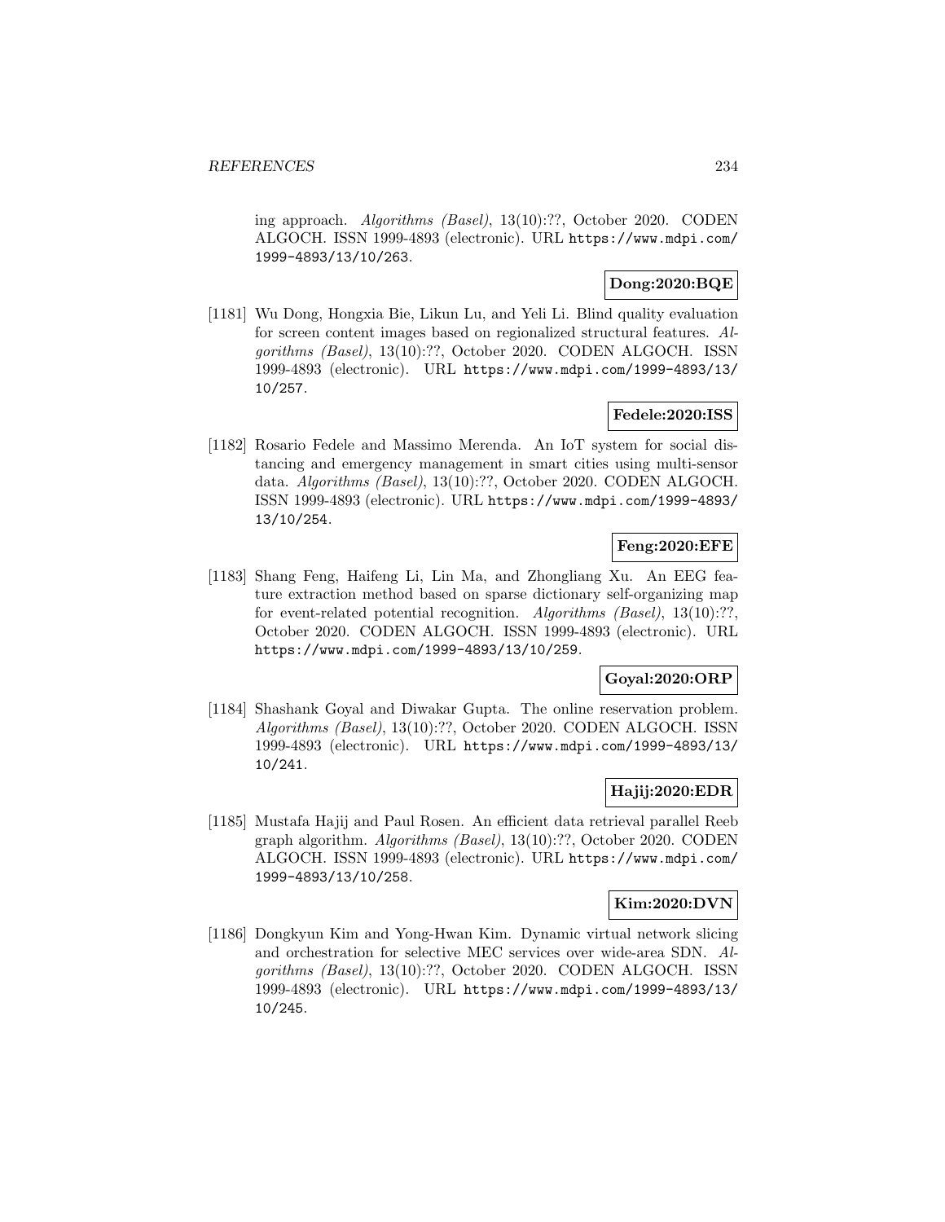ing approach. *Algorithms (Basel)*, 13(10):??, October 2020. CODEN ALGOCH. ISSN 1999-4893 (electronic). URL https://www.mdpi.com/1999-4893/13/10/263.

**Dong:2020:BQE**

[1181] Wu Dong, Hongxia Bie, Likun Lu, and Yeli Li. Blind quality evaluation for screen content images based on regionalized structural features. *Algorithms (Basel)*, 13(10):??, October 2020. CODEN ALGOCH. ISSN 1999-4893 (electronic). URL https://www.mdpi.com/1999-4893/13/10/257.

**Fedele:2020:ISS**

[1182] Rosario Fedele and Massimo Merenda. An IoT system for social distancing and emergency management in smart cities using multi-sensor data. *Algorithms (Basel)*, 13(10):??, October 2020. CODEN ALGOCH. ISSN 1999-4893 (electronic). URL https://www.mdpi.com/1999-4893/13/10/254.

**Feng:2020:EFE**

[1183] Shang Feng, Haifeng Li, Lin Ma, and Zhongliang Xu. An EEG feature extraction method based on sparse dictionary self-organizing map for event-related potential recognition. *Algorithms (Basel)*, 13(10):??, October 2020. CODEN ALGOCH. ISSN 1999-4893 (electronic). URL https://www.mdpi.com/1999-4893/13/10/259.

**Goyal:2020:ORP**

[1184] Shashank Goyal and Diwakar Gupta. The online reservation problem. *Algorithms (Basel)*, 13(10):??, October 2020. CODEN ALGOCH. ISSN 1999-4893 (electronic). URL https://www.mdpi.com/1999-4893/13/10/241.

**Hajij:2020:EDR**

[1185] Mustafa Hajij and Paul Rosen. An efficient data retrieval parallel Reeb graph algorithm. *Algorithms (Basel)*, 13(10):??, October 2020. CODEN ALGOCH. ISSN 1999-4893 (electronic). URL https://www.mdpi.com/1999-4893/13/10/258.

**Kim:2020:DVN**

[1186] Dongkyun Kim and Yong-Hwan Kim. Dynamic virtual network slicing and orchestration for selective MEC services over wide-area SDN. *Algorithms (Basel)*, 13(10):??, October 2020. CODEN ALGOCH. ISSN 1999-4893 (electronic). URL https://www.mdpi.com/1999-4893/13/10/245.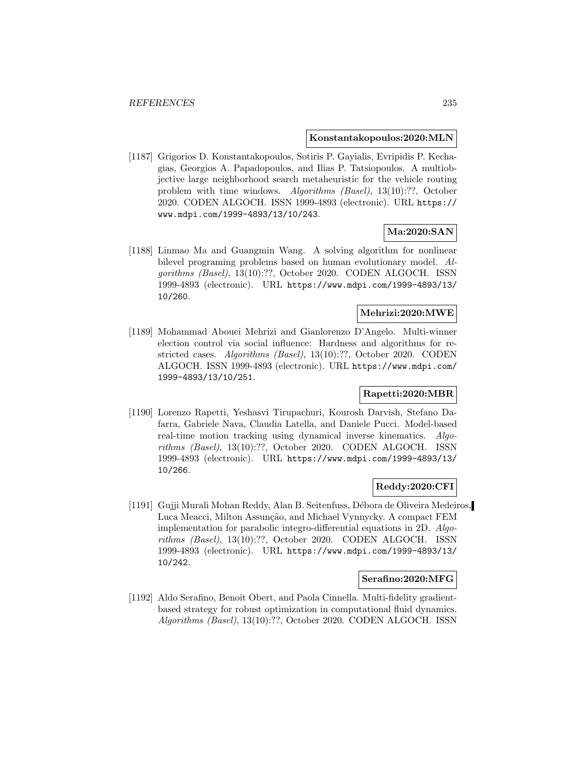**Konstantakopoulos:2020:MLN**

[1187] Grigorios D. Konstantakopoulos, Sotiris P. Gayialis, Evripidis P. Kechagias, Georgios A. Papadopoulos, and Ilias P. Tatsiopoulos. A multiobjective large neighborhood search metaheuristic for the vehicle routing problem with time windows. *Algorithms (Basel)*, 13(10):??, October 2020. CODEN ALGOCH. ISSN 1999-4893 (electronic). URL `https://www.mdpi.com/1999-4893/13/10/243`.

**Ma:2020:SAN**

[1188] Linmao Ma and Guangmin Wang. A solving algorithm for nonlinear bilevel programing problems based on human evolutionary model. *Algorithms (Basel)*, 13(10):??, October 2020. CODEN ALGOCH. ISSN 1999-4893 (electronic). URL `https://www.mdpi.com/1999-4893/13/10/260`.

**Mehrizi:2020:MWE**

[1189] Mohammad Abouei Mehrizi and Gianlorenzo D'Angelo. Multi-winner election control via social influence: Hardness and algorithms for restricted cases. *Algorithms (Basel)*, 13(10):??, October 2020. CODEN ALGOCH. ISSN 1999-4893 (electronic). URL `https://www.mdpi.com/1999-4893/13/10/251`.

**Rapetti:2020:MBR**

[1190] Lorenzo Rapetti, Yeshasvi Tirupachuri, Kourosh Darvish, Stefano Dafarra, Gabriele Nava, Claudia Latella, and Daniele Pucci. Model-based real-time motion tracking using dynamical inverse kinematics. *Algorithms (Basel)*, 13(10):??, October 2020. CODEN ALGOCH. ISSN 1999-4893 (electronic). URL `https://www.mdpi.com/1999-4893/13/10/266`.

**Reddy:2020:CFI**

[1191] Gujji Murali Mohan Reddy, Alan B. Seitenfuss, Débora de Oliveira Medeiros, Luca Meacci, Milton Assunção, and Michael Vynnycky. A compact FEM implementation for parabolic integro-differential equations in 2D. *Algorithms (Basel)*, 13(10):??, October 2020. CODEN ALGOCH. ISSN 1999-4893 (electronic). URL `https://www.mdpi.com/1999-4893/13/10/242`.

**Serafino:2020:MFG**

[1192] Aldo Serafino, Benoit Obert, and Paola Cinnella. Multi-fidelity gradient-based strategy for robust optimization in computational fluid dynamics. *Algorithms (Basel)*, 13(10):??, October 2020. CODEN ALGOCH. ISSN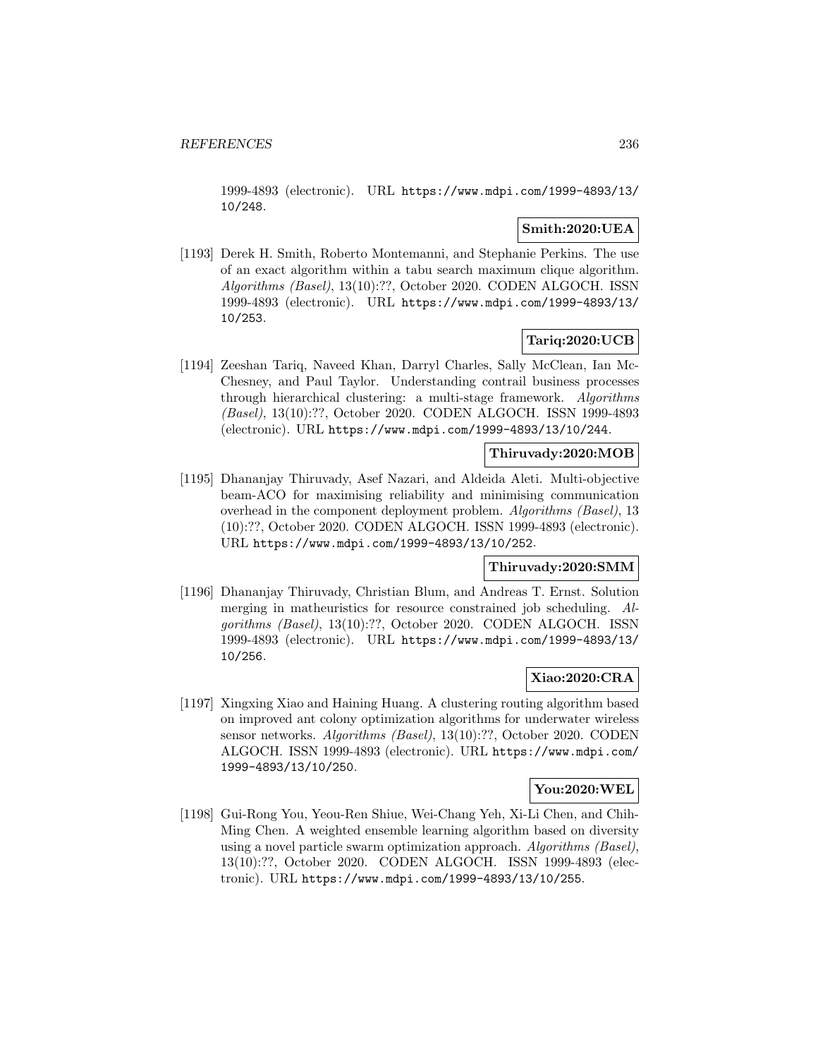1999-4893 (electronic). URL https://www.mdpi.com/1999-4893/13/10/248.

**Smith:2020:UEA**

[1193] Derek H. Smith, Roberto Montemanni, and Stephanie Perkins. The use of an exact algorithm within a tabu search maximum clique algorithm. *Algorithms (Basel)*, 13(10):??, October 2020. CODEN ALGOCH. ISSN 1999-4893 (electronic). URL https://www.mdpi.com/1999-4893/13/10/253.

**Tariq:2020:UCB**

[1194] Zeeshan Tariq, Naveed Khan, Darryl Charles, Sally McClean, Ian McChesney, and Paul Taylor. Understanding contrail business processes through hierarchical clustering: a multi-stage framework. *Algorithms (Basel)*, 13(10):??, October 2020. CODEN ALGOCH. ISSN 1999-4893 (electronic). URL https://www.mdpi.com/1999-4893/13/10/244.

**Thiruvady:2020:MOB**

[1195] Dhananjay Thiruvady, Asef Nazari, and Aldeida Aleti. Multi-objective beam-ACO for maximising reliability and minimising communication overhead in the component deployment problem. *Algorithms (Basel)*, 13 (10):??, October 2020. CODEN ALGOCH. ISSN 1999-4893 (electronic). URL https://www.mdpi.com/1999-4893/13/10/252.

**Thiruvady:2020:SMM**

[1196] Dhananjay Thiruvady, Christian Blum, and Andreas T. Ernst. Solution merging in matheuristics for resource constrained job scheduling. *Algorithms (Basel)*, 13(10):??, October 2020. CODEN ALGOCH. ISSN 1999-4893 (electronic). URL https://www.mdpi.com/1999-4893/13/10/256.

**Xiao:2020:CRA**

[1197] Xingxing Xiao and Haining Huang. A clustering routing algorithm based on improved ant colony optimization algorithms for underwater wireless sensor networks. *Algorithms (Basel)*, 13(10):??, October 2020. CODEN ALGOCH. ISSN 1999-4893 (electronic). URL https://www.mdpi.com/1999-4893/13/10/250.

**You:2020:WEL**

[1198] Gui-Rong You, Yeou-Ren Shiue, Wei-Chang Yeh, Xi-Li Chen, and Chih-Ming Chen. A weighted ensemble learning algorithm based on diversity using a novel particle swarm optimization approach. *Algorithms (Basel)*, 13(10):??, October 2020. CODEN ALGOCH. ISSN 1999-4893 (electronic). URL https://www.mdpi.com/1999-4893/13/10/255.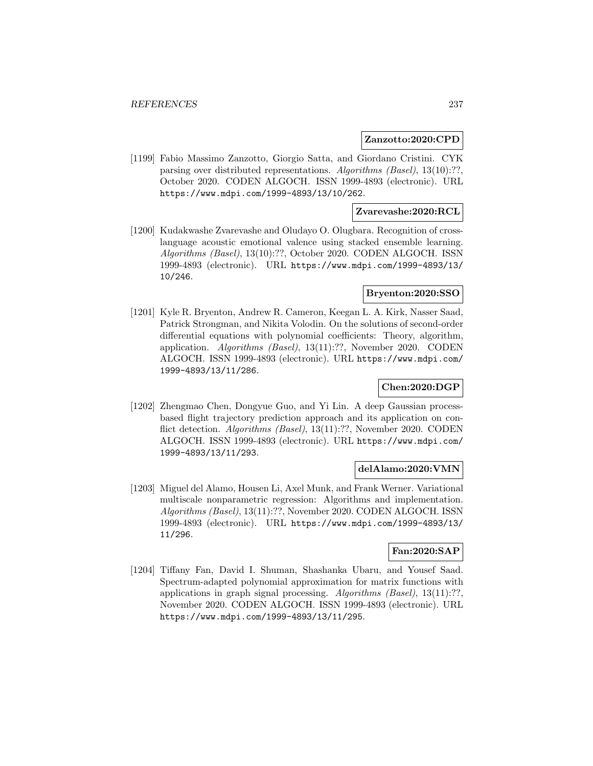**Zanzotto:2020:CPD**

[1199] Fabio Massimo Zanzotto, Giorgio Satta, and Giordano Cristini. CYK parsing over distributed representations. *Algorithms (Basel)*, 13(10):??, October 2020. CODEN ALGOCH. ISSN 1999-4893 (electronic). URL https://www.mdpi.com/1999-4893/13/10/262.

**Zvarevashe:2020:RCL**

[1200] Kudakwashe Zvarevashe and Oludayo O. Olugbara. Recognition of cross-language acoustic emotional valence using stacked ensemble learning. *Algorithms (Basel)*, 13(10):??, October 2020. CODEN ALGOCH. ISSN 1999-4893 (electronic). URL https://www.mdpi.com/1999-4893/13/10/246.

**Bryenton:2020:SSO**

[1201] Kyle R. Bryenton, Andrew R. Cameron, Keegan L. A. Kirk, Nasser Saad, Patrick Strongman, and Nikita Volodin. On the solutions of second-order differential equations with polynomial coefficients: Theory, algorithm, application. *Algorithms (Basel)*, 13(11):??, November 2020. CODEN ALGOCH. ISSN 1999-4893 (electronic). URL https://www.mdpi.com/1999-4893/13/11/286.

**Chen:2020:DGP**

[1202] Zhengmao Chen, Dongyue Guo, and Yi Lin. A deep Gaussian process-based flight trajectory prediction approach and its application on conflict detection. *Algorithms (Basel)*, 13(11):??, November 2020. CODEN ALGOCH. ISSN 1999-4893 (electronic). URL https://www.mdpi.com/1999-4893/13/11/293.

**delAlamo:2020:VMN**

[1203] Miguel del Alamo, Housen Li, Axel Munk, and Frank Werner. Variational multiscale nonparametric regression: Algorithms and implementation. *Algorithms (Basel)*, 13(11):??, November 2020. CODEN ALGOCH. ISSN 1999-4893 (electronic). URL https://www.mdpi.com/1999-4893/13/11/296.

**Fan:2020:SAP**

[1204] Tiffany Fan, David I. Shuman, Shashanka Ubaru, and Yousef Saad. Spectrum-adapted polynomial approximation for matrix functions with applications in graph signal processing. *Algorithms (Basel)*, 13(11):??, November 2020. CODEN ALGOCH. ISSN 1999-4893 (electronic). URL https://www.mdpi.com/1999-4893/13/11/295.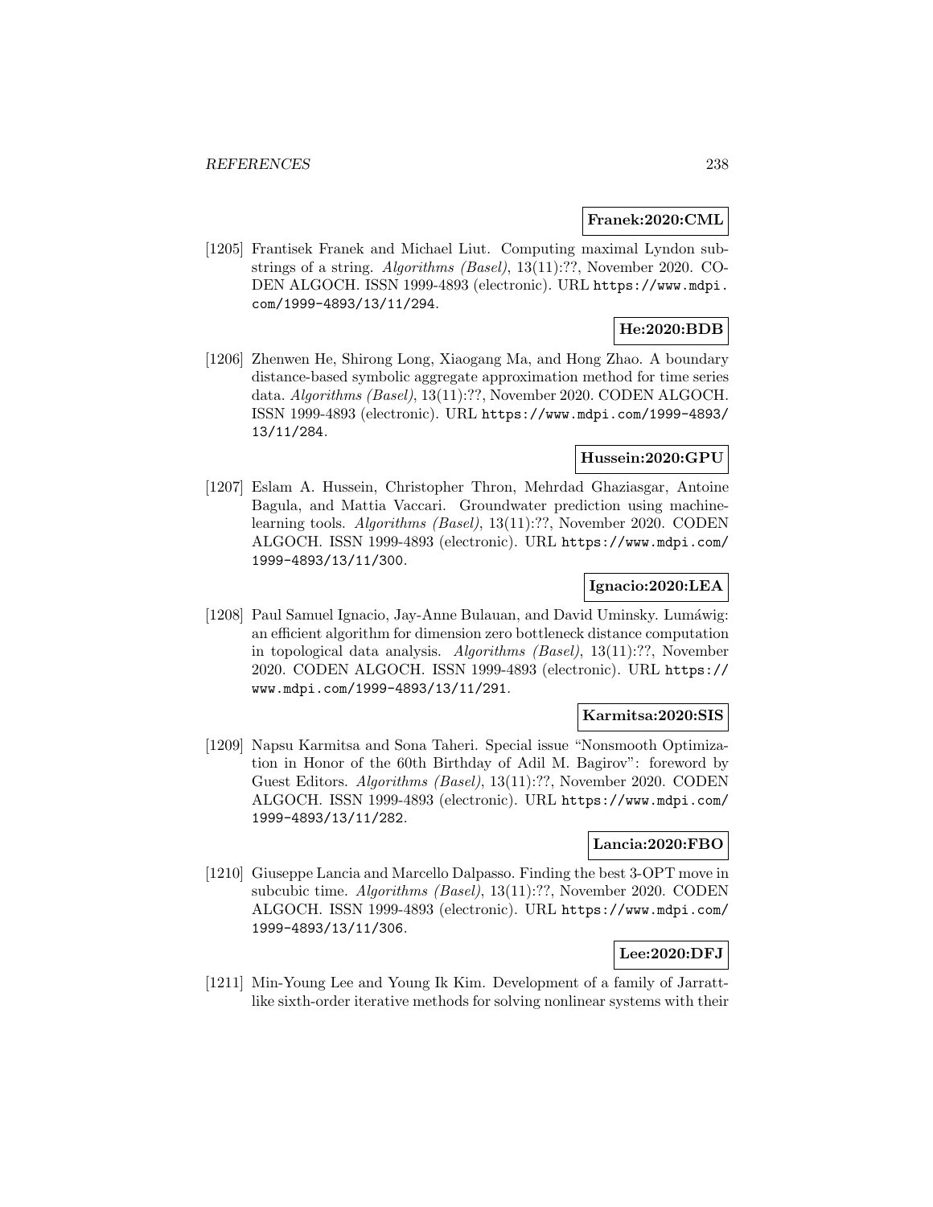**Franek:2020:CML**

[1205] Frantisek Franek and Michael Liut. Computing maximal Lyndon substrings of a string. *Algorithms (Basel)*, 13(11):??, November 2020. CODEN ALGOCH. ISSN 1999-4893 (electronic). URL `https://www.mdpi.com/1999-4893/13/11/294`.

**He:2020:BDB**

[1206] Zhenwen He, Shirong Long, Xiaogang Ma, and Hong Zhao. A boundary distance-based symbolic aggregate approximation method for time series data. *Algorithms (Basel)*, 13(11):??, November 2020. CODEN ALGOCH. ISSN 1999-4893 (electronic). URL `https://www.mdpi.com/1999-4893/13/11/284`.

**Hussein:2020:GPU**

[1207] Eslam A. Hussein, Christopher Thron, Mehrdad Ghaziasgar, Antoine Bagula, and Mattia Vaccari. Groundwater prediction using machine-learning tools. *Algorithms (Basel)*, 13(11):??, November 2020. CODEN ALGOCH. ISSN 1999-4893 (electronic). URL `https://www.mdpi.com/1999-4893/13/11/300`.

**Ignacio:2020:LEA**

[1208] Paul Samuel Ignacio, Jay-Anne Bulauan, and David Uminsky. Lumáwig: an efficient algorithm for dimension zero bottleneck distance computation in topological data analysis. *Algorithms (Basel)*, 13(11):??, November 2020. CODEN ALGOCH. ISSN 1999-4893 (electronic). URL `https://www.mdpi.com/1999-4893/13/11/291`.

**Karmitsa:2020:SIS**

[1209] Napsu Karmitsa and Sona Taheri. Special issue "Nonsmooth Optimization in Honor of the 60th Birthday of Adil M. Bagirov": foreword by Guest Editors. *Algorithms (Basel)*, 13(11):??, November 2020. CODEN ALGOCH. ISSN 1999-4893 (electronic). URL `https://www.mdpi.com/1999-4893/13/11/282`.

**Lancia:2020:FBO**

[1210] Giuseppe Lancia and Marcello Dalpasso. Finding the best 3-OPT move in subcubic time. *Algorithms (Basel)*, 13(11):??, November 2020. CODEN ALGOCH. ISSN 1999-4893 (electronic). URL `https://www.mdpi.com/1999-4893/13/11/306`.

**Lee:2020:DFJ**

[1211] Min-Young Lee and Young Ik Kim. Development of a family of Jarratt-like sixth-order iterative methods for solving nonlinear systems with their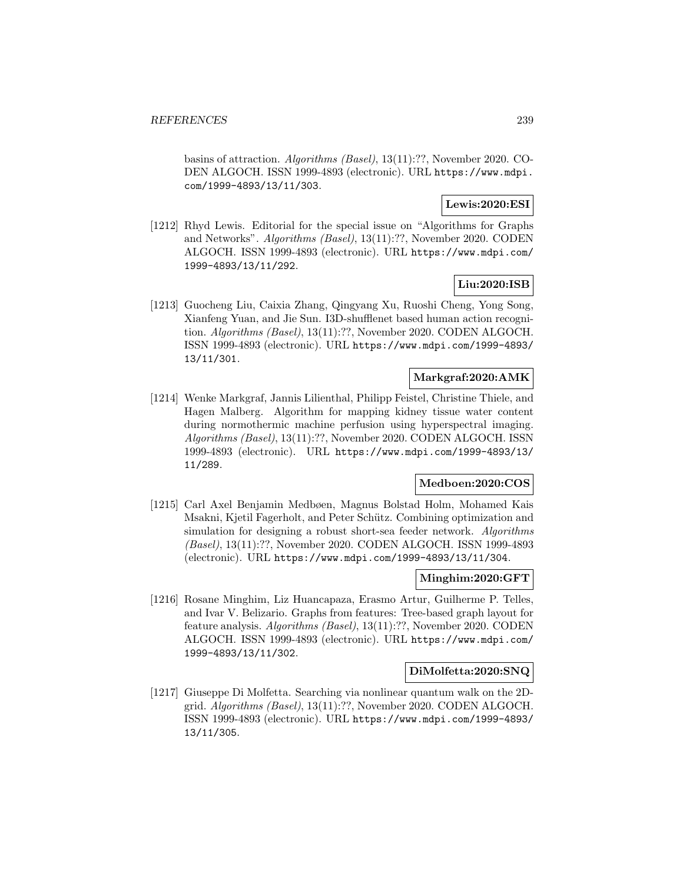basins of attraction. *Algorithms (Basel)*, 13(11):??, November 2020. CODEN ALGOCH. ISSN 1999-4893 (electronic). URL https://www.mdpi.com/1999-4893/13/11/303.

**Lewis:2020:ESI**

[1212] Rhyd Lewis. Editorial for the special issue on "Algorithms for Graphs and Networks". *Algorithms (Basel)*, 13(11):??, November 2020. CODEN ALGOCH. ISSN 1999-4893 (electronic). URL https://www.mdpi.com/1999-4893/13/11/292.

**Liu:2020:ISB**

[1213] Guocheng Liu, Caixia Zhang, Qingyang Xu, Ruoshi Cheng, Yong Song, Xianfeng Yuan, and Jie Sun. I3D-shufflenet based human action recognition. *Algorithms (Basel)*, 13(11):??, November 2020. CODEN ALGOCH. ISSN 1999-4893 (electronic). URL https://www.mdpi.com/1999-4893/13/11/301.

**Markgraf:2020:AMK**

[1214] Wenke Markgraf, Jannis Lilienthal, Philipp Feistel, Christine Thiele, and Hagen Malberg. Algorithm for mapping kidney tissue water content during normothermic machine perfusion using hyperspectral imaging. *Algorithms (Basel)*, 13(11):??, November 2020. CODEN ALGOCH. ISSN 1999-4893 (electronic). URL https://www.mdpi.com/1999-4893/13/11/289.

**Medboen:2020:COS**

[1215] Carl Axel Benjamin Medbøen, Magnus Bolstad Holm, Mohamed Kais Msakni, Kjetil Fagerholt, and Peter Schütz. Combining optimization and simulation for designing a robust short-sea feeder network. *Algorithms (Basel)*, 13(11):??, November 2020. CODEN ALGOCH. ISSN 1999-4893 (electronic). URL https://www.mdpi.com/1999-4893/13/11/304.

**Minghim:2020:GFT**

[1216] Rosane Minghim, Liz Huancapaza, Erasmo Artur, Guilherme P. Telles, and Ivar V. Belizario. Graphs from features: Tree-based graph layout for feature analysis. *Algorithms (Basel)*, 13(11):??, November 2020. CODEN ALGOCH. ISSN 1999-4893 (electronic). URL https://www.mdpi.com/1999-4893/13/11/302.

**DiMolfetta:2020:SNQ**

[1217] Giuseppe Di Molfetta. Searching via nonlinear quantum walk on the 2D-grid. *Algorithms (Basel)*, 13(11):??, November 2020. CODEN ALGOCH. ISSN 1999-4893 (electronic). URL https://www.mdpi.com/1999-4893/13/11/305.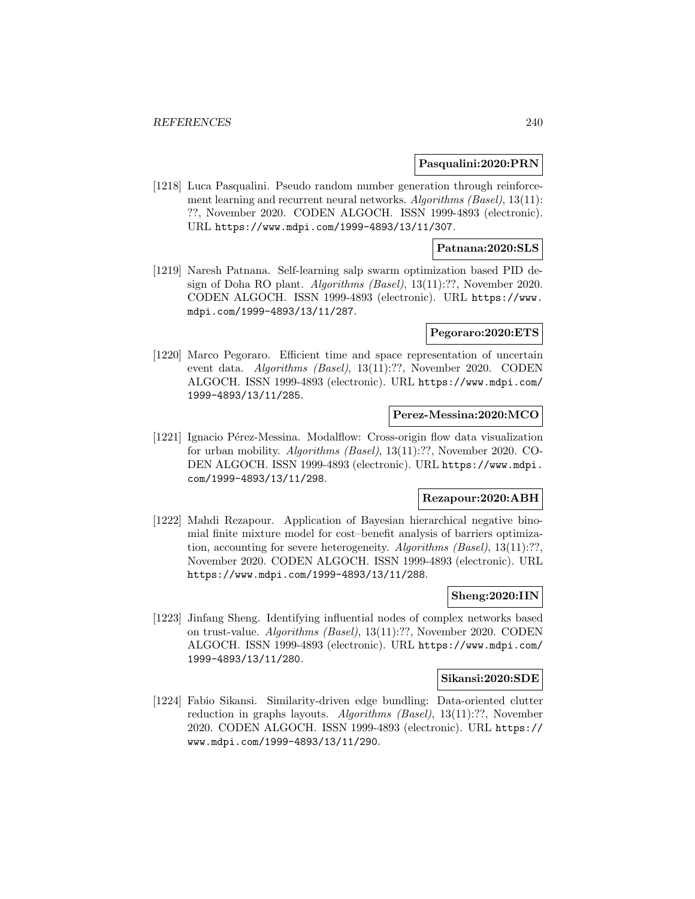**Pasqualini:2020:PRN**

[1218] Luca Pasqualini. Pseudo random number generation through reinforcement learning and recurrent neural networks. *Algorithms (Basel)*, 13(11): ??, November 2020. CODEN ALGOCH. ISSN 1999-4893 (electronic). URL https://www.mdpi.com/1999-4893/13/11/307.

**Patnana:2020:SLS**

[1219] Naresh Patnana. Self-learning salp swarm optimization based PID design of Doha RO plant. *Algorithms (Basel)*, 13(11):??, November 2020. CODEN ALGOCH. ISSN 1999-4893 (electronic). URL https://www.mdpi.com/1999-4893/13/11/287.

**Pegoraro:2020:ETS**

[1220] Marco Pegoraro. Efficient time and space representation of uncertain event data. *Algorithms (Basel)*, 13(11):??, November 2020. CODEN ALGOCH. ISSN 1999-4893 (electronic). URL https://www.mdpi.com/1999-4893/13/11/285.

**Perez-Messina:2020:MCO**

[1221] Ignacio Pérez-Messina. Modalflow: Cross-origin flow data visualization for urban mobility. *Algorithms (Basel)*, 13(11):??, November 2020. CODEN ALGOCH. ISSN 1999-4893 (electronic). URL https://www.mdpi.com/1999-4893/13/11/298.

**Rezapour:2020:ABH**

[1222] Mahdi Rezapour. Application of Bayesian hierarchical negative binomial finite mixture model for cost–benefit analysis of barriers optimization, accounting for severe heterogeneity. *Algorithms (Basel)*, 13(11):??, November 2020. CODEN ALGOCH. ISSN 1999-4893 (electronic). URL https://www.mdpi.com/1999-4893/13/11/288.

**Sheng:2020:IIN**

[1223] Jinfang Sheng. Identifying influential nodes of complex networks based on trust-value. *Algorithms (Basel)*, 13(11):??, November 2020. CODEN ALGOCH. ISSN 1999-4893 (electronic). URL https://www.mdpi.com/1999-4893/13/11/280.

**Sikansi:2020:SDE**

[1224] Fabio Sikansi. Similarity-driven edge bundling: Data-oriented clutter reduction in graphs layouts. *Algorithms (Basel)*, 13(11):??, November 2020. CODEN ALGOCH. ISSN 1999-4893 (electronic). URL https://www.mdpi.com/1999-4893/13/11/290.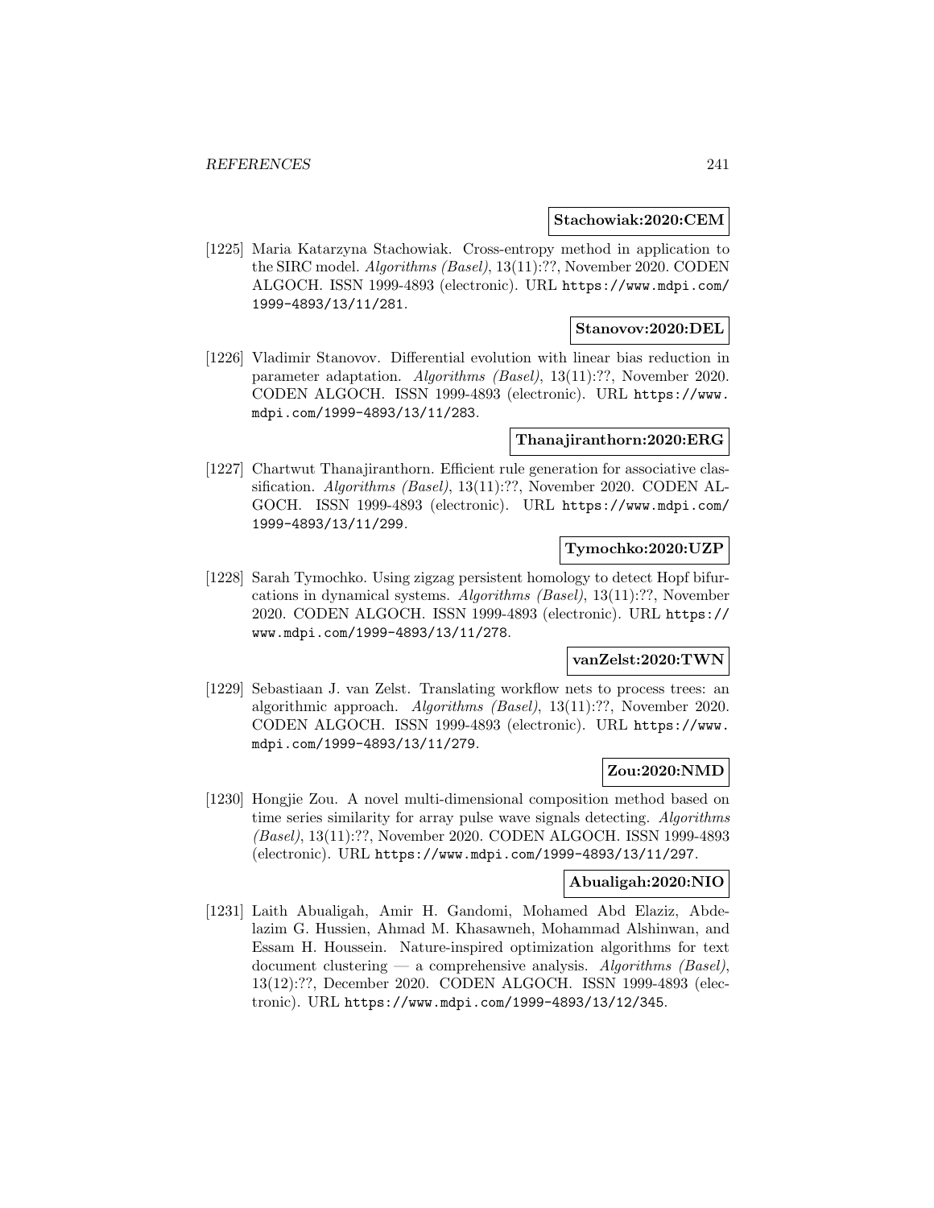**Stachowiak:2020:CEM**

[1225] Maria Katarzyna Stachowiak. Cross-entropy method in application to the SIRC model. *Algorithms (Basel)*, 13(11):??, November 2020. CODEN ALGOCH. ISSN 1999-4893 (electronic). URL https://www.mdpi.com/1999-4893/13/11/281.

**Stanovov:2020:DEL**

[1226] Vladimir Stanovov. Differential evolution with linear bias reduction in parameter adaptation. *Algorithms (Basel)*, 13(11):??, November 2020. CODEN ALGOCH. ISSN 1999-4893 (electronic). URL https://www.mdpi.com/1999-4893/13/11/283.

**Thanajiranthorn:2020:ERG**

[1227] Chartwut Thanajiranthorn. Efficient rule generation for associative classification. *Algorithms (Basel)*, 13(11):??, November 2020. CODEN ALGOCH. ISSN 1999-4893 (electronic). URL https://www.mdpi.com/1999-4893/13/11/299.

**Tymochko:2020:UZP**

[1228] Sarah Tymochko. Using zigzag persistent homology to detect Hopf bifurcations in dynamical systems. *Algorithms (Basel)*, 13(11):??, November 2020. CODEN ALGOCH. ISSN 1999-4893 (electronic). URL https://www.mdpi.com/1999-4893/13/11/278.

**vanZelst:2020:TWN**

[1229] Sebastiaan J. van Zelst. Translating workflow nets to process trees: an algorithmic approach. *Algorithms (Basel)*, 13(11):??, November 2020. CODEN ALGOCH. ISSN 1999-4893 (electronic). URL https://www.mdpi.com/1999-4893/13/11/279.

**Zou:2020:NMD**

[1230] Hongjie Zou. A novel multi-dimensional composition method based on time series similarity for array pulse wave signals detecting. *Algorithms (Basel)*, 13(11):??, November 2020. CODEN ALGOCH. ISSN 1999-4893 (electronic). URL https://www.mdpi.com/1999-4893/13/11/297.

**Abualigah:2020:NIO**

[1231] Laith Abualigah, Amir H. Gandomi, Mohamed Abd Elaziz, Abdelazim G. Hussien, Ahmad M. Khasawneh, Mohammad Alshinwan, and Essam H. Houssein. Nature-inspired optimization algorithms for text document clustering — a comprehensive analysis. *Algorithms (Basel)*, 13(12):??, December 2020. CODEN ALGOCH. ISSN 1999-4893 (electronic). URL https://www.mdpi.com/1999-4893/13/12/345.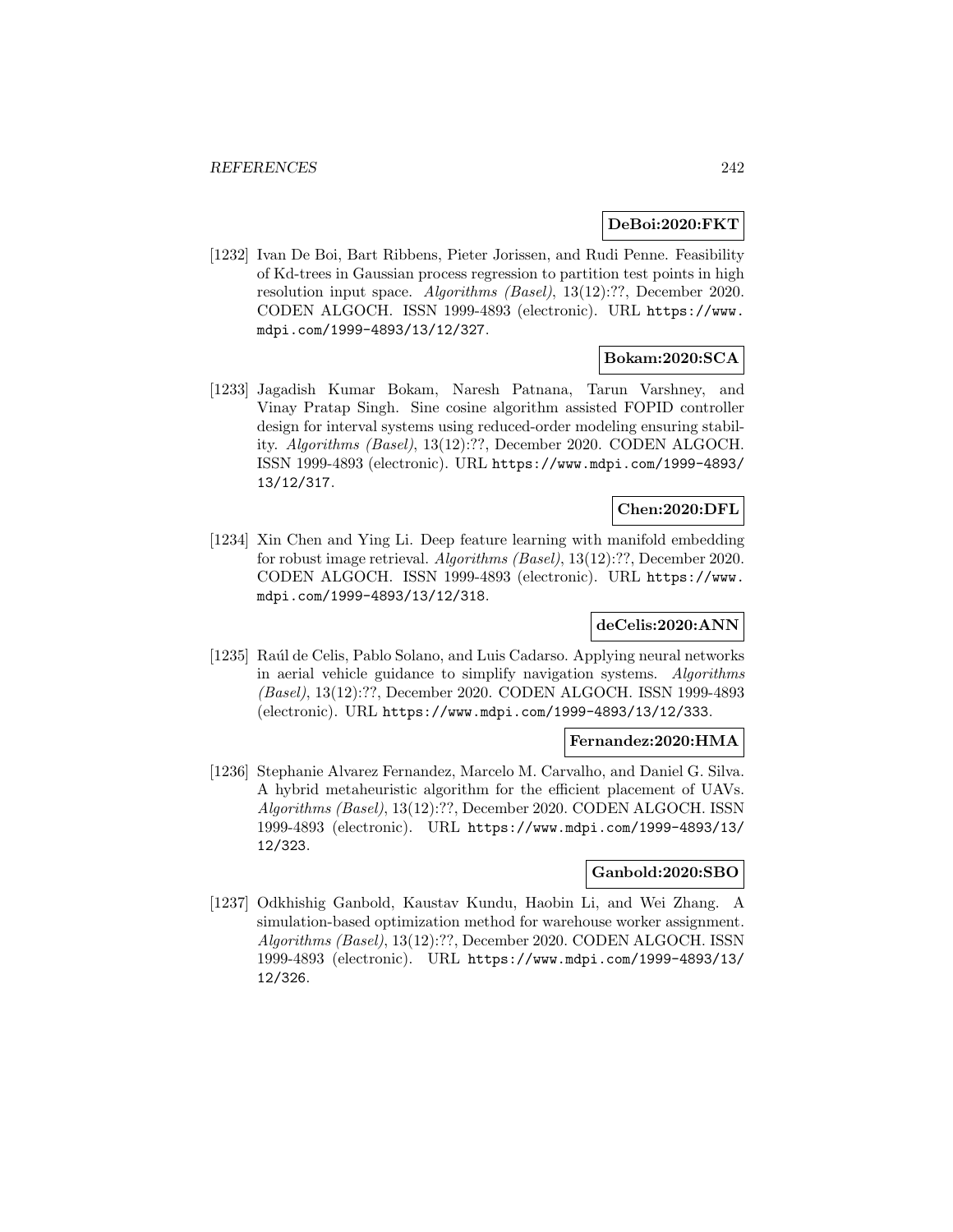**DeBoi:2020:FKT**

[1232] Ivan De Boi, Bart Ribbens, Pieter Jorissen, and Rudi Penne. Feasibility of Kd-trees in Gaussian process regression to partition test points in high resolution input space. *Algorithms (Basel)*, 13(12):??, December 2020. CODEN ALGOCH. ISSN 1999-4893 (electronic). URL https://www.mdpi.com/1999-4893/13/12/327.

**Bokam:2020:SCA**

[1233] Jagadish Kumar Bokam, Naresh Patnana, Tarun Varshney, and Vinay Pratap Singh. Sine cosine algorithm assisted FOPID controller design for interval systems using reduced-order modeling ensuring stability. *Algorithms (Basel)*, 13(12):??, December 2020. CODEN ALGOCH. ISSN 1999-4893 (electronic). URL https://www.mdpi.com/1999-4893/13/12/317.

**Chen:2020:DFL**

[1234] Xin Chen and Ying Li. Deep feature learning with manifold embedding for robust image retrieval. *Algorithms (Basel)*, 13(12):??, December 2020. CODEN ALGOCH. ISSN 1999-4893 (electronic). URL https://www.mdpi.com/1999-4893/13/12/318.

**deCelis:2020:ANN**

[1235] Raúl de Celis, Pablo Solano, and Luis Cadarso. Applying neural networks in aerial vehicle guidance to simplify navigation systems. *Algorithms (Basel)*, 13(12):??, December 2020. CODEN ALGOCH. ISSN 1999-4893 (electronic). URL https://www.mdpi.com/1999-4893/13/12/333.

**Fernandez:2020:HMA**

[1236] Stephanie Alvarez Fernandez, Marcelo M. Carvalho, and Daniel G. Silva. A hybrid metaheuristic algorithm for the efficient placement of UAVs. *Algorithms (Basel)*, 13(12):??, December 2020. CODEN ALGOCH. ISSN 1999-4893 (electronic). URL https://www.mdpi.com/1999-4893/13/12/323.

**Ganbold:2020:SBO**

[1237] Odkhishig Ganbold, Kaustav Kundu, Haobin Li, and Wei Zhang. A simulation-based optimization method for warehouse worker assignment. *Algorithms (Basel)*, 13(12):??, December 2020. CODEN ALGOCH. ISSN 1999-4893 (electronic). URL https://www.mdpi.com/1999-4893/13/12/326.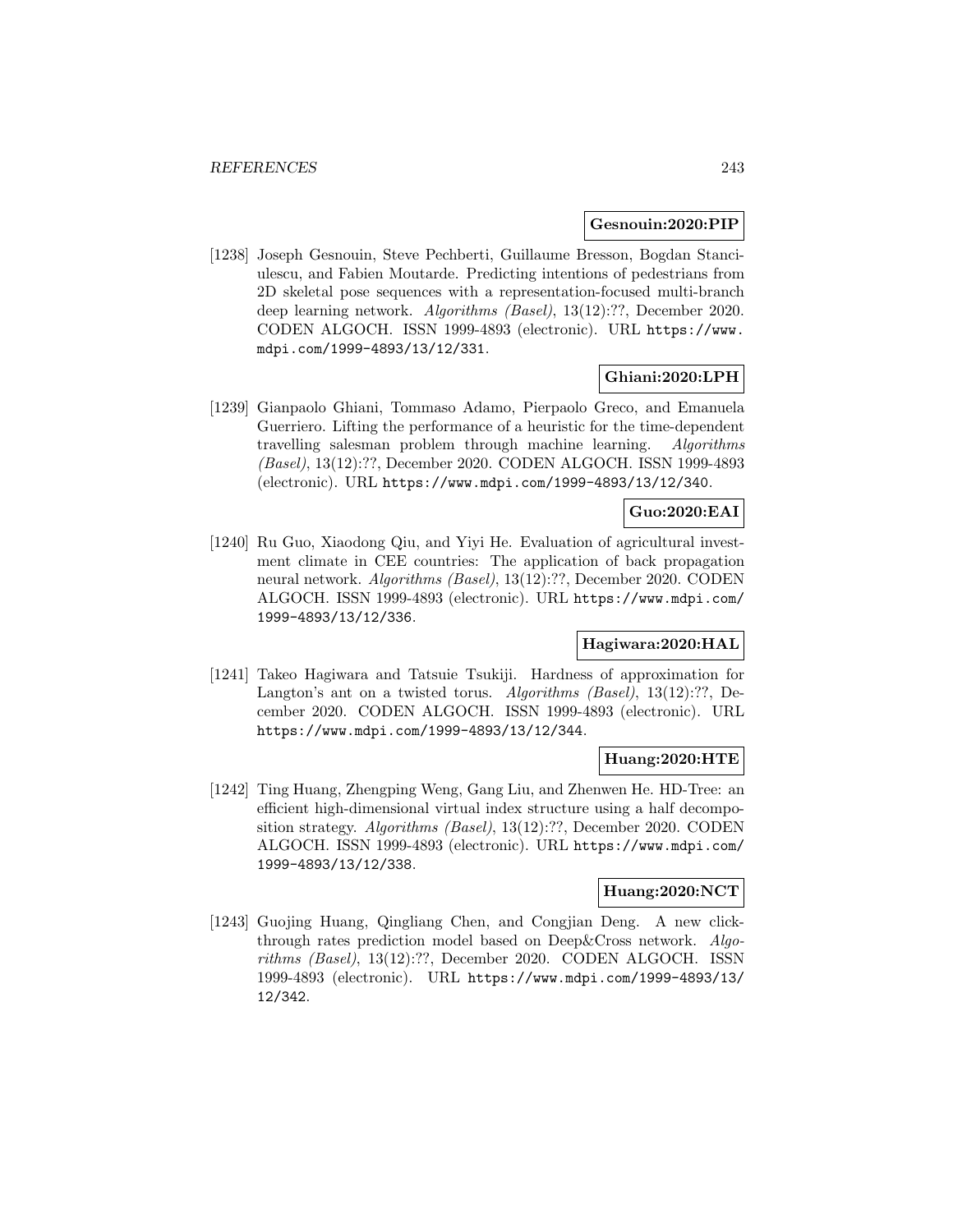**Gesnouin:2020:PIP**

[1238] Joseph Gesnouin, Steve Pechberti, Guillaume Bresson, Bogdan Stanciulescu, and Fabien Moutarde. Predicting intentions of pedestrians from 2D skeletal pose sequences with a representation-focused multi-branch deep learning network. *Algorithms (Basel)*, 13(12):??, December 2020. CODEN ALGOCH. ISSN 1999-4893 (electronic). URL https://www.mdpi.com/1999-4893/13/12/331.

**Ghiani:2020:LPH**

[1239] Gianpaolo Ghiani, Tommaso Adamo, Pierpaolo Greco, and Emanuela Guerriero. Lifting the performance of a heuristic for the time-dependent travelling salesman problem through machine learning. *Algorithms (Basel)*, 13(12):??, December 2020. CODEN ALGOCH. ISSN 1999-4893 (electronic). URL https://www.mdpi.com/1999-4893/13/12/340.

**Guo:2020:EAI**

[1240] Ru Guo, Xiaodong Qiu, and Yiyi He. Evaluation of agricultural investment climate in CEE countries: The application of back propagation neural network. *Algorithms (Basel)*, 13(12):??, December 2020. CODEN ALGOCH. ISSN 1999-4893 (electronic). URL https://www.mdpi.com/1999-4893/13/12/336.

**Hagiwara:2020:HAL**

[1241] Takeo Hagiwara and Tatsuie Tsukiji. Hardness of approximation for Langton's ant on a twisted torus. *Algorithms (Basel)*, 13(12):??, December 2020. CODEN ALGOCH. ISSN 1999-4893 (electronic). URL https://www.mdpi.com/1999-4893/13/12/344.

**Huang:2020:HTE**

[1242] Ting Huang, Zhengping Weng, Gang Liu, and Zhenwen He. HD-Tree: an efficient high-dimensional virtual index structure using a half decomposition strategy. *Algorithms (Basel)*, 13(12):??, December 2020. CODEN ALGOCH. ISSN 1999-4893 (electronic). URL https://www.mdpi.com/1999-4893/13/12/338.

**Huang:2020:NCT**

[1243] Guojing Huang, Qingliang Chen, and Congjian Deng. A new click-through rates prediction model based on Deep&Cross network. *Algorithms (Basel)*, 13(12):??, December 2020. CODEN ALGOCH. ISSN 1999-4893 (electronic). URL https://www.mdpi.com/1999-4893/13/12/342.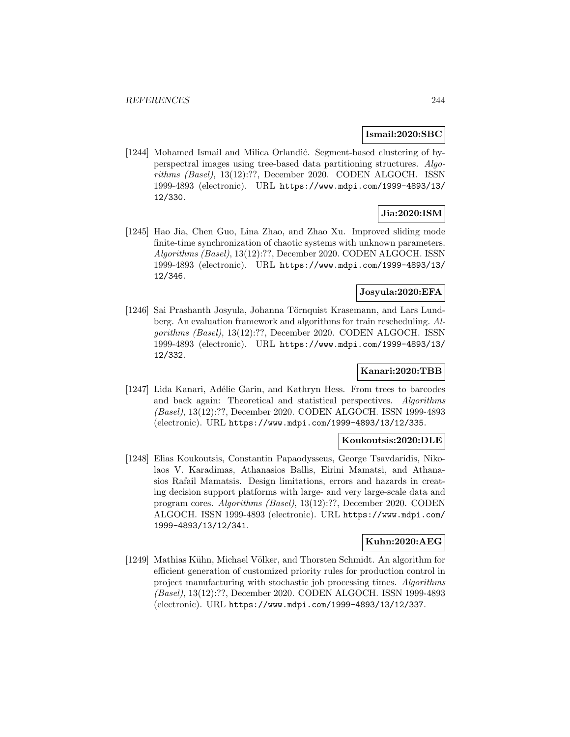**Ismail:2020:SBC**

[1244] Mohamed Ismail and Milica Orlandić. Segment-based clustering of hyperspectral images using tree-based data partitioning structures. *Algorithms (Basel)*, 13(12):??, December 2020. CODEN ALGOCH. ISSN 1999-4893 (electronic). URL https://www.mdpi.com/1999-4893/13/12/330.

**Jia:2020:ISM**

[1245] Hao Jia, Chen Guo, Lina Zhao, and Zhao Xu. Improved sliding mode finite-time synchronization of chaotic systems with unknown parameters. *Algorithms (Basel)*, 13(12):??, December 2020. CODEN ALGOCH. ISSN 1999-4893 (electronic). URL https://www.mdpi.com/1999-4893/13/12/346.

**Josyula:2020:EFA**

[1246] Sai Prashanth Josyula, Johanna Törnquist Krasemann, and Lars Lundberg. An evaluation framework and algorithms for train rescheduling. *Algorithms (Basel)*, 13(12):??, December 2020. CODEN ALGOCH. ISSN 1999-4893 (electronic). URL https://www.mdpi.com/1999-4893/13/12/332.

**Kanari:2020:TBB**

[1247] Lida Kanari, Adélie Garin, and Kathryn Hess. From trees to barcodes and back again: Theoretical and statistical perspectives. *Algorithms (Basel)*, 13(12):??, December 2020. CODEN ALGOCH. ISSN 1999-4893 (electronic). URL https://www.mdpi.com/1999-4893/13/12/335.

**Koukoutsis:2020:DLE**

[1248] Elias Koukoutsis, Constantin Papaodysseus, George Tsavdaridis, Nikolaos V. Karadimas, Athanasios Ballis, Eirini Mamatsi, and Athanasios Rafail Mamatsis. Design limitations, errors and hazards in creating decision support platforms with large- and very large-scale data and program cores. *Algorithms (Basel)*, 13(12):??, December 2020. CODEN ALGOCH. ISSN 1999-4893 (electronic). URL https://www.mdpi.com/1999-4893/13/12/341.

**Kuhn:2020:AEG**

[1249] Mathias Kühn, Michael Völker, and Thorsten Schmidt. An algorithm for efficient generation of customized priority rules for production control in project manufacturing with stochastic job processing times. *Algorithms (Basel)*, 13(12):??, December 2020. CODEN ALGOCH. ISSN 1999-4893 (electronic). URL https://www.mdpi.com/1999-4893/13/12/337.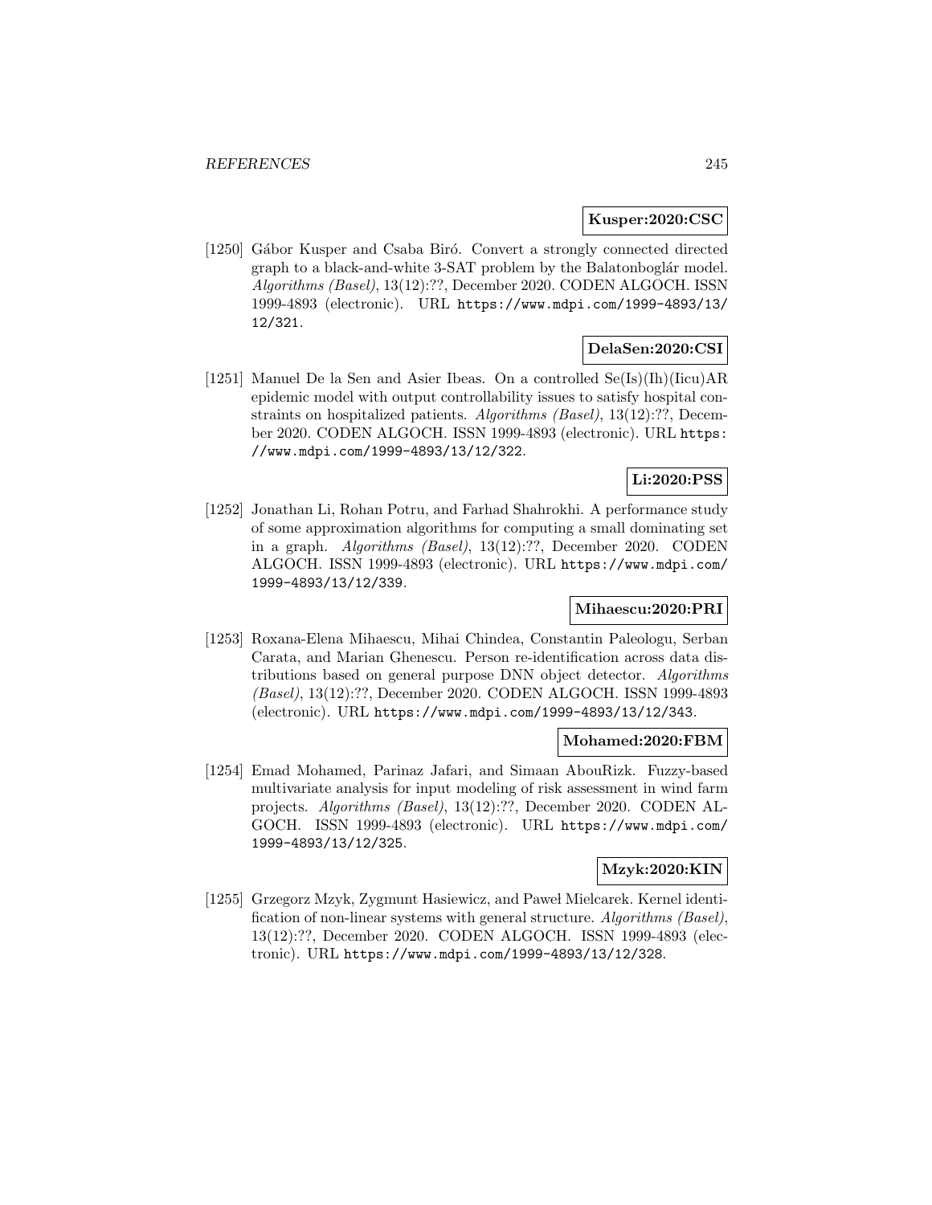**Kusper:2020:CSC**

[1250] Gábor Kusper and Csaba Biró. Convert a strongly connected directed graph to a black-and-white 3-SAT problem by the Balatonboglár model. *Algorithms (Basel)*, 13(12):??, December 2020. CODEN ALGOCH. ISSN 1999-4893 (electronic). URL https://www.mdpi.com/1999-4893/13/12/321.

**DelaSen:2020:CSI**

[1251] Manuel De la Sen and Asier Ibeas. On a controlled Se(Is)(Ih)(Iicu)AR epidemic model with output controllability issues to satisfy hospital constraints on hospitalized patients. *Algorithms (Basel)*, 13(12):??, December 2020. CODEN ALGOCH. ISSN 1999-4893 (electronic). URL https://www.mdpi.com/1999-4893/13/12/322.

**Li:2020:PSS**

[1252] Jonathan Li, Rohan Potru, and Farhad Shahrokhi. A performance study of some approximation algorithms for computing a small dominating set in a graph. *Algorithms (Basel)*, 13(12):??, December 2020. CODEN ALGOCH. ISSN 1999-4893 (electronic). URL https://www.mdpi.com/1999-4893/13/12/339.

**Mihaescu:2020:PRI**

[1253] Roxana-Elena Mihaescu, Mihai Chindea, Constantin Paleologu, Serban Carata, and Marian Ghenescu. Person re-identification across data distributions based on general purpose DNN object detector. *Algorithms (Basel)*, 13(12):??, December 2020. CODEN ALGOCH. ISSN 1999-4893 (electronic). URL https://www.mdpi.com/1999-4893/13/12/343.

**Mohamed:2020:FBM**

[1254] Emad Mohamed, Parinaz Jafari, and Simaan AbouRizk. Fuzzy-based multivariate analysis for input modeling of risk assessment in wind farm projects. *Algorithms (Basel)*, 13(12):??, December 2020. CODEN ALGOCH. ISSN 1999-4893 (electronic). URL https://www.mdpi.com/1999-4893/13/12/325.

**Mzyk:2020:KIN**

[1255] Grzegorz Mzyk, Zygmunt Hasiewicz, and Paweł Mielcarek. Kernel identification of non-linear systems with general structure. *Algorithms (Basel)*, 13(12):??, December 2020. CODEN ALGOCH. ISSN 1999-4893 (electronic). URL https://www.mdpi.com/1999-4893/13/12/328.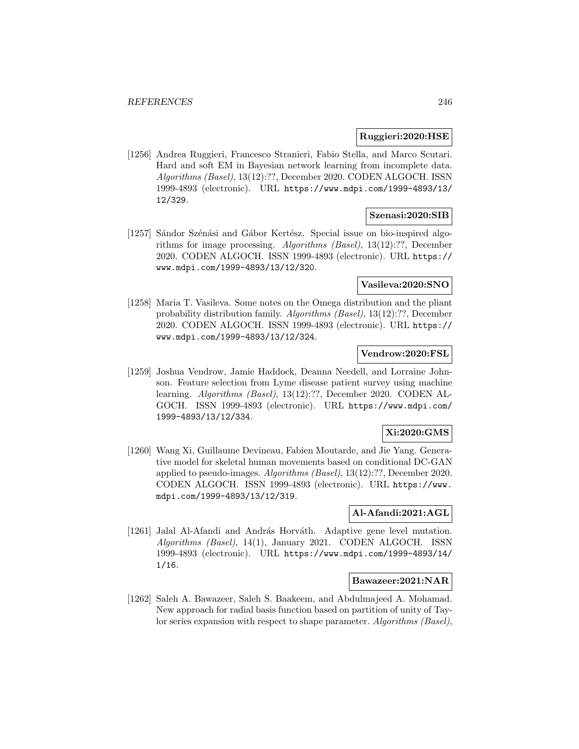**Ruggieri:2020:HSE**

[1256] Andrea Ruggieri, Francesco Stranieri, Fabio Stella, and Marco Scutari. Hard and soft EM in Bayesian network learning from incomplete data. *Algorithms (Basel)*, 13(12):??, December 2020. CODEN ALGOCH. ISSN 1999-4893 (electronic). URL https://www.mdpi.com/1999-4893/13/12/329.

**Szenasi:2020:SIB**

[1257] Sándor Szénási and Gábor Kertész. Special issue on bio-inspired algorithms for image processing. *Algorithms (Basel)*, 13(12):??, December 2020. CODEN ALGOCH. ISSN 1999-4893 (electronic). URL https://www.mdpi.com/1999-4893/13/12/320.

**Vasileva:2020:SNO**

[1258] Maria T. Vasileva. Some notes on the Omega distribution and the pliant probability distribution family. *Algorithms (Basel)*, 13(12):??, December 2020. CODEN ALGOCH. ISSN 1999-4893 (electronic). URL https://www.mdpi.com/1999-4893/13/12/324.

**Vendrow:2020:FSL**

[1259] Joshua Vendrow, Jamie Haddock, Deanna Needell, and Lorraine Johnson. Feature selection from Lyme disease patient survey using machine learning. *Algorithms (Basel)*, 13(12):??, December 2020. CODEN ALGOCH. ISSN 1999-4893 (electronic). URL https://www.mdpi.com/1999-4893/13/12/334.

**Xi:2020:GMS**

[1260] Wang Xi, Guillaume Devineau, Fabien Moutarde, and Jie Yang. Generative model for skeletal human movements based on conditional DC-GAN applied to pseudo-images. *Algorithms (Basel)*, 13(12):??, December 2020. CODEN ALGOCH. ISSN 1999-4893 (electronic). URL https://www.mdpi.com/1999-4893/13/12/319.

**Al-Afandi:2021:AGL**

[1261] Jalal Al-Afandi and András Horváth. Adaptive gene level mutation. *Algorithms (Basel)*, 14(1), January 2021. CODEN ALGOCH. ISSN 1999-4893 (electronic). URL https://www.mdpi.com/1999-4893/14/1/16.

**Bawazeer:2021:NAR**

[1262] Saleh A. Bawazeer, Saleh S. Baakeem, and Abdulmajeed A. Mohamad. New approach for radial basis function based on partition of unity of Taylor series expansion with respect to shape parameter. *Algorithms (Basel)*,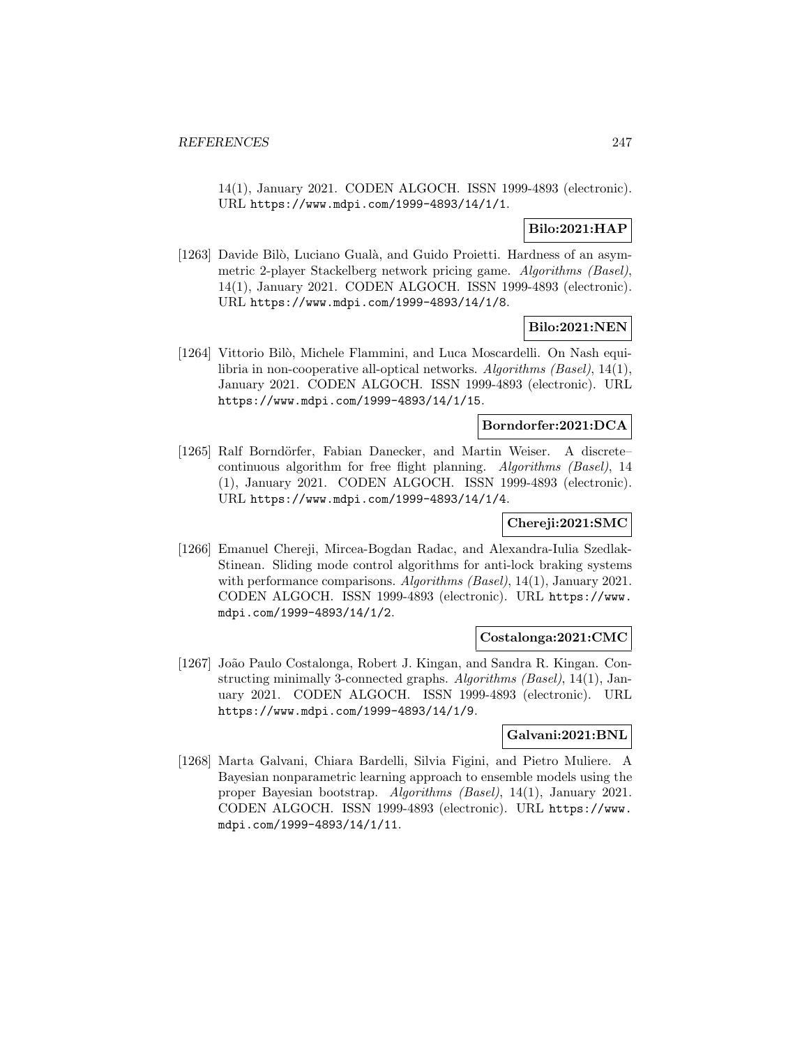14(1), January 2021. CODEN ALGOCH. ISSN 1999-4893 (electronic). URL https://www.mdpi.com/1999-4893/14/1/1.

**Bilo:2021:HAP**

[1263] Davide Bilò, Luciano Gualà, and Guido Proietti. Hardness of an asymmetric 2-player Stackelberg network pricing game. *Algorithms (Basel)*, 14(1), January 2021. CODEN ALGOCH. ISSN 1999-4893 (electronic). URL https://www.mdpi.com/1999-4893/14/1/8.

**Bilo:2021:NEN**

[1264] Vittorio Bilò, Michele Flammini, and Luca Moscardelli. On Nash equilibria in non-cooperative all-optical networks. *Algorithms (Basel)*, 14(1), January 2021. CODEN ALGOCH. ISSN 1999-4893 (electronic). URL https://www.mdpi.com/1999-4893/14/1/15.

**Borndorfer:2021:DCA**

[1265] Ralf Borndörfer, Fabian Danecker, and Martin Weiser. A discrete–continuous algorithm for free flight planning. *Algorithms (Basel)*, 14 (1), January 2021. CODEN ALGOCH. ISSN 1999-4893 (electronic). URL https://www.mdpi.com/1999-4893/14/1/4.

**Chereji:2021:SMC**

[1266] Emanuel Chereji, Mircea-Bogdan Radac, and Alexandra-Iulia Szedlak-Stinean. Sliding mode control algorithms for anti-lock braking systems with performance comparisons. *Algorithms (Basel)*, 14(1), January 2021. CODEN ALGOCH. ISSN 1999-4893 (electronic). URL https://www.mdpi.com/1999-4893/14/1/2.

**Costalonga:2021:CMC**

[1267] João Paulo Costalonga, Robert J. Kingan, and Sandra R. Kingan. Constructing minimally 3-connected graphs. *Algorithms (Basel)*, 14(1), January 2021. CODEN ALGOCH. ISSN 1999-4893 (electronic). URL https://www.mdpi.com/1999-4893/14/1/9.

**Galvani:2021:BNL**

[1268] Marta Galvani, Chiara Bardelli, Silvia Figini, and Pietro Muliere. A Bayesian nonparametric learning approach to ensemble models using the proper Bayesian bootstrap. *Algorithms (Basel)*, 14(1), January 2021. CODEN ALGOCH. ISSN 1999-4893 (electronic). URL https://www.mdpi.com/1999-4893/14/1/11.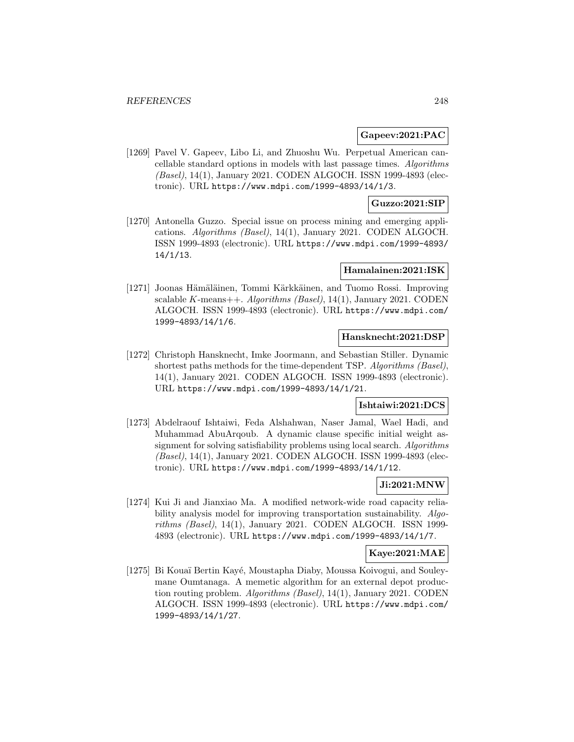**Gapeev:2021:PAC**

[1269] Pavel V. Gapeev, Libo Li, and Zhuoshu Wu. Perpetual American cancellable standard options in models with last passage times. *Algorithms (Basel)*, 14(1), January 2021. CODEN ALGOCH. ISSN 1999-4893 (electronic). URL https://www.mdpi.com/1999-4893/14/1/3.

**Guzzo:2021:SIP**

[1270] Antonella Guzzo. Special issue on process mining and emerging applications. *Algorithms (Basel)*, 14(1), January 2021. CODEN ALGOCH. ISSN 1999-4893 (electronic). URL https://www.mdpi.com/1999-4893/14/1/13.

**Hamalainen:2021:ISK**

[1271] Joonas Hämäläinen, Tommi Kärkkäinen, and Tuomo Rossi. Improving scalable $K$-means++. *Algorithms (Basel)*, 14(1), January 2021. CODEN ALGOCH. ISSN 1999-4893 (electronic). URL https://www.mdpi.com/1999-4893/14/1/6.

**Hansknecht:2021:DSP**

[1272] Christoph Hansknecht, Imke Joormann, and Sebastian Stiller. Dynamic shortest paths methods for the time-dependent TSP. *Algorithms (Basel)*, 14(1), January 2021. CODEN ALGOCH. ISSN 1999-4893 (electronic). URL https://www.mdpi.com/1999-4893/14/1/21.

**Ishtaiwi:2021:DCS**

[1273] Abdelraouf Ishtaiwi, Feda Alshahwan, Naser Jamal, Wael Hadi, and Muhammad AbuArqoub. A dynamic clause specific initial weight assignment for solving satisfiability problems using local search. *Algorithms (Basel)*, 14(1), January 2021. CODEN ALGOCH. ISSN 1999-4893 (electronic). URL https://www.mdpi.com/1999-4893/14/1/12.

**Ji:2021:MNW**

[1274] Kui Ji and Jianxiao Ma. A modified network-wide road capacity reliability analysis model for improving transportation sustainability. *Algorithms (Basel)*, 14(1), January 2021. CODEN ALGOCH. ISSN 1999-4893 (electronic). URL https://www.mdpi.com/1999-4893/14/1/7.

**Kaye:2021:MAE**

[1275] Bi Kouaï Bertin Kayé, Moustapha Diaby, Moussa Koivogui, and Souleymane Oumtanaga. A memetic algorithm for an external depot production routing problem. *Algorithms (Basel)*, 14(1), January 2021. CODEN ALGOCH. ISSN 1999-4893 (electronic). URL https://www.mdpi.com/1999-4893/14/1/27.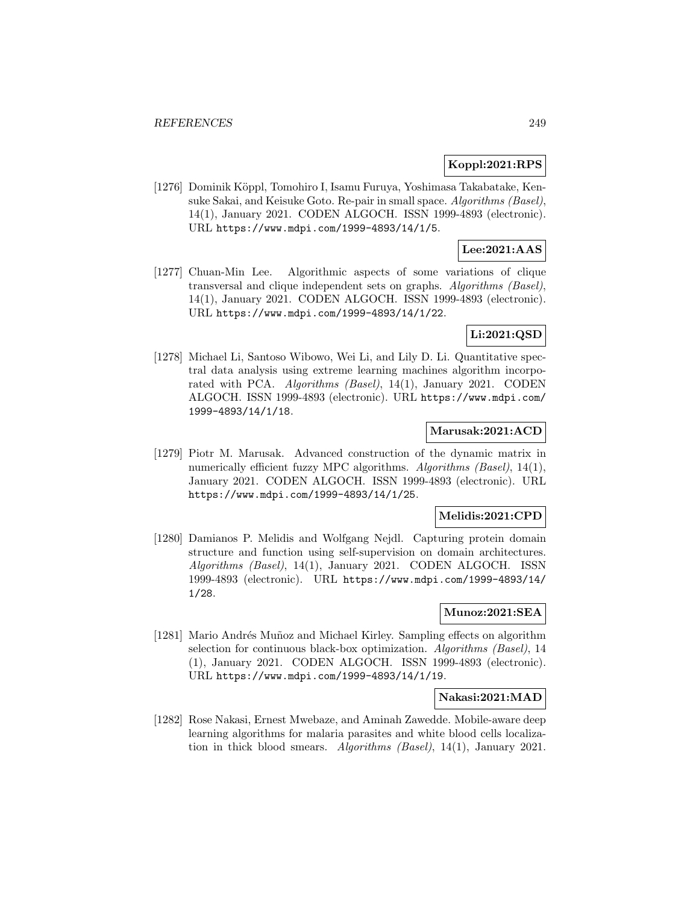**Koppl:2021:RPS**

[1276] Dominik Köppl, Tomohiro I, Isamu Furuya, Yoshimasa Takabatake, Kensuke Sakai, and Keisuke Goto. Re-pair in small space. *Algorithms (Basel)*, 14(1), January 2021. CODEN ALGOCH. ISSN 1999-4893 (electronic). URL https://www.mdpi.com/1999-4893/14/1/5.

**Lee:2021:AAS**

[1277] Chuan-Min Lee. Algorithmic aspects of some variations of clique transversal and clique independent sets on graphs. *Algorithms (Basel)*, 14(1), January 2021. CODEN ALGOCH. ISSN 1999-4893 (electronic). URL https://www.mdpi.com/1999-4893/14/1/22.

**Li:2021:QSD**

[1278] Michael Li, Santoso Wibowo, Wei Li, and Lily D. Li. Quantitative spectral data analysis using extreme learning machines algorithm incorporated with PCA. *Algorithms (Basel)*, 14(1), January 2021. CODEN ALGOCH. ISSN 1999-4893 (electronic). URL https://www.mdpi.com/1999-4893/14/1/18.

**Marusak:2021:ACD**

[1279] Piotr M. Marusak. Advanced construction of the dynamic matrix in numerically efficient fuzzy MPC algorithms. *Algorithms (Basel)*, 14(1), January 2021. CODEN ALGOCH. ISSN 1999-4893 (electronic). URL https://www.mdpi.com/1999-4893/14/1/25.

**Melidis:2021:CPD**

[1280] Damianos P. Melidis and Wolfgang Nejdl. Capturing protein domain structure and function using self-supervision on domain architectures. *Algorithms (Basel)*, 14(1), January 2021. CODEN ALGOCH. ISSN 1999-4893 (electronic). URL https://www.mdpi.com/1999-4893/14/1/28.

**Munoz:2021:SEA**

[1281] Mario Andrés Muñoz and Michael Kirley. Sampling effects on algorithm selection for continuous black-box optimization. *Algorithms (Basel)*, 14 (1), January 2021. CODEN ALGOCH. ISSN 1999-4893 (electronic). URL https://www.mdpi.com/1999-4893/14/1/19.

**Nakasi:2021:MAD**

[1282] Rose Nakasi, Ernest Mwebaze, and Aminah Zawedde. Mobile-aware deep learning algorithms for malaria parasites and white blood cells localization in thick blood smears. *Algorithms (Basel)*, 14(1), January 2021.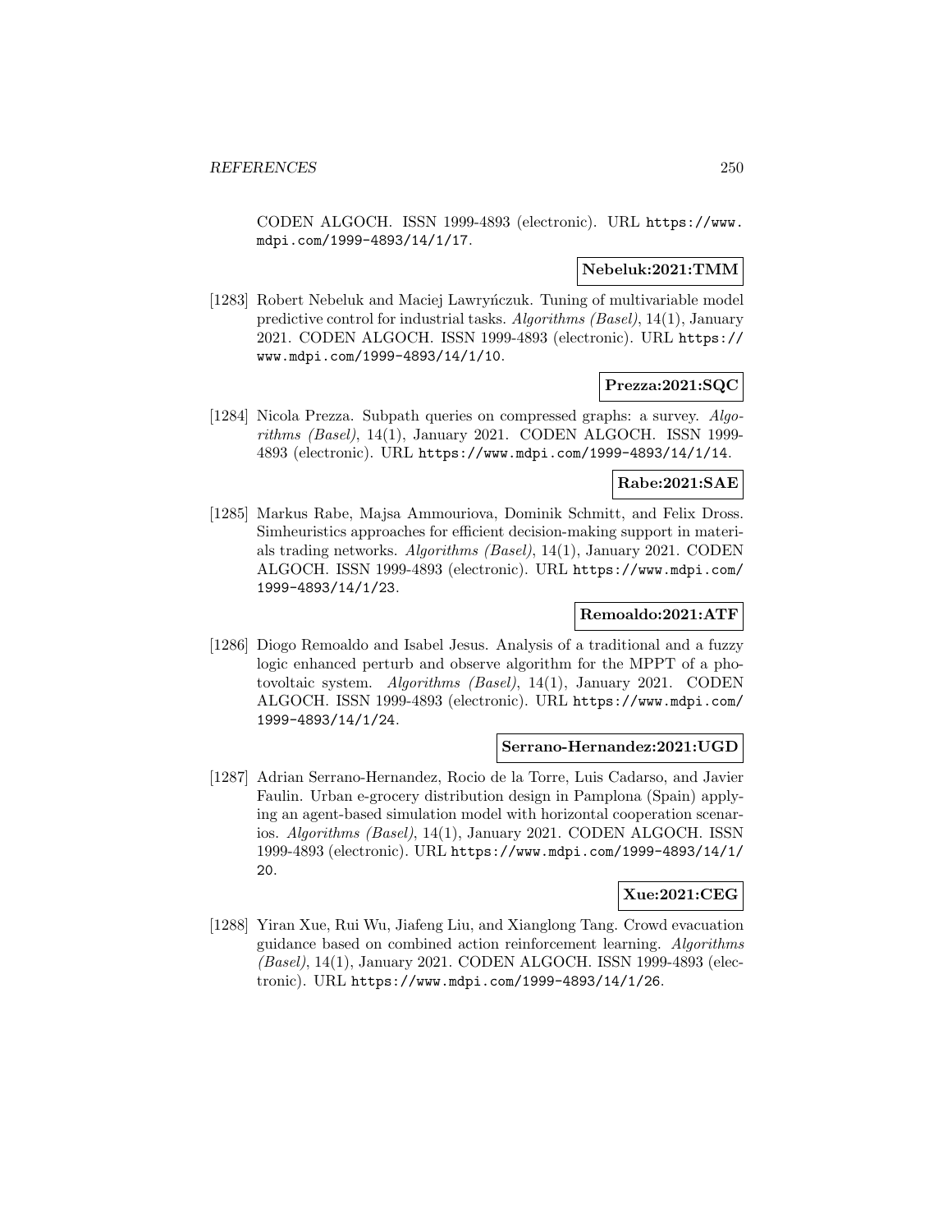CODEN ALGOCH. ISSN 1999-4893 (electronic). URL https://www.mdpi.com/1999-4893/14/1/17.

**Nebeluk:2021:TMM**

[1283] Robert Nebeluk and Maciej Lawryńczuk. Tuning of multivariable model predictive control for industrial tasks. *Algorithms (Basel)*, 14(1), January 2021. CODEN ALGOCH. ISSN 1999-4893 (electronic). URL https://www.mdpi.com/1999-4893/14/1/10.

**Prezza:2021:SQC**

[1284] Nicola Prezza. Subpath queries on compressed graphs: a survey. *Algorithms (Basel)*, 14(1), January 2021. CODEN ALGOCH. ISSN 1999-4893 (electronic). URL https://www.mdpi.com/1999-4893/14/1/14.

**Rabe:2021:SAE**

[1285] Markus Rabe, Majsa Ammouriova, Dominik Schmitt, and Felix Dross. Simheuristics approaches for efficient decision-making support in materials trading networks. *Algorithms (Basel)*, 14(1), January 2021. CODEN ALGOCH. ISSN 1999-4893 (electronic). URL https://www.mdpi.com/1999-4893/14/1/23.

**Remoaldo:2021:ATF**

[1286] Diogo Remoaldo and Isabel Jesus. Analysis of a traditional and a fuzzy logic enhanced perturb and observe algorithm for the MPPT of a photovoltaic system. *Algorithms (Basel)*, 14(1), January 2021. CODEN ALGOCH. ISSN 1999-4893 (electronic). URL https://www.mdpi.com/1999-4893/14/1/24.

**Serrano-Hernandez:2021:UGD**

[1287] Adrian Serrano-Hernandez, Rocio de la Torre, Luis Cadarso, and Javier Faulin. Urban e-grocery distribution design in Pamplona (Spain) applying an agent-based simulation model with horizontal cooperation scenarios. *Algorithms (Basel)*, 14(1), January 2021. CODEN ALGOCH. ISSN 1999-4893 (electronic). URL https://www.mdpi.com/1999-4893/14/1/20.

**Xue:2021:CEG**

[1288] Yiran Xue, Rui Wu, Jiafeng Liu, and Xianglong Tang. Crowd evacuation guidance based on combined action reinforcement learning. *Algorithms (Basel)*, 14(1), January 2021. CODEN ALGOCH. ISSN 1999-4893 (electronic). URL https://www.mdpi.com/1999-4893/14/1/26.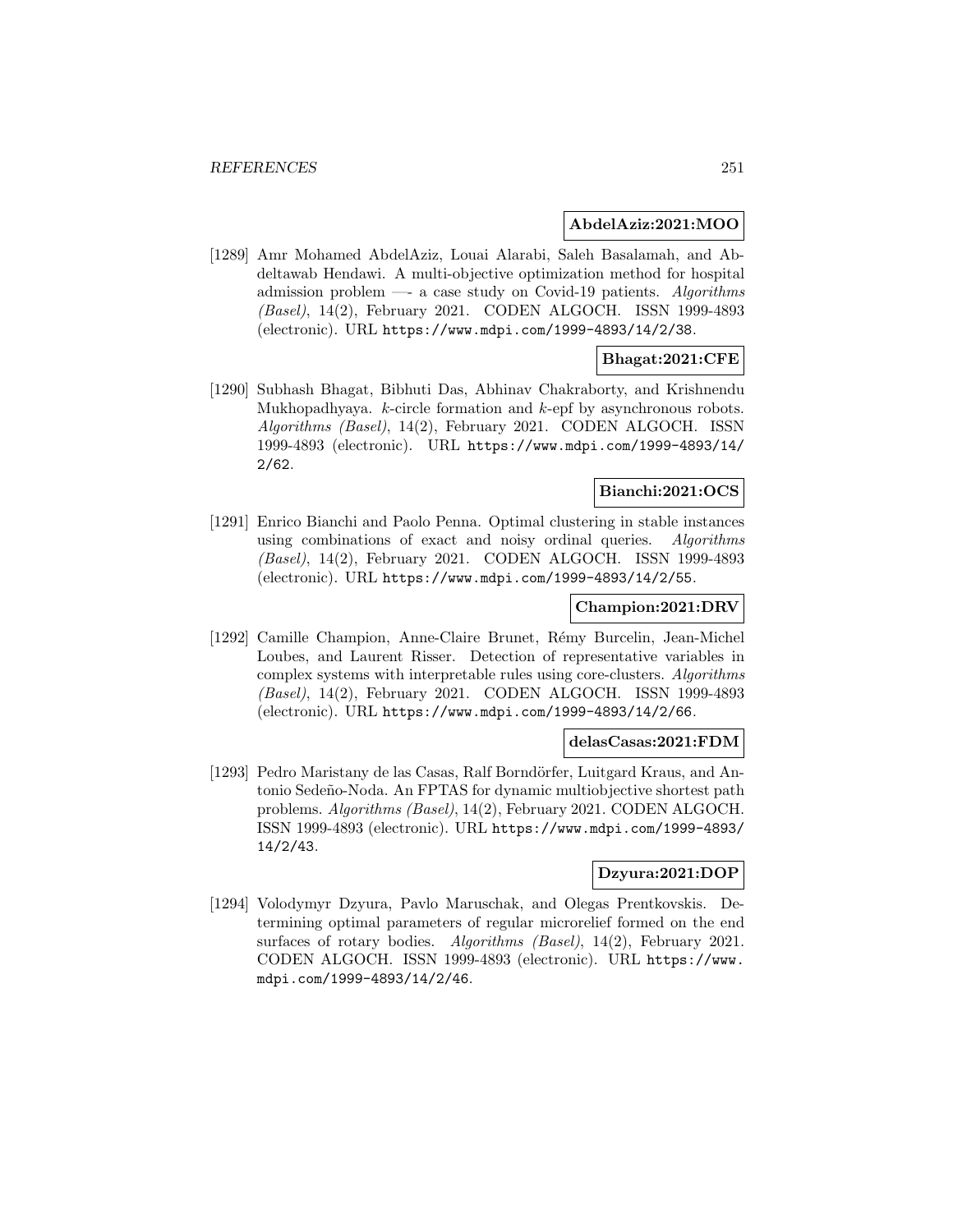**AbdelAziz:2021:MOO**

[1289] Amr Mohamed AbdelAziz, Louai Alarabi, Saleh Basalamah, and Abdeltawab Hendawi. A multi-objective optimization method for hospital admission problem —- a case study on Covid-19 patients. *Algorithms (Basel)*, 14(2), February 2021. CODEN ALGOCH. ISSN 1999-4893 (electronic). URL https://www.mdpi.com/1999-4893/14/2/38.

**Bhagat:2021:CFE**

[1290] Subhash Bhagat, Bibhuti Das, Abhinav Chakraborty, and Krishnendu Mukhopadhyaya. $k$-circle formation and $k$-epf by asynchronous robots. *Algorithms (Basel)*, 14(2), February 2021. CODEN ALGOCH. ISSN 1999-4893 (electronic). URL https://www.mdpi.com/1999-4893/14/2/62.

**Bianchi:2021:OCS**

[1291] Enrico Bianchi and Paolo Penna. Optimal clustering in stable instances using combinations of exact and noisy ordinal queries. *Algorithms (Basel)*, 14(2), February 2021. CODEN ALGOCH. ISSN 1999-4893 (electronic). URL https://www.mdpi.com/1999-4893/14/2/55.

**Champion:2021:DRV**

[1292] Camille Champion, Anne-Claire Brunet, Rémy Burcelin, Jean-Michel Loubes, and Laurent Risser. Detection of representative variables in complex systems with interpretable rules using core-clusters. *Algorithms (Basel)*, 14(2), February 2021. CODEN ALGOCH. ISSN 1999-4893 (electronic). URL https://www.mdpi.com/1999-4893/14/2/66.

**delasCasas:2021:FDM**

[1293] Pedro Maristany de las Casas, Ralf Borndörfer, Luitgard Kraus, and Antonio Sedeño-Noda. An FPTAS for dynamic multiobjective shortest path problems. *Algorithms (Basel)*, 14(2), February 2021. CODEN ALGOCH. ISSN 1999-4893 (electronic). URL https://www.mdpi.com/1999-4893/14/2/43.

**Dzyura:2021:DOP**

[1294] Volodymyr Dzyura, Pavlo Maruschak, and Olegas Prentkovskis. Determining optimal parameters of regular microrelief formed on the end surfaces of rotary bodies. *Algorithms (Basel)*, 14(2), February 2021. CODEN ALGOCH. ISSN 1999-4893 (electronic). URL https://www.mdpi.com/1999-4893/14/2/46.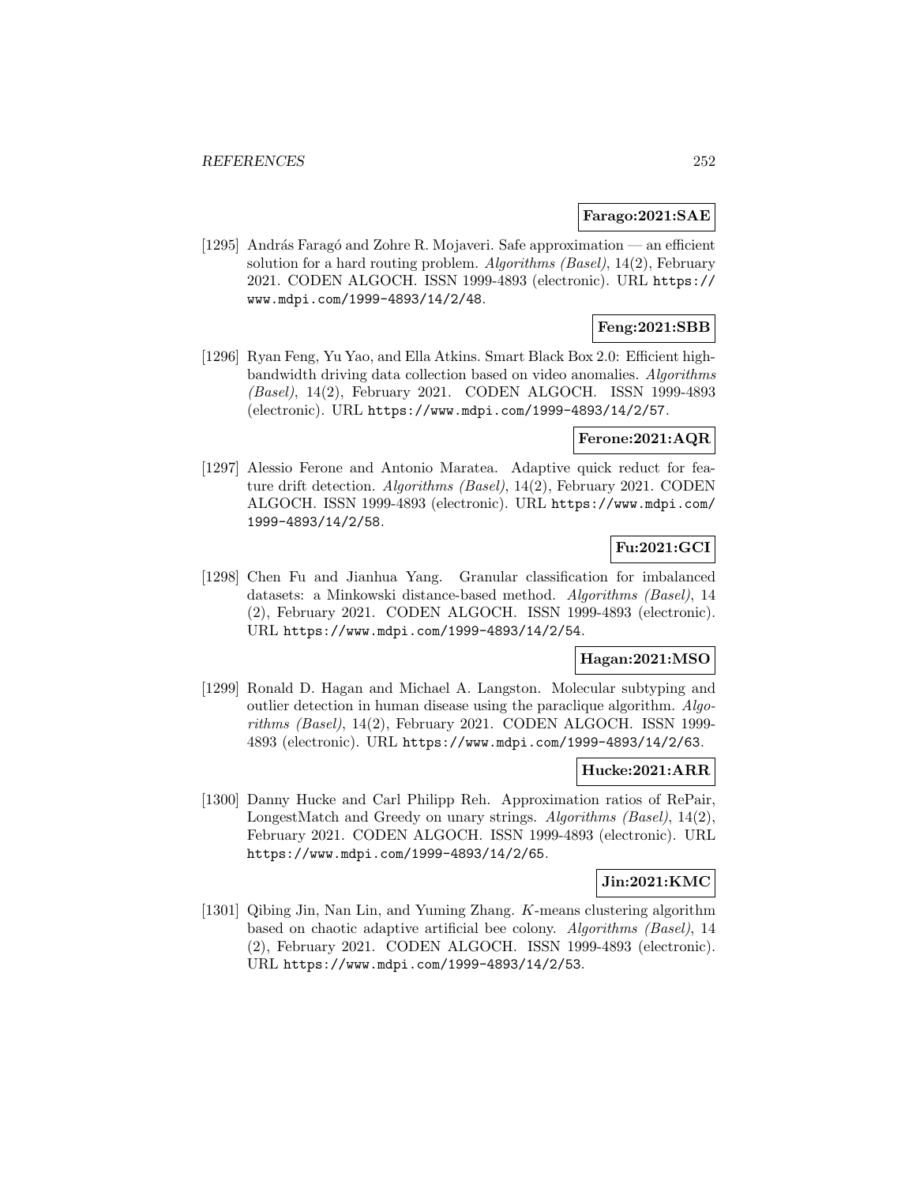**Farago:2021:SAE**

[1295] András Faragó and Zohre R. Mojaveri. Safe approximation — an efficient solution for a hard routing problem. *Algorithms (Basel)*, 14(2), February 2021. CODEN ALGOCH. ISSN 1999-4893 (electronic). URL https://www.mdpi.com/1999-4893/14/2/48.

**Feng:2021:SBB**

[1296] Ryan Feng, Yu Yao, and Ella Atkins. Smart Black Box 2.0: Efficient high-bandwidth driving data collection based on video anomalies. *Algorithms (Basel)*, 14(2), February 2021. CODEN ALGOCH. ISSN 1999-4893 (electronic). URL https://www.mdpi.com/1999-4893/14/2/57.

**Ferone:2021:AQR**

[1297] Alessio Ferone and Antonio Maratea. Adaptive quick reduct for feature drift detection. *Algorithms (Basel)*, 14(2), February 2021. CODEN ALGOCH. ISSN 1999-4893 (electronic). URL https://www.mdpi.com/1999-4893/14/2/58.

**Fu:2021:GCI**

[1298] Chen Fu and Jianhua Yang. Granular classification for imbalanced datasets: a Minkowski distance-based method. *Algorithms (Basel)*, 14 (2), February 2021. CODEN ALGOCH. ISSN 1999-4893 (electronic). URL https://www.mdpi.com/1999-4893/14/2/54.

**Hagan:2021:MSO**

[1299] Ronald D. Hagan and Michael A. Langston. Molecular subtyping and outlier detection in human disease using the paraclique algorithm. *Algorithms (Basel)*, 14(2), February 2021. CODEN ALGOCH. ISSN 1999-4893 (electronic). URL https://www.mdpi.com/1999-4893/14/2/63.

**Hucke:2021:ARR**

[1300] Danny Hucke and Carl Philipp Reh. Approximation ratios of RePair, LongestMatch and Greedy on unary strings. *Algorithms (Basel)*, 14(2), February 2021. CODEN ALGOCH. ISSN 1999-4893 (electronic). URL https://www.mdpi.com/1999-4893/14/2/65.

**Jin:2021:KMC**

[1301] Qibing Jin, Nan Lin, and Yuming Zhang. $K$-means clustering algorithm based on chaotic adaptive artificial bee colony. *Algorithms (Basel)*, 14 (2), February 2021. CODEN ALGOCH. ISSN 1999-4893 (electronic). URL https://www.mdpi.com/1999-4893/14/2/53.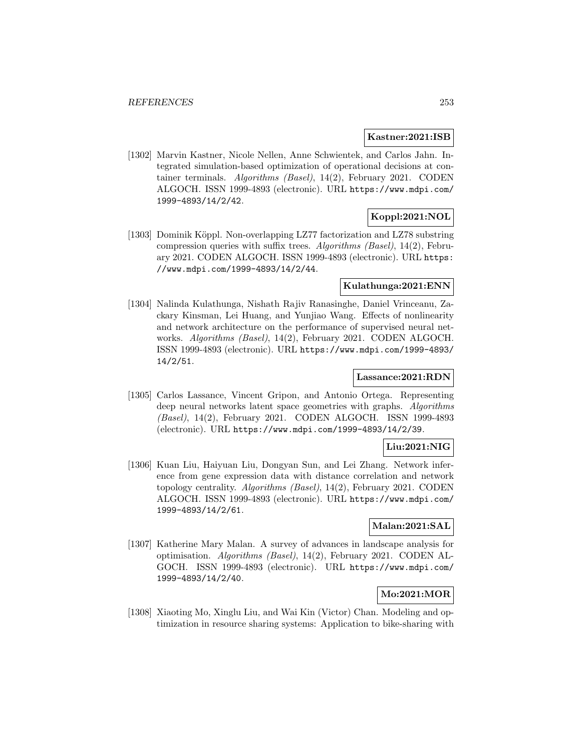**Kastner:2021:ISB**

[1302] Marvin Kastner, Nicole Nellen, Anne Schwientek, and Carlos Jahn. Integrated simulation-based optimization of operational decisions at container terminals. *Algorithms (Basel)*, 14(2), February 2021. CODEN ALGOCH. ISSN 1999-4893 (electronic). URL https://www.mdpi.com/1999-4893/14/2/42.

**Koppl:2021:NOL**

[1303] Dominik Köppl. Non-overlapping LZ77 factorization and LZ78 substring compression queries with suffix trees. *Algorithms (Basel)*, 14(2), February 2021. CODEN ALGOCH. ISSN 1999-4893 (electronic). URL https://www.mdpi.com/1999-4893/14/2/44.

**Kulathunga:2021:ENN**

[1304] Nalinda Kulathunga, Nishath Rajiv Ranasinghe, Daniel Vrinceanu, Zackary Kinsman, Lei Huang, and Yunjiao Wang. Effects of nonlinearity and network architecture on the performance of supervised neural networks. *Algorithms (Basel)*, 14(2), February 2021. CODEN ALGOCH. ISSN 1999-4893 (electronic). URL https://www.mdpi.com/1999-4893/14/2/51.

**Lassance:2021:RDN**

[1305] Carlos Lassance, Vincent Gripon, and Antonio Ortega. Representing deep neural networks latent space geometries with graphs. *Algorithms (Basel)*, 14(2), February 2021. CODEN ALGOCH. ISSN 1999-4893 (electronic). URL https://www.mdpi.com/1999-4893/14/2/39.

**Liu:2021:NIG**

[1306] Kuan Liu, Haiyuan Liu, Dongyan Sun, and Lei Zhang. Network inference from gene expression data with distance correlation and network topology centrality. *Algorithms (Basel)*, 14(2), February 2021. CODEN ALGOCH. ISSN 1999-4893 (electronic). URL https://www.mdpi.com/1999-4893/14/2/61.

**Malan:2021:SAL**

[1307] Katherine Mary Malan. A survey of advances in landscape analysis for optimisation. *Algorithms (Basel)*, 14(2), February 2021. CODEN ALGOCH. ISSN 1999-4893 (electronic). URL https://www.mdpi.com/1999-4893/14/2/40.

**Mo:2021:MOR**

[1308] Xiaoting Mo, Xinglu Liu, and Wai Kin (Victor) Chan. Modeling and optimization in resource sharing systems: Application to bike-sharing with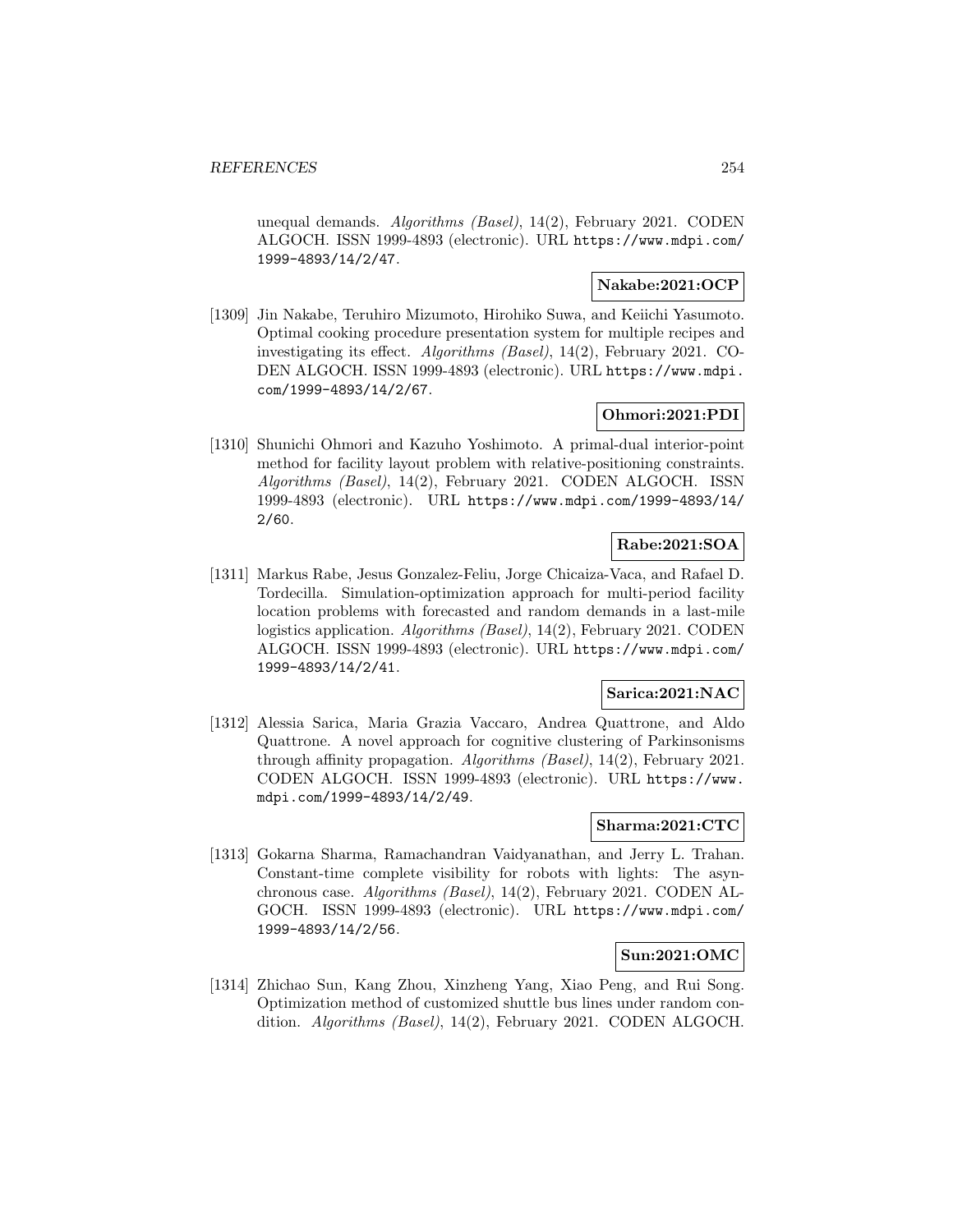unequal demands. *Algorithms (Basel)*, 14(2), February 2021. CODEN ALGOCH. ISSN 1999-4893 (electronic). URL https://www.mdpi.com/1999-4893/14/2/47.

**Nakabe:2021:OCP**

[1309] Jin Nakabe, Teruhiro Mizumoto, Hirohiko Suwa, and Keiichi Yasumoto. Optimal cooking procedure presentation system for multiple recipes and investigating its effect. *Algorithms (Basel)*, 14(2), February 2021. CODEN ALGOCH. ISSN 1999-4893 (electronic). URL https://www.mdpi.com/1999-4893/14/2/67.

**Ohmori:2021:PDI**

[1310] Shunichi Ohmori and Kazuho Yoshimoto. A primal-dual interior-point method for facility layout problem with relative-positioning constraints. *Algorithms (Basel)*, 14(2), February 2021. CODEN ALGOCH. ISSN 1999-4893 (electronic). URL https://www.mdpi.com/1999-4893/14/2/60.

**Rabe:2021:SOA**

[1311] Markus Rabe, Jesus Gonzalez-Feliu, Jorge Chicaiza-Vaca, and Rafael D. Tordecilla. Simulation-optimization approach for multi-period facility location problems with forecasted and random demands in a last-mile logistics application. *Algorithms (Basel)*, 14(2), February 2021. CODEN ALGOCH. ISSN 1999-4893 (electronic). URL https://www.mdpi.com/1999-4893/14/2/41.

**Sarica:2021:NAC**

[1312] Alessia Sarica, Maria Grazia Vaccaro, Andrea Quattrone, and Aldo Quattrone. A novel approach for cognitive clustering of Parkinsonisms through affinity propagation. *Algorithms (Basel)*, 14(2), February 2021. CODEN ALGOCH. ISSN 1999-4893 (electronic). URL https://www.mdpi.com/1999-4893/14/2/49.

**Sharma:2021:CTC**

[1313] Gokarna Sharma, Ramachandran Vaidyanathan, and Jerry L. Trahan. Constant-time complete visibility for robots with lights: The asynchronous case. *Algorithms (Basel)*, 14(2), February 2021. CODEN ALGOCH. ISSN 1999-4893 (electronic). URL https://www.mdpi.com/1999-4893/14/2/56.

**Sun:2021:OMC**

[1314] Zhichao Sun, Kang Zhou, Xinzheng Yang, Xiao Peng, and Rui Song. Optimization method of customized shuttle bus lines under random condition. *Algorithms (Basel)*, 14(2), February 2021. CODEN ALGOCH.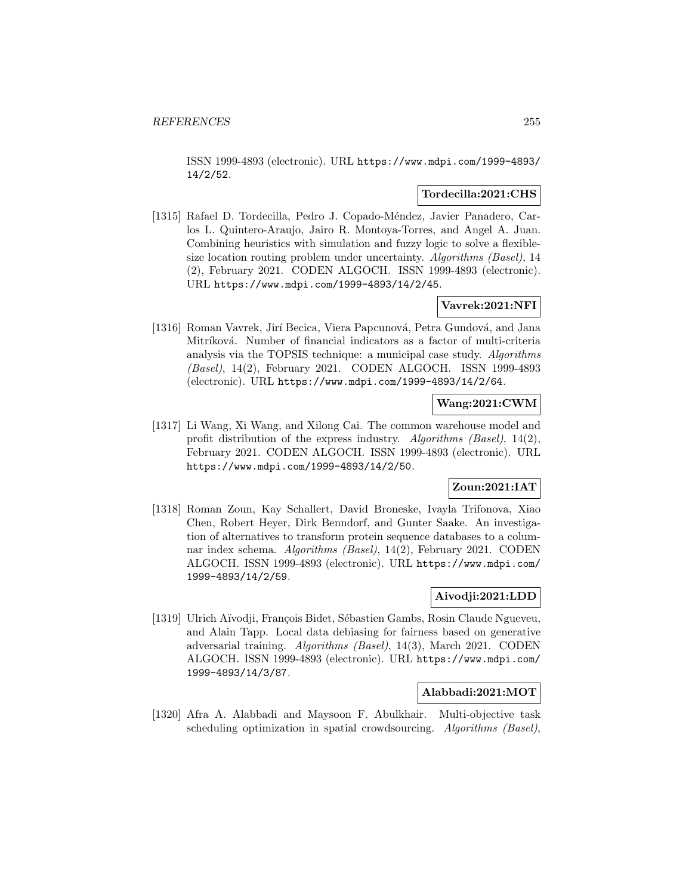ISSN 1999-4893 (electronic). URL https://www.mdpi.com/1999-4893/14/2/52.

**Tordecilla:2021:CHS**

[1315] Rafael D. Tordecilla, Pedro J. Copado-Méndez, Javier Panadero, Carlos L. Quintero-Araujo, Jairo R. Montoya-Torres, and Angel A. Juan. Combining heuristics with simulation and fuzzy logic to solve a flexible-size location routing problem under uncertainty. *Algorithms (Basel)*, 14 (2), February 2021. CODEN ALGOCH. ISSN 1999-4893 (electronic). URL https://www.mdpi.com/1999-4893/14/2/45.

**Vavrek:2021:NFI**

[1316] Roman Vavrek, Jirí Becica, Viera Papcunová, Petra Gundová, and Jana Mitríková. Number of financial indicators as a factor of multi-criteria analysis via the TOPSIS technique: a municipal case study. *Algorithms (Basel)*, 14(2), February 2021. CODEN ALGOCH. ISSN 1999-4893 (electronic). URL https://www.mdpi.com/1999-4893/14/2/64.

**Wang:2021:CWM**

[1317] Li Wang, Xi Wang, and Xilong Cai. The common warehouse model and profit distribution of the express industry. *Algorithms (Basel)*, 14(2), February 2021. CODEN ALGOCH. ISSN 1999-4893 (electronic). URL https://www.mdpi.com/1999-4893/14/2/50.

**Zoun:2021:IAT**

[1318] Roman Zoun, Kay Schallert, David Broneske, Ivayla Trifonova, Xiao Chen, Robert Heyer, Dirk Benndorf, and Gunter Saake. An investigation of alternatives to transform protein sequence databases to a columnar index schema. *Algorithms (Basel)*, 14(2), February 2021. CODEN ALGOCH. ISSN 1999-4893 (electronic). URL https://www.mdpi.com/1999-4893/14/2/59.

**Aivodji:2021:LDD**

[1319] Ulrich Aïvodji, François Bidet, Sébastien Gambs, Rosin Claude Ngueveu, and Alain Tapp. Local data debiasing for fairness based on generative adversarial training. *Algorithms (Basel)*, 14(3), March 2021. CODEN ALGOCH. ISSN 1999-4893 (electronic). URL https://www.mdpi.com/1999-4893/14/3/87.

**Alabbadi:2021:MOT**

[1320] Afra A. Alabbadi and Maysoon F. Abulkhair. Multi-objective task scheduling optimization in spatial crowdsourcing. *Algorithms (Basel)*,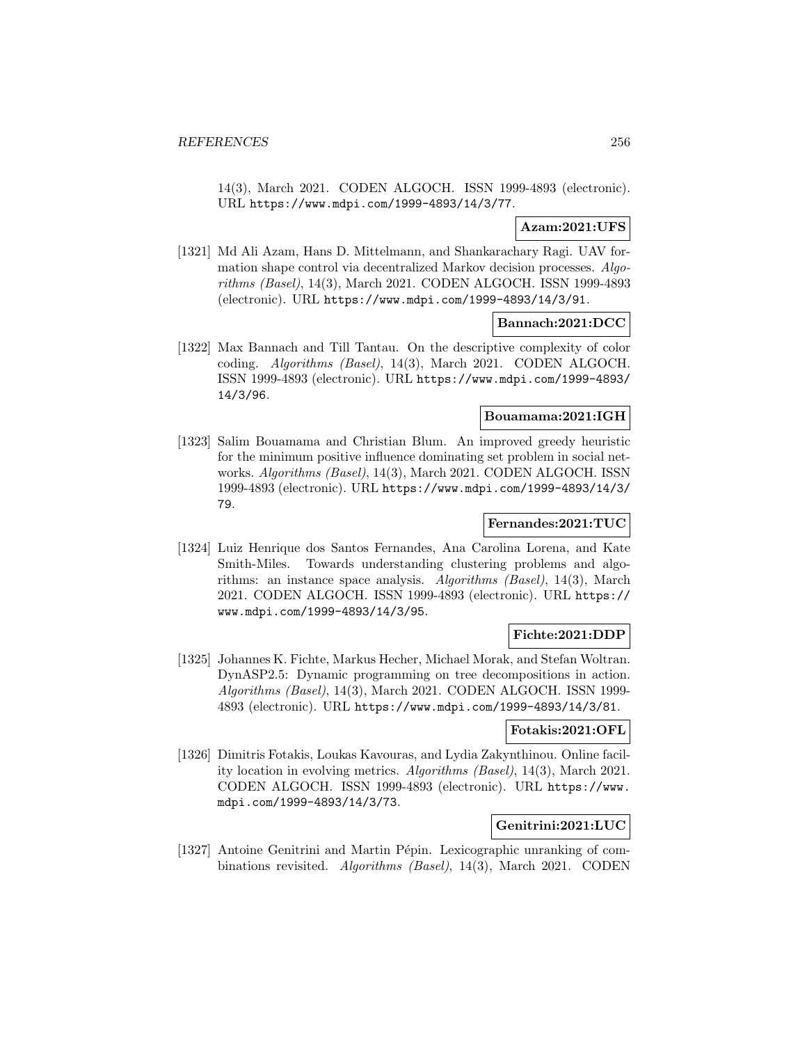14(3), March 2021. CODEN ALGOCH. ISSN 1999-4893 (electronic). URL https://www.mdpi.com/1999-4893/14/3/77.

**Azam:2021:UFS**

[1321] Md Ali Azam, Hans D. Mittelmann, and Shankarachary Ragi. UAV formation shape control via decentralized Markov decision processes. *Algorithms (Basel)*, 14(3), March 2021. CODEN ALGOCH. ISSN 1999-4893 (electronic). URL https://www.mdpi.com/1999-4893/14/3/91.

**Bannach:2021:DCC**

[1322] Max Bannach and Till Tantau. On the descriptive complexity of color coding. *Algorithms (Basel)*, 14(3), March 2021. CODEN ALGOCH. ISSN 1999-4893 (electronic). URL https://www.mdpi.com/1999-4893/14/3/96.

**Bouamama:2021:IGH**

[1323] Salim Bouamama and Christian Blum. An improved greedy heuristic for the minimum positive influence dominating set problem in social networks. *Algorithms (Basel)*, 14(3), March 2021. CODEN ALGOCH. ISSN 1999-4893 (electronic). URL https://www.mdpi.com/1999-4893/14/3/79.

**Fernandes:2021:TUC**

[1324] Luiz Henrique dos Santos Fernandes, Ana Carolina Lorena, and Kate Smith-Miles. Towards understanding clustering problems and algorithms: an instance space analysis. *Algorithms (Basel)*, 14(3), March 2021. CODEN ALGOCH. ISSN 1999-4893 (electronic). URL https://www.mdpi.com/1999-4893/14/3/95.

**Fichte:2021:DDP**

[1325] Johannes K. Fichte, Markus Hecher, Michael Morak, and Stefan Woltran. DynASP2.5: Dynamic programming on tree decompositions in action. *Algorithms (Basel)*, 14(3), March 2021. CODEN ALGOCH. ISSN 1999-4893 (electronic). URL https://www.mdpi.com/1999-4893/14/3/81.

**Fotakis:2021:OFL**

[1326] Dimitris Fotakis, Loukas Kavouras, and Lydia Zakynthinou. Online facility location in evolving metrics. *Algorithms (Basel)*, 14(3), March 2021. CODEN ALGOCH. ISSN 1999-4893 (electronic). URL https://www.mdpi.com/1999-4893/14/3/73.

**Genitrini:2021:LUC**

[1327] Antoine Genitrini and Martin Pépin. Lexicographic unranking of combinations revisited. *Algorithms (Basel)*, 14(3), March 2021. CODEN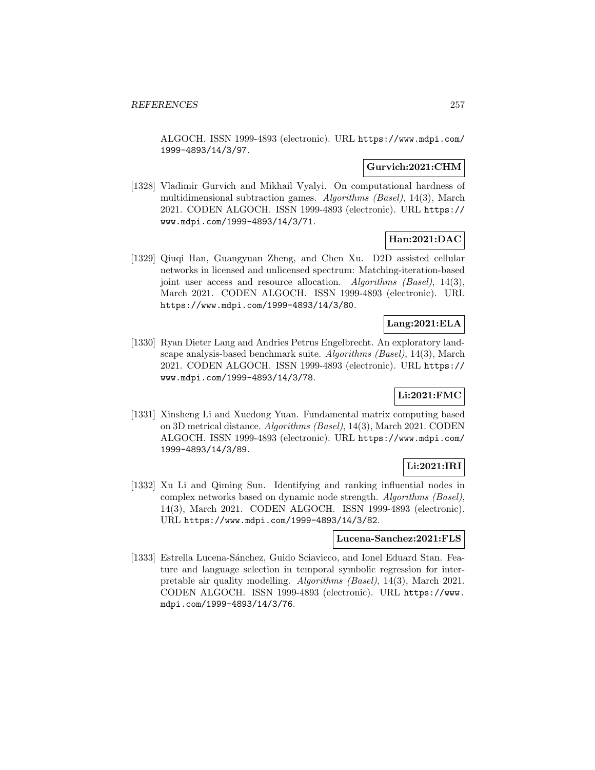ALGOCH. ISSN 1999-4893 (electronic). URL https://www.mdpi.com/1999-4893/14/3/97.

**Gurvich:2021:CHM**

[1328] Vladimir Gurvich and Mikhail Vyalyi. On computational hardness of multidimensional subtraction games. *Algorithms (Basel)*, 14(3), March 2021. CODEN ALGOCH. ISSN 1999-4893 (electronic). URL https://www.mdpi.com/1999-4893/14/3/71.

**Han:2021:DAC**

[1329] Qiuqi Han, Guangyuan Zheng, and Chen Xu. D2D assisted cellular networks in licensed and unlicensed spectrum: Matching-iteration-based joint user access and resource allocation. *Algorithms (Basel)*, 14(3), March 2021. CODEN ALGOCH. ISSN 1999-4893 (electronic). URL https://www.mdpi.com/1999-4893/14/3/80.

**Lang:2021:ELA**

[1330] Ryan Dieter Lang and Andries Petrus Engelbrecht. An exploratory landscape analysis-based benchmark suite. *Algorithms (Basel)*, 14(3), March 2021. CODEN ALGOCH. ISSN 1999-4893 (electronic). URL https://www.mdpi.com/1999-4893/14/3/78.

**Li:2021:FMC**

[1331] Xinsheng Li and Xuedong Yuan. Fundamental matrix computing based on 3D metrical distance. *Algorithms (Basel)*, 14(3), March 2021. CODEN ALGOCH. ISSN 1999-4893 (electronic). URL https://www.mdpi.com/1999-4893/14/3/89.

**Li:2021:IRI**

[1332] Xu Li and Qiming Sun. Identifying and ranking influential nodes in complex networks based on dynamic node strength. *Algorithms (Basel)*, 14(3), March 2021. CODEN ALGOCH. ISSN 1999-4893 (electronic). URL https://www.mdpi.com/1999-4893/14/3/82.

**Lucena-Sanchez:2021:FLS**

[1333] Estrella Lucena-Sánchez, Guido Sciavicco, and Ionel Eduard Stan. Feature and language selection in temporal symbolic regression for interpretable air quality modelling. *Algorithms (Basel)*, 14(3), March 2021. CODEN ALGOCH. ISSN 1999-4893 (electronic). URL https://www.mdpi.com/1999-4893/14/3/76.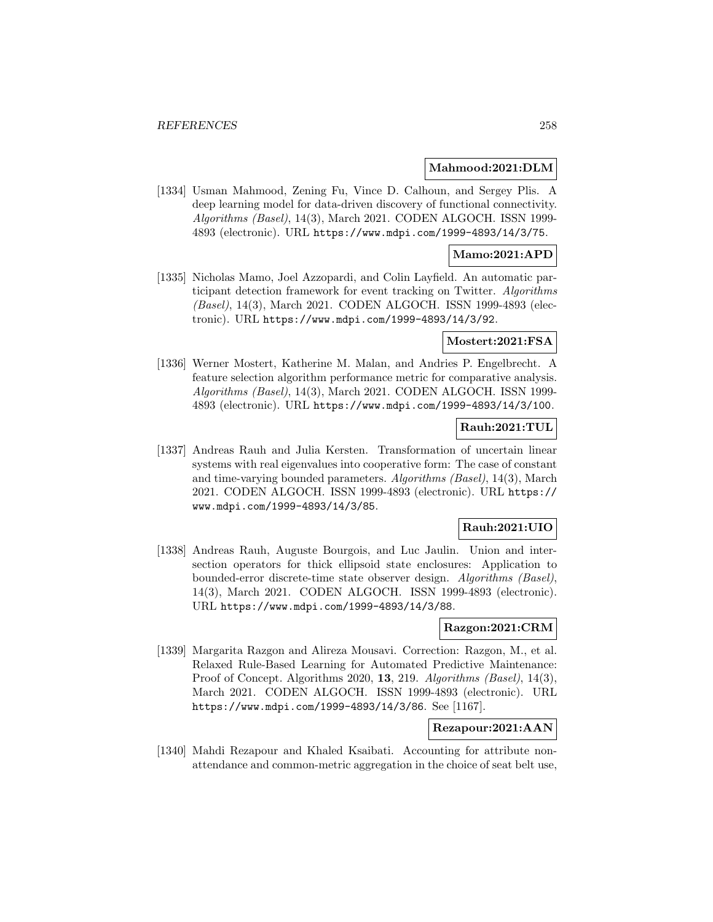**Mahmood:2021:DLM**

[1334] Usman Mahmood, Zening Fu, Vince D. Calhoun, and Sergey Plis. A deep learning model for data-driven discovery of functional connectivity. *Algorithms (Basel)*, 14(3), March 2021. CODEN ALGOCH. ISSN 1999-4893 (electronic). URL https://www.mdpi.com/1999-4893/14/3/75.

**Mamo:2021:APD**

[1335] Nicholas Mamo, Joel Azzopardi, and Colin Layfield. An automatic participant detection framework for event tracking on Twitter. *Algorithms (Basel)*, 14(3), March 2021. CODEN ALGOCH. ISSN 1999-4893 (electronic). URL https://www.mdpi.com/1999-4893/14/3/92.

**Mostert:2021:FSA**

[1336] Werner Mostert, Katherine M. Malan, and Andries P. Engelbrecht. A feature selection algorithm performance metric for comparative analysis. *Algorithms (Basel)*, 14(3), March 2021. CODEN ALGOCH. ISSN 1999-4893 (electronic). URL https://www.mdpi.com/1999-4893/14/3/100.

**Rauh:2021:TUL**

[1337] Andreas Rauh and Julia Kersten. Transformation of uncertain linear systems with real eigenvalues into cooperative form: The case of constant and time-varying bounded parameters. *Algorithms (Basel)*, 14(3), March 2021. CODEN ALGOCH. ISSN 1999-4893 (electronic). URL https://www.mdpi.com/1999-4893/14/3/85.

**Rauh:2021:UIO**

[1338] Andreas Rauh, Auguste Bourgois, and Luc Jaulin. Union and intersection operators for thick ellipsoid state enclosures: Application to bounded-error discrete-time state observer design. *Algorithms (Basel)*, 14(3), March 2021. CODEN ALGOCH. ISSN 1999-4893 (electronic). URL https://www.mdpi.com/1999-4893/14/3/88.

**Razgon:2021:CRM**

[1339] Margarita Razgon and Alireza Mousavi. Correction: Razgon, M., et al. Relaxed Rule-Based Learning for Automated Predictive Maintenance: Proof of Concept. Algorithms 2020, **13**, 219. *Algorithms (Basel)*, 14(3), March 2021. CODEN ALGOCH. ISSN 1999-4893 (electronic). URL https://www.mdpi.com/1999-4893/14/3/86. See [1167].

**Rezapour:2021:AAN**

[1340] Mahdi Rezapour and Khaled Ksaibati. Accounting for attribute non-attendance and common-metric aggregation in the choice of seat belt use,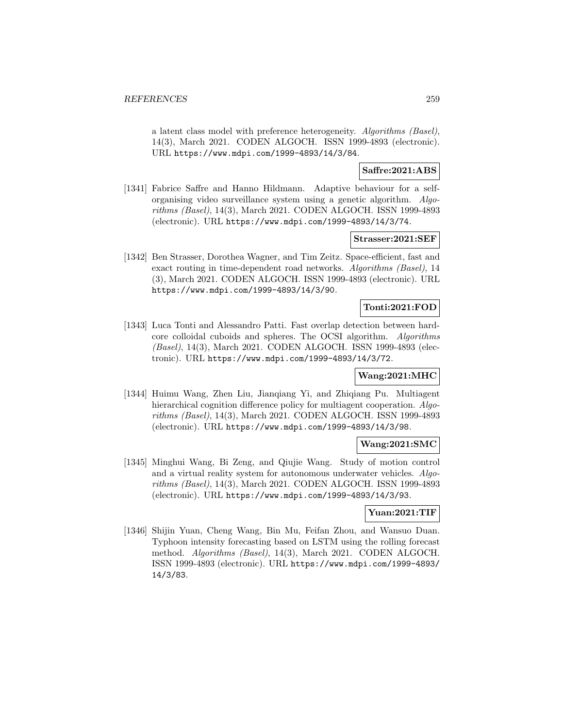a latent class model with preference heterogeneity. *Algorithms (Basel)*, 14(3), March 2021. CODEN ALGOCH. ISSN 1999-4893 (electronic). URL https://www.mdpi.com/1999-4893/14/3/84.

**Saffre:2021:ABS**

[1341] Fabrice Saffre and Hanno Hildmann. Adaptive behaviour for a self-organising video surveillance system using a genetic algorithm. *Algorithms (Basel)*, 14(3), March 2021. CODEN ALGOCH. ISSN 1999-4893 (electronic). URL https://www.mdpi.com/1999-4893/14/3/74.

**Strasser:2021:SEF**

[1342] Ben Strasser, Dorothea Wagner, and Tim Zeitz. Space-efficient, fast and exact routing in time-dependent road networks. *Algorithms (Basel)*, 14 (3), March 2021. CODEN ALGOCH. ISSN 1999-4893 (electronic). URL https://www.mdpi.com/1999-4893/14/3/90.

**Tonti:2021:FOD**

[1343] Luca Tonti and Alessandro Patti. Fast overlap detection between hard-core colloidal cuboids and spheres. The OCSI algorithm. *Algorithms (Basel)*, 14(3), March 2021. CODEN ALGOCH. ISSN 1999-4893 (electronic). URL https://www.mdpi.com/1999-4893/14/3/72.

**Wang:2021:MHC**

[1344] Huimu Wang, Zhen Liu, Jianqiang Yi, and Zhiqiang Pu. Multiagent hierarchical cognition difference policy for multiagent cooperation. *Algorithms (Basel)*, 14(3), March 2021. CODEN ALGOCH. ISSN 1999-4893 (electronic). URL https://www.mdpi.com/1999-4893/14/3/98.

**Wang:2021:SMC**

[1345] Minghui Wang, Bi Zeng, and Qiujie Wang. Study of motion control and a virtual reality system for autonomous underwater vehicles. *Algorithms (Basel)*, 14(3), March 2021. CODEN ALGOCH. ISSN 1999-4893 (electronic). URL https://www.mdpi.com/1999-4893/14/3/93.

**Yuan:2021:TIF**

[1346] Shijin Yuan, Cheng Wang, Bin Mu, Feifan Zhou, and Wansuo Duan. Typhoon intensity forecasting based on LSTM using the rolling forecast method. *Algorithms (Basel)*, 14(3), March 2021. CODEN ALGOCH. ISSN 1999-4893 (electronic). URL https://www.mdpi.com/1999-4893/14/3/83.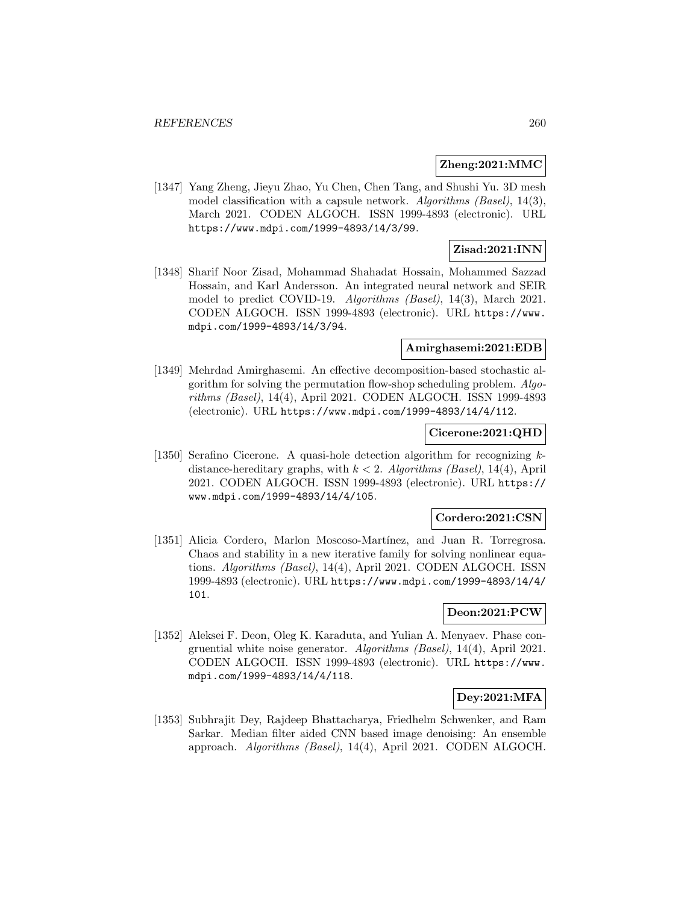**Zheng:2021:MMC**

[1347] Yang Zheng, Jieyu Zhao, Yu Chen, Chen Tang, and Shushi Yu. 3D mesh model classification with a capsule network. *Algorithms (Basel)*, 14(3), March 2021. CODEN ALGOCH. ISSN 1999-4893 (electronic). URL https://www.mdpi.com/1999-4893/14/3/99.

**Zisad:2021:INN**

[1348] Sharif Noor Zisad, Mohammad Shahadat Hossain, Mohammed Sazzad Hossain, and Karl Andersson. An integrated neural network and SEIR model to predict COVID-19. *Algorithms (Basel)*, 14(3), March 2021. CODEN ALGOCH. ISSN 1999-4893 (electronic). URL https://www.mdpi.com/1999-4893/14/3/94.

**Amirghasemi:2021:EDB**

[1349] Mehrdad Amirghasemi. An effective decomposition-based stochastic algorithm for solving the permutation flow-shop scheduling problem. *Algorithms (Basel)*, 14(4), April 2021. CODEN ALGOCH. ISSN 1999-4893 (electronic). URL https://www.mdpi.com/1999-4893/14/4/112.

**Cicerone:2021:QHD**

[1350] Serafino Cicerone. A quasi-hole detection algorithm for recognizing $k$-distance-hereditary graphs, with $k < 2$. *Algorithms (Basel)*, 14(4), April 2021. CODEN ALGOCH. ISSN 1999-4893 (electronic). URL https://www.mdpi.com/1999-4893/14/4/105.

**Cordero:2021:CSN**

[1351] Alicia Cordero, Marlon Moscoso-Martínez, and Juan R. Torregrosa. Chaos and stability in a new iterative family for solving nonlinear equations. *Algorithms (Basel)*, 14(4), April 2021. CODEN ALGOCH. ISSN 1999-4893 (electronic). URL https://www.mdpi.com/1999-4893/14/4/101.

**Deon:2021:PCW**

[1352] Aleksei F. Deon, Oleg K. Karaduta, and Yulian A. Menyaev. Phase congruential white noise generator. *Algorithms (Basel)*, 14(4), April 2021. CODEN ALGOCH. ISSN 1999-4893 (electronic). URL https://www.mdpi.com/1999-4893/14/4/118.

**Dey:2021:MFA**

[1353] Subhrajit Dey, Rajdeep Bhattacharya, Friedhelm Schwenker, and Ram Sarkar. Median filter aided CNN based image denoising: An ensemble approach. *Algorithms (Basel)*, 14(4), April 2021. CODEN ALGOCH.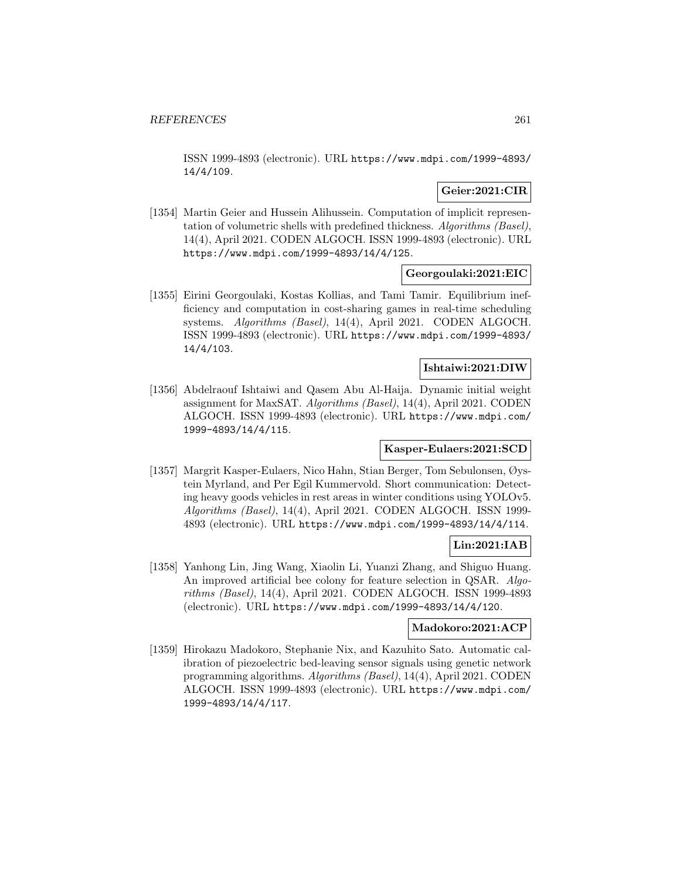ISSN 1999-4893 (electronic). URL https://www.mdpi.com/1999-4893/14/4/109.

**Geier:2021:CIR**

[1354] Martin Geier and Hussein Alihussein. Computation of implicit representation of volumetric shells with predefined thickness. *Algorithms (Basel)*, 14(4), April 2021. CODEN ALGOCH. ISSN 1999-4893 (electronic). URL https://www.mdpi.com/1999-4893/14/4/125.

**Georgoulaki:2021:EIC**

[1355] Eirini Georgoulaki, Kostas Kollias, and Tami Tamir. Equilibrium inefficiency and computation in cost-sharing games in real-time scheduling systems. *Algorithms (Basel)*, 14(4), April 2021. CODEN ALGOCH. ISSN 1999-4893 (electronic). URL https://www.mdpi.com/1999-4893/14/4/103.

**Ishtaiwi:2021:DIW**

[1356] Abdelraouf Ishtaiwi and Qasem Abu Al-Haija. Dynamic initial weight assignment for MaxSAT. *Algorithms (Basel)*, 14(4), April 2021. CODEN ALGOCH. ISSN 1999-4893 (electronic). URL https://www.mdpi.com/1999-4893/14/4/115.

**Kasper-Eulaers:2021:SCD**

[1357] Margrit Kasper-Eulaers, Nico Hahn, Stian Berger, Tom Sebulonsen, Øystein Myrland, and Per Egil Kummervold. Short communication: Detecting heavy goods vehicles in rest areas in winter conditions using YOLOv5. *Algorithms (Basel)*, 14(4), April 2021. CODEN ALGOCH. ISSN 1999-4893 (electronic). URL https://www.mdpi.com/1999-4893/14/4/114.

**Lin:2021:IAB**

[1358] Yanhong Lin, Jing Wang, Xiaolin Li, Yuanzi Zhang, and Shiguo Huang. An improved artificial bee colony for feature selection in QSAR. *Algorithms (Basel)*, 14(4), April 2021. CODEN ALGOCH. ISSN 1999-4893 (electronic). URL https://www.mdpi.com/1999-4893/14/4/120.

**Madokoro:2021:ACP**

[1359] Hirokazu Madokoro, Stephanie Nix, and Kazuhito Sato. Automatic calibration of piezoelectric bed-leaving sensor signals using genetic network programming algorithms. *Algorithms (Basel)*, 14(4), April 2021. CODEN ALGOCH. ISSN 1999-4893 (electronic). URL https://www.mdpi.com/1999-4893/14/4/117.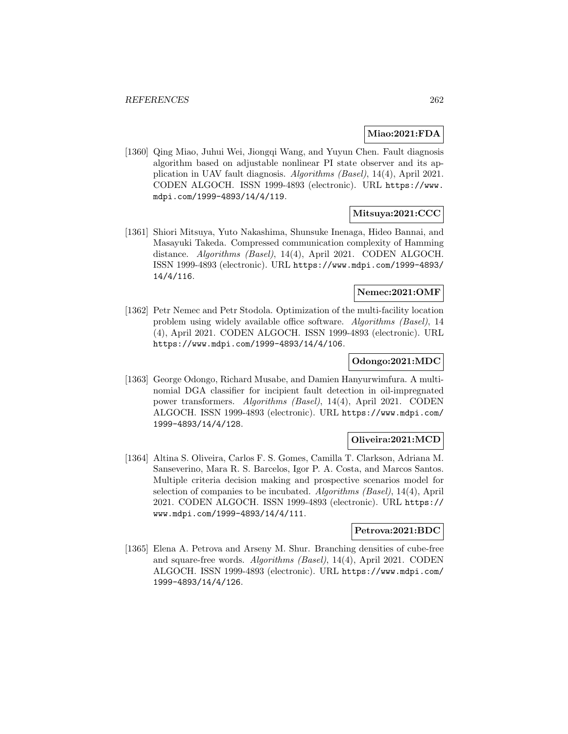**Miao:2021:FDA**

[1360] Qing Miao, Juhui Wei, Jiongqi Wang, and Yuyun Chen. Fault diagnosis algorithm based on adjustable nonlinear PI state observer and its application in UAV fault diagnosis. *Algorithms (Basel)*, 14(4), April 2021. CODEN ALGOCH. ISSN 1999-4893 (electronic). URL https://www.mdpi.com/1999-4893/14/4/119.

**Mitsuya:2021:CCC**

[1361] Shiori Mitsuya, Yuto Nakashima, Shunsuke Inenaga, Hideo Bannai, and Masayuki Takeda. Compressed communication complexity of Hamming distance. *Algorithms (Basel)*, 14(4), April 2021. CODEN ALGOCH. ISSN 1999-4893 (electronic). URL https://www.mdpi.com/1999-4893/14/4/116.

**Nemec:2021:OMF**

[1362] Petr Nemec and Petr Stodola. Optimization of the multi-facility location problem using widely available office software. *Algorithms (Basel)*, 14 (4), April 2021. CODEN ALGOCH. ISSN 1999-4893 (electronic). URL https://www.mdpi.com/1999-4893/14/4/106.

**Odongo:2021:MDC**

[1363] George Odongo, Richard Musabe, and Damien Hanyurwimfura. A multinomial DGA classifier for incipient fault detection in oil-impregnated power transformers. *Algorithms (Basel)*, 14(4), April 2021. CODEN ALGOCH. ISSN 1999-4893 (electronic). URL https://www.mdpi.com/1999-4893/14/4/128.

**Oliveira:2021:MCD**

[1364] Altina S. Oliveira, Carlos F. S. Gomes, Camilla T. Clarkson, Adriana M. Sanseverino, Mara R. S. Barcelos, Igor P. A. Costa, and Marcos Santos. Multiple criteria decision making and prospective scenarios model for selection of companies to be incubated. *Algorithms (Basel)*, 14(4), April 2021. CODEN ALGOCH. ISSN 1999-4893 (electronic). URL https://www.mdpi.com/1999-4893/14/4/111.

**Petrova:2021:BDC**

[1365] Elena A. Petrova and Arseny M. Shur. Branching densities of cube-free and square-free words. *Algorithms (Basel)*, 14(4), April 2021. CODEN ALGOCH. ISSN 1999-4893 (electronic). URL https://www.mdpi.com/1999-4893/14/4/126.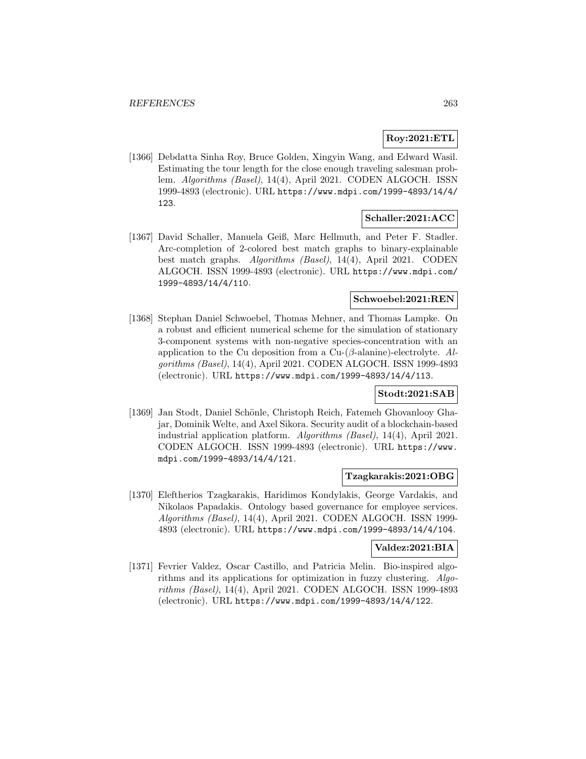**Roy:2021:ETL**

[1366] Debdatta Sinha Roy, Bruce Golden, Xingyin Wang, and Edward Wasil. Estimating the tour length for the close enough traveling salesman problem. *Algorithms (Basel)*, 14(4), April 2021. CODEN ALGOCH. ISSN 1999-4893 (electronic). URL https://www.mdpi.com/1999-4893/14/4/123.

**Schaller:2021:ACC**

[1367] David Schaller, Manuela Geiß, Marc Hellmuth, and Peter F. Stadler. Arc-completion of 2-colored best match graphs to binary-explainable best match graphs. *Algorithms (Basel)*, 14(4), April 2021. CODEN ALGOCH. ISSN 1999-4893 (electronic). URL https://www.mdpi.com/1999-4893/14/4/110.

**Schwoebel:2021:REN**

[1368] Stephan Daniel Schwoebel, Thomas Mehner, and Thomas Lampke. On a robust and efficient numerical scheme for the simulation of stationary 3-component systems with non-negative species-concentration with an application to the Cu deposition from a Cu-($\beta$-alanine)-electrolyte. *Algorithms (Basel)*, 14(4), April 2021. CODEN ALGOCH. ISSN 1999-4893 (electronic). URL https://www.mdpi.com/1999-4893/14/4/113.

**Stodt:2021:SAB**

[1369] Jan Stodt, Daniel Schönle, Christoph Reich, Fatemeh Ghovanlooy Ghajar, Dominik Welte, and Axel Sikora. Security audit of a blockchain-based industrial application platform. *Algorithms (Basel)*, 14(4), April 2021. CODEN ALGOCH. ISSN 1999-4893 (electronic). URL https://www.mdpi.com/1999-4893/14/4/121.

**Tzagkarakis:2021:OBG**

[1370] Eleftherios Tzagkarakis, Haridimos Kondylakis, George Vardakis, and Nikolaos Papadakis. Ontology based governance for employee services. *Algorithms (Basel)*, 14(4), April 2021. CODEN ALGOCH. ISSN 1999-4893 (electronic). URL https://www.mdpi.com/1999-4893/14/4/104.

**Valdez:2021:BIA**

[1371] Fevrier Valdez, Oscar Castillo, and Patricia Melin. Bio-inspired algorithms and its applications for optimization in fuzzy clustering. *Algorithms (Basel)*, 14(4), April 2021. CODEN ALGOCH. ISSN 1999-4893 (electronic). URL https://www.mdpi.com/1999-4893/14/4/122.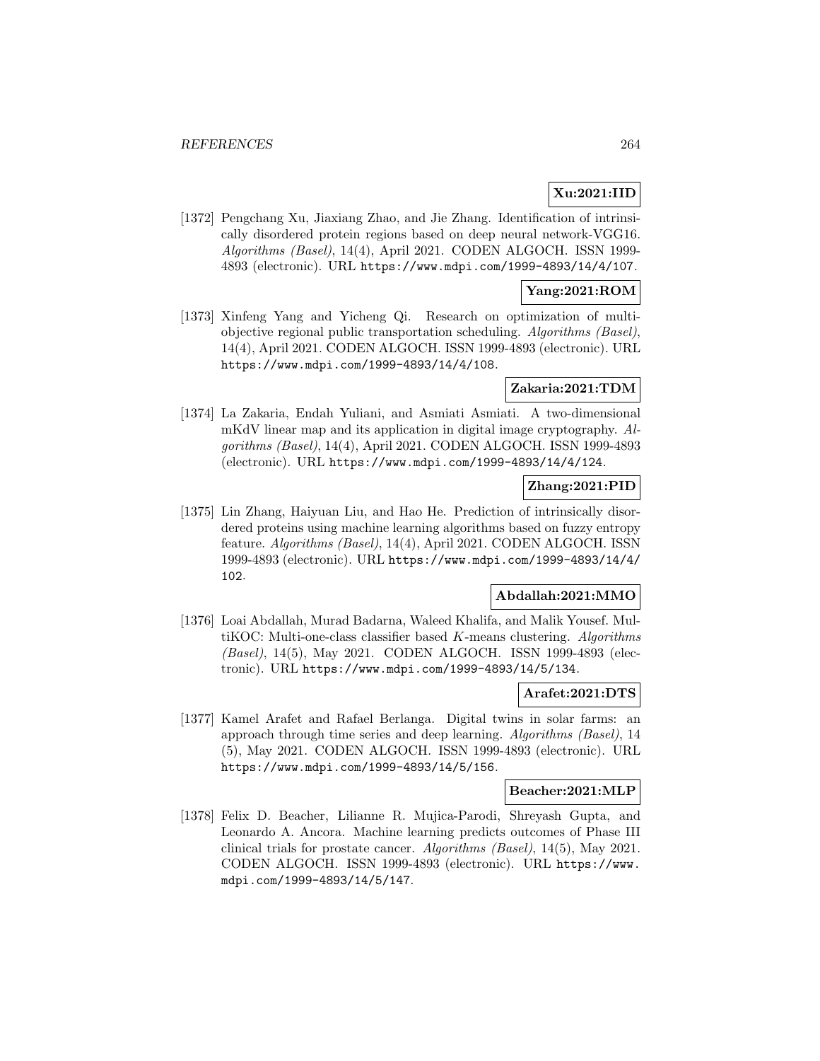**Xu:2021:IID**

[1372] Pengchang Xu, Jiaxiang Zhao, and Jie Zhang. Identification of intrinsically disordered protein regions based on deep neural network-VGG16. *Algorithms (Basel)*, 14(4), April 2021. CODEN ALGOCH. ISSN 1999-4893 (electronic). URL https://www.mdpi.com/1999-4893/14/4/107.

**Yang:2021:ROM**

[1373] Xinfeng Yang and Yicheng Qi. Research on optimization of multi-objective regional public transportation scheduling. *Algorithms (Basel)*, 14(4), April 2021. CODEN ALGOCH. ISSN 1999-4893 (electronic). URL https://www.mdpi.com/1999-4893/14/4/108.

**Zakaria:2021:TDM**

[1374] La Zakaria, Endah Yuliani, and Asmiati Asmiati. A two-dimensional mKdV linear map and its application in digital image cryptography. *Algorithms (Basel)*, 14(4), April 2021. CODEN ALGOCH. ISSN 1999-4893 (electronic). URL https://www.mdpi.com/1999-4893/14/4/124.

**Zhang:2021:PID**

[1375] Lin Zhang, Haiyuan Liu, and Hao He. Prediction of intrinsically disordered proteins using machine learning algorithms based on fuzzy entropy feature. *Algorithms (Basel)*, 14(4), April 2021. CODEN ALGOCH. ISSN 1999-4893 (electronic). URL https://www.mdpi.com/1999-4893/14/4/102.

**Abdallah:2021:MMO**

[1376] Loai Abdallah, Murad Badarna, Waleed Khalifa, and Malik Yousef. MultiKOC: Multi-one-class classifier based $K$-means clustering. *Algorithms (Basel)*, 14(5), May 2021. CODEN ALGOCH. ISSN 1999-4893 (electronic). URL https://www.mdpi.com/1999-4893/14/5/134.

**Arafet:2021:DTS**

[1377] Kamel Arafet and Rafael Berlanga. Digital twins in solar farms: an approach through time series and deep learning. *Algorithms (Basel)*, 14 (5), May 2021. CODEN ALGOCH. ISSN 1999-4893 (electronic). URL https://www.mdpi.com/1999-4893/14/5/156.

**Beacher:2021:MLP**

[1378] Felix D. Beacher, Lilianne R. Mujica-Parodi, Shreyash Gupta, and Leonardo A. Ancora. Machine learning predicts outcomes of Phase III clinical trials for prostate cancer. *Algorithms (Basel)*, 14(5), May 2021. CODEN ALGOCH. ISSN 1999-4893 (electronic). URL https://www.mdpi.com/1999-4893/14/5/147.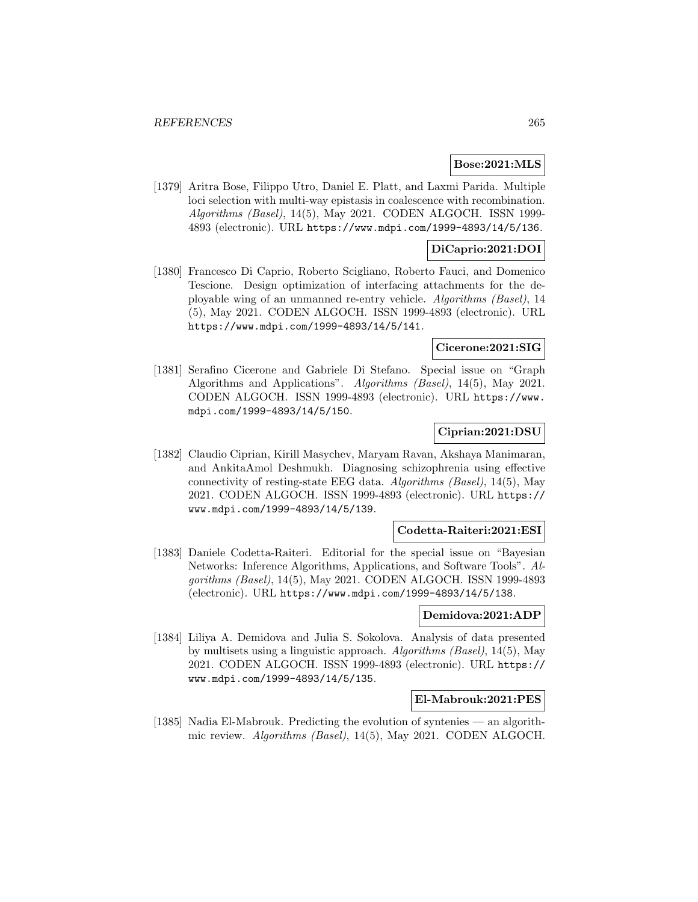**Bose:2021:MLS**

[1379] Aritra Bose, Filippo Utro, Daniel E. Platt, and Laxmi Parida. Multiple loci selection with multi-way epistasis in coalescence with recombination. *Algorithms (Basel)*, 14(5), May 2021. CODEN ALGOCH. ISSN 1999-4893 (electronic). URL https://www.mdpi.com/1999-4893/14/5/136.

**DiCaprio:2021:DOI**

[1380] Francesco Di Caprio, Roberto Scigliano, Roberto Fauci, and Domenico Tescione. Design optimization of interfacing attachments for the deployable wing of an unmanned re-entry vehicle. *Algorithms (Basel)*, 14 (5), May 2021. CODEN ALGOCH. ISSN 1999-4893 (electronic). URL https://www.mdpi.com/1999-4893/14/5/141.

**Cicerone:2021:SIG**

[1381] Serafino Cicerone and Gabriele Di Stefano. Special issue on "Graph Algorithms and Applications". *Algorithms (Basel)*, 14(5), May 2021. CODEN ALGOCH. ISSN 1999-4893 (electronic). URL https://www.mdpi.com/1999-4893/14/5/150.

**Ciprian:2021:DSU**

[1382] Claudio Ciprian, Kirill Masychev, Maryam Ravan, Akshaya Manimaran, and AnkitaAmol Deshmukh. Diagnosing schizophrenia using effective connectivity of resting-state EEG data. *Algorithms (Basel)*, 14(5), May 2021. CODEN ALGOCH. ISSN 1999-4893 (electronic). URL https://www.mdpi.com/1999-4893/14/5/139.

**Codetta-Raiteri:2021:ESI**

[1383] Daniele Codetta-Raiteri. Editorial for the special issue on "Bayesian Networks: Inference Algorithms, Applications, and Software Tools". *Algorithms (Basel)*, 14(5), May 2021. CODEN ALGOCH. ISSN 1999-4893 (electronic). URL https://www.mdpi.com/1999-4893/14/5/138.

**Demidova:2021:ADP**

[1384] Liliya A. Demidova and Julia S. Sokolova. Analysis of data presented by multisets using a linguistic approach. *Algorithms (Basel)*, 14(5), May 2021. CODEN ALGOCH. ISSN 1999-4893 (electronic). URL https://www.mdpi.com/1999-4893/14/5/135.

**El-Mabrouk:2021:PES**

[1385] Nadia El-Mabrouk. Predicting the evolution of syntenies — an algorithmic review. *Algorithms (Basel)*, 14(5), May 2021. CODEN ALGOCH.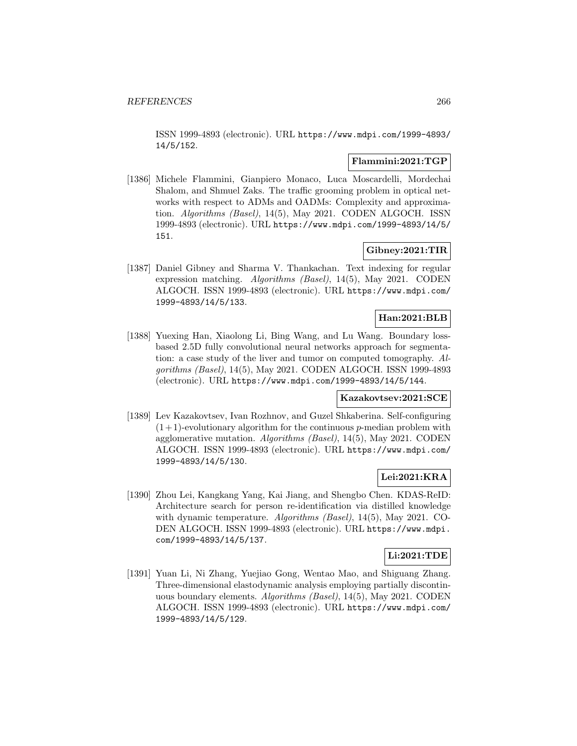ISSN 1999-4893 (electronic). URL https://www.mdpi.com/1999-4893/14/5/152.

**Flammini:2021:TGP**

[1386] Michele Flammini, Gianpiero Monaco, Luca Moscardelli, Mordechai Shalom, and Shmuel Zaks. The traffic grooming problem in optical networks with respect to ADMs and OADMs: Complexity and approximation. *Algorithms (Basel)*, 14(5), May 2021. CODEN ALGOCH. ISSN 1999-4893 (electronic). URL https://www.mdpi.com/1999-4893/14/5/151.

**Gibney:2021:TIR**

[1387] Daniel Gibney and Sharma V. Thankachan. Text indexing for regular expression matching. *Algorithms (Basel)*, 14(5), May 2021. CODEN ALGOCH. ISSN 1999-4893 (electronic). URL https://www.mdpi.com/1999-4893/14/5/133.

**Han:2021:BLB**

[1388] Yuexing Han, Xiaolong Li, Bing Wang, and Lu Wang. Boundary loss-based 2.5D fully convolutional neural networks approach for segmentation: a case study of the liver and tumor on computed tomography. *Algorithms (Basel)*, 14(5), May 2021. CODEN ALGOCH. ISSN 1999-4893 (electronic). URL https://www.mdpi.com/1999-4893/14/5/144.

**Kazakovtsev:2021:SCE**

[1389] Lev Kazakovtsev, Ivan Rozhnov, and Guzel Shkaberina. Self-configuring $(1+1)$-evolutionary algorithm for the continuous $p$-median problem with agglomerative mutation. *Algorithms (Basel)*, 14(5), May 2021. CODEN ALGOCH. ISSN 1999-4893 (electronic). URL https://www.mdpi.com/1999-4893/14/5/130.

**Lei:2021:KRA**

[1390] Zhou Lei, Kangkang Yang, Kai Jiang, and Shengbo Chen. KDAS-ReID: Architecture search for person re-identification via distilled knowledge with dynamic temperature. *Algorithms (Basel)*, 14(5), May 2021. CODEN ALGOCH. ISSN 1999-4893 (electronic). URL https://www.mdpi.com/1999-4893/14/5/137.

**Li:2021:TDE**

[1391] Yuan Li, Ni Zhang, Yuejiao Gong, Wentao Mao, and Shiguang Zhang. Three-dimensional elastodynamic analysis employing partially discontinuous boundary elements. *Algorithms (Basel)*, 14(5), May 2021. CODEN ALGOCH. ISSN 1999-4893 (electronic). URL https://www.mdpi.com/1999-4893/14/5/129.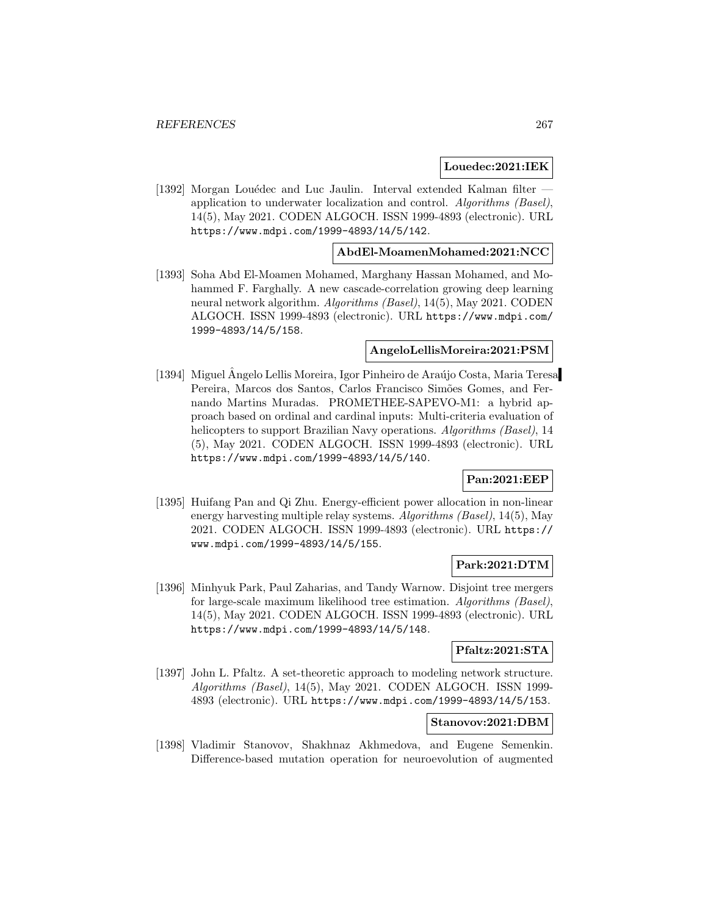**Louedec:2021:IEK**

[1392] Morgan Louédec and Luc Jaulin. Interval extended Kalman filter — application to underwater localization and control. *Algorithms (Basel)*, 14(5), May 2021. CODEN ALGOCH. ISSN 1999-4893 (electronic). URL https://www.mdpi.com/1999-4893/14/5/142.

**AbdEl-MoamenMohamed:2021:NCC**

[1393] Soha Abd El-Moamen Mohamed, Marghany Hassan Mohamed, and Mohammed F. Farghally. A new cascade-correlation growing deep learning neural network algorithm. *Algorithms (Basel)*, 14(5), May 2021. CODEN ALGOCH. ISSN 1999-4893 (electronic). URL https://www.mdpi.com/1999-4893/14/5/158.

**AngeloLellisMoreira:2021:PSM**

[1394] Miguel Ângelo Lellis Moreira, Igor Pinheiro de Araújo Costa, Maria Teresa Pereira, Marcos dos Santos, Carlos Francisco Simões Gomes, and Fernando Martins Muradas. PROMETHEE-SAPEVO-M1: a hybrid approach based on ordinal and cardinal inputs: Multi-criteria evaluation of helicopters to support Brazilian Navy operations. *Algorithms (Basel)*, 14 (5), May 2021. CODEN ALGOCH. ISSN 1999-4893 (electronic). URL https://www.mdpi.com/1999-4893/14/5/140.

**Pan:2021:EEP**

[1395] Huifang Pan and Qi Zhu. Energy-efficient power allocation in non-linear energy harvesting multiple relay systems. *Algorithms (Basel)*, 14(5), May 2021. CODEN ALGOCH. ISSN 1999-4893 (electronic). URL https://www.mdpi.com/1999-4893/14/5/155.

**Park:2021:DTM**

[1396] Minhyuk Park, Paul Zaharias, and Tandy Warnow. Disjoint tree mergers for large-scale maximum likelihood tree estimation. *Algorithms (Basel)*, 14(5), May 2021. CODEN ALGOCH. ISSN 1999-4893 (electronic). URL https://www.mdpi.com/1999-4893/14/5/148.

**Pfaltz:2021:STA**

[1397] John L. Pfaltz. A set-theoretic approach to modeling network structure. *Algorithms (Basel)*, 14(5), May 2021. CODEN ALGOCH. ISSN 1999-4893 (electronic). URL https://www.mdpi.com/1999-4893/14/5/153.

**Stanovov:2021:DBM**

[1398] Vladimir Stanovov, Shakhnaz Akhmedova, and Eugene Semenkin. Difference-based mutation operation for neuroevolution of augmented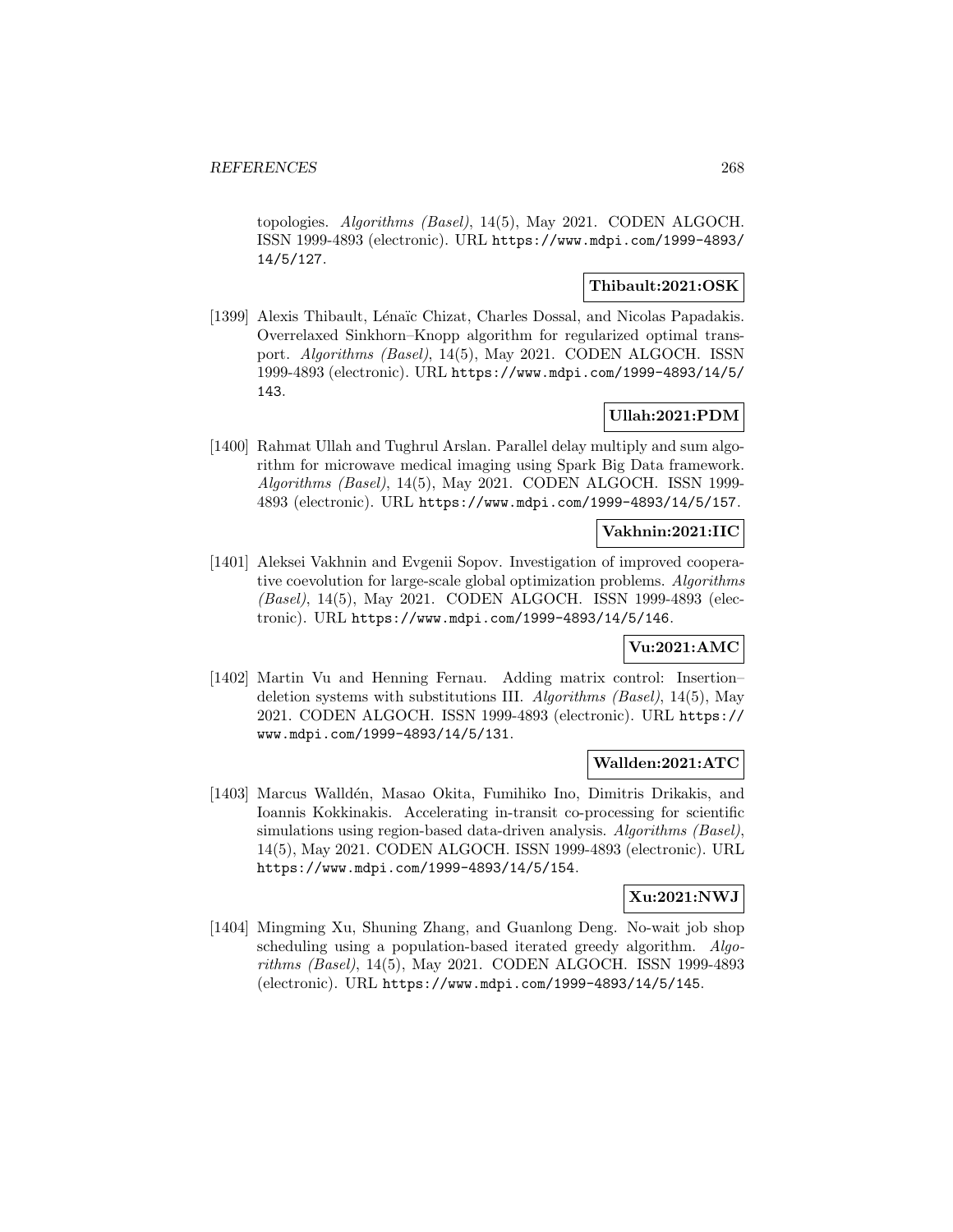topologies. *Algorithms (Basel)*, 14(5), May 2021. CODEN ALGOCH. ISSN 1999-4893 (electronic). URL https://www.mdpi.com/1999-4893/14/5/127.

**Thibault:2021:OSK**

[1399] Alexis Thibault, Lénaïc Chizat, Charles Dossal, and Nicolas Papadakis. Overrelaxed Sinkhorn–Knopp algorithm for regularized optimal transport. *Algorithms (Basel)*, 14(5), May 2021. CODEN ALGOCH. ISSN 1999-4893 (electronic). URL https://www.mdpi.com/1999-4893/14/5/143.

**Ullah:2021:PDM**

[1400] Rahmat Ullah and Tughrul Arslan. Parallel delay multiply and sum algorithm for microwave medical imaging using Spark Big Data framework. *Algorithms (Basel)*, 14(5), May 2021. CODEN ALGOCH. ISSN 1999-4893 (electronic). URL https://www.mdpi.com/1999-4893/14/5/157.

**Vakhnin:2021:IIC**

[1401] Aleksei Vakhnin and Evgenii Sopov. Investigation of improved cooperative coevolution for large-scale global optimization problems. *Algorithms (Basel)*, 14(5), May 2021. CODEN ALGOCH. ISSN 1999-4893 (electronic). URL https://www.mdpi.com/1999-4893/14/5/146.

**Vu:2021:AMC**

[1402] Martin Vu and Henning Fernau. Adding matrix control: Insertion–deletion systems with substitutions III. *Algorithms (Basel)*, 14(5), May 2021. CODEN ALGOCH. ISSN 1999-4893 (electronic). URL https://www.mdpi.com/1999-4893/14/5/131.

**Wallden:2021:ATC**

[1403] Marcus Walldén, Masao Okita, Fumihiko Ino, Dimitris Drikakis, and Ioannis Kokkinakis. Accelerating in-transit co-processing for scientific simulations using region-based data-driven analysis. *Algorithms (Basel)*, 14(5), May 2021. CODEN ALGOCH. ISSN 1999-4893 (electronic). URL https://www.mdpi.com/1999-4893/14/5/154.

**Xu:2021:NWJ**

[1404] Mingming Xu, Shuning Zhang, and Guanlong Deng. No-wait job shop scheduling using a population-based iterated greedy algorithm. *Algorithms (Basel)*, 14(5), May 2021. CODEN ALGOCH. ISSN 1999-4893 (electronic). URL https://www.mdpi.com/1999-4893/14/5/145.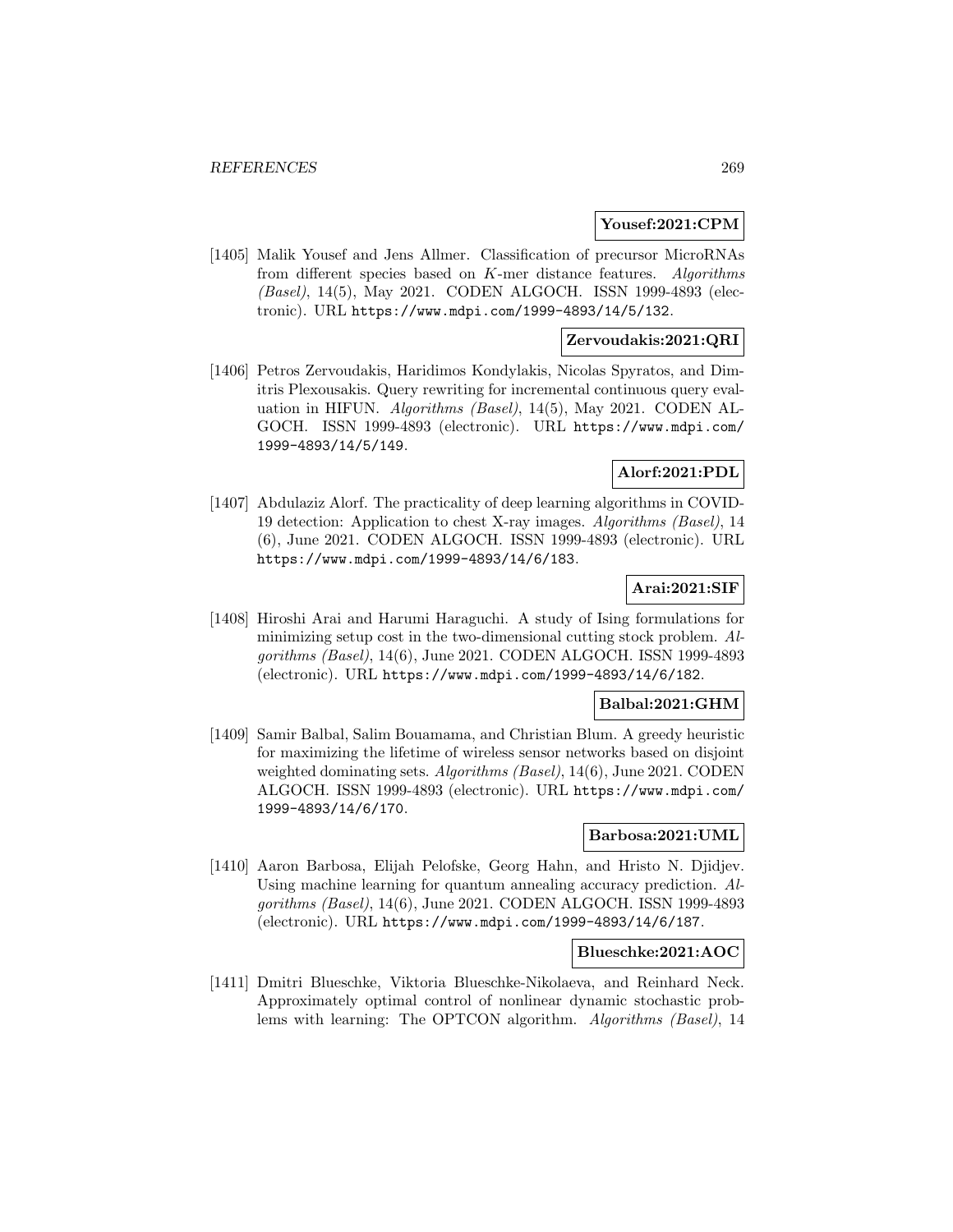**Yousef:2021:CPM**

[1405] Malik Yousef and Jens Allmer. Classification of precursor MicroRNAs from different species based on $K$-mer distance features. *Algorithms (Basel)*, 14(5), May 2021. CODEN ALGOCH. ISSN 1999-4893 (electronic). URL https://www.mdpi.com/1999-4893/14/5/132.

**Zervoudakis:2021:QRI**

[1406] Petros Zervoudakis, Haridimos Kondylakis, Nicolas Spyratos, and Dimitris Plexousakis. Query rewriting for incremental continuous query evaluation in HIFUN. *Algorithms (Basel)*, 14(5), May 2021. CODEN ALGOCH. ISSN 1999-4893 (electronic). URL https://www.mdpi.com/1999-4893/14/5/149.

**Alorf:2021:PDL**

[1407] Abdulaziz Alorf. The practicality of deep learning algorithms in COVID-19 detection: Application to chest X-ray images. *Algorithms (Basel)*, 14 (6), June 2021. CODEN ALGOCH. ISSN 1999-4893 (electronic). URL https://www.mdpi.com/1999-4893/14/6/183.

**Arai:2021:SIF**

[1408] Hiroshi Arai and Harumi Haraguchi. A study of Ising formulations for minimizing setup cost in the two-dimensional cutting stock problem. *Algorithms (Basel)*, 14(6), June 2021. CODEN ALGOCH. ISSN 1999-4893 (electronic). URL https://www.mdpi.com/1999-4893/14/6/182.

**Balbal:2021:GHM**

[1409] Samir Balbal, Salim Bouamama, and Christian Blum. A greedy heuristic for maximizing the lifetime of wireless sensor networks based on disjoint weighted dominating sets. *Algorithms (Basel)*, 14(6), June 2021. CODEN ALGOCH. ISSN 1999-4893 (electronic). URL https://www.mdpi.com/1999-4893/14/6/170.

**Barbosa:2021:UML**

[1410] Aaron Barbosa, Elijah Pelofske, Georg Hahn, and Hristo N. Djidjev. Using machine learning for quantum annealing accuracy prediction. *Algorithms (Basel)*, 14(6), June 2021. CODEN ALGOCH. ISSN 1999-4893 (electronic). URL https://www.mdpi.com/1999-4893/14/6/187.

**Blueschke:2021:AOC**

[1411] Dmitri Blueschke, Viktoria Blueschke-Nikolaeva, and Reinhard Neck. Approximately optimal control of nonlinear dynamic stochastic problems with learning: The OPTCON algorithm. *Algorithms (Basel)*, 14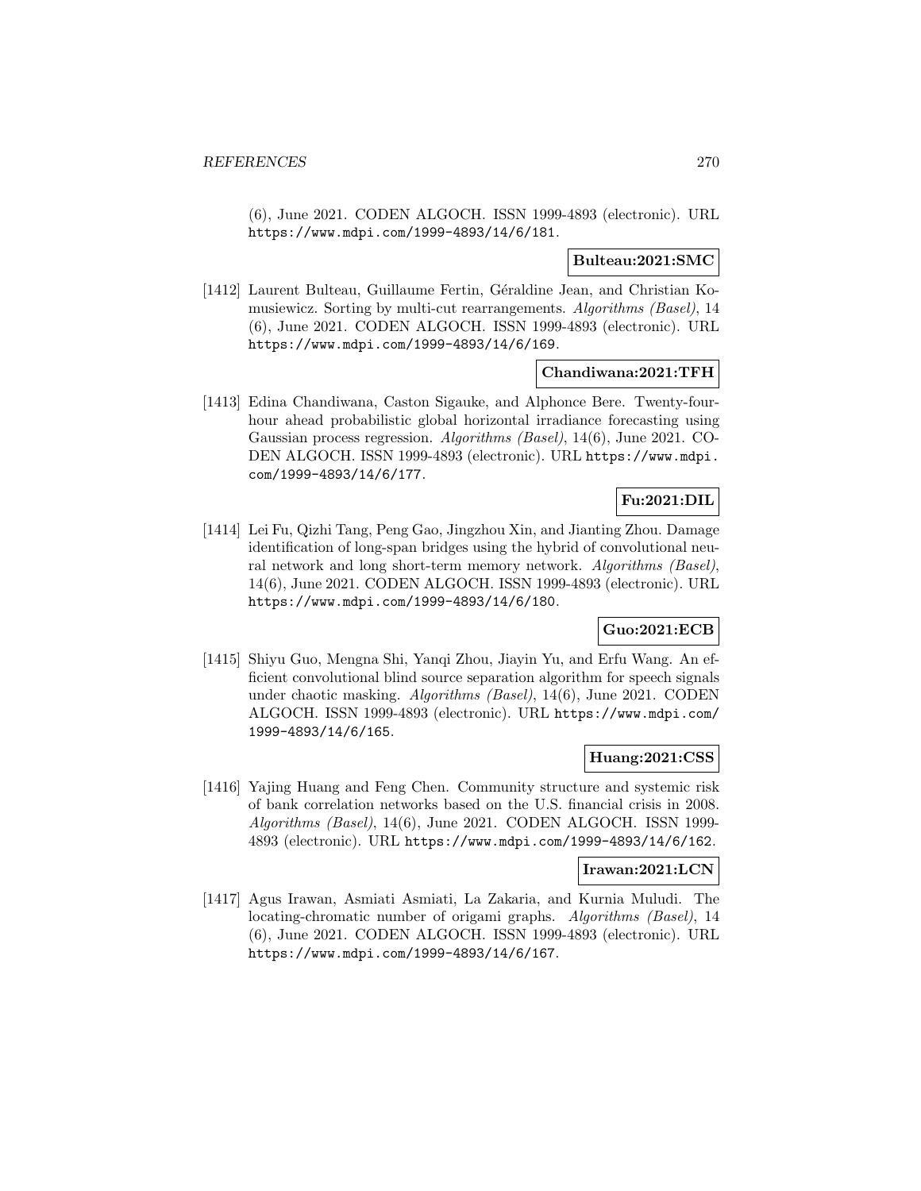(6), June 2021. CODEN ALGOCH. ISSN 1999-4893 (electronic). URL https://www.mdpi.com/1999-4893/14/6/181.

**Bulteau:2021:SMC**

[1412] Laurent Bulteau, Guillaume Fertin, Géraldine Jean, and Christian Komusiewicz. Sorting by multi-cut rearrangements. *Algorithms (Basel)*, 14 (6), June 2021. CODEN ALGOCH. ISSN 1999-4893 (electronic). URL https://www.mdpi.com/1999-4893/14/6/169.

**Chandiwana:2021:TFH**

[1413] Edina Chandiwana, Caston Sigauke, and Alphonce Bere. Twenty-four-hour ahead probabilistic global horizontal irradiance forecasting using Gaussian process regression. *Algorithms (Basel)*, 14(6), June 2021. CODEN ALGOCH. ISSN 1999-4893 (electronic). URL https://www.mdpi.com/1999-4893/14/6/177.

**Fu:2021:DIL**

[1414] Lei Fu, Qizhi Tang, Peng Gao, Jingzhou Xin, and Jianting Zhou. Damage identification of long-span bridges using the hybrid of convolutional neural network and long short-term memory network. *Algorithms (Basel)*, 14(6), June 2021. CODEN ALGOCH. ISSN 1999-4893 (electronic). URL https://www.mdpi.com/1999-4893/14/6/180.

**Guo:2021:ECB**

[1415] Shiyu Guo, Mengna Shi, Yanqi Zhou, Jiayin Yu, and Erfu Wang. An efficient convolutional blind source separation algorithm for speech signals under chaotic masking. *Algorithms (Basel)*, 14(6), June 2021. CODEN ALGOCH. ISSN 1999-4893 (electronic). URL https://www.mdpi.com/1999-4893/14/6/165.

**Huang:2021:CSS**

[1416] Yajing Huang and Feng Chen. Community structure and systemic risk of bank correlation networks based on the U.S. financial crisis in 2008. *Algorithms (Basel)*, 14(6), June 2021. CODEN ALGOCH. ISSN 1999-4893 (electronic). URL https://www.mdpi.com/1999-4893/14/6/162.

**Irawan:2021:LCN**

[1417] Agus Irawan, Asmiati Asmiati, La Zakaria, and Kurnia Muludi. The locating-chromatic number of origami graphs. *Algorithms (Basel)*, 14 (6), June 2021. CODEN ALGOCH. ISSN 1999-4893 (electronic). URL https://www.mdpi.com/1999-4893/14/6/167.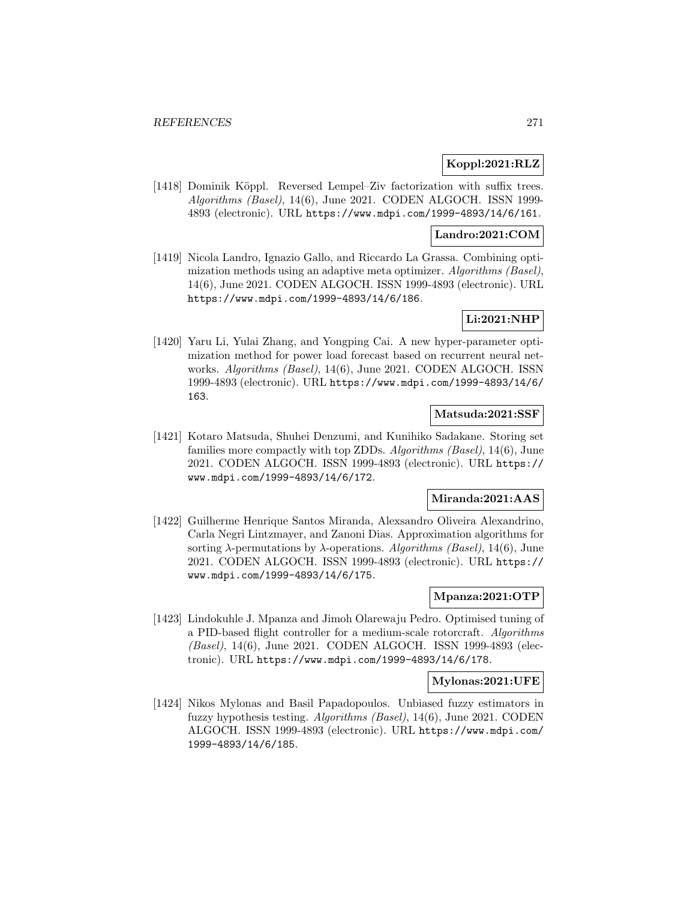**Koppl:2021:RLZ**

[1418] Dominik Köppl. Reversed Lempel–Ziv factorization with suffix trees. *Algorithms (Basel)*, 14(6), June 2021. CODEN ALGOCH. ISSN 1999-4893 (electronic). URL https://www.mdpi.com/1999-4893/14/6/161.

**Landro:2021:COM**

[1419] Nicola Landro, Ignazio Gallo, and Riccardo La Grassa. Combining optimization methods using an adaptive meta optimizer. *Algorithms (Basel)*, 14(6), June 2021. CODEN ALGOCH. ISSN 1999-4893 (electronic). URL https://www.mdpi.com/1999-4893/14/6/186.

**Li:2021:NHP**

[1420] Yaru Li, Yulai Zhang, and Yongping Cai. A new hyper-parameter optimization method for power load forecast based on recurrent neural networks. *Algorithms (Basel)*, 14(6), June 2021. CODEN ALGOCH. ISSN 1999-4893 (electronic). URL https://www.mdpi.com/1999-4893/14/6/163.

**Matsuda:2021:SSF**

[1421] Kotaro Matsuda, Shuhei Denzumi, and Kunihiko Sadakane. Storing set families more compactly with top ZDDs. *Algorithms (Basel)*, 14(6), June 2021. CODEN ALGOCH. ISSN 1999-4893 (electronic). URL https://www.mdpi.com/1999-4893/14/6/172.

**Miranda:2021:AAS**

[1422] Guilherme Henrique Santos Miranda, Alexsandro Oliveira Alexandrino, Carla Negri Lintzmayer, and Zanoni Dias. Approximation algorithms for sorting $\lambda$-permutations by $\lambda$-operations. *Algorithms (Basel)*, 14(6), June 2021. CODEN ALGOCH. ISSN 1999-4893 (electronic). URL https://www.mdpi.com/1999-4893/14/6/175.

**Mpanza:2021:OTP**

[1423] Lindokuhle J. Mpanza and Jimoh Olarewaju Pedro. Optimised tuning of a PID-based flight controller for a medium-scale rotorcraft. *Algorithms (Basel)*, 14(6), June 2021. CODEN ALGOCH. ISSN 1999-4893 (electronic). URL https://www.mdpi.com/1999-4893/14/6/178.

**Mylonas:2021:UFE**

[1424] Nikos Mylonas and Basil Papadopoulos. Unbiased fuzzy estimators in fuzzy hypothesis testing. *Algorithms (Basel)*, 14(6), June 2021. CODEN ALGOCH. ISSN 1999-4893 (electronic). URL https://www.mdpi.com/1999-4893/14/6/185.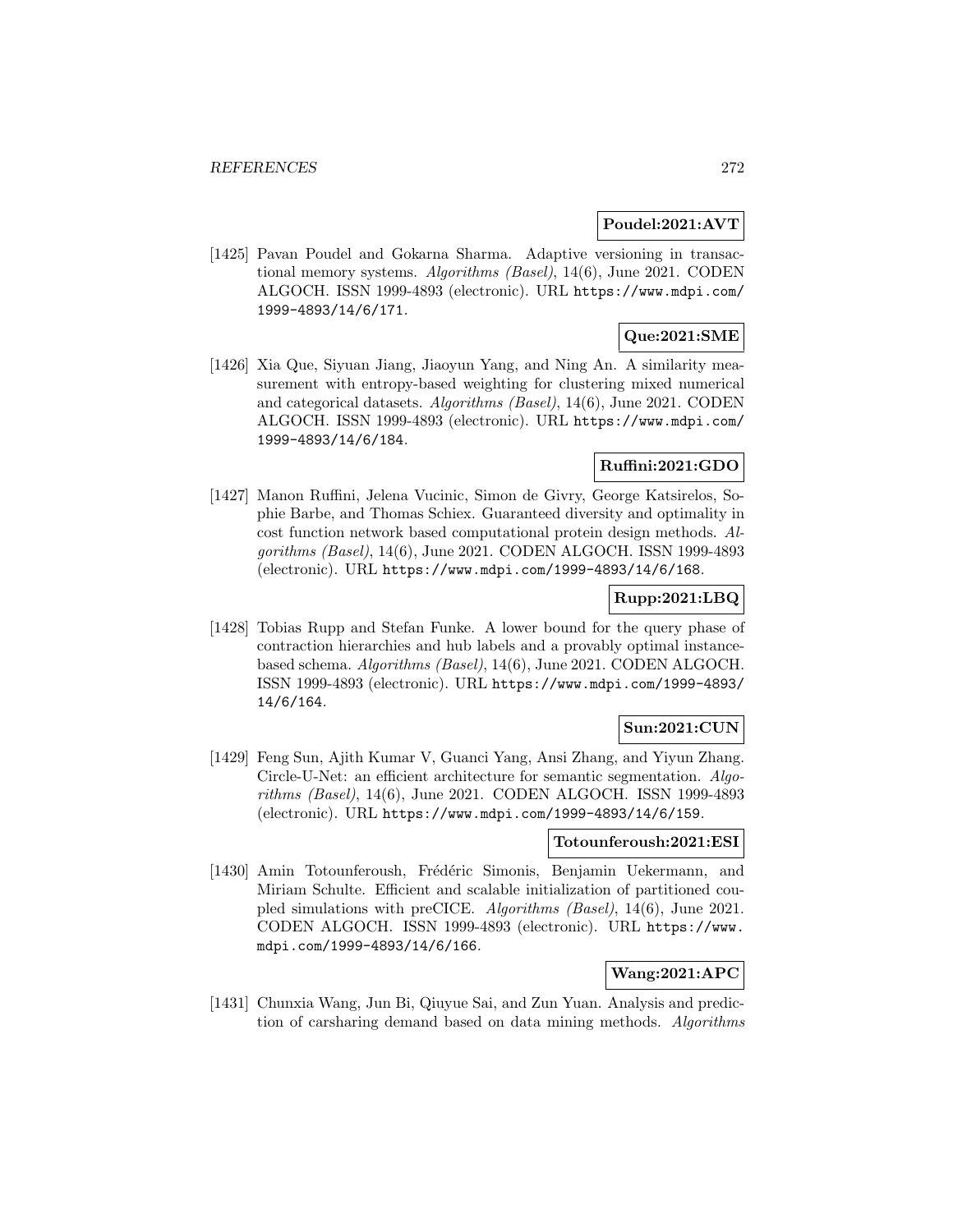**Poudel:2021:AVT**

[1425] Pavan Poudel and Gokarna Sharma. Adaptive versioning in transactional memory systems. *Algorithms (Basel)*, 14(6), June 2021. CODEN ALGOCH. ISSN 1999-4893 (electronic). URL https://www.mdpi.com/1999-4893/14/6/171.

**Que:2021:SME**

[1426] Xia Que, Siyuan Jiang, Jiaoyun Yang, and Ning An. A similarity measurement with entropy-based weighting for clustering mixed numerical and categorical datasets. *Algorithms (Basel)*, 14(6), June 2021. CODEN ALGOCH. ISSN 1999-4893 (electronic). URL https://www.mdpi.com/1999-4893/14/6/184.

**Ruffini:2021:GDO**

[1427] Manon Ruffini, Jelena Vucinic, Simon de Givry, George Katsirelos, Sophie Barbe, and Thomas Schiex. Guaranteed diversity and optimality in cost function network based computational protein design methods. *Algorithms (Basel)*, 14(6), June 2021. CODEN ALGOCH. ISSN 1999-4893 (electronic). URL https://www.mdpi.com/1999-4893/14/6/168.

**Rupp:2021:LBQ**

[1428] Tobias Rupp and Stefan Funke. A lower bound for the query phase of contraction hierarchies and hub labels and a provably optimal instance-based schema. *Algorithms (Basel)*, 14(6), June 2021. CODEN ALGOCH. ISSN 1999-4893 (electronic). URL https://www.mdpi.com/1999-4893/14/6/164.

**Sun:2021:CUN**

[1429] Feng Sun, Ajith Kumar V, Guanci Yang, Ansi Zhang, and Yiyun Zhang. Circle-U-Net: an efficient architecture for semantic segmentation. *Algorithms (Basel)*, 14(6), June 2021. CODEN ALGOCH. ISSN 1999-4893 (electronic). URL https://www.mdpi.com/1999-4893/14/6/159.

**Totounferoush:2021:ESI**

[1430] Amin Totounferoush, Frédéric Simonis, Benjamin Uekermann, and Miriam Schulte. Efficient and scalable initialization of partitioned coupled simulations with preCICE. *Algorithms (Basel)*, 14(6), June 2021. CODEN ALGOCH. ISSN 1999-4893 (electronic). URL https://www.mdpi.com/1999-4893/14/6/166.

**Wang:2021:APC**

[1431] Chunxia Wang, Jun Bi, Qiuyue Sai, and Zun Yuan. Analysis and prediction of carsharing demand based on data mining methods. *Algorithms*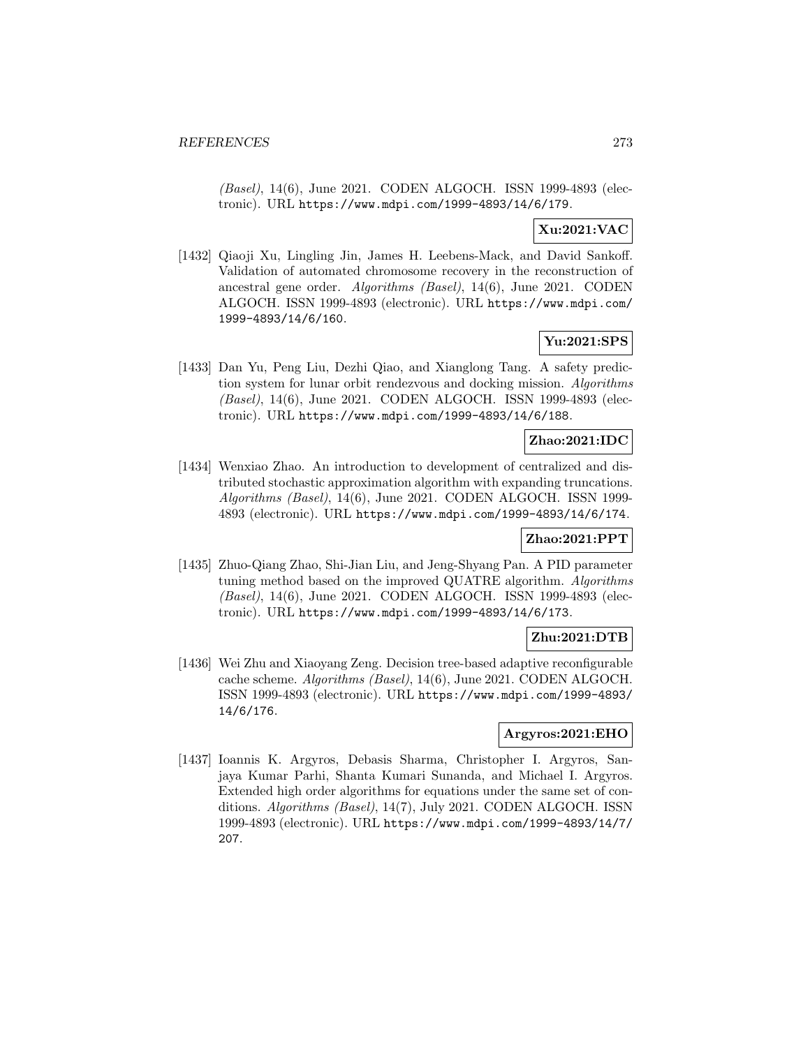*(Basel)*, 14(6), June 2021. CODEN ALGOCH. ISSN 1999-4893 (electronic). URL https://www.mdpi.com/1999-4893/14/6/179.

**Xu:2021:VAC**

[1432] Qiaoji Xu, Lingling Jin, James H. Leebens-Mack, and David Sankoff. Validation of automated chromosome recovery in the reconstruction of ancestral gene order. *Algorithms (Basel)*, 14(6), June 2021. CODEN ALGOCH. ISSN 1999-4893 (electronic). URL https://www.mdpi.com/1999-4893/14/6/160.

**Yu:2021:SPS**

[1433] Dan Yu, Peng Liu, Dezhi Qiao, and Xianglong Tang. A safety prediction system for lunar orbit rendezvous and docking mission. *Algorithms (Basel)*, 14(6), June 2021. CODEN ALGOCH. ISSN 1999-4893 (electronic). URL https://www.mdpi.com/1999-4893/14/6/188.

**Zhao:2021:IDC**

[1434] Wenxiao Zhao. An introduction to development of centralized and distributed stochastic approximation algorithm with expanding truncations. *Algorithms (Basel)*, 14(6), June 2021. CODEN ALGOCH. ISSN 1999-4893 (electronic). URL https://www.mdpi.com/1999-4893/14/6/174.

**Zhao:2021:PPT**

[1435] Zhuo-Qiang Zhao, Shi-Jian Liu, and Jeng-Shyang Pan. A PID parameter tuning method based on the improved QUATRE algorithm. *Algorithms (Basel)*, 14(6), June 2021. CODEN ALGOCH. ISSN 1999-4893 (electronic). URL https://www.mdpi.com/1999-4893/14/6/173.

**Zhu:2021:DTB**

[1436] Wei Zhu and Xiaoyang Zeng. Decision tree-based adaptive reconfigurable cache scheme. *Algorithms (Basel)*, 14(6), June 2021. CODEN ALGOCH. ISSN 1999-4893 (electronic). URL https://www.mdpi.com/1999-4893/14/6/176.

**Argyros:2021:EHO**

[1437] Ioannis K. Argyros, Debasis Sharma, Christopher I. Argyros, Sanjaya Kumar Parhi, Shanta Kumari Sunanda, and Michael I. Argyros. Extended high order algorithms for equations under the same set of conditions. *Algorithms (Basel)*, 14(7), July 2021. CODEN ALGOCH. ISSN 1999-4893 (electronic). URL https://www.mdpi.com/1999-4893/14/7/207.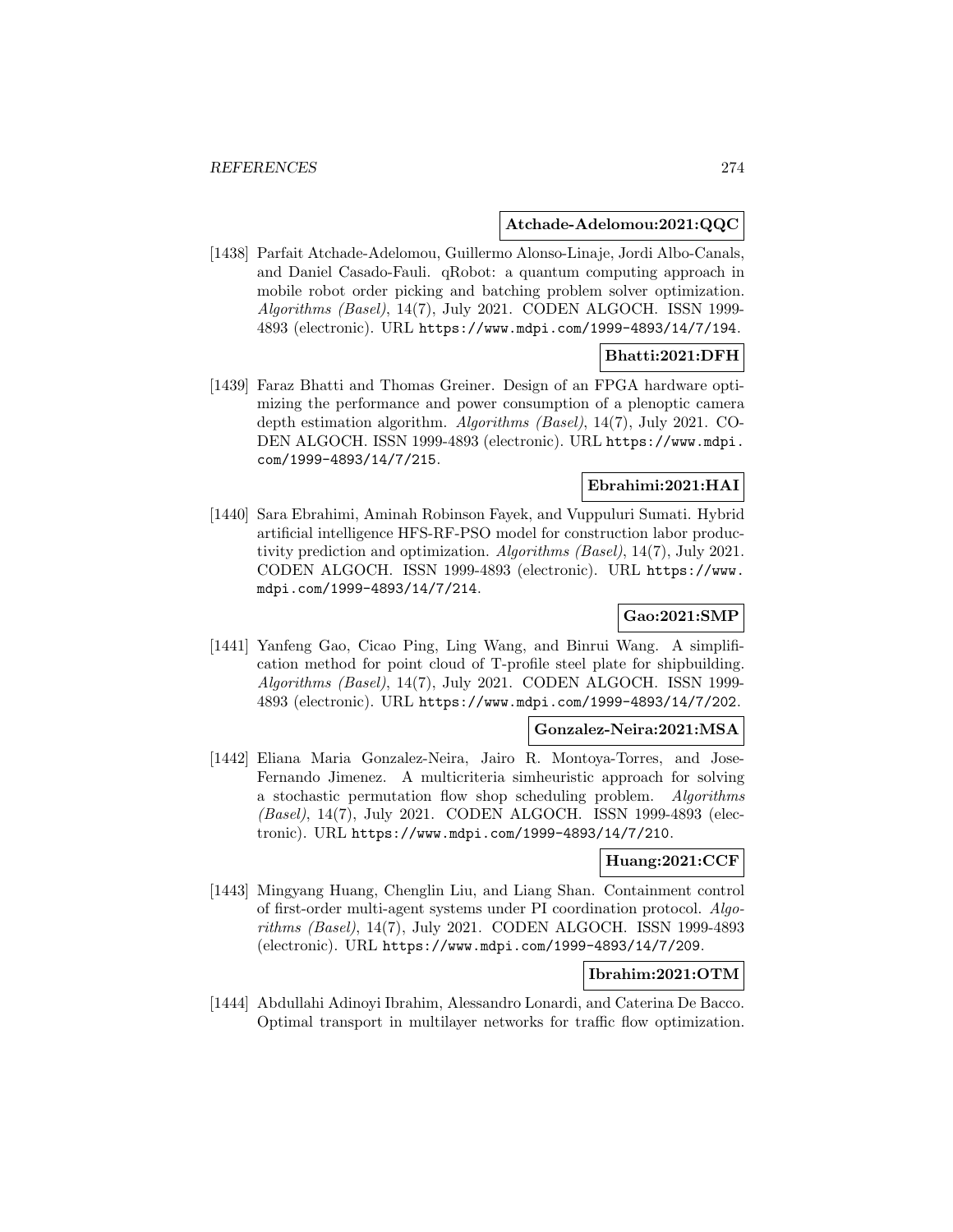**Atchade-Adelomou:2021:QQC**

[1438] Parfait Atchade-Adelomou, Guillermo Alonso-Linaje, Jordi Albo-Canals, and Daniel Casado-Fauli. qRobot: a quantum computing approach in mobile robot order picking and batching problem solver optimization. *Algorithms (Basel)*, 14(7), July 2021. CODEN ALGOCH. ISSN 1999-4893 (electronic). URL https://www.mdpi.com/1999-4893/14/7/194.

**Bhatti:2021:DFH**

[1439] Faraz Bhatti and Thomas Greiner. Design of an FPGA hardware optimizing the performance and power consumption of a plenoptic camera depth estimation algorithm. *Algorithms (Basel)*, 14(7), July 2021. CODEN ALGOCH. ISSN 1999-4893 (electronic). URL https://www.mdpi.com/1999-4893/14/7/215.

**Ebrahimi:2021:HAI**

[1440] Sara Ebrahimi, Aminah Robinson Fayek, and Vuppuluri Sumati. Hybrid artificial intelligence HFS-RF-PSO model for construction labor productivity prediction and optimization. *Algorithms (Basel)*, 14(7), July 2021. CODEN ALGOCH. ISSN 1999-4893 (electronic). URL https://www.mdpi.com/1999-4893/14/7/214.

**Gao:2021:SMP**

[1441] Yanfeng Gao, Cicao Ping, Ling Wang, and Binrui Wang. A simplification method for point cloud of T-profile steel plate for shipbuilding. *Algorithms (Basel)*, 14(7), July 2021. CODEN ALGOCH. ISSN 1999-4893 (electronic). URL https://www.mdpi.com/1999-4893/14/7/202.

**Gonzalez-Neira:2021:MSA**

[1442] Eliana Maria Gonzalez-Neira, Jairo R. Montoya-Torres, and Jose-Fernando Jimenez. A multicriteria simheuristic approach for solving a stochastic permutation flow shop scheduling problem. *Algorithms (Basel)*, 14(7), July 2021. CODEN ALGOCH. ISSN 1999-4893 (electronic). URL https://www.mdpi.com/1999-4893/14/7/210.

**Huang:2021:CCF**

[1443] Mingyang Huang, Chenglin Liu, and Liang Shan. Containment control of first-order multi-agent systems under PI coordination protocol. *Algorithms (Basel)*, 14(7), July 2021. CODEN ALGOCH. ISSN 1999-4893 (electronic). URL https://www.mdpi.com/1999-4893/14/7/209.

**Ibrahim:2021:OTM**

[1444] Abdullahi Adinoyi Ibrahim, Alessandro Lonardi, and Caterina De Bacco. Optimal transport in multilayer networks for traffic flow optimization.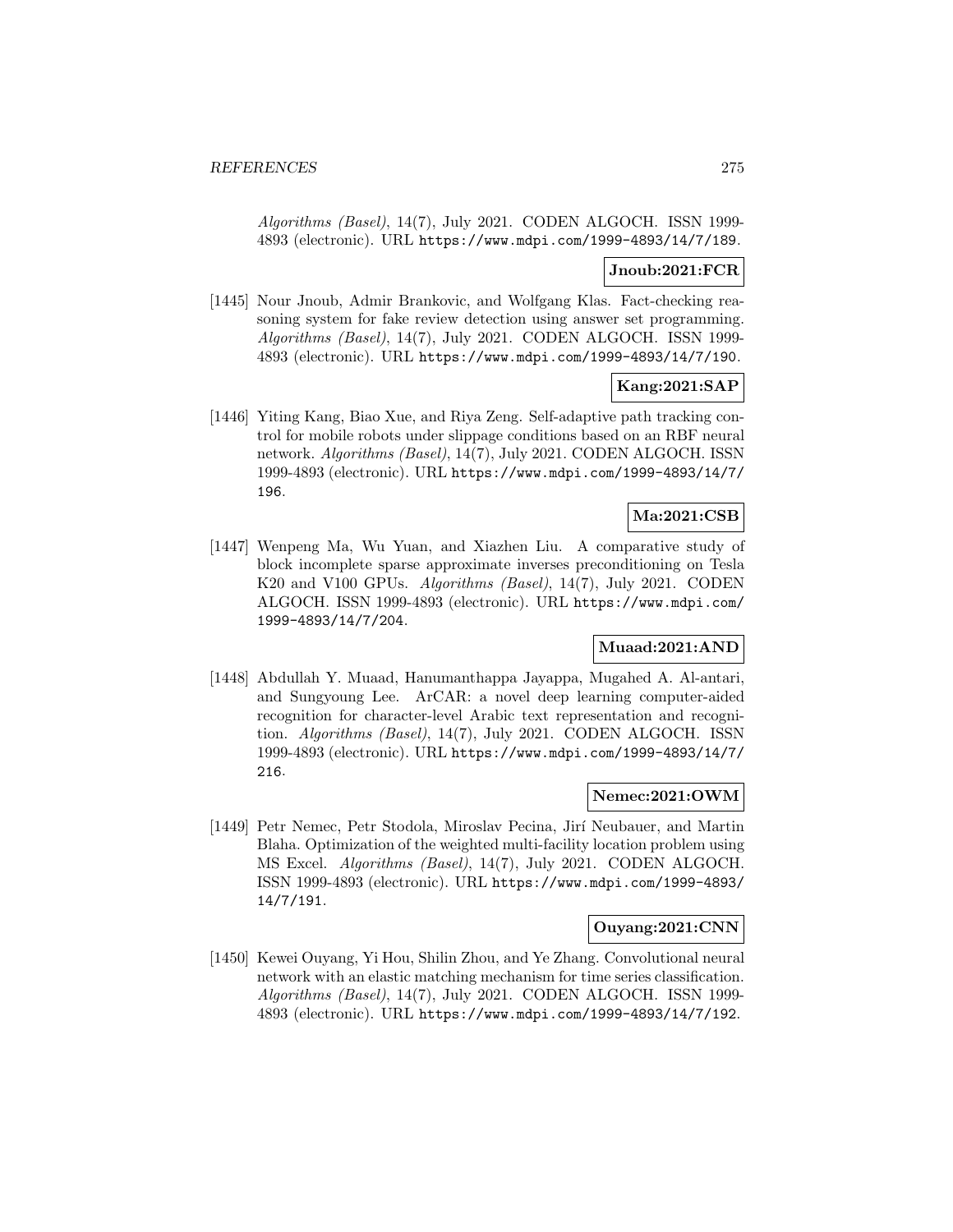*Algorithms (Basel)*, 14(7), July 2021. CODEN ALGOCH. ISSN 1999-4893 (electronic). URL https://www.mdpi.com/1999-4893/14/7/189.

**Jnoub:2021:FCR**

[1445] Nour Jnoub, Admir Brankovic, and Wolfgang Klas. Fact-checking reasoning system for fake review detection using answer set programming. *Algorithms (Basel)*, 14(7), July 2021. CODEN ALGOCH. ISSN 1999-4893 (electronic). URL https://www.mdpi.com/1999-4893/14/7/190.

**Kang:2021:SAP**

[1446] Yiting Kang, Biao Xue, and Riya Zeng. Self-adaptive path tracking control for mobile robots under slippage conditions based on an RBF neural network. *Algorithms (Basel)*, 14(7), July 2021. CODEN ALGOCH. ISSN 1999-4893 (electronic). URL https://www.mdpi.com/1999-4893/14/7/196.

**Ma:2021:CSB**

[1447] Wenpeng Ma, Wu Yuan, and Xiazhen Liu. A comparative study of block incomplete sparse approximate inverses preconditioning on Tesla K20 and V100 GPUs. *Algorithms (Basel)*, 14(7), July 2021. CODEN ALGOCH. ISSN 1999-4893 (electronic). URL https://www.mdpi.com/1999-4893/14/7/204.

**Muaad:2021:AND**

[1448] Abdullah Y. Muaad, Hanumanthappa Jayappa, Mugahed A. Al-antari, and Sungyoung Lee. ArCAR: a novel deep learning computer-aided recognition for character-level Arabic text representation and recognition. *Algorithms (Basel)*, 14(7), July 2021. CODEN ALGOCH. ISSN 1999-4893 (electronic). URL https://www.mdpi.com/1999-4893/14/7/216.

**Nemec:2021:OWM**

[1449] Petr Nemec, Petr Stodola, Miroslav Pecina, Jirí Neubauer, and Martin Blaha. Optimization of the weighted multi-facility location problem using MS Excel. *Algorithms (Basel)*, 14(7), July 2021. CODEN ALGOCH. ISSN 1999-4893 (electronic). URL https://www.mdpi.com/1999-4893/14/7/191.

**Ouyang:2021:CNN**

[1450] Kewei Ouyang, Yi Hou, Shilin Zhou, and Ye Zhang. Convolutional neural network with an elastic matching mechanism for time series classification. *Algorithms (Basel)*, 14(7), July 2021. CODEN ALGOCH. ISSN 1999-4893 (electronic). URL https://www.mdpi.com/1999-4893/14/7/192.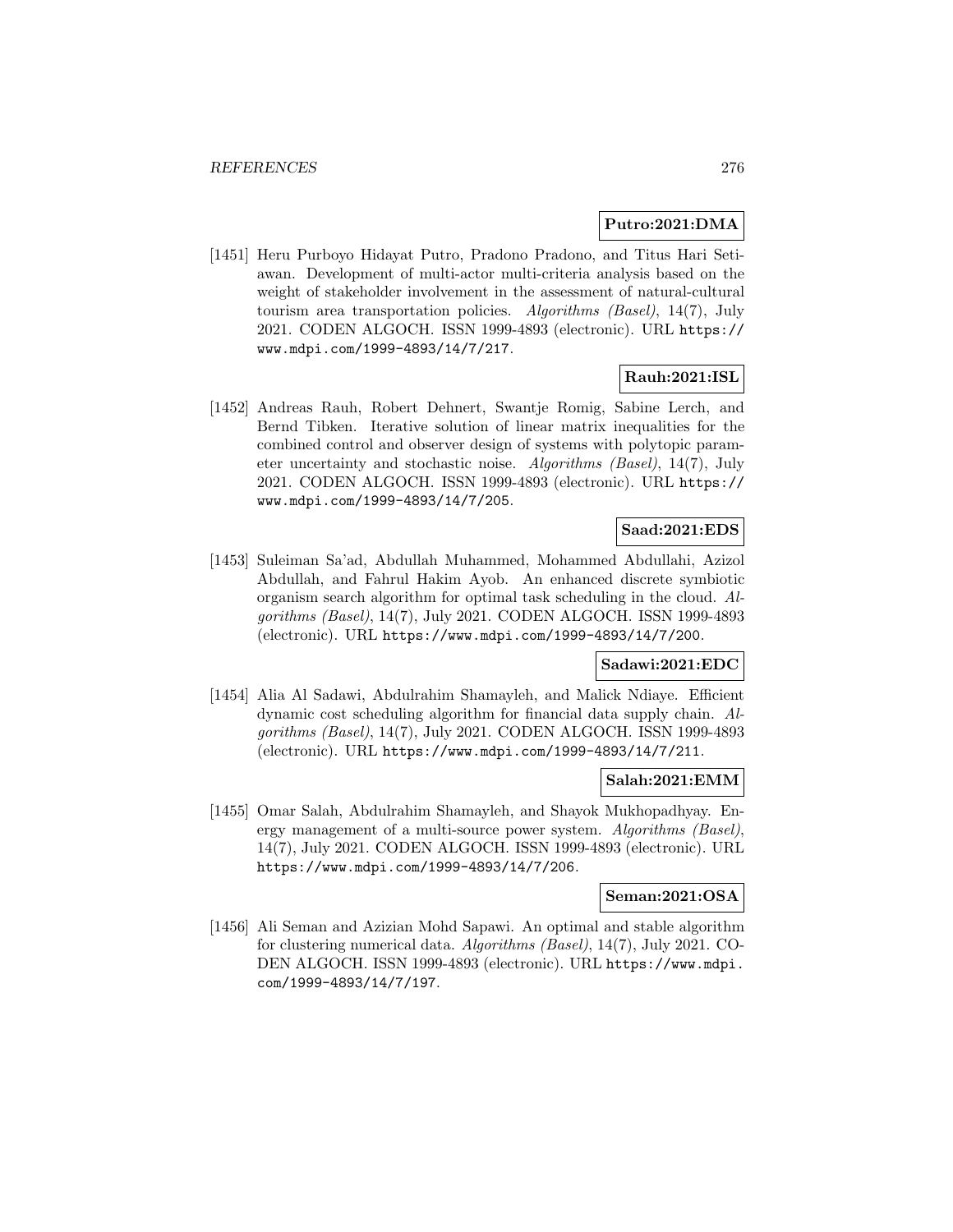**Putro:2021:DMA**

[1451] Heru Purboyo Hidayat Putro, Pradono Pradono, and Titus Hari Setiawan. Development of multi-actor multi-criteria analysis based on the weight of stakeholder involvement in the assessment of natural-cultural tourism area transportation policies. *Algorithms (Basel)*, 14(7), July 2021. CODEN ALGOCH. ISSN 1999-4893 (electronic). URL https://www.mdpi.com/1999-4893/14/7/217.

**Rauh:2021:ISL**

[1452] Andreas Rauh, Robert Dehnert, Swantje Romig, Sabine Lerch, and Bernd Tibken. Iterative solution of linear matrix inequalities for the combined control and observer design of systems with polytopic parameter uncertainty and stochastic noise. *Algorithms (Basel)*, 14(7), July 2021. CODEN ALGOCH. ISSN 1999-4893 (electronic). URL https://www.mdpi.com/1999-4893/14/7/205.

**Saad:2021:EDS**

[1453] Suleiman Sa'ad, Abdullah Muhammed, Mohammed Abdullahi, Azizol Abdullah, and Fahrul Hakim Ayob. An enhanced discrete symbiotic organism search algorithm for optimal task scheduling in the cloud. *Algorithms (Basel)*, 14(7), July 2021. CODEN ALGOCH. ISSN 1999-4893 (electronic). URL https://www.mdpi.com/1999-4893/14/7/200.

**Sadawi:2021:EDC**

[1454] Alia Al Sadawi, Abdulrahim Shamayleh, and Malick Ndiaye. Efficient dynamic cost scheduling algorithm for financial data supply chain. *Algorithms (Basel)*, 14(7), July 2021. CODEN ALGOCH. ISSN 1999-4893 (electronic). URL https://www.mdpi.com/1999-4893/14/7/211.

**Salah:2021:EMM**

[1455] Omar Salah, Abdulrahim Shamayleh, and Shayok Mukhopadhyay. Energy management of a multi-source power system. *Algorithms (Basel)*, 14(7), July 2021. CODEN ALGOCH. ISSN 1999-4893 (electronic). URL https://www.mdpi.com/1999-4893/14/7/206.

**Seman:2021:OSA**

[1456] Ali Seman and Azizian Mohd Sapawi. An optimal and stable algorithm for clustering numerical data. *Algorithms (Basel)*, 14(7), July 2021. CODEN ALGOCH. ISSN 1999-4893 (electronic). URL https://www.mdpi.com/1999-4893/14/7/197.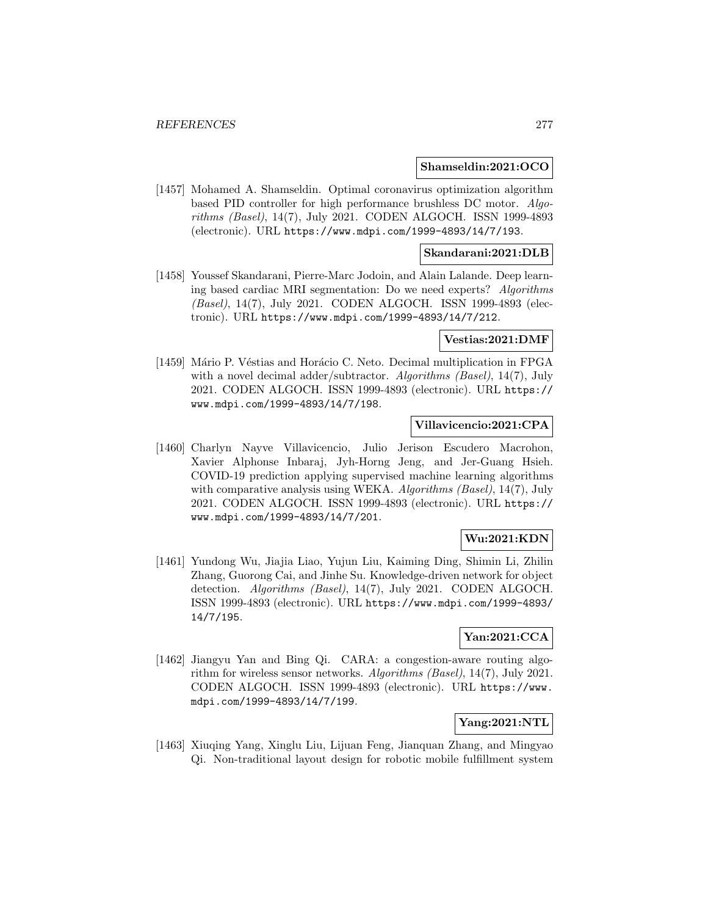**Shamseldin:2021:OCO**

[1457] Mohamed A. Shamseldin. Optimal coronavirus optimization algorithm based PID controller for high performance brushless DC motor. *Algorithms (Basel)*, 14(7), July 2021. CODEN ALGOCH. ISSN 1999-4893 (electronic). URL https://www.mdpi.com/1999-4893/14/7/193.

**Skandarani:2021:DLB**

[1458] Youssef Skandarani, Pierre-Marc Jodoin, and Alain Lalande. Deep learning based cardiac MRI segmentation: Do we need experts? *Algorithms (Basel)*, 14(7), July 2021. CODEN ALGOCH. ISSN 1999-4893 (electronic). URL https://www.mdpi.com/1999-4893/14/7/212.

**Vestias:2021:DMF**

[1459] Mário P. Véstias and Horácio C. Neto. Decimal multiplication in FPGA with a novel decimal adder/subtractor. *Algorithms (Basel)*, 14(7), July 2021. CODEN ALGOCH. ISSN 1999-4893 (electronic). URL https://www.mdpi.com/1999-4893/14/7/198.

**Villavicencio:2021:CPA**

[1460] Charlyn Nayve Villavicencio, Julio Jerison Escudero Macrohon, Xavier Alphonse Inbaraj, Jyh-Horng Jeng, and Jer-Guang Hsieh. COVID-19 prediction applying supervised machine learning algorithms with comparative analysis using WEKA. *Algorithms (Basel)*, 14(7), July 2021. CODEN ALGOCH. ISSN 1999-4893 (electronic). URL https://www.mdpi.com/1999-4893/14/7/201.

**Wu:2021:KDN**

[1461] Yundong Wu, Jiajia Liao, Yujun Liu, Kaiming Ding, Shimin Li, Zhilin Zhang, Guorong Cai, and Jinhe Su. Knowledge-driven network for object detection. *Algorithms (Basel)*, 14(7), July 2021. CODEN ALGOCH. ISSN 1999-4893 (electronic). URL https://www.mdpi.com/1999-4893/14/7/195.

**Yan:2021:CCA**

[1462] Jiangyu Yan and Bing Qi. CARA: a congestion-aware routing algorithm for wireless sensor networks. *Algorithms (Basel)*, 14(7), July 2021. CODEN ALGOCH. ISSN 1999-4893 (electronic). URL https://www.mdpi.com/1999-4893/14/7/199.

**Yang:2021:NTL**

[1463] Xiuqing Yang, Xinglu Liu, Lijuan Feng, Jianquan Zhang, and Mingyao Qi. Non-traditional layout design for robotic mobile fulfillment system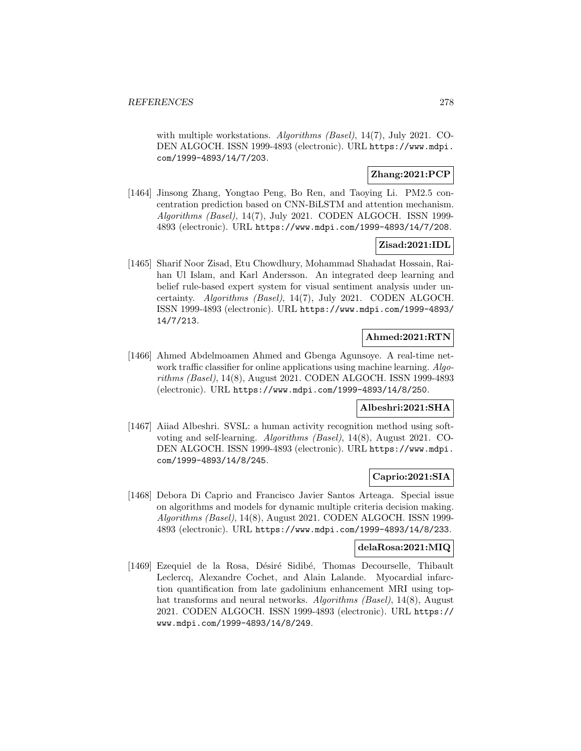with multiple workstations. *Algorithms (Basel)*, 14(7), July 2021. CODEN ALGOCH. ISSN 1999-4893 (electronic). URL https://www.mdpi.com/1999-4893/14/7/203.

**Zhang:2021:PCP**

[1464] Jinsong Zhang, Yongtao Peng, Bo Ren, and Taoying Li. PM2.5 concentration prediction based on CNN-BiLSTM and attention mechanism. *Algorithms (Basel)*, 14(7), July 2021. CODEN ALGOCH. ISSN 1999-4893 (electronic). URL https://www.mdpi.com/1999-4893/14/7/208.

**Zisad:2021:IDL**

[1465] Sharif Noor Zisad, Etu Chowdhury, Mohammad Shahadat Hossain, Raihan Ul Islam, and Karl Andersson. An integrated deep learning and belief rule-based expert system for visual sentiment analysis under uncertainty. *Algorithms (Basel)*, 14(7), July 2021. CODEN ALGOCH. ISSN 1999-4893 (electronic). URL https://www.mdpi.com/1999-4893/14/7/213.

**Ahmed:2021:RTN**

[1466] Ahmed Abdelmoamen Ahmed and Gbenga Agunsoye. A real-time network traffic classifier for online applications using machine learning. *Algorithms (Basel)*, 14(8), August 2021. CODEN ALGOCH. ISSN 1999-4893 (electronic). URL https://www.mdpi.com/1999-4893/14/8/250.

**Albeshri:2021:SHA**

[1467] Aiiad Albeshri. SVSL: a human activity recognition method using soft-voting and self-learning. *Algorithms (Basel)*, 14(8), August 2021. CODEN ALGOCH. ISSN 1999-4893 (electronic). URL https://www.mdpi.com/1999-4893/14/8/245.

**Caprio:2021:SIA**

[1468] Debora Di Caprio and Francisco Javier Santos Arteaga. Special issue on algorithms and models for dynamic multiple criteria decision making. *Algorithms (Basel)*, 14(8), August 2021. CODEN ALGOCH. ISSN 1999-4893 (electronic). URL https://www.mdpi.com/1999-4893/14/8/233.

**delaRosa:2021:MIQ**

[1469] Ezequiel de la Rosa, Désiré Sidibé, Thomas Decourselle, Thibault Leclercq, Alexandre Cochet, and Alain Lalande. Myocardial infarction quantification from late gadolinium enhancement MRI using top-hat transforms and neural networks. *Algorithms (Basel)*, 14(8), August 2021. CODEN ALGOCH. ISSN 1999-4893 (electronic). URL https://www.mdpi.com/1999-4893/14/8/249.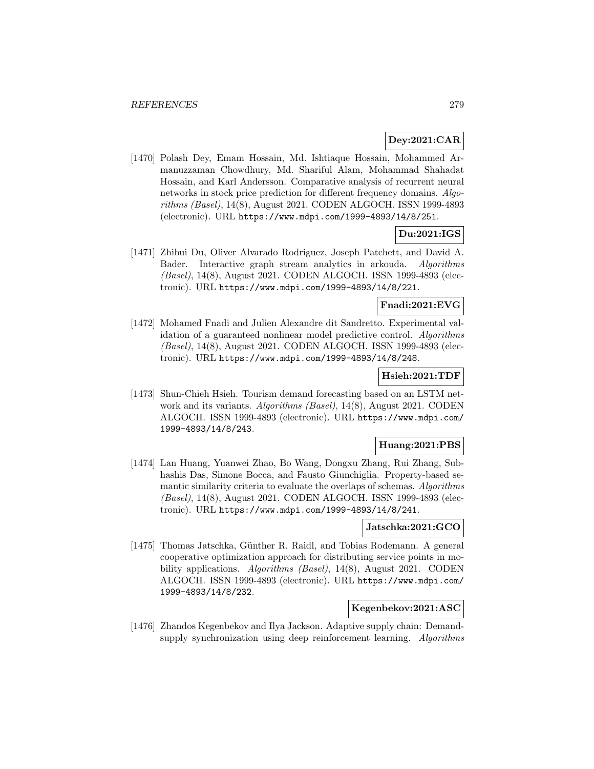**Dey:2021:CAR**

[1470] Polash Dey, Emam Hossain, Md. Ishtiaque Hossain, Mohammed Armanuzzaman Chowdhury, Md. Shariful Alam, Mohammad Shahadat Hossain, and Karl Andersson. Comparative analysis of recurrent neural networks in stock price prediction for different frequency domains. *Algorithms (Basel)*, 14(8), August 2021. CODEN ALGOCH. ISSN 1999-4893 (electronic). URL https://www.mdpi.com/1999-4893/14/8/251.

**Du:2021:IGS**

[1471] Zhihui Du, Oliver Alvarado Rodriguez, Joseph Patchett, and David A. Bader. Interactive graph stream analytics in arkouda. *Algorithms (Basel)*, 14(8), August 2021. CODEN ALGOCH. ISSN 1999-4893 (electronic). URL https://www.mdpi.com/1999-4893/14/8/221.

**Fnadi:2021:EVG**

[1472] Mohamed Fnadi and Julien Alexandre dit Sandretto. Experimental validation of a guaranteed nonlinear model predictive control. *Algorithms (Basel)*, 14(8), August 2021. CODEN ALGOCH. ISSN 1999-4893 (electronic). URL https://www.mdpi.com/1999-4893/14/8/248.

**Hsieh:2021:TDF**

[1473] Shun-Chieh Hsieh. Tourism demand forecasting based on an LSTM network and its variants. *Algorithms (Basel)*, 14(8), August 2021. CODEN ALGOCH. ISSN 1999-4893 (electronic). URL https://www.mdpi.com/1999-4893/14/8/243.

**Huang:2021:PBS**

[1474] Lan Huang, Yuanwei Zhao, Bo Wang, Dongxu Zhang, Rui Zhang, Subhashis Das, Simone Bocca, and Fausto Giunchiglia. Property-based semantic similarity criteria to evaluate the overlaps of schemas. *Algorithms (Basel)*, 14(8), August 2021. CODEN ALGOCH. ISSN 1999-4893 (electronic). URL https://www.mdpi.com/1999-4893/14/8/241.

**Jatschka:2021:GCO**

[1475] Thomas Jatschka, Günther R. Raidl, and Tobias Rodemann. A general cooperative optimization approach for distributing service points in mobility applications. *Algorithms (Basel)*, 14(8), August 2021. CODEN ALGOCH. ISSN 1999-4893 (electronic). URL https://www.mdpi.com/1999-4893/14/8/232.

**Kegenbekov:2021:ASC**

[1476] Zhandos Kegenbekov and Ilya Jackson. Adaptive supply chain: Demand-supply synchronization using deep reinforcement learning. *Algorithms*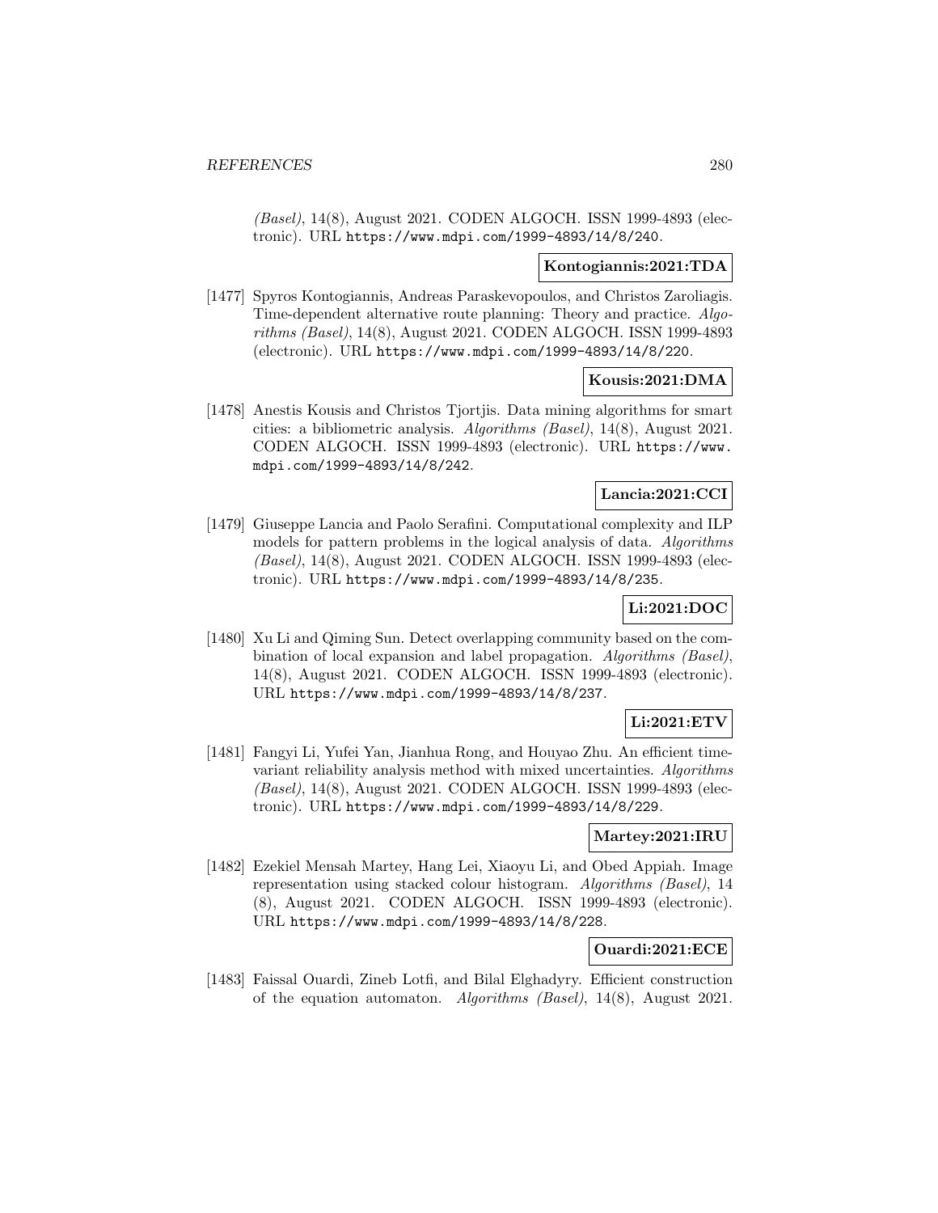(Basel), 14(8), August 2021. CODEN ALGOCH. ISSN 1999-4893 (electronic). URL https://www.mdpi.com/1999-4893/14/8/240.

**Kontogiannis:2021:TDA**

[1477] Spyros Kontogiannis, Andreas Paraskevopoulos, and Christos Zaroliagis. Time-dependent alternative route planning: Theory and practice. *Algorithms (Basel)*, 14(8), August 2021. CODEN ALGOCH. ISSN 1999-4893 (electronic). URL https://www.mdpi.com/1999-4893/14/8/220.

**Kousis:2021:DMA**

[1478] Anestis Kousis and Christos Tjortjis. Data mining algorithms for smart cities: a bibliometric analysis. *Algorithms (Basel)*, 14(8), August 2021. CODEN ALGOCH. ISSN 1999-4893 (electronic). URL https://www.mdpi.com/1999-4893/14/8/242.

**Lancia:2021:CCI**

[1479] Giuseppe Lancia and Paolo Serafini. Computational complexity and ILP models for pattern problems in the logical analysis of data. *Algorithms (Basel)*, 14(8), August 2021. CODEN ALGOCH. ISSN 1999-4893 (electronic). URL https://www.mdpi.com/1999-4893/14/8/235.

**Li:2021:DOC**

[1480] Xu Li and Qiming Sun. Detect overlapping community based on the combination of local expansion and label propagation. *Algorithms (Basel)*, 14(8), August 2021. CODEN ALGOCH. ISSN 1999-4893 (electronic). URL https://www.mdpi.com/1999-4893/14/8/237.

**Li:2021:ETV**

[1481] Fangyi Li, Yufei Yan, Jianhua Rong, and Houyao Zhu. An efficient time-variant reliability analysis method with mixed uncertainties. *Algorithms (Basel)*, 14(8), August 2021. CODEN ALGOCH. ISSN 1999-4893 (electronic). URL https://www.mdpi.com/1999-4893/14/8/229.

**Martey:2021:IRU**

[1482] Ezekiel Mensah Martey, Hang Lei, Xiaoyu Li, and Obed Appiah. Image representation using stacked colour histogram. *Algorithms (Basel)*, 14 (8), August 2021. CODEN ALGOCH. ISSN 1999-4893 (electronic). URL https://www.mdpi.com/1999-4893/14/8/228.

**Ouardi:2021:ECE**

[1483] Faissal Ouardi, Zineb Lotfi, and Bilal Elghadyry. Efficient construction of the equation automaton. *Algorithms (Basel)*, 14(8), August 2021.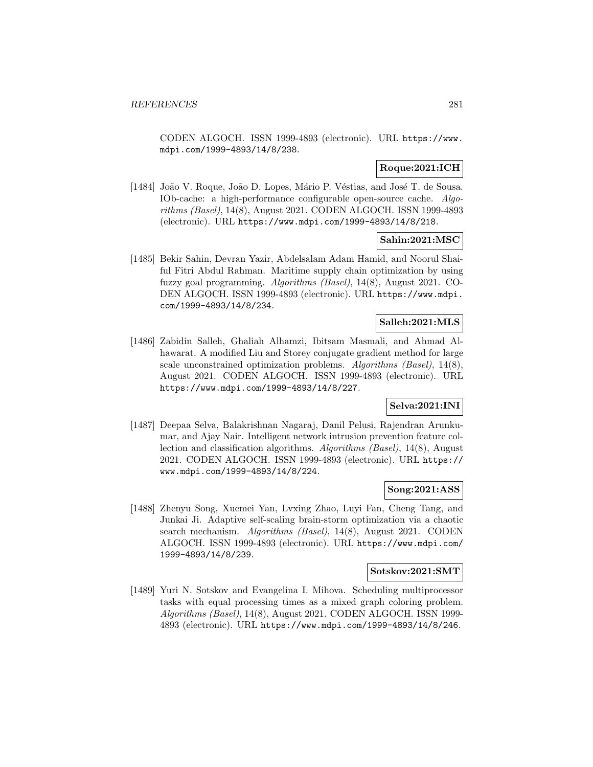CODEN ALGOCH. ISSN 1999-4893 (electronic). URL https://www.mdpi.com/1999-4893/14/8/238.

**Roque:2021:ICH**

[1484] João V. Roque, João D. Lopes, Mário P. Véstias, and José T. de Sousa. IOb-cache: a high-performance configurable open-source cache. *Algorithms (Basel)*, 14(8), August 2021. CODEN ALGOCH. ISSN 1999-4893 (electronic). URL https://www.mdpi.com/1999-4893/14/8/218.

**Sahin:2021:MSC**

[1485] Bekir Sahin, Devran Yazir, Abdelsalam Adam Hamid, and Noorul Shaiful Fitri Abdul Rahman. Maritime supply chain optimization by using fuzzy goal programming. *Algorithms (Basel)*, 14(8), August 2021. CODEN ALGOCH. ISSN 1999-4893 (electronic). URL https://www.mdpi.com/1999-4893/14/8/234.

**Salleh:2021:MLS**

[1486] Zabidin Salleh, Ghaliah Alhamzi, Ibitsam Masmali, and Ahmad Alhawarat. A modified Liu and Storey conjugate gradient method for large scale unconstrained optimization problems. *Algorithms (Basel)*, 14(8), August 2021. CODEN ALGOCH. ISSN 1999-4893 (electronic). URL https://www.mdpi.com/1999-4893/14/8/227.

**Selva:2021:INI**

[1487] Deepaa Selva, Balakrishnan Nagaraj, Danil Pelusi, Rajendran Arunkumar, and Ajay Nair. Intelligent network intrusion prevention feature collection and classification algorithms. *Algorithms (Basel)*, 14(8), August 2021. CODEN ALGOCH. ISSN 1999-4893 (electronic). URL https://www.mdpi.com/1999-4893/14/8/224.

**Song:2021:ASS**

[1488] Zhenyu Song, Xuemei Yan, Lvxing Zhao, Luyi Fan, Cheng Tang, and Junkai Ji. Adaptive self-scaling brain-storm optimization via a chaotic search mechanism. *Algorithms (Basel)*, 14(8), August 2021. CODEN ALGOCH. ISSN 1999-4893 (electronic). URL https://www.mdpi.com/1999-4893/14/8/239.

**Sotskov:2021:SMT**

[1489] Yuri N. Sotskov and Evangelina I. Mihova. Scheduling multiprocessor tasks with equal processing times as a mixed graph coloring problem. *Algorithms (Basel)*, 14(8), August 2021. CODEN ALGOCH. ISSN 1999-4893 (electronic). URL https://www.mdpi.com/1999-4893/14/8/246.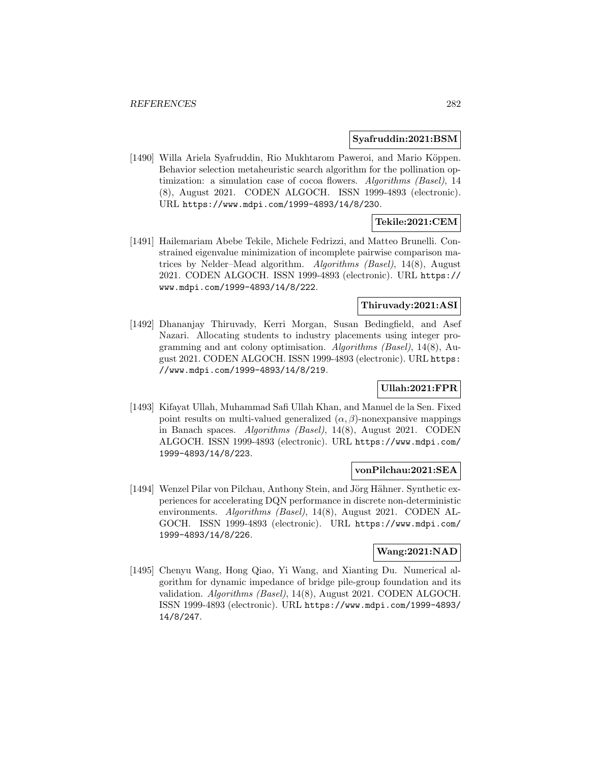**Syafruddin:2021:BSM**

[1490] Willa Ariela Syafruddin, Rio Mukhtarom Paweroi, and Mario Köppen. Behavior selection metaheuristic search algorithm for the pollination optimization: a simulation case of cocoa flowers. *Algorithms (Basel)*, 14 (8), August 2021. CODEN ALGOCH. ISSN 1999-4893 (electronic). URL https://www.mdpi.com/1999-4893/14/8/230.

**Tekile:2021:CEM**

[1491] Hailemariam Abebe Tekile, Michele Fedrizzi, and Matteo Brunelli. Constrained eigenvalue minimization of incomplete pairwise comparison matrices by Nelder–Mead algorithm. *Algorithms (Basel)*, 14(8), August 2021. CODEN ALGOCH. ISSN 1999-4893 (electronic). URL https://www.mdpi.com/1999-4893/14/8/222.

**Thiruvady:2021:ASI**

[1492] Dhananjay Thiruvady, Kerri Morgan, Susan Bedingfield, and Asef Nazari. Allocating students to industry placements using integer programming and ant colony optimisation. *Algorithms (Basel)*, 14(8), August 2021. CODEN ALGOCH. ISSN 1999-4893 (electronic). URL https://www.mdpi.com/1999-4893/14/8/219.

**Ullah:2021:FPR**

[1493] Kifayat Ullah, Muhammad Safi Ullah Khan, and Manuel de la Sen. Fixed point results on multi-valued generalized $(\alpha, \beta)$-nonexpansive mappings in Banach spaces. *Algorithms (Basel)*, 14(8), August 2021. CODEN ALGOCH. ISSN 1999-4893 (electronic). URL https://www.mdpi.com/1999-4893/14/8/223.

**vonPilchau:2021:SEA**

[1494] Wenzel Pilar von Pilchau, Anthony Stein, and Jörg Hähner. Synthetic experiences for accelerating DQN performance in discrete non-deterministic environments. *Algorithms (Basel)*, 14(8), August 2021. CODEN ALGOCH. ISSN 1999-4893 (electronic). URL https://www.mdpi.com/1999-4893/14/8/226.

**Wang:2021:NAD**

[1495] Chenyu Wang, Hong Qiao, Yi Wang, and Xianting Du. Numerical algorithm for dynamic impedance of bridge pile-group foundation and its validation. *Algorithms (Basel)*, 14(8), August 2021. CODEN ALGOCH. ISSN 1999-4893 (electronic). URL https://www.mdpi.com/1999-4893/14/8/247.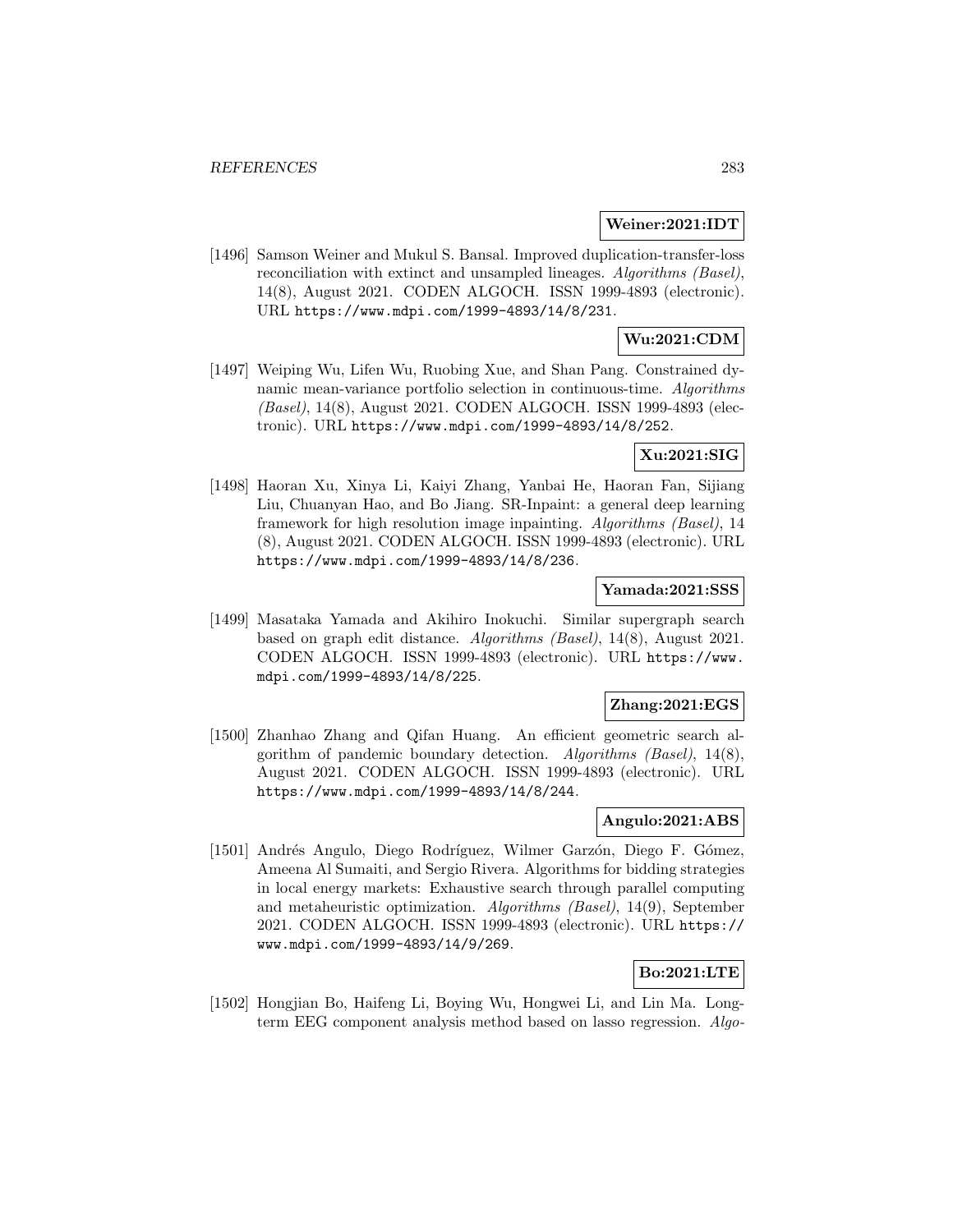**Weiner:2021:IDT**

[1496] Samson Weiner and Mukul S. Bansal. Improved duplication-transfer-loss reconciliation with extinct and unsampled lineages. *Algorithms (Basel)*, 14(8), August 2021. CODEN ALGOCH. ISSN 1999-4893 (electronic). URL https://www.mdpi.com/1999-4893/14/8/231.

**Wu:2021:CDM**

[1497] Weiping Wu, Lifen Wu, Ruobing Xue, and Shan Pang. Constrained dynamic mean-variance portfolio selection in continuous-time. *Algorithms (Basel)*, 14(8), August 2021. CODEN ALGOCH. ISSN 1999-4893 (electronic). URL https://www.mdpi.com/1999-4893/14/8/252.

**Xu:2021:SIG**

[1498] Haoran Xu, Xinya Li, Kaiyi Zhang, Yanbai He, Haoran Fan, Sijiang Liu, Chuanyan Hao, and Bo Jiang. SR-Inpaint: a general deep learning framework for high resolution image inpainting. *Algorithms (Basel)*, 14 (8), August 2021. CODEN ALGOCH. ISSN 1999-4893 (electronic). URL https://www.mdpi.com/1999-4893/14/8/236.

**Yamada:2021:SSS**

[1499] Masataka Yamada and Akihiro Inokuchi. Similar supergraph search based on graph edit distance. *Algorithms (Basel)*, 14(8), August 2021. CODEN ALGOCH. ISSN 1999-4893 (electronic). URL https://www.mdpi.com/1999-4893/14/8/225.

**Zhang:2021:EGS**

[1500] Zhanhao Zhang and Qifan Huang. An efficient geometric search algorithm of pandemic boundary detection. *Algorithms (Basel)*, 14(8), August 2021. CODEN ALGOCH. ISSN 1999-4893 (electronic). URL https://www.mdpi.com/1999-4893/14/8/244.

**Angulo:2021:ABS**

[1501] Andrés Angulo, Diego Rodríguez, Wilmer Garzón, Diego F. Gómez, Ameena Al Sumaiti, and Sergio Rivera. Algorithms for bidding strategies in local energy markets: Exhaustive search through parallel computing and metaheuristic optimization. *Algorithms (Basel)*, 14(9), September 2021. CODEN ALGOCH. ISSN 1999-4893 (electronic). URL https://www.mdpi.com/1999-4893/14/9/269.

**Bo:2021:LTE**

[1502] Hongjian Bo, Haifeng Li, Boying Wu, Hongwei Li, and Lin Ma. Long-term EEG component analysis method based on lasso regression. *Algo-*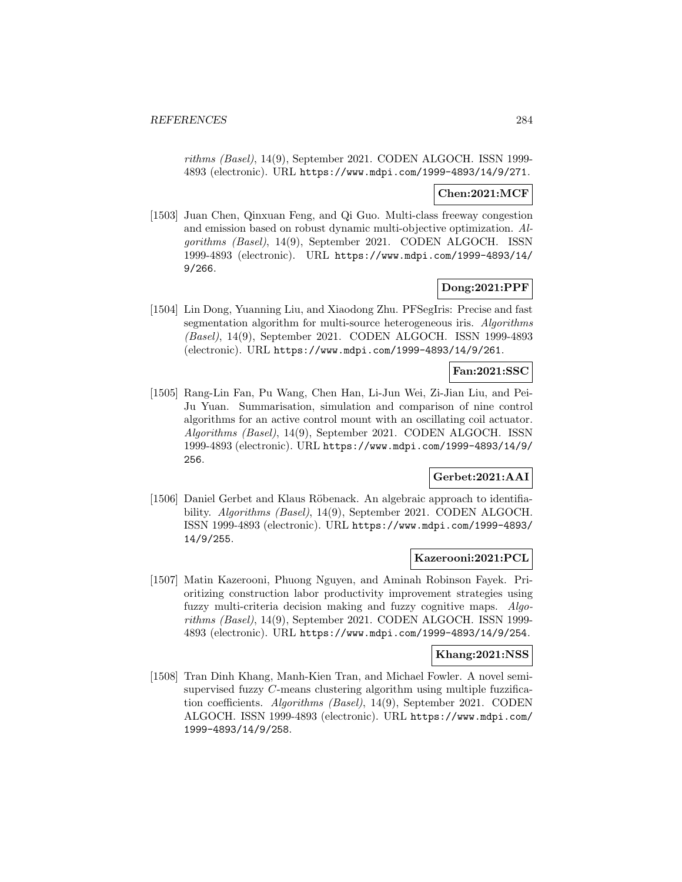*rithms (Basel)*, 14(9), September 2021. CODEN ALGOCH. ISSN 1999-4893 (electronic). URL https://www.mdpi.com/1999-4893/14/9/271.

**Chen:2021:MCF**

[1503] Juan Chen, Qinxuan Feng, and Qi Guo. Multi-class freeway congestion and emission based on robust dynamic multi-objective optimization. *Algorithms (Basel)*, 14(9), September 2021. CODEN ALGOCH. ISSN 1999-4893 (electronic). URL https://www.mdpi.com/1999-4893/14/9/266.

**Dong:2021:PPF**

[1504] Lin Dong, Yuanning Liu, and Xiaodong Zhu. PFSegIris: Precise and fast segmentation algorithm for multi-source heterogeneous iris. *Algorithms (Basel)*, 14(9), September 2021. CODEN ALGOCH. ISSN 1999-4893 (electronic). URL https://www.mdpi.com/1999-4893/14/9/261.

**Fan:2021:SSC**

[1505] Rang-Lin Fan, Pu Wang, Chen Han, Li-Jun Wei, Zi-Jian Liu, and Pei-Ju Yuan. Summarisation, simulation and comparison of nine control algorithms for an active control mount with an oscillating coil actuator. *Algorithms (Basel)*, 14(9), September 2021. CODEN ALGOCH. ISSN 1999-4893 (electronic). URL https://www.mdpi.com/1999-4893/14/9/256.

**Gerbet:2021:AAI**

[1506] Daniel Gerbet and Klaus Röbenack. An algebraic approach to identifiability. *Algorithms (Basel)*, 14(9), September 2021. CODEN ALGOCH. ISSN 1999-4893 (electronic). URL https://www.mdpi.com/1999-4893/14/9/255.

**Kazerooni:2021:PCL**

[1507] Matin Kazerooni, Phuong Nguyen, and Aminah Robinson Fayek. Prioritizing construction labor productivity improvement strategies using fuzzy multi-criteria decision making and fuzzy cognitive maps. *Algorithms (Basel)*, 14(9), September 2021. CODEN ALGOCH. ISSN 1999-4893 (electronic). URL https://www.mdpi.com/1999-4893/14/9/254.

**Khang:2021:NSS**

[1508] Tran Dinh Khang, Manh-Kien Tran, and Michael Fowler. A novel semi-supervised fuzzy $C$-means clustering algorithm using multiple fuzzification coefficients. *Algorithms (Basel)*, 14(9), September 2021. CODEN ALGOCH. ISSN 1999-4893 (electronic). URL https://www.mdpi.com/1999-4893/14/9/258.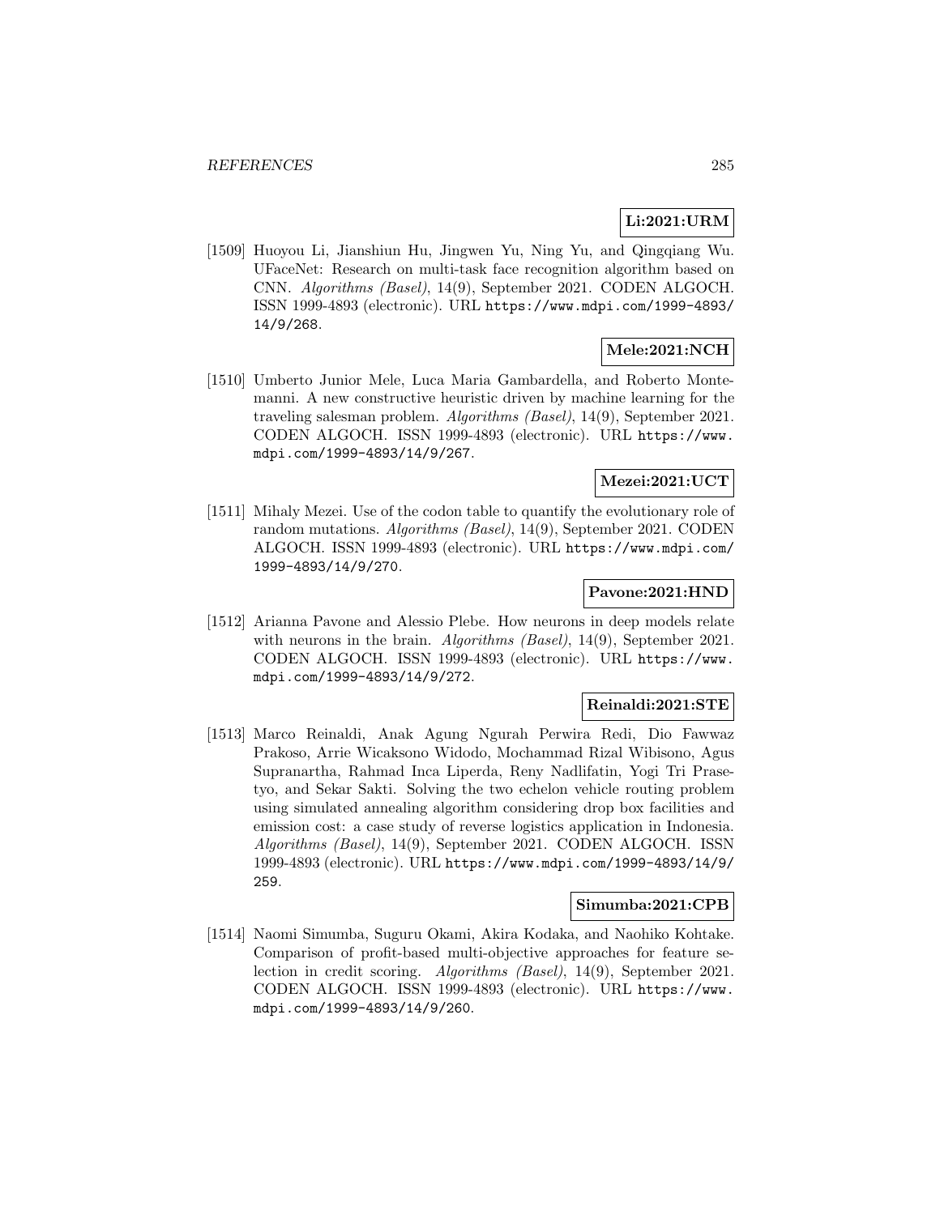**Li:2021:URM**

[1509] Huoyou Li, Jianshiun Hu, Jingwen Yu, Ning Yu, and Qingqiang Wu. UFaceNet: Research on multi-task face recognition algorithm based on CNN. *Algorithms (Basel)*, 14(9), September 2021. CODEN ALGOCH. ISSN 1999-4893 (electronic). URL https://www.mdpi.com/1999-4893/14/9/268.

**Mele:2021:NCH**

[1510] Umberto Junior Mele, Luca Maria Gambardella, and Roberto Montemanni. A new constructive heuristic driven by machine learning for the traveling salesman problem. *Algorithms (Basel)*, 14(9), September 2021. CODEN ALGOCH. ISSN 1999-4893 (electronic). URL https://www.mdpi.com/1999-4893/14/9/267.

**Mezei:2021:UCT**

[1511] Mihaly Mezei. Use of the codon table to quantify the evolutionary role of random mutations. *Algorithms (Basel)*, 14(9), September 2021. CODEN ALGOCH. ISSN 1999-4893 (electronic). URL https://www.mdpi.com/1999-4893/14/9/270.

**Pavone:2021:HND**

[1512] Arianna Pavone and Alessio Plebe. How neurons in deep models relate with neurons in the brain. *Algorithms (Basel)*, 14(9), September 2021. CODEN ALGOCH. ISSN 1999-4893 (electronic). URL https://www.mdpi.com/1999-4893/14/9/272.

**Reinaldi:2021:STE**

[1513] Marco Reinaldi, Anak Agung Ngurah Perwira Redi, Dio Fawwaz Prakoso, Arrie Wicaksono Widodo, Mochammad Rizal Wibisono, Agus Supranartha, Rahmad Inca Liperda, Reny Nadlifatin, Yogi Tri Prasetyo, and Sekar Sakti. Solving the two echelon vehicle routing problem using simulated annealing algorithm considering drop box facilities and emission cost: a case study of reverse logistics application in Indonesia. *Algorithms (Basel)*, 14(9), September 2021. CODEN ALGOCH. ISSN 1999-4893 (electronic). URL https://www.mdpi.com/1999-4893/14/9/259.

**Simumba:2021:CPB**

[1514] Naomi Simumba, Suguru Okami, Akira Kodaka, and Naohiko Kohtake. Comparison of profit-based multi-objective approaches for feature selection in credit scoring. *Algorithms (Basel)*, 14(9), September 2021. CODEN ALGOCH. ISSN 1999-4893 (electronic). URL https://www.mdpi.com/1999-4893/14/9/260.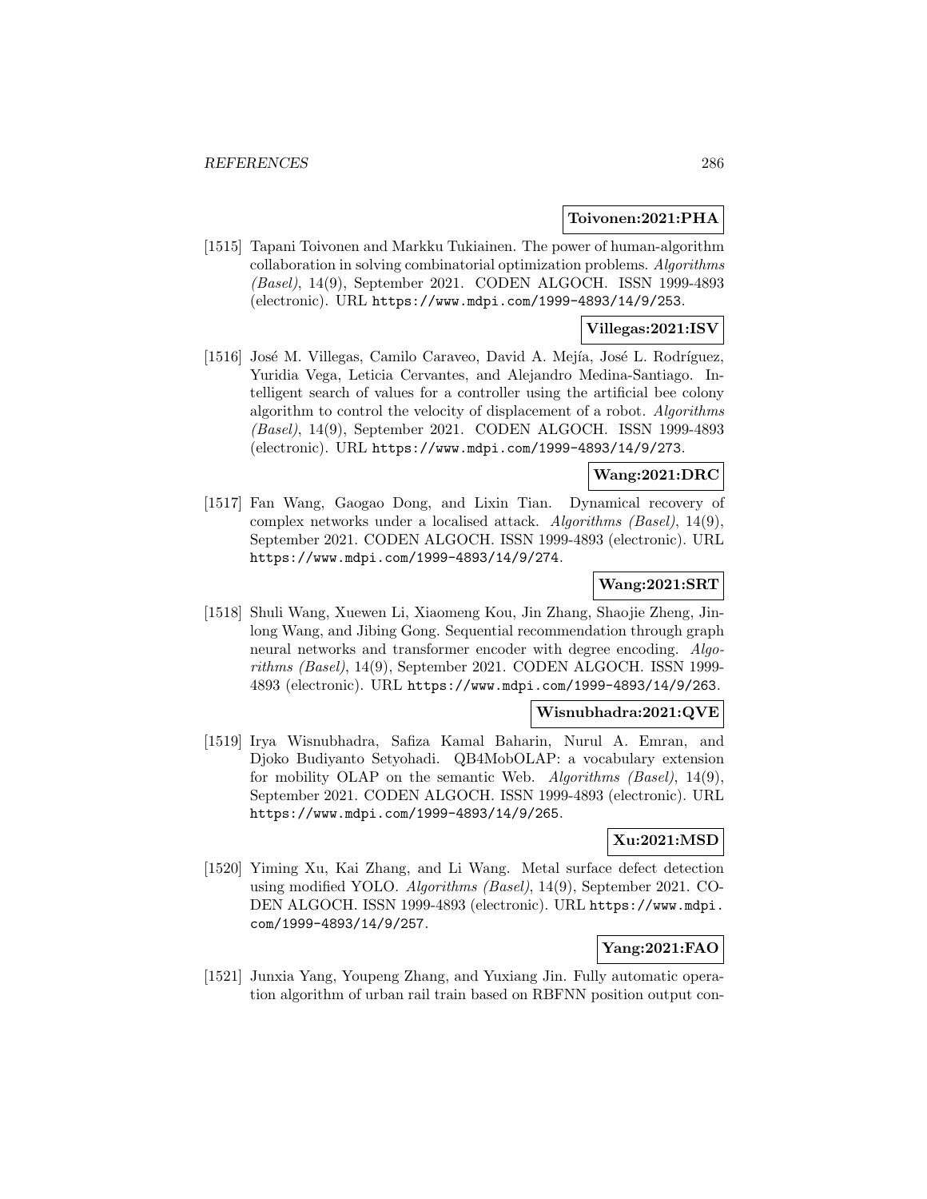**Toivonen:2021:PHA**

[1515] Tapani Toivonen and Markku Tukiainen. The power of human-algorithm collaboration in solving combinatorial optimization problems. *Algorithms (Basel)*, 14(9), September 2021. CODEN ALGOCH. ISSN 1999-4893 (electronic). URL https://www.mdpi.com/1999-4893/14/9/253.

**Villegas:2021:ISV**

[1516] José M. Villegas, Camilo Caraveo, David A. Mejía, José L. Rodríguez, Yuridia Vega, Leticia Cervantes, and Alejandro Medina-Santiago. Intelligent search of values for a controller using the artificial bee colony algorithm to control the velocity of displacement of a robot. *Algorithms (Basel)*, 14(9), September 2021. CODEN ALGOCH. ISSN 1999-4893 (electronic). URL https://www.mdpi.com/1999-4893/14/9/273.

**Wang:2021:DRC**

[1517] Fan Wang, Gaogao Dong, and Lixin Tian. Dynamical recovery of complex networks under a localised attack. *Algorithms (Basel)*, 14(9), September 2021. CODEN ALGOCH. ISSN 1999-4893 (electronic). URL https://www.mdpi.com/1999-4893/14/9/274.

**Wang:2021:SRT**

[1518] Shuli Wang, Xuewen Li, Xiaomeng Kou, Jin Zhang, Shaojie Zheng, Jinlong Wang, and Jibing Gong. Sequential recommendation through graph neural networks and transformer encoder with degree encoding. *Algorithms (Basel)*, 14(9), September 2021. CODEN ALGOCH. ISSN 1999-4893 (electronic). URL https://www.mdpi.com/1999-4893/14/9/263.

**Wisnubhadra:2021:QVE**

[1519] Irya Wisnubhadra, Safiza Kamal Baharin, Nurul A. Emran, and Djoko Budiyanto Setyohadi. QB4MobOLAP: a vocabulary extension for mobility OLAP on the semantic Web. *Algorithms (Basel)*, 14(9), September 2021. CODEN ALGOCH. ISSN 1999-4893 (electronic). URL https://www.mdpi.com/1999-4893/14/9/265.

**Xu:2021:MSD**

[1520] Yiming Xu, Kai Zhang, and Li Wang. Metal surface defect detection using modified YOLO. *Algorithms (Basel)*, 14(9), September 2021. CODEN ALGOCH. ISSN 1999-4893 (electronic). URL https://www.mdpi.com/1999-4893/14/9/257.

**Yang:2021:FAO**

[1521] Junxia Yang, Youpeng Zhang, and Yuxiang Jin. Fully automatic operation algorithm of urban rail train based on RBFNN position output con-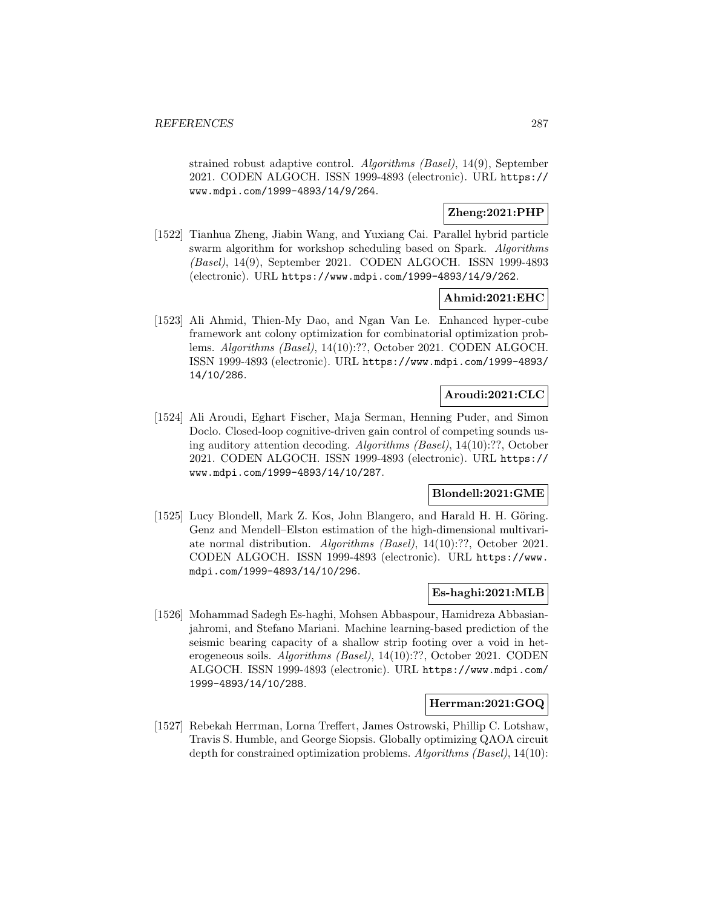strained robust adaptive control. *Algorithms (Basel)*, 14(9), September 2021. CODEN ALGOCH. ISSN 1999-4893 (electronic). URL `https://www.mdpi.com/1999-4893/14/9/264`.

**Zheng:2021:PHP**

[1522] Tianhua Zheng, Jiabin Wang, and Yuxiang Cai. Parallel hybrid particle swarm algorithm for workshop scheduling based on Spark. *Algorithms (Basel)*, 14(9), September 2021. CODEN ALGOCH. ISSN 1999-4893 (electronic). URL `https://www.mdpi.com/1999-4893/14/9/262`.

**Ahmid:2021:EHC**

[1523] Ali Ahmid, Thien-My Dao, and Ngan Van Le. Enhanced hyper-cube framework ant colony optimization for combinatorial optimization problems. *Algorithms (Basel)*, 14(10):??, October 2021. CODEN ALGOCH. ISSN 1999-4893 (electronic). URL `https://www.mdpi.com/1999-4893/14/10/286`.

**Aroudi:2021:CLC**

[1524] Ali Aroudi, Eghart Fischer, Maja Serman, Henning Puder, and Simon Doclo. Closed-loop cognitive-driven gain control of competing sounds using auditory attention decoding. *Algorithms (Basel)*, 14(10):??, October 2021. CODEN ALGOCH. ISSN 1999-4893 (electronic). URL `https://www.mdpi.com/1999-4893/14/10/287`.

**Blondell:2021:GME**

[1525] Lucy Blondell, Mark Z. Kos, John Blangero, and Harald H. H. Göring. Genz and Mendell–Elston estimation of the high-dimensional multivariate normal distribution. *Algorithms (Basel)*, 14(10):??, October 2021. CODEN ALGOCH. ISSN 1999-4893 (electronic). URL `https://www.mdpi.com/1999-4893/14/10/296`.

**Es-haghi:2021:MLB**

[1526] Mohammad Sadegh Es-haghi, Mohsen Abbaspour, Hamidreza Abbasianjahromi, and Stefano Mariani. Machine learning-based prediction of the seismic bearing capacity of a shallow strip footing over a void in heterogeneous soils. *Algorithms (Basel)*, 14(10):??, October 2021. CODEN ALGOCH. ISSN 1999-4893 (electronic). URL `https://www.mdpi.com/1999-4893/14/10/288`.

**Herrman:2021:GOQ**

[1527] Rebekah Herrman, Lorna Treffert, James Ostrowski, Phillip C. Lotshaw, Travis S. Humble, and George Siopsis. Globally optimizing QAOA circuit depth for constrained optimization problems. *Algorithms (Basel)*, 14(10):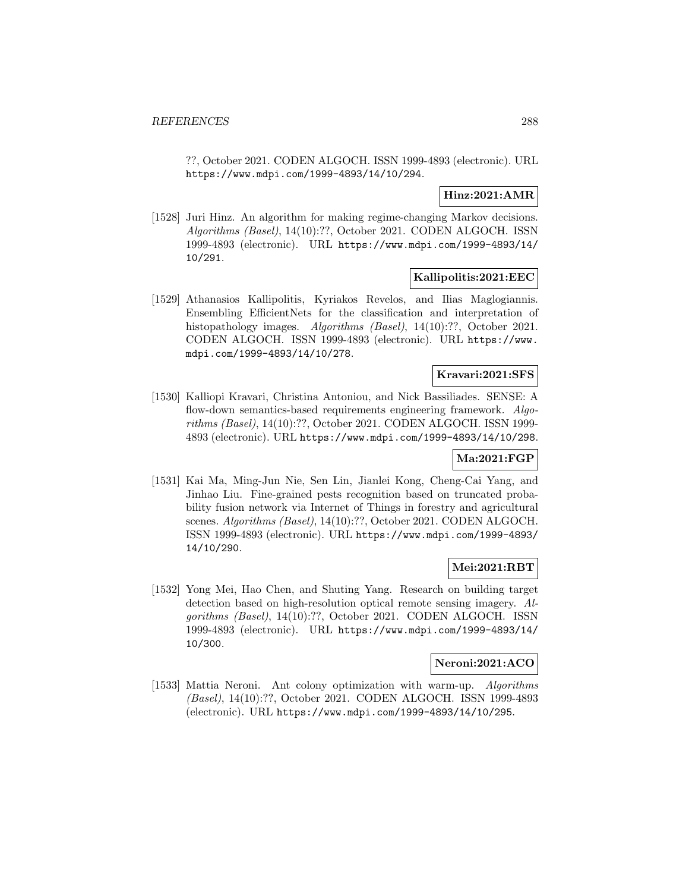??, October 2021. CODEN ALGOCH. ISSN 1999-4893 (electronic). URL https://www.mdpi.com/1999-4893/14/10/294.

**Hinz:2021:AMR**

[1528] Juri Hinz. An algorithm for making regime-changing Markov decisions. *Algorithms (Basel)*, 14(10):??, October 2021. CODEN ALGOCH. ISSN 1999-4893 (electronic). URL https://www.mdpi.com/1999-4893/14/10/291.

**Kallipolitis:2021:EEC**

[1529] Athanasios Kallipolitis, Kyriakos Revelos, and Ilias Maglogiannis. Ensembling EfficientNets for the classification and interpretation of histopathology images. *Algorithms (Basel)*, 14(10):??, October 2021. CODEN ALGOCH. ISSN 1999-4893 (electronic). URL https://www.mdpi.com/1999-4893/14/10/278.

**Kravari:2021:SFS**

[1530] Kalliopi Kravari, Christina Antoniou, and Nick Bassiliades. SENSE: A flow-down semantics-based requirements engineering framework. *Algorithms (Basel)*, 14(10):??, October 2021. CODEN ALGOCH. ISSN 1999-4893 (electronic). URL https://www.mdpi.com/1999-4893/14/10/298.

**Ma:2021:FGP**

[1531] Kai Ma, Ming-Jun Nie, Sen Lin, Jianlei Kong, Cheng-Cai Yang, and Jinhao Liu. Fine-grained pests recognition based on truncated probability fusion network via Internet of Things in forestry and agricultural scenes. *Algorithms (Basel)*, 14(10):??, October 2021. CODEN ALGOCH. ISSN 1999-4893 (electronic). URL https://www.mdpi.com/1999-4893/14/10/290.

**Mei:2021:RBT**

[1532] Yong Mei, Hao Chen, and Shuting Yang. Research on building target detection based on high-resolution optical remote sensing imagery. *Algorithms (Basel)*, 14(10):??, October 2021. CODEN ALGOCH. ISSN 1999-4893 (electronic). URL https://www.mdpi.com/1999-4893/14/10/300.

**Neroni:2021:ACO**

[1533] Mattia Neroni. Ant colony optimization with warm-up. *Algorithms (Basel)*, 14(10):??, October 2021. CODEN ALGOCH. ISSN 1999-4893 (electronic). URL https://www.mdpi.com/1999-4893/14/10/295.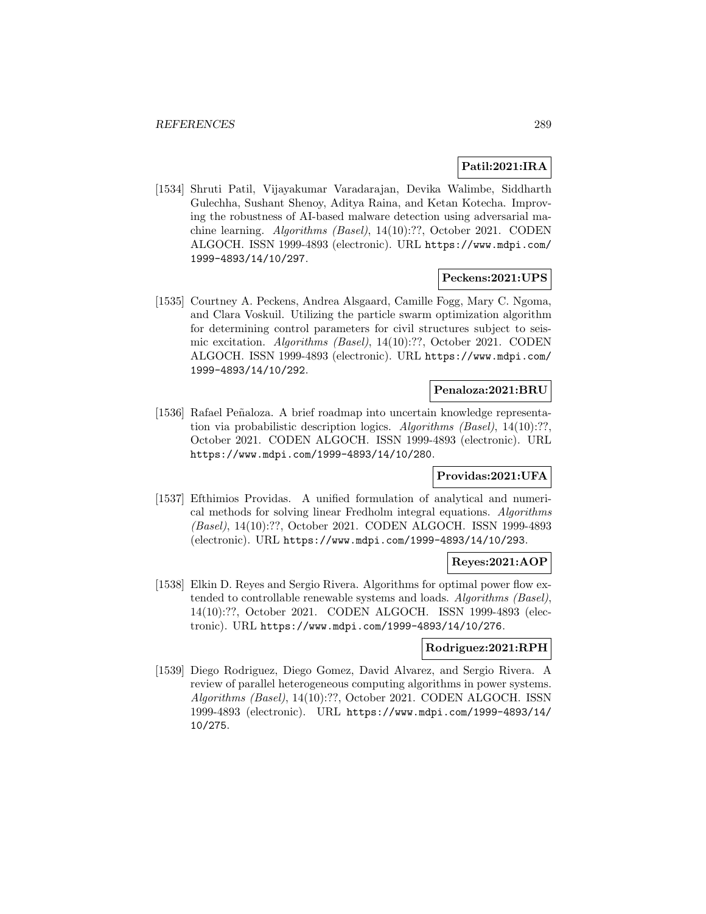**Patil:2021:IRA**

[1534] Shruti Patil, Vijayakumar Varadarajan, Devika Walimbe, Siddharth Gulechha, Sushant Shenoy, Aditya Raina, and Ketan Kotecha. Improving the robustness of AI-based malware detection using adversarial machine learning. *Algorithms (Basel)*, 14(10):??, October 2021. CODEN ALGOCH. ISSN 1999-4893 (electronic). URL https://www.mdpi.com/1999-4893/14/10/297.

**Peckens:2021:UPS**

[1535] Courtney A. Peckens, Andrea Alsgaard, Camille Fogg, Mary C. Ngoma, and Clara Voskuil. Utilizing the particle swarm optimization algorithm for determining control parameters for civil structures subject to seismic excitation. *Algorithms (Basel)*, 14(10):??, October 2021. CODEN ALGOCH. ISSN 1999-4893 (electronic). URL https://www.mdpi.com/1999-4893/14/10/292.

**Penaloza:2021:BRU**

[1536] Rafael Peñaloza. A brief roadmap into uncertain knowledge representation via probabilistic description logics. *Algorithms (Basel)*, 14(10):??, October 2021. CODEN ALGOCH. ISSN 1999-4893 (electronic). URL https://www.mdpi.com/1999-4893/14/10/280.

**Providas:2021:UFA**

[1537] Efthimios Providas. A unified formulation of analytical and numerical methods for solving linear Fredholm integral equations. *Algorithms (Basel)*, 14(10):??, October 2021. CODEN ALGOCH. ISSN 1999-4893 (electronic). URL https://www.mdpi.com/1999-4893/14/10/293.

**Reyes:2021:AOP**

[1538] Elkin D. Reyes and Sergio Rivera. Algorithms for optimal power flow extended to controllable renewable systems and loads. *Algorithms (Basel)*, 14(10):??, October 2021. CODEN ALGOCH. ISSN 1999-4893 (electronic). URL https://www.mdpi.com/1999-4893/14/10/276.

**Rodriguez:2021:RPH**

[1539] Diego Rodriguez, Diego Gomez, David Alvarez, and Sergio Rivera. A review of parallel heterogeneous computing algorithms in power systems. *Algorithms (Basel)*, 14(10):??, October 2021. CODEN ALGOCH. ISSN 1999-4893 (electronic). URL https://www.mdpi.com/1999-4893/14/10/275.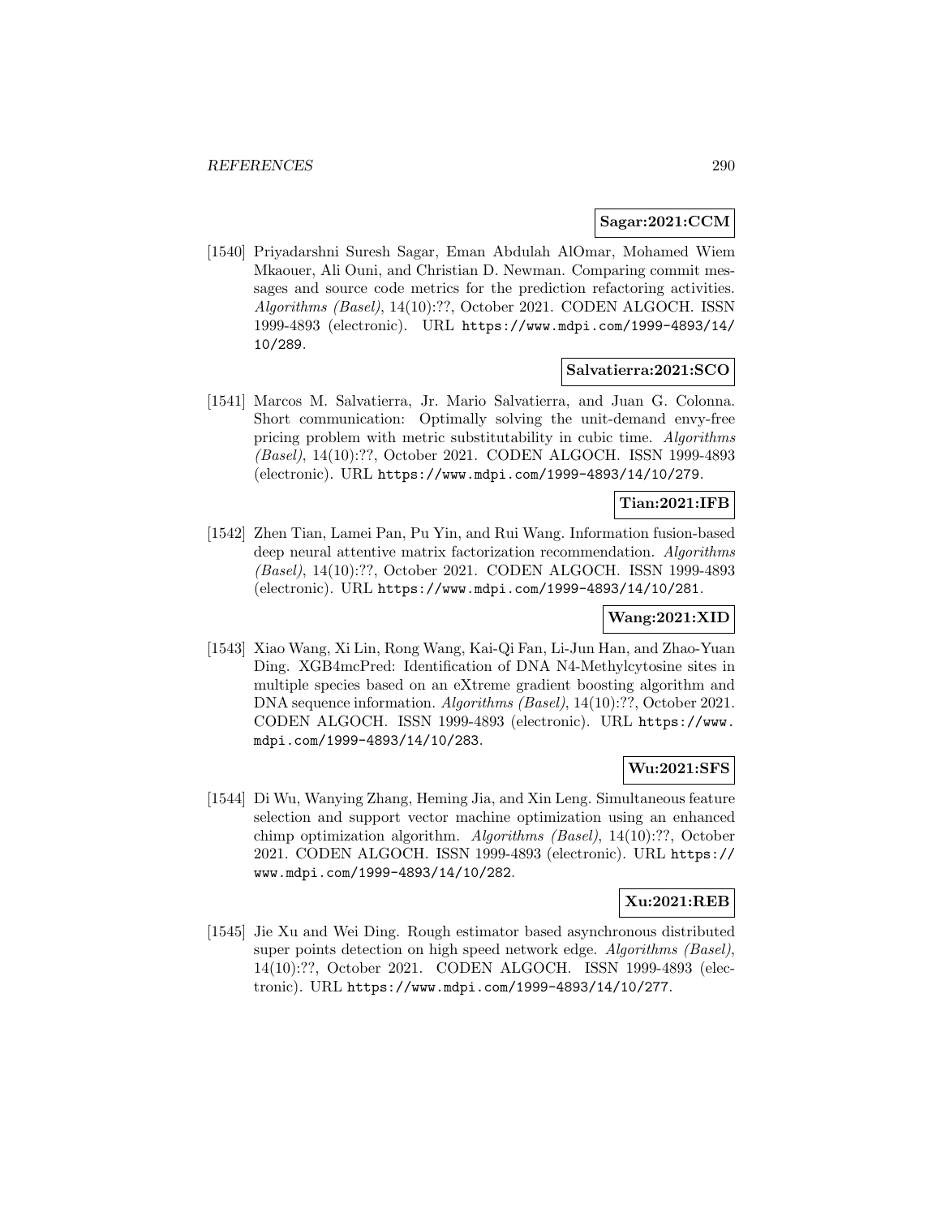**Sagar:2021:CCM**

[1540] Priyadarshni Suresh Sagar, Eman Abdulah AlOmar, Mohamed Wiem Mkaouer, Ali Ouni, and Christian D. Newman. Comparing commit messages and source code metrics for the prediction refactoring activities. *Algorithms (Basel)*, 14(10):??, October 2021. CODEN ALGOCH. ISSN 1999-4893 (electronic). URL https://www.mdpi.com/1999-4893/14/10/289.

**Salvatierra:2021:SCO**

[1541] Marcos M. Salvatierra, Jr. Mario Salvatierra, and Juan G. Colonna. Short communication: Optimally solving the unit-demand envy-free pricing problem with metric substitutability in cubic time. *Algorithms (Basel)*, 14(10):??, October 2021. CODEN ALGOCH. ISSN 1999-4893 (electronic). URL https://www.mdpi.com/1999-4893/14/10/279.

**Tian:2021:IFB**

[1542] Zhen Tian, Lamei Pan, Pu Yin, and Rui Wang. Information fusion-based deep neural attentive matrix factorization recommendation. *Algorithms (Basel)*, 14(10):??, October 2021. CODEN ALGOCH. ISSN 1999-4893 (electronic). URL https://www.mdpi.com/1999-4893/14/10/281.

**Wang:2021:XID**

[1543] Xiao Wang, Xi Lin, Rong Wang, Kai-Qi Fan, Li-Jun Han, and Zhao-Yuan Ding. XGB4mcPred: Identification of DNA N4-Methylcytosine sites in multiple species based on an eXtreme gradient boosting algorithm and DNA sequence information. *Algorithms (Basel)*, 14(10):??, October 2021. CODEN ALGOCH. ISSN 1999-4893 (electronic). URL https://www.mdpi.com/1999-4893/14/10/283.

**Wu:2021:SFS**

[1544] Di Wu, Wanying Zhang, Heming Jia, and Xin Leng. Simultaneous feature selection and support vector machine optimization using an enhanced chimp optimization algorithm. *Algorithms (Basel)*, 14(10):??, October 2021. CODEN ALGOCH. ISSN 1999-4893 (electronic). URL https://www.mdpi.com/1999-4893/14/10/282.

**Xu:2021:REB**

[1545] Jie Xu and Wei Ding. Rough estimator based asynchronous distributed super points detection on high speed network edge. *Algorithms (Basel)*, 14(10):??, October 2021. CODEN ALGOCH. ISSN 1999-4893 (electronic). URL https://www.mdpi.com/1999-4893/14/10/277.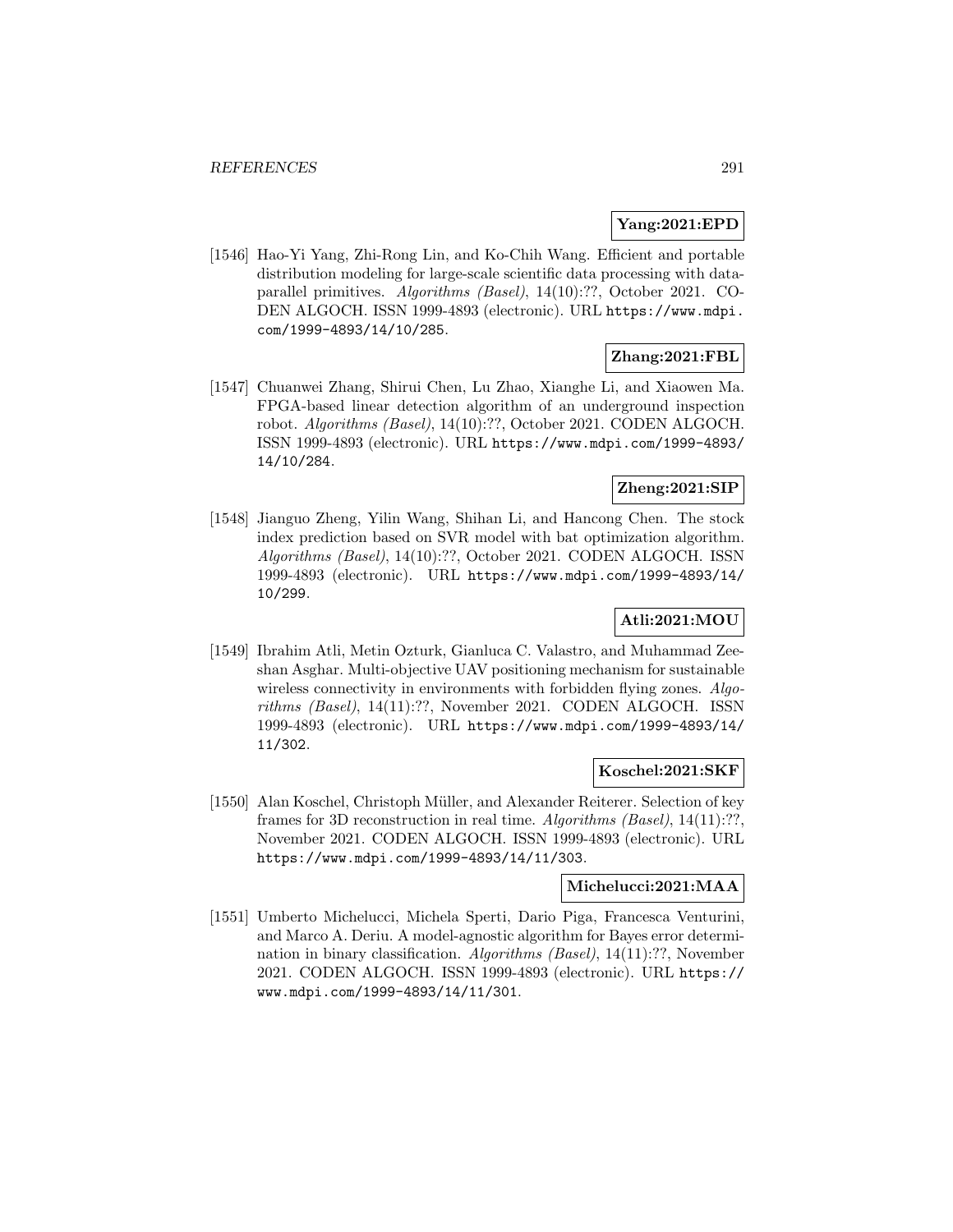**Yang:2021:EPD**

[1546] Hao-Yi Yang, Zhi-Rong Lin, and Ko-Chih Wang. Efficient and portable distribution modeling for large-scale scientific data processing with data-parallel primitives. *Algorithms (Basel)*, 14(10):??, October 2021. CODEN ALGOCH. ISSN 1999-4893 (electronic). URL https://www.mdpi.com/1999-4893/14/10/285.

**Zhang:2021:FBL**

[1547] Chuanwei Zhang, Shirui Chen, Lu Zhao, Xianghe Li, and Xiaowen Ma. FPGA-based linear detection algorithm of an underground inspection robot. *Algorithms (Basel)*, 14(10):??, October 2021. CODEN ALGOCH. ISSN 1999-4893 (electronic). URL https://www.mdpi.com/1999-4893/14/10/284.

**Zheng:2021:SIP**

[1548] Jianguo Zheng, Yilin Wang, Shihan Li, and Hancong Chen. The stock index prediction based on SVR model with bat optimization algorithm. *Algorithms (Basel)*, 14(10):??, October 2021. CODEN ALGOCH. ISSN 1999-4893 (electronic). URL https://www.mdpi.com/1999-4893/14/10/299.

**Atli:2021:MOU**

[1549] Ibrahim Atli, Metin Ozturk, Gianluca C. Valastro, and Muhammad Zeeshan Asghar. Multi-objective UAV positioning mechanism for sustainable wireless connectivity in environments with forbidden flying zones. *Algorithms (Basel)*, 14(11):??, November 2021. CODEN ALGOCH. ISSN 1999-4893 (electronic). URL https://www.mdpi.com/1999-4893/14/11/302.

**Koschel:2021:SKF**

[1550] Alan Koschel, Christoph Müller, and Alexander Reiterer. Selection of key frames for 3D reconstruction in real time. *Algorithms (Basel)*, 14(11):??, November 2021. CODEN ALGOCH. ISSN 1999-4893 (electronic). URL https://www.mdpi.com/1999-4893/14/11/303.

**Michelucci:2021:MAA**

[1551] Umberto Michelucci, Michela Sperti, Dario Piga, Francesca Venturini, and Marco A. Deriu. A model-agnostic algorithm for Bayes error determination in binary classification. *Algorithms (Basel)*, 14(11):??, November 2021. CODEN ALGOCH. ISSN 1999-4893 (electronic). URL https://www.mdpi.com/1999-4893/14/11/301.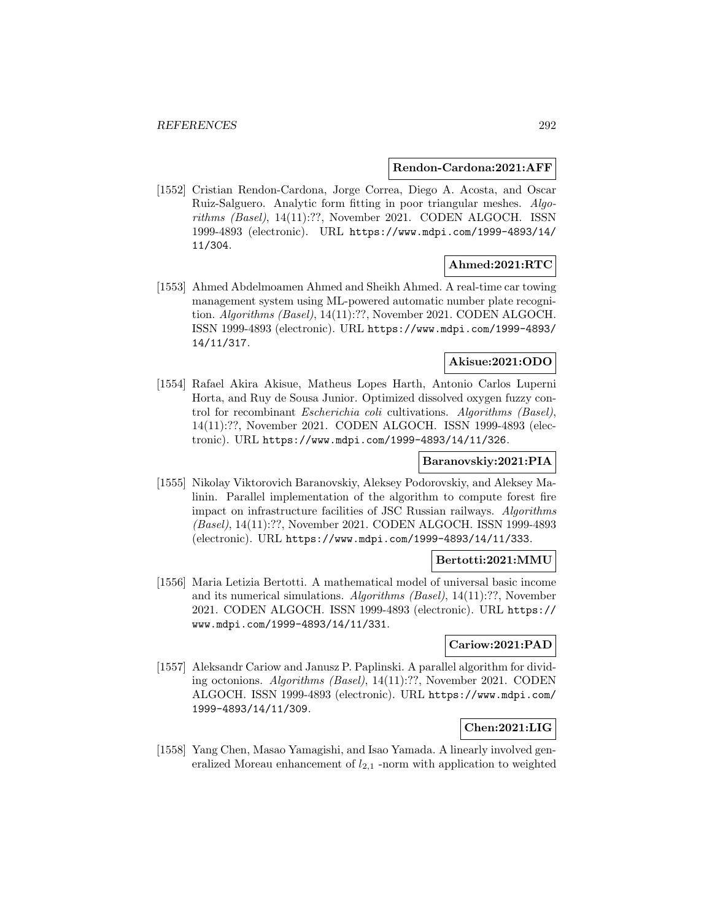**Rendon-Cardona:2021:AFF**

[1552] Cristian Rendon-Cardona, Jorge Correa, Diego A. Acosta, and Oscar Ruiz-Salguero. Analytic form fitting in poor triangular meshes. *Algorithms (Basel)*, 14(11):??, November 2021. CODEN ALGOCH. ISSN 1999-4893 (electronic). URL https://www.mdpi.com/1999-4893/14/11/304.

**Ahmed:2021:RTC**

[1553] Ahmed Abdelmoamen Ahmed and Sheikh Ahmed. A real-time car towing management system using ML-powered automatic number plate recognition. *Algorithms (Basel)*, 14(11):??, November 2021. CODEN ALGOCH. ISSN 1999-4893 (electronic). URL https://www.mdpi.com/1999-4893/14/11/317.

**Akisue:2021:ODO**

[1554] Rafael Akira Akisue, Matheus Lopes Harth, Antonio Carlos Luperni Horta, and Ruy de Sousa Junior. Optimized dissolved oxygen fuzzy control for recombinant *Escherichia coli* cultivations. *Algorithms (Basel)*, 14(11):??, November 2021. CODEN ALGOCH. ISSN 1999-4893 (electronic). URL https://www.mdpi.com/1999-4893/14/11/326.

**Baranovskiy:2021:PIA**

[1555] Nikolay Viktorovich Baranovskiy, Aleksey Podorovskiy, and Aleksey Malinin. Parallel implementation of the algorithm to compute forest fire impact on infrastructure facilities of JSC Russian railways. *Algorithms (Basel)*, 14(11):??, November 2021. CODEN ALGOCH. ISSN 1999-4893 (electronic). URL https://www.mdpi.com/1999-4893/14/11/333.

**Bertotti:2021:MMU**

[1556] Maria Letizia Bertotti. A mathematical model of universal basic income and its numerical simulations. *Algorithms (Basel)*, 14(11):??, November 2021. CODEN ALGOCH. ISSN 1999-4893 (electronic). URL https://www.mdpi.com/1999-4893/14/11/331.

**Cariow:2021:PAD**

[1557] Aleksandr Cariow and Janusz P. Paplinski. A parallel algorithm for dividing octonions. *Algorithms (Basel)*, 14(11):??, November 2021. CODEN ALGOCH. ISSN 1999-4893 (electronic). URL https://www.mdpi.com/1999-4893/14/11/309.

**Chen:2021:LIG**

[1558] Yang Chen, Masao Yamagishi, and Isao Yamada. A linearly involved generalized Moreau enhancement of $l_{2,1}$ -norm with application to weighted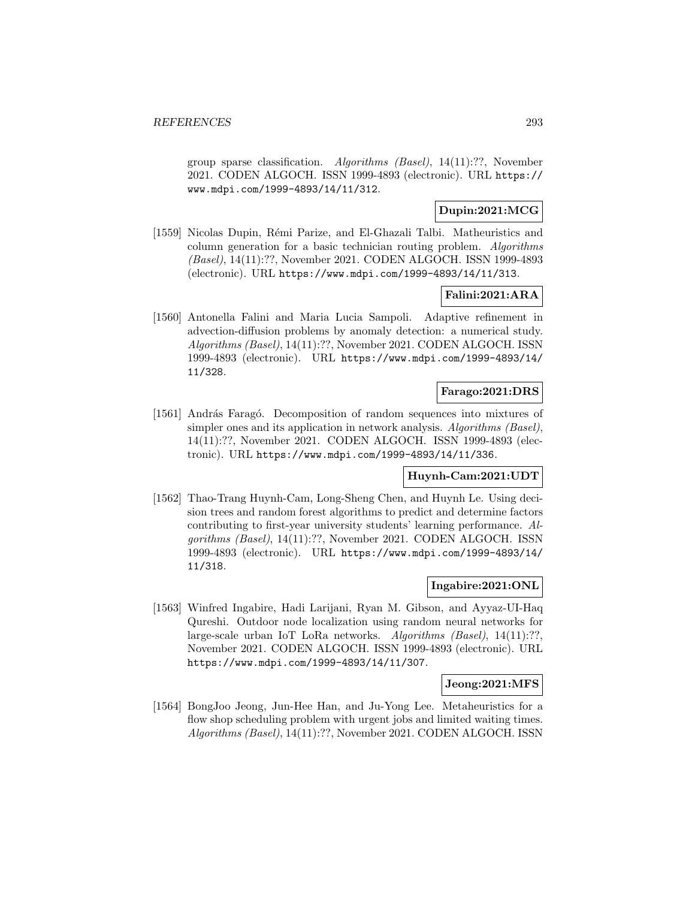group sparse classification. *Algorithms (Basel)*, 14(11):??, November 2021. CODEN ALGOCH. ISSN 1999-4893 (electronic). URL https://www.mdpi.com/1999-4893/14/11/312.

**Dupin:2021:MCG**

[1559] Nicolas Dupin, Rémi Parize, and El-Ghazali Talbi. Matheuristics and column generation for a basic technician routing problem. *Algorithms (Basel)*, 14(11):??, November 2021. CODEN ALGOCH. ISSN 1999-4893 (electronic). URL https://www.mdpi.com/1999-4893/14/11/313.

**Falini:2021:ARA**

[1560] Antonella Falini and Maria Lucia Sampoli. Adaptive refinement in advection-diffusion problems by anomaly detection: a numerical study. *Algorithms (Basel)*, 14(11):??, November 2021. CODEN ALGOCH. ISSN 1999-4893 (electronic). URL https://www.mdpi.com/1999-4893/14/11/328.

**Farago:2021:DRS**

[1561] András Faragó. Decomposition of random sequences into mixtures of simpler ones and its application in network analysis. *Algorithms (Basel)*, 14(11):??, November 2021. CODEN ALGOCH. ISSN 1999-4893 (electronic). URL https://www.mdpi.com/1999-4893/14/11/336.

**Huynh-Cam:2021:UDT**

[1562] Thao-Trang Huynh-Cam, Long-Sheng Chen, and Huynh Le. Using decision trees and random forest algorithms to predict and determine factors contributing to first-year university students' learning performance. *Algorithms (Basel)*, 14(11):??, November 2021. CODEN ALGOCH. ISSN 1999-4893 (electronic). URL https://www.mdpi.com/1999-4893/14/11/318.

**Ingabire:2021:ONL**

[1563] Winfred Ingabire, Hadi Larijani, Ryan M. Gibson, and Ayyaz-UI-Haq Qureshi. Outdoor node localization using random neural networks for large-scale urban IoT LoRa networks. *Algorithms (Basel)*, 14(11):??, November 2021. CODEN ALGOCH. ISSN 1999-4893 (electronic). URL https://www.mdpi.com/1999-4893/14/11/307.

**Jeong:2021:MFS**

[1564] BongJoo Jeong, Jun-Hee Han, and Ju-Yong Lee. Metaheuristics for a flow shop scheduling problem with urgent jobs and limited waiting times. *Algorithms (Basel)*, 14(11):??, November 2021. CODEN ALGOCH. ISSN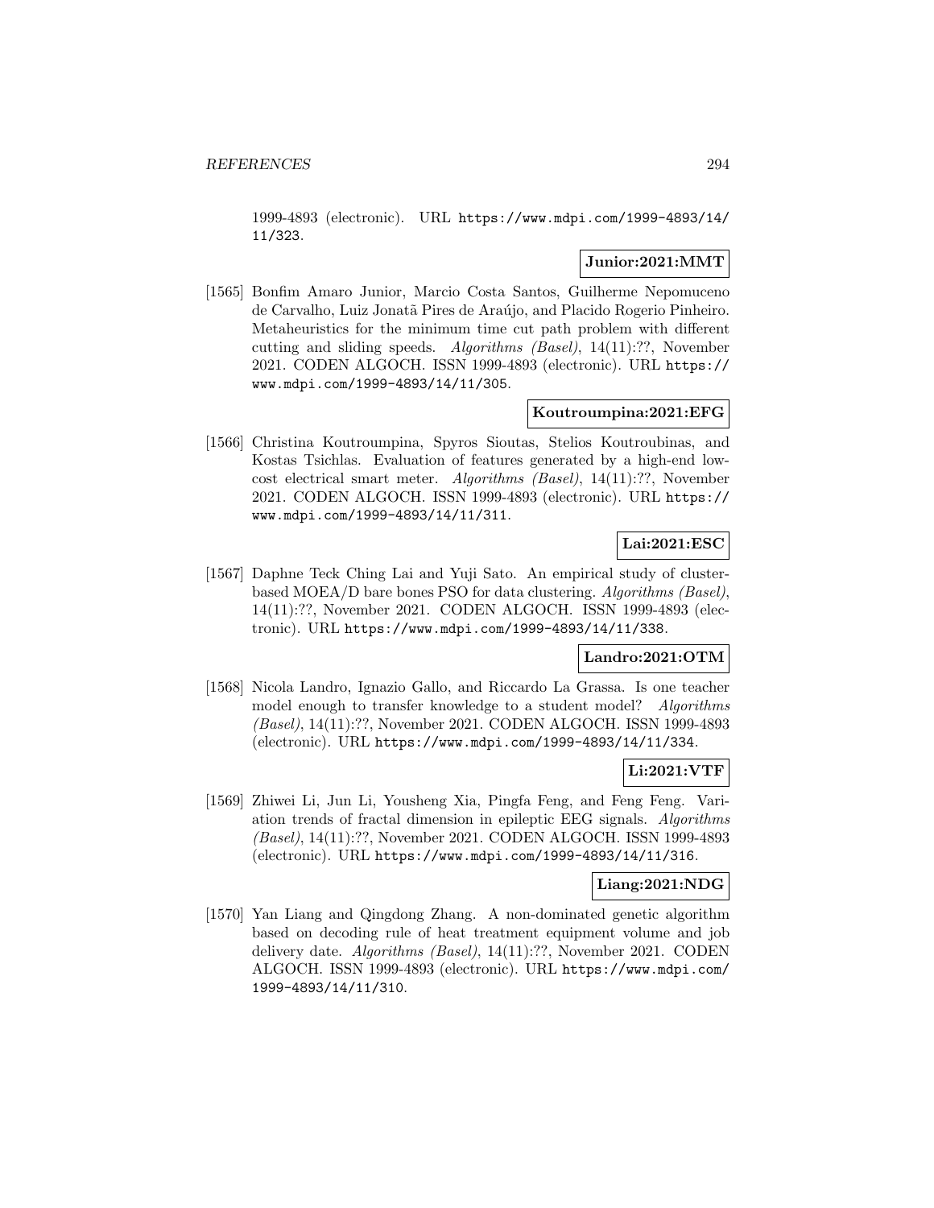1999-4893 (electronic). URL https://www.mdpi.com/1999-4893/14/11/323.

**Junior:2021:MMT**

[1565] Bonfim Amaro Junior, Marcio Costa Santos, Guilherme Nepomuceno de Carvalho, Luiz Jonatã Pires de Araújo, and Placido Rogerio Pinheiro. Metaheuristics for the minimum time cut path problem with different cutting and sliding speeds. *Algorithms (Basel)*, 14(11):??, November 2021. CODEN ALGOCH. ISSN 1999-4893 (electronic). URL https://www.mdpi.com/1999-4893/14/11/305.

**Koutroumpina:2021:EFG**

[1566] Christina Koutroumpina, Spyros Sioutas, Stelios Koutroubinas, and Kostas Tsichlas. Evaluation of features generated by a high-end low-cost electrical smart meter. *Algorithms (Basel)*, 14(11):??, November 2021. CODEN ALGOCH. ISSN 1999-4893 (electronic). URL https://www.mdpi.com/1999-4893/14/11/311.

**Lai:2021:ESC**

[1567] Daphne Teck Ching Lai and Yuji Sato. An empirical study of cluster-based MOEA/D bare bones PSO for data clustering. *Algorithms (Basel)*, 14(11):??, November 2021. CODEN ALGOCH. ISSN 1999-4893 (electronic). URL https://www.mdpi.com/1999-4893/14/11/338.

**Landro:2021:OTM**

[1568] Nicola Landro, Ignazio Gallo, and Riccardo La Grassa. Is one teacher model enough to transfer knowledge to a student model? *Algorithms (Basel)*, 14(11):??, November 2021. CODEN ALGOCH. ISSN 1999-4893 (electronic). URL https://www.mdpi.com/1999-4893/14/11/334.

**Li:2021:VTF**

[1569] Zhiwei Li, Jun Li, Yousheng Xia, Pingfa Feng, and Feng Feng. Variation trends of fractal dimension in epileptic EEG signals. *Algorithms (Basel)*, 14(11):??, November 2021. CODEN ALGOCH. ISSN 1999-4893 (electronic). URL https://www.mdpi.com/1999-4893/14/11/316.

**Liang:2021:NDG**

[1570] Yan Liang and Qingdong Zhang. A non-dominated genetic algorithm based on decoding rule of heat treatment equipment volume and job delivery date. *Algorithms (Basel)*, 14(11):??, November 2021. CODEN ALGOCH. ISSN 1999-4893 (electronic). URL https://www.mdpi.com/1999-4893/14/11/310.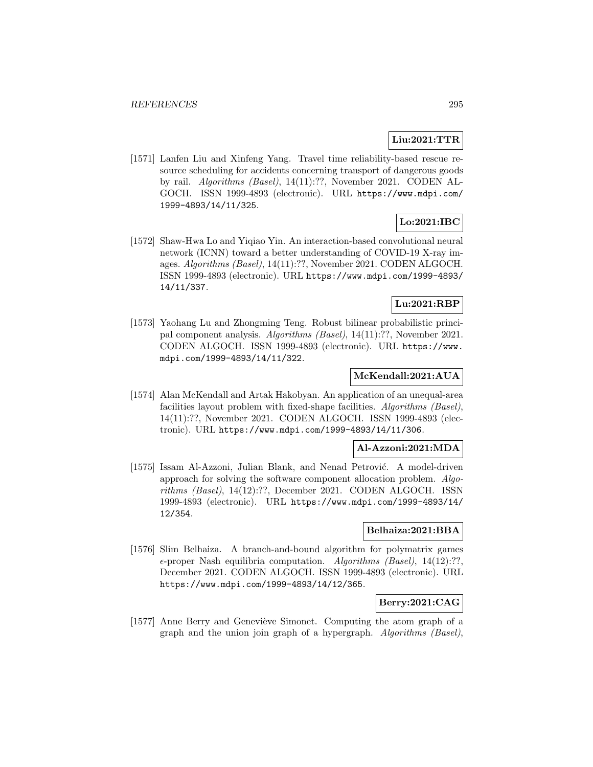**Liu:2021:TTR**

[1571] Lanfen Liu and Xinfeng Yang. Travel time reliability-based rescue resource scheduling for accidents concerning transport of dangerous goods by rail. *Algorithms (Basel)*, 14(11):??, November 2021. CODEN ALGOCH. ISSN 1999-4893 (electronic). URL https://www.mdpi.com/1999-4893/14/11/325.

**Lo:2021:IBC**

[1572] Shaw-Hwa Lo and Yiqiao Yin. An interaction-based convolutional neural network (ICNN) toward a better understanding of COVID-19 X-ray images. *Algorithms (Basel)*, 14(11):??, November 2021. CODEN ALGOCH. ISSN 1999-4893 (electronic). URL https://www.mdpi.com/1999-4893/14/11/337.

**Lu:2021:RBP**

[1573] Yaohang Lu and Zhongming Teng. Robust bilinear probabilistic principal component analysis. *Algorithms (Basel)*, 14(11):??, November 2021. CODEN ALGOCH. ISSN 1999-4893 (electronic). URL https://www.mdpi.com/1999-4893/14/11/322.

**McKendall:2021:AUA**

[1574] Alan McKendall and Artak Hakobyan. An application of an unequal-area facilities layout problem with fixed-shape facilities. *Algorithms (Basel)*, 14(11):??, November 2021. CODEN ALGOCH. ISSN 1999-4893 (electronic). URL https://www.mdpi.com/1999-4893/14/11/306.

**Al-Azzoni:2021:MDA**

[1575] Issam Al-Azzoni, Julian Blank, and Nenad Petrović. A model-driven approach for solving the software component allocation problem. *Algorithms (Basel)*, 14(12):??, December 2021. CODEN ALGOCH. ISSN 1999-4893 (electronic). URL https://www.mdpi.com/1999-4893/14/12/354.

**Belhaiza:2021:BBA**

[1576] Slim Belhaiza. A branch-and-bound algorithm for polymatrix games $\epsilon$-proper Nash equilibria computation. *Algorithms (Basel)*, 14(12):??, December 2021. CODEN ALGOCH. ISSN 1999-4893 (electronic). URL https://www.mdpi.com/1999-4893/14/12/365.

**Berry:2021:CAG**

[1577] Anne Berry and Geneviève Simonet. Computing the atom graph of a graph and the union join graph of a hypergraph. *Algorithms (Basel)*,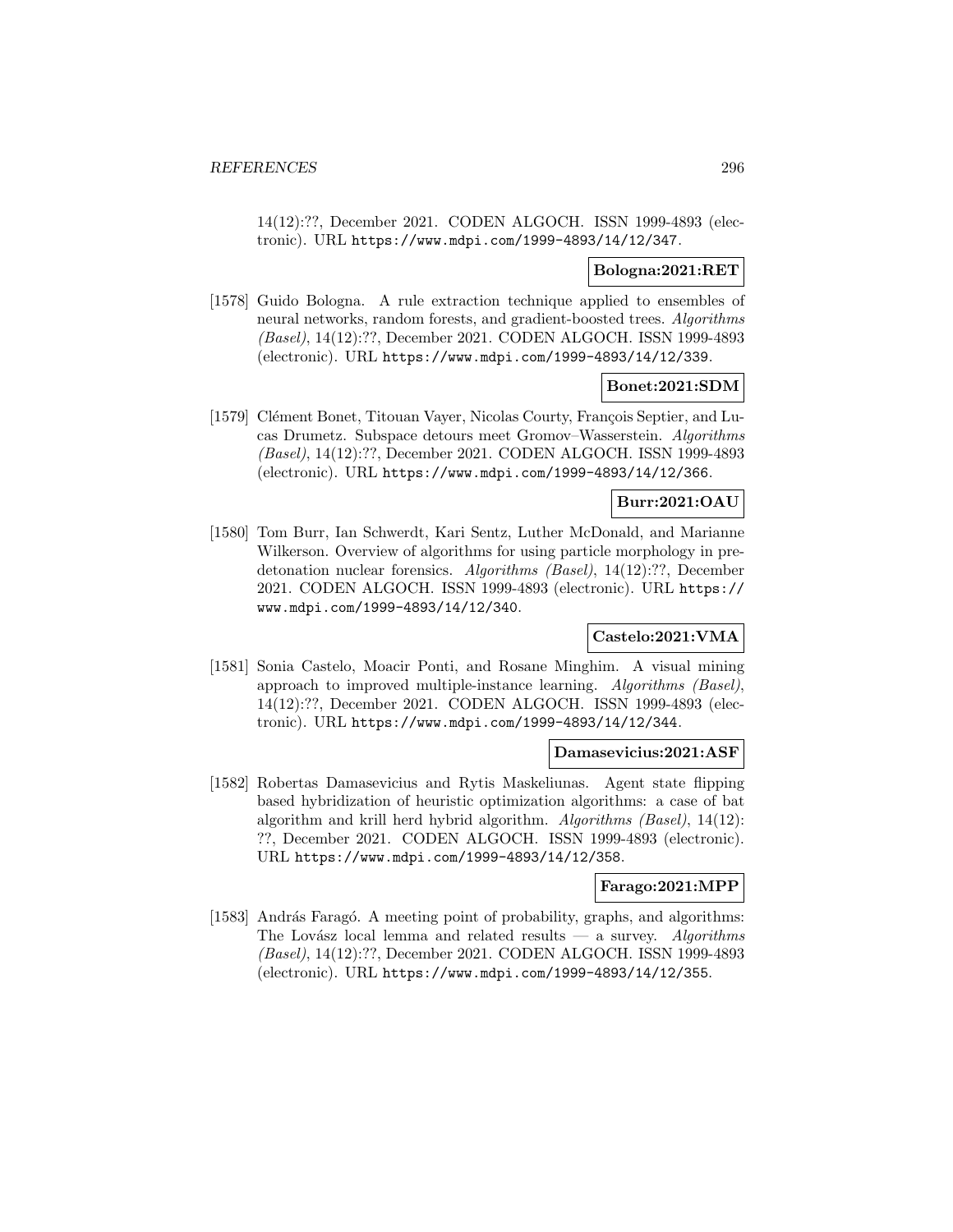14(12):??, December 2021. CODEN ALGOCH. ISSN 1999-4893 (electronic). URL https://www.mdpi.com/1999-4893/14/12/347.

**Bologna:2021:RET**

[1578] Guido Bologna. A rule extraction technique applied to ensembles of neural networks, random forests, and gradient-boosted trees. *Algorithms (Basel)*, 14(12):??, December 2021. CODEN ALGOCH. ISSN 1999-4893 (electronic). URL https://www.mdpi.com/1999-4893/14/12/339.

**Bonet:2021:SDM**

[1579] Clément Bonet, Titouan Vayer, Nicolas Courty, François Septier, and Lucas Drumetz. Subspace detours meet Gromov–Wasserstein. *Algorithms (Basel)*, 14(12):??, December 2021. CODEN ALGOCH. ISSN 1999-4893 (electronic). URL https://www.mdpi.com/1999-4893/14/12/366.

**Burr:2021:OAU**

[1580] Tom Burr, Ian Schwerdt, Kari Sentz, Luther McDonald, and Marianne Wilkerson. Overview of algorithms for using particle morphology in predetonation nuclear forensics. *Algorithms (Basel)*, 14(12):??, December 2021. CODEN ALGOCH. ISSN 1999-4893 (electronic). URL https://www.mdpi.com/1999-4893/14/12/340.

**Castelo:2021:VMA**

[1581] Sonia Castelo, Moacir Ponti, and Rosane Minghim. A visual mining approach to improved multiple-instance learning. *Algorithms (Basel)*, 14(12):??, December 2021. CODEN ALGOCH. ISSN 1999-4893 (electronic). URL https://www.mdpi.com/1999-4893/14/12/344.

**Damasevicius:2021:ASF**

[1582] Robertas Damasevicius and Rytis Maskeliunas. Agent state flipping based hybridization of heuristic optimization algorithms: a case of bat algorithm and krill herd hybrid algorithm. *Algorithms (Basel)*, 14(12):??, December 2021. CODEN ALGOCH. ISSN 1999-4893 (electronic). URL https://www.mdpi.com/1999-4893/14/12/358.

**Farago:2021:MPP**

[1583] András Faragó. A meeting point of probability, graphs, and algorithms: The Lovász local lemma and related results — a survey. *Algorithms (Basel)*, 14(12):??, December 2021. CODEN ALGOCH. ISSN 1999-4893 (electronic). URL https://www.mdpi.com/1999-4893/14/12/355.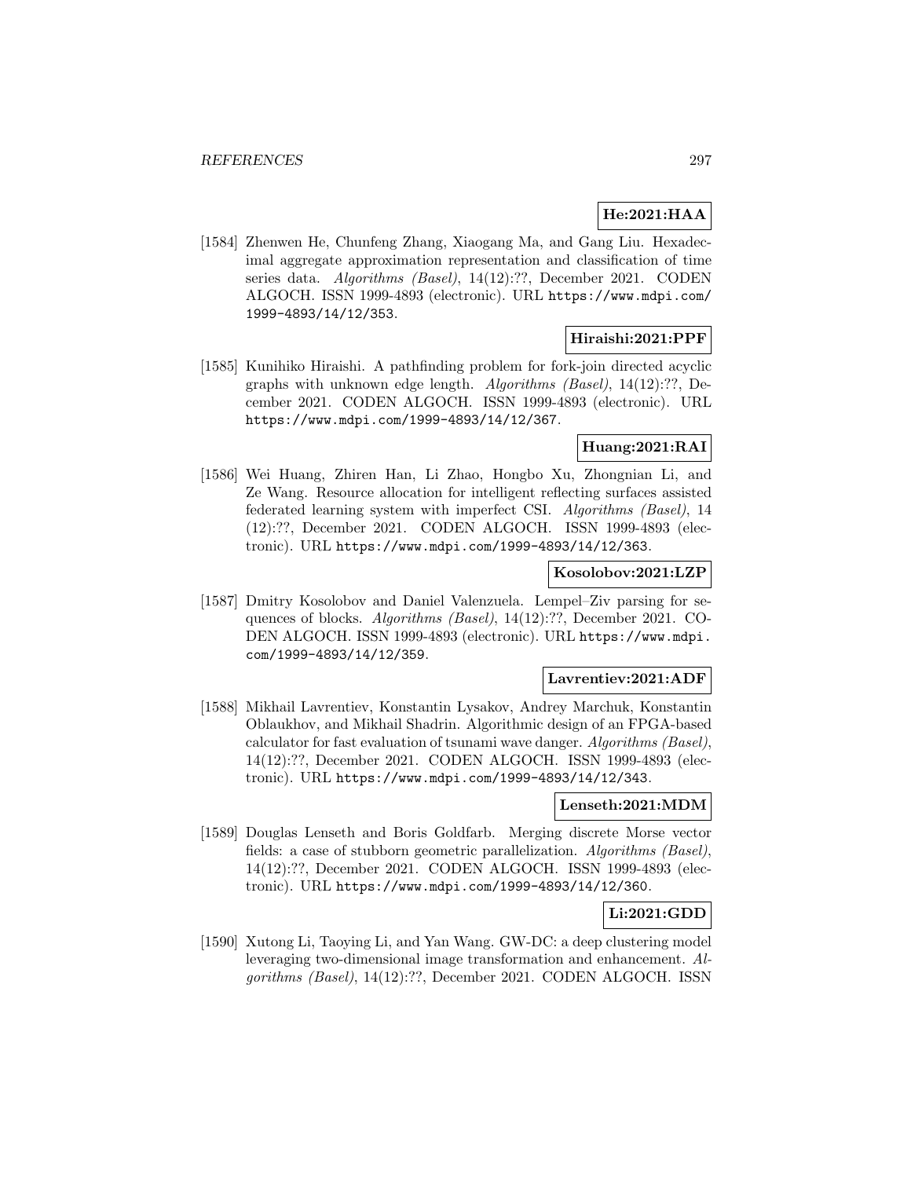**He:2021:HAA**

[1584] Zhenwen He, Chunfeng Zhang, Xiaogang Ma, and Gang Liu. Hexadecimal aggregate approximation representation and classification of time series data. *Algorithms (Basel)*, 14(12):??, December 2021. CODEN ALGOCH. ISSN 1999-4893 (electronic). URL https://www.mdpi.com/1999-4893/14/12/353.

**Hiraishi:2021:PPF**

[1585] Kunihiko Hiraishi. A pathfinding problem for fork-join directed acyclic graphs with unknown edge length. *Algorithms (Basel)*, 14(12):??, December 2021. CODEN ALGOCH. ISSN 1999-4893 (electronic). URL https://www.mdpi.com/1999-4893/14/12/367.

**Huang:2021:RAI**

[1586] Wei Huang, Zhiren Han, Li Zhao, Hongbo Xu, Zhongnian Li, and Ze Wang. Resource allocation for intelligent reflecting surfaces assisted federated learning system with imperfect CSI. *Algorithms (Basel)*, 14(12):??, December 2021. CODEN ALGOCH. ISSN 1999-4893 (electronic). URL https://www.mdpi.com/1999-4893/14/12/363.

**Kosolobov:2021:LZP**

[1587] Dmitry Kosolobov and Daniel Valenzuela. Lempel–Ziv parsing for sequences of blocks. *Algorithms (Basel)*, 14(12):??, December 2021. CODEN ALGOCH. ISSN 1999-4893 (electronic). URL https://www.mdpi.com/1999-4893/14/12/359.

**Lavrentiev:2021:ADF**

[1588] Mikhail Lavrentiev, Konstantin Lysakov, Andrey Marchuk, Konstantin Oblaukhov, and Mikhail Shadrin. Algorithmic design of an FPGA-based calculator for fast evaluation of tsunami wave danger. *Algorithms (Basel)*, 14(12):??, December 2021. CODEN ALGOCH. ISSN 1999-4893 (electronic). URL https://www.mdpi.com/1999-4893/14/12/343.

**Lenseth:2021:MDM**

[1589] Douglas Lenseth and Boris Goldfarb. Merging discrete Morse vector fields: a case of stubborn geometric parallelization. *Algorithms (Basel)*, 14(12):??, December 2021. CODEN ALGOCH. ISSN 1999-4893 (electronic). URL https://www.mdpi.com/1999-4893/14/12/360.

**Li:2021:GDD**

[1590] Xutong Li, Taoying Li, and Yan Wang. GW-DC: a deep clustering model leveraging two-dimensional image transformation and enhancement. *Algorithms (Basel)*, 14(12):??, December 2021. CODEN ALGOCH. ISSN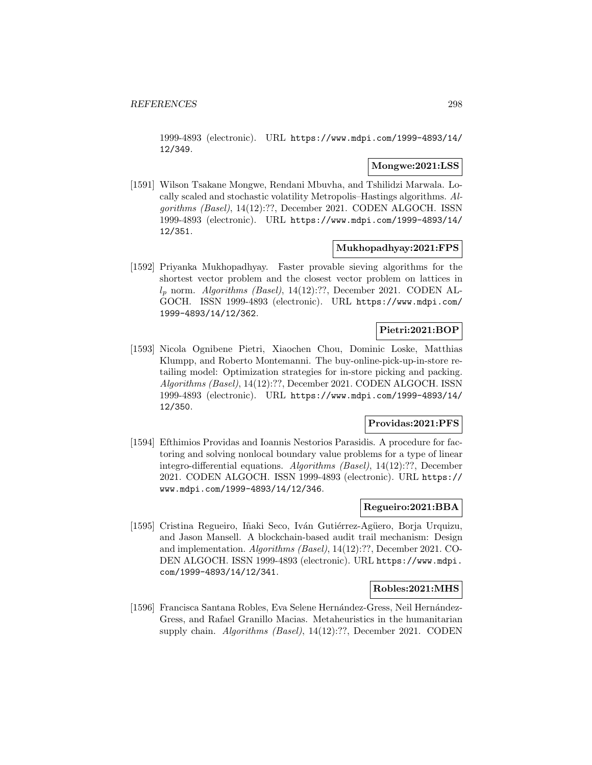1999-4893 (electronic). URL https://www.mdpi.com/1999-4893/14/12/349.

**Mongwe:2021:LSS**

[1591] Wilson Tsakane Mongwe, Rendani Mbuvha, and Tshilidzi Marwala. Locally scaled and stochastic volatility Metropolis–Hastings algorithms. *Algorithms (Basel)*, 14(12):??, December 2021. CODEN ALGOCH. ISSN 1999-4893 (electronic). URL https://www.mdpi.com/1999-4893/14/12/351.

**Mukhopadhyay:2021:FPS**

[1592] Priyanka Mukhopadhyay. Faster provable sieving algorithms for the shortest vector problem and the closest vector problem on lattices in $l_p$ norm. *Algorithms (Basel)*, 14(12):??, December 2021. CODEN ALGOCH. ISSN 1999-4893 (electronic). URL https://www.mdpi.com/1999-4893/14/12/362.

**Pietri:2021:BOP**

[1593] Nicola Ognibene Pietri, Xiaochen Chou, Dominic Loske, Matthias Klumpp, and Roberto Montemanni. The buy-online-pick-up-in-store retailing model: Optimization strategies for in-store picking and packing. *Algorithms (Basel)*, 14(12):??, December 2021. CODEN ALGOCH. ISSN 1999-4893 (electronic). URL https://www.mdpi.com/1999-4893/14/12/350.

**Providas:2021:PFS**

[1594] Efthimios Providas and Ioannis Nestorios Parasidis. A procedure for factoring and solving nonlocal boundary value problems for a type of linear integro-differential equations. *Algorithms (Basel)*, 14(12):??, December 2021. CODEN ALGOCH. ISSN 1999-4893 (electronic). URL https://www.mdpi.com/1999-4893/14/12/346.

**Regueiro:2021:BBA**

[1595] Cristina Regueiro, Iñaki Seco, Iván Gutiérrez-Agüero, Borja Urquizu, and Jason Mansell. A blockchain-based audit trail mechanism: Design and implementation. *Algorithms (Basel)*, 14(12):??, December 2021. CODEN ALGOCH. ISSN 1999-4893 (electronic). URL https://www.mdpi.com/1999-4893/14/12/341.

**Robles:2021:MHS**

[1596] Francisca Santana Robles, Eva Selene Hernández-Gress, Neil Hernández-Gress, and Rafael Granillo Macias. Metaheuristics in the humanitarian supply chain. *Algorithms (Basel)*, 14(12):??, December 2021. CODEN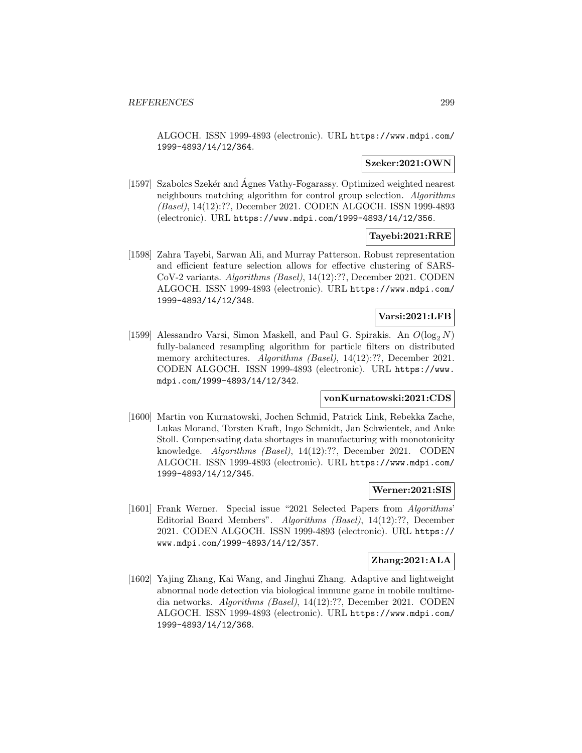ALGOCH. ISSN 1999-4893 (electronic). URL https://www.mdpi.com/1999-4893/14/12/364.

**Szeker:2021:OWN**

[1597] Szabolcs Szekér and Ágnes Vathy-Fogarassy. Optimized weighted nearest neighbours matching algorithm for control group selection. *Algorithms (Basel)*, 14(12):??, December 2021. CODEN ALGOCH. ISSN 1999-4893 (electronic). URL https://www.mdpi.com/1999-4893/14/12/356.

**Tayebi:2021:RRE**

[1598] Zahra Tayebi, Sarwan Ali, and Murray Patterson. Robust representation and efficient feature selection allows for effective clustering of SARS-CoV-2 variants. *Algorithms (Basel)*, 14(12):??, December 2021. CODEN ALGOCH. ISSN 1999-4893 (electronic). URL https://www.mdpi.com/1999-4893/14/12/348.

**Varsi:2021:LFB**

[1599] Alessandro Varsi, Simon Maskell, and Paul G. Spirakis. An $O(\log_2 N)$ fully-balanced resampling algorithm for particle filters on distributed memory architectures. *Algorithms (Basel)*, 14(12):??, December 2021. CODEN ALGOCH. ISSN 1999-4893 (electronic). URL https://www.mdpi.com/1999-4893/14/12/342.

**vonKurnatowski:2021:CDS**

[1600] Martin von Kurnatowski, Jochen Schmid, Patrick Link, Rebekka Zache, Lukas Morand, Torsten Kraft, Ingo Schmidt, Jan Schwientek, and Anke Stoll. Compensating data shortages in manufacturing with monotonicity knowledge. *Algorithms (Basel)*, 14(12):??, December 2021. CODEN ALGOCH. ISSN 1999-4893 (electronic). URL https://www.mdpi.com/1999-4893/14/12/345.

**Werner:2021:SIS**

[1601] Frank Werner. Special issue "2021 Selected Papers from *Algorithms*' Editorial Board Members". *Algorithms (Basel)*, 14(12):??, December 2021. CODEN ALGOCH. ISSN 1999-4893 (electronic). URL https://www.mdpi.com/1999-4893/14/12/357.

**Zhang:2021:ALA**

[1602] Yajing Zhang, Kai Wang, and Jinghui Zhang. Adaptive and lightweight abnormal node detection via biological immune game in mobile multimedia networks. *Algorithms (Basel)*, 14(12):??, December 2021. CODEN ALGOCH. ISSN 1999-4893 (electronic). URL https://www.mdpi.com/1999-4893/14/12/368.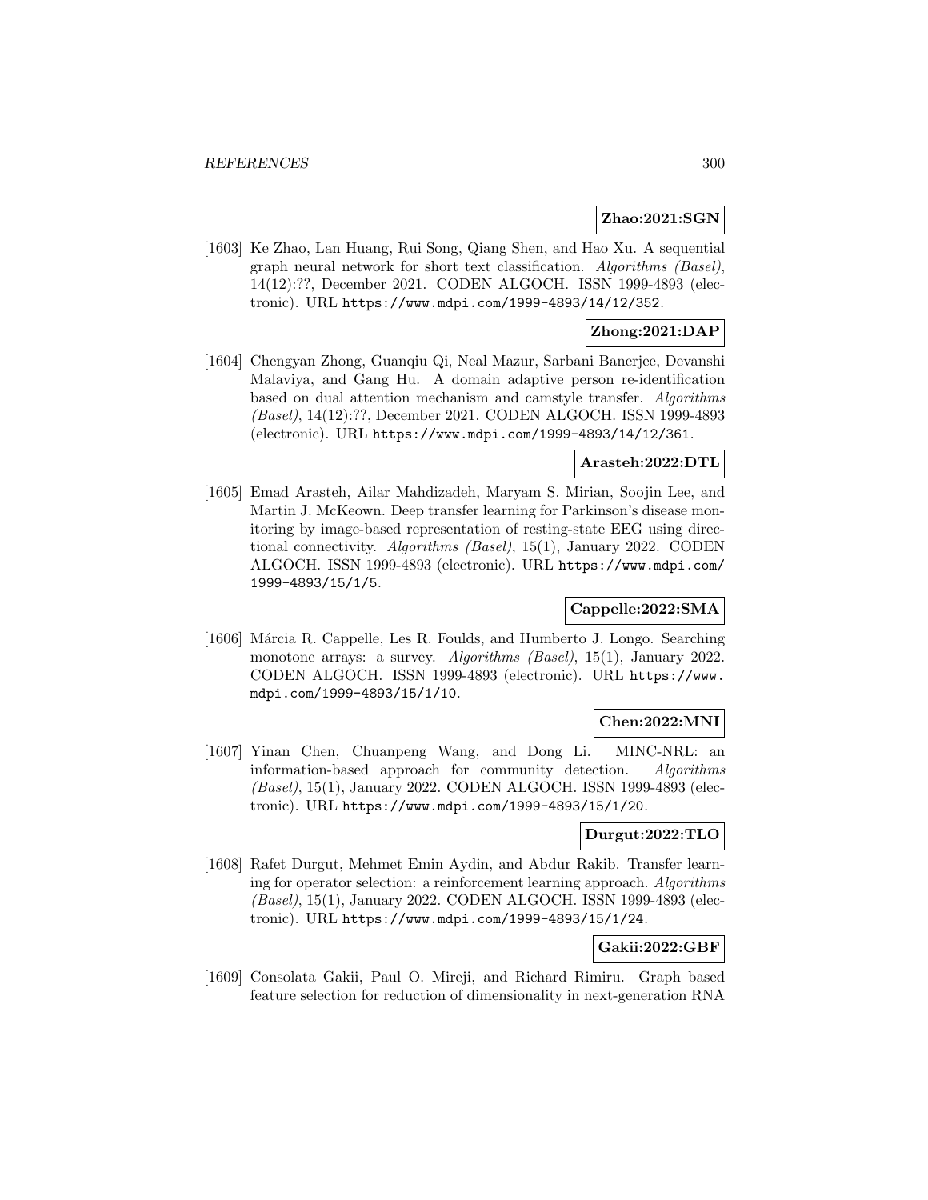**Zhao:2021:SGN**

[1603] Ke Zhao, Lan Huang, Rui Song, Qiang Shen, and Hao Xu. A sequential graph neural network for short text classification. *Algorithms (Basel)*, 14(12):??, December 2021. CODEN ALGOCH. ISSN 1999-4893 (electronic). URL https://www.mdpi.com/1999-4893/14/12/352.

**Zhong:2021:DAP**

[1604] Chengyan Zhong, Guanqiu Qi, Neal Mazur, Sarbani Banerjee, Devanshi Malaviya, and Gang Hu. A domain adaptive person re-identification based on dual attention mechanism and camstyle transfer. *Algorithms (Basel)*, 14(12):??, December 2021. CODEN ALGOCH. ISSN 1999-4893 (electronic). URL https://www.mdpi.com/1999-4893/14/12/361.

**Arasteh:2022:DTL**

[1605] Emad Arasteh, Ailar Mahdizadeh, Maryam S. Mirian, Soojin Lee, and Martin J. McKeown. Deep transfer learning for Parkinson's disease monitoring by image-based representation of resting-state EEG using directional connectivity. *Algorithms (Basel)*, 15(1), January 2022. CODEN ALGOCH. ISSN 1999-4893 (electronic). URL https://www.mdpi.com/1999-4893/15/1/5.

**Cappelle:2022:SMA**

[1606] Márcia R. Cappelle, Les R. Foulds, and Humberto J. Longo. Searching monotone arrays: a survey. *Algorithms (Basel)*, 15(1), January 2022. CODEN ALGOCH. ISSN 1999-4893 (electronic). URL https://www.mdpi.com/1999-4893/15/1/10.

**Chen:2022:MNI**

[1607] Yinan Chen, Chuanpeng Wang, and Dong Li. MINC-NRL: an information-based approach for community detection. *Algorithms (Basel)*, 15(1), January 2022. CODEN ALGOCH. ISSN 1999-4893 (electronic). URL https://www.mdpi.com/1999-4893/15/1/20.

**Durgut:2022:TLO**

[1608] Rafet Durgut, Mehmet Emin Aydin, and Abdur Rakib. Transfer learning for operator selection: a reinforcement learning approach. *Algorithms (Basel)*, 15(1), January 2022. CODEN ALGOCH. ISSN 1999-4893 (electronic). URL https://www.mdpi.com/1999-4893/15/1/24.

**Gakii:2022:GBF**

[1609] Consolata Gakii, Paul O. Mireji, and Richard Rimiru. Graph based feature selection for reduction of dimensionality in next-generation RNA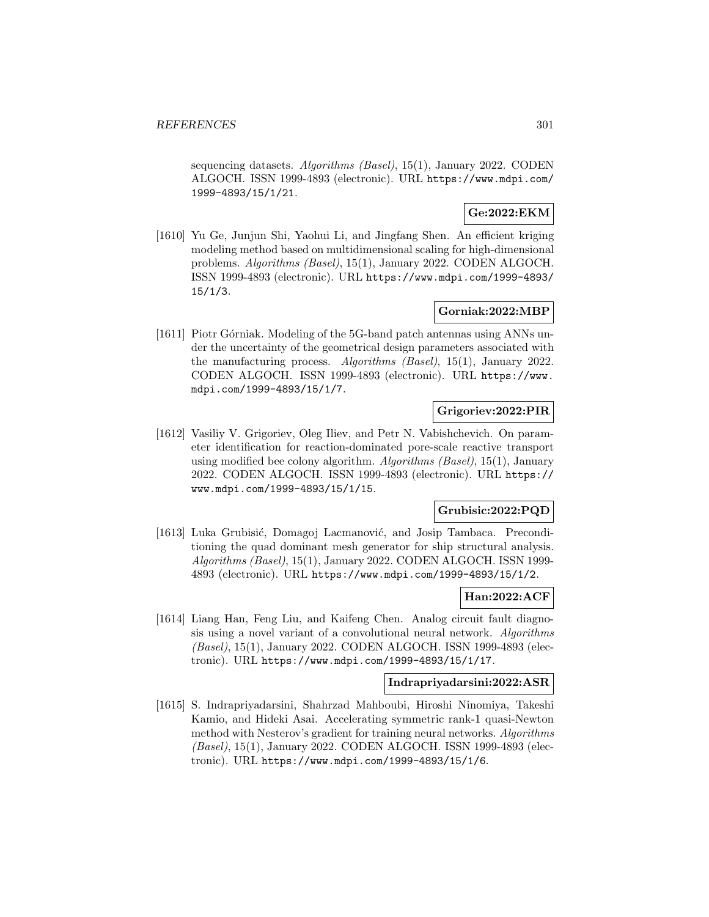sequencing datasets. *Algorithms (Basel)*, 15(1), January 2022. CODEN ALGOCH. ISSN 1999-4893 (electronic). URL https://www.mdpi.com/1999-4893/15/1/21.

**Ge:2022:EKM**

[1610] Yu Ge, Junjun Shi, Yaohui Li, and Jingfang Shen. An efficient kriging modeling method based on multidimensional scaling for high-dimensional problems. *Algorithms (Basel)*, 15(1), January 2022. CODEN ALGOCH. ISSN 1999-4893 (electronic). URL https://www.mdpi.com/1999-4893/15/1/3.

**Gorniak:2022:MBP**

[1611] Piotr Górniak. Modeling of the 5G-band patch antennas using ANNs under the uncertainty of the geometrical design parameters associated with the manufacturing process. *Algorithms (Basel)*, 15(1), January 2022. CODEN ALGOCH. ISSN 1999-4893 (electronic). URL https://www.mdpi.com/1999-4893/15/1/7.

**Grigoriev:2022:PIR**

[1612] Vasiliy V. Grigoriev, Oleg Iliev, and Petr N. Vabishchevich. On parameter identification for reaction-dominated pore-scale reactive transport using modified bee colony algorithm. *Algorithms (Basel)*, 15(1), January 2022. CODEN ALGOCH. ISSN 1999-4893 (electronic). URL https://www.mdpi.com/1999-4893/15/1/15.

**Grubisic:2022:PQD**

[1613] Luka Grubisić, Domagoj Lacmanović, and Josip Tambaca. Preconditioning the quad dominant mesh generator for ship structural analysis. *Algorithms (Basel)*, 15(1), January 2022. CODEN ALGOCH. ISSN 1999-4893 (electronic). URL https://www.mdpi.com/1999-4893/15/1/2.

**Han:2022:ACF**

[1614] Liang Han, Feng Liu, and Kaifeng Chen. Analog circuit fault diagnosis using a novel variant of a convolutional neural network. *Algorithms (Basel)*, 15(1), January 2022. CODEN ALGOCH. ISSN 1999-4893 (electronic). URL https://www.mdpi.com/1999-4893/15/1/17.

**Indrapriyadarsini:2022:ASR**

[1615] S. Indrapriyadarsini, Shahrzad Mahboubi, Hiroshi Ninomiya, Takeshi Kamio, and Hideki Asai. Accelerating symmetric rank-1 quasi-Newton method with Nesterov's gradient for training neural networks. *Algorithms (Basel)*, 15(1), January 2022. CODEN ALGOCH. ISSN 1999-4893 (electronic). URL https://www.mdpi.com/1999-4893/15/1/6.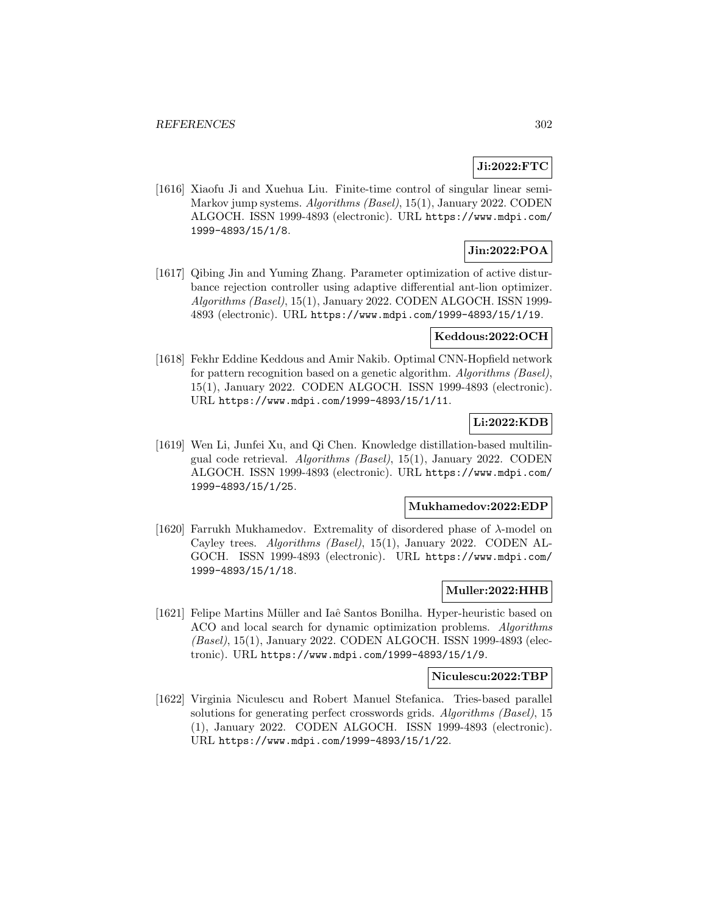**Ji:2022:FTC**

[1616] Xiaofu Ji and Xuehua Liu. Finite-time control of singular linear semi-Markov jump systems. *Algorithms (Basel)*, 15(1), January 2022. CODEN ALGOCH. ISSN 1999-4893 (electronic). URL https://www.mdpi.com/1999-4893/15/1/8.

**Jin:2022:POA**

[1617] Qibing Jin and Yuming Zhang. Parameter optimization of active disturbance rejection controller using adaptive differential ant-lion optimizer. *Algorithms (Basel)*, 15(1), January 2022. CODEN ALGOCH. ISSN 1999-4893 (electronic). URL https://www.mdpi.com/1999-4893/15/1/19.

**Keddous:2022:OCH**

[1618] Fekhr Eddine Keddous and Amir Nakib. Optimal CNN-Hopfield network for pattern recognition based on a genetic algorithm. *Algorithms (Basel)*, 15(1), January 2022. CODEN ALGOCH. ISSN 1999-4893 (electronic). URL https://www.mdpi.com/1999-4893/15/1/11.

**Li:2022:KDB**

[1619] Wen Li, Junfei Xu, and Qi Chen. Knowledge distillation-based multilingual code retrieval. *Algorithms (Basel)*, 15(1), January 2022. CODEN ALGOCH. ISSN 1999-4893 (electronic). URL https://www.mdpi.com/1999-4893/15/1/25.

**Mukhamedov:2022:EDP**

[1620] Farrukh Mukhamedov. Extremality of disordered phase of $\lambda$-model on Cayley trees. *Algorithms (Basel)*, 15(1), January 2022. CODEN ALGOCH. ISSN 1999-4893 (electronic). URL https://www.mdpi.com/1999-4893/15/1/18.

**Muller:2022:HHB**

[1621] Felipe Martins Müller and Iaê Santos Bonilha. Hyper-heuristic based on ACO and local search for dynamic optimization problems. *Algorithms (Basel)*, 15(1), January 2022. CODEN ALGOCH. ISSN 1999-4893 (electronic). URL https://www.mdpi.com/1999-4893/15/1/9.

**Niculescu:2022:TBP**

[1622] Virginia Niculescu and Robert Manuel Stefanica. Tries-based parallel solutions for generating perfect crosswords grids. *Algorithms (Basel)*, 15 (1), January 2022. CODEN ALGOCH. ISSN 1999-4893 (electronic). URL https://www.mdpi.com/1999-4893/15/1/22.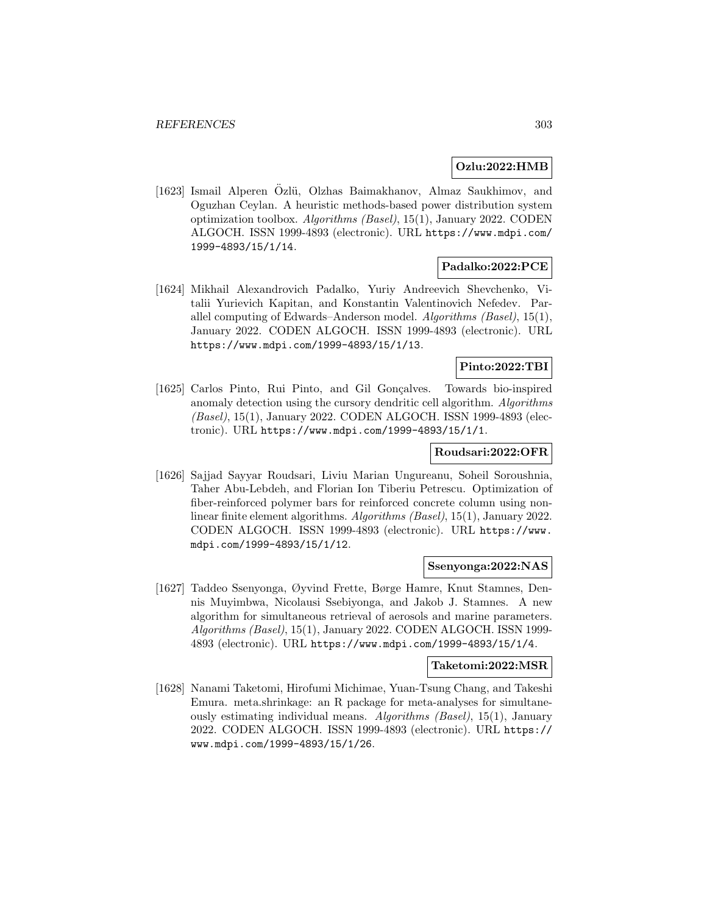**Ozlu:2022:HMB**

[1623] Ismail Alperen Özlü, Olzhas Baimakhanov, Almaz Saukhimov, and Oguzhan Ceylan. A heuristic methods-based power distribution system optimization toolbox. *Algorithms (Basel)*, 15(1), January 2022. CODEN ALGOCH. ISSN 1999-4893 (electronic). URL https://www.mdpi.com/1999-4893/15/1/14.

**Padalko:2022:PCE**

[1624] Mikhail Alexandrovich Padalko, Yuriy Andreevich Shevchenko, Vitalii Yurievich Kapitan, and Konstantin Valentinovich Nefedev. Parallel computing of Edwards–Anderson model. *Algorithms (Basel)*, 15(1), January 2022. CODEN ALGOCH. ISSN 1999-4893 (electronic). URL https://www.mdpi.com/1999-4893/15/1/13.

**Pinto:2022:TBI**

[1625] Carlos Pinto, Rui Pinto, and Gil Gonçalves. Towards bio-inspired anomaly detection using the cursory dendritic cell algorithm. *Algorithms (Basel)*, 15(1), January 2022. CODEN ALGOCH. ISSN 1999-4893 (electronic). URL https://www.mdpi.com/1999-4893/15/1/1.

**Roudsari:2022:OFR**

[1626] Sajjad Sayyar Roudsari, Liviu Marian Ungureanu, Soheil Soroushnia, Taher Abu-Lebdeh, and Florian Ion Tiberiu Petrescu. Optimization of fiber-reinforced polymer bars for reinforced concrete column using nonlinear finite element algorithms. *Algorithms (Basel)*, 15(1), January 2022. CODEN ALGOCH. ISSN 1999-4893 (electronic). URL https://www.mdpi.com/1999-4893/15/1/12.

**Ssenyonga:2022:NAS**

[1627] Taddeo Ssenyonga, Øyvind Frette, Børge Hamre, Knut Stamnes, Dennis Muyimbwa, Nicolausi Ssebiyonga, and Jakob J. Stamnes. A new algorithm for simultaneous retrieval of aerosols and marine parameters. *Algorithms (Basel)*, 15(1), January 2022. CODEN ALGOCH. ISSN 1999-4893 (electronic). URL https://www.mdpi.com/1999-4893/15/1/4.

**Taketomi:2022:MSR**

[1628] Nanami Taketomi, Hirofumi Michimae, Yuan-Tsung Chang, and Takeshi Emura. meta.shrinkage: an R package for meta-analyses for simultaneously estimating individual means. *Algorithms (Basel)*, 15(1), January 2022. CODEN ALGOCH. ISSN 1999-4893 (electronic). URL https://www.mdpi.com/1999-4893/15/1/26.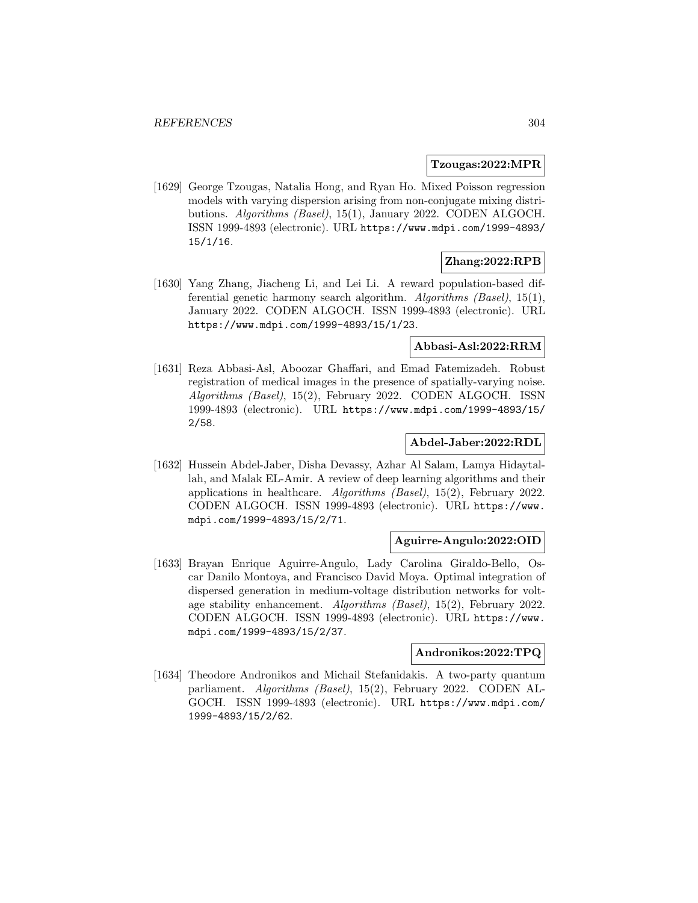**Tzougas:2022:MPR**

[1629] George Tzougas, Natalia Hong, and Ryan Ho. Mixed Poisson regression models with varying dispersion arising from non-conjugate mixing distributions. *Algorithms (Basel)*, 15(1), January 2022. CODEN ALGOCH. ISSN 1999-4893 (electronic). URL https://www.mdpi.com/1999-4893/15/1/16.

**Zhang:2022:RPB**

[1630] Yang Zhang, Jiacheng Li, and Lei Li. A reward population-based differential genetic harmony search algorithm. *Algorithms (Basel)*, 15(1), January 2022. CODEN ALGOCH. ISSN 1999-4893 (electronic). URL https://www.mdpi.com/1999-4893/15/1/23.

**Abbasi-Asl:2022:RRM**

[1631] Reza Abbasi-Asl, Aboozar Ghaffari, and Emad Fatemizadeh. Robust registration of medical images in the presence of spatially-varying noise. *Algorithms (Basel)*, 15(2), February 2022. CODEN ALGOCH. ISSN 1999-4893 (electronic). URL https://www.mdpi.com/1999-4893/15/2/58.

**Abdel-Jaber:2022:RDL**

[1632] Hussein Abdel-Jaber, Disha Devassy, Azhar Al Salam, Lamya Hidaytallah, and Malak EL-Amir. A review of deep learning algorithms and their applications in healthcare. *Algorithms (Basel)*, 15(2), February 2022. CODEN ALGOCH. ISSN 1999-4893 (electronic). URL https://www.mdpi.com/1999-4893/15/2/71.

**Aguirre-Angulo:2022:OID**

[1633] Brayan Enrique Aguirre-Angulo, Lady Carolina Giraldo-Bello, Oscar Danilo Montoya, and Francisco David Moya. Optimal integration of dispersed generation in medium-voltage distribution networks for voltage stability enhancement. *Algorithms (Basel)*, 15(2), February 2022. CODEN ALGOCH. ISSN 1999-4893 (electronic). URL https://www.mdpi.com/1999-4893/15/2/37.

**Andronikos:2022:TPQ**

[1634] Theodore Andronikos and Michail Stefanidakis. A two-party quantum parliament. *Algorithms (Basel)*, 15(2), February 2022. CODEN ALGOCH. ISSN 1999-4893 (electronic). URL https://www.mdpi.com/1999-4893/15/2/62.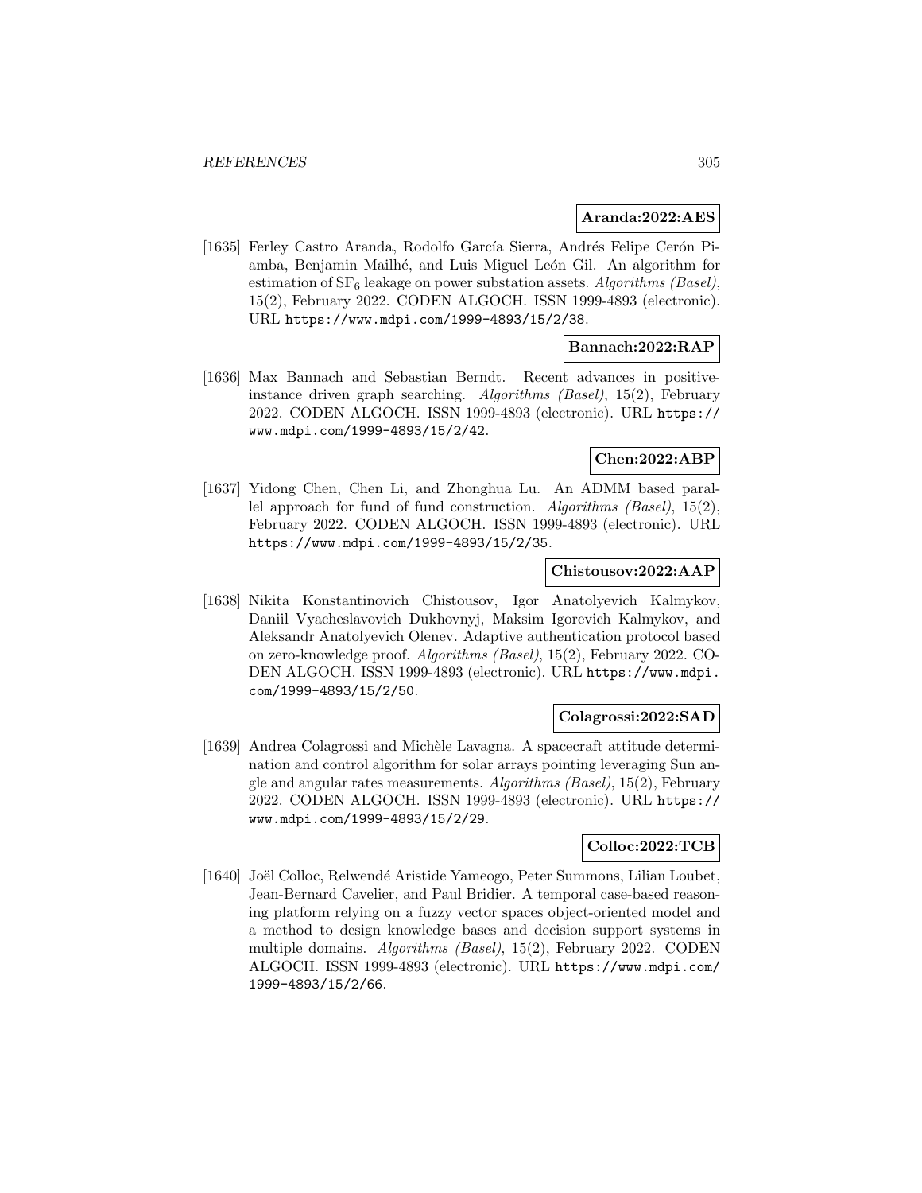**Aranda:2022:AES**

[1635] Ferley Castro Aranda, Rodolfo García Sierra, Andrés Felipe Cerón Piamba, Benjamin Mailhé, and Luis Miguel León Gil. An algorithm for estimation of $SF_6$ leakage on power substation assets. *Algorithms (Basel)*, 15(2), February 2022. CODEN ALGOCH. ISSN 1999-4893 (electronic). URL https://www.mdpi.com/1999-4893/15/2/38.

**Bannach:2022:RAP**

[1636] Max Bannach and Sebastian Berndt. Recent advances in positive-instance driven graph searching. *Algorithms (Basel)*, 15(2), February 2022. CODEN ALGOCH. ISSN 1999-4893 (electronic). URL https://www.mdpi.com/1999-4893/15/2/42.

**Chen:2022:ABP**

[1637] Yidong Chen, Chen Li, and Zhonghua Lu. An ADMM based parallel approach for fund of fund construction. *Algorithms (Basel)*, 15(2), February 2022. CODEN ALGOCH. ISSN 1999-4893 (electronic). URL https://www.mdpi.com/1999-4893/15/2/35.

**Chistousov:2022:AAP**

[1638] Nikita Konstantinovich Chistousov, Igor Anatolyevich Kalmykov, Daniil Vyacheslavovich Dukhovnyj, Maksim Igorevich Kalmykov, and Aleksandr Anatolyevich Olenev. Adaptive authentication protocol based on zero-knowledge proof. *Algorithms (Basel)*, 15(2), February 2022. CODEN ALGOCH. ISSN 1999-4893 (electronic). URL https://www.mdpi.com/1999-4893/15/2/50.

**Colagrossi:2022:SAD**

[1639] Andrea Colagrossi and Michèle Lavagna. A spacecraft attitude determination and control algorithm for solar arrays pointing leveraging Sun angle and angular rates measurements. *Algorithms (Basel)*, 15(2), February 2022. CODEN ALGOCH. ISSN 1999-4893 (electronic). URL https://www.mdpi.com/1999-4893/15/2/29.

**Colloc:2022:TCB**

[1640] Joël Colloc, Relwendé Aristide Yameogo, Peter Summons, Lilian Loubet, Jean-Bernard Cavelier, and Paul Bridier. A temporal case-based reasoning platform relying on a fuzzy vector spaces object-oriented model and a method to design knowledge bases and decision support systems in multiple domains. *Algorithms (Basel)*, 15(2), February 2022. CODEN ALGOCH. ISSN 1999-4893 (electronic). URL https://www.mdpi.com/1999-4893/15/2/66.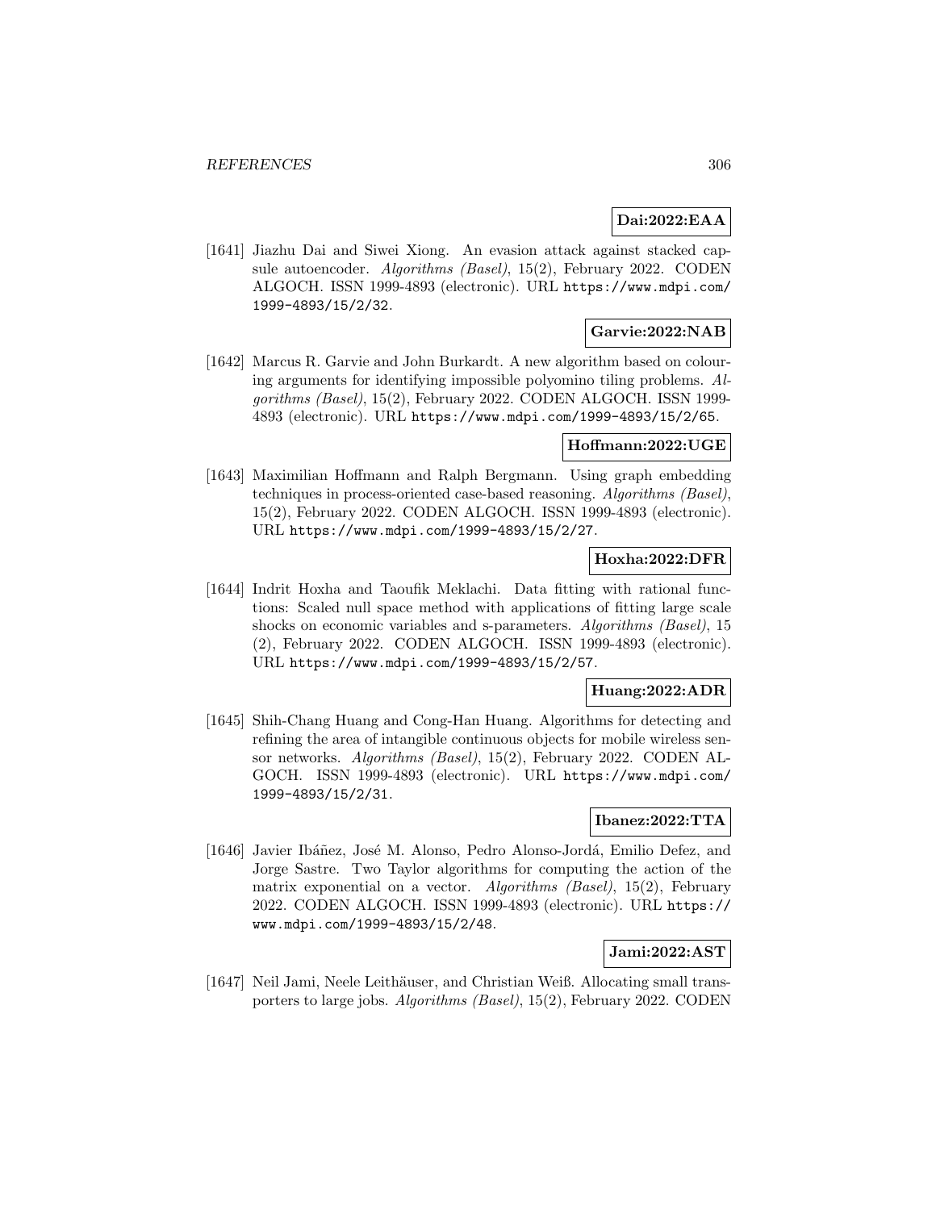**Dai:2022:EAA**

[1641] Jiazhu Dai and Siwei Xiong. An evasion attack against stacked capsule autoencoder. *Algorithms (Basel)*, 15(2), February 2022. CODEN ALGOCH. ISSN 1999-4893 (electronic). URL https://www.mdpi.com/1999-4893/15/2/32.

**Garvie:2022:NAB**

[1642] Marcus R. Garvie and John Burkardt. A new algorithm based on colouring arguments for identifying impossible polyomino tiling problems. *Algorithms (Basel)*, 15(2), February 2022. CODEN ALGOCH. ISSN 1999-4893 (electronic). URL https://www.mdpi.com/1999-4893/15/2/65.

**Hoffmann:2022:UGE**

[1643] Maximilian Hoffmann and Ralph Bergmann. Using graph embedding techniques in process-oriented case-based reasoning. *Algorithms (Basel)*, 15(2), February 2022. CODEN ALGOCH. ISSN 1999-4893 (electronic). URL https://www.mdpi.com/1999-4893/15/2/27.

**Hoxha:2022:DFR**

[1644] Indrit Hoxha and Taoufik Meklachi. Data fitting with rational functions: Scaled null space method with applications of fitting large scale shocks on economic variables and s-parameters. *Algorithms (Basel)*, 15 (2), February 2022. CODEN ALGOCH. ISSN 1999-4893 (electronic). URL https://www.mdpi.com/1999-4893/15/2/57.

**Huang:2022:ADR**

[1645] Shih-Chang Huang and Cong-Han Huang. Algorithms for detecting and refining the area of intangible continuous objects for mobile wireless sensor networks. *Algorithms (Basel)*, 15(2), February 2022. CODEN ALGOCH. ISSN 1999-4893 (electronic). URL https://www.mdpi.com/1999-4893/15/2/31.

**Ibanez:2022:TTA**

[1646] Javier Ibáñez, José M. Alonso, Pedro Alonso-Jordá, Emilio Defez, and Jorge Sastre. Two Taylor algorithms for computing the action of the matrix exponential on a vector. *Algorithms (Basel)*, 15(2), February 2022. CODEN ALGOCH. ISSN 1999-4893 (electronic). URL https://www.mdpi.com/1999-4893/15/2/48.

**Jami:2022:AST**

[1647] Neil Jami, Neele Leithäuser, and Christian Weiß. Allocating small transporters to large jobs. *Algorithms (Basel)*, 15(2), February 2022. CODEN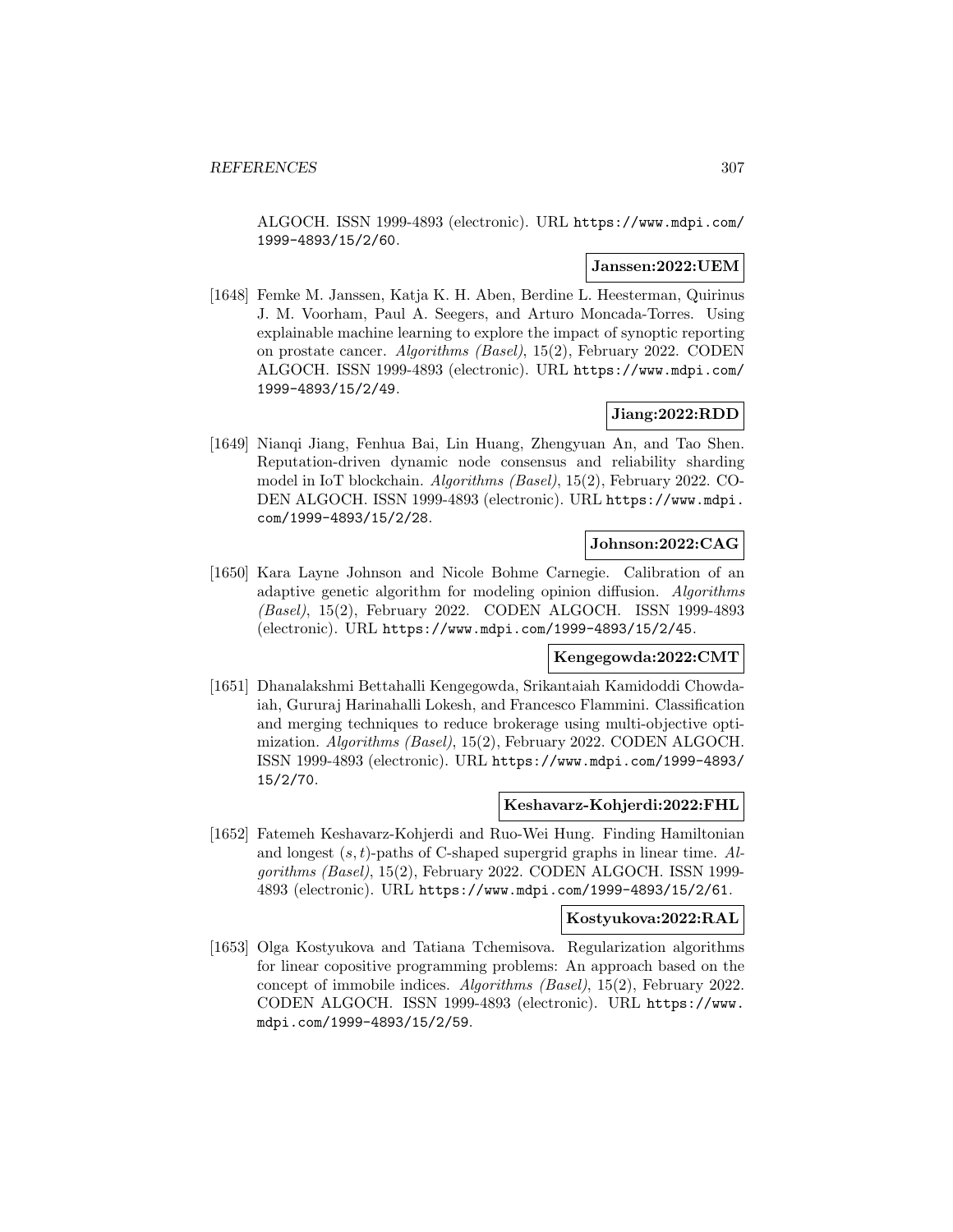ALGOCH. ISSN 1999-4893 (electronic). URL https://www.mdpi.com/1999-4893/15/2/60.

**Janssen:2022:UEM**

[1648] Femke M. Janssen, Katja K. H. Aben, Berdine L. Heesterman, Quirinus J. M. Voorham, Paul A. Seegers, and Arturo Moncada-Torres. Using explainable machine learning to explore the impact of synoptic reporting on prostate cancer. *Algorithms (Basel)*, 15(2), February 2022. CODEN ALGOCH. ISSN 1999-4893 (electronic). URL https://www.mdpi.com/1999-4893/15/2/49.

**Jiang:2022:RDD**

[1649] Nianqi Jiang, Fenhua Bai, Lin Huang, Zhengyuan An, and Tao Shen. Reputation-driven dynamic node consensus and reliability sharding model in IoT blockchain. *Algorithms (Basel)*, 15(2), February 2022. CODEN ALGOCH. ISSN 1999-4893 (electronic). URL https://www.mdpi.com/1999-4893/15/2/28.

**Johnson:2022:CAG**

[1650] Kara Layne Johnson and Nicole Bohme Carnegie. Calibration of an adaptive genetic algorithm for modeling opinion diffusion. *Algorithms (Basel)*, 15(2), February 2022. CODEN ALGOCH. ISSN 1999-4893 (electronic). URL https://www.mdpi.com/1999-4893/15/2/45.

**Kengegowda:2022:CMT**

[1651] Dhanalakshmi Bettahalli Kengegowda, Srikantaiah Kamidoddi Chowdaiah, Gururaj Harinahalli Lokesh, and Francesco Flammini. Classification and merging techniques to reduce brokerage using multi-objective optimization. *Algorithms (Basel)*, 15(2), February 2022. CODEN ALGOCH. ISSN 1999-4893 (electronic). URL https://www.mdpi.com/1999-4893/15/2/70.

**Keshavarz-Kohjerdi:2022:FHL**

[1652] Fatemeh Keshavarz-Kohjerdi and Ruo-Wei Hung. Finding Hamiltonian and longest $(s,t)$-paths of C-shaped supergrid graphs in linear time. *Algorithms (Basel)*, 15(2), February 2022. CODEN ALGOCH. ISSN 1999-4893 (electronic). URL https://www.mdpi.com/1999-4893/15/2/61.

**Kostyukova:2022:RAL**

[1653] Olga Kostyukova and Tatiana Tchemisova. Regularization algorithms for linear copositive programming problems: An approach based on the concept of immobile indices. *Algorithms (Basel)*, 15(2), February 2022. CODEN ALGOCH. ISSN 1999-4893 (electronic). URL https://www.mdpi.com/1999-4893/15/2/59.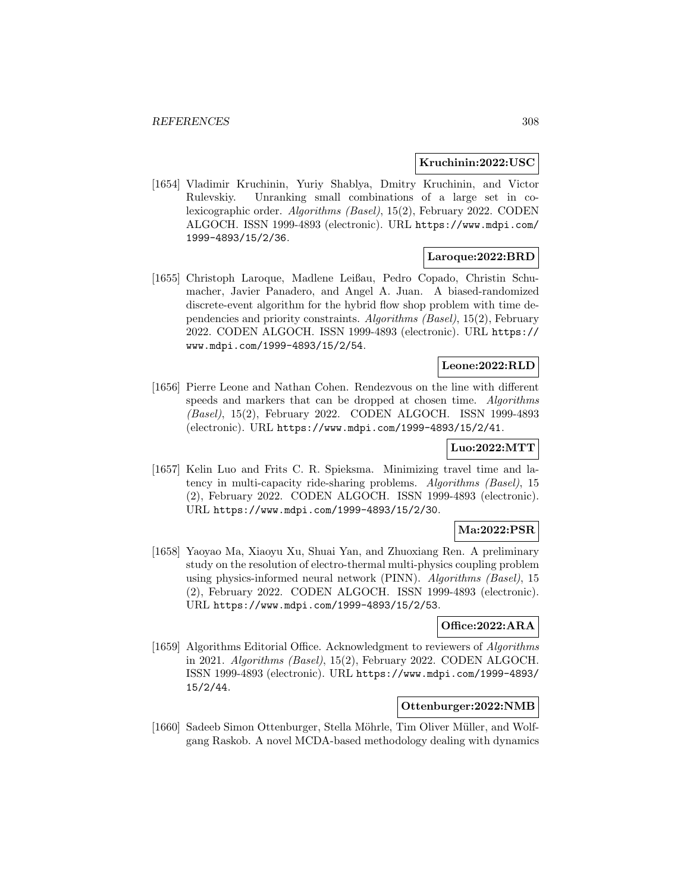**Kruchinin:2022:USC**

[1654] Vladimir Kruchinin, Yuriy Shablya, Dmitry Kruchinin, and Victor Rulevskiy. Unranking small combinations of a large set in co-lexicographic order. *Algorithms (Basel)*, 15(2), February 2022. CODEN ALGOCH. ISSN 1999-4893 (electronic). URL https://www.mdpi.com/1999-4893/15/2/36.

**Laroque:2022:BRD**

[1655] Christoph Laroque, Madlene Leißau, Pedro Copado, Christin Schumacher, Javier Panadero, and Angel A. Juan. A biased-randomized discrete-event algorithm for the hybrid flow shop problem with time dependencies and priority constraints. *Algorithms (Basel)*, 15(2), February 2022. CODEN ALGOCH. ISSN 1999-4893 (electronic). URL https://www.mdpi.com/1999-4893/15/2/54.

**Leone:2022:RLD**

[1656] Pierre Leone and Nathan Cohen. Rendezvous on the line with different speeds and markers that can be dropped at chosen time. *Algorithms (Basel)*, 15(2), February 2022. CODEN ALGOCH. ISSN 1999-4893 (electronic). URL https://www.mdpi.com/1999-4893/15/2/41.

**Luo:2022:MTT**

[1657] Kelin Luo and Frits C. R. Spieksma. Minimizing travel time and latency in multi-capacity ride-sharing problems. *Algorithms (Basel)*, 15 (2), February 2022. CODEN ALGOCH. ISSN 1999-4893 (electronic). URL https://www.mdpi.com/1999-4893/15/2/30.

**Ma:2022:PSR**

[1658] Yaoyao Ma, Xiaoyu Xu, Shuai Yan, and Zhuoxiang Ren. A preliminary study on the resolution of electro-thermal multi-physics coupling problem using physics-informed neural network (PINN). *Algorithms (Basel)*, 15 (2), February 2022. CODEN ALGOCH. ISSN 1999-4893 (electronic). URL https://www.mdpi.com/1999-4893/15/2/53.

**Office:2022:ARA**

[1659] Algorithms Editorial Office. Acknowledgment to reviewers of *Algorithms* in 2021. *Algorithms (Basel)*, 15(2), February 2022. CODEN ALGOCH. ISSN 1999-4893 (electronic). URL https://www.mdpi.com/1999-4893/15/2/44.

**Ottenburger:2022:NMB**

[1660] Sadeeb Simon Ottenburger, Stella Möhrle, Tim Oliver Müller, and Wolfgang Raskob. A novel MCDA-based methodology dealing with dynamics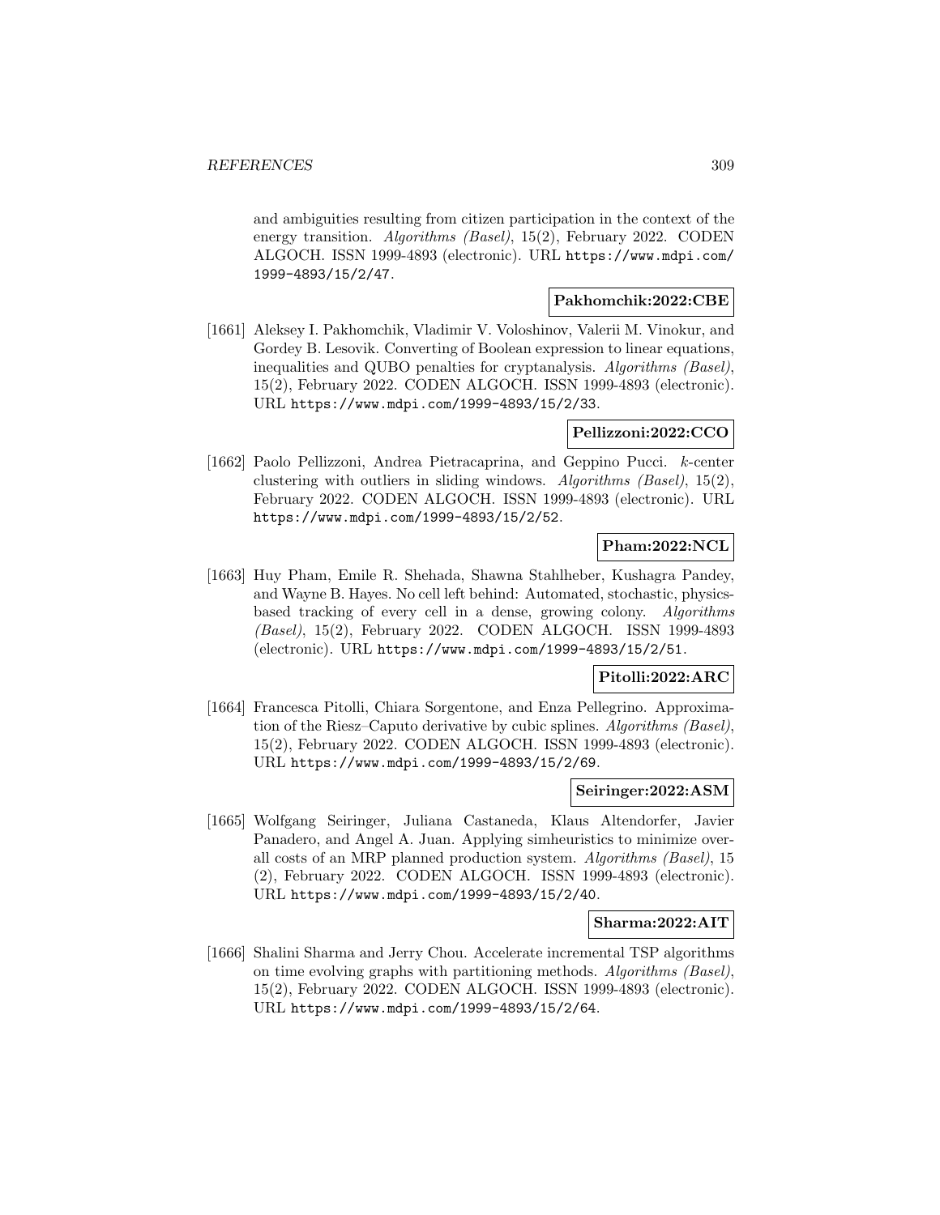and ambiguities resulting from citizen participation in the context of the energy transition. *Algorithms (Basel)*, 15(2), February 2022. CODEN ALGOCH. ISSN 1999-4893 (electronic). URL https://www.mdpi.com/1999-4893/15/2/47.

**Pakhomchik:2022:CBE**

[1661] Aleksey I. Pakhomchik, Vladimir V. Voloshinov, Valerii M. Vinokur, and Gordey B. Lesovik. Converting of Boolean expression to linear equations, inequalities and QUBO penalties for cryptanalysis. *Algorithms (Basel)*, 15(2), February 2022. CODEN ALGOCH. ISSN 1999-4893 (electronic). URL https://www.mdpi.com/1999-4893/15/2/33.

**Pellizzoni:2022:CCO**

[1662] Paolo Pellizzoni, Andrea Pietracaprina, and Geppino Pucci. $k$-center clustering with outliers in sliding windows. *Algorithms (Basel)*, 15(2), February 2022. CODEN ALGOCH. ISSN 1999-4893 (electronic). URL https://www.mdpi.com/1999-4893/15/2/52.

**Pham:2022:NCL**

[1663] Huy Pham, Emile R. Shehada, Shawna Stahlheber, Kushagra Pandey, and Wayne B. Hayes. No cell left behind: Automated, stochastic, physics-based tracking of every cell in a dense, growing colony. *Algorithms (Basel)*, 15(2), February 2022. CODEN ALGOCH. ISSN 1999-4893 (electronic). URL https://www.mdpi.com/1999-4893/15/2/51.

**Pitolli:2022:ARC**

[1664] Francesca Pitolli, Chiara Sorgentone, and Enza Pellegrino. Approximation of the Riesz–Caputo derivative by cubic splines. *Algorithms (Basel)*, 15(2), February 2022. CODEN ALGOCH. ISSN 1999-4893 (electronic). URL https://www.mdpi.com/1999-4893/15/2/69.

**Seiringer:2022:ASM**

[1665] Wolfgang Seiringer, Juliana Castaneda, Klaus Altendorfer, Javier Panadero, and Angel A. Juan. Applying simheuristics to minimize overall costs of an MRP planned production system. *Algorithms (Basel)*, 15 (2), February 2022. CODEN ALGOCH. ISSN 1999-4893 (electronic). URL https://www.mdpi.com/1999-4893/15/2/40.

**Sharma:2022:AIT**

[1666] Shalini Sharma and Jerry Chou. Accelerate incremental TSP algorithms on time evolving graphs with partitioning methods. *Algorithms (Basel)*, 15(2), February 2022. CODEN ALGOCH. ISSN 1999-4893 (electronic). URL https://www.mdpi.com/1999-4893/15/2/64.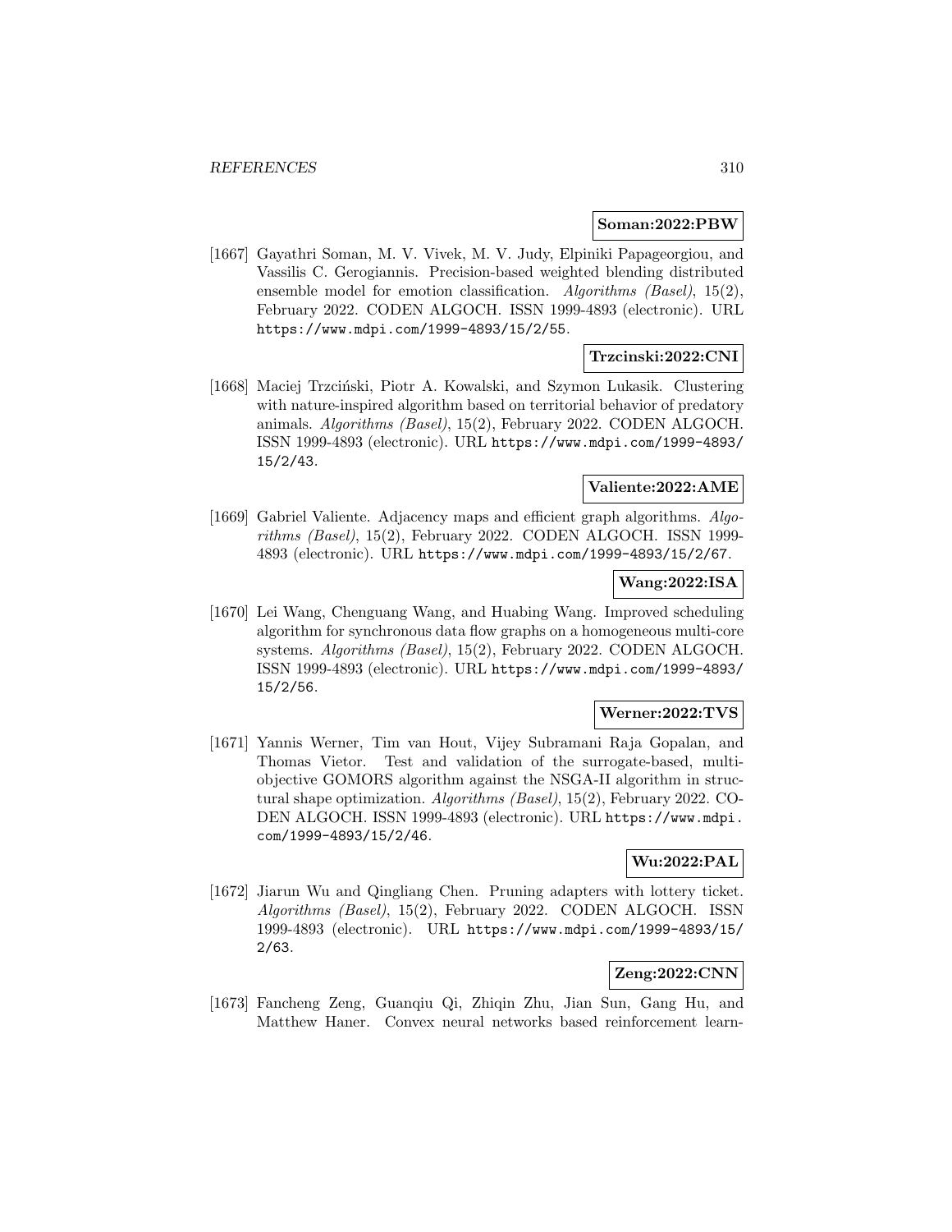**Soman:2022:PBW**

[1667] Gayathri Soman, M. V. Vivek, M. V. Judy, Elpiniki Papageorgiou, and Vassilis C. Gerogiannis. Precision-based weighted blending distributed ensemble model for emotion classification. *Algorithms (Basel)*, 15(2), February 2022. CODEN ALGOCH. ISSN 1999-4893 (electronic). URL https://www.mdpi.com/1999-4893/15/2/55.

**Trzcinski:2022:CNI**

[1668] Maciej Trzciński, Piotr A. Kowalski, and Szymon Lukasik. Clustering with nature-inspired algorithm based on territorial behavior of predatory animals. *Algorithms (Basel)*, 15(2), February 2022. CODEN ALGOCH. ISSN 1999-4893 (electronic). URL https://www.mdpi.com/1999-4893/15/2/43.

**Valiente:2022:AME**

[1669] Gabriel Valiente. Adjacency maps and efficient graph algorithms. *Algorithms (Basel)*, 15(2), February 2022. CODEN ALGOCH. ISSN 1999-4893 (electronic). URL https://www.mdpi.com/1999-4893/15/2/67.

**Wang:2022:ISA**

[1670] Lei Wang, Chenguang Wang, and Huabing Wang. Improved scheduling algorithm for synchronous data flow graphs on a homogeneous multi-core systems. *Algorithms (Basel)*, 15(2), February 2022. CODEN ALGOCH. ISSN 1999-4893 (electronic). URL https://www.mdpi.com/1999-4893/15/2/56.

**Werner:2022:TVS**

[1671] Yannis Werner, Tim van Hout, Vijey Subramani Raja Gopalan, and Thomas Vietor. Test and validation of the surrogate-based, multi-objective GOMORS algorithm against the NSGA-II algorithm in structural shape optimization. *Algorithms (Basel)*, 15(2), February 2022. CODEN ALGOCH. ISSN 1999-4893 (electronic). URL https://www.mdpi.com/1999-4893/15/2/46.

**Wu:2022:PAL**

[1672] Jiarun Wu and Qingliang Chen. Pruning adapters with lottery ticket. *Algorithms (Basel)*, 15(2), February 2022. CODEN ALGOCH. ISSN 1999-4893 (electronic). URL https://www.mdpi.com/1999-4893/15/2/63.

**Zeng:2022:CNN**

[1673] Fancheng Zeng, Guanqiu Qi, Zhiqin Zhu, Jian Sun, Gang Hu, and Matthew Haner. Convex neural networks based reinforcement learn-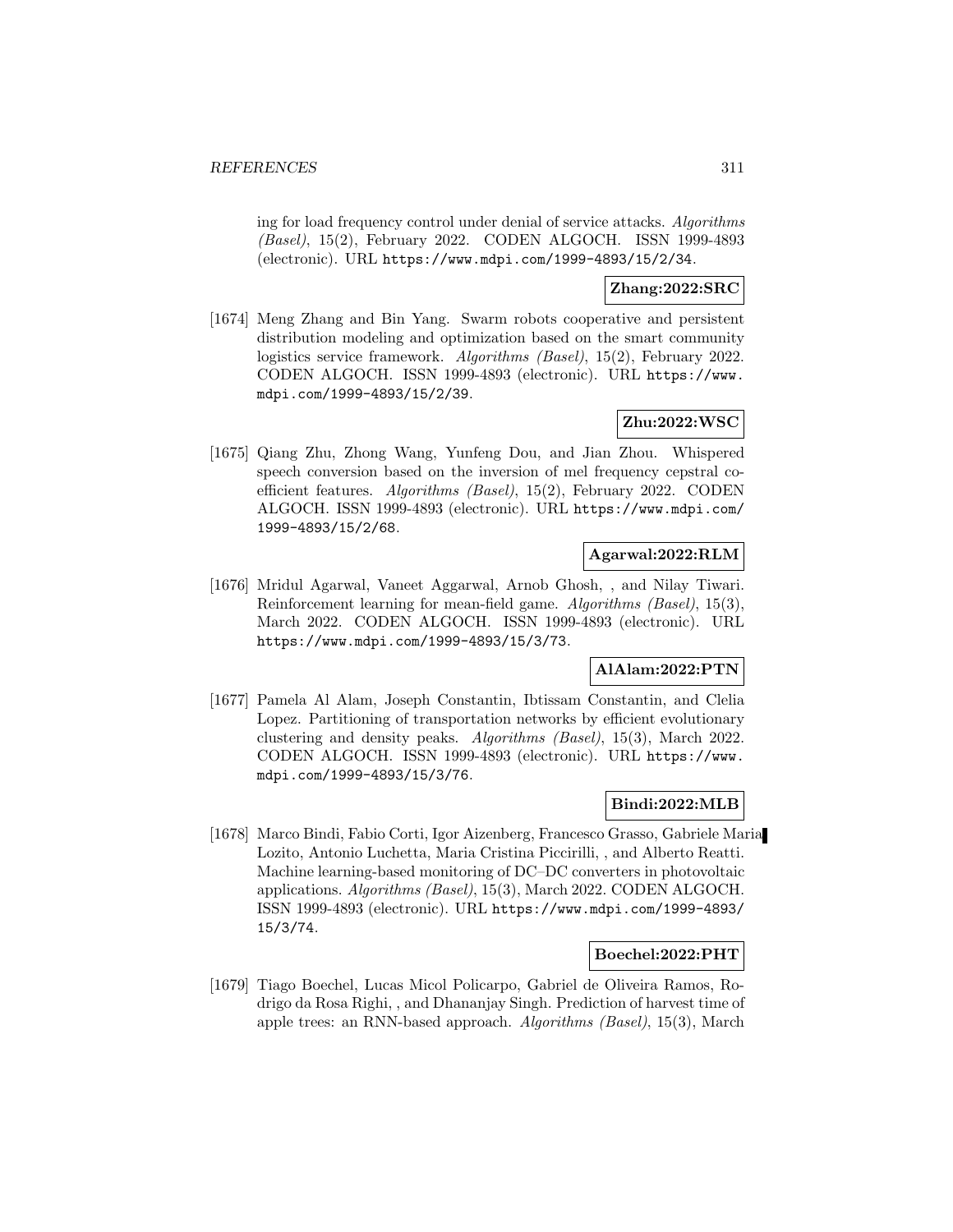ing for load frequency control under denial of service attacks. *Algorithms (Basel)*, 15(2), February 2022. CODEN ALGOCH. ISSN 1999-4893 (electronic). URL https://www.mdpi.com/1999-4893/15/2/34.

**Zhang:2022:SRC**

[1674] Meng Zhang and Bin Yang. Swarm robots cooperative and persistent distribution modeling and optimization based on the smart community logistics service framework. *Algorithms (Basel)*, 15(2), February 2022. CODEN ALGOCH. ISSN 1999-4893 (electronic). URL https://www.mdpi.com/1999-4893/15/2/39.

**Zhu:2022:WSC**

[1675] Qiang Zhu, Zhong Wang, Yunfeng Dou, and Jian Zhou. Whispered speech conversion based on the inversion of mel frequency cepstral coefficient features. *Algorithms (Basel)*, 15(2), February 2022. CODEN ALGOCH. ISSN 1999-4893 (electronic). URL https://www.mdpi.com/1999-4893/15/2/68.

**Agarwal:2022:RLM**

[1676] Mridul Agarwal, Vaneet Aggarwal, Arnob Ghosh, , and Nilay Tiwari. Reinforcement learning for mean-field game. *Algorithms (Basel)*, 15(3), March 2022. CODEN ALGOCH. ISSN 1999-4893 (electronic). URL https://www.mdpi.com/1999-4893/15/3/73.

**AlAlam:2022:PTN**

[1677] Pamela Al Alam, Joseph Constantin, Ibtissam Constantin, and Clelia Lopez. Partitioning of transportation networks by efficient evolutionary clustering and density peaks. *Algorithms (Basel)*, 15(3), March 2022. CODEN ALGOCH. ISSN 1999-4893 (electronic). URL https://www.mdpi.com/1999-4893/15/3/76.

**Bindi:2022:MLB**

[1678] Marco Bindi, Fabio Corti, Igor Aizenberg, Francesco Grasso, Gabriele Maria Lozito, Antonio Luchetta, Maria Cristina Piccirilli, , and Alberto Reatti. Machine learning-based monitoring of DC–DC converters in photovoltaic applications. *Algorithms (Basel)*, 15(3), March 2022. CODEN ALGOCH. ISSN 1999-4893 (electronic). URL https://www.mdpi.com/1999-4893/15/3/74.

**Boechel:2022:PHT**

[1679] Tiago Boechel, Lucas Micol Policarpo, Gabriel de Oliveira Ramos, Rodrigo da Rosa Righi, , and Dhananjay Singh. Prediction of harvest time of apple trees: an RNN-based approach. *Algorithms (Basel)*, 15(3), March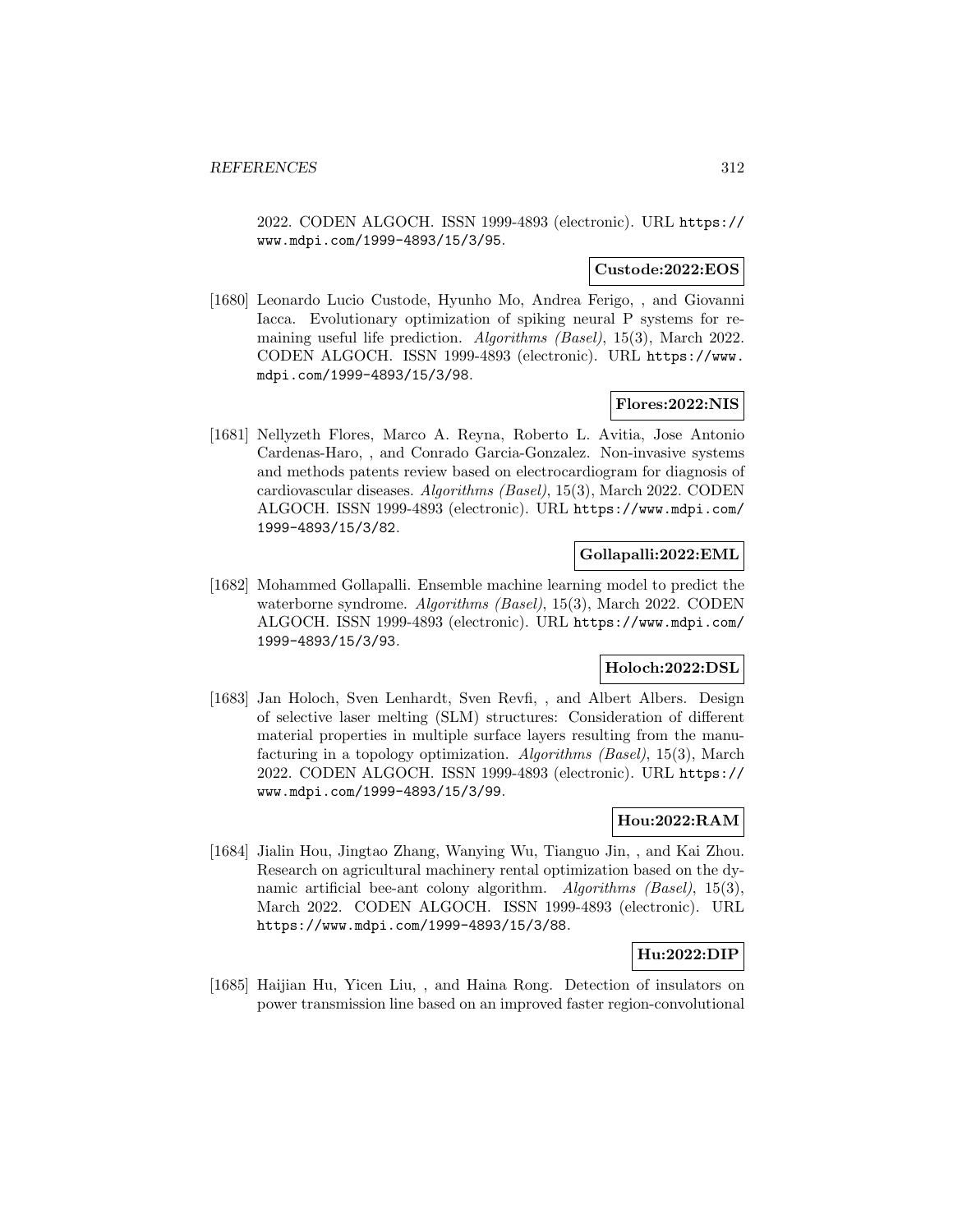2022. CODEN ALGOCH. ISSN 1999-4893 (electronic). URL https://www.mdpi.com/1999-4893/15/3/95.

**Custode:2022:EOS**

[1680] Leonardo Lucio Custode, Hyunho Mo, Andrea Ferigo, , and Giovanni Iacca. Evolutionary optimization of spiking neural P systems for remaining useful life prediction. *Algorithms (Basel)*, 15(3), March 2022. CODEN ALGOCH. ISSN 1999-4893 (electronic). URL https://www.mdpi.com/1999-4893/15/3/98.

**Flores:2022:NIS**

[1681] Nellyzeth Flores, Marco A. Reyna, Roberto L. Avitia, Jose Antonio Cardenas-Haro, , and Conrado Garcia-Gonzalez. Non-invasive systems and methods patents review based on electrocardiogram for diagnosis of cardiovascular diseases. *Algorithms (Basel)*, 15(3), March 2022. CODEN ALGOCH. ISSN 1999-4893 (electronic). URL https://www.mdpi.com/1999-4893/15/3/82.

**Gollapalli:2022:EML**

[1682] Mohammed Gollapalli. Ensemble machine learning model to predict the waterborne syndrome. *Algorithms (Basel)*, 15(3), March 2022. CODEN ALGOCH. ISSN 1999-4893 (electronic). URL https://www.mdpi.com/1999-4893/15/3/93.

**Holoch:2022:DSL**

[1683] Jan Holoch, Sven Lenhardt, Sven Revfi, , and Albert Albers. Design of selective laser melting (SLM) structures: Consideration of different material properties in multiple surface layers resulting from the manufacturing in a topology optimization. *Algorithms (Basel)*, 15(3), March 2022. CODEN ALGOCH. ISSN 1999-4893 (electronic). URL https://www.mdpi.com/1999-4893/15/3/99.

**Hou:2022:RAM**

[1684] Jialin Hou, Jingtao Zhang, Wanying Wu, Tianguo Jin, , and Kai Zhou. Research on agricultural machinery rental optimization based on the dynamic artificial bee-ant colony algorithm. *Algorithms (Basel)*, 15(3), March 2022. CODEN ALGOCH. ISSN 1999-4893 (electronic). URL https://www.mdpi.com/1999-4893/15/3/88.

**Hu:2022:DIP**

[1685] Haijian Hu, Yicen Liu, , and Haina Rong. Detection of insulators on power transmission line based on an improved faster region-convolutional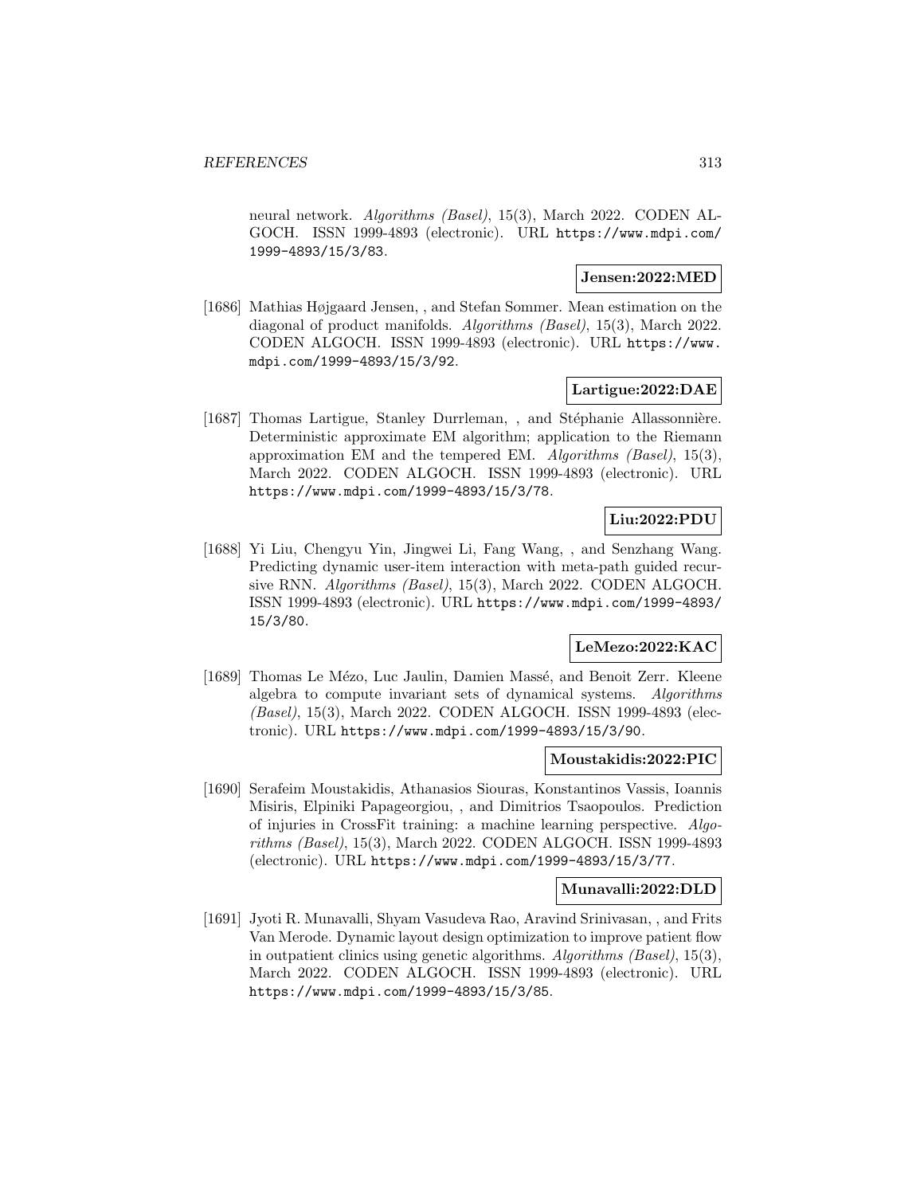neural network. *Algorithms (Basel)*, 15(3), March 2022. CODEN ALGOCH. ISSN 1999-4893 (electronic). URL https://www.mdpi.com/1999-4893/15/3/83.

**Jensen:2022:MED**

[1686] Mathias Højgaard Jensen, , and Stefan Sommer. Mean estimation on the diagonal of product manifolds. *Algorithms (Basel)*, 15(3), March 2022. CODEN ALGOCH. ISSN 1999-4893 (electronic). URL https://www.mdpi.com/1999-4893/15/3/92.

**Lartigue:2022:DAE**

[1687] Thomas Lartigue, Stanley Durrleman, , and Stéphanie Allassonnière. Deterministic approximate EM algorithm; application to the Riemann approximation EM and the tempered EM. *Algorithms (Basel)*, 15(3), March 2022. CODEN ALGOCH. ISSN 1999-4893 (electronic). URL https://www.mdpi.com/1999-4893/15/3/78.

**Liu:2022:PDU**

[1688] Yi Liu, Chengyu Yin, Jingwei Li, Fang Wang, , and Senzhang Wang. Predicting dynamic user-item interaction with meta-path guided recursive RNN. *Algorithms (Basel)*, 15(3), March 2022. CODEN ALGOCH. ISSN 1999-4893 (electronic). URL https://www.mdpi.com/1999-4893/15/3/80.

**LeMezo:2022:KAC**

[1689] Thomas Le Mézo, Luc Jaulin, Damien Massé, and Benoit Zerr. Kleene algebra to compute invariant sets of dynamical systems. *Algorithms (Basel)*, 15(3), March 2022. CODEN ALGOCH. ISSN 1999-4893 (electronic). URL https://www.mdpi.com/1999-4893/15/3/90.

**Moustakidis:2022:PIC**

[1690] Serafeim Moustakidis, Athanasios Siouras, Konstantinos Vassis, Ioannis Misiris, Elpiniki Papageorgiou, , and Dimitrios Tsaopoulos. Prediction of injuries in CrossFit training: a machine learning perspective. *Algorithms (Basel)*, 15(3), March 2022. CODEN ALGOCH. ISSN 1999-4893 (electronic). URL https://www.mdpi.com/1999-4893/15/3/77.

**Munavalli:2022:DLD**

[1691] Jyoti R. Munavalli, Shyam Vasudeva Rao, Aravind Srinivasan, , and Frits Van Merode. Dynamic layout design optimization to improve patient flow in outpatient clinics using genetic algorithms. *Algorithms (Basel)*, 15(3), March 2022. CODEN ALGOCH. ISSN 1999-4893 (electronic). URL https://www.mdpi.com/1999-4893/15/3/85.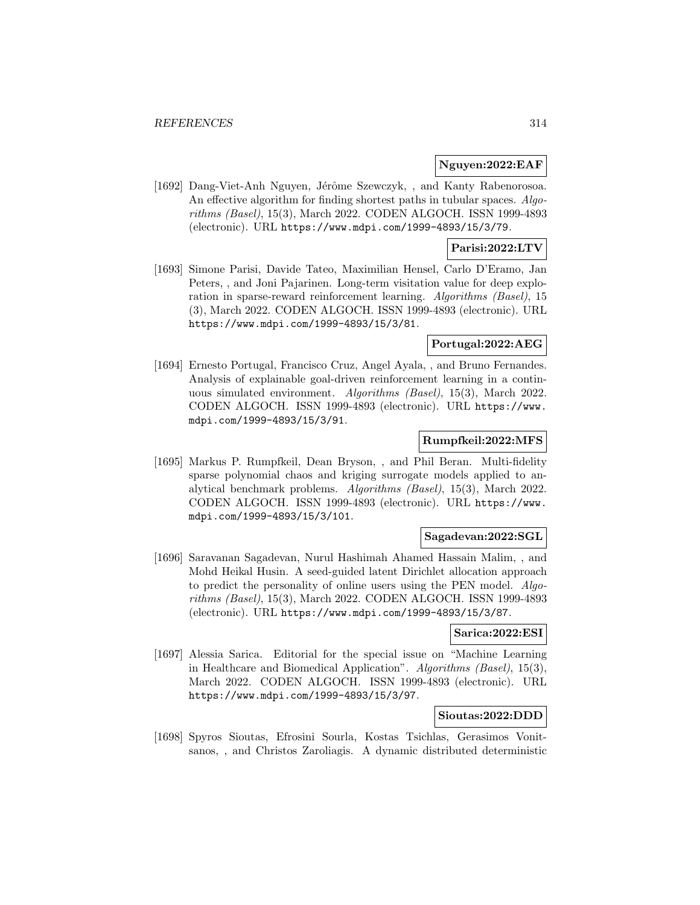**Nguyen:2022:EAF**

[1692] Dang-Viet-Anh Nguyen, Jérôme Szewczyk, , and Kanty Rabenorosoa. An effective algorithm for finding shortest paths in tubular spaces. *Algorithms (Basel)*, 15(3), March 2022. CODEN ALGOCH. ISSN 1999-4893 (electronic). URL https://www.mdpi.com/1999-4893/15/3/79.

**Parisi:2022:LTV**

[1693] Simone Parisi, Davide Tateo, Maximilian Hensel, Carlo D'Eramo, Jan Peters, , and Joni Pajarinen. Long-term visitation value for deep exploration in sparse-reward reinforcement learning. *Algorithms (Basel)*, 15 (3), March 2022. CODEN ALGOCH. ISSN 1999-4893 (electronic). URL https://www.mdpi.com/1999-4893/15/3/81.

**Portugal:2022:AEG**

[1694] Ernesto Portugal, Francisco Cruz, Angel Ayala, , and Bruno Fernandes. Analysis of explainable goal-driven reinforcement learning in a continuous simulated environment. *Algorithms (Basel)*, 15(3), March 2022. CODEN ALGOCH. ISSN 1999-4893 (electronic). URL https://www.mdpi.com/1999-4893/15/3/91.

**Rumpfkeil:2022:MFS**

[1695] Markus P. Rumpfkeil, Dean Bryson, , and Phil Beran. Multi-fidelity sparse polynomial chaos and kriging surrogate models applied to analytical benchmark problems. *Algorithms (Basel)*, 15(3), March 2022. CODEN ALGOCH. ISSN 1999-4893 (electronic). URL https://www.mdpi.com/1999-4893/15/3/101.

**Sagadevan:2022:SGL**

[1696] Saravanan Sagadevan, Nurul Hashimah Ahamed Hassain Malim, , and Mohd Heikal Husin. A seed-guided latent Dirichlet allocation approach to predict the personality of online users using the PEN model. *Algorithms (Basel)*, 15(3), March 2022. CODEN ALGOCH. ISSN 1999-4893 (electronic). URL https://www.mdpi.com/1999-4893/15/3/87.

**Sarica:2022:ESI**

[1697] Alessia Sarica. Editorial for the special issue on "Machine Learning in Healthcare and Biomedical Application". *Algorithms (Basel)*, 15(3), March 2022. CODEN ALGOCH. ISSN 1999-4893 (electronic). URL https://www.mdpi.com/1999-4893/15/3/97.

**Sioutas:2022:DDD**

[1698] Spyros Sioutas, Efrosini Sourla, Kostas Tsichlas, Gerasimos Vonitsanos, , and Christos Zaroliagis. A dynamic distributed deterministic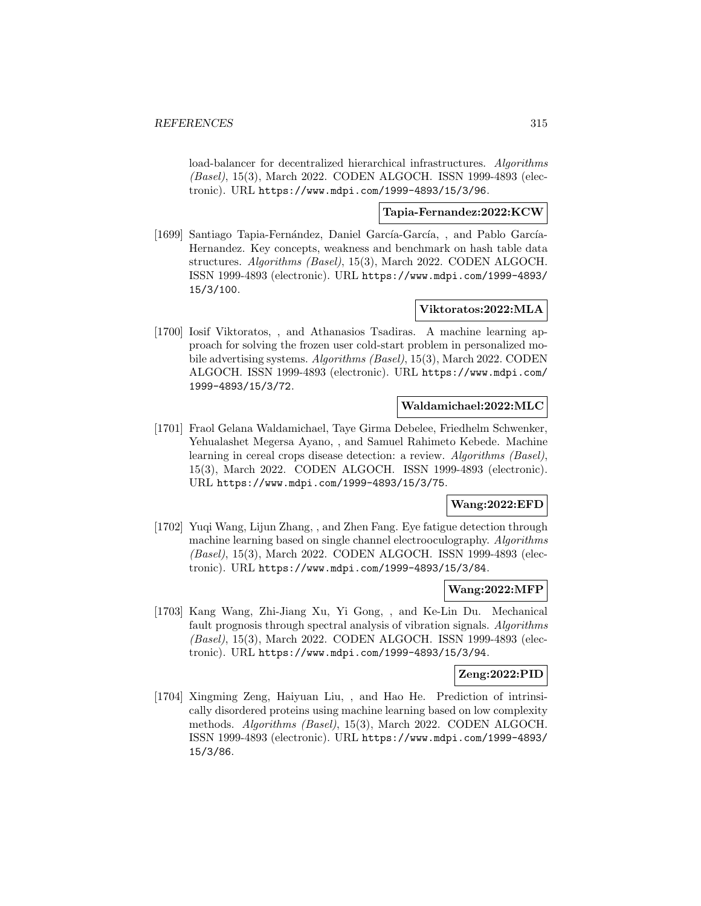load-balancer for decentralized hierarchical infrastructures. *Algorithms (Basel)*, 15(3), March 2022. CODEN ALGOCH. ISSN 1999-4893 (electronic). URL https://www.mdpi.com/1999-4893/15/3/96.

**Tapia-Fernandez:2022:KCW**

[1699] Santiago Tapia-Fernández, Daniel García-García, , and Pablo García-Hernandez. Key concepts, weakness and benchmark on hash table data structures. *Algorithms (Basel)*, 15(3), March 2022. CODEN ALGOCH. ISSN 1999-4893 (electronic). URL https://www.mdpi.com/1999-4893/15/3/100.

**Viktoratos:2022:MLA**

[1700] Iosif Viktoratos, , and Athanasios Tsadiras. A machine learning approach for solving the frozen user cold-start problem in personalized mobile advertising systems. *Algorithms (Basel)*, 15(3), March 2022. CODEN ALGOCH. ISSN 1999-4893 (electronic). URL https://www.mdpi.com/1999-4893/15/3/72.

**Waldamichael:2022:MLC**

[1701] Fraol Gelana Waldamichael, Taye Girma Debelee, Friedhelm Schwenker, Yehualashet Megersa Ayano, , and Samuel Rahimeto Kebede. Machine learning in cereal crops disease detection: a review. *Algorithms (Basel)*, 15(3), March 2022. CODEN ALGOCH. ISSN 1999-4893 (electronic). URL https://www.mdpi.com/1999-4893/15/3/75.

**Wang:2022:EFD**

[1702] Yuqi Wang, Lijun Zhang, , and Zhen Fang. Eye fatigue detection through machine learning based on single channel electrooculography. *Algorithms (Basel)*, 15(3), March 2022. CODEN ALGOCH. ISSN 1999-4893 (electronic). URL https://www.mdpi.com/1999-4893/15/3/84.

**Wang:2022:MFP**

[1703] Kang Wang, Zhi-Jiang Xu, Yi Gong, , and Ke-Lin Du. Mechanical fault prognosis through spectral analysis of vibration signals. *Algorithms (Basel)*, 15(3), March 2022. CODEN ALGOCH. ISSN 1999-4893 (electronic). URL https://www.mdpi.com/1999-4893/15/3/94.

**Zeng:2022:PID**

[1704] Xingming Zeng, Haiyuan Liu, , and Hao He. Prediction of intrinsically disordered proteins using machine learning based on low complexity methods. *Algorithms (Basel)*, 15(3), March 2022. CODEN ALGOCH. ISSN 1999-4893 (electronic). URL https://www.mdpi.com/1999-4893/15/3/86.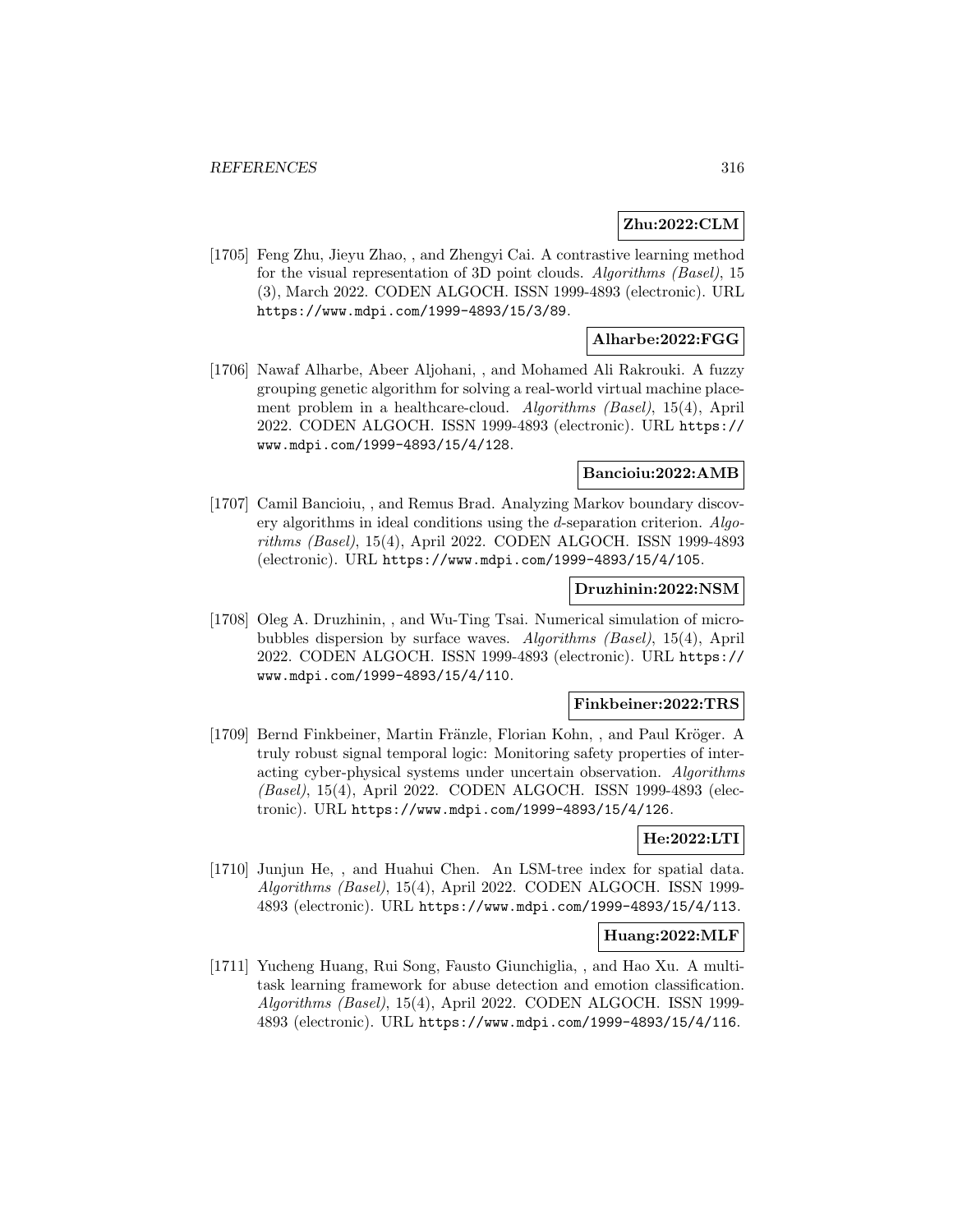**Zhu:2022:CLM**

[1705] Feng Zhu, Jieyu Zhao, , and Zhengyi Cai. A contrastive learning method for the visual representation of 3D point clouds. *Algorithms (Basel)*, 15 (3), March 2022. CODEN ALGOCH. ISSN 1999-4893 (electronic). URL https://www.mdpi.com/1999-4893/15/3/89.

**Alharbe:2022:FGG**

[1706] Nawaf Alharbe, Abeer Aljohani, , and Mohamed Ali Rakrouki. A fuzzy grouping genetic algorithm for solving a real-world virtual machine placement problem in a healthcare-cloud. *Algorithms (Basel)*, 15(4), April 2022. CODEN ALGOCH. ISSN 1999-4893 (electronic). URL https://www.mdpi.com/1999-4893/15/4/128.

**Bancioiu:2022:AMB**

[1707] Camil Bancioiu, , and Remus Brad. Analyzing Markov boundary discovery algorithms in ideal conditions using the *d*-separation criterion. *Algorithms (Basel)*, 15(4), April 2022. CODEN ALGOCH. ISSN 1999-4893 (electronic). URL https://www.mdpi.com/1999-4893/15/4/105.

**Druzhinin:2022:NSM**

[1708] Oleg A. Druzhinin, , and Wu-Ting Tsai. Numerical simulation of microbubbles dispersion by surface waves. *Algorithms (Basel)*, 15(4), April 2022. CODEN ALGOCH. ISSN 1999-4893 (electronic). URL https://www.mdpi.com/1999-4893/15/4/110.

**Finkbeiner:2022:TRS**

[1709] Bernd Finkbeiner, Martin Fränzle, Florian Kohn, , and Paul Kröger. A truly robust signal temporal logic: Monitoring safety properties of interacting cyber-physical systems under uncertain observation. *Algorithms (Basel)*, 15(4), April 2022. CODEN ALGOCH. ISSN 1999-4893 (electronic). URL https://www.mdpi.com/1999-4893/15/4/126.

**He:2022:LTI**

[1710] Junjun He, , and Huahui Chen. An LSM-tree index for spatial data. *Algorithms (Basel)*, 15(4), April 2022. CODEN ALGOCH. ISSN 1999-4893 (electronic). URL https://www.mdpi.com/1999-4893/15/4/113.

**Huang:2022:MLF**

[1711] Yucheng Huang, Rui Song, Fausto Giunchiglia, , and Hao Xu. A multitask learning framework for abuse detection and emotion classification. *Algorithms (Basel)*, 15(4), April 2022. CODEN ALGOCH. ISSN 1999-4893 (electronic). URL https://www.mdpi.com/1999-4893/15/4/116.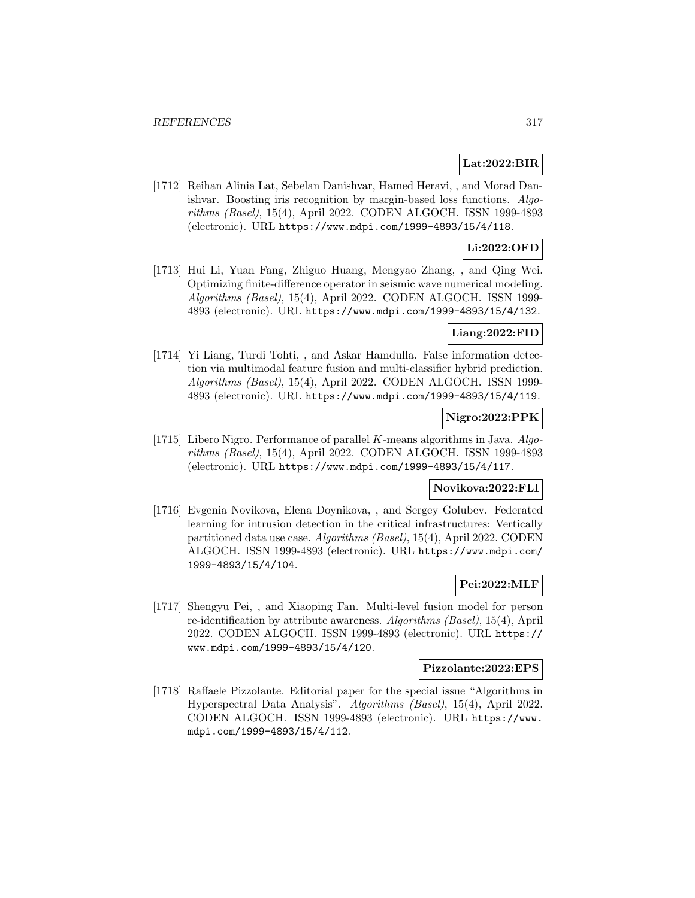**Lat:2022:BIR**

[1712] Reihan Alinia Lat, Sebelan Danishvar, Hamed Heravi, , and Morad Danishvar. Boosting iris recognition by margin-based loss functions. *Algorithms (Basel)*, 15(4), April 2022. CODEN ALGOCH. ISSN 1999-4893 (electronic). URL https://www.mdpi.com/1999-4893/15/4/118.

**Li:2022:OFD**

[1713] Hui Li, Yuan Fang, Zhiguo Huang, Mengyao Zhang, , and Qing Wei. Optimizing finite-difference operator in seismic wave numerical modeling. *Algorithms (Basel)*, 15(4), April 2022. CODEN ALGOCH. ISSN 1999-4893 (electronic). URL https://www.mdpi.com/1999-4893/15/4/132.

**Liang:2022:FID**

[1714] Yi Liang, Turdi Tohti, , and Askar Hamdulla. False information detection via multimodal feature fusion and multi-classifier hybrid prediction. *Algorithms (Basel)*, 15(4), April 2022. CODEN ALGOCH. ISSN 1999-4893 (electronic). URL https://www.mdpi.com/1999-4893/15/4/119.

**Nigro:2022:PPK**

[1715] Libero Nigro. Performance of parallel $K$-means algorithms in Java. *Algorithms (Basel)*, 15(4), April 2022. CODEN ALGOCH. ISSN 1999-4893 (electronic). URL https://www.mdpi.com/1999-4893/15/4/117.

**Novikova:2022:FLI**

[1716] Evgenia Novikova, Elena Doynikova, , and Sergey Golubev. Federated learning for intrusion detection in the critical infrastructures: Vertically partitioned data use case. *Algorithms (Basel)*, 15(4), April 2022. CODEN ALGOCH. ISSN 1999-4893 (electronic). URL https://www.mdpi.com/1999-4893/15/4/104.

**Pei:2022:MLF**

[1717] Shengyu Pei, , and Xiaoping Fan. Multi-level fusion model for person re-identification by attribute awareness. *Algorithms (Basel)*, 15(4), April 2022. CODEN ALGOCH. ISSN 1999-4893 (electronic). URL https://www.mdpi.com/1999-4893/15/4/120.

**Pizzolante:2022:EPS**

[1718] Raffaele Pizzolante. Editorial paper for the special issue "Algorithms in Hyperspectral Data Analysis". *Algorithms (Basel)*, 15(4), April 2022. CODEN ALGOCH. ISSN 1999-4893 (electronic). URL https://www.mdpi.com/1999-4893/15/4/112.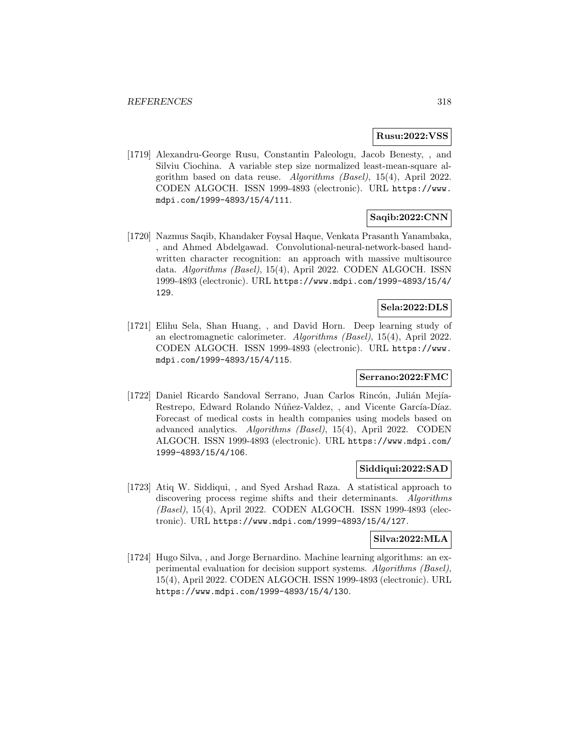**Rusu:2022:VSS**

[1719] Alexandru-George Rusu, Constantin Paleologu, Jacob Benesty, , and Silviu Ciochina. A variable step size normalized least-mean-square algorithm based on data reuse. *Algorithms (Basel)*, 15(4), April 2022. CODEN ALGOCH. ISSN 1999-4893 (electronic). URL https://www.mdpi.com/1999-4893/15/4/111.

**Saqib:2022:CNN**

[1720] Nazmus Saqib, Khandaker Foysal Haque, Venkata Prasanth Yanambaka, , and Ahmed Abdelgawad. Convolutional-neural-network-based handwritten character recognition: an approach with massive multisource data. *Algorithms (Basel)*, 15(4), April 2022. CODEN ALGOCH. ISSN 1999-4893 (electronic). URL https://www.mdpi.com/1999-4893/15/4/129.

**Sela:2022:DLS**

[1721] Elihu Sela, Shan Huang, , and David Horn. Deep learning study of an electromagnetic calorimeter. *Algorithms (Basel)*, 15(4), April 2022. CODEN ALGOCH. ISSN 1999-4893 (electronic). URL https://www.mdpi.com/1999-4893/15/4/115.

**Serrano:2022:FMC**

[1722] Daniel Ricardo Sandoval Serrano, Juan Carlos Rincón, Julián Mejía-Restrepo, Edward Rolando Núñez-Valdez, , and Vicente García-Díaz. Forecast of medical costs in health companies using models based on advanced analytics. *Algorithms (Basel)*, 15(4), April 2022. CODEN ALGOCH. ISSN 1999-4893 (electronic). URL https://www.mdpi.com/1999-4893/15/4/106.

**Siddiqui:2022:SAD**

[1723] Atiq W. Siddiqui, , and Syed Arshad Raza. A statistical approach to discovering process regime shifts and their determinants. *Algorithms (Basel)*, 15(4), April 2022. CODEN ALGOCH. ISSN 1999-4893 (electronic). URL https://www.mdpi.com/1999-4893/15/4/127.

**Silva:2022:MLA**

[1724] Hugo Silva, , and Jorge Bernardino. Machine learning algorithms: an experimental evaluation for decision support systems. *Algorithms (Basel)*, 15(4), April 2022. CODEN ALGOCH. ISSN 1999-4893 (electronic). URL https://www.mdpi.com/1999-4893/15/4/130.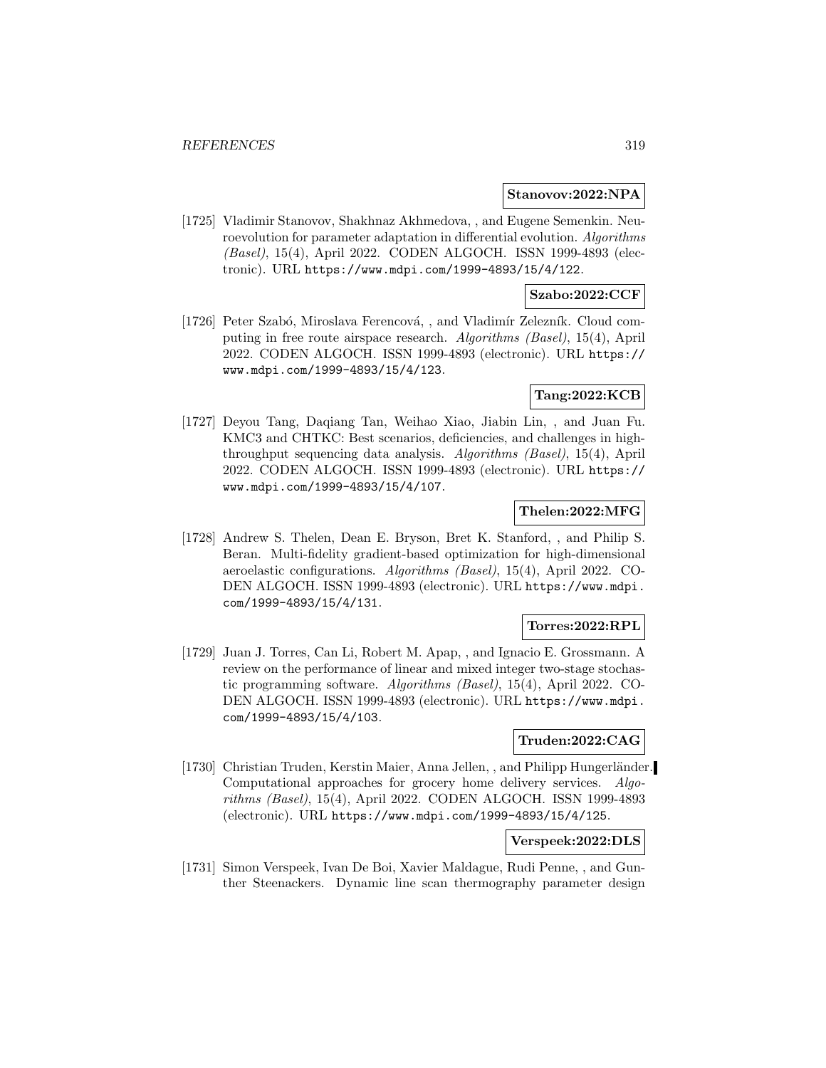**Stanovov:2022:NPA**

[1725] Vladimir Stanovov, Shakhnaz Akhmedova, , and Eugene Semenkin. Neuroevolution for parameter adaptation in differential evolution. *Algorithms (Basel)*, 15(4), April 2022. CODEN ALGOCH. ISSN 1999-4893 (electronic). URL `https://www.mdpi.com/1999-4893/15/4/122`.

**Szabo:2022:CCF**

[1726] Peter Szabó, Miroslava Ferencová, , and Vladimír Zelezník. Cloud computing in free route airspace research. *Algorithms (Basel)*, 15(4), April 2022. CODEN ALGOCH. ISSN 1999-4893 (electronic). URL `https://www.mdpi.com/1999-4893/15/4/123`.

**Tang:2022:KCB**

[1727] Deyou Tang, Daqiang Tan, Weihao Xiao, Jiabin Lin, , and Juan Fu. KMC3 and CHTKC: Best scenarios, deficiencies, and challenges in high-throughput sequencing data analysis. *Algorithms (Basel)*, 15(4), April 2022. CODEN ALGOCH. ISSN 1999-4893 (electronic). URL `https://www.mdpi.com/1999-4893/15/4/107`.

**Thelen:2022:MFG**

[1728] Andrew S. Thelen, Dean E. Bryson, Bret K. Stanford, , and Philip S. Beran. Multi-fidelity gradient-based optimization for high-dimensional aeroelastic configurations. *Algorithms (Basel)*, 15(4), April 2022. CODEN ALGOCH. ISSN 1999-4893 (electronic). URL `https://www.mdpi.com/1999-4893/15/4/131`.

**Torres:2022:RPL**

[1729] Juan J. Torres, Can Li, Robert M. Apap, , and Ignacio E. Grossmann. A review on the performance of linear and mixed integer two-stage stochastic programming software. *Algorithms (Basel)*, 15(4), April 2022. CODEN ALGOCH. ISSN 1999-4893 (electronic). URL `https://www.mdpi.com/1999-4893/15/4/103`.

**Truden:2022:CAG**

[1730] Christian Truden, Kerstin Maier, Anna Jellen, , and Philipp Hungerländer. Computational approaches for grocery home delivery services. *Algorithms (Basel)*, 15(4), April 2022. CODEN ALGOCH. ISSN 1999-4893 (electronic). URL `https://www.mdpi.com/1999-4893/15/4/125`.

**Verspeek:2022:DLS**

[1731] Simon Verspeek, Ivan De Boi, Xavier Maldague, Rudi Penne, , and Gunther Steenackers. Dynamic line scan thermography parameter design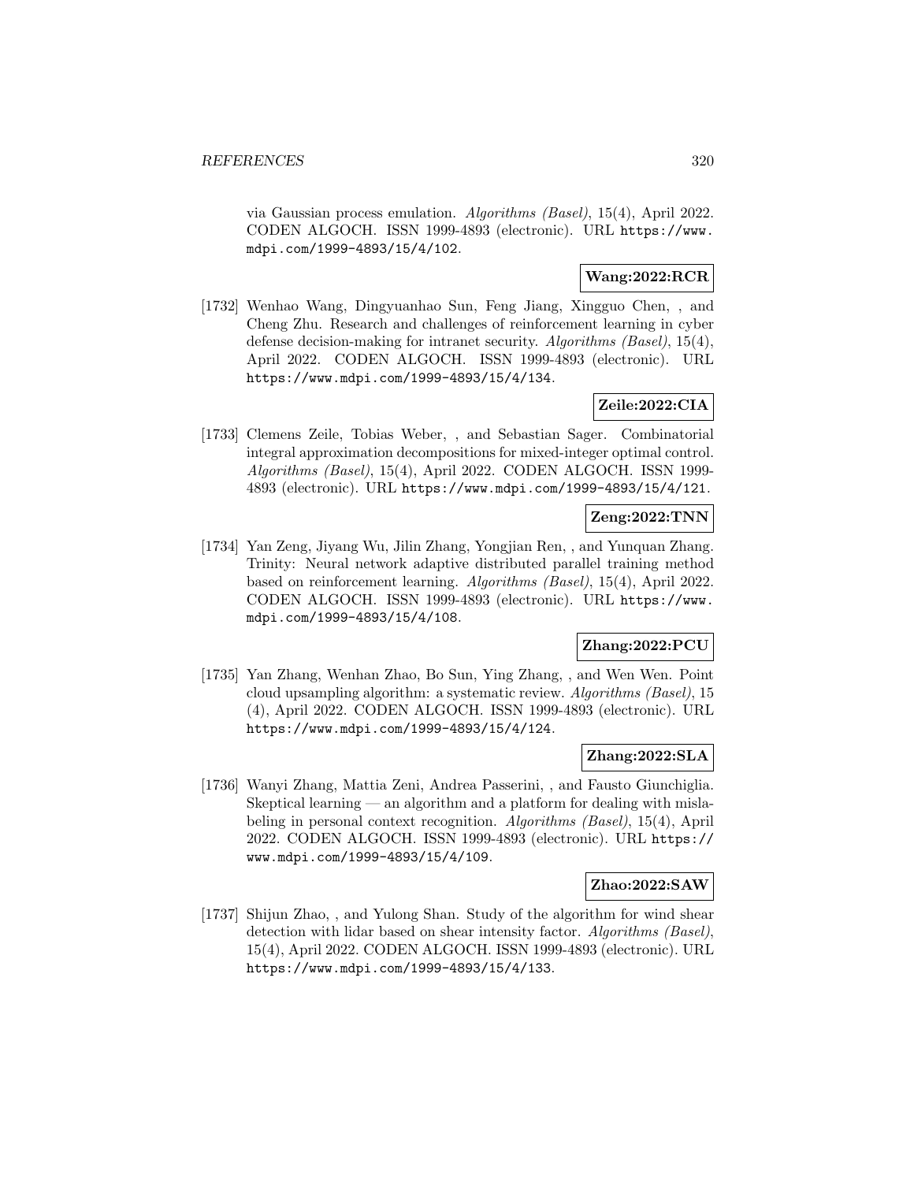via Gaussian process emulation. *Algorithms (Basel)*, 15(4), April 2022. CODEN ALGOCH. ISSN 1999-4893 (electronic). URL https://www.mdpi.com/1999-4893/15/4/102.

**Wang:2022:RCR**

[1732] Wenhao Wang, Dingyuanhao Sun, Feng Jiang, Xingguo Chen, , and Cheng Zhu. Research and challenges of reinforcement learning in cyber defense decision-making for intranet security. *Algorithms (Basel)*, 15(4), April 2022. CODEN ALGOCH. ISSN 1999-4893 (electronic). URL https://www.mdpi.com/1999-4893/15/4/134.

**Zeile:2022:CIA**

[1733] Clemens Zeile, Tobias Weber, , and Sebastian Sager. Combinatorial integral approximation decompositions for mixed-integer optimal control. *Algorithms (Basel)*, 15(4), April 2022. CODEN ALGOCH. ISSN 1999-4893 (electronic). URL https://www.mdpi.com/1999-4893/15/4/121.

**Zeng:2022:TNN**

[1734] Yan Zeng, Jiyang Wu, Jilin Zhang, Yongjian Ren, , and Yunquan Zhang. Trinity: Neural network adaptive distributed parallel training method based on reinforcement learning. *Algorithms (Basel)*, 15(4), April 2022. CODEN ALGOCH. ISSN 1999-4893 (electronic). URL https://www.mdpi.com/1999-4893/15/4/108.

**Zhang:2022:PCU**

[1735] Yan Zhang, Wenhan Zhao, Bo Sun, Ying Zhang, , and Wen Wen. Point cloud upsampling algorithm: a systematic review. *Algorithms (Basel)*, 15 (4), April 2022. CODEN ALGOCH. ISSN 1999-4893 (electronic). URL https://www.mdpi.com/1999-4893/15/4/124.

**Zhang:2022:SLA**

[1736] Wanyi Zhang, Mattia Zeni, Andrea Passerini, , and Fausto Giunchiglia. Skeptical learning — an algorithm and a platform for dealing with mislabeling in personal context recognition. *Algorithms (Basel)*, 15(4), April 2022. CODEN ALGOCH. ISSN 1999-4893 (electronic). URL https://www.mdpi.com/1999-4893/15/4/109.

**Zhao:2022:SAW**

[1737] Shijun Zhao, , and Yulong Shan. Study of the algorithm for wind shear detection with lidar based on shear intensity factor. *Algorithms (Basel)*, 15(4), April 2022. CODEN ALGOCH. ISSN 1999-4893 (electronic). URL https://www.mdpi.com/1999-4893/15/4/133.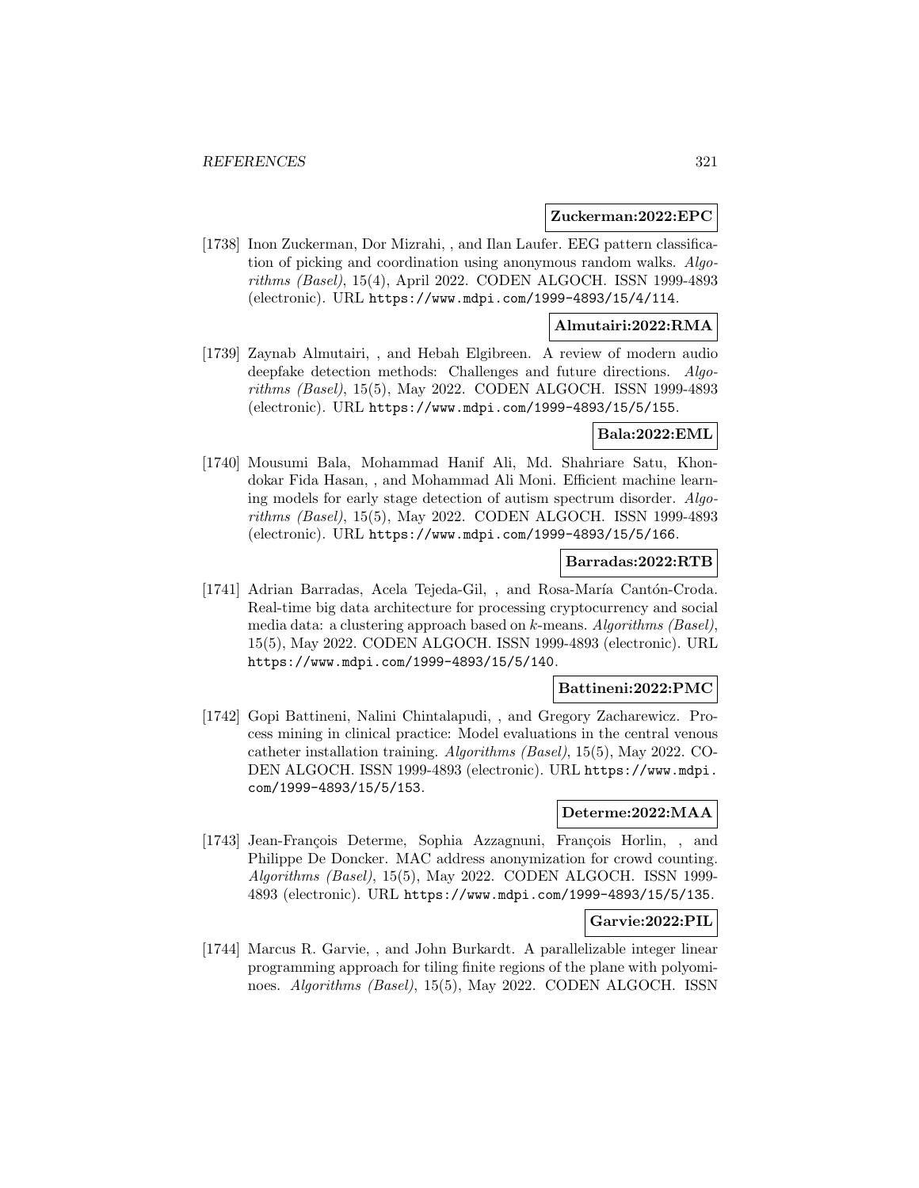**Zuckerman:2022:EPC**

[1738] Inon Zuckerman, Dor Mizrahi, , and Ilan Laufer. EEG pattern classification of picking and coordination using anonymous random walks. *Algorithms (Basel)*, 15(4), April 2022. CODEN ALGOCH. ISSN 1999-4893 (electronic). URL https://www.mdpi.com/1999-4893/15/4/114.

**Almutairi:2022:RMA**

[1739] Zaynab Almutairi, , and Hebah Elgibreen. A review of modern audio deepfake detection methods: Challenges and future directions. *Algorithms (Basel)*, 15(5), May 2022. CODEN ALGOCH. ISSN 1999-4893 (electronic). URL https://www.mdpi.com/1999-4893/15/5/155.

**Bala:2022:EML**

[1740] Mousumi Bala, Mohammad Hanif Ali, Md. Shahriare Satu, Khondokar Fida Hasan, , and Mohammad Ali Moni. Efficient machine learning models for early stage detection of autism spectrum disorder. *Algorithms (Basel)*, 15(5), May 2022. CODEN ALGOCH. ISSN 1999-4893 (electronic). URL https://www.mdpi.com/1999-4893/15/5/166.

**Barradas:2022:RTB**

[1741] Adrian Barradas, Acela Tejeda-Gil, , and Rosa-María Cantón-Croda. Real-time big data architecture for processing cryptocurrency and social media data: a clustering approach based on $k$-means. *Algorithms (Basel)*, 15(5), May 2022. CODEN ALGOCH. ISSN 1999-4893 (electronic). URL https://www.mdpi.com/1999-4893/15/5/140.

**Battineni:2022:PMC**

[1742] Gopi Battineni, Nalini Chintalapudi, , and Gregory Zacharewicz. Process mining in clinical practice: Model evaluations in the central venous catheter installation training. *Algorithms (Basel)*, 15(5), May 2022. CODEN ALGOCH. ISSN 1999-4893 (electronic). URL https://www.mdpi.com/1999-4893/15/5/153.

**Determe:2022:MAA**

[1743] Jean-François Determe, Sophia Azzagnuni, François Horlin, , and Philippe De Doncker. MAC address anonymization for crowd counting. *Algorithms (Basel)*, 15(5), May 2022. CODEN ALGOCH. ISSN 1999-4893 (electronic). URL https://www.mdpi.com/1999-4893/15/5/135.

**Garvie:2022:PIL**

[1744] Marcus R. Garvie, , and John Burkardt. A parallelizable integer linear programming approach for tiling finite regions of the plane with polyominoes. *Algorithms (Basel)*, 15(5), May 2022. CODEN ALGOCH. ISSN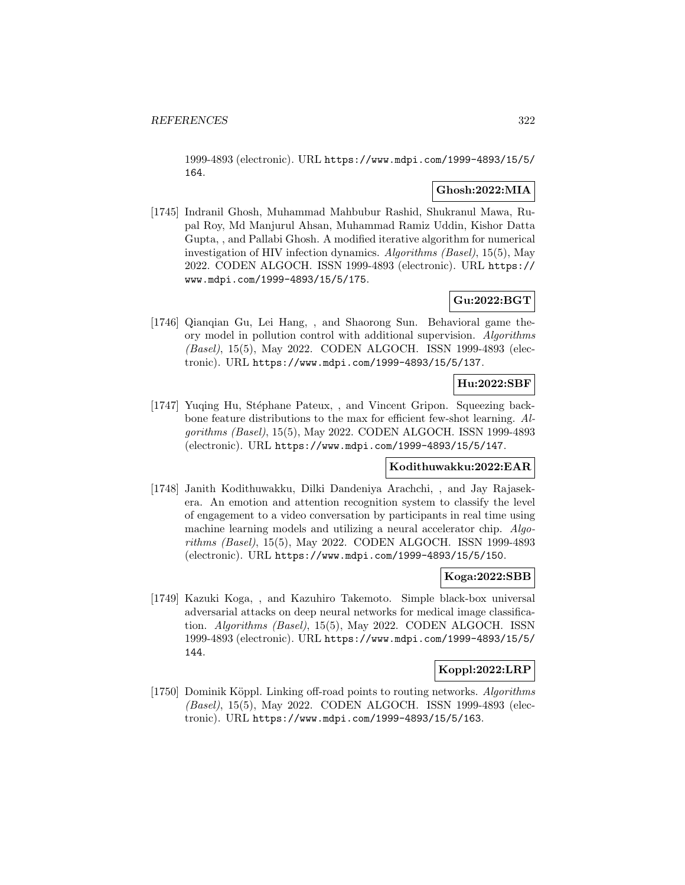1999-4893 (electronic). URL https://www.mdpi.com/1999-4893/15/5/164.

**Ghosh:2022:MIA**

[1745] Indranil Ghosh, Muhammad Mahbubur Rashid, Shukranul Mawa, Rupal Roy, Md Manjurul Ahsan, Muhammad Ramiz Uddin, Kishor Datta Gupta, , and Pallabi Ghosh. A modified iterative algorithm for numerical investigation of HIV infection dynamics. *Algorithms (Basel)*, 15(5), May 2022. CODEN ALGOCH. ISSN 1999-4893 (electronic). URL https://www.mdpi.com/1999-4893/15/5/175.

**Gu:2022:BGT**

[1746] Qianqian Gu, Lei Hang, , and Shaorong Sun. Behavioral game theory model in pollution control with additional supervision. *Algorithms (Basel)*, 15(5), May 2022. CODEN ALGOCH. ISSN 1999-4893 (electronic). URL https://www.mdpi.com/1999-4893/15/5/137.

**Hu:2022:SBF**

[1747] Yuqing Hu, Stéphane Pateux, , and Vincent Gripon. Squeezing backbone feature distributions to the max for efficient few-shot learning. *Algorithms (Basel)*, 15(5), May 2022. CODEN ALGOCH. ISSN 1999-4893 (electronic). URL https://www.mdpi.com/1999-4893/15/5/147.

**Kodithuwakku:2022:EAR**

[1748] Janith Kodithuwakku, Dilki Dandeniya Arachchi, , and Jay Rajasekera. An emotion and attention recognition system to classify the level of engagement to a video conversation by participants in real time using machine learning models and utilizing a neural accelerator chip. *Algorithms (Basel)*, 15(5), May 2022. CODEN ALGOCH. ISSN 1999-4893 (electronic). URL https://www.mdpi.com/1999-4893/15/5/150.

**Koga:2022:SBB**

[1749] Kazuki Koga, , and Kazuhiro Takemoto. Simple black-box universal adversarial attacks on deep neural networks for medical image classification. *Algorithms (Basel)*, 15(5), May 2022. CODEN ALGOCH. ISSN 1999-4893 (electronic). URL https://www.mdpi.com/1999-4893/15/5/144.

**Koppl:2022:LRP**

[1750] Dominik Köppl. Linking off-road points to routing networks. *Algorithms (Basel)*, 15(5), May 2022. CODEN ALGOCH. ISSN 1999-4893 (electronic). URL https://www.mdpi.com/1999-4893/15/5/163.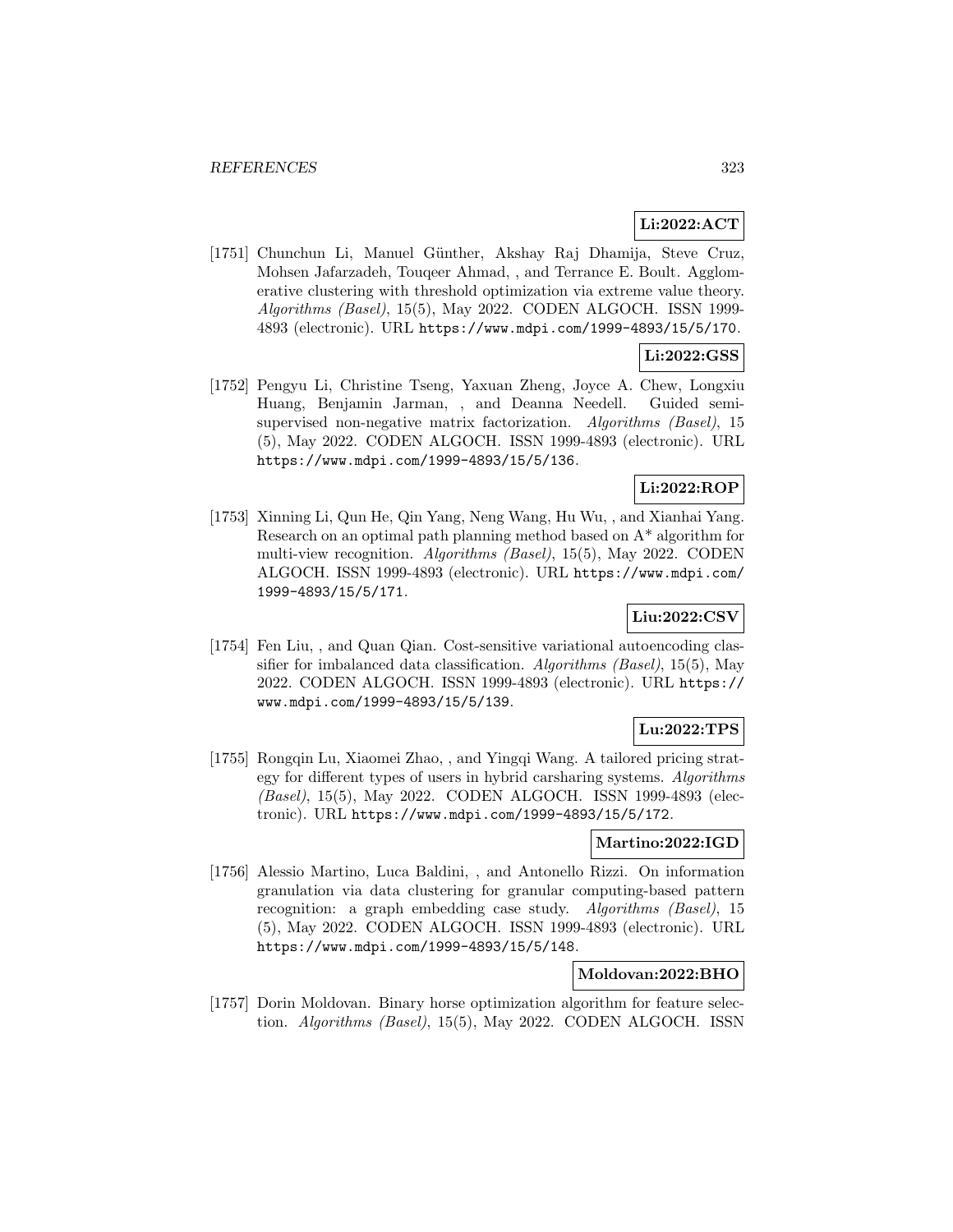**Li:2022:ACT**

[1751] Chunchun Li, Manuel Günther, Akshay Raj Dhamija, Steve Cruz, Mohsen Jafarzadeh, Touqeer Ahmad, , and Terrance E. Boult. Agglomerative clustering with threshold optimization via extreme value theory. *Algorithms (Basel)*, 15(5), May 2022. CODEN ALGOCH. ISSN 1999-4893 (electronic). URL `https://www.mdpi.com/1999-4893/15/5/170`.

**Li:2022:GSS**

[1752] Pengyu Li, Christine Tseng, Yaxuan Zheng, Joyce A. Chew, Longxiu Huang, Benjamin Jarman, , and Deanna Needell. Guided semi-supervised non-negative matrix factorization. *Algorithms (Basel)*, 15 (5), May 2022. CODEN ALGOCH. ISSN 1999-4893 (electronic). URL `https://www.mdpi.com/1999-4893/15/5/136`.

**Li:2022:ROP**

[1753] Xinning Li, Qun He, Qin Yang, Neng Wang, Hu Wu, , and Xianhai Yang. Research on an optimal path planning method based on A* algorithm for multi-view recognition. *Algorithms (Basel)*, 15(5), May 2022. CODEN ALGOCH. ISSN 1999-4893 (electronic). URL `https://www.mdpi.com/1999-4893/15/5/171`.

**Liu:2022:CSV**

[1754] Fen Liu, , and Quan Qian. Cost-sensitive variational autoencoding classifier for imbalanced data classification. *Algorithms (Basel)*, 15(5), May 2022. CODEN ALGOCH. ISSN 1999-4893 (electronic). URL `https://www.mdpi.com/1999-4893/15/5/139`.

**Lu:2022:TPS**

[1755] Rongqin Lu, Xiaomei Zhao, , and Yingqi Wang. A tailored pricing strategy for different types of users in hybrid carsharing systems. *Algorithms (Basel)*, 15(5), May 2022. CODEN ALGOCH. ISSN 1999-4893 (electronic). URL `https://www.mdpi.com/1999-4893/15/5/172`.

**Martino:2022:IGD**

[1756] Alessio Martino, Luca Baldini, , and Antonello Rizzi. On information granulation via data clustering for granular computing-based pattern recognition: a graph embedding case study. *Algorithms (Basel)*, 15 (5), May 2022. CODEN ALGOCH. ISSN 1999-4893 (electronic). URL `https://www.mdpi.com/1999-4893/15/5/148`.

**Moldovan:2022:BHO**

[1757] Dorin Moldovan. Binary horse optimization algorithm for feature selection. *Algorithms (Basel)*, 15(5), May 2022. CODEN ALGOCH. ISSN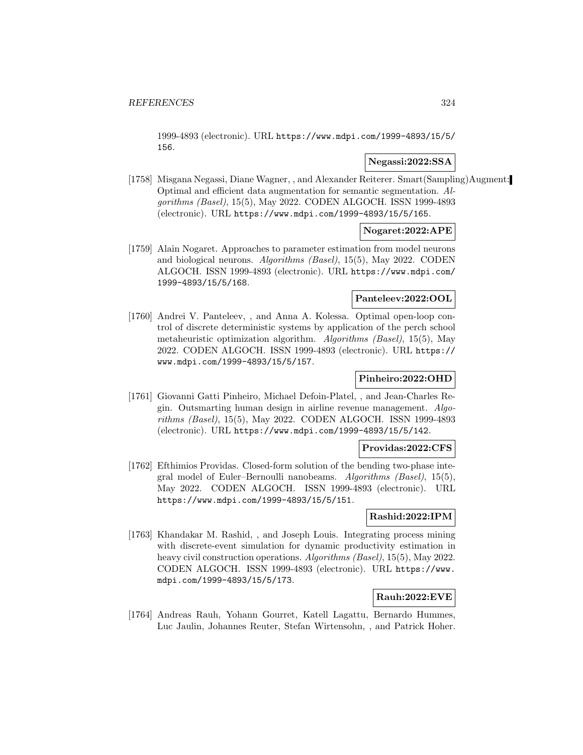1999-4893 (electronic). URL https://www.mdpi.com/1999-4893/15/5/156.

**Negassi:2022:SSA**

[1758] Misgana Negassi, Diane Wagner, , and Alexander Reiterer. Smart(Sampling)Augment: Optimal and efficient data augmentation for semantic segmentation. *Algorithms (Basel)*, 15(5), May 2022. CODEN ALGOCH. ISSN 1999-4893 (electronic). URL https://www.mdpi.com/1999-4893/15/5/165.

**Nogaret:2022:APE**

[1759] Alain Nogaret. Approaches to parameter estimation from model neurons and biological neurons. *Algorithms (Basel)*, 15(5), May 2022. CODEN ALGOCH. ISSN 1999-4893 (electronic). URL https://www.mdpi.com/1999-4893/15/5/168.

**Panteleev:2022:OOL**

[1760] Andrei V. Panteleev, , and Anna A. Kolessa. Optimal open-loop control of discrete deterministic systems by application of the perch school metaheuristic optimization algorithm. *Algorithms (Basel)*, 15(5), May 2022. CODEN ALGOCH. ISSN 1999-4893 (electronic). URL https://www.mdpi.com/1999-4893/15/5/157.

**Pinheiro:2022:OHD**

[1761] Giovanni Gatti Pinheiro, Michael Defoin-Platel, , and Jean-Charles Regin. Outsmarting human design in airline revenue management. *Algorithms (Basel)*, 15(5), May 2022. CODEN ALGOCH. ISSN 1999-4893 (electronic). URL https://www.mdpi.com/1999-4893/15/5/142.

**Providas:2022:CFS**

[1762] Efthimios Providas. Closed-form solution of the bending two-phase integral model of Euler–Bernoulli nanobeams. *Algorithms (Basel)*, 15(5), May 2022. CODEN ALGOCH. ISSN 1999-4893 (electronic). URL https://www.mdpi.com/1999-4893/15/5/151.

**Rashid:2022:IPM**

[1763] Khandakar M. Rashid, , and Joseph Louis. Integrating process mining with discrete-event simulation for dynamic productivity estimation in heavy civil construction operations. *Algorithms (Basel)*, 15(5), May 2022. CODEN ALGOCH. ISSN 1999-4893 (electronic). URL https://www.mdpi.com/1999-4893/15/5/173.

**Rauh:2022:EVE**

[1764] Andreas Rauh, Yohann Gourret, Katell Lagattu, Bernardo Hummes, Luc Jaulin, Johannes Reuter, Stefan Wirtensohn, , and Patrick Hoher.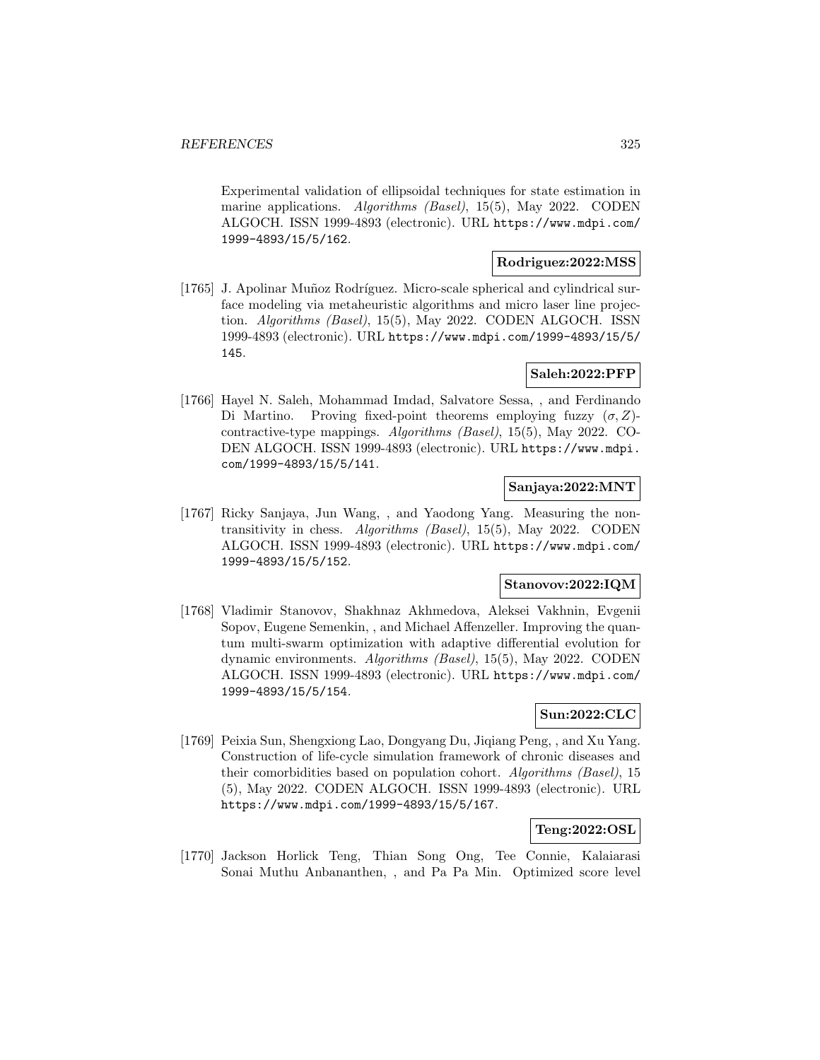Experimental validation of ellipsoidal techniques for state estimation in marine applications. *Algorithms (Basel)*, 15(5), May 2022. CODEN ALGOCH. ISSN 1999-4893 (electronic). URL https://www.mdpi.com/1999-4893/15/5/162.

**Rodriguez:2022:MSS**

[1765] J. Apolinar Muñoz Rodríguez. Micro-scale spherical and cylindrical surface modeling via metaheuristic algorithms and micro laser line projection. *Algorithms (Basel)*, 15(5), May 2022. CODEN ALGOCH. ISSN 1999-4893 (electronic). URL https://www.mdpi.com/1999-4893/15/5/145.

**Saleh:2022:PFP**

[1766] Hayel N. Saleh, Mohammad Imdad, Salvatore Sessa, , and Ferdinando Di Martino. Proving fixed-point theorems employing fuzzy $(\sigma, Z)$-contractive-type mappings. *Algorithms (Basel)*, 15(5), May 2022. CODEN ALGOCH. ISSN 1999-4893 (electronic). URL https://www.mdpi.com/1999-4893/15/5/141.

**Sanjaya:2022:MNT**

[1767] Ricky Sanjaya, Jun Wang, , and Yaodong Yang. Measuring the non-transitivity in chess. *Algorithms (Basel)*, 15(5), May 2022. CODEN ALGOCH. ISSN 1999-4893 (electronic). URL https://www.mdpi.com/1999-4893/15/5/152.

**Stanovov:2022:IQM**

[1768] Vladimir Stanovov, Shakhnaz Akhmedova, Aleksei Vakhnin, Evgenii Sopov, Eugene Semenkin, , and Michael Affenzeller. Improving the quantum multi-swarm optimization with adaptive differential evolution for dynamic environments. *Algorithms (Basel)*, 15(5), May 2022. CODEN ALGOCH. ISSN 1999-4893 (electronic). URL https://www.mdpi.com/1999-4893/15/5/154.

**Sun:2022:CLC**

[1769] Peixia Sun, Shengxiong Lao, Dongyang Du, Jiqiang Peng, , and Xu Yang. Construction of life-cycle simulation framework of chronic diseases and their comorbidities based on population cohort. *Algorithms (Basel)*, 15 (5), May 2022. CODEN ALGOCH. ISSN 1999-4893 (electronic). URL https://www.mdpi.com/1999-4893/15/5/167.

**Teng:2022:OSL**

[1770] Jackson Horlick Teng, Thian Song Ong, Tee Connie, Kalaiarasi Sonai Muthu Anbananthen, , and Pa Pa Min. Optimized score level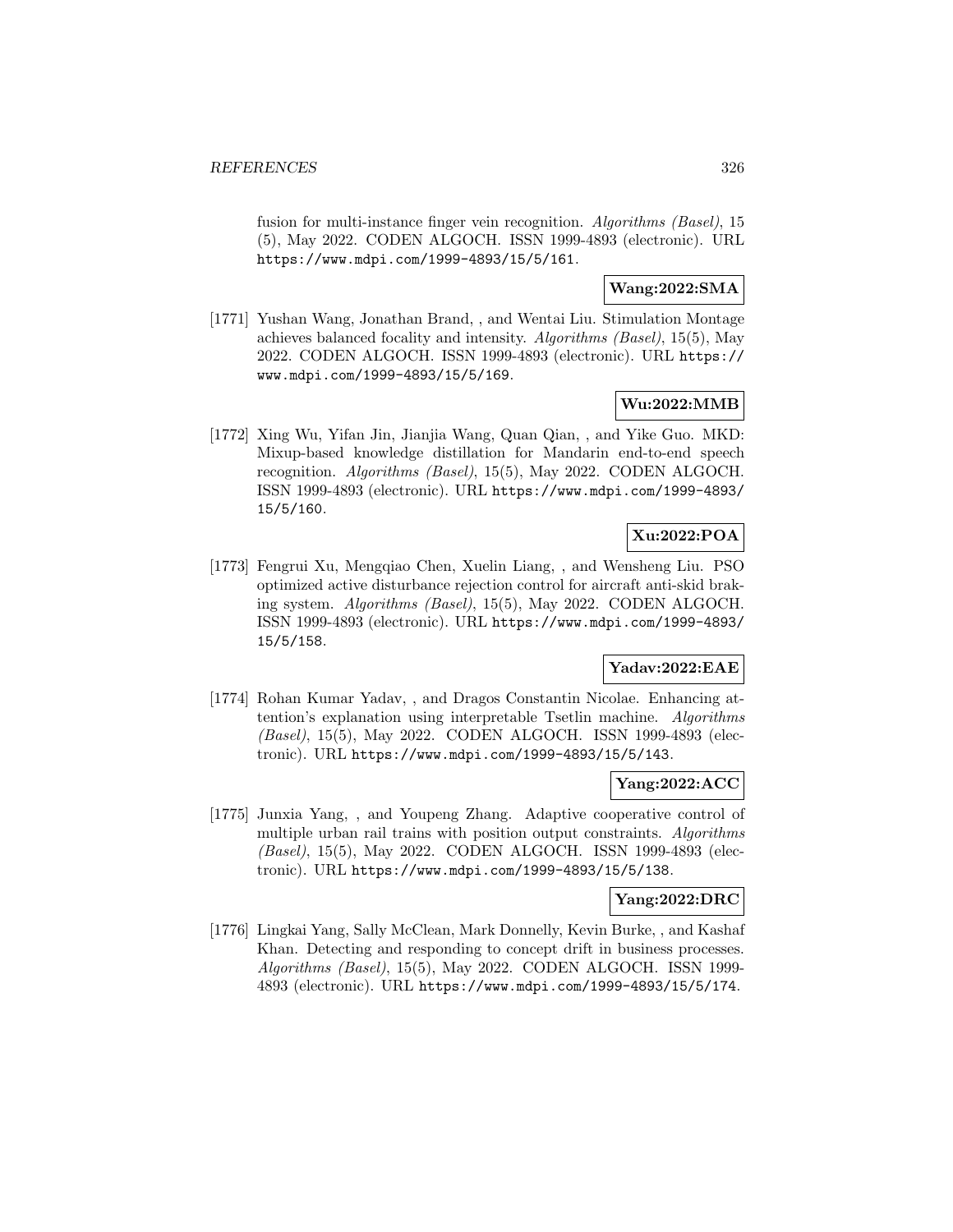fusion for multi-instance finger vein recognition. *Algorithms (Basel)*, 15 (5), May 2022. CODEN ALGOCH. ISSN 1999-4893 (electronic). URL https://www.mdpi.com/1999-4893/15/5/161.

**Wang:2022:SMA**

[1771] Yushan Wang, Jonathan Brand, , and Wentai Liu. Stimulation Montage achieves balanced focality and intensity. *Algorithms (Basel)*, 15(5), May 2022. CODEN ALGOCH. ISSN 1999-4893 (electronic). URL https://www.mdpi.com/1999-4893/15/5/169.

**Wu:2022:MMB**

[1772] Xing Wu, Yifan Jin, Jianjia Wang, Quan Qian, , and Yike Guo. MKD: Mixup-based knowledge distillation for Mandarin end-to-end speech recognition. *Algorithms (Basel)*, 15(5), May 2022. CODEN ALGOCH. ISSN 1999-4893 (electronic). URL https://www.mdpi.com/1999-4893/15/5/160.

**Xu:2022:POA**

[1773] Fengrui Xu, Mengqiao Chen, Xuelin Liang, , and Wensheng Liu. PSO optimized active disturbance rejection control for aircraft anti-skid braking system. *Algorithms (Basel)*, 15(5), May 2022. CODEN ALGOCH. ISSN 1999-4893 (electronic). URL https://www.mdpi.com/1999-4893/15/5/158.

**Yadav:2022:EAE**

[1774] Rohan Kumar Yadav, , and Dragos Constantin Nicolae. Enhancing attention's explanation using interpretable Tsetlin machine. *Algorithms (Basel)*, 15(5), May 2022. CODEN ALGOCH. ISSN 1999-4893 (electronic). URL https://www.mdpi.com/1999-4893/15/5/143.

**Yang:2022:ACC**

[1775] Junxia Yang, , and Youpeng Zhang. Adaptive cooperative control of multiple urban rail trains with position output constraints. *Algorithms (Basel)*, 15(5), May 2022. CODEN ALGOCH. ISSN 1999-4893 (electronic). URL https://www.mdpi.com/1999-4893/15/5/138.

**Yang:2022:DRC**

[1776] Lingkai Yang, Sally McClean, Mark Donnelly, Kevin Burke, , and Kashaf Khan. Detecting and responding to concept drift in business processes. *Algorithms (Basel)*, 15(5), May 2022. CODEN ALGOCH. ISSN 1999-4893 (electronic). URL https://www.mdpi.com/1999-4893/15/5/174.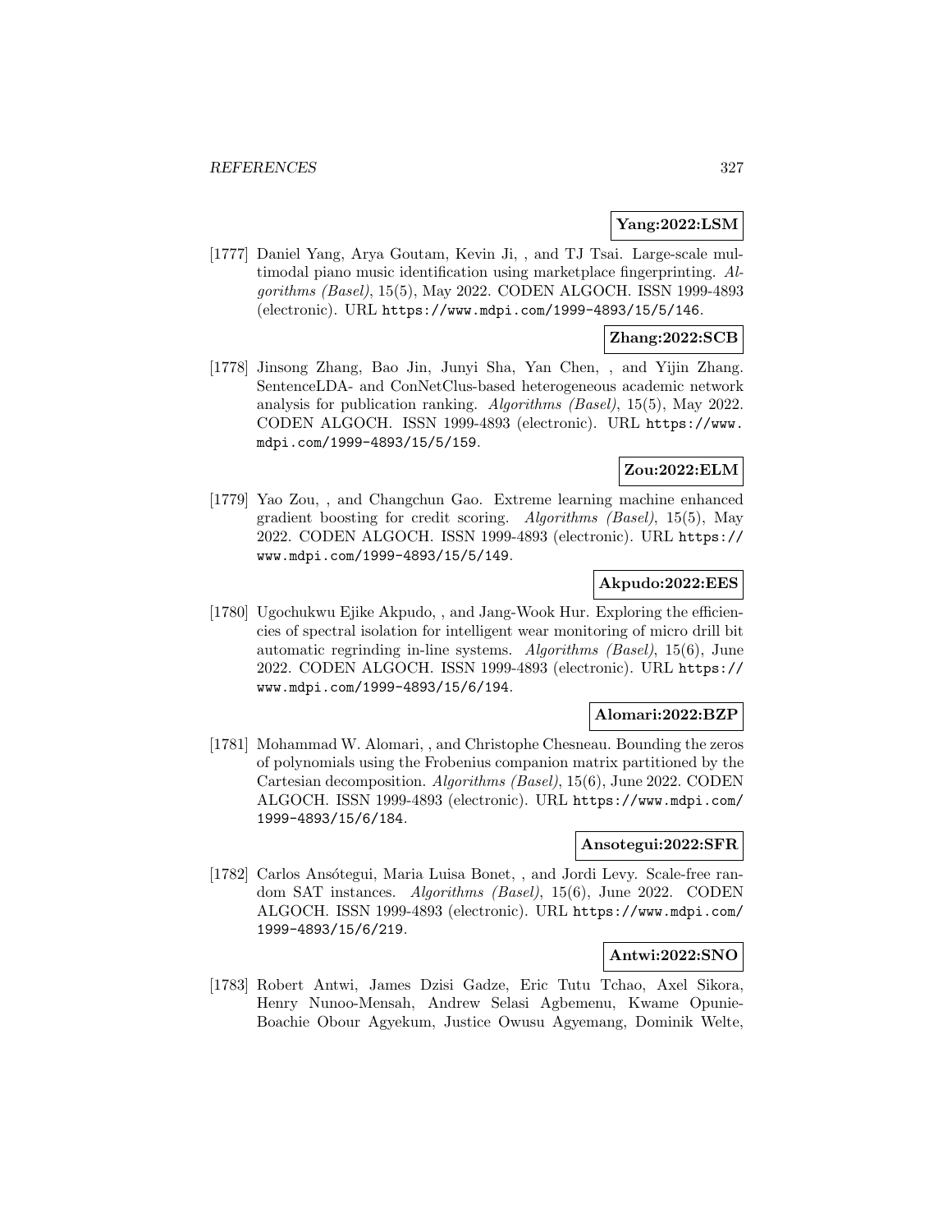**Yang:2022:LSM**

[1777] Daniel Yang, Arya Goutam, Kevin Ji, , and TJ Tsai. Large-scale multimodal piano music identification using marketplace fingerprinting. *Algorithms (Basel)*, 15(5), May 2022. CODEN ALGOCH. ISSN 1999-4893 (electronic). URL https://www.mdpi.com/1999-4893/15/5/146.

**Zhang:2022:SCB**

[1778] Jinsong Zhang, Bao Jin, Junyi Sha, Yan Chen, , and Yijin Zhang. SentenceLDA- and ConNetClus-based heterogeneous academic network analysis for publication ranking. *Algorithms (Basel)*, 15(5), May 2022. CODEN ALGOCH. ISSN 1999-4893 (electronic). URL https://www.mdpi.com/1999-4893/15/5/159.

**Zou:2022:ELM**

[1779] Yao Zou, , and Changchun Gao. Extreme learning machine enhanced gradient boosting for credit scoring. *Algorithms (Basel)*, 15(5), May 2022. CODEN ALGOCH. ISSN 1999-4893 (electronic). URL https://www.mdpi.com/1999-4893/15/5/149.

**Akpudo:2022:EES**

[1780] Ugochukwu Ejike Akpudo, , and Jang-Wook Hur. Exploring the efficiencies of spectral isolation for intelligent wear monitoring of micro drill bit automatic regrinding in-line systems. *Algorithms (Basel)*, 15(6), June 2022. CODEN ALGOCH. ISSN 1999-4893 (electronic). URL https://www.mdpi.com/1999-4893/15/6/194.

**Alomari:2022:BZP**

[1781] Mohammad W. Alomari, , and Christophe Chesneau. Bounding the zeros of polynomials using the Frobenius companion matrix partitioned by the Cartesian decomposition. *Algorithms (Basel)*, 15(6), June 2022. CODEN ALGOCH. ISSN 1999-4893 (electronic). URL https://www.mdpi.com/1999-4893/15/6/184.

**Ansotegui:2022:SFR**

[1782] Carlos Ansótegui, Maria Luisa Bonet, , and Jordi Levy. Scale-free random SAT instances. *Algorithms (Basel)*, 15(6), June 2022. CODEN ALGOCH. ISSN 1999-4893 (electronic). URL https://www.mdpi.com/1999-4893/15/6/219.

**Antwi:2022:SNO**

[1783] Robert Antwi, James Dzisi Gadze, Eric Tutu Tchao, Axel Sikora, Henry Nunoo-Mensah, Andrew Selasi Agbemenu, Kwame Opunie-Boachie Obour Agyekum, Justice Owusu Agyemang, Dominik Welte,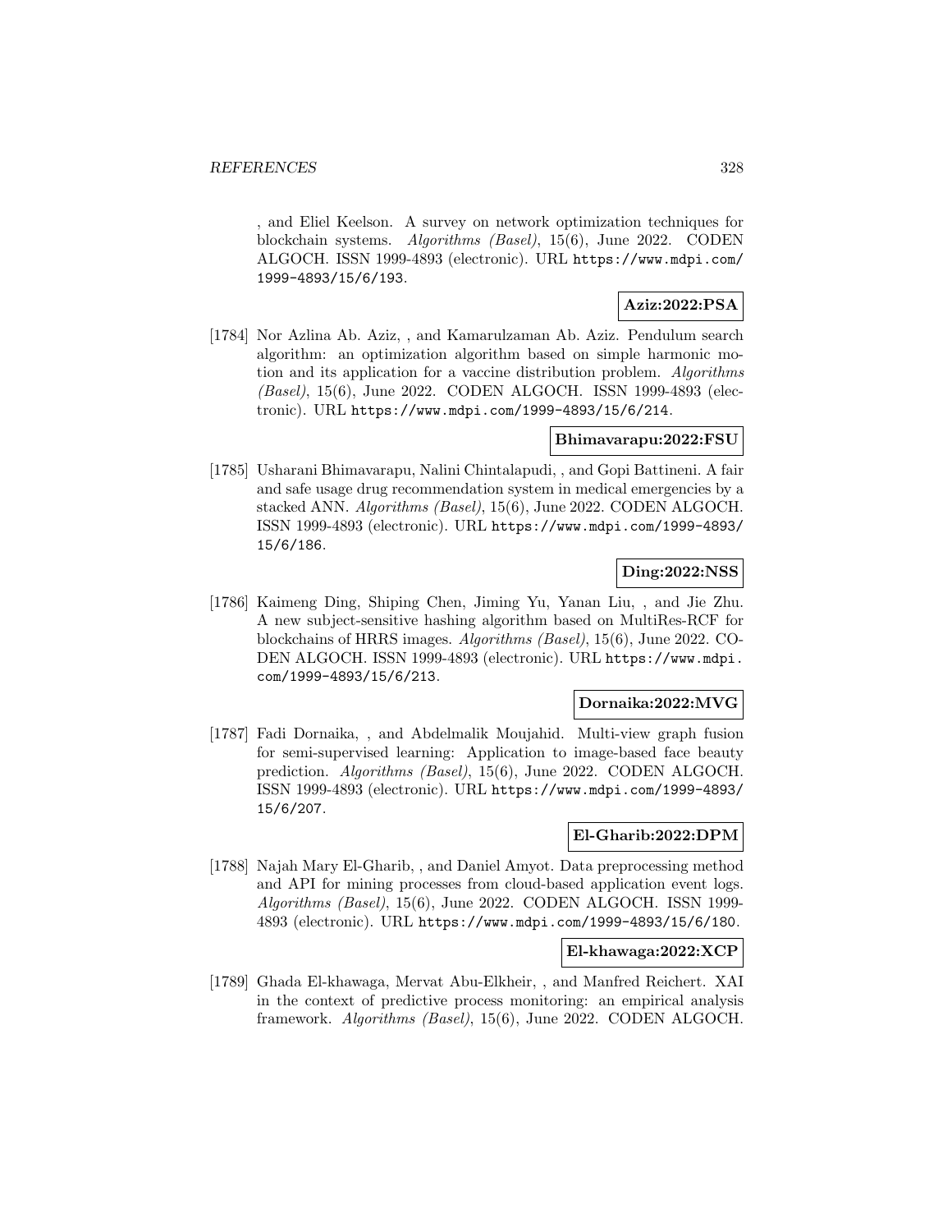, and Eliel Keelson. A survey on network optimization techniques for blockchain systems. *Algorithms (Basel)*, 15(6), June 2022. CODEN ALGOCH. ISSN 1999-4893 (electronic). URL https://www.mdpi.com/1999-4893/15/6/193.

**Aziz:2022:PSA**

[1784] Nor Azlina Ab. Aziz, , and Kamarulzaman Ab. Aziz. Pendulum search algorithm: an optimization algorithm based on simple harmonic motion and its application for a vaccine distribution problem. *Algorithms (Basel)*, 15(6), June 2022. CODEN ALGOCH. ISSN 1999-4893 (electronic). URL https://www.mdpi.com/1999-4893/15/6/214.

**Bhimavarapu:2022:FSU**

[1785] Usharani Bhimavarapu, Nalini Chintalapudi, , and Gopi Battineni. A fair and safe usage drug recommendation system in medical emergencies by a stacked ANN. *Algorithms (Basel)*, 15(6), June 2022. CODEN ALGOCH. ISSN 1999-4893 (electronic). URL https://www.mdpi.com/1999-4893/15/6/186.

**Ding:2022:NSS**

[1786] Kaimeng Ding, Shiping Chen, Jiming Yu, Yanan Liu, , and Jie Zhu. A new subject-sensitive hashing algorithm based on MultiRes-RCF for blockchains of HRRS images. *Algorithms (Basel)*, 15(6), June 2022. CODEN ALGOCH. ISSN 1999-4893 (electronic). URL https://www.mdpi.com/1999-4893/15/6/213.

**Dornaika:2022:MVG**

[1787] Fadi Dornaika, , and Abdelmalik Moujahid. Multi-view graph fusion for semi-supervised learning: Application to image-based face beauty prediction. *Algorithms (Basel)*, 15(6), June 2022. CODEN ALGOCH. ISSN 1999-4893 (electronic). URL https://www.mdpi.com/1999-4893/15/6/207.

**El-Gharib:2022:DPM**

[1788] Najah Mary El-Gharib, , and Daniel Amyot. Data preprocessing method and API for mining processes from cloud-based application event logs. *Algorithms (Basel)*, 15(6), June 2022. CODEN ALGOCH. ISSN 1999-4893 (electronic). URL https://www.mdpi.com/1999-4893/15/6/180.

**El-khawaga:2022:XCP**

[1789] Ghada El-khawaga, Mervat Abu-Elkheir, , and Manfred Reichert. XAI in the context of predictive process monitoring: an empirical analysis framework. *Algorithms (Basel)*, 15(6), June 2022. CODEN ALGOCH.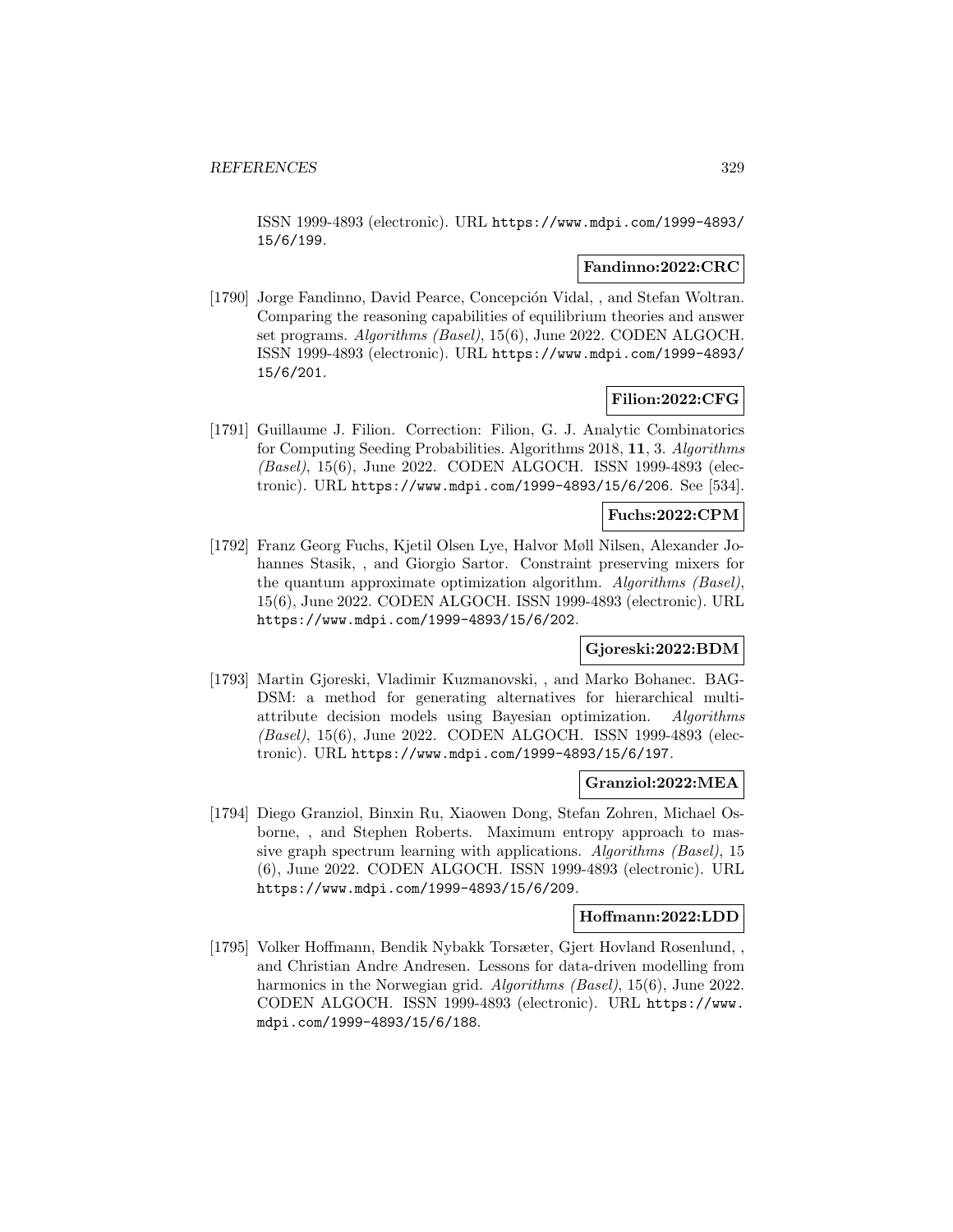ISSN 1999-4893 (electronic). URL https://www.mdpi.com/1999-4893/15/6/199.

**Fandinno:2022:CRC**

[1790] Jorge Fandinno, David Pearce, Concepción Vidal, , and Stefan Woltran. Comparing the reasoning capabilities of equilibrium theories and answer set programs. *Algorithms (Basel)*, 15(6), June 2022. CODEN ALGOCH. ISSN 1999-4893 (electronic). URL https://www.mdpi.com/1999-4893/15/6/201.

**Filion:2022:CFG**

[1791] Guillaume J. Filion. Correction: Filion, G. J. Analytic Combinatorics for Computing Seeding Probabilities. Algorithms 2018, **11**, 3. *Algorithms (Basel)*, 15(6), June 2022. CODEN ALGOCH. ISSN 1999-4893 (electronic). URL https://www.mdpi.com/1999-4893/15/6/206. See [534].

**Fuchs:2022:CPM**

[1792] Franz Georg Fuchs, Kjetil Olsen Lye, Halvor Møll Nilsen, Alexander Johannes Stasik, , and Giorgio Sartor. Constraint preserving mixers for the quantum approximate optimization algorithm. *Algorithms (Basel)*, 15(6), June 2022. CODEN ALGOCH. ISSN 1999-4893 (electronic). URL https://www.mdpi.com/1999-4893/15/6/202.

**Gjoreski:2022:BDM**

[1793] Martin Gjoreski, Vladimir Kuzmanovski, , and Marko Bohanec. BAG-DSM: a method for generating alternatives for hierarchical multi-attribute decision models using Bayesian optimization. *Algorithms (Basel)*, 15(6), June 2022. CODEN ALGOCH. ISSN 1999-4893 (electronic). URL https://www.mdpi.com/1999-4893/15/6/197.

**Granziol:2022:MEA**

[1794] Diego Granziol, Binxin Ru, Xiaowen Dong, Stefan Zohren, Michael Osborne, , and Stephen Roberts. Maximum entropy approach to massive graph spectrum learning with applications. *Algorithms (Basel)*, 15 (6), June 2022. CODEN ALGOCH. ISSN 1999-4893 (electronic). URL https://www.mdpi.com/1999-4893/15/6/209.

**Hoffmann:2022:LDD**

[1795] Volker Hoffmann, Bendik Nybakk Torsæter, Gjert Hovland Rosenlund, , and Christian Andre Andresen. Lessons for data-driven modelling from harmonics in the Norwegian grid. *Algorithms (Basel)*, 15(6), June 2022. CODEN ALGOCH. ISSN 1999-4893 (electronic). URL https://www.mdpi.com/1999-4893/15/6/188.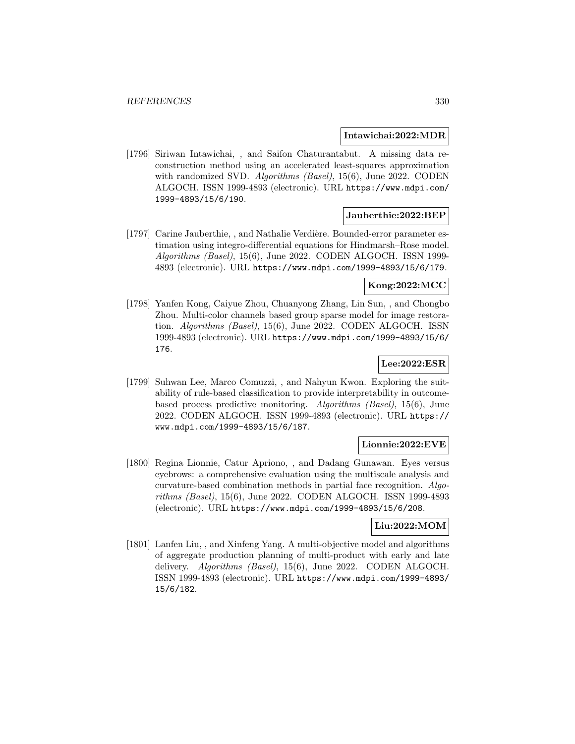**Intawichai:2022:MDR**

[1796] Siriwan Intawichai, , and Saifon Chaturantabut. A missing data reconstruction method using an accelerated least-squares approximation with randomized SVD. *Algorithms (Basel)*, 15(6), June 2022. CODEN ALGOCH. ISSN 1999-4893 (electronic). URL https://www.mdpi.com/1999-4893/15/6/190.

**Jauberthie:2022:BEP**

[1797] Carine Jauberthie, , and Nathalie Verdière. Bounded-error parameter estimation using integro-differential equations for Hindmarsh–Rose model. *Algorithms (Basel)*, 15(6), June 2022. CODEN ALGOCH. ISSN 1999-4893 (electronic). URL https://www.mdpi.com/1999-4893/15/6/179.

**Kong:2022:MCC**

[1798] Yanfen Kong, Caiyue Zhou, Chuanyong Zhang, Lin Sun, , and Chongbo Zhou. Multi-color channels based group sparse model for image restoration. *Algorithms (Basel)*, 15(6), June 2022. CODEN ALGOCH. ISSN 1999-4893 (electronic). URL https://www.mdpi.com/1999-4893/15/6/176.

**Lee:2022:ESR**

[1799] Suhwan Lee, Marco Comuzzi, , and Nahyun Kwon. Exploring the suitability of rule-based classification to provide interpretability in outcome-based process predictive monitoring. *Algorithms (Basel)*, 15(6), June 2022. CODEN ALGOCH. ISSN 1999-4893 (electronic). URL https://www.mdpi.com/1999-4893/15/6/187.

**Lionnie:2022:EVE**

[1800] Regina Lionnie, Catur Apriono, , and Dadang Gunawan. Eyes versus eyebrows: a comprehensive evaluation using the multiscale analysis and curvature-based combination methods in partial face recognition. *Algorithms (Basel)*, 15(6), June 2022. CODEN ALGOCH. ISSN 1999-4893 (electronic). URL https://www.mdpi.com/1999-4893/15/6/208.

**Liu:2022:MOM**

[1801] Lanfen Liu, , and Xinfeng Yang. A multi-objective model and algorithms of aggregate production planning of multi-product with early and late delivery. *Algorithms (Basel)*, 15(6), June 2022. CODEN ALGOCH. ISSN 1999-4893 (electronic). URL https://www.mdpi.com/1999-4893/15/6/182.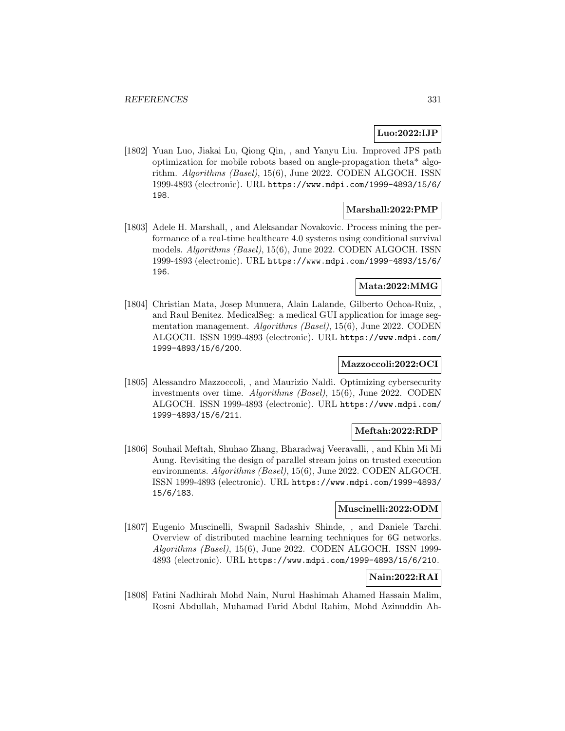**Luo:2022:IJP**

[1802] Yuan Luo, Jiakai Lu, Qiong Qin, , and Yanyu Liu. Improved JPS path optimization for mobile robots based on angle-propagation theta* algorithm. *Algorithms (Basel)*, 15(6), June 2022. CODEN ALGOCH. ISSN 1999-4893 (electronic). URL https://www.mdpi.com/1999-4893/15/6/198.

**Marshall:2022:PMP**

[1803] Adele H. Marshall, , and Aleksandar Novakovic. Process mining the performance of a real-time healthcare 4.0 systems using conditional survival models. *Algorithms (Basel)*, 15(6), June 2022. CODEN ALGOCH. ISSN 1999-4893 (electronic). URL https://www.mdpi.com/1999-4893/15/6/196.

**Mata:2022:MMG**

[1804] Christian Mata, Josep Munuera, Alain Lalande, Gilberto Ochoa-Ruiz, , and Raul Benitez. MedicalSeg: a medical GUI application for image segmentation management. *Algorithms (Basel)*, 15(6), June 2022. CODEN ALGOCH. ISSN 1999-4893 (electronic). URL https://www.mdpi.com/1999-4893/15/6/200.

**Mazzoccoli:2022:OCI**

[1805] Alessandro Mazzoccoli, , and Maurizio Naldi. Optimizing cybersecurity investments over time. *Algorithms (Basel)*, 15(6), June 2022. CODEN ALGOCH. ISSN 1999-4893 (electronic). URL https://www.mdpi.com/1999-4893/15/6/211.

**Meftah:2022:RDP**

[1806] Souhail Meftah, Shuhao Zhang, Bharadwaj Veeravalli, , and Khin Mi Mi Aung. Revisiting the design of parallel stream joins on trusted execution environments. *Algorithms (Basel)*, 15(6), June 2022. CODEN ALGOCH. ISSN 1999-4893 (electronic). URL https://www.mdpi.com/1999-4893/15/6/183.

**Muscinelli:2022:ODM**

[1807] Eugenio Muscinelli, Swapnil Sadashiv Shinde, , and Daniele Tarchi. Overview of distributed machine learning techniques for 6G networks. *Algorithms (Basel)*, 15(6), June 2022. CODEN ALGOCH. ISSN 1999-4893 (electronic). URL https://www.mdpi.com/1999-4893/15/6/210.

**Nain:2022:RAI**

[1808] Fatini Nadhirah Mohd Nain, Nurul Hashimah Ahamed Hassain Malim, Rosni Abdullah, Muhamad Farid Abdul Rahim, Mohd Azinuddin Ah-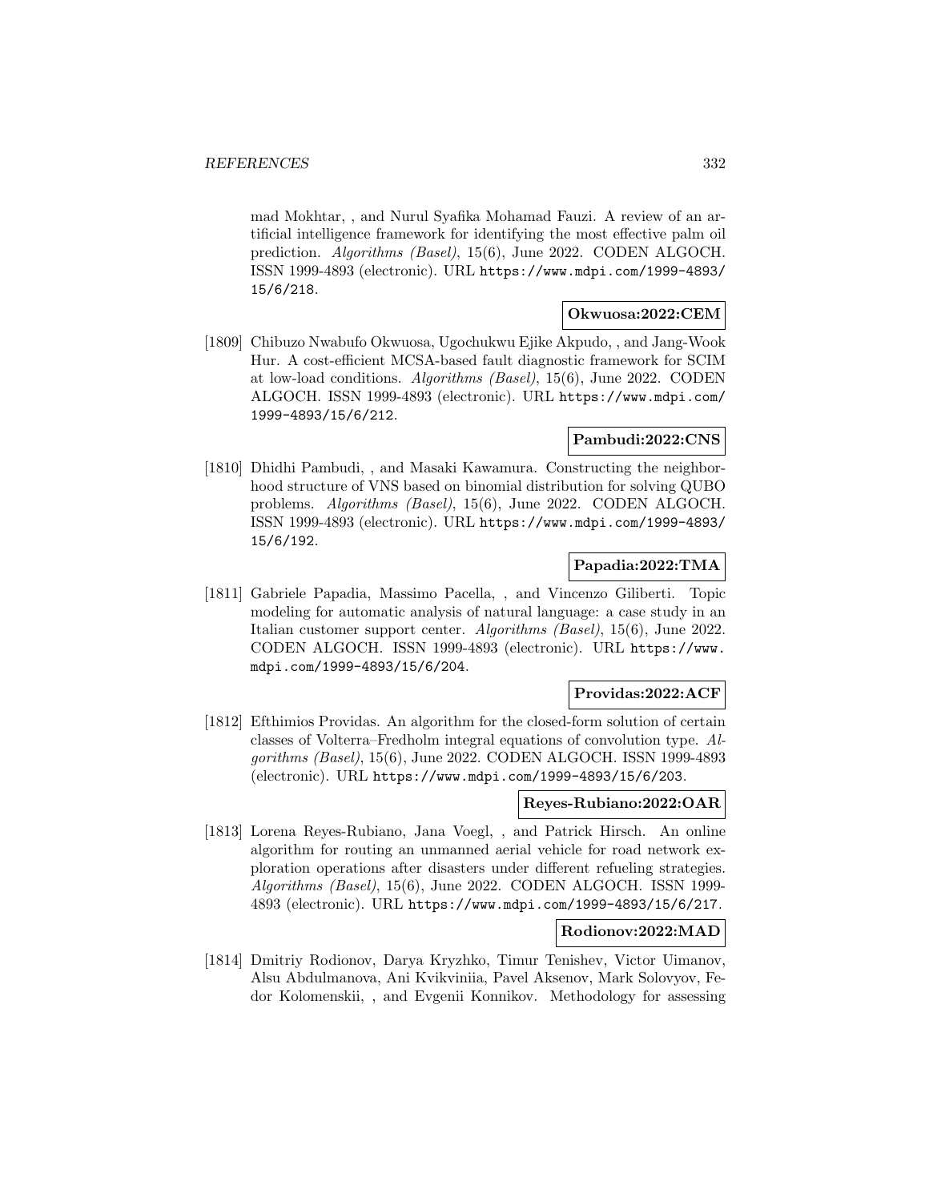mad Mokhtar, , and Nurul Syafika Mohamad Fauzi. A review of an artificial intelligence framework for identifying the most effective palm oil prediction. *Algorithms (Basel)*, 15(6), June 2022. CODEN ALGOCH. ISSN 1999-4893 (electronic). URL https://www.mdpi.com/1999-4893/15/6/218.

**Okwuosa:2022:CEM**

[1809] Chibuzo Nwabufo Okwuosa, Ugochukwu Ejike Akpudo, , and Jang-Wook Hur. A cost-efficient MCSA-based fault diagnostic framework for SCIM at low-load conditions. *Algorithms (Basel)*, 15(6), June 2022. CODEN ALGOCH. ISSN 1999-4893 (electronic). URL https://www.mdpi.com/1999-4893/15/6/212.

**Pambudi:2022:CNS**

[1810] Dhidhi Pambudi, , and Masaki Kawamura. Constructing the neighborhood structure of VNS based on binomial distribution for solving QUBO problems. *Algorithms (Basel)*, 15(6), June 2022. CODEN ALGOCH. ISSN 1999-4893 (electronic). URL https://www.mdpi.com/1999-4893/15/6/192.

**Papadia:2022:TMA**

[1811] Gabriele Papadia, Massimo Pacella, , and Vincenzo Giliberti. Topic modeling for automatic analysis of natural language: a case study in an Italian customer support center. *Algorithms (Basel)*, 15(6), June 2022. CODEN ALGOCH. ISSN 1999-4893 (electronic). URL https://www.mdpi.com/1999-4893/15/6/204.

**Providas:2022:ACF**

[1812] Efthimios Providas. An algorithm for the closed-form solution of certain classes of Volterra–Fredholm integral equations of convolution type. *Algorithms (Basel)*, 15(6), June 2022. CODEN ALGOCH. ISSN 1999-4893 (electronic). URL https://www.mdpi.com/1999-4893/15/6/203.

**Reyes-Rubiano:2022:OAR**

[1813] Lorena Reyes-Rubiano, Jana Voegl, , and Patrick Hirsch. An online algorithm for routing an unmanned aerial vehicle for road network exploration operations after disasters under different refueling strategies. *Algorithms (Basel)*, 15(6), June 2022. CODEN ALGOCH. ISSN 1999-4893 (electronic). URL https://www.mdpi.com/1999-4893/15/6/217.

**Rodionov:2022:MAD**

[1814] Dmitriy Rodionov, Darya Kryzhko, Timur Tenishev, Victor Uimanov, Alsu Abdulmanova, Ani Kvikviniia, Pavel Aksenov, Mark Solovyov, Fedor Kolomenskii, , and Evgenii Konnikov. Methodology for assessing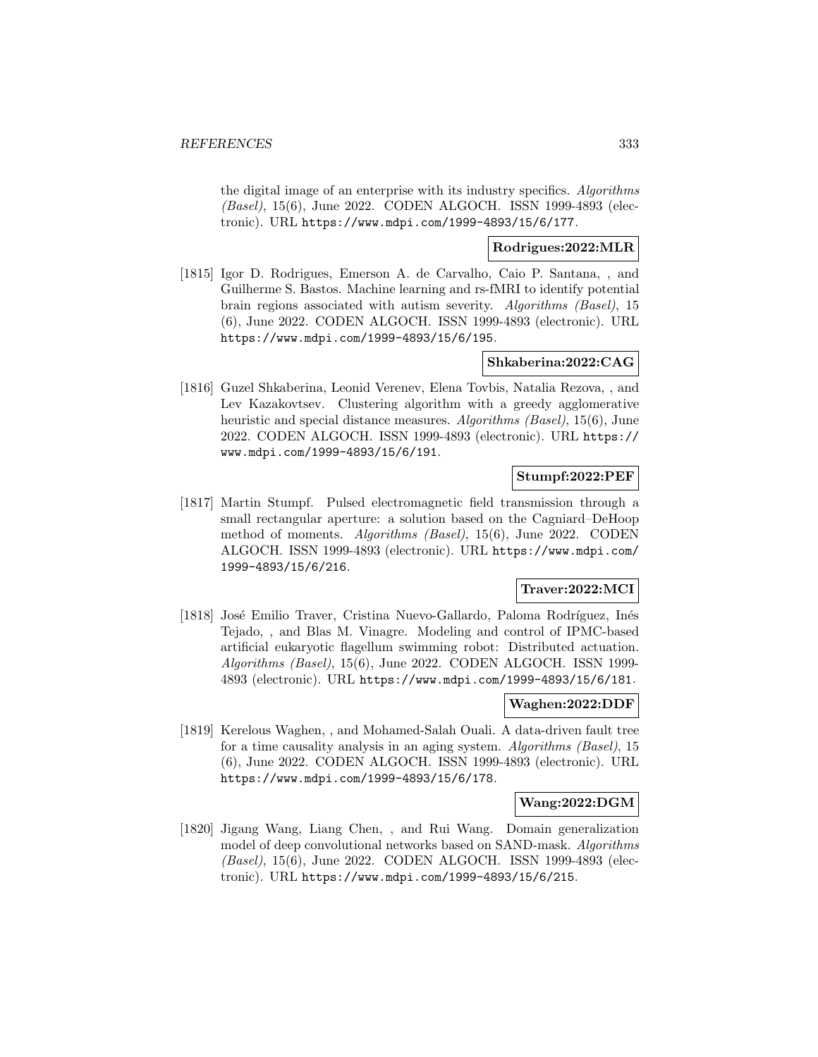the digital image of an enterprise with its industry specifics. *Algorithms (Basel)*, 15(6), June 2022. CODEN ALGOCH. ISSN 1999-4893 (electronic). URL https://www.mdpi.com/1999-4893/15/6/177.

**Rodrigues:2022:MLR**

[1815] Igor D. Rodrigues, Emerson A. de Carvalho, Caio P. Santana, , and Guilherme S. Bastos. Machine learning and rs-fMRI to identify potential brain regions associated with autism severity. *Algorithms (Basel)*, 15 (6), June 2022. CODEN ALGOCH. ISSN 1999-4893 (electronic). URL https://www.mdpi.com/1999-4893/15/6/195.

**Shkaberina:2022:CAG**

[1816] Guzel Shkaberina, Leonid Verenev, Elena Tovbis, Natalia Rezova, , and Lev Kazakovtsev. Clustering algorithm with a greedy agglomerative heuristic and special distance measures. *Algorithms (Basel)*, 15(6), June 2022. CODEN ALGOCH. ISSN 1999-4893 (electronic). URL https://www.mdpi.com/1999-4893/15/6/191.

**Stumpf:2022:PEF**

[1817] Martin Stumpf. Pulsed electromagnetic field transmission through a small rectangular aperture: a solution based on the Cagniard–DeHoop method of moments. *Algorithms (Basel)*, 15(6), June 2022. CODEN ALGOCH. ISSN 1999-4893 (electronic). URL https://www.mdpi.com/1999-4893/15/6/216.

**Traver:2022:MCI**

[1818] José Emilio Traver, Cristina Nuevo-Gallardo, Paloma Rodríguez, Inés Tejado, , and Blas M. Vinagre. Modeling and control of IPMC-based artificial eukaryotic flagellum swimming robot: Distributed actuation. *Algorithms (Basel)*, 15(6), June 2022. CODEN ALGOCH. ISSN 1999-4893 (electronic). URL https://www.mdpi.com/1999-4893/15/6/181.

**Waghen:2022:DDF**

[1819] Kerelous Waghen, , and Mohamed-Salah Ouali. A data-driven fault tree for a time causality analysis in an aging system. *Algorithms (Basel)*, 15 (6), June 2022. CODEN ALGOCH. ISSN 1999-4893 (electronic). URL https://www.mdpi.com/1999-4893/15/6/178.

**Wang:2022:DGM**

[1820] Jigang Wang, Liang Chen, , and Rui Wang. Domain generalization model of deep convolutional networks based on SAND-mask. *Algorithms (Basel)*, 15(6), June 2022. CODEN ALGOCH. ISSN 1999-4893 (electronic). URL https://www.mdpi.com/1999-4893/15/6/215.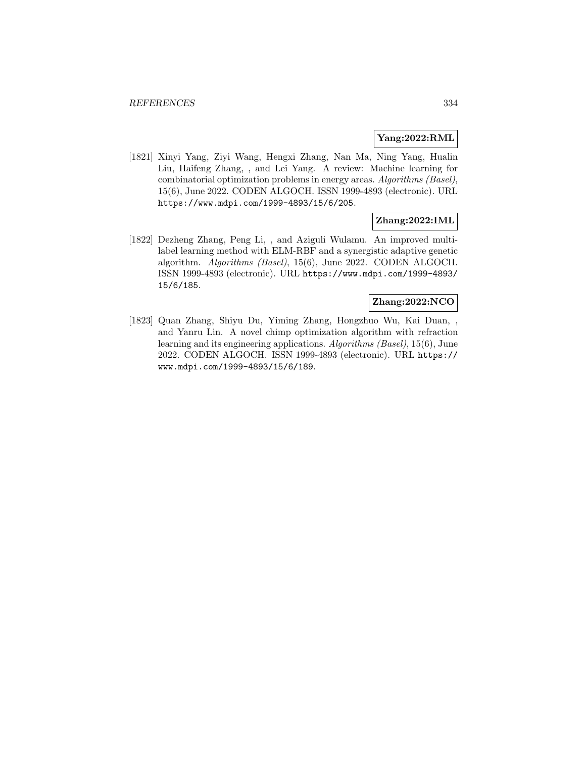**Yang:2022:RML**

[1821] Xinyi Yang, Ziyi Wang, Hengxi Zhang, Nan Ma, Ning Yang, Hualin Liu, Haifeng Zhang, , and Lei Yang. A review: Machine learning for combinatorial optimization problems in energy areas. *Algorithms (Basel)*, 15(6), June 2022. CODEN ALGOCH. ISSN 1999-4893 (electronic). URL `https://www.mdpi.com/1999-4893/15/6/205`.

**Zhang:2022:IML**

[1822] Dezheng Zhang, Peng Li, , and Aziguli Wulamu. An improved multi-label learning method with ELM-RBF and a synergistic adaptive genetic algorithm. *Algorithms (Basel)*, 15(6), June 2022. CODEN ALGOCH. ISSN 1999-4893 (electronic). URL `https://www.mdpi.com/1999-4893/15/6/185`.

**Zhang:2022:NCO**

[1823] Quan Zhang, Shiyu Du, Yiming Zhang, Hongzhuo Wu, Kai Duan, , and Yanru Lin. A novel chimp optimization algorithm with refraction learning and its engineering applications. *Algorithms (Basel)*, 15(6), June 2022. CODEN ALGOCH. ISSN 1999-4893 (electronic). URL `https://www.mdpi.com/1999-4893/15/6/189`.